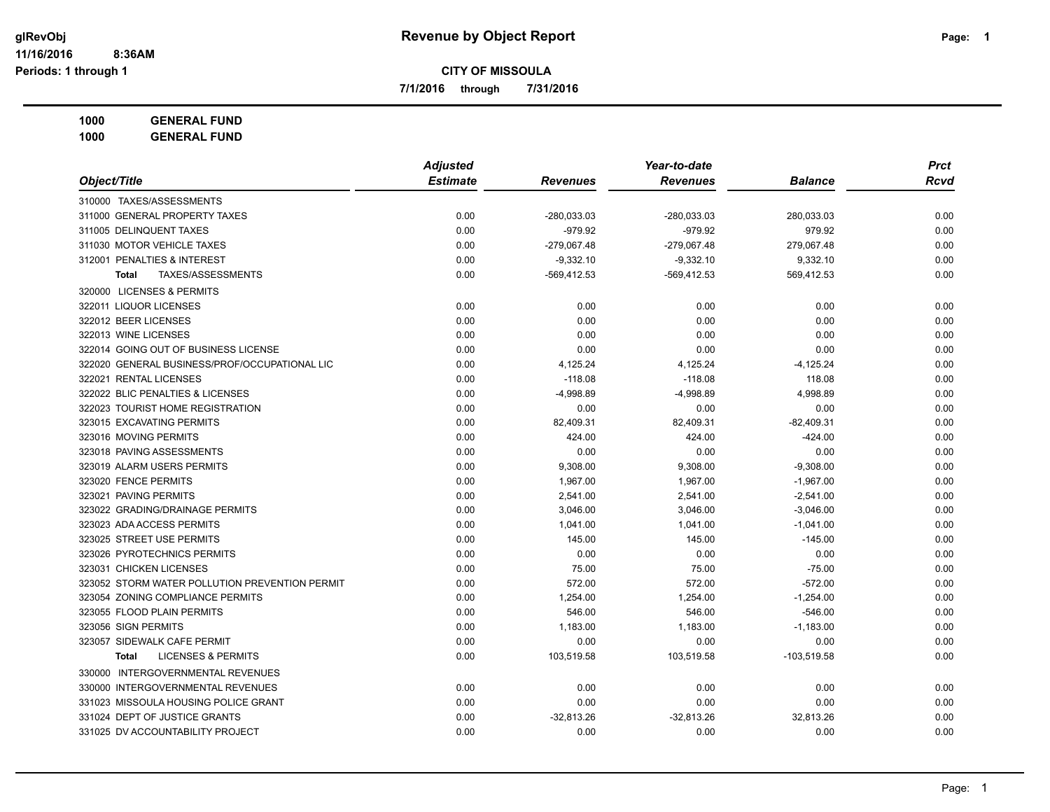# Revenue by Object Report

glRevObj
11/16/2016 8:36AM
Periods: 1 through 1

**CITY OF MISSOULA**

**7/1/2016 through 7/31/2016**

**1000 GENERAL FUND**
**1000 GENERAL FUND**

| Object/Title | Adjusted Estimate | Revenues | Year-to-date Revenues | Balance | Prct Rcvd |
|---|---|---|---|---|---|
| 310000 TAXES/ASSESSMENTS | | | | | |
| 311000 GENERAL PROPERTY TAXES | 0.00 | -280,033.03 | -280,033.03 | 280,033.03 | 0.00 |
| 311005 DELINQUENT TAXES | 0.00 | -979.92 | -979.92 | 979.92 | 0.00 |
| 311030 MOTOR VEHICLE TAXES | 0.00 | -279,067.48 | -279,067.48 | 279,067.48 | 0.00 |
| 312001 PENALTIES & INTEREST | 0.00 | -9,332.10 | -9,332.10 | 9,332.10 | 0.00 |
| **Total** TAXES/ASSESSMENTS | 0.00 | -569,412.53 | -569,412.53 | 569,412.53 | 0.00 |
| 320000 LICENSES & PERMITS | | | | | |
| 322011 LIQUOR LICENSES | 0.00 | 0.00 | 0.00 | 0.00 | 0.00 |
| 322012 BEER LICENSES | 0.00 | 0.00 | 0.00 | 0.00 | 0.00 |
| 322013 WINE LICENSES | 0.00 | 0.00 | 0.00 | 0.00 | 0.00 |
| 322014 GOING OUT OF BUSINESS LICENSE | 0.00 | 0.00 | 0.00 | 0.00 | 0.00 |
| 322020 GENERAL BUSINESS/PROF/OCCUPATIONAL LIC | 0.00 | 4,125.24 | 4,125.24 | -4,125.24 | 0.00 |
| 322021 RENTAL LICENSES | 0.00 | -118.08 | -118.08 | 118.08 | 0.00 |
| 322022 BLIC PENALTIES & LICENSES | 0.00 | -4,998.89 | -4,998.89 | 4,998.89 | 0.00 |
| 322023 TOURIST HOME REGISTRATION | 0.00 | 0.00 | 0.00 | 0.00 | 0.00 |
| 323015 EXCAVATING PERMITS | 0.00 | 82,409.31 | 82,409.31 | -82,409.31 | 0.00 |
| 323016 MOVING PERMITS | 0.00 | 424.00 | 424.00 | -424.00 | 0.00 |
| 323018 PAVING ASSESSMENTS | 0.00 | 0.00 | 0.00 | 0.00 | 0.00 |
| 323019 ALARM USERS PERMITS | 0.00 | 9,308.00 | 9,308.00 | -9,308.00 | 0.00 |
| 323020 FENCE PERMITS | 0.00 | 1,967.00 | 1,967.00 | -1,967.00 | 0.00 |
| 323021 PAVING PERMITS | 0.00 | 2,541.00 | 2,541.00 | -2,541.00 | 0.00 |
| 323022 GRADING/DRAINAGE PERMITS | 0.00 | 3,046.00 | 3,046.00 | -3,046.00 | 0.00 |
| 323023 ADA ACCESS PERMITS | 0.00 | 1,041.00 | 1,041.00 | -1,041.00 | 0.00 |
| 323025 STREET USE PERMITS | 0.00 | 145.00 | 145.00 | -145.00 | 0.00 |
| 323026 PYROTECHNICS PERMITS | 0.00 | 0.00 | 0.00 | 0.00 | 0.00 |
| 323031 CHICKEN LICENSES | 0.00 | 75.00 | 75.00 | -75.00 | 0.00 |
| 323052 STORM WATER POLLUTION PREVENTION PERMIT | 0.00 | 572.00 | 572.00 | -572.00 | 0.00 |
| 323054 ZONING COMPLIANCE PERMITS | 0.00 | 1,254.00 | 1,254.00 | -1,254.00 | 0.00 |
| 323055 FLOOD PLAIN PERMITS | 0.00 | 546.00 | 546.00 | -546.00 | 0.00 |
| 323056 SIGN PERMITS | 0.00 | 1,183.00 | 1,183.00 | -1,183.00 | 0.00 |
| 323057 SIDEWALK CAFE PERMIT | 0.00 | 0.00 | 0.00 | 0.00 | 0.00 |
| **Total** LICENSES & PERMITS | 0.00 | 103,519.58 | 103,519.58 | -103,519.58 | 0.00 |
| 330000 INTERGOVERNMENTAL REVENUES | | | | | |
| 330000 INTERGOVERNMENTAL REVENUES | 0.00 | 0.00 | 0.00 | 0.00 | 0.00 |
| 331023 MISSOULA HOUSING POLICE GRANT | 0.00 | 0.00 | 0.00 | 0.00 | 0.00 |
| 331024 DEPT OF JUSTICE GRANTS | 0.00 | -32,813.26 | -32,813.26 | 32,813.26 | 0.00 |
| 331025 DV ACCOUNTABILITY PROJECT | 0.00 | 0.00 | 0.00 | 0.00 | 0.00 |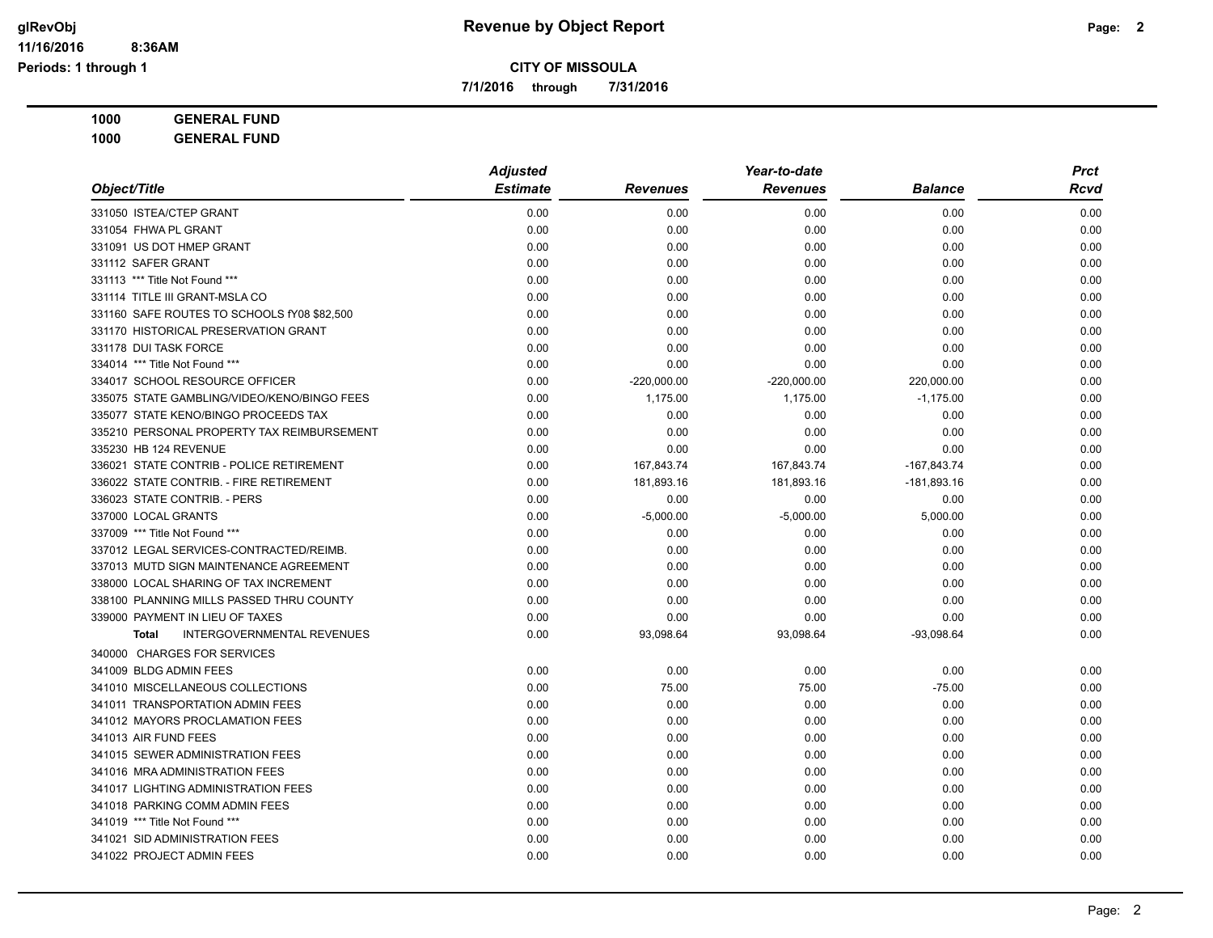**CITY OF MISSOULA**

**7/1/2016 through 7/31/2016**

**1000 GENERAL FUND**

**1000 GENERAL FUND**

| Object/Title | Adjusted Estimate | Revenues | Year-to-date Revenues | Balance | Prct Rcvd |
|---|---|---|---|---|---|
| 331050 ISTEA/CTEP GRANT | 0.00 | 0.00 | 0.00 | 0.00 | 0.00 |
| 331054 FHWA PL GRANT | 0.00 | 0.00 | 0.00 | 0.00 | 0.00 |
| 331091 US DOT HMEP GRANT | 0.00 | 0.00 | 0.00 | 0.00 | 0.00 |
| 331112 SAFER GRANT | 0.00 | 0.00 | 0.00 | 0.00 | 0.00 |
| 331113 *** Title Not Found *** | 0.00 | 0.00 | 0.00 | 0.00 | 0.00 |
| 331114 TITLE III GRANT-MSLA CO | 0.00 | 0.00 | 0.00 | 0.00 | 0.00 |
| 331160 SAFE ROUTES TO SCHOOLS fY08 $82,500 | 0.00 | 0.00 | 0.00 | 0.00 | 0.00 |
| 331170 HISTORICAL PRESERVATION GRANT | 0.00 | 0.00 | 0.00 | 0.00 | 0.00 |
| 331178 DUI TASK FORCE | 0.00 | 0.00 | 0.00 | 0.00 | 0.00 |
| 334014 *** Title Not Found *** | 0.00 | 0.00 | 0.00 | 0.00 | 0.00 |
| 334017 SCHOOL RESOURCE OFFICER | 0.00 | -220,000.00 | -220,000.00 | 220,000.00 | 0.00 |
| 335075 STATE GAMBLING/VIDEO/KENO/BINGO FEES | 0.00 | 1,175.00 | 1,175.00 | -1,175.00 | 0.00 |
| 335077 STATE KENO/BINGO PROCEEDS TAX | 0.00 | 0.00 | 0.00 | 0.00 | 0.00 |
| 335210 PERSONAL PROPERTY TAX REIMBURSEMENT | 0.00 | 0.00 | 0.00 | 0.00 | 0.00 |
| 335230 HB 124 REVENUE | 0.00 | 0.00 | 0.00 | 0.00 | 0.00 |
| 336021 STATE CONTRIB - POLICE RETIREMENT | 0.00 | 167,843.74 | 167,843.74 | -167,843.74 | 0.00 |
| 336022 STATE CONTRIB. - FIRE RETIREMENT | 0.00 | 181,893.16 | 181,893.16 | -181,893.16 | 0.00 |
| 336023 STATE CONTRIB. - PERS | 0.00 | 0.00 | 0.00 | 0.00 | 0.00 |
| 337000 LOCAL GRANTS | 0.00 | -5,000.00 | -5,000.00 | 5,000.00 | 0.00 |
| 337009 *** Title Not Found *** | 0.00 | 0.00 | 0.00 | 0.00 | 0.00 |
| 337012 LEGAL SERVICES-CONTRACTED/REIMB. | 0.00 | 0.00 | 0.00 | 0.00 | 0.00 |
| 337013 MUTD SIGN MAINTENANCE AGREEMENT | 0.00 | 0.00 | 0.00 | 0.00 | 0.00 |
| 338000 LOCAL SHARING OF TAX INCREMENT | 0.00 | 0.00 | 0.00 | 0.00 | 0.00 |
| 338100 PLANNING MILLS PASSED THRU COUNTY | 0.00 | 0.00 | 0.00 | 0.00 | 0.00 |
| 339000 PAYMENT IN LIEU OF TAXES | 0.00 | 0.00 | 0.00 | 0.00 | 0.00 |
| **Total** INTERGOVERNMENTAL REVENUES | 0.00 | 93,098.64 | 93,098.64 | -93,098.64 | 0.00 |
| 340000 CHARGES FOR SERVICES | | | | | |
| 341009 BLDG ADMIN FEES | 0.00 | 0.00 | 0.00 | 0.00 | 0.00 |
| 341010 MISCELLANEOUS COLLECTIONS | 0.00 | 75.00 | 75.00 | -75.00 | 0.00 |
| 341011 TRANSPORTATION ADMIN FEES | 0.00 | 0.00 | 0.00 | 0.00 | 0.00 |
| 341012 MAYORS PROCLAMATION FEES | 0.00 | 0.00 | 0.00 | 0.00 | 0.00 |
| 341013 AIR FUND FEES | 0.00 | 0.00 | 0.00 | 0.00 | 0.00 |
| 341015 SEWER ADMINISTRATION FEES | 0.00 | 0.00 | 0.00 | 0.00 | 0.00 |
| 341016 MRA ADMINISTRATION FEES | 0.00 | 0.00 | 0.00 | 0.00 | 0.00 |
| 341017 LIGHTING ADMINISTRATION FEES | 0.00 | 0.00 | 0.00 | 0.00 | 0.00 |
| 341018 PARKING COMM ADMIN FEES | 0.00 | 0.00 | 0.00 | 0.00 | 0.00 |
| 341019 *** Title Not Found *** | 0.00 | 0.00 | 0.00 | 0.00 | 0.00 |
| 341021 SID ADMINISTRATION FEES | 0.00 | 0.00 | 0.00 | 0.00 | 0.00 |
| 341022 PROJECT ADMIN FEES | 0.00 | 0.00 | 0.00 | 0.00 | 0.00 |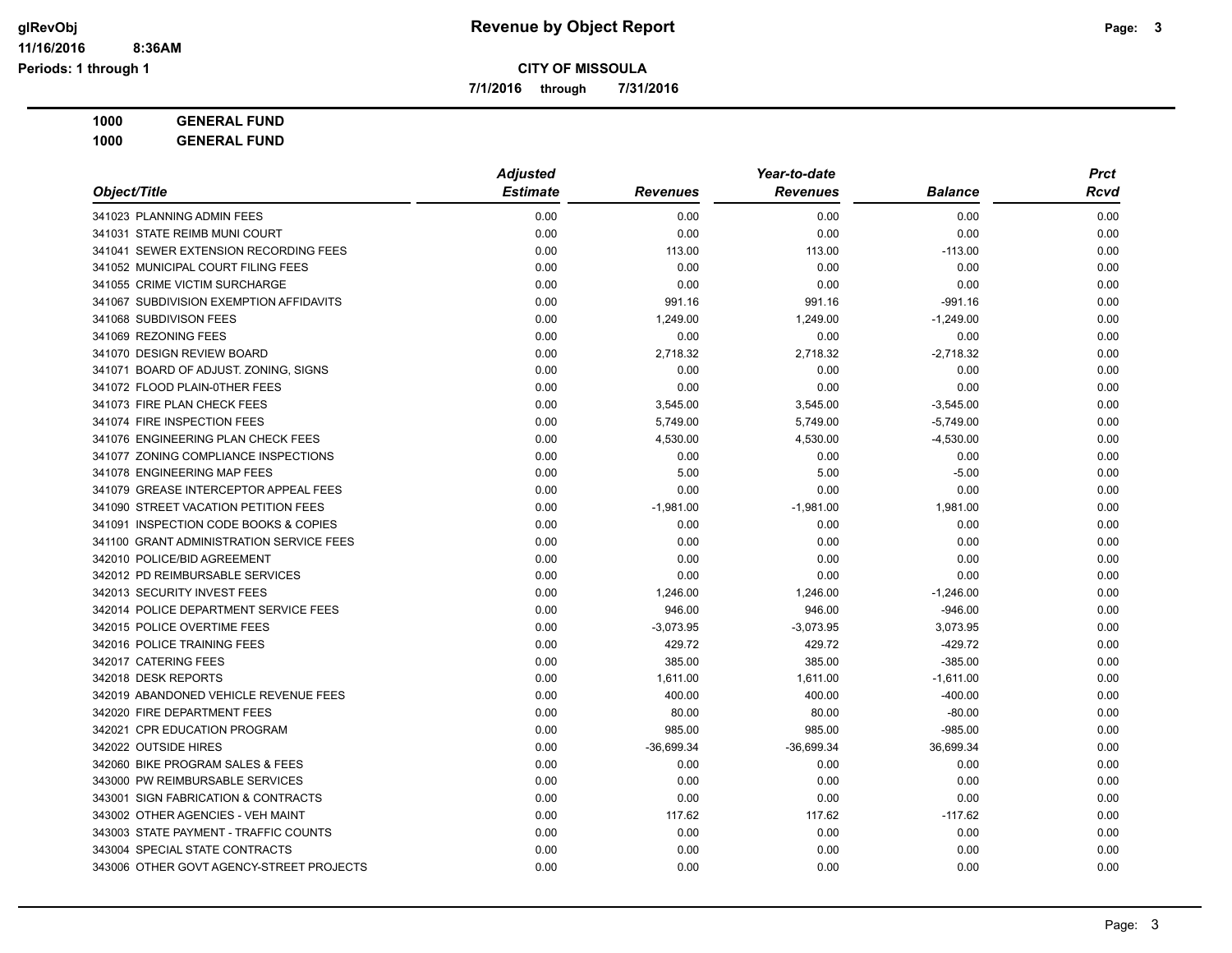**Revenue by Object Report**

**CITY OF MISSOULA**

**7/1/2016 through 7/31/2016**

**1000 GENERAL FUND**

**1000 GENERAL FUND**

| Object/Title | Adjusted Estimate | Revenues | Year-to-date Revenues | Balance | Prct Rcvd |
|---|---|---|---|---|---|
| 341023 PLANNING ADMIN FEES | 0.00 | 0.00 | 0.00 | 0.00 | 0.00 |
| 341031 STATE REIMB MUNI COURT | 0.00 | 0.00 | 0.00 | 0.00 | 0.00 |
| 341041 SEWER EXTENSION RECORDING FEES | 0.00 | 113.00 | 113.00 | -113.00 | 0.00 |
| 341052 MUNICIPAL COURT FILING FEES | 0.00 | 0.00 | 0.00 | 0.00 | 0.00 |
| 341055 CRIME VICTIM SURCHARGE | 0.00 | 0.00 | 0.00 | 0.00 | 0.00 |
| 341067 SUBDIVISION EXEMPTION AFFIDAVITS | 0.00 | 991.16 | 991.16 | -991.16 | 0.00 |
| 341068 SUBDIVISON FEES | 0.00 | 1,249.00 | 1,249.00 | -1,249.00 | 0.00 |
| 341069 REZONING FEES | 0.00 | 0.00 | 0.00 | 0.00 | 0.00 |
| 341070 DESIGN REVIEW BOARD | 0.00 | 2,718.32 | 2,718.32 | -2,718.32 | 0.00 |
| 341071 BOARD OF ADJUST. ZONING, SIGNS | 0.00 | 0.00 | 0.00 | 0.00 | 0.00 |
| 341072 FLOOD PLAIN-0THER FEES | 0.00 | 0.00 | 0.00 | 0.00 | 0.00 |
| 341073 FIRE PLAN CHECK FEES | 0.00 | 3,545.00 | 3,545.00 | -3,545.00 | 0.00 |
| 341074 FIRE INSPECTION FEES | 0.00 | 5,749.00 | 5,749.00 | -5,749.00 | 0.00 |
| 341076 ENGINEERING PLAN CHECK FEES | 0.00 | 4,530.00 | 4,530.00 | -4,530.00 | 0.00 |
| 341077 ZONING COMPLIANCE INSPECTIONS | 0.00 | 0.00 | 0.00 | 0.00 | 0.00 |
| 341078 ENGINEERING MAP FEES | 0.00 | 5.00 | 5.00 | -5.00 | 0.00 |
| 341079 GREASE INTERCEPTOR APPEAL FEES | 0.00 | 0.00 | 0.00 | 0.00 | 0.00 |
| 341090 STREET VACATION PETITION FEES | 0.00 | -1,981.00 | -1,981.00 | 1,981.00 | 0.00 |
| 341091 INSPECTION CODE BOOKS & COPIES | 0.00 | 0.00 | 0.00 | 0.00 | 0.00 |
| 341100 GRANT ADMINISTRATION SERVICE FEES | 0.00 | 0.00 | 0.00 | 0.00 | 0.00 |
| 342010 POLICE/BID AGREEMENT | 0.00 | 0.00 | 0.00 | 0.00 | 0.00 |
| 342012 PD REIMBURSABLE SERVICES | 0.00 | 0.00 | 0.00 | 0.00 | 0.00 |
| 342013 SECURITY INVEST FEES | 0.00 | 1,246.00 | 1,246.00 | -1,246.00 | 0.00 |
| 342014 POLICE DEPARTMENT SERVICE FEES | 0.00 | 946.00 | 946.00 | -946.00 | 0.00 |
| 342015 POLICE OVERTIME FEES | 0.00 | -3,073.95 | -3,073.95 | 3,073.95 | 0.00 |
| 342016 POLICE TRAINING FEES | 0.00 | 429.72 | 429.72 | -429.72 | 0.00 |
| 342017 CATERING FEES | 0.00 | 385.00 | 385.00 | -385.00 | 0.00 |
| 342018 DESK REPORTS | 0.00 | 1,611.00 | 1,611.00 | -1,611.00 | 0.00 |
| 342019 ABANDONED VEHICLE REVENUE FEES | 0.00 | 400.00 | 400.00 | -400.00 | 0.00 |
| 342020 FIRE DEPARTMENT FEES | 0.00 | 80.00 | 80.00 | -80.00 | 0.00 |
| 342021 CPR EDUCATION PROGRAM | 0.00 | 985.00 | 985.00 | -985.00 | 0.00 |
| 342022 OUTSIDE HIRES | 0.00 | -36,699.34 | -36,699.34 | 36,699.34 | 0.00 |
| 342060 BIKE PROGRAM SALES & FEES | 0.00 | 0.00 | 0.00 | 0.00 | 0.00 |
| 343000 PW REIMBURSABLE SERVICES | 0.00 | 0.00 | 0.00 | 0.00 | 0.00 |
| 343001 SIGN FABRICATION & CONTRACTS | 0.00 | 0.00 | 0.00 | 0.00 | 0.00 |
| 343002 OTHER AGENCIES - VEH MAINT | 0.00 | 117.62 | 117.62 | -117.62 | 0.00 |
| 343003 STATE PAYMENT - TRAFFIC COUNTS | 0.00 | 0.00 | 0.00 | 0.00 | 0.00 |
| 343004 SPECIAL STATE CONTRACTS | 0.00 | 0.00 | 0.00 | 0.00 | 0.00 |
| 343006 OTHER GOVT AGENCY-STREET PROJECTS | 0.00 | 0.00 | 0.00 | 0.00 | 0.00 |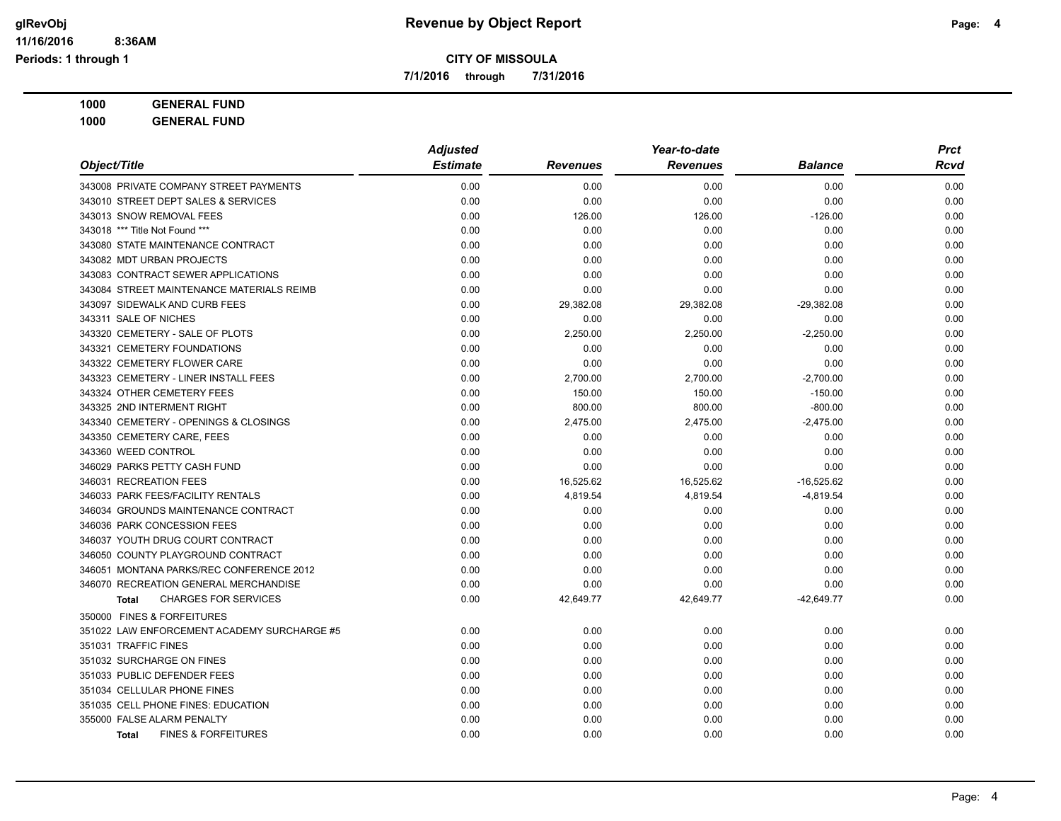**CITY OF MISSOULA**

**7/1/2016 through 7/31/2016**

**1000 GENERAL FUND**

**1000 GENERAL FUND**

| Object/Title | Adjusted Estimate | Revenues | Year-to-date Revenues | Balance | Prct Rcvd |
|---|---|---|---|---|---|
| 343008 PRIVATE COMPANY STREET PAYMENTS | 0.00 | 0.00 | 0.00 | 0.00 | 0.00 |
| 343010 STREET DEPT SALES & SERVICES | 0.00 | 0.00 | 0.00 | 0.00 | 0.00 |
| 343013 SNOW REMOVAL FEES | 0.00 | 126.00 | 126.00 | -126.00 | 0.00 |
| 343018 *** Title Not Found *** | 0.00 | 0.00 | 0.00 | 0.00 | 0.00 |
| 343080 STATE MAINTENANCE CONTRACT | 0.00 | 0.00 | 0.00 | 0.00 | 0.00 |
| 343082 MDT URBAN PROJECTS | 0.00 | 0.00 | 0.00 | 0.00 | 0.00 |
| 343083 CONTRACT SEWER APPLICATIONS | 0.00 | 0.00 | 0.00 | 0.00 | 0.00 |
| 343084 STREET MAINTENANCE MATERIALS REIMB | 0.00 | 0.00 | 0.00 | 0.00 | 0.00 |
| 343097 SIDEWALK AND CURB FEES | 0.00 | 29,382.08 | 29,382.08 | -29,382.08 | 0.00 |
| 343311 SALE OF NICHES | 0.00 | 0.00 | 0.00 | 0.00 | 0.00 |
| 343320 CEMETERY - SALE OF PLOTS | 0.00 | 2,250.00 | 2,250.00 | -2,250.00 | 0.00 |
| 343321 CEMETERY FOUNDATIONS | 0.00 | 0.00 | 0.00 | 0.00 | 0.00 |
| 343322 CEMETERY FLOWER CARE | 0.00 | 0.00 | 0.00 | 0.00 | 0.00 |
| 343323 CEMETERY - LINER INSTALL FEES | 0.00 | 2,700.00 | 2,700.00 | -2,700.00 | 0.00 |
| 343324 OTHER CEMETERY FEES | 0.00 | 150.00 | 150.00 | -150.00 | 0.00 |
| 343325 2ND INTERMENT RIGHT | 0.00 | 800.00 | 800.00 | -800.00 | 0.00 |
| 343340 CEMETERY - OPENINGS & CLOSINGS | 0.00 | 2,475.00 | 2,475.00 | -2,475.00 | 0.00 |
| 343350 CEMETERY CARE, FEES | 0.00 | 0.00 | 0.00 | 0.00 | 0.00 |
| 343360 WEED CONTROL | 0.00 | 0.00 | 0.00 | 0.00 | 0.00 |
| 346029 PARKS PETTY CASH FUND | 0.00 | 0.00 | 0.00 | 0.00 | 0.00 |
| 346031 RECREATION FEES | 0.00 | 16,525.62 | 16,525.62 | -16,525.62 | 0.00 |
| 346033 PARK FEES/FACILITY RENTALS | 0.00 | 4,819.54 | 4,819.54 | -4,819.54 | 0.00 |
| 346034 GROUNDS MAINTENANCE CONTRACT | 0.00 | 0.00 | 0.00 | 0.00 | 0.00 |
| 346036 PARK CONCESSION FEES | 0.00 | 0.00 | 0.00 | 0.00 | 0.00 |
| 346037 YOUTH DRUG COURT CONTRACT | 0.00 | 0.00 | 0.00 | 0.00 | 0.00 |
| 346050 COUNTY PLAYGROUND CONTRACT | 0.00 | 0.00 | 0.00 | 0.00 | 0.00 |
| 346051 MONTANA PARKS/REC CONFERENCE 2012 | 0.00 | 0.00 | 0.00 | 0.00 | 0.00 |
| 346070 RECREATION GENERAL MERCHANDISE | 0.00 | 0.00 | 0.00 | 0.00 | 0.00 |
| **Total** CHARGES FOR SERVICES | 0.00 | 42,649.77 | 42,649.77 | -42,649.77 | 0.00 |
| 350000 FINES & FORFEITURES | | | | | |
| 351022 LAW ENFORCEMENT ACADEMY SURCHARGE #5 | 0.00 | 0.00 | 0.00 | 0.00 | 0.00 |
| 351031 TRAFFIC FINES | 0.00 | 0.00 | 0.00 | 0.00 | 0.00 |
| 351032 SURCHARGE ON FINES | 0.00 | 0.00 | 0.00 | 0.00 | 0.00 |
| 351033 PUBLIC DEFENDER FEES | 0.00 | 0.00 | 0.00 | 0.00 | 0.00 |
| 351034 CELLULAR PHONE FINES | 0.00 | 0.00 | 0.00 | 0.00 | 0.00 |
| 351035 CELL PHONE FINES: EDUCATION | 0.00 | 0.00 | 0.00 | 0.00 | 0.00 |
| 355000 FALSE ALARM PENALTY | 0.00 | 0.00 | 0.00 | 0.00 | 0.00 |
| **Total** FINES & FORFEITURES | 0.00 | 0.00 | 0.00 | 0.00 | 0.00 |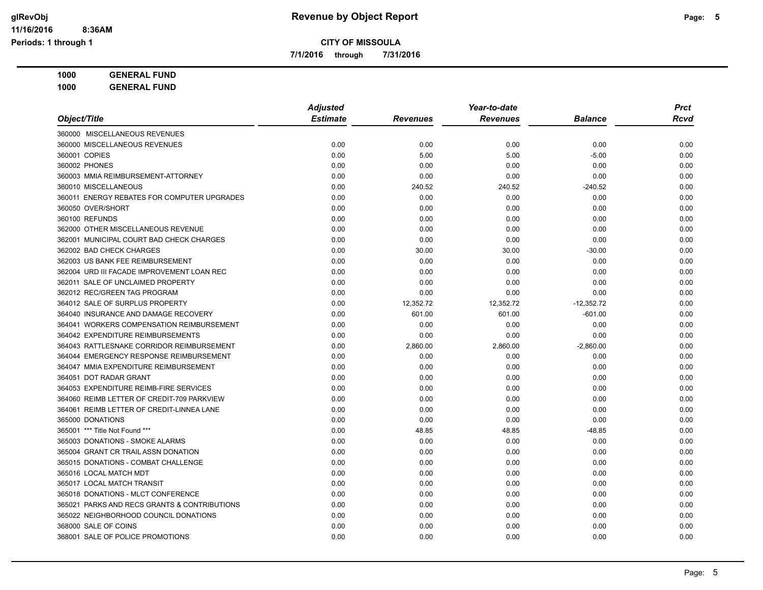# Revenue by Object Report

**CITY OF MISSOULA**

**7/1/2016 through 7/31/2016**

glRevObj
11/16/2016 8:36AM
Periods: 1 through 1

**1000 GENERAL FUND**

**1000 GENERAL FUND**

| Object/Title | Adjusted Estimate | Revenues | Year-to-date Revenues | Balance | Prct Rcvd |
|---|---|---|---|---|---|
| 360000 MISCELLANEOUS REVENUES | | | | | |
| 360000 MISCELLANEOUS REVENUES | 0.00 | 0.00 | 0.00 | 0.00 | 0.00 |
| 360001 COPIES | 0.00 | 5.00 | 5.00 | -5.00 | 0.00 |
| 360002 PHONES | 0.00 | 0.00 | 0.00 | 0.00 | 0.00 |
| 360003 MMIA REIMBURSEMENT-ATTORNEY | 0.00 | 0.00 | 0.00 | 0.00 | 0.00 |
| 360010 MISCELLANEOUS | 0.00 | 240.52 | 240.52 | -240.52 | 0.00 |
| 360011 ENERGY REBATES FOR COMPUTER UPGRADES | 0.00 | 0.00 | 0.00 | 0.00 | 0.00 |
| 360050 OVER/SHORT | 0.00 | 0.00 | 0.00 | 0.00 | 0.00 |
| 360100 REFUNDS | 0.00 | 0.00 | 0.00 | 0.00 | 0.00 |
| 362000 OTHER MISCELLANEOUS REVENUE | 0.00 | 0.00 | 0.00 | 0.00 | 0.00 |
| 362001 MUNICIPAL COURT BAD CHECK CHARGES | 0.00 | 0.00 | 0.00 | 0.00 | 0.00 |
| 362002 BAD CHECK CHARGES | 0.00 | 30.00 | 30.00 | -30.00 | 0.00 |
| 362003 US BANK FEE REIMBURSEMENT | 0.00 | 0.00 | 0.00 | 0.00 | 0.00 |
| 362004 URD III FACADE IMPROVEMENT LOAN REC | 0.00 | 0.00 | 0.00 | 0.00 | 0.00 |
| 362011 SALE OF UNCLAIMED PROPERTY | 0.00 | 0.00 | 0.00 | 0.00 | 0.00 |
| 362012 REC/GREEN TAG PROGRAM | 0.00 | 0.00 | 0.00 | 0.00 | 0.00 |
| 364012 SALE OF SURPLUS PROPERTY | 0.00 | 12,352.72 | 12,352.72 | -12,352.72 | 0.00 |
| 364040 INSURANCE AND DAMAGE RECOVERY | 0.00 | 601.00 | 601.00 | -601.00 | 0.00 |
| 364041 WORKERS COMPENSATION REIMBURSEMENT | 0.00 | 0.00 | 0.00 | 0.00 | 0.00 |
| 364042 EXPENDITURE REIMBURSEMENTS | 0.00 | 0.00 | 0.00 | 0.00 | 0.00 |
| 364043 RATTLESNAKE CORRIDOR REIMBURSEMENT | 0.00 | 2,860.00 | 2,860.00 | -2,860.00 | 0.00 |
| 364044 EMERGENCY RESPONSE REIMBURSEMENT | 0.00 | 0.00 | 0.00 | 0.00 | 0.00 |
| 364047 MMIA EXPENDITURE REIMBURSEMENT | 0.00 | 0.00 | 0.00 | 0.00 | 0.00 |
| 364051 DOT RADAR GRANT | 0.00 | 0.00 | 0.00 | 0.00 | 0.00 |
| 364053 EXPENDITURE REIMB-FIRE SERVICES | 0.00 | 0.00 | 0.00 | 0.00 | 0.00 |
| 364060 REIMB LETTER OF CREDIT-709 PARKVIEW | 0.00 | 0.00 | 0.00 | 0.00 | 0.00 |
| 364061 REIMB LETTER OF CREDIT-LINNEA LANE | 0.00 | 0.00 | 0.00 | 0.00 | 0.00 |
| 365000 DONATIONS | 0.00 | 0.00 | 0.00 | 0.00 | 0.00 |
| 365001 *** Title Not Found *** | 0.00 | 48.85 | 48.85 | -48.85 | 0.00 |
| 365003 DONATIONS - SMOKE ALARMS | 0.00 | 0.00 | 0.00 | 0.00 | 0.00 |
| 365004 GRANT CR TRAIL ASSN DONATION | 0.00 | 0.00 | 0.00 | 0.00 | 0.00 |
| 365015 DONATIONS - COMBAT CHALLENGE | 0.00 | 0.00 | 0.00 | 0.00 | 0.00 |
| 365016 LOCAL MATCH MDT | 0.00 | 0.00 | 0.00 | 0.00 | 0.00 |
| 365017 LOCAL MATCH TRANSIT | 0.00 | 0.00 | 0.00 | 0.00 | 0.00 |
| 365018 DONATIONS - MLCT CONFERENCE | 0.00 | 0.00 | 0.00 | 0.00 | 0.00 |
| 365021 PARKS AND RECS GRANTS & CONTRIBUTIONS | 0.00 | 0.00 | 0.00 | 0.00 | 0.00 |
| 365022 NEIGHBORHOOD COUNCIL DONATIONS | 0.00 | 0.00 | 0.00 | 0.00 | 0.00 |
| 368000 SALE OF COINS | 0.00 | 0.00 | 0.00 | 0.00 | 0.00 |
| 368001 SALE OF POLICE PROMOTIONS | 0.00 | 0.00 | 0.00 | 0.00 | 0.00 |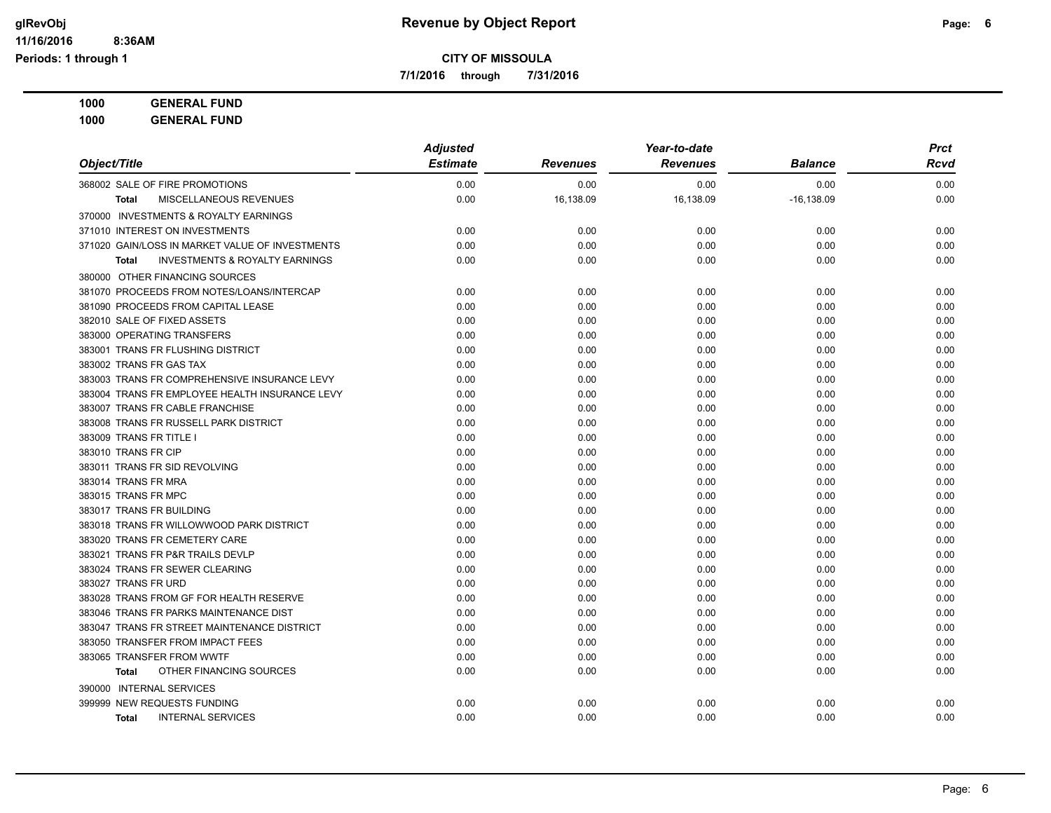**CITY OF MISSOULA**

**7/1/2016 through 7/31/2016**

**1000 GENERAL FUND**

**1000 GENERAL FUND**

| Object/Title | Adjusted Estimate | Revenues | Year-to-date Revenues | Balance | Prct Rcvd |
|---|---|---|---|---|---|
| 368002 SALE OF FIRE PROMOTIONS | 0.00 | 0.00 | 0.00 | 0.00 | 0.00 |
| **Total** MISCELLANEOUS REVENUES | 0.00 | 16,138.09 | 16,138.09 | -16,138.09 | 0.00 |
| 370000 INVESTMENTS & ROYALTY EARNINGS | | | | | |
| 371010 INTEREST ON INVESTMENTS | 0.00 | 0.00 | 0.00 | 0.00 | 0.00 |
| 371020 GAIN/LOSS IN MARKET VALUE OF INVESTMENTS | 0.00 | 0.00 | 0.00 | 0.00 | 0.00 |
| **Total** INVESTMENTS & ROYALTY EARNINGS | 0.00 | 0.00 | 0.00 | 0.00 | 0.00 |
| 380000 OTHER FINANCING SOURCES | | | | | |
| 381070 PROCEEDS FROM NOTES/LOANS/INTERCAP | 0.00 | 0.00 | 0.00 | 0.00 | 0.00 |
| 381090 PROCEEDS FROM CAPITAL LEASE | 0.00 | 0.00 | 0.00 | 0.00 | 0.00 |
| 382010 SALE OF FIXED ASSETS | 0.00 | 0.00 | 0.00 | 0.00 | 0.00 |
| 383000 OPERATING TRANSFERS | 0.00 | 0.00 | 0.00 | 0.00 | 0.00 |
| 383001 TRANS FR FLUSHING DISTRICT | 0.00 | 0.00 | 0.00 | 0.00 | 0.00 |
| 383002 TRANS FR GAS TAX | 0.00 | 0.00 | 0.00 | 0.00 | 0.00 |
| 383003 TRANS FR COMPREHENSIVE INSURANCE LEVY | 0.00 | 0.00 | 0.00 | 0.00 | 0.00 |
| 383004 TRANS FR EMPLOYEE HEALTH INSURANCE LEVY | 0.00 | 0.00 | 0.00 | 0.00 | 0.00 |
| 383007 TRANS FR CABLE FRANCHISE | 0.00 | 0.00 | 0.00 | 0.00 | 0.00 |
| 383008 TRANS FR RUSSELL PARK DISTRICT | 0.00 | 0.00 | 0.00 | 0.00 | 0.00 |
| 383009 TRANS FR TITLE I | 0.00 | 0.00 | 0.00 | 0.00 | 0.00 |
| 383010 TRANS FR CIP | 0.00 | 0.00 | 0.00 | 0.00 | 0.00 |
| 383011 TRANS FR SID REVOLVING | 0.00 | 0.00 | 0.00 | 0.00 | 0.00 |
| 383014 TRANS FR MRA | 0.00 | 0.00 | 0.00 | 0.00 | 0.00 |
| 383015 TRANS FR MPC | 0.00 | 0.00 | 0.00 | 0.00 | 0.00 |
| 383017 TRANS FR BUILDING | 0.00 | 0.00 | 0.00 | 0.00 | 0.00 |
| 383018 TRANS FR WILLOWWOOD PARK DISTRICT | 0.00 | 0.00 | 0.00 | 0.00 | 0.00 |
| 383020 TRANS FR CEMETERY CARE | 0.00 | 0.00 | 0.00 | 0.00 | 0.00 |
| 383021 TRANS FR P&R TRAILS DEVLP | 0.00 | 0.00 | 0.00 | 0.00 | 0.00 |
| 383024 TRANS FR SEWER CLEARING | 0.00 | 0.00 | 0.00 | 0.00 | 0.00 |
| 383027 TRANS FR URD | 0.00 | 0.00 | 0.00 | 0.00 | 0.00 |
| 383028 TRANS FROM GF FOR HEALTH RESERVE | 0.00 | 0.00 | 0.00 | 0.00 | 0.00 |
| 383046 TRANS FR PARKS MAINTENANCE DIST | 0.00 | 0.00 | 0.00 | 0.00 | 0.00 |
| 383047 TRANS FR STREET MAINTENANCE DISTRICT | 0.00 | 0.00 | 0.00 | 0.00 | 0.00 |
| 383050 TRANSFER FROM IMPACT FEES | 0.00 | 0.00 | 0.00 | 0.00 | 0.00 |
| 383065 TRANSFER FROM WWTF | 0.00 | 0.00 | 0.00 | 0.00 | 0.00 |
| **Total** OTHER FINANCING SOURCES | 0.00 | 0.00 | 0.00 | 0.00 | 0.00 |
| 390000 INTERNAL SERVICES | | | | | |
| 399999 NEW REQUESTS FUNDING | 0.00 | 0.00 | 0.00 | 0.00 | 0.00 |
| **Total** INTERNAL SERVICES | 0.00 | 0.00 | 0.00 | 0.00 | 0.00 |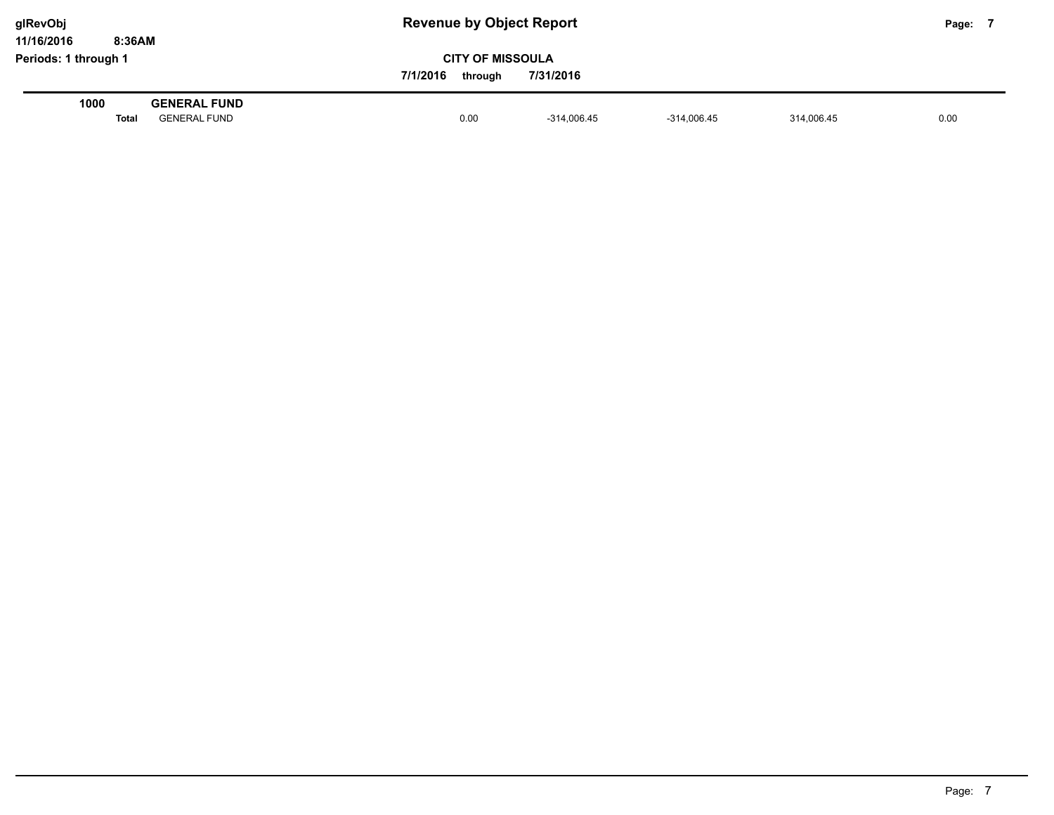# Revenue by Object Report

glRevObj
11/16/2016 8:36AM
Periods: 1 through 1

**CITY OF MISSOULA**

7/1/2016 through 7/31/2016

| | | | | | | |
|---|---|---|---|---|---|---|
| **1000** | **GENERAL FUND** | | | | | |
| **Total** | GENERAL FUND | 0.00 | -314,006.45 | -314,006.45 | 314,006.45 | 0.00 |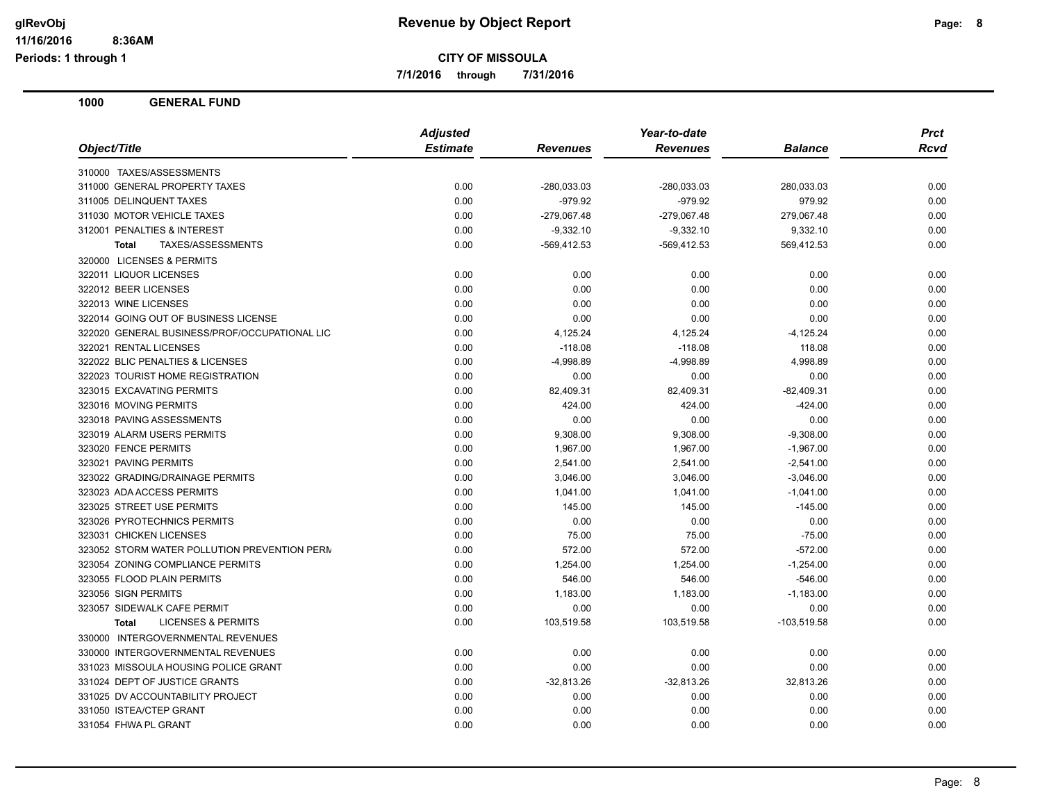# Revenue by Object Report

**CITY OF MISSOULA**

**7/1/2016 through 7/31/2016**

glRevObj
11/16/2016 8:36AM
Periods: 1 through 1

## 1000 GENERAL FUND

| Object/Title | Adjusted Estimate | Revenues | Year-to-date Revenues | Balance | Prct Rcvd |
|---|---|---|---|---|---|
| 310000 TAXES/ASSESSMENTS | | | | | |
| 311000 GENERAL PROPERTY TAXES | 0.00 | -280,033.03 | -280,033.03 | 280,033.03 | 0.00 |
| 311005 DELINQUENT TAXES | 0.00 | -979.92 | -979.92 | 979.92 | 0.00 |
| 311030 MOTOR VEHICLE TAXES | 0.00 | -279,067.48 | -279,067.48 | 279,067.48 | 0.00 |
| 312001 PENALTIES & INTEREST | 0.00 | -9,332.10 | -9,332.10 | 9,332.10 | 0.00 |
| **Total** TAXES/ASSESSMENTS | 0.00 | -569,412.53 | -569,412.53 | 569,412.53 | 0.00 |
| 320000 LICENSES & PERMITS | | | | | |
| 322011 LIQUOR LICENSES | 0.00 | 0.00 | 0.00 | 0.00 | 0.00 |
| 322012 BEER LICENSES | 0.00 | 0.00 | 0.00 | 0.00 | 0.00 |
| 322013 WINE LICENSES | 0.00 | 0.00 | 0.00 | 0.00 | 0.00 |
| 322014 GOING OUT OF BUSINESS LICENSE | 0.00 | 0.00 | 0.00 | 0.00 | 0.00 |
| 322020 GENERAL BUSINESS/PROF/OCCUPATIONAL LIC | 0.00 | 4,125.24 | 4,125.24 | -4,125.24 | 0.00 |
| 322021 RENTAL LICENSES | 0.00 | -118.08 | -118.08 | 118.08 | 0.00 |
| 322022 BLIC PENALTIES & LICENSES | 0.00 | -4,998.89 | -4,998.89 | 4,998.89 | 0.00 |
| 322023 TOURIST HOME REGISTRATION | 0.00 | 0.00 | 0.00 | 0.00 | 0.00 |
| 323015 EXCAVATING PERMITS | 0.00 | 82,409.31 | 82,409.31 | -82,409.31 | 0.00 |
| 323016 MOVING PERMITS | 0.00 | 424.00 | 424.00 | -424.00 | 0.00 |
| 323018 PAVING ASSESSMENTS | 0.00 | 0.00 | 0.00 | 0.00 | 0.00 |
| 323019 ALARM USERS PERMITS | 0.00 | 9,308.00 | 9,308.00 | -9,308.00 | 0.00 |
| 323020 FENCE PERMITS | 0.00 | 1,967.00 | 1,967.00 | -1,967.00 | 0.00 |
| 323021 PAVING PERMITS | 0.00 | 2,541.00 | 2,541.00 | -2,541.00 | 0.00 |
| 323022 GRADING/DRAINAGE PERMITS | 0.00 | 3,046.00 | 3,046.00 | -3,046.00 | 0.00 |
| 323023 ADA ACCESS PERMITS | 0.00 | 1,041.00 | 1,041.00 | -1,041.00 | 0.00 |
| 323025 STREET USE PERMITS | 0.00 | 145.00 | 145.00 | -145.00 | 0.00 |
| 323026 PYROTECHNICS PERMITS | 0.00 | 0.00 | 0.00 | 0.00 | 0.00 |
| 323031 CHICKEN LICENSES | 0.00 | 75.00 | 75.00 | -75.00 | 0.00 |
| 323052 STORM WATER POLLUTION PREVENTION PERM | 0.00 | 572.00 | 572.00 | -572.00 | 0.00 |
| 323054 ZONING COMPLIANCE PERMITS | 0.00 | 1,254.00 | 1,254.00 | -1,254.00 | 0.00 |
| 323055 FLOOD PLAIN PERMITS | 0.00 | 546.00 | 546.00 | -546.00 | 0.00 |
| 323056 SIGN PERMITS | 0.00 | 1,183.00 | 1,183.00 | -1,183.00 | 0.00 |
| 323057 SIDEWALK CAFE PERMIT | 0.00 | 0.00 | 0.00 | 0.00 | 0.00 |
| **Total** LICENSES & PERMITS | 0.00 | 103,519.58 | 103,519.58 | -103,519.58 | 0.00 |
| 330000 INTERGOVERNMENTAL REVENUES | | | | | |
| 330000 INTERGOVERNMENTAL REVENUES | 0.00 | 0.00 | 0.00 | 0.00 | 0.00 |
| 331023 MISSOULA HOUSING POLICE GRANT | 0.00 | 0.00 | 0.00 | 0.00 | 0.00 |
| 331024 DEPT OF JUSTICE GRANTS | 0.00 | -32,813.26 | -32,813.26 | 32,813.26 | 0.00 |
| 331025 DV ACCOUNTABILITY PROJECT | 0.00 | 0.00 | 0.00 | 0.00 | 0.00 |
| 331050 ISTEA/CTEP GRANT | 0.00 | 0.00 | 0.00 | 0.00 | 0.00 |
| 331054 FHWA PL GRANT | 0.00 | 0.00 | 0.00 | 0.00 | 0.00 |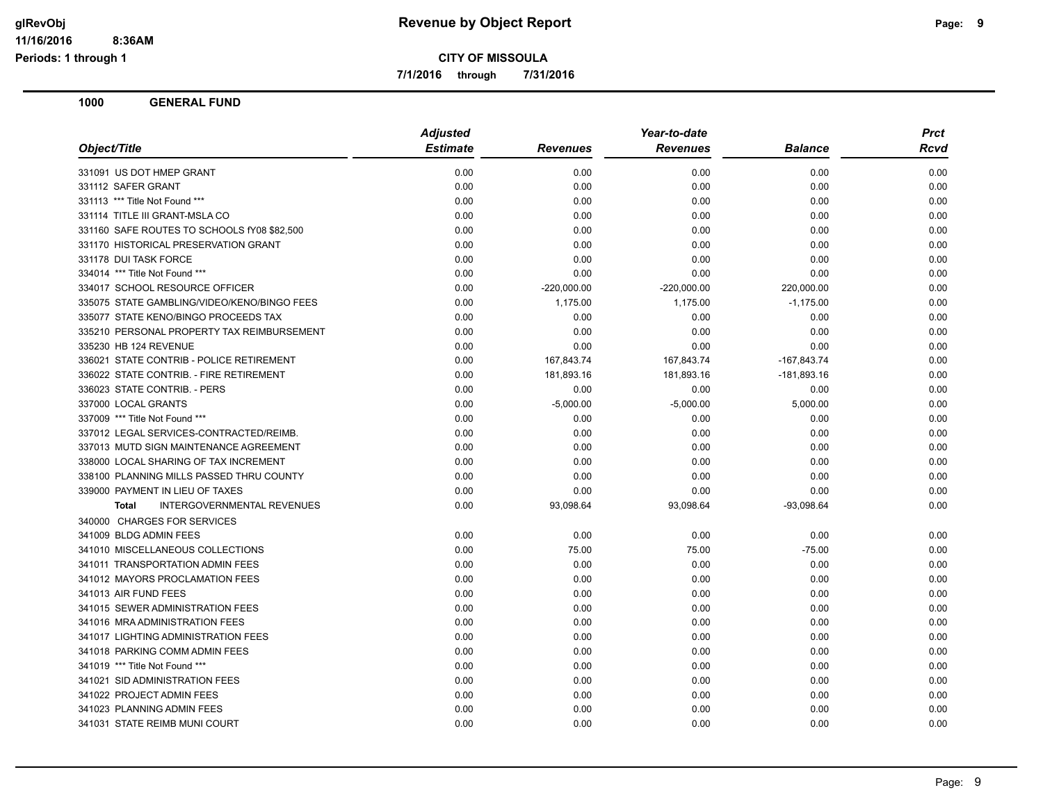**CITY OF MISSOULA**

**7/1/2016 through 7/31/2016**

**1000 GENERAL FUND**

| Object/Title | Adjusted Estimate | Revenues | Year-to-date Revenues | Balance | Prct Rcvd |
|---|---|---|---|---|---|
| 331091 US DOT HMEP GRANT | 0.00 | 0.00 | 0.00 | 0.00 | 0.00 |
| 331112 SAFER GRANT | 0.00 | 0.00 | 0.00 | 0.00 | 0.00 |
| 331113 *** Title Not Found *** | 0.00 | 0.00 | 0.00 | 0.00 | 0.00 |
| 331114 TITLE III GRANT-MSLA CO | 0.00 | 0.00 | 0.00 | 0.00 | 0.00 |
| 331160 SAFE ROUTES TO SCHOOLS fY08 $82,500 | 0.00 | 0.00 | 0.00 | 0.00 | 0.00 |
| 331170 HISTORICAL PRESERVATION GRANT | 0.00 | 0.00 | 0.00 | 0.00 | 0.00 |
| 331178 DUI TASK FORCE | 0.00 | 0.00 | 0.00 | 0.00 | 0.00 |
| 334014 *** Title Not Found *** | 0.00 | 0.00 | 0.00 | 0.00 | 0.00 |
| 334017 SCHOOL RESOURCE OFFICER | 0.00 | -220,000.00 | -220,000.00 | 220,000.00 | 0.00 |
| 335075 STATE GAMBLING/VIDEO/KENO/BINGO FEES | 0.00 | 1,175.00 | 1,175.00 | -1,175.00 | 0.00 |
| 335077 STATE KENO/BINGO PROCEEDS TAX | 0.00 | 0.00 | 0.00 | 0.00 | 0.00 |
| 335210 PERSONAL PROPERTY TAX REIMBURSEMENT | 0.00 | 0.00 | 0.00 | 0.00 | 0.00 |
| 335230 HB 124 REVENUE | 0.00 | 0.00 | 0.00 | 0.00 | 0.00 |
| 336021 STATE CONTRIB - POLICE RETIREMENT | 0.00 | 167,843.74 | 167,843.74 | -167,843.74 | 0.00 |
| 336022 STATE CONTRIB. - FIRE RETIREMENT | 0.00 | 181,893.16 | 181,893.16 | -181,893.16 | 0.00 |
| 336023 STATE CONTRIB. - PERS | 0.00 | 0.00 | 0.00 | 0.00 | 0.00 |
| 337000 LOCAL GRANTS | 0.00 | -5,000.00 | -5,000.00 | 5,000.00 | 0.00 |
| 337009 *** Title Not Found *** | 0.00 | 0.00 | 0.00 | 0.00 | 0.00 |
| 337012 LEGAL SERVICES-CONTRACTED/REIMB. | 0.00 | 0.00 | 0.00 | 0.00 | 0.00 |
| 337013 MUTD SIGN MAINTENANCE AGREEMENT | 0.00 | 0.00 | 0.00 | 0.00 | 0.00 |
| 338000 LOCAL SHARING OF TAX INCREMENT | 0.00 | 0.00 | 0.00 | 0.00 | 0.00 |
| 338100 PLANNING MILLS PASSED THRU COUNTY | 0.00 | 0.00 | 0.00 | 0.00 | 0.00 |
| 339000 PAYMENT IN LIEU OF TAXES | 0.00 | 0.00 | 0.00 | 0.00 | 0.00 |
| **Total** INTERGOVERNMENTAL REVENUES | 0.00 | 93,098.64 | 93,098.64 | -93,098.64 | 0.00 |
| 340000 CHARGES FOR SERVICES | | | | | |
| 341009 BLDG ADMIN FEES | 0.00 | 0.00 | 0.00 | 0.00 | 0.00 |
| 341010 MISCELLANEOUS COLLECTIONS | 0.00 | 75.00 | 75.00 | -75.00 | 0.00 |
| 341011 TRANSPORTATION ADMIN FEES | 0.00 | 0.00 | 0.00 | 0.00 | 0.00 |
| 341012 MAYORS PROCLAMATION FEES | 0.00 | 0.00 | 0.00 | 0.00 | 0.00 |
| 341013 AIR FUND FEES | 0.00 | 0.00 | 0.00 | 0.00 | 0.00 |
| 341015 SEWER ADMINISTRATION FEES | 0.00 | 0.00 | 0.00 | 0.00 | 0.00 |
| 341016 MRA ADMINISTRATION FEES | 0.00 | 0.00 | 0.00 | 0.00 | 0.00 |
| 341017 LIGHTING ADMINISTRATION FEES | 0.00 | 0.00 | 0.00 | 0.00 | 0.00 |
| 341018 PARKING COMM ADMIN FEES | 0.00 | 0.00 | 0.00 | 0.00 | 0.00 |
| 341019 *** Title Not Found *** | 0.00 | 0.00 | 0.00 | 0.00 | 0.00 |
| 341021 SID ADMINISTRATION FEES | 0.00 | 0.00 | 0.00 | 0.00 | 0.00 |
| 341022 PROJECT ADMIN FEES | 0.00 | 0.00 | 0.00 | 0.00 | 0.00 |
| 341023 PLANNING ADMIN FEES | 0.00 | 0.00 | 0.00 | 0.00 | 0.00 |
| 341031 STATE REIMB MUNI COURT | 0.00 | 0.00 | 0.00 | 0.00 | 0.00 |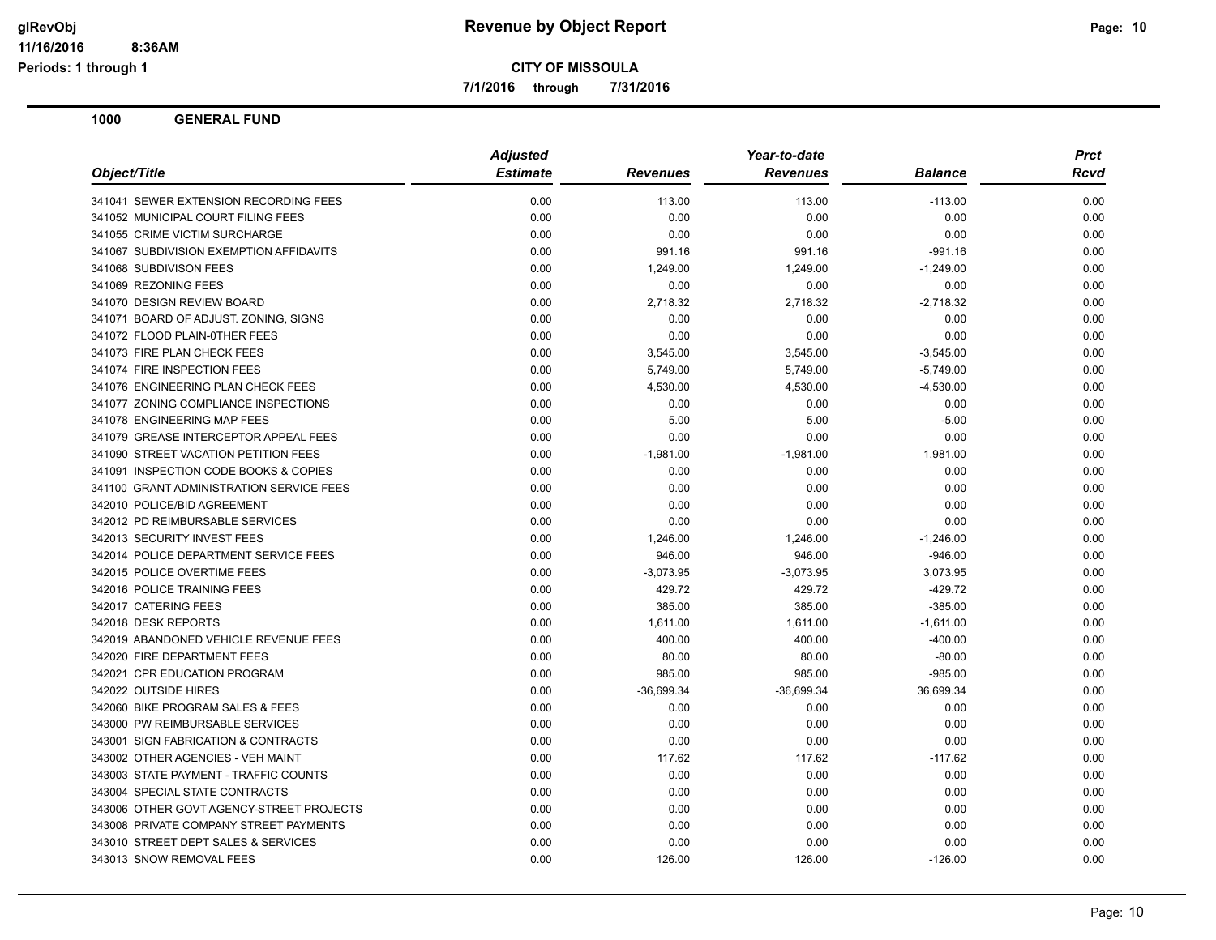**Revenue by Object Report**

**CITY OF MISSOULA**

**7/1/2016 through 7/31/2016**

glRevObj
11/16/2016 8:36AM
Periods: 1 through 1

## 1000 GENERAL FUND

| Object/Title | Adjusted Estimate | Revenues | Year-to-date Revenues | Balance | Prct Rcvd |
|---|---|---|---|---|---|
| 341041 SEWER EXTENSION RECORDING FEES | 0.00 | 113.00 | 113.00 | -113.00 | 0.00 |
| 341052 MUNICIPAL COURT FILING FEES | 0.00 | 0.00 | 0.00 | 0.00 | 0.00 |
| 341055 CRIME VICTIM SURCHARGE | 0.00 | 0.00 | 0.00 | 0.00 | 0.00 |
| 341067 SUBDIVISION EXEMPTION AFFIDAVITS | 0.00 | 991.16 | 991.16 | -991.16 | 0.00 |
| 341068 SUBDIVISON FEES | 0.00 | 1,249.00 | 1,249.00 | -1,249.00 | 0.00 |
| 341069 REZONING FEES | 0.00 | 0.00 | 0.00 | 0.00 | 0.00 |
| 341070 DESIGN REVIEW BOARD | 0.00 | 2,718.32 | 2,718.32 | -2,718.32 | 0.00 |
| 341071 BOARD OF ADJUST. ZONING, SIGNS | 0.00 | 0.00 | 0.00 | 0.00 | 0.00 |
| 341072 FLOOD PLAIN-0THER FEES | 0.00 | 0.00 | 0.00 | 0.00 | 0.00 |
| 341073 FIRE PLAN CHECK FEES | 0.00 | 3,545.00 | 3,545.00 | -3,545.00 | 0.00 |
| 341074 FIRE INSPECTION FEES | 0.00 | 5,749.00 | 5,749.00 | -5,749.00 | 0.00 |
| 341076 ENGINEERING PLAN CHECK FEES | 0.00 | 4,530.00 | 4,530.00 | -4,530.00 | 0.00 |
| 341077 ZONING COMPLIANCE INSPECTIONS | 0.00 | 0.00 | 0.00 | 0.00 | 0.00 |
| 341078 ENGINEERING MAP FEES | 0.00 | 5.00 | 5.00 | -5.00 | 0.00 |
| 341079 GREASE INTERCEPTOR APPEAL FEES | 0.00 | 0.00 | 0.00 | 0.00 | 0.00 |
| 341090 STREET VACATION PETITION FEES | 0.00 | -1,981.00 | -1,981.00 | 1,981.00 | 0.00 |
| 341091 INSPECTION CODE BOOKS & COPIES | 0.00 | 0.00 | 0.00 | 0.00 | 0.00 |
| 341100 GRANT ADMINISTRATION SERVICE FEES | 0.00 | 0.00 | 0.00 | 0.00 | 0.00 |
| 342010 POLICE/BID AGREEMENT | 0.00 | 0.00 | 0.00 | 0.00 | 0.00 |
| 342012 PD REIMBURSABLE SERVICES | 0.00 | 0.00 | 0.00 | 0.00 | 0.00 |
| 342013 SECURITY INVEST FEES | 0.00 | 1,246.00 | 1,246.00 | -1,246.00 | 0.00 |
| 342014 POLICE DEPARTMENT SERVICE FEES | 0.00 | 946.00 | 946.00 | -946.00 | 0.00 |
| 342015 POLICE OVERTIME FEES | 0.00 | -3,073.95 | -3,073.95 | 3,073.95 | 0.00 |
| 342016 POLICE TRAINING FEES | 0.00 | 429.72 | 429.72 | -429.72 | 0.00 |
| 342017 CATERING FEES | 0.00 | 385.00 | 385.00 | -385.00 | 0.00 |
| 342018 DESK REPORTS | 0.00 | 1,611.00 | 1,611.00 | -1,611.00 | 0.00 |
| 342019 ABANDONED VEHICLE REVENUE FEES | 0.00 | 400.00 | 400.00 | -400.00 | 0.00 |
| 342020 FIRE DEPARTMENT FEES | 0.00 | 80.00 | 80.00 | -80.00 | 0.00 |
| 342021 CPR EDUCATION PROGRAM | 0.00 | 985.00 | 985.00 | -985.00 | 0.00 |
| 342022 OUTSIDE HIRES | 0.00 | -36,699.34 | -36,699.34 | 36,699.34 | 0.00 |
| 342060 BIKE PROGRAM SALES & FEES | 0.00 | 0.00 | 0.00 | 0.00 | 0.00 |
| 343000 PW REIMBURSABLE SERVICES | 0.00 | 0.00 | 0.00 | 0.00 | 0.00 |
| 343001 SIGN FABRICATION & CONTRACTS | 0.00 | 0.00 | 0.00 | 0.00 | 0.00 |
| 343002 OTHER AGENCIES - VEH MAINT | 0.00 | 117.62 | 117.62 | -117.62 | 0.00 |
| 343003 STATE PAYMENT - TRAFFIC COUNTS | 0.00 | 0.00 | 0.00 | 0.00 | 0.00 |
| 343004 SPECIAL STATE CONTRACTS | 0.00 | 0.00 | 0.00 | 0.00 | 0.00 |
| 343006 OTHER GOVT AGENCY-STREET PROJECTS | 0.00 | 0.00 | 0.00 | 0.00 | 0.00 |
| 343008 PRIVATE COMPANY STREET PAYMENTS | 0.00 | 0.00 | 0.00 | 0.00 | 0.00 |
| 343010 STREET DEPT SALES & SERVICES | 0.00 | 0.00 | 0.00 | 0.00 | 0.00 |
| 343013 SNOW REMOVAL FEES | 0.00 | 126.00 | 126.00 | -126.00 | 0.00 |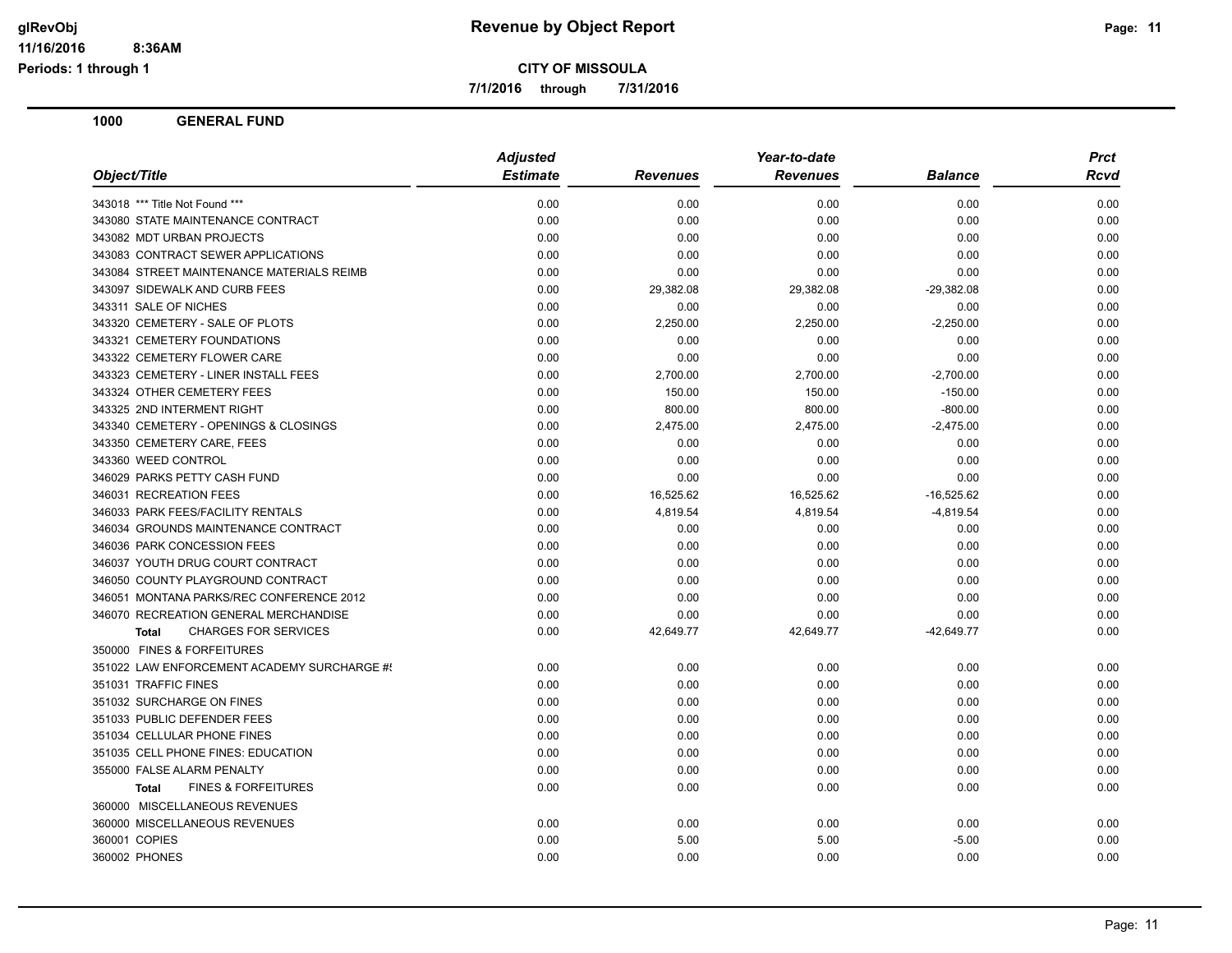# Revenue by Object Report

**CITY OF MISSOULA**

**7/1/2016 through 7/31/2016**

glRevObj
11/16/2016 8:36AM
Periods: 1 through 1

## 1000 GENERAL FUND

| Object/Title | Adjusted Estimate | Revenues | Year-to-date Revenues | Balance | Prct Rcvd |
|---|---|---|---|---|---|
| 343018 *** Title Not Found *** | 0.00 | 0.00 | 0.00 | 0.00 | 0.00 |
| 343080 STATE MAINTENANCE CONTRACT | 0.00 | 0.00 | 0.00 | 0.00 | 0.00 |
| 343082 MDT URBAN PROJECTS | 0.00 | 0.00 | 0.00 | 0.00 | 0.00 |
| 343083 CONTRACT SEWER APPLICATIONS | 0.00 | 0.00 | 0.00 | 0.00 | 0.00 |
| 343084 STREET MAINTENANCE MATERIALS REIMB | 0.00 | 0.00 | 0.00 | 0.00 | 0.00 |
| 343097 SIDEWALK AND CURB FEES | 0.00 | 29,382.08 | 29,382.08 | -29,382.08 | 0.00 |
| 343311 SALE OF NICHES | 0.00 | 0.00 | 0.00 | 0.00 | 0.00 |
| 343320 CEMETERY - SALE OF PLOTS | 0.00 | 2,250.00 | 2,250.00 | -2,250.00 | 0.00 |
| 343321 CEMETERY FOUNDATIONS | 0.00 | 0.00 | 0.00 | 0.00 | 0.00 |
| 343322 CEMETERY FLOWER CARE | 0.00 | 0.00 | 0.00 | 0.00 | 0.00 |
| 343323 CEMETERY - LINER INSTALL FEES | 0.00 | 2,700.00 | 2,700.00 | -2,700.00 | 0.00 |
| 343324 OTHER CEMETERY FEES | 0.00 | 150.00 | 150.00 | -150.00 | 0.00 |
| 343325 2ND INTERMENT RIGHT | 0.00 | 800.00 | 800.00 | -800.00 | 0.00 |
| 343340 CEMETERY - OPENINGS & CLOSINGS | 0.00 | 2,475.00 | 2,475.00 | -2,475.00 | 0.00 |
| 343350 CEMETERY CARE, FEES | 0.00 | 0.00 | 0.00 | 0.00 | 0.00 |
| 343360 WEED CONTROL | 0.00 | 0.00 | 0.00 | 0.00 | 0.00 |
| 346029 PARKS PETTY CASH FUND | 0.00 | 0.00 | 0.00 | 0.00 | 0.00 |
| 346031 RECREATION FEES | 0.00 | 16,525.62 | 16,525.62 | -16,525.62 | 0.00 |
| 346033 PARK FEES/FACILITY RENTALS | 0.00 | 4,819.54 | 4,819.54 | -4,819.54 | 0.00 |
| 346034 GROUNDS MAINTENANCE CONTRACT | 0.00 | 0.00 | 0.00 | 0.00 | 0.00 |
| 346036 PARK CONCESSION FEES | 0.00 | 0.00 | 0.00 | 0.00 | 0.00 |
| 346037 YOUTH DRUG COURT CONTRACT | 0.00 | 0.00 | 0.00 | 0.00 | 0.00 |
| 346050 COUNTY PLAYGROUND CONTRACT | 0.00 | 0.00 | 0.00 | 0.00 | 0.00 |
| 346051 MONTANA PARKS/REC CONFERENCE 2012 | 0.00 | 0.00 | 0.00 | 0.00 | 0.00 |
| 346070 RECREATION GENERAL MERCHANDISE | 0.00 | 0.00 | 0.00 | 0.00 | 0.00 |
| **Total** CHARGES FOR SERVICES | 0.00 | 42,649.77 | 42,649.77 | -42,649.77 | 0.00 |
| 350000 FINES & FORFEITURES | | | | | |
| 351022 LAW ENFORCEMENT ACADEMY SURCHARGE #! | 0.00 | 0.00 | 0.00 | 0.00 | 0.00 |
| 351031 TRAFFIC FINES | 0.00 | 0.00 | 0.00 | 0.00 | 0.00 |
| 351032 SURCHARGE ON FINES | 0.00 | 0.00 | 0.00 | 0.00 | 0.00 |
| 351033 PUBLIC DEFENDER FEES | 0.00 | 0.00 | 0.00 | 0.00 | 0.00 |
| 351034 CELLULAR PHONE FINES | 0.00 | 0.00 | 0.00 | 0.00 | 0.00 |
| 351035 CELL PHONE FINES: EDUCATION | 0.00 | 0.00 | 0.00 | 0.00 | 0.00 |
| 355000 FALSE ALARM PENALTY | 0.00 | 0.00 | 0.00 | 0.00 | 0.00 |
| **Total** FINES & FORFEITURES | 0.00 | 0.00 | 0.00 | 0.00 | 0.00 |
| 360000 MISCELLANEOUS REVENUES | | | | | |
| 360000 MISCELLANEOUS REVENUES | 0.00 | 0.00 | 0.00 | 0.00 | 0.00 |
| 360001 COPIES | 0.00 | 5.00 | 5.00 | -5.00 | 0.00 |
| 360002 PHONES | 0.00 | 0.00 | 0.00 | 0.00 | 0.00 |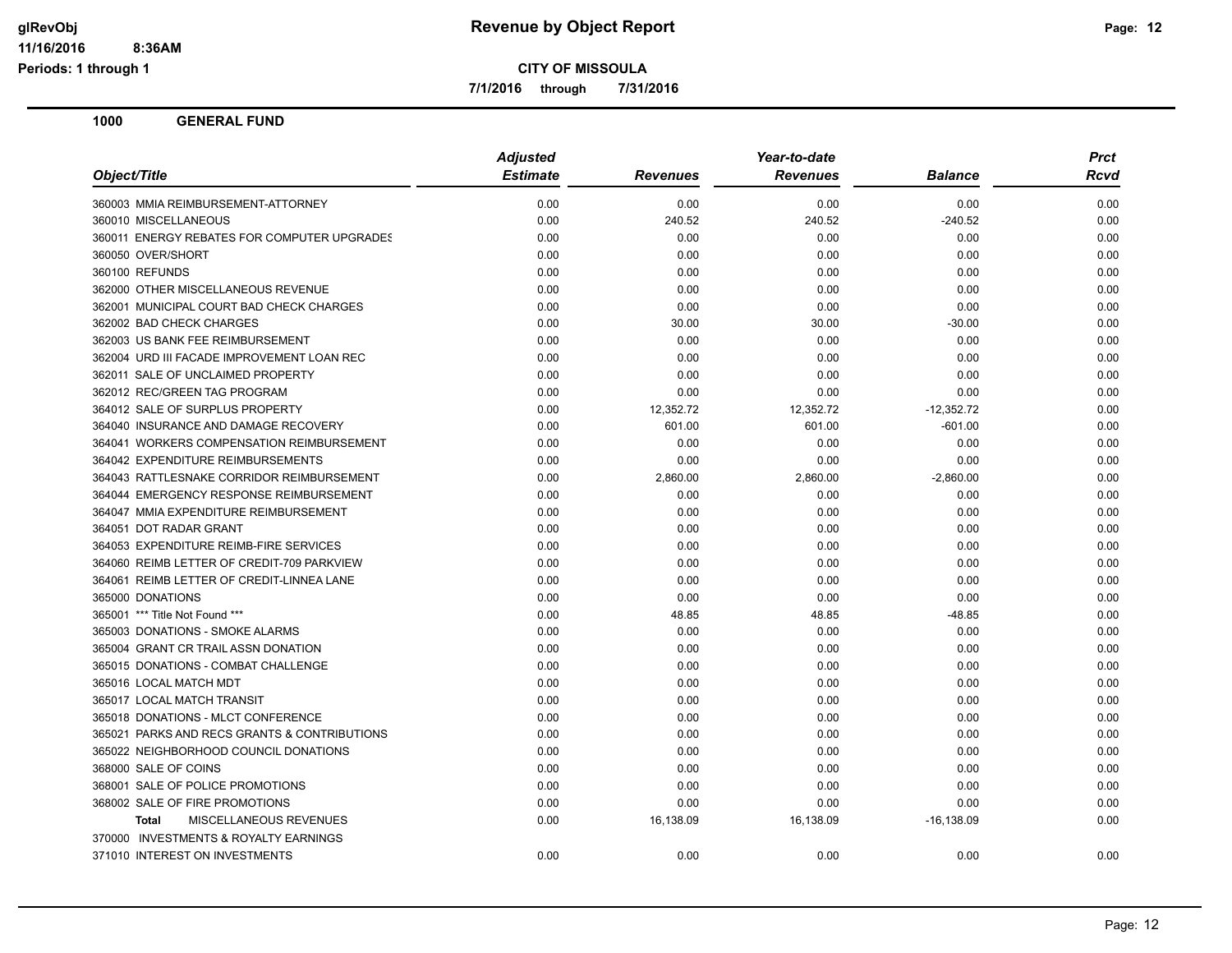**Revenue by Object Report**

**CITY OF MISSOULA**

**7/1/2016 through 7/31/2016**

glRevObj
11/16/2016 8:36AM
Periods: 1 through 1

## 1000 GENERAL FUND

| Object/Title | Adjusted Estimate | Revenues | Year-to-date Revenues | Balance | Prct Rcvd |
|---|---|---|---|---|---|
| 360003 MMIA REIMBURSEMENT-ATTORNEY | 0.00 | 0.00 | 0.00 | 0.00 | 0.00 |
| 360010 MISCELLANEOUS | 0.00 | 240.52 | 240.52 | -240.52 | 0.00 |
| 360011 ENERGY REBATES FOR COMPUTER UPGRADES | 0.00 | 0.00 | 0.00 | 0.00 | 0.00 |
| 360050 OVER/SHORT | 0.00 | 0.00 | 0.00 | 0.00 | 0.00 |
| 360100 REFUNDS | 0.00 | 0.00 | 0.00 | 0.00 | 0.00 |
| 362000 OTHER MISCELLANEOUS REVENUE | 0.00 | 0.00 | 0.00 | 0.00 | 0.00 |
| 362001 MUNICIPAL COURT BAD CHECK CHARGES | 0.00 | 0.00 | 0.00 | 0.00 | 0.00 |
| 362002 BAD CHECK CHARGES | 0.00 | 30.00 | 30.00 | -30.00 | 0.00 |
| 362003 US BANK FEE REIMBURSEMENT | 0.00 | 0.00 | 0.00 | 0.00 | 0.00 |
| 362004 URD III FACADE IMPROVEMENT LOAN REC | 0.00 | 0.00 | 0.00 | 0.00 | 0.00 |
| 362011 SALE OF UNCLAIMED PROPERTY | 0.00 | 0.00 | 0.00 | 0.00 | 0.00 |
| 362012 REC/GREEN TAG PROGRAM | 0.00 | 0.00 | 0.00 | 0.00 | 0.00 |
| 364012 SALE OF SURPLUS PROPERTY | 0.00 | 12,352.72 | 12,352.72 | -12,352.72 | 0.00 |
| 364040 INSURANCE AND DAMAGE RECOVERY | 0.00 | 601.00 | 601.00 | -601.00 | 0.00 |
| 364041 WORKERS COMPENSATION REIMBURSEMENT | 0.00 | 0.00 | 0.00 | 0.00 | 0.00 |
| 364042 EXPENDITURE REIMBURSEMENTS | 0.00 | 0.00 | 0.00 | 0.00 | 0.00 |
| 364043 RATTLESNAKE CORRIDOR REIMBURSEMENT | 0.00 | 2,860.00 | 2,860.00 | -2,860.00 | 0.00 |
| 364044 EMERGENCY RESPONSE REIMBURSEMENT | 0.00 | 0.00 | 0.00 | 0.00 | 0.00 |
| 364047 MMIA EXPENDITURE REIMBURSEMENT | 0.00 | 0.00 | 0.00 | 0.00 | 0.00 |
| 364051 DOT RADAR GRANT | 0.00 | 0.00 | 0.00 | 0.00 | 0.00 |
| 364053 EXPENDITURE REIMB-FIRE SERVICES | 0.00 | 0.00 | 0.00 | 0.00 | 0.00 |
| 364060 REIMB LETTER OF CREDIT-709 PARKVIEW | 0.00 | 0.00 | 0.00 | 0.00 | 0.00 |
| 364061 REIMB LETTER OF CREDIT-LINNEA LANE | 0.00 | 0.00 | 0.00 | 0.00 | 0.00 |
| 365000 DONATIONS | 0.00 | 0.00 | 0.00 | 0.00 | 0.00 |
| 365001 *** Title Not Found *** | 0.00 | 48.85 | 48.85 | -48.85 | 0.00 |
| 365003 DONATIONS - SMOKE ALARMS | 0.00 | 0.00 | 0.00 | 0.00 | 0.00 |
| 365004 GRANT CR TRAIL ASSN DONATION | 0.00 | 0.00 | 0.00 | 0.00 | 0.00 |
| 365015 DONATIONS - COMBAT CHALLENGE | 0.00 | 0.00 | 0.00 | 0.00 | 0.00 |
| 365016 LOCAL MATCH MDT | 0.00 | 0.00 | 0.00 | 0.00 | 0.00 |
| 365017 LOCAL MATCH TRANSIT | 0.00 | 0.00 | 0.00 | 0.00 | 0.00 |
| 365018 DONATIONS - MLCT CONFERENCE | 0.00 | 0.00 | 0.00 | 0.00 | 0.00 |
| 365021 PARKS AND RECS GRANTS & CONTRIBUTIONS | 0.00 | 0.00 | 0.00 | 0.00 | 0.00 |
| 365022 NEIGHBORHOOD COUNCIL DONATIONS | 0.00 | 0.00 | 0.00 | 0.00 | 0.00 |
| 368000 SALE OF COINS | 0.00 | 0.00 | 0.00 | 0.00 | 0.00 |
| 368001 SALE OF POLICE PROMOTIONS | 0.00 | 0.00 | 0.00 | 0.00 | 0.00 |
| 368002 SALE OF FIRE PROMOTIONS | 0.00 | 0.00 | 0.00 | 0.00 | 0.00 |
| **Total** MISCELLANEOUS REVENUES | 0.00 | 16,138.09 | 16,138.09 | -16,138.09 | 0.00 |
| 370000 INVESTMENTS & ROYALTY EARNINGS | | | | | |
| 371010 INTEREST ON INVESTMENTS | 0.00 | 0.00 | 0.00 | 0.00 | 0.00 |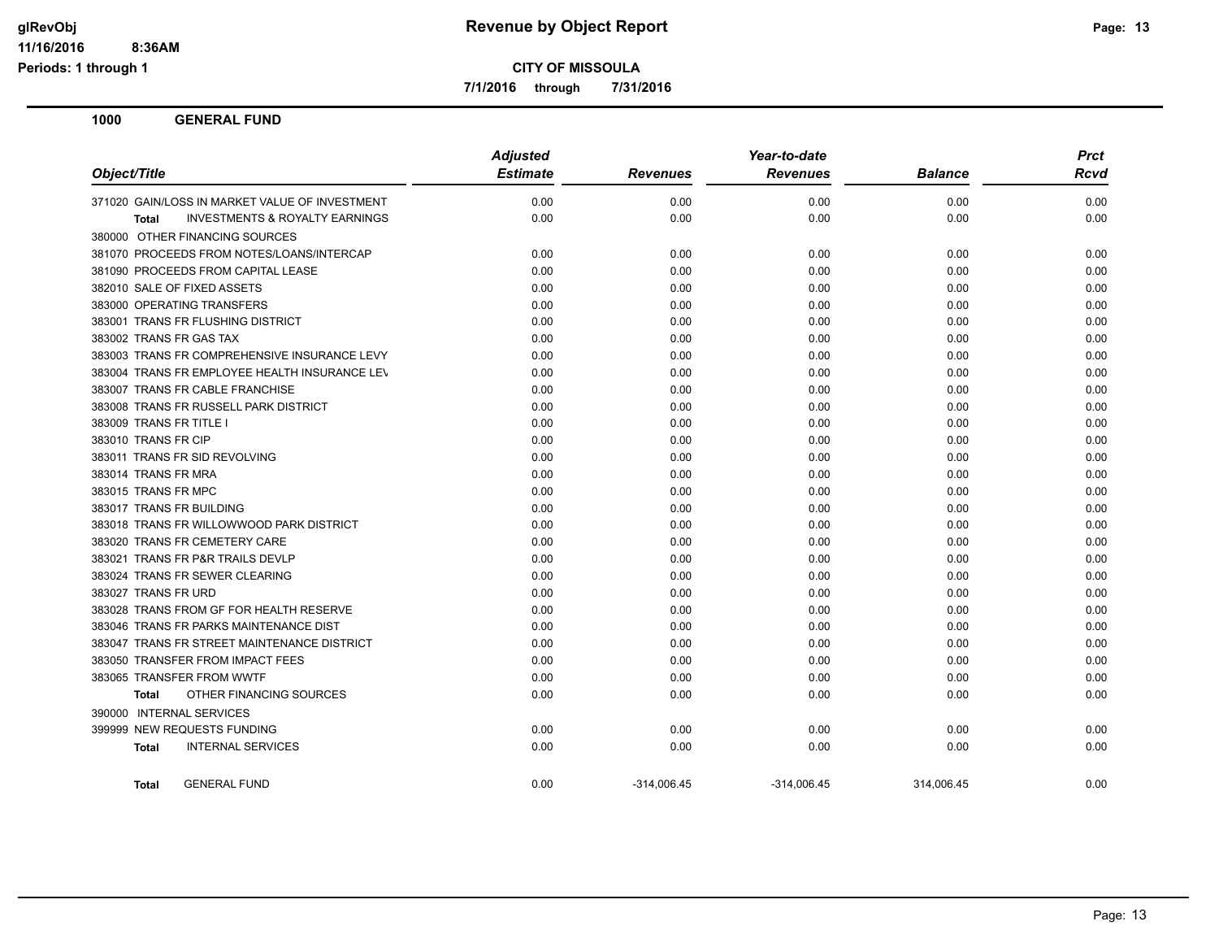**Revenue by Object Report**

**CITY OF MISSOULA**

**7/1/2016 through 7/31/2016**

glRevObj
11/16/2016 8:36AM
Periods: 1 through 1

**1000 GENERAL FUND**

| Object/Title | Adjusted Estimate | Revenues | Year-to-date Revenues | Balance | Prct Rcvd |
|---|---|---|---|---|---|
| 371020 GAIN/LOSS IN MARKET VALUE OF INVESTMENT | 0.00 | 0.00 | 0.00 | 0.00 | 0.00 |
| **Total** INVESTMENTS & ROYALTY EARNINGS | 0.00 | 0.00 | 0.00 | 0.00 | 0.00 |
| 380000 OTHER FINANCING SOURCES | | | | | |
| 381070 PROCEEDS FROM NOTES/LOANS/INTERCAP | 0.00 | 0.00 | 0.00 | 0.00 | 0.00 |
| 381090 PROCEEDS FROM CAPITAL LEASE | 0.00 | 0.00 | 0.00 | 0.00 | 0.00 |
| 382010 SALE OF FIXED ASSETS | 0.00 | 0.00 | 0.00 | 0.00 | 0.00 |
| 383000 OPERATING TRANSFERS | 0.00 | 0.00 | 0.00 | 0.00 | 0.00 |
| 383001 TRANS FR FLUSHING DISTRICT | 0.00 | 0.00 | 0.00 | 0.00 | 0.00 |
| 383002 TRANS FR GAS TAX | 0.00 | 0.00 | 0.00 | 0.00 | 0.00 |
| 383003 TRANS FR COMPREHENSIVE INSURANCE LEVY | 0.00 | 0.00 | 0.00 | 0.00 | 0.00 |
| 383004 TRANS FR EMPLOYEE HEALTH INSURANCE LEV | 0.00 | 0.00 | 0.00 | 0.00 | 0.00 |
| 383007 TRANS FR CABLE FRANCHISE | 0.00 | 0.00 | 0.00 | 0.00 | 0.00 |
| 383008 TRANS FR RUSSELL PARK DISTRICT | 0.00 | 0.00 | 0.00 | 0.00 | 0.00 |
| 383009 TRANS FR TITLE I | 0.00 | 0.00 | 0.00 | 0.00 | 0.00 |
| 383010 TRANS FR CIP | 0.00 | 0.00 | 0.00 | 0.00 | 0.00 |
| 383011 TRANS FR SID REVOLVING | 0.00 | 0.00 | 0.00 | 0.00 | 0.00 |
| 383014 TRANS FR MRA | 0.00 | 0.00 | 0.00 | 0.00 | 0.00 |
| 383015 TRANS FR MPC | 0.00 | 0.00 | 0.00 | 0.00 | 0.00 |
| 383017 TRANS FR BUILDING | 0.00 | 0.00 | 0.00 | 0.00 | 0.00 |
| 383018 TRANS FR WILLOWWOOD PARK DISTRICT | 0.00 | 0.00 | 0.00 | 0.00 | 0.00 |
| 383020 TRANS FR CEMETERY CARE | 0.00 | 0.00 | 0.00 | 0.00 | 0.00 |
| 383021 TRANS FR P&R TRAILS DEVLP | 0.00 | 0.00 | 0.00 | 0.00 | 0.00 |
| 383024 TRANS FR SEWER CLEARING | 0.00 | 0.00 | 0.00 | 0.00 | 0.00 |
| 383027 TRANS FR URD | 0.00 | 0.00 | 0.00 | 0.00 | 0.00 |
| 383028 TRANS FROM GF FOR HEALTH RESERVE | 0.00 | 0.00 | 0.00 | 0.00 | 0.00 |
| 383046 TRANS FR PARKS MAINTENANCE DIST | 0.00 | 0.00 | 0.00 | 0.00 | 0.00 |
| 383047 TRANS FR STREET MAINTENANCE DISTRICT | 0.00 | 0.00 | 0.00 | 0.00 | 0.00 |
| 383050 TRANSFER FROM IMPACT FEES | 0.00 | 0.00 | 0.00 | 0.00 | 0.00 |
| 383065 TRANSFER FROM WWTF | 0.00 | 0.00 | 0.00 | 0.00 | 0.00 |
| **Total** OTHER FINANCING SOURCES | 0.00 | 0.00 | 0.00 | 0.00 | 0.00 |
| 390000 INTERNAL SERVICES | | | | | |
| 399999 NEW REQUESTS FUNDING | 0.00 | 0.00 | 0.00 | 0.00 | 0.00 |
| **Total** INTERNAL SERVICES | 0.00 | 0.00 | 0.00 | 0.00 | 0.00 |
| **Total** GENERAL FUND | 0.00 | -314,006.45 | -314,006.45 | 314,006.45 | 0.00 |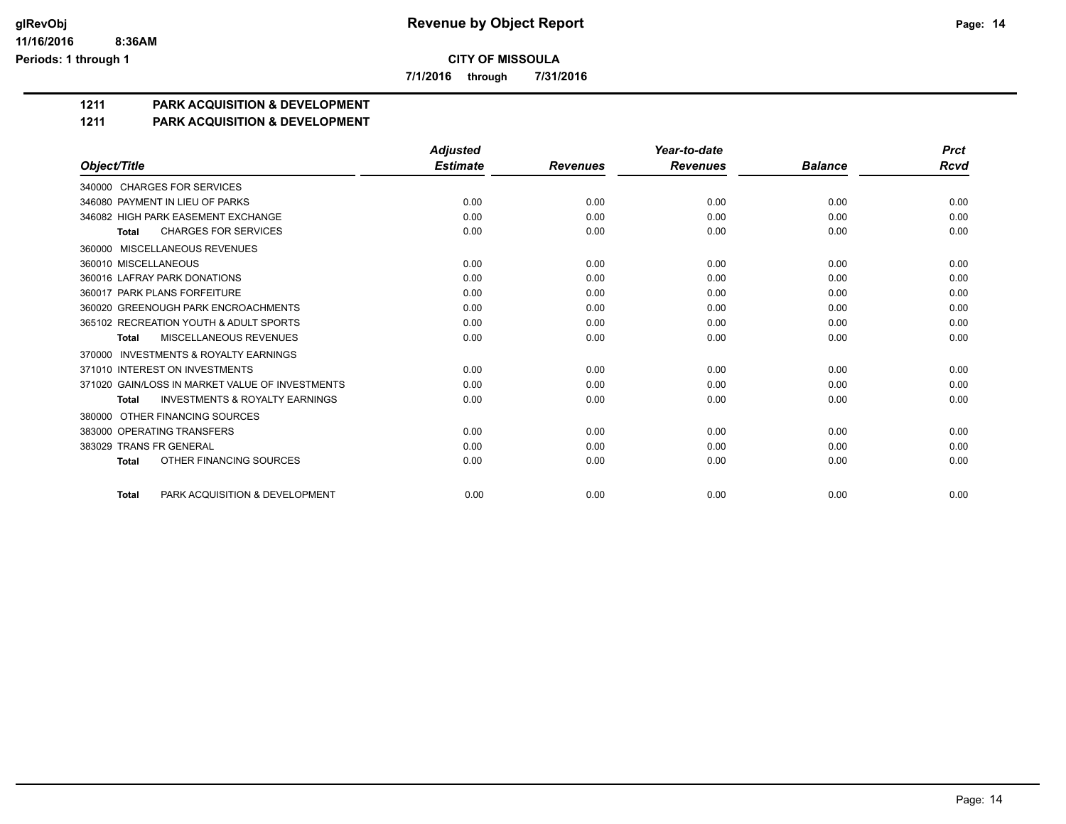# Revenue by Object Report

**CITY OF MISSOULA**

**7/1/2016 through 7/31/2016**

glRevObj
11/16/2016 8:36AM
Periods: 1 through 1

## 1211 PARK ACQUISITION & DEVELOPMENT

### 1211 PARK ACQUISITION & DEVELOPMENT

| Object/Title | Adjusted Estimate | Revenues | Year-to-date Revenues | Balance | Prct Rcvd |
|---|---|---|---|---|---|
| 340000 CHARGES FOR SERVICES | | | | | |
| 346080 PAYMENT IN LIEU OF PARKS | 0.00 | 0.00 | 0.00 | 0.00 | 0.00 |
| 346082 HIGH PARK EASEMENT EXCHANGE | 0.00 | 0.00 | 0.00 | 0.00 | 0.00 |
| **Total** CHARGES FOR SERVICES | 0.00 | 0.00 | 0.00 | 0.00 | 0.00 |
| 360000 MISCELLANEOUS REVENUES | | | | | |
| 360010 MISCELLANEOUS | 0.00 | 0.00 | 0.00 | 0.00 | 0.00 |
| 360016 LAFRAY PARK DONATIONS | 0.00 | 0.00 | 0.00 | 0.00 | 0.00 |
| 360017 PARK PLANS FORFEITURE | 0.00 | 0.00 | 0.00 | 0.00 | 0.00 |
| 360020 GREENOUGH PARK ENCROACHMENTS | 0.00 | 0.00 | 0.00 | 0.00 | 0.00 |
| 365102 RECREATION YOUTH & ADULT SPORTS | 0.00 | 0.00 | 0.00 | 0.00 | 0.00 |
| **Total** MISCELLANEOUS REVENUES | 0.00 | 0.00 | 0.00 | 0.00 | 0.00 |
| 370000 INVESTMENTS & ROYALTY EARNINGS | | | | | |
| 371010 INTEREST ON INVESTMENTS | 0.00 | 0.00 | 0.00 | 0.00 | 0.00 |
| 371020 GAIN/LOSS IN MARKET VALUE OF INVESTMENTS | 0.00 | 0.00 | 0.00 | 0.00 | 0.00 |
| **Total** INVESTMENTS & ROYALTY EARNINGS | 0.00 | 0.00 | 0.00 | 0.00 | 0.00 |
| 380000 OTHER FINANCING SOURCES | | | | | |
| 383000 OPERATING TRANSFERS | 0.00 | 0.00 | 0.00 | 0.00 | 0.00 |
| 383029 TRANS FR GENERAL | 0.00 | 0.00 | 0.00 | 0.00 | 0.00 |
| **Total** OTHER FINANCING SOURCES | 0.00 | 0.00 | 0.00 | 0.00 | 0.00 |
| **Total** PARK ACQUISITION & DEVELOPMENT | 0.00 | 0.00 | 0.00 | 0.00 | 0.00 |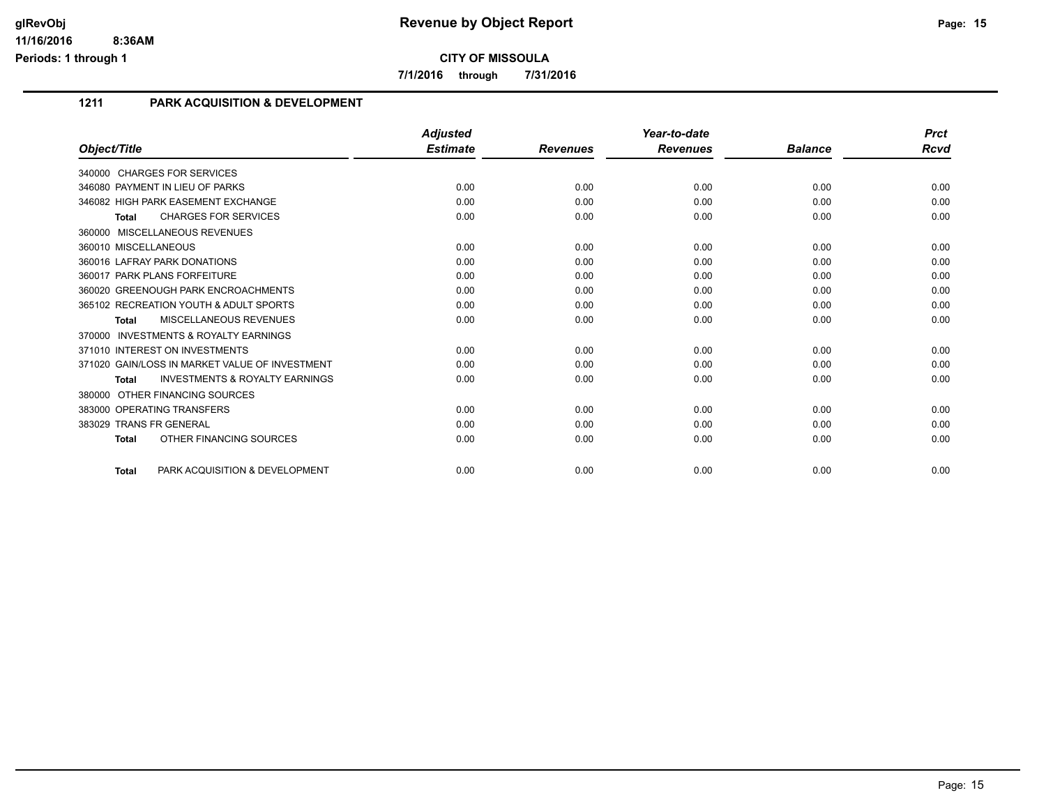# Revenue by Object Report

**CITY OF MISSOULA**

**7/1/2016 through 7/31/2016**

## 1211 PARK ACQUISITION & DEVELOPMENT

| Object/Title | Adjusted Estimate | Revenues | Year-to-date Revenues | Balance | Prct Rcvd |
|---|---|---|---|---|---|
| 340000 CHARGES FOR SERVICES | | | | | |
| 346080 PAYMENT IN LIEU OF PARKS | 0.00 | 0.00 | 0.00 | 0.00 | 0.00 |
| 346082 HIGH PARK EASEMENT EXCHANGE | 0.00 | 0.00 | 0.00 | 0.00 | 0.00 |
| **Total** CHARGES FOR SERVICES | 0.00 | 0.00 | 0.00 | 0.00 | 0.00 |
| 360000 MISCELLANEOUS REVENUES | | | | | |
| 360010 MISCELLANEOUS | 0.00 | 0.00 | 0.00 | 0.00 | 0.00 |
| 360016 LAFRAY PARK DONATIONS | 0.00 | 0.00 | 0.00 | 0.00 | 0.00 |
| 360017 PARK PLANS FORFEITURE | 0.00 | 0.00 | 0.00 | 0.00 | 0.00 |
| 360020 GREENOUGH PARK ENCROACHMENTS | 0.00 | 0.00 | 0.00 | 0.00 | 0.00 |
| 365102 RECREATION YOUTH & ADULT SPORTS | 0.00 | 0.00 | 0.00 | 0.00 | 0.00 |
| **Total** MISCELLANEOUS REVENUES | 0.00 | 0.00 | 0.00 | 0.00 | 0.00 |
| 370000 INVESTMENTS & ROYALTY EARNINGS | | | | | |
| 371010 INTEREST ON INVESTMENTS | 0.00 | 0.00 | 0.00 | 0.00 | 0.00 |
| 371020 GAIN/LOSS IN MARKET VALUE OF INVESTMENT | 0.00 | 0.00 | 0.00 | 0.00 | 0.00 |
| **Total** INVESTMENTS & ROYALTY EARNINGS | 0.00 | 0.00 | 0.00 | 0.00 | 0.00 |
| 380000 OTHER FINANCING SOURCES | | | | | |
| 383000 OPERATING TRANSFERS | 0.00 | 0.00 | 0.00 | 0.00 | 0.00 |
| 383029 TRANS FR GENERAL | 0.00 | 0.00 | 0.00 | 0.00 | 0.00 |
| **Total** OTHER FINANCING SOURCES | 0.00 | 0.00 | 0.00 | 0.00 | 0.00 |
| **Total** PARK ACQUISITION & DEVELOPMENT | 0.00 | 0.00 | 0.00 | 0.00 | 0.00 |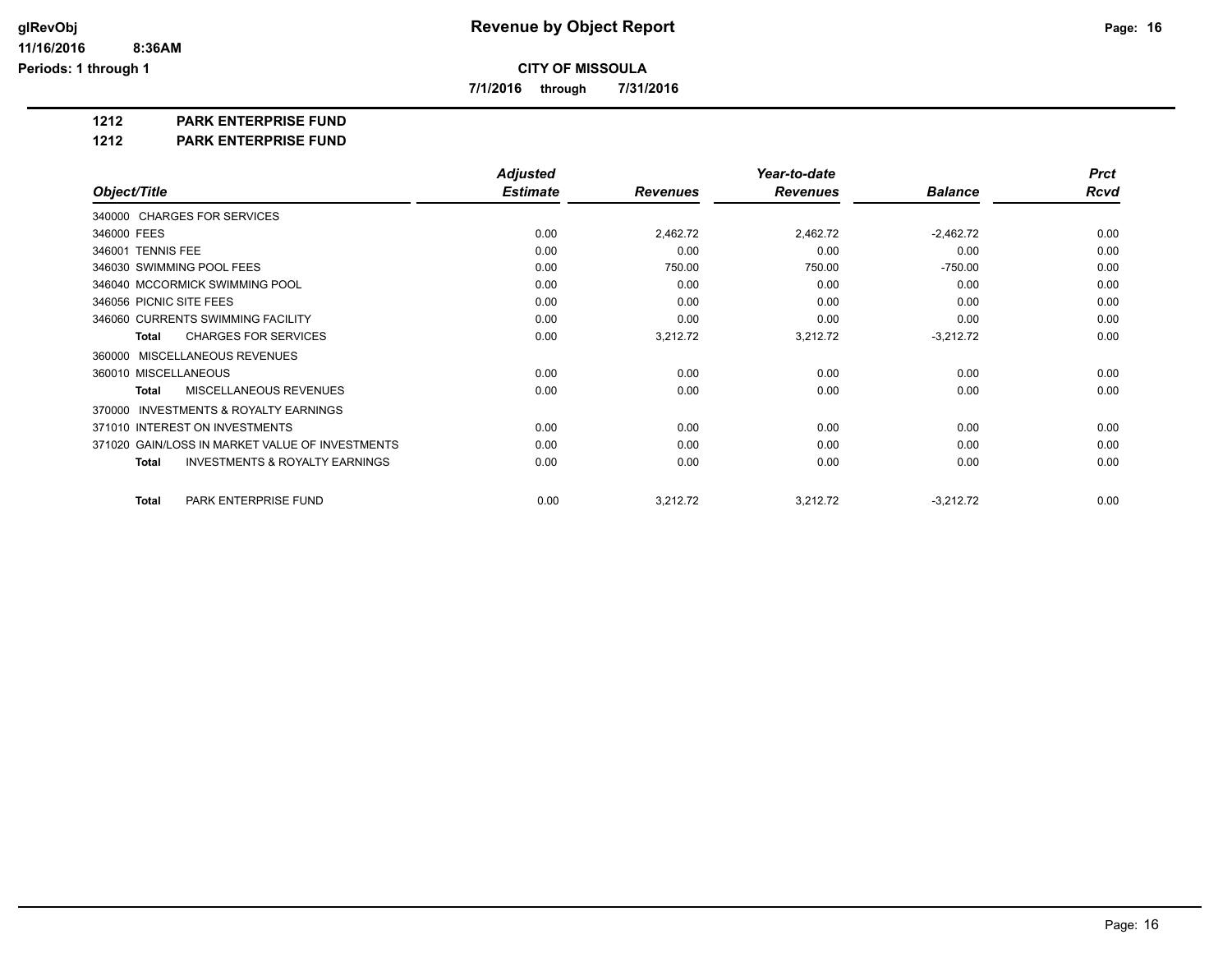# Revenue by Object Report

glRevObj
11/16/2016 8:36AM
Periods: 1 through 1

**CITY OF MISSOULA**

**7/1/2016 through 7/31/2016**

**1212 PARK ENTERPRISE FUND**

**1212 PARK ENTERPRISE FUND**

| Object/Title | Adjusted Estimate | Revenues | Year-to-date Revenues | Balance | Prct Rcvd |
|---|---|---|---|---|---|
| 340000 CHARGES FOR SERVICES | | | | | |
| 346000 FEES | 0.00 | 2,462.72 | 2,462.72 | -2,462.72 | 0.00 |
| 346001 TENNIS FEE | 0.00 | 0.00 | 0.00 | 0.00 | 0.00 |
| 346030 SWIMMING POOL FEES | 0.00 | 750.00 | 750.00 | -750.00 | 0.00 |
| 346040 MCCORMICK SWIMMING POOL | 0.00 | 0.00 | 0.00 | 0.00 | 0.00 |
| 346056 PICNIC SITE FEES | 0.00 | 0.00 | 0.00 | 0.00 | 0.00 |
| 346060 CURRENTS SWIMMING FACILITY | 0.00 | 0.00 | 0.00 | 0.00 | 0.00 |
| **Total** CHARGES FOR SERVICES | 0.00 | 3,212.72 | 3,212.72 | -3,212.72 | 0.00 |
| 360000 MISCELLANEOUS REVENUES | | | | | |
| 360010 MISCELLANEOUS | 0.00 | 0.00 | 0.00 | 0.00 | 0.00 |
| **Total** MISCELLANEOUS REVENUES | 0.00 | 0.00 | 0.00 | 0.00 | 0.00 |
| 370000 INVESTMENTS & ROYALTY EARNINGS | | | | | |
| 371010 INTEREST ON INVESTMENTS | 0.00 | 0.00 | 0.00 | 0.00 | 0.00 |
| 371020 GAIN/LOSS IN MARKET VALUE OF INVESTMENTS | 0.00 | 0.00 | 0.00 | 0.00 | 0.00 |
| **Total** INVESTMENTS & ROYALTY EARNINGS | 0.00 | 0.00 | 0.00 | 0.00 | 0.00 |
| **Total** PARK ENTERPRISE FUND | 0.00 | 3,212.72 | 3,212.72 | -3,212.72 | 0.00 |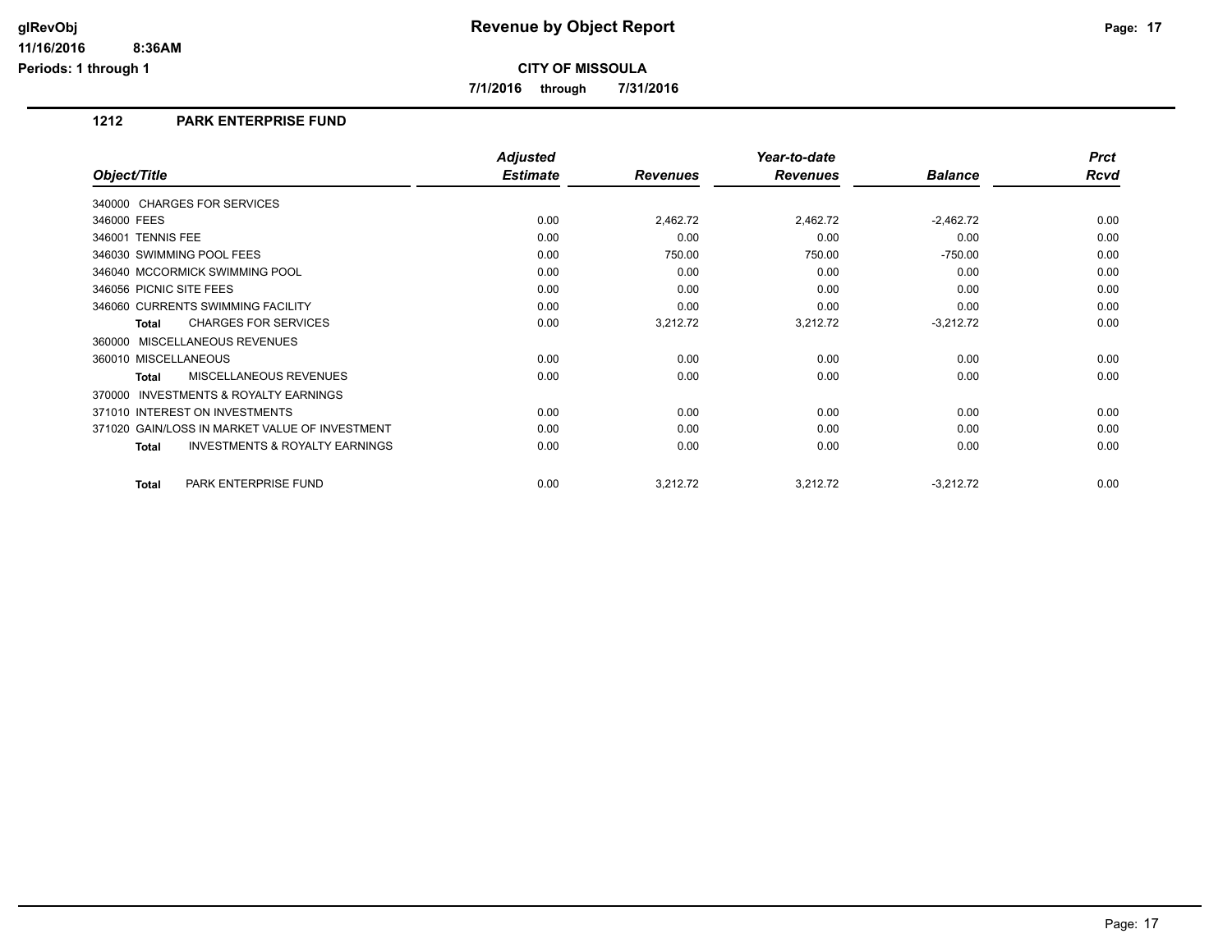# Revenue by Object Report

**CITY OF MISSOULA**

**7/1/2016 through 7/31/2016**

glRevObj
11/16/2016 8:36AM
Periods: 1 through 1

## 1212 PARK ENTERPRISE FUND

| Object/Title | Adjusted Estimate | Revenues | Year-to-date Revenues | Balance | Prct Rcvd |
|---|---|---|---|---|---|
| 340000 CHARGES FOR SERVICES | | | | | |
| 346000 FEES | 0.00 | 2,462.72 | 2,462.72 | -2,462.72 | 0.00 |
| 346001 TENNIS FEE | 0.00 | 0.00 | 0.00 | 0.00 | 0.00 |
| 346030 SWIMMING POOL FEES | 0.00 | 750.00 | 750.00 | -750.00 | 0.00 |
| 346040 MCCORMICK SWIMMING POOL | 0.00 | 0.00 | 0.00 | 0.00 | 0.00 |
| 346056 PICNIC SITE FEES | 0.00 | 0.00 | 0.00 | 0.00 | 0.00 |
| 346060 CURRENTS SWIMMING FACILITY | 0.00 | 0.00 | 0.00 | 0.00 | 0.00 |
| **Total** CHARGES FOR SERVICES | 0.00 | 3,212.72 | 3,212.72 | -3,212.72 | 0.00 |
| 360000 MISCELLANEOUS REVENUES | | | | | |
| 360010 MISCELLANEOUS | 0.00 | 0.00 | 0.00 | 0.00 | 0.00 |
| **Total** MISCELLANEOUS REVENUES | 0.00 | 0.00 | 0.00 | 0.00 | 0.00 |
| 370000 INVESTMENTS & ROYALTY EARNINGS | | | | | |
| 371010 INTEREST ON INVESTMENTS | 0.00 | 0.00 | 0.00 | 0.00 | 0.00 |
| 371020 GAIN/LOSS IN MARKET VALUE OF INVESTMENT | 0.00 | 0.00 | 0.00 | 0.00 | 0.00 |
| **Total** INVESTMENTS & ROYALTY EARNINGS | 0.00 | 0.00 | 0.00 | 0.00 | 0.00 |
| **Total** PARK ENTERPRISE FUND | 0.00 | 3,212.72 | 3,212.72 | -3,212.72 | 0.00 |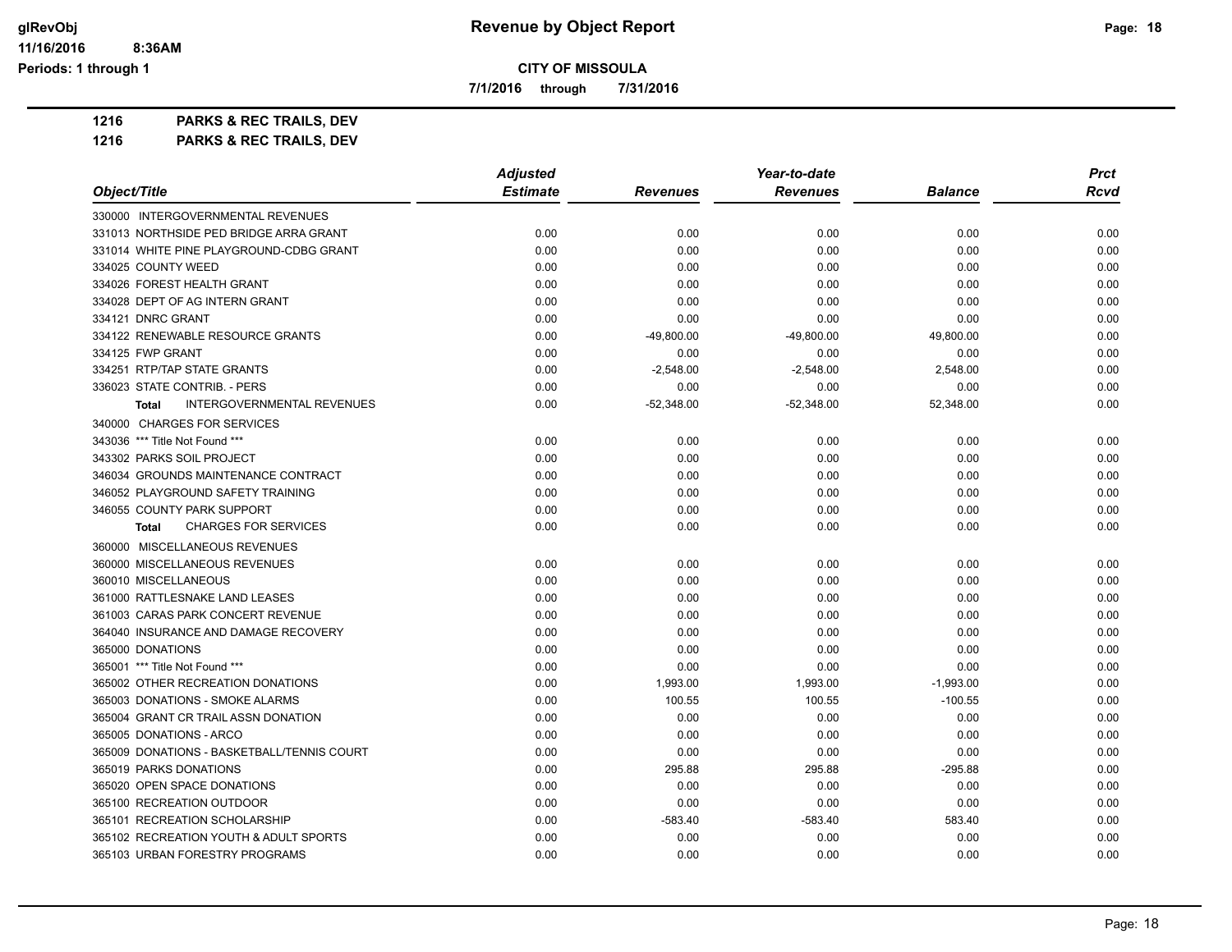# Revenue by Object Report

**CITY OF MISSOULA**

**7/1/2016 through 7/31/2016**

**1216 PARKS & REC TRAILS, DEV**

**1216 PARKS & REC TRAILS, DEV**

| Object/Title | Adjusted Estimate | Revenues | Year-to-date Revenues | Balance | Prct Rcvd |
|---|---|---|---|---|---|
| 330000 INTERGOVERNMENTAL REVENUES | | | | | |
| 331013 NORTHSIDE PED BRIDGE ARRA GRANT | 0.00 | 0.00 | 0.00 | 0.00 | 0.00 |
| 331014 WHITE PINE PLAYGROUND-CDBG GRANT | 0.00 | 0.00 | 0.00 | 0.00 | 0.00 |
| 334025 COUNTY WEED | 0.00 | 0.00 | 0.00 | 0.00 | 0.00 |
| 334026 FOREST HEALTH GRANT | 0.00 | 0.00 | 0.00 | 0.00 | 0.00 |
| 334028 DEPT OF AG INTERN GRANT | 0.00 | 0.00 | 0.00 | 0.00 | 0.00 |
| 334121 DNRC GRANT | 0.00 | 0.00 | 0.00 | 0.00 | 0.00 |
| 334122 RENEWABLE RESOURCE GRANTS | 0.00 | -49,800.00 | -49,800.00 | 49,800.00 | 0.00 |
| 334125 FWP GRANT | 0.00 | 0.00 | 0.00 | 0.00 | 0.00 |
| 334251 RTP/TAP STATE GRANTS | 0.00 | -2,548.00 | -2,548.00 | 2,548.00 | 0.00 |
| 336023 STATE CONTRIB. - PERS | 0.00 | 0.00 | 0.00 | 0.00 | 0.00 |
| **Total** INTERGOVERNMENTAL REVENUES | 0.00 | -52,348.00 | -52,348.00 | 52,348.00 | 0.00 |
| 340000 CHARGES FOR SERVICES | | | | | |
| 343036 *** Title Not Found *** | 0.00 | 0.00 | 0.00 | 0.00 | 0.00 |
| 343302 PARKS SOIL PROJECT | 0.00 | 0.00 | 0.00 | 0.00 | 0.00 |
| 346034 GROUNDS MAINTENANCE CONTRACT | 0.00 | 0.00 | 0.00 | 0.00 | 0.00 |
| 346052 PLAYGROUND SAFETY TRAINING | 0.00 | 0.00 | 0.00 | 0.00 | 0.00 |
| 346055 COUNTY PARK SUPPORT | 0.00 | 0.00 | 0.00 | 0.00 | 0.00 |
| **Total** CHARGES FOR SERVICES | 0.00 | 0.00 | 0.00 | 0.00 | 0.00 |
| 360000 MISCELLANEOUS REVENUES | | | | | |
| 360000 MISCELLANEOUS REVENUES | 0.00 | 0.00 | 0.00 | 0.00 | 0.00 |
| 360010 MISCELLANEOUS | 0.00 | 0.00 | 0.00 | 0.00 | 0.00 |
| 361000 RATTLESNAKE LAND LEASES | 0.00 | 0.00 | 0.00 | 0.00 | 0.00 |
| 361003 CARAS PARK CONCERT REVENUE | 0.00 | 0.00 | 0.00 | 0.00 | 0.00 |
| 364040 INSURANCE AND DAMAGE RECOVERY | 0.00 | 0.00 | 0.00 | 0.00 | 0.00 |
| 365000 DONATIONS | 0.00 | 0.00 | 0.00 | 0.00 | 0.00 |
| 365001 *** Title Not Found *** | 0.00 | 0.00 | 0.00 | 0.00 | 0.00 |
| 365002 OTHER RECREATION DONATIONS | 0.00 | 1,993.00 | 1,993.00 | -1,993.00 | 0.00 |
| 365003 DONATIONS - SMOKE ALARMS | 0.00 | 100.55 | 100.55 | -100.55 | 0.00 |
| 365004 GRANT CR TRAIL ASSN DONATION | 0.00 | 0.00 | 0.00 | 0.00 | 0.00 |
| 365005 DONATIONS - ARCO | 0.00 | 0.00 | 0.00 | 0.00 | 0.00 |
| 365009 DONATIONS - BASKETBALL/TENNIS COURT | 0.00 | 0.00 | 0.00 | 0.00 | 0.00 |
| 365019 PARKS DONATIONS | 0.00 | 295.88 | 295.88 | -295.88 | 0.00 |
| 365020 OPEN SPACE DONATIONS | 0.00 | 0.00 | 0.00 | 0.00 | 0.00 |
| 365100 RECREATION OUTDOOR | 0.00 | 0.00 | 0.00 | 0.00 | 0.00 |
| 365101 RECREATION SCHOLARSHIP | 0.00 | -583.40 | -583.40 | 583.40 | 0.00 |
| 365102 RECREATION YOUTH & ADULT SPORTS | 0.00 | 0.00 | 0.00 | 0.00 | 0.00 |
| 365103 URBAN FORESTRY PROGRAMS | 0.00 | 0.00 | 0.00 | 0.00 | 0.00 |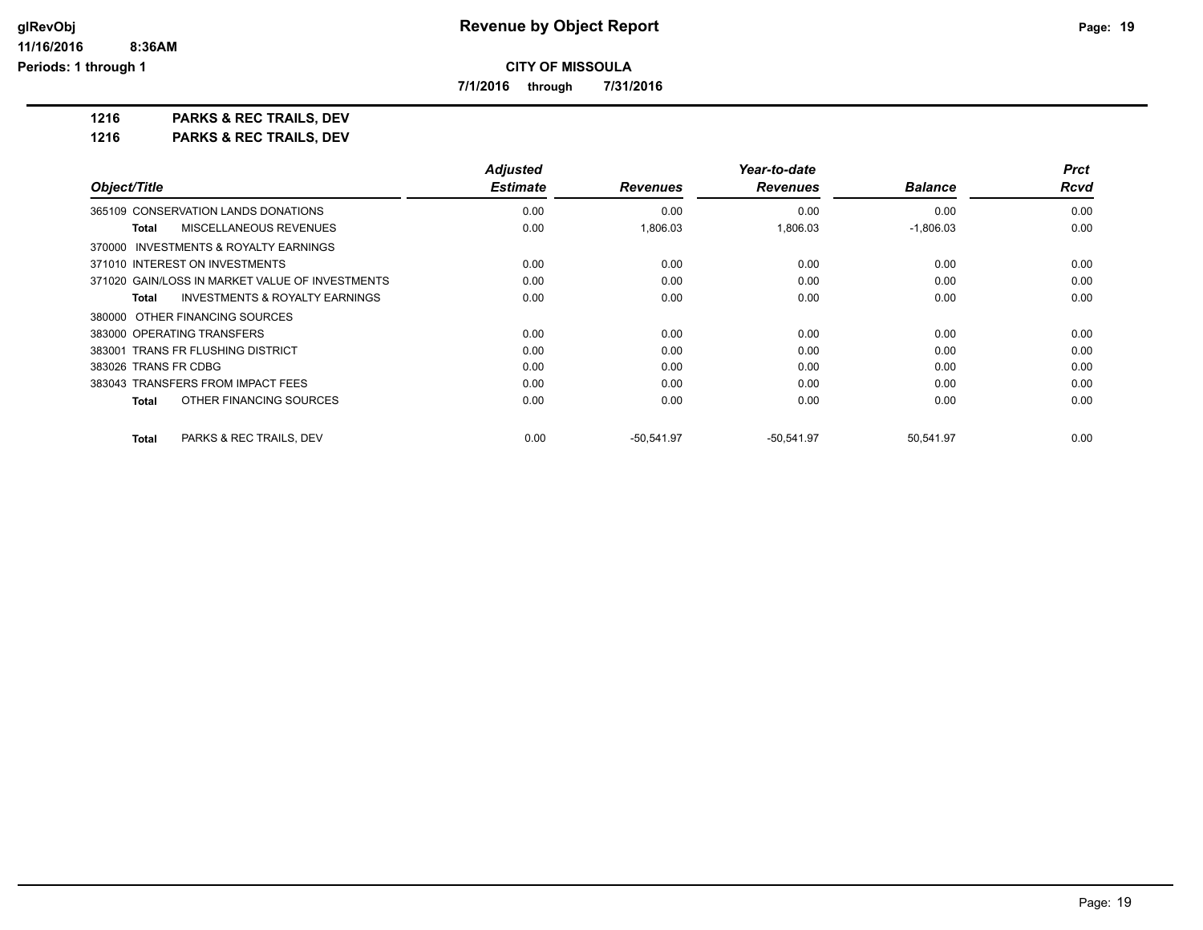**CITY OF MISSOULA**

**7/1/2016 through 7/31/2016**

## 1216 PARKS & REC TRAILS, DEV

## 1216 PARKS & REC TRAILS, DEV

| Object/Title | Adjusted Estimate | Revenues | Year-to-date Revenues | Balance | Prct Rcvd |
|---|---|---|---|---|---|
| 365109 CONSERVATION LANDS DONATIONS | 0.00 | 0.00 | 0.00 | 0.00 | 0.00 |
| **Total** MISCELLANEOUS REVENUES | 0.00 | 1,806.03 | 1,806.03 | -1,806.03 | 0.00 |
| 370000 INVESTMENTS & ROYALTY EARNINGS | | | | | |
| 371010 INTEREST ON INVESTMENTS | 0.00 | 0.00 | 0.00 | 0.00 | 0.00 |
| 371020 GAIN/LOSS IN MARKET VALUE OF INVESTMENTS | 0.00 | 0.00 | 0.00 | 0.00 | 0.00 |
| **Total** INVESTMENTS & ROYALTY EARNINGS | 0.00 | 0.00 | 0.00 | 0.00 | 0.00 |
| 380000 OTHER FINANCING SOURCES | | | | | |
| 383000 OPERATING TRANSFERS | 0.00 | 0.00 | 0.00 | 0.00 | 0.00 |
| 383001 TRANS FR FLUSHING DISTRICT | 0.00 | 0.00 | 0.00 | 0.00 | 0.00 |
| 383026 TRANS FR CDBG | 0.00 | 0.00 | 0.00 | 0.00 | 0.00 |
| 383043 TRANSFERS FROM IMPACT FEES | 0.00 | 0.00 | 0.00 | 0.00 | 0.00 |
| **Total** OTHER FINANCING SOURCES | 0.00 | 0.00 | 0.00 | 0.00 | 0.00 |
| **Total** PARKS & REC TRAILS, DEV | 0.00 | -50,541.97 | -50,541.97 | 50,541.97 | 0.00 |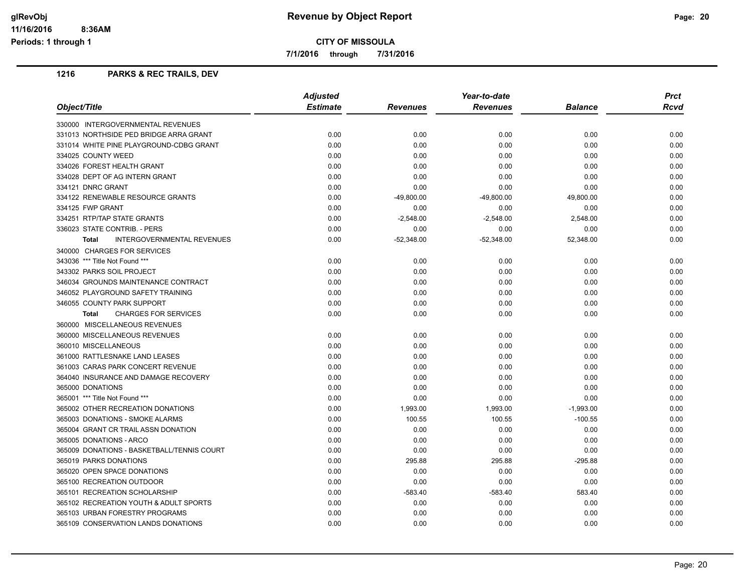**CITY OF MISSOULA**

**7/1/2016 through 7/31/2016**

## 1216 PARKS & REC TRAILS, DEV

| Object/Title | Adjusted Estimate | Revenues | Year-to-date Revenues | Balance | Prct Rcvd |
|---|---|---|---|---|---|
| 330000 INTERGOVERNMENTAL REVENUES | | | | | |
| 331013 NORTHSIDE PED BRIDGE ARRA GRANT | 0.00 | 0.00 | 0.00 | 0.00 | 0.00 |
| 331014 WHITE PINE PLAYGROUND-CDBG GRANT | 0.00 | 0.00 | 0.00 | 0.00 | 0.00 |
| 334025 COUNTY WEED | 0.00 | 0.00 | 0.00 | 0.00 | 0.00 |
| 334026 FOREST HEALTH GRANT | 0.00 | 0.00 | 0.00 | 0.00 | 0.00 |
| 334028 DEPT OF AG INTERN GRANT | 0.00 | 0.00 | 0.00 | 0.00 | 0.00 |
| 334121 DNRC GRANT | 0.00 | 0.00 | 0.00 | 0.00 | 0.00 |
| 334122 RENEWABLE RESOURCE GRANTS | 0.00 | -49,800.00 | -49,800.00 | 49,800.00 | 0.00 |
| 334125 FWP GRANT | 0.00 | 0.00 | 0.00 | 0.00 | 0.00 |
| 334251 RTP/TAP STATE GRANTS | 0.00 | -2,548.00 | -2,548.00 | 2,548.00 | 0.00 |
| 336023 STATE CONTRIB. - PERS | 0.00 | 0.00 | 0.00 | 0.00 | 0.00 |
| **Total** INTERGOVERNMENTAL REVENUES | 0.00 | -52,348.00 | -52,348.00 | 52,348.00 | 0.00 |
| 340000 CHARGES FOR SERVICES | | | | | |
| 343036 *** Title Not Found *** | 0.00 | 0.00 | 0.00 | 0.00 | 0.00 |
| 343302 PARKS SOIL PROJECT | 0.00 | 0.00 | 0.00 | 0.00 | 0.00 |
| 346034 GROUNDS MAINTENANCE CONTRACT | 0.00 | 0.00 | 0.00 | 0.00 | 0.00 |
| 346052 PLAYGROUND SAFETY TRAINING | 0.00 | 0.00 | 0.00 | 0.00 | 0.00 |
| 346055 COUNTY PARK SUPPORT | 0.00 | 0.00 | 0.00 | 0.00 | 0.00 |
| **Total** CHARGES FOR SERVICES | 0.00 | 0.00 | 0.00 | 0.00 | 0.00 |
| 360000 MISCELLANEOUS REVENUES | | | | | |
| 360000 MISCELLANEOUS REVENUES | 0.00 | 0.00 | 0.00 | 0.00 | 0.00 |
| 360010 MISCELLANEOUS | 0.00 | 0.00 | 0.00 | 0.00 | 0.00 |
| 361000 RATTLESNAKE LAND LEASES | 0.00 | 0.00 | 0.00 | 0.00 | 0.00 |
| 361003 CARAS PARK CONCERT REVENUE | 0.00 | 0.00 | 0.00 | 0.00 | 0.00 |
| 364040 INSURANCE AND DAMAGE RECOVERY | 0.00 | 0.00 | 0.00 | 0.00 | 0.00 |
| 365000 DONATIONS | 0.00 | 0.00 | 0.00 | 0.00 | 0.00 |
| 365001 *** Title Not Found *** | 0.00 | 0.00 | 0.00 | 0.00 | 0.00 |
| 365002 OTHER RECREATION DONATIONS | 0.00 | 1,993.00 | 1,993.00 | -1,993.00 | 0.00 |
| 365003 DONATIONS - SMOKE ALARMS | 0.00 | 100.55 | 100.55 | -100.55 | 0.00 |
| 365004 GRANT CR TRAIL ASSN DONATION | 0.00 | 0.00 | 0.00 | 0.00 | 0.00 |
| 365005 DONATIONS - ARCO | 0.00 | 0.00 | 0.00 | 0.00 | 0.00 |
| 365009 DONATIONS - BASKETBALL/TENNIS COURT | 0.00 | 0.00 | 0.00 | 0.00 | 0.00 |
| 365019 PARKS DONATIONS | 0.00 | 295.88 | 295.88 | -295.88 | 0.00 |
| 365020 OPEN SPACE DONATIONS | 0.00 | 0.00 | 0.00 | 0.00 | 0.00 |
| 365100 RECREATION OUTDOOR | 0.00 | 0.00 | 0.00 | 0.00 | 0.00 |
| 365101 RECREATION SCHOLARSHIP | 0.00 | -583.40 | -583.40 | 583.40 | 0.00 |
| 365102 RECREATION YOUTH & ADULT SPORTS | 0.00 | 0.00 | 0.00 | 0.00 | 0.00 |
| 365103 URBAN FORESTRY PROGRAMS | 0.00 | 0.00 | 0.00 | 0.00 | 0.00 |
| 365109 CONSERVATION LANDS DONATIONS | 0.00 | 0.00 | 0.00 | 0.00 | 0.00 |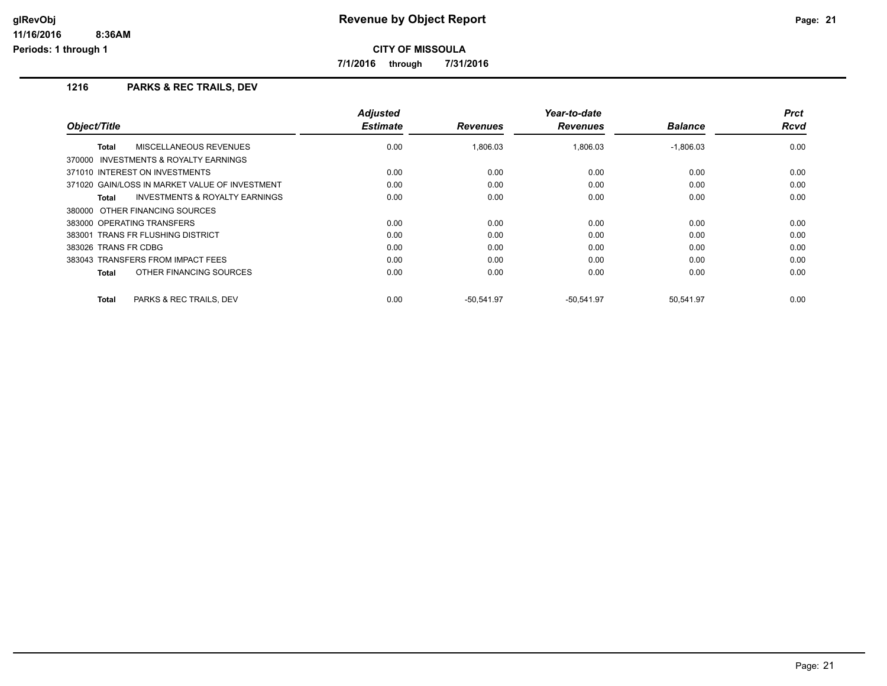# Revenue by Object Report

**CITY OF MISSOULA**

**7/1/2016 through 7/31/2016**

glRevObj
11/16/2016 8:36AM
Periods: 1 through 1

## 1216 PARKS & REC TRAILS, DEV

| Object/Title | Adjusted Estimate | Revenues | Year-to-date Revenues | Balance | Prct Rcvd |
|---|---|---|---|---|---|
| **Total** MISCELLANEOUS REVENUES | 0.00 | 1,806.03 | 1,806.03 | -1,806.03 | 0.00 |
| 370000 INVESTMENTS & ROYALTY EARNINGS | | | | | |
| 371010 INTEREST ON INVESTMENTS | 0.00 | 0.00 | 0.00 | 0.00 | 0.00 |
| 371020 GAIN/LOSS IN MARKET VALUE OF INVESTMENT | 0.00 | 0.00 | 0.00 | 0.00 | 0.00 |
| **Total** INVESTMENTS & ROYALTY EARNINGS | 0.00 | 0.00 | 0.00 | 0.00 | 0.00 |
| 380000 OTHER FINANCING SOURCES | | | | | |
| 383000 OPERATING TRANSFERS | 0.00 | 0.00 | 0.00 | 0.00 | 0.00 |
| 383001 TRANS FR FLUSHING DISTRICT | 0.00 | 0.00 | 0.00 | 0.00 | 0.00 |
| 383026 TRANS FR CDBG | 0.00 | 0.00 | 0.00 | 0.00 | 0.00 |
| 383043 TRANSFERS FROM IMPACT FEES | 0.00 | 0.00 | 0.00 | 0.00 | 0.00 |
| **Total** OTHER FINANCING SOURCES | 0.00 | 0.00 | 0.00 | 0.00 | 0.00 |
| **Total** PARKS & REC TRAILS, DEV | 0.00 | -50,541.97 | -50,541.97 | 50,541.97 | 0.00 |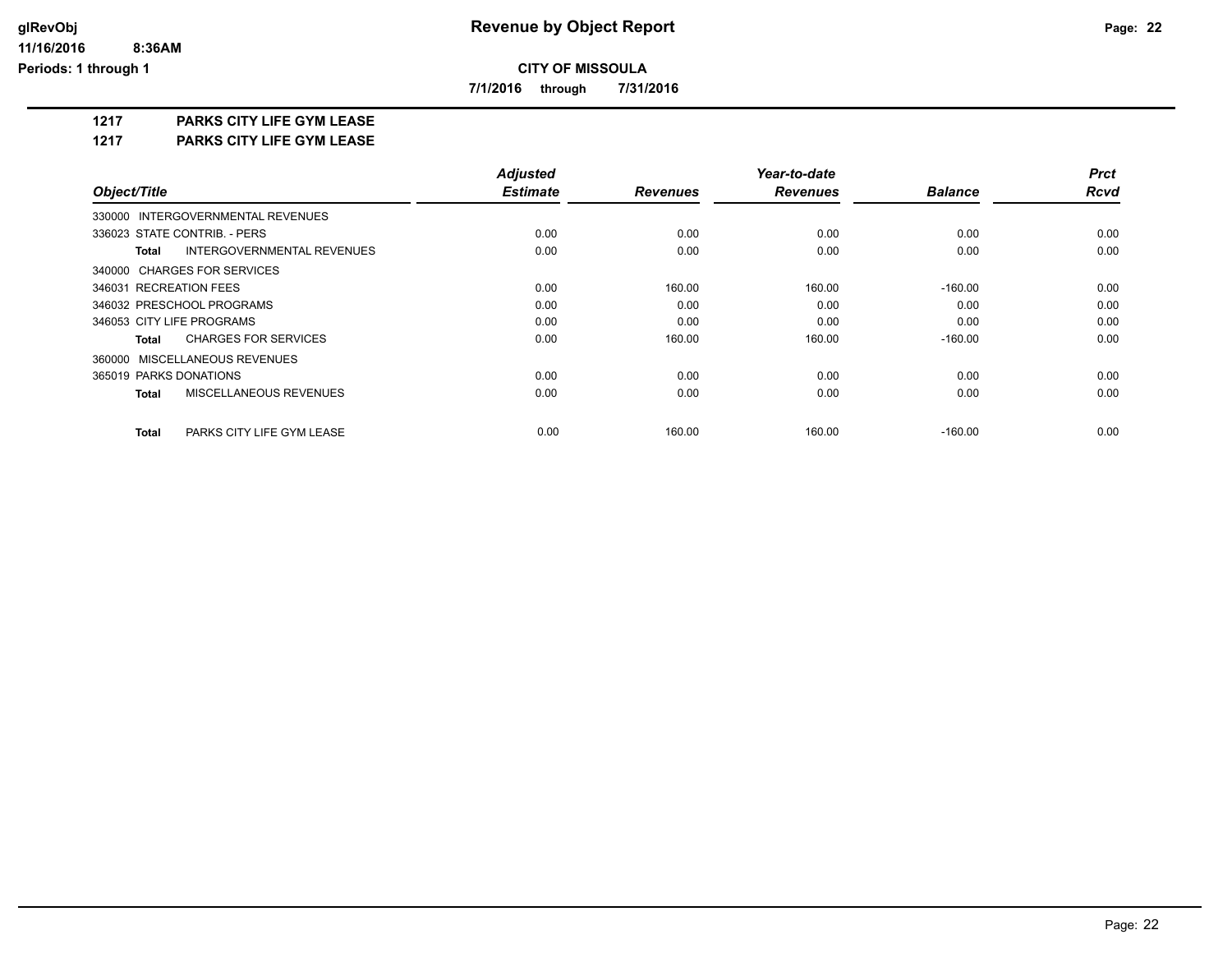# Revenue by Object Report

**CITY OF MISSOULA**

**7/1/2016 through 7/31/2016**

glRevObj
11/16/2016 8:36AM
Periods: 1 through 1

**1217 PARKS CITY LIFE GYM LEASE**

**1217 PARKS CITY LIFE GYM LEASE**

| Object/Title | Adjusted Estimate | Revenues | Year-to-date Revenues | Balance | Prct Rcvd |
|---|---|---|---|---|---|
| 330000 INTERGOVERNMENTAL REVENUES | | | | | |
| 336023 STATE CONTRIB. - PERS | 0.00 | 0.00 | 0.00 | 0.00 | 0.00 |
| **Total** INTERGOVERNMENTAL REVENUES | 0.00 | 0.00 | 0.00 | 0.00 | 0.00 |
| 340000 CHARGES FOR SERVICES | | | | | |
| 346031 RECREATION FEES | 0.00 | 160.00 | 160.00 | -160.00 | 0.00 |
| 346032 PRESCHOOL PROGRAMS | 0.00 | 0.00 | 0.00 | 0.00 | 0.00 |
| 346053 CITY LIFE PROGRAMS | 0.00 | 0.00 | 0.00 | 0.00 | 0.00 |
| **Total** CHARGES FOR SERVICES | 0.00 | 160.00 | 160.00 | -160.00 | 0.00 |
| 360000 MISCELLANEOUS REVENUES | | | | | |
| 365019 PARKS DONATIONS | 0.00 | 0.00 | 0.00 | 0.00 | 0.00 |
| **Total** MISCELLANEOUS REVENUES | 0.00 | 0.00 | 0.00 | 0.00 | 0.00 |
| **Total** PARKS CITY LIFE GYM LEASE | 0.00 | 160.00 | 160.00 | -160.00 | 0.00 |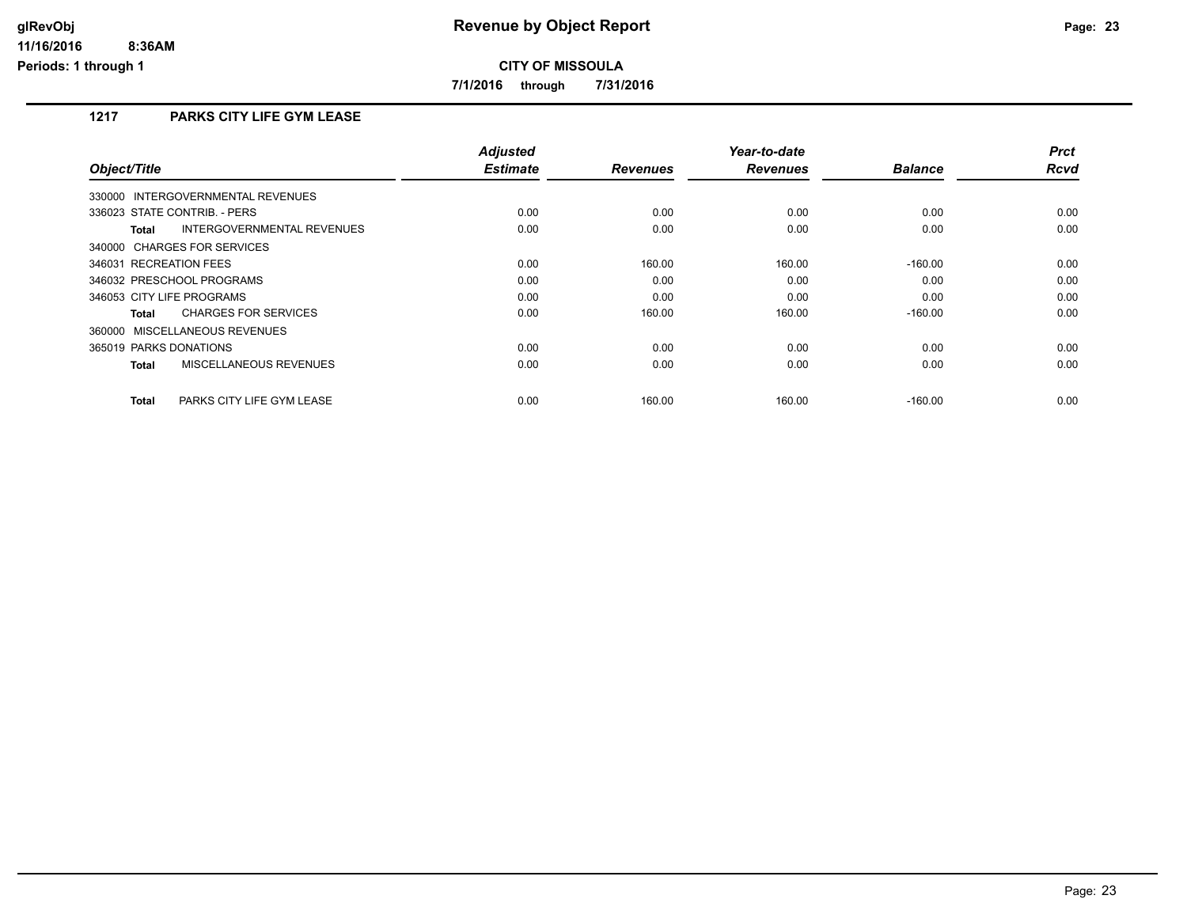# Revenue by Object Report

**CITY OF MISSOULA**

**7/1/2016 through 7/31/2016**

## 1217 PARKS CITY LIFE GYM LEASE

| Object/Title | Adjusted Estimate | Revenues | Year-to-date Revenues | Balance | Prct Rcvd |
|---|---|---|---|---|---|
| 330000 INTERGOVERNMENTAL REVENUES | | | | | |
| 336023 STATE CONTRIB. - PERS | 0.00 | 0.00 | 0.00 | 0.00 | 0.00 |
| **Total** INTERGOVERNMENTAL REVENUES | 0.00 | 0.00 | 0.00 | 0.00 | 0.00 |
| 340000 CHARGES FOR SERVICES | | | | | |
| 346031 RECREATION FEES | 0.00 | 160.00 | 160.00 | -160.00 | 0.00 |
| 346032 PRESCHOOL PROGRAMS | 0.00 | 0.00 | 0.00 | 0.00 | 0.00 |
| 346053 CITY LIFE PROGRAMS | 0.00 | 0.00 | 0.00 | 0.00 | 0.00 |
| **Total** CHARGES FOR SERVICES | 0.00 | 160.00 | 160.00 | -160.00 | 0.00 |
| 360000 MISCELLANEOUS REVENUES | | | | | |
| 365019 PARKS DONATIONS | 0.00 | 0.00 | 0.00 | 0.00 | 0.00 |
| **Total** MISCELLANEOUS REVENUES | 0.00 | 0.00 | 0.00 | 0.00 | 0.00 |
| **Total** PARKS CITY LIFE GYM LEASE | 0.00 | 160.00 | 160.00 | -160.00 | 0.00 |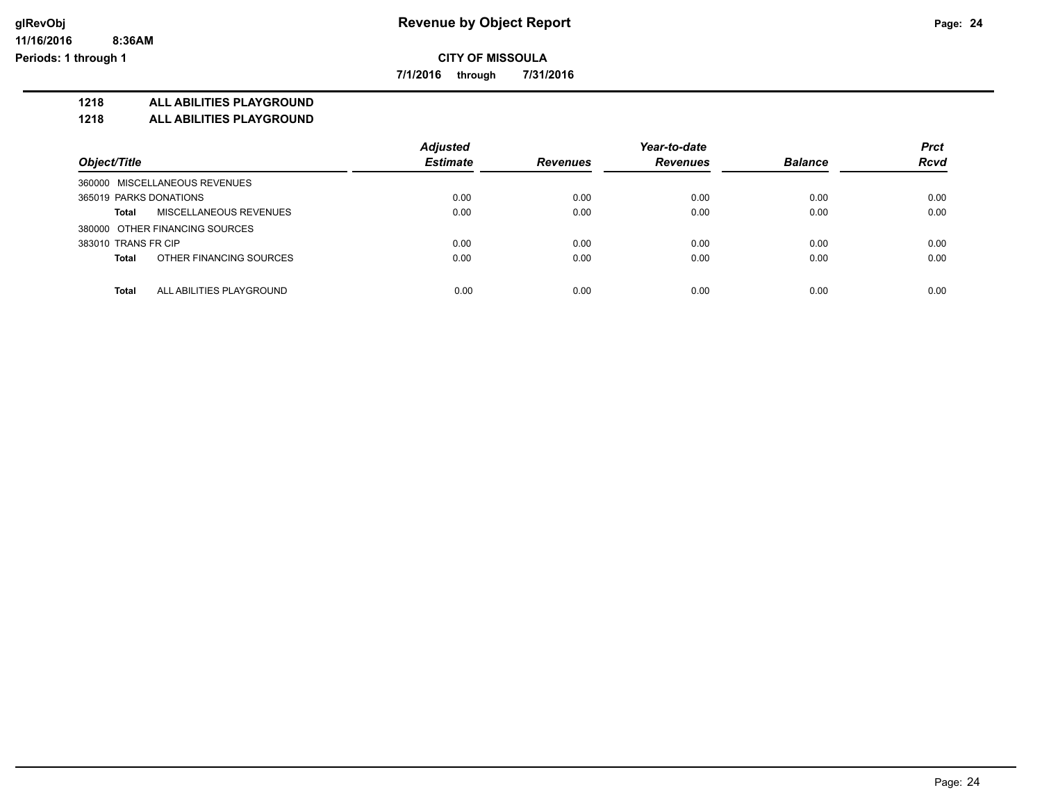# Revenue by Object Report

**CITY OF MISSOULA**

**7/1/2016 through 7/31/2016**

glRevObj
11/16/2016 8:36AM
Periods: 1 through 1

## 1218 ALL ABILITIES PLAYGROUND
## 1218 ALL ABILITIES PLAYGROUND

| Object/Title | Adjusted Estimate | Revenues | Year-to-date Revenues | Balance | Prct Rcvd |
|---|---|---|---|---|---|
| 360000 MISCELLANEOUS REVENUES | | | | | |
| 365019 PARKS DONATIONS | 0.00 | 0.00 | 0.00 | 0.00 | 0.00 |
| **Total** MISCELLANEOUS REVENUES | 0.00 | 0.00 | 0.00 | 0.00 | 0.00 |
| 380000 OTHER FINANCING SOURCES | | | | | |
| 383010 TRANS FR CIP | 0.00 | 0.00 | 0.00 | 0.00 | 0.00 |
| **Total** OTHER FINANCING SOURCES | 0.00 | 0.00 | 0.00 | 0.00 | 0.00 |
| **Total** ALL ABILITIES PLAYGROUND | 0.00 | 0.00 | 0.00 | 0.00 | 0.00 |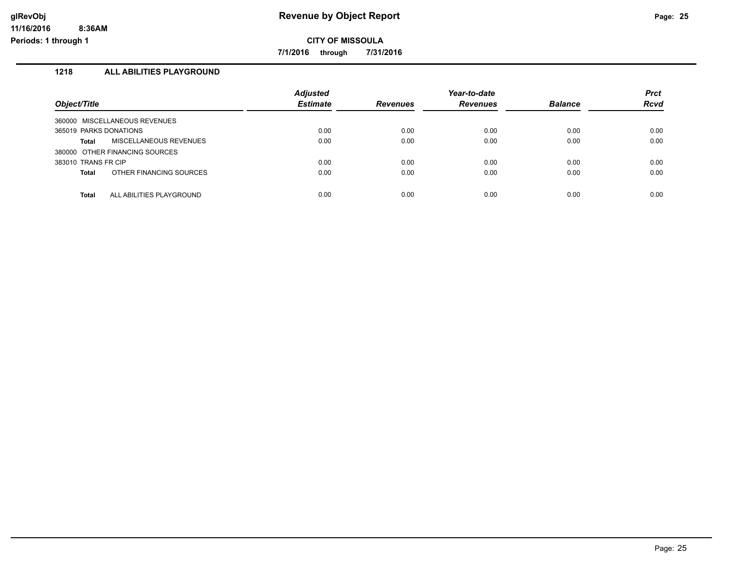# Revenue by Object Report

glRevObj
11/16/2016 8:36AM
Periods: 1 through 1

**CITY OF MISSOULA**

**7/1/2016 through 7/31/2016**

## 1218 ALL ABILITIES PLAYGROUND

| Object/Title | Adjusted Estimate | Revenues | Year-to-date Revenues | Balance | Prct Rcvd |
|---|---|---|---|---|---|
| 360000 MISCELLANEOUS REVENUES | | | | | |
| 365019 PARKS DONATIONS | 0.00 | 0.00 | 0.00 | 0.00 | 0.00 |
| **Total** MISCELLANEOUS REVENUES | 0.00 | 0.00 | 0.00 | 0.00 | 0.00 |
| 380000 OTHER FINANCING SOURCES | | | | | |
| 383010 TRANS FR CIP | 0.00 | 0.00 | 0.00 | 0.00 | 0.00 |
| **Total** OTHER FINANCING SOURCES | 0.00 | 0.00 | 0.00 | 0.00 | 0.00 |
| **Total** ALL ABILITIES PLAYGROUND | 0.00 | 0.00 | 0.00 | 0.00 | 0.00 |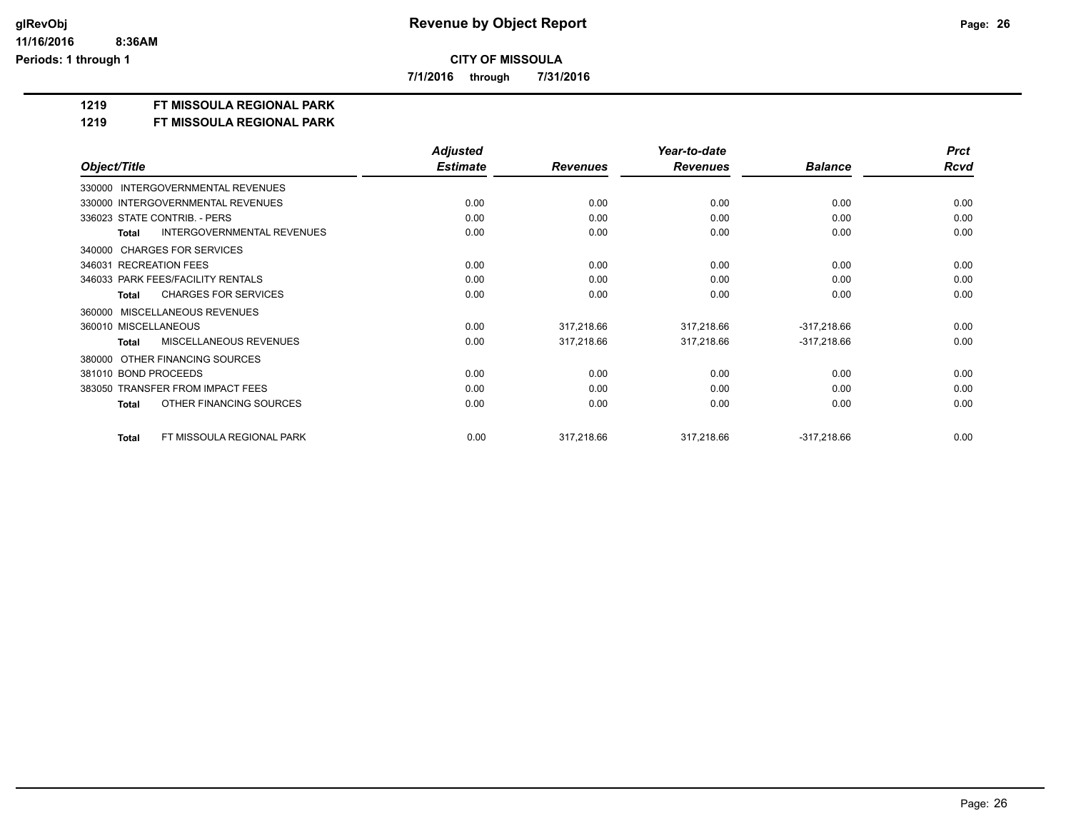# Revenue by Object Report

**CITY OF MISSOULA**

**7/1/2016 through 7/31/2016**

**1219 FT MISSOULA REGIONAL PARK**

**1219 FT MISSOULA REGIONAL PARK**

| Object/Title | Adjusted Estimate | Revenues | Year-to-date Revenues | Balance | Prct Rcvd |
|---|---|---|---|---|---|
| 330000 INTERGOVERNMENTAL REVENUES | | | | | |
| 330000 INTERGOVERNMENTAL REVENUES | 0.00 | 0.00 | 0.00 | 0.00 | 0.00 |
| 336023 STATE CONTRIB. - PERS | 0.00 | 0.00 | 0.00 | 0.00 | 0.00 |
| **Total** INTERGOVERNMENTAL REVENUES | 0.00 | 0.00 | 0.00 | 0.00 | 0.00 |
| 340000 CHARGES FOR SERVICES | | | | | |
| 346031 RECREATION FEES | 0.00 | 0.00 | 0.00 | 0.00 | 0.00 |
| 346033 PARK FEES/FACILITY RENTALS | 0.00 | 0.00 | 0.00 | 0.00 | 0.00 |
| **Total** CHARGES FOR SERVICES | 0.00 | 0.00 | 0.00 | 0.00 | 0.00 |
| 360000 MISCELLANEOUS REVENUES | | | | | |
| 360010 MISCELLANEOUS | 0.00 | 317,218.66 | 317,218.66 | -317,218.66 | 0.00 |
| **Total** MISCELLANEOUS REVENUES | 0.00 | 317,218.66 | 317,218.66 | -317,218.66 | 0.00 |
| 380000 OTHER FINANCING SOURCES | | | | | |
| 381010 BOND PROCEEDS | 0.00 | 0.00 | 0.00 | 0.00 | 0.00 |
| 383050 TRANSFER FROM IMPACT FEES | 0.00 | 0.00 | 0.00 | 0.00 | 0.00 |
| **Total** OTHER FINANCING SOURCES | 0.00 | 0.00 | 0.00 | 0.00 | 0.00 |
| **Total** FT MISSOULA REGIONAL PARK | 0.00 | 317,218.66 | 317,218.66 | -317,218.66 | 0.00 |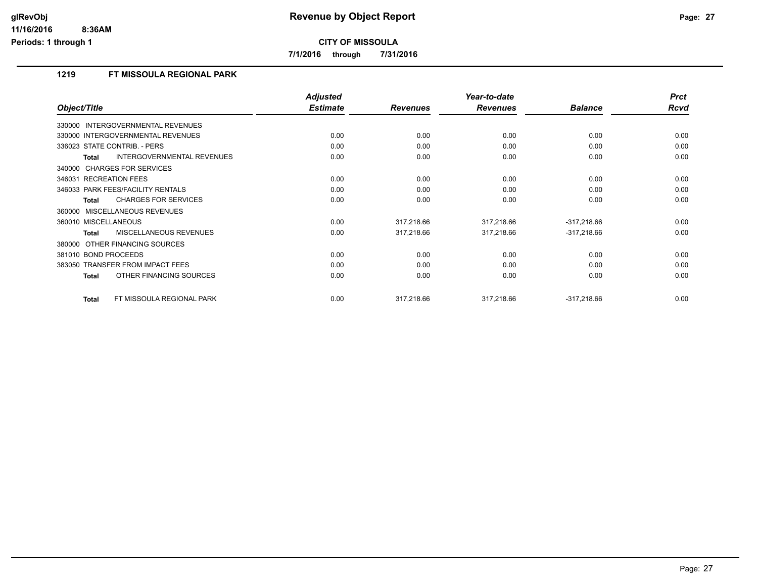# Revenue by Object Report

**CITY OF MISSOULA**

**7/1/2016 through 7/31/2016**

## 1219 FT MISSOULA REGIONAL PARK

| Object/Title | Adjusted Estimate | Revenues | Year-to-date Revenues | Balance | Prct Rcvd |
|---|---|---|---|---|---|
| 330000 INTERGOVERNMENTAL REVENUES | | | | | |
| 330000 INTERGOVERNMENTAL REVENUES | 0.00 | 0.00 | 0.00 | 0.00 | 0.00 |
| 336023 STATE CONTRIB. - PERS | 0.00 | 0.00 | 0.00 | 0.00 | 0.00 |
| **Total** INTERGOVERNMENTAL REVENUES | 0.00 | 0.00 | 0.00 | 0.00 | 0.00 |
| 340000 CHARGES FOR SERVICES | | | | | |
| 346031 RECREATION FEES | 0.00 | 0.00 | 0.00 | 0.00 | 0.00 |
| 346033 PARK FEES/FACILITY RENTALS | 0.00 | 0.00 | 0.00 | 0.00 | 0.00 |
| **Total** CHARGES FOR SERVICES | 0.00 | 0.00 | 0.00 | 0.00 | 0.00 |
| 360000 MISCELLANEOUS REVENUES | | | | | |
| 360010 MISCELLANEOUS | 0.00 | 317,218.66 | 317,218.66 | -317,218.66 | 0.00 |
| **Total** MISCELLANEOUS REVENUES | 0.00 | 317,218.66 | 317,218.66 | -317,218.66 | 0.00 |
| 380000 OTHER FINANCING SOURCES | | | | | |
| 381010 BOND PROCEEDS | 0.00 | 0.00 | 0.00 | 0.00 | 0.00 |
| 383050 TRANSFER FROM IMPACT FEES | 0.00 | 0.00 | 0.00 | 0.00 | 0.00 |
| **Total** OTHER FINANCING SOURCES | 0.00 | 0.00 | 0.00 | 0.00 | 0.00 |
| **Total** FT MISSOULA REGIONAL PARK | 0.00 | 317,218.66 | 317,218.66 | -317,218.66 | 0.00 |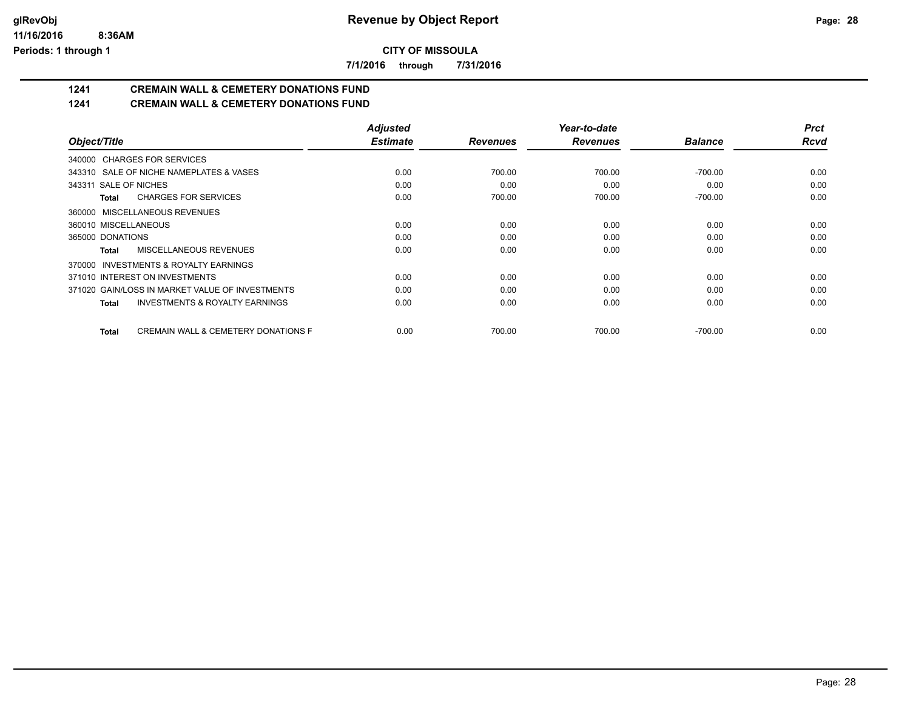# CITY OF MISSOULA

**7/1/2016 through 7/31/2016**

## 1241 CREMAIN WALL & CEMETERY DONATIONS FUND
## 1241 CREMAIN WALL & CEMETERY DONATIONS FUND

| Object/Title | Adjusted Estimate | Revenues | Year-to-date Revenues | Balance | Prct Rcvd |
|---|---|---|---|---|---|
| 340000 CHARGES FOR SERVICES | | | | | |
| 343310 SALE OF NICHE NAMEPLATES & VASES | 0.00 | 700.00 | 700.00 | -700.00 | 0.00 |
| 343311 SALE OF NICHES | 0.00 | 0.00 | 0.00 | 0.00 | 0.00 |
| **Total** CHARGES FOR SERVICES | 0.00 | 700.00 | 700.00 | -700.00 | 0.00 |
| 360000 MISCELLANEOUS REVENUES | | | | | |
| 360010 MISCELLANEOUS | 0.00 | 0.00 | 0.00 | 0.00 | 0.00 |
| 365000 DONATIONS | 0.00 | 0.00 | 0.00 | 0.00 | 0.00 |
| **Total** MISCELLANEOUS REVENUES | 0.00 | 0.00 | 0.00 | 0.00 | 0.00 |
| 370000 INVESTMENTS & ROYALTY EARNINGS | | | | | |
| 371010 INTEREST ON INVESTMENTS | 0.00 | 0.00 | 0.00 | 0.00 | 0.00 |
| 371020 GAIN/LOSS IN MARKET VALUE OF INVESTMENTS | 0.00 | 0.00 | 0.00 | 0.00 | 0.00 |
| **Total** INVESTMENTS & ROYALTY EARNINGS | 0.00 | 0.00 | 0.00 | 0.00 | 0.00 |
| **Total** CREMAIN WALL & CEMETERY DONATIONS F | 0.00 | 700.00 | 700.00 | -700.00 | 0.00 |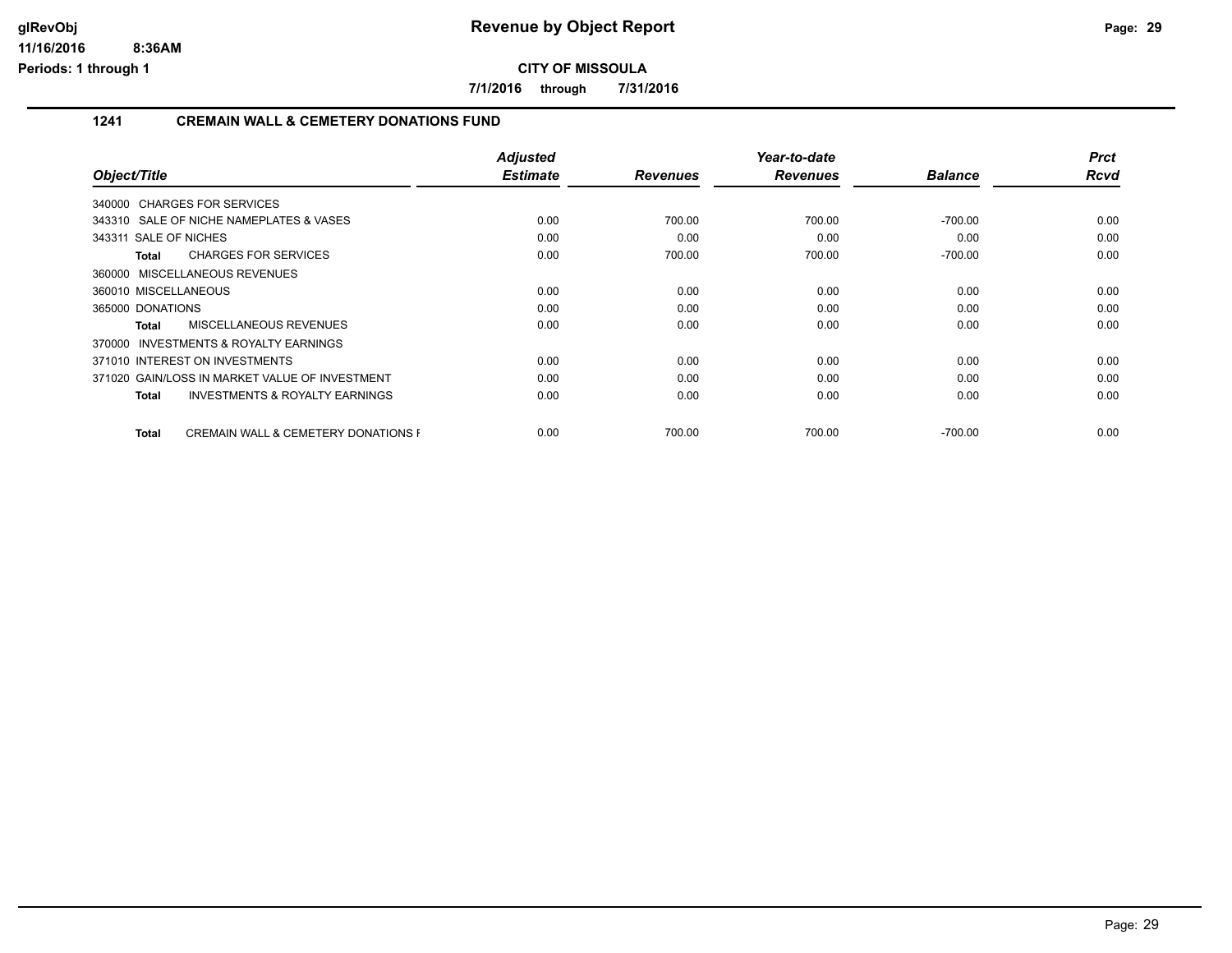# Revenue by Object Report

**CITY OF MISSOULA**

**7/1/2016 through 7/31/2016**

glRevObj
11/16/2016 8:36AM
Periods: 1 through 1

## 1241 CREMAIN WALL & CEMETERY DONATIONS FUND

| Object/Title | Adjusted Estimate | Revenues | Year-to-date Revenues | Balance | Prct Rcvd |
|---|---|---|---|---|---|
| 340000 CHARGES FOR SERVICES | | | | | |
| 343310 SALE OF NICHE NAMEPLATES & VASES | 0.00 | 700.00 | 700.00 | -700.00 | 0.00 |
| 343311 SALE OF NICHES | 0.00 | 0.00 | 0.00 | 0.00 | 0.00 |
| **Total** CHARGES FOR SERVICES | 0.00 | 700.00 | 700.00 | -700.00 | 0.00 |
| 360000 MISCELLANEOUS REVENUES | | | | | |
| 360010 MISCELLANEOUS | 0.00 | 0.00 | 0.00 | 0.00 | 0.00 |
| 365000 DONATIONS | 0.00 | 0.00 | 0.00 | 0.00 | 0.00 |
| **Total** MISCELLANEOUS REVENUES | 0.00 | 0.00 | 0.00 | 0.00 | 0.00 |
| 370000 INVESTMENTS & ROYALTY EARNINGS | | | | | |
| 371010 INTEREST ON INVESTMENTS | 0.00 | 0.00 | 0.00 | 0.00 | 0.00 |
| 371020 GAIN/LOSS IN MARKET VALUE OF INVESTMENT | 0.00 | 0.00 | 0.00 | 0.00 | 0.00 |
| **Total** INVESTMENTS & ROYALTY EARNINGS | 0.00 | 0.00 | 0.00 | 0.00 | 0.00 |
| **Total** CREMAIN WALL & CEMETERY DONATIONS F | 0.00 | 700.00 | 700.00 | -700.00 | 0.00 |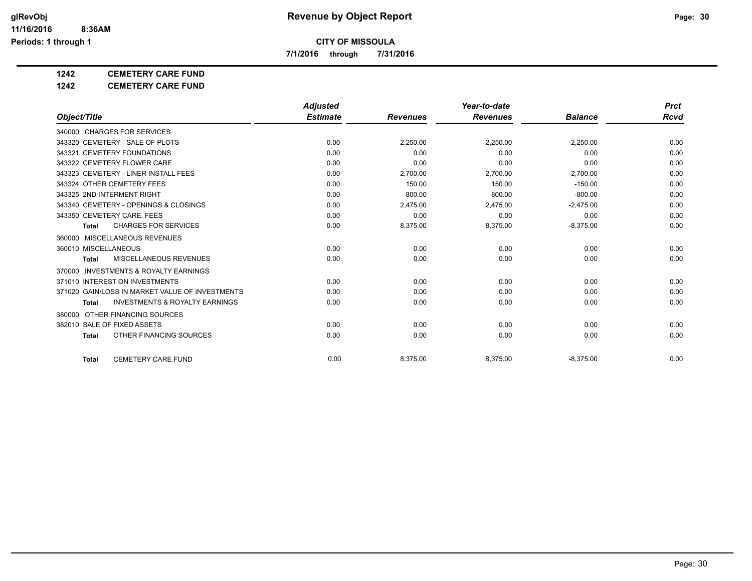glRevObj
11/16/2016 8:36AM
Periods: 1 through 1

# Revenue by Object Report

**CITY OF MISSOULA**

**7/1/2016 through 7/31/2016**

**1242 CEMETERY CARE FUND**

**1242 CEMETERY CARE FUND**

| Object/Title | Adjusted Estimate | Revenues | Year-to-date Revenues | Balance | Prct Rcvd |
|---|---|---|---|---|---|
| 340000 CHARGES FOR SERVICES | | | | | |
| 343320 CEMETERY - SALE OF PLOTS | 0.00 | 2,250.00 | 2,250.00 | -2,250.00 | 0.00 |
| 343321 CEMETERY FOUNDATIONS | 0.00 | 0.00 | 0.00 | 0.00 | 0.00 |
| 343322 CEMETERY FLOWER CARE | 0.00 | 0.00 | 0.00 | 0.00 | 0.00 |
| 343323 CEMETERY - LINER INSTALL FEES | 0.00 | 2,700.00 | 2,700.00 | -2,700.00 | 0.00 |
| 343324 OTHER CEMETERY FEES | 0.00 | 150.00 | 150.00 | -150.00 | 0.00 |
| 343325 2ND INTERMENT RIGHT | 0.00 | 800.00 | 800.00 | -800.00 | 0.00 |
| 343340 CEMETERY - OPENINGS & CLOSINGS | 0.00 | 2,475.00 | 2,475.00 | -2,475.00 | 0.00 |
| 343350 CEMETERY CARE, FEES | 0.00 | 0.00 | 0.00 | 0.00 | 0.00 |
| **Total** CHARGES FOR SERVICES | 0.00 | 8,375.00 | 8,375.00 | -8,375.00 | 0.00 |
| 360000 MISCELLANEOUS REVENUES | | | | | |
| 360010 MISCELLANEOUS | 0.00 | 0.00 | 0.00 | 0.00 | 0.00 |
| **Total** MISCELLANEOUS REVENUES | 0.00 | 0.00 | 0.00 | 0.00 | 0.00 |
| 370000 INVESTMENTS & ROYALTY EARNINGS | | | | | |
| 371010 INTEREST ON INVESTMENTS | 0.00 | 0.00 | 0.00 | 0.00 | 0.00 |
| 371020 GAIN/LOSS IN MARKET VALUE OF INVESTMENTS | 0.00 | 0.00 | 0.00 | 0.00 | 0.00 |
| **Total** INVESTMENTS & ROYALTY EARNINGS | 0.00 | 0.00 | 0.00 | 0.00 | 0.00 |
| 380000 OTHER FINANCING SOURCES | | | | | |
| 382010 SALE OF FIXED ASSETS | 0.00 | 0.00 | 0.00 | 0.00 | 0.00 |
| **Total** OTHER FINANCING SOURCES | 0.00 | 0.00 | 0.00 | 0.00 | 0.00 |
| **Total** CEMETERY CARE FUND | 0.00 | 8,375.00 | 8,375.00 | -8,375.00 | 0.00 |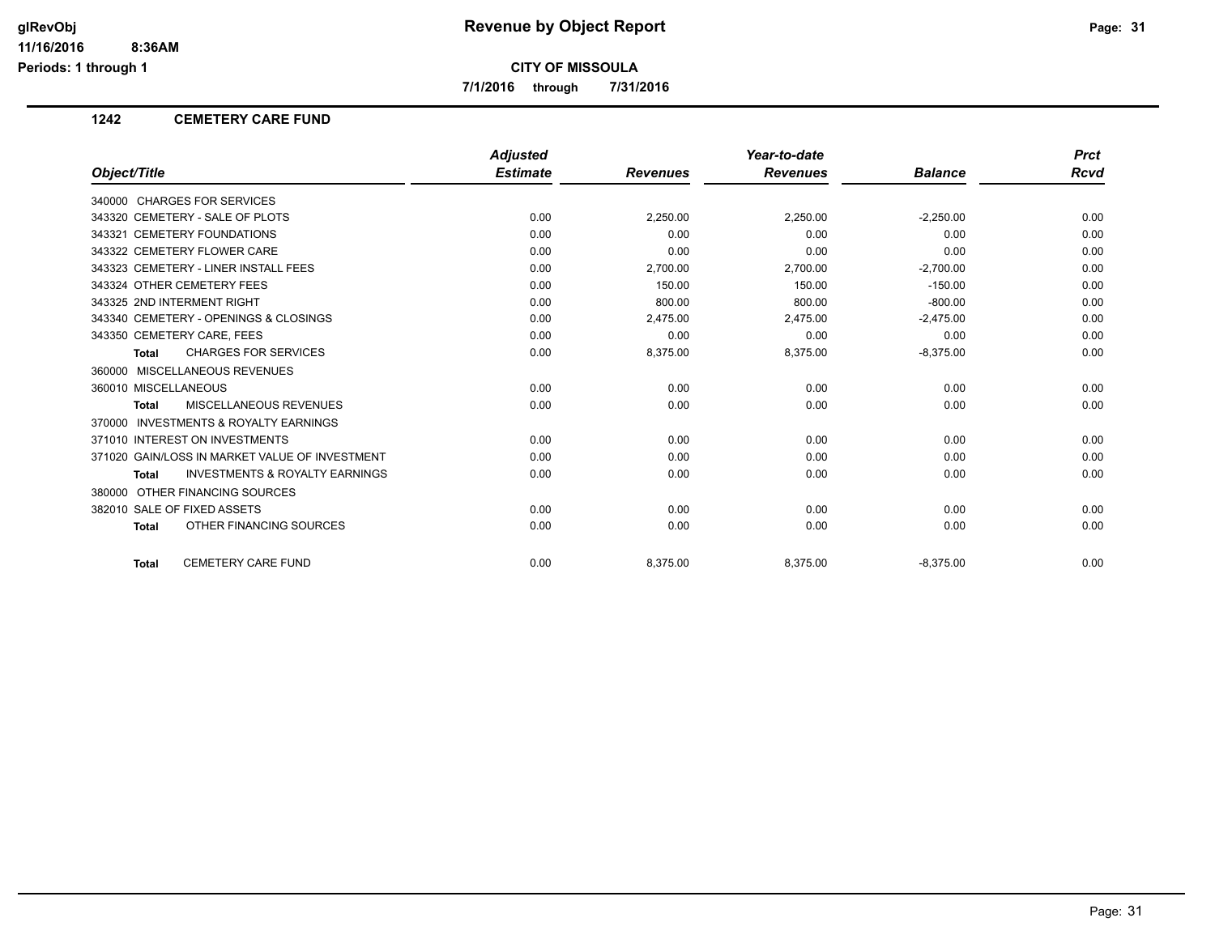# Revenue by Object Report

**CITY OF MISSOULA**

**7/1/2016 through 7/31/2016**

**1242 CEMETERY CARE FUND**

| Object/Title | Adjusted Estimate | Revenues | Year-to-date Revenues | Balance | Prct Rcvd |
|---|---|---|---|---|---|
| 340000 CHARGES FOR SERVICES | | | | | |
| 343320 CEMETERY - SALE OF PLOTS | 0.00 | 2,250.00 | 2,250.00 | -2,250.00 | 0.00 |
| 343321 CEMETERY FOUNDATIONS | 0.00 | 0.00 | 0.00 | 0.00 | 0.00 |
| 343322 CEMETERY FLOWER CARE | 0.00 | 0.00 | 0.00 | 0.00 | 0.00 |
| 343323 CEMETERY - LINER INSTALL FEES | 0.00 | 2,700.00 | 2,700.00 | -2,700.00 | 0.00 |
| 343324 OTHER CEMETERY FEES | 0.00 | 150.00 | 150.00 | -150.00 | 0.00 |
| 343325 2ND INTERMENT RIGHT | 0.00 | 800.00 | 800.00 | -800.00 | 0.00 |
| 343340 CEMETERY - OPENINGS & CLOSINGS | 0.00 | 2,475.00 | 2,475.00 | -2,475.00 | 0.00 |
| 343350 CEMETERY CARE, FEES | 0.00 | 0.00 | 0.00 | 0.00 | 0.00 |
| **Total** CHARGES FOR SERVICES | 0.00 | 8,375.00 | 8,375.00 | -8,375.00 | 0.00 |
| 360000 MISCELLANEOUS REVENUES | | | | | |
| 360010 MISCELLANEOUS | 0.00 | 0.00 | 0.00 | 0.00 | 0.00 |
| **Total** MISCELLANEOUS REVENUES | 0.00 | 0.00 | 0.00 | 0.00 | 0.00 |
| 370000 INVESTMENTS & ROYALTY EARNINGS | | | | | |
| 371010 INTEREST ON INVESTMENTS | 0.00 | 0.00 | 0.00 | 0.00 | 0.00 |
| 371020 GAIN/LOSS IN MARKET VALUE OF INVESTMENT | 0.00 | 0.00 | 0.00 | 0.00 | 0.00 |
| **Total** INVESTMENTS & ROYALTY EARNINGS | 0.00 | 0.00 | 0.00 | 0.00 | 0.00 |
| 380000 OTHER FINANCING SOURCES | | | | | |
| 382010 SALE OF FIXED ASSETS | 0.00 | 0.00 | 0.00 | 0.00 | 0.00 |
| **Total** OTHER FINANCING SOURCES | 0.00 | 0.00 | 0.00 | 0.00 | 0.00 |
| **Total** CEMETERY CARE FUND | 0.00 | 8,375.00 | 8,375.00 | -8,375.00 | 0.00 |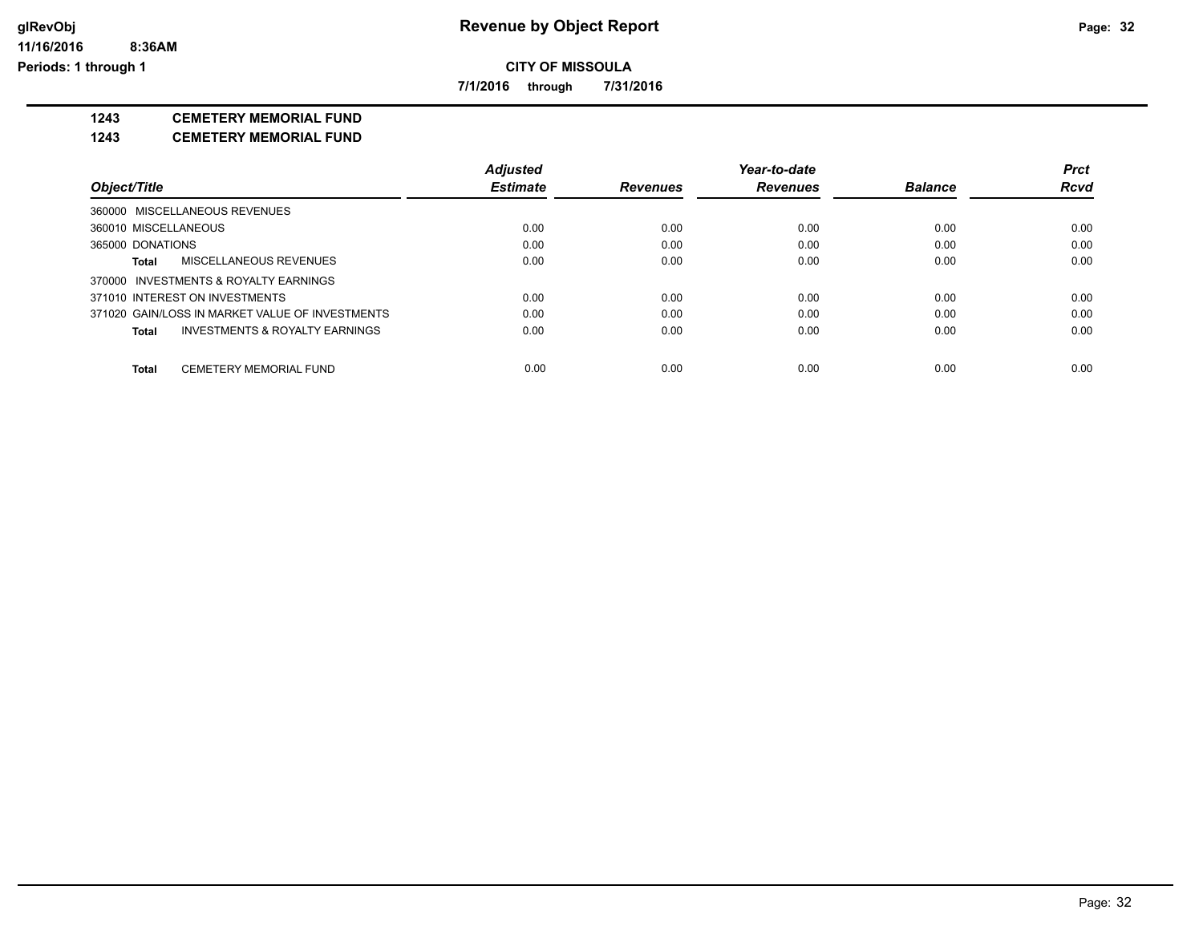**Revenue by Object Report**

**CITY OF MISSOULA**

**7/1/2016 through 7/31/2016**

glRevObj
11/16/2016 8:36AM
Periods: 1 through 1

**1243 CEMETERY MEMORIAL FUND**

**1243 CEMETERY MEMORIAL FUND**

| Object/Title | Adjusted Estimate | Revenues | Year-to-date Revenues | Balance | Prct Rcvd |
|---|---|---|---|---|---|
| 360000 MISCELLANEOUS REVENUES | | | | | |
| 360010 MISCELLANEOUS | 0.00 | 0.00 | 0.00 | 0.00 | 0.00 |
| 365000 DONATIONS | 0.00 | 0.00 | 0.00 | 0.00 | 0.00 |
| **Total** MISCELLANEOUS REVENUES | 0.00 | 0.00 | 0.00 | 0.00 | 0.00 |
| 370000 INVESTMENTS & ROYALTY EARNINGS | | | | | |
| 371010 INTEREST ON INVESTMENTS | 0.00 | 0.00 | 0.00 | 0.00 | 0.00 |
| 371020 GAIN/LOSS IN MARKET VALUE OF INVESTMENTS | 0.00 | 0.00 | 0.00 | 0.00 | 0.00 |
| **Total** INVESTMENTS & ROYALTY EARNINGS | 0.00 | 0.00 | 0.00 | 0.00 | 0.00 |
| **Total** CEMETERY MEMORIAL FUND | 0.00 | 0.00 | 0.00 | 0.00 | 0.00 |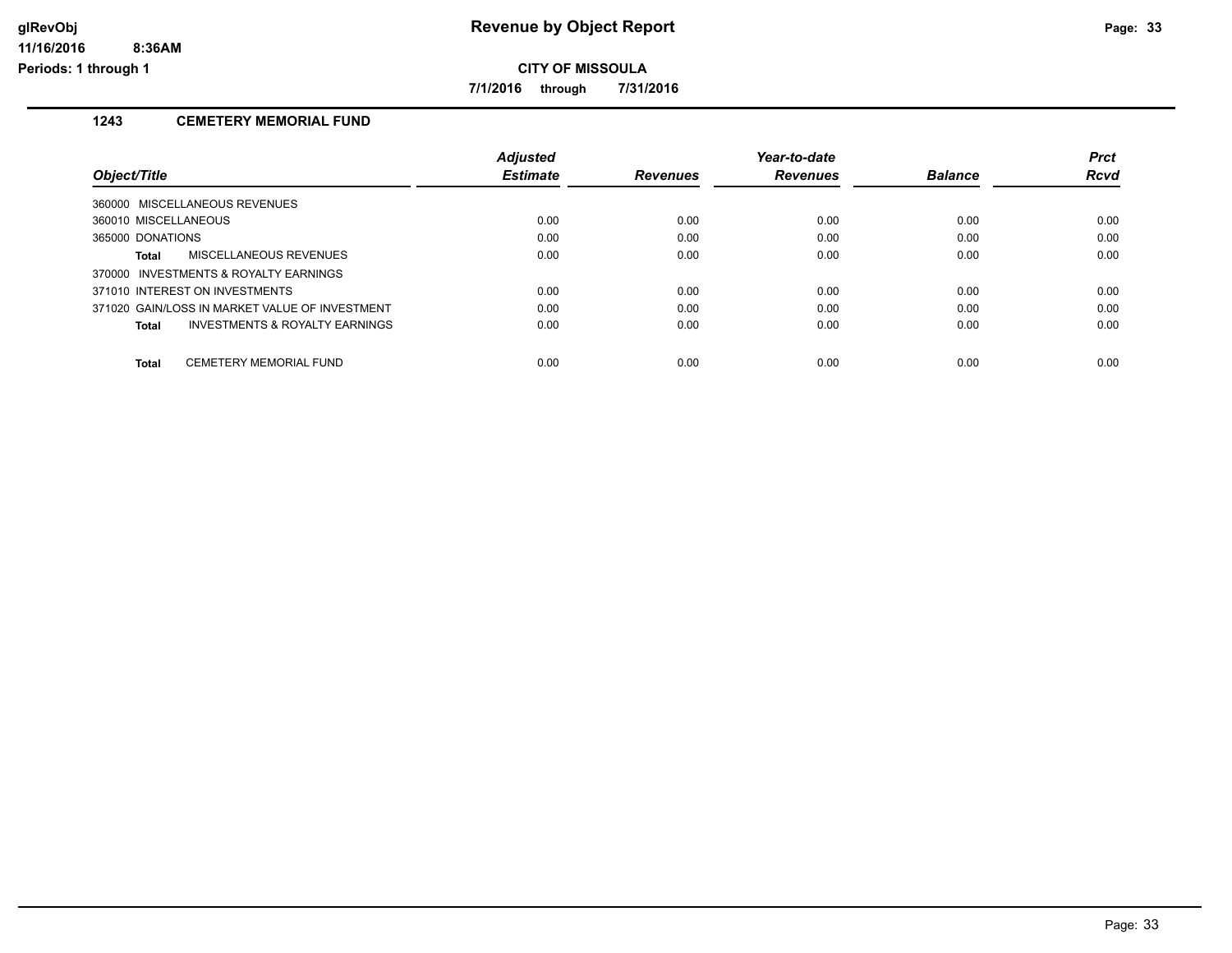# Revenue by Object Report

**CITY OF MISSOULA**

**7/1/2016 through 7/31/2016**

glRevObj
11/16/2016 8:36AM
Periods: 1 through 1

## 1243 CEMETERY MEMORIAL FUND

| Object/Title | Adjusted Estimate | Revenues | Year-to-date Revenues | Balance | Prct Rcvd |
|---|---|---|---|---|---|
| 360000 MISCELLANEOUS REVENUES | | | | | |
| 360010 MISCELLANEOUS | 0.00 | 0.00 | 0.00 | 0.00 | 0.00 |
| 365000 DONATIONS | 0.00 | 0.00 | 0.00 | 0.00 | 0.00 |
| **Total** MISCELLANEOUS REVENUES | 0.00 | 0.00 | 0.00 | 0.00 | 0.00 |
| 370000 INVESTMENTS & ROYALTY EARNINGS | | | | | |
| 371010 INTEREST ON INVESTMENTS | 0.00 | 0.00 | 0.00 | 0.00 | 0.00 |
| 371020 GAIN/LOSS IN MARKET VALUE OF INVESTMENT | 0.00 | 0.00 | 0.00 | 0.00 | 0.00 |
| **Total** INVESTMENTS & ROYALTY EARNINGS | 0.00 | 0.00 | 0.00 | 0.00 | 0.00 |
| **Total** CEMETERY MEMORIAL FUND | 0.00 | 0.00 | 0.00 | 0.00 | 0.00 |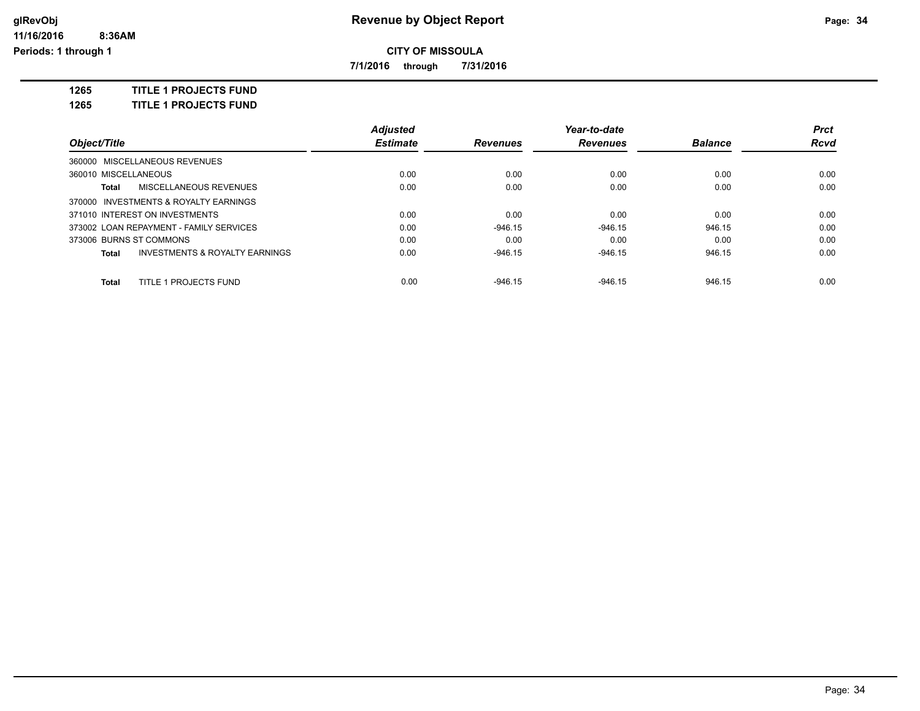# Revenue by Object Report

glRevObj
11/16/2016 8:36AM
Periods: 1 through 1

**CITY OF MISSOULA**

**7/1/2016 through 7/31/2016**

**1265 TITLE 1 PROJECTS FUND**

**1265 TITLE 1 PROJECTS FUND**

| Object/Title | Adjusted Estimate | Revenues | Year-to-date Revenues | Balance | Prct Rcvd |
|---|---|---|---|---|---|
| 360000 MISCELLANEOUS REVENUES | | | | | |
| 360010 MISCELLANEOUS | 0.00 | 0.00 | 0.00 | 0.00 | 0.00 |
| **Total** MISCELLANEOUS REVENUES | 0.00 | 0.00 | 0.00 | 0.00 | 0.00 |
| 370000 INVESTMENTS & ROYALTY EARNINGS | | | | | |
| 371010 INTEREST ON INVESTMENTS | 0.00 | 0.00 | 0.00 | 0.00 | 0.00 |
| 373002 LOAN REPAYMENT - FAMILY SERVICES | 0.00 | -946.15 | -946.15 | 946.15 | 0.00 |
| 373006 BURNS ST COMMONS | 0.00 | 0.00 | 0.00 | 0.00 | 0.00 |
| **Total** INVESTMENTS & ROYALTY EARNINGS | 0.00 | -946.15 | -946.15 | 946.15 | 0.00 |
| **Total** TITLE 1 PROJECTS FUND | 0.00 | -946.15 | -946.15 | 946.15 | 0.00 |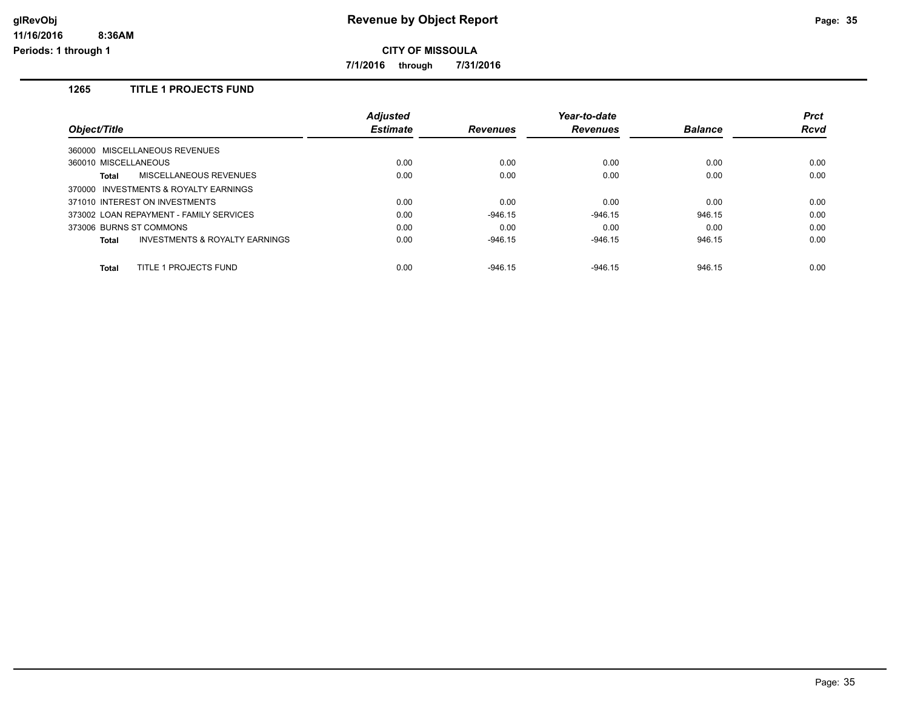**Revenue by Object Report**

**CITY OF MISSOULA**

**7/1/2016 through 7/31/2016**

glRevObj
11/16/2016 8:36AM
Periods: 1 through 1

## 1265 TITLE 1 PROJECTS FUND

| Object/Title | Adjusted Estimate | Revenues | Year-to-date Revenues | Balance | Prct Rcvd |
|---|---|---|---|---|---|
| 360000 MISCELLANEOUS REVENUES | | | | | |
| 360010 MISCELLANEOUS | 0.00 | 0.00 | 0.00 | 0.00 | 0.00 |
| **Total** MISCELLANEOUS REVENUES | 0.00 | 0.00 | 0.00 | 0.00 | 0.00 |
| 370000 INVESTMENTS & ROYALTY EARNINGS | | | | | |
| 371010 INTEREST ON INVESTMENTS | 0.00 | 0.00 | 0.00 | 0.00 | 0.00 |
| 373002 LOAN REPAYMENT - FAMILY SERVICES | 0.00 | -946.15 | -946.15 | 946.15 | 0.00 |
| 373006 BURNS ST COMMONS | 0.00 | 0.00 | 0.00 | 0.00 | 0.00 |
| **Total** INVESTMENTS & ROYALTY EARNINGS | 0.00 | -946.15 | -946.15 | 946.15 | 0.00 |
| **Total** TITLE 1 PROJECTS FUND | 0.00 | -946.15 | -946.15 | 946.15 | 0.00 |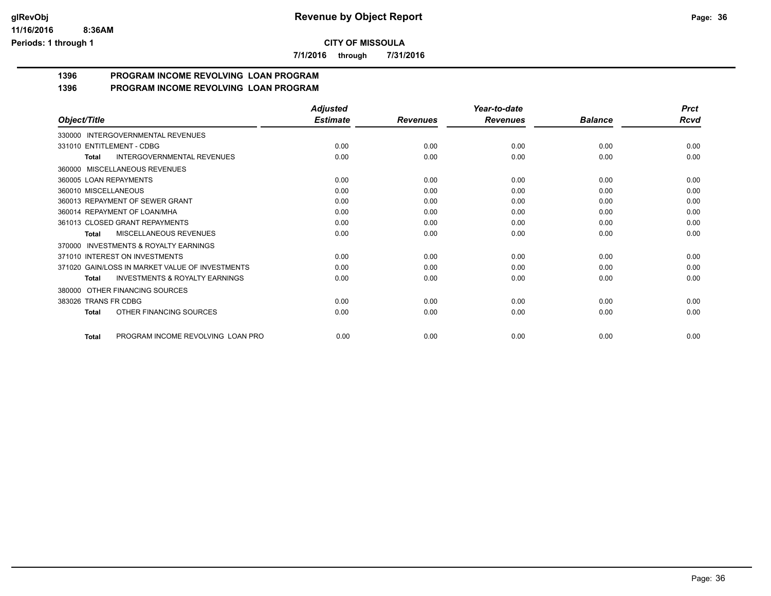**CITY OF MISSOULA**

**7/1/2016 through 7/31/2016**

# 1396 PROGRAM INCOME REVOLVING LOAN PROGRAM

## 1396 PROGRAM INCOME REVOLVING LOAN PROGRAM

| Object/Title | Adjusted Estimate | Revenues | Year-to-date Revenues | Balance | Prct Rcvd |
|---|---|---|---|---|---|
| 330000 INTERGOVERNMENTAL REVENUES | | | | | |
| 331010 ENTITLEMENT - CDBG | 0.00 | 0.00 | 0.00 | 0.00 | 0.00 |
| **Total** INTERGOVERNMENTAL REVENUES | 0.00 | 0.00 | 0.00 | 0.00 | 0.00 |
| 360000 MISCELLANEOUS REVENUES | | | | | |
| 360005 LOAN REPAYMENTS | 0.00 | 0.00 | 0.00 | 0.00 | 0.00 |
| 360010 MISCELLANEOUS | 0.00 | 0.00 | 0.00 | 0.00 | 0.00 |
| 360013 REPAYMENT OF SEWER GRANT | 0.00 | 0.00 | 0.00 | 0.00 | 0.00 |
| 360014 REPAYMENT OF LOAN/MHA | 0.00 | 0.00 | 0.00 | 0.00 | 0.00 |
| 361013 CLOSED GRANT REPAYMENTS | 0.00 | 0.00 | 0.00 | 0.00 | 0.00 |
| **Total** MISCELLANEOUS REVENUES | 0.00 | 0.00 | 0.00 | 0.00 | 0.00 |
| 370000 INVESTMENTS & ROYALTY EARNINGS | | | | | |
| 371010 INTEREST ON INVESTMENTS | 0.00 | 0.00 | 0.00 | 0.00 | 0.00 |
| 371020 GAIN/LOSS IN MARKET VALUE OF INVESTMENTS | 0.00 | 0.00 | 0.00 | 0.00 | 0.00 |
| **Total** INVESTMENTS & ROYALTY EARNINGS | 0.00 | 0.00 | 0.00 | 0.00 | 0.00 |
| 380000 OTHER FINANCING SOURCES | | | | | |
| 383026 TRANS FR CDBG | 0.00 | 0.00 | 0.00 | 0.00 | 0.00 |
| **Total** OTHER FINANCING SOURCES | 0.00 | 0.00 | 0.00 | 0.00 | 0.00 |
| **Total** PROGRAM INCOME REVOLVING LOAN PRO | 0.00 | 0.00 | 0.00 | 0.00 | 0.00 |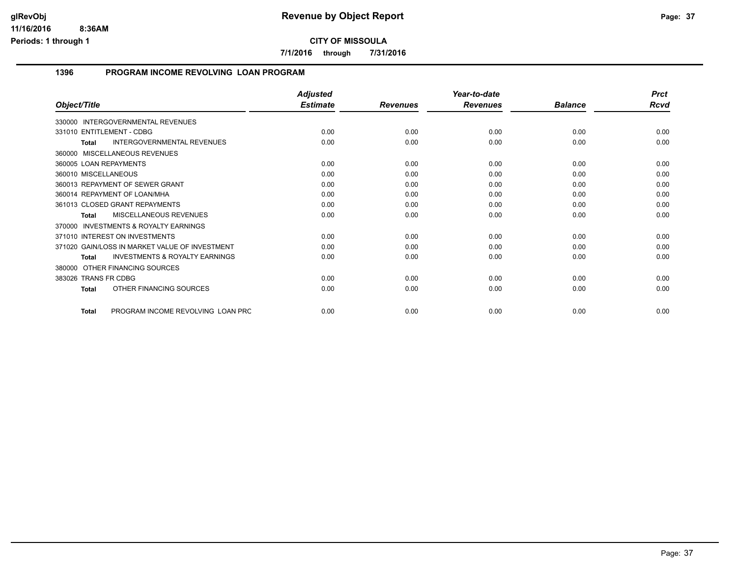# Revenue by Object Report

**CITY OF MISSOULA**

**7/1/2016 through 7/31/2016**

glRevObj
11/16/2016 8:36AM
Periods: 1 through 1

## 1396 PROGRAM INCOME REVOLVING LOAN PROGRAM

| Object/Title | Adjusted Estimate | Revenues | Year-to-date Revenues | Balance | Prct Rcvd |
|---|---|---|---|---|---|
| 330000 INTERGOVERNMENTAL REVENUES | | | | | |
| 331010 ENTITLEMENT - CDBG | 0.00 | 0.00 | 0.00 | 0.00 | 0.00 |
| **Total** INTERGOVERNMENTAL REVENUES | 0.00 | 0.00 | 0.00 | 0.00 | 0.00 |
| 360000 MISCELLANEOUS REVENUES | | | | | |
| 360005 LOAN REPAYMENTS | 0.00 | 0.00 | 0.00 | 0.00 | 0.00 |
| 360010 MISCELLANEOUS | 0.00 | 0.00 | 0.00 | 0.00 | 0.00 |
| 360013 REPAYMENT OF SEWER GRANT | 0.00 | 0.00 | 0.00 | 0.00 | 0.00 |
| 360014 REPAYMENT OF LOAN/MHA | 0.00 | 0.00 | 0.00 | 0.00 | 0.00 |
| 361013 CLOSED GRANT REPAYMENTS | 0.00 | 0.00 | 0.00 | 0.00 | 0.00 |
| **Total** MISCELLANEOUS REVENUES | 0.00 | 0.00 | 0.00 | 0.00 | 0.00 |
| 370000 INVESTMENTS & ROYALTY EARNINGS | | | | | |
| 371010 INTEREST ON INVESTMENTS | 0.00 | 0.00 | 0.00 | 0.00 | 0.00 |
| 371020 GAIN/LOSS IN MARKET VALUE OF INVESTMENT | 0.00 | 0.00 | 0.00 | 0.00 | 0.00 |
| **Total** INVESTMENTS & ROYALTY EARNINGS | 0.00 | 0.00 | 0.00 | 0.00 | 0.00 |
| 380000 OTHER FINANCING SOURCES | | | | | |
| 383026 TRANS FR CDBG | 0.00 | 0.00 | 0.00 | 0.00 | 0.00 |
| **Total** OTHER FINANCING SOURCES | 0.00 | 0.00 | 0.00 | 0.00 | 0.00 |
| **Total** PROGRAM INCOME REVOLVING LOAN PRC | 0.00 | 0.00 | 0.00 | 0.00 | 0.00 |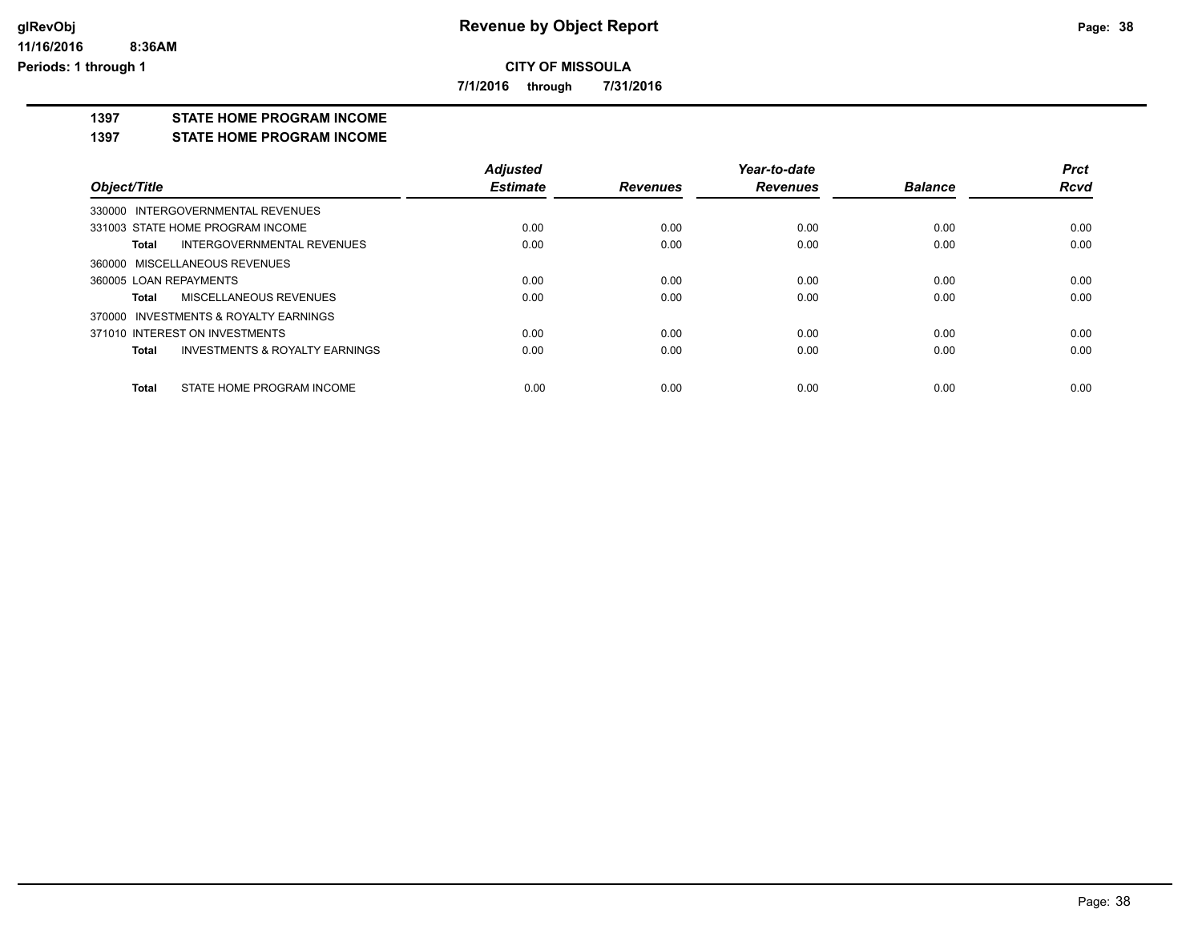**glRevObj** **Revenue by Object Report**

**11/16/2016 8:36AM**

**Periods: 1 through 1**

**CITY OF MISSOULA**

**7/1/2016 through 7/31/2016**

**1397 STATE HOME PROGRAM INCOME**

**1397 STATE HOME PROGRAM INCOME**

| Object/Title | Adjusted Estimate | Revenues | Year-to-date Revenues | Balance | Prct Rcvd |
|---|---|---|---|---|---|
| 330000 INTERGOVERNMENTAL REVENUES | | | | | |
| 331003 STATE HOME PROGRAM INCOME | 0.00 | 0.00 | 0.00 | 0.00 | 0.00 |
| **Total** INTERGOVERNMENTAL REVENUES | 0.00 | 0.00 | 0.00 | 0.00 | 0.00 |
| 360000 MISCELLANEOUS REVENUES | | | | | |
| 360005 LOAN REPAYMENTS | 0.00 | 0.00 | 0.00 | 0.00 | 0.00 |
| **Total** MISCELLANEOUS REVENUES | 0.00 | 0.00 | 0.00 | 0.00 | 0.00 |
| 370000 INVESTMENTS & ROYALTY EARNINGS | | | | | |
| 371010 INTEREST ON INVESTMENTS | 0.00 | 0.00 | 0.00 | 0.00 | 0.00 |
| **Total** INVESTMENTS & ROYALTY EARNINGS | 0.00 | 0.00 | 0.00 | 0.00 | 0.00 |
| **Total** STATE HOME PROGRAM INCOME | 0.00 | 0.00 | 0.00 | 0.00 | 0.00 |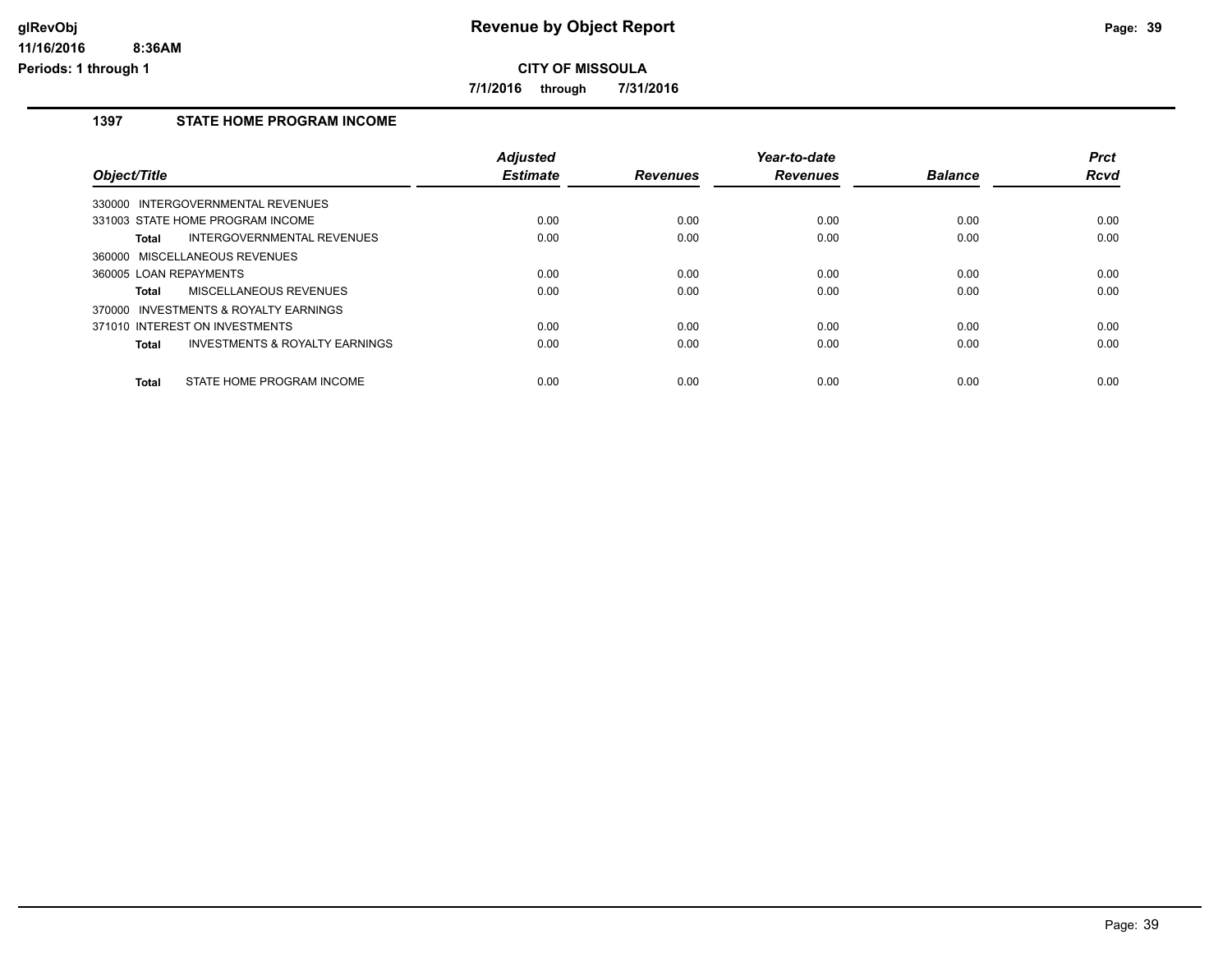**Revenue by Object Report**

**CITY OF MISSOULA**

**7/1/2016 through 7/31/2016**

### 1397 STATE HOME PROGRAM INCOME

| Object/Title | Adjusted Estimate | Revenues | Year-to-date Revenues | Balance | Prct Rcvd |
|---|---|---|---|---|---|
| 330000 INTERGOVERNMENTAL REVENUES | | | | | |
| 331003 STATE HOME PROGRAM INCOME | 0.00 | 0.00 | 0.00 | 0.00 | 0.00 |
| **Total** INTERGOVERNMENTAL REVENUES | 0.00 | 0.00 | 0.00 | 0.00 | 0.00 |
| 360000 MISCELLANEOUS REVENUES | | | | | |
| 360005 LOAN REPAYMENTS | 0.00 | 0.00 | 0.00 | 0.00 | 0.00 |
| **Total** MISCELLANEOUS REVENUES | 0.00 | 0.00 | 0.00 | 0.00 | 0.00 |
| 370000 INVESTMENTS & ROYALTY EARNINGS | | | | | |
| 371010 INTEREST ON INVESTMENTS | 0.00 | 0.00 | 0.00 | 0.00 | 0.00 |
| **Total** INVESTMENTS & ROYALTY EARNINGS | 0.00 | 0.00 | 0.00 | 0.00 | 0.00 |
| **Total** STATE HOME PROGRAM INCOME | 0.00 | 0.00 | 0.00 | 0.00 | 0.00 |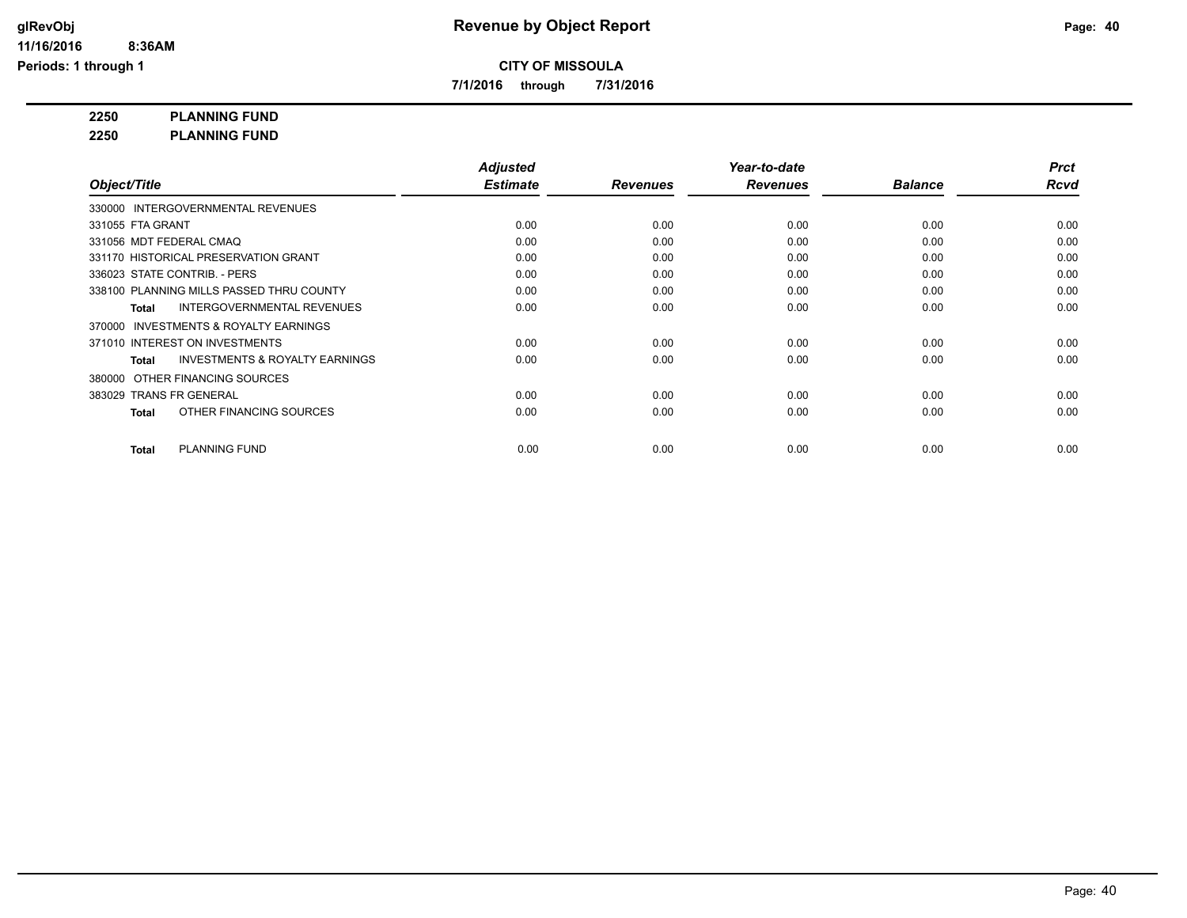# Revenue by Object Report

**CITY OF MISSOULA**

**7/1/2016 through 7/31/2016**

glRevObj
11/16/2016 8:36AM
Periods: 1 through 1

**2250 PLANNING FUND**
**2250 PLANNING FUND**

| Object/Title | Adjusted Estimate | Revenues | Year-to-date Revenues | Balance | Prct Rcvd |
|---|---|---|---|---|---|
| 330000 INTERGOVERNMENTAL REVENUES | | | | | |
| 331055 FTA GRANT | 0.00 | 0.00 | 0.00 | 0.00 | 0.00 |
| 331056 MDT FEDERAL CMAQ | 0.00 | 0.00 | 0.00 | 0.00 | 0.00 |
| 331170 HISTORICAL PRESERVATION GRANT | 0.00 | 0.00 | 0.00 | 0.00 | 0.00 |
| 336023 STATE CONTRIB. - PERS | 0.00 | 0.00 | 0.00 | 0.00 | 0.00 |
| 338100 PLANNING MILLS PASSED THRU COUNTY | 0.00 | 0.00 | 0.00 | 0.00 | 0.00 |
| **Total** INTERGOVERNMENTAL REVENUES | 0.00 | 0.00 | 0.00 | 0.00 | 0.00 |
| 370000 INVESTMENTS & ROYALTY EARNINGS | | | | | |
| 371010 INTEREST ON INVESTMENTS | 0.00 | 0.00 | 0.00 | 0.00 | 0.00 |
| **Total** INVESTMENTS & ROYALTY EARNINGS | 0.00 | 0.00 | 0.00 | 0.00 | 0.00 |
| 380000 OTHER FINANCING SOURCES | | | | | |
| 383029 TRANS FR GENERAL | 0.00 | 0.00 | 0.00 | 0.00 | 0.00 |
| **Total** OTHER FINANCING SOURCES | 0.00 | 0.00 | 0.00 | 0.00 | 0.00 |
| **Total** PLANNING FUND | 0.00 | 0.00 | 0.00 | 0.00 | 0.00 |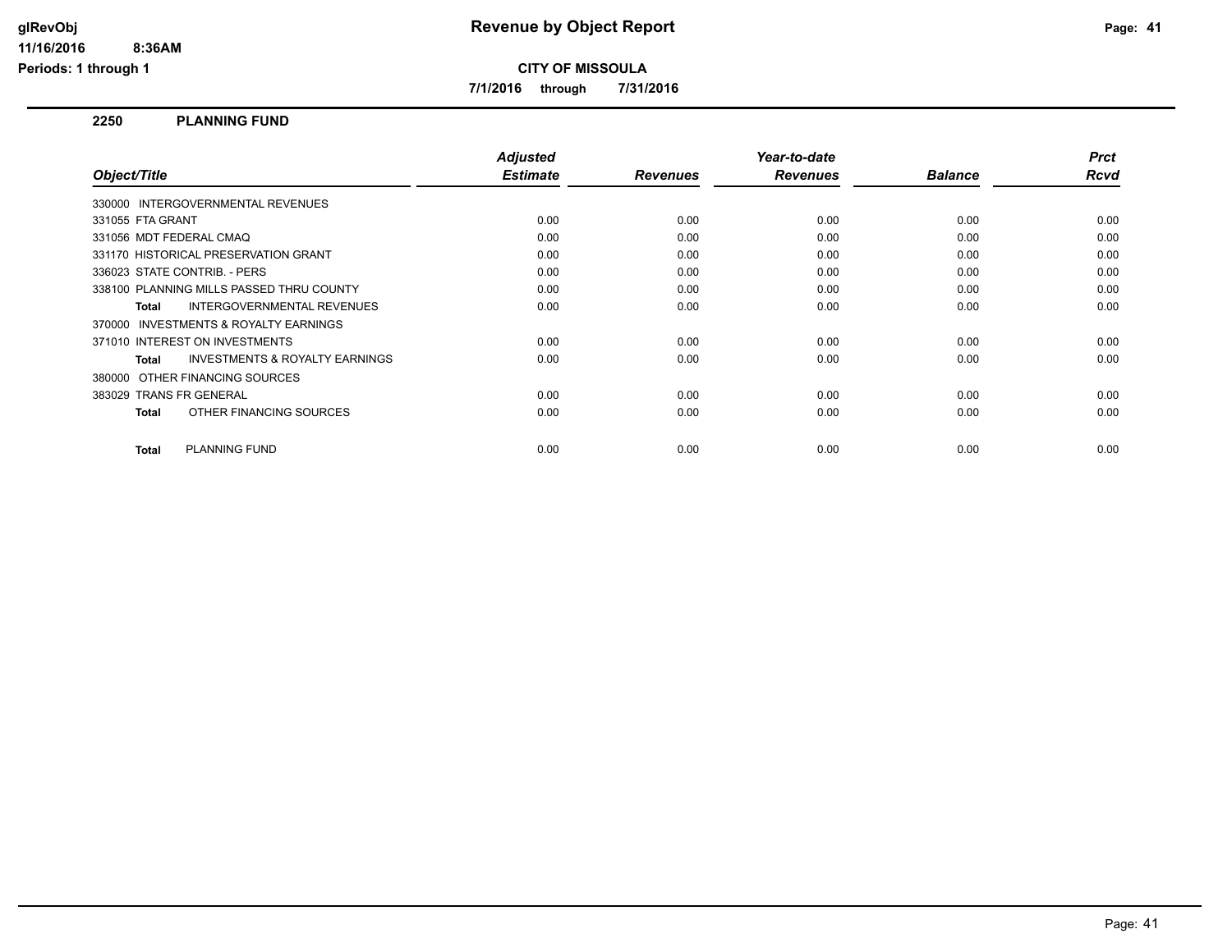**glRevObj**
**11/16/2016 8:36AM**
**Periods: 1 through 1**

# Revenue by Object Report

**CITY OF MISSOULA**

**7/1/2016 through 7/31/2016**

## 2250 PLANNING FUND

| Object/Title | Adjusted Estimate | Revenues | Year-to-date Revenues | Balance | Prct Rcvd |
|---|---|---|---|---|---|
| 330000 INTERGOVERNMENTAL REVENUES | | | | | |
| 331055 FTA GRANT | 0.00 | 0.00 | 0.00 | 0.00 | 0.00 |
| 331056 MDT FEDERAL CMAQ | 0.00 | 0.00 | 0.00 | 0.00 | 0.00 |
| 331170 HISTORICAL PRESERVATION GRANT | 0.00 | 0.00 | 0.00 | 0.00 | 0.00 |
| 336023 STATE CONTRIB. - PERS | 0.00 | 0.00 | 0.00 | 0.00 | 0.00 |
| 338100 PLANNING MILLS PASSED THRU COUNTY | 0.00 | 0.00 | 0.00 | 0.00 | 0.00 |
| **Total** INTERGOVERNMENTAL REVENUES | 0.00 | 0.00 | 0.00 | 0.00 | 0.00 |
| 370000 INVESTMENTS & ROYALTY EARNINGS | | | | | |
| 371010 INTEREST ON INVESTMENTS | 0.00 | 0.00 | 0.00 | 0.00 | 0.00 |
| **Total** INVESTMENTS & ROYALTY EARNINGS | 0.00 | 0.00 | 0.00 | 0.00 | 0.00 |
| 380000 OTHER FINANCING SOURCES | | | | | |
| 383029 TRANS FR GENERAL | 0.00 | 0.00 | 0.00 | 0.00 | 0.00 |
| **Total** OTHER FINANCING SOURCES | 0.00 | 0.00 | 0.00 | 0.00 | 0.00 |
| **Total** PLANNING FUND | 0.00 | 0.00 | 0.00 | 0.00 | 0.00 |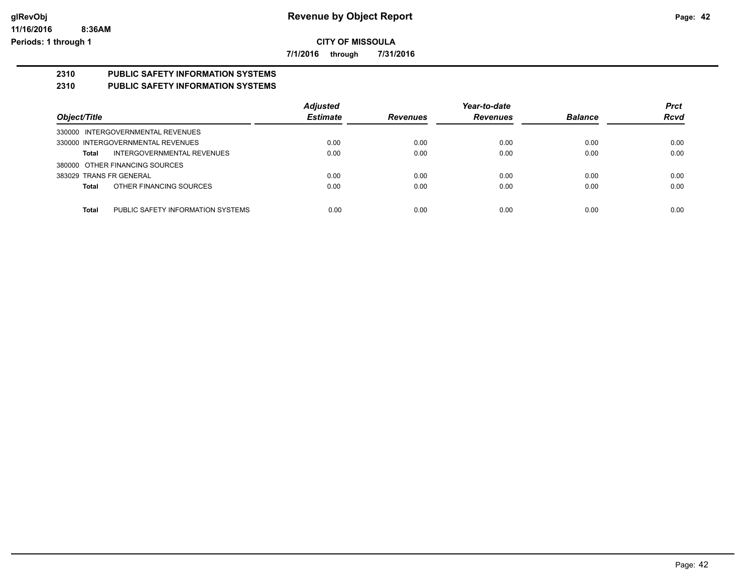# Revenue by Object Report

**CITY OF MISSOULA**

**7/1/2016 through 7/31/2016**

glRevObj
11/16/2016 8:36AM
Periods: 1 through 1

## 2310 PUBLIC SAFETY INFORMATION SYSTEMS

### 2310 PUBLIC SAFETY INFORMATION SYSTEMS

| Object/Title | Adjusted Estimate | Revenues | Year-to-date Revenues | Balance | Prct Rcvd |
|---|---|---|---|---|---|
| 330000 INTERGOVERNMENTAL REVENUES | | | | | |
| 330000 INTERGOVERNMENTAL REVENUES | 0.00 | 0.00 | 0.00 | 0.00 | 0.00 |
| **Total** INTERGOVERNMENTAL REVENUES | 0.00 | 0.00 | 0.00 | 0.00 | 0.00 |
| 380000 OTHER FINANCING SOURCES | | | | | |
| 383029 TRANS FR GENERAL | 0.00 | 0.00 | 0.00 | 0.00 | 0.00 |
| **Total** OTHER FINANCING SOURCES | 0.00 | 0.00 | 0.00 | 0.00 | 0.00 |
| **Total** PUBLIC SAFETY INFORMATION SYSTEMS | 0.00 | 0.00 | 0.00 | 0.00 | 0.00 |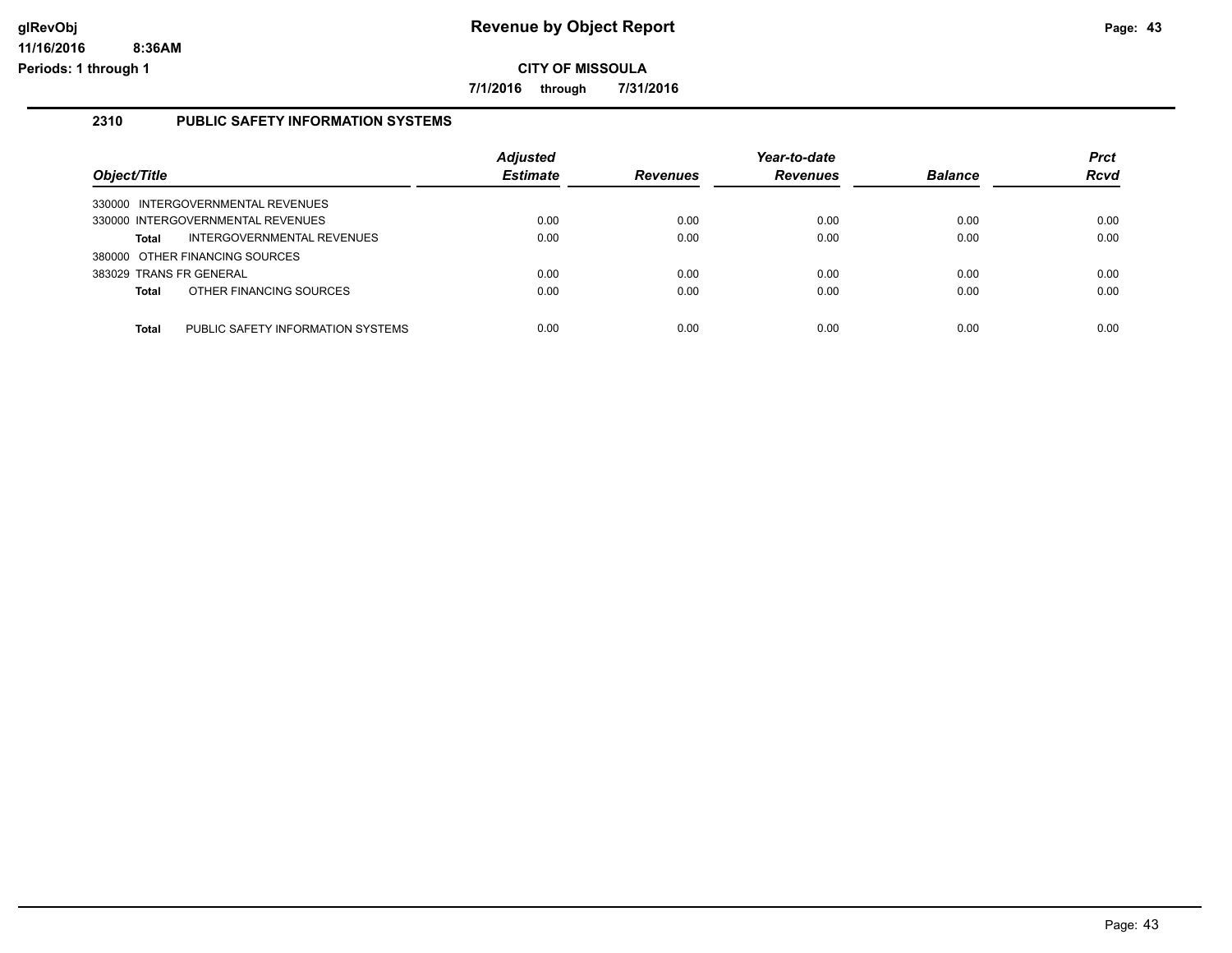# Revenue by Object Report

**CITY OF MISSOULA**

**7/1/2016 through 7/31/2016**

## 2310 PUBLIC SAFETY INFORMATION SYSTEMS

| Object/Title | Adjusted Estimate | Revenues | Year-to-date Revenues | Balance | Prct Rcvd |
|---|---|---|---|---|---|
| 330000 INTERGOVERNMENTAL REVENUES | | | | | |
| 330000 INTERGOVERNMENTAL REVENUES | 0.00 | 0.00 | 0.00 | 0.00 | 0.00 |
| **Total** INTERGOVERNMENTAL REVENUES | 0.00 | 0.00 | 0.00 | 0.00 | 0.00 |
| 380000 OTHER FINANCING SOURCES | | | | | |
| 383029 TRANS FR GENERAL | 0.00 | 0.00 | 0.00 | 0.00 | 0.00 |
| **Total** OTHER FINANCING SOURCES | 0.00 | 0.00 | 0.00 | 0.00 | 0.00 |
| **Total** PUBLIC SAFETY INFORMATION SYSTEMS | 0.00 | 0.00 | 0.00 | 0.00 | 0.00 |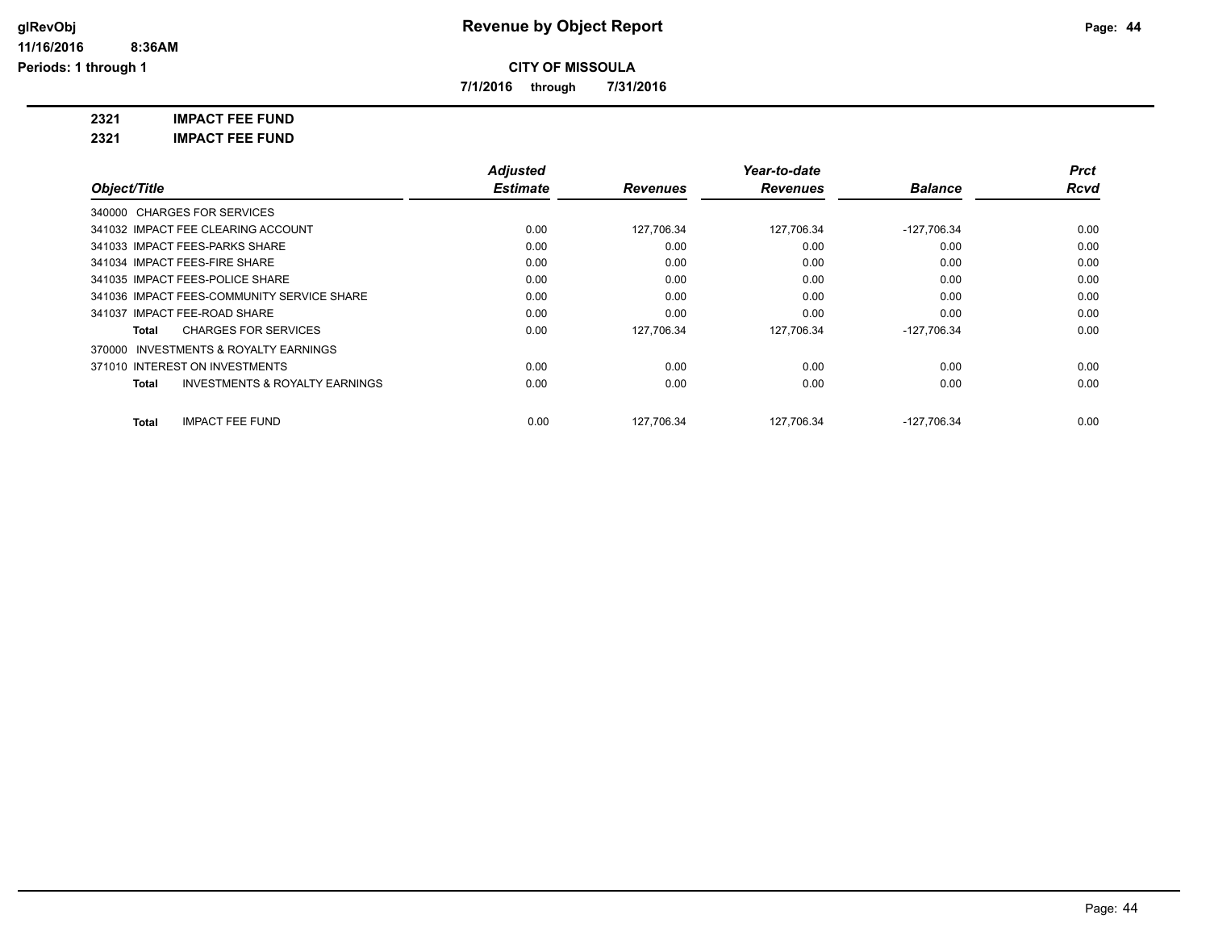# Revenue by Object Report

**CITY OF MISSOULA**

**7/1/2016 through 7/31/2016**

glRevObj
11/16/2016 8:36AM
Periods: 1 through 1

**2321 IMPACT FEE FUND**

**2321 IMPACT FEE FUND**

| Object/Title | Adjusted Estimate | Revenues | Year-to-date Revenues | Balance | Prct Rcvd |
|---|---|---|---|---|---|
| 340000 CHARGES FOR SERVICES | | | | | |
| 341032 IMPACT FEE CLEARING ACCOUNT | 0.00 | 127,706.34 | 127,706.34 | -127,706.34 | 0.00 |
| 341033 IMPACT FEES-PARKS SHARE | 0.00 | 0.00 | 0.00 | 0.00 | 0.00 |
| 341034 IMPACT FEES-FIRE SHARE | 0.00 | 0.00 | 0.00 | 0.00 | 0.00 |
| 341035 IMPACT FEES-POLICE SHARE | 0.00 | 0.00 | 0.00 | 0.00 | 0.00 |
| 341036 IMPACT FEES-COMMUNITY SERVICE SHARE | 0.00 | 0.00 | 0.00 | 0.00 | 0.00 |
| 341037 IMPACT FEE-ROAD SHARE | 0.00 | 0.00 | 0.00 | 0.00 | 0.00 |
| **Total** CHARGES FOR SERVICES | 0.00 | 127,706.34 | 127,706.34 | -127,706.34 | 0.00 |
| 370000 INVESTMENTS & ROYALTY EARNINGS | | | | | |
| 371010 INTEREST ON INVESTMENTS | 0.00 | 0.00 | 0.00 | 0.00 | 0.00 |
| **Total** INVESTMENTS & ROYALTY EARNINGS | 0.00 | 0.00 | 0.00 | 0.00 | 0.00 |
| **Total** IMPACT FEE FUND | 0.00 | 127,706.34 | 127,706.34 | -127,706.34 | 0.00 |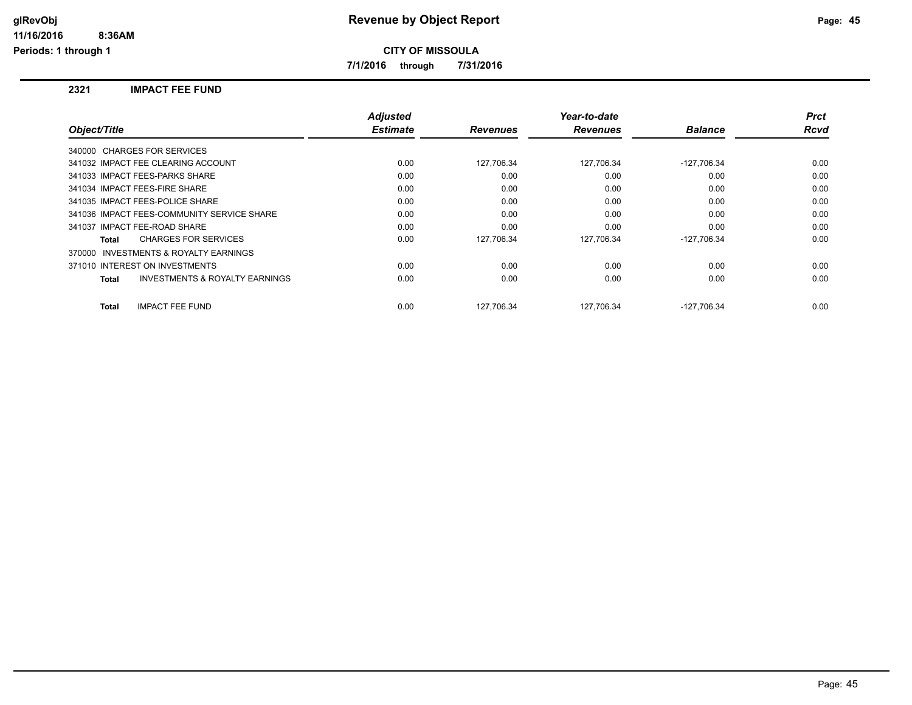# Revenue by Object Report

**CITY OF MISSOULA**

**7/1/2016 through 7/31/2016**

glRevObj
11/16/2016 8:36AM
Periods: 1 through 1

## 2321 IMPACT FEE FUND

| Object/Title | Adjusted Estimate | Revenues | Year-to-date Revenues | Balance | Prct Rcvd |
|---|---|---|---|---|---|
| 340000 CHARGES FOR SERVICES | | | | | |
| 341032 IMPACT FEE CLEARING ACCOUNT | 0.00 | 127,706.34 | 127,706.34 | -127,706.34 | 0.00 |
| 341033 IMPACT FEES-PARKS SHARE | 0.00 | 0.00 | 0.00 | 0.00 | 0.00 |
| 341034 IMPACT FEES-FIRE SHARE | 0.00 | 0.00 | 0.00 | 0.00 | 0.00 |
| 341035 IMPACT FEES-POLICE SHARE | 0.00 | 0.00 | 0.00 | 0.00 | 0.00 |
| 341036 IMPACT FEES-COMMUNITY SERVICE SHARE | 0.00 | 0.00 | 0.00 | 0.00 | 0.00 |
| 341037 IMPACT FEE-ROAD SHARE | 0.00 | 0.00 | 0.00 | 0.00 | 0.00 |
| **Total** CHARGES FOR SERVICES | 0.00 | 127,706.34 | 127,706.34 | -127,706.34 | 0.00 |
| 370000 INVESTMENTS & ROYALTY EARNINGS | | | | | |
| 371010 INTEREST ON INVESTMENTS | 0.00 | 0.00 | 0.00 | 0.00 | 0.00 |
| **Total** INVESTMENTS & ROYALTY EARNINGS | 0.00 | 0.00 | 0.00 | 0.00 | 0.00 |
| **Total** IMPACT FEE FUND | 0.00 | 127,706.34 | 127,706.34 | -127,706.34 | 0.00 |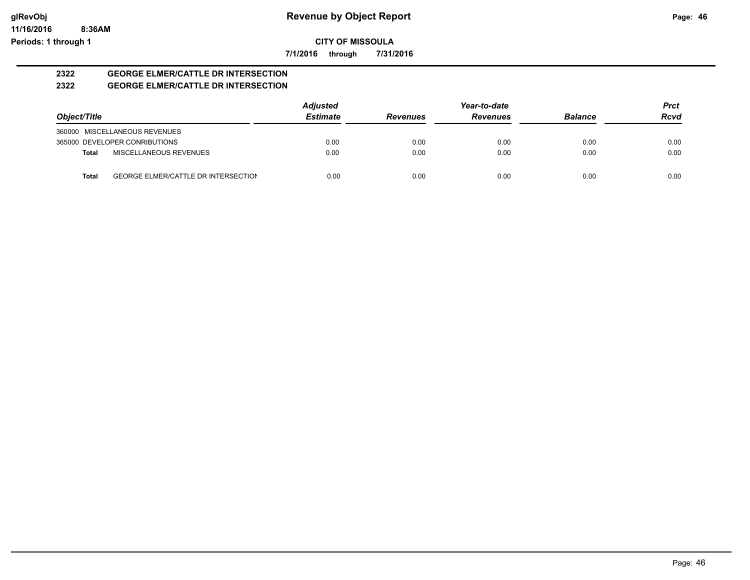# Revenue by Object Report

**CITY OF MISSOULA**

**7/1/2016 through 7/31/2016**

glRevObj
11/16/2016 8:36AM
Periods: 1 through 1

## 2322 GEORGE ELMER/CATTLE DR INTERSECTION
## 2322 GEORGE ELMER/CATTLE DR INTERSECTION

| Object/Title | | Adjusted Estimate | Revenues | Year-to-date Revenues | Balance | Prct Rcvd |
|---|---|---|---|---|---|---|
| 360000 MISCELLANEOUS REVENUES | | | | | | |
| 365000 DEVELOPER CONRIBUTIONS | | 0.00 | 0.00 | 0.00 | 0.00 | 0.00 |
| **Total** | MISCELLANEOUS REVENUES | 0.00 | 0.00 | 0.00 | 0.00 | 0.00 |
| **Total** | GEORGE ELMER/CATTLE DR INTERSECTION | 0.00 | 0.00 | 0.00 | 0.00 | 0.00 |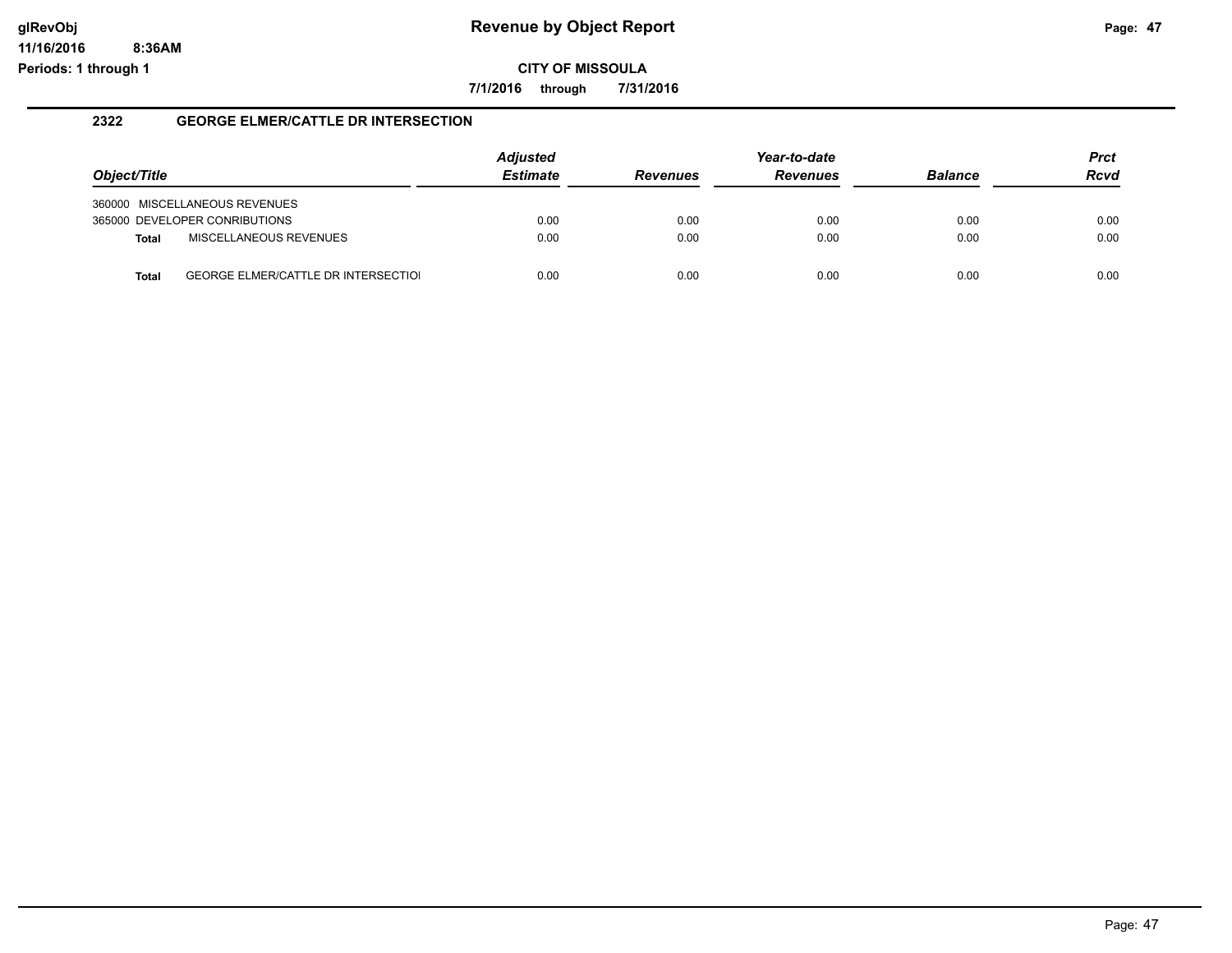# Revenue by Object Report

**CITY OF MISSOULA**

**7/1/2016 through 7/31/2016**

## 2322 GEORGE ELMER/CATTLE DR INTERSECTION

| Object/Title | Adjusted Estimate | Revenues | Year-to-date Revenues | Balance | Prct Rcvd |
|---|---|---|---|---|---|
| 360000 MISCELLANEOUS REVENUES | | | | | |
| 365000 DEVELOPER CONRIBUTIONS | 0.00 | 0.00 | 0.00 | 0.00 | 0.00 |
| **Total** MISCELLANEOUS REVENUES | 0.00 | 0.00 | 0.00 | 0.00 | 0.00 |
| **Total** GEORGE ELMER/CATTLE DR INTERSECTIOI | 0.00 | 0.00 | 0.00 | 0.00 | 0.00 |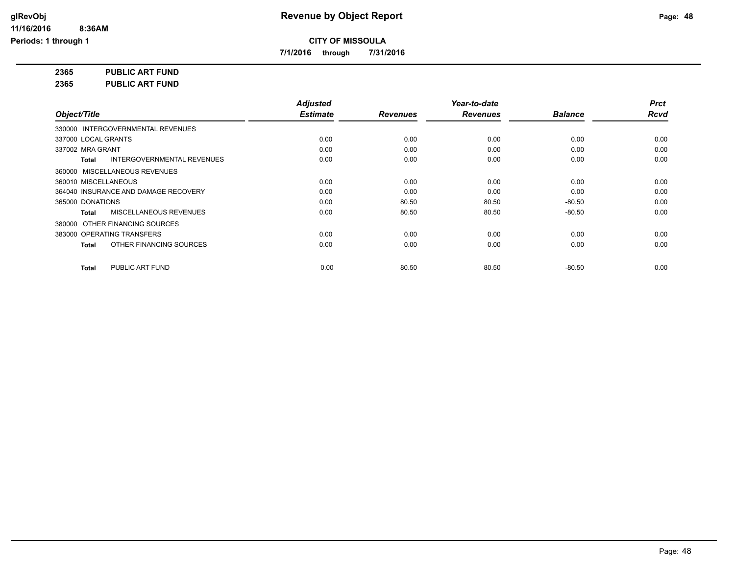# Revenue by Object Report

glRevObj
11/16/2016 8:36AM
Periods: 1 through 1

**CITY OF MISSOULA**

**7/1/2016 through 7/31/2016**

**2365 PUBLIC ART FUND**

**2365 PUBLIC ART FUND**

| Object/Title | Adjusted Estimate | Revenues | Year-to-date Revenues | Balance | Prct Rcvd |
|---|---|---|---|---|---|
| 330000 INTERGOVERNMENTAL REVENUES | | | | | |
| 337000 LOCAL GRANTS | 0.00 | 0.00 | 0.00 | 0.00 | 0.00 |
| 337002 MRA GRANT | 0.00 | 0.00 | 0.00 | 0.00 | 0.00 |
| **Total** INTERGOVERNMENTAL REVENUES | 0.00 | 0.00 | 0.00 | 0.00 | 0.00 |
| 360000 MISCELLANEOUS REVENUES | | | | | |
| 360010 MISCELLANEOUS | 0.00 | 0.00 | 0.00 | 0.00 | 0.00 |
| 364040 INSURANCE AND DAMAGE RECOVERY | 0.00 | 0.00 | 0.00 | 0.00 | 0.00 |
| 365000 DONATIONS | 0.00 | 80.50 | 80.50 | -80.50 | 0.00 |
| **Total** MISCELLANEOUS REVENUES | 0.00 | 80.50 | 80.50 | -80.50 | 0.00 |
| 380000 OTHER FINANCING SOURCES | | | | | |
| 383000 OPERATING TRANSFERS | 0.00 | 0.00 | 0.00 | 0.00 | 0.00 |
| **Total** OTHER FINANCING SOURCES | 0.00 | 0.00 | 0.00 | 0.00 | 0.00 |
| **Total** PUBLIC ART FUND | 0.00 | 80.50 | 80.50 | -80.50 | 0.00 |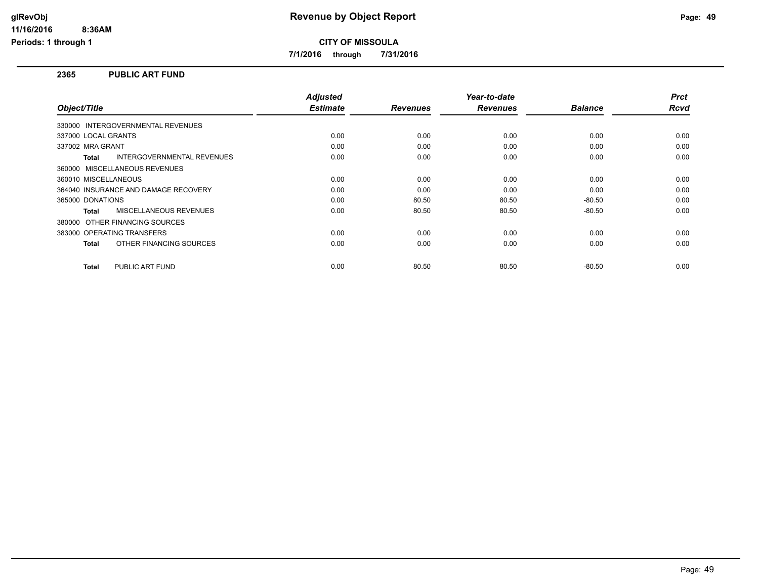# Revenue by Object Report

glRevObj
11/16/2016 8:36AM
Periods: 1 through 1

**CITY OF MISSOULA**

**7/1/2016 through 7/31/2016**

## 2365 PUBLIC ART FUND

| Object/Title | Adjusted Estimate | Revenues | Year-to-date Revenues | Balance | Prct Rcvd |
|---|---|---|---|---|---|
| 330000 INTERGOVERNMENTAL REVENUES | | | | | |
| 337000 LOCAL GRANTS | 0.00 | 0.00 | 0.00 | 0.00 | 0.00 |
| 337002 MRA GRANT | 0.00 | 0.00 | 0.00 | 0.00 | 0.00 |
| **Total** INTERGOVERNMENTAL REVENUES | 0.00 | 0.00 | 0.00 | 0.00 | 0.00 |
| 360000 MISCELLANEOUS REVENUES | | | | | |
| 360010 MISCELLANEOUS | 0.00 | 0.00 | 0.00 | 0.00 | 0.00 |
| 364040 INSURANCE AND DAMAGE RECOVERY | 0.00 | 0.00 | 0.00 | 0.00 | 0.00 |
| 365000 DONATIONS | 0.00 | 80.50 | 80.50 | -80.50 | 0.00 |
| **Total** MISCELLANEOUS REVENUES | 0.00 | 80.50 | 80.50 | -80.50 | 0.00 |
| 380000 OTHER FINANCING SOURCES | | | | | |
| 383000 OPERATING TRANSFERS | 0.00 | 0.00 | 0.00 | 0.00 | 0.00 |
| **Total** OTHER FINANCING SOURCES | 0.00 | 0.00 | 0.00 | 0.00 | 0.00 |
| **Total** PUBLIC ART FUND | 0.00 | 80.50 | 80.50 | -80.50 | 0.00 |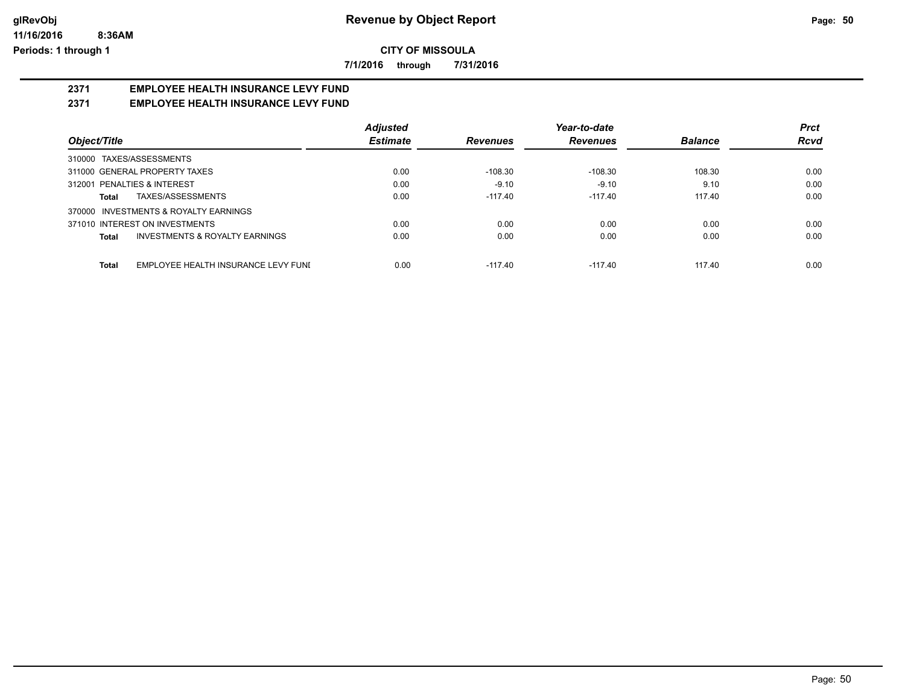# Revenue by Object Report

**CITY OF MISSOULA**

**7/1/2016 through 7/31/2016**

glRevObj
11/16/2016 8:36AM
Periods: 1 through 1

## 2371 EMPLOYEE HEALTH INSURANCE LEVY FUND
## 2371 EMPLOYEE HEALTH INSURANCE LEVY FUND

| Object/Title | | Adjusted Estimate | Revenues | Year-to-date Revenues | Balance | Prct Rcvd |
|---|---|---|---|---|---|---|
| 310000 TAXES/ASSESSMENTS | | | | | | |
| 311000 GENERAL PROPERTY TAXES | | 0.00 | -108.30 | -108.30 | 108.30 | 0.00 |
| 312001 PENALTIES & INTEREST | | 0.00 | -9.10 | -9.10 | 9.10 | 0.00 |
| **Total** | TAXES/ASSESSMENTS | 0.00 | -117.40 | -117.40 | 117.40 | 0.00 |
| 370000 INVESTMENTS & ROYALTY EARNINGS | | | | | | |
| 371010 INTEREST ON INVESTMENTS | | 0.00 | 0.00 | 0.00 | 0.00 | 0.00 |
| **Total** | INVESTMENTS & ROYALTY EARNINGS | 0.00 | 0.00 | 0.00 | 0.00 | 0.00 |
| **Total** | EMPLOYEE HEALTH INSURANCE LEVY FUNI | 0.00 | -117.40 | -117.40 | 117.40 | 0.00 |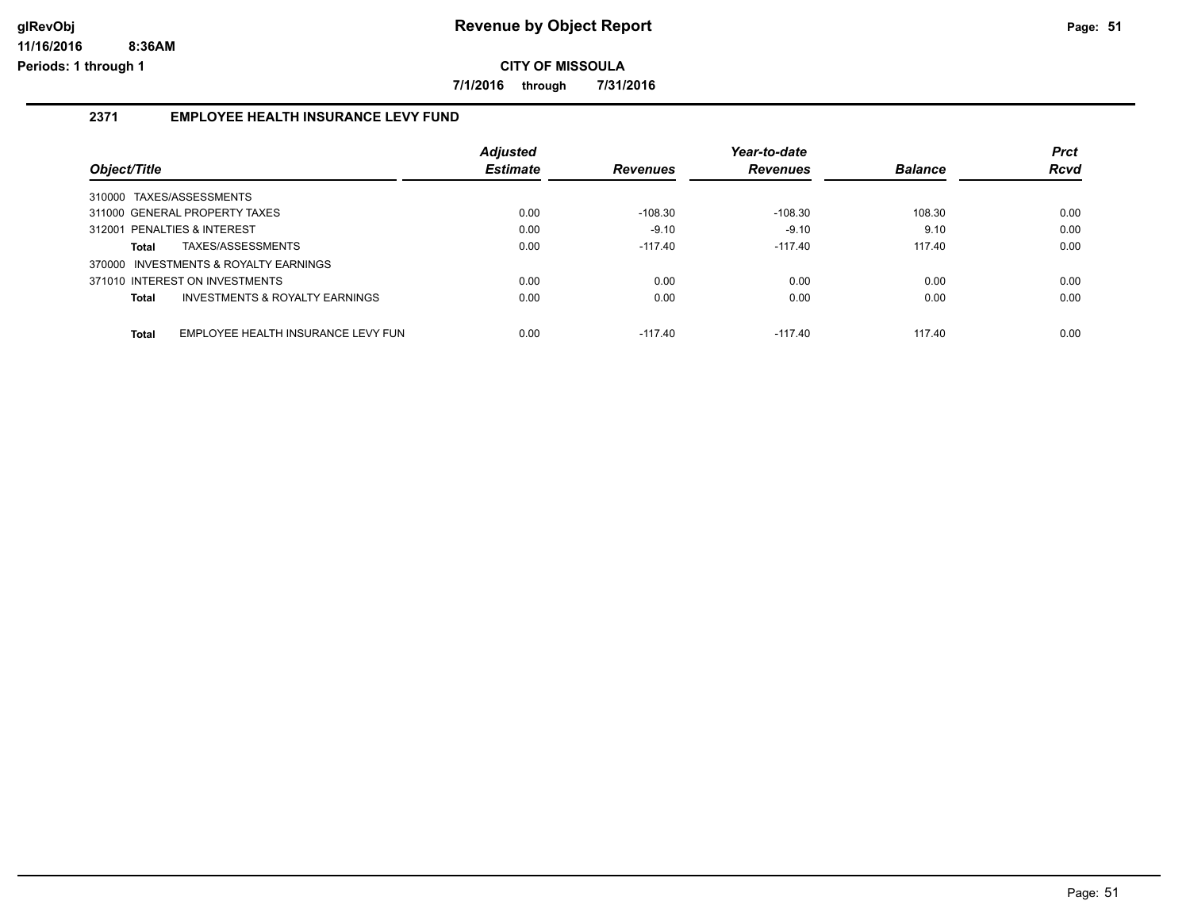**Revenue by Object Report**

**CITY OF MISSOULA**

**7/1/2016 through 7/31/2016**

glRevObj
11/16/2016 8:36AM
Periods: 1 through 1

## 2371 EMPLOYEE HEALTH INSURANCE LEVY FUND

| Object/Title | Adjusted Estimate | Revenues | Year-to-date Revenues | Balance | Prct Rcvd |
|---|---|---|---|---|---|
| 310000 TAXES/ASSESSMENTS | | | | | |
| 311000 GENERAL PROPERTY TAXES | 0.00 | -108.30 | -108.30 | 108.30 | 0.00 |
| 312001 PENALTIES & INTEREST | 0.00 | -9.10 | -9.10 | 9.10 | 0.00 |
| **Total** TAXES/ASSESSMENTS | 0.00 | -117.40 | -117.40 | 117.40 | 0.00 |
| 370000 INVESTMENTS & ROYALTY EARNINGS | | | | | |
| 371010 INTEREST ON INVESTMENTS | 0.00 | 0.00 | 0.00 | 0.00 | 0.00 |
| **Total** INVESTMENTS & ROYALTY EARNINGS | 0.00 | 0.00 | 0.00 | 0.00 | 0.00 |
| **Total** EMPLOYEE HEALTH INSURANCE LEVY FUN | 0.00 | -117.40 | -117.40 | 117.40 | 0.00 |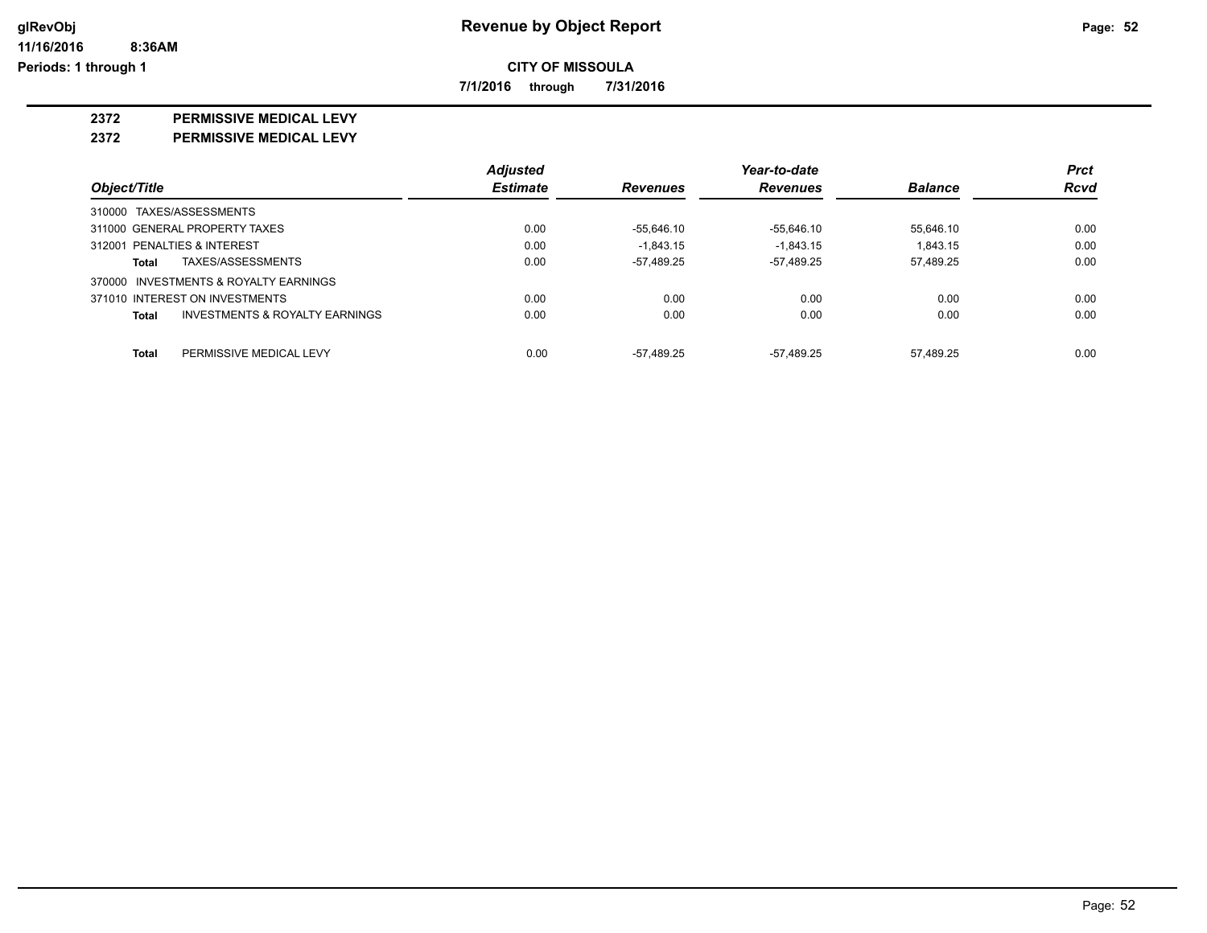# Revenue by Object Report

**CITY OF MISSOULA**

**7/1/2016 through 7/31/2016**

glRevObj
11/16/2016 8:36AM
Periods: 1 through 1

## 2372 PERMISSIVE MEDICAL LEVY

### 2372 PERMISSIVE MEDICAL LEVY

| Object/Title | | Adjusted Estimate | Revenues | Year-to-date Revenues | Balance | Prct Rcvd |
|---|---|---|---|---|---|---|
| 310000 TAXES/ASSESSMENTS | | | | | | |
| 311000 GENERAL PROPERTY TAXES | | 0.00 | -55,646.10 | -55,646.10 | 55,646.10 | 0.00 |
| 312001 PENALTIES & INTEREST | | 0.00 | -1,843.15 | -1,843.15 | 1,843.15 | 0.00 |
| **Total** | TAXES/ASSESSMENTS | 0.00 | -57,489.25 | -57,489.25 | 57,489.25 | 0.00 |
| 370000 INVESTMENTS & ROYALTY EARNINGS | | | | | | |
| 371010 INTEREST ON INVESTMENTS | | 0.00 | 0.00 | 0.00 | 0.00 | 0.00 |
| **Total** | INVESTMENTS & ROYALTY EARNINGS | 0.00 | 0.00 | 0.00 | 0.00 | 0.00 |
| **Total** | PERMISSIVE MEDICAL LEVY | 0.00 | -57,489.25 | -57,489.25 | 57,489.25 | 0.00 |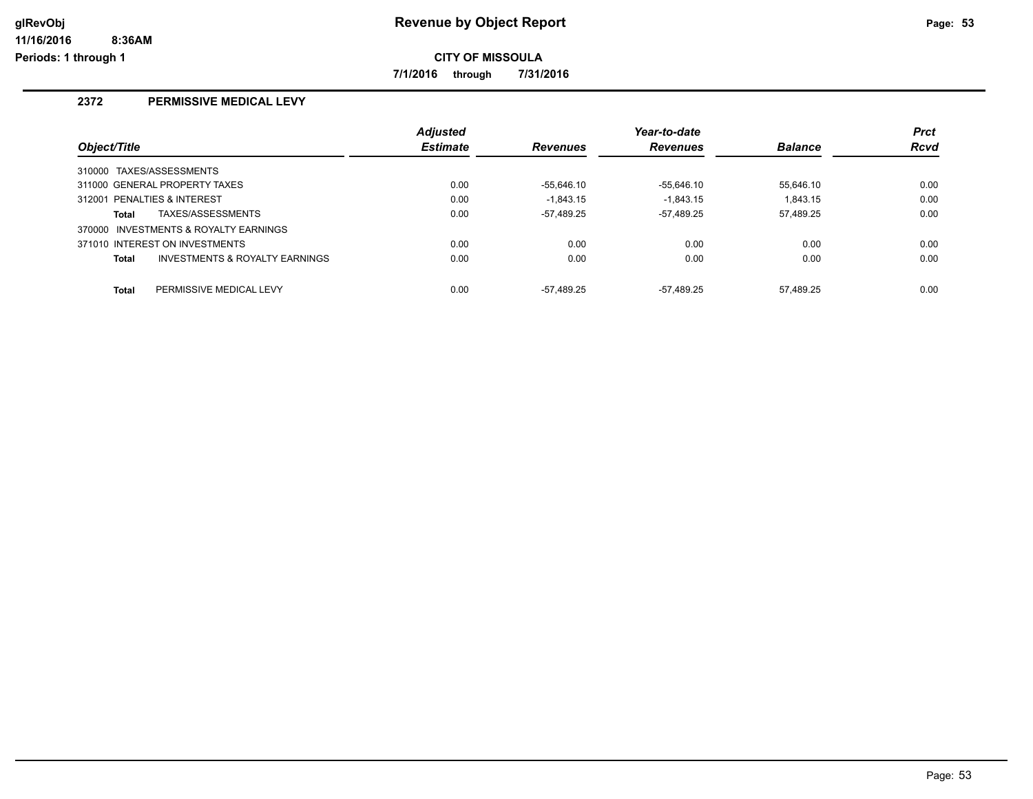**CITY OF MISSOULA**

**7/1/2016 through 7/31/2016**

## 2372 PERMISSIVE MEDICAL LEVY

| Object/Title | Adjusted Estimate | Revenues | Year-to-date Revenues | Balance | Prct Rcvd |
|---|---|---|---|---|---|
| 310000 TAXES/ASSESSMENTS | | | | | |
| 311000 GENERAL PROPERTY TAXES | 0.00 | -55,646.10 | -55,646.10 | 55,646.10 | 0.00 |
| 312001 PENALTIES & INTEREST | 0.00 | -1,843.15 | -1,843.15 | 1,843.15 | 0.00 |
| **Total** TAXES/ASSESSMENTS | 0.00 | -57,489.25 | -57,489.25 | 57,489.25 | 0.00 |
| 370000 INVESTMENTS & ROYALTY EARNINGS | | | | | |
| 371010 INTEREST ON INVESTMENTS | 0.00 | 0.00 | 0.00 | 0.00 | 0.00 |
| **Total** INVESTMENTS & ROYALTY EARNINGS | 0.00 | 0.00 | 0.00 | 0.00 | 0.00 |
| **Total** PERMISSIVE MEDICAL LEVY | 0.00 | -57,489.25 | -57,489.25 | 57,489.25 | 0.00 |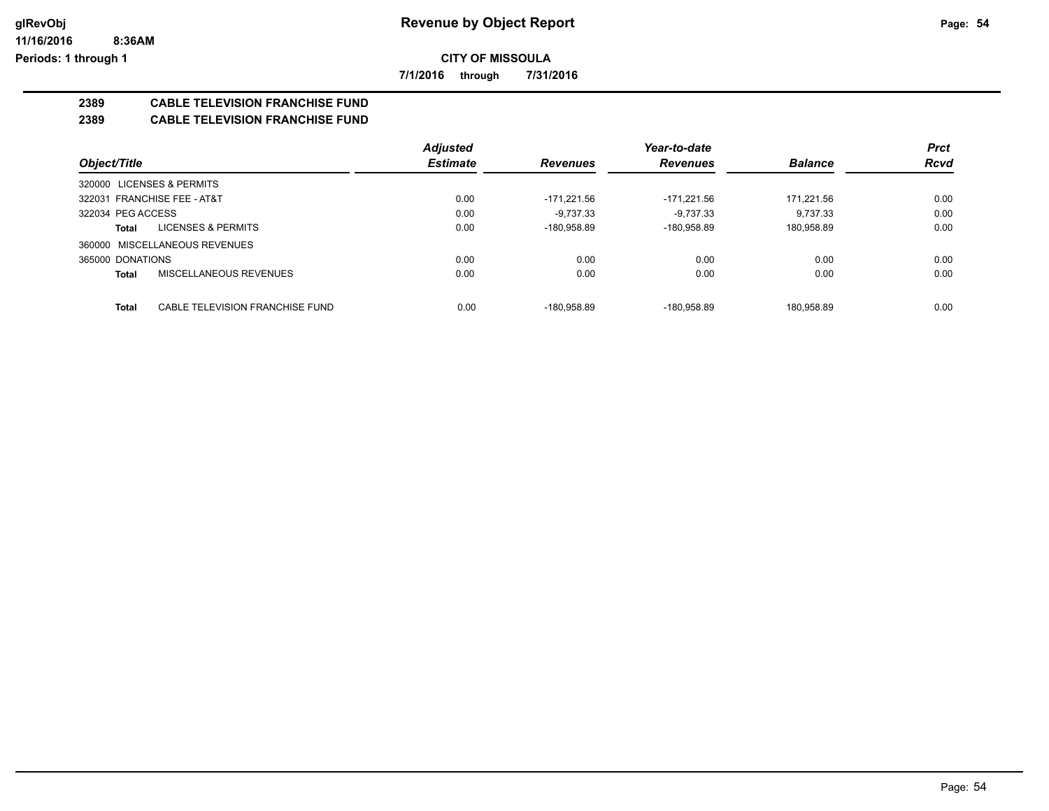# Revenue by Object Report

**CITY OF MISSOULA**

**7/1/2016 through 7/31/2016**

**2389 CABLE TELEVISION FRANCHISE FUND**

**2389 CABLE TELEVISION FRANCHISE FUND**

| Object/Title | Adjusted Estimate | Revenues | Year-to-date Revenues | Balance | Prct Rcvd |
|---|---|---|---|---|---|
| 320000 LICENSES & PERMITS | | | | | |
| 322031 FRANCHISE FEE - AT&T | 0.00 | -171,221.56 | -171,221.56 | 171,221.56 | 0.00 |
| 322034 PEG ACCESS | 0.00 | -9,737.33 | -9,737.33 | 9,737.33 | 0.00 |
| **Total** LICENSES & PERMITS | 0.00 | -180,958.89 | -180,958.89 | 180,958.89 | 0.00 |
| 360000 MISCELLANEOUS REVENUES | | | | | |
| 365000 DONATIONS | 0.00 | 0.00 | 0.00 | 0.00 | 0.00 |
| **Total** MISCELLANEOUS REVENUES | 0.00 | 0.00 | 0.00 | 0.00 | 0.00 |
| **Total** CABLE TELEVISION FRANCHISE FUND | 0.00 | -180,958.89 | -180,958.89 | 180,958.89 | 0.00 |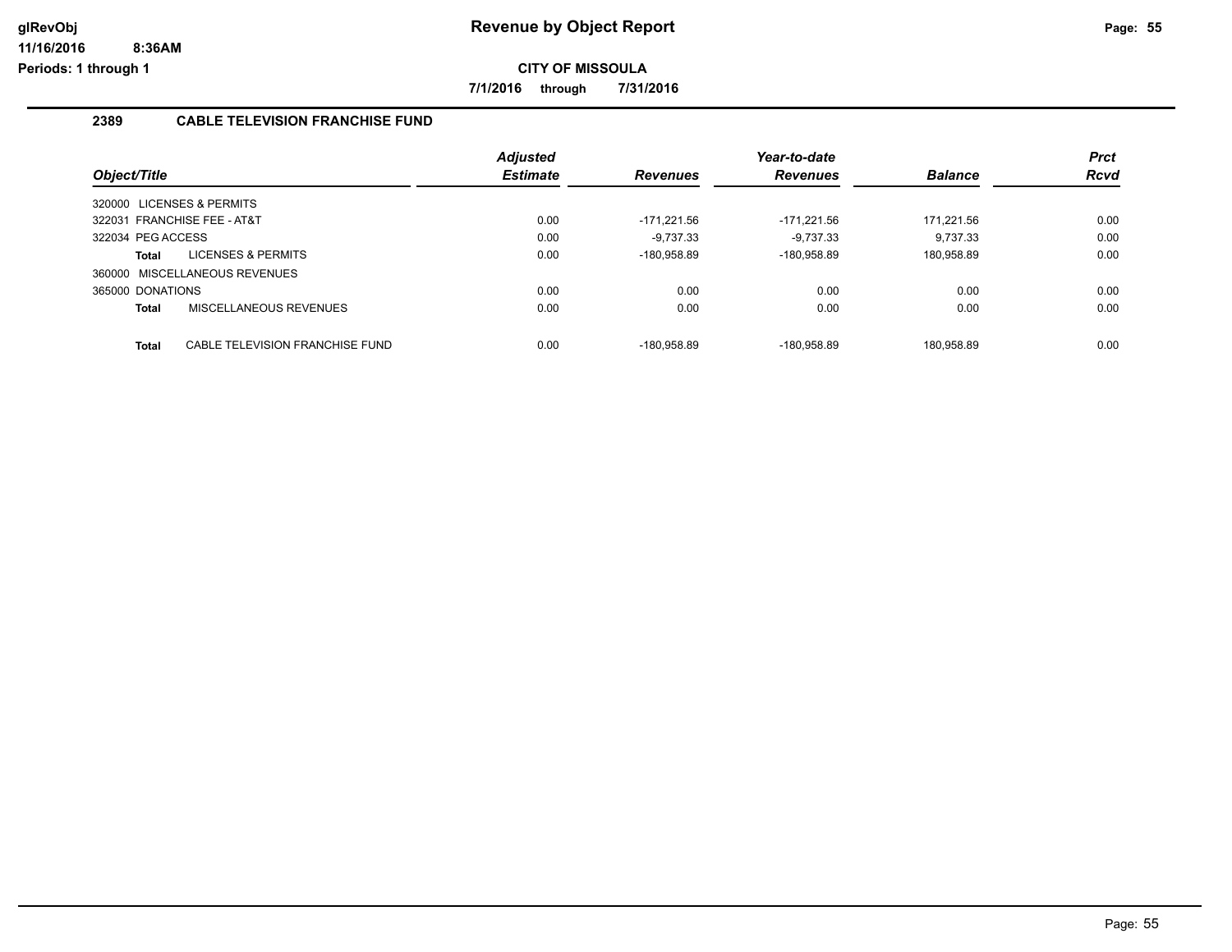# Revenue by Object Report

glRevObj
11/16/2016 8:36AM
Periods: 1 through 1

**CITY OF MISSOULA**

**7/1/2016 through 7/31/2016**

## 2389 CABLE TELEVISION FRANCHISE FUND

| Object/Title | Adjusted Estimate | Revenues | Year-to-date Revenues | Balance | Prct Rcvd |
|---|---|---|---|---|---|
| 320000 LICENSES & PERMITS | | | | | |
| 322031 FRANCHISE FEE - AT&T | 0.00 | -171,221.56 | -171,221.56 | 171,221.56 | 0.00 |
| 322034 PEG ACCESS | 0.00 | -9,737.33 | -9,737.33 | 9,737.33 | 0.00 |
| **Total** LICENSES & PERMITS | 0.00 | -180,958.89 | -180,958.89 | 180,958.89 | 0.00 |
| 360000 MISCELLANEOUS REVENUES | | | | | |
| 365000 DONATIONS | 0.00 | 0.00 | 0.00 | 0.00 | 0.00 |
| **Total** MISCELLANEOUS REVENUES | 0.00 | 0.00 | 0.00 | 0.00 | 0.00 |
| **Total** CABLE TELEVISION FRANCHISE FUND | 0.00 | -180,958.89 | -180,958.89 | 180,958.89 | 0.00 |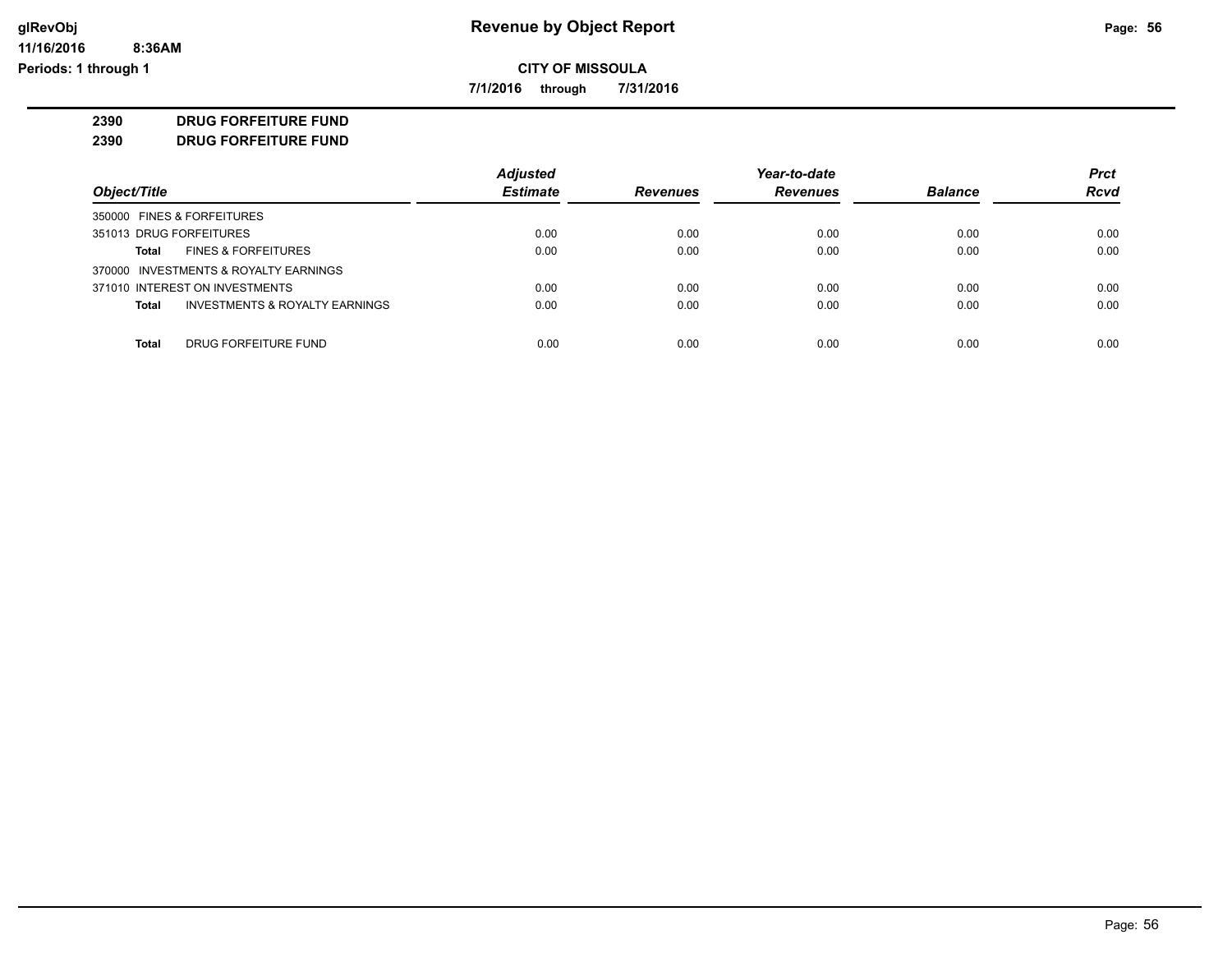# Revenue by Object Report

**CITY OF MISSOULA**

**7/1/2016 through 7/31/2016**

glRevObj
11/16/2016 8:36AM
Periods: 1 through 1

**2390 DRUG FORFEITURE FUND**
**2390 DRUG FORFEITURE FUND**

| Object/Title | Adjusted Estimate | Revenues | Year-to-date Revenues | Balance | Prct Rcvd |
|---|---|---|---|---|---|
| 350000 FINES & FORFEITURES | | | | | |
| 351013 DRUG FORFEITURES | 0.00 | 0.00 | 0.00 | 0.00 | 0.00 |
| **Total** FINES & FORFEITURES | 0.00 | 0.00 | 0.00 | 0.00 | 0.00 |
| 370000 INVESTMENTS & ROYALTY EARNINGS | | | | | |
| 371010 INTEREST ON INVESTMENTS | 0.00 | 0.00 | 0.00 | 0.00 | 0.00 |
| **Total** INVESTMENTS & ROYALTY EARNINGS | 0.00 | 0.00 | 0.00 | 0.00 | 0.00 |
| **Total** DRUG FORFEITURE FUND | 0.00 | 0.00 | 0.00 | 0.00 | 0.00 |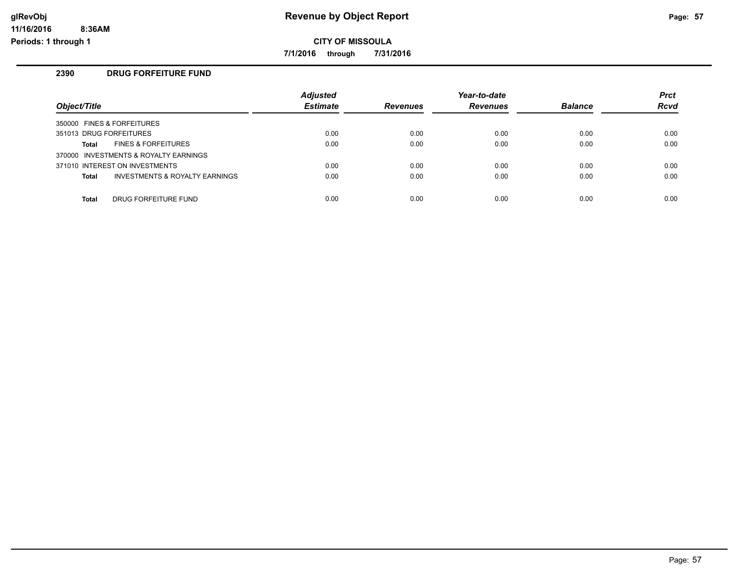# Revenue by Object Report

**CITY OF MISSOULA**

**7/1/2016 through 7/31/2016**

glRevObj
11/16/2016 8:36AM
Periods: 1 through 1

## 2390 DRUG FORFEITURE FUND

| Object/Title | Adjusted Estimate | Revenues | Year-to-date Revenues | Balance | Prct Rcvd |
|---|---|---|---|---|---|
| 350000 FINES & FORFEITURES | | | | | |
| 351013 DRUG FORFEITURES | 0.00 | 0.00 | 0.00 | 0.00 | 0.00 |
| **Total** FINES & FORFEITURES | 0.00 | 0.00 | 0.00 | 0.00 | 0.00 |
| 370000 INVESTMENTS & ROYALTY EARNINGS | | | | | |
| 371010 INTEREST ON INVESTMENTS | 0.00 | 0.00 | 0.00 | 0.00 | 0.00 |
| **Total** INVESTMENTS & ROYALTY EARNINGS | 0.00 | 0.00 | 0.00 | 0.00 | 0.00 |
| **Total** DRUG FORFEITURE FUND | 0.00 | 0.00 | 0.00 | 0.00 | 0.00 |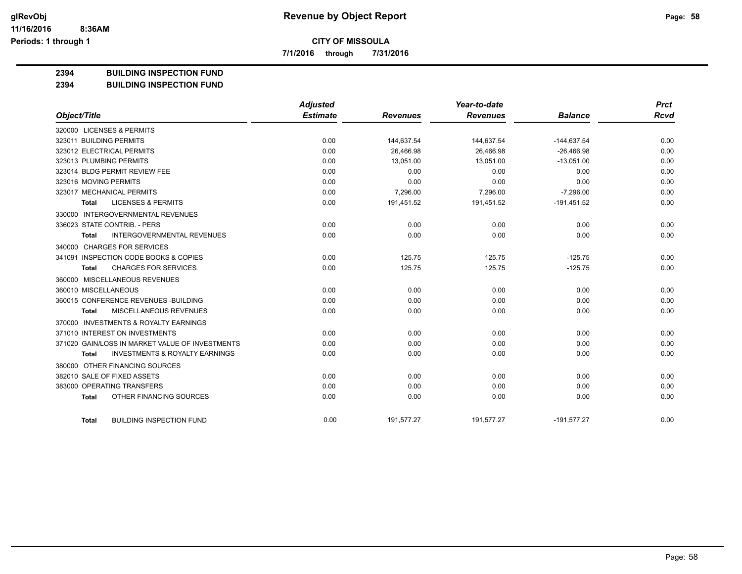# Revenue by Object Report

**CITY OF MISSOULA**

**7/1/2016 through 7/31/2016**

glRevObj
11/16/2016 8:36AM
Periods: 1 through 1

**2394 BUILDING INSPECTION FUND**
**2394 BUILDING INSPECTION FUND**

| Object/Title | Adjusted Estimate | Revenues | Year-to-date Revenues | Balance | Prct Rcvd |
|---|---|---|---|---|---|
| 320000 LICENSES & PERMITS | | | | | |
| 323011 BUILDING PERMITS | 0.00 | 144,637.54 | 144,637.54 | -144,637.54 | 0.00 |
| 323012 ELECTRICAL PERMITS | 0.00 | 26,466.98 | 26,466.98 | -26,466.98 | 0.00 |
| 323013 PLUMBING PERMITS | 0.00 | 13,051.00 | 13,051.00 | -13,051.00 | 0.00 |
| 323014 BLDG PERMIT REVIEW FEE | 0.00 | 0.00 | 0.00 | 0.00 | 0.00 |
| 323016 MOVING PERMITS | 0.00 | 0.00 | 0.00 | 0.00 | 0.00 |
| 323017 MECHANICAL PERMITS | 0.00 | 7,296.00 | 7,296.00 | -7,296.00 | 0.00 |
| **Total** LICENSES & PERMITS | 0.00 | 191,451.52 | 191,451.52 | -191,451.52 | 0.00 |
| 330000 INTERGOVERNMENTAL REVENUES | | | | | |
| 336023 STATE CONTRIB. - PERS | 0.00 | 0.00 | 0.00 | 0.00 | 0.00 |
| **Total** INTERGOVERNMENTAL REVENUES | 0.00 | 0.00 | 0.00 | 0.00 | 0.00 |
| 340000 CHARGES FOR SERVICES | | | | | |
| 341091 INSPECTION CODE BOOKS & COPIES | 0.00 | 125.75 | 125.75 | -125.75 | 0.00 |
| **Total** CHARGES FOR SERVICES | 0.00 | 125.75 | 125.75 | -125.75 | 0.00 |
| 360000 MISCELLANEOUS REVENUES | | | | | |
| 360010 MISCELLANEOUS | 0.00 | 0.00 | 0.00 | 0.00 | 0.00 |
| 360015 CONFERENCE REVENUES -BUILDING | 0.00 | 0.00 | 0.00 | 0.00 | 0.00 |
| **Total** MISCELLANEOUS REVENUES | 0.00 | 0.00 | 0.00 | 0.00 | 0.00 |
| 370000 INVESTMENTS & ROYALTY EARNINGS | | | | | |
| 371010 INTEREST ON INVESTMENTS | 0.00 | 0.00 | 0.00 | 0.00 | 0.00 |
| 371020 GAIN/LOSS IN MARKET VALUE OF INVESTMENTS | 0.00 | 0.00 | 0.00 | 0.00 | 0.00 |
| **Total** INVESTMENTS & ROYALTY EARNINGS | 0.00 | 0.00 | 0.00 | 0.00 | 0.00 |
| 380000 OTHER FINANCING SOURCES | | | | | |
| 382010 SALE OF FIXED ASSETS | 0.00 | 0.00 | 0.00 | 0.00 | 0.00 |
| 383000 OPERATING TRANSFERS | 0.00 | 0.00 | 0.00 | 0.00 | 0.00 |
| **Total** OTHER FINANCING SOURCES | 0.00 | 0.00 | 0.00 | 0.00 | 0.00 |
| **Total** BUILDING INSPECTION FUND | 0.00 | 191,577.27 | 191,577.27 | -191,577.27 | 0.00 |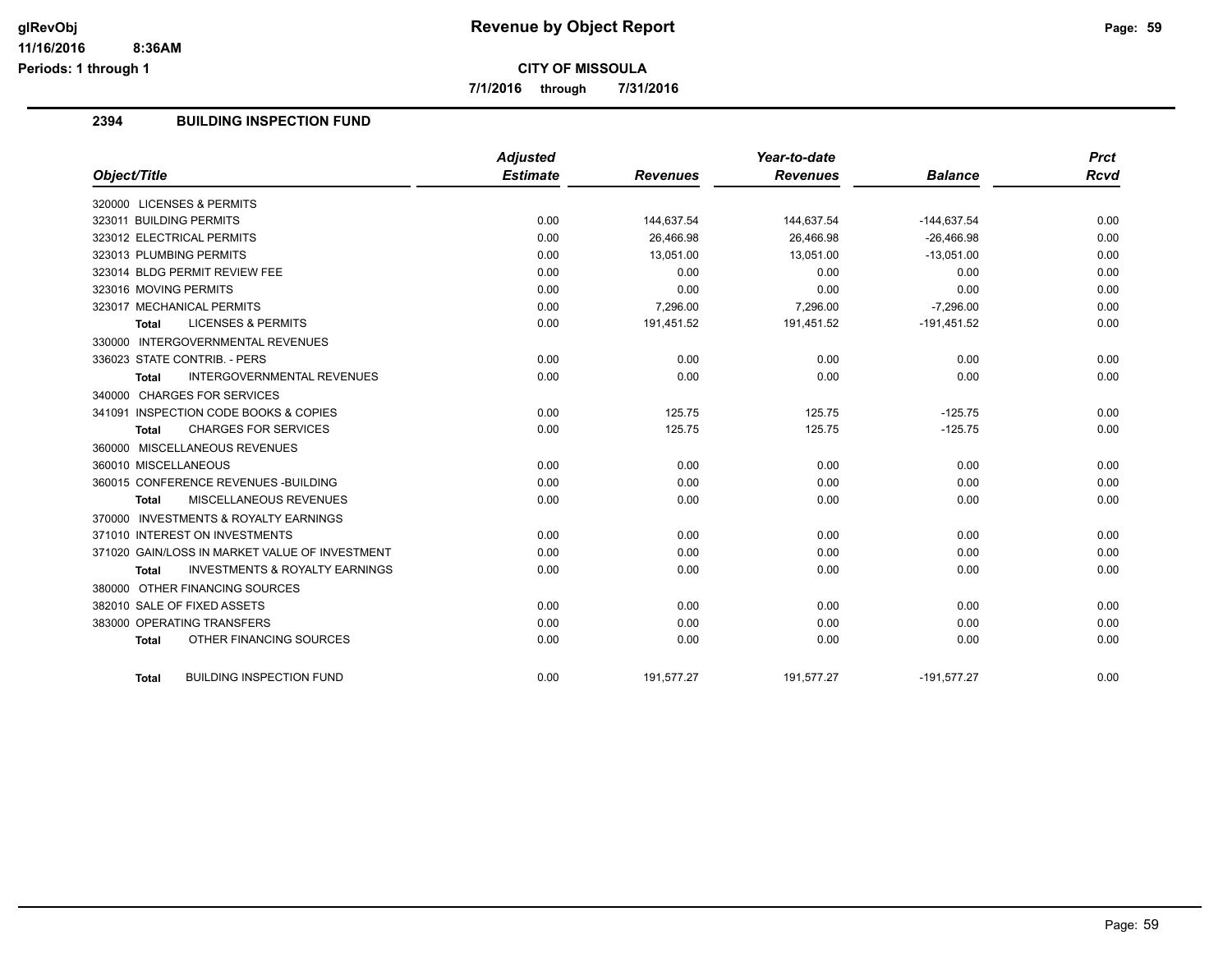# Revenue by Object Report

**CITY OF MISSOULA**

**7/1/2016 through 7/31/2016**

## 2394 BUILDING INSPECTION FUND

| Object/Title | Adjusted Estimate | Revenues | Year-to-date Revenues | Balance | Prct Rcvd |
|---|---|---|---|---|---|
| 320000 LICENSES & PERMITS | | | | | |
| 323011 BUILDING PERMITS | 0.00 | 144,637.54 | 144,637.54 | -144,637.54 | 0.00 |
| 323012 ELECTRICAL PERMITS | 0.00 | 26,466.98 | 26,466.98 | -26,466.98 | 0.00 |
| 323013 PLUMBING PERMITS | 0.00 | 13,051.00 | 13,051.00 | -13,051.00 | 0.00 |
| 323014 BLDG PERMIT REVIEW FEE | 0.00 | 0.00 | 0.00 | 0.00 | 0.00 |
| 323016 MOVING PERMITS | 0.00 | 0.00 | 0.00 | 0.00 | 0.00 |
| 323017 MECHANICAL PERMITS | 0.00 | 7,296.00 | 7,296.00 | -7,296.00 | 0.00 |
| **Total** LICENSES & PERMITS | 0.00 | 191,451.52 | 191,451.52 | -191,451.52 | 0.00 |
| 330000 INTERGOVERNMENTAL REVENUES | | | | | |
| 336023 STATE CONTRIB. - PERS | 0.00 | 0.00 | 0.00 | 0.00 | 0.00 |
| **Total** INTERGOVERNMENTAL REVENUES | 0.00 | 0.00 | 0.00 | 0.00 | 0.00 |
| 340000 CHARGES FOR SERVICES | | | | | |
| 341091 INSPECTION CODE BOOKS & COPIES | 0.00 | 125.75 | 125.75 | -125.75 | 0.00 |
| **Total** CHARGES FOR SERVICES | 0.00 | 125.75 | 125.75 | -125.75 | 0.00 |
| 360000 MISCELLANEOUS REVENUES | | | | | |
| 360010 MISCELLANEOUS | 0.00 | 0.00 | 0.00 | 0.00 | 0.00 |
| 360015 CONFERENCE REVENUES -BUILDING | 0.00 | 0.00 | 0.00 | 0.00 | 0.00 |
| **Total** MISCELLANEOUS REVENUES | 0.00 | 0.00 | 0.00 | 0.00 | 0.00 |
| 370000 INVESTMENTS & ROYALTY EARNINGS | | | | | |
| 371010 INTEREST ON INVESTMENTS | 0.00 | 0.00 | 0.00 | 0.00 | 0.00 |
| 371020 GAIN/LOSS IN MARKET VALUE OF INVESTMENT | 0.00 | 0.00 | 0.00 | 0.00 | 0.00 |
| **Total** INVESTMENTS & ROYALTY EARNINGS | 0.00 | 0.00 | 0.00 | 0.00 | 0.00 |
| 380000 OTHER FINANCING SOURCES | | | | | |
| 382010 SALE OF FIXED ASSETS | 0.00 | 0.00 | 0.00 | 0.00 | 0.00 |
| 383000 OPERATING TRANSFERS | 0.00 | 0.00 | 0.00 | 0.00 | 0.00 |
| **Total** OTHER FINANCING SOURCES | 0.00 | 0.00 | 0.00 | 0.00 | 0.00 |
| **Total** BUILDING INSPECTION FUND | 0.00 | 191,577.27 | 191,577.27 | -191,577.27 | 0.00 |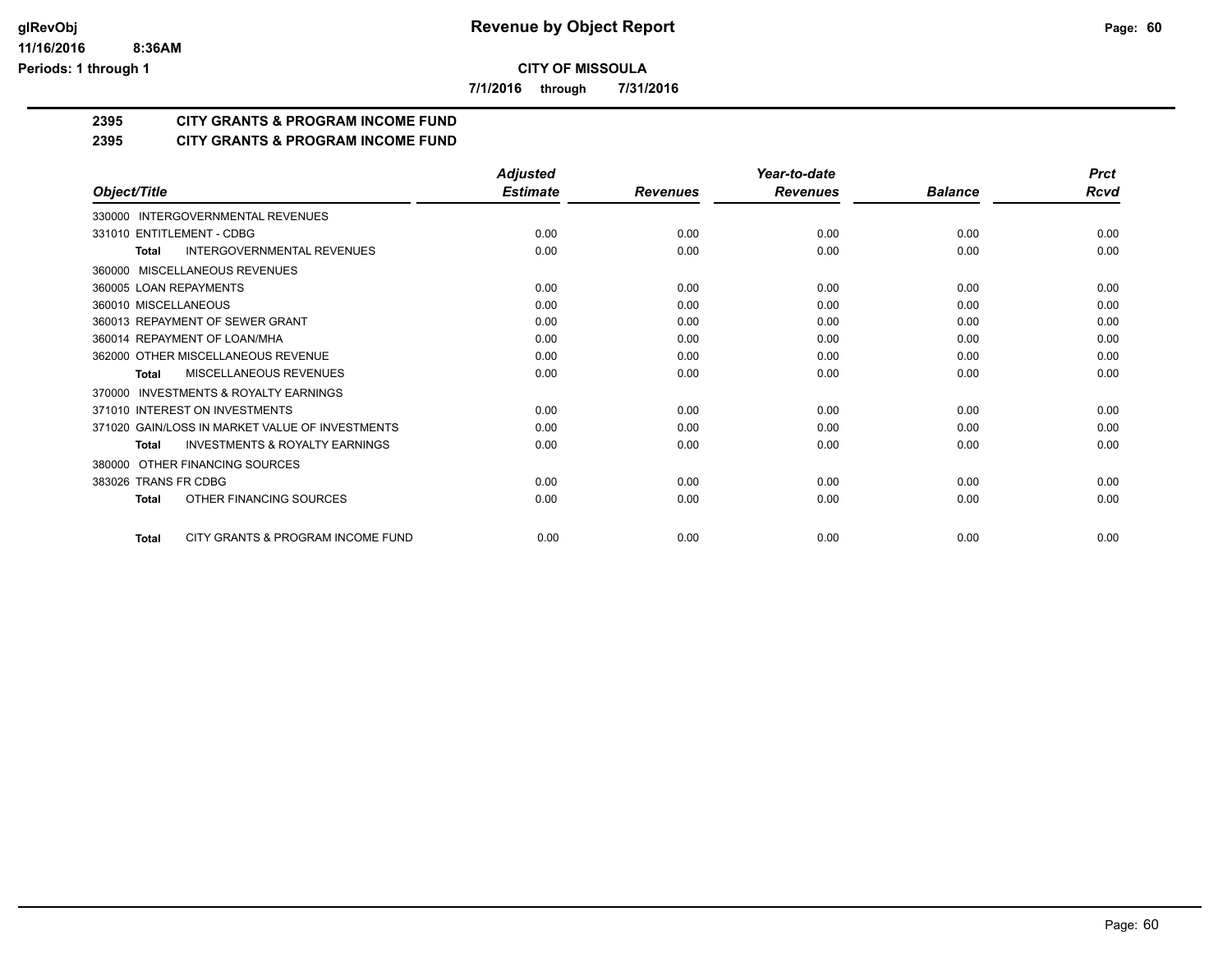**CITY OF MISSOULA**

**7/1/2016 through 7/31/2016**

## 2395 CITY GRANTS & PROGRAM INCOME FUND

## 2395 CITY GRANTS & PROGRAM INCOME FUND

| Object/Title | Adjusted Estimate | Revenues | Year-to-date Revenues | Balance | Prct Rcvd |
|---|---|---|---|---|---|
| 330000 INTERGOVERNMENTAL REVENUES | | | | | |
| 331010 ENTITLEMENT - CDBG | 0.00 | 0.00 | 0.00 | 0.00 | 0.00 |
| **Total** INTERGOVERNMENTAL REVENUES | 0.00 | 0.00 | 0.00 | 0.00 | 0.00 |
| 360000 MISCELLANEOUS REVENUES | | | | | |
| 360005 LOAN REPAYMENTS | 0.00 | 0.00 | 0.00 | 0.00 | 0.00 |
| 360010 MISCELLANEOUS | 0.00 | 0.00 | 0.00 | 0.00 | 0.00 |
| 360013 REPAYMENT OF SEWER GRANT | 0.00 | 0.00 | 0.00 | 0.00 | 0.00 |
| 360014 REPAYMENT OF LOAN/MHA | 0.00 | 0.00 | 0.00 | 0.00 | 0.00 |
| 362000 OTHER MISCELLANEOUS REVENUE | 0.00 | 0.00 | 0.00 | 0.00 | 0.00 |
| **Total** MISCELLANEOUS REVENUES | 0.00 | 0.00 | 0.00 | 0.00 | 0.00 |
| 370000 INVESTMENTS & ROYALTY EARNINGS | | | | | |
| 371010 INTEREST ON INVESTMENTS | 0.00 | 0.00 | 0.00 | 0.00 | 0.00 |
| 371020 GAIN/LOSS IN MARKET VALUE OF INVESTMENTS | 0.00 | 0.00 | 0.00 | 0.00 | 0.00 |
| **Total** INVESTMENTS & ROYALTY EARNINGS | 0.00 | 0.00 | 0.00 | 0.00 | 0.00 |
| 380000 OTHER FINANCING SOURCES | | | | | |
| 383026 TRANS FR CDBG | 0.00 | 0.00 | 0.00 | 0.00 | 0.00 |
| **Total** OTHER FINANCING SOURCES | 0.00 | 0.00 | 0.00 | 0.00 | 0.00 |
| **Total** CITY GRANTS & PROGRAM INCOME FUND | 0.00 | 0.00 | 0.00 | 0.00 | 0.00 |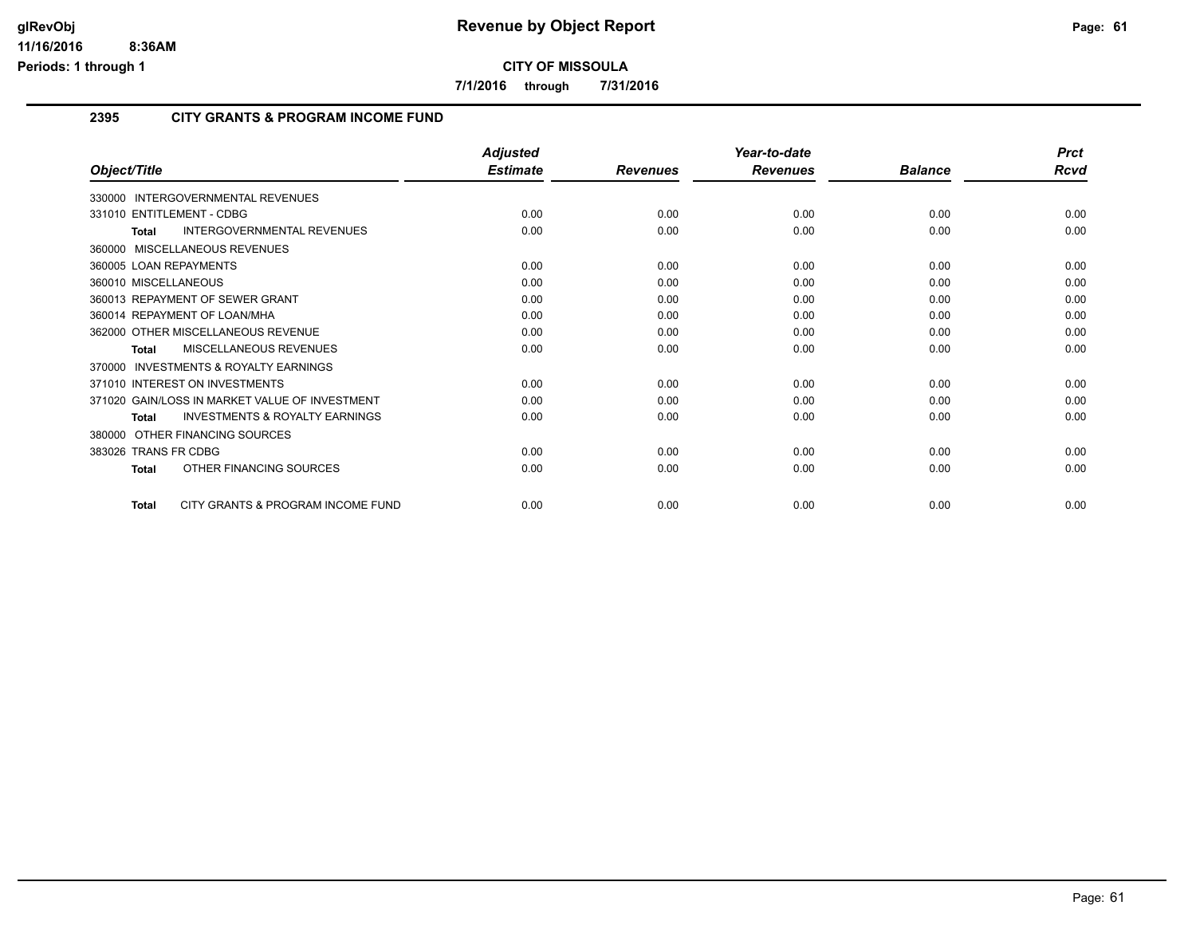# Revenue by Object Report

**CITY OF MISSOULA**

**7/1/2016 through 7/31/2016**

## 2395 CITY GRANTS & PROGRAM INCOME FUND

| Object/Title | Adjusted Estimate | Revenues | Year-to-date Revenues | Balance | Prct Rcvd |
|---|---|---|---|---|---|
| 330000 INTERGOVERNMENTAL REVENUES | | | | | |
| 331010 ENTITLEMENT - CDBG | 0.00 | 0.00 | 0.00 | 0.00 | 0.00 |
| **Total** INTERGOVERNMENTAL REVENUES | 0.00 | 0.00 | 0.00 | 0.00 | 0.00 |
| 360000 MISCELLANEOUS REVENUES | | | | | |
| 360005 LOAN REPAYMENTS | 0.00 | 0.00 | 0.00 | 0.00 | 0.00 |
| 360010 MISCELLANEOUS | 0.00 | 0.00 | 0.00 | 0.00 | 0.00 |
| 360013 REPAYMENT OF SEWER GRANT | 0.00 | 0.00 | 0.00 | 0.00 | 0.00 |
| 360014 REPAYMENT OF LOAN/MHA | 0.00 | 0.00 | 0.00 | 0.00 | 0.00 |
| 362000 OTHER MISCELLANEOUS REVENUE | 0.00 | 0.00 | 0.00 | 0.00 | 0.00 |
| **Total** MISCELLANEOUS REVENUES | 0.00 | 0.00 | 0.00 | 0.00 | 0.00 |
| 370000 INVESTMENTS & ROYALTY EARNINGS | | | | | |
| 371010 INTEREST ON INVESTMENTS | 0.00 | 0.00 | 0.00 | 0.00 | 0.00 |
| 371020 GAIN/LOSS IN MARKET VALUE OF INVESTMENT | 0.00 | 0.00 | 0.00 | 0.00 | 0.00 |
| **Total** INVESTMENTS & ROYALTY EARNINGS | 0.00 | 0.00 | 0.00 | 0.00 | 0.00 |
| 380000 OTHER FINANCING SOURCES | | | | | |
| 383026 TRANS FR CDBG | 0.00 | 0.00 | 0.00 | 0.00 | 0.00 |
| **Total** OTHER FINANCING SOURCES | 0.00 | 0.00 | 0.00 | 0.00 | 0.00 |
| **Total** CITY GRANTS & PROGRAM INCOME FUND | 0.00 | 0.00 | 0.00 | 0.00 | 0.00 |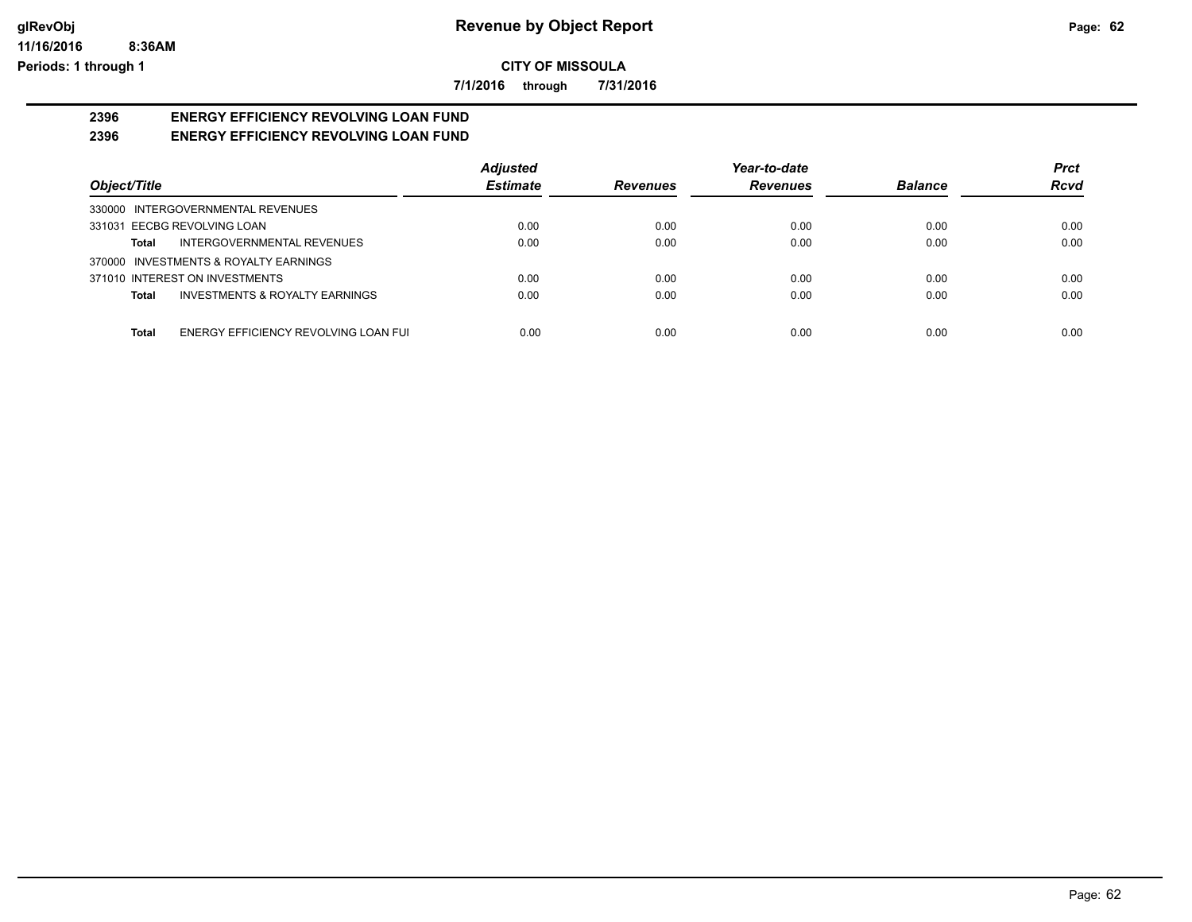# Revenue by Object Report

**CITY OF MISSOULA**

**7/1/2016 through 7/31/2016**

## 2396 ENERGY EFFICIENCY REVOLVING LOAN FUND
## 2396 ENERGY EFFICIENCY REVOLVING LOAN FUND

| Object/Title | | Adjusted Estimate | Revenues | Year-to-date Revenues | Balance | Prct Rcvd |
|---|---|---|---|---|---|---|
| 330000 INTERGOVERNMENTAL REVENUES | | | | | | |
| 331031 EECBG REVOLVING LOAN | | 0.00 | 0.00 | 0.00 | 0.00 | 0.00 |
| **Total** | INTERGOVERNMENTAL REVENUES | 0.00 | 0.00 | 0.00 | 0.00 | 0.00 |
| 370000 INVESTMENTS & ROYALTY EARNINGS | | | | | | |
| 371010 INTEREST ON INVESTMENTS | | 0.00 | 0.00 | 0.00 | 0.00 | 0.00 |
| **Total** | INVESTMENTS & ROYALTY EARNINGS | 0.00 | 0.00 | 0.00 | 0.00 | 0.00 |
| **Total** | ENERGY EFFICIENCY REVOLVING LOAN FUI | 0.00 | 0.00 | 0.00 | 0.00 | 0.00 |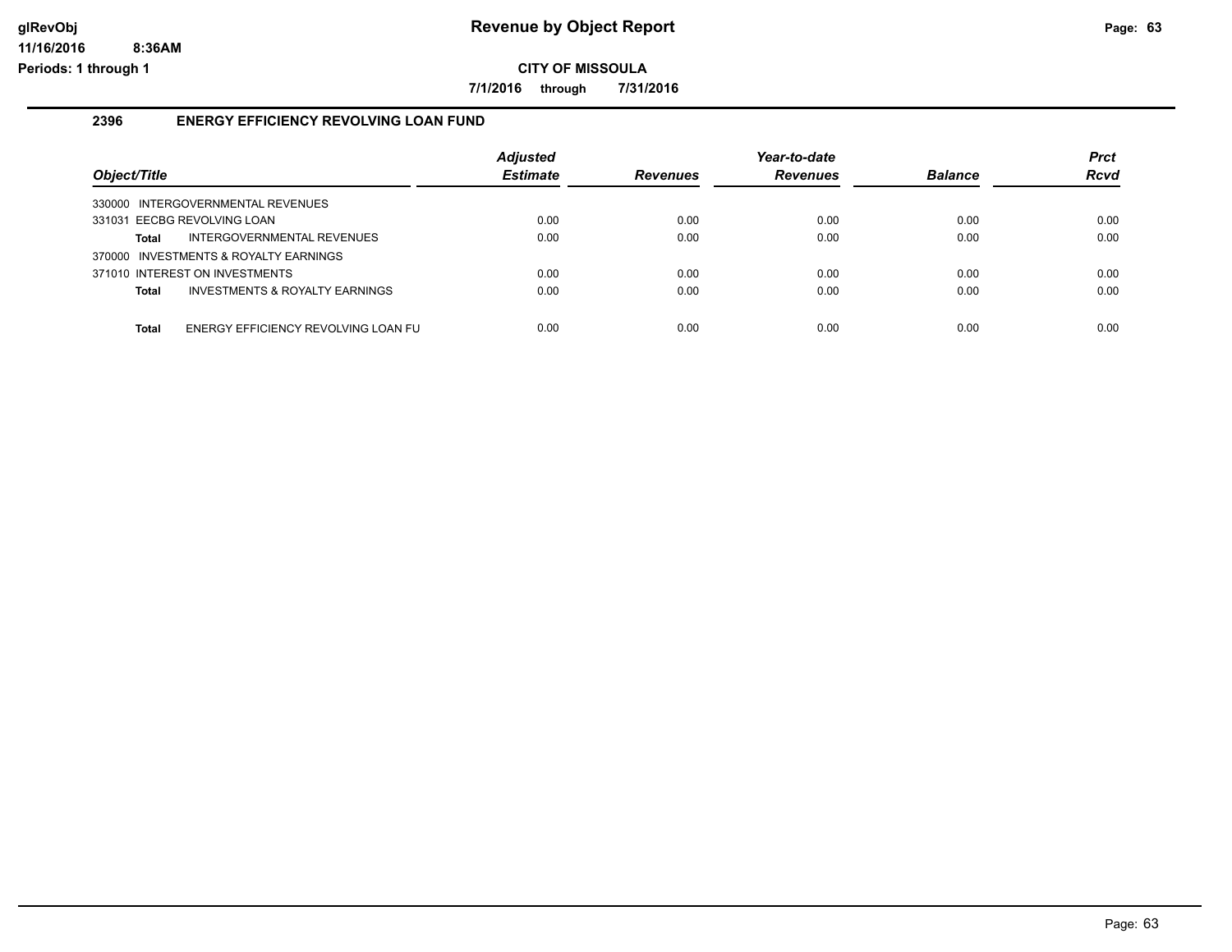# Revenue by Object Report

**CITY OF MISSOULA**

**7/1/2016 through 7/31/2016**

glRevObj
11/16/2016 8:36AM
Periods: 1 through 1

## 2396 ENERGY EFFICIENCY REVOLVING LOAN FUND

| Object/Title | Adjusted Estimate | Revenues | Year-to-date Revenues | Balance | Prct Rcvd |
|---|---|---|---|---|---|
| 330000 INTERGOVERNMENTAL REVENUES | | | | | |
| 331031 EECBG REVOLVING LOAN | 0.00 | 0.00 | 0.00 | 0.00 | 0.00 |
| **Total** INTERGOVERNMENTAL REVENUES | 0.00 | 0.00 | 0.00 | 0.00 | 0.00 |
| 370000 INVESTMENTS & ROYALTY EARNINGS | | | | | |
| 371010 INTEREST ON INVESTMENTS | 0.00 | 0.00 | 0.00 | 0.00 | 0.00 |
| **Total** INVESTMENTS & ROYALTY EARNINGS | 0.00 | 0.00 | 0.00 | 0.00 | 0.00 |
| **Total** ENERGY EFFICIENCY REVOLVING LOAN FU | 0.00 | 0.00 | 0.00 | 0.00 | 0.00 |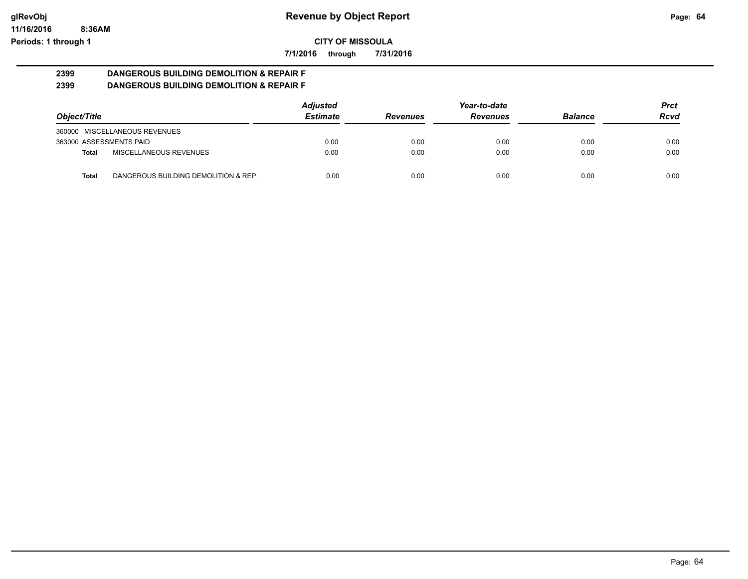## Revenue by Object Report

**CITY OF MISSOULA**

**7/1/2016 through 7/31/2016**

glRevObj
11/16/2016 8:36AM
Periods: 1 through 1

### 2399 DANGEROUS BUILDING DEMOLITION & REPAIR F
### 2399 DANGEROUS BUILDING DEMOLITION & REPAIR F

| Object/Title | | Adjusted Estimate | Revenues | Year-to-date Revenues | Balance | Prct Rcvd |
|---|---|---|---|---|---|---|
| 360000 MISCELLANEOUS REVENUES | | | | | | |
| 363000 ASSESSMENTS PAID | | 0.00 | 0.00 | 0.00 | 0.00 | 0.00 |
| **Total** | MISCELLANEOUS REVENUES | 0.00 | 0.00 | 0.00 | 0.00 | 0.00 |
| **Total** | DANGEROUS BUILDING DEMOLITION & REP. | 0.00 | 0.00 | 0.00 | 0.00 | 0.00 |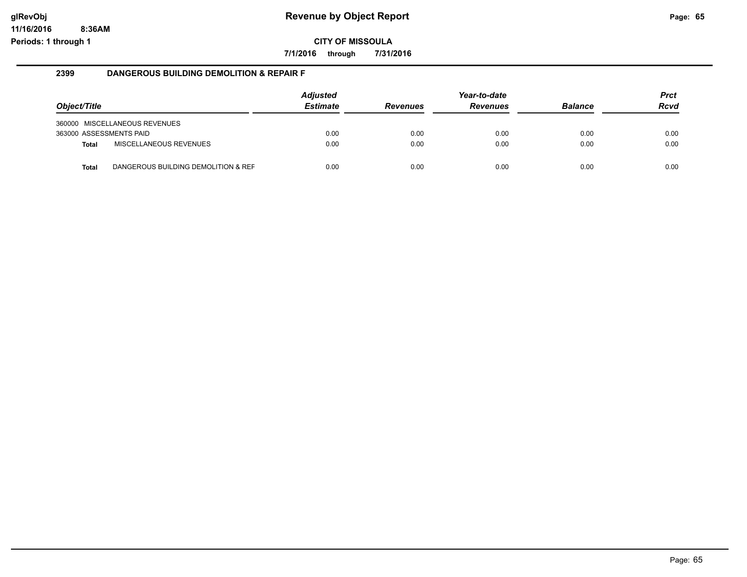# Revenue by Object Report

**CITY OF MISSOULA**

**7/1/2016 through 7/31/2016**

glRevObj
11/16/2016 8:36AM
Periods: 1 through 1

## 2399 DANGEROUS BUILDING DEMOLITION & REPAIR F

| Object/Title | | Adjusted Estimate | Revenues | Year-to-date Revenues | Balance | Prct Rcvd |
|---|---|---|---|---|---|---|
| 360000 MISCELLANEOUS REVENUES | | | | | | |
| 363000 ASSESSMENTS PAID | | 0.00 | 0.00 | 0.00 | 0.00 | 0.00 |
| **Total** | MISCELLANEOUS REVENUES | 0.00 | 0.00 | 0.00 | 0.00 | 0.00 |
| **Total** | DANGEROUS BUILDING DEMOLITION & REF | 0.00 | 0.00 | 0.00 | 0.00 | 0.00 |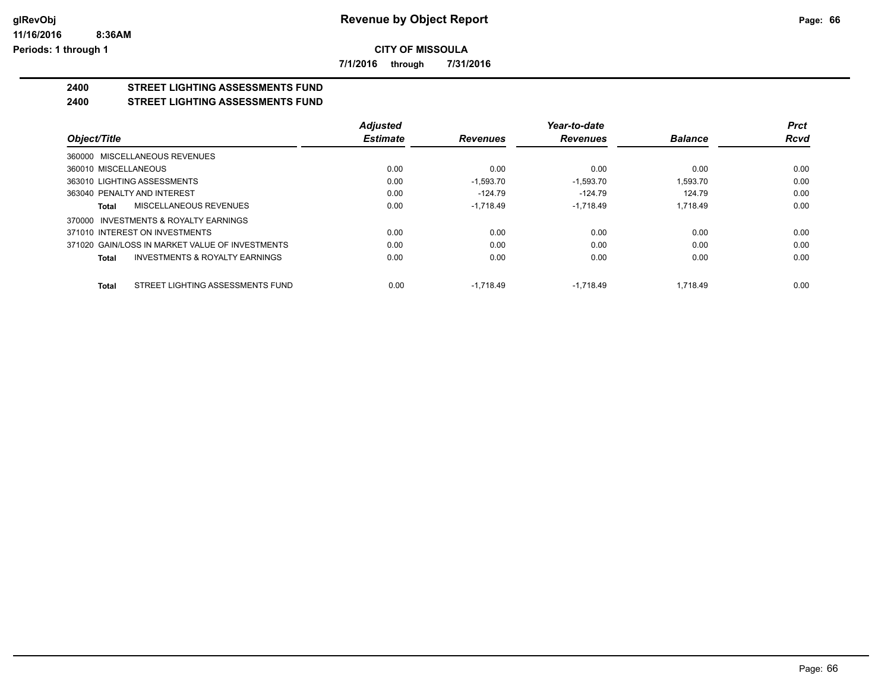# Revenue by Object Report

glRevObj
11/16/2016 8:36AM
Periods: 1 through 1

**CITY OF MISSOULA**

**7/1/2016 through 7/31/2016**

## 2400 STREET LIGHTING ASSESSMENTS FUND
## 2400 STREET LIGHTING ASSESSMENTS FUND

| Object/Title | Adjusted Estimate | Revenues | Year-to-date Revenues | Balance | Prct Rcvd |
|---|---|---|---|---|---|
| 360000 MISCELLANEOUS REVENUES | | | | | |
| 360010 MISCELLANEOUS | 0.00 | 0.00 | 0.00 | 0.00 | 0.00 |
| 363010 LIGHTING ASSESSMENTS | 0.00 | -1,593.70 | -1,593.70 | 1,593.70 | 0.00 |
| 363040 PENALTY AND INTEREST | 0.00 | -124.79 | -124.79 | 124.79 | 0.00 |
| **Total** MISCELLANEOUS REVENUES | 0.00 | -1,718.49 | -1,718.49 | 1,718.49 | 0.00 |
| 370000 INVESTMENTS & ROYALTY EARNINGS | | | | | |
| 371010 INTEREST ON INVESTMENTS | 0.00 | 0.00 | 0.00 | 0.00 | 0.00 |
| 371020 GAIN/LOSS IN MARKET VALUE OF INVESTMENTS | 0.00 | 0.00 | 0.00 | 0.00 | 0.00 |
| **Total** INVESTMENTS & ROYALTY EARNINGS | 0.00 | 0.00 | 0.00 | 0.00 | 0.00 |
| **Total** STREET LIGHTING ASSESSMENTS FUND | 0.00 | -1,718.49 | -1,718.49 | 1,718.49 | 0.00 |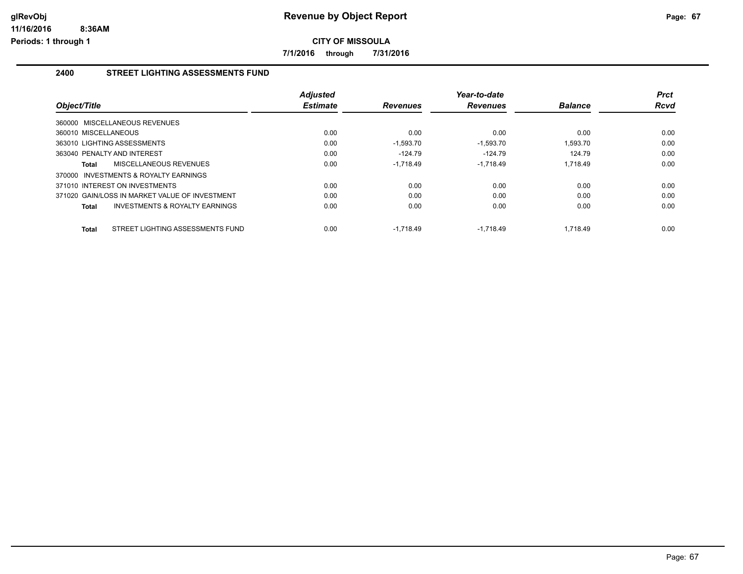# Revenue by Object Report

**CITY OF MISSOULA**

**7/1/2016 through 7/31/2016**

glRevObj
11/16/2016 8:36AM
Periods: 1 through 1

## 2400 STREET LIGHTING ASSESSMENTS FUND

| Object/Title | Adjusted Estimate | Revenues | Year-to-date Revenues | Balance | Prct Rcvd |
|---|---|---|---|---|---|
| 360000 MISCELLANEOUS REVENUES | | | | | |
| 360010 MISCELLANEOUS | 0.00 | 0.00 | 0.00 | 0.00 | 0.00 |
| 363010 LIGHTING ASSESSMENTS | 0.00 | -1,593.70 | -1,593.70 | 1,593.70 | 0.00 |
| 363040 PENALTY AND INTEREST | 0.00 | -124.79 | -124.79 | 124.79 | 0.00 |
| **Total** MISCELLANEOUS REVENUES | 0.00 | -1,718.49 | -1,718.49 | 1,718.49 | 0.00 |
| 370000 INVESTMENTS & ROYALTY EARNINGS | | | | | |
| 371010 INTEREST ON INVESTMENTS | 0.00 | 0.00 | 0.00 | 0.00 | 0.00 |
| 371020 GAIN/LOSS IN MARKET VALUE OF INVESTMENT | 0.00 | 0.00 | 0.00 | 0.00 | 0.00 |
| **Total** INVESTMENTS & ROYALTY EARNINGS | 0.00 | 0.00 | 0.00 | 0.00 | 0.00 |
| **Total** STREET LIGHTING ASSESSMENTS FUND | 0.00 | -1,718.49 | -1,718.49 | 1,718.49 | 0.00 |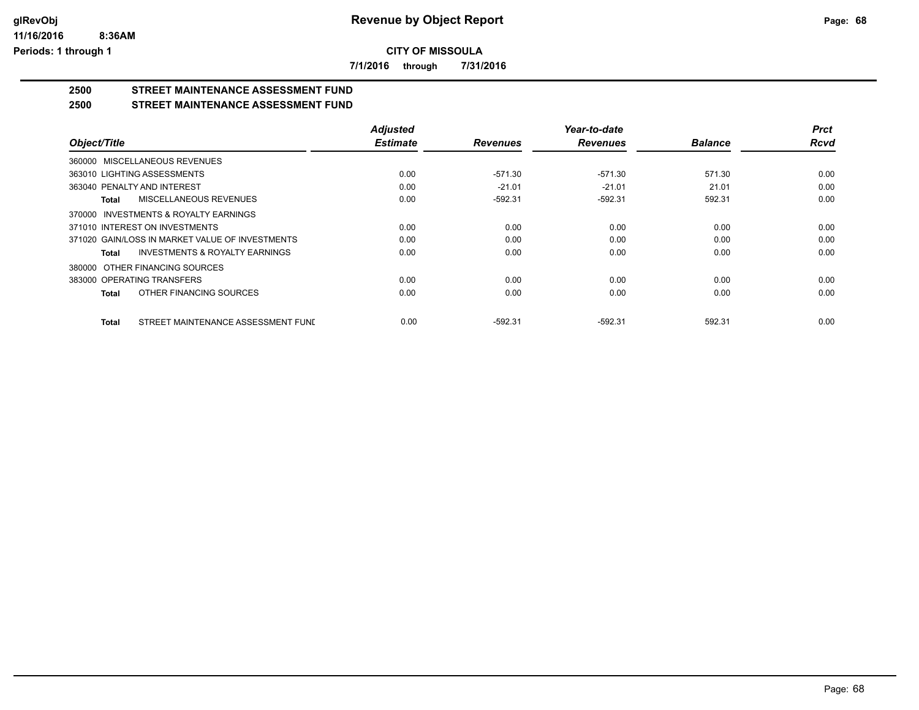# Revenue by Object Report

**CITY OF MISSOULA**

**7/1/2016 through 7/31/2016**

## 2500 STREET MAINTENANCE ASSESSMENT FUND

## 2500 STREET MAINTENANCE ASSESSMENT FUND

| Object/Title | Adjusted Estimate | Revenues | Year-to-date Revenues | Balance | Prct Rcvd |
|---|---|---|---|---|---|
| 360000 MISCELLANEOUS REVENUES | | | | | |
| 363010 LIGHTING ASSESSMENTS | 0.00 | -571.30 | -571.30 | 571.30 | 0.00 |
| 363040 PENALTY AND INTEREST | 0.00 | -21.01 | -21.01 | 21.01 | 0.00 |
| **Total** MISCELLANEOUS REVENUES | 0.00 | -592.31 | -592.31 | 592.31 | 0.00 |
| 370000 INVESTMENTS & ROYALTY EARNINGS | | | | | |
| 371010 INTEREST ON INVESTMENTS | 0.00 | 0.00 | 0.00 | 0.00 | 0.00 |
| 371020 GAIN/LOSS IN MARKET VALUE OF INVESTMENTS | 0.00 | 0.00 | 0.00 | 0.00 | 0.00 |
| **Total** INVESTMENTS & ROYALTY EARNINGS | 0.00 | 0.00 | 0.00 | 0.00 | 0.00 |
| 380000 OTHER FINANCING SOURCES | | | | | |
| 383000 OPERATING TRANSFERS | 0.00 | 0.00 | 0.00 | 0.00 | 0.00 |
| **Total** OTHER FINANCING SOURCES | 0.00 | 0.00 | 0.00 | 0.00 | 0.00 |
| **Total** STREET MAINTENANCE ASSESSMENT FUND | 0.00 | -592.31 | -592.31 | 592.31 | 0.00 |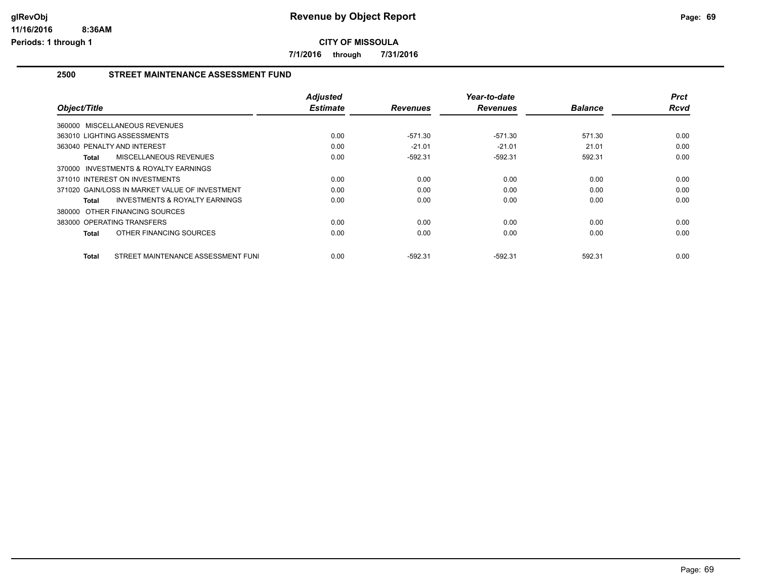# Revenue by Object Report

**CITY OF MISSOULA**

**7/1/2016 through 7/31/2016**

## 2500 STREET MAINTENANCE ASSESSMENT FUND

| Object/Title | Adjusted Estimate | Revenues | Year-to-date Revenues | Balance | Prct Rcvd |
|---|---|---|---|---|---|
| 360000 MISCELLANEOUS REVENUES | | | | | |
| 363010 LIGHTING ASSESSMENTS | 0.00 | -571.30 | -571.30 | 571.30 | 0.00 |
| 363040 PENALTY AND INTEREST | 0.00 | -21.01 | -21.01 | 21.01 | 0.00 |
| **Total** MISCELLANEOUS REVENUES | 0.00 | -592.31 | -592.31 | 592.31 | 0.00 |
| 370000 INVESTMENTS & ROYALTY EARNINGS | | | | | |
| 371010 INTEREST ON INVESTMENTS | 0.00 | 0.00 | 0.00 | 0.00 | 0.00 |
| 371020 GAIN/LOSS IN MARKET VALUE OF INVESTMENT | 0.00 | 0.00 | 0.00 | 0.00 | 0.00 |
| **Total** INVESTMENTS & ROYALTY EARNINGS | 0.00 | 0.00 | 0.00 | 0.00 | 0.00 |
| 380000 OTHER FINANCING SOURCES | | | | | |
| 383000 OPERATING TRANSFERS | 0.00 | 0.00 | 0.00 | 0.00 | 0.00 |
| **Total** OTHER FINANCING SOURCES | 0.00 | 0.00 | 0.00 | 0.00 | 0.00 |
| **Total** STREET MAINTENANCE ASSESSMENT FUNI | 0.00 | -592.31 | -592.31 | 592.31 | 0.00 |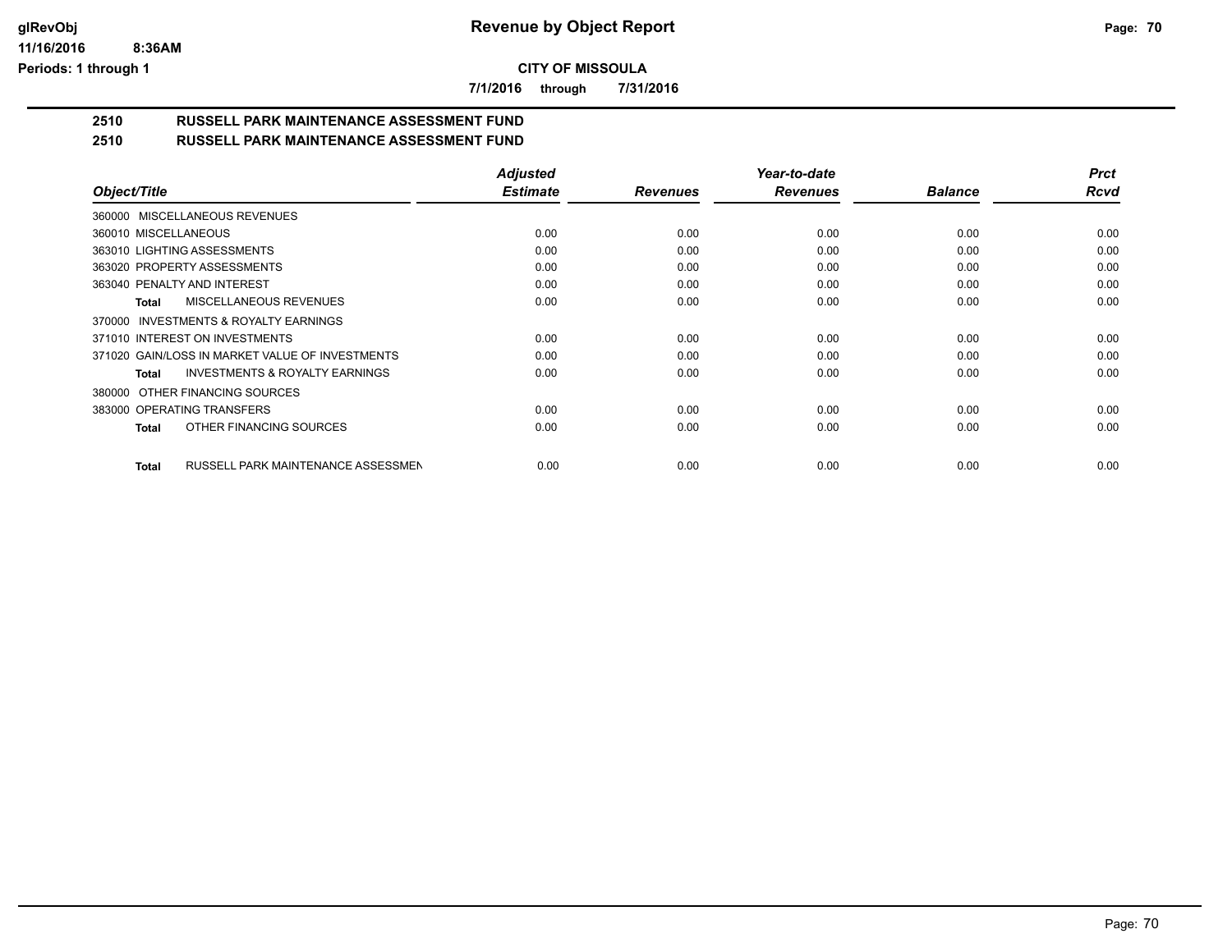# Revenue by Object Report

**CITY OF MISSOULA**

**7/1/2016 through 7/31/2016**

## 2510 RUSSELL PARK MAINTENANCE ASSESSMENT FUND
## 2510 RUSSELL PARK MAINTENANCE ASSESSMENT FUND

| Object/Title | Adjusted Estimate | Revenues | Year-to-date Revenues | Balance | Prct Rcvd |
|---|---|---|---|---|---|
| 360000 MISCELLANEOUS REVENUES | | | | | |
| 360010 MISCELLANEOUS | 0.00 | 0.00 | 0.00 | 0.00 | 0.00 |
| 363010 LIGHTING ASSESSMENTS | 0.00 | 0.00 | 0.00 | 0.00 | 0.00 |
| 363020 PROPERTY ASSESSMENTS | 0.00 | 0.00 | 0.00 | 0.00 | 0.00 |
| 363040 PENALTY AND INTEREST | 0.00 | 0.00 | 0.00 | 0.00 | 0.00 |
| **Total** MISCELLANEOUS REVENUES | 0.00 | 0.00 | 0.00 | 0.00 | 0.00 |
| 370000 INVESTMENTS & ROYALTY EARNINGS | | | | | |
| 371010 INTEREST ON INVESTMENTS | 0.00 | 0.00 | 0.00 | 0.00 | 0.00 |
| 371020 GAIN/LOSS IN MARKET VALUE OF INVESTMENTS | 0.00 | 0.00 | 0.00 | 0.00 | 0.00 |
| **Total** INVESTMENTS & ROYALTY EARNINGS | 0.00 | 0.00 | 0.00 | 0.00 | 0.00 |
| 380000 OTHER FINANCING SOURCES | | | | | |
| 383000 OPERATING TRANSFERS | 0.00 | 0.00 | 0.00 | 0.00 | 0.00 |
| **Total** OTHER FINANCING SOURCES | 0.00 | 0.00 | 0.00 | 0.00 | 0.00 |
| **Total** RUSSELL PARK MAINTENANCE ASSESSMEN | 0.00 | 0.00 | 0.00 | 0.00 | 0.00 |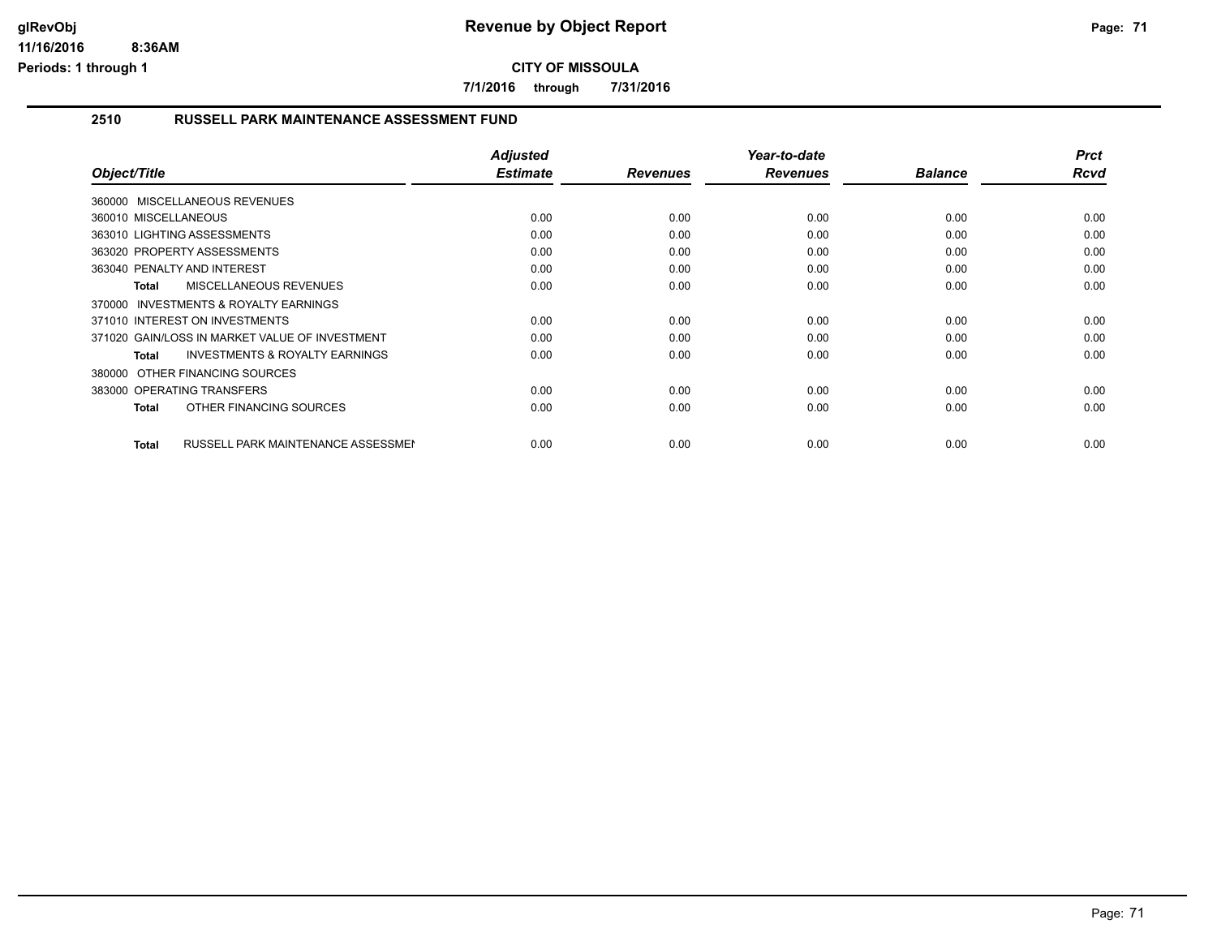# Revenue by Object Report

**CITY OF MISSOULA**

**7/1/2016 through 7/31/2016**

## 2510 RUSSELL PARK MAINTENANCE ASSESSMENT FUND

| Object/Title | Adjusted Estimate | Revenues | Year-to-date Revenues | Balance | Prct Rcvd |
|---|---|---|---|---|---|
| 360000 MISCELLANEOUS REVENUES | | | | | |
| 360010 MISCELLANEOUS | 0.00 | 0.00 | 0.00 | 0.00 | 0.00 |
| 363010 LIGHTING ASSESSMENTS | 0.00 | 0.00 | 0.00 | 0.00 | 0.00 |
| 363020 PROPERTY ASSESSMENTS | 0.00 | 0.00 | 0.00 | 0.00 | 0.00 |
| 363040 PENALTY AND INTEREST | 0.00 | 0.00 | 0.00 | 0.00 | 0.00 |
| **Total** MISCELLANEOUS REVENUES | 0.00 | 0.00 | 0.00 | 0.00 | 0.00 |
| 370000 INVESTMENTS & ROYALTY EARNINGS | | | | | |
| 371010 INTEREST ON INVESTMENTS | 0.00 | 0.00 | 0.00 | 0.00 | 0.00 |
| 371020 GAIN/LOSS IN MARKET VALUE OF INVESTMENT | 0.00 | 0.00 | 0.00 | 0.00 | 0.00 |
| **Total** INVESTMENTS & ROYALTY EARNINGS | 0.00 | 0.00 | 0.00 | 0.00 | 0.00 |
| 380000 OTHER FINANCING SOURCES | | | | | |
| 383000 OPERATING TRANSFERS | 0.00 | 0.00 | 0.00 | 0.00 | 0.00 |
| **Total** OTHER FINANCING SOURCES | 0.00 | 0.00 | 0.00 | 0.00 | 0.00 |
| **Total** RUSSELL PARK MAINTENANCE ASSESSMEN | 0.00 | 0.00 | 0.00 | 0.00 | 0.00 |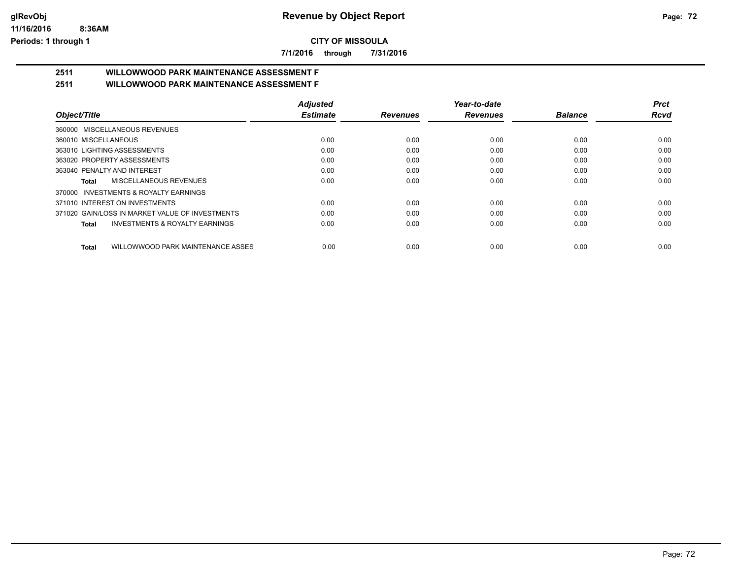**CITY OF MISSOULA**

**7/1/2016 through 7/31/2016**

## 2511 WILLOWWOOD PARK MAINTENANCE ASSESSMENT F

## 2511 WILLOWWOOD PARK MAINTENANCE ASSESSMENT F

| Object/Title | Adjusted Estimate | Revenues | Year-to-date Revenues | Balance | Prct Rcvd |
|---|---|---|---|---|---|
| 360000 MISCELLANEOUS REVENUES | | | | | |
| 360010 MISCELLANEOUS | 0.00 | 0.00 | 0.00 | 0.00 | 0.00 |
| 363010 LIGHTING ASSESSMENTS | 0.00 | 0.00 | 0.00 | 0.00 | 0.00 |
| 363020 PROPERTY ASSESSMENTS | 0.00 | 0.00 | 0.00 | 0.00 | 0.00 |
| 363040 PENALTY AND INTEREST | 0.00 | 0.00 | 0.00 | 0.00 | 0.00 |
| **Total** MISCELLANEOUS REVENUES | 0.00 | 0.00 | 0.00 | 0.00 | 0.00 |
| 370000 INVESTMENTS & ROYALTY EARNINGS | | | | | |
| 371010 INTEREST ON INVESTMENTS | 0.00 | 0.00 | 0.00 | 0.00 | 0.00 |
| 371020 GAIN/LOSS IN MARKET VALUE OF INVESTMENTS | 0.00 | 0.00 | 0.00 | 0.00 | 0.00 |
| **Total** INVESTMENTS & ROYALTY EARNINGS | 0.00 | 0.00 | 0.00 | 0.00 | 0.00 |
| **Total** WILLOWWOOD PARK MAINTENANCE ASSES | 0.00 | 0.00 | 0.00 | 0.00 | 0.00 |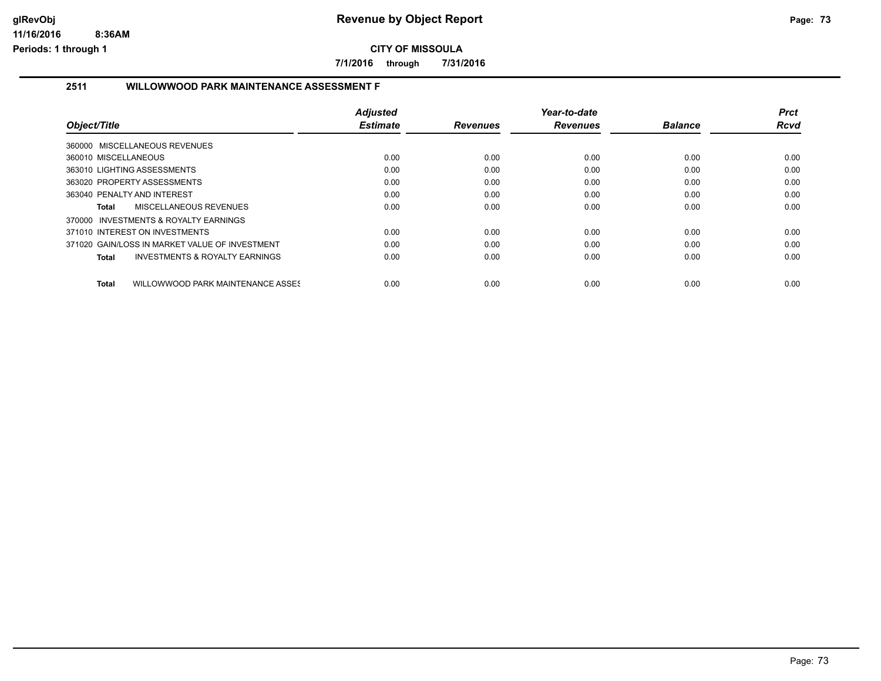# Revenue by Object Report

**CITY OF MISSOULA**

**7/1/2016 through 7/31/2016**

## 2511 WILLOWWOOD PARK MAINTENANCE ASSESSMENT F

| Object/Title | Adjusted Estimate | Revenues | Year-to-date Revenues | Balance | Prct Rcvd |
|---|---|---|---|---|---|
| 360000 MISCELLANEOUS REVENUES | | | | | |
| 360010 MISCELLANEOUS | 0.00 | 0.00 | 0.00 | 0.00 | 0.00 |
| 363010 LIGHTING ASSESSMENTS | 0.00 | 0.00 | 0.00 | 0.00 | 0.00 |
| 363020 PROPERTY ASSESSMENTS | 0.00 | 0.00 | 0.00 | 0.00 | 0.00 |
| 363040 PENALTY AND INTEREST | 0.00 | 0.00 | 0.00 | 0.00 | 0.00 |
| **Total** MISCELLANEOUS REVENUES | 0.00 | 0.00 | 0.00 | 0.00 | 0.00 |
| 370000 INVESTMENTS & ROYALTY EARNINGS | | | | | |
| 371010 INTEREST ON INVESTMENTS | 0.00 | 0.00 | 0.00 | 0.00 | 0.00 |
| 371020 GAIN/LOSS IN MARKET VALUE OF INVESTMENT | 0.00 | 0.00 | 0.00 | 0.00 | 0.00 |
| **Total** INVESTMENTS & ROYALTY EARNINGS | 0.00 | 0.00 | 0.00 | 0.00 | 0.00 |
| **Total** WILLOWWOOD PARK MAINTENANCE ASSES | 0.00 | 0.00 | 0.00 | 0.00 | 0.00 |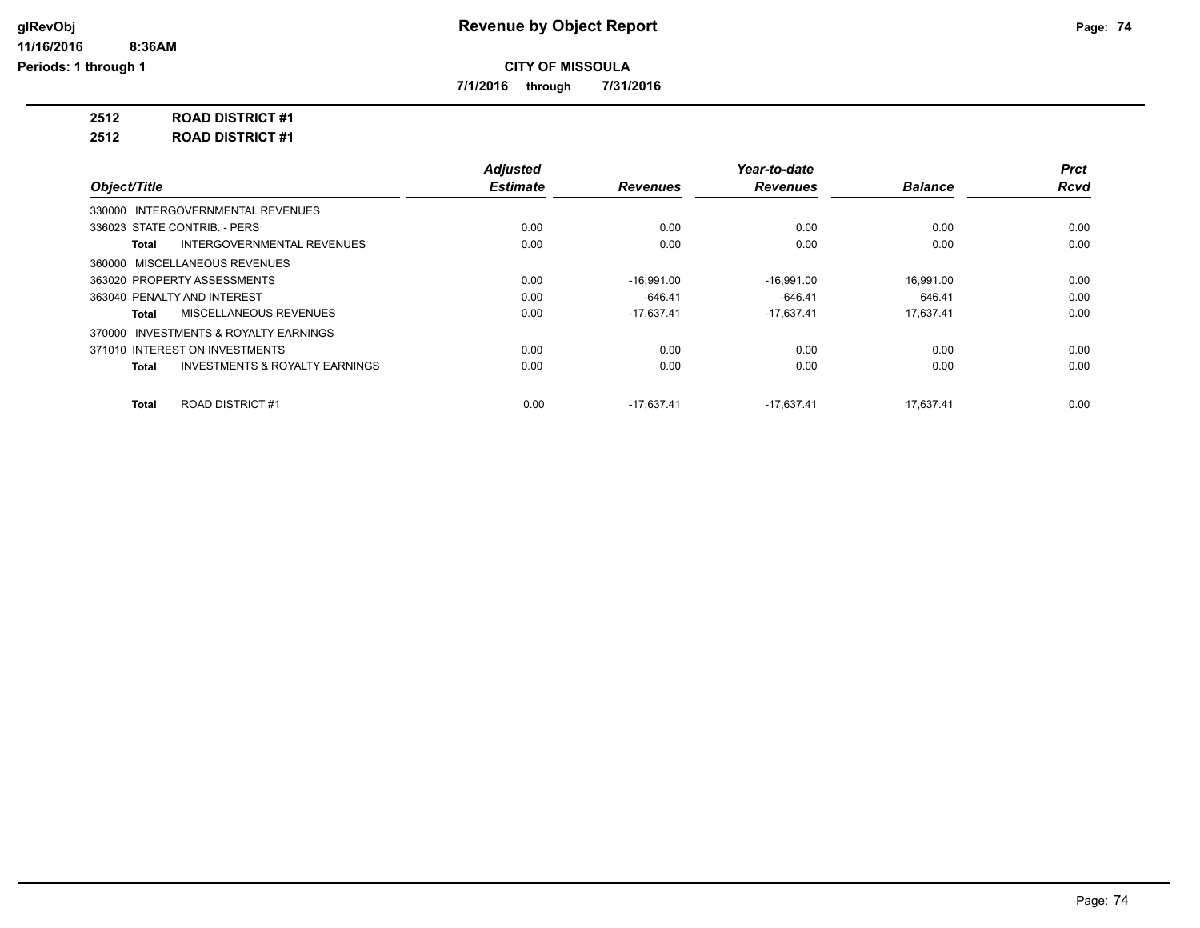# Revenue by Object Report

**CITY OF MISSOULA**

**7/1/2016 through 7/31/2016**

glRevObj
11/16/2016 8:36AM
Periods: 1 through 1

**2512 ROAD DISTRICT #1**

**2512 ROAD DISTRICT #1**

| Object/Title | Adjusted Estimate | Revenues | Year-to-date Revenues | Balance | Prct Rcvd |
|---|---|---|---|---|---|
| 330000 INTERGOVERNMENTAL REVENUES | | | | | |
| 336023 STATE CONTRIB. - PERS | 0.00 | 0.00 | 0.00 | 0.00 | 0.00 |
| **Total** INTERGOVERNMENTAL REVENUES | 0.00 | 0.00 | 0.00 | 0.00 | 0.00 |
| 360000 MISCELLANEOUS REVENUES | | | | | |
| 363020 PROPERTY ASSESSMENTS | 0.00 | -16,991.00 | -16,991.00 | 16,991.00 | 0.00 |
| 363040 PENALTY AND INTEREST | 0.00 | -646.41 | -646.41 | 646.41 | 0.00 |
| **Total** MISCELLANEOUS REVENUES | 0.00 | -17,637.41 | -17,637.41 | 17,637.41 | 0.00 |
| 370000 INVESTMENTS & ROYALTY EARNINGS | | | | | |
| 371010 INTEREST ON INVESTMENTS | 0.00 | 0.00 | 0.00 | 0.00 | 0.00 |
| **Total** INVESTMENTS & ROYALTY EARNINGS | 0.00 | 0.00 | 0.00 | 0.00 | 0.00 |
| **Total** ROAD DISTRICT #1 | 0.00 | -17,637.41 | -17,637.41 | 17,637.41 | 0.00 |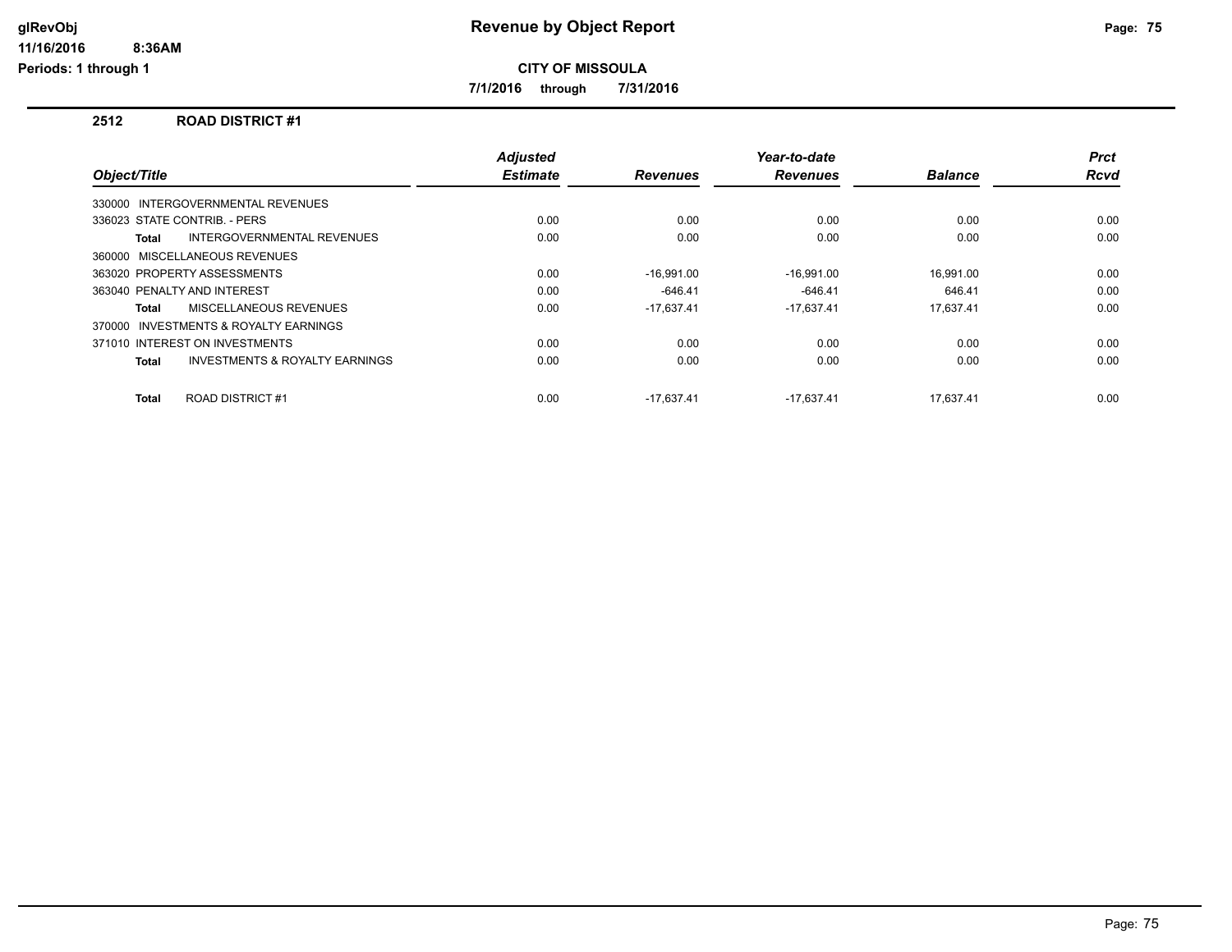## CITY OF MISSOULA

**7/1/2016 through 7/31/2016**

### 2512 ROAD DISTRICT #1

| Object/Title | Adjusted Estimate | Revenues | Year-to-date Revenues | Balance | Prct Rcvd |
|---|---|---|---|---|---|
| 330000 INTERGOVERNMENTAL REVENUES | | | | | |
| 336023 STATE CONTRIB. - PERS | 0.00 | 0.00 | 0.00 | 0.00 | 0.00 |
| **Total** INTERGOVERNMENTAL REVENUES | 0.00 | 0.00 | 0.00 | 0.00 | 0.00 |
| 360000 MISCELLANEOUS REVENUES | | | | | |
| 363020 PROPERTY ASSESSMENTS | 0.00 | -16,991.00 | -16,991.00 | 16,991.00 | 0.00 |
| 363040 PENALTY AND INTEREST | 0.00 | -646.41 | -646.41 | 646.41 | 0.00 |
| **Total** MISCELLANEOUS REVENUES | 0.00 | -17,637.41 | -17,637.41 | 17,637.41 | 0.00 |
| 370000 INVESTMENTS & ROYALTY EARNINGS | | | | | |
| 371010 INTEREST ON INVESTMENTS | 0.00 | 0.00 | 0.00 | 0.00 | 0.00 |
| **Total** INVESTMENTS & ROYALTY EARNINGS | 0.00 | 0.00 | 0.00 | 0.00 | 0.00 |
| **Total** ROAD DISTRICT #1 | 0.00 | -17,637.41 | -17,637.41 | 17,637.41 | 0.00 |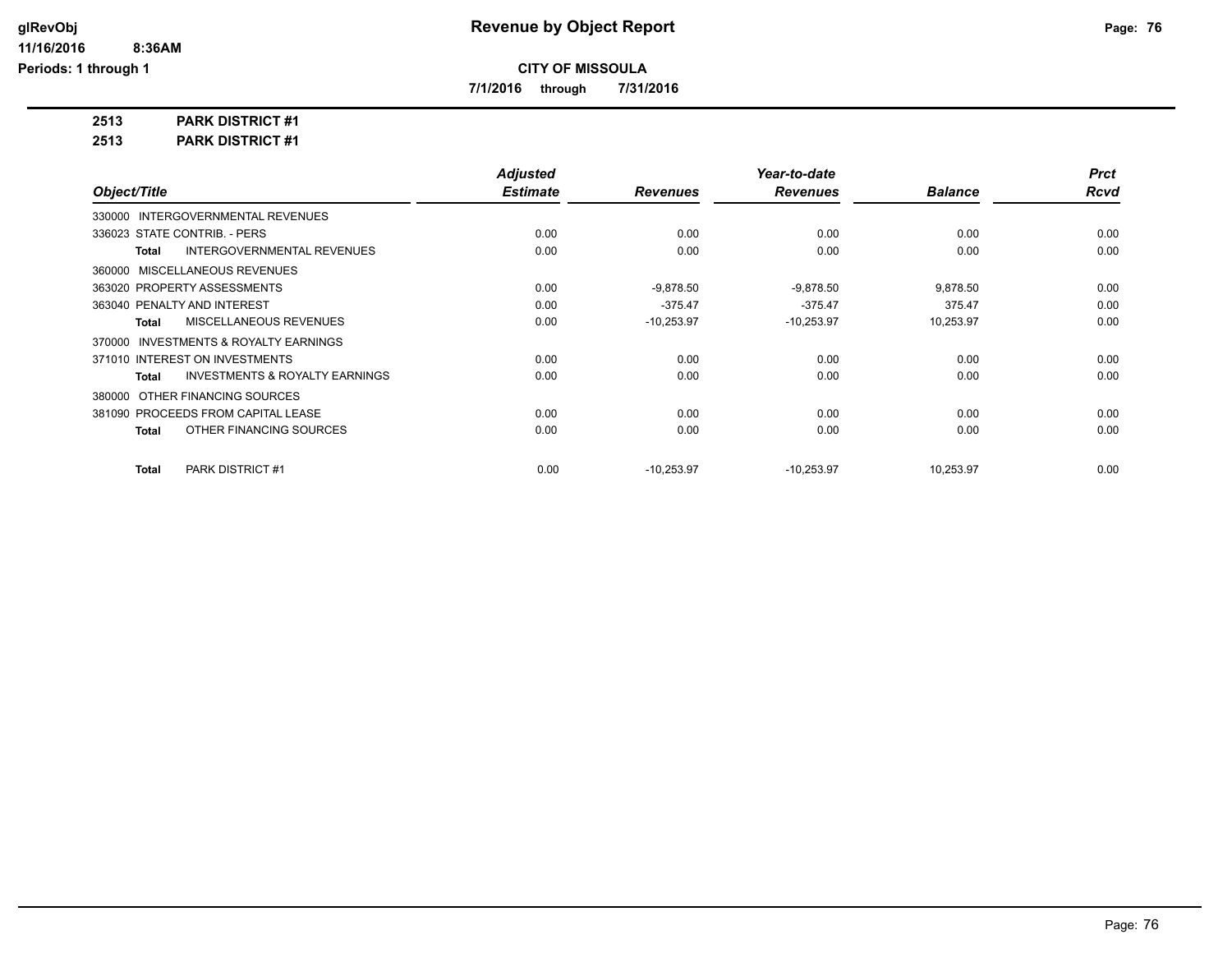**Revenue by Object Report**

**CITY OF MISSOULA**

**7/1/2016 through 7/31/2016**

glRevObj
11/16/2016 8:36AM
Periods: 1 through 1

**2513 PARK DISTRICT #1**

**2513 PARK DISTRICT #1**

| Object/Title | Adjusted Estimate | Revenues | Year-to-date Revenues | Balance | Prct Rcvd |
|---|---|---|---|---|---|
| 330000 INTERGOVERNMENTAL REVENUES | | | | | |
| 336023 STATE CONTRIB. - PERS | 0.00 | 0.00 | 0.00 | 0.00 | 0.00 |
| **Total** INTERGOVERNMENTAL REVENUES | 0.00 | 0.00 | 0.00 | 0.00 | 0.00 |
| 360000 MISCELLANEOUS REVENUES | | | | | |
| 363020 PROPERTY ASSESSMENTS | 0.00 | -9,878.50 | -9,878.50 | 9,878.50 | 0.00 |
| 363040 PENALTY AND INTEREST | 0.00 | -375.47 | -375.47 | 375.47 | 0.00 |
| **Total** MISCELLANEOUS REVENUES | 0.00 | -10,253.97 | -10,253.97 | 10,253.97 | 0.00 |
| 370000 INVESTMENTS & ROYALTY EARNINGS | | | | | |
| 371010 INTEREST ON INVESTMENTS | 0.00 | 0.00 | 0.00 | 0.00 | 0.00 |
| **Total** INVESTMENTS & ROYALTY EARNINGS | 0.00 | 0.00 | 0.00 | 0.00 | 0.00 |
| 380000 OTHER FINANCING SOURCES | | | | | |
| 381090 PROCEEDS FROM CAPITAL LEASE | 0.00 | 0.00 | 0.00 | 0.00 | 0.00 |
| **Total** OTHER FINANCING SOURCES | 0.00 | 0.00 | 0.00 | 0.00 | 0.00 |
| **Total** PARK DISTRICT #1 | 0.00 | -10,253.97 | -10,253.97 | 10,253.97 | 0.00 |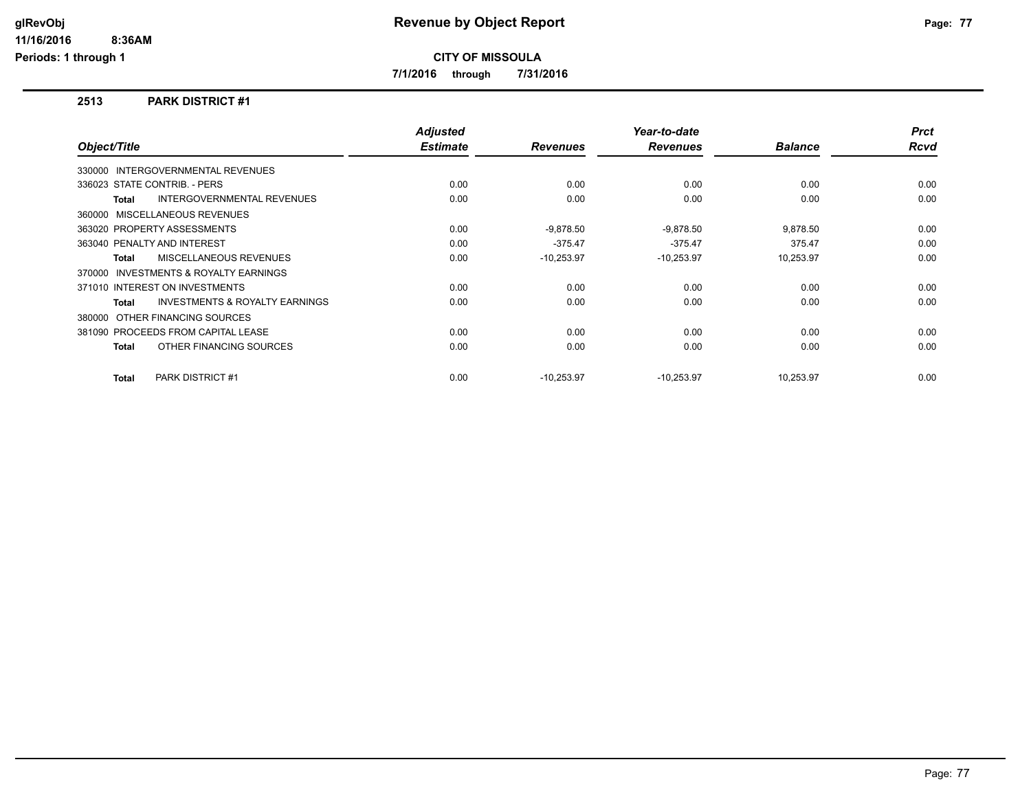# Revenue by Object Report

**CITY OF MISSOULA**

**7/1/2016 through 7/31/2016**

glRevObj
11/16/2016 8:36AM
Periods: 1 through 1

## 2513 PARK DISTRICT #1

| Object/Title | Adjusted Estimate | Revenues | Year-to-date Revenues | Balance | Prct Rcvd |
|---|---|---|---|---|---|
| 330000 INTERGOVERNMENTAL REVENUES | | | | | |
| 336023 STATE CONTRIB. - PERS | 0.00 | 0.00 | 0.00 | 0.00 | 0.00 |
| **Total** INTERGOVERNMENTAL REVENUES | 0.00 | 0.00 | 0.00 | 0.00 | 0.00 |
| 360000 MISCELLANEOUS REVENUES | | | | | |
| 363020 PROPERTY ASSESSMENTS | 0.00 | -9,878.50 | -9,878.50 | 9,878.50 | 0.00 |
| 363040 PENALTY AND INTEREST | 0.00 | -375.47 | -375.47 | 375.47 | 0.00 |
| **Total** MISCELLANEOUS REVENUES | 0.00 | -10,253.97 | -10,253.97 | 10,253.97 | 0.00 |
| 370000 INVESTMENTS & ROYALTY EARNINGS | | | | | |
| 371010 INTEREST ON INVESTMENTS | 0.00 | 0.00 | 0.00 | 0.00 | 0.00 |
| **Total** INVESTMENTS & ROYALTY EARNINGS | 0.00 | 0.00 | 0.00 | 0.00 | 0.00 |
| 380000 OTHER FINANCING SOURCES | | | | | |
| 381090 PROCEEDS FROM CAPITAL LEASE | 0.00 | 0.00 | 0.00 | 0.00 | 0.00 |
| **Total** OTHER FINANCING SOURCES | 0.00 | 0.00 | 0.00 | 0.00 | 0.00 |
| **Total** PARK DISTRICT #1 | 0.00 | -10,253.97 | -10,253.97 | 10,253.97 | 0.00 |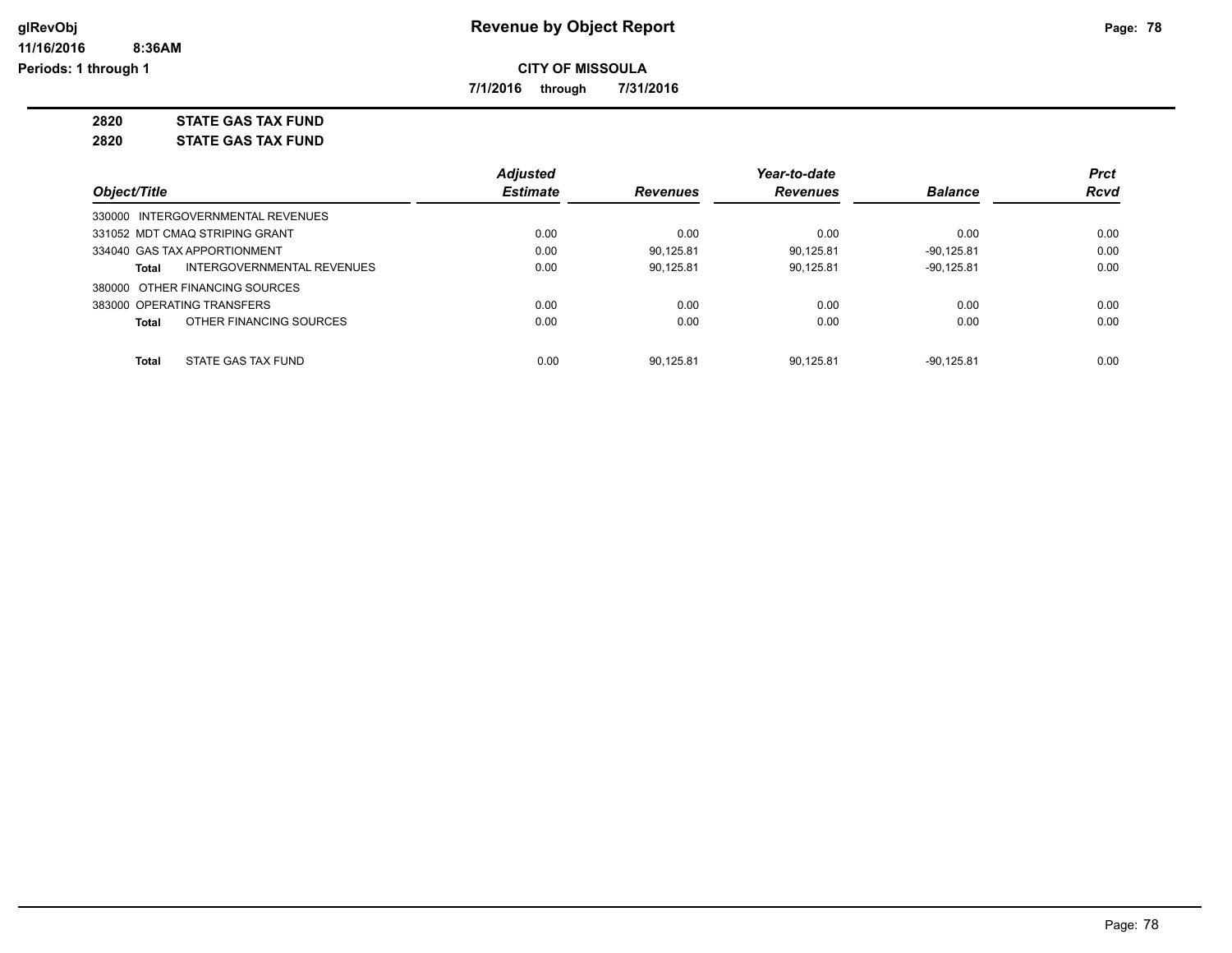**glRevObj**
**11/16/2016 8:36AM**
**Periods: 1 through 1**

# Revenue by Object Report

**CITY OF MISSOULA**

**7/1/2016 through 7/31/2016**

**2820 STATE GAS TAX FUND**

**2820 STATE GAS TAX FUND**

| Object/Title | Adjusted Estimate | Revenues | Year-to-date Revenues | Balance | Prct Rcvd |
|---|---|---|---|---|---|
| 330000 INTERGOVERNMENTAL REVENUES | | | | | |
| 331052 MDT CMAQ STRIPING GRANT | 0.00 | 0.00 | 0.00 | 0.00 | 0.00 |
| 334040 GAS TAX APPORTIONMENT | 0.00 | 90,125.81 | 90,125.81 | -90,125.81 | 0.00 |
| **Total** INTERGOVERNMENTAL REVENUES | 0.00 | 90,125.81 | 90,125.81 | -90,125.81 | 0.00 |
| 380000 OTHER FINANCING SOURCES | | | | | |
| 383000 OPERATING TRANSFERS | 0.00 | 0.00 | 0.00 | 0.00 | 0.00 |
| **Total** OTHER FINANCING SOURCES | 0.00 | 0.00 | 0.00 | 0.00 | 0.00 |
| **Total** STATE GAS TAX FUND | 0.00 | 90,125.81 | 90,125.81 | -90,125.81 | 0.00 |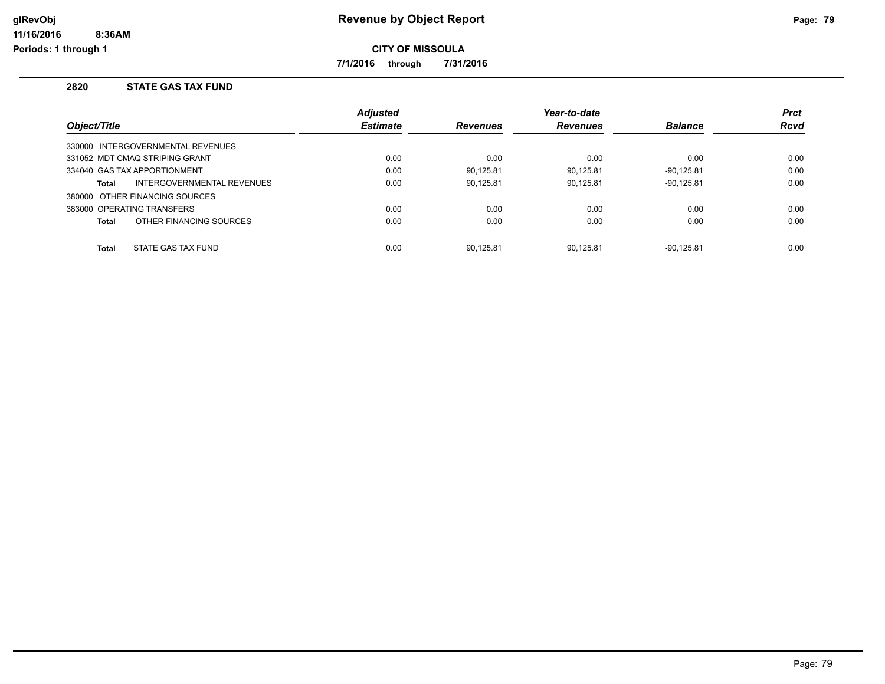# Revenue by Object Report

**CITY OF MISSOULA**

**7/1/2016 through 7/31/2016**

glRevObj
11/16/2016 8:36AM
Periods: 1 through 1

## 2820 STATE GAS TAX FUND

| Object/Title | Adjusted Estimate | Revenues | Year-to-date Revenues | Balance | Prct Rcvd |
|---|---|---|---|---|---|
| 330000 INTERGOVERNMENTAL REVENUES | | | | | |
| 331052 MDT CMAQ STRIPING GRANT | 0.00 | 0.00 | 0.00 | 0.00 | 0.00 |
| 334040 GAS TAX APPORTIONMENT | 0.00 | 90,125.81 | 90,125.81 | -90,125.81 | 0.00 |
| **Total** INTERGOVERNMENTAL REVENUES | 0.00 | 90,125.81 | 90,125.81 | -90,125.81 | 0.00 |
| 380000 OTHER FINANCING SOURCES | | | | | |
| 383000 OPERATING TRANSFERS | 0.00 | 0.00 | 0.00 | 0.00 | 0.00 |
| **Total** OTHER FINANCING SOURCES | 0.00 | 0.00 | 0.00 | 0.00 | 0.00 |
| **Total** STATE GAS TAX FUND | 0.00 | 90,125.81 | 90,125.81 | -90,125.81 | 0.00 |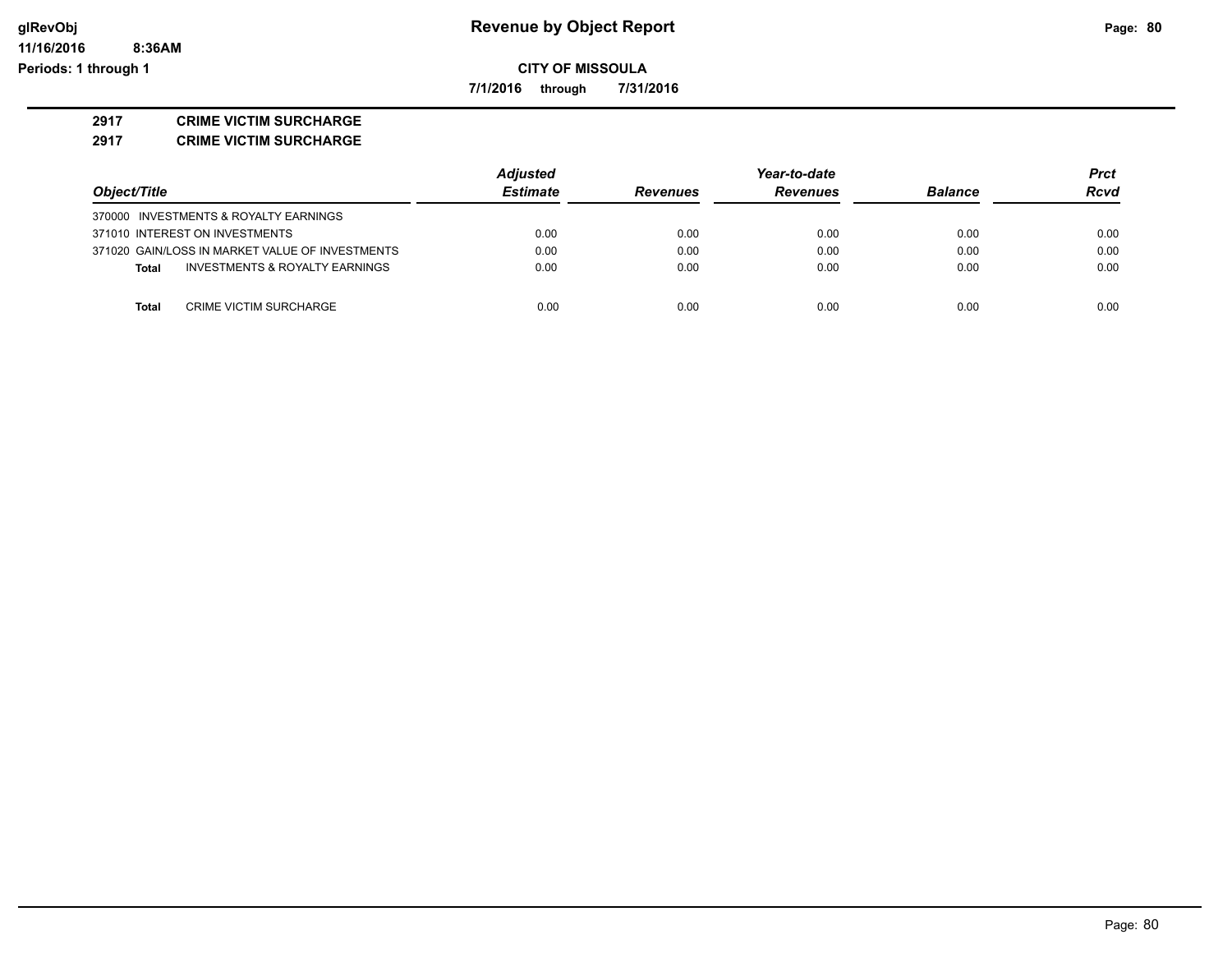# Revenue by Object Report

glRevObj
11/16/2016 8:36AM
Periods: 1 through 1

**CITY OF MISSOULA**

**7/1/2016 through 7/31/2016**

**2917 CRIME VICTIM SURCHARGE**

**2917 CRIME VICTIM SURCHARGE**

| Object/Title | Adjusted Estimate | Revenues | Year-to-date Revenues | Balance | Prct Rcvd |
|---|---|---|---|---|---|
| 370000 INVESTMENTS & ROYALTY EARNINGS | | | | | |
| 371010 INTEREST ON INVESTMENTS | 0.00 | 0.00 | 0.00 | 0.00 | 0.00 |
| 371020 GAIN/LOSS IN MARKET VALUE OF INVESTMENTS | 0.00 | 0.00 | 0.00 | 0.00 | 0.00 |
| **Total** INVESTMENTS & ROYALTY EARNINGS | 0.00 | 0.00 | 0.00 | 0.00 | 0.00 |
| | | | | | |
| **Total** CRIME VICTIM SURCHARGE | 0.00 | 0.00 | 0.00 | 0.00 | 0.00 |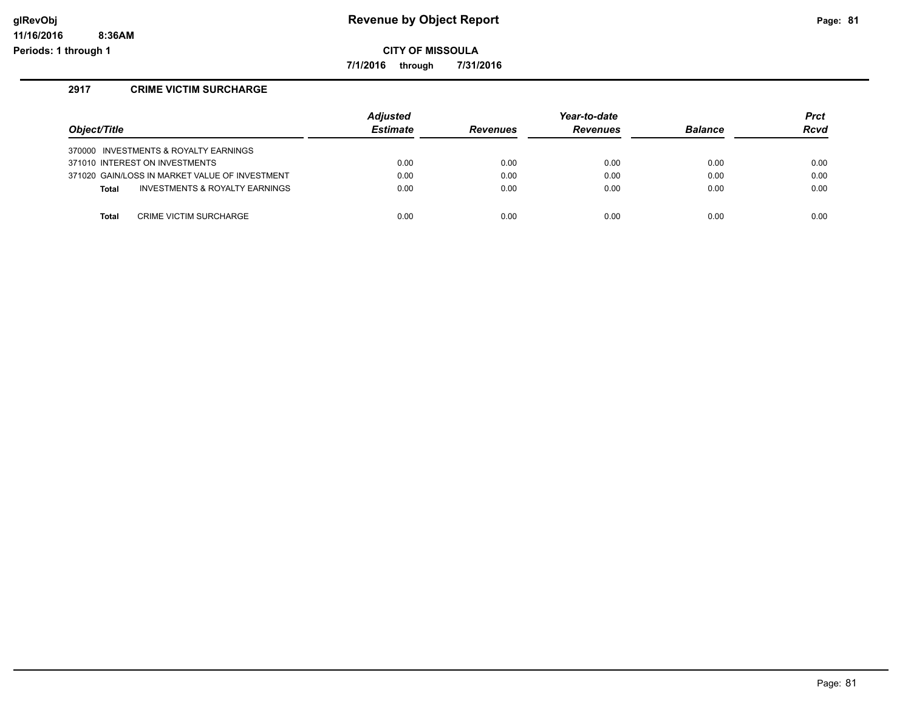# Revenue by Object Report

**CITY OF MISSOULA**

**7/1/2016 through 7/31/2016**

glRevObj
11/16/2016 8:36AM
Periods: 1 through 1

## 2917 CRIME VICTIM SURCHARGE

| Object/Title | Adjusted Estimate | Revenues | Year-to-date Revenues | Balance | Prct Rcvd |
|---|---|---|---|---|---|
| 370000 INVESTMENTS & ROYALTY EARNINGS | | | | | |
| 371010 INTEREST ON INVESTMENTS | 0.00 | 0.00 | 0.00 | 0.00 | 0.00 |
| 371020 GAIN/LOSS IN MARKET VALUE OF INVESTMENT | 0.00 | 0.00 | 0.00 | 0.00 | 0.00 |
| **Total** INVESTMENTS & ROYALTY EARNINGS | 0.00 | 0.00 | 0.00 | 0.00 | 0.00 |
| **Total** CRIME VICTIM SURCHARGE | 0.00 | 0.00 | 0.00 | 0.00 | 0.00 |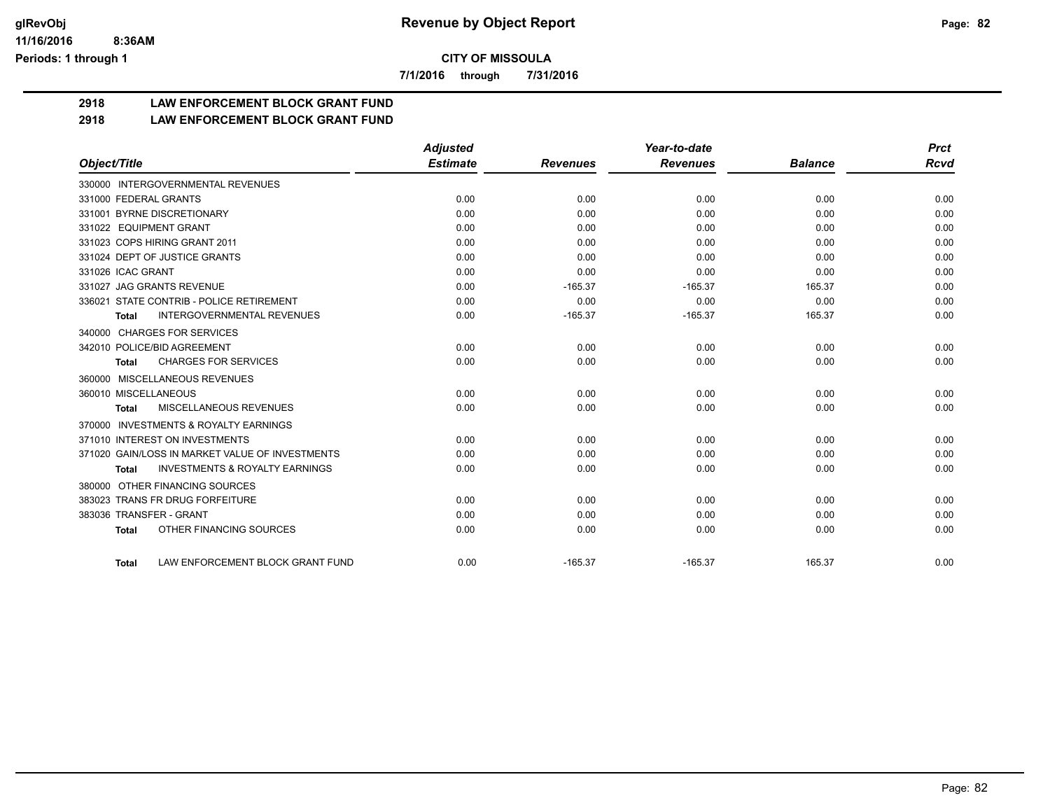# Revenue by Object Report

**CITY OF MISSOULA**

**7/1/2016 through 7/31/2016**

glRevObj
11/16/2016 8:36AM
Periods: 1 through 1

## 2918 LAW ENFORCEMENT BLOCK GRANT FUND

## 2918 LAW ENFORCEMENT BLOCK GRANT FUND

| Object/Title | Adjusted Estimate | Revenues | Year-to-date Revenues | Balance | Prct Rcvd |
|---|---|---|---|---|---|
| 330000 INTERGOVERNMENTAL REVENUES | | | | | |
| 331000 FEDERAL GRANTS | 0.00 | 0.00 | 0.00 | 0.00 | 0.00 |
| 331001 BYRNE DISCRETIONARY | 0.00 | 0.00 | 0.00 | 0.00 | 0.00 |
| 331022 EQUIPMENT GRANT | 0.00 | 0.00 | 0.00 | 0.00 | 0.00 |
| 331023 COPS HIRING GRANT 2011 | 0.00 | 0.00 | 0.00 | 0.00 | 0.00 |
| 331024 DEPT OF JUSTICE GRANTS | 0.00 | 0.00 | 0.00 | 0.00 | 0.00 |
| 331026 ICAC GRANT | 0.00 | 0.00 | 0.00 | 0.00 | 0.00 |
| 331027 JAG GRANTS REVENUE | 0.00 | -165.37 | -165.37 | 165.37 | 0.00 |
| 336021 STATE CONTRIB - POLICE RETIREMENT | 0.00 | 0.00 | 0.00 | 0.00 | 0.00 |
| **Total** INTERGOVERNMENTAL REVENUES | 0.00 | -165.37 | -165.37 | 165.37 | 0.00 |
| 340000 CHARGES FOR SERVICES | | | | | |
| 342010 POLICE/BID AGREEMENT | 0.00 | 0.00 | 0.00 | 0.00 | 0.00 |
| **Total** CHARGES FOR SERVICES | 0.00 | 0.00 | 0.00 | 0.00 | 0.00 |
| 360000 MISCELLANEOUS REVENUES | | | | | |
| 360010 MISCELLANEOUS | 0.00 | 0.00 | 0.00 | 0.00 | 0.00 |
| **Total** MISCELLANEOUS REVENUES | 0.00 | 0.00 | 0.00 | 0.00 | 0.00 |
| 370000 INVESTMENTS & ROYALTY EARNINGS | | | | | |
| 371010 INTEREST ON INVESTMENTS | 0.00 | 0.00 | 0.00 | 0.00 | 0.00 |
| 371020 GAIN/LOSS IN MARKET VALUE OF INVESTMENTS | 0.00 | 0.00 | 0.00 | 0.00 | 0.00 |
| **Total** INVESTMENTS & ROYALTY EARNINGS | 0.00 | 0.00 | 0.00 | 0.00 | 0.00 |
| 380000 OTHER FINANCING SOURCES | | | | | |
| 383023 TRANS FR DRUG FORFEITURE | 0.00 | 0.00 | 0.00 | 0.00 | 0.00 |
| 383036 TRANSFER - GRANT | 0.00 | 0.00 | 0.00 | 0.00 | 0.00 |
| **Total** OTHER FINANCING SOURCES | 0.00 | 0.00 | 0.00 | 0.00 | 0.00 |
| **Total** LAW ENFORCEMENT BLOCK GRANT FUND | 0.00 | -165.37 | -165.37 | 165.37 | 0.00 |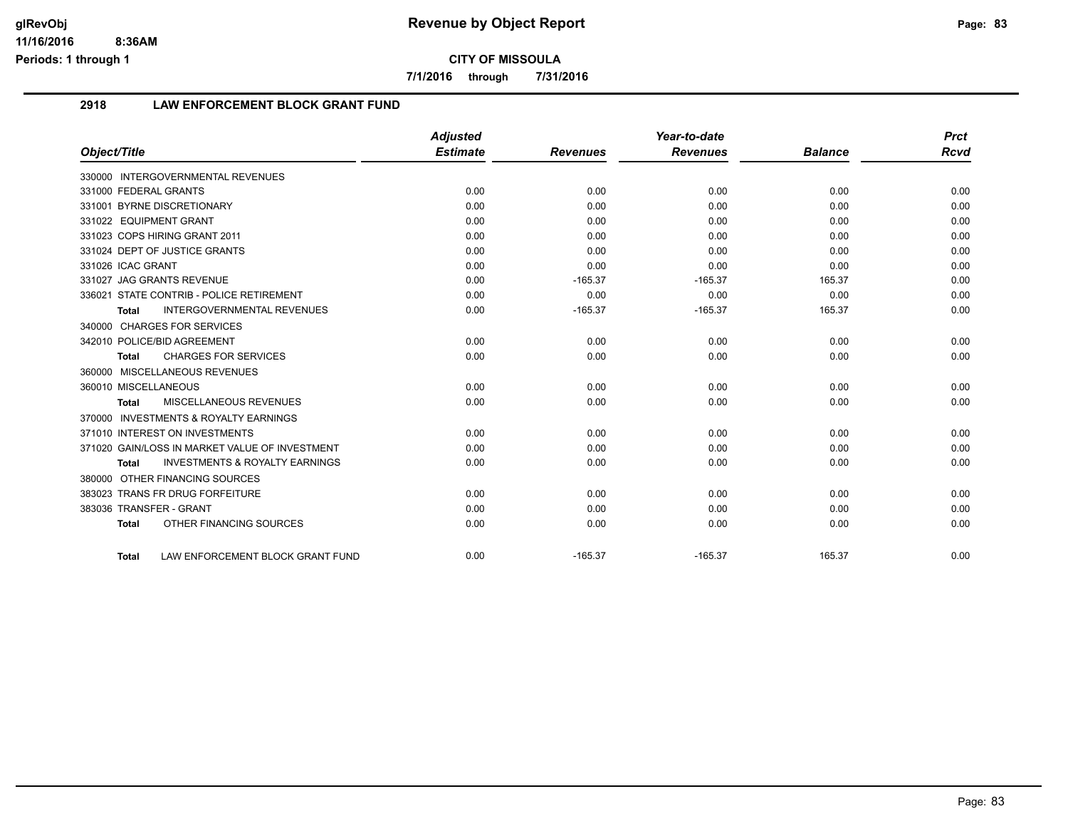# Revenue by Object Report

**CITY OF MISSOULA**

**7/1/2016 through 7/31/2016**

## 2918 LAW ENFORCEMENT BLOCK GRANT FUND

| Object/Title | Adjusted Estimate | Revenues | Year-to-date Revenues | Balance | Prct Rcvd |
|---|---|---|---|---|---|
| 330000 INTERGOVERNMENTAL REVENUES | | | | | |
| 331000 FEDERAL GRANTS | 0.00 | 0.00 | 0.00 | 0.00 | 0.00 |
| 331001 BYRNE DISCRETIONARY | 0.00 | 0.00 | 0.00 | 0.00 | 0.00 |
| 331022 EQUIPMENT GRANT | 0.00 | 0.00 | 0.00 | 0.00 | 0.00 |
| 331023 COPS HIRING GRANT 2011 | 0.00 | 0.00 | 0.00 | 0.00 | 0.00 |
| 331024 DEPT OF JUSTICE GRANTS | 0.00 | 0.00 | 0.00 | 0.00 | 0.00 |
| 331026 ICAC GRANT | 0.00 | 0.00 | 0.00 | 0.00 | 0.00 |
| 331027 JAG GRANTS REVENUE | 0.00 | -165.37 | -165.37 | 165.37 | 0.00 |
| 336021 STATE CONTRIB - POLICE RETIREMENT | 0.00 | 0.00 | 0.00 | 0.00 | 0.00 |
| **Total** INTERGOVERNMENTAL REVENUES | 0.00 | -165.37 | -165.37 | 165.37 | 0.00 |
| 340000 CHARGES FOR SERVICES | | | | | |
| 342010 POLICE/BID AGREEMENT | 0.00 | 0.00 | 0.00 | 0.00 | 0.00 |
| **Total** CHARGES FOR SERVICES | 0.00 | 0.00 | 0.00 | 0.00 | 0.00 |
| 360000 MISCELLANEOUS REVENUES | | | | | |
| 360010 MISCELLANEOUS | 0.00 | 0.00 | 0.00 | 0.00 | 0.00 |
| **Total** MISCELLANEOUS REVENUES | 0.00 | 0.00 | 0.00 | 0.00 | 0.00 |
| 370000 INVESTMENTS & ROYALTY EARNINGS | | | | | |
| 371010 INTEREST ON INVESTMENTS | 0.00 | 0.00 | 0.00 | 0.00 | 0.00 |
| 371020 GAIN/LOSS IN MARKET VALUE OF INVESTMENT | 0.00 | 0.00 | 0.00 | 0.00 | 0.00 |
| **Total** INVESTMENTS & ROYALTY EARNINGS | 0.00 | 0.00 | 0.00 | 0.00 | 0.00 |
| 380000 OTHER FINANCING SOURCES | | | | | |
| 383023 TRANS FR DRUG FORFEITURE | 0.00 | 0.00 | 0.00 | 0.00 | 0.00 |
| 383036 TRANSFER - GRANT | 0.00 | 0.00 | 0.00 | 0.00 | 0.00 |
| **Total** OTHER FINANCING SOURCES | 0.00 | 0.00 | 0.00 | 0.00 | 0.00 |
| **Total** LAW ENFORCEMENT BLOCK GRANT FUND | 0.00 | -165.37 | -165.37 | 165.37 | 0.00 |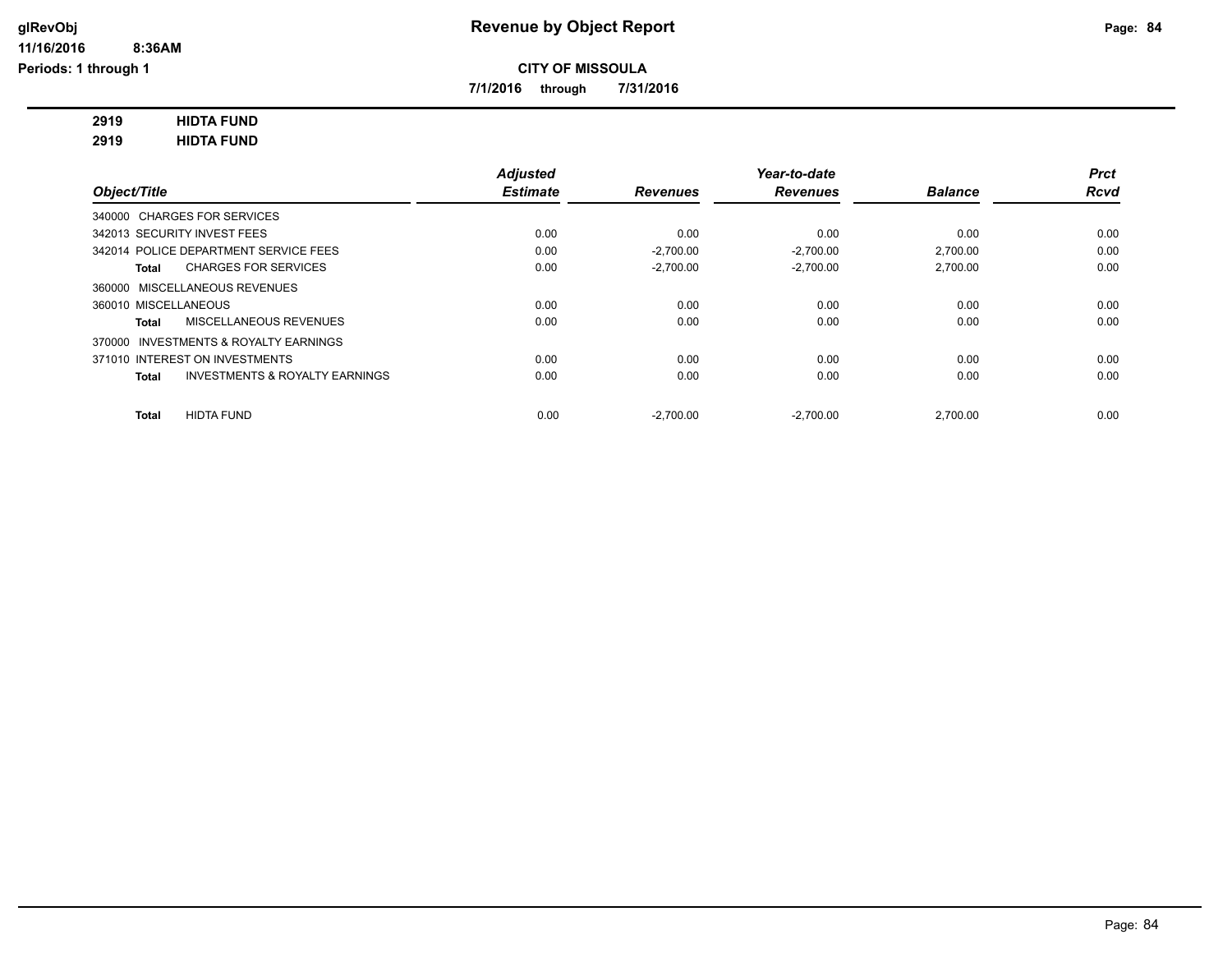**Revenue by Object Report**

**CITY OF MISSOULA**

**7/1/2016 through 7/31/2016**

glRevObj
11/16/2016 8:36AM
Periods: 1 through 1

**2919 HIDTA FUND**
**2919 HIDTA FUND**

| Object/Title | Adjusted Estimate | Revenues | Year-to-date Revenues | Balance | Prct Rcvd |
|---|---|---|---|---|---|
| 340000 CHARGES FOR SERVICES | | | | | |
| 342013 SECURITY INVEST FEES | 0.00 | 0.00 | 0.00 | 0.00 | 0.00 |
| 342014 POLICE DEPARTMENT SERVICE FEES | 0.00 | -2,700.00 | -2,700.00 | 2,700.00 | 0.00 |
| **Total** CHARGES FOR SERVICES | 0.00 | -2,700.00 | -2,700.00 | 2,700.00 | 0.00 |
| 360000 MISCELLANEOUS REVENUES | | | | | |
| 360010 MISCELLANEOUS | 0.00 | 0.00 | 0.00 | 0.00 | 0.00 |
| **Total** MISCELLANEOUS REVENUES | 0.00 | 0.00 | 0.00 | 0.00 | 0.00 |
| 370000 INVESTMENTS & ROYALTY EARNINGS | | | | | |
| 371010 INTEREST ON INVESTMENTS | 0.00 | 0.00 | 0.00 | 0.00 | 0.00 |
| **Total** INVESTMENTS & ROYALTY EARNINGS | 0.00 | 0.00 | 0.00 | 0.00 | 0.00 |
| **Total** HIDTA FUND | 0.00 | -2,700.00 | -2,700.00 | 2,700.00 | 0.00 |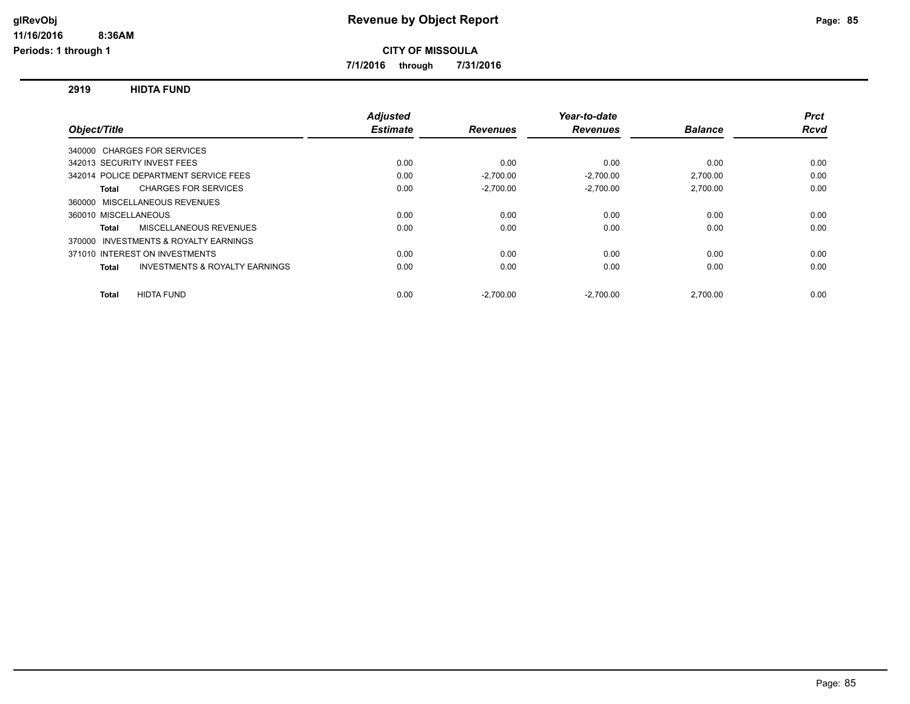# Revenue by Object Report

**CITY OF MISSOULA**

**7/1/2016 through 7/31/2016**

glRevObj
11/16/2016 8:36AM
Periods: 1 through 1

## 2919 HIDTA FUND

| Object/Title | Adjusted Estimate | Revenues | Year-to-date Revenues | Balance | Prct Rcvd |
|---|---|---|---|---|---|
| 340000 CHARGES FOR SERVICES | | | | | |
| 342013 SECURITY INVEST FEES | 0.00 | 0.00 | 0.00 | 0.00 | 0.00 |
| 342014 POLICE DEPARTMENT SERVICE FEES | 0.00 | -2,700.00 | -2,700.00 | 2,700.00 | 0.00 |
| **Total** CHARGES FOR SERVICES | 0.00 | -2,700.00 | -2,700.00 | 2,700.00 | 0.00 |
| 360000 MISCELLANEOUS REVENUES | | | | | |
| 360010 MISCELLANEOUS | 0.00 | 0.00 | 0.00 | 0.00 | 0.00 |
| **Total** MISCELLANEOUS REVENUES | 0.00 | 0.00 | 0.00 | 0.00 | 0.00 |
| 370000 INVESTMENTS & ROYALTY EARNINGS | | | | | |
| 371010 INTEREST ON INVESTMENTS | 0.00 | 0.00 | 0.00 | 0.00 | 0.00 |
| **Total** INVESTMENTS & ROYALTY EARNINGS | 0.00 | 0.00 | 0.00 | 0.00 | 0.00 |
| **Total** HIDTA FUND | 0.00 | -2,700.00 | -2,700.00 | 2,700.00 | 0.00 |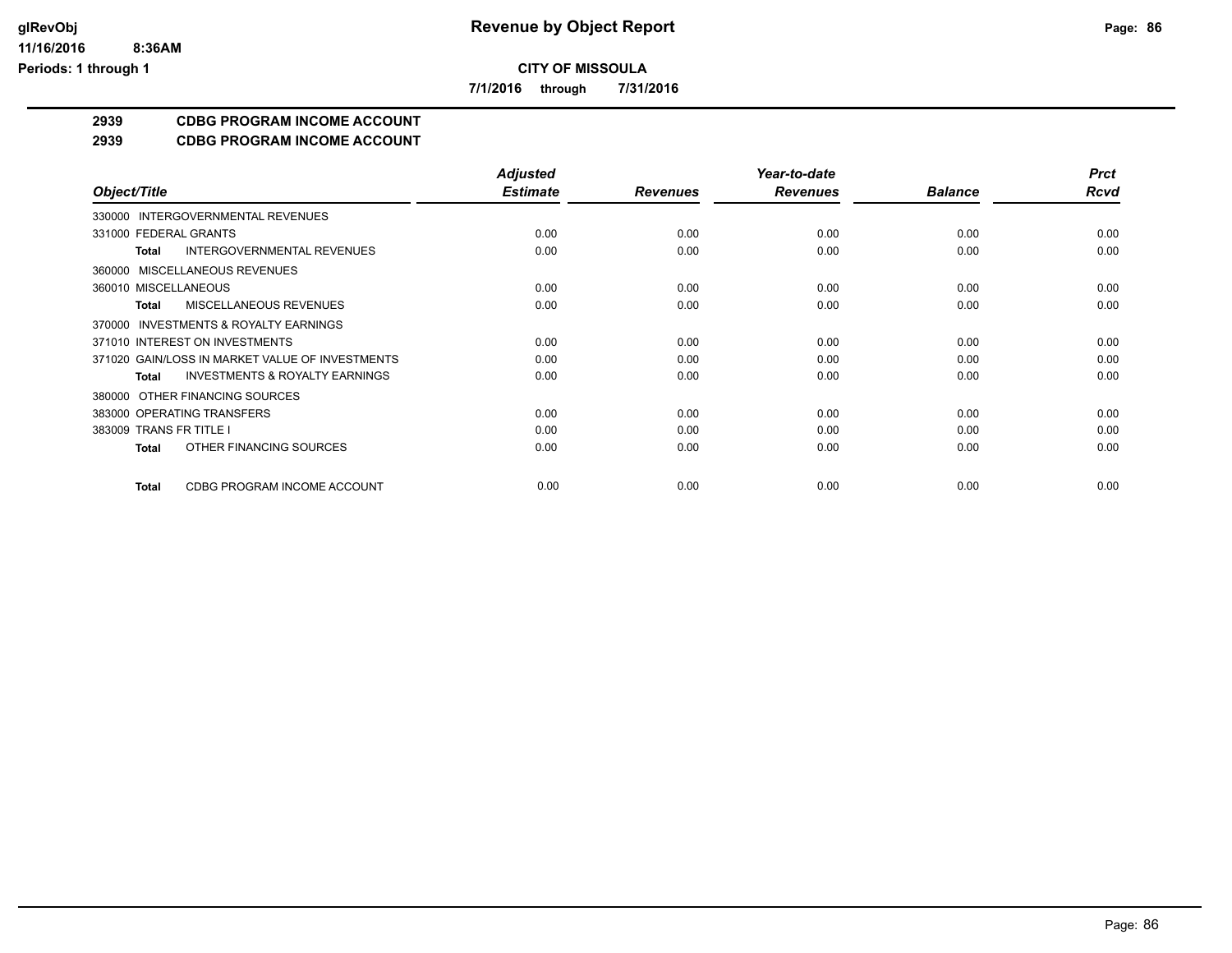# Revenue by Object Report

**CITY OF MISSOULA**

**7/1/2016 through 7/31/2016**

glRevObj
11/16/2016 8:36AM
Periods: 1 through 1

## 2939 CDBG PROGRAM INCOME ACCOUNT

## 2939 CDBG PROGRAM INCOME ACCOUNT

| Object/Title | Adjusted Estimate | Revenues | Year-to-date Revenues | Balance | Prct Rcvd |
|---|---|---|---|---|---|
| 330000 INTERGOVERNMENTAL REVENUES | | | | | |
| 331000 FEDERAL GRANTS | 0.00 | 0.00 | 0.00 | 0.00 | 0.00 |
| **Total** INTERGOVERNMENTAL REVENUES | 0.00 | 0.00 | 0.00 | 0.00 | 0.00 |
| 360000 MISCELLANEOUS REVENUES | | | | | |
| 360010 MISCELLANEOUS | 0.00 | 0.00 | 0.00 | 0.00 | 0.00 |
| **Total** MISCELLANEOUS REVENUES | 0.00 | 0.00 | 0.00 | 0.00 | 0.00 |
| 370000 INVESTMENTS & ROYALTY EARNINGS | | | | | |
| 371010 INTEREST ON INVESTMENTS | 0.00 | 0.00 | 0.00 | 0.00 | 0.00 |
| 371020 GAIN/LOSS IN MARKET VALUE OF INVESTMENTS | 0.00 | 0.00 | 0.00 | 0.00 | 0.00 |
| **Total** INVESTMENTS & ROYALTY EARNINGS | 0.00 | 0.00 | 0.00 | 0.00 | 0.00 |
| 380000 OTHER FINANCING SOURCES | | | | | |
| 383000 OPERATING TRANSFERS | 0.00 | 0.00 | 0.00 | 0.00 | 0.00 |
| 383009 TRANS FR TITLE I | 0.00 | 0.00 | 0.00 | 0.00 | 0.00 |
| **Total** OTHER FINANCING SOURCES | 0.00 | 0.00 | 0.00 | 0.00 | 0.00 |
| **Total** CDBG PROGRAM INCOME ACCOUNT | 0.00 | 0.00 | 0.00 | 0.00 | 0.00 |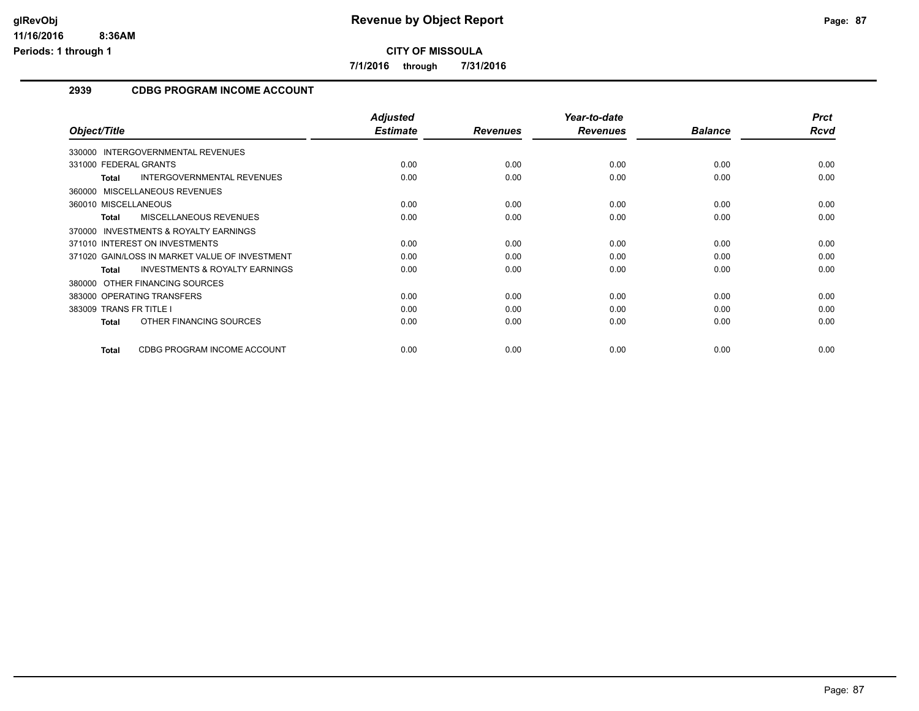**CITY OF MISSOULA**

**7/1/2016 through 7/31/2016**

## 2939 CDBG PROGRAM INCOME ACCOUNT

| Object/Title | Adjusted Estimate | Revenues | Year-to-date Revenues | Balance | Prct Rcvd |
|---|---|---|---|---|---|
| 330000 INTERGOVERNMENTAL REVENUES | | | | | |
| 331000 FEDERAL GRANTS | 0.00 | 0.00 | 0.00 | 0.00 | 0.00 |
| **Total** INTERGOVERNMENTAL REVENUES | 0.00 | 0.00 | 0.00 | 0.00 | 0.00 |
| 360000 MISCELLANEOUS REVENUES | | | | | |
| 360010 MISCELLANEOUS | 0.00 | 0.00 | 0.00 | 0.00 | 0.00 |
| **Total** MISCELLANEOUS REVENUES | 0.00 | 0.00 | 0.00 | 0.00 | 0.00 |
| 370000 INVESTMENTS & ROYALTY EARNINGS | | | | | |
| 371010 INTEREST ON INVESTMENTS | 0.00 | 0.00 | 0.00 | 0.00 | 0.00 |
| 371020 GAIN/LOSS IN MARKET VALUE OF INVESTMENT | 0.00 | 0.00 | 0.00 | 0.00 | 0.00 |
| **Total** INVESTMENTS & ROYALTY EARNINGS | 0.00 | 0.00 | 0.00 | 0.00 | 0.00 |
| 380000 OTHER FINANCING SOURCES | | | | | |
| 383000 OPERATING TRANSFERS | 0.00 | 0.00 | 0.00 | 0.00 | 0.00 |
| 383009 TRANS FR TITLE I | 0.00 | 0.00 | 0.00 | 0.00 | 0.00 |
| **Total** OTHER FINANCING SOURCES | 0.00 | 0.00 | 0.00 | 0.00 | 0.00 |
| **Total** CDBG PROGRAM INCOME ACCOUNT | 0.00 | 0.00 | 0.00 | 0.00 | 0.00 |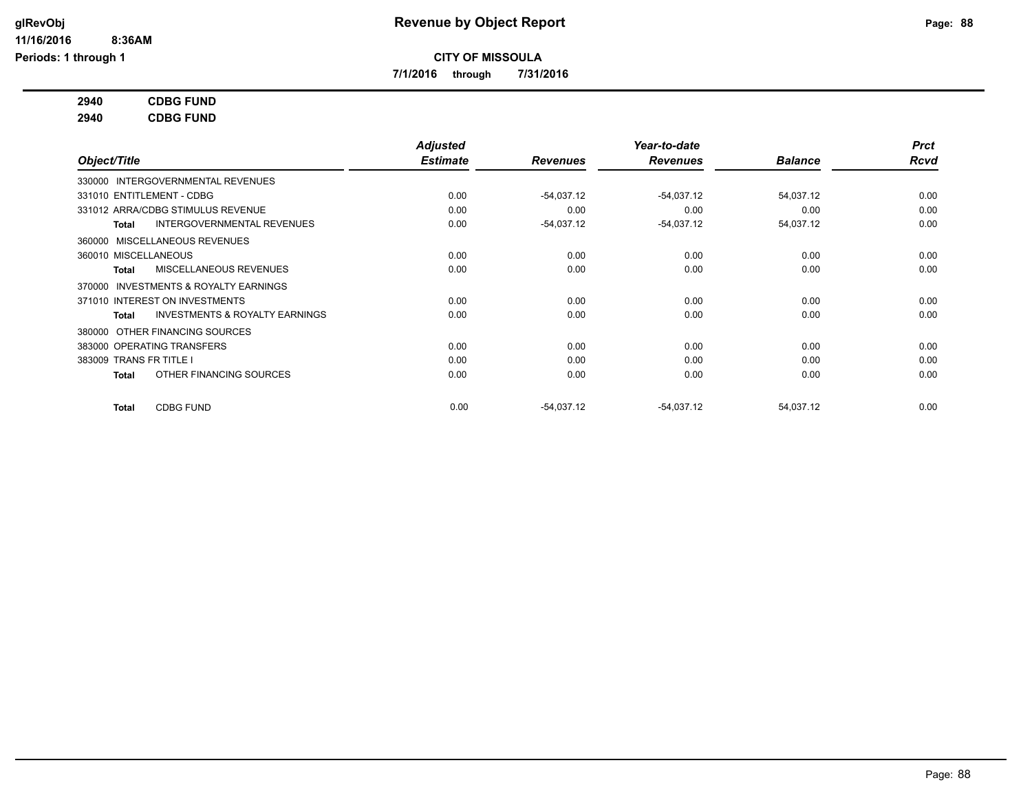# Revenue by Object Report

glRevObj
11/16/2016 8:36AM
Periods: 1 through 1

## CITY OF MISSOULA

7/1/2016 through 7/31/2016

**2940 CDBG FUND**
**2940 CDBG FUND**

| Object/Title | Adjusted Estimate | Revenues | Year-to-date Revenues | Balance | Prct Rcvd |
|---|---|---|---|---|---|
| 330000 INTERGOVERNMENTAL REVENUES | | | | | |
| 331010 ENTITLEMENT - CDBG | 0.00 | -54,037.12 | -54,037.12 | 54,037.12 | 0.00 |
| 331012 ARRA/CDBG STIMULUS REVENUE | 0.00 | 0.00 | 0.00 | 0.00 | 0.00 |
| **Total** INTERGOVERNMENTAL REVENUES | 0.00 | -54,037.12 | -54,037.12 | 54,037.12 | 0.00 |
| 360000 MISCELLANEOUS REVENUES | | | | | |
| 360010 MISCELLANEOUS | 0.00 | 0.00 | 0.00 | 0.00 | 0.00 |
| **Total** MISCELLANEOUS REVENUES | 0.00 | 0.00 | 0.00 | 0.00 | 0.00 |
| 370000 INVESTMENTS & ROYALTY EARNINGS | | | | | |
| 371010 INTEREST ON INVESTMENTS | 0.00 | 0.00 | 0.00 | 0.00 | 0.00 |
| **Total** INVESTMENTS & ROYALTY EARNINGS | 0.00 | 0.00 | 0.00 | 0.00 | 0.00 |
| 380000 OTHER FINANCING SOURCES | | | | | |
| 383000 OPERATING TRANSFERS | 0.00 | 0.00 | 0.00 | 0.00 | 0.00 |
| 383009 TRANS FR TITLE I | 0.00 | 0.00 | 0.00 | 0.00 | 0.00 |
| **Total** OTHER FINANCING SOURCES | 0.00 | 0.00 | 0.00 | 0.00 | 0.00 |
| **Total** CDBG FUND | 0.00 | -54,037.12 | -54,037.12 | 54,037.12 | 0.00 |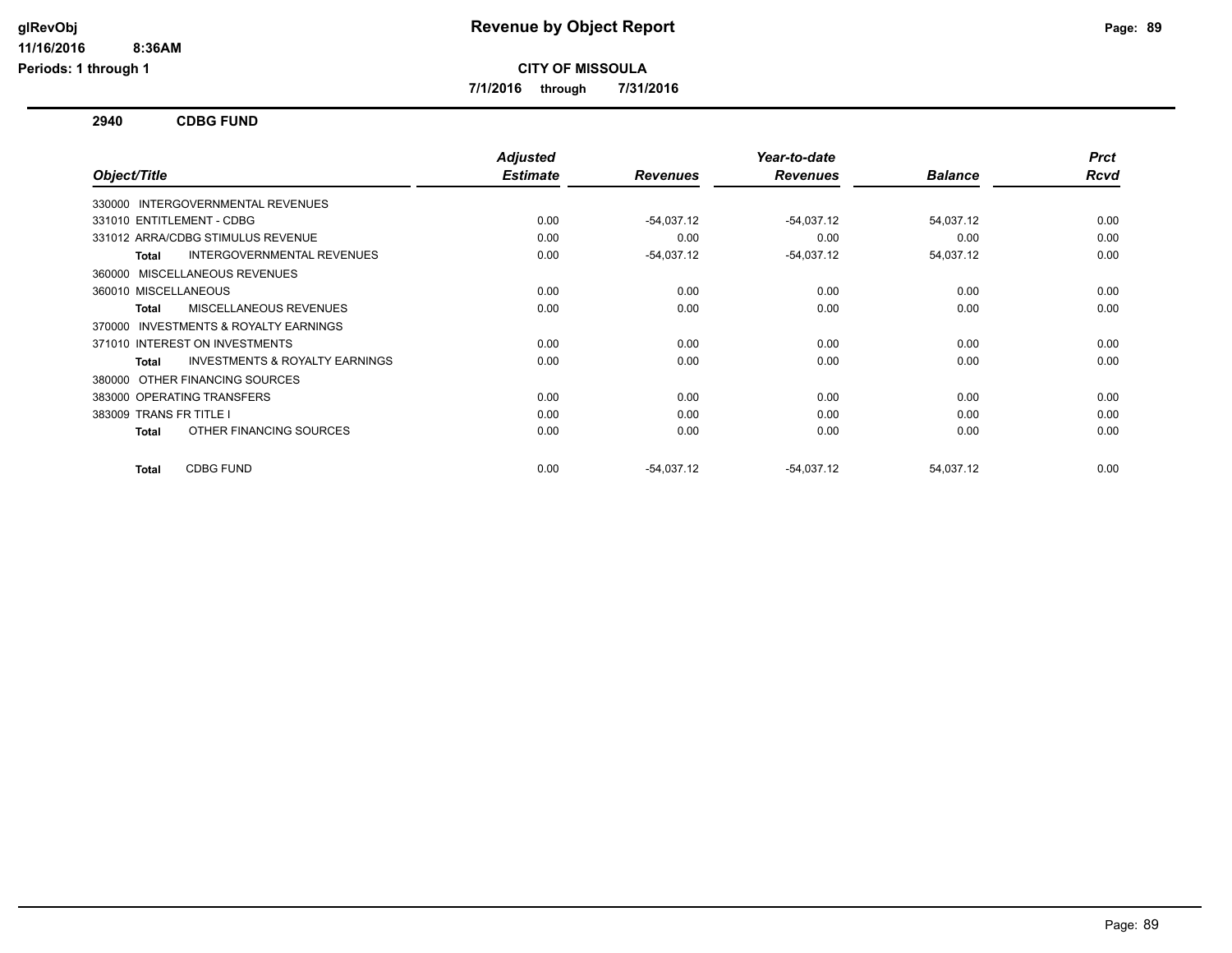# Revenue by Object Report

**CITY OF MISSOULA**

**7/1/2016 through 7/31/2016**

glRevObj
11/16/2016 8:36AM
Periods: 1 through 1

## 2940 CDBG FUND

| Object/Title | Adjusted Estimate | Revenues | Year-to-date Revenues | Balance | Prct Rcvd |
|---|---|---|---|---|---|
| 330000 INTERGOVERNMENTAL REVENUES | | | | | |
| 331010 ENTITLEMENT - CDBG | 0.00 | -54,037.12 | -54,037.12 | 54,037.12 | 0.00 |
| 331012 ARRA/CDBG STIMULUS REVENUE | 0.00 | 0.00 | 0.00 | 0.00 | 0.00 |
| **Total** INTERGOVERNMENTAL REVENUES | 0.00 | -54,037.12 | -54,037.12 | 54,037.12 | 0.00 |
| 360000 MISCELLANEOUS REVENUES | | | | | |
| 360010 MISCELLANEOUS | 0.00 | 0.00 | 0.00 | 0.00 | 0.00 |
| **Total** MISCELLANEOUS REVENUES | 0.00 | 0.00 | 0.00 | 0.00 | 0.00 |
| 370000 INVESTMENTS & ROYALTY EARNINGS | | | | | |
| 371010 INTEREST ON INVESTMENTS | 0.00 | 0.00 | 0.00 | 0.00 | 0.00 |
| **Total** INVESTMENTS & ROYALTY EARNINGS | 0.00 | 0.00 | 0.00 | 0.00 | 0.00 |
| 380000 OTHER FINANCING SOURCES | | | | | |
| 383000 OPERATING TRANSFERS | 0.00 | 0.00 | 0.00 | 0.00 | 0.00 |
| 383009 TRANS FR TITLE I | 0.00 | 0.00 | 0.00 | 0.00 | 0.00 |
| **Total** OTHER FINANCING SOURCES | 0.00 | 0.00 | 0.00 | 0.00 | 0.00 |
| **Total** CDBG FUND | 0.00 | -54,037.12 | -54,037.12 | 54,037.12 | 0.00 |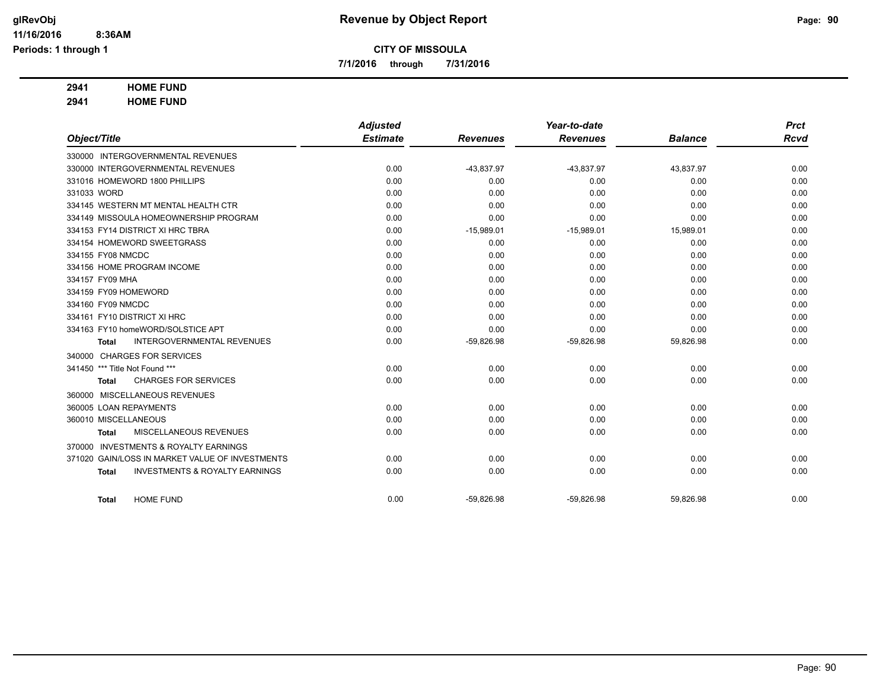# Revenue by Object Report

**CITY OF MISSOULA**

**7/1/2016 through 7/31/2016**

glRevObj
11/16/2016 8:36AM
Periods: 1 through 1

**2941 HOME FUND**
**2941 HOME FUND**

| Object/Title | Adjusted Estimate | Revenues | Year-to-date Revenues | Balance | Prct Rcvd |
|---|---|---|---|---|---|
| 330000 INTERGOVERNMENTAL REVENUES | | | | | |
| 330000 INTERGOVERNMENTAL REVENUES | 0.00 | -43,837.97 | -43,837.97 | 43,837.97 | 0.00 |
| 331016 HOMEWORD 1800 PHILLIPS | 0.00 | 0.00 | 0.00 | 0.00 | 0.00 |
| 331033 WORD | 0.00 | 0.00 | 0.00 | 0.00 | 0.00 |
| 334145 WESTERN MT MENTAL HEALTH CTR | 0.00 | 0.00 | 0.00 | 0.00 | 0.00 |
| 334149 MISSOULA HOMEOWNERSHIP PROGRAM | 0.00 | 0.00 | 0.00 | 0.00 | 0.00 |
| 334153 FY14 DISTRICT XI HRC TBRA | 0.00 | -15,989.01 | -15,989.01 | 15,989.01 | 0.00 |
| 334154 HOMEWORD SWEETGRASS | 0.00 | 0.00 | 0.00 | 0.00 | 0.00 |
| 334155 FY08 NMCDC | 0.00 | 0.00 | 0.00 | 0.00 | 0.00 |
| 334156 HOME PROGRAM INCOME | 0.00 | 0.00 | 0.00 | 0.00 | 0.00 |
| 334157 FY09 MHA | 0.00 | 0.00 | 0.00 | 0.00 | 0.00 |
| 334159 FY09 HOMEWORD | 0.00 | 0.00 | 0.00 | 0.00 | 0.00 |
| 334160 FY09 NMCDC | 0.00 | 0.00 | 0.00 | 0.00 | 0.00 |
| 334161 FY10 DISTRICT XI HRC | 0.00 | 0.00 | 0.00 | 0.00 | 0.00 |
| 334163 FY10 homeWORD/SOLSTICE APT | 0.00 | 0.00 | 0.00 | 0.00 | 0.00 |
| **Total** INTERGOVERNMENTAL REVENUES | 0.00 | -59,826.98 | -59,826.98 | 59,826.98 | 0.00 |
| 340000 CHARGES FOR SERVICES | | | | | |
| 341450 *** Title Not Found *** | 0.00 | 0.00 | 0.00 | 0.00 | 0.00 |
| **Total** CHARGES FOR SERVICES | 0.00 | 0.00 | 0.00 | 0.00 | 0.00 |
| 360000 MISCELLANEOUS REVENUES | | | | | |
| 360005 LOAN REPAYMENTS | 0.00 | 0.00 | 0.00 | 0.00 | 0.00 |
| 360010 MISCELLANEOUS | 0.00 | 0.00 | 0.00 | 0.00 | 0.00 |
| **Total** MISCELLANEOUS REVENUES | 0.00 | 0.00 | 0.00 | 0.00 | 0.00 |
| 370000 INVESTMENTS & ROYALTY EARNINGS | | | | | |
| 371020 GAIN/LOSS IN MARKET VALUE OF INVESTMENTS | 0.00 | 0.00 | 0.00 | 0.00 | 0.00 |
| **Total** INVESTMENTS & ROYALTY EARNINGS | 0.00 | 0.00 | 0.00 | 0.00 | 0.00 |
| **Total** HOME FUND | 0.00 | -59,826.98 | -59,826.98 | 59,826.98 | 0.00 |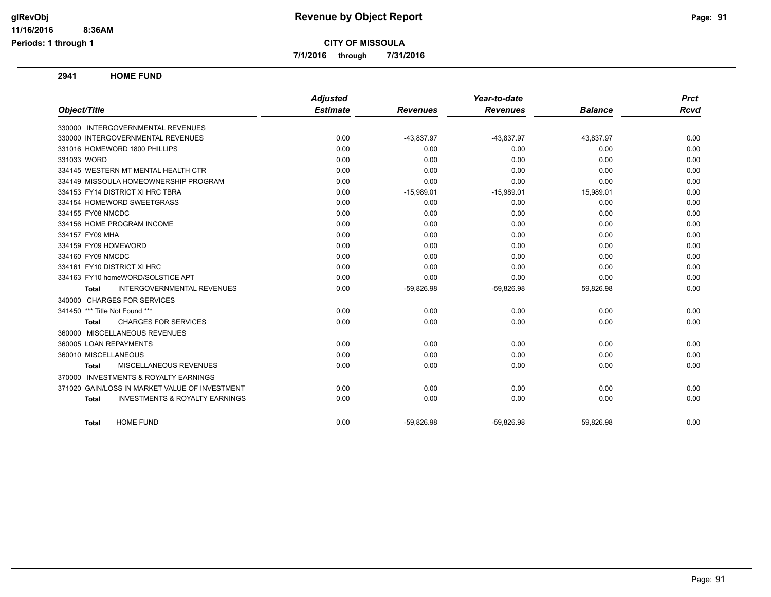# Revenue by Object Report

**CITY OF MISSOULA**

**7/1/2016 through 7/31/2016**

glRevObj
11/16/2016 8:36AM
Periods: 1 through 1

## 2941 HOME FUND

| Object/Title | Adjusted Estimate | Revenues | Year-to-date Revenues | Balance | Prct Rcvd |
|---|---|---|---|---|---|
| 330000 INTERGOVERNMENTAL REVENUES | | | | | |
| 330000 INTERGOVERNMENTAL REVENUES | 0.00 | -43,837.97 | -43,837.97 | 43,837.97 | 0.00 |
| 331016 HOMEWORD 1800 PHILLIPS | 0.00 | 0.00 | 0.00 | 0.00 | 0.00 |
| 331033 WORD | 0.00 | 0.00 | 0.00 | 0.00 | 0.00 |
| 334145 WESTERN MT MENTAL HEALTH CTR | 0.00 | 0.00 | 0.00 | 0.00 | 0.00 |
| 334149 MISSOULA HOMEOWNERSHIP PROGRAM | 0.00 | 0.00 | 0.00 | 0.00 | 0.00 |
| 334153 FY14 DISTRICT XI HRC TBRA | 0.00 | -15,989.01 | -15,989.01 | 15,989.01 | 0.00 |
| 334154 HOMEWORD SWEETGRASS | 0.00 | 0.00 | 0.00 | 0.00 | 0.00 |
| 334155 FY08 NMCDC | 0.00 | 0.00 | 0.00 | 0.00 | 0.00 |
| 334156 HOME PROGRAM INCOME | 0.00 | 0.00 | 0.00 | 0.00 | 0.00 |
| 334157 FY09 MHA | 0.00 | 0.00 | 0.00 | 0.00 | 0.00 |
| 334159 FY09 HOMEWORD | 0.00 | 0.00 | 0.00 | 0.00 | 0.00 |
| 334160 FY09 NMCDC | 0.00 | 0.00 | 0.00 | 0.00 | 0.00 |
| 334161 FY10 DISTRICT XI HRC | 0.00 | 0.00 | 0.00 | 0.00 | 0.00 |
| 334163 FY10 homeWORD/SOLSTICE APT | 0.00 | 0.00 | 0.00 | 0.00 | 0.00 |
| **Total** INTERGOVERNMENTAL REVENUES | 0.00 | -59,826.98 | -59,826.98 | 59,826.98 | 0.00 |
| 340000 CHARGES FOR SERVICES | | | | | |
| 341450 *** Title Not Found *** | 0.00 | 0.00 | 0.00 | 0.00 | 0.00 |
| **Total** CHARGES FOR SERVICES | 0.00 | 0.00 | 0.00 | 0.00 | 0.00 |
| 360000 MISCELLANEOUS REVENUES | | | | | |
| 360005 LOAN REPAYMENTS | 0.00 | 0.00 | 0.00 | 0.00 | 0.00 |
| 360010 MISCELLANEOUS | 0.00 | 0.00 | 0.00 | 0.00 | 0.00 |
| **Total** MISCELLANEOUS REVENUES | 0.00 | 0.00 | 0.00 | 0.00 | 0.00 |
| 370000 INVESTMENTS & ROYALTY EARNINGS | | | | | |
| 371020 GAIN/LOSS IN MARKET VALUE OF INVESTMENT | 0.00 | 0.00 | 0.00 | 0.00 | 0.00 |
| **Total** INVESTMENTS & ROYALTY EARNINGS | 0.00 | 0.00 | 0.00 | 0.00 | 0.00 |
| **Total** HOME FUND | 0.00 | -59,826.98 | -59,826.98 | 59,826.98 | 0.00 |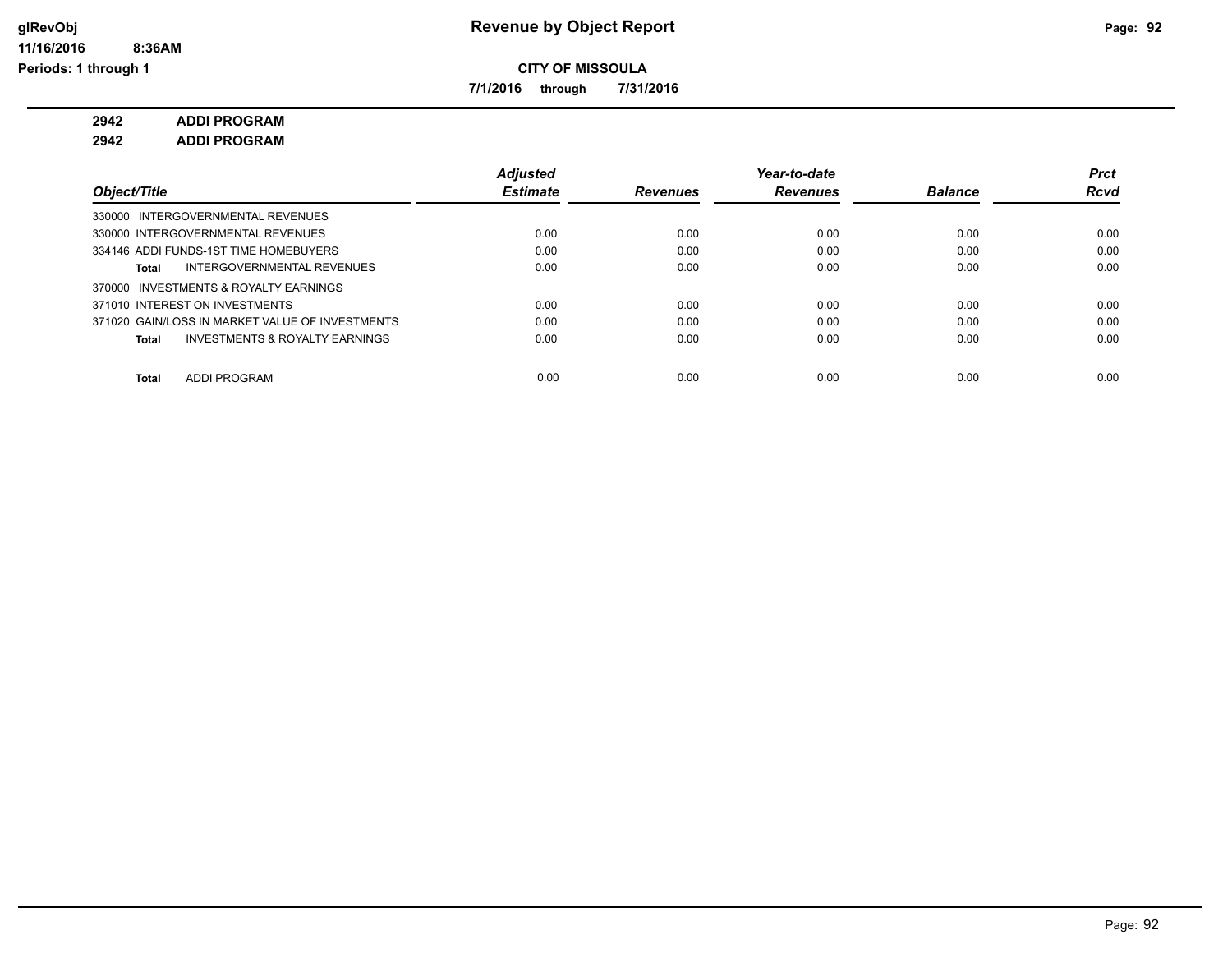**Revenue by Object Report**

**CITY OF MISSOULA**

**7/1/2016 through 7/31/2016**

glRevObj
11/16/2016 8:36AM
Periods: 1 through 1

**2942 ADDI PROGRAM**

**2942 ADDI PROGRAM**

| Object/Title | Adjusted Estimate | Revenues | Year-to-date Revenues | Balance | Prct Rcvd |
|---|---|---|---|---|---|
| 330000 INTERGOVERNMENTAL REVENUES | | | | | |
| 330000 INTERGOVERNMENTAL REVENUES | 0.00 | 0.00 | 0.00 | 0.00 | 0.00 |
| 334146 ADDI FUNDS-1ST TIME HOMEBUYERS | 0.00 | 0.00 | 0.00 | 0.00 | 0.00 |
| **Total** INTERGOVERNMENTAL REVENUES | 0.00 | 0.00 | 0.00 | 0.00 | 0.00 |
| 370000 INVESTMENTS & ROYALTY EARNINGS | | | | | |
| 371010 INTEREST ON INVESTMENTS | 0.00 | 0.00 | 0.00 | 0.00 | 0.00 |
| 371020 GAIN/LOSS IN MARKET VALUE OF INVESTMENTS | 0.00 | 0.00 | 0.00 | 0.00 | 0.00 |
| **Total** INVESTMENTS & ROYALTY EARNINGS | 0.00 | 0.00 | 0.00 | 0.00 | 0.00 |
| **Total** ADDI PROGRAM | 0.00 | 0.00 | 0.00 | 0.00 | 0.00 |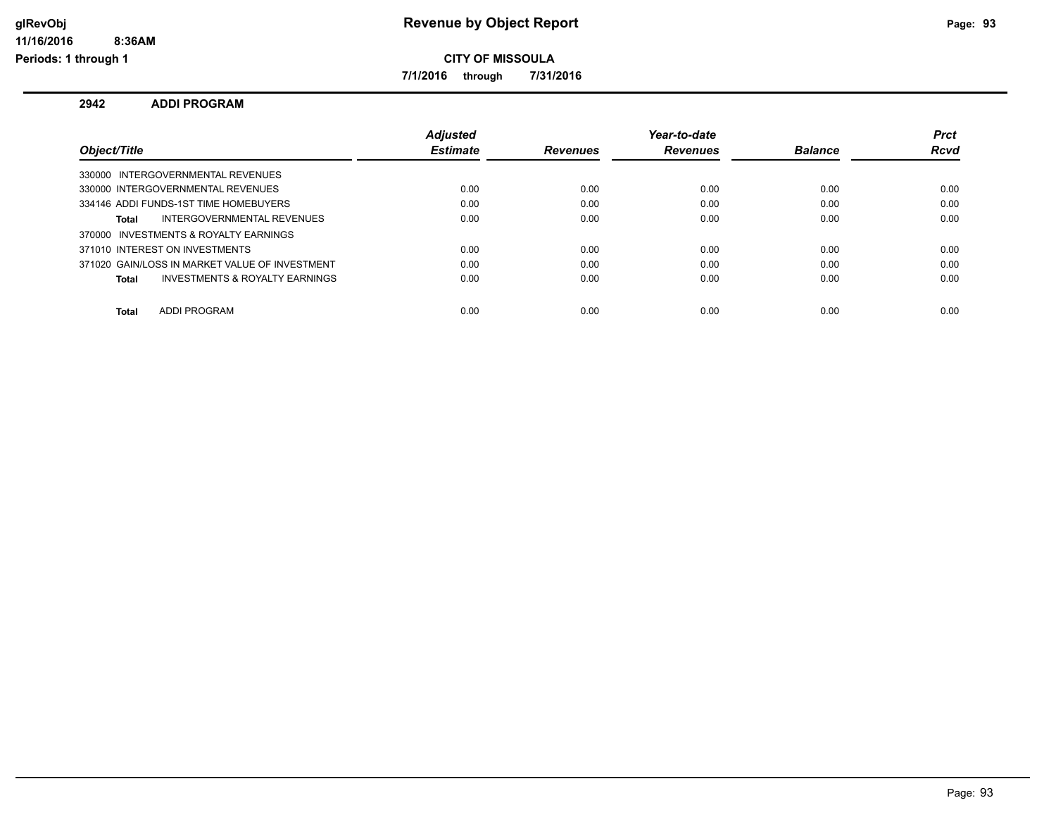# Revenue by Object Report

glRevObj
11/16/2016 8:36AM
Periods: 1 through 1

**CITY OF MISSOULA**

**7/1/2016 through 7/31/2016**

## 2942 ADDI PROGRAM

| Object/Title | Adjusted Estimate | Revenues | Year-to-date Revenues | Balance | Prct Rcvd |
|---|---|---|---|---|---|
| 330000 INTERGOVERNMENTAL REVENUES | | | | | |
| 330000 INTERGOVERNMENTAL REVENUES | 0.00 | 0.00 | 0.00 | 0.00 | 0.00 |
| 334146 ADDI FUNDS-1ST TIME HOMEBUYERS | 0.00 | 0.00 | 0.00 | 0.00 | 0.00 |
| **Total** INTERGOVERNMENTAL REVENUES | 0.00 | 0.00 | 0.00 | 0.00 | 0.00 |
| 370000 INVESTMENTS & ROYALTY EARNINGS | | | | | |
| 371010 INTEREST ON INVESTMENTS | 0.00 | 0.00 | 0.00 | 0.00 | 0.00 |
| 371020 GAIN/LOSS IN MARKET VALUE OF INVESTMENT | 0.00 | 0.00 | 0.00 | 0.00 | 0.00 |
| **Total** INVESTMENTS & ROYALTY EARNINGS | 0.00 | 0.00 | 0.00 | 0.00 | 0.00 |
| **Total** ADDI PROGRAM | 0.00 | 0.00 | 0.00 | 0.00 | 0.00 |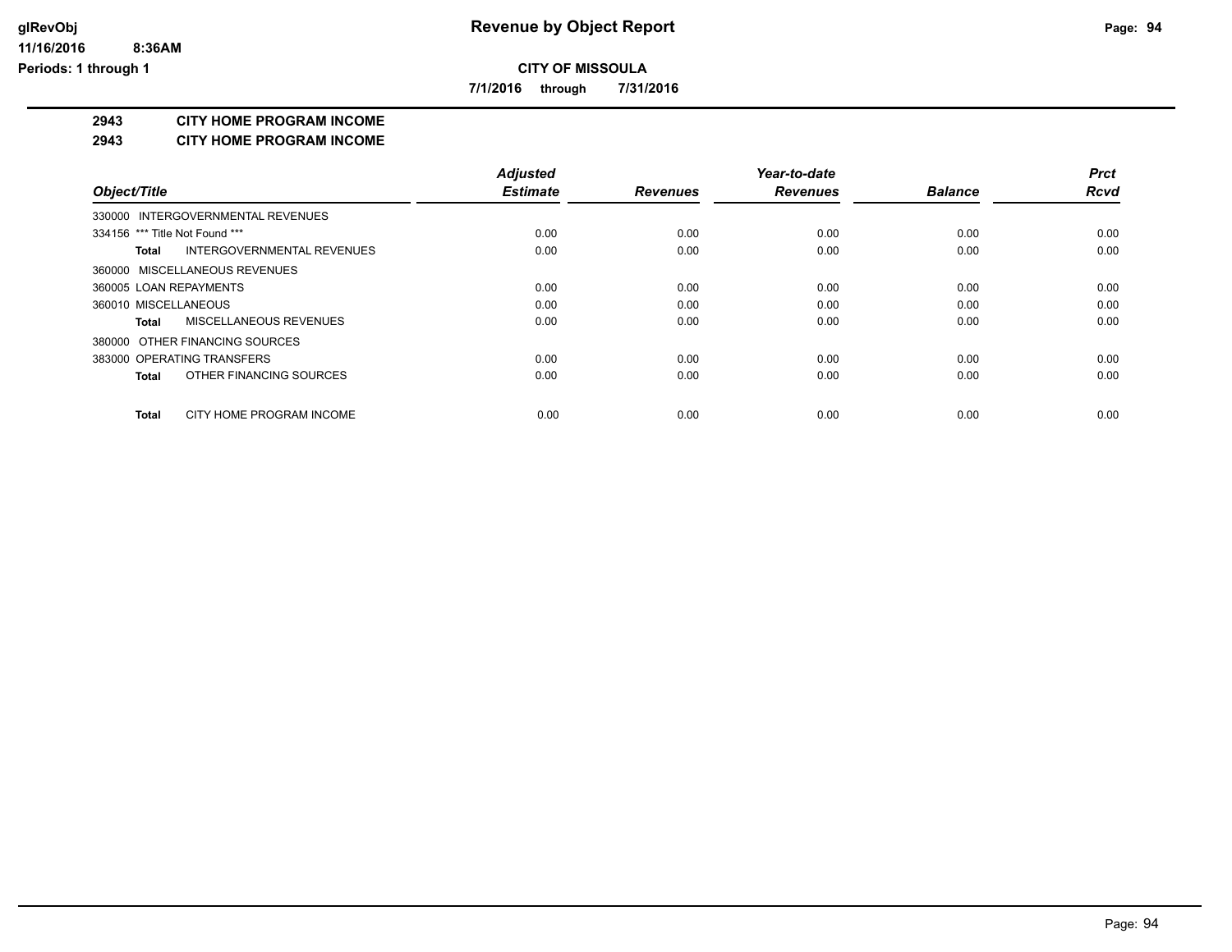# Revenue by Object Report

glRevObj
11/16/2016 8:36AM
Periods: 1 through 1

**CITY OF MISSOULA**

**7/1/2016 through 7/31/2016**

## 2943 CITY HOME PROGRAM INCOME

## 2943 CITY HOME PROGRAM INCOME

| Object/Title | Adjusted Estimate | Revenues | Year-to-date Revenues | Balance | Prct Rcvd |
|---|---|---|---|---|---|
| 330000 INTERGOVERNMENTAL REVENUES | | | | | |
| 334156 *** Title Not Found *** | 0.00 | 0.00 | 0.00 | 0.00 | 0.00 |
| **Total** INTERGOVERNMENTAL REVENUES | 0.00 | 0.00 | 0.00 | 0.00 | 0.00 |
| 360000 MISCELLANEOUS REVENUES | | | | | |
| 360005 LOAN REPAYMENTS | 0.00 | 0.00 | 0.00 | 0.00 | 0.00 |
| 360010 MISCELLANEOUS | 0.00 | 0.00 | 0.00 | 0.00 | 0.00 |
| **Total** MISCELLANEOUS REVENUES | 0.00 | 0.00 | 0.00 | 0.00 | 0.00 |
| 380000 OTHER FINANCING SOURCES | | | | | |
| 383000 OPERATING TRANSFERS | 0.00 | 0.00 | 0.00 | 0.00 | 0.00 |
| **Total** OTHER FINANCING SOURCES | 0.00 | 0.00 | 0.00 | 0.00 | 0.00 |
| **Total** CITY HOME PROGRAM INCOME | 0.00 | 0.00 | 0.00 | 0.00 | 0.00 |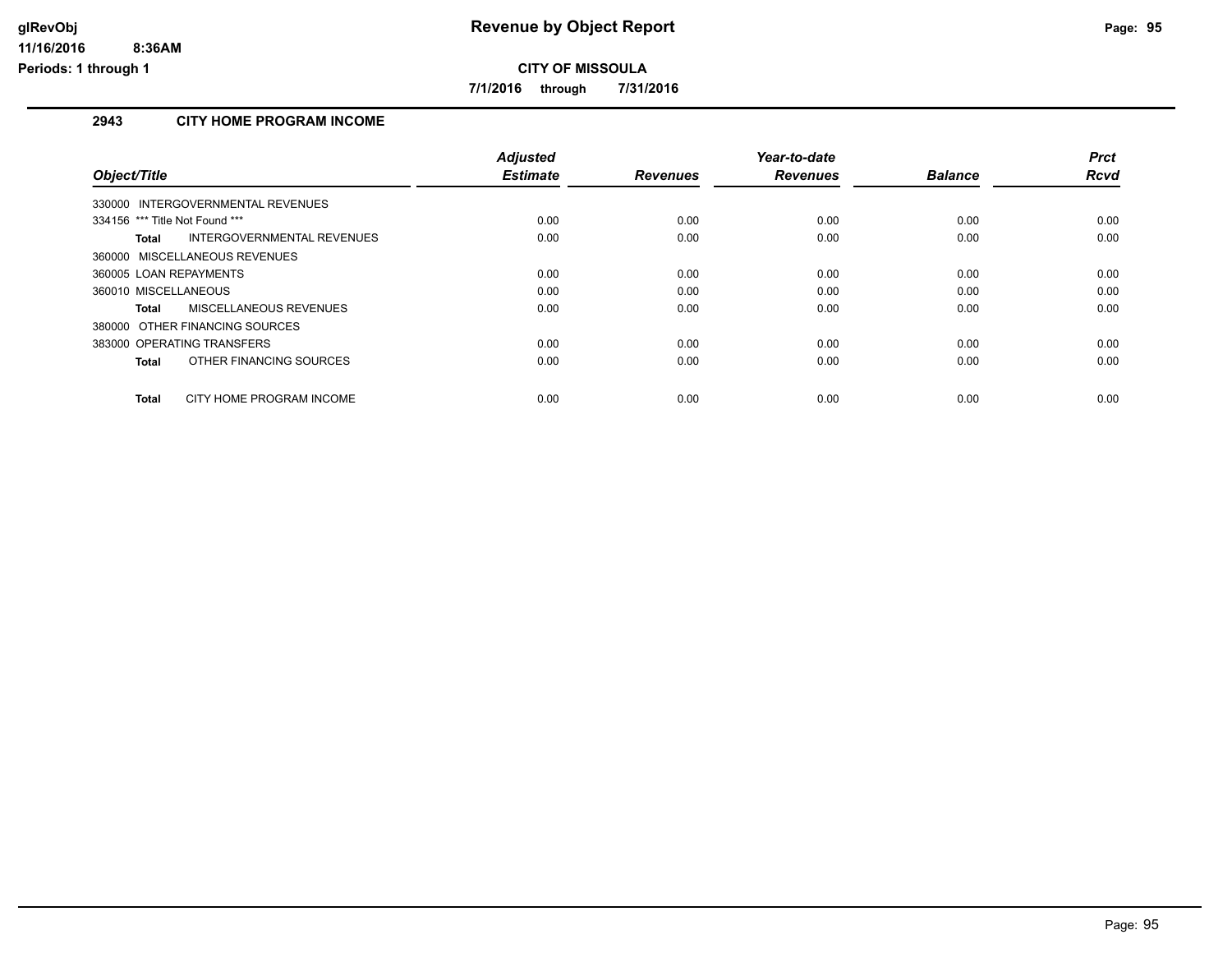**glRevObj** | **Revenue by Object Report**

**11/16/2016 8:36AM**

**Periods: 1 through 1**

**CITY OF MISSOULA**

**7/1/2016 through 7/31/2016**

## 2943 CITY HOME PROGRAM INCOME

| Object/Title | Adjusted Estimate | Revenues | Year-to-date Revenues | Balance | Prct Rcvd |
|---|---|---|---|---|---|
| 330000 INTERGOVERNMENTAL REVENUES | | | | | |
| 334156 *** Title Not Found *** | 0.00 | 0.00 | 0.00 | 0.00 | 0.00 |
| **Total** INTERGOVERNMENTAL REVENUES | 0.00 | 0.00 | 0.00 | 0.00 | 0.00 |
| 360000 MISCELLANEOUS REVENUES | | | | | |
| 360005 LOAN REPAYMENTS | 0.00 | 0.00 | 0.00 | 0.00 | 0.00 |
| 360010 MISCELLANEOUS | 0.00 | 0.00 | 0.00 | 0.00 | 0.00 |
| **Total** MISCELLANEOUS REVENUES | 0.00 | 0.00 | 0.00 | 0.00 | 0.00 |
| 380000 OTHER FINANCING SOURCES | | | | | |
| 383000 OPERATING TRANSFERS | 0.00 | 0.00 | 0.00 | 0.00 | 0.00 |
| **Total** OTHER FINANCING SOURCES | 0.00 | 0.00 | 0.00 | 0.00 | 0.00 |
| **Total** CITY HOME PROGRAM INCOME | 0.00 | 0.00 | 0.00 | 0.00 | 0.00 |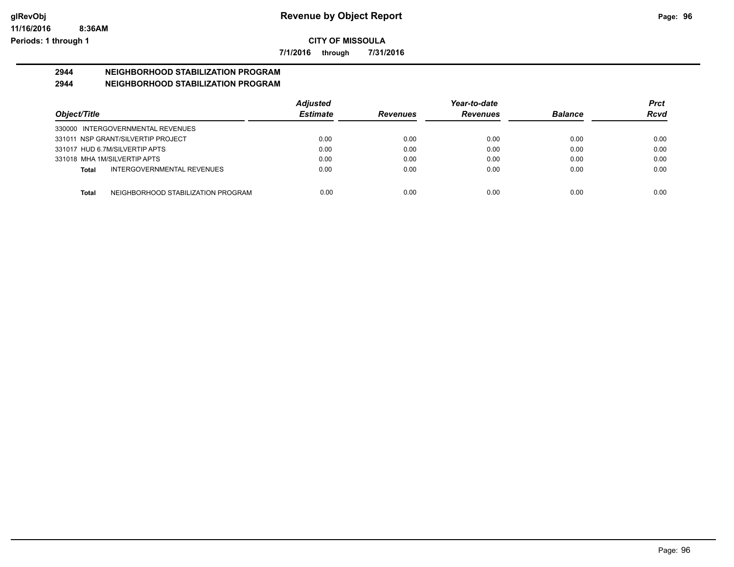# Revenue by Object Report

## CITY OF MISSOULA

**7/1/2016 through 7/31/2016**

### 2944 NEIGHBORHOOD STABILIZATION PROGRAM
### 2944 NEIGHBORHOOD STABILIZATION PROGRAM

| Object/Title | Adjusted Estimate | Revenues | Year-to-date Revenues | Balance | Prct Rcvd |
|---|---|---|---|---|---|
| 330000 INTERGOVERNMENTAL REVENUES | | | | | |
| 331011 NSP GRANT/SILVERTIP PROJECT | 0.00 | 0.00 | 0.00 | 0.00 | 0.00 |
| 331017 HUD 6.7M/SILVERTIP APTS | 0.00 | 0.00 | 0.00 | 0.00 | 0.00 |
| 331018 MHA 1M/SILVERTIP APTS | 0.00 | 0.00 | 0.00 | 0.00 | 0.00 |
| **Total** INTERGOVERNMENTAL REVENUES | 0.00 | 0.00 | 0.00 | 0.00 | 0.00 |
| **Total** NEIGHBORHOOD STABILIZATION PROGRAM | 0.00 | 0.00 | 0.00 | 0.00 | 0.00 |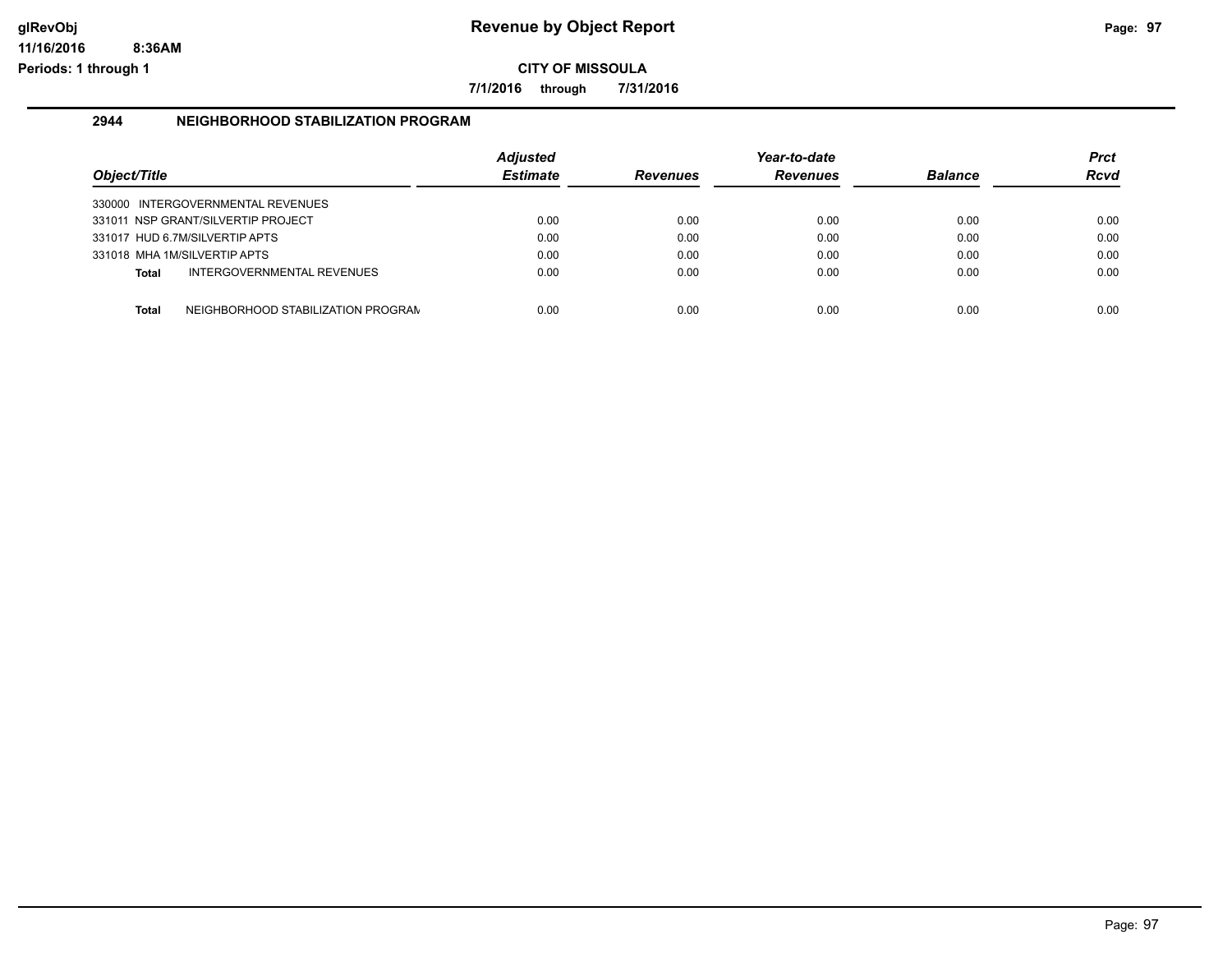# Revenue by Object Report

**CITY OF MISSOULA**

**7/1/2016 through 7/31/2016**

glRevObj
11/16/2016 8:36AM
Periods: 1 through 1

## 2944 NEIGHBORHOOD STABILIZATION PROGRAM

| Object/Title | Adjusted Estimate | Revenues | Year-to-date Revenues | Balance | Prct Rcvd |
|---|---|---|---|---|---|
| 330000 INTERGOVERNMENTAL REVENUES | | | | | |
| 331011 NSP GRANT/SILVERTIP PROJECT | 0.00 | 0.00 | 0.00 | 0.00 | 0.00 |
| 331017 HUD 6.7M/SILVERTIP APTS | 0.00 | 0.00 | 0.00 | 0.00 | 0.00 |
| 331018 MHA 1M/SILVERTIP APTS | 0.00 | 0.00 | 0.00 | 0.00 | 0.00 |
| **Total** INTERGOVERNMENTAL REVENUES | 0.00 | 0.00 | 0.00 | 0.00 | 0.00 |
| **Total** NEIGHBORHOOD STABILIZATION PROGRAM | 0.00 | 0.00 | 0.00 | 0.00 | 0.00 |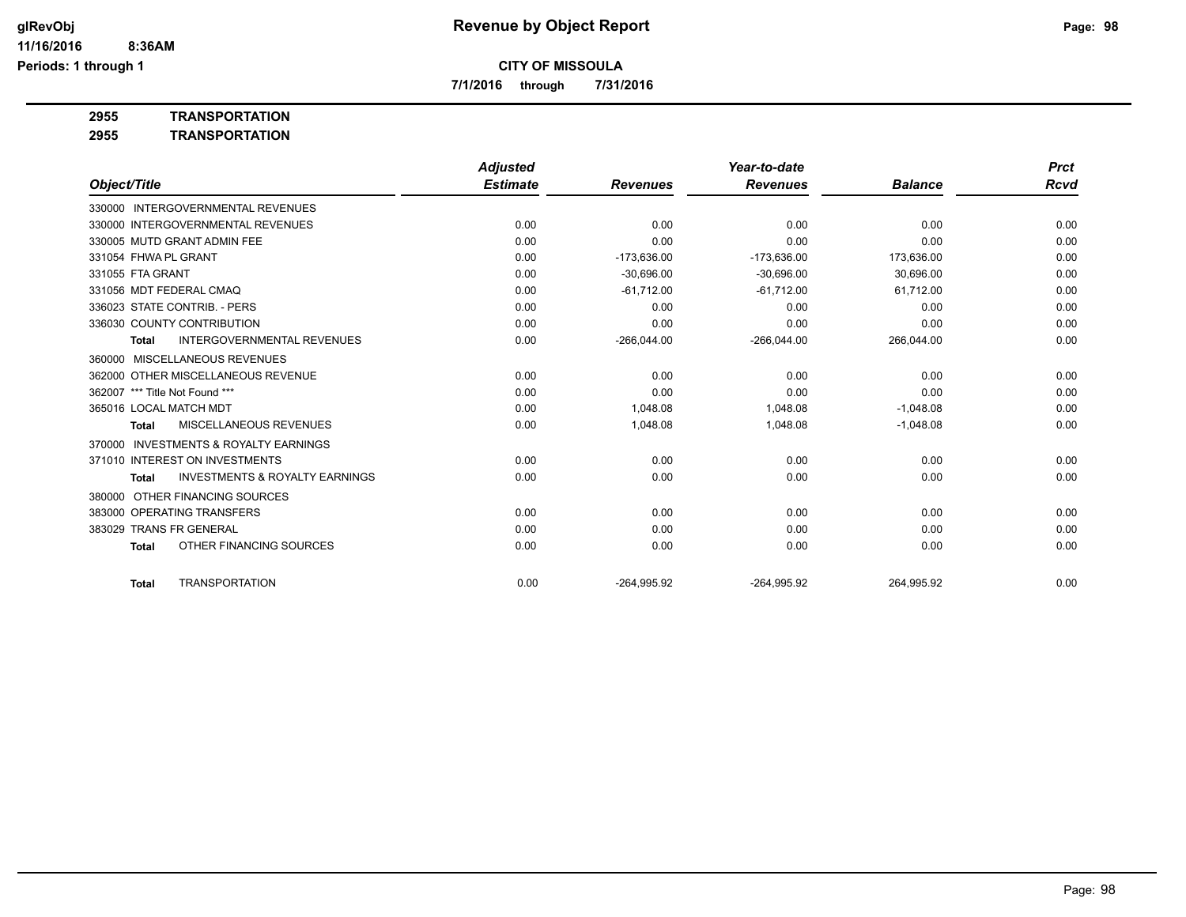# Revenue by Object Report

**CITY OF MISSOULA**

**7/1/2016 through 7/31/2016**

glRevObj
11/16/2016 8:36AM
Periods: 1 through 1

**2955 TRANSPORTATION**

**2955 TRANSPORTATION**

| Object/Title | Adjusted Estimate | Revenues | Year-to-date Revenues | Balance | Prct Rcvd |
|---|---|---|---|---|---|
| 330000 INTERGOVERNMENTAL REVENUES | | | | | |
| 330000 INTERGOVERNMENTAL REVENUES | 0.00 | 0.00 | 0.00 | 0.00 | 0.00 |
| 330005 MUTD GRANT ADMIN FEE | 0.00 | 0.00 | 0.00 | 0.00 | 0.00 |
| 331054 FHWA PL GRANT | 0.00 | -173,636.00 | -173,636.00 | 173,636.00 | 0.00 |
| 331055 FTA GRANT | 0.00 | -30,696.00 | -30,696.00 | 30,696.00 | 0.00 |
| 331056 MDT FEDERAL CMAQ | 0.00 | -61,712.00 | -61,712.00 | 61,712.00 | 0.00 |
| 336023 STATE CONTRIB. - PERS | 0.00 | 0.00 | 0.00 | 0.00 | 0.00 |
| 336030 COUNTY CONTRIBUTION | 0.00 | 0.00 | 0.00 | 0.00 | 0.00 |
| **Total** INTERGOVERNMENTAL REVENUES | 0.00 | -266,044.00 | -266,044.00 | 266,044.00 | 0.00 |
| 360000 MISCELLANEOUS REVENUES | | | | | |
| 362000 OTHER MISCELLANEOUS REVENUE | 0.00 | 0.00 | 0.00 | 0.00 | 0.00 |
| 362007 *** Title Not Found *** | 0.00 | 0.00 | 0.00 | 0.00 | 0.00 |
| 365016 LOCAL MATCH MDT | 0.00 | 1,048.08 | 1,048.08 | -1,048.08 | 0.00 |
| **Total** MISCELLANEOUS REVENUES | 0.00 | 1,048.08 | 1,048.08 | -1,048.08 | 0.00 |
| 370000 INVESTMENTS & ROYALTY EARNINGS | | | | | |
| 371010 INTEREST ON INVESTMENTS | 0.00 | 0.00 | 0.00 | 0.00 | 0.00 |
| **Total** INVESTMENTS & ROYALTY EARNINGS | 0.00 | 0.00 | 0.00 | 0.00 | 0.00 |
| 380000 OTHER FINANCING SOURCES | | | | | |
| 383000 OPERATING TRANSFERS | 0.00 | 0.00 | 0.00 | 0.00 | 0.00 |
| 383029 TRANS FR GENERAL | 0.00 | 0.00 | 0.00 | 0.00 | 0.00 |
| **Total** OTHER FINANCING SOURCES | 0.00 | 0.00 | 0.00 | 0.00 | 0.00 |
| **Total** TRANSPORTATION | 0.00 | -264,995.92 | -264,995.92 | 264,995.92 | 0.00 |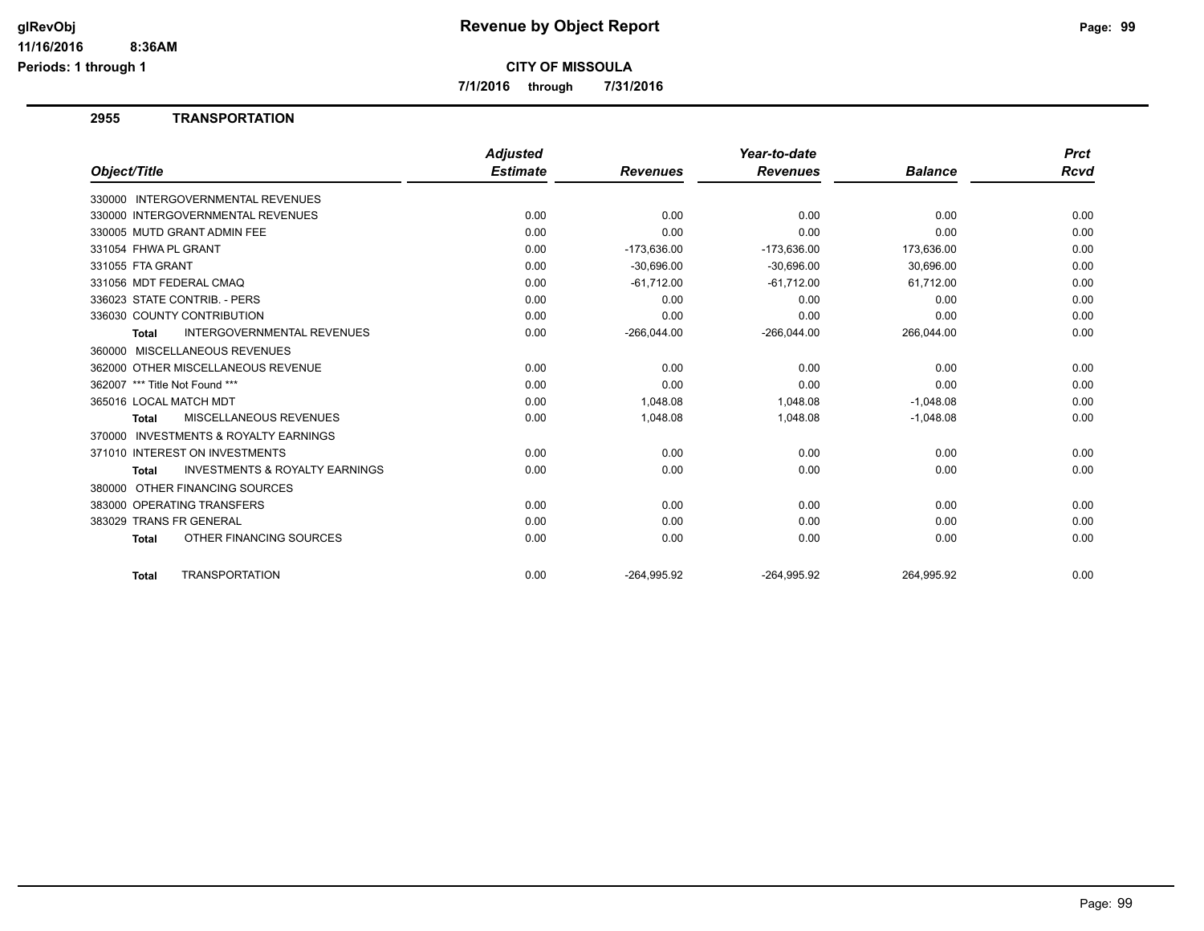# Revenue by Object Report

**CITY OF MISSOULA**

**7/1/2016 through 7/31/2016**

glRevObj
11/16/2016 8:36AM
Periods: 1 through 1

## 2955 TRANSPORTATION

| Object/Title | Adjusted Estimate | Revenues | Year-to-date Revenues | Balance | Prct Rcvd |
|---|---|---|---|---|---|
| 330000 INTERGOVERNMENTAL REVENUES | | | | | |
| 330000 INTERGOVERNMENTAL REVENUES | 0.00 | 0.00 | 0.00 | 0.00 | 0.00 |
| 330005 MUTD GRANT ADMIN FEE | 0.00 | 0.00 | 0.00 | 0.00 | 0.00 |
| 331054 FHWA PL GRANT | 0.00 | -173,636.00 | -173,636.00 | 173,636.00 | 0.00 |
| 331055 FTA GRANT | 0.00 | -30,696.00 | -30,696.00 | 30,696.00 | 0.00 |
| 331056 MDT FEDERAL CMAQ | 0.00 | -61,712.00 | -61,712.00 | 61,712.00 | 0.00 |
| 336023 STATE CONTRIB. - PERS | 0.00 | 0.00 | 0.00 | 0.00 | 0.00 |
| 336030 COUNTY CONTRIBUTION | 0.00 | 0.00 | 0.00 | 0.00 | 0.00 |
| **Total** INTERGOVERNMENTAL REVENUES | 0.00 | -266,044.00 | -266,044.00 | 266,044.00 | 0.00 |
| 360000 MISCELLANEOUS REVENUES | | | | | |
| 362000 OTHER MISCELLANEOUS REVENUE | 0.00 | 0.00 | 0.00 | 0.00 | 0.00 |
| 362007 *** Title Not Found *** | 0.00 | 0.00 | 0.00 | 0.00 | 0.00 |
| 365016 LOCAL MATCH MDT | 0.00 | 1,048.08 | 1,048.08 | -1,048.08 | 0.00 |
| **Total** MISCELLANEOUS REVENUES | 0.00 | 1,048.08 | 1,048.08 | -1,048.08 | 0.00 |
| 370000 INVESTMENTS & ROYALTY EARNINGS | | | | | |
| 371010 INTEREST ON INVESTMENTS | 0.00 | 0.00 | 0.00 | 0.00 | 0.00 |
| **Total** INVESTMENTS & ROYALTY EARNINGS | 0.00 | 0.00 | 0.00 | 0.00 | 0.00 |
| 380000 OTHER FINANCING SOURCES | | | | | |
| 383000 OPERATING TRANSFERS | 0.00 | 0.00 | 0.00 | 0.00 | 0.00 |
| 383029 TRANS FR GENERAL | 0.00 | 0.00 | 0.00 | 0.00 | 0.00 |
| **Total** OTHER FINANCING SOURCES | 0.00 | 0.00 | 0.00 | 0.00 | 0.00 |
| **Total** TRANSPORTATION | 0.00 | -264,995.92 | -264,995.92 | 264,995.92 | 0.00 |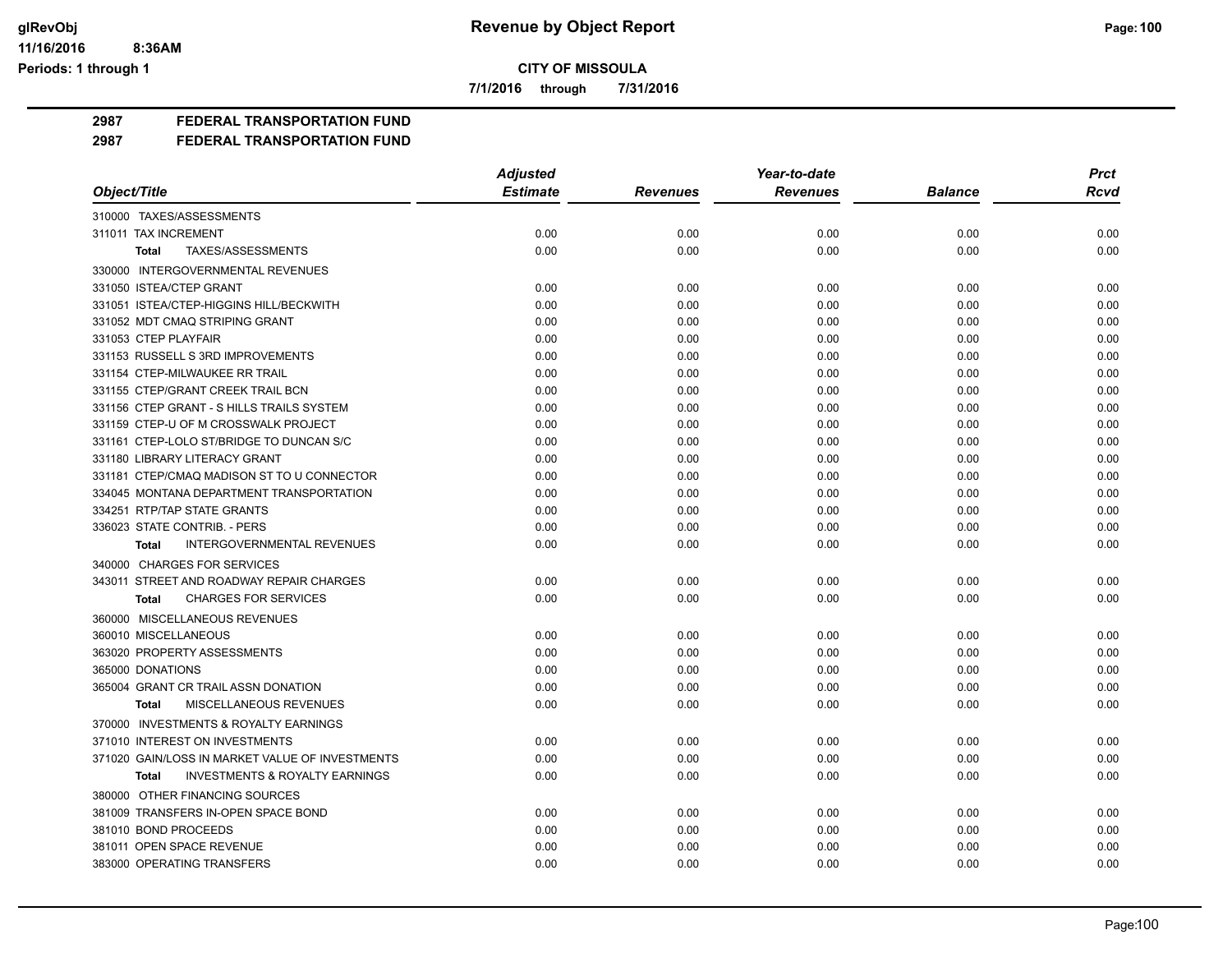**CITY OF MISSOULA**

**7/1/2016 through 7/31/2016**

**2987 FEDERAL TRANSPORTATION FUND**

**2987 FEDERAL TRANSPORTATION FUND**

| Object/Title | Adjusted Estimate | Revenues | Year-to-date Revenues | Balance | Prct Rcvd |
|---|---|---|---|---|---|
| 310000 TAXES/ASSESSMENTS | | | | | |
| 311011 TAX INCREMENT | 0.00 | 0.00 | 0.00 | 0.00 | 0.00 |
| **Total** TAXES/ASSESSMENTS | 0.00 | 0.00 | 0.00 | 0.00 | 0.00 |
| 330000 INTERGOVERNMENTAL REVENUES | | | | | |
| 331050 ISTEA/CTEP GRANT | 0.00 | 0.00 | 0.00 | 0.00 | 0.00 |
| 331051 ISTEA/CTEP-HIGGINS HILL/BECKWITH | 0.00 | 0.00 | 0.00 | 0.00 | 0.00 |
| 331052 MDT CMAQ STRIPING GRANT | 0.00 | 0.00 | 0.00 | 0.00 | 0.00 |
| 331053 CTEP PLAYFAIR | 0.00 | 0.00 | 0.00 | 0.00 | 0.00 |
| 331153 RUSSELL S 3RD IMPROVEMENTS | 0.00 | 0.00 | 0.00 | 0.00 | 0.00 |
| 331154 CTEP-MILWAUKEE RR TRAIL | 0.00 | 0.00 | 0.00 | 0.00 | 0.00 |
| 331155 CTEP/GRANT CREEK TRAIL BCN | 0.00 | 0.00 | 0.00 | 0.00 | 0.00 |
| 331156 CTEP GRANT - S HILLS TRAILS SYSTEM | 0.00 | 0.00 | 0.00 | 0.00 | 0.00 |
| 331159 CTEP-U OF M CROSSWALK PROJECT | 0.00 | 0.00 | 0.00 | 0.00 | 0.00 |
| 331161 CTEP-LOLO ST/BRIDGE TO DUNCAN S/C | 0.00 | 0.00 | 0.00 | 0.00 | 0.00 |
| 331180 LIBRARY LITERACY GRANT | 0.00 | 0.00 | 0.00 | 0.00 | 0.00 |
| 331181 CTEP/CMAQ MADISON ST TO U CONNECTOR | 0.00 | 0.00 | 0.00 | 0.00 | 0.00 |
| 334045 MONTANA DEPARTMENT TRANSPORTATION | 0.00 | 0.00 | 0.00 | 0.00 | 0.00 |
| 334251 RTP/TAP STATE GRANTS | 0.00 | 0.00 | 0.00 | 0.00 | 0.00 |
| 336023 STATE CONTRIB. - PERS | 0.00 | 0.00 | 0.00 | 0.00 | 0.00 |
| **Total** INTERGOVERNMENTAL REVENUES | 0.00 | 0.00 | 0.00 | 0.00 | 0.00 |
| 340000 CHARGES FOR SERVICES | | | | | |
| 343011 STREET AND ROADWAY REPAIR CHARGES | 0.00 | 0.00 | 0.00 | 0.00 | 0.00 |
| **Total** CHARGES FOR SERVICES | 0.00 | 0.00 | 0.00 | 0.00 | 0.00 |
| 360000 MISCELLANEOUS REVENUES | | | | | |
| 360010 MISCELLANEOUS | 0.00 | 0.00 | 0.00 | 0.00 | 0.00 |
| 363020 PROPERTY ASSESSMENTS | 0.00 | 0.00 | 0.00 | 0.00 | 0.00 |
| 365000 DONATIONS | 0.00 | 0.00 | 0.00 | 0.00 | 0.00 |
| 365004 GRANT CR TRAIL ASSN DONATION | 0.00 | 0.00 | 0.00 | 0.00 | 0.00 |
| **Total** MISCELLANEOUS REVENUES | 0.00 | 0.00 | 0.00 | 0.00 | 0.00 |
| 370000 INVESTMENTS & ROYALTY EARNINGS | | | | | |
| 371010 INTEREST ON INVESTMENTS | 0.00 | 0.00 | 0.00 | 0.00 | 0.00 |
| 371020 GAIN/LOSS IN MARKET VALUE OF INVESTMENTS | 0.00 | 0.00 | 0.00 | 0.00 | 0.00 |
| **Total** INVESTMENTS & ROYALTY EARNINGS | 0.00 | 0.00 | 0.00 | 0.00 | 0.00 |
| 380000 OTHER FINANCING SOURCES | | | | | |
| 381009 TRANSFERS IN-OPEN SPACE BOND | 0.00 | 0.00 | 0.00 | 0.00 | 0.00 |
| 381010 BOND PROCEEDS | 0.00 | 0.00 | 0.00 | 0.00 | 0.00 |
| 381011 OPEN SPACE REVENUE | 0.00 | 0.00 | 0.00 | 0.00 | 0.00 |
| 383000 OPERATING TRANSFERS | 0.00 | 0.00 | 0.00 | 0.00 | 0.00 |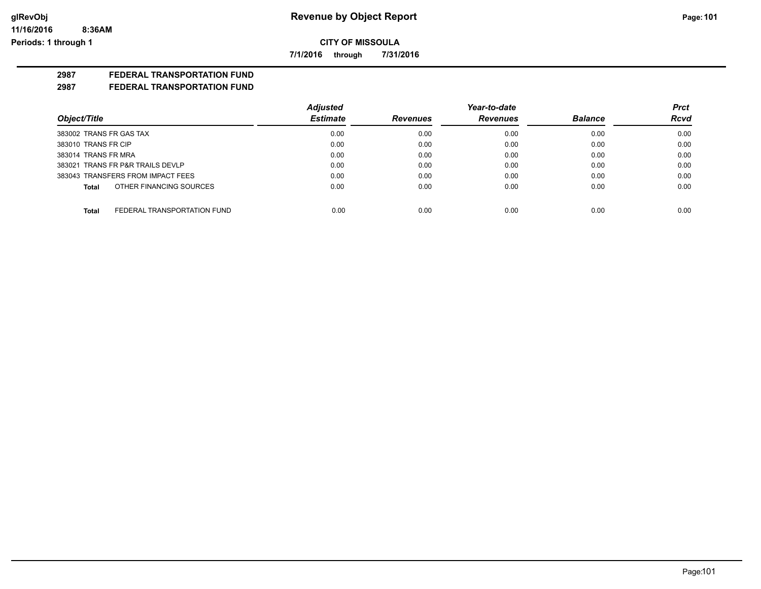# Revenue by Object Report

**CITY OF MISSOULA**

**7/1/2016 through 7/31/2016**

glRevObj
11/16/2016 8:36AM
Periods: 1 through 1

## 2987 FEDERAL TRANSPORTATION FUND

### 2987 FEDERAL TRANSPORTATION FUND

| Object/Title | Adjusted Estimate | Revenues | Year-to-date Revenues | Balance | Prct Rcvd |
|---|---|---|---|---|---|
| 383002 TRANS FR GAS TAX | 0.00 | 0.00 | 0.00 | 0.00 | 0.00 |
| 383010 TRANS FR CIP | 0.00 | 0.00 | 0.00 | 0.00 | 0.00 |
| 383014 TRANS FR MRA | 0.00 | 0.00 | 0.00 | 0.00 | 0.00 |
| 383021 TRANS FR P&R TRAILS DEVLP | 0.00 | 0.00 | 0.00 | 0.00 | 0.00 |
| 383043 TRANSFERS FROM IMPACT FEES | 0.00 | 0.00 | 0.00 | 0.00 | 0.00 |
| **Total** OTHER FINANCING SOURCES | 0.00 | 0.00 | 0.00 | 0.00 | 0.00 |
| **Total** FEDERAL TRANSPORTATION FUND | 0.00 | 0.00 | 0.00 | 0.00 | 0.00 |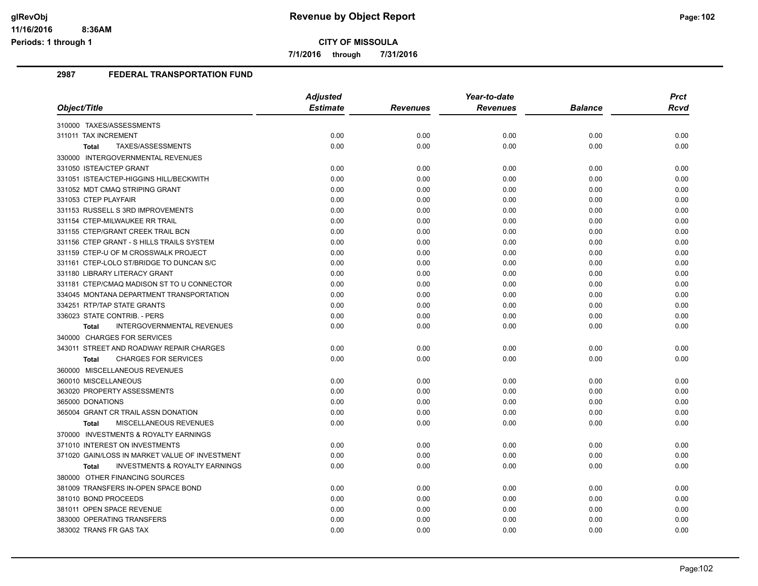**CITY OF MISSOULA**

**7/1/2016 through 7/31/2016**

## 2987 FEDERAL TRANSPORTATION FUND

| Object/Title | Adjusted Estimate | Revenues | Year-to-date Revenues | Balance | Prct Rcvd |
|---|---|---|---|---|---|
| 310000 TAXES/ASSESSMENTS | | | | | |
| 311011 TAX INCREMENT | 0.00 | 0.00 | 0.00 | 0.00 | 0.00 |
| **Total** TAXES/ASSESSMENTS | 0.00 | 0.00 | 0.00 | 0.00 | 0.00 |
| 330000 INTERGOVERNMENTAL REVENUES | | | | | |
| 331050 ISTEA/CTEP GRANT | 0.00 | 0.00 | 0.00 | 0.00 | 0.00 |
| 331051 ISTEA/CTEP-HIGGINS HILL/BECKWITH | 0.00 | 0.00 | 0.00 | 0.00 | 0.00 |
| 331052 MDT CMAQ STRIPING GRANT | 0.00 | 0.00 | 0.00 | 0.00 | 0.00 |
| 331053 CTEP PLAYFAIR | 0.00 | 0.00 | 0.00 | 0.00 | 0.00 |
| 331153 RUSSELL S 3RD IMPROVEMENTS | 0.00 | 0.00 | 0.00 | 0.00 | 0.00 |
| 331154 CTEP-MILWAUKEE RR TRAIL | 0.00 | 0.00 | 0.00 | 0.00 | 0.00 |
| 331155 CTEP/GRANT CREEK TRAIL BCN | 0.00 | 0.00 | 0.00 | 0.00 | 0.00 |
| 331156 CTEP GRANT - S HILLS TRAILS SYSTEM | 0.00 | 0.00 | 0.00 | 0.00 | 0.00 |
| 331159 CTEP-U OF M CROSSWALK PROJECT | 0.00 | 0.00 | 0.00 | 0.00 | 0.00 |
| 331161 CTEP-LOLO ST/BRIDGE TO DUNCAN S/C | 0.00 | 0.00 | 0.00 | 0.00 | 0.00 |
| 331180 LIBRARY LITERACY GRANT | 0.00 | 0.00 | 0.00 | 0.00 | 0.00 |
| 331181 CTEP/CMAQ MADISON ST TO U CONNECTOR | 0.00 | 0.00 | 0.00 | 0.00 | 0.00 |
| 334045 MONTANA DEPARTMENT TRANSPORTATION | 0.00 | 0.00 | 0.00 | 0.00 | 0.00 |
| 334251 RTP/TAP STATE GRANTS | 0.00 | 0.00 | 0.00 | 0.00 | 0.00 |
| 336023 STATE CONTRIB. - PERS | 0.00 | 0.00 | 0.00 | 0.00 | 0.00 |
| **Total** INTERGOVERNMENTAL REVENUES | 0.00 | 0.00 | 0.00 | 0.00 | 0.00 |
| 340000 CHARGES FOR SERVICES | | | | | |
| 343011 STREET AND ROADWAY REPAIR CHARGES | 0.00 | 0.00 | 0.00 | 0.00 | 0.00 |
| **Total** CHARGES FOR SERVICES | 0.00 | 0.00 | 0.00 | 0.00 | 0.00 |
| 360000 MISCELLANEOUS REVENUES | | | | | |
| 360010 MISCELLANEOUS | 0.00 | 0.00 | 0.00 | 0.00 | 0.00 |
| 363020 PROPERTY ASSESSMENTS | 0.00 | 0.00 | 0.00 | 0.00 | 0.00 |
| 365000 DONATIONS | 0.00 | 0.00 | 0.00 | 0.00 | 0.00 |
| 365004 GRANT CR TRAIL ASSN DONATION | 0.00 | 0.00 | 0.00 | 0.00 | 0.00 |
| **Total** MISCELLANEOUS REVENUES | 0.00 | 0.00 | 0.00 | 0.00 | 0.00 |
| 370000 INVESTMENTS & ROYALTY EARNINGS | | | | | |
| 371010 INTEREST ON INVESTMENTS | 0.00 | 0.00 | 0.00 | 0.00 | 0.00 |
| 371020 GAIN/LOSS IN MARKET VALUE OF INVESTMENT | 0.00 | 0.00 | 0.00 | 0.00 | 0.00 |
| **Total** INVESTMENTS & ROYALTY EARNINGS | 0.00 | 0.00 | 0.00 | 0.00 | 0.00 |
| 380000 OTHER FINANCING SOURCES | | | | | |
| 381009 TRANSFERS IN-OPEN SPACE BOND | 0.00 | 0.00 | 0.00 | 0.00 | 0.00 |
| 381010 BOND PROCEEDS | 0.00 | 0.00 | 0.00 | 0.00 | 0.00 |
| 381011 OPEN SPACE REVENUE | 0.00 | 0.00 | 0.00 | 0.00 | 0.00 |
| 383000 OPERATING TRANSFERS | 0.00 | 0.00 | 0.00 | 0.00 | 0.00 |
| 383002 TRANS FR GAS TAX | 0.00 | 0.00 | 0.00 | 0.00 | 0.00 |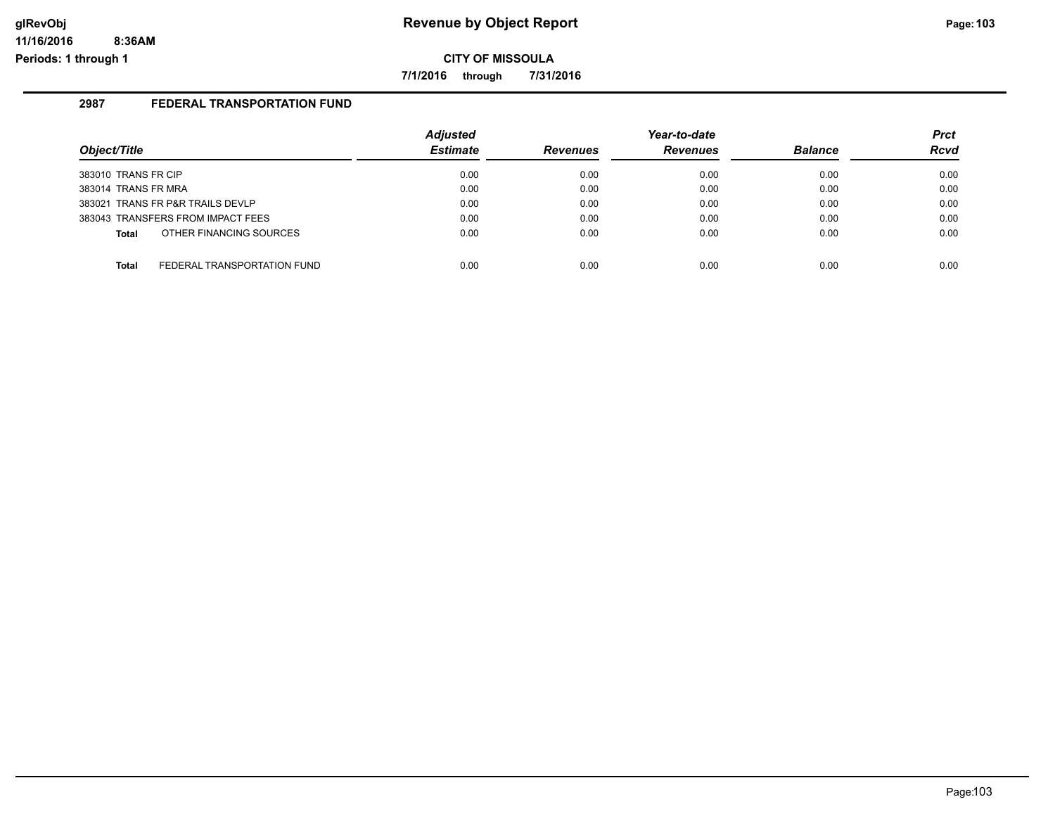## Revenue by Object Report

**CITY OF MISSOULA**

**7/1/2016 through 7/31/2016**

### 2987 FEDERAL TRANSPORTATION FUND

| Object/Title | Adjusted Estimate | Revenues | Year-to-date Revenues | Balance | Prct Rcvd |
|---|---|---|---|---|---|
| 383010 TRANS FR CIP | 0.00 | 0.00 | 0.00 | 0.00 | 0.00 |
| 383014 TRANS FR MRA | 0.00 | 0.00 | 0.00 | 0.00 | 0.00 |
| 383021 TRANS FR P&R TRAILS DEVLP | 0.00 | 0.00 | 0.00 | 0.00 | 0.00 |
| 383043 TRANSFERS FROM IMPACT FEES | 0.00 | 0.00 | 0.00 | 0.00 | 0.00 |
| **Total** OTHER FINANCING SOURCES | 0.00 | 0.00 | 0.00 | 0.00 | 0.00 |
| **Total** FEDERAL TRANSPORTATION FUND | 0.00 | 0.00 | 0.00 | 0.00 | 0.00 |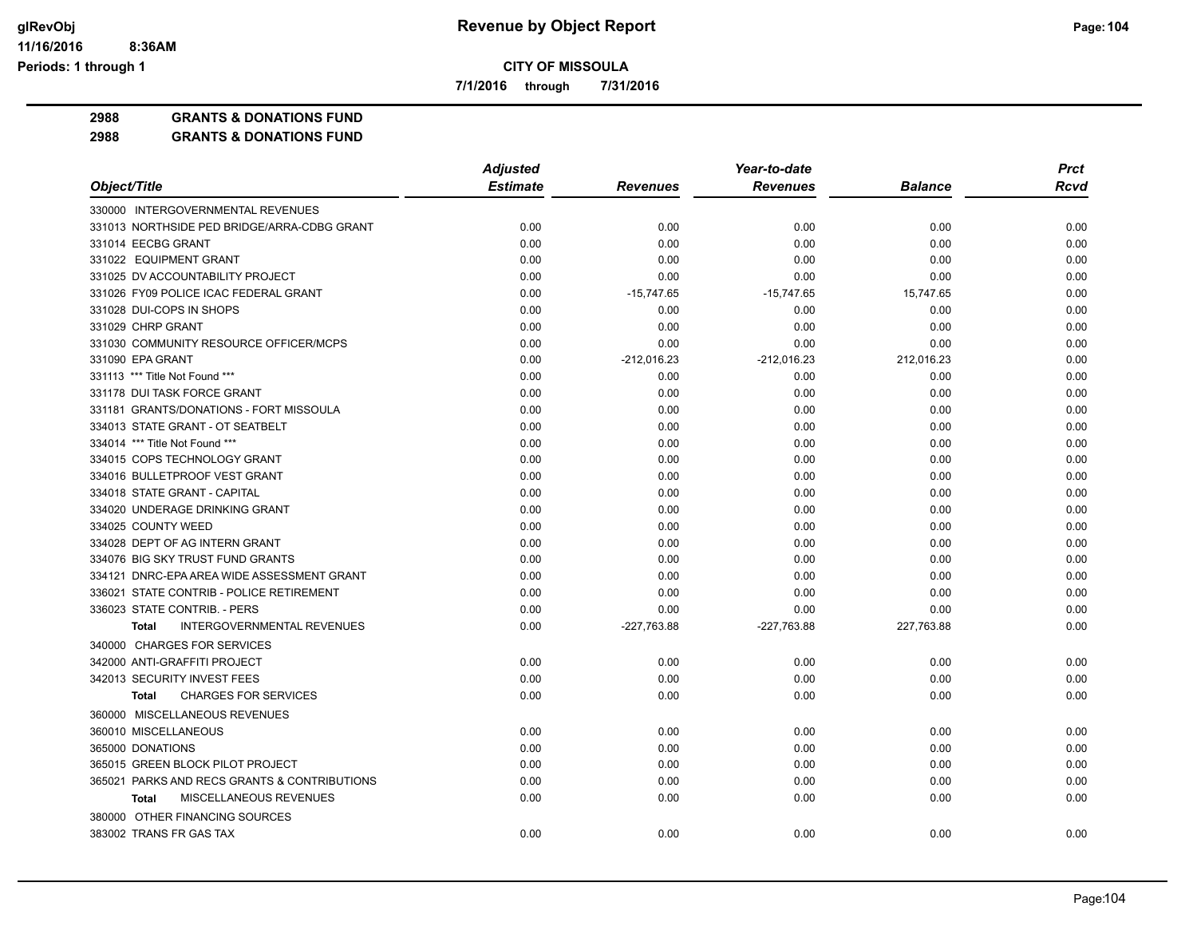**CITY OF MISSOULA**

**7/1/2016 through 7/31/2016**

## 2988 GRANTS & DONATIONS FUND
## 2988 GRANTS & DONATIONS FUND

| Object/Title | Adjusted Estimate | Revenues | Year-to-date Revenues | Balance | Prct Rcvd |
|---|---|---|---|---|---|
| 330000 INTERGOVERNMENTAL REVENUES | | | | | |
| 331013 NORTHSIDE PED BRIDGE/ARRA-CDBG GRANT | 0.00 | 0.00 | 0.00 | 0.00 | 0.00 |
| 331014 EECBG GRANT | 0.00 | 0.00 | 0.00 | 0.00 | 0.00 |
| 331022 EQUIPMENT GRANT | 0.00 | 0.00 | 0.00 | 0.00 | 0.00 |
| 331025 DV ACCOUNTABILITY PROJECT | 0.00 | 0.00 | 0.00 | 0.00 | 0.00 |
| 331026 FY09 POLICE ICAC FEDERAL GRANT | 0.00 | -15,747.65 | -15,747.65 | 15,747.65 | 0.00 |
| 331028 DUI-COPS IN SHOPS | 0.00 | 0.00 | 0.00 | 0.00 | 0.00 |
| 331029 CHRP GRANT | 0.00 | 0.00 | 0.00 | 0.00 | 0.00 |
| 331030 COMMUNITY RESOURCE OFFICER/MCPS | 0.00 | 0.00 | 0.00 | 0.00 | 0.00 |
| 331090 EPA GRANT | 0.00 | -212,016.23 | -212,016.23 | 212,016.23 | 0.00 |
| 331113 *** Title Not Found *** | 0.00 | 0.00 | 0.00 | 0.00 | 0.00 |
| 331178 DUI TASK FORCE GRANT | 0.00 | 0.00 | 0.00 | 0.00 | 0.00 |
| 331181 GRANTS/DONATIONS - FORT MISSOULA | 0.00 | 0.00 | 0.00 | 0.00 | 0.00 |
| 334013 STATE GRANT - OT SEATBELT | 0.00 | 0.00 | 0.00 | 0.00 | 0.00 |
| 334014 *** Title Not Found *** | 0.00 | 0.00 | 0.00 | 0.00 | 0.00 |
| 334015 COPS TECHNOLOGY GRANT | 0.00 | 0.00 | 0.00 | 0.00 | 0.00 |
| 334016 BULLETPROOF VEST GRANT | 0.00 | 0.00 | 0.00 | 0.00 | 0.00 |
| 334018 STATE GRANT - CAPITAL | 0.00 | 0.00 | 0.00 | 0.00 | 0.00 |
| 334020 UNDERAGE DRINKING GRANT | 0.00 | 0.00 | 0.00 | 0.00 | 0.00 |
| 334025 COUNTY WEED | 0.00 | 0.00 | 0.00 | 0.00 | 0.00 |
| 334028 DEPT OF AG INTERN GRANT | 0.00 | 0.00 | 0.00 | 0.00 | 0.00 |
| 334076 BIG SKY TRUST FUND GRANTS | 0.00 | 0.00 | 0.00 | 0.00 | 0.00 |
| 334121 DNRC-EPA AREA WIDE ASSESSMENT GRANT | 0.00 | 0.00 | 0.00 | 0.00 | 0.00 |
| 336021 STATE CONTRIB - POLICE RETIREMENT | 0.00 | 0.00 | 0.00 | 0.00 | 0.00 |
| 336023 STATE CONTRIB. - PERS | 0.00 | 0.00 | 0.00 | 0.00 | 0.00 |
| **Total** INTERGOVERNMENTAL REVENUES | 0.00 | -227,763.88 | -227,763.88 | 227,763.88 | 0.00 |
| 340000 CHARGES FOR SERVICES | | | | | |
| 342000 ANTI-GRAFFITI PROJECT | 0.00 | 0.00 | 0.00 | 0.00 | 0.00 |
| 342013 SECURITY INVEST FEES | 0.00 | 0.00 | 0.00 | 0.00 | 0.00 |
| **Total** CHARGES FOR SERVICES | 0.00 | 0.00 | 0.00 | 0.00 | 0.00 |
| 360000 MISCELLANEOUS REVENUES | | | | | |
| 360010 MISCELLANEOUS | 0.00 | 0.00 | 0.00 | 0.00 | 0.00 |
| 365000 DONATIONS | 0.00 | 0.00 | 0.00 | 0.00 | 0.00 |
| 365015 GREEN BLOCK PILOT PROJECT | 0.00 | 0.00 | 0.00 | 0.00 | 0.00 |
| 365021 PARKS AND RECS GRANTS & CONTRIBUTIONS | 0.00 | 0.00 | 0.00 | 0.00 | 0.00 |
| **Total** MISCELLANEOUS REVENUES | 0.00 | 0.00 | 0.00 | 0.00 | 0.00 |
| 380000 OTHER FINANCING SOURCES | | | | | |
| 383002 TRANS FR GAS TAX | 0.00 | 0.00 | 0.00 | 0.00 | 0.00 |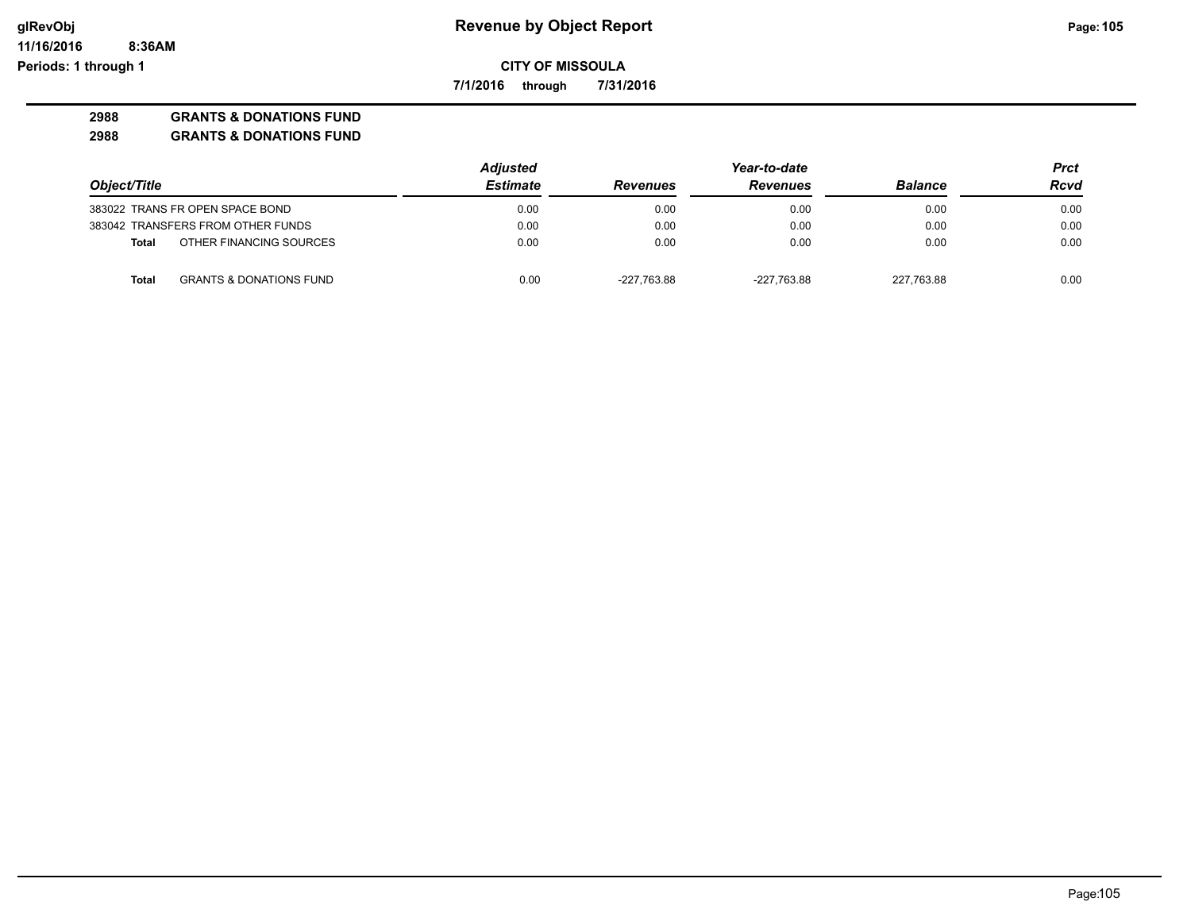# Revenue by Object Report

**CITY OF MISSOULA**

**7/1/2016 through 7/31/2016**

glRevObj
11/16/2016 8:36AM
Periods: 1 through 1

**2988 GRANTS & DONATIONS FUND**

**2988 GRANTS & DONATIONS FUND**

| Object/Title | Adjusted Estimate | Revenues | Year-to-date Revenues | Balance | Prct Rcvd |
|---|---|---|---|---|---|
| 383022 TRANS FR OPEN SPACE BOND | 0.00 | 0.00 | 0.00 | 0.00 | 0.00 |
| 383042 TRANSFERS FROM OTHER FUNDS | 0.00 | 0.00 | 0.00 | 0.00 | 0.00 |
| **Total** OTHER FINANCING SOURCES | 0.00 | 0.00 | 0.00 | 0.00 | 0.00 |
| **Total** GRANTS & DONATIONS FUND | 0.00 | -227,763.88 | -227,763.88 | 227,763.88 | 0.00 |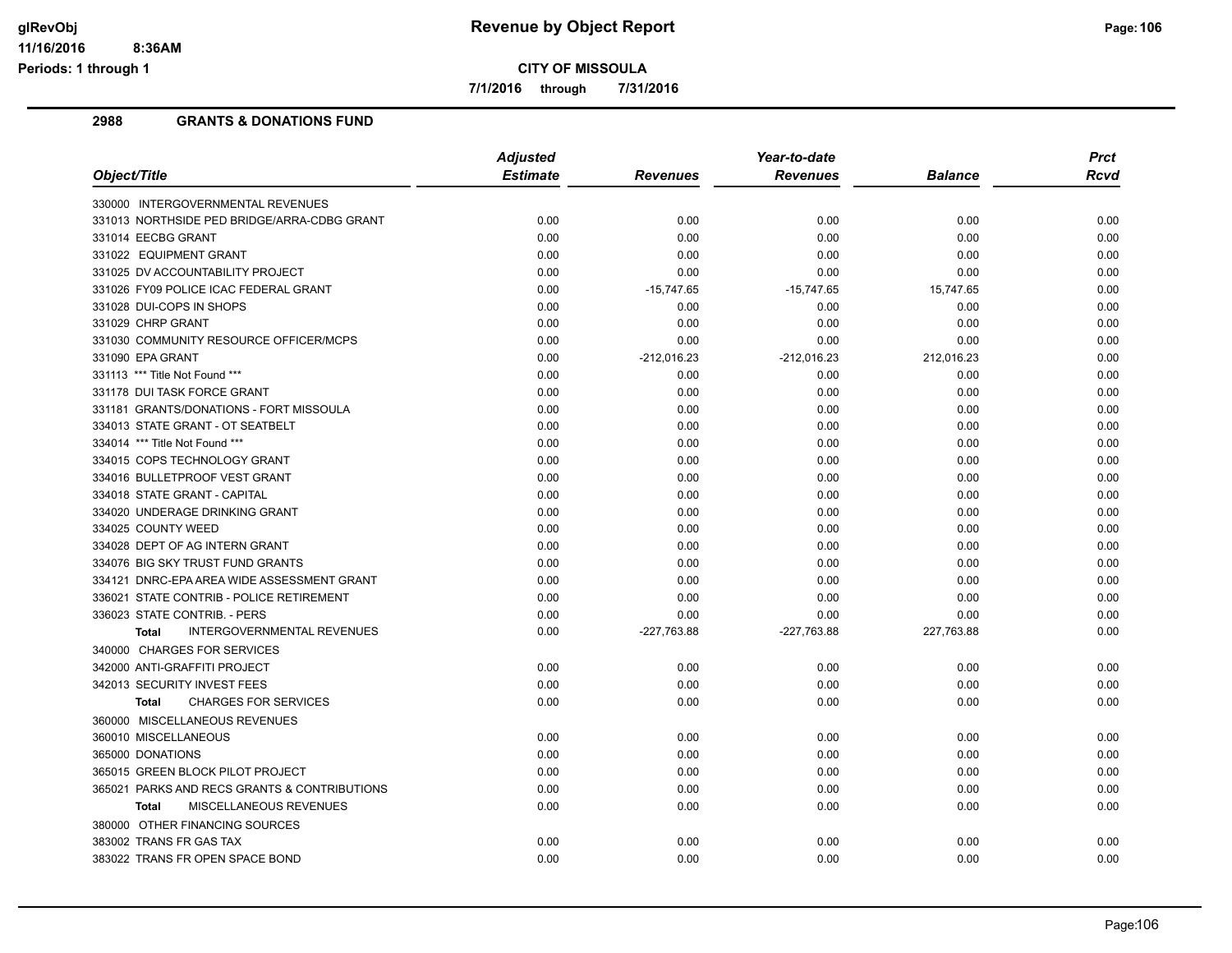# Revenue by Object Report

**CITY OF MISSOULA**

**7/1/2016 through 7/31/2016**

glRevObj
11/16/2016 8:36AM
Periods: 1 through 1

## 2988 GRANTS & DONATIONS FUND

| Object/Title | Adjusted Estimate | Revenues | Year-to-date Revenues | Balance | Prct Rcvd |
|---|---|---|---|---|---|
| 330000 INTERGOVERNMENTAL REVENUES | | | | | |
| 331013 NORTHSIDE PED BRIDGE/ARRA-CDBG GRANT | 0.00 | 0.00 | 0.00 | 0.00 | 0.00 |
| 331014 EECBG GRANT | 0.00 | 0.00 | 0.00 | 0.00 | 0.00 |
| 331022 EQUIPMENT GRANT | 0.00 | 0.00 | 0.00 | 0.00 | 0.00 |
| 331025 DV ACCOUNTABILITY PROJECT | 0.00 | 0.00 | 0.00 | 0.00 | 0.00 |
| 331026 FY09 POLICE ICAC FEDERAL GRANT | 0.00 | -15,747.65 | -15,747.65 | 15,747.65 | 0.00 |
| 331028 DUI-COPS IN SHOPS | 0.00 | 0.00 | 0.00 | 0.00 | 0.00 |
| 331029 CHRP GRANT | 0.00 | 0.00 | 0.00 | 0.00 | 0.00 |
| 331030 COMMUNITY RESOURCE OFFICER/MCPS | 0.00 | 0.00 | 0.00 | 0.00 | 0.00 |
| 331090 EPA GRANT | 0.00 | -212,016.23 | -212,016.23 | 212,016.23 | 0.00 |
| 331113 *** Title Not Found *** | 0.00 | 0.00 | 0.00 | 0.00 | 0.00 |
| 331178 DUI TASK FORCE GRANT | 0.00 | 0.00 | 0.00 | 0.00 | 0.00 |
| 331181 GRANTS/DONATIONS - FORT MISSOULA | 0.00 | 0.00 | 0.00 | 0.00 | 0.00 |
| 334013 STATE GRANT - OT SEATBELT | 0.00 | 0.00 | 0.00 | 0.00 | 0.00 |
| 334014 *** Title Not Found *** | 0.00 | 0.00 | 0.00 | 0.00 | 0.00 |
| 334015 COPS TECHNOLOGY GRANT | 0.00 | 0.00 | 0.00 | 0.00 | 0.00 |
| 334016 BULLETPROOF VEST GRANT | 0.00 | 0.00 | 0.00 | 0.00 | 0.00 |
| 334018 STATE GRANT - CAPITAL | 0.00 | 0.00 | 0.00 | 0.00 | 0.00 |
| 334020 UNDERAGE DRINKING GRANT | 0.00 | 0.00 | 0.00 | 0.00 | 0.00 |
| 334025 COUNTY WEED | 0.00 | 0.00 | 0.00 | 0.00 | 0.00 |
| 334028 DEPT OF AG INTERN GRANT | 0.00 | 0.00 | 0.00 | 0.00 | 0.00 |
| 334076 BIG SKY TRUST FUND GRANTS | 0.00 | 0.00 | 0.00 | 0.00 | 0.00 |
| 334121 DNRC-EPA AREA WIDE ASSESSMENT GRANT | 0.00 | 0.00 | 0.00 | 0.00 | 0.00 |
| 336021 STATE CONTRIB - POLICE RETIREMENT | 0.00 | 0.00 | 0.00 | 0.00 | 0.00 |
| 336023 STATE CONTRIB. - PERS | 0.00 | 0.00 | 0.00 | 0.00 | 0.00 |
| **Total** INTERGOVERNMENTAL REVENUES | 0.00 | -227,763.88 | -227,763.88 | 227,763.88 | 0.00 |
| 340000 CHARGES FOR SERVICES | | | | | |
| 342000 ANTI-GRAFFITI PROJECT | 0.00 | 0.00 | 0.00 | 0.00 | 0.00 |
| 342013 SECURITY INVEST FEES | 0.00 | 0.00 | 0.00 | 0.00 | 0.00 |
| **Total** CHARGES FOR SERVICES | 0.00 | 0.00 | 0.00 | 0.00 | 0.00 |
| 360000 MISCELLANEOUS REVENUES | | | | | |
| 360010 MISCELLANEOUS | 0.00 | 0.00 | 0.00 | 0.00 | 0.00 |
| 365000 DONATIONS | 0.00 | 0.00 | 0.00 | 0.00 | 0.00 |
| 365015 GREEN BLOCK PILOT PROJECT | 0.00 | 0.00 | 0.00 | 0.00 | 0.00 |
| 365021 PARKS AND RECS GRANTS & CONTRIBUTIONS | 0.00 | 0.00 | 0.00 | 0.00 | 0.00 |
| **Total** MISCELLANEOUS REVENUES | 0.00 | 0.00 | 0.00 | 0.00 | 0.00 |
| 380000 OTHER FINANCING SOURCES | | | | | |
| 383002 TRANS FR GAS TAX | 0.00 | 0.00 | 0.00 | 0.00 | 0.00 |
| 383022 TRANS FR OPEN SPACE BOND | 0.00 | 0.00 | 0.00 | 0.00 | 0.00 |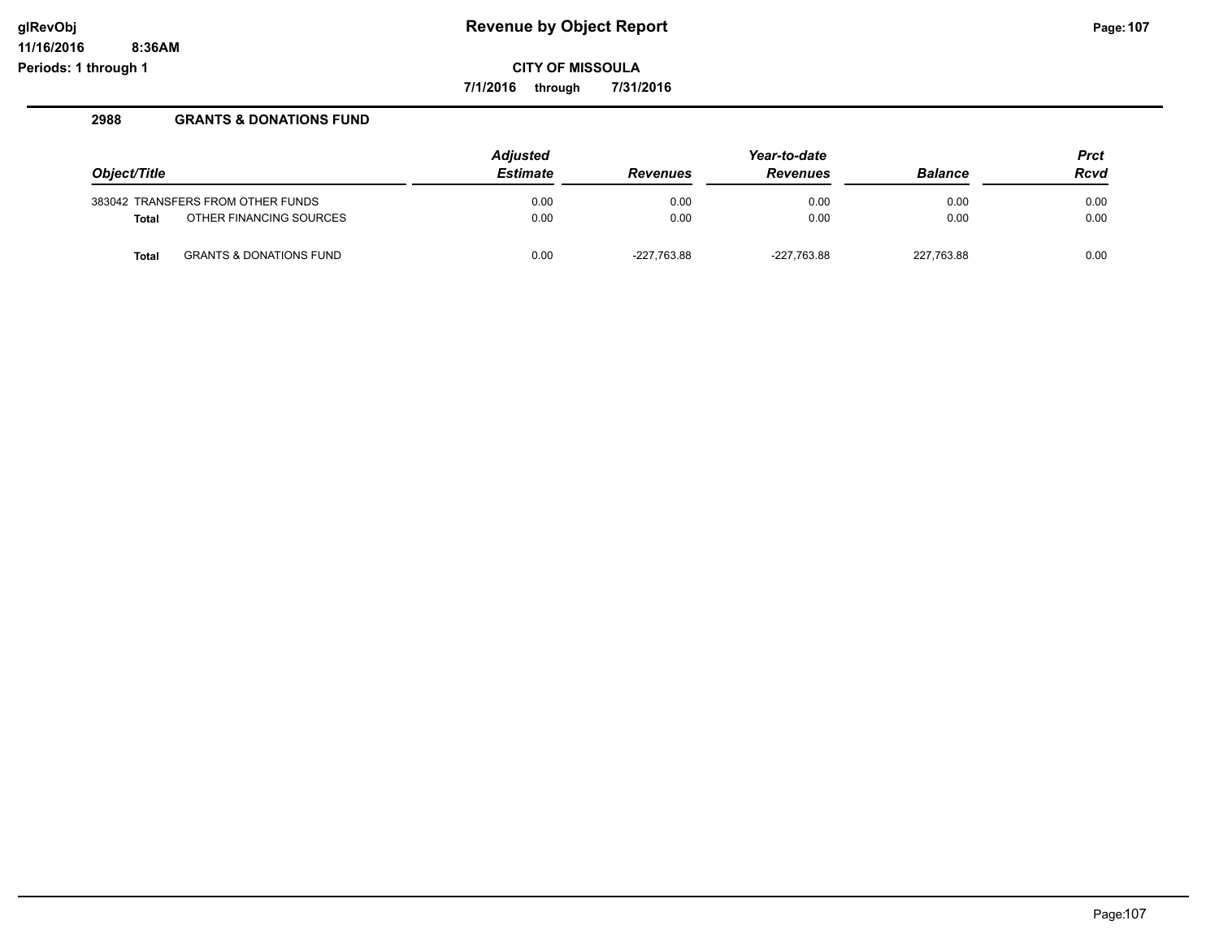# Revenue by Object Report

**CITY OF MISSOULA**

**7/1/2016 through 7/31/2016**

**2988 GRANTS & DONATIONS FUND**

| Object/Title | Adjusted Estimate | Revenues | Year-to-date Revenues | Balance | Prct Rcvd |
|---|---|---|---|---|---|
| 383042 TRANSFERS FROM OTHER FUNDS | 0.00 | 0.00 | 0.00 | 0.00 | 0.00 |
| **Total** OTHER FINANCING SOURCES | 0.00 | 0.00 | 0.00 | 0.00 | 0.00 |
| **Total** GRANTS & DONATIONS FUND | 0.00 | -227,763.88 | -227,763.88 | 227,763.88 | 0.00 |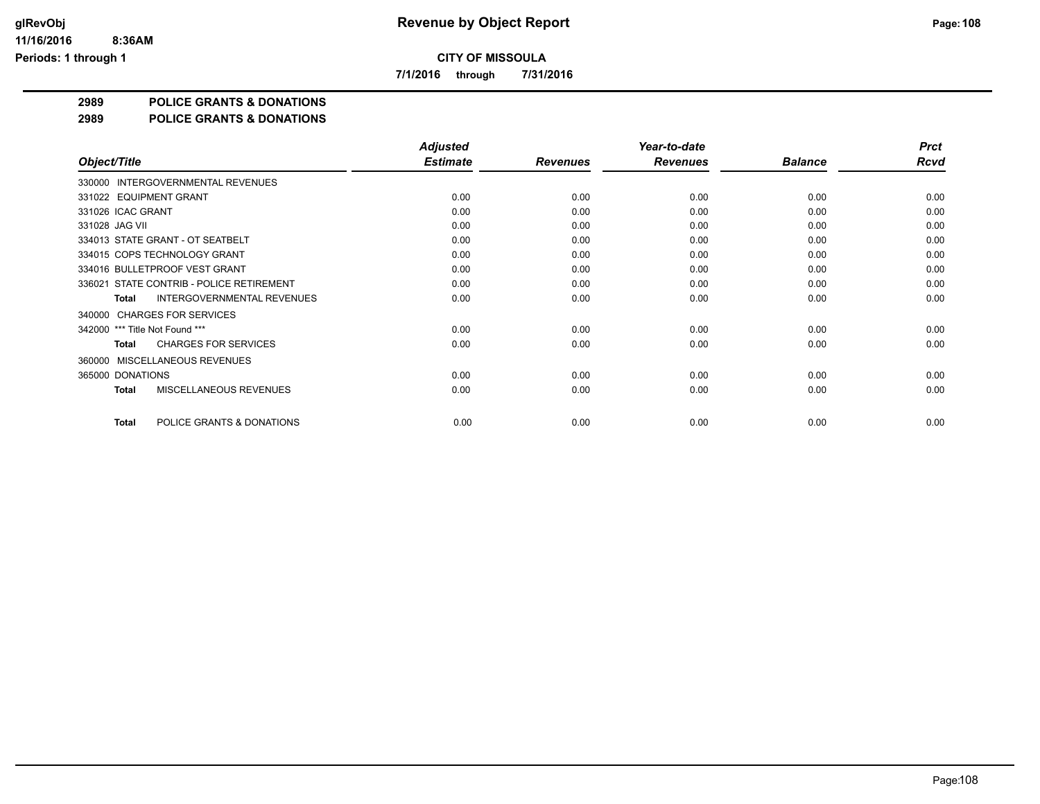**Revenue by Object Report**

**CITY OF MISSOULA**

**7/1/2016 through 7/31/2016**

glRevObj
11/16/2016 8:36AM
Periods: 1 through 1

## 2989 POLICE GRANTS & DONATIONS

## 2989 POLICE GRANTS & DONATIONS

| Object/Title | Adjusted Estimate | Revenues | Year-to-date Revenues | Balance | Prct Rcvd |
|---|---|---|---|---|---|
| 330000 INTERGOVERNMENTAL REVENUES | | | | | |
| 331022 EQUIPMENT GRANT | 0.00 | 0.00 | 0.00 | 0.00 | 0.00 |
| 331026 ICAC GRANT | 0.00 | 0.00 | 0.00 | 0.00 | 0.00 |
| 331028 JAG VII | 0.00 | 0.00 | 0.00 | 0.00 | 0.00 |
| 334013 STATE GRANT - OT SEATBELT | 0.00 | 0.00 | 0.00 | 0.00 | 0.00 |
| 334015 COPS TECHNOLOGY GRANT | 0.00 | 0.00 | 0.00 | 0.00 | 0.00 |
| 334016 BULLETPROOF VEST GRANT | 0.00 | 0.00 | 0.00 | 0.00 | 0.00 |
| 336021 STATE CONTRIB - POLICE RETIREMENT | 0.00 | 0.00 | 0.00 | 0.00 | 0.00 |
| **Total** INTERGOVERNMENTAL REVENUES | 0.00 | 0.00 | 0.00 | 0.00 | 0.00 |
| 340000 CHARGES FOR SERVICES | | | | | |
| 342000 *** Title Not Found *** | 0.00 | 0.00 | 0.00 | 0.00 | 0.00 |
| **Total** CHARGES FOR SERVICES | 0.00 | 0.00 | 0.00 | 0.00 | 0.00 |
| 360000 MISCELLANEOUS REVENUES | | | | | |
| 365000 DONATIONS | 0.00 | 0.00 | 0.00 | 0.00 | 0.00 |
| **Total** MISCELLANEOUS REVENUES | 0.00 | 0.00 | 0.00 | 0.00 | 0.00 |
| **Total** POLICE GRANTS & DONATIONS | 0.00 | 0.00 | 0.00 | 0.00 | 0.00 |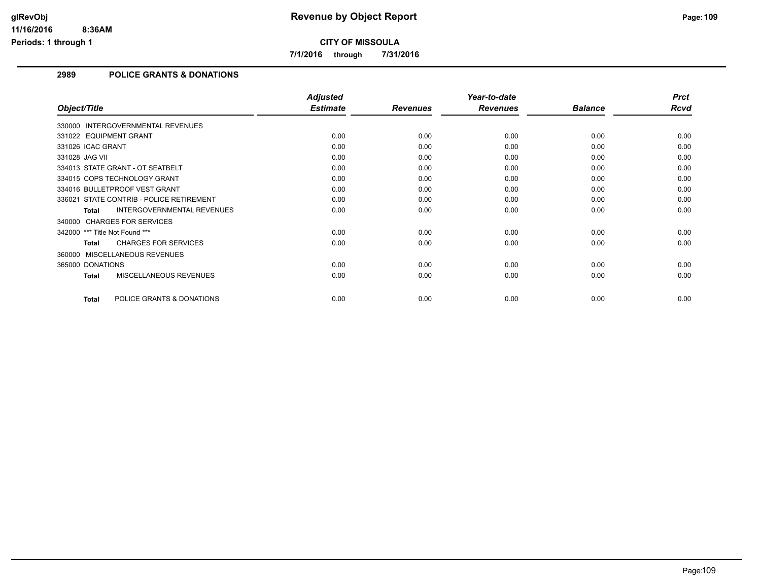# Revenue by Object Report

**CITY OF MISSOULA**

**7/1/2016 through 7/31/2016**

glRevObj
11/16/2016 8:36AM
Periods: 1 through 1

## 2989 POLICE GRANTS & DONATIONS

| Object/Title | Adjusted Estimate | Revenues | Year-to-date Revenues | Balance | Prct Rcvd |
|---|---|---|---|---|---|
| 330000 INTERGOVERNMENTAL REVENUES | | | | | |
| 331022 EQUIPMENT GRANT | 0.00 | 0.00 | 0.00 | 0.00 | 0.00 |
| 331026 ICAC GRANT | 0.00 | 0.00 | 0.00 | 0.00 | 0.00 |
| 331028 JAG VII | 0.00 | 0.00 | 0.00 | 0.00 | 0.00 |
| 334013 STATE GRANT - OT SEATBELT | 0.00 | 0.00 | 0.00 | 0.00 | 0.00 |
| 334015 COPS TECHNOLOGY GRANT | 0.00 | 0.00 | 0.00 | 0.00 | 0.00 |
| 334016 BULLETPROOF VEST GRANT | 0.00 | 0.00 | 0.00 | 0.00 | 0.00 |
| 336021 STATE CONTRIB - POLICE RETIREMENT | 0.00 | 0.00 | 0.00 | 0.00 | 0.00 |
| **Total** INTERGOVERNMENTAL REVENUES | 0.00 | 0.00 | 0.00 | 0.00 | 0.00 |
| 340000 CHARGES FOR SERVICES | | | | | |
| 342000 *** Title Not Found *** | 0.00 | 0.00 | 0.00 | 0.00 | 0.00 |
| **Total** CHARGES FOR SERVICES | 0.00 | 0.00 | 0.00 | 0.00 | 0.00 |
| 360000 MISCELLANEOUS REVENUES | | | | | |
| 365000 DONATIONS | 0.00 | 0.00 | 0.00 | 0.00 | 0.00 |
| **Total** MISCELLANEOUS REVENUES | 0.00 | 0.00 | 0.00 | 0.00 | 0.00 |
| **Total** POLICE GRANTS & DONATIONS | 0.00 | 0.00 | 0.00 | 0.00 | 0.00 |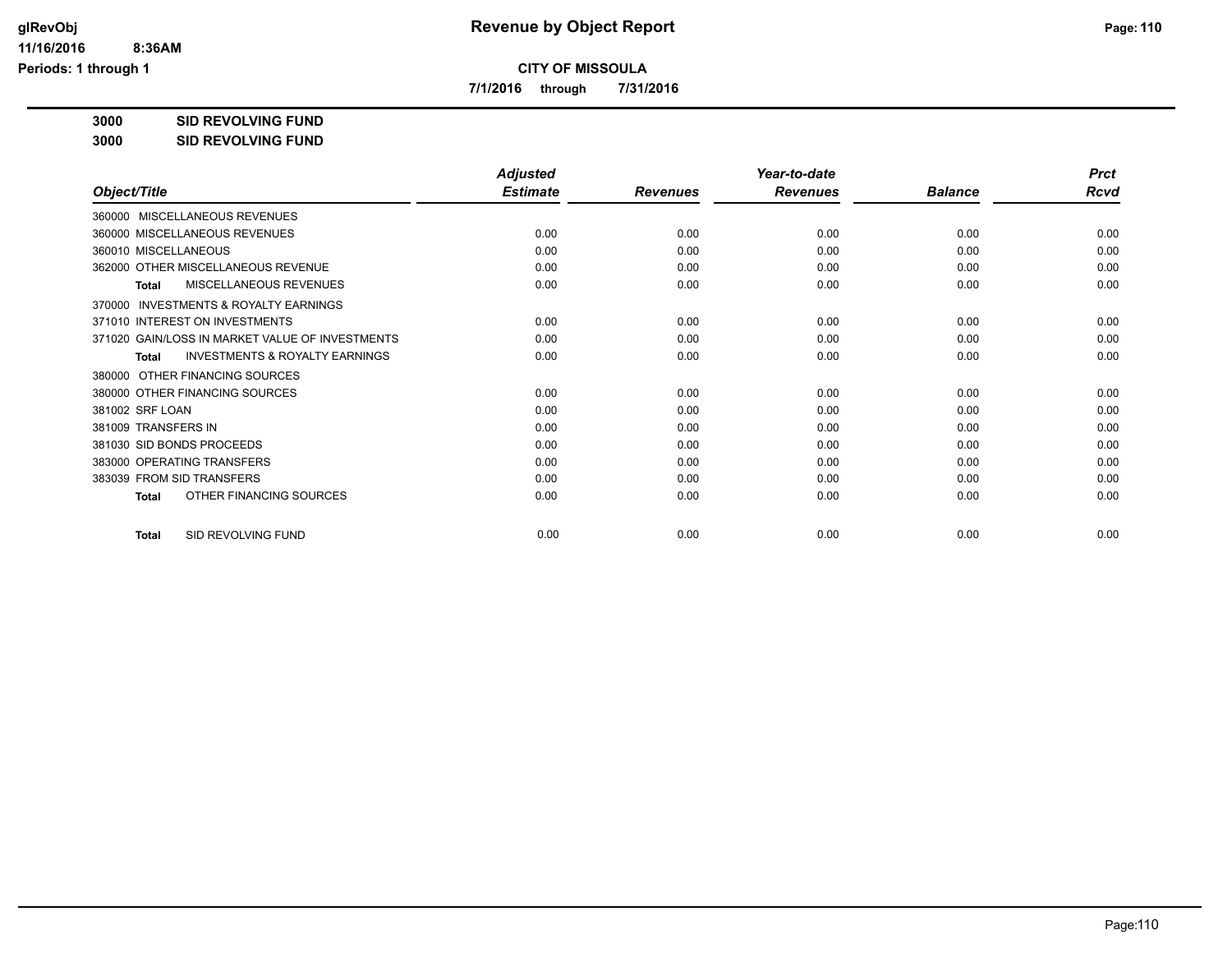# Revenue by Object Report

**CITY OF MISSOULA**

**7/1/2016 through 7/31/2016**

glRevObj
11/16/2016 8:36AM
Periods: 1 through 1

**3000 SID REVOLVING FUND**

**3000 SID REVOLVING FUND**

| Object/Title | Adjusted Estimate | Revenues | Year-to-date Revenues | Balance | Prct Rcvd |
|---|---|---|---|---|---|
| 360000 MISCELLANEOUS REVENUES | | | | | |
| 360000 MISCELLANEOUS REVENUES | 0.00 | 0.00 | 0.00 | 0.00 | 0.00 |
| 360010 MISCELLANEOUS | 0.00 | 0.00 | 0.00 | 0.00 | 0.00 |
| 362000 OTHER MISCELLANEOUS REVENUE | 0.00 | 0.00 | 0.00 | 0.00 | 0.00 |
| **Total** MISCELLANEOUS REVENUES | 0.00 | 0.00 | 0.00 | 0.00 | 0.00 |
| 370000 INVESTMENTS & ROYALTY EARNINGS | | | | | |
| 371010 INTEREST ON INVESTMENTS | 0.00 | 0.00 | 0.00 | 0.00 | 0.00 |
| 371020 GAIN/LOSS IN MARKET VALUE OF INVESTMENTS | 0.00 | 0.00 | 0.00 | 0.00 | 0.00 |
| **Total** INVESTMENTS & ROYALTY EARNINGS | 0.00 | 0.00 | 0.00 | 0.00 | 0.00 |
| 380000 OTHER FINANCING SOURCES | | | | | |
| 380000 OTHER FINANCING SOURCES | 0.00 | 0.00 | 0.00 | 0.00 | 0.00 |
| 381002 SRF LOAN | 0.00 | 0.00 | 0.00 | 0.00 | 0.00 |
| 381009 TRANSFERS IN | 0.00 | 0.00 | 0.00 | 0.00 | 0.00 |
| 381030 SID BONDS PROCEEDS | 0.00 | 0.00 | 0.00 | 0.00 | 0.00 |
| 383000 OPERATING TRANSFERS | 0.00 | 0.00 | 0.00 | 0.00 | 0.00 |
| 383039 FROM SID TRANSFERS | 0.00 | 0.00 | 0.00 | 0.00 | 0.00 |
| **Total** OTHER FINANCING SOURCES | 0.00 | 0.00 | 0.00 | 0.00 | 0.00 |
| **Total** SID REVOLVING FUND | 0.00 | 0.00 | 0.00 | 0.00 | 0.00 |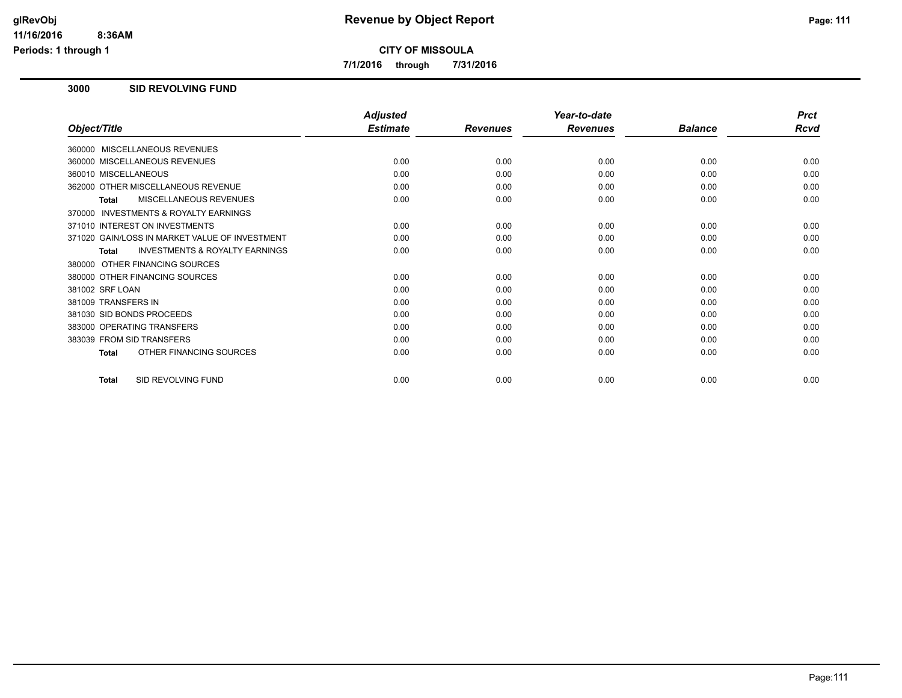**CITY OF MISSOULA**

**7/1/2016 through 7/31/2016**

## 3000 SID REVOLVING FUND

| Object/Title | Adjusted Estimate | Revenues | Year-to-date Revenues | Balance | Prct Rcvd |
|---|---|---|---|---|---|
| 360000 MISCELLANEOUS REVENUES | | | | | |
| 360000 MISCELLANEOUS REVENUES | 0.00 | 0.00 | 0.00 | 0.00 | 0.00 |
| 360010 MISCELLANEOUS | 0.00 | 0.00 | 0.00 | 0.00 | 0.00 |
| 362000 OTHER MISCELLANEOUS REVENUE | 0.00 | 0.00 | 0.00 | 0.00 | 0.00 |
| **Total** MISCELLANEOUS REVENUES | 0.00 | 0.00 | 0.00 | 0.00 | 0.00 |
| 370000 INVESTMENTS & ROYALTY EARNINGS | | | | | |
| 371010 INTEREST ON INVESTMENTS | 0.00 | 0.00 | 0.00 | 0.00 | 0.00 |
| 371020 GAIN/LOSS IN MARKET VALUE OF INVESTMENT | 0.00 | 0.00 | 0.00 | 0.00 | 0.00 |
| **Total** INVESTMENTS & ROYALTY EARNINGS | 0.00 | 0.00 | 0.00 | 0.00 | 0.00 |
| 380000 OTHER FINANCING SOURCES | | | | | |
| 380000 OTHER FINANCING SOURCES | 0.00 | 0.00 | 0.00 | 0.00 | 0.00 |
| 381002 SRF LOAN | 0.00 | 0.00 | 0.00 | 0.00 | 0.00 |
| 381009 TRANSFERS IN | 0.00 | 0.00 | 0.00 | 0.00 | 0.00 |
| 381030 SID BONDS PROCEEDS | 0.00 | 0.00 | 0.00 | 0.00 | 0.00 |
| 383000 OPERATING TRANSFERS | 0.00 | 0.00 | 0.00 | 0.00 | 0.00 |
| 383039 FROM SID TRANSFERS | 0.00 | 0.00 | 0.00 | 0.00 | 0.00 |
| **Total** OTHER FINANCING SOURCES | 0.00 | 0.00 | 0.00 | 0.00 | 0.00 |
| **Total** SID REVOLVING FUND | 0.00 | 0.00 | 0.00 | 0.00 | 0.00 |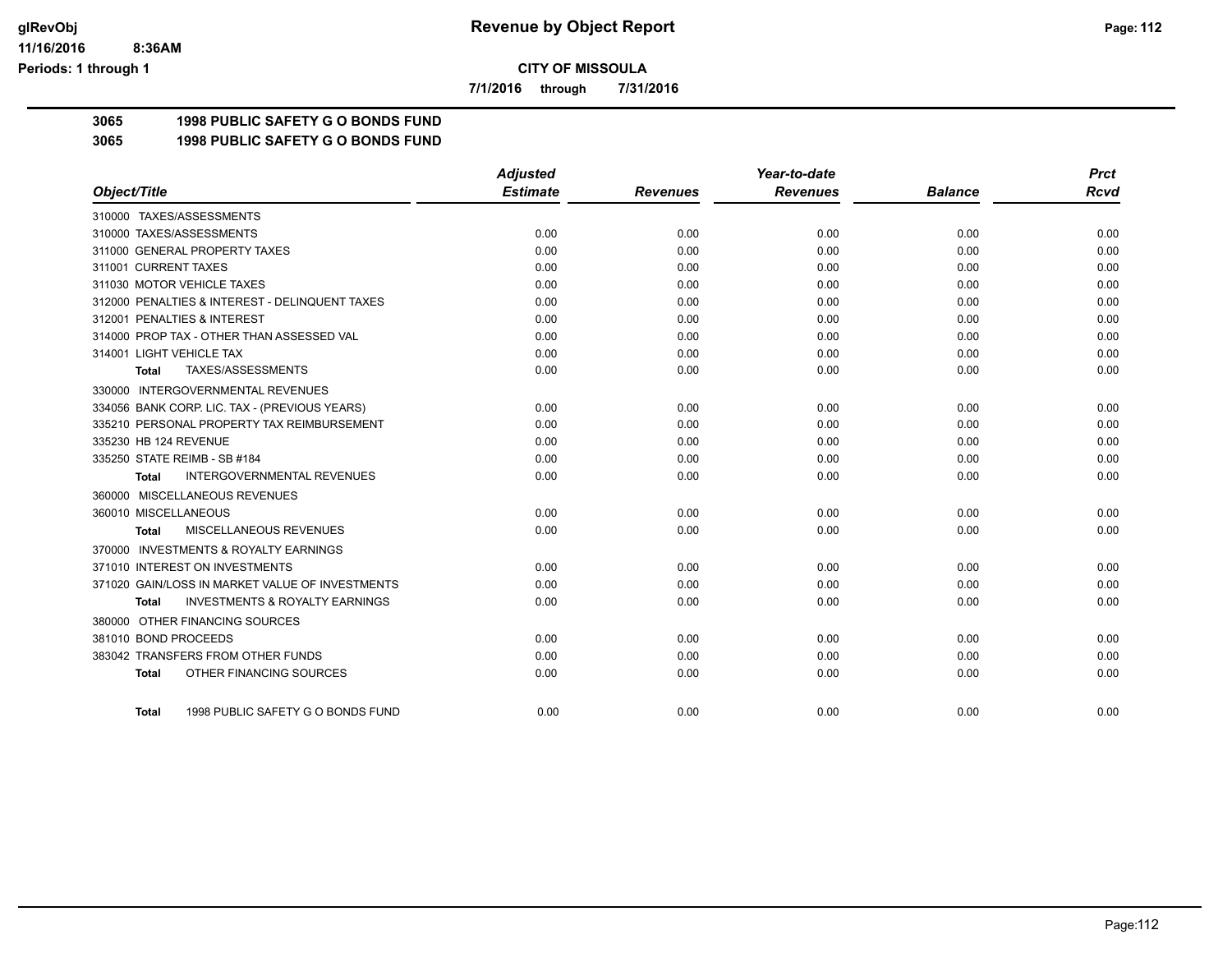**Revenue by Object Report**

**CITY OF MISSOULA**

**7/1/2016 through 7/31/2016**

glRevObj
11/16/2016 8:36AM
Periods: 1 through 1

## 3065 1998 PUBLIC SAFETY G O BONDS FUND
## 3065 1998 PUBLIC SAFETY G O BONDS FUND

| Object/Title | Adjusted Estimate | Revenues | Year-to-date Revenues | Balance | Prct Rcvd |
|---|---|---|---|---|---|
| 310000 TAXES/ASSESSMENTS | | | | | |
| 310000 TAXES/ASSESSMENTS | 0.00 | 0.00 | 0.00 | 0.00 | 0.00 |
| 311000 GENERAL PROPERTY TAXES | 0.00 | 0.00 | 0.00 | 0.00 | 0.00 |
| 311001 CURRENT TAXES | 0.00 | 0.00 | 0.00 | 0.00 | 0.00 |
| 311030 MOTOR VEHICLE TAXES | 0.00 | 0.00 | 0.00 | 0.00 | 0.00 |
| 312000 PENALTIES & INTEREST - DELINQUENT TAXES | 0.00 | 0.00 | 0.00 | 0.00 | 0.00 |
| 312001 PENALTIES & INTEREST | 0.00 | 0.00 | 0.00 | 0.00 | 0.00 |
| 314000 PROP TAX - OTHER THAN ASSESSED VAL | 0.00 | 0.00 | 0.00 | 0.00 | 0.00 |
| 314001 LIGHT VEHICLE TAX | 0.00 | 0.00 | 0.00 | 0.00 | 0.00 |
| **Total** TAXES/ASSESSMENTS | 0.00 | 0.00 | 0.00 | 0.00 | 0.00 |
| 330000 INTERGOVERNMENTAL REVENUES | | | | | |
| 334056 BANK CORP. LIC. TAX - (PREVIOUS YEARS) | 0.00 | 0.00 | 0.00 | 0.00 | 0.00 |
| 335210 PERSONAL PROPERTY TAX REIMBURSEMENT | 0.00 | 0.00 | 0.00 | 0.00 | 0.00 |
| 335230 HB 124 REVENUE | 0.00 | 0.00 | 0.00 | 0.00 | 0.00 |
| 335250 STATE REIMB - SB #184 | 0.00 | 0.00 | 0.00 | 0.00 | 0.00 |
| **Total** INTERGOVERNMENTAL REVENUES | 0.00 | 0.00 | 0.00 | 0.00 | 0.00 |
| 360000 MISCELLANEOUS REVENUES | | | | | |
| 360010 MISCELLANEOUS | 0.00 | 0.00 | 0.00 | 0.00 | 0.00 |
| **Total** MISCELLANEOUS REVENUES | 0.00 | 0.00 | 0.00 | 0.00 | 0.00 |
| 370000 INVESTMENTS & ROYALTY EARNINGS | | | | | |
| 371010 INTEREST ON INVESTMENTS | 0.00 | 0.00 | 0.00 | 0.00 | 0.00 |
| 371020 GAIN/LOSS IN MARKET VALUE OF INVESTMENTS | 0.00 | 0.00 | 0.00 | 0.00 | 0.00 |
| **Total** INVESTMENTS & ROYALTY EARNINGS | 0.00 | 0.00 | 0.00 | 0.00 | 0.00 |
| 380000 OTHER FINANCING SOURCES | | | | | |
| 381010 BOND PROCEEDS | 0.00 | 0.00 | 0.00 | 0.00 | 0.00 |
| 383042 TRANSFERS FROM OTHER FUNDS | 0.00 | 0.00 | 0.00 | 0.00 | 0.00 |
| **Total** OTHER FINANCING SOURCES | 0.00 | 0.00 | 0.00 | 0.00 | 0.00 |
| **Total** 1998 PUBLIC SAFETY G O BONDS FUND | 0.00 | 0.00 | 0.00 | 0.00 | 0.00 |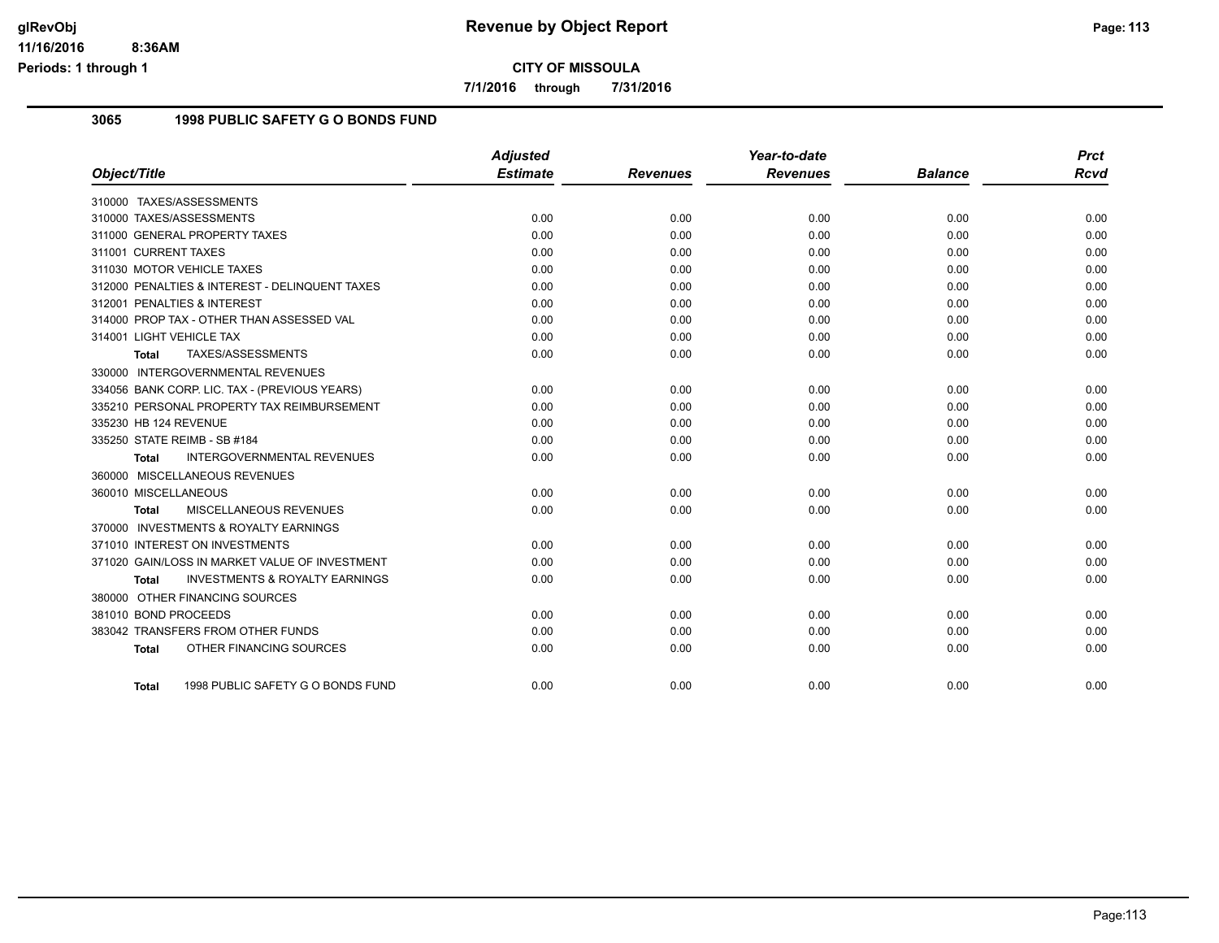# Revenue by Object Report

**CITY OF MISSOULA**

**7/1/2016 through 7/31/2016**

glRevObj
11/16/2016 8:36AM
Periods: 1 through 1

## 3065 1998 PUBLIC SAFETY G O BONDS FUND

| Object/Title | Adjusted Estimate | Revenues | Year-to-date Revenues | Balance | Prct Rcvd |
|---|---|---|---|---|---|
| 310000 TAXES/ASSESSMENTS | | | | | |
| 310000 TAXES/ASSESSMENTS | 0.00 | 0.00 | 0.00 | 0.00 | 0.00 |
| 311000 GENERAL PROPERTY TAXES | 0.00 | 0.00 | 0.00 | 0.00 | 0.00 |
| 311001 CURRENT TAXES | 0.00 | 0.00 | 0.00 | 0.00 | 0.00 |
| 311030 MOTOR VEHICLE TAXES | 0.00 | 0.00 | 0.00 | 0.00 | 0.00 |
| 312000 PENALTIES & INTEREST - DELINQUENT TAXES | 0.00 | 0.00 | 0.00 | 0.00 | 0.00 |
| 312001 PENALTIES & INTEREST | 0.00 | 0.00 | 0.00 | 0.00 | 0.00 |
| 314000 PROP TAX - OTHER THAN ASSESSED VAL | 0.00 | 0.00 | 0.00 | 0.00 | 0.00 |
| 314001 LIGHT VEHICLE TAX | 0.00 | 0.00 | 0.00 | 0.00 | 0.00 |
| **Total** TAXES/ASSESSMENTS | 0.00 | 0.00 | 0.00 | 0.00 | 0.00 |
| 330000 INTERGOVERNMENTAL REVENUES | | | | | |
| 334056 BANK CORP. LIC. TAX - (PREVIOUS YEARS) | 0.00 | 0.00 | 0.00 | 0.00 | 0.00 |
| 335210 PERSONAL PROPERTY TAX REIMBURSEMENT | 0.00 | 0.00 | 0.00 | 0.00 | 0.00 |
| 335230 HB 124 REVENUE | 0.00 | 0.00 | 0.00 | 0.00 | 0.00 |
| 335250 STATE REIMB - SB #184 | 0.00 | 0.00 | 0.00 | 0.00 | 0.00 |
| **Total** INTERGOVERNMENTAL REVENUES | 0.00 | 0.00 | 0.00 | 0.00 | 0.00 |
| 360000 MISCELLANEOUS REVENUES | | | | | |
| 360010 MISCELLANEOUS | 0.00 | 0.00 | 0.00 | 0.00 | 0.00 |
| **Total** MISCELLANEOUS REVENUES | 0.00 | 0.00 | 0.00 | 0.00 | 0.00 |
| 370000 INVESTMENTS & ROYALTY EARNINGS | | | | | |
| 371010 INTEREST ON INVESTMENTS | 0.00 | 0.00 | 0.00 | 0.00 | 0.00 |
| 371020 GAIN/LOSS IN MARKET VALUE OF INVESTMENT | 0.00 | 0.00 | 0.00 | 0.00 | 0.00 |
| **Total** INVESTMENTS & ROYALTY EARNINGS | 0.00 | 0.00 | 0.00 | 0.00 | 0.00 |
| 380000 OTHER FINANCING SOURCES | | | | | |
| 381010 BOND PROCEEDS | 0.00 | 0.00 | 0.00 | 0.00 | 0.00 |
| 383042 TRANSFERS FROM OTHER FUNDS | 0.00 | 0.00 | 0.00 | 0.00 | 0.00 |
| **Total** OTHER FINANCING SOURCES | 0.00 | 0.00 | 0.00 | 0.00 | 0.00 |
| **Total** 1998 PUBLIC SAFETY G O BONDS FUND | 0.00 | 0.00 | 0.00 | 0.00 | 0.00 |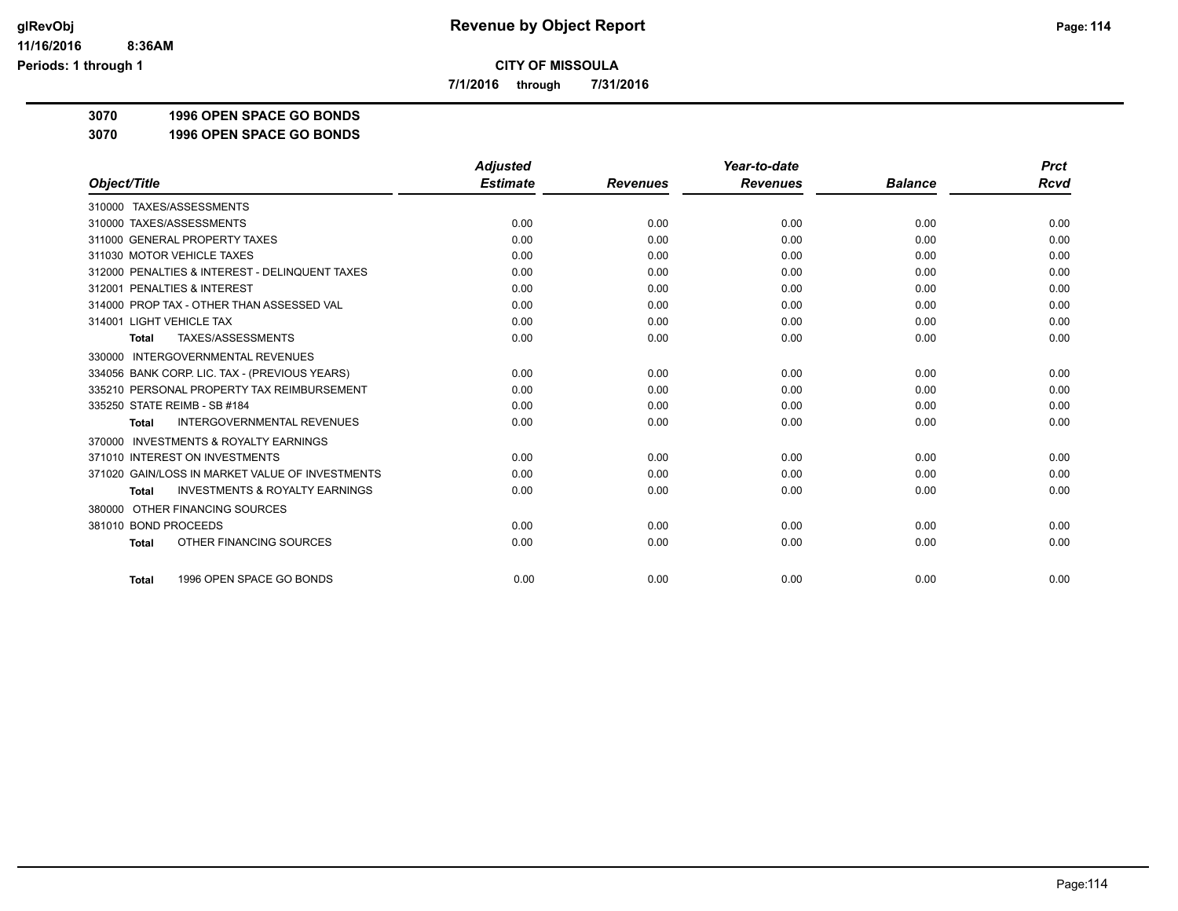**CITY OF MISSOULA**

**7/1/2016 through 7/31/2016**

**3070 1996 OPEN SPACE GO BONDS**

**3070 1996 OPEN SPACE GO BONDS**

| Object/Title | Adjusted Estimate | Revenues | Year-to-date Revenues | Balance | Prct Rcvd |
|---|---|---|---|---|---|
| 310000 TAXES/ASSESSMENTS | | | | | |
| 310000 TAXES/ASSESSMENTS | 0.00 | 0.00 | 0.00 | 0.00 | 0.00 |
| 311000 GENERAL PROPERTY TAXES | 0.00 | 0.00 | 0.00 | 0.00 | 0.00 |
| 311030 MOTOR VEHICLE TAXES | 0.00 | 0.00 | 0.00 | 0.00 | 0.00 |
| 312000 PENALTIES & INTEREST - DELINQUENT TAXES | 0.00 | 0.00 | 0.00 | 0.00 | 0.00 |
| 312001 PENALTIES & INTEREST | 0.00 | 0.00 | 0.00 | 0.00 | 0.00 |
| 314000 PROP TAX - OTHER THAN ASSESSED VAL | 0.00 | 0.00 | 0.00 | 0.00 | 0.00 |
| 314001 LIGHT VEHICLE TAX | 0.00 | 0.00 | 0.00 | 0.00 | 0.00 |
| **Total** TAXES/ASSESSMENTS | 0.00 | 0.00 | 0.00 | 0.00 | 0.00 |
| 330000 INTERGOVERNMENTAL REVENUES | | | | | |
| 334056 BANK CORP. LIC. TAX - (PREVIOUS YEARS) | 0.00 | 0.00 | 0.00 | 0.00 | 0.00 |
| 335210 PERSONAL PROPERTY TAX REIMBURSEMENT | 0.00 | 0.00 | 0.00 | 0.00 | 0.00 |
| 335250 STATE REIMB - SB #184 | 0.00 | 0.00 | 0.00 | 0.00 | 0.00 |
| **Total** INTERGOVERNMENTAL REVENUES | 0.00 | 0.00 | 0.00 | 0.00 | 0.00 |
| 370000 INVESTMENTS & ROYALTY EARNINGS | | | | | |
| 371010 INTEREST ON INVESTMENTS | 0.00 | 0.00 | 0.00 | 0.00 | 0.00 |
| 371020 GAIN/LOSS IN MARKET VALUE OF INVESTMENTS | 0.00 | 0.00 | 0.00 | 0.00 | 0.00 |
| **Total** INVESTMENTS & ROYALTY EARNINGS | 0.00 | 0.00 | 0.00 | 0.00 | 0.00 |
| 380000 OTHER FINANCING SOURCES | | | | | |
| 381010 BOND PROCEEDS | 0.00 | 0.00 | 0.00 | 0.00 | 0.00 |
| **Total** OTHER FINANCING SOURCES | 0.00 | 0.00 | 0.00 | 0.00 | 0.00 |
| **Total** 1996 OPEN SPACE GO BONDS | 0.00 | 0.00 | 0.00 | 0.00 | 0.00 |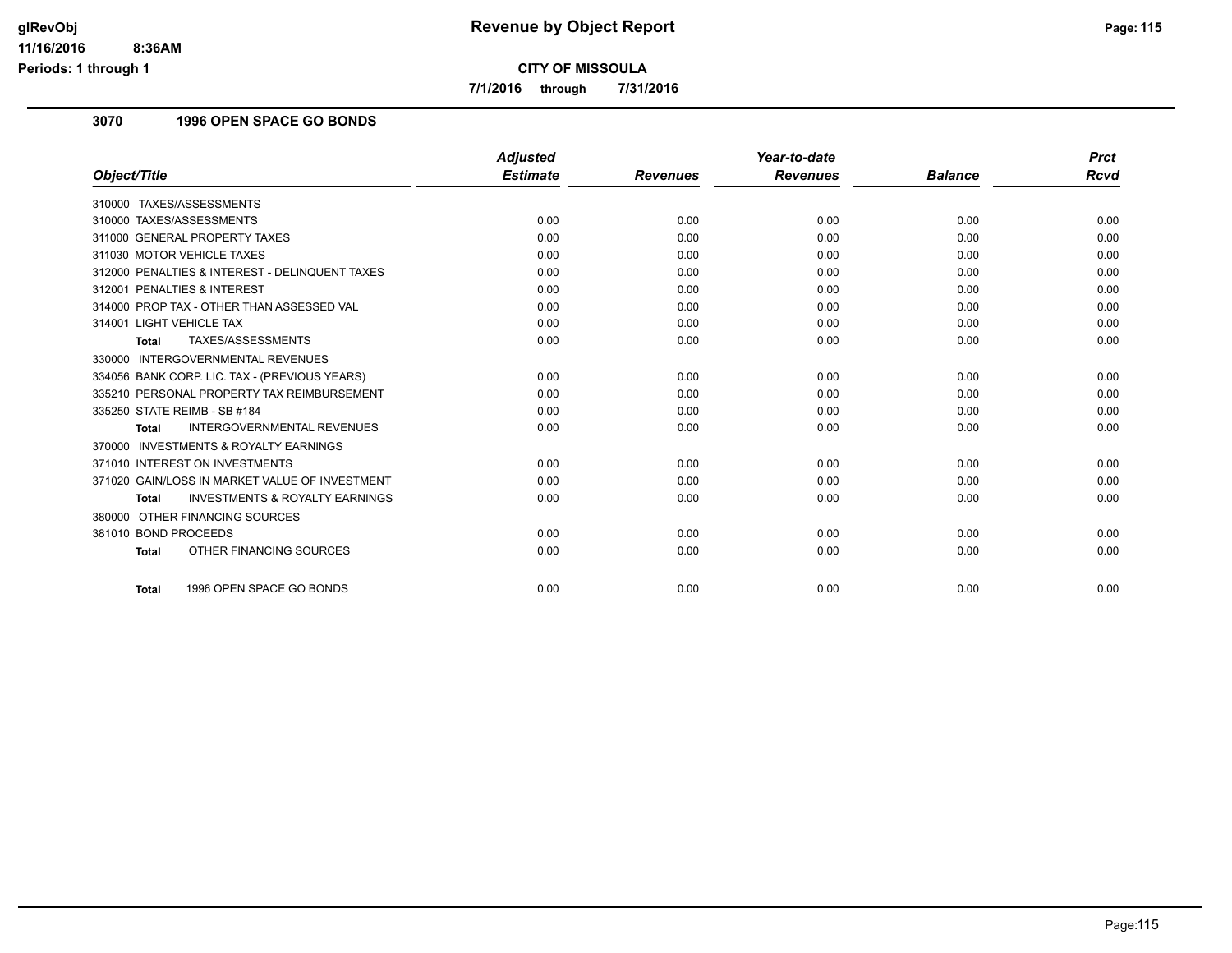# Revenue by Object Report

## CITY OF MISSOULA

**7/1/2016 through 7/31/2016**

### 3070 1996 OPEN SPACE GO BONDS

| Object/Title | Adjusted Estimate | Revenues | Year-to-date Revenues | Balance | Prct Rcvd |
|---|---|---|---|---|---|
| 310000 TAXES/ASSESSMENTS | | | | | |
| 310000 TAXES/ASSESSMENTS | 0.00 | 0.00 | 0.00 | 0.00 | 0.00 |
| 311000 GENERAL PROPERTY TAXES | 0.00 | 0.00 | 0.00 | 0.00 | 0.00 |
| 311030 MOTOR VEHICLE TAXES | 0.00 | 0.00 | 0.00 | 0.00 | 0.00 |
| 312000 PENALTIES & INTEREST - DELINQUENT TAXES | 0.00 | 0.00 | 0.00 | 0.00 | 0.00 |
| 312001 PENALTIES & INTEREST | 0.00 | 0.00 | 0.00 | 0.00 | 0.00 |
| 314000 PROP TAX - OTHER THAN ASSESSED VAL | 0.00 | 0.00 | 0.00 | 0.00 | 0.00 |
| 314001 LIGHT VEHICLE TAX | 0.00 | 0.00 | 0.00 | 0.00 | 0.00 |
| **Total** TAXES/ASSESSMENTS | 0.00 | 0.00 | 0.00 | 0.00 | 0.00 |
| 330000 INTERGOVERNMENTAL REVENUES | | | | | |
| 334056 BANK CORP. LIC. TAX - (PREVIOUS YEARS) | 0.00 | 0.00 | 0.00 | 0.00 | 0.00 |
| 335210 PERSONAL PROPERTY TAX REIMBURSEMENT | 0.00 | 0.00 | 0.00 | 0.00 | 0.00 |
| 335250 STATE REIMB - SB #184 | 0.00 | 0.00 | 0.00 | 0.00 | 0.00 |
| **Total** INTERGOVERNMENTAL REVENUES | 0.00 | 0.00 | 0.00 | 0.00 | 0.00 |
| 370000 INVESTMENTS & ROYALTY EARNINGS | | | | | |
| 371010 INTEREST ON INVESTMENTS | 0.00 | 0.00 | 0.00 | 0.00 | 0.00 |
| 371020 GAIN/LOSS IN MARKET VALUE OF INVESTMENT | 0.00 | 0.00 | 0.00 | 0.00 | 0.00 |
| **Total** INVESTMENTS & ROYALTY EARNINGS | 0.00 | 0.00 | 0.00 | 0.00 | 0.00 |
| 380000 OTHER FINANCING SOURCES | | | | | |
| 381010 BOND PROCEEDS | 0.00 | 0.00 | 0.00 | 0.00 | 0.00 |
| **Total** OTHER FINANCING SOURCES | 0.00 | 0.00 | 0.00 | 0.00 | 0.00 |
| **Total** 1996 OPEN SPACE GO BONDS | 0.00 | 0.00 | 0.00 | 0.00 | 0.00 |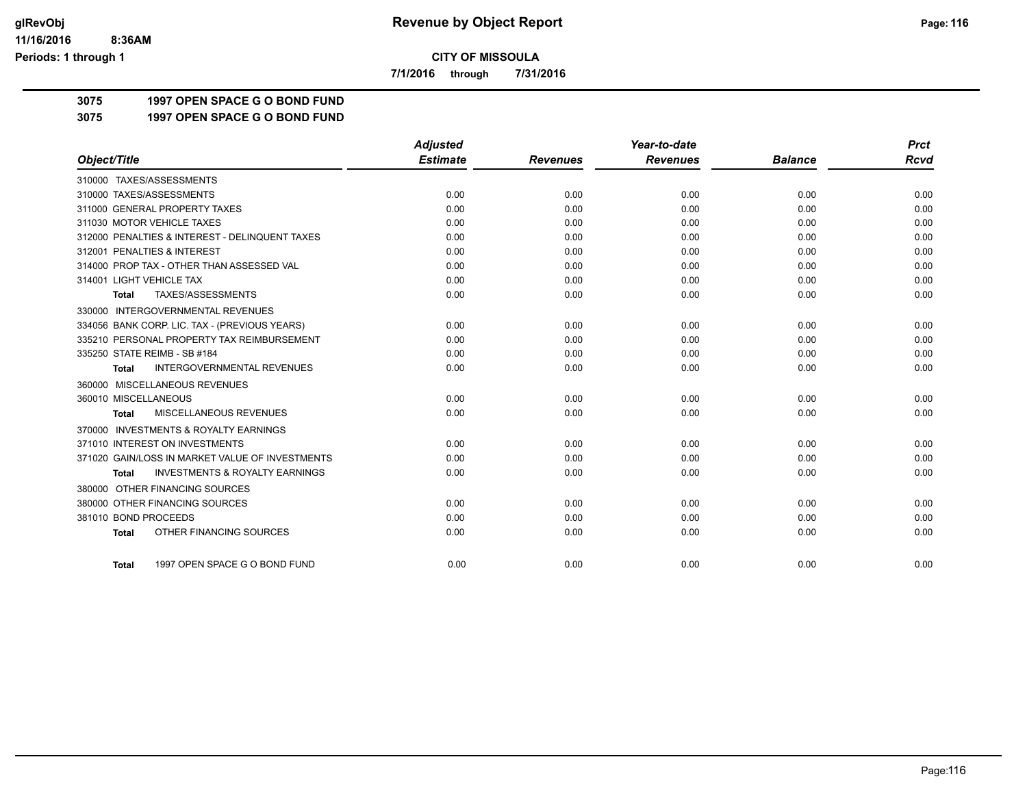**CITY OF MISSOULA**

**7/1/2016 through 7/31/2016**

**3075 1997 OPEN SPACE G O BOND FUND**

**3075 1997 OPEN SPACE G O BOND FUND**

| Object/Title | Adjusted Estimate | Revenues | Year-to-date Revenues | Balance | Prct Rcvd |
|---|---|---|---|---|---|
| 310000 TAXES/ASSESSMENTS | | | | | |
| 310000 TAXES/ASSESSMENTS | 0.00 | 0.00 | 0.00 | 0.00 | 0.00 |
| 311000 GENERAL PROPERTY TAXES | 0.00 | 0.00 | 0.00 | 0.00 | 0.00 |
| 311030 MOTOR VEHICLE TAXES | 0.00 | 0.00 | 0.00 | 0.00 | 0.00 |
| 312000 PENALTIES & INTEREST - DELINQUENT TAXES | 0.00 | 0.00 | 0.00 | 0.00 | 0.00 |
| 312001 PENALTIES & INTEREST | 0.00 | 0.00 | 0.00 | 0.00 | 0.00 |
| 314000 PROP TAX - OTHER THAN ASSESSED VAL | 0.00 | 0.00 | 0.00 | 0.00 | 0.00 |
| 314001 LIGHT VEHICLE TAX | 0.00 | 0.00 | 0.00 | 0.00 | 0.00 |
| **Total** TAXES/ASSESSMENTS | 0.00 | 0.00 | 0.00 | 0.00 | 0.00 |
| 330000 INTERGOVERNMENTAL REVENUES | | | | | |
| 334056 BANK CORP. LIC. TAX - (PREVIOUS YEARS) | 0.00 | 0.00 | 0.00 | 0.00 | 0.00 |
| 335210 PERSONAL PROPERTY TAX REIMBURSEMENT | 0.00 | 0.00 | 0.00 | 0.00 | 0.00 |
| 335250 STATE REIMB - SB #184 | 0.00 | 0.00 | 0.00 | 0.00 | 0.00 |
| **Total** INTERGOVERNMENTAL REVENUES | 0.00 | 0.00 | 0.00 | 0.00 | 0.00 |
| 360000 MISCELLANEOUS REVENUES | | | | | |
| 360010 MISCELLANEOUS | 0.00 | 0.00 | 0.00 | 0.00 | 0.00 |
| **Total** MISCELLANEOUS REVENUES | 0.00 | 0.00 | 0.00 | 0.00 | 0.00 |
| 370000 INVESTMENTS & ROYALTY EARNINGS | | | | | |
| 371010 INTEREST ON INVESTMENTS | 0.00 | 0.00 | 0.00 | 0.00 | 0.00 |
| 371020 GAIN/LOSS IN MARKET VALUE OF INVESTMENTS | 0.00 | 0.00 | 0.00 | 0.00 | 0.00 |
| **Total** INVESTMENTS & ROYALTY EARNINGS | 0.00 | 0.00 | 0.00 | 0.00 | 0.00 |
| 380000 OTHER FINANCING SOURCES | | | | | |
| 380000 OTHER FINANCING SOURCES | 0.00 | 0.00 | 0.00 | 0.00 | 0.00 |
| 381010 BOND PROCEEDS | 0.00 | 0.00 | 0.00 | 0.00 | 0.00 |
| **Total** OTHER FINANCING SOURCES | 0.00 | 0.00 | 0.00 | 0.00 | 0.00 |
| **Total** 1997 OPEN SPACE G O BOND FUND | 0.00 | 0.00 | 0.00 | 0.00 | 0.00 |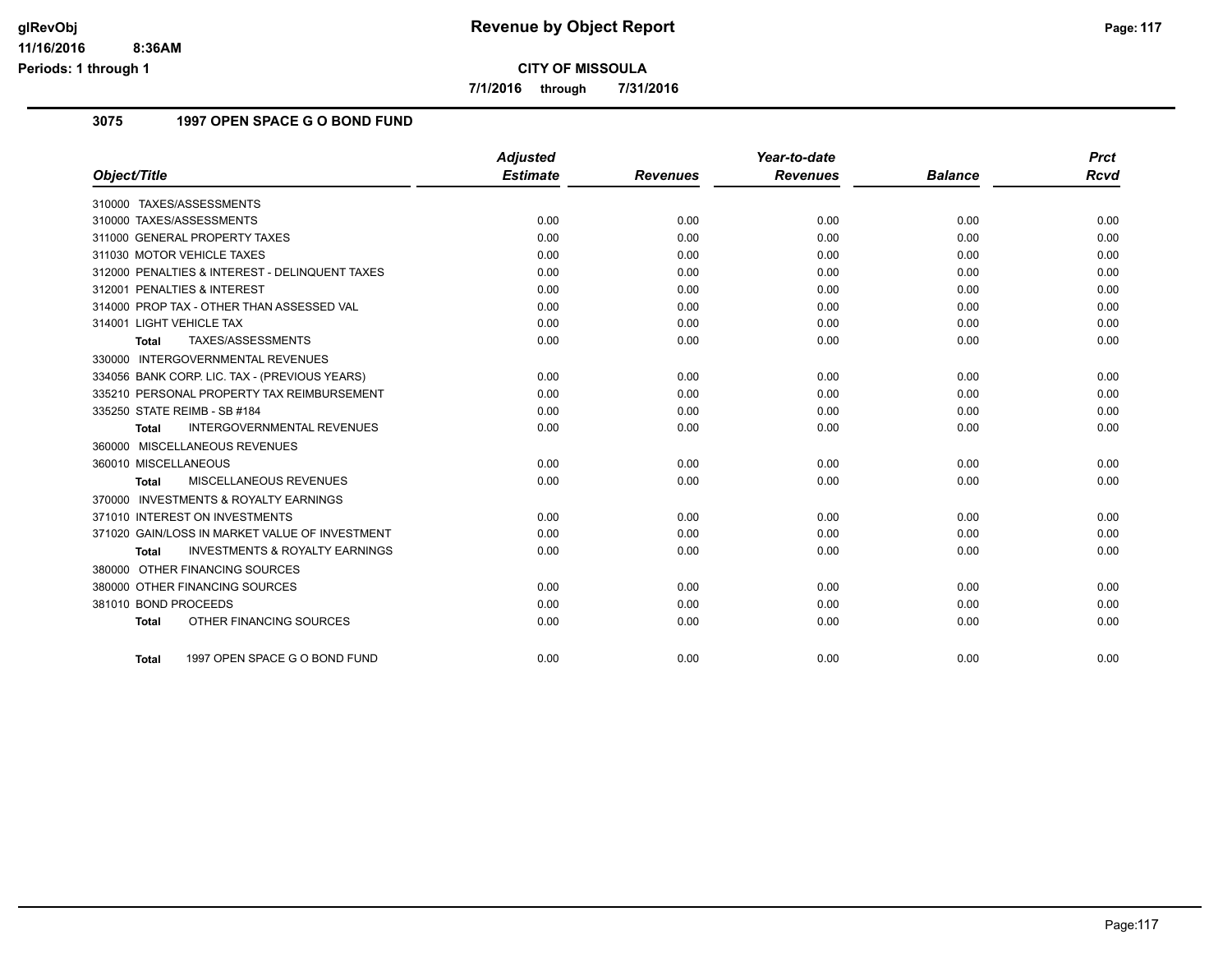# CITY OF MISSOULA

**7/1/2016 through 7/31/2016**

## 3075 1997 OPEN SPACE G O BOND FUND

| Object/Title | Adjusted Estimate | Revenues | Year-to-date Revenues | Balance | Prct Rcvd |
|---|---|---|---|---|---|
| 310000 TAXES/ASSESSMENTS | | | | | |
| 310000 TAXES/ASSESSMENTS | 0.00 | 0.00 | 0.00 | 0.00 | 0.00 |
| 311000 GENERAL PROPERTY TAXES | 0.00 | 0.00 | 0.00 | 0.00 | 0.00 |
| 311030 MOTOR VEHICLE TAXES | 0.00 | 0.00 | 0.00 | 0.00 | 0.00 |
| 312000 PENALTIES & INTEREST - DELINQUENT TAXES | 0.00 | 0.00 | 0.00 | 0.00 | 0.00 |
| 312001 PENALTIES & INTEREST | 0.00 | 0.00 | 0.00 | 0.00 | 0.00 |
| 314000 PROP TAX - OTHER THAN ASSESSED VAL | 0.00 | 0.00 | 0.00 | 0.00 | 0.00 |
| 314001 LIGHT VEHICLE TAX | 0.00 | 0.00 | 0.00 | 0.00 | 0.00 |
| **Total** TAXES/ASSESSMENTS | 0.00 | 0.00 | 0.00 | 0.00 | 0.00 |
| 330000 INTERGOVERNMENTAL REVENUES | | | | | |
| 334056 BANK CORP. LIC. TAX - (PREVIOUS YEARS) | 0.00 | 0.00 | 0.00 | 0.00 | 0.00 |
| 335210 PERSONAL PROPERTY TAX REIMBURSEMENT | 0.00 | 0.00 | 0.00 | 0.00 | 0.00 |
| 335250 STATE REIMB - SB #184 | 0.00 | 0.00 | 0.00 | 0.00 | 0.00 |
| **Total** INTERGOVERNMENTAL REVENUES | 0.00 | 0.00 | 0.00 | 0.00 | 0.00 |
| 360000 MISCELLANEOUS REVENUES | | | | | |
| 360010 MISCELLANEOUS | 0.00 | 0.00 | 0.00 | 0.00 | 0.00 |
| **Total** MISCELLANEOUS REVENUES | 0.00 | 0.00 | 0.00 | 0.00 | 0.00 |
| 370000 INVESTMENTS & ROYALTY EARNINGS | | | | | |
| 371010 INTEREST ON INVESTMENTS | 0.00 | 0.00 | 0.00 | 0.00 | 0.00 |
| 371020 GAIN/LOSS IN MARKET VALUE OF INVESTMENT | 0.00 | 0.00 | 0.00 | 0.00 | 0.00 |
| **Total** INVESTMENTS & ROYALTY EARNINGS | 0.00 | 0.00 | 0.00 | 0.00 | 0.00 |
| 380000 OTHER FINANCING SOURCES | | | | | |
| 380000 OTHER FINANCING SOURCES | 0.00 | 0.00 | 0.00 | 0.00 | 0.00 |
| 381010 BOND PROCEEDS | 0.00 | 0.00 | 0.00 | 0.00 | 0.00 |
| **Total** OTHER FINANCING SOURCES | 0.00 | 0.00 | 0.00 | 0.00 | 0.00 |
| **Total** 1997 OPEN SPACE G O BOND FUND | 0.00 | 0.00 | 0.00 | 0.00 | 0.00 |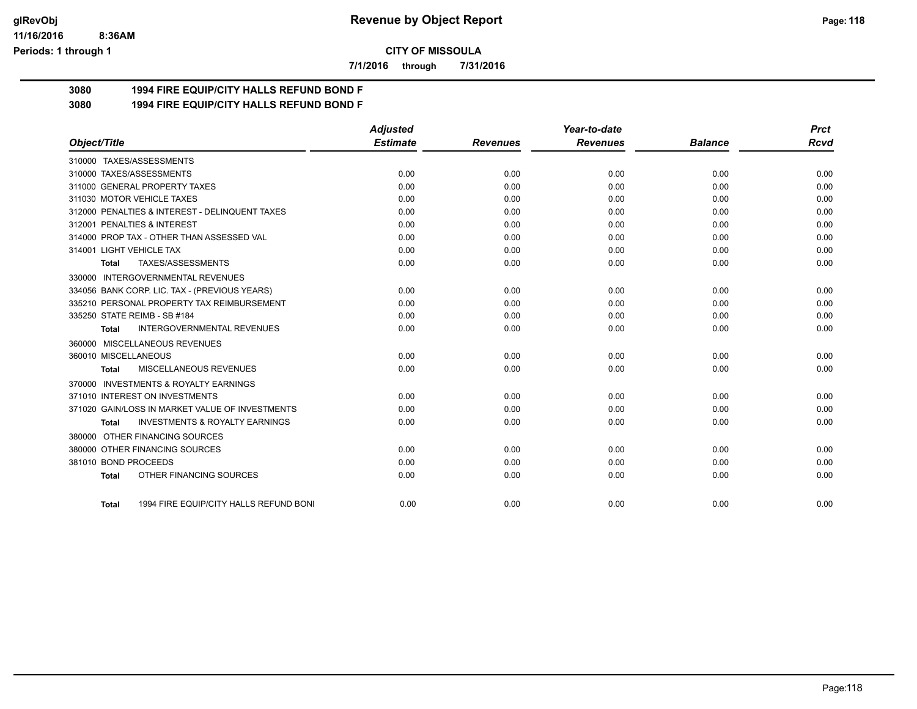**CITY OF MISSOULA**

**7/1/2016 through 7/31/2016**

# Revenue by Object Report

## 3080 1994 FIRE EQUIP/CITY HALLS REFUND BOND F

## 3080 1994 FIRE EQUIP/CITY HALLS REFUND BOND F

| Object/Title | Adjusted Estimate | Revenues | Year-to-date Revenues | Balance | Prct Rcvd |
|---|---|---|---|---|---|
| 310000 TAXES/ASSESSMENTS | | | | | |
| 310000 TAXES/ASSESSMENTS | 0.00 | 0.00 | 0.00 | 0.00 | 0.00 |
| 311000 GENERAL PROPERTY TAXES | 0.00 | 0.00 | 0.00 | 0.00 | 0.00 |
| 311030 MOTOR VEHICLE TAXES | 0.00 | 0.00 | 0.00 | 0.00 | 0.00 |
| 312000 PENALTIES & INTEREST - DELINQUENT TAXES | 0.00 | 0.00 | 0.00 | 0.00 | 0.00 |
| 312001 PENALTIES & INTEREST | 0.00 | 0.00 | 0.00 | 0.00 | 0.00 |
| 314000 PROP TAX - OTHER THAN ASSESSED VAL | 0.00 | 0.00 | 0.00 | 0.00 | 0.00 |
| 314001 LIGHT VEHICLE TAX | 0.00 | 0.00 | 0.00 | 0.00 | 0.00 |
| **Total** TAXES/ASSESSMENTS | 0.00 | 0.00 | 0.00 | 0.00 | 0.00 |
| 330000 INTERGOVERNMENTAL REVENUES | | | | | |
| 334056 BANK CORP. LIC. TAX - (PREVIOUS YEARS) | 0.00 | 0.00 | 0.00 | 0.00 | 0.00 |
| 335210 PERSONAL PROPERTY TAX REIMBURSEMENT | 0.00 | 0.00 | 0.00 | 0.00 | 0.00 |
| 335250 STATE REIMB - SB #184 | 0.00 | 0.00 | 0.00 | 0.00 | 0.00 |
| **Total** INTERGOVERNMENTAL REVENUES | 0.00 | 0.00 | 0.00 | 0.00 | 0.00 |
| 360000 MISCELLANEOUS REVENUES | | | | | |
| 360010 MISCELLANEOUS | 0.00 | 0.00 | 0.00 | 0.00 | 0.00 |
| **Total** MISCELLANEOUS REVENUES | 0.00 | 0.00 | 0.00 | 0.00 | 0.00 |
| 370000 INVESTMENTS & ROYALTY EARNINGS | | | | | |
| 371010 INTEREST ON INVESTMENTS | 0.00 | 0.00 | 0.00 | 0.00 | 0.00 |
| 371020 GAIN/LOSS IN MARKET VALUE OF INVESTMENTS | 0.00 | 0.00 | 0.00 | 0.00 | 0.00 |
| **Total** INVESTMENTS & ROYALTY EARNINGS | 0.00 | 0.00 | 0.00 | 0.00 | 0.00 |
| 380000 OTHER FINANCING SOURCES | | | | | |
| 380000 OTHER FINANCING SOURCES | 0.00 | 0.00 | 0.00 | 0.00 | 0.00 |
| 381010 BOND PROCEEDS | 0.00 | 0.00 | 0.00 | 0.00 | 0.00 |
| **Total** OTHER FINANCING SOURCES | 0.00 | 0.00 | 0.00 | 0.00 | 0.00 |
| **Total** 1994 FIRE EQUIP/CITY HALLS REFUND BONI | 0.00 | 0.00 | 0.00 | 0.00 | 0.00 |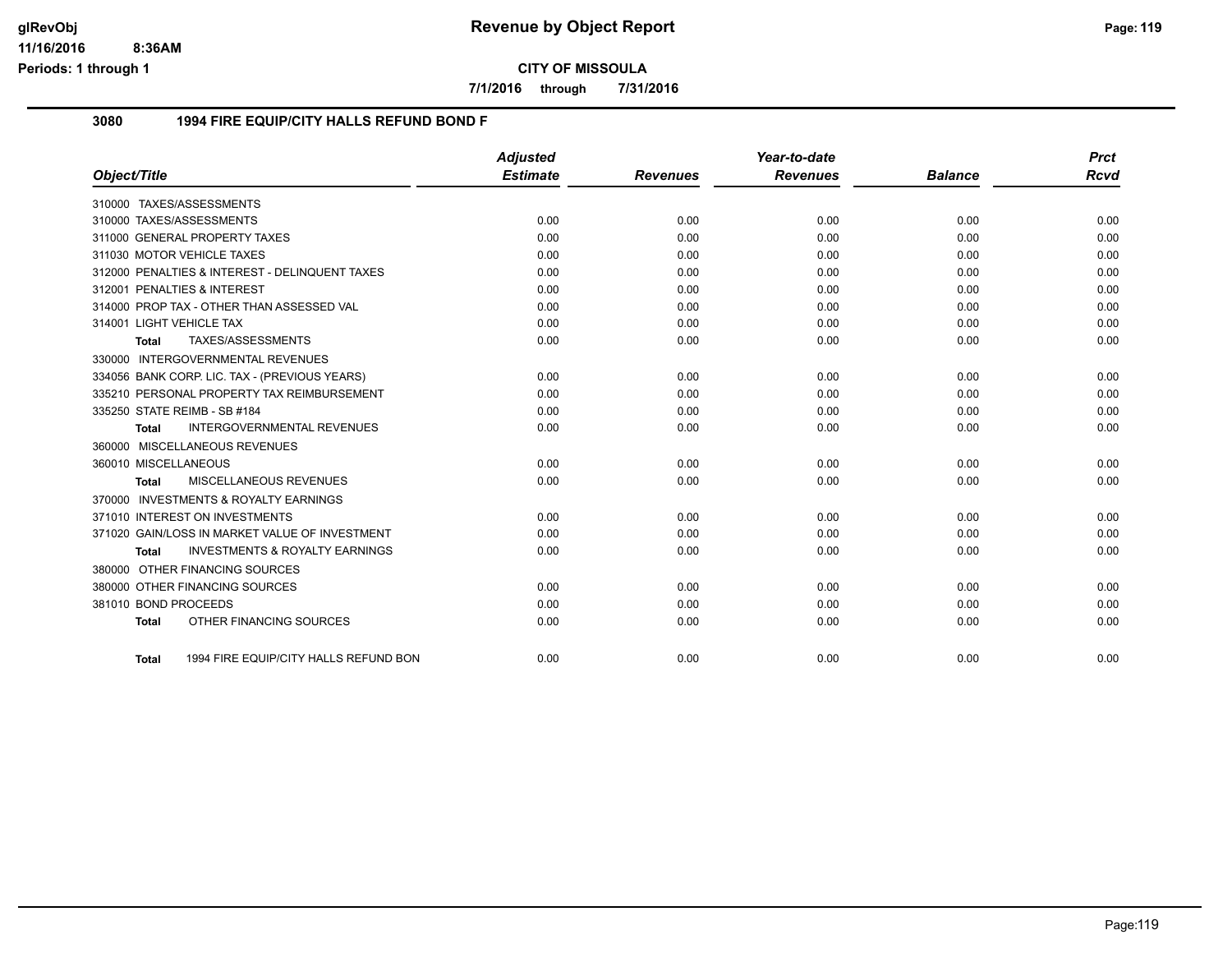**CITY OF MISSOULA**

**7/1/2016 through 7/31/2016**

## 3080 1994 FIRE EQUIP/CITY HALLS REFUND BOND F

| Object/Title | Adjusted Estimate | Revenues | Year-to-date Revenues | Balance | Prct Rcvd |
|---|---|---|---|---|---|
| 310000 TAXES/ASSESSMENTS | | | | | |
| 310000 TAXES/ASSESSMENTS | 0.00 | 0.00 | 0.00 | 0.00 | 0.00 |
| 311000 GENERAL PROPERTY TAXES | 0.00 | 0.00 | 0.00 | 0.00 | 0.00 |
| 311030 MOTOR VEHICLE TAXES | 0.00 | 0.00 | 0.00 | 0.00 | 0.00 |
| 312000 PENALTIES & INTEREST - DELINQUENT TAXES | 0.00 | 0.00 | 0.00 | 0.00 | 0.00 |
| 312001 PENALTIES & INTEREST | 0.00 | 0.00 | 0.00 | 0.00 | 0.00 |
| 314000 PROP TAX - OTHER THAN ASSESSED VAL | 0.00 | 0.00 | 0.00 | 0.00 | 0.00 |
| 314001 LIGHT VEHICLE TAX | 0.00 | 0.00 | 0.00 | 0.00 | 0.00 |
| **Total** TAXES/ASSESSMENTS | 0.00 | 0.00 | 0.00 | 0.00 | 0.00 |
| 330000 INTERGOVERNMENTAL REVENUES | | | | | |
| 334056 BANK CORP. LIC. TAX - (PREVIOUS YEARS) | 0.00 | 0.00 | 0.00 | 0.00 | 0.00 |
| 335210 PERSONAL PROPERTY TAX REIMBURSEMENT | 0.00 | 0.00 | 0.00 | 0.00 | 0.00 |
| 335250 STATE REIMB - SB #184 | 0.00 | 0.00 | 0.00 | 0.00 | 0.00 |
| **Total** INTERGOVERNMENTAL REVENUES | 0.00 | 0.00 | 0.00 | 0.00 | 0.00 |
| 360000 MISCELLANEOUS REVENUES | | | | | |
| 360010 MISCELLANEOUS | 0.00 | 0.00 | 0.00 | 0.00 | 0.00 |
| **Total** MISCELLANEOUS REVENUES | 0.00 | 0.00 | 0.00 | 0.00 | 0.00 |
| 370000 INVESTMENTS & ROYALTY EARNINGS | | | | | |
| 371010 INTEREST ON INVESTMENTS | 0.00 | 0.00 | 0.00 | 0.00 | 0.00 |
| 371020 GAIN/LOSS IN MARKET VALUE OF INVESTMENT | 0.00 | 0.00 | 0.00 | 0.00 | 0.00 |
| **Total** INVESTMENTS & ROYALTY EARNINGS | 0.00 | 0.00 | 0.00 | 0.00 | 0.00 |
| 380000 OTHER FINANCING SOURCES | | | | | |
| 380000 OTHER FINANCING SOURCES | 0.00 | 0.00 | 0.00 | 0.00 | 0.00 |
| 381010 BOND PROCEEDS | 0.00 | 0.00 | 0.00 | 0.00 | 0.00 |
| **Total** OTHER FINANCING SOURCES | 0.00 | 0.00 | 0.00 | 0.00 | 0.00 |
| **Total** 1994 FIRE EQUIP/CITY HALLS REFUND BON | 0.00 | 0.00 | 0.00 | 0.00 | 0.00 |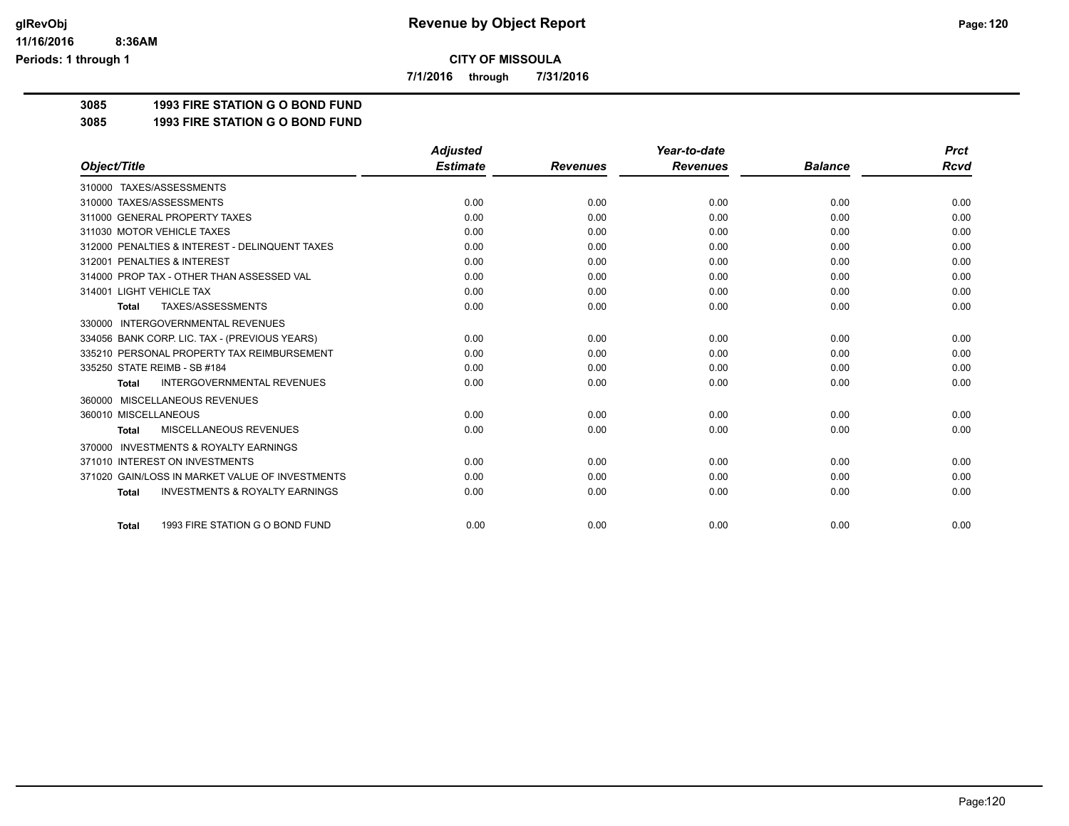**CITY OF MISSOULA**

**7/1/2016 through 7/31/2016**

# 3085 1993 FIRE STATION G O BOND FUND

## 3085 1993 FIRE STATION G O BOND FUND

| Object/Title | Adjusted Estimate | Revenues | Year-to-date Revenues | Balance | Prct Rcvd |
|---|---|---|---|---|---|
| 310000 TAXES/ASSESSMENTS | | | | | |
| 310000 TAXES/ASSESSMENTS | 0.00 | 0.00 | 0.00 | 0.00 | 0.00 |
| 311000 GENERAL PROPERTY TAXES | 0.00 | 0.00 | 0.00 | 0.00 | 0.00 |
| 311030 MOTOR VEHICLE TAXES | 0.00 | 0.00 | 0.00 | 0.00 | 0.00 |
| 312000 PENALTIES & INTEREST - DELINQUENT TAXES | 0.00 | 0.00 | 0.00 | 0.00 | 0.00 |
| 312001 PENALTIES & INTEREST | 0.00 | 0.00 | 0.00 | 0.00 | 0.00 |
| 314000 PROP TAX - OTHER THAN ASSESSED VAL | 0.00 | 0.00 | 0.00 | 0.00 | 0.00 |
| 314001 LIGHT VEHICLE TAX | 0.00 | 0.00 | 0.00 | 0.00 | 0.00 |
| **Total** TAXES/ASSESSMENTS | 0.00 | 0.00 | 0.00 | 0.00 | 0.00 |
| 330000 INTERGOVERNMENTAL REVENUES | | | | | |
| 334056 BANK CORP. LIC. TAX - (PREVIOUS YEARS) | 0.00 | 0.00 | 0.00 | 0.00 | 0.00 |
| 335210 PERSONAL PROPERTY TAX REIMBURSEMENT | 0.00 | 0.00 | 0.00 | 0.00 | 0.00 |
| 335250 STATE REIMB - SB #184 | 0.00 | 0.00 | 0.00 | 0.00 | 0.00 |
| **Total** INTERGOVERNMENTAL REVENUES | 0.00 | 0.00 | 0.00 | 0.00 | 0.00 |
| 360000 MISCELLANEOUS REVENUES | | | | | |
| 360010 MISCELLANEOUS | 0.00 | 0.00 | 0.00 | 0.00 | 0.00 |
| **Total** MISCELLANEOUS REVENUES | 0.00 | 0.00 | 0.00 | 0.00 | 0.00 |
| 370000 INVESTMENTS & ROYALTY EARNINGS | | | | | |
| 371010 INTEREST ON INVESTMENTS | 0.00 | 0.00 | 0.00 | 0.00 | 0.00 |
| 371020 GAIN/LOSS IN MARKET VALUE OF INVESTMENTS | 0.00 | 0.00 | 0.00 | 0.00 | 0.00 |
| **Total** INVESTMENTS & ROYALTY EARNINGS | 0.00 | 0.00 | 0.00 | 0.00 | 0.00 |
| **Total** 1993 FIRE STATION G O BOND FUND | 0.00 | 0.00 | 0.00 | 0.00 | 0.00 |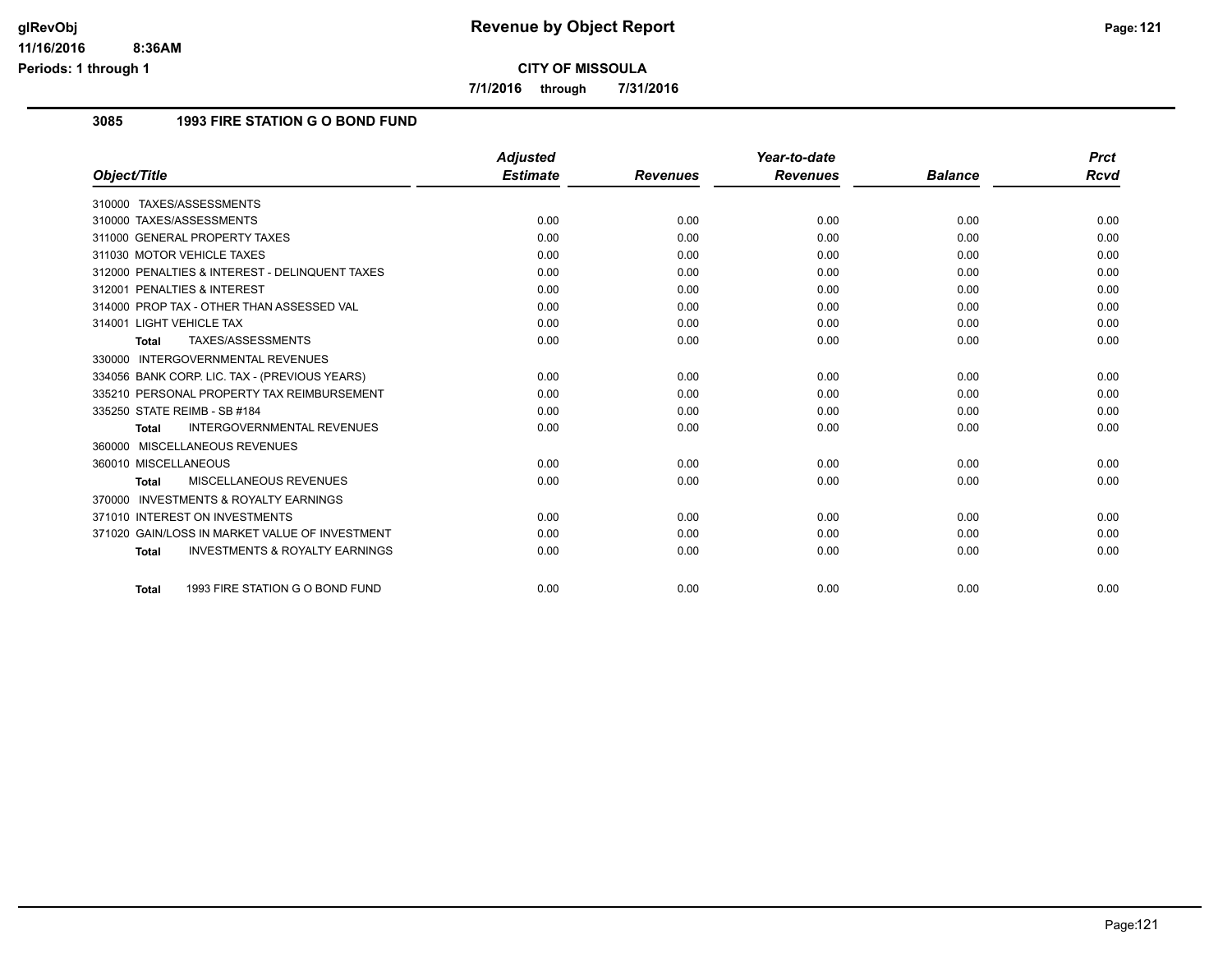**Revenue by Object Report**

**CITY OF MISSOULA**

**7/1/2016 through 7/31/2016**

Periods: 1 through 1

### 3085 1993 FIRE STATION G O BOND FUND

| Object/Title | Adjusted Estimate | Revenues | Year-to-date Revenues | Balance | Prct Rcvd |
|---|---|---|---|---|---|
| 310000 TAXES/ASSESSMENTS | | | | | |
| 310000 TAXES/ASSESSMENTS | 0.00 | 0.00 | 0.00 | 0.00 | 0.00 |
| 311000 GENERAL PROPERTY TAXES | 0.00 | 0.00 | 0.00 | 0.00 | 0.00 |
| 311030 MOTOR VEHICLE TAXES | 0.00 | 0.00 | 0.00 | 0.00 | 0.00 |
| 312000 PENALTIES & INTEREST - DELINQUENT TAXES | 0.00 | 0.00 | 0.00 | 0.00 | 0.00 |
| 312001 PENALTIES & INTEREST | 0.00 | 0.00 | 0.00 | 0.00 | 0.00 |
| 314000 PROP TAX - OTHER THAN ASSESSED VAL | 0.00 | 0.00 | 0.00 | 0.00 | 0.00 |
| 314001 LIGHT VEHICLE TAX | 0.00 | 0.00 | 0.00 | 0.00 | 0.00 |
| **Total** TAXES/ASSESSMENTS | 0.00 | 0.00 | 0.00 | 0.00 | 0.00 |
| 330000 INTERGOVERNMENTAL REVENUES | | | | | |
| 334056 BANK CORP. LIC. TAX - (PREVIOUS YEARS) | 0.00 | 0.00 | 0.00 | 0.00 | 0.00 |
| 335210 PERSONAL PROPERTY TAX REIMBURSEMENT | 0.00 | 0.00 | 0.00 | 0.00 | 0.00 |
| 335250 STATE REIMB - SB #184 | 0.00 | 0.00 | 0.00 | 0.00 | 0.00 |
| **Total** INTERGOVERNMENTAL REVENUES | 0.00 | 0.00 | 0.00 | 0.00 | 0.00 |
| 360000 MISCELLANEOUS REVENUES | | | | | |
| 360010 MISCELLANEOUS | 0.00 | 0.00 | 0.00 | 0.00 | 0.00 |
| **Total** MISCELLANEOUS REVENUES | 0.00 | 0.00 | 0.00 | 0.00 | 0.00 |
| 370000 INVESTMENTS & ROYALTY EARNINGS | | | | | |
| 371010 INTEREST ON INVESTMENTS | 0.00 | 0.00 | 0.00 | 0.00 | 0.00 |
| 371020 GAIN/LOSS IN MARKET VALUE OF INVESTMENT | 0.00 | 0.00 | 0.00 | 0.00 | 0.00 |
| **Total** INVESTMENTS & ROYALTY EARNINGS | 0.00 | 0.00 | 0.00 | 0.00 | 0.00 |
| **Total** 1993 FIRE STATION G O BOND FUND | 0.00 | 0.00 | 0.00 | 0.00 | 0.00 |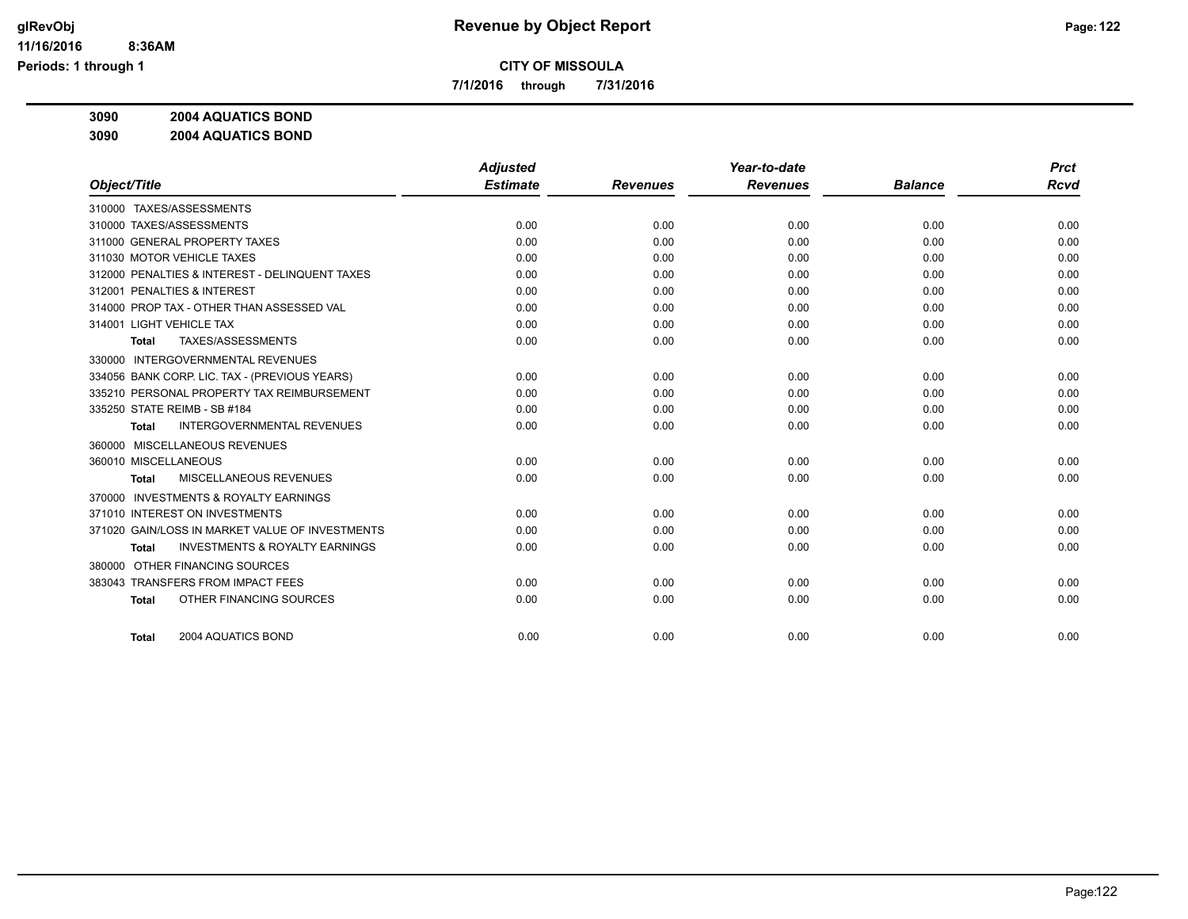**glRevObj**
**11/16/2016 8:36AM**
**Periods: 1 through 1**

# Revenue by Object Report

**CITY OF MISSOULA**

**7/1/2016 through 7/31/2016**

**3090 2004 AQUATICS BOND**

**3090 2004 AQUATICS BOND**

| Object/Title | Adjusted Estimate | Revenues | Year-to-date Revenues | Balance | Prct Rcvd |
|---|---|---|---|---|---|
| 310000 TAXES/ASSESSMENTS | | | | | |
| 310000 TAXES/ASSESSMENTS | 0.00 | 0.00 | 0.00 | 0.00 | 0.00 |
| 311000 GENERAL PROPERTY TAXES | 0.00 | 0.00 | 0.00 | 0.00 | 0.00 |
| 311030 MOTOR VEHICLE TAXES | 0.00 | 0.00 | 0.00 | 0.00 | 0.00 |
| 312000 PENALTIES & INTEREST - DELINQUENT TAXES | 0.00 | 0.00 | 0.00 | 0.00 | 0.00 |
| 312001 PENALTIES & INTEREST | 0.00 | 0.00 | 0.00 | 0.00 | 0.00 |
| 314000 PROP TAX - OTHER THAN ASSESSED VAL | 0.00 | 0.00 | 0.00 | 0.00 | 0.00 |
| 314001 LIGHT VEHICLE TAX | 0.00 | 0.00 | 0.00 | 0.00 | 0.00 |
| **Total** TAXES/ASSESSMENTS | 0.00 | 0.00 | 0.00 | 0.00 | 0.00 |
| 330000 INTERGOVERNMENTAL REVENUES | | | | | |
| 334056 BANK CORP. LIC. TAX - (PREVIOUS YEARS) | 0.00 | 0.00 | 0.00 | 0.00 | 0.00 |
| 335210 PERSONAL PROPERTY TAX REIMBURSEMENT | 0.00 | 0.00 | 0.00 | 0.00 | 0.00 |
| 335250 STATE REIMB - SB #184 | 0.00 | 0.00 | 0.00 | 0.00 | 0.00 |
| **Total** INTERGOVERNMENTAL REVENUES | 0.00 | 0.00 | 0.00 | 0.00 | 0.00 |
| 360000 MISCELLANEOUS REVENUES | | | | | |
| 360010 MISCELLANEOUS | 0.00 | 0.00 | 0.00 | 0.00 | 0.00 |
| **Total** MISCELLANEOUS REVENUES | 0.00 | 0.00 | 0.00 | 0.00 | 0.00 |
| 370000 INVESTMENTS & ROYALTY EARNINGS | | | | | |
| 371010 INTEREST ON INVESTMENTS | 0.00 | 0.00 | 0.00 | 0.00 | 0.00 |
| 371020 GAIN/LOSS IN MARKET VALUE OF INVESTMENTS | 0.00 | 0.00 | 0.00 | 0.00 | 0.00 |
| **Total** INVESTMENTS & ROYALTY EARNINGS | 0.00 | 0.00 | 0.00 | 0.00 | 0.00 |
| 380000 OTHER FINANCING SOURCES | | | | | |
| 383043 TRANSFERS FROM IMPACT FEES | 0.00 | 0.00 | 0.00 | 0.00 | 0.00 |
| **Total** OTHER FINANCING SOURCES | 0.00 | 0.00 | 0.00 | 0.00 | 0.00 |
| **Total** 2004 AQUATICS BOND | 0.00 | 0.00 | 0.00 | 0.00 | 0.00 |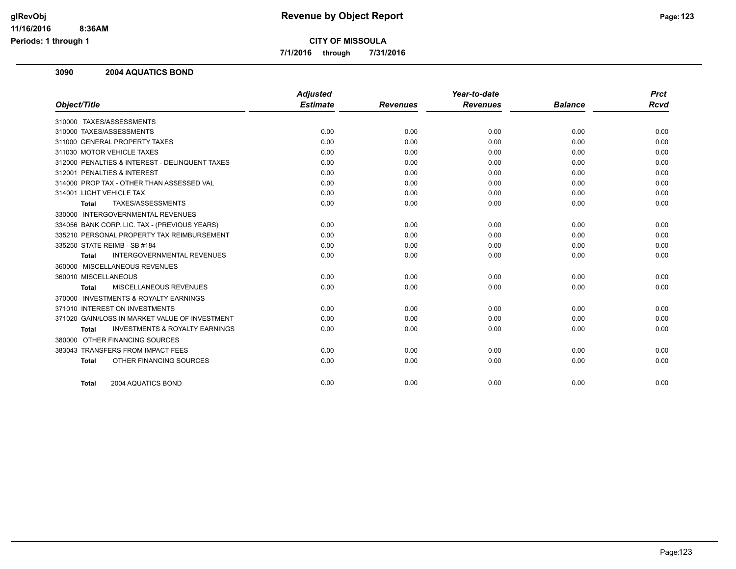**Revenue by Object Report**

**CITY OF MISSOULA**

**7/1/2016 through 7/31/2016**

## 3090 2004 AQUATICS BOND

| Object/Title | Adjusted Estimate | Revenues | Year-to-date Revenues | Balance | Prct Rcvd |
|---|---|---|---|---|---|
| 310000 TAXES/ASSESSMENTS | | | | | |
| 310000 TAXES/ASSESSMENTS | 0.00 | 0.00 | 0.00 | 0.00 | 0.00 |
| 311000 GENERAL PROPERTY TAXES | 0.00 | 0.00 | 0.00 | 0.00 | 0.00 |
| 311030 MOTOR VEHICLE TAXES | 0.00 | 0.00 | 0.00 | 0.00 | 0.00 |
| 312000 PENALTIES & INTEREST - DELINQUENT TAXES | 0.00 | 0.00 | 0.00 | 0.00 | 0.00 |
| 312001 PENALTIES & INTEREST | 0.00 | 0.00 | 0.00 | 0.00 | 0.00 |
| 314000 PROP TAX - OTHER THAN ASSESSED VAL | 0.00 | 0.00 | 0.00 | 0.00 | 0.00 |
| 314001 LIGHT VEHICLE TAX | 0.00 | 0.00 | 0.00 | 0.00 | 0.00 |
| **Total** TAXES/ASSESSMENTS | 0.00 | 0.00 | 0.00 | 0.00 | 0.00 |
| 330000 INTERGOVERNMENTAL REVENUES | | | | | |
| 334056 BANK CORP. LIC. TAX - (PREVIOUS YEARS) | 0.00 | 0.00 | 0.00 | 0.00 | 0.00 |
| 335210 PERSONAL PROPERTY TAX REIMBURSEMENT | 0.00 | 0.00 | 0.00 | 0.00 | 0.00 |
| 335250 STATE REIMB - SB #184 | 0.00 | 0.00 | 0.00 | 0.00 | 0.00 |
| **Total** INTERGOVERNMENTAL REVENUES | 0.00 | 0.00 | 0.00 | 0.00 | 0.00 |
| 360000 MISCELLANEOUS REVENUES | | | | | |
| 360010 MISCELLANEOUS | 0.00 | 0.00 | 0.00 | 0.00 | 0.00 |
| **Total** MISCELLANEOUS REVENUES | 0.00 | 0.00 | 0.00 | 0.00 | 0.00 |
| 370000 INVESTMENTS & ROYALTY EARNINGS | | | | | |
| 371010 INTEREST ON INVESTMENTS | 0.00 | 0.00 | 0.00 | 0.00 | 0.00 |
| 371020 GAIN/LOSS IN MARKET VALUE OF INVESTMENT | 0.00 | 0.00 | 0.00 | 0.00 | 0.00 |
| **Total** INVESTMENTS & ROYALTY EARNINGS | 0.00 | 0.00 | 0.00 | 0.00 | 0.00 |
| 380000 OTHER FINANCING SOURCES | | | | | |
| 383043 TRANSFERS FROM IMPACT FEES | 0.00 | 0.00 | 0.00 | 0.00 | 0.00 |
| **Total** OTHER FINANCING SOURCES | 0.00 | 0.00 | 0.00 | 0.00 | 0.00 |
| **Total** 2004 AQUATICS BOND | 0.00 | 0.00 | 0.00 | 0.00 | 0.00 |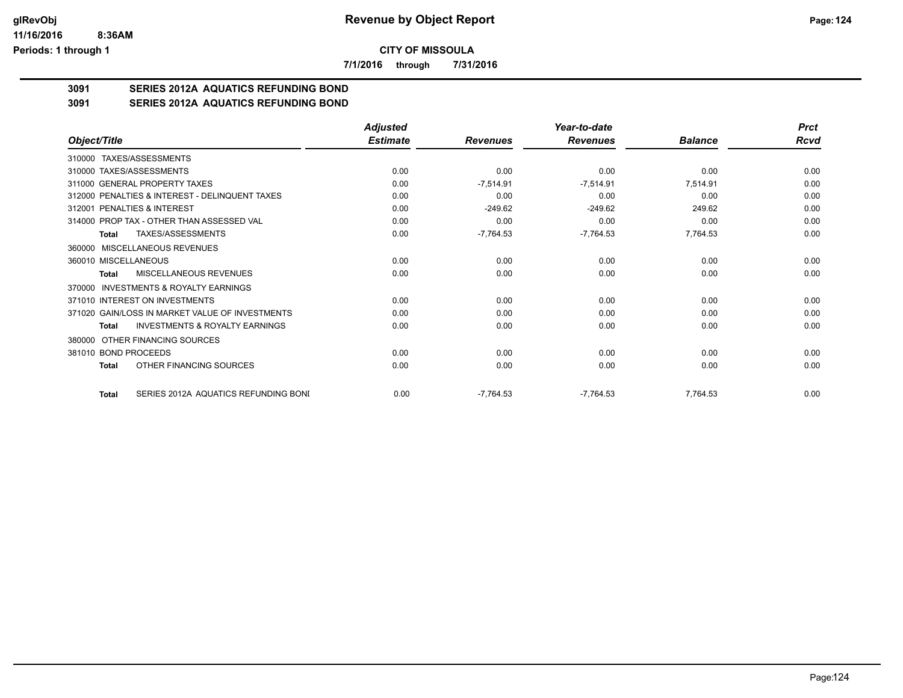**CITY OF MISSOULA**

**7/1/2016 through 7/31/2016**

## 3091 SERIES 2012A AQUATICS REFUNDING BOND

## 3091 SERIES 2012A AQUATICS REFUNDING BOND

| Object/Title | Adjusted Estimate | Revenues | Year-to-date Revenues | Balance | Prct Rcvd |
|---|---|---|---|---|---|
| 310000 TAXES/ASSESSMENTS | | | | | |
| 310000 TAXES/ASSESSMENTS | 0.00 | 0.00 | 0.00 | 0.00 | 0.00 |
| 311000 GENERAL PROPERTY TAXES | 0.00 | -7,514.91 | -7,514.91 | 7,514.91 | 0.00 |
| 312000 PENALTIES & INTEREST - DELINQUENT TAXES | 0.00 | 0.00 | 0.00 | 0.00 | 0.00 |
| 312001 PENALTIES & INTEREST | 0.00 | -249.62 | -249.62 | 249.62 | 0.00 |
| 314000 PROP TAX - OTHER THAN ASSESSED VAL | 0.00 | 0.00 | 0.00 | 0.00 | 0.00 |
| **Total** TAXES/ASSESSMENTS | 0.00 | -7,764.53 | -7,764.53 | 7,764.53 | 0.00 |
| 360000 MISCELLANEOUS REVENUES | | | | | |
| 360010 MISCELLANEOUS | 0.00 | 0.00 | 0.00 | 0.00 | 0.00 |
| **Total** MISCELLANEOUS REVENUES | 0.00 | 0.00 | 0.00 | 0.00 | 0.00 |
| 370000 INVESTMENTS & ROYALTY EARNINGS | | | | | |
| 371010 INTEREST ON INVESTMENTS | 0.00 | 0.00 | 0.00 | 0.00 | 0.00 |
| 371020 GAIN/LOSS IN MARKET VALUE OF INVESTMENTS | 0.00 | 0.00 | 0.00 | 0.00 | 0.00 |
| **Total** INVESTMENTS & ROYALTY EARNINGS | 0.00 | 0.00 | 0.00 | 0.00 | 0.00 |
| 380000 OTHER FINANCING SOURCES | | | | | |
| 381010 BOND PROCEEDS | 0.00 | 0.00 | 0.00 | 0.00 | 0.00 |
| **Total** OTHER FINANCING SOURCES | 0.00 | 0.00 | 0.00 | 0.00 | 0.00 |
| **Total** SERIES 2012A AQUATICS REFUNDING BONI | 0.00 | -7,764.53 | -7,764.53 | 7,764.53 | 0.00 |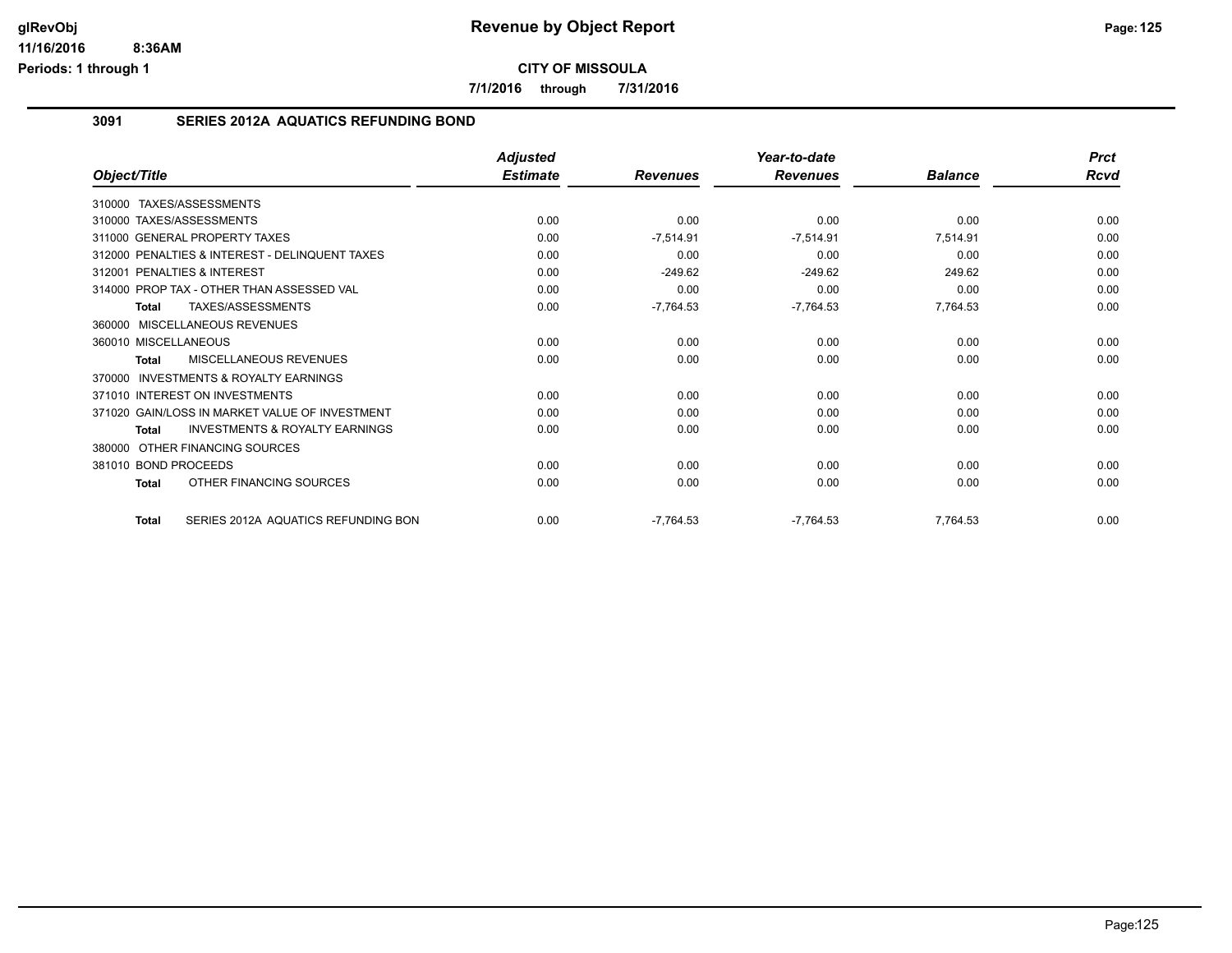# CITY OF MISSOULA

7/1/2016 through 7/31/2016

## 3091 SERIES 2012A AQUATICS REFUNDING BOND

| Object/Title | Adjusted Estimate | Revenues | Year-to-date Revenues | Balance | Prct Rcvd |
|---|---|---|---|---|---|
| 310000 TAXES/ASSESSMENTS | | | | | |
| 310000 TAXES/ASSESSMENTS | 0.00 | 0.00 | 0.00 | 0.00 | 0.00 |
| 311000 GENERAL PROPERTY TAXES | 0.00 | -7,514.91 | -7,514.91 | 7,514.91 | 0.00 |
| 312000 PENALTIES & INTEREST - DELINQUENT TAXES | 0.00 | 0.00 | 0.00 | 0.00 | 0.00 |
| 312001 PENALTIES & INTEREST | 0.00 | -249.62 | -249.62 | 249.62 | 0.00 |
| 314000 PROP TAX - OTHER THAN ASSESSED VAL | 0.00 | 0.00 | 0.00 | 0.00 | 0.00 |
| **Total** TAXES/ASSESSMENTS | 0.00 | -7,764.53 | -7,764.53 | 7,764.53 | 0.00 |
| 360000 MISCELLANEOUS REVENUES | | | | | |
| 360010 MISCELLANEOUS | 0.00 | 0.00 | 0.00 | 0.00 | 0.00 |
| **Total** MISCELLANEOUS REVENUES | 0.00 | 0.00 | 0.00 | 0.00 | 0.00 |
| 370000 INVESTMENTS & ROYALTY EARNINGS | | | | | |
| 371010 INTEREST ON INVESTMENTS | 0.00 | 0.00 | 0.00 | 0.00 | 0.00 |
| 371020 GAIN/LOSS IN MARKET VALUE OF INVESTMENT | 0.00 | 0.00 | 0.00 | 0.00 | 0.00 |
| **Total** INVESTMENTS & ROYALTY EARNINGS | 0.00 | 0.00 | 0.00 | 0.00 | 0.00 |
| 380000 OTHER FINANCING SOURCES | | | | | |
| 381010 BOND PROCEEDS | 0.00 | 0.00 | 0.00 | 0.00 | 0.00 |
| **Total** OTHER FINANCING SOURCES | 0.00 | 0.00 | 0.00 | 0.00 | 0.00 |
| **Total** SERIES 2012A AQUATICS REFUNDING BON | 0.00 | -7,764.53 | -7,764.53 | 7,764.53 | 0.00 |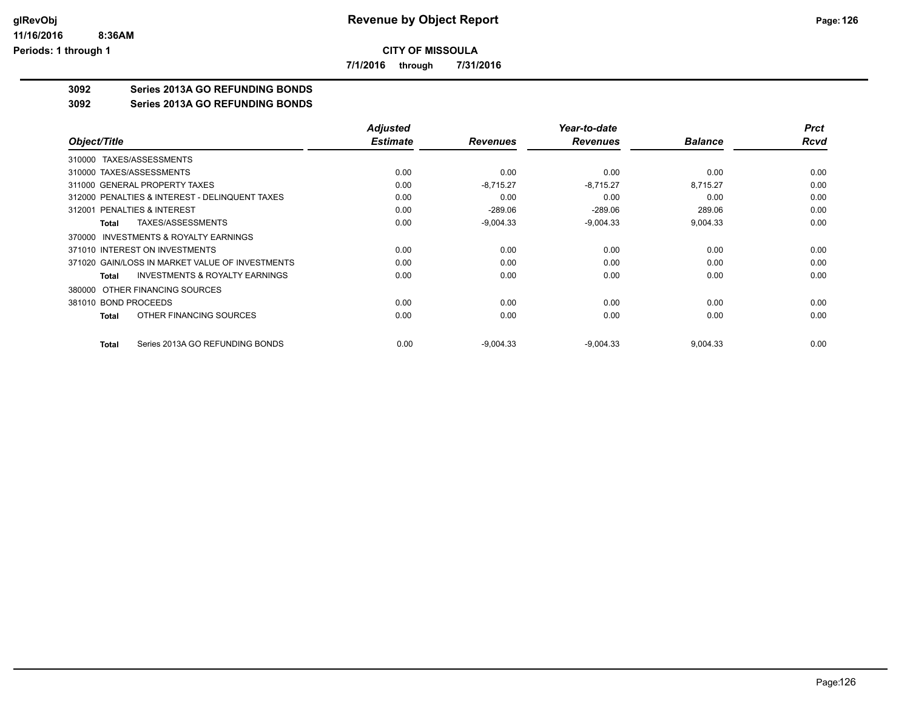# CITY OF MISSOULA

**7/1/2016 through 7/31/2016**

## 3092 Series 2013A GO REFUNDING BONDS

## 3092 Series 2013A GO REFUNDING BONDS

| Object/Title | Adjusted Estimate | Revenues | Year-to-date Revenues | Balance | Prct Rcvd |
|---|---|---|---|---|---|
| 310000 TAXES/ASSESSMENTS | | | | | |
| 310000 TAXES/ASSESSMENTS | 0.00 | 0.00 | 0.00 | 0.00 | 0.00 |
| 311000 GENERAL PROPERTY TAXES | 0.00 | -8,715.27 | -8,715.27 | 8,715.27 | 0.00 |
| 312000 PENALTIES & INTEREST - DELINQUENT TAXES | 0.00 | 0.00 | 0.00 | 0.00 | 0.00 |
| 312001 PENALTIES & INTEREST | 0.00 | -289.06 | -289.06 | 289.06 | 0.00 |
| **Total** TAXES/ASSESSMENTS | 0.00 | -9,004.33 | -9,004.33 | 9,004.33 | 0.00 |
| 370000 INVESTMENTS & ROYALTY EARNINGS | | | | | |
| 371010 INTEREST ON INVESTMENTS | 0.00 | 0.00 | 0.00 | 0.00 | 0.00 |
| 371020 GAIN/LOSS IN MARKET VALUE OF INVESTMENTS | 0.00 | 0.00 | 0.00 | 0.00 | 0.00 |
| **Total** INVESTMENTS & ROYALTY EARNINGS | 0.00 | 0.00 | 0.00 | 0.00 | 0.00 |
| 380000 OTHER FINANCING SOURCES | | | | | |
| 381010 BOND PROCEEDS | 0.00 | 0.00 | 0.00 | 0.00 | 0.00 |
| **Total** OTHER FINANCING SOURCES | 0.00 | 0.00 | 0.00 | 0.00 | 0.00 |
| **Total** Series 2013A GO REFUNDING BONDS | 0.00 | -9,004.33 | -9,004.33 | 9,004.33 | 0.00 |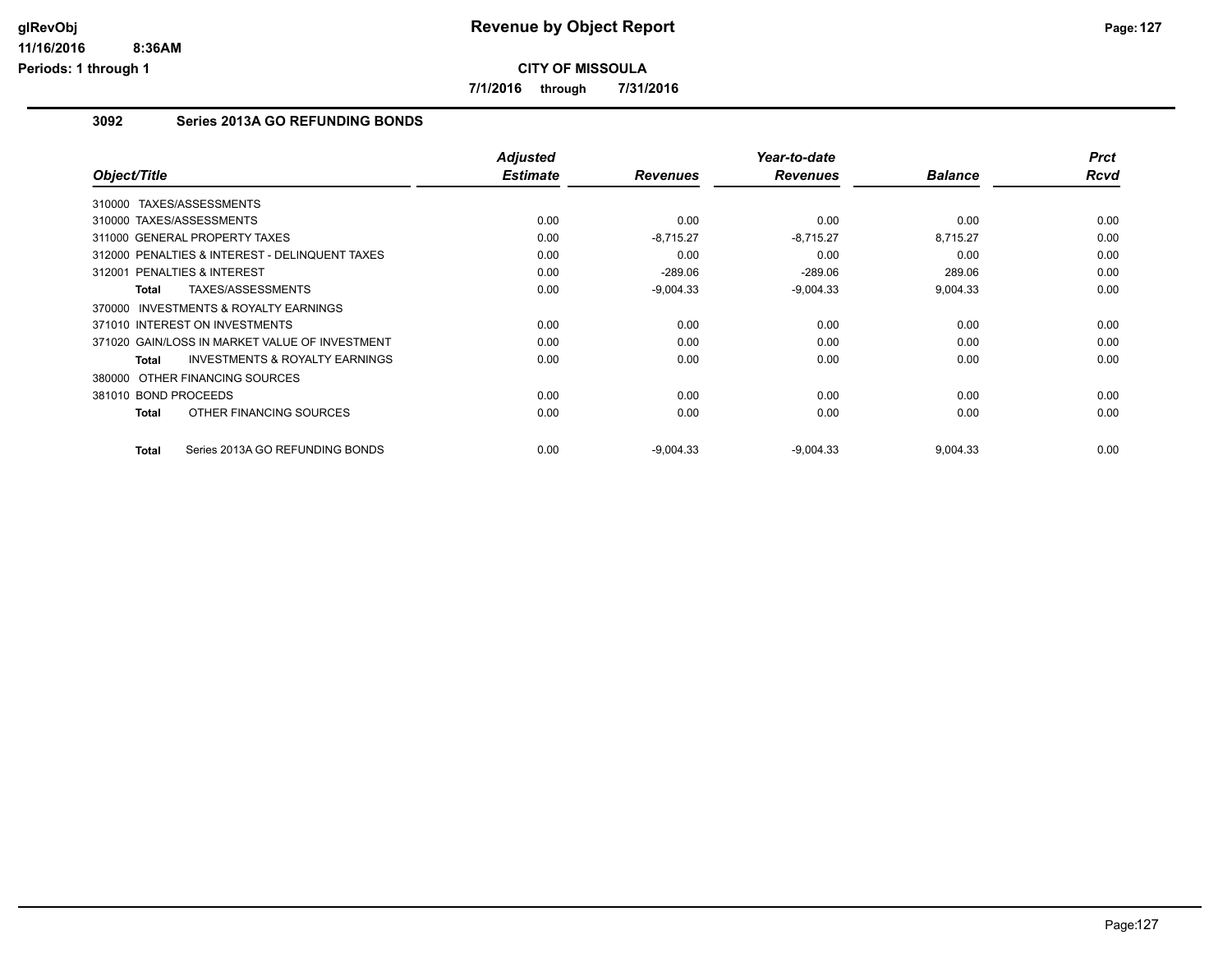# Revenue by Object Report

**CITY OF MISSOULA**

**7/1/2016 through 7/31/2016**

glRevObj
11/16/2016 8:36AM
Periods: 1 through 1

## 3092 Series 2013A GO REFUNDING BONDS

| Object/Title | Adjusted Estimate | Revenues | Year-to-date Revenues | Balance | Prct Rcvd |
|---|---|---|---|---|---|
| 310000 TAXES/ASSESSMENTS | | | | | |
| 310000 TAXES/ASSESSMENTS | 0.00 | 0.00 | 0.00 | 0.00 | 0.00 |
| 311000 GENERAL PROPERTY TAXES | 0.00 | -8,715.27 | -8,715.27 | 8,715.27 | 0.00 |
| 312000 PENALTIES & INTEREST - DELINQUENT TAXES | 0.00 | 0.00 | 0.00 | 0.00 | 0.00 |
| 312001 PENALTIES & INTEREST | 0.00 | -289.06 | -289.06 | 289.06 | 0.00 |
| **Total** TAXES/ASSESSMENTS | 0.00 | -9,004.33 | -9,004.33 | 9,004.33 | 0.00 |
| 370000 INVESTMENTS & ROYALTY EARNINGS | | | | | |
| 371010 INTEREST ON INVESTMENTS | 0.00 | 0.00 | 0.00 | 0.00 | 0.00 |
| 371020 GAIN/LOSS IN MARKET VALUE OF INVESTMENT | 0.00 | 0.00 | 0.00 | 0.00 | 0.00 |
| **Total** INVESTMENTS & ROYALTY EARNINGS | 0.00 | 0.00 | 0.00 | 0.00 | 0.00 |
| 380000 OTHER FINANCING SOURCES | | | | | |
| 381010 BOND PROCEEDS | 0.00 | 0.00 | 0.00 | 0.00 | 0.00 |
| **Total** OTHER FINANCING SOURCES | 0.00 | 0.00 | 0.00 | 0.00 | 0.00 |
| **Total** Series 2013A GO REFUNDING BONDS | 0.00 | -9,004.33 | -9,004.33 | 9,004.33 | 0.00 |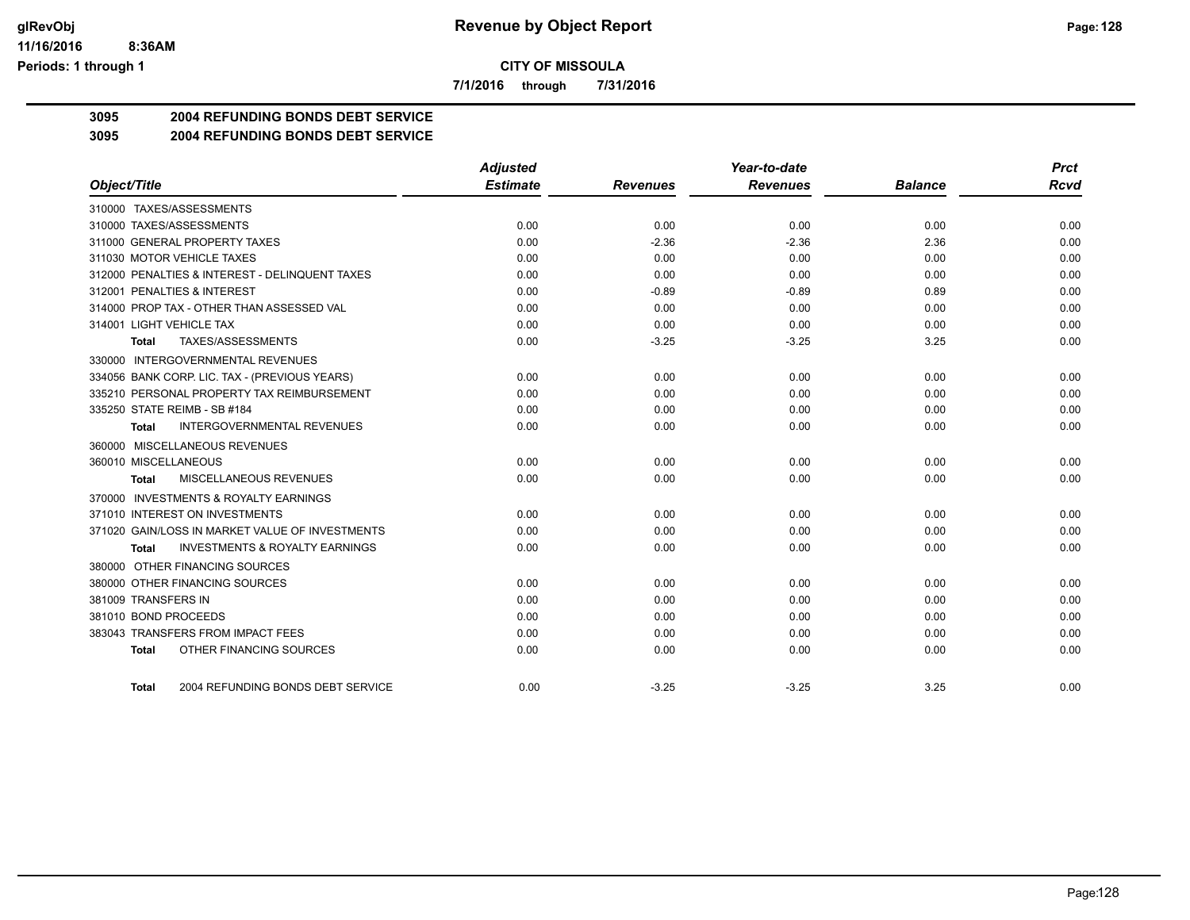**CITY OF MISSOULA**

**7/1/2016 through 7/31/2016**

**Revenue by Object Report**

## 3095 2004 REFUNDING BONDS DEBT SERVICE

### 3095 2004 REFUNDING BONDS DEBT SERVICE

| Object/Title | Adjusted Estimate | Revenues | Year-to-date Revenues | Balance | Prct Rcvd |
|---|---|---|---|---|---|
| 310000 TAXES/ASSESSMENTS | | | | | |
| 310000 TAXES/ASSESSMENTS | 0.00 | 0.00 | 0.00 | 0.00 | 0.00 |
| 311000 GENERAL PROPERTY TAXES | 0.00 | -2.36 | -2.36 | 2.36 | 0.00 |
| 311030 MOTOR VEHICLE TAXES | 0.00 | 0.00 | 0.00 | 0.00 | 0.00 |
| 312000 PENALTIES & INTEREST - DELINQUENT TAXES | 0.00 | 0.00 | 0.00 | 0.00 | 0.00 |
| 312001 PENALTIES & INTEREST | 0.00 | -0.89 | -0.89 | 0.89 | 0.00 |
| 314000 PROP TAX - OTHER THAN ASSESSED VAL | 0.00 | 0.00 | 0.00 | 0.00 | 0.00 |
| 314001 LIGHT VEHICLE TAX | 0.00 | 0.00 | 0.00 | 0.00 | 0.00 |
| **Total** TAXES/ASSESSMENTS | 0.00 | -3.25 | -3.25 | 3.25 | 0.00 |
| 330000 INTERGOVERNMENTAL REVENUES | | | | | |
| 334056 BANK CORP. LIC. TAX - (PREVIOUS YEARS) | 0.00 | 0.00 | 0.00 | 0.00 | 0.00 |
| 335210 PERSONAL PROPERTY TAX REIMBURSEMENT | 0.00 | 0.00 | 0.00 | 0.00 | 0.00 |
| 335250 STATE REIMB - SB #184 | 0.00 | 0.00 | 0.00 | 0.00 | 0.00 |
| **Total** INTERGOVERNMENTAL REVENUES | 0.00 | 0.00 | 0.00 | 0.00 | 0.00 |
| 360000 MISCELLANEOUS REVENUES | | | | | |
| 360010 MISCELLANEOUS | 0.00 | 0.00 | 0.00 | 0.00 | 0.00 |
| **Total** MISCELLANEOUS REVENUES | 0.00 | 0.00 | 0.00 | 0.00 | 0.00 |
| 370000 INVESTMENTS & ROYALTY EARNINGS | | | | | |
| 371010 INTEREST ON INVESTMENTS | 0.00 | 0.00 | 0.00 | 0.00 | 0.00 |
| 371020 GAIN/LOSS IN MARKET VALUE OF INVESTMENTS | 0.00 | 0.00 | 0.00 | 0.00 | 0.00 |
| **Total** INVESTMENTS & ROYALTY EARNINGS | 0.00 | 0.00 | 0.00 | 0.00 | 0.00 |
| 380000 OTHER FINANCING SOURCES | | | | | |
| 380000 OTHER FINANCING SOURCES | 0.00 | 0.00 | 0.00 | 0.00 | 0.00 |
| 381009 TRANSFERS IN | 0.00 | 0.00 | 0.00 | 0.00 | 0.00 |
| 381010 BOND PROCEEDS | 0.00 | 0.00 | 0.00 | 0.00 | 0.00 |
| 383043 TRANSFERS FROM IMPACT FEES | 0.00 | 0.00 | 0.00 | 0.00 | 0.00 |
| **Total** OTHER FINANCING SOURCES | 0.00 | 0.00 | 0.00 | 0.00 | 0.00 |
| **Total** 2004 REFUNDING BONDS DEBT SERVICE | 0.00 | -3.25 | -3.25 | 3.25 | 0.00 |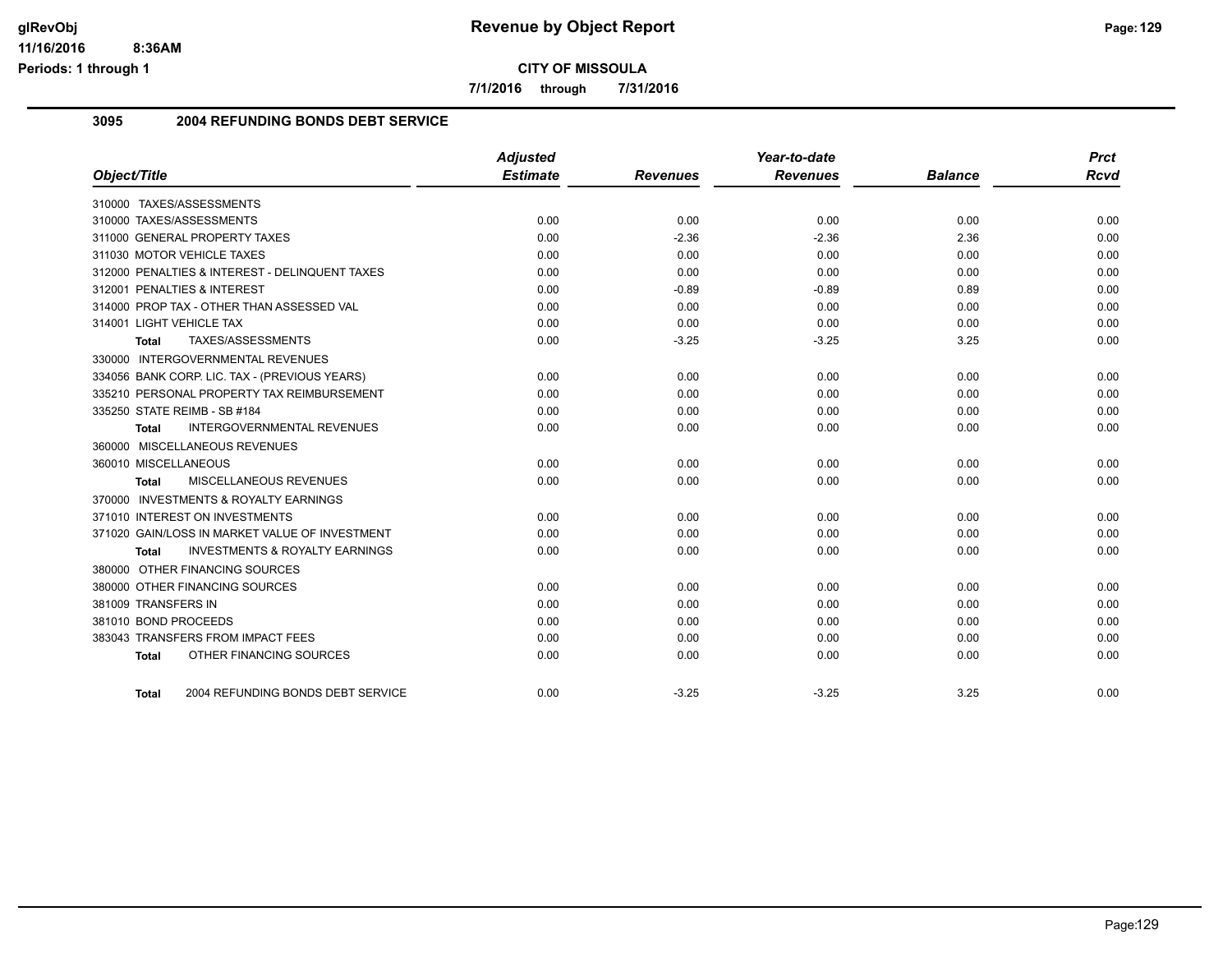**CITY OF MISSOULA**

**7/1/2016 through 7/31/2016**

### 3095 2004 REFUNDING BONDS DEBT SERVICE

| Object/Title | Adjusted Estimate | Revenues | Year-to-date Revenues | Balance | Prct Rcvd |
|---|---|---|---|---|---|
| 310000 TAXES/ASSESSMENTS | | | | | |
| 310000 TAXES/ASSESSMENTS | 0.00 | 0.00 | 0.00 | 0.00 | 0.00 |
| 311000 GENERAL PROPERTY TAXES | 0.00 | -2.36 | -2.36 | 2.36 | 0.00 |
| 311030 MOTOR VEHICLE TAXES | 0.00 | 0.00 | 0.00 | 0.00 | 0.00 |
| 312000 PENALTIES & INTEREST - DELINQUENT TAXES | 0.00 | 0.00 | 0.00 | 0.00 | 0.00 |
| 312001 PENALTIES & INTEREST | 0.00 | -0.89 | -0.89 | 0.89 | 0.00 |
| 314000 PROP TAX - OTHER THAN ASSESSED VAL | 0.00 | 0.00 | 0.00 | 0.00 | 0.00 |
| 314001 LIGHT VEHICLE TAX | 0.00 | 0.00 | 0.00 | 0.00 | 0.00 |
| **Total** TAXES/ASSESSMENTS | 0.00 | -3.25 | -3.25 | 3.25 | 0.00 |
| 330000 INTERGOVERNMENTAL REVENUES | | | | | |
| 334056 BANK CORP. LIC. TAX - (PREVIOUS YEARS) | 0.00 | 0.00 | 0.00 | 0.00 | 0.00 |
| 335210 PERSONAL PROPERTY TAX REIMBURSEMENT | 0.00 | 0.00 | 0.00 | 0.00 | 0.00 |
| 335250 STATE REIMB - SB #184 | 0.00 | 0.00 | 0.00 | 0.00 | 0.00 |
| **Total** INTERGOVERNMENTAL REVENUES | 0.00 | 0.00 | 0.00 | 0.00 | 0.00 |
| 360000 MISCELLANEOUS REVENUES | | | | | |
| 360010 MISCELLANEOUS | 0.00 | 0.00 | 0.00 | 0.00 | 0.00 |
| **Total** MISCELLANEOUS REVENUES | 0.00 | 0.00 | 0.00 | 0.00 | 0.00 |
| 370000 INVESTMENTS & ROYALTY EARNINGS | | | | | |
| 371010 INTEREST ON INVESTMENTS | 0.00 | 0.00 | 0.00 | 0.00 | 0.00 |
| 371020 GAIN/LOSS IN MARKET VALUE OF INVESTMENT | 0.00 | 0.00 | 0.00 | 0.00 | 0.00 |
| **Total** INVESTMENTS & ROYALTY EARNINGS | 0.00 | 0.00 | 0.00 | 0.00 | 0.00 |
| 380000 OTHER FINANCING SOURCES | | | | | |
| 380000 OTHER FINANCING SOURCES | 0.00 | 0.00 | 0.00 | 0.00 | 0.00 |
| 381009 TRANSFERS IN | 0.00 | 0.00 | 0.00 | 0.00 | 0.00 |
| 381010 BOND PROCEEDS | 0.00 | 0.00 | 0.00 | 0.00 | 0.00 |
| 383043 TRANSFERS FROM IMPACT FEES | 0.00 | 0.00 | 0.00 | 0.00 | 0.00 |
| **Total** OTHER FINANCING SOURCES | 0.00 | 0.00 | 0.00 | 0.00 | 0.00 |
| **Total** 2004 REFUNDING BONDS DEBT SERVICE | 0.00 | -3.25 | -3.25 | 3.25 | 0.00 |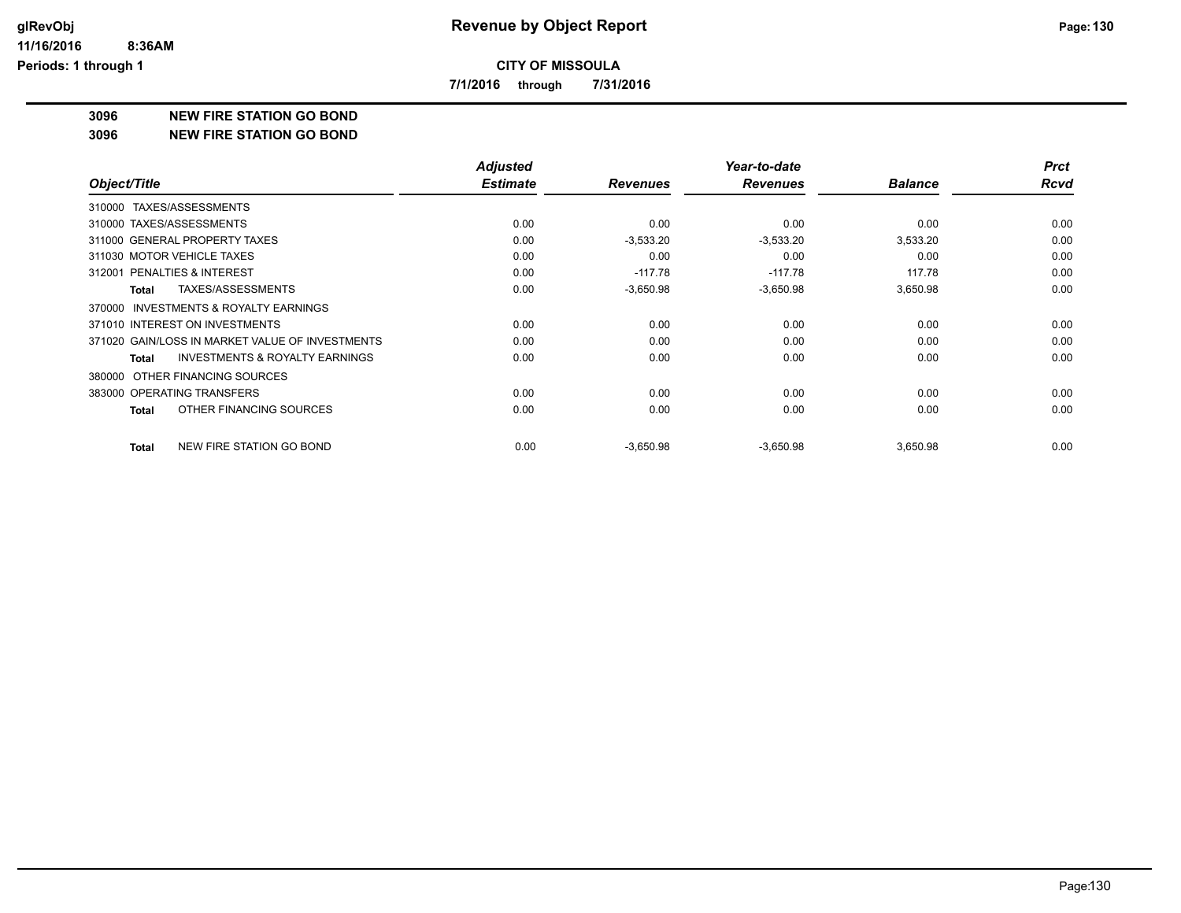# Revenue by Object Report

**CITY OF MISSOULA**

**7/1/2016 through 7/31/2016**

glRevObj
11/16/2016 8:36AM
Periods: 1 through 1

**3096 NEW FIRE STATION GO BOND**

**3096 NEW FIRE STATION GO BOND**

| Object/Title | Adjusted Estimate | Revenues | Year-to-date Revenues | Balance | Prct Rcvd |
|---|---|---|---|---|---|
| 310000 TAXES/ASSESSMENTS | | | | | |
| 310000 TAXES/ASSESSMENTS | 0.00 | 0.00 | 0.00 | 0.00 | 0.00 |
| 311000 GENERAL PROPERTY TAXES | 0.00 | -3,533.20 | -3,533.20 | 3,533.20 | 0.00 |
| 311030 MOTOR VEHICLE TAXES | 0.00 | 0.00 | 0.00 | 0.00 | 0.00 |
| 312001 PENALTIES & INTEREST | 0.00 | -117.78 | -117.78 | 117.78 | 0.00 |
| **Total** TAXES/ASSESSMENTS | 0.00 | -3,650.98 | -3,650.98 | 3,650.98 | 0.00 |
| 370000 INVESTMENTS & ROYALTY EARNINGS | | | | | |
| 371010 INTEREST ON INVESTMENTS | 0.00 | 0.00 | 0.00 | 0.00 | 0.00 |
| 371020 GAIN/LOSS IN MARKET VALUE OF INVESTMENTS | 0.00 | 0.00 | 0.00 | 0.00 | 0.00 |
| **Total** INVESTMENTS & ROYALTY EARNINGS | 0.00 | 0.00 | 0.00 | 0.00 | 0.00 |
| 380000 OTHER FINANCING SOURCES | | | | | |
| 383000 OPERATING TRANSFERS | 0.00 | 0.00 | 0.00 | 0.00 | 0.00 |
| **Total** OTHER FINANCING SOURCES | 0.00 | 0.00 | 0.00 | 0.00 | 0.00 |
| **Total** NEW FIRE STATION GO BOND | 0.00 | -3,650.98 | -3,650.98 | 3,650.98 | 0.00 |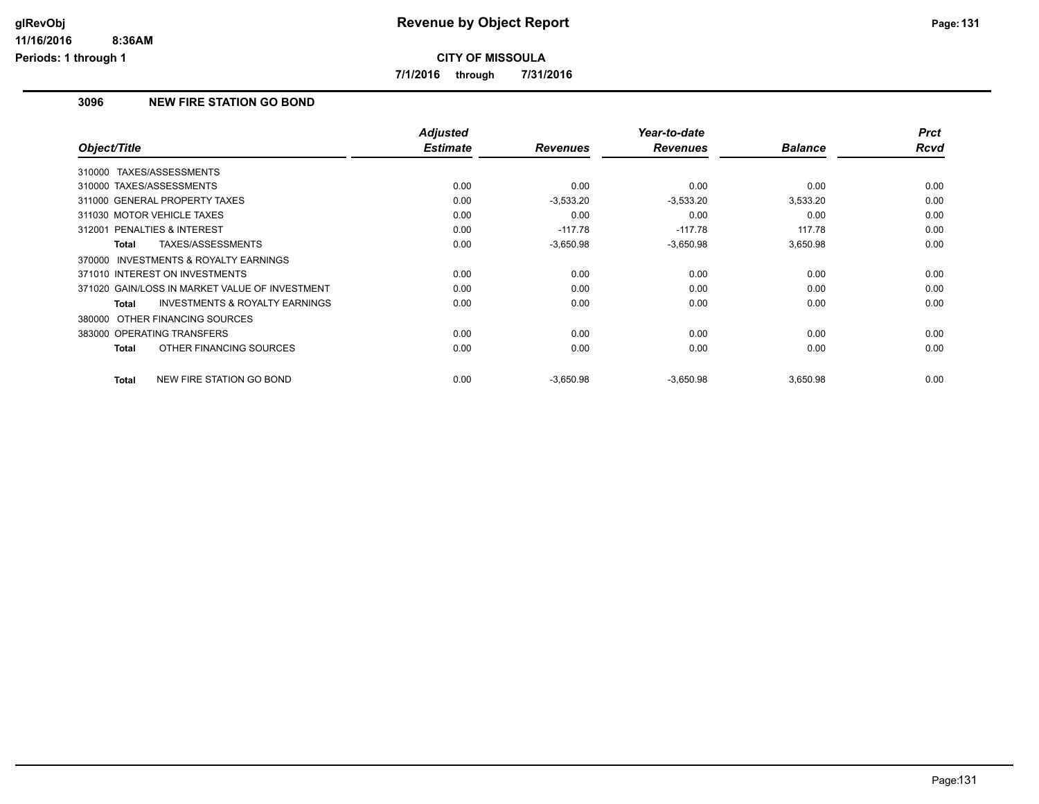# Revenue by Object Report

**CITY OF MISSOULA**

**7/1/2016 through 7/31/2016**

glRevObj
11/16/2016 8:36AM
Periods: 1 through 1

## 3096 NEW FIRE STATION GO BOND

| Object/Title | Adjusted Estimate | Revenues | Year-to-date Revenues | Balance | Prct Rcvd |
|---|---|---|---|---|---|
| 310000 TAXES/ASSESSMENTS | | | | | |
| 310000 TAXES/ASSESSMENTS | 0.00 | 0.00 | 0.00 | 0.00 | 0.00 |
| 311000 GENERAL PROPERTY TAXES | 0.00 | -3,533.20 | -3,533.20 | 3,533.20 | 0.00 |
| 311030 MOTOR VEHICLE TAXES | 0.00 | 0.00 | 0.00 | 0.00 | 0.00 |
| 312001 PENALTIES & INTEREST | 0.00 | -117.78 | -117.78 | 117.78 | 0.00 |
| **Total** TAXES/ASSESSMENTS | 0.00 | -3,650.98 | -3,650.98 | 3,650.98 | 0.00 |
| 370000 INVESTMENTS & ROYALTY EARNINGS | | | | | |
| 371010 INTEREST ON INVESTMENTS | 0.00 | 0.00 | 0.00 | 0.00 | 0.00 |
| 371020 GAIN/LOSS IN MARKET VALUE OF INVESTMENT | 0.00 | 0.00 | 0.00 | 0.00 | 0.00 |
| **Total** INVESTMENTS & ROYALTY EARNINGS | 0.00 | 0.00 | 0.00 | 0.00 | 0.00 |
| 380000 OTHER FINANCING SOURCES | | | | | |
| 383000 OPERATING TRANSFERS | 0.00 | 0.00 | 0.00 | 0.00 | 0.00 |
| **Total** OTHER FINANCING SOURCES | 0.00 | 0.00 | 0.00 | 0.00 | 0.00 |
| **Total** NEW FIRE STATION GO BOND | 0.00 | -3,650.98 | -3,650.98 | 3,650.98 | 0.00 |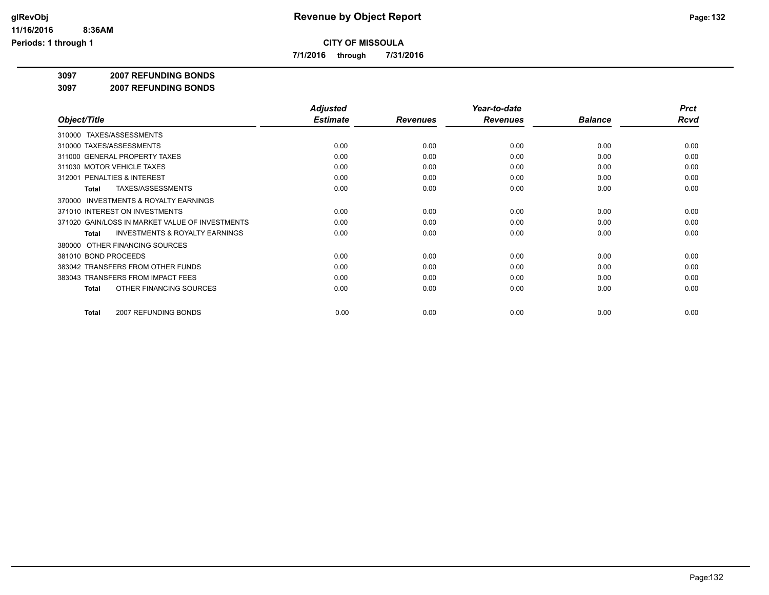# Revenue by Object Report

**CITY OF MISSOULA**

**7/1/2016 through 7/31/2016**

glRevObj
11/16/2016 8:36AM
Periods: 1 through 1

**3097 2007 REFUNDING BONDS**

**3097 2007 REFUNDING BONDS**

| Object/Title | Adjusted Estimate | Revenues | Year-to-date Revenues | Balance | Prct Rcvd |
|---|---|---|---|---|---|
| 310000 TAXES/ASSESSMENTS | | | | | |
| 310000 TAXES/ASSESSMENTS | 0.00 | 0.00 | 0.00 | 0.00 | 0.00 |
| 311000 GENERAL PROPERTY TAXES | 0.00 | 0.00 | 0.00 | 0.00 | 0.00 |
| 311030 MOTOR VEHICLE TAXES | 0.00 | 0.00 | 0.00 | 0.00 | 0.00 |
| 312001 PENALTIES & INTEREST | 0.00 | 0.00 | 0.00 | 0.00 | 0.00 |
| **Total** TAXES/ASSESSMENTS | 0.00 | 0.00 | 0.00 | 0.00 | 0.00 |
| 370000 INVESTMENTS & ROYALTY EARNINGS | | | | | |
| 371010 INTEREST ON INVESTMENTS | 0.00 | 0.00 | 0.00 | 0.00 | 0.00 |
| 371020 GAIN/LOSS IN MARKET VALUE OF INVESTMENTS | 0.00 | 0.00 | 0.00 | 0.00 | 0.00 |
| **Total** INVESTMENTS & ROYALTY EARNINGS | 0.00 | 0.00 | 0.00 | 0.00 | 0.00 |
| 380000 OTHER FINANCING SOURCES | | | | | |
| 381010 BOND PROCEEDS | 0.00 | 0.00 | 0.00 | 0.00 | 0.00 |
| 383042 TRANSFERS FROM OTHER FUNDS | 0.00 | 0.00 | 0.00 | 0.00 | 0.00 |
| 383043 TRANSFERS FROM IMPACT FEES | 0.00 | 0.00 | 0.00 | 0.00 | 0.00 |
| **Total** OTHER FINANCING SOURCES | 0.00 | 0.00 | 0.00 | 0.00 | 0.00 |
| **Total** 2007 REFUNDING BONDS | 0.00 | 0.00 | 0.00 | 0.00 | 0.00 |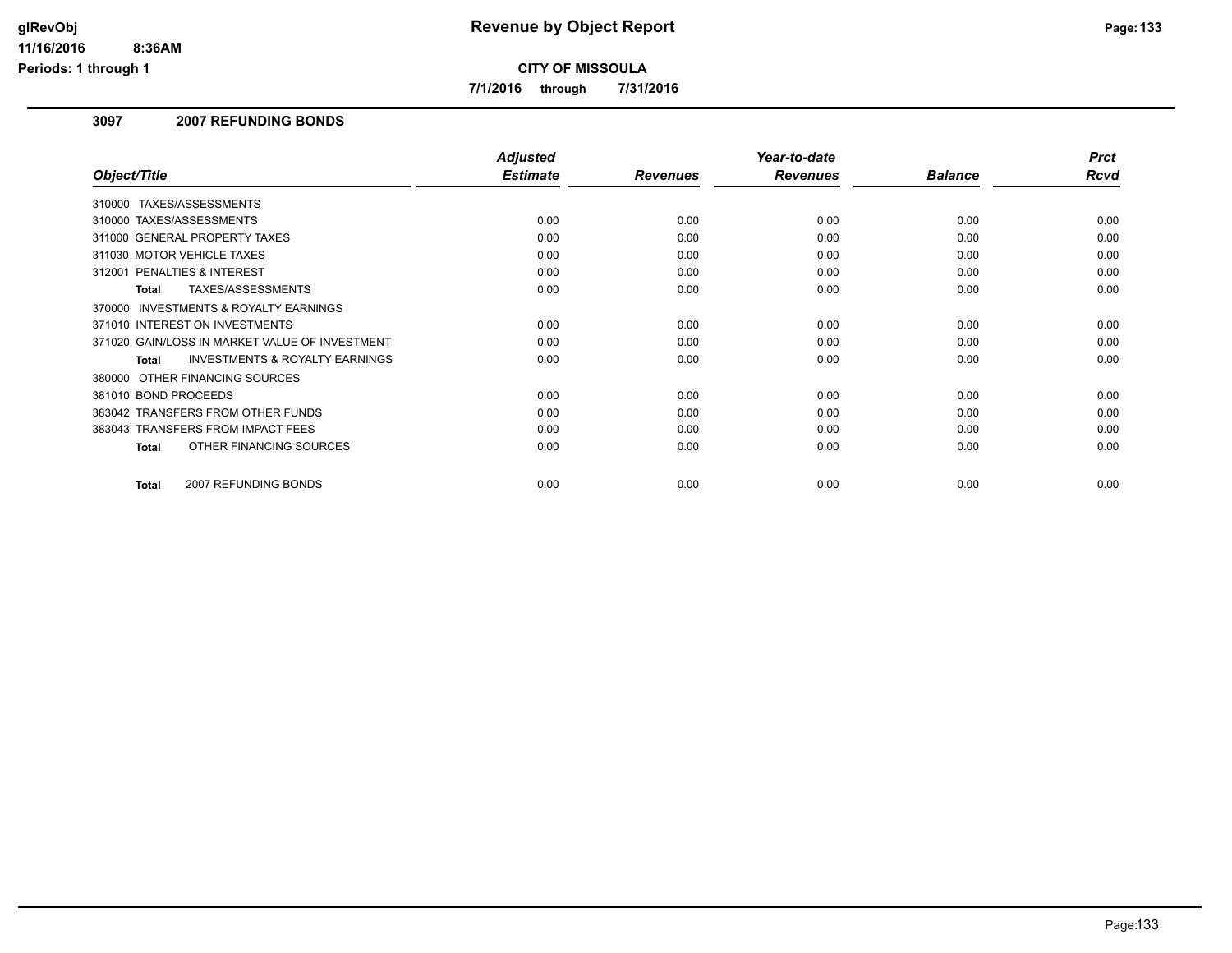# Revenue by Object Report

**CITY OF MISSOULA**

**7/1/2016 through 7/31/2016**

### 3097 2007 REFUNDING BONDS

| Object/Title | Adjusted Estimate | Revenues | Year-to-date Revenues | Balance | Prct Rcvd |
|---|---|---|---|---|---|
| 310000 TAXES/ASSESSMENTS | | | | | |
| 310000 TAXES/ASSESSMENTS | 0.00 | 0.00 | 0.00 | 0.00 | 0.00 |
| 311000 GENERAL PROPERTY TAXES | 0.00 | 0.00 | 0.00 | 0.00 | 0.00 |
| 311030 MOTOR VEHICLE TAXES | 0.00 | 0.00 | 0.00 | 0.00 | 0.00 |
| 312001 PENALTIES & INTEREST | 0.00 | 0.00 | 0.00 | 0.00 | 0.00 |
| **Total** TAXES/ASSESSMENTS | 0.00 | 0.00 | 0.00 | 0.00 | 0.00 |
| 370000 INVESTMENTS & ROYALTY EARNINGS | | | | | |
| 371010 INTEREST ON INVESTMENTS | 0.00 | 0.00 | 0.00 | 0.00 | 0.00 |
| 371020 GAIN/LOSS IN MARKET VALUE OF INVESTMENT | 0.00 | 0.00 | 0.00 | 0.00 | 0.00 |
| **Total** INVESTMENTS & ROYALTY EARNINGS | 0.00 | 0.00 | 0.00 | 0.00 | 0.00 |
| 380000 OTHER FINANCING SOURCES | | | | | |
| 381010 BOND PROCEEDS | 0.00 | 0.00 | 0.00 | 0.00 | 0.00 |
| 383042 TRANSFERS FROM OTHER FUNDS | 0.00 | 0.00 | 0.00 | 0.00 | 0.00 |
| 383043 TRANSFERS FROM IMPACT FEES | 0.00 | 0.00 | 0.00 | 0.00 | 0.00 |
| **Total** OTHER FINANCING SOURCES | 0.00 | 0.00 | 0.00 | 0.00 | 0.00 |
| **Total** 2007 REFUNDING BONDS | 0.00 | 0.00 | 0.00 | 0.00 | 0.00 |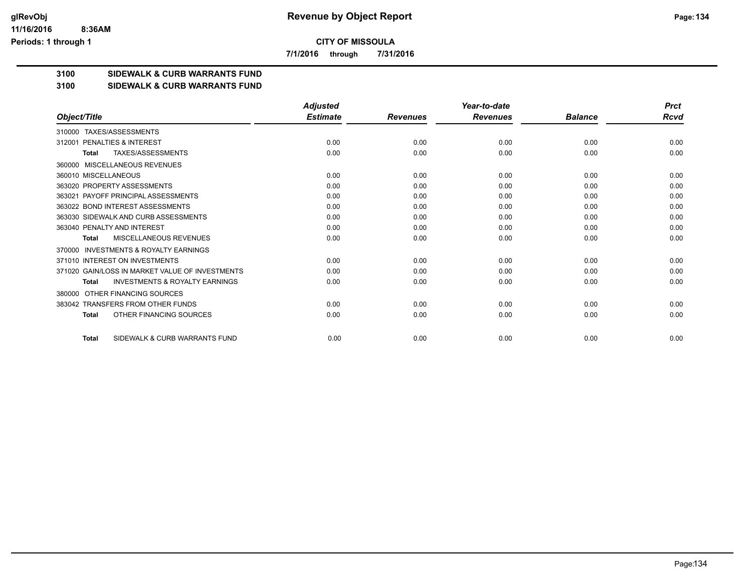**CITY OF MISSOULA**

**7/1/2016 through 7/31/2016**

## 3100 SIDEWALK & CURB WARRANTS FUND

## 3100 SIDEWALK & CURB WARRANTS FUND

| Object/Title | Adjusted Estimate | Revenues | Year-to-date Revenues | Balance | Prct Rcvd |
|---|---|---|---|---|---|
| 310000 TAXES/ASSESSMENTS | | | | | |
| 312001 PENALTIES & INTEREST | 0.00 | 0.00 | 0.00 | 0.00 | 0.00 |
| **Total** TAXES/ASSESSMENTS | 0.00 | 0.00 | 0.00 | 0.00 | 0.00 |
| 360000 MISCELLANEOUS REVENUES | | | | | |
| 360010 MISCELLANEOUS | 0.00 | 0.00 | 0.00 | 0.00 | 0.00 |
| 363020 PROPERTY ASSESSMENTS | 0.00 | 0.00 | 0.00 | 0.00 | 0.00 |
| 363021 PAYOFF PRINCIPAL ASSESSMENTS | 0.00 | 0.00 | 0.00 | 0.00 | 0.00 |
| 363022 BOND INTEREST ASSESSMENTS | 0.00 | 0.00 | 0.00 | 0.00 | 0.00 |
| 363030 SIDEWALK AND CURB ASSESSMENTS | 0.00 | 0.00 | 0.00 | 0.00 | 0.00 |
| 363040 PENALTY AND INTEREST | 0.00 | 0.00 | 0.00 | 0.00 | 0.00 |
| **Total** MISCELLANEOUS REVENUES | 0.00 | 0.00 | 0.00 | 0.00 | 0.00 |
| 370000 INVESTMENTS & ROYALTY EARNINGS | | | | | |
| 371010 INTEREST ON INVESTMENTS | 0.00 | 0.00 | 0.00 | 0.00 | 0.00 |
| 371020 GAIN/LOSS IN MARKET VALUE OF INVESTMENTS | 0.00 | 0.00 | 0.00 | 0.00 | 0.00 |
| **Total** INVESTMENTS & ROYALTY EARNINGS | 0.00 | 0.00 | 0.00 | 0.00 | 0.00 |
| 380000 OTHER FINANCING SOURCES | | | | | |
| 383042 TRANSFERS FROM OTHER FUNDS | 0.00 | 0.00 | 0.00 | 0.00 | 0.00 |
| **Total** OTHER FINANCING SOURCES | 0.00 | 0.00 | 0.00 | 0.00 | 0.00 |
| **Total** SIDEWALK & CURB WARRANTS FUND | 0.00 | 0.00 | 0.00 | 0.00 | 0.00 |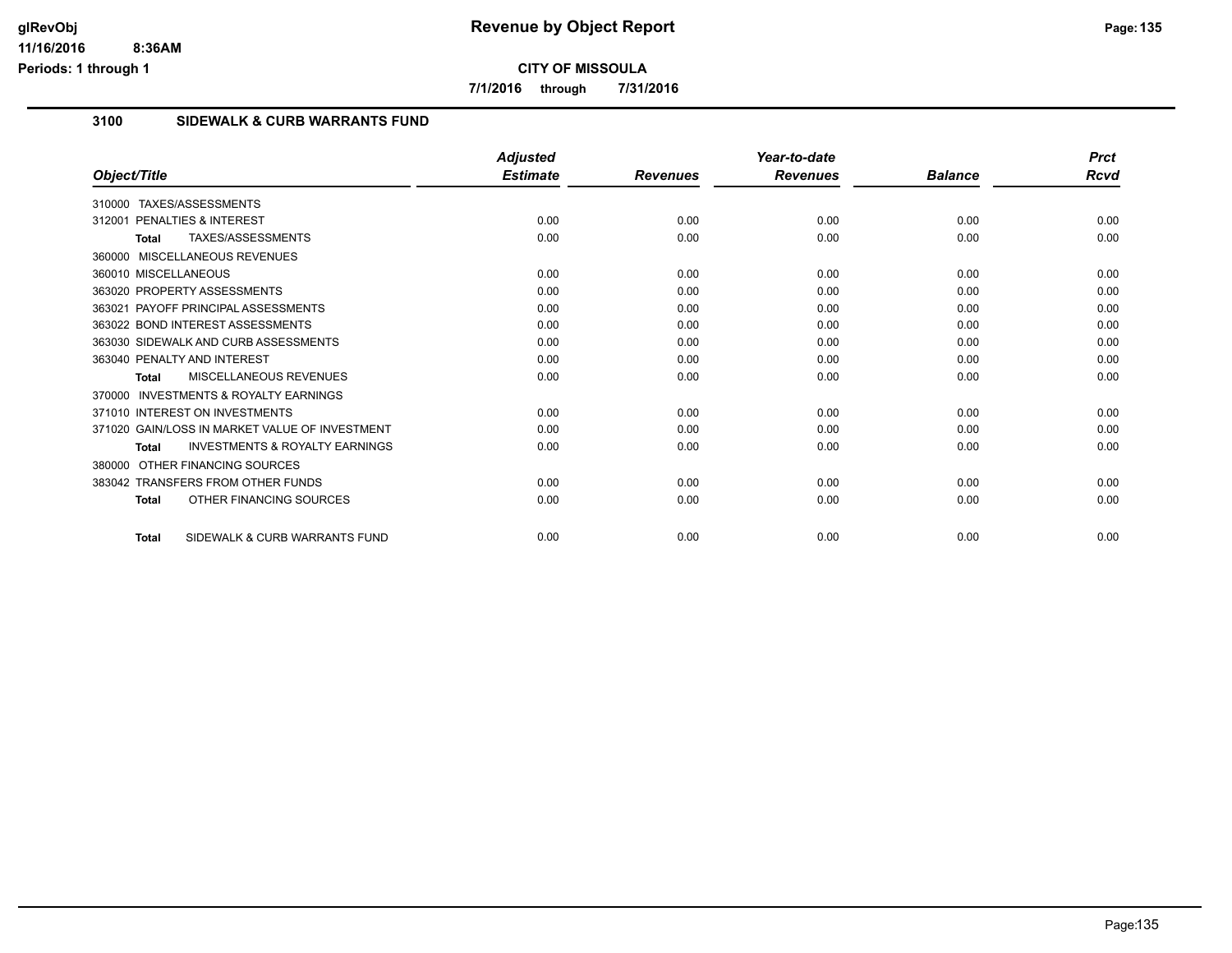# Revenue by Object Report

**CITY OF MISSOULA**

**7/1/2016 through 7/31/2016**

## 3100 SIDEWALK & CURB WARRANTS FUND

| Object/Title | Adjusted Estimate | Revenues | Year-to-date Revenues | Balance | Prct Rcvd |
|---|---|---|---|---|---|
| 310000 TAXES/ASSESSMENTS | | | | | |
| 312001 PENALTIES & INTEREST | 0.00 | 0.00 | 0.00 | 0.00 | 0.00 |
| **Total** TAXES/ASSESSMENTS | 0.00 | 0.00 | 0.00 | 0.00 | 0.00 |
| 360000 MISCELLANEOUS REVENUES | | | | | |
| 360010 MISCELLANEOUS | 0.00 | 0.00 | 0.00 | 0.00 | 0.00 |
| 363020 PROPERTY ASSESSMENTS | 0.00 | 0.00 | 0.00 | 0.00 | 0.00 |
| 363021 PAYOFF PRINCIPAL ASSESSMENTS | 0.00 | 0.00 | 0.00 | 0.00 | 0.00 |
| 363022 BOND INTEREST ASSESSMENTS | 0.00 | 0.00 | 0.00 | 0.00 | 0.00 |
| 363030 SIDEWALK AND CURB ASSESSMENTS | 0.00 | 0.00 | 0.00 | 0.00 | 0.00 |
| 363040 PENALTY AND INTEREST | 0.00 | 0.00 | 0.00 | 0.00 | 0.00 |
| **Total** MISCELLANEOUS REVENUES | 0.00 | 0.00 | 0.00 | 0.00 | 0.00 |
| 370000 INVESTMENTS & ROYALTY EARNINGS | | | | | |
| 371010 INTEREST ON INVESTMENTS | 0.00 | 0.00 | 0.00 | 0.00 | 0.00 |
| 371020 GAIN/LOSS IN MARKET VALUE OF INVESTMENT | 0.00 | 0.00 | 0.00 | 0.00 | 0.00 |
| **Total** INVESTMENTS & ROYALTY EARNINGS | 0.00 | 0.00 | 0.00 | 0.00 | 0.00 |
| 380000 OTHER FINANCING SOURCES | | | | | |
| 383042 TRANSFERS FROM OTHER FUNDS | 0.00 | 0.00 | 0.00 | 0.00 | 0.00 |
| **Total** OTHER FINANCING SOURCES | 0.00 | 0.00 | 0.00 | 0.00 | 0.00 |
| **Total** SIDEWALK & CURB WARRANTS FUND | 0.00 | 0.00 | 0.00 | 0.00 | 0.00 |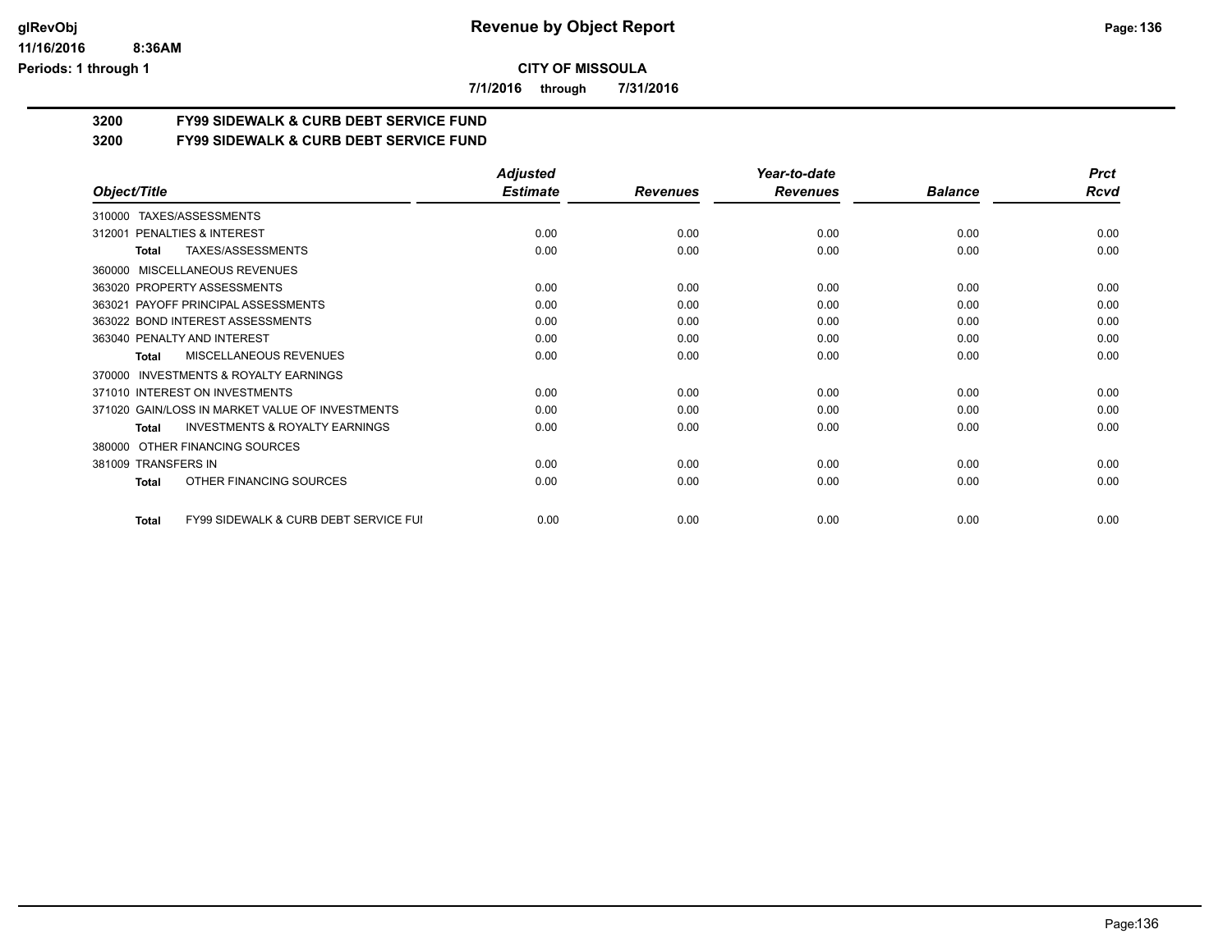**CITY OF MISSOULA**

**7/1/2016 through 7/31/2016**

## 3200 FY99 SIDEWALK & CURB DEBT SERVICE FUND

## 3200 FY99 SIDEWALK & CURB DEBT SERVICE FUND

| Object/Title | Adjusted Estimate | Revenues | Year-to-date Revenues | Balance | Prct Rcvd |
|---|---|---|---|---|---|
| 310000 TAXES/ASSESSMENTS | | | | | |
| 312001 PENALTIES & INTEREST | 0.00 | 0.00 | 0.00 | 0.00 | 0.00 |
| **Total** TAXES/ASSESSMENTS | 0.00 | 0.00 | 0.00 | 0.00 | 0.00 |
| 360000 MISCELLANEOUS REVENUES | | | | | |
| 363020 PROPERTY ASSESSMENTS | 0.00 | 0.00 | 0.00 | 0.00 | 0.00 |
| 363021 PAYOFF PRINCIPAL ASSESSMENTS | 0.00 | 0.00 | 0.00 | 0.00 | 0.00 |
| 363022 BOND INTEREST ASSESSMENTS | 0.00 | 0.00 | 0.00 | 0.00 | 0.00 |
| 363040 PENALTY AND INTEREST | 0.00 | 0.00 | 0.00 | 0.00 | 0.00 |
| **Total** MISCELLANEOUS REVENUES | 0.00 | 0.00 | 0.00 | 0.00 | 0.00 |
| 370000 INVESTMENTS & ROYALTY EARNINGS | | | | | |
| 371010 INTEREST ON INVESTMENTS | 0.00 | 0.00 | 0.00 | 0.00 | 0.00 |
| 371020 GAIN/LOSS IN MARKET VALUE OF INVESTMENTS | 0.00 | 0.00 | 0.00 | 0.00 | 0.00 |
| **Total** INVESTMENTS & ROYALTY EARNINGS | 0.00 | 0.00 | 0.00 | 0.00 | 0.00 |
| 380000 OTHER FINANCING SOURCES | | | | | |
| 381009 TRANSFERS IN | 0.00 | 0.00 | 0.00 | 0.00 | 0.00 |
| **Total** OTHER FINANCING SOURCES | 0.00 | 0.00 | 0.00 | 0.00 | 0.00 |
| **Total** FY99 SIDEWALK & CURB DEBT SERVICE FUI | 0.00 | 0.00 | 0.00 | 0.00 | 0.00 |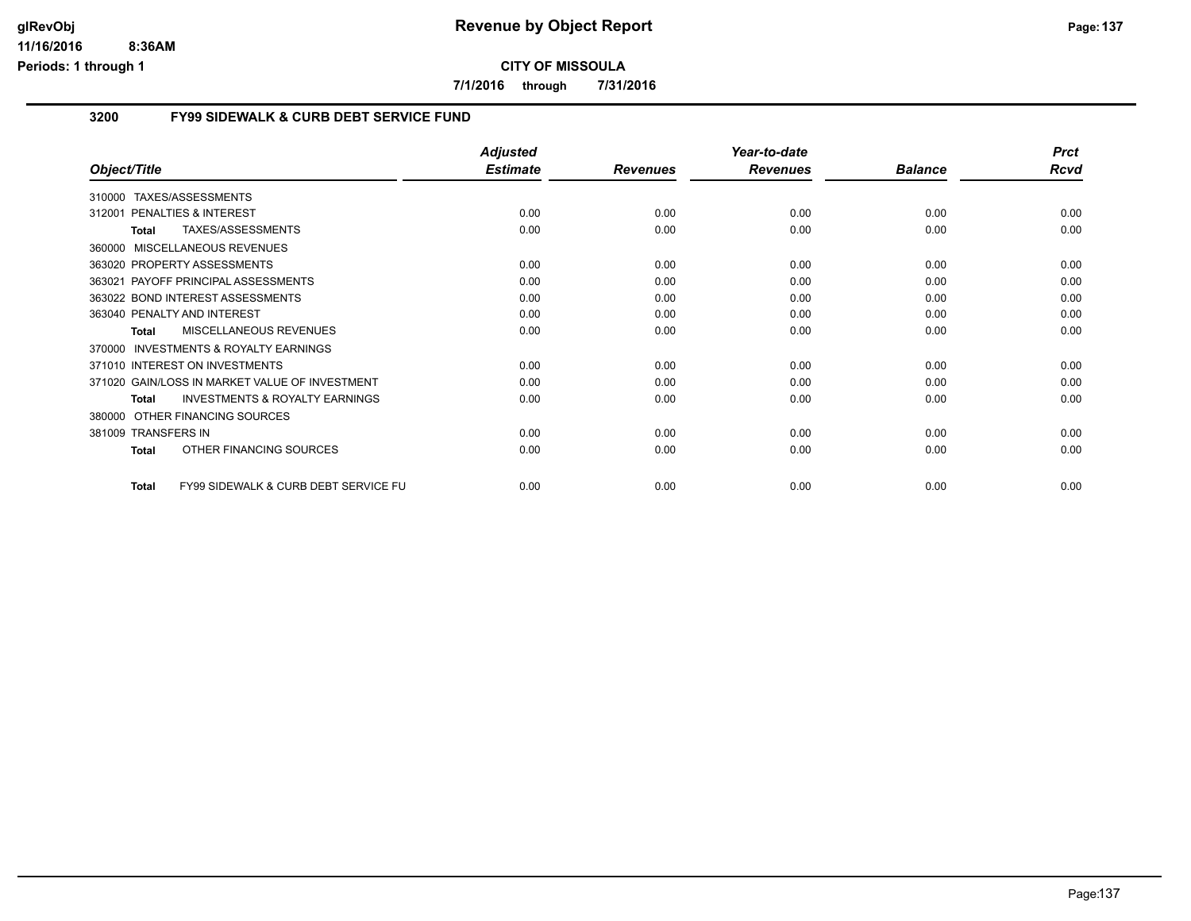# Revenue by Object Report

**CITY OF MISSOULA**

**7/1/2016 through 7/31/2016**

## 3200 FY99 SIDEWALK & CURB DEBT SERVICE FUND

| Object/Title | Adjusted Estimate | Revenues | Year-to-date Revenues | Balance | Prct Rcvd |
|---|---|---|---|---|---|
| 310000 TAXES/ASSESSMENTS | | | | | |
| 312001 PENALTIES & INTEREST | 0.00 | 0.00 | 0.00 | 0.00 | 0.00 |
| **Total** TAXES/ASSESSMENTS | 0.00 | 0.00 | 0.00 | 0.00 | 0.00 |
| 360000 MISCELLANEOUS REVENUES | | | | | |
| 363020 PROPERTY ASSESSMENTS | 0.00 | 0.00 | 0.00 | 0.00 | 0.00 |
| 363021 PAYOFF PRINCIPAL ASSESSMENTS | 0.00 | 0.00 | 0.00 | 0.00 | 0.00 |
| 363022 BOND INTEREST ASSESSMENTS | 0.00 | 0.00 | 0.00 | 0.00 | 0.00 |
| 363040 PENALTY AND INTEREST | 0.00 | 0.00 | 0.00 | 0.00 | 0.00 |
| **Total** MISCELLANEOUS REVENUES | 0.00 | 0.00 | 0.00 | 0.00 | 0.00 |
| 370000 INVESTMENTS & ROYALTY EARNINGS | | | | | |
| 371010 INTEREST ON INVESTMENTS | 0.00 | 0.00 | 0.00 | 0.00 | 0.00 |
| 371020 GAIN/LOSS IN MARKET VALUE OF INVESTMENT | 0.00 | 0.00 | 0.00 | 0.00 | 0.00 |
| **Total** INVESTMENTS & ROYALTY EARNINGS | 0.00 | 0.00 | 0.00 | 0.00 | 0.00 |
| 380000 OTHER FINANCING SOURCES | | | | | |
| 381009 TRANSFERS IN | 0.00 | 0.00 | 0.00 | 0.00 | 0.00 |
| **Total** OTHER FINANCING SOURCES | 0.00 | 0.00 | 0.00 | 0.00 | 0.00 |
| **Total** FY99 SIDEWALK & CURB DEBT SERVICE FU | 0.00 | 0.00 | 0.00 | 0.00 | 0.00 |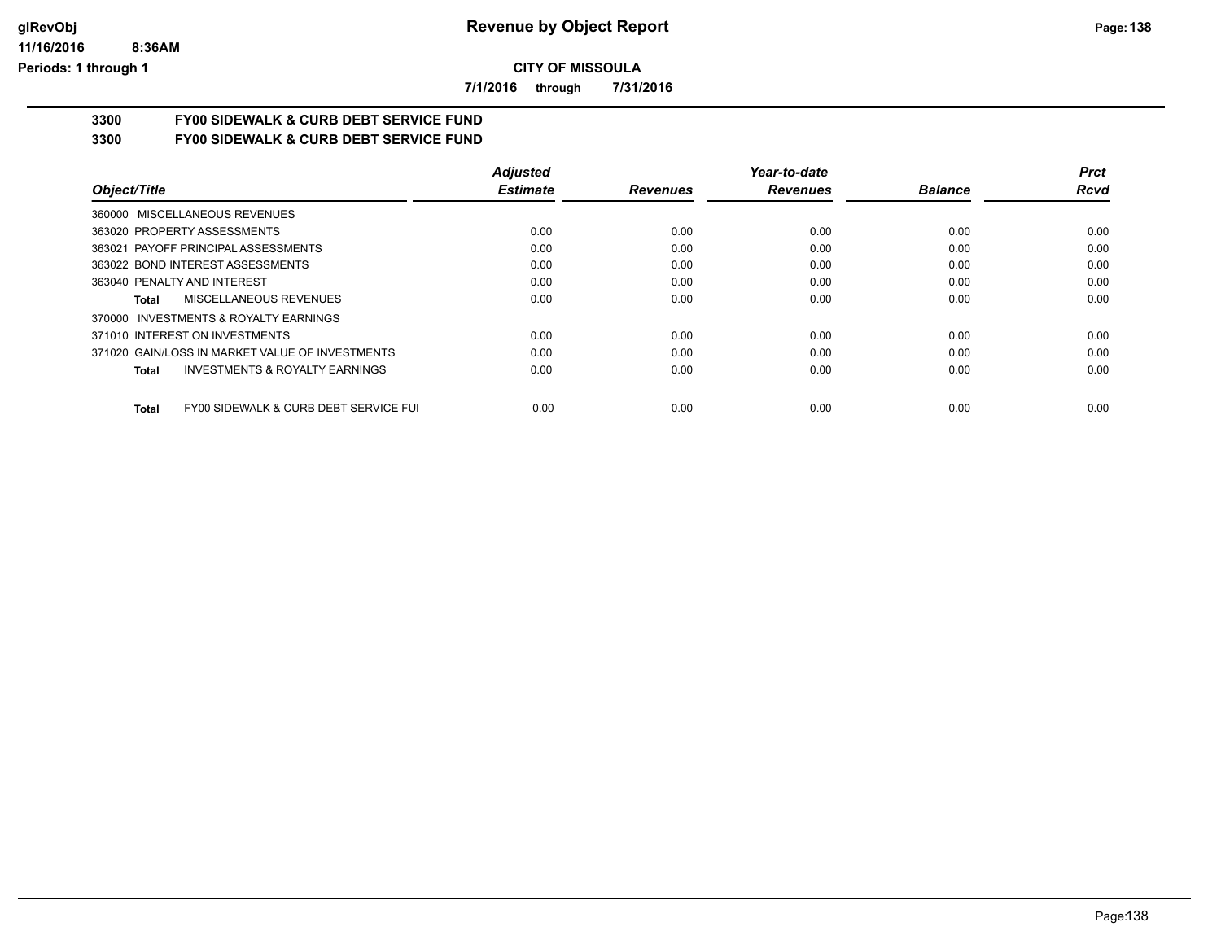# Revenue by Object Report

glRevObj
11/16/2016 8:36AM
Periods: 1 through 1

**CITY OF MISSOULA**

**7/1/2016 through 7/31/2016**

## 3300 FY00 SIDEWALK & CURB DEBT SERVICE FUND
## 3300 FY00 SIDEWALK & CURB DEBT SERVICE FUND

| Object/Title | Adjusted Estimate | Revenues | Year-to-date Revenues | Balance | Prct Rcvd |
|---|---|---|---|---|---|
| 360000 MISCELLANEOUS REVENUES | | | | | |
| 363020 PROPERTY ASSESSMENTS | 0.00 | 0.00 | 0.00 | 0.00 | 0.00 |
| 363021 PAYOFF PRINCIPAL ASSESSMENTS | 0.00 | 0.00 | 0.00 | 0.00 | 0.00 |
| 363022 BOND INTEREST ASSESSMENTS | 0.00 | 0.00 | 0.00 | 0.00 | 0.00 |
| 363040 PENALTY AND INTEREST | 0.00 | 0.00 | 0.00 | 0.00 | 0.00 |
| **Total** MISCELLANEOUS REVENUES | 0.00 | 0.00 | 0.00 | 0.00 | 0.00 |
| 370000 INVESTMENTS & ROYALTY EARNINGS | | | | | |
| 371010 INTEREST ON INVESTMENTS | 0.00 | 0.00 | 0.00 | 0.00 | 0.00 |
| 371020 GAIN/LOSS IN MARKET VALUE OF INVESTMENTS | 0.00 | 0.00 | 0.00 | 0.00 | 0.00 |
| **Total** INVESTMENTS & ROYALTY EARNINGS | 0.00 | 0.00 | 0.00 | 0.00 | 0.00 |
| **Total** FY00 SIDEWALK & CURB DEBT SERVICE FUI | 0.00 | 0.00 | 0.00 | 0.00 | 0.00 |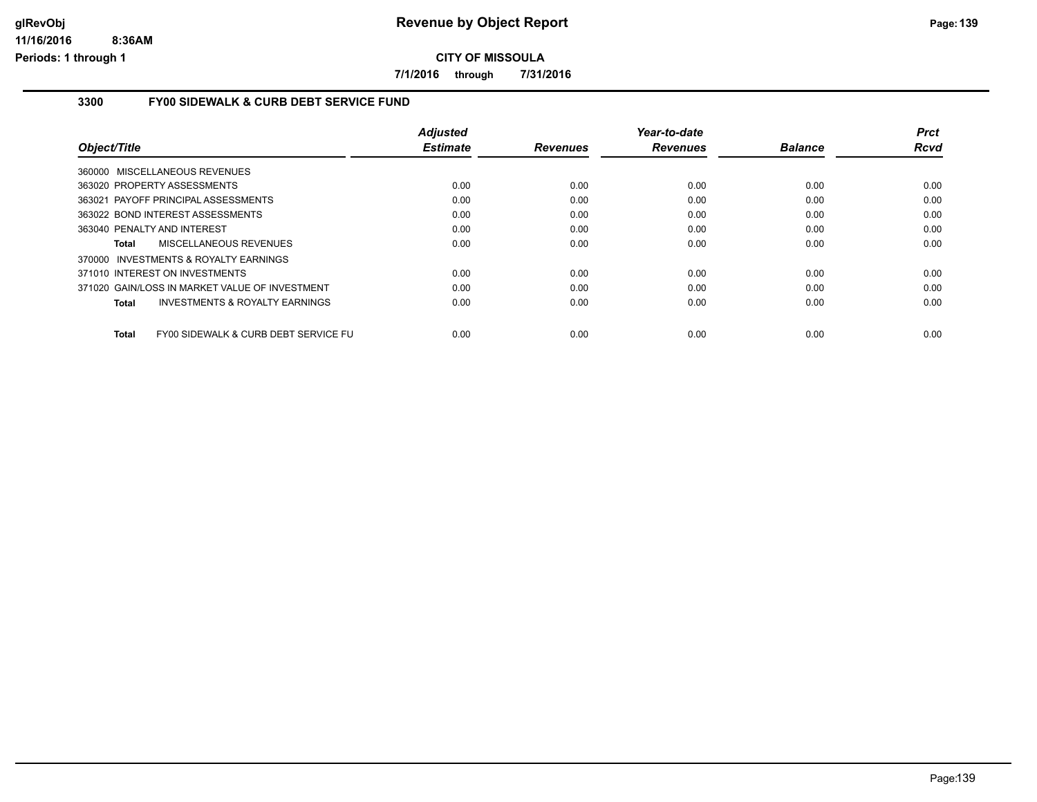# CITY OF MISSOULA

**7/1/2016 through 7/31/2016**

## 3300 FY00 SIDEWALK & CURB DEBT SERVICE FUND

| Object/Title | Adjusted Estimate | Revenues | Year-to-date Revenues | Balance | Prct Rcvd |
|---|---|---|---|---|---|
| 360000 MISCELLANEOUS REVENUES | | | | | |
| 363020 PROPERTY ASSESSMENTS | 0.00 | 0.00 | 0.00 | 0.00 | 0.00 |
| 363021 PAYOFF PRINCIPAL ASSESSMENTS | 0.00 | 0.00 | 0.00 | 0.00 | 0.00 |
| 363022 BOND INTEREST ASSESSMENTS | 0.00 | 0.00 | 0.00 | 0.00 | 0.00 |
| 363040 PENALTY AND INTEREST | 0.00 | 0.00 | 0.00 | 0.00 | 0.00 |
| **Total** MISCELLANEOUS REVENUES | 0.00 | 0.00 | 0.00 | 0.00 | 0.00 |
| 370000 INVESTMENTS & ROYALTY EARNINGS | | | | | |
| 371010 INTEREST ON INVESTMENTS | 0.00 | 0.00 | 0.00 | 0.00 | 0.00 |
| 371020 GAIN/LOSS IN MARKET VALUE OF INVESTMENT | 0.00 | 0.00 | 0.00 | 0.00 | 0.00 |
| **Total** INVESTMENTS & ROYALTY EARNINGS | 0.00 | 0.00 | 0.00 | 0.00 | 0.00 |
| **Total** FY00 SIDEWALK & CURB DEBT SERVICE FU | 0.00 | 0.00 | 0.00 | 0.00 | 0.00 |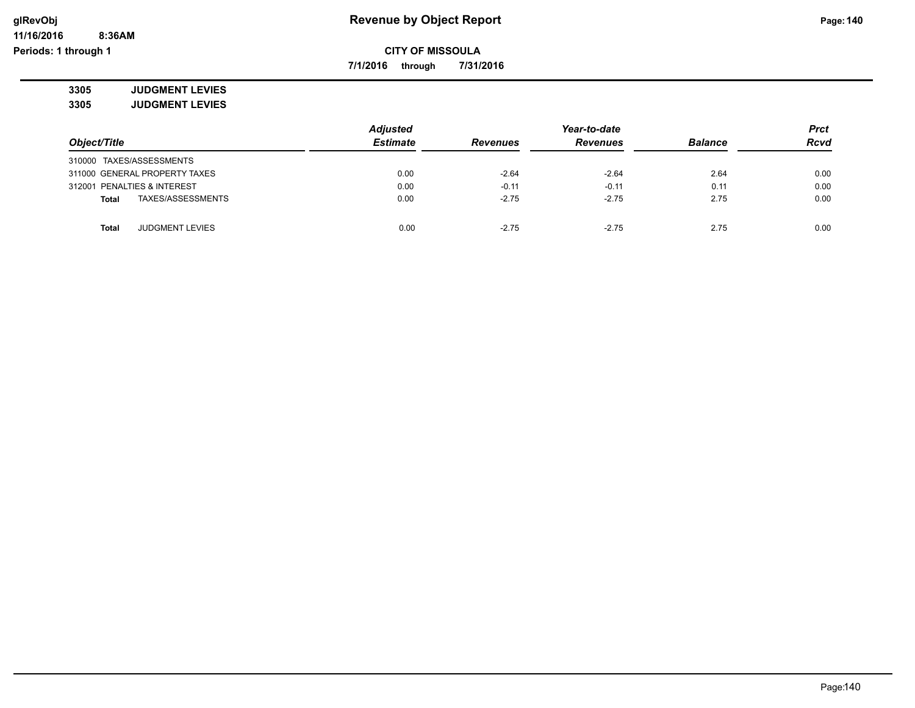# Revenue by Object Report

**CITY OF MISSOULA**

**7/1/2016 through 7/31/2016**

glRevObj
11/16/2016 8:36AM
Periods: 1 through 1

**3305 JUDGMENT LEVIES**
**3305 JUDGMENT LEVIES**

| Object/Title | Adjusted Estimate | Revenues | Year-to-date Revenues | Balance | Prct Rcvd |
|---|---|---|---|---|---|
| 310000 TAXES/ASSESSMENTS | | | | | |
| 311000 GENERAL PROPERTY TAXES | 0.00 | -2.64 | -2.64 | 2.64 | 0.00 |
| 312001 PENALTIES & INTEREST | 0.00 | -0.11 | -0.11 | 0.11 | 0.00 |
| **Total** TAXES/ASSESSMENTS | 0.00 | -2.75 | -2.75 | 2.75 | 0.00 |
| **Total** JUDGMENT LEVIES | 0.00 | -2.75 | -2.75 | 2.75 | 0.00 |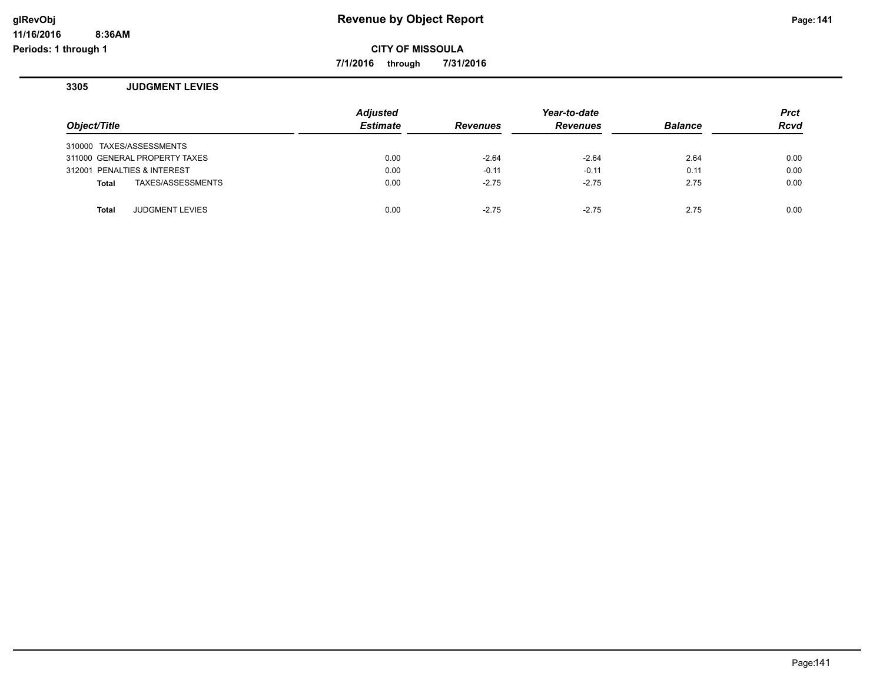glRevObj
11/16/2016 8:36AM
Periods: 1 through 1

# Revenue by Object Report

**CITY OF MISSOULA**

**7/1/2016 through 7/31/2016**

## 3305 JUDGMENT LEVIES

| Object/Title | Adjusted Estimate | Revenues | Year-to-date Revenues | Balance | Prct Rcvd |
|---|---|---|---|---|---|
| 310000 TAXES/ASSESSMENTS | | | | | |
| 311000 GENERAL PROPERTY TAXES | 0.00 | -2.64 | -2.64 | 2.64 | 0.00 |
| 312001 PENALTIES & INTEREST | 0.00 | -0.11 | -0.11 | 0.11 | 0.00 |
| **Total** TAXES/ASSESSMENTS | 0.00 | -2.75 | -2.75 | 2.75 | 0.00 |
| | | | | | |
| **Total** JUDGMENT LEVIES | 0.00 | -2.75 | -2.75 | 2.75 | 0.00 |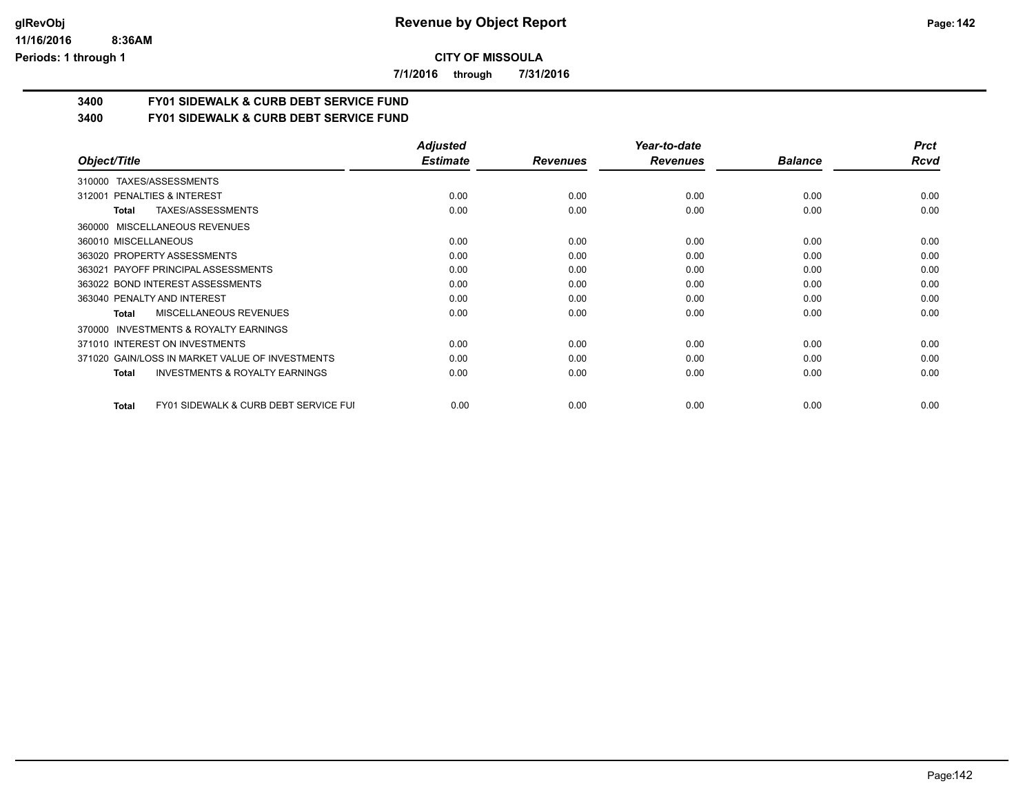**Revenue by Object Report**

**CITY OF MISSOULA**

**7/1/2016 through 7/31/2016**

glRevObj
11/16/2016 8:36AM
Periods: 1 through 1

**3400 FY01 SIDEWALK & CURB DEBT SERVICE FUND**

**3400 FY01 SIDEWALK & CURB DEBT SERVICE FUND**

| Object/Title | Adjusted Estimate | Revenues | Year-to-date Revenues | Balance | Prct Rcvd |
|---|---|---|---|---|---|
| 310000 TAXES/ASSESSMENTS | | | | | |
| 312001 PENALTIES & INTEREST | 0.00 | 0.00 | 0.00 | 0.00 | 0.00 |
| **Total** TAXES/ASSESSMENTS | 0.00 | 0.00 | 0.00 | 0.00 | 0.00 |
| 360000 MISCELLANEOUS REVENUES | | | | | |
| 360010 MISCELLANEOUS | 0.00 | 0.00 | 0.00 | 0.00 | 0.00 |
| 363020 PROPERTY ASSESSMENTS | 0.00 | 0.00 | 0.00 | 0.00 | 0.00 |
| 363021 PAYOFF PRINCIPAL ASSESSMENTS | 0.00 | 0.00 | 0.00 | 0.00 | 0.00 |
| 363022 BOND INTEREST ASSESSMENTS | 0.00 | 0.00 | 0.00 | 0.00 | 0.00 |
| 363040 PENALTY AND INTEREST | 0.00 | 0.00 | 0.00 | 0.00 | 0.00 |
| **Total** MISCELLANEOUS REVENUES | 0.00 | 0.00 | 0.00 | 0.00 | 0.00 |
| 370000 INVESTMENTS & ROYALTY EARNINGS | | | | | |
| 371010 INTEREST ON INVESTMENTS | 0.00 | 0.00 | 0.00 | 0.00 | 0.00 |
| 371020 GAIN/LOSS IN MARKET VALUE OF INVESTMENTS | 0.00 | 0.00 | 0.00 | 0.00 | 0.00 |
| **Total** INVESTMENTS & ROYALTY EARNINGS | 0.00 | 0.00 | 0.00 | 0.00 | 0.00 |
| **Total** FY01 SIDEWALK & CURB DEBT SERVICE FUI | 0.00 | 0.00 | 0.00 | 0.00 | 0.00 |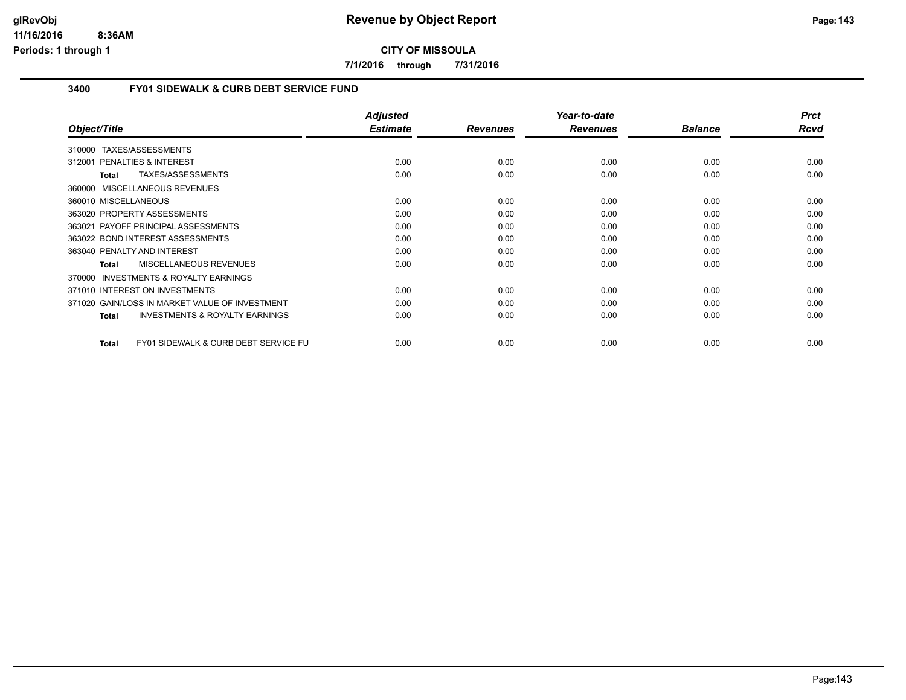# Revenue by Object Report

**CITY OF MISSOULA**

**7/1/2016 through 7/31/2016**

## 3400 FY01 SIDEWALK & CURB DEBT SERVICE FUND

| Object/Title | Adjusted Estimate | Revenues | Year-to-date Revenues | Balance | Prct Rcvd |
|---|---|---|---|---|---|
| 310000 TAXES/ASSESSMENTS | | | | | |
| 312001 PENALTIES & INTEREST | 0.00 | 0.00 | 0.00 | 0.00 | 0.00 |
| **Total** TAXES/ASSESSMENTS | 0.00 | 0.00 | 0.00 | 0.00 | 0.00 |
| 360000 MISCELLANEOUS REVENUES | | | | | |
| 360010 MISCELLANEOUS | 0.00 | 0.00 | 0.00 | 0.00 | 0.00 |
| 363020 PROPERTY ASSESSMENTS | 0.00 | 0.00 | 0.00 | 0.00 | 0.00 |
| 363021 PAYOFF PRINCIPAL ASSESSMENTS | 0.00 | 0.00 | 0.00 | 0.00 | 0.00 |
| 363022 BOND INTEREST ASSESSMENTS | 0.00 | 0.00 | 0.00 | 0.00 | 0.00 |
| 363040 PENALTY AND INTEREST | 0.00 | 0.00 | 0.00 | 0.00 | 0.00 |
| **Total** MISCELLANEOUS REVENUES | 0.00 | 0.00 | 0.00 | 0.00 | 0.00 |
| 370000 INVESTMENTS & ROYALTY EARNINGS | | | | | |
| 371010 INTEREST ON INVESTMENTS | 0.00 | 0.00 | 0.00 | 0.00 | 0.00 |
| 371020 GAIN/LOSS IN MARKET VALUE OF INVESTMENT | 0.00 | 0.00 | 0.00 | 0.00 | 0.00 |
| **Total** INVESTMENTS & ROYALTY EARNINGS | 0.00 | 0.00 | 0.00 | 0.00 | 0.00 |
| **Total** FY01 SIDEWALK & CURB DEBT SERVICE FU | 0.00 | 0.00 | 0.00 | 0.00 | 0.00 |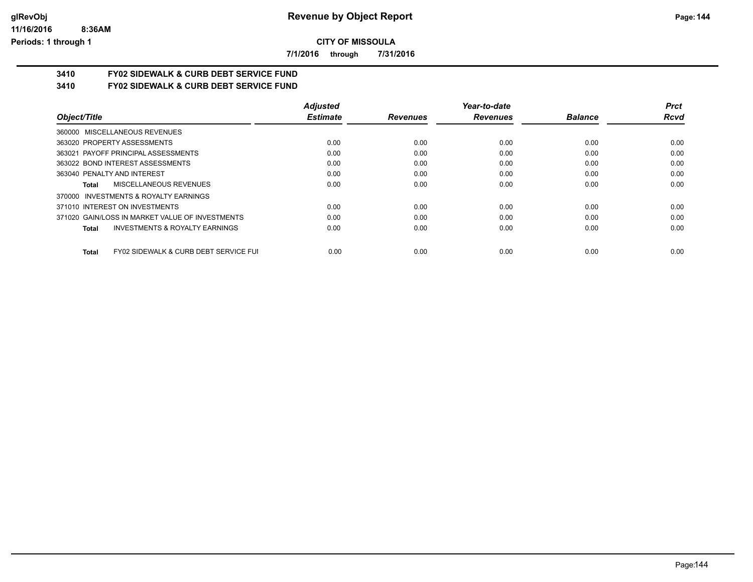# Revenue by Object Report

**CITY OF MISSOULA**

**7/1/2016 through 7/31/2016**

glRevObj
11/16/2016 8:36AM
Periods: 1 through 1

## 3410 FY02 SIDEWALK & CURB DEBT SERVICE FUND
## 3410 FY02 SIDEWALK & CURB DEBT SERVICE FUND

| Object/Title | Adjusted Estimate | Revenues | Year-to-date Revenues | Balance | Prct Rcvd |
|---|---|---|---|---|---|
| 360000 MISCELLANEOUS REVENUES | | | | | |
| 363020 PROPERTY ASSESSMENTS | 0.00 | 0.00 | 0.00 | 0.00 | 0.00 |
| 363021 PAYOFF PRINCIPAL ASSESSMENTS | 0.00 | 0.00 | 0.00 | 0.00 | 0.00 |
| 363022 BOND INTEREST ASSESSMENTS | 0.00 | 0.00 | 0.00 | 0.00 | 0.00 |
| 363040 PENALTY AND INTEREST | 0.00 | 0.00 | 0.00 | 0.00 | 0.00 |
| **Total** MISCELLANEOUS REVENUES | 0.00 | 0.00 | 0.00 | 0.00 | 0.00 |
| 370000 INVESTMENTS & ROYALTY EARNINGS | | | | | |
| 371010 INTEREST ON INVESTMENTS | 0.00 | 0.00 | 0.00 | 0.00 | 0.00 |
| 371020 GAIN/LOSS IN MARKET VALUE OF INVESTMENTS | 0.00 | 0.00 | 0.00 | 0.00 | 0.00 |
| **Total** INVESTMENTS & ROYALTY EARNINGS | 0.00 | 0.00 | 0.00 | 0.00 | 0.00 |
| **Total** FY02 SIDEWALK & CURB DEBT SERVICE FUI | 0.00 | 0.00 | 0.00 | 0.00 | 0.00 |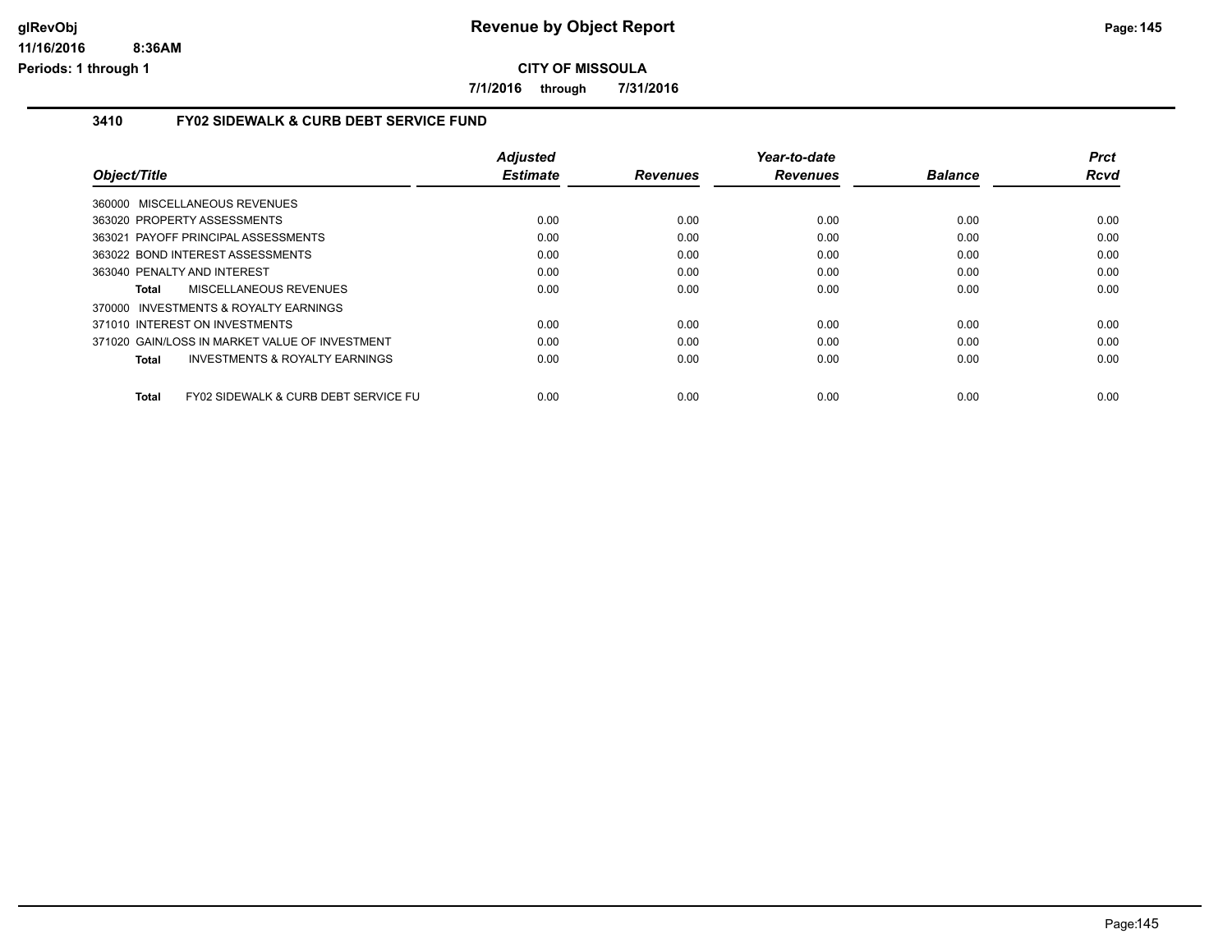# Revenue by Object Report

**CITY OF MISSOULA**

**7/1/2016 through 7/31/2016**

### 3410 FY02 SIDEWALK & CURB DEBT SERVICE FUND

| Object/Title | Adjusted Estimate | Revenues | Year-to-date Revenues | Balance | Prct Rcvd |
|---|---|---|---|---|---|
| 360000 MISCELLANEOUS REVENUES | | | | | |
| 363020 PROPERTY ASSESSMENTS | 0.00 | 0.00 | 0.00 | 0.00 | 0.00 |
| 363021 PAYOFF PRINCIPAL ASSESSMENTS | 0.00 | 0.00 | 0.00 | 0.00 | 0.00 |
| 363022 BOND INTEREST ASSESSMENTS | 0.00 | 0.00 | 0.00 | 0.00 | 0.00 |
| 363040 PENALTY AND INTEREST | 0.00 | 0.00 | 0.00 | 0.00 | 0.00 |
| **Total** MISCELLANEOUS REVENUES | 0.00 | 0.00 | 0.00 | 0.00 | 0.00 |
| 370000 INVESTMENTS & ROYALTY EARNINGS | | | | | |
| 371010 INTEREST ON INVESTMENTS | 0.00 | 0.00 | 0.00 | 0.00 | 0.00 |
| 371020 GAIN/LOSS IN MARKET VALUE OF INVESTMENT | 0.00 | 0.00 | 0.00 | 0.00 | 0.00 |
| **Total** INVESTMENTS & ROYALTY EARNINGS | 0.00 | 0.00 | 0.00 | 0.00 | 0.00 |
| **Total** FY02 SIDEWALK & CURB DEBT SERVICE FU | 0.00 | 0.00 | 0.00 | 0.00 | 0.00 |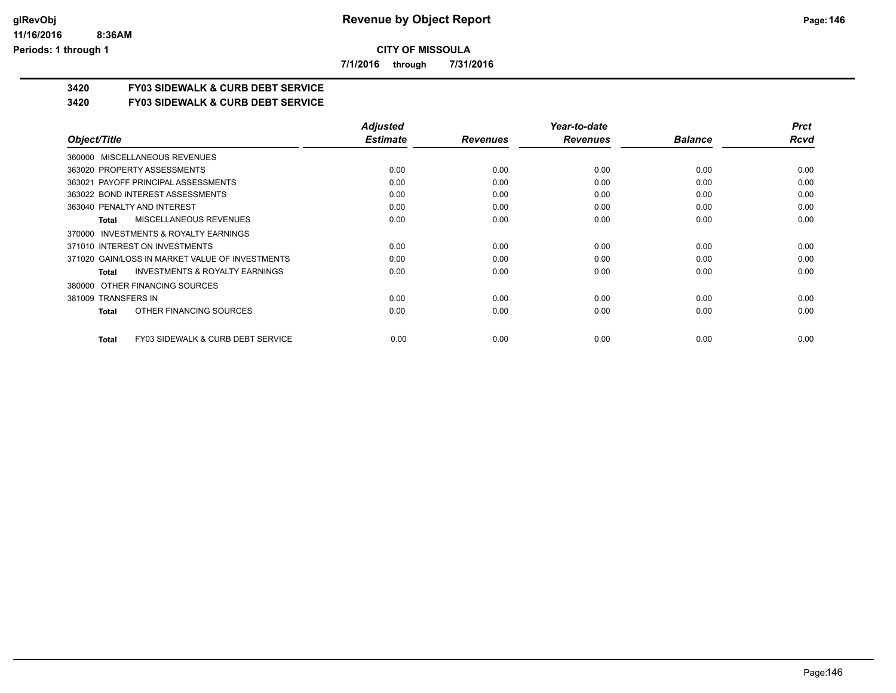# Revenue by Object Report

**CITY OF MISSOULA**

**7/1/2016 through 7/31/2016**

## 3420 FY03 SIDEWALK & CURB DEBT SERVICE

## 3420 FY03 SIDEWALK & CURB DEBT SERVICE

| Object/Title | Adjusted Estimate | Revenues | Year-to-date Revenues | Balance | Prct Rcvd |
|---|---|---|---|---|---|
| 360000 MISCELLANEOUS REVENUES | | | | | |
| 363020 PROPERTY ASSESSMENTS | 0.00 | 0.00 | 0.00 | 0.00 | 0.00 |
| 363021 PAYOFF PRINCIPAL ASSESSMENTS | 0.00 | 0.00 | 0.00 | 0.00 | 0.00 |
| 363022 BOND INTEREST ASSESSMENTS | 0.00 | 0.00 | 0.00 | 0.00 | 0.00 |
| 363040 PENALTY AND INTEREST | 0.00 | 0.00 | 0.00 | 0.00 | 0.00 |
| **Total** MISCELLANEOUS REVENUES | 0.00 | 0.00 | 0.00 | 0.00 | 0.00 |
| 370000 INVESTMENTS & ROYALTY EARNINGS | | | | | |
| 371010 INTEREST ON INVESTMENTS | 0.00 | 0.00 | 0.00 | 0.00 | 0.00 |
| 371020 GAIN/LOSS IN MARKET VALUE OF INVESTMENTS | 0.00 | 0.00 | 0.00 | 0.00 | 0.00 |
| **Total** INVESTMENTS & ROYALTY EARNINGS | 0.00 | 0.00 | 0.00 | 0.00 | 0.00 |
| 380000 OTHER FINANCING SOURCES | | | | | |
| 381009 TRANSFERS IN | 0.00 | 0.00 | 0.00 | 0.00 | 0.00 |
| **Total** OTHER FINANCING SOURCES | 0.00 | 0.00 | 0.00 | 0.00 | 0.00 |
| **Total** FY03 SIDEWALK & CURB DEBT SERVICE | 0.00 | 0.00 | 0.00 | 0.00 | 0.00 |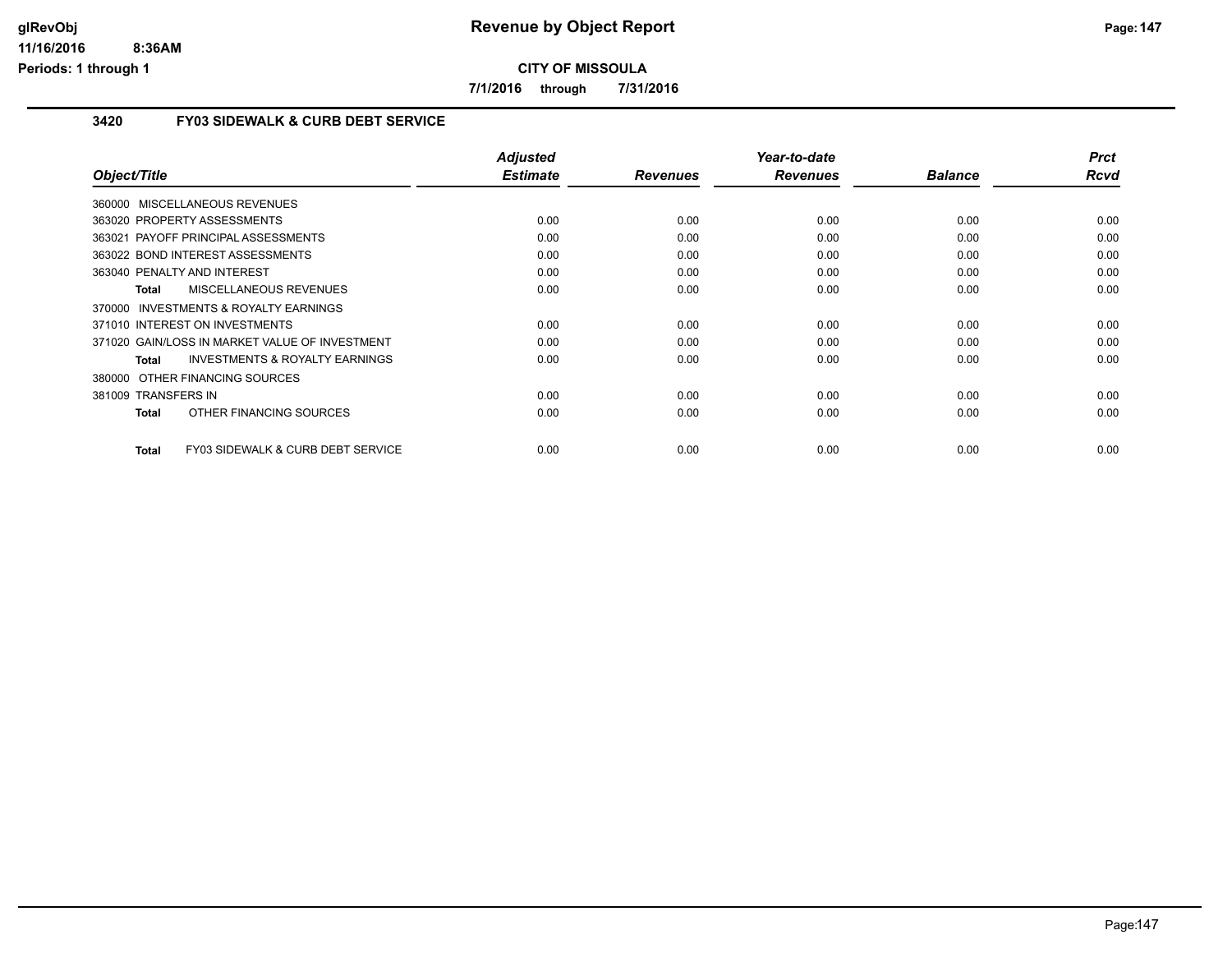# Revenue by Object Report

**CITY OF MISSOULA**

**7/1/2016 through 7/31/2016**

## 3420 FY03 SIDEWALK & CURB DEBT SERVICE

| Object/Title | Adjusted Estimate | Revenues | Year-to-date Revenues | Balance | Prct Rcvd |
|---|---|---|---|---|---|
| 360000 MISCELLANEOUS REVENUES | | | | | |
| 363020 PROPERTY ASSESSMENTS | 0.00 | 0.00 | 0.00 | 0.00 | 0.00 |
| 363021 PAYOFF PRINCIPAL ASSESSMENTS | 0.00 | 0.00 | 0.00 | 0.00 | 0.00 |
| 363022 BOND INTEREST ASSESSMENTS | 0.00 | 0.00 | 0.00 | 0.00 | 0.00 |
| 363040 PENALTY AND INTEREST | 0.00 | 0.00 | 0.00 | 0.00 | 0.00 |
| **Total** MISCELLANEOUS REVENUES | 0.00 | 0.00 | 0.00 | 0.00 | 0.00 |
| 370000 INVESTMENTS & ROYALTY EARNINGS | | | | | |
| 371010 INTEREST ON INVESTMENTS | 0.00 | 0.00 | 0.00 | 0.00 | 0.00 |
| 371020 GAIN/LOSS IN MARKET VALUE OF INVESTMENT | 0.00 | 0.00 | 0.00 | 0.00 | 0.00 |
| **Total** INVESTMENTS & ROYALTY EARNINGS | 0.00 | 0.00 | 0.00 | 0.00 | 0.00 |
| 380000 OTHER FINANCING SOURCES | | | | | |
| 381009 TRANSFERS IN | 0.00 | 0.00 | 0.00 | 0.00 | 0.00 |
| **Total** OTHER FINANCING SOURCES | 0.00 | 0.00 | 0.00 | 0.00 | 0.00 |
| **Total** FY03 SIDEWALK & CURB DEBT SERVICE | 0.00 | 0.00 | 0.00 | 0.00 | 0.00 |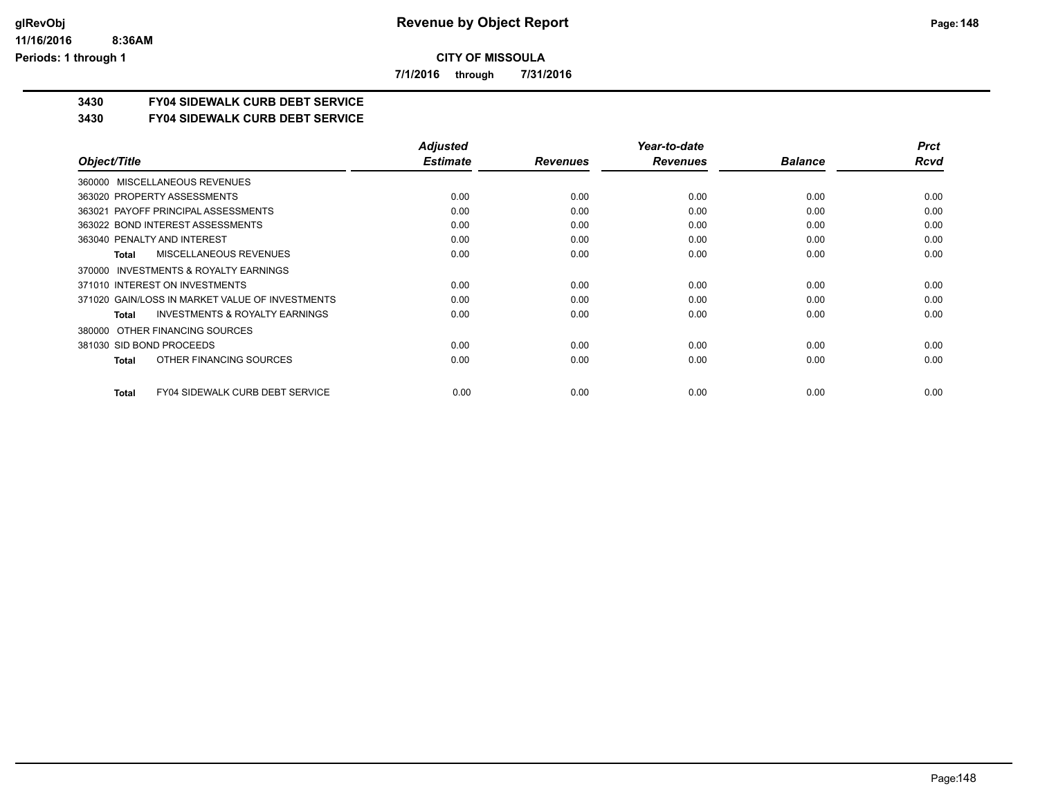**CITY OF MISSOULA**

**7/1/2016 through 7/31/2016**

## 3430 FY04 SIDEWALK CURB DEBT SERVICE

## 3430 FY04 SIDEWALK CURB DEBT SERVICE

| Object/Title | Adjusted Estimate | Revenues | Year-to-date Revenues | Balance | Prct Rcvd |
|---|---|---|---|---|---|
| 360000 MISCELLANEOUS REVENUES | | | | | |
| 363020 PROPERTY ASSESSMENTS | 0.00 | 0.00 | 0.00 | 0.00 | 0.00 |
| 363021 PAYOFF PRINCIPAL ASSESSMENTS | 0.00 | 0.00 | 0.00 | 0.00 | 0.00 |
| 363022 BOND INTEREST ASSESSMENTS | 0.00 | 0.00 | 0.00 | 0.00 | 0.00 |
| 363040 PENALTY AND INTEREST | 0.00 | 0.00 | 0.00 | 0.00 | 0.00 |
| **Total** MISCELLANEOUS REVENUES | 0.00 | 0.00 | 0.00 | 0.00 | 0.00 |
| 370000 INVESTMENTS & ROYALTY EARNINGS | | | | | |
| 371010 INTEREST ON INVESTMENTS | 0.00 | 0.00 | 0.00 | 0.00 | 0.00 |
| 371020 GAIN/LOSS IN MARKET VALUE OF INVESTMENTS | 0.00 | 0.00 | 0.00 | 0.00 | 0.00 |
| **Total** INVESTMENTS & ROYALTY EARNINGS | 0.00 | 0.00 | 0.00 | 0.00 | 0.00 |
| 380000 OTHER FINANCING SOURCES | | | | | |
| 381030 SID BOND PROCEEDS | 0.00 | 0.00 | 0.00 | 0.00 | 0.00 |
| **Total** OTHER FINANCING SOURCES | 0.00 | 0.00 | 0.00 | 0.00 | 0.00 |
| **Total** FY04 SIDEWALK CURB DEBT SERVICE | 0.00 | 0.00 | 0.00 | 0.00 | 0.00 |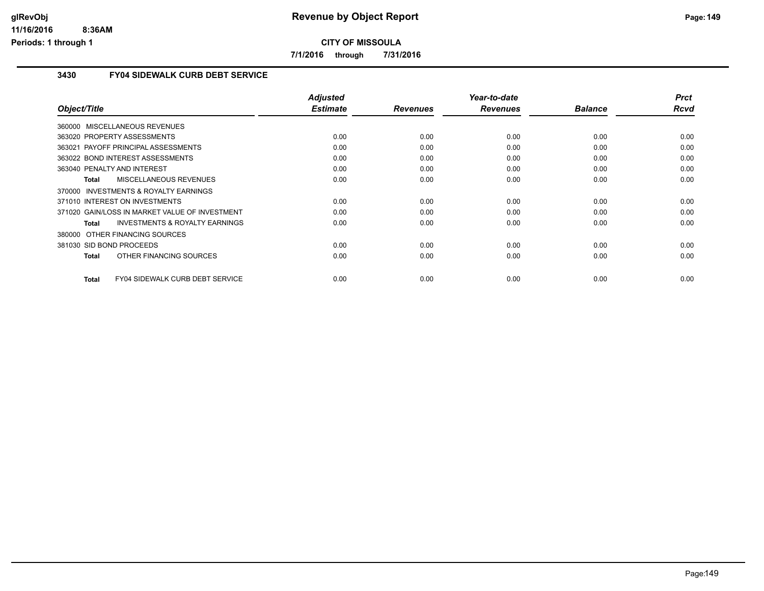# Revenue by Object Report

**CITY OF MISSOULA**

**7/1/2016 through 7/31/2016**

glRevObj
11/16/2016 8:36AM
Periods: 1 through 1

## 3430 FY04 SIDEWALK CURB DEBT SERVICE

| Object/Title | | Adjusted Estimate | Revenues | Year-to-date Revenues | Balance | Prct Rcvd |
|---|---|---|---|---|---|---|
| 360000 MISCELLANEOUS REVENUES | | | | | | |
| 363020 PROPERTY ASSESSMENTS | | 0.00 | 0.00 | 0.00 | 0.00 | 0.00 |
| 363021 PAYOFF PRINCIPAL ASSESSMENTS | | 0.00 | 0.00 | 0.00 | 0.00 | 0.00 |
| 363022 BOND INTEREST ASSESSMENTS | | 0.00 | 0.00 | 0.00 | 0.00 | 0.00 |
| 363040 PENALTY AND INTEREST | | 0.00 | 0.00 | 0.00 | 0.00 | 0.00 |
| **Total** | MISCELLANEOUS REVENUES | 0.00 | 0.00 | 0.00 | 0.00 | 0.00 |
| 370000 INVESTMENTS & ROYALTY EARNINGS | | | | | | |
| 371010 INTEREST ON INVESTMENTS | | 0.00 | 0.00 | 0.00 | 0.00 | 0.00 |
| 371020 GAIN/LOSS IN MARKET VALUE OF INVESTMENT | | 0.00 | 0.00 | 0.00 | 0.00 | 0.00 |
| **Total** | INVESTMENTS & ROYALTY EARNINGS | 0.00 | 0.00 | 0.00 | 0.00 | 0.00 |
| 380000 OTHER FINANCING SOURCES | | | | | | |
| 381030 SID BOND PROCEEDS | | 0.00 | 0.00 | 0.00 | 0.00 | 0.00 |
| **Total** | OTHER FINANCING SOURCES | 0.00 | 0.00 | 0.00 | 0.00 | 0.00 |
| **Total** | FY04 SIDEWALK CURB DEBT SERVICE | 0.00 | 0.00 | 0.00 | 0.00 | 0.00 |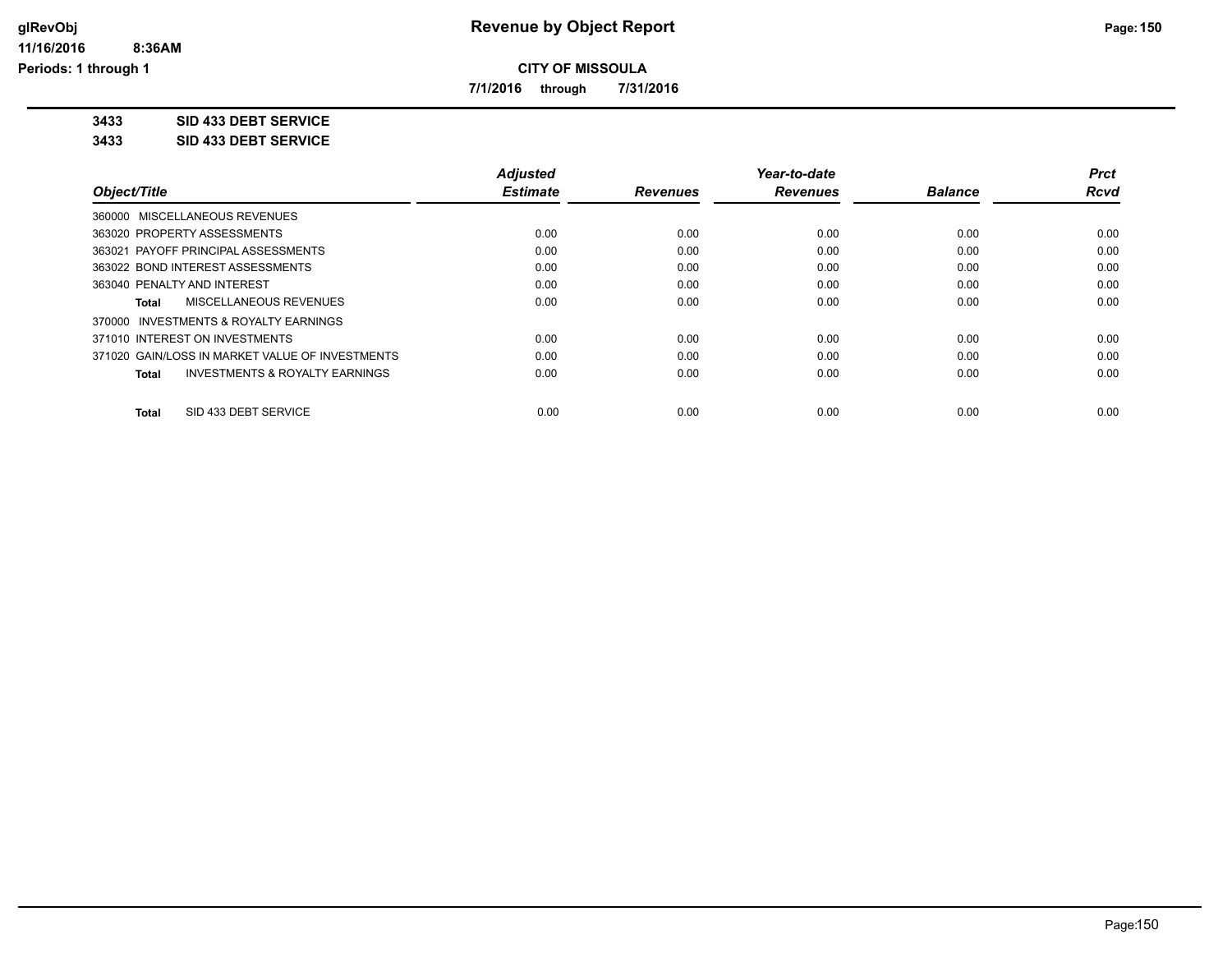**CITY OF MISSOULA**

**7/1/2016 through 7/31/2016**

**3433 SID 433 DEBT SERVICE**

**3433 SID 433 DEBT SERVICE**

| Object/Title | Adjusted Estimate | Revenues | Year-to-date Revenues | Balance | Prct Rcvd |
|---|---|---|---|---|---|
| 360000 MISCELLANEOUS REVENUES | | | | | |
| 363020 PROPERTY ASSESSMENTS | 0.00 | 0.00 | 0.00 | 0.00 | 0.00 |
| 363021 PAYOFF PRINCIPAL ASSESSMENTS | 0.00 | 0.00 | 0.00 | 0.00 | 0.00 |
| 363022 BOND INTEREST ASSESSMENTS | 0.00 | 0.00 | 0.00 | 0.00 | 0.00 |
| 363040 PENALTY AND INTEREST | 0.00 | 0.00 | 0.00 | 0.00 | 0.00 |
| **Total** MISCELLANEOUS REVENUES | 0.00 | 0.00 | 0.00 | 0.00 | 0.00 |
| 370000 INVESTMENTS & ROYALTY EARNINGS | | | | | |
| 371010 INTEREST ON INVESTMENTS | 0.00 | 0.00 | 0.00 | 0.00 | 0.00 |
| 371020 GAIN/LOSS IN MARKET VALUE OF INVESTMENTS | 0.00 | 0.00 | 0.00 | 0.00 | 0.00 |
| **Total** INVESTMENTS & ROYALTY EARNINGS | 0.00 | 0.00 | 0.00 | 0.00 | 0.00 |
| **Total** SID 433 DEBT SERVICE | 0.00 | 0.00 | 0.00 | 0.00 | 0.00 |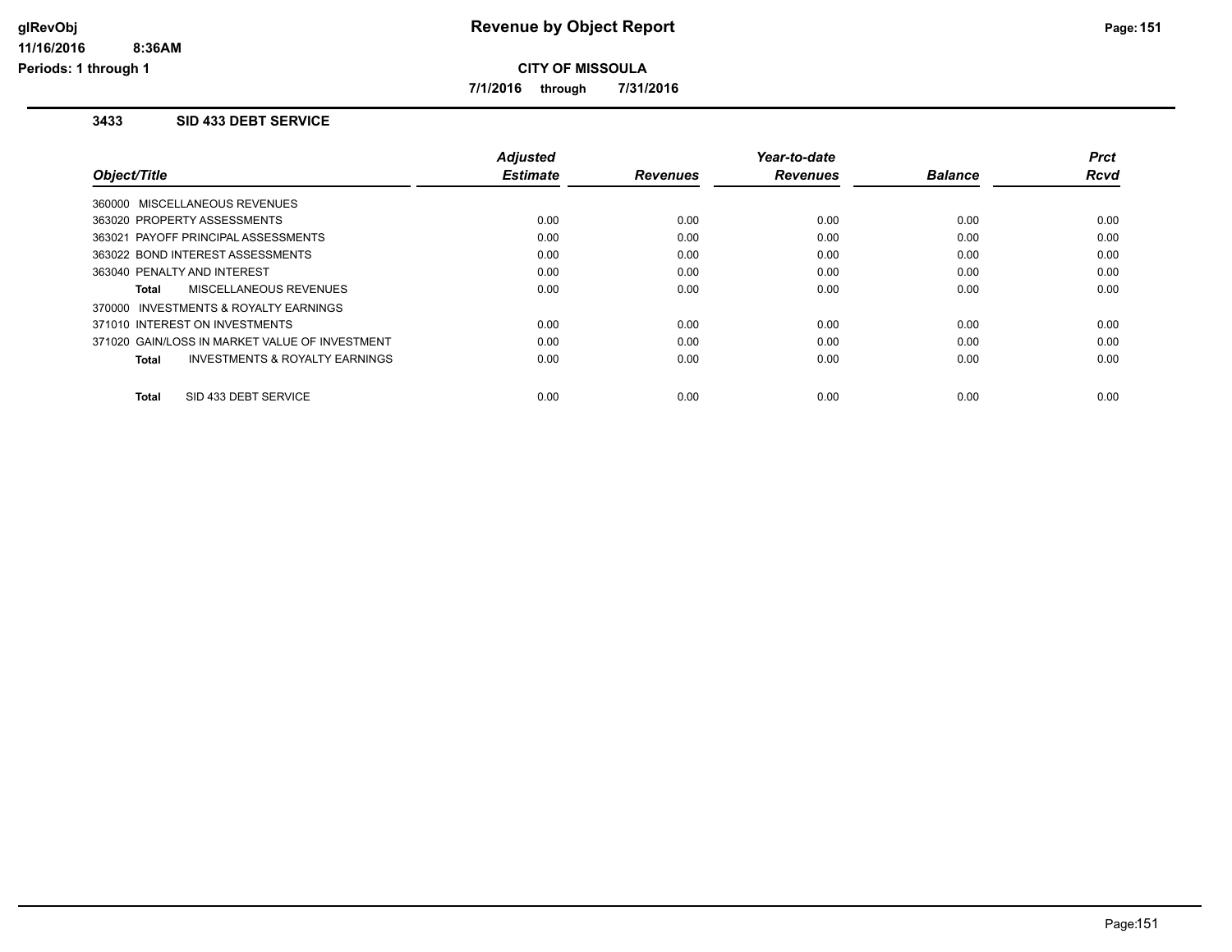# Revenue by Object Report

**CITY OF MISSOULA**

**7/1/2016 through 7/31/2016**

glRevObj
11/16/2016 8:36AM
Periods: 1 through 1

### 3433 SID 433 DEBT SERVICE

| Object/Title | Adjusted Estimate | Revenues | Year-to-date Revenues | Balance | Prct Rcvd |
|---|---|---|---|---|---|
| 360000 MISCELLANEOUS REVENUES | | | | | |
| 363020 PROPERTY ASSESSMENTS | 0.00 | 0.00 | 0.00 | 0.00 | 0.00 |
| 363021 PAYOFF PRINCIPAL ASSESSMENTS | 0.00 | 0.00 | 0.00 | 0.00 | 0.00 |
| 363022 BOND INTEREST ASSESSMENTS | 0.00 | 0.00 | 0.00 | 0.00 | 0.00 |
| 363040 PENALTY AND INTEREST | 0.00 | 0.00 | 0.00 | 0.00 | 0.00 |
| **Total** MISCELLANEOUS REVENUES | 0.00 | 0.00 | 0.00 | 0.00 | 0.00 |
| 370000 INVESTMENTS & ROYALTY EARNINGS | | | | | |
| 371010 INTEREST ON INVESTMENTS | 0.00 | 0.00 | 0.00 | 0.00 | 0.00 |
| 371020 GAIN/LOSS IN MARKET VALUE OF INVESTMENT | 0.00 | 0.00 | 0.00 | 0.00 | 0.00 |
| **Total** INVESTMENTS & ROYALTY EARNINGS | 0.00 | 0.00 | 0.00 | 0.00 | 0.00 |
| **Total** SID 433 DEBT SERVICE | 0.00 | 0.00 | 0.00 | 0.00 | 0.00 |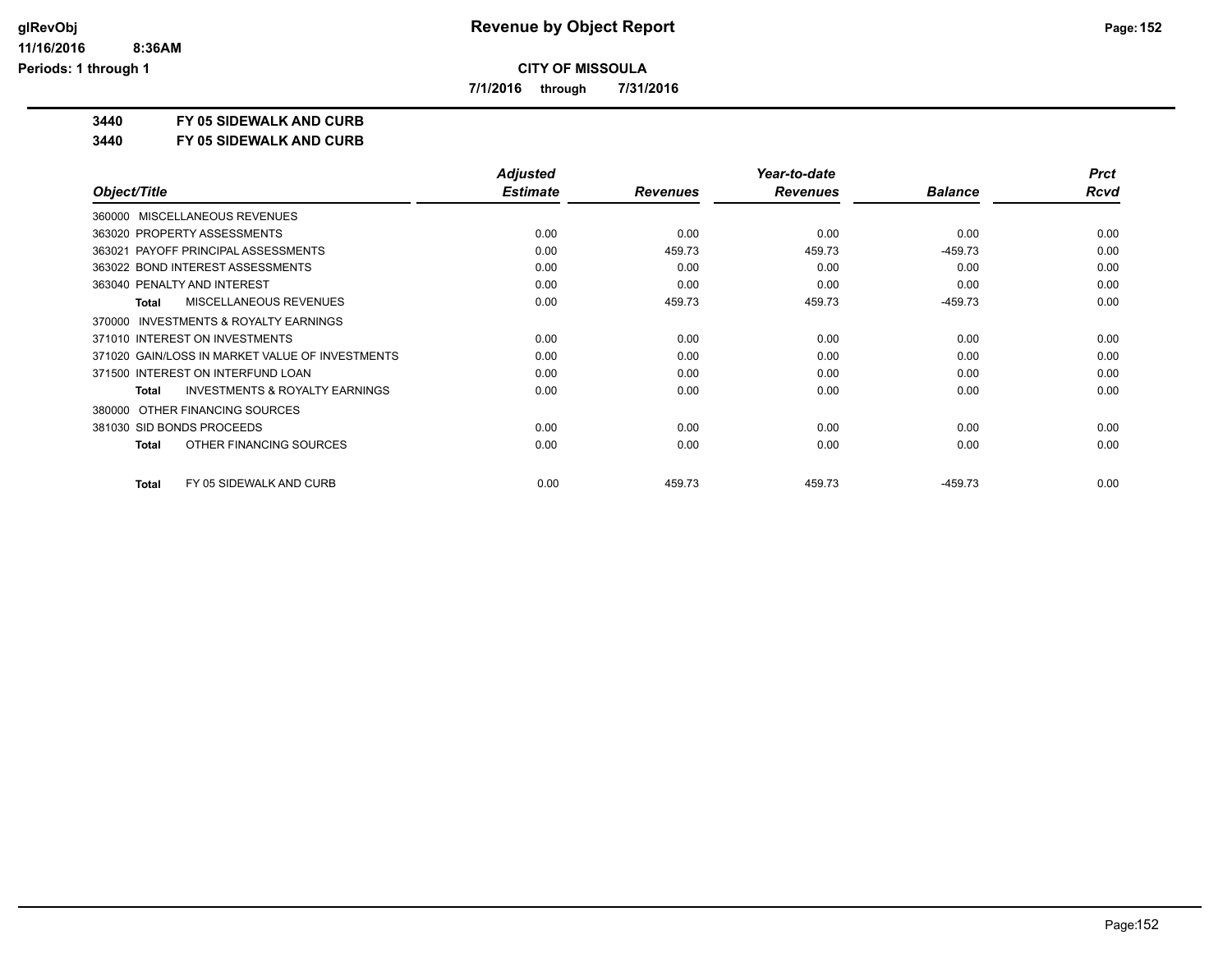# Revenue by Object Report

**CITY OF MISSOULA**

**7/1/2016 through 7/31/2016**

glRevObj
11/16/2016 8:36AM
Periods: 1 through 1

**3440 FY 05 SIDEWALK AND CURB**

**3440 FY 05 SIDEWALK AND CURB**

| Object/Title | Adjusted Estimate | Revenues | Year-to-date Revenues | Balance | Prct Rcvd |
|---|---|---|---|---|---|
| 360000 MISCELLANEOUS REVENUES | | | | | |
| 363020 PROPERTY ASSESSMENTS | 0.00 | 0.00 | 0.00 | 0.00 | 0.00 |
| 363021 PAYOFF PRINCIPAL ASSESSMENTS | 0.00 | 459.73 | 459.73 | -459.73 | 0.00 |
| 363022 BOND INTEREST ASSESSMENTS | 0.00 | 0.00 | 0.00 | 0.00 | 0.00 |
| 363040 PENALTY AND INTEREST | 0.00 | 0.00 | 0.00 | 0.00 | 0.00 |
| **Total** MISCELLANEOUS REVENUES | 0.00 | 459.73 | 459.73 | -459.73 | 0.00 |
| 370000 INVESTMENTS & ROYALTY EARNINGS | | | | | |
| 371010 INTEREST ON INVESTMENTS | 0.00 | 0.00 | 0.00 | 0.00 | 0.00 |
| 371020 GAIN/LOSS IN MARKET VALUE OF INVESTMENTS | 0.00 | 0.00 | 0.00 | 0.00 | 0.00 |
| 371500 INTEREST ON INTERFUND LOAN | 0.00 | 0.00 | 0.00 | 0.00 | 0.00 |
| **Total** INVESTMENTS & ROYALTY EARNINGS | 0.00 | 0.00 | 0.00 | 0.00 | 0.00 |
| 380000 OTHER FINANCING SOURCES | | | | | |
| 381030 SID BONDS PROCEEDS | 0.00 | 0.00 | 0.00 | 0.00 | 0.00 |
| **Total** OTHER FINANCING SOURCES | 0.00 | 0.00 | 0.00 | 0.00 | 0.00 |
| **Total** FY 05 SIDEWALK AND CURB | 0.00 | 459.73 | 459.73 | -459.73 | 0.00 |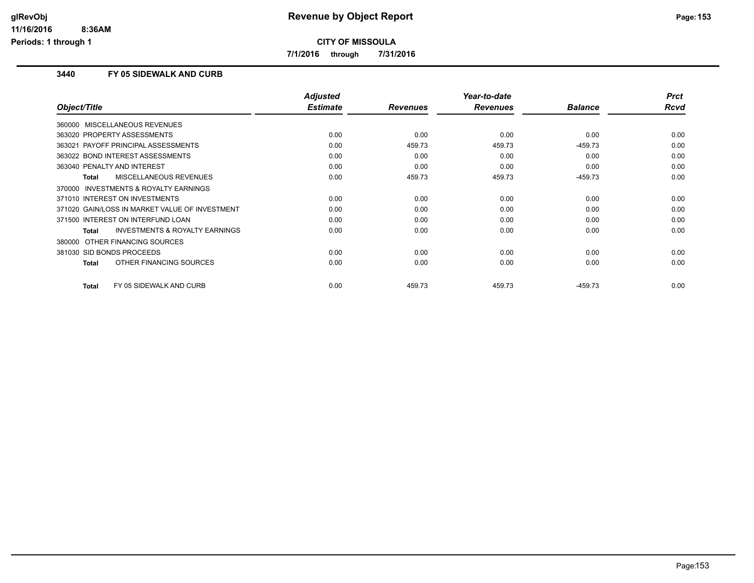# Revenue by Object Report

**CITY OF MISSOULA**

**7/1/2016 through 7/31/2016**

### 3440 FY 05 SIDEWALK AND CURB

| Object/Title | Adjusted Estimate | Revenues | Year-to-date Revenues | Balance | Prct Rcvd |
|---|---|---|---|---|---|
| 360000 MISCELLANEOUS REVENUES | | | | | |
| 363020 PROPERTY ASSESSMENTS | 0.00 | 0.00 | 0.00 | 0.00 | 0.00 |
| 363021 PAYOFF PRINCIPAL ASSESSMENTS | 0.00 | 459.73 | 459.73 | -459.73 | 0.00 |
| 363022 BOND INTEREST ASSESSMENTS | 0.00 | 0.00 | 0.00 | 0.00 | 0.00 |
| 363040 PENALTY AND INTEREST | 0.00 | 0.00 | 0.00 | 0.00 | 0.00 |
| **Total** MISCELLANEOUS REVENUES | 0.00 | 459.73 | 459.73 | -459.73 | 0.00 |
| 370000 INVESTMENTS & ROYALTY EARNINGS | | | | | |
| 371010 INTEREST ON INVESTMENTS | 0.00 | 0.00 | 0.00 | 0.00 | 0.00 |
| 371020 GAIN/LOSS IN MARKET VALUE OF INVESTMENT | 0.00 | 0.00 | 0.00 | 0.00 | 0.00 |
| 371500 INTEREST ON INTERFUND LOAN | 0.00 | 0.00 | 0.00 | 0.00 | 0.00 |
| **Total** INVESTMENTS & ROYALTY EARNINGS | 0.00 | 0.00 | 0.00 | 0.00 | 0.00 |
| 380000 OTHER FINANCING SOURCES | | | | | |
| 381030 SID BONDS PROCEEDS | 0.00 | 0.00 | 0.00 | 0.00 | 0.00 |
| **Total** OTHER FINANCING SOURCES | 0.00 | 0.00 | 0.00 | 0.00 | 0.00 |
| **Total** FY 05 SIDEWALK AND CURB | 0.00 | 459.73 | 459.73 | -459.73 | 0.00 |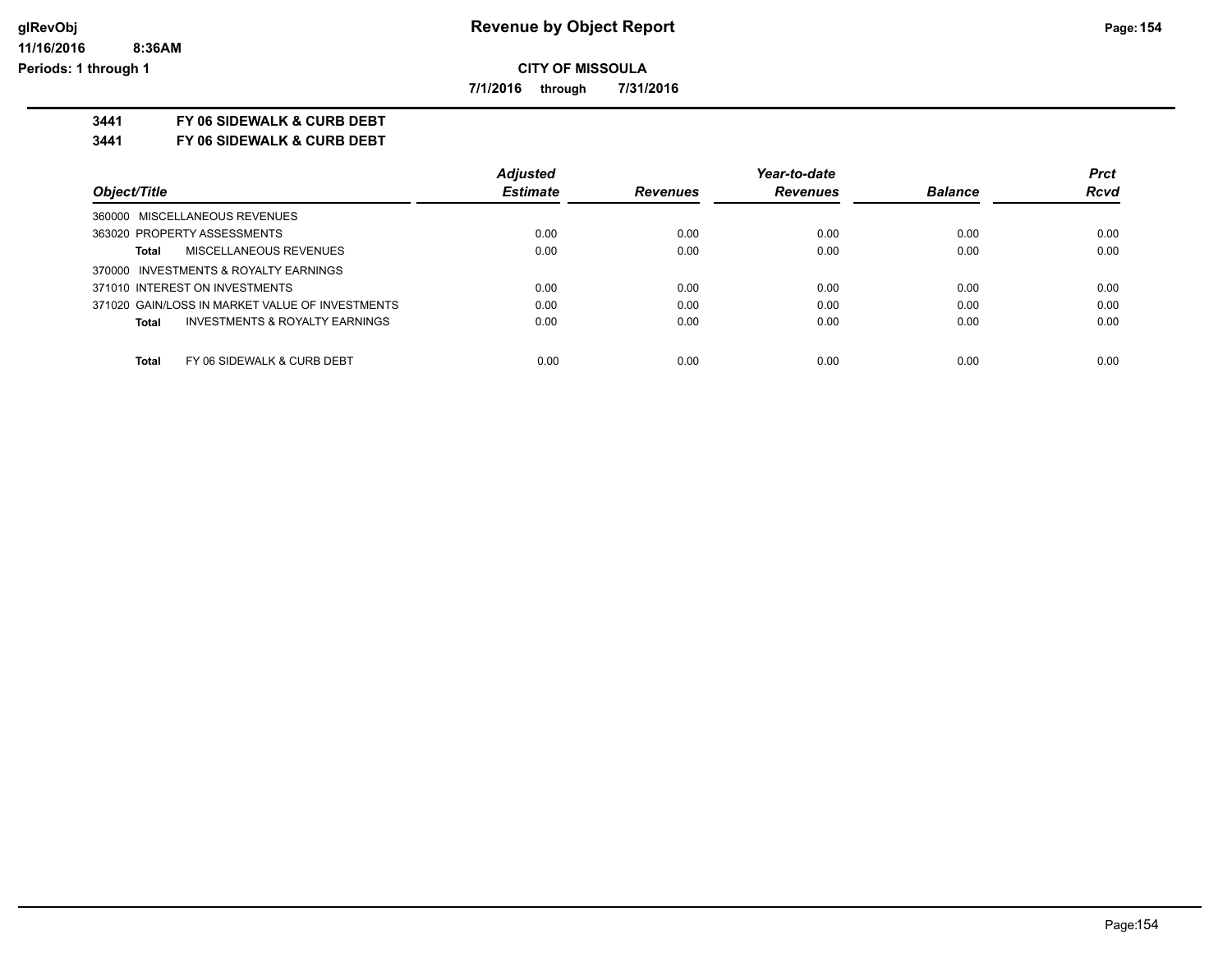**CITY OF MISSOULA**

**7/1/2016 through 7/31/2016**

**3441 FY 06 SIDEWALK & CURB DEBT**

**3441 FY 06 SIDEWALK & CURB DEBT**

| Object/Title | | Adjusted Estimate | Revenues | Year-to-date Revenues | Balance | Prct Rcvd |
|---|---|---|---|---|---|---|
| 360000 MISCELLANEOUS REVENUES | | | | | | |
| 363020 PROPERTY ASSESSMENTS | | 0.00 | 0.00 | 0.00 | 0.00 | 0.00 |
| Total | MISCELLANEOUS REVENUES | 0.00 | 0.00 | 0.00 | 0.00 | 0.00 |
| 370000 INVESTMENTS & ROYALTY EARNINGS | | | | | | |
| 371010 INTEREST ON INVESTMENTS | | 0.00 | 0.00 | 0.00 | 0.00 | 0.00 |
| 371020 GAIN/LOSS IN MARKET VALUE OF INVESTMENTS | | 0.00 | 0.00 | 0.00 | 0.00 | 0.00 |
| Total | INVESTMENTS & ROYALTY EARNINGS | 0.00 | 0.00 | 0.00 | 0.00 | 0.00 |
| Total | FY 06 SIDEWALK & CURB DEBT | 0.00 | 0.00 | 0.00 | 0.00 | 0.00 |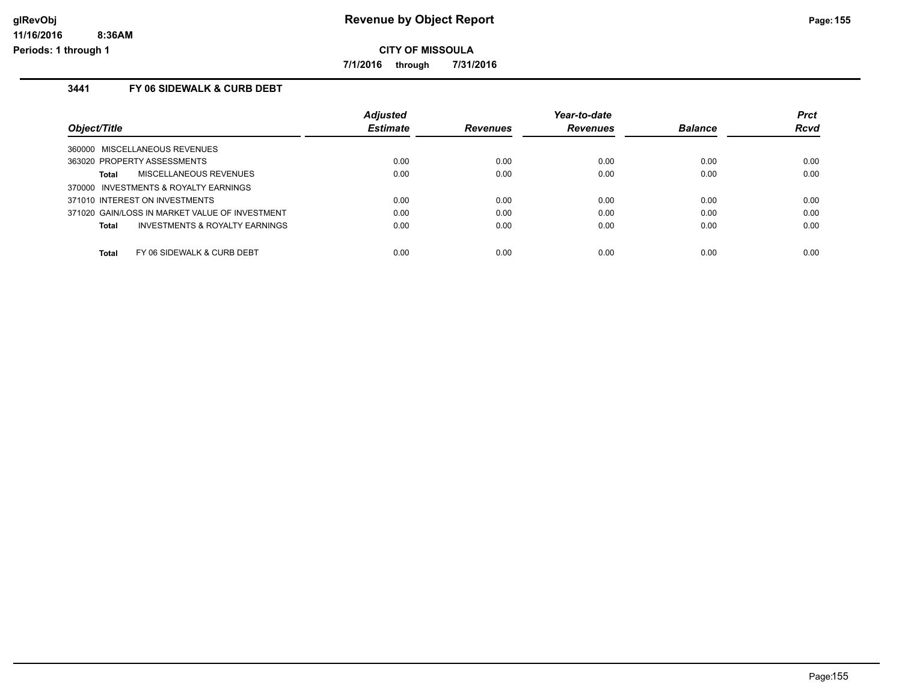# Revenue by Object Report

**CITY OF MISSOULA**

**7/1/2016 through 7/31/2016**

### 3441 FY 06 SIDEWALK & CURB DEBT

| Object/Title | Adjusted Estimate | Revenues | Year-to-date Revenues | Balance | Prct Rcvd |
|---|---|---|---|---|---|
| 360000 MISCELLANEOUS REVENUES | | | | | |
| 363020 PROPERTY ASSESSMENTS | 0.00 | 0.00 | 0.00 | 0.00 | 0.00 |
| **Total** MISCELLANEOUS REVENUES | 0.00 | 0.00 | 0.00 | 0.00 | 0.00 |
| 370000 INVESTMENTS & ROYALTY EARNINGS | | | | | |
| 371010 INTEREST ON INVESTMENTS | 0.00 | 0.00 | 0.00 | 0.00 | 0.00 |
| 371020 GAIN/LOSS IN MARKET VALUE OF INVESTMENT | 0.00 | 0.00 | 0.00 | 0.00 | 0.00 |
| **Total** INVESTMENTS & ROYALTY EARNINGS | 0.00 | 0.00 | 0.00 | 0.00 | 0.00 |
| **Total** FY 06 SIDEWALK & CURB DEBT | 0.00 | 0.00 | 0.00 | 0.00 | 0.00 |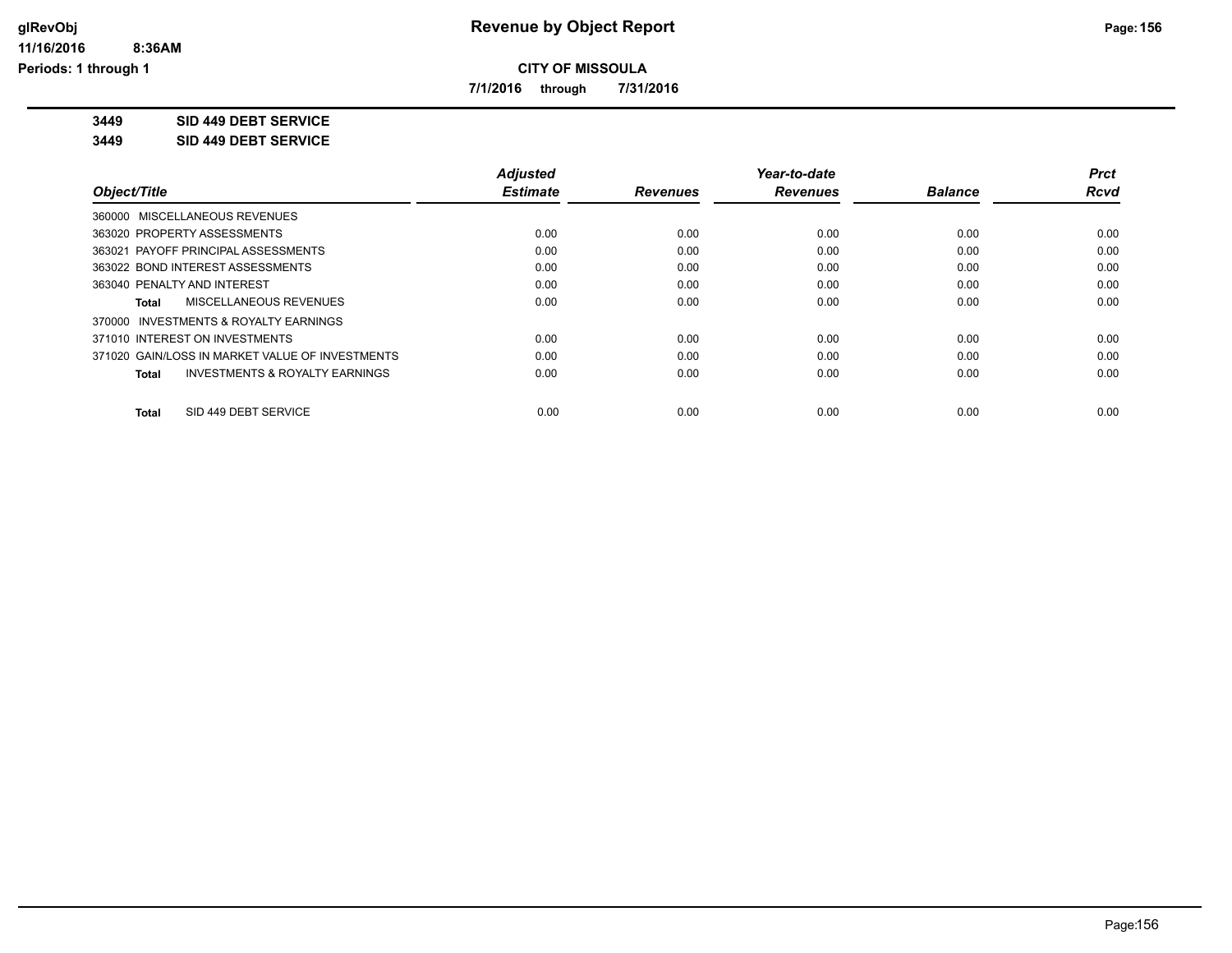# Revenue by Object Report

**CITY OF MISSOULA**

**7/1/2016 through 7/31/2016**

glRevObj
11/16/2016 8:36AM
Periods: 1 through 1

**3449 SID 449 DEBT SERVICE**

**3449 SID 449 DEBT SERVICE**

| Object/Title | Adjusted Estimate | Revenues | Year-to-date Revenues | Balance | Prct Rcvd |
|---|---|---|---|---|---|
| 360000 MISCELLANEOUS REVENUES | | | | | |
| 363020 PROPERTY ASSESSMENTS | 0.00 | 0.00 | 0.00 | 0.00 | 0.00 |
| 363021 PAYOFF PRINCIPAL ASSESSMENTS | 0.00 | 0.00 | 0.00 | 0.00 | 0.00 |
| 363022 BOND INTEREST ASSESSMENTS | 0.00 | 0.00 | 0.00 | 0.00 | 0.00 |
| 363040 PENALTY AND INTEREST | 0.00 | 0.00 | 0.00 | 0.00 | 0.00 |
| **Total** MISCELLANEOUS REVENUES | 0.00 | 0.00 | 0.00 | 0.00 | 0.00 |
| 370000 INVESTMENTS & ROYALTY EARNINGS | | | | | |
| 371010 INTEREST ON INVESTMENTS | 0.00 | 0.00 | 0.00 | 0.00 | 0.00 |
| 371020 GAIN/LOSS IN MARKET VALUE OF INVESTMENTS | 0.00 | 0.00 | 0.00 | 0.00 | 0.00 |
| **Total** INVESTMENTS & ROYALTY EARNINGS | 0.00 | 0.00 | 0.00 | 0.00 | 0.00 |
| **Total** SID 449 DEBT SERVICE | 0.00 | 0.00 | 0.00 | 0.00 | 0.00 |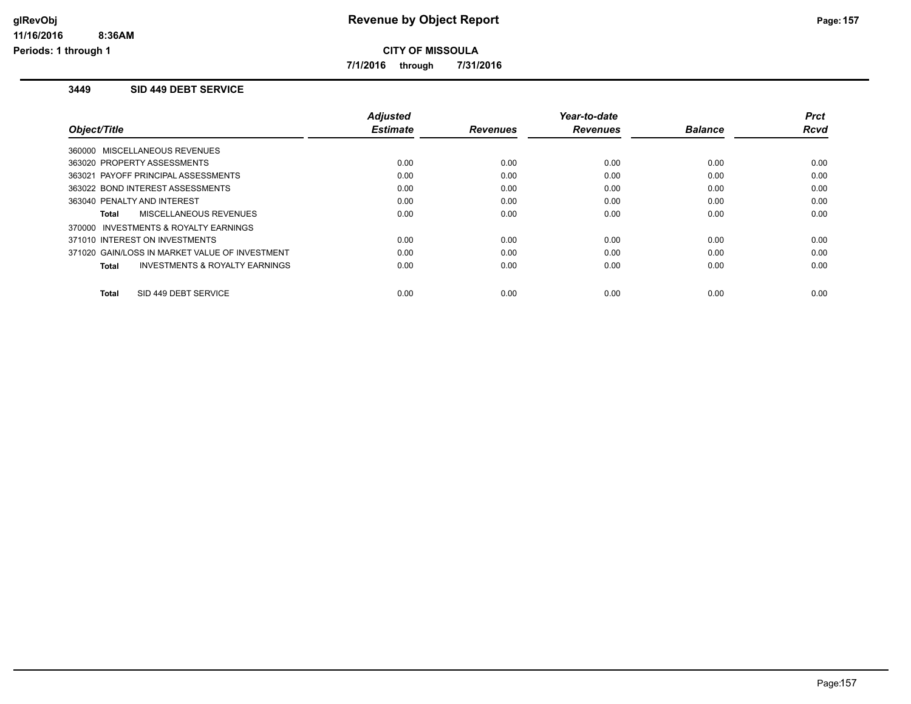## Revenue by Object Report

**CITY OF MISSOULA**

**7/1/2016 through 7/31/2016**

### 3449 SID 449 DEBT SERVICE

| Object/Title | Adjusted Estimate | Revenues | Year-to-date Revenues | Balance | Prct Rcvd |
|---|---|---|---|---|---|
| 360000 MISCELLANEOUS REVENUES | | | | | |
| 363020 PROPERTY ASSESSMENTS | 0.00 | 0.00 | 0.00 | 0.00 | 0.00 |
| 363021 PAYOFF PRINCIPAL ASSESSMENTS | 0.00 | 0.00 | 0.00 | 0.00 | 0.00 |
| 363022 BOND INTEREST ASSESSMENTS | 0.00 | 0.00 | 0.00 | 0.00 | 0.00 |
| 363040 PENALTY AND INTEREST | 0.00 | 0.00 | 0.00 | 0.00 | 0.00 |
| **Total** MISCELLANEOUS REVENUES | 0.00 | 0.00 | 0.00 | 0.00 | 0.00 |
| 370000 INVESTMENTS & ROYALTY EARNINGS | | | | | |
| 371010 INTEREST ON INVESTMENTS | 0.00 | 0.00 | 0.00 | 0.00 | 0.00 |
| 371020 GAIN/LOSS IN MARKET VALUE OF INVESTMENT | 0.00 | 0.00 | 0.00 | 0.00 | 0.00 |
| **Total** INVESTMENTS & ROYALTY EARNINGS | 0.00 | 0.00 | 0.00 | 0.00 | 0.00 |
| **Total** SID 449 DEBT SERVICE | 0.00 | 0.00 | 0.00 | 0.00 | 0.00 |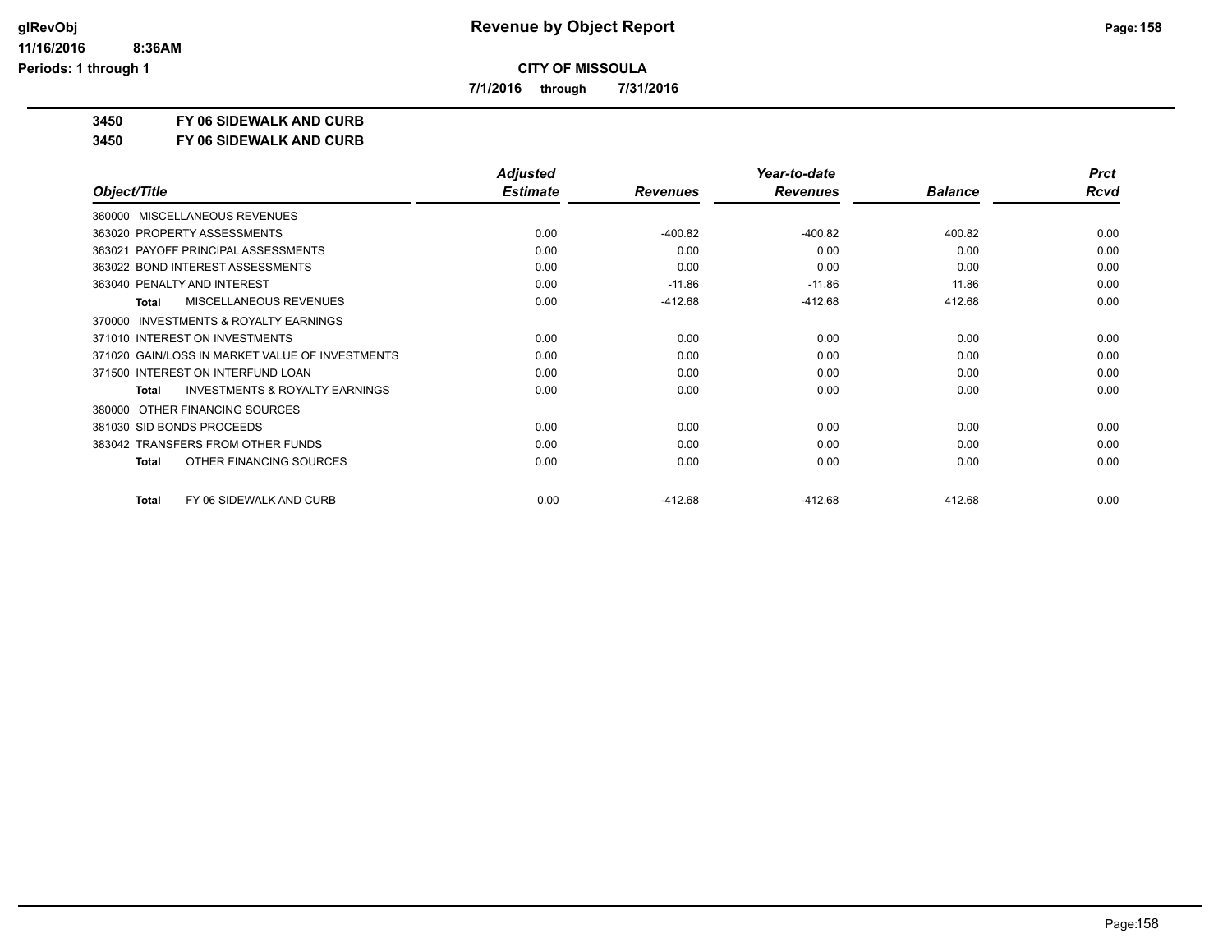# Revenue by Object Report

**CITY OF MISSOULA**

**7/1/2016 through 7/31/2016**

glRevObj
11/16/2016 8:36AM
Periods: 1 through 1

**3450 FY 06 SIDEWALK AND CURB**

**3450 FY 06 SIDEWALK AND CURB**

| Object/Title | Adjusted Estimate | Revenues | Year-to-date Revenues | Balance | Prct Rcvd |
|---|---|---|---|---|---|
| 360000 MISCELLANEOUS REVENUES | | | | | |
| 363020 PROPERTY ASSESSMENTS | 0.00 | -400.82 | -400.82 | 400.82 | 0.00 |
| 363021 PAYOFF PRINCIPAL ASSESSMENTS | 0.00 | 0.00 | 0.00 | 0.00 | 0.00 |
| 363022 BOND INTEREST ASSESSMENTS | 0.00 | 0.00 | 0.00 | 0.00 | 0.00 |
| 363040 PENALTY AND INTEREST | 0.00 | -11.86 | -11.86 | 11.86 | 0.00 |
| **Total** MISCELLANEOUS REVENUES | 0.00 | -412.68 | -412.68 | 412.68 | 0.00 |
| 370000 INVESTMENTS & ROYALTY EARNINGS | | | | | |
| 371010 INTEREST ON INVESTMENTS | 0.00 | 0.00 | 0.00 | 0.00 | 0.00 |
| 371020 GAIN/LOSS IN MARKET VALUE OF INVESTMENTS | 0.00 | 0.00 | 0.00 | 0.00 | 0.00 |
| 371500 INTEREST ON INTERFUND LOAN | 0.00 | 0.00 | 0.00 | 0.00 | 0.00 |
| **Total** INVESTMENTS & ROYALTY EARNINGS | 0.00 | 0.00 | 0.00 | 0.00 | 0.00 |
| 380000 OTHER FINANCING SOURCES | | | | | |
| 381030 SID BONDS PROCEEDS | 0.00 | 0.00 | 0.00 | 0.00 | 0.00 |
| 383042 TRANSFERS FROM OTHER FUNDS | 0.00 | 0.00 | 0.00 | 0.00 | 0.00 |
| **Total** OTHER FINANCING SOURCES | 0.00 | 0.00 | 0.00 | 0.00 | 0.00 |
| **Total** FY 06 SIDEWALK AND CURB | 0.00 | -412.68 | -412.68 | 412.68 | 0.00 |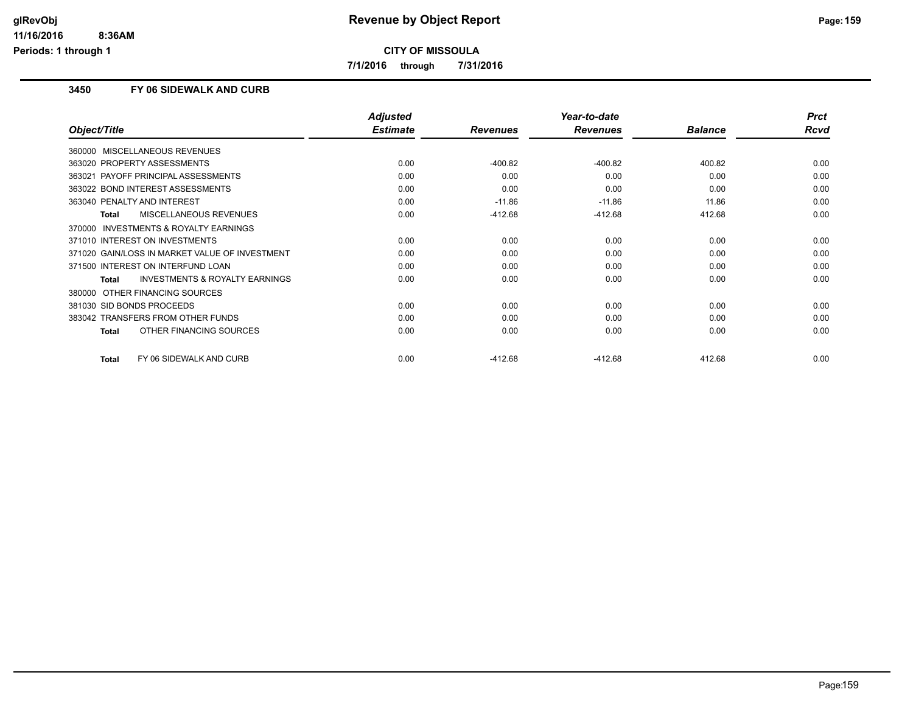# Revenue by Object Report

## CITY OF MISSOULA

**7/1/2016 through 7/31/2016**

### 3450 FY 06 SIDEWALK AND CURB

| Object/Title | Adjusted Estimate | Revenues | Year-to-date Revenues | Balance | Prct Rcvd |
|---|---|---|---|---|---|
| 360000 MISCELLANEOUS REVENUES | | | | | |
| 363020 PROPERTY ASSESSMENTS | 0.00 | -400.82 | -400.82 | 400.82 | 0.00 |
| 363021 PAYOFF PRINCIPAL ASSESSMENTS | 0.00 | 0.00 | 0.00 | 0.00 | 0.00 |
| 363022 BOND INTEREST ASSESSMENTS | 0.00 | 0.00 | 0.00 | 0.00 | 0.00 |
| 363040 PENALTY AND INTEREST | 0.00 | -11.86 | -11.86 | 11.86 | 0.00 |
| **Total** MISCELLANEOUS REVENUES | 0.00 | -412.68 | -412.68 | 412.68 | 0.00 |
| 370000 INVESTMENTS & ROYALTY EARNINGS | | | | | |
| 371010 INTEREST ON INVESTMENTS | 0.00 | 0.00 | 0.00 | 0.00 | 0.00 |
| 371020 GAIN/LOSS IN MARKET VALUE OF INVESTMENT | 0.00 | 0.00 | 0.00 | 0.00 | 0.00 |
| 371500 INTEREST ON INTERFUND LOAN | 0.00 | 0.00 | 0.00 | 0.00 | 0.00 |
| **Total** INVESTMENTS & ROYALTY EARNINGS | 0.00 | 0.00 | 0.00 | 0.00 | 0.00 |
| 380000 OTHER FINANCING SOURCES | | | | | |
| 381030 SID BONDS PROCEEDS | 0.00 | 0.00 | 0.00 | 0.00 | 0.00 |
| 383042 TRANSFERS FROM OTHER FUNDS | 0.00 | 0.00 | 0.00 | 0.00 | 0.00 |
| **Total** OTHER FINANCING SOURCES | 0.00 | 0.00 | 0.00 | 0.00 | 0.00 |
| **Total** FY 06 SIDEWALK AND CURB | 0.00 | -412.68 | -412.68 | 412.68 | 0.00 |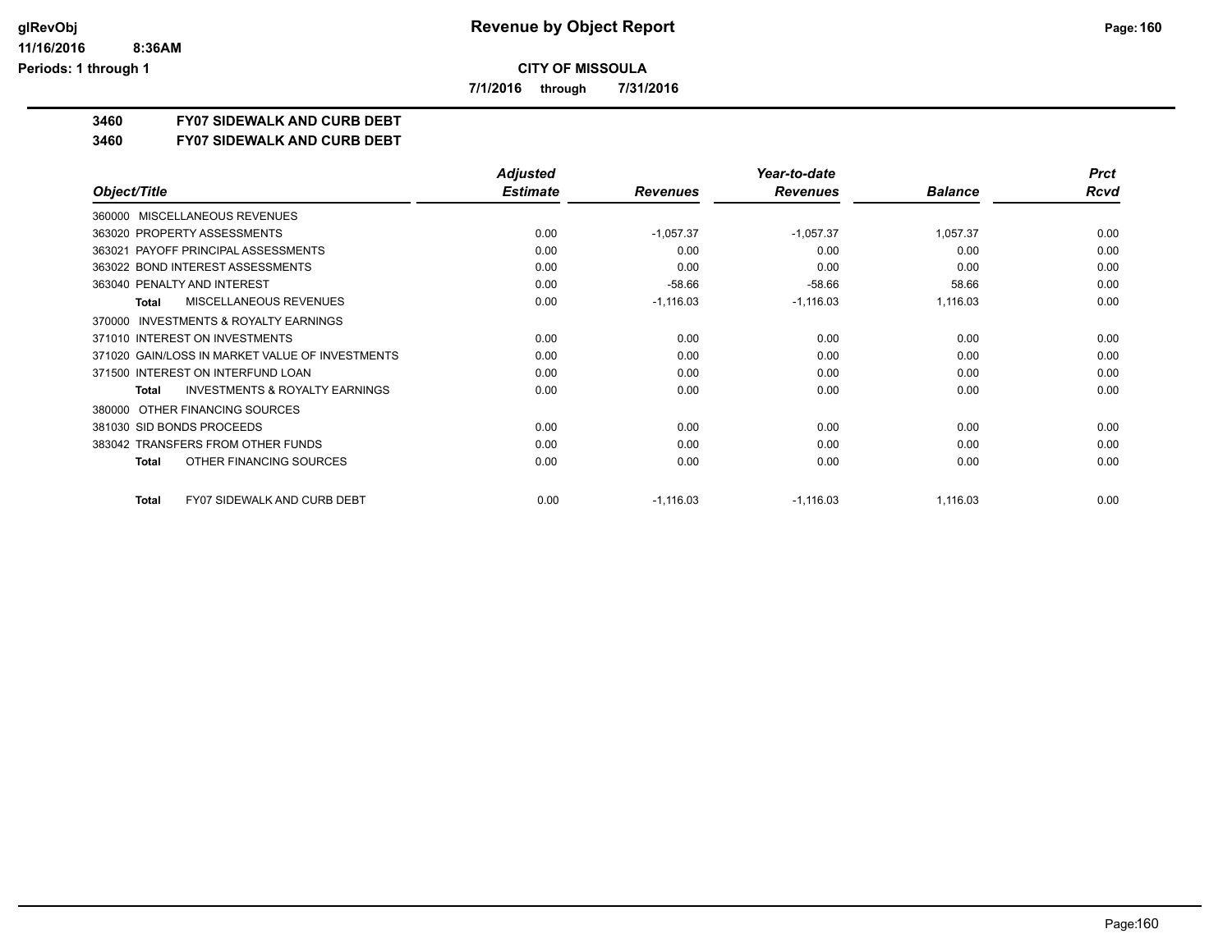**CITY OF MISSOULA**

**7/1/2016 through 7/31/2016**

**3460 FY07 SIDEWALK AND CURB DEBT**

**3460 FY07 SIDEWALK AND CURB DEBT**

| Object/Title | Adjusted Estimate | Revenues | Year-to-date Revenues | Balance | Prct Rcvd |
|---|---|---|---|---|---|
| 360000 MISCELLANEOUS REVENUES | | | | | |
| 363020 PROPERTY ASSESSMENTS | 0.00 | -1,057.37 | -1,057.37 | 1,057.37 | 0.00 |
| 363021 PAYOFF PRINCIPAL ASSESSMENTS | 0.00 | 0.00 | 0.00 | 0.00 | 0.00 |
| 363022 BOND INTEREST ASSESSMENTS | 0.00 | 0.00 | 0.00 | 0.00 | 0.00 |
| 363040 PENALTY AND INTEREST | 0.00 | -58.66 | -58.66 | 58.66 | 0.00 |
| **Total** MISCELLANEOUS REVENUES | 0.00 | -1,116.03 | -1,116.03 | 1,116.03 | 0.00 |
| 370000 INVESTMENTS & ROYALTY EARNINGS | | | | | |
| 371010 INTEREST ON INVESTMENTS | 0.00 | 0.00 | 0.00 | 0.00 | 0.00 |
| 371020 GAIN/LOSS IN MARKET VALUE OF INVESTMENTS | 0.00 | 0.00 | 0.00 | 0.00 | 0.00 |
| 371500 INTEREST ON INTERFUND LOAN | 0.00 | 0.00 | 0.00 | 0.00 | 0.00 |
| **Total** INVESTMENTS & ROYALTY EARNINGS | 0.00 | 0.00 | 0.00 | 0.00 | 0.00 |
| 380000 OTHER FINANCING SOURCES | | | | | |
| 381030 SID BONDS PROCEEDS | 0.00 | 0.00 | 0.00 | 0.00 | 0.00 |
| 383042 TRANSFERS FROM OTHER FUNDS | 0.00 | 0.00 | 0.00 | 0.00 | 0.00 |
| **Total** OTHER FINANCING SOURCES | 0.00 | 0.00 | 0.00 | 0.00 | 0.00 |
| **Total** FY07 SIDEWALK AND CURB DEBT | 0.00 | -1,116.03 | -1,116.03 | 1,116.03 | 0.00 |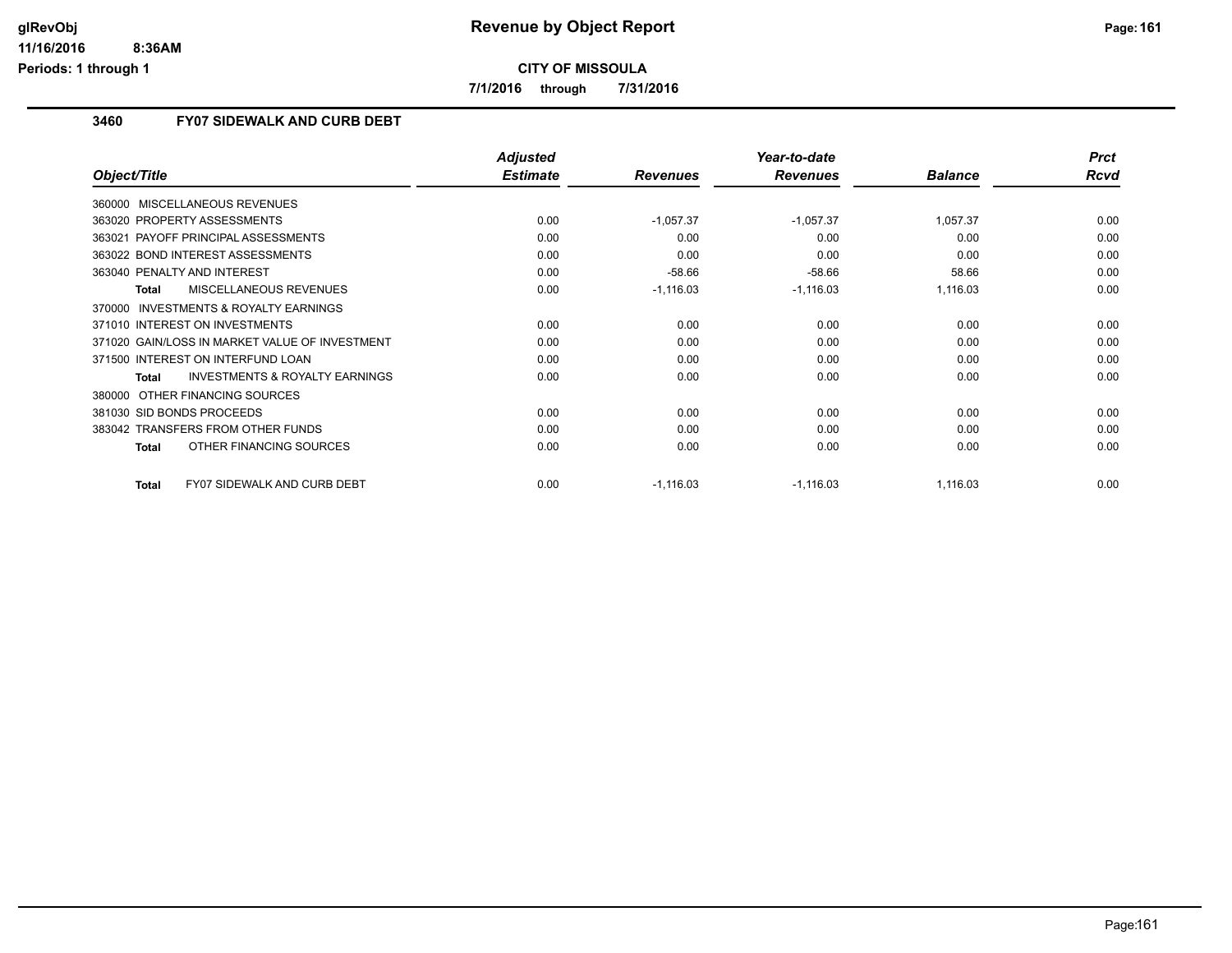# Revenue by Object Report

**CITY OF MISSOULA**

**7/1/2016 through 7/31/2016**

### 3460 FY07 SIDEWALK AND CURB DEBT

| Object/Title | Adjusted Estimate | Revenues | Year-to-date Revenues | Balance | Prct Rcvd |
|---|---|---|---|---|---|
| 360000 MISCELLANEOUS REVENUES | | | | | |
| 363020 PROPERTY ASSESSMENTS | 0.00 | -1,057.37 | -1,057.37 | 1,057.37 | 0.00 |
| 363021 PAYOFF PRINCIPAL ASSESSMENTS | 0.00 | 0.00 | 0.00 | 0.00 | 0.00 |
| 363022 BOND INTEREST ASSESSMENTS | 0.00 | 0.00 | 0.00 | 0.00 | 0.00 |
| 363040 PENALTY AND INTEREST | 0.00 | -58.66 | -58.66 | 58.66 | 0.00 |
| **Total** MISCELLANEOUS REVENUES | 0.00 | -1,116.03 | -1,116.03 | 1,116.03 | 0.00 |
| 370000 INVESTMENTS & ROYALTY EARNINGS | | | | | |
| 371010 INTEREST ON INVESTMENTS | 0.00 | 0.00 | 0.00 | 0.00 | 0.00 |
| 371020 GAIN/LOSS IN MARKET VALUE OF INVESTMENT | 0.00 | 0.00 | 0.00 | 0.00 | 0.00 |
| 371500 INTEREST ON INTERFUND LOAN | 0.00 | 0.00 | 0.00 | 0.00 | 0.00 |
| **Total** INVESTMENTS & ROYALTY EARNINGS | 0.00 | 0.00 | 0.00 | 0.00 | 0.00 |
| 380000 OTHER FINANCING SOURCES | | | | | |
| 381030 SID BONDS PROCEEDS | 0.00 | 0.00 | 0.00 | 0.00 | 0.00 |
| 383042 TRANSFERS FROM OTHER FUNDS | 0.00 | 0.00 | 0.00 | 0.00 | 0.00 |
| **Total** OTHER FINANCING SOURCES | 0.00 | 0.00 | 0.00 | 0.00 | 0.00 |
| **Total** FY07 SIDEWALK AND CURB DEBT | 0.00 | -1,116.03 | -1,116.03 | 1,116.03 | 0.00 |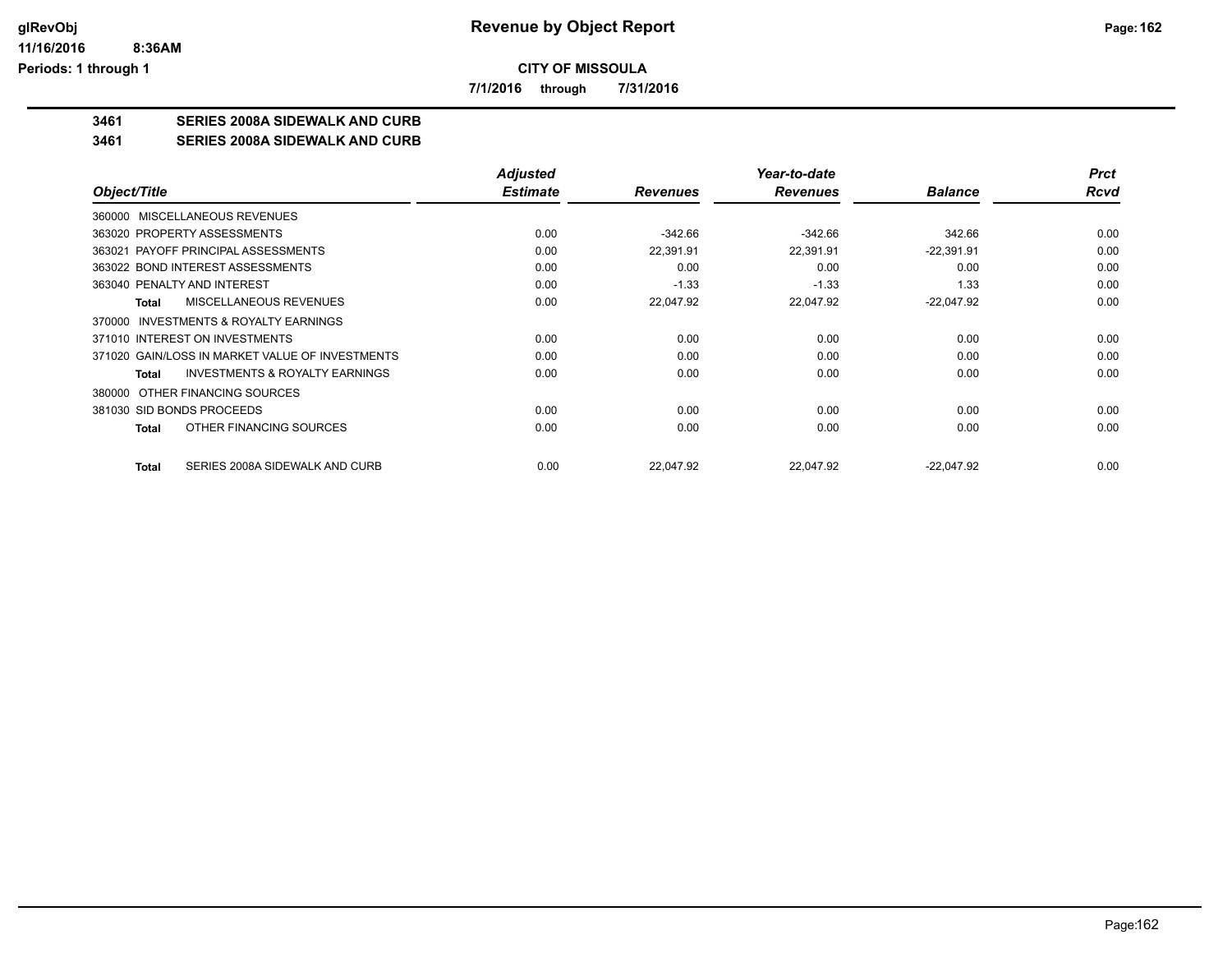# CITY OF MISSOULA

**7/1/2016 through 7/31/2016**

## 3461 SERIES 2008A SIDEWALK AND CURB

### 3461 SERIES 2008A SIDEWALK AND CURB

| Object/Title | Adjusted Estimate | Revenues | Year-to-date Revenues | Balance | Prct Rcvd |
|---|---|---|---|---|---|
| 360000 MISCELLANEOUS REVENUES | | | | | |
| 363020 PROPERTY ASSESSMENTS | 0.00 | -342.66 | -342.66 | 342.66 | 0.00 |
| 363021 PAYOFF PRINCIPAL ASSESSMENTS | 0.00 | 22,391.91 | 22,391.91 | -22,391.91 | 0.00 |
| 363022 BOND INTEREST ASSESSMENTS | 0.00 | 0.00 | 0.00 | 0.00 | 0.00 |
| 363040 PENALTY AND INTEREST | 0.00 | -1.33 | -1.33 | 1.33 | 0.00 |
| **Total** MISCELLANEOUS REVENUES | 0.00 | 22,047.92 | 22,047.92 | -22,047.92 | 0.00 |
| 370000 INVESTMENTS & ROYALTY EARNINGS | | | | | |
| 371010 INTEREST ON INVESTMENTS | 0.00 | 0.00 | 0.00 | 0.00 | 0.00 |
| 371020 GAIN/LOSS IN MARKET VALUE OF INVESTMENTS | 0.00 | 0.00 | 0.00 | 0.00 | 0.00 |
| **Total** INVESTMENTS & ROYALTY EARNINGS | 0.00 | 0.00 | 0.00 | 0.00 | 0.00 |
| 380000 OTHER FINANCING SOURCES | | | | | |
| 381030 SID BONDS PROCEEDS | 0.00 | 0.00 | 0.00 | 0.00 | 0.00 |
| **Total** OTHER FINANCING SOURCES | 0.00 | 0.00 | 0.00 | 0.00 | 0.00 |
| **Total** SERIES 2008A SIDEWALK AND CURB | 0.00 | 22,047.92 | 22,047.92 | -22,047.92 | 0.00 |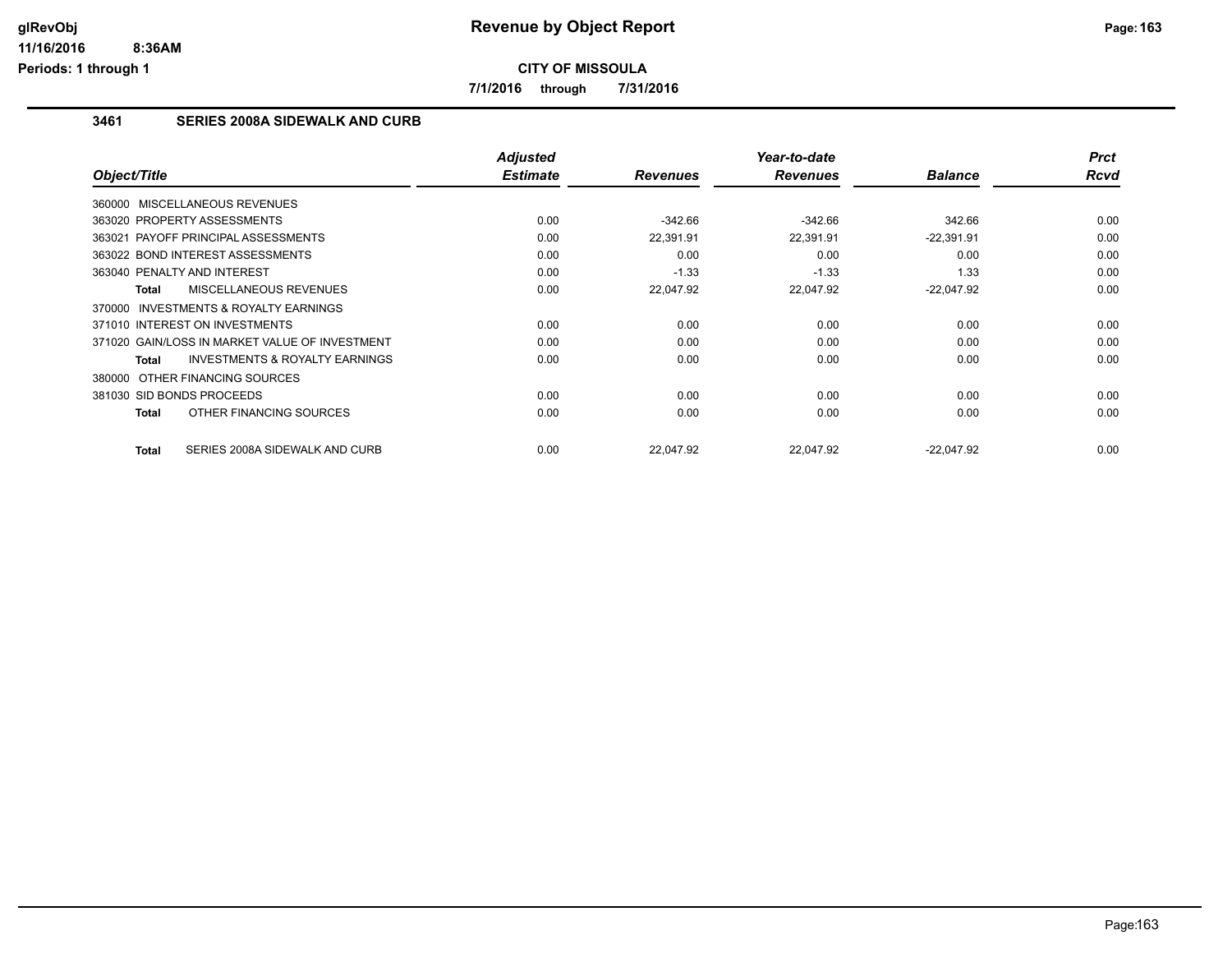# Revenue by Object Report

**CITY OF MISSOULA**

**7/1/2016 through 7/31/2016**

### 3461 SERIES 2008A SIDEWALK AND CURB

| Object/Title | Adjusted Estimate | Revenues | Year-to-date Revenues | Balance | Prct Rcvd |
|---|---|---|---|---|---|
| 360000 MISCELLANEOUS REVENUES | | | | | |
| 363020 PROPERTY ASSESSMENTS | 0.00 | -342.66 | -342.66 | 342.66 | 0.00 |
| 363021 PAYOFF PRINCIPAL ASSESSMENTS | 0.00 | 22,391.91 | 22,391.91 | -22,391.91 | 0.00 |
| 363022 BOND INTEREST ASSESSMENTS | 0.00 | 0.00 | 0.00 | 0.00 | 0.00 |
| 363040 PENALTY AND INTEREST | 0.00 | -1.33 | -1.33 | 1.33 | 0.00 |
| **Total** MISCELLANEOUS REVENUES | 0.00 | 22,047.92 | 22,047.92 | -22,047.92 | 0.00 |
| 370000 INVESTMENTS & ROYALTY EARNINGS | | | | | |
| 371010 INTEREST ON INVESTMENTS | 0.00 | 0.00 | 0.00 | 0.00 | 0.00 |
| 371020 GAIN/LOSS IN MARKET VALUE OF INVESTMENT | 0.00 | 0.00 | 0.00 | 0.00 | 0.00 |
| **Total** INVESTMENTS & ROYALTY EARNINGS | 0.00 | 0.00 | 0.00 | 0.00 | 0.00 |
| 380000 OTHER FINANCING SOURCES | | | | | |
| 381030 SID BONDS PROCEEDS | 0.00 | 0.00 | 0.00 | 0.00 | 0.00 |
| **Total** OTHER FINANCING SOURCES | 0.00 | 0.00 | 0.00 | 0.00 | 0.00 |
| **Total** SERIES 2008A SIDEWALK AND CURB | 0.00 | 22,047.92 | 22,047.92 | -22,047.92 | 0.00 |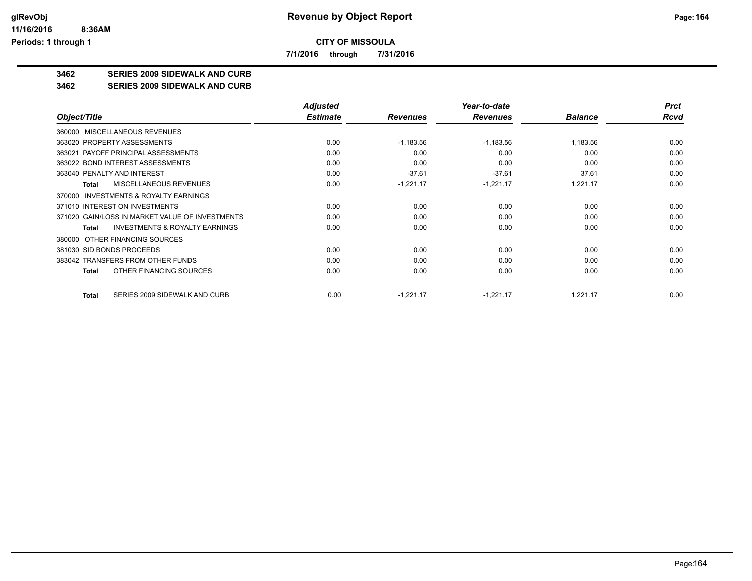**CITY OF MISSOULA**

**7/1/2016 through 7/31/2016**

**3462 SERIES 2009 SIDEWALK AND CURB**

**3462 SERIES 2009 SIDEWALK AND CURB**

| Object/Title | Adjusted Estimate | Revenues | Year-to-date Revenues | Balance | Prct Rcvd |
|---|---|---|---|---|---|
| 360000 MISCELLANEOUS REVENUES | | | | | |
| 363020 PROPERTY ASSESSMENTS | 0.00 | -1,183.56 | -1,183.56 | 1,183.56 | 0.00 |
| 363021 PAYOFF PRINCIPAL ASSESSMENTS | 0.00 | 0.00 | 0.00 | 0.00 | 0.00 |
| 363022 BOND INTEREST ASSESSMENTS | 0.00 | 0.00 | 0.00 | 0.00 | 0.00 |
| 363040 PENALTY AND INTEREST | 0.00 | -37.61 | -37.61 | 37.61 | 0.00 |
| **Total** MISCELLANEOUS REVENUES | 0.00 | -1,221.17 | -1,221.17 | 1,221.17 | 0.00 |
| 370000 INVESTMENTS & ROYALTY EARNINGS | | | | | |
| 371010 INTEREST ON INVESTMENTS | 0.00 | 0.00 | 0.00 | 0.00 | 0.00 |
| 371020 GAIN/LOSS IN MARKET VALUE OF INVESTMENTS | 0.00 | 0.00 | 0.00 | 0.00 | 0.00 |
| **Total** INVESTMENTS & ROYALTY EARNINGS | 0.00 | 0.00 | 0.00 | 0.00 | 0.00 |
| 380000 OTHER FINANCING SOURCES | | | | | |
| 381030 SID BONDS PROCEEDS | 0.00 | 0.00 | 0.00 | 0.00 | 0.00 |
| 383042 TRANSFERS FROM OTHER FUNDS | 0.00 | 0.00 | 0.00 | 0.00 | 0.00 |
| **Total** OTHER FINANCING SOURCES | 0.00 | 0.00 | 0.00 | 0.00 | 0.00 |
| **Total** SERIES 2009 SIDEWALK AND CURB | 0.00 | -1,221.17 | -1,221.17 | 1,221.17 | 0.00 |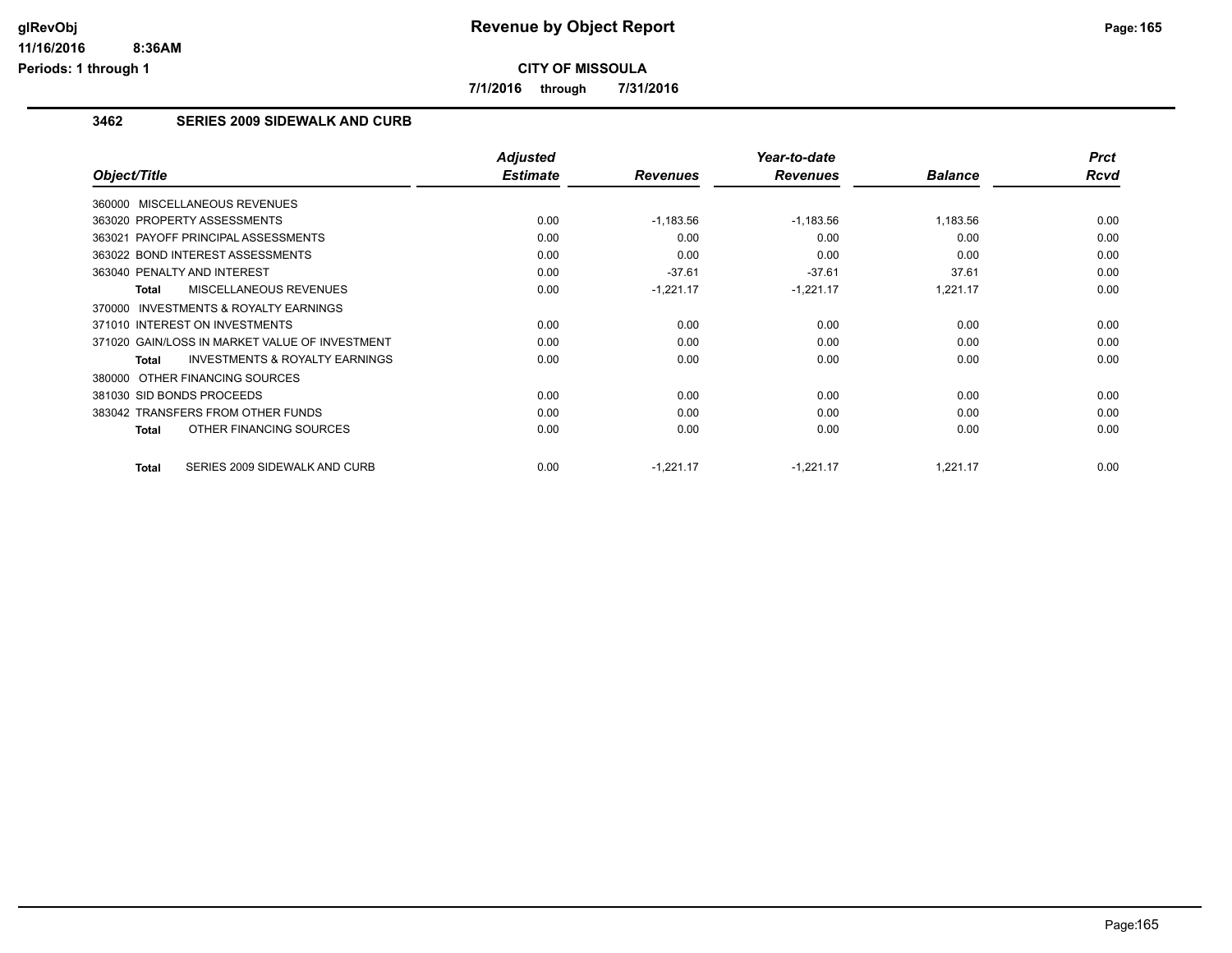# Revenue by Object Report

**CITY OF MISSOULA**

**7/1/2016 through 7/31/2016**

### 3462 SERIES 2009 SIDEWALK AND CURB

| Object/Title | Adjusted Estimate | Revenues | Year-to-date Revenues | Balance | Prct Rcvd |
|---|---|---|---|---|---|
| 360000 MISCELLANEOUS REVENUES | | | | | |
| 363020 PROPERTY ASSESSMENTS | 0.00 | -1,183.56 | -1,183.56 | 1,183.56 | 0.00 |
| 363021 PAYOFF PRINCIPAL ASSESSMENTS | 0.00 | 0.00 | 0.00 | 0.00 | 0.00 |
| 363022 BOND INTEREST ASSESSMENTS | 0.00 | 0.00 | 0.00 | 0.00 | 0.00 |
| 363040 PENALTY AND INTEREST | 0.00 | -37.61 | -37.61 | 37.61 | 0.00 |
| **Total** MISCELLANEOUS REVENUES | 0.00 | -1,221.17 | -1,221.17 | 1,221.17 | 0.00 |
| 370000 INVESTMENTS & ROYALTY EARNINGS | | | | | |
| 371010 INTEREST ON INVESTMENTS | 0.00 | 0.00 | 0.00 | 0.00 | 0.00 |
| 371020 GAIN/LOSS IN MARKET VALUE OF INVESTMENT | 0.00 | 0.00 | 0.00 | 0.00 | 0.00 |
| **Total** INVESTMENTS & ROYALTY EARNINGS | 0.00 | 0.00 | 0.00 | 0.00 | 0.00 |
| 380000 OTHER FINANCING SOURCES | | | | | |
| 381030 SID BONDS PROCEEDS | 0.00 | 0.00 | 0.00 | 0.00 | 0.00 |
| 383042 TRANSFERS FROM OTHER FUNDS | 0.00 | 0.00 | 0.00 | 0.00 | 0.00 |
| **Total** OTHER FINANCING SOURCES | 0.00 | 0.00 | 0.00 | 0.00 | 0.00 |
| **Total** SERIES 2009 SIDEWALK AND CURB | 0.00 | -1,221.17 | -1,221.17 | 1,221.17 | 0.00 |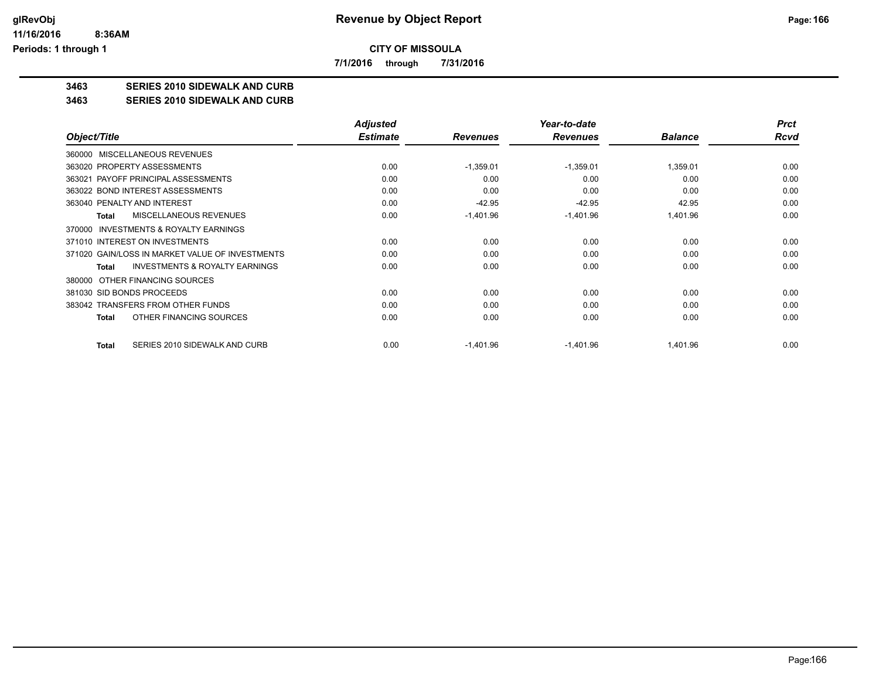**CITY OF MISSOULA**

**7/1/2016 through 7/31/2016**

**3463 SERIES 2010 SIDEWALK AND CURB**

**3463 SERIES 2010 SIDEWALK AND CURB**

| Object/Title | Adjusted Estimate | Revenues | Year-to-date Revenues | Balance | Prct Rcvd |
|---|---|---|---|---|---|
| 360000 MISCELLANEOUS REVENUES | | | | | |
| 363020 PROPERTY ASSESSMENTS | 0.00 | -1,359.01 | -1,359.01 | 1,359.01 | 0.00 |
| 363021 PAYOFF PRINCIPAL ASSESSMENTS | 0.00 | 0.00 | 0.00 | 0.00 | 0.00 |
| 363022 BOND INTEREST ASSESSMENTS | 0.00 | 0.00 | 0.00 | 0.00 | 0.00 |
| 363040 PENALTY AND INTEREST | 0.00 | -42.95 | -42.95 | 42.95 | 0.00 |
| **Total** MISCELLANEOUS REVENUES | 0.00 | -1,401.96 | -1,401.96 | 1,401.96 | 0.00 |
| 370000 INVESTMENTS & ROYALTY EARNINGS | | | | | |
| 371010 INTEREST ON INVESTMENTS | 0.00 | 0.00 | 0.00 | 0.00 | 0.00 |
| 371020 GAIN/LOSS IN MARKET VALUE OF INVESTMENTS | 0.00 | 0.00 | 0.00 | 0.00 | 0.00 |
| **Total** INVESTMENTS & ROYALTY EARNINGS | 0.00 | 0.00 | 0.00 | 0.00 | 0.00 |
| 380000 OTHER FINANCING SOURCES | | | | | |
| 381030 SID BONDS PROCEEDS | 0.00 | 0.00 | 0.00 | 0.00 | 0.00 |
| 383042 TRANSFERS FROM OTHER FUNDS | 0.00 | 0.00 | 0.00 | 0.00 | 0.00 |
| **Total** OTHER FINANCING SOURCES | 0.00 | 0.00 | 0.00 | 0.00 | 0.00 |
| **Total** SERIES 2010 SIDEWALK AND CURB | 0.00 | -1,401.96 | -1,401.96 | 1,401.96 | 0.00 |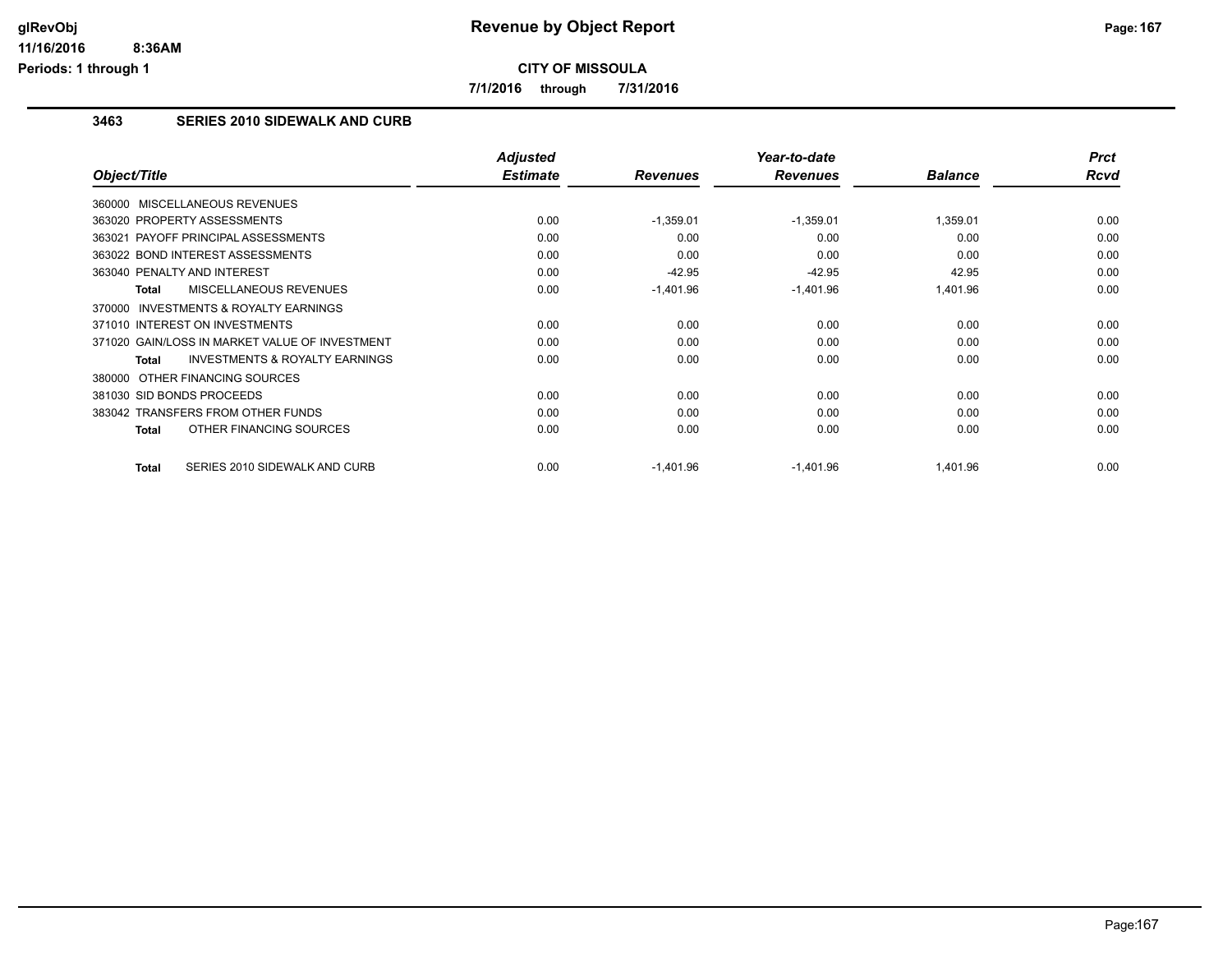**CITY OF MISSOULA**

**7/1/2016 through 7/31/2016**

### 3463 SERIES 2010 SIDEWALK AND CURB

| Object/Title | Adjusted Estimate | Revenues | Year-to-date Revenues | Balance | Prct Rcvd |
|---|---|---|---|---|---|
| 360000 MISCELLANEOUS REVENUES | | | | | |
| 363020 PROPERTY ASSESSMENTS | 0.00 | -1,359.01 | -1,359.01 | 1,359.01 | 0.00 |
| 363021 PAYOFF PRINCIPAL ASSESSMENTS | 0.00 | 0.00 | 0.00 | 0.00 | 0.00 |
| 363022 BOND INTEREST ASSESSMENTS | 0.00 | 0.00 | 0.00 | 0.00 | 0.00 |
| 363040 PENALTY AND INTEREST | 0.00 | -42.95 | -42.95 | 42.95 | 0.00 |
| **Total** MISCELLANEOUS REVENUES | 0.00 | -1,401.96 | -1,401.96 | 1,401.96 | 0.00 |
| 370000 INVESTMENTS & ROYALTY EARNINGS | | | | | |
| 371010 INTEREST ON INVESTMENTS | 0.00 | 0.00 | 0.00 | 0.00 | 0.00 |
| 371020 GAIN/LOSS IN MARKET VALUE OF INVESTMENT | 0.00 | 0.00 | 0.00 | 0.00 | 0.00 |
| **Total** INVESTMENTS & ROYALTY EARNINGS | 0.00 | 0.00 | 0.00 | 0.00 | 0.00 |
| 380000 OTHER FINANCING SOURCES | | | | | |
| 381030 SID BONDS PROCEEDS | 0.00 | 0.00 | 0.00 | 0.00 | 0.00 |
| 383042 TRANSFERS FROM OTHER FUNDS | 0.00 | 0.00 | 0.00 | 0.00 | 0.00 |
| **Total** OTHER FINANCING SOURCES | 0.00 | 0.00 | 0.00 | 0.00 | 0.00 |
| **Total** SERIES 2010 SIDEWALK AND CURB | 0.00 | -1,401.96 | -1,401.96 | 1,401.96 | 0.00 |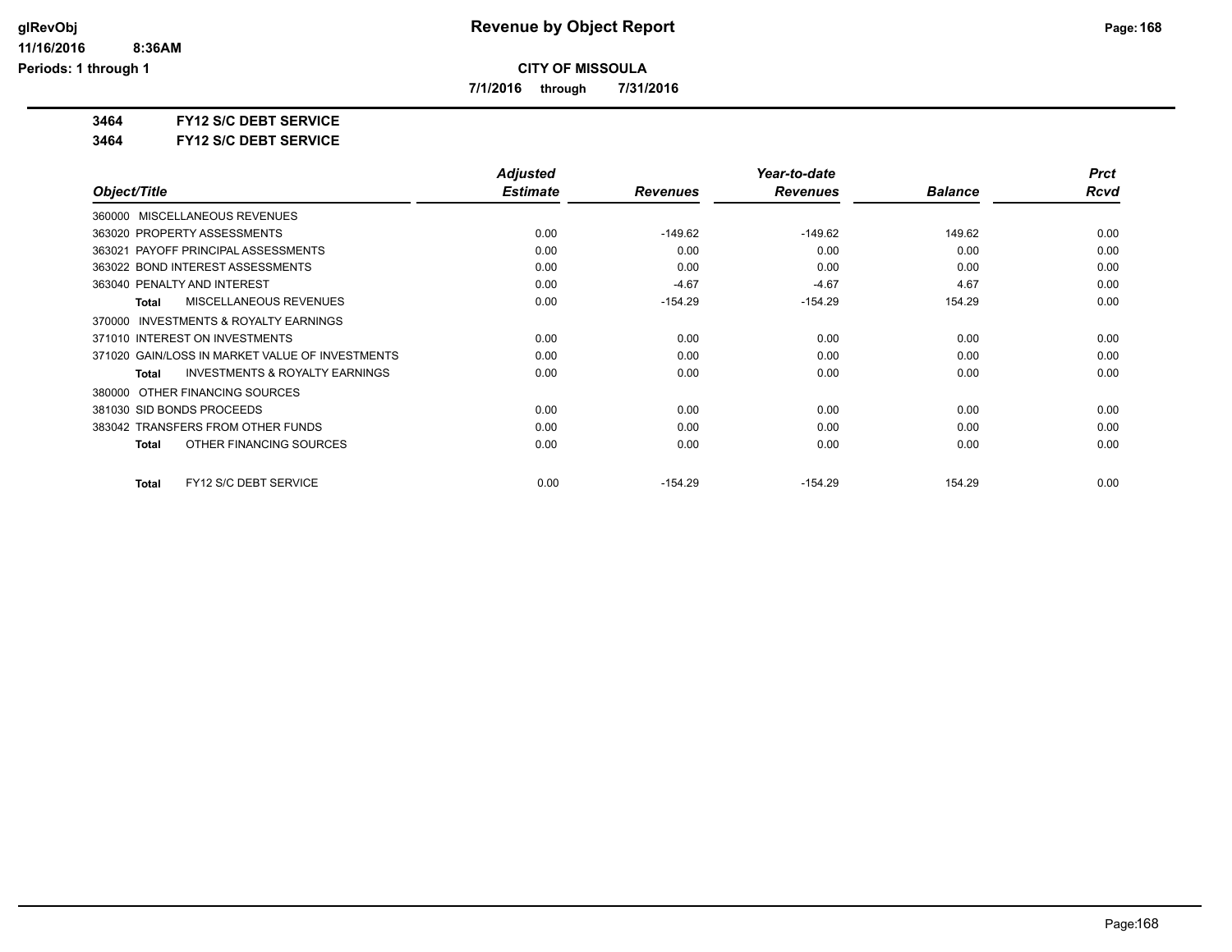# Revenue by Object Report

**CITY OF MISSOULA**

**7/1/2016 through 7/31/2016**

**3464 FY12 S/C DEBT SERVICE**

**3464 FY12 S/C DEBT SERVICE**

| Object/Title | Adjusted Estimate | Revenues | Year-to-date Revenues | Balance | Prct Rcvd |
|---|---|---|---|---|---|
| 360000 MISCELLANEOUS REVENUES | | | | | |
| 363020 PROPERTY ASSESSMENTS | 0.00 | -149.62 | -149.62 | 149.62 | 0.00 |
| 363021 PAYOFF PRINCIPAL ASSESSMENTS | 0.00 | 0.00 | 0.00 | 0.00 | 0.00 |
| 363022 BOND INTEREST ASSESSMENTS | 0.00 | 0.00 | 0.00 | 0.00 | 0.00 |
| 363040 PENALTY AND INTEREST | 0.00 | -4.67 | -4.67 | 4.67 | 0.00 |
| **Total** MISCELLANEOUS REVENUES | 0.00 | -154.29 | -154.29 | 154.29 | 0.00 |
| 370000 INVESTMENTS & ROYALTY EARNINGS | | | | | |
| 371010 INTEREST ON INVESTMENTS | 0.00 | 0.00 | 0.00 | 0.00 | 0.00 |
| 371020 GAIN/LOSS IN MARKET VALUE OF INVESTMENTS | 0.00 | 0.00 | 0.00 | 0.00 | 0.00 |
| **Total** INVESTMENTS & ROYALTY EARNINGS | 0.00 | 0.00 | 0.00 | 0.00 | 0.00 |
| 380000 OTHER FINANCING SOURCES | | | | | |
| 381030 SID BONDS PROCEEDS | 0.00 | 0.00 | 0.00 | 0.00 | 0.00 |
| 383042 TRANSFERS FROM OTHER FUNDS | 0.00 | 0.00 | 0.00 | 0.00 | 0.00 |
| **Total** OTHER FINANCING SOURCES | 0.00 | 0.00 | 0.00 | 0.00 | 0.00 |
| **Total** FY12 S/C DEBT SERVICE | 0.00 | -154.29 | -154.29 | 154.29 | 0.00 |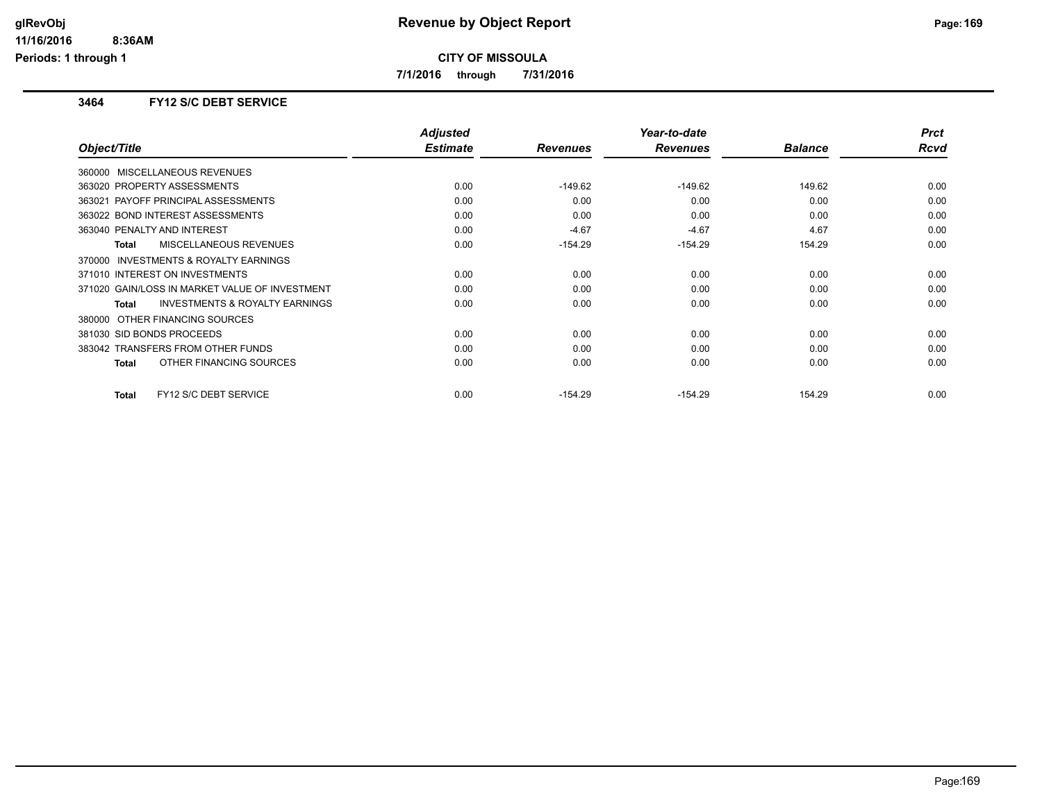**CITY OF MISSOULA**

**7/1/2016 through 7/31/2016**

### 3464 FY12 S/C DEBT SERVICE

| Object/Title | Adjusted Estimate | Revenues | Year-to-date Revenues | Balance | Prct Rcvd |
|---|---|---|---|---|---|
| 360000 MISCELLANEOUS REVENUES | | | | | |
| 363020 PROPERTY ASSESSMENTS | 0.00 | -149.62 | -149.62 | 149.62 | 0.00 |
| 363021 PAYOFF PRINCIPAL ASSESSMENTS | 0.00 | 0.00 | 0.00 | 0.00 | 0.00 |
| 363022 BOND INTEREST ASSESSMENTS | 0.00 | 0.00 | 0.00 | 0.00 | 0.00 |
| 363040 PENALTY AND INTEREST | 0.00 | -4.67 | -4.67 | 4.67 | 0.00 |
| **Total** MISCELLANEOUS REVENUES | 0.00 | -154.29 | -154.29 | 154.29 | 0.00 |
| 370000 INVESTMENTS & ROYALTY EARNINGS | | | | | |
| 371010 INTEREST ON INVESTMENTS | 0.00 | 0.00 | 0.00 | 0.00 | 0.00 |
| 371020 GAIN/LOSS IN MARKET VALUE OF INVESTMENT | 0.00 | 0.00 | 0.00 | 0.00 | 0.00 |
| **Total** INVESTMENTS & ROYALTY EARNINGS | 0.00 | 0.00 | 0.00 | 0.00 | 0.00 |
| 380000 OTHER FINANCING SOURCES | | | | | |
| 381030 SID BONDS PROCEEDS | 0.00 | 0.00 | 0.00 | 0.00 | 0.00 |
| 383042 TRANSFERS FROM OTHER FUNDS | 0.00 | 0.00 | 0.00 | 0.00 | 0.00 |
| **Total** OTHER FINANCING SOURCES | 0.00 | 0.00 | 0.00 | 0.00 | 0.00 |
| **Total** FY12 S/C DEBT SERVICE | 0.00 | -154.29 | -154.29 | 154.29 | 0.00 |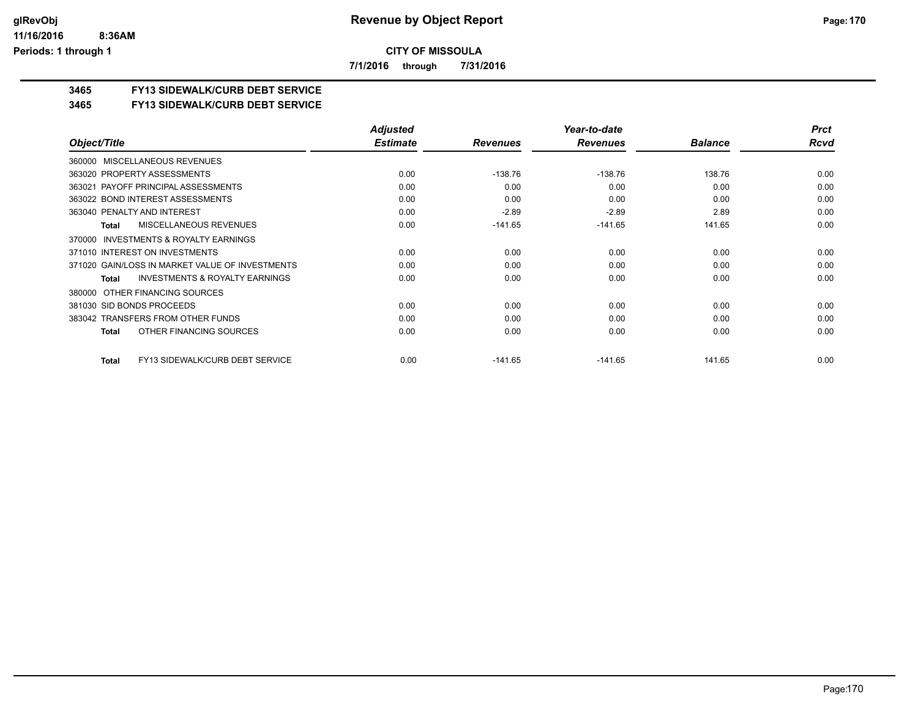# Revenue by Object Report

**CITY OF MISSOULA**

**7/1/2016 through 7/31/2016**

**3465 FY13 SIDEWALK/CURB DEBT SERVICE**

**3465 FY13 SIDEWALK/CURB DEBT SERVICE**

| Object/Title | Adjusted Estimate | Revenues | Year-to-date Revenues | Balance | Prct Rcvd |
|---|---|---|---|---|---|
| 360000 MISCELLANEOUS REVENUES | | | | | |
| 363020 PROPERTY ASSESSMENTS | 0.00 | -138.76 | -138.76 | 138.76 | 0.00 |
| 363021 PAYOFF PRINCIPAL ASSESSMENTS | 0.00 | 0.00 | 0.00 | 0.00 | 0.00 |
| 363022 BOND INTEREST ASSESSMENTS | 0.00 | 0.00 | 0.00 | 0.00 | 0.00 |
| 363040 PENALTY AND INTEREST | 0.00 | -2.89 | -2.89 | 2.89 | 0.00 |
| **Total** MISCELLANEOUS REVENUES | 0.00 | -141.65 | -141.65 | 141.65 | 0.00 |
| 370000 INVESTMENTS & ROYALTY EARNINGS | | | | | |
| 371010 INTEREST ON INVESTMENTS | 0.00 | 0.00 | 0.00 | 0.00 | 0.00 |
| 371020 GAIN/LOSS IN MARKET VALUE OF INVESTMENTS | 0.00 | 0.00 | 0.00 | 0.00 | 0.00 |
| **Total** INVESTMENTS & ROYALTY EARNINGS | 0.00 | 0.00 | 0.00 | 0.00 | 0.00 |
| 380000 OTHER FINANCING SOURCES | | | | | |
| 381030 SID BONDS PROCEEDS | 0.00 | 0.00 | 0.00 | 0.00 | 0.00 |
| 383042 TRANSFERS FROM OTHER FUNDS | 0.00 | 0.00 | 0.00 | 0.00 | 0.00 |
| **Total** OTHER FINANCING SOURCES | 0.00 | 0.00 | 0.00 | 0.00 | 0.00 |
| **Total** FY13 SIDEWALK/CURB DEBT SERVICE | 0.00 | -141.65 | -141.65 | 141.65 | 0.00 |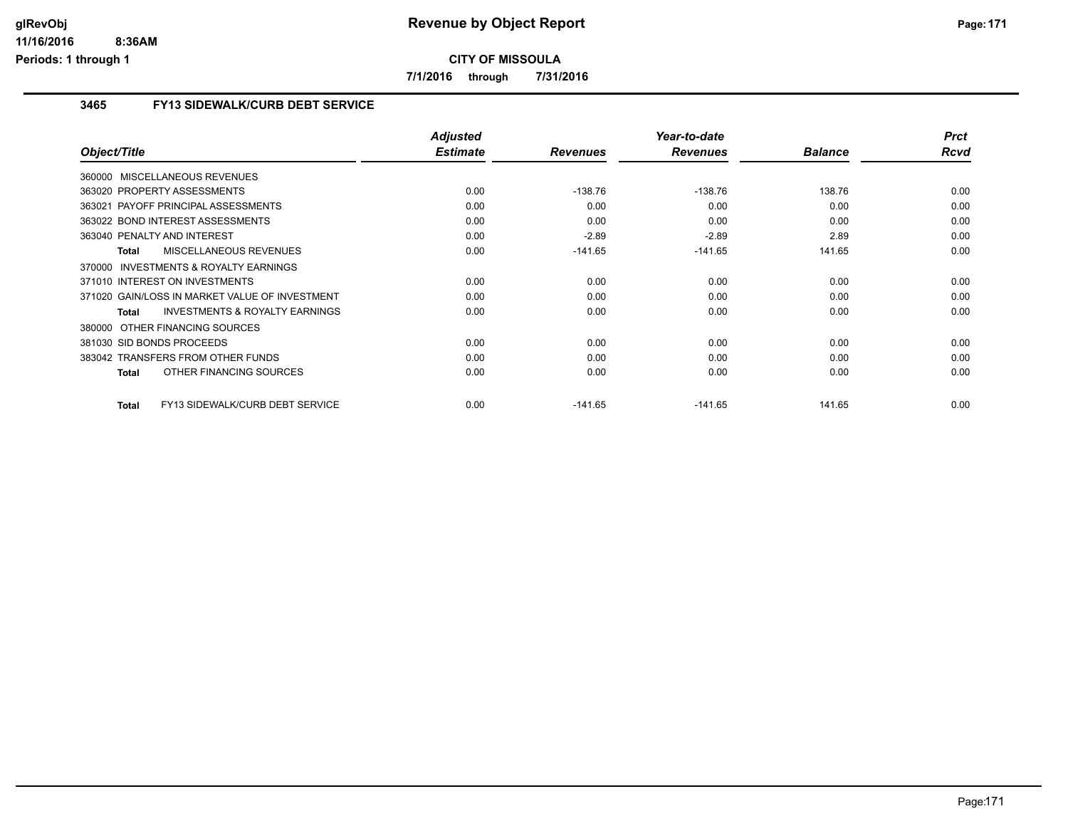# Revenue by Object Report

**CITY OF MISSOULA**

**7/1/2016 through 7/31/2016**

glRevObj
11/16/2016 8:36AM
Periods: 1 through 1

## 3465 FY13 SIDEWALK/CURB DEBT SERVICE

| Object/Title | Adjusted Estimate | Revenues | Year-to-date Revenues | Balance | Prct Rcvd |
|---|---|---|---|---|---|
| 360000 MISCELLANEOUS REVENUES | | | | | |
| 363020 PROPERTY ASSESSMENTS | 0.00 | -138.76 | -138.76 | 138.76 | 0.00 |
| 363021 PAYOFF PRINCIPAL ASSESSMENTS | 0.00 | 0.00 | 0.00 | 0.00 | 0.00 |
| 363022 BOND INTEREST ASSESSMENTS | 0.00 | 0.00 | 0.00 | 0.00 | 0.00 |
| 363040 PENALTY AND INTEREST | 0.00 | -2.89 | -2.89 | 2.89 | 0.00 |
| **Total** MISCELLANEOUS REVENUES | 0.00 | -141.65 | -141.65 | 141.65 | 0.00 |
| 370000 INVESTMENTS & ROYALTY EARNINGS | | | | | |
| 371010 INTEREST ON INVESTMENTS | 0.00 | 0.00 | 0.00 | 0.00 | 0.00 |
| 371020 GAIN/LOSS IN MARKET VALUE OF INVESTMENT | 0.00 | 0.00 | 0.00 | 0.00 | 0.00 |
| **Total** INVESTMENTS & ROYALTY EARNINGS | 0.00 | 0.00 | 0.00 | 0.00 | 0.00 |
| 380000 OTHER FINANCING SOURCES | | | | | |
| 381030 SID BONDS PROCEEDS | 0.00 | 0.00 | 0.00 | 0.00 | 0.00 |
| 383042 TRANSFERS FROM OTHER FUNDS | 0.00 | 0.00 | 0.00 | 0.00 | 0.00 |
| **Total** OTHER FINANCING SOURCES | 0.00 | 0.00 | 0.00 | 0.00 | 0.00 |
| **Total** FY13 SIDEWALK/CURB DEBT SERVICE | 0.00 | -141.65 | -141.65 | 141.65 | 0.00 |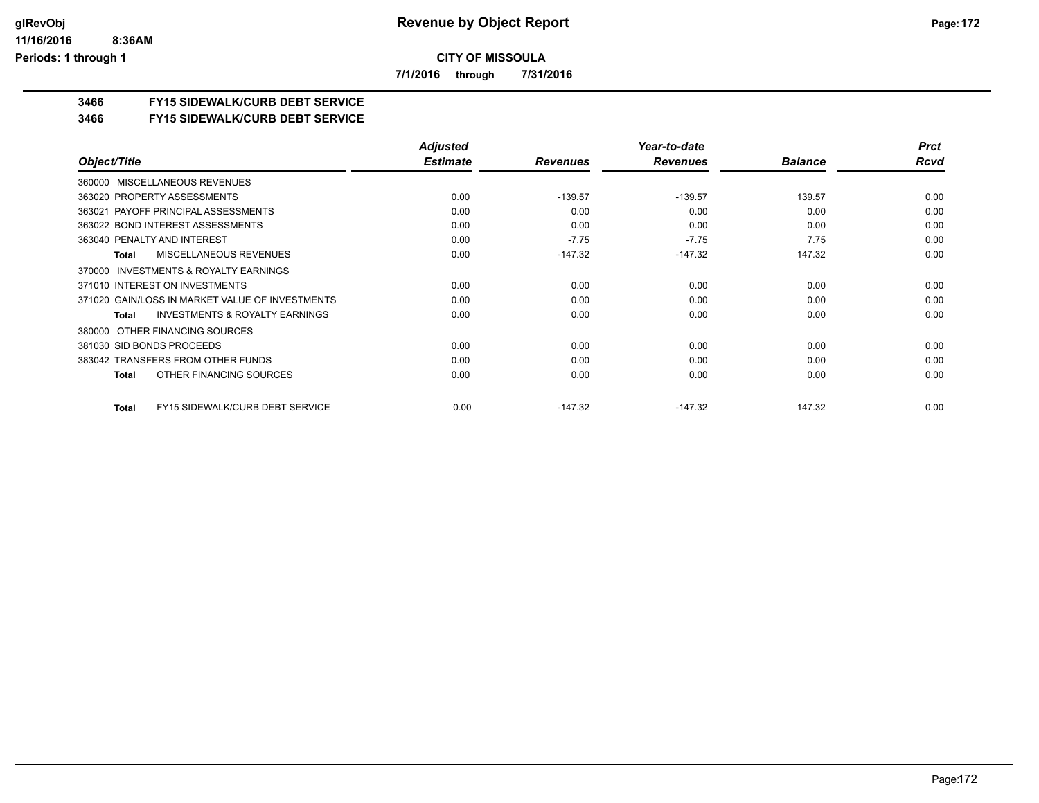**CITY OF MISSOULA**

**7/1/2016 through 7/31/2016**

**3466 FY15 SIDEWALK/CURB DEBT SERVICE**

**3466 FY15 SIDEWALK/CURB DEBT SERVICE**

| Object/Title | Adjusted Estimate | Revenues | Year-to-date Revenues | Balance | Prct Rcvd |
|---|---|---|---|---|---|
| 360000 MISCELLANEOUS REVENUES | | | | | |
| 363020 PROPERTY ASSESSMENTS | 0.00 | -139.57 | -139.57 | 139.57 | 0.00 |
| 363021 PAYOFF PRINCIPAL ASSESSMENTS | 0.00 | 0.00 | 0.00 | 0.00 | 0.00 |
| 363022 BOND INTEREST ASSESSMENTS | 0.00 | 0.00 | 0.00 | 0.00 | 0.00 |
| 363040 PENALTY AND INTEREST | 0.00 | -7.75 | -7.75 | 7.75 | 0.00 |
| **Total** MISCELLANEOUS REVENUES | 0.00 | -147.32 | -147.32 | 147.32 | 0.00 |
| 370000 INVESTMENTS & ROYALTY EARNINGS | | | | | |
| 371010 INTEREST ON INVESTMENTS | 0.00 | 0.00 | 0.00 | 0.00 | 0.00 |
| 371020 GAIN/LOSS IN MARKET VALUE OF INVESTMENTS | 0.00 | 0.00 | 0.00 | 0.00 | 0.00 |
| **Total** INVESTMENTS & ROYALTY EARNINGS | 0.00 | 0.00 | 0.00 | 0.00 | 0.00 |
| 380000 OTHER FINANCING SOURCES | | | | | |
| 381030 SID BONDS PROCEEDS | 0.00 | 0.00 | 0.00 | 0.00 | 0.00 |
| 383042 TRANSFERS FROM OTHER FUNDS | 0.00 | 0.00 | 0.00 | 0.00 | 0.00 |
| **Total** OTHER FINANCING SOURCES | 0.00 | 0.00 | 0.00 | 0.00 | 0.00 |
| **Total** FY15 SIDEWALK/CURB DEBT SERVICE | 0.00 | -147.32 | -147.32 | 147.32 | 0.00 |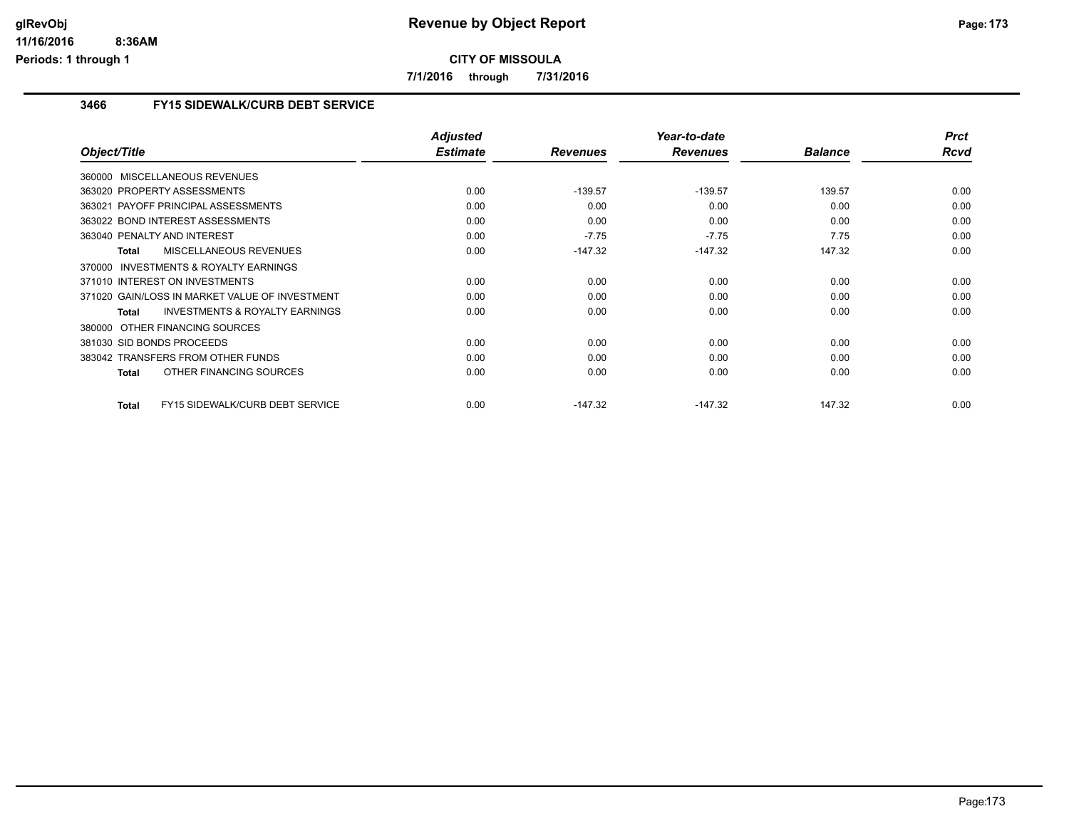# Revenue by Object Report

**CITY OF MISSOULA**

**7/1/2016 through 7/31/2016**

glRevObj
11/16/2016 8:36AM
Periods: 1 through 1

## 3466 FY15 SIDEWALK/CURB DEBT SERVICE

| Object/Title | Adjusted Estimate | Revenues | Year-to-date Revenues | Balance | Prct Rcvd |
|---|---|---|---|---|---|
| 360000 MISCELLANEOUS REVENUES | | | | | |
| 363020 PROPERTY ASSESSMENTS | 0.00 | -139.57 | -139.57 | 139.57 | 0.00 |
| 363021 PAYOFF PRINCIPAL ASSESSMENTS | 0.00 | 0.00 | 0.00 | 0.00 | 0.00 |
| 363022 BOND INTEREST ASSESSMENTS | 0.00 | 0.00 | 0.00 | 0.00 | 0.00 |
| 363040 PENALTY AND INTEREST | 0.00 | -7.75 | -7.75 | 7.75 | 0.00 |
| **Total** MISCELLANEOUS REVENUES | 0.00 | -147.32 | -147.32 | 147.32 | 0.00 |
| 370000 INVESTMENTS & ROYALTY EARNINGS | | | | | |
| 371010 INTEREST ON INVESTMENTS | 0.00 | 0.00 | 0.00 | 0.00 | 0.00 |
| 371020 GAIN/LOSS IN MARKET VALUE OF INVESTMENT | 0.00 | 0.00 | 0.00 | 0.00 | 0.00 |
| **Total** INVESTMENTS & ROYALTY EARNINGS | 0.00 | 0.00 | 0.00 | 0.00 | 0.00 |
| 380000 OTHER FINANCING SOURCES | | | | | |
| 381030 SID BONDS PROCEEDS | 0.00 | 0.00 | 0.00 | 0.00 | 0.00 |
| 383042 TRANSFERS FROM OTHER FUNDS | 0.00 | 0.00 | 0.00 | 0.00 | 0.00 |
| **Total** OTHER FINANCING SOURCES | 0.00 | 0.00 | 0.00 | 0.00 | 0.00 |
| **Total** FY15 SIDEWALK/CURB DEBT SERVICE | 0.00 | -147.32 | -147.32 | 147.32 | 0.00 |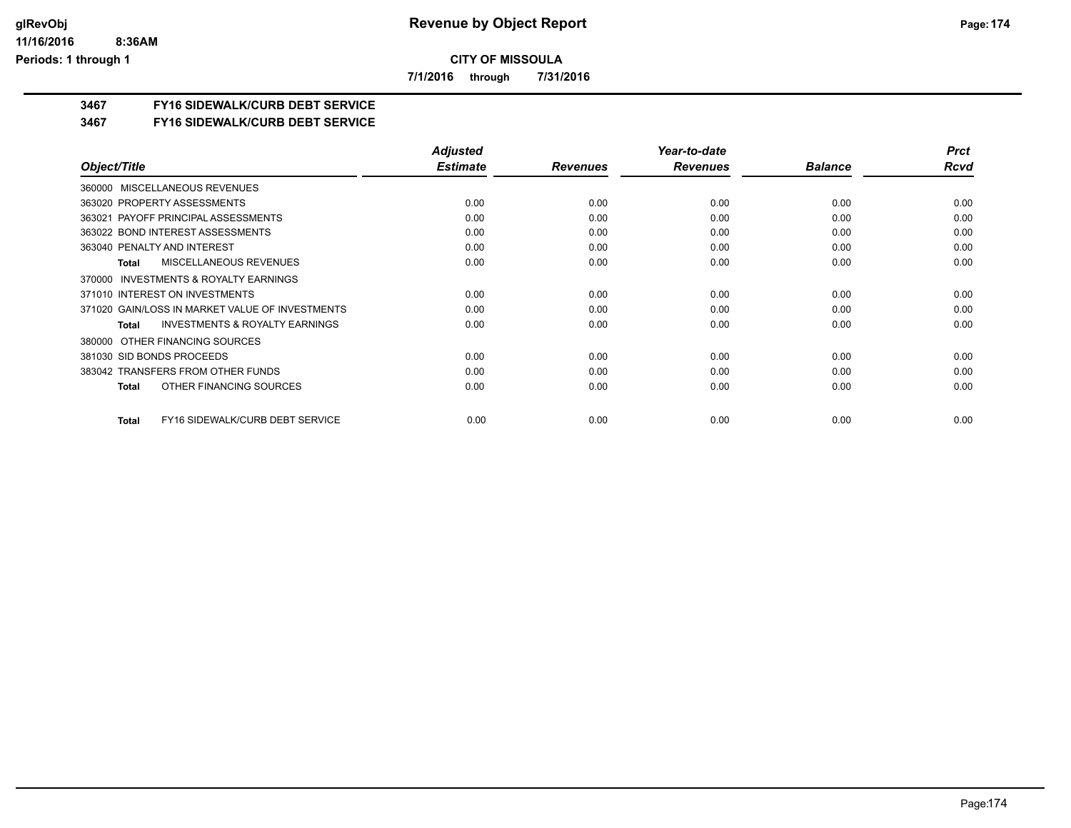**CITY OF MISSOULA**

**7/1/2016 through 7/31/2016**

# Revenue by Object Report

glRevObj
11/16/2016 8:36AM
Periods: 1 through 1

## 3467 FY16 SIDEWALK/CURB DEBT SERVICE

### 3467 FY16 SIDEWALK/CURB DEBT SERVICE

| Object/Title | Adjusted Estimate | Revenues | Year-to-date Revenues | Balance | Prct Rcvd |
|---|---|---|---|---|---|
| 360000 MISCELLANEOUS REVENUES | | | | | |
| 363020 PROPERTY ASSESSMENTS | 0.00 | 0.00 | 0.00 | 0.00 | 0.00 |
| 363021 PAYOFF PRINCIPAL ASSESSMENTS | 0.00 | 0.00 | 0.00 | 0.00 | 0.00 |
| 363022 BOND INTEREST ASSESSMENTS | 0.00 | 0.00 | 0.00 | 0.00 | 0.00 |
| 363040 PENALTY AND INTEREST | 0.00 | 0.00 | 0.00 | 0.00 | 0.00 |
| **Total** MISCELLANEOUS REVENUES | 0.00 | 0.00 | 0.00 | 0.00 | 0.00 |
| 370000 INVESTMENTS & ROYALTY EARNINGS | | | | | |
| 371010 INTEREST ON INVESTMENTS | 0.00 | 0.00 | 0.00 | 0.00 | 0.00 |
| 371020 GAIN/LOSS IN MARKET VALUE OF INVESTMENTS | 0.00 | 0.00 | 0.00 | 0.00 | 0.00 |
| **Total** INVESTMENTS & ROYALTY EARNINGS | 0.00 | 0.00 | 0.00 | 0.00 | 0.00 |
| 380000 OTHER FINANCING SOURCES | | | | | |
| 381030 SID BONDS PROCEEDS | 0.00 | 0.00 | 0.00 | 0.00 | 0.00 |
| 383042 TRANSFERS FROM OTHER FUNDS | 0.00 | 0.00 | 0.00 | 0.00 | 0.00 |
| **Total** OTHER FINANCING SOURCES | 0.00 | 0.00 | 0.00 | 0.00 | 0.00 |
| **Total** FY16 SIDEWALK/CURB DEBT SERVICE | 0.00 | 0.00 | 0.00 | 0.00 | 0.00 |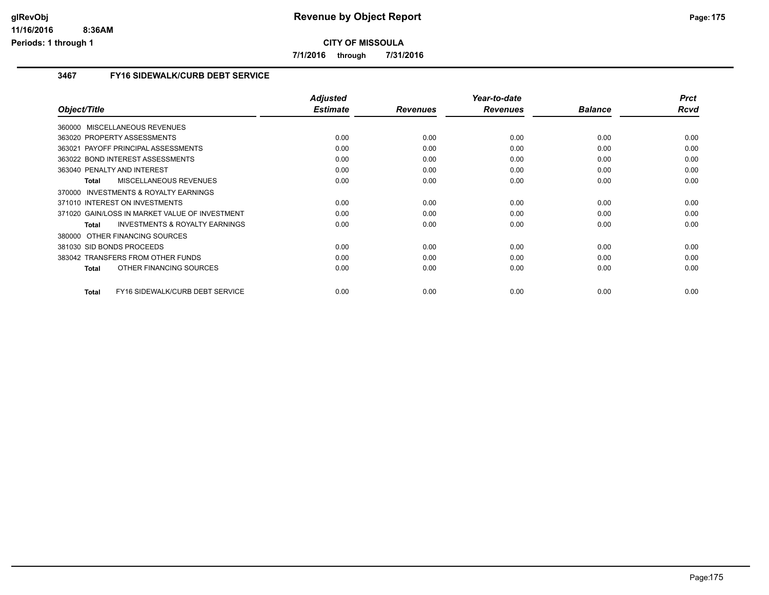**CITY OF MISSOULA**

**7/1/2016 through 7/31/2016**

### 3467 FY16 SIDEWALK/CURB DEBT SERVICE

| Object/Title | Adjusted Estimate | Revenues | Year-to-date Revenues | Balance | Prct Rcvd |
|---|---|---|---|---|---|
| 360000 MISCELLANEOUS REVENUES | | | | | |
| 363020 PROPERTY ASSESSMENTS | 0.00 | 0.00 | 0.00 | 0.00 | 0.00 |
| 363021 PAYOFF PRINCIPAL ASSESSMENTS | 0.00 | 0.00 | 0.00 | 0.00 | 0.00 |
| 363022 BOND INTEREST ASSESSMENTS | 0.00 | 0.00 | 0.00 | 0.00 | 0.00 |
| 363040 PENALTY AND INTEREST | 0.00 | 0.00 | 0.00 | 0.00 | 0.00 |
| **Total** MISCELLANEOUS REVENUES | 0.00 | 0.00 | 0.00 | 0.00 | 0.00 |
| 370000 INVESTMENTS & ROYALTY EARNINGS | | | | | |
| 371010 INTEREST ON INVESTMENTS | 0.00 | 0.00 | 0.00 | 0.00 | 0.00 |
| 371020 GAIN/LOSS IN MARKET VALUE OF INVESTMENT | 0.00 | 0.00 | 0.00 | 0.00 | 0.00 |
| **Total** INVESTMENTS & ROYALTY EARNINGS | 0.00 | 0.00 | 0.00 | 0.00 | 0.00 |
| 380000 OTHER FINANCING SOURCES | | | | | |
| 381030 SID BONDS PROCEEDS | 0.00 | 0.00 | 0.00 | 0.00 | 0.00 |
| 383042 TRANSFERS FROM OTHER FUNDS | 0.00 | 0.00 | 0.00 | 0.00 | 0.00 |
| **Total** OTHER FINANCING SOURCES | 0.00 | 0.00 | 0.00 | 0.00 | 0.00 |
| **Total** FY16 SIDEWALK/CURB DEBT SERVICE | 0.00 | 0.00 | 0.00 | 0.00 | 0.00 |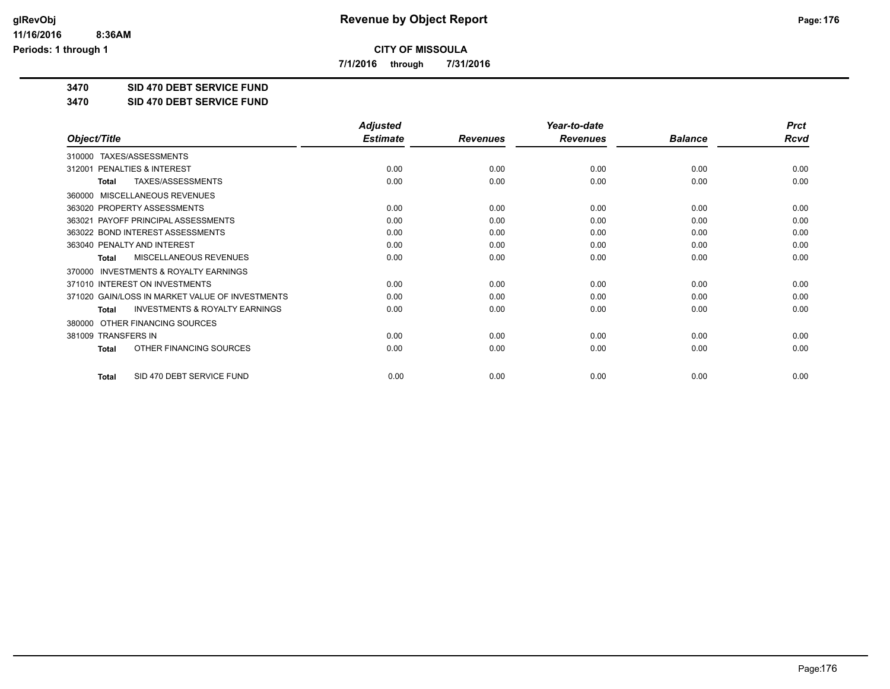glRevObj
11/16/2016 8:36AM
Periods: 1 through 1

# Revenue by Object Report

**CITY OF MISSOULA**

**7/1/2016 through 7/31/2016**

## 3470 SID 470 DEBT SERVICE FUND

## 3470 SID 470 DEBT SERVICE FUND

| Object/Title | Adjusted Estimate | Revenues | Year-to-date Revenues | Balance | Prct Rcvd |
|---|---|---|---|---|---|
| 310000 TAXES/ASSESSMENTS | | | | | |
| 312001 PENALTIES & INTEREST | 0.00 | 0.00 | 0.00 | 0.00 | 0.00 |
| **Total** TAXES/ASSESSMENTS | 0.00 | 0.00 | 0.00 | 0.00 | 0.00 |
| 360000 MISCELLANEOUS REVENUES | | | | | |
| 363020 PROPERTY ASSESSMENTS | 0.00 | 0.00 | 0.00 | 0.00 | 0.00 |
| 363021 PAYOFF PRINCIPAL ASSESSMENTS | 0.00 | 0.00 | 0.00 | 0.00 | 0.00 |
| 363022 BOND INTEREST ASSESSMENTS | 0.00 | 0.00 | 0.00 | 0.00 | 0.00 |
| 363040 PENALTY AND INTEREST | 0.00 | 0.00 | 0.00 | 0.00 | 0.00 |
| **Total** MISCELLANEOUS REVENUES | 0.00 | 0.00 | 0.00 | 0.00 | 0.00 |
| 370000 INVESTMENTS & ROYALTY EARNINGS | | | | | |
| 371010 INTEREST ON INVESTMENTS | 0.00 | 0.00 | 0.00 | 0.00 | 0.00 |
| 371020 GAIN/LOSS IN MARKET VALUE OF INVESTMENTS | 0.00 | 0.00 | 0.00 | 0.00 | 0.00 |
| **Total** INVESTMENTS & ROYALTY EARNINGS | 0.00 | 0.00 | 0.00 | 0.00 | 0.00 |
| 380000 OTHER FINANCING SOURCES | | | | | |
| 381009 TRANSFERS IN | 0.00 | 0.00 | 0.00 | 0.00 | 0.00 |
| **Total** OTHER FINANCING SOURCES | 0.00 | 0.00 | 0.00 | 0.00 | 0.00 |
| **Total** SID 470 DEBT SERVICE FUND | 0.00 | 0.00 | 0.00 | 0.00 | 0.00 |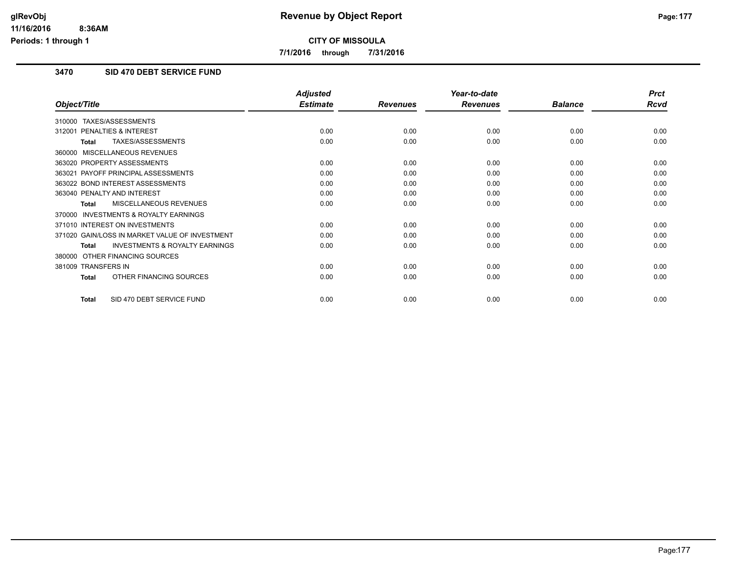# Revenue by Object Report

**CITY OF MISSOULA**

**7/1/2016 through 7/31/2016**

glRevObj
11/16/2016 8:36AM
Periods: 1 through 1

## 3470 SID 470 DEBT SERVICE FUND

| Object/Title | Adjusted Estimate | Revenues | Year-to-date Revenues | Balance | Prct Rcvd |
|---|---|---|---|---|---|
| 310000 TAXES/ASSESSMENTS | | | | | |
| 312001 PENALTIES & INTEREST | 0.00 | 0.00 | 0.00 | 0.00 | 0.00 |
| **Total** TAXES/ASSESSMENTS | 0.00 | 0.00 | 0.00 | 0.00 | 0.00 |
| 360000 MISCELLANEOUS REVENUES | | | | | |
| 363020 PROPERTY ASSESSMENTS | 0.00 | 0.00 | 0.00 | 0.00 | 0.00 |
| 363021 PAYOFF PRINCIPAL ASSESSMENTS | 0.00 | 0.00 | 0.00 | 0.00 | 0.00 |
| 363022 BOND INTEREST ASSESSMENTS | 0.00 | 0.00 | 0.00 | 0.00 | 0.00 |
| 363040 PENALTY AND INTEREST | 0.00 | 0.00 | 0.00 | 0.00 | 0.00 |
| **Total** MISCELLANEOUS REVENUES | 0.00 | 0.00 | 0.00 | 0.00 | 0.00 |
| 370000 INVESTMENTS & ROYALTY EARNINGS | | | | | |
| 371010 INTEREST ON INVESTMENTS | 0.00 | 0.00 | 0.00 | 0.00 | 0.00 |
| 371020 GAIN/LOSS IN MARKET VALUE OF INVESTMENT | 0.00 | 0.00 | 0.00 | 0.00 | 0.00 |
| **Total** INVESTMENTS & ROYALTY EARNINGS | 0.00 | 0.00 | 0.00 | 0.00 | 0.00 |
| 380000 OTHER FINANCING SOURCES | | | | | |
| 381009 TRANSFERS IN | 0.00 | 0.00 | 0.00 | 0.00 | 0.00 |
| **Total** OTHER FINANCING SOURCES | 0.00 | 0.00 | 0.00 | 0.00 | 0.00 |
| **Total** SID 470 DEBT SERVICE FUND | 0.00 | 0.00 | 0.00 | 0.00 | 0.00 |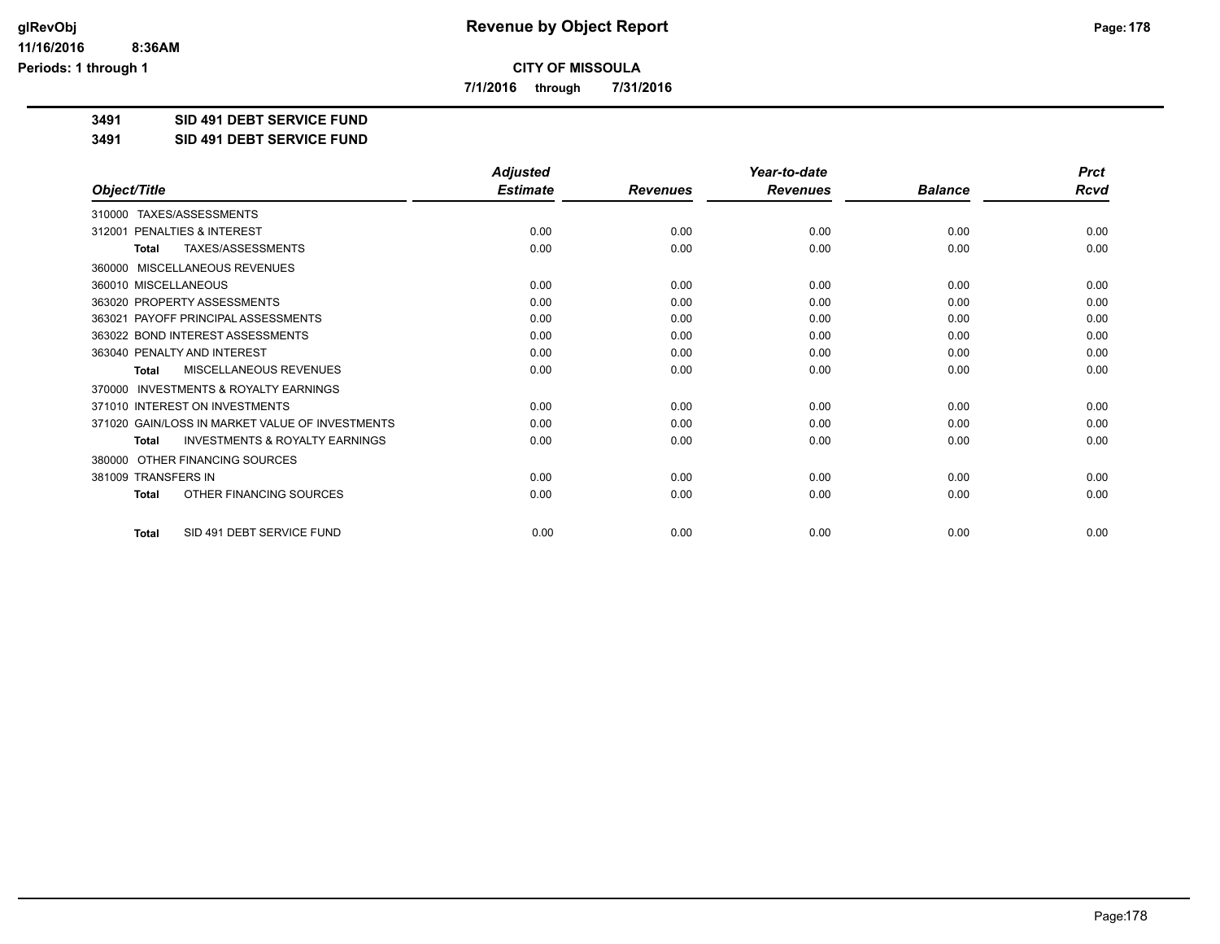# Revenue by Object Report

**CITY OF MISSOULA**

**7/1/2016 through 7/31/2016**

**3491 SID 491 DEBT SERVICE FUND**

**3491 SID 491 DEBT SERVICE FUND**

| Object/Title | Adjusted Estimate | Revenues | Year-to-date Revenues | Balance | Prct Rcvd |
|---|---|---|---|---|---|
| 310000 TAXES/ASSESSMENTS | | | | | |
| 312001 PENALTIES & INTEREST | 0.00 | 0.00 | 0.00 | 0.00 | 0.00 |
| **Total** TAXES/ASSESSMENTS | 0.00 | 0.00 | 0.00 | 0.00 | 0.00 |
| 360000 MISCELLANEOUS REVENUES | | | | | |
| 360010 MISCELLANEOUS | 0.00 | 0.00 | 0.00 | 0.00 | 0.00 |
| 363020 PROPERTY ASSESSMENTS | 0.00 | 0.00 | 0.00 | 0.00 | 0.00 |
| 363021 PAYOFF PRINCIPAL ASSESSMENTS | 0.00 | 0.00 | 0.00 | 0.00 | 0.00 |
| 363022 BOND INTEREST ASSESSMENTS | 0.00 | 0.00 | 0.00 | 0.00 | 0.00 |
| 363040 PENALTY AND INTEREST | 0.00 | 0.00 | 0.00 | 0.00 | 0.00 |
| **Total** MISCELLANEOUS REVENUES | 0.00 | 0.00 | 0.00 | 0.00 | 0.00 |
| 370000 INVESTMENTS & ROYALTY EARNINGS | | | | | |
| 371010 INTEREST ON INVESTMENTS | 0.00 | 0.00 | 0.00 | 0.00 | 0.00 |
| 371020 GAIN/LOSS IN MARKET VALUE OF INVESTMENTS | 0.00 | 0.00 | 0.00 | 0.00 | 0.00 |
| **Total** INVESTMENTS & ROYALTY EARNINGS | 0.00 | 0.00 | 0.00 | 0.00 | 0.00 |
| 380000 OTHER FINANCING SOURCES | | | | | |
| 381009 TRANSFERS IN | 0.00 | 0.00 | 0.00 | 0.00 | 0.00 |
| **Total** OTHER FINANCING SOURCES | 0.00 | 0.00 | 0.00 | 0.00 | 0.00 |
| **Total** SID 491 DEBT SERVICE FUND | 0.00 | 0.00 | 0.00 | 0.00 | 0.00 |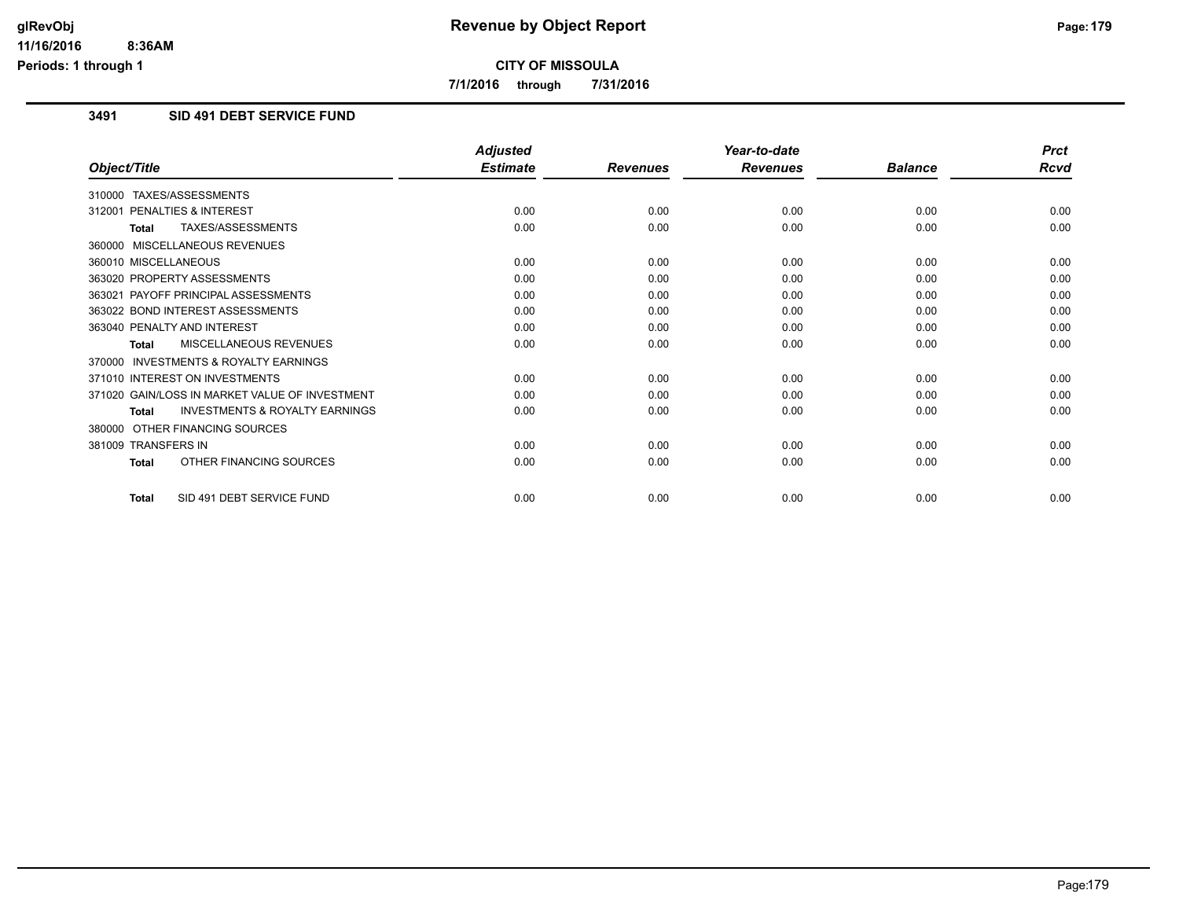# Revenue by Object Report

**CITY OF MISSOULA**

**7/1/2016 through 7/31/2016**

glRevObj
11/16/2016 8:36AM
Periods: 1 through 1

## 3491 SID 491 DEBT SERVICE FUND

| Object/Title | Adjusted Estimate | Revenues | Year-to-date Revenues | Balance | Prct Rcvd |
|---|---|---|---|---|---|
| 310000 TAXES/ASSESSMENTS | | | | | |
| 312001 PENALTIES & INTEREST | 0.00 | 0.00 | 0.00 | 0.00 | 0.00 |
| **Total** TAXES/ASSESSMENTS | 0.00 | 0.00 | 0.00 | 0.00 | 0.00 |
| 360000 MISCELLANEOUS REVENUES | | | | | |
| 360010 MISCELLANEOUS | 0.00 | 0.00 | 0.00 | 0.00 | 0.00 |
| 363020 PROPERTY ASSESSMENTS | 0.00 | 0.00 | 0.00 | 0.00 | 0.00 |
| 363021 PAYOFF PRINCIPAL ASSESSMENTS | 0.00 | 0.00 | 0.00 | 0.00 | 0.00 |
| 363022 BOND INTEREST ASSESSMENTS | 0.00 | 0.00 | 0.00 | 0.00 | 0.00 |
| 363040 PENALTY AND INTEREST | 0.00 | 0.00 | 0.00 | 0.00 | 0.00 |
| **Total** MISCELLANEOUS REVENUES | 0.00 | 0.00 | 0.00 | 0.00 | 0.00 |
| 370000 INVESTMENTS & ROYALTY EARNINGS | | | | | |
| 371010 INTEREST ON INVESTMENTS | 0.00 | 0.00 | 0.00 | 0.00 | 0.00 |
| 371020 GAIN/LOSS IN MARKET VALUE OF INVESTMENT | 0.00 | 0.00 | 0.00 | 0.00 | 0.00 |
| **Total** INVESTMENTS & ROYALTY EARNINGS | 0.00 | 0.00 | 0.00 | 0.00 | 0.00 |
| 380000 OTHER FINANCING SOURCES | | | | | |
| 381009 TRANSFERS IN | 0.00 | 0.00 | 0.00 | 0.00 | 0.00 |
| **Total** OTHER FINANCING SOURCES | 0.00 | 0.00 | 0.00 | 0.00 | 0.00 |
| **Total** SID 491 DEBT SERVICE FUND | 0.00 | 0.00 | 0.00 | 0.00 | 0.00 |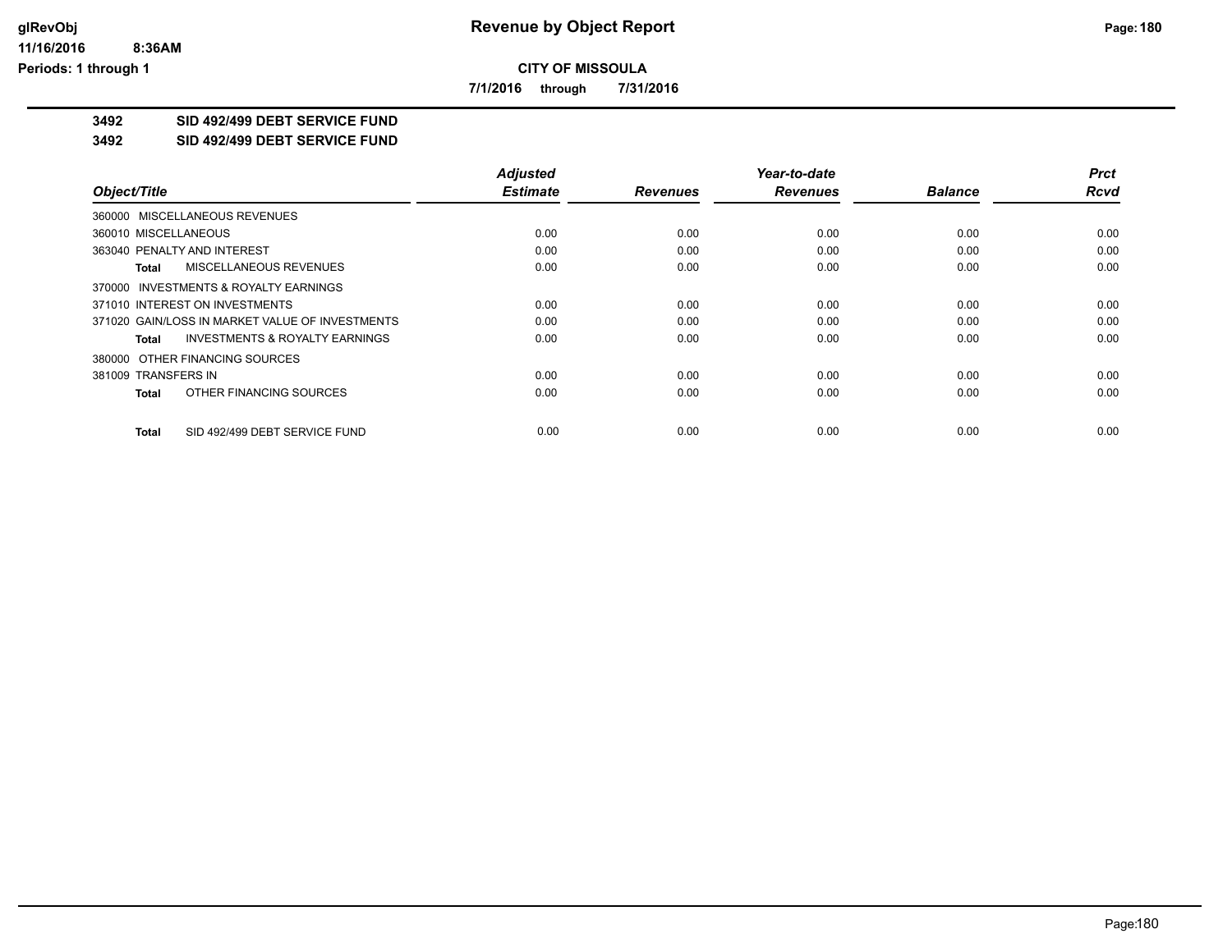**CITY OF MISSOULA**

**7/1/2016 through 7/31/2016**

**3492 SID 492/499 DEBT SERVICE FUND**

**3492 SID 492/499 DEBT SERVICE FUND**

| Object/Title | Adjusted Estimate | Revenues | Year-to-date Revenues | Balance | Prct Rcvd |
|---|---|---|---|---|---|
| 360000 MISCELLANEOUS REVENUES | | | | | |
| 360010 MISCELLANEOUS | 0.00 | 0.00 | 0.00 | 0.00 | 0.00 |
| 363040 PENALTY AND INTEREST | 0.00 | 0.00 | 0.00 | 0.00 | 0.00 |
| **Total** MISCELLANEOUS REVENUES | 0.00 | 0.00 | 0.00 | 0.00 | 0.00 |
| 370000 INVESTMENTS & ROYALTY EARNINGS | | | | | |
| 371010 INTEREST ON INVESTMENTS | 0.00 | 0.00 | 0.00 | 0.00 | 0.00 |
| 371020 GAIN/LOSS IN MARKET VALUE OF INVESTMENTS | 0.00 | 0.00 | 0.00 | 0.00 | 0.00 |
| **Total** INVESTMENTS & ROYALTY EARNINGS | 0.00 | 0.00 | 0.00 | 0.00 | 0.00 |
| 380000 OTHER FINANCING SOURCES | | | | | |
| 381009 TRANSFERS IN | 0.00 | 0.00 | 0.00 | 0.00 | 0.00 |
| **Total** OTHER FINANCING SOURCES | 0.00 | 0.00 | 0.00 | 0.00 | 0.00 |
| **Total** SID 492/499 DEBT SERVICE FUND | 0.00 | 0.00 | 0.00 | 0.00 | 0.00 |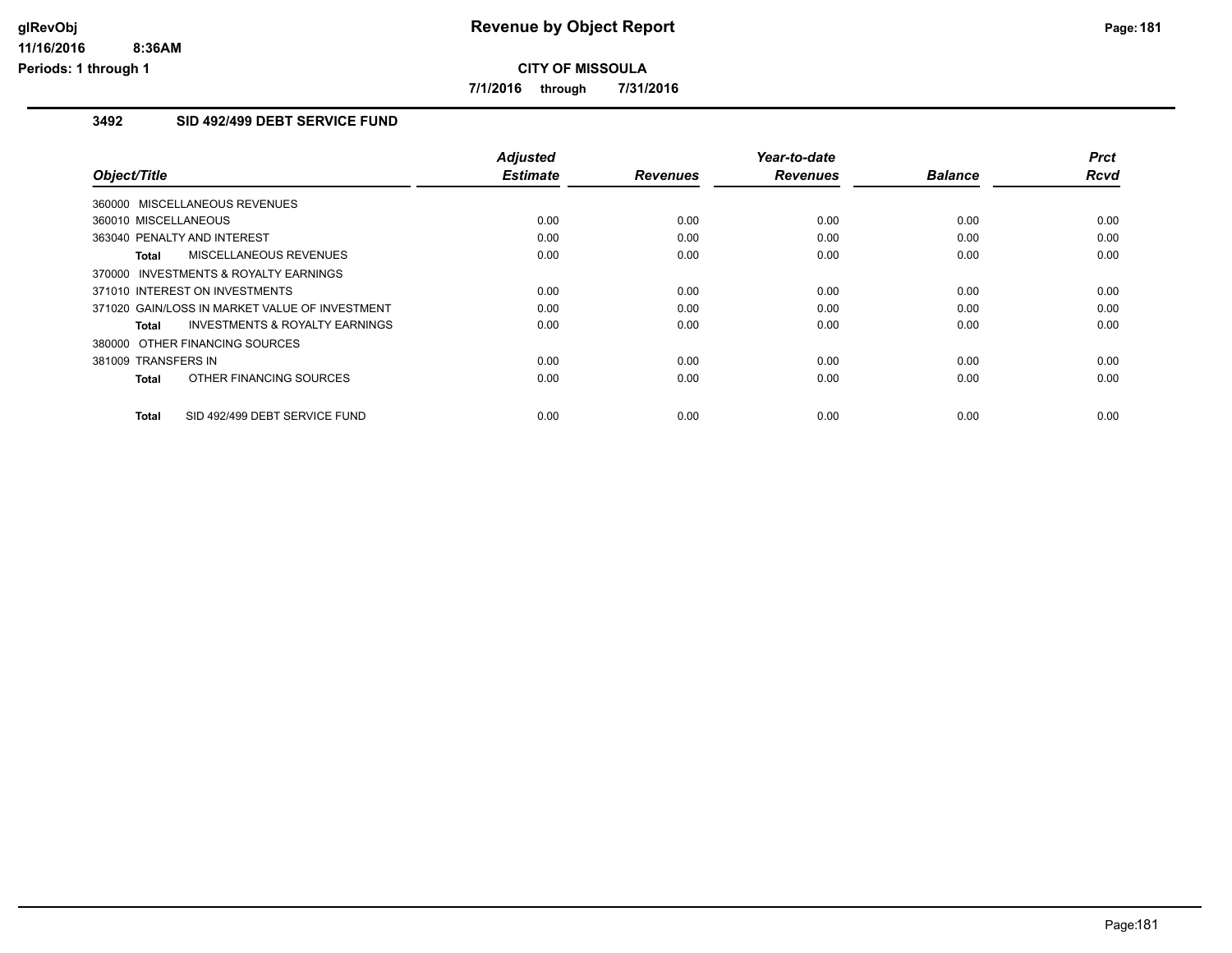# Revenue by Object Report

**CITY OF MISSOULA**

**7/1/2016 through 7/31/2016**

glRevObj
11/16/2016 8:36AM
Periods: 1 through 1

### 3492 SID 492/499 DEBT SERVICE FUND

| Object/Title | Adjusted Estimate | Revenues | Year-to-date Revenues | Balance | Prct Rcvd |
|---|---|---|---|---|---|
| 360000 MISCELLANEOUS REVENUES | | | | | |
| 360010 MISCELLANEOUS | 0.00 | 0.00 | 0.00 | 0.00 | 0.00 |
| 363040 PENALTY AND INTEREST | 0.00 | 0.00 | 0.00 | 0.00 | 0.00 |
| **Total** MISCELLANEOUS REVENUES | 0.00 | 0.00 | 0.00 | 0.00 | 0.00 |
| 370000 INVESTMENTS & ROYALTY EARNINGS | | | | | |
| 371010 INTEREST ON INVESTMENTS | 0.00 | 0.00 | 0.00 | 0.00 | 0.00 |
| 371020 GAIN/LOSS IN MARKET VALUE OF INVESTMENT | 0.00 | 0.00 | 0.00 | 0.00 | 0.00 |
| **Total** INVESTMENTS & ROYALTY EARNINGS | 0.00 | 0.00 | 0.00 | 0.00 | 0.00 |
| 380000 OTHER FINANCING SOURCES | | | | | |
| 381009 TRANSFERS IN | 0.00 | 0.00 | 0.00 | 0.00 | 0.00 |
| **Total** OTHER FINANCING SOURCES | 0.00 | 0.00 | 0.00 | 0.00 | 0.00 |
| **Total** SID 492/499 DEBT SERVICE FUND | 0.00 | 0.00 | 0.00 | 0.00 | 0.00 |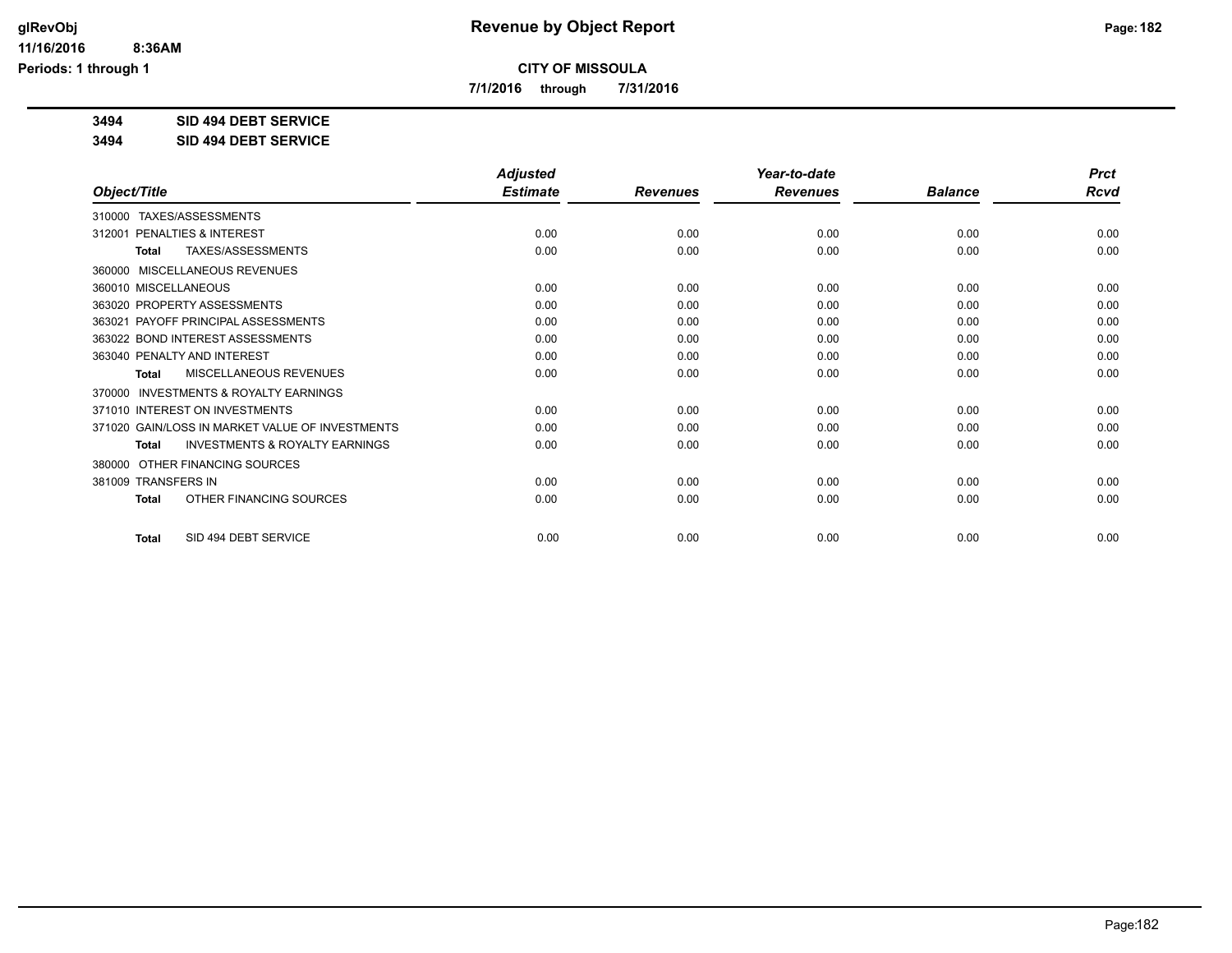# Revenue by Object Report

**CITY OF MISSOULA**

**7/1/2016 through 7/31/2016**

**3494 SID 494 DEBT SERVICE**

**3494 SID 494 DEBT SERVICE**

| Object/Title | Adjusted Estimate | Revenues | Year-to-date Revenues | Balance | Prct Rcvd |
|---|---|---|---|---|---|
| 310000 TAXES/ASSESSMENTS | | | | | |
| 312001 PENALTIES & INTEREST | 0.00 | 0.00 | 0.00 | 0.00 | 0.00 |
| **Total** TAXES/ASSESSMENTS | 0.00 | 0.00 | 0.00 | 0.00 | 0.00 |
| 360000 MISCELLANEOUS REVENUES | | | | | |
| 360010 MISCELLANEOUS | 0.00 | 0.00 | 0.00 | 0.00 | 0.00 |
| 363020 PROPERTY ASSESSMENTS | 0.00 | 0.00 | 0.00 | 0.00 | 0.00 |
| 363021 PAYOFF PRINCIPAL ASSESSMENTS | 0.00 | 0.00 | 0.00 | 0.00 | 0.00 |
| 363022 BOND INTEREST ASSESSMENTS | 0.00 | 0.00 | 0.00 | 0.00 | 0.00 |
| 363040 PENALTY AND INTEREST | 0.00 | 0.00 | 0.00 | 0.00 | 0.00 |
| **Total** MISCELLANEOUS REVENUES | 0.00 | 0.00 | 0.00 | 0.00 | 0.00 |
| 370000 INVESTMENTS & ROYALTY EARNINGS | | | | | |
| 371010 INTEREST ON INVESTMENTS | 0.00 | 0.00 | 0.00 | 0.00 | 0.00 |
| 371020 GAIN/LOSS IN MARKET VALUE OF INVESTMENTS | 0.00 | 0.00 | 0.00 | 0.00 | 0.00 |
| **Total** INVESTMENTS & ROYALTY EARNINGS | 0.00 | 0.00 | 0.00 | 0.00 | 0.00 |
| 380000 OTHER FINANCING SOURCES | | | | | |
| 381009 TRANSFERS IN | 0.00 | 0.00 | 0.00 | 0.00 | 0.00 |
| **Total** OTHER FINANCING SOURCES | 0.00 | 0.00 | 0.00 | 0.00 | 0.00 |
| **Total** SID 494 DEBT SERVICE | 0.00 | 0.00 | 0.00 | 0.00 | 0.00 |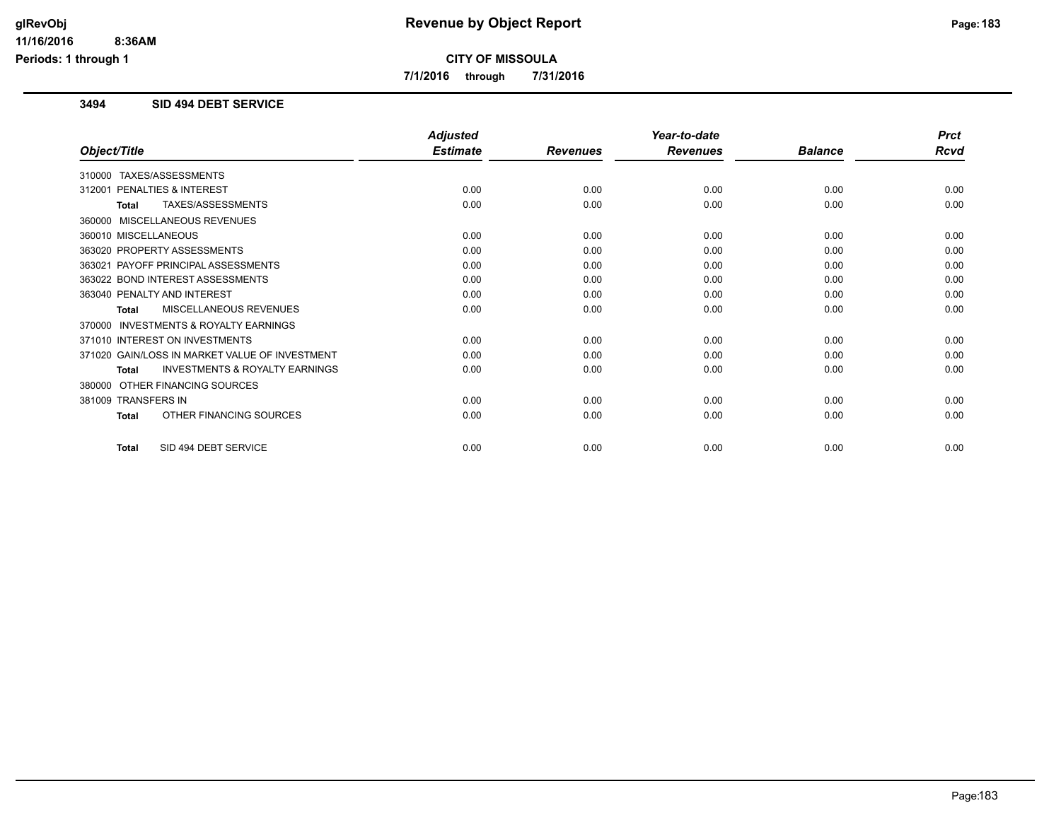# Revenue by Object Report

**CITY OF MISSOULA**

**7/1/2016 through 7/31/2016**

### 3494 SID 494 DEBT SERVICE

| Object/Title | Adjusted Estimate | Revenues | Year-to-date Revenues | Balance | Prct Rcvd |
|---|---|---|---|---|---|
| 310000 TAXES/ASSESSMENTS | | | | | |
| 312001 PENALTIES & INTEREST | 0.00 | 0.00 | 0.00 | 0.00 | 0.00 |
| **Total** TAXES/ASSESSMENTS | 0.00 | 0.00 | 0.00 | 0.00 | 0.00 |
| 360000 MISCELLANEOUS REVENUES | | | | | |
| 360010 MISCELLANEOUS | 0.00 | 0.00 | 0.00 | 0.00 | 0.00 |
| 363020 PROPERTY ASSESSMENTS | 0.00 | 0.00 | 0.00 | 0.00 | 0.00 |
| 363021 PAYOFF PRINCIPAL ASSESSMENTS | 0.00 | 0.00 | 0.00 | 0.00 | 0.00 |
| 363022 BOND INTEREST ASSESSMENTS | 0.00 | 0.00 | 0.00 | 0.00 | 0.00 |
| 363040 PENALTY AND INTEREST | 0.00 | 0.00 | 0.00 | 0.00 | 0.00 |
| **Total** MISCELLANEOUS REVENUES | 0.00 | 0.00 | 0.00 | 0.00 | 0.00 |
| 370000 INVESTMENTS & ROYALTY EARNINGS | | | | | |
| 371010 INTEREST ON INVESTMENTS | 0.00 | 0.00 | 0.00 | 0.00 | 0.00 |
| 371020 GAIN/LOSS IN MARKET VALUE OF INVESTMENT | 0.00 | 0.00 | 0.00 | 0.00 | 0.00 |
| **Total** INVESTMENTS & ROYALTY EARNINGS | 0.00 | 0.00 | 0.00 | 0.00 | 0.00 |
| 380000 OTHER FINANCING SOURCES | | | | | |
| 381009 TRANSFERS IN | 0.00 | 0.00 | 0.00 | 0.00 | 0.00 |
| **Total** OTHER FINANCING SOURCES | 0.00 | 0.00 | 0.00 | 0.00 | 0.00 |
| **Total** SID 494 DEBT SERVICE | 0.00 | 0.00 | 0.00 | 0.00 | 0.00 |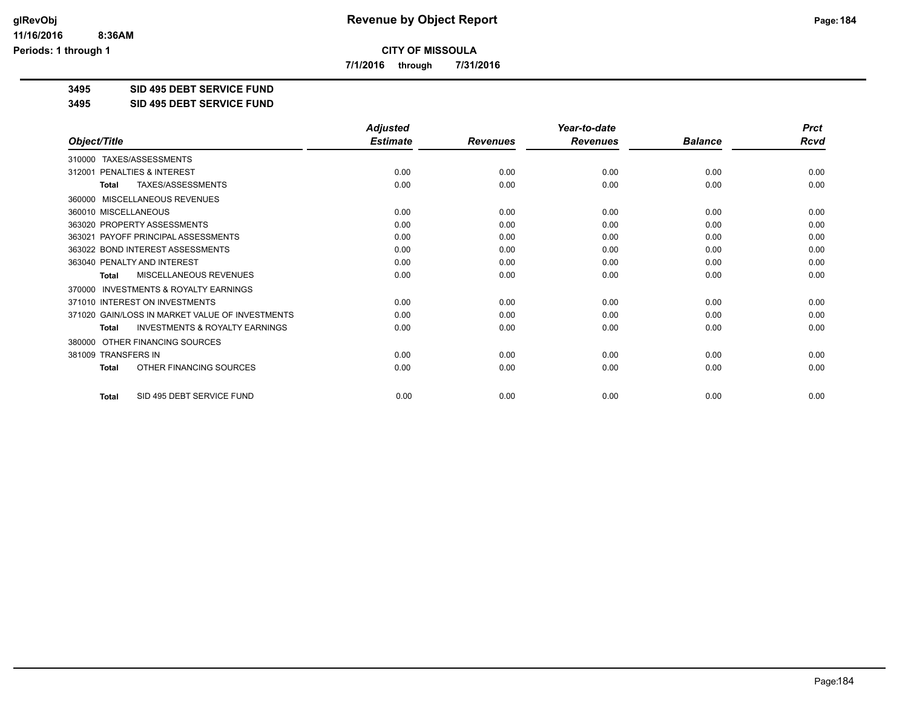# CITY OF MISSOULA

**7/1/2016 through 7/31/2016**

**3495 SID 495 DEBT SERVICE FUND**

**3495 SID 495 DEBT SERVICE FUND**

| Object/Title | Adjusted Estimate | Revenues | Year-to-date Revenues | Balance | Prct Rcvd |
|---|---|---|---|---|---|
| 310000 TAXES/ASSESSMENTS | | | | | |
| 312001 PENALTIES & INTEREST | 0.00 | 0.00 | 0.00 | 0.00 | 0.00 |
| **Total** TAXES/ASSESSMENTS | 0.00 | 0.00 | 0.00 | 0.00 | 0.00 |
| 360000 MISCELLANEOUS REVENUES | | | | | |
| 360010 MISCELLANEOUS | 0.00 | 0.00 | 0.00 | 0.00 | 0.00 |
| 363020 PROPERTY ASSESSMENTS | 0.00 | 0.00 | 0.00 | 0.00 | 0.00 |
| 363021 PAYOFF PRINCIPAL ASSESSMENTS | 0.00 | 0.00 | 0.00 | 0.00 | 0.00 |
| 363022 BOND INTEREST ASSESSMENTS | 0.00 | 0.00 | 0.00 | 0.00 | 0.00 |
| 363040 PENALTY AND INTEREST | 0.00 | 0.00 | 0.00 | 0.00 | 0.00 |
| **Total** MISCELLANEOUS REVENUES | 0.00 | 0.00 | 0.00 | 0.00 | 0.00 |
| 370000 INVESTMENTS & ROYALTY EARNINGS | | | | | |
| 371010 INTEREST ON INVESTMENTS | 0.00 | 0.00 | 0.00 | 0.00 | 0.00 |
| 371020 GAIN/LOSS IN MARKET VALUE OF INVESTMENTS | 0.00 | 0.00 | 0.00 | 0.00 | 0.00 |
| **Total** INVESTMENTS & ROYALTY EARNINGS | 0.00 | 0.00 | 0.00 | 0.00 | 0.00 |
| 380000 OTHER FINANCING SOURCES | | | | | |
| 381009 TRANSFERS IN | 0.00 | 0.00 | 0.00 | 0.00 | 0.00 |
| **Total** OTHER FINANCING SOURCES | 0.00 | 0.00 | 0.00 | 0.00 | 0.00 |
| **Total** SID 495 DEBT SERVICE FUND | 0.00 | 0.00 | 0.00 | 0.00 | 0.00 |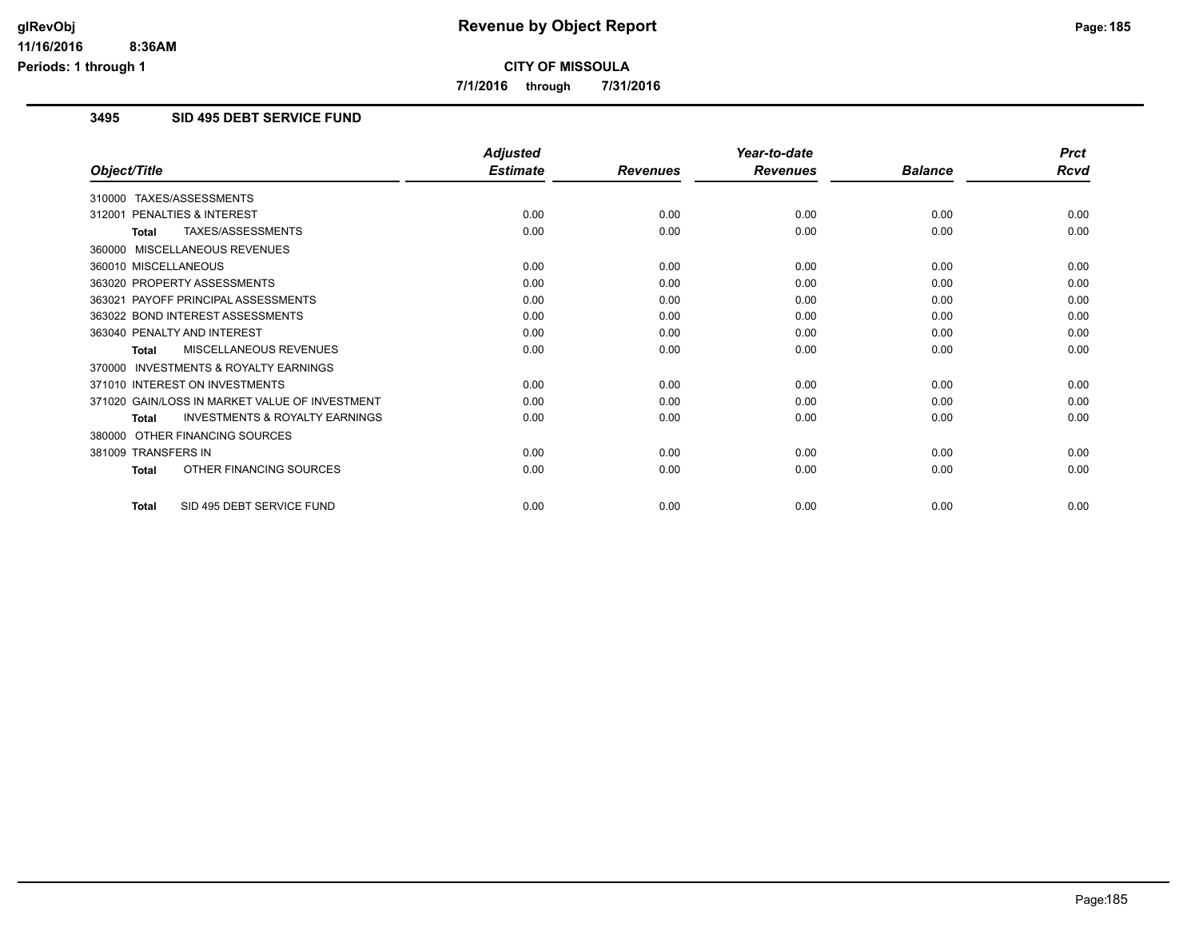# Revenue by Object Report

**CITY OF MISSOULA**

**7/1/2016 through 7/31/2016**

glRevObj
11/16/2016 8:36AM
Periods: 1 through 1

## 3495 SID 495 DEBT SERVICE FUND

| Object/Title | Adjusted Estimate | Revenues | Year-to-date Revenues | Balance | Prct Rcvd |
|---|---|---|---|---|---|
| 310000 TAXES/ASSESSMENTS | | | | | |
| 312001 PENALTIES & INTEREST | 0.00 | 0.00 | 0.00 | 0.00 | 0.00 |
| **Total** TAXES/ASSESSMENTS | 0.00 | 0.00 | 0.00 | 0.00 | 0.00 |
| 360000 MISCELLANEOUS REVENUES | | | | | |
| 360010 MISCELLANEOUS | 0.00 | 0.00 | 0.00 | 0.00 | 0.00 |
| 363020 PROPERTY ASSESSMENTS | 0.00 | 0.00 | 0.00 | 0.00 | 0.00 |
| 363021 PAYOFF PRINCIPAL ASSESSMENTS | 0.00 | 0.00 | 0.00 | 0.00 | 0.00 |
| 363022 BOND INTEREST ASSESSMENTS | 0.00 | 0.00 | 0.00 | 0.00 | 0.00 |
| 363040 PENALTY AND INTEREST | 0.00 | 0.00 | 0.00 | 0.00 | 0.00 |
| **Total** MISCELLANEOUS REVENUES | 0.00 | 0.00 | 0.00 | 0.00 | 0.00 |
| 370000 INVESTMENTS & ROYALTY EARNINGS | | | | | |
| 371010 INTEREST ON INVESTMENTS | 0.00 | 0.00 | 0.00 | 0.00 | 0.00 |
| 371020 GAIN/LOSS IN MARKET VALUE OF INVESTMENT | 0.00 | 0.00 | 0.00 | 0.00 | 0.00 |
| **Total** INVESTMENTS & ROYALTY EARNINGS | 0.00 | 0.00 | 0.00 | 0.00 | 0.00 |
| 380000 OTHER FINANCING SOURCES | | | | | |
| 381009 TRANSFERS IN | 0.00 | 0.00 | 0.00 | 0.00 | 0.00 |
| **Total** OTHER FINANCING SOURCES | 0.00 | 0.00 | 0.00 | 0.00 | 0.00 |
| **Total** SID 495 DEBT SERVICE FUND | 0.00 | 0.00 | 0.00 | 0.00 | 0.00 |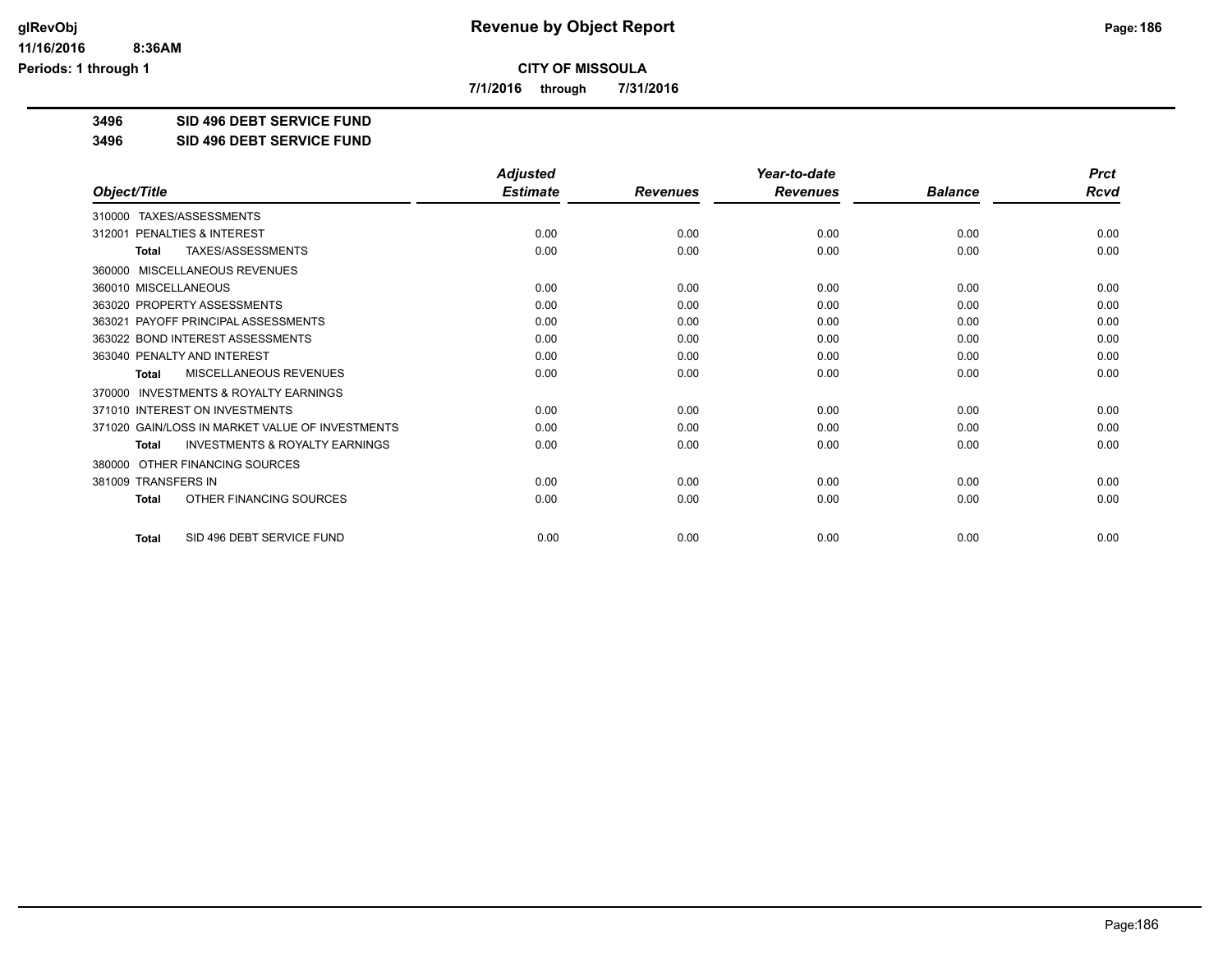**Revenue by Object Report**

**CITY OF MISSOULA**

**7/1/2016 through 7/31/2016**

**3496 SID 496 DEBT SERVICE FUND**

**3496 SID 496 DEBT SERVICE FUND**

| Object/Title | Adjusted Estimate | Revenues | Year-to-date Revenues | Balance | Prct Rcvd |
|---|---|---|---|---|---|
| 310000 TAXES/ASSESSMENTS | | | | | |
| 312001 PENALTIES & INTEREST | 0.00 | 0.00 | 0.00 | 0.00 | 0.00 |
| **Total** TAXES/ASSESSMENTS | 0.00 | 0.00 | 0.00 | 0.00 | 0.00 |
| 360000 MISCELLANEOUS REVENUES | | | | | |
| 360010 MISCELLANEOUS | 0.00 | 0.00 | 0.00 | 0.00 | 0.00 |
| 363020 PROPERTY ASSESSMENTS | 0.00 | 0.00 | 0.00 | 0.00 | 0.00 |
| 363021 PAYOFF PRINCIPAL ASSESSMENTS | 0.00 | 0.00 | 0.00 | 0.00 | 0.00 |
| 363022 BOND INTEREST ASSESSMENTS | 0.00 | 0.00 | 0.00 | 0.00 | 0.00 |
| 363040 PENALTY AND INTEREST | 0.00 | 0.00 | 0.00 | 0.00 | 0.00 |
| **Total** MISCELLANEOUS REVENUES | 0.00 | 0.00 | 0.00 | 0.00 | 0.00 |
| 370000 INVESTMENTS & ROYALTY EARNINGS | | | | | |
| 371010 INTEREST ON INVESTMENTS | 0.00 | 0.00 | 0.00 | 0.00 | 0.00 |
| 371020 GAIN/LOSS IN MARKET VALUE OF INVESTMENTS | 0.00 | 0.00 | 0.00 | 0.00 | 0.00 |
| **Total** INVESTMENTS & ROYALTY EARNINGS | 0.00 | 0.00 | 0.00 | 0.00 | 0.00 |
| 380000 OTHER FINANCING SOURCES | | | | | |
| 381009 TRANSFERS IN | 0.00 | 0.00 | 0.00 | 0.00 | 0.00 |
| **Total** OTHER FINANCING SOURCES | 0.00 | 0.00 | 0.00 | 0.00 | 0.00 |
| **Total** SID 496 DEBT SERVICE FUND | 0.00 | 0.00 | 0.00 | 0.00 | 0.00 |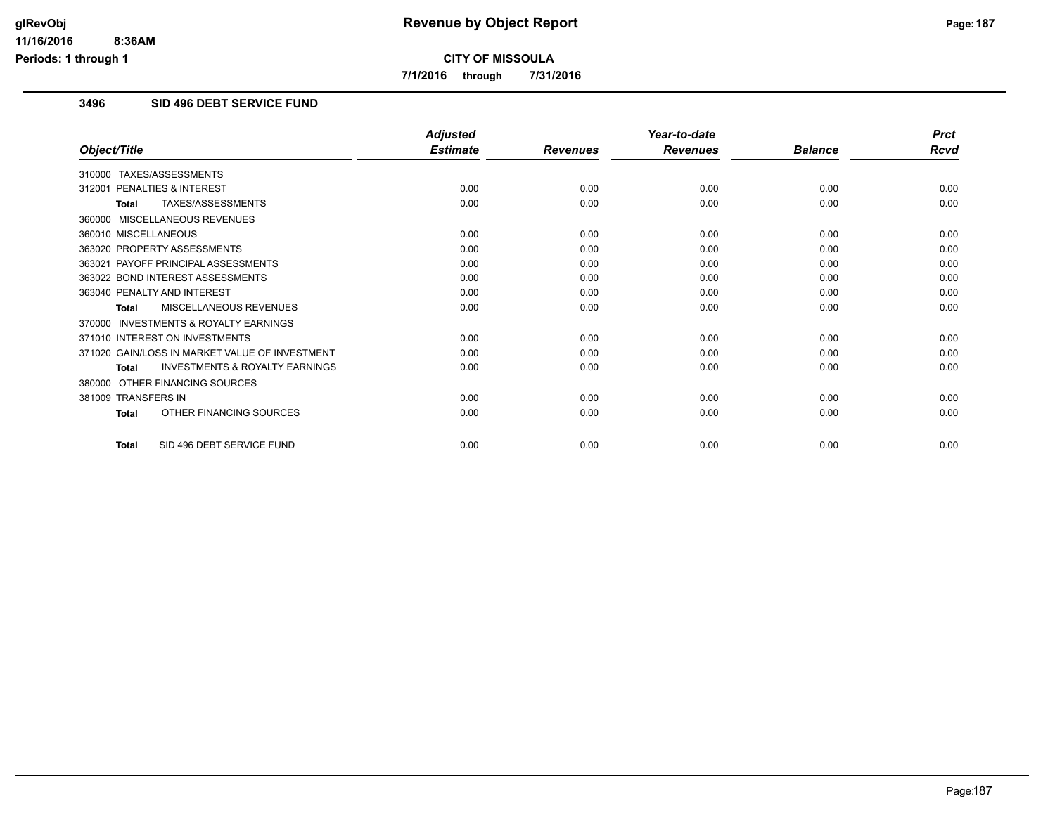**CITY OF MISSOULA**

**7/1/2016 through 7/31/2016**

### 3496 SID 496 DEBT SERVICE FUND

| Object/Title | Adjusted Estimate | Revenues | Year-to-date Revenues | Balance | Prct Rcvd |
|---|---|---|---|---|---|
| 310000 TAXES/ASSESSMENTS | | | | | |
| 312001 PENALTIES & INTEREST | 0.00 | 0.00 | 0.00 | 0.00 | 0.00 |
| **Total** TAXES/ASSESSMENTS | 0.00 | 0.00 | 0.00 | 0.00 | 0.00 |
| 360000 MISCELLANEOUS REVENUES | | | | | |
| 360010 MISCELLANEOUS | 0.00 | 0.00 | 0.00 | 0.00 | 0.00 |
| 363020 PROPERTY ASSESSMENTS | 0.00 | 0.00 | 0.00 | 0.00 | 0.00 |
| 363021 PAYOFF PRINCIPAL ASSESSMENTS | 0.00 | 0.00 | 0.00 | 0.00 | 0.00 |
| 363022 BOND INTEREST ASSESSMENTS | 0.00 | 0.00 | 0.00 | 0.00 | 0.00 |
| 363040 PENALTY AND INTEREST | 0.00 | 0.00 | 0.00 | 0.00 | 0.00 |
| **Total** MISCELLANEOUS REVENUES | 0.00 | 0.00 | 0.00 | 0.00 | 0.00 |
| 370000 INVESTMENTS & ROYALTY EARNINGS | | | | | |
| 371010 INTEREST ON INVESTMENTS | 0.00 | 0.00 | 0.00 | 0.00 | 0.00 |
| 371020 GAIN/LOSS IN MARKET VALUE OF INVESTMENT | 0.00 | 0.00 | 0.00 | 0.00 | 0.00 |
| **Total** INVESTMENTS & ROYALTY EARNINGS | 0.00 | 0.00 | 0.00 | 0.00 | 0.00 |
| 380000 OTHER FINANCING SOURCES | | | | | |
| 381009 TRANSFERS IN | 0.00 | 0.00 | 0.00 | 0.00 | 0.00 |
| **Total** OTHER FINANCING SOURCES | 0.00 | 0.00 | 0.00 | 0.00 | 0.00 |
| **Total** SID 496 DEBT SERVICE FUND | 0.00 | 0.00 | 0.00 | 0.00 | 0.00 |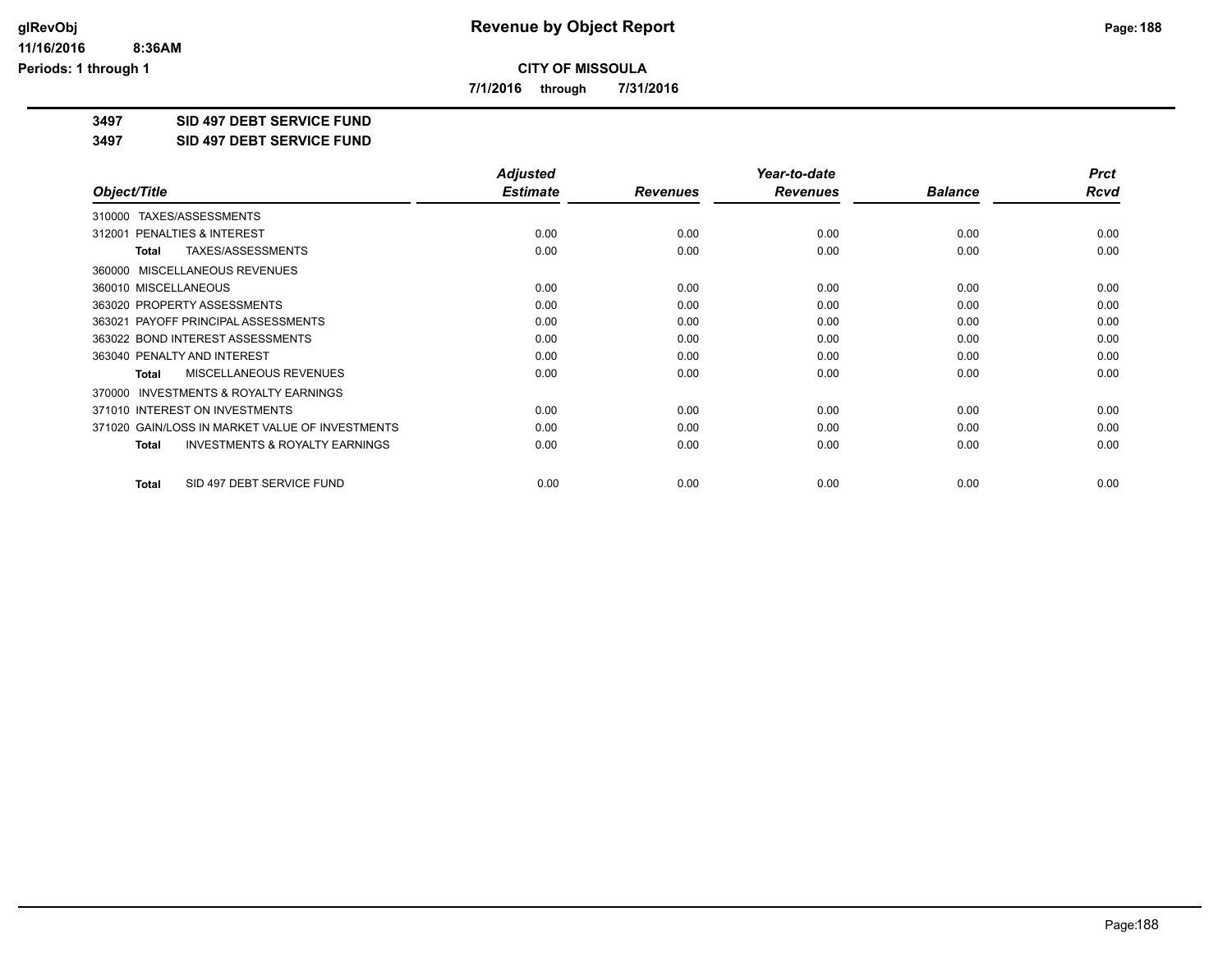# Revenue by Object Report

**CITY OF MISSOULA**

**7/1/2016 through 7/31/2016**

glRevObj
11/16/2016 8:36AM
Periods: 1 through 1

**3497 SID 497 DEBT SERVICE FUND**

**3497 SID 497 DEBT SERVICE FUND**

| Object/Title | Adjusted Estimate | Revenues | Year-to-date Revenues | Balance | Prct Rcvd |
|---|---|---|---|---|---|
| 310000 TAXES/ASSESSMENTS | | | | | |
| 312001 PENALTIES & INTEREST | 0.00 | 0.00 | 0.00 | 0.00 | 0.00 |
| **Total** TAXES/ASSESSMENTS | 0.00 | 0.00 | 0.00 | 0.00 | 0.00 |
| 360000 MISCELLANEOUS REVENUES | | | | | |
| 360010 MISCELLANEOUS | 0.00 | 0.00 | 0.00 | 0.00 | 0.00 |
| 363020 PROPERTY ASSESSMENTS | 0.00 | 0.00 | 0.00 | 0.00 | 0.00 |
| 363021 PAYOFF PRINCIPAL ASSESSMENTS | 0.00 | 0.00 | 0.00 | 0.00 | 0.00 |
| 363022 BOND INTEREST ASSESSMENTS | 0.00 | 0.00 | 0.00 | 0.00 | 0.00 |
| 363040 PENALTY AND INTEREST | 0.00 | 0.00 | 0.00 | 0.00 | 0.00 |
| **Total** MISCELLANEOUS REVENUES | 0.00 | 0.00 | 0.00 | 0.00 | 0.00 |
| 370000 INVESTMENTS & ROYALTY EARNINGS | | | | | |
| 371010 INTEREST ON INVESTMENTS | 0.00 | 0.00 | 0.00 | 0.00 | 0.00 |
| 371020 GAIN/LOSS IN MARKET VALUE OF INVESTMENTS | 0.00 | 0.00 | 0.00 | 0.00 | 0.00 |
| **Total** INVESTMENTS & ROYALTY EARNINGS | 0.00 | 0.00 | 0.00 | 0.00 | 0.00 |
| **Total** SID 497 DEBT SERVICE FUND | 0.00 | 0.00 | 0.00 | 0.00 | 0.00 |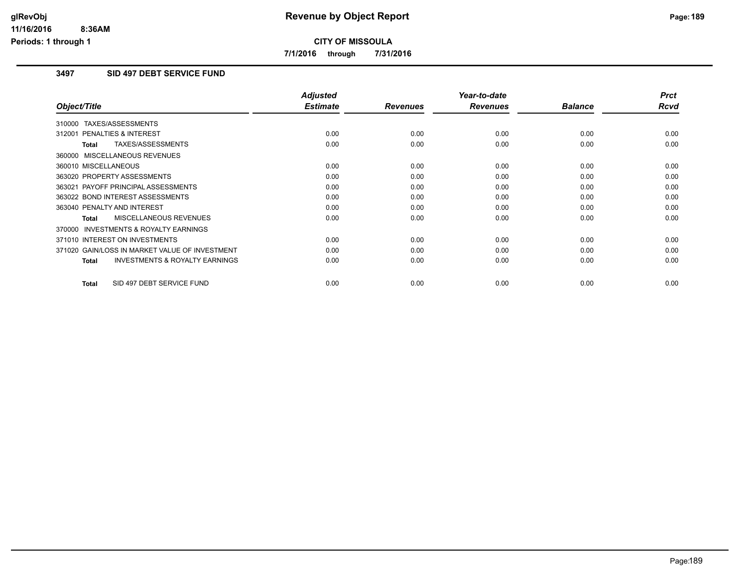# Revenue by Object Report

**CITY OF MISSOULA**

**7/1/2016 through 7/31/2016**

### 3497 SID 497 DEBT SERVICE FUND

| Object/Title | Adjusted Estimate | Revenues | Year-to-date Revenues | Balance | Prct Rcvd |
|---|---|---|---|---|---|
| 310000 TAXES/ASSESSMENTS | | | | | |
| 312001 PENALTIES & INTEREST | 0.00 | 0.00 | 0.00 | 0.00 | 0.00 |
| **Total** TAXES/ASSESSMENTS | 0.00 | 0.00 | 0.00 | 0.00 | 0.00 |
| 360000 MISCELLANEOUS REVENUES | | | | | |
| 360010 MISCELLANEOUS | 0.00 | 0.00 | 0.00 | 0.00 | 0.00 |
| 363020 PROPERTY ASSESSMENTS | 0.00 | 0.00 | 0.00 | 0.00 | 0.00 |
| 363021 PAYOFF PRINCIPAL ASSESSMENTS | 0.00 | 0.00 | 0.00 | 0.00 | 0.00 |
| 363022 BOND INTEREST ASSESSMENTS | 0.00 | 0.00 | 0.00 | 0.00 | 0.00 |
| 363040 PENALTY AND INTEREST | 0.00 | 0.00 | 0.00 | 0.00 | 0.00 |
| **Total** MISCELLANEOUS REVENUES | 0.00 | 0.00 | 0.00 | 0.00 | 0.00 |
| 370000 INVESTMENTS & ROYALTY EARNINGS | | | | | |
| 371010 INTEREST ON INVESTMENTS | 0.00 | 0.00 | 0.00 | 0.00 | 0.00 |
| 371020 GAIN/LOSS IN MARKET VALUE OF INVESTMENT | 0.00 | 0.00 | 0.00 | 0.00 | 0.00 |
| **Total** INVESTMENTS & ROYALTY EARNINGS | 0.00 | 0.00 | 0.00 | 0.00 | 0.00 |
| **Total** SID 497 DEBT SERVICE FUND | 0.00 | 0.00 | 0.00 | 0.00 | 0.00 |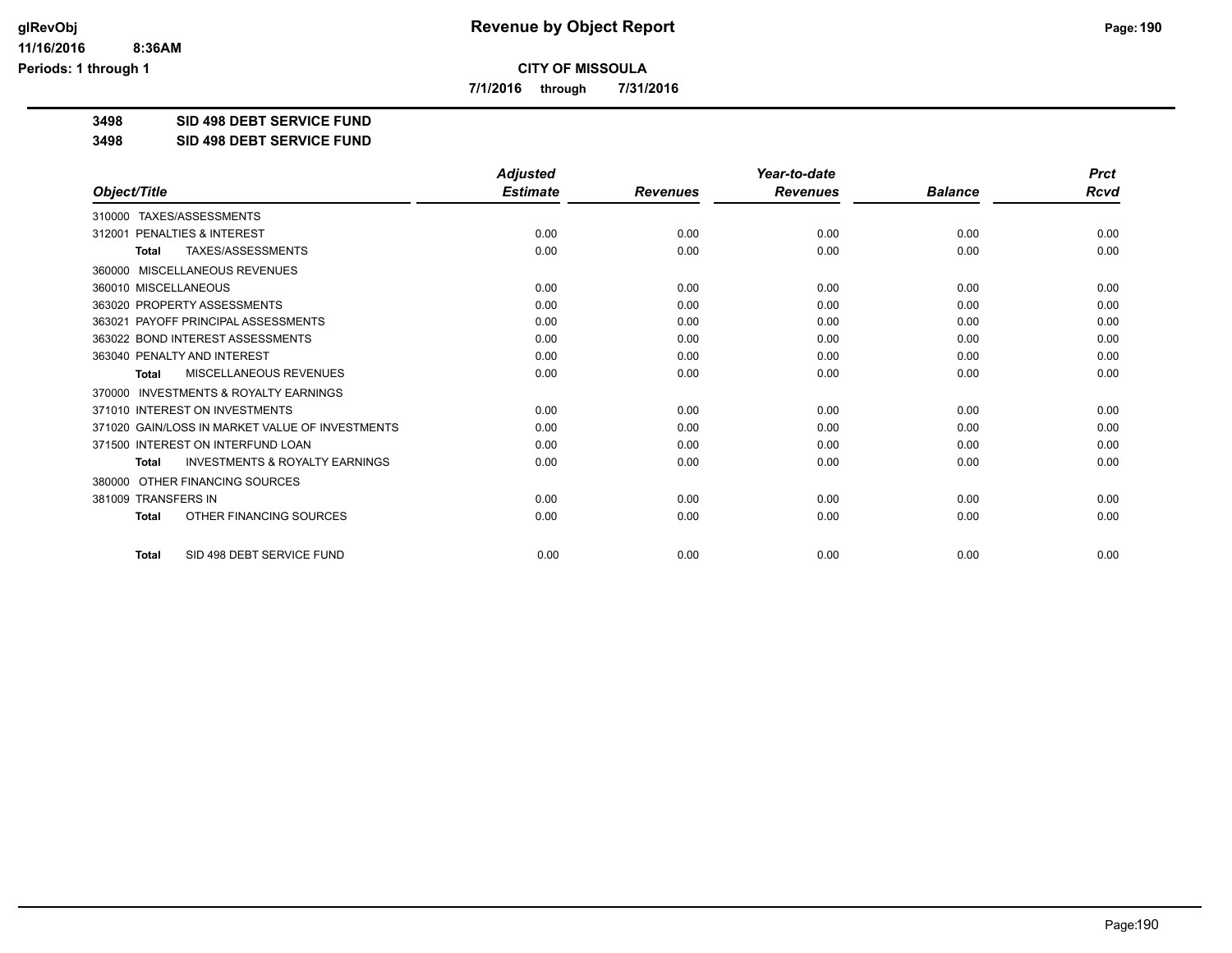# Revenue by Object Report

**CITY OF MISSOULA**

**7/1/2016 through 7/31/2016**

**3498 SID 498 DEBT SERVICE FUND**

**3498 SID 498 DEBT SERVICE FUND**

| Object/Title | Adjusted Estimate | Revenues | Year-to-date Revenues | Balance | Prct Rcvd |
|---|---|---|---|---|---|
| 310000 TAXES/ASSESSMENTS | | | | | |
| 312001 PENALTIES & INTEREST | 0.00 | 0.00 | 0.00 | 0.00 | 0.00 |
| **Total** TAXES/ASSESSMENTS | 0.00 | 0.00 | 0.00 | 0.00 | 0.00 |
| 360000 MISCELLANEOUS REVENUES | | | | | |
| 360010 MISCELLANEOUS | 0.00 | 0.00 | 0.00 | 0.00 | 0.00 |
| 363020 PROPERTY ASSESSMENTS | 0.00 | 0.00 | 0.00 | 0.00 | 0.00 |
| 363021 PAYOFF PRINCIPAL ASSESSMENTS | 0.00 | 0.00 | 0.00 | 0.00 | 0.00 |
| 363022 BOND INTEREST ASSESSMENTS | 0.00 | 0.00 | 0.00 | 0.00 | 0.00 |
| 363040 PENALTY AND INTEREST | 0.00 | 0.00 | 0.00 | 0.00 | 0.00 |
| **Total** MISCELLANEOUS REVENUES | 0.00 | 0.00 | 0.00 | 0.00 | 0.00 |
| 370000 INVESTMENTS & ROYALTY EARNINGS | | | | | |
| 371010 INTEREST ON INVESTMENTS | 0.00 | 0.00 | 0.00 | 0.00 | 0.00 |
| 371020 GAIN/LOSS IN MARKET VALUE OF INVESTMENTS | 0.00 | 0.00 | 0.00 | 0.00 | 0.00 |
| 371500 INTEREST ON INTERFUND LOAN | 0.00 | 0.00 | 0.00 | 0.00 | 0.00 |
| **Total** INVESTMENTS & ROYALTY EARNINGS | 0.00 | 0.00 | 0.00 | 0.00 | 0.00 |
| 380000 OTHER FINANCING SOURCES | | | | | |
| 381009 TRANSFERS IN | 0.00 | 0.00 | 0.00 | 0.00 | 0.00 |
| **Total** OTHER FINANCING SOURCES | 0.00 | 0.00 | 0.00 | 0.00 | 0.00 |
| **Total** SID 498 DEBT SERVICE FUND | 0.00 | 0.00 | 0.00 | 0.00 | 0.00 |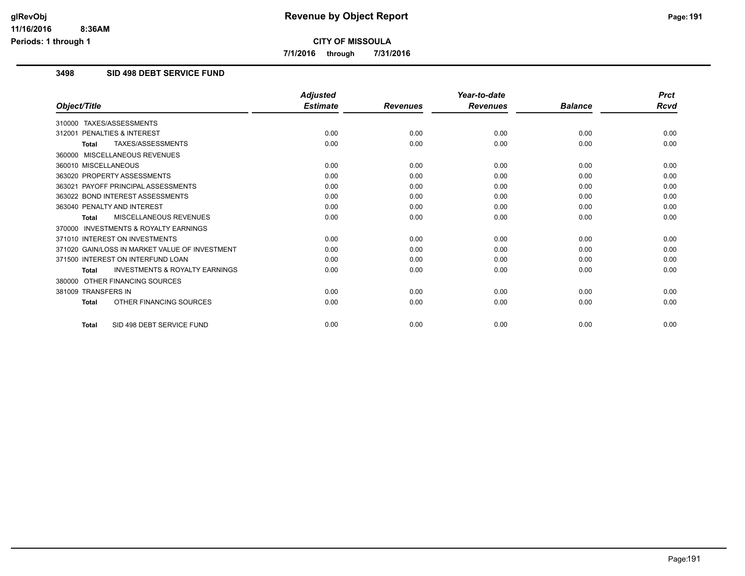# Revenue by Object Report

**CITY OF MISSOULA**

**7/1/2016 through 7/31/2016**

glRevObj
11/16/2016 8:36AM
Periods: 1 through 1

## 3498 SID 498 DEBT SERVICE FUND

| Object/Title | Adjusted Estimate | Revenues | Year-to-date Revenues | Balance | Prct Rcvd |
|---|---|---|---|---|---|
| 310000 TAXES/ASSESSMENTS | | | | | |
| 312001 PENALTIES & INTEREST | 0.00 | 0.00 | 0.00 | 0.00 | 0.00 |
| **Total** TAXES/ASSESSMENTS | 0.00 | 0.00 | 0.00 | 0.00 | 0.00 |
| 360000 MISCELLANEOUS REVENUES | | | | | |
| 360010 MISCELLANEOUS | 0.00 | 0.00 | 0.00 | 0.00 | 0.00 |
| 363020 PROPERTY ASSESSMENTS | 0.00 | 0.00 | 0.00 | 0.00 | 0.00 |
| 363021 PAYOFF PRINCIPAL ASSESSMENTS | 0.00 | 0.00 | 0.00 | 0.00 | 0.00 |
| 363022 BOND INTEREST ASSESSMENTS | 0.00 | 0.00 | 0.00 | 0.00 | 0.00 |
| 363040 PENALTY AND INTEREST | 0.00 | 0.00 | 0.00 | 0.00 | 0.00 |
| **Total** MISCELLANEOUS REVENUES | 0.00 | 0.00 | 0.00 | 0.00 | 0.00 |
| 370000 INVESTMENTS & ROYALTY EARNINGS | | | | | |
| 371010 INTEREST ON INVESTMENTS | 0.00 | 0.00 | 0.00 | 0.00 | 0.00 |
| 371020 GAIN/LOSS IN MARKET VALUE OF INVESTMENT | 0.00 | 0.00 | 0.00 | 0.00 | 0.00 |
| 371500 INTEREST ON INTERFUND LOAN | 0.00 | 0.00 | 0.00 | 0.00 | 0.00 |
| **Total** INVESTMENTS & ROYALTY EARNINGS | 0.00 | 0.00 | 0.00 | 0.00 | 0.00 |
| 380000 OTHER FINANCING SOURCES | | | | | |
| 381009 TRANSFERS IN | 0.00 | 0.00 | 0.00 | 0.00 | 0.00 |
| **Total** OTHER FINANCING SOURCES | 0.00 | 0.00 | 0.00 | 0.00 | 0.00 |
| **Total** SID 498 DEBT SERVICE FUND | 0.00 | 0.00 | 0.00 | 0.00 | 0.00 |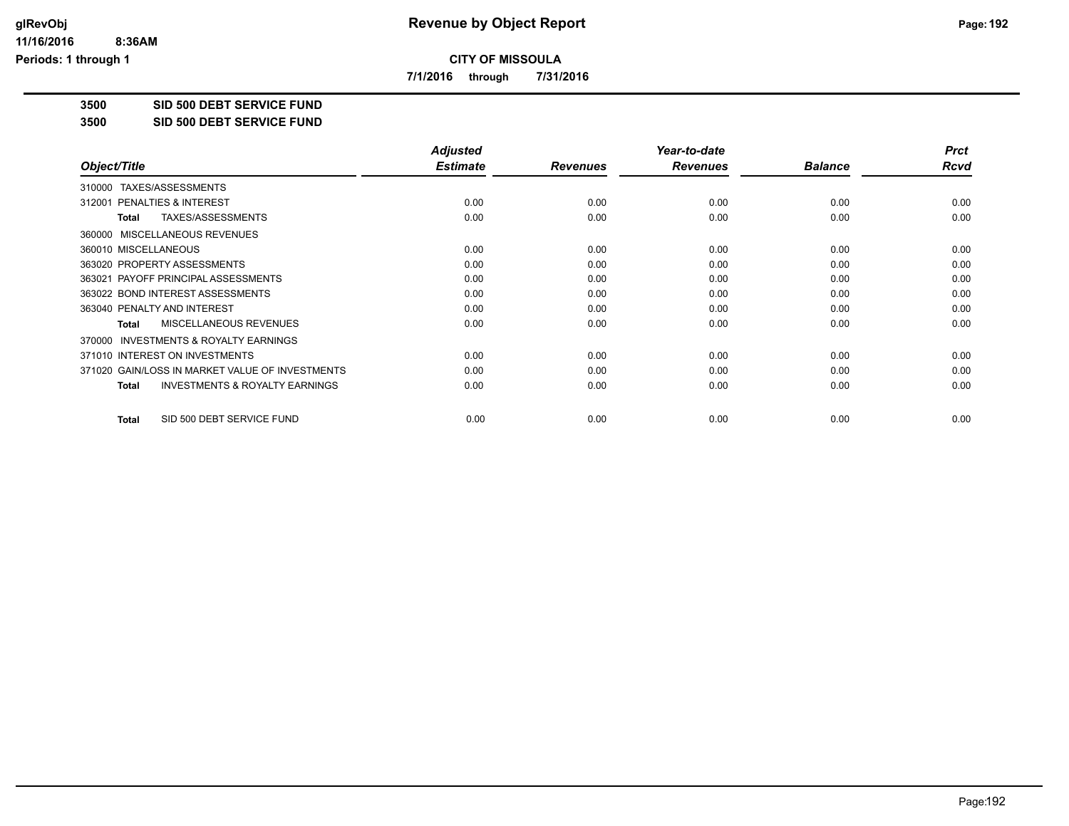**Revenue by Object Report**

**CITY OF MISSOULA**

**7/1/2016 through 7/31/2016**

**3500 SID 500 DEBT SERVICE FUND**

**3500 SID 500 DEBT SERVICE FUND**

| Object/Title | Adjusted Estimate | Revenues | Year-to-date Revenues | Balance | Prct Rcvd |
|---|---|---|---|---|---|
| 310000 TAXES/ASSESSMENTS | | | | | |
| 312001 PENALTIES & INTEREST | 0.00 | 0.00 | 0.00 | 0.00 | 0.00 |
| **Total** TAXES/ASSESSMENTS | 0.00 | 0.00 | 0.00 | 0.00 | 0.00 |
| 360000 MISCELLANEOUS REVENUES | | | | | |
| 360010 MISCELLANEOUS | 0.00 | 0.00 | 0.00 | 0.00 | 0.00 |
| 363020 PROPERTY ASSESSMENTS | 0.00 | 0.00 | 0.00 | 0.00 | 0.00 |
| 363021 PAYOFF PRINCIPAL ASSESSMENTS | 0.00 | 0.00 | 0.00 | 0.00 | 0.00 |
| 363022 BOND INTEREST ASSESSMENTS | 0.00 | 0.00 | 0.00 | 0.00 | 0.00 |
| 363040 PENALTY AND INTEREST | 0.00 | 0.00 | 0.00 | 0.00 | 0.00 |
| **Total** MISCELLANEOUS REVENUES | 0.00 | 0.00 | 0.00 | 0.00 | 0.00 |
| 370000 INVESTMENTS & ROYALTY EARNINGS | | | | | |
| 371010 INTEREST ON INVESTMENTS | 0.00 | 0.00 | 0.00 | 0.00 | 0.00 |
| 371020 GAIN/LOSS IN MARKET VALUE OF INVESTMENTS | 0.00 | 0.00 | 0.00 | 0.00 | 0.00 |
| **Total** INVESTMENTS & ROYALTY EARNINGS | 0.00 | 0.00 | 0.00 | 0.00 | 0.00 |
| **Total** SID 500 DEBT SERVICE FUND | 0.00 | 0.00 | 0.00 | 0.00 | 0.00 |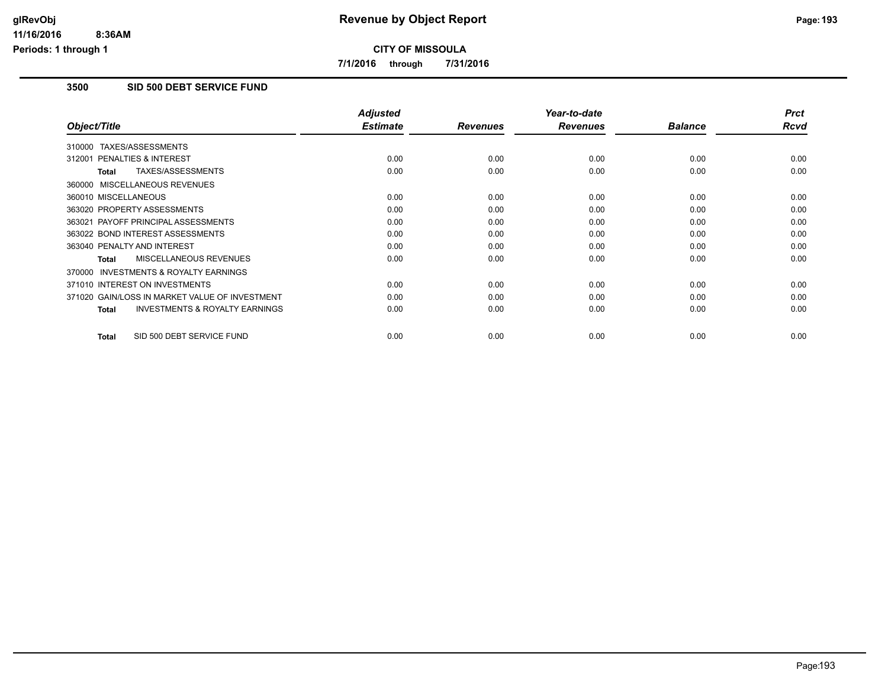# Revenue by Object Report

**CITY OF MISSOULA**

**7/1/2016 through 7/31/2016**

glRevObj
11/16/2016 8:36AM
Periods: 1 through 1

## 3500 SID 500 DEBT SERVICE FUND

| Object/Title | Adjusted Estimate | Revenues | Year-to-date Revenues | Balance | Prct Rcvd |
|---|---|---|---|---|---|
| 310000 TAXES/ASSESSMENTS | | | | | |
| 312001 PENALTIES & INTEREST | 0.00 | 0.00 | 0.00 | 0.00 | 0.00 |
| **Total** TAXES/ASSESSMENTS | 0.00 | 0.00 | 0.00 | 0.00 | 0.00 |
| 360000 MISCELLANEOUS REVENUES | | | | | |
| 360010 MISCELLANEOUS | 0.00 | 0.00 | 0.00 | 0.00 | 0.00 |
| 363020 PROPERTY ASSESSMENTS | 0.00 | 0.00 | 0.00 | 0.00 | 0.00 |
| 363021 PAYOFF PRINCIPAL ASSESSMENTS | 0.00 | 0.00 | 0.00 | 0.00 | 0.00 |
| 363022 BOND INTEREST ASSESSMENTS | 0.00 | 0.00 | 0.00 | 0.00 | 0.00 |
| 363040 PENALTY AND INTEREST | 0.00 | 0.00 | 0.00 | 0.00 | 0.00 |
| **Total** MISCELLANEOUS REVENUES | 0.00 | 0.00 | 0.00 | 0.00 | 0.00 |
| 370000 INVESTMENTS & ROYALTY EARNINGS | | | | | |
| 371010 INTEREST ON INVESTMENTS | 0.00 | 0.00 | 0.00 | 0.00 | 0.00 |
| 371020 GAIN/LOSS IN MARKET VALUE OF INVESTMENT | 0.00 | 0.00 | 0.00 | 0.00 | 0.00 |
| **Total** INVESTMENTS & ROYALTY EARNINGS | 0.00 | 0.00 | 0.00 | 0.00 | 0.00 |
| **Total** SID 500 DEBT SERVICE FUND | 0.00 | 0.00 | 0.00 | 0.00 | 0.00 |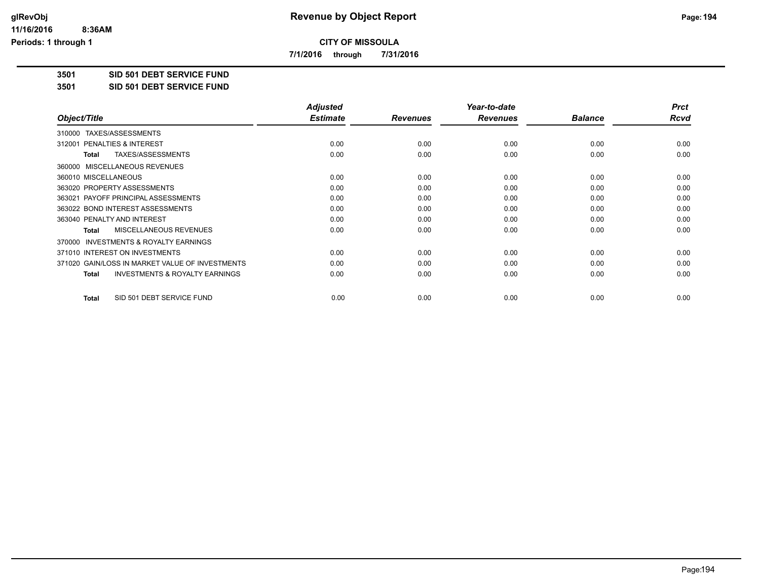# Revenue by Object Report

**CITY OF MISSOULA**

**7/1/2016 through 7/31/2016**

**3501 SID 501 DEBT SERVICE FUND**

**3501 SID 501 DEBT SERVICE FUND**

| Object/Title | Adjusted Estimate | Revenues | Year-to-date Revenues | Balance | Prct Rcvd |
|---|---|---|---|---|---|
| 310000 TAXES/ASSESSMENTS | | | | | |
| 312001 PENALTIES & INTEREST | 0.00 | 0.00 | 0.00 | 0.00 | 0.00 |
| **Total** TAXES/ASSESSMENTS | 0.00 | 0.00 | 0.00 | 0.00 | 0.00 |
| 360000 MISCELLANEOUS REVENUES | | | | | |
| 360010 MISCELLANEOUS | 0.00 | 0.00 | 0.00 | 0.00 | 0.00 |
| 363020 PROPERTY ASSESSMENTS | 0.00 | 0.00 | 0.00 | 0.00 | 0.00 |
| 363021 PAYOFF PRINCIPAL ASSESSMENTS | 0.00 | 0.00 | 0.00 | 0.00 | 0.00 |
| 363022 BOND INTEREST ASSESSMENTS | 0.00 | 0.00 | 0.00 | 0.00 | 0.00 |
| 363040 PENALTY AND INTEREST | 0.00 | 0.00 | 0.00 | 0.00 | 0.00 |
| **Total** MISCELLANEOUS REVENUES | 0.00 | 0.00 | 0.00 | 0.00 | 0.00 |
| 370000 INVESTMENTS & ROYALTY EARNINGS | | | | | |
| 371010 INTEREST ON INVESTMENTS | 0.00 | 0.00 | 0.00 | 0.00 | 0.00 |
| 371020 GAIN/LOSS IN MARKET VALUE OF INVESTMENTS | 0.00 | 0.00 | 0.00 | 0.00 | 0.00 |
| **Total** INVESTMENTS & ROYALTY EARNINGS | 0.00 | 0.00 | 0.00 | 0.00 | 0.00 |
| **Total** SID 501 DEBT SERVICE FUND | 0.00 | 0.00 | 0.00 | 0.00 | 0.00 |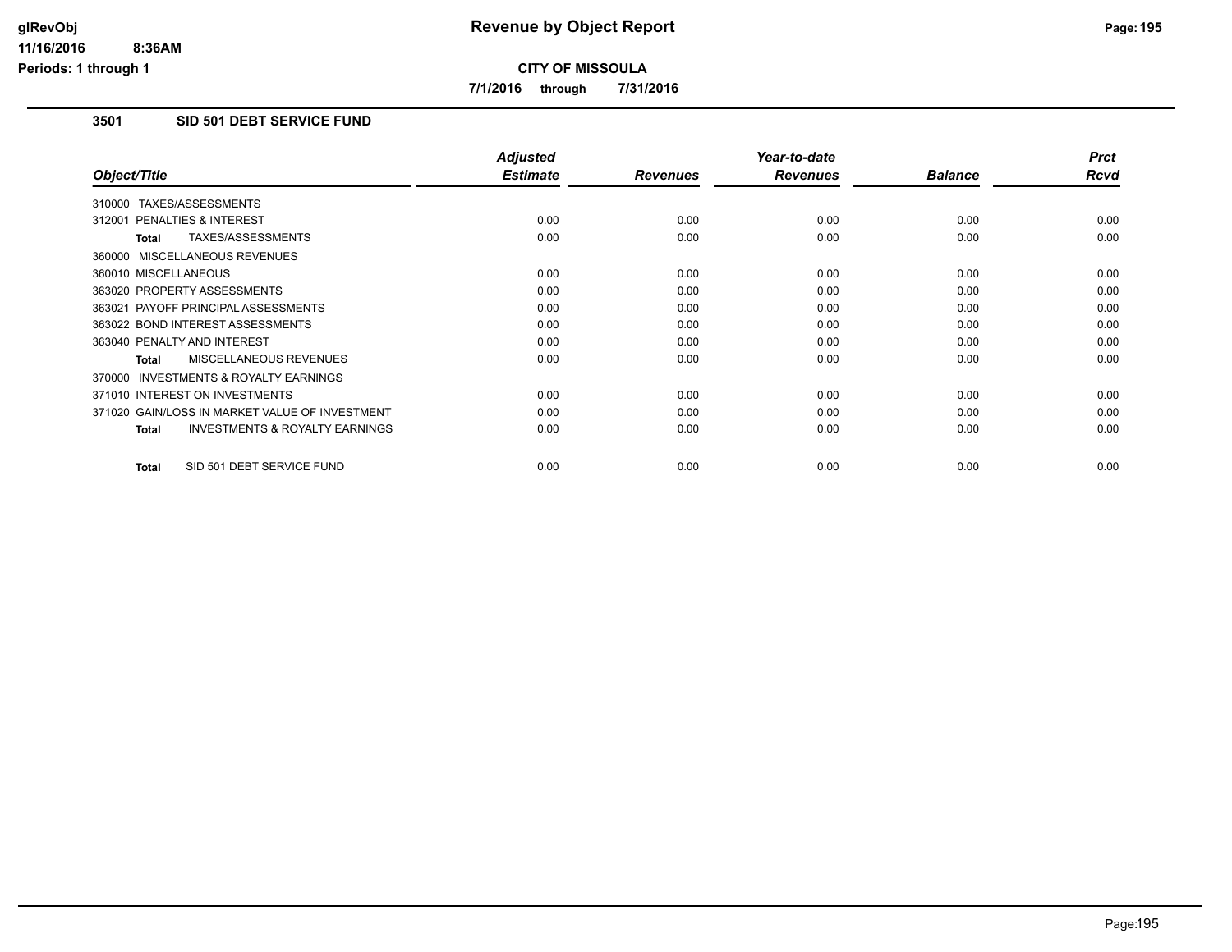**CITY OF MISSOULA**

**7/1/2016 through 7/31/2016**

### 3501 SID 501 DEBT SERVICE FUND

| Object/Title | Adjusted Estimate | Revenues | Year-to-date Revenues | Balance | Prct Rcvd |
|---|---|---|---|---|---|
| 310000 TAXES/ASSESSMENTS | | | | | |
| 312001 PENALTIES & INTEREST | 0.00 | 0.00 | 0.00 | 0.00 | 0.00 |
| **Total** TAXES/ASSESSMENTS | 0.00 | 0.00 | 0.00 | 0.00 | 0.00 |
| 360000 MISCELLANEOUS REVENUES | | | | | |
| 360010 MISCELLANEOUS | 0.00 | 0.00 | 0.00 | 0.00 | 0.00 |
| 363020 PROPERTY ASSESSMENTS | 0.00 | 0.00 | 0.00 | 0.00 | 0.00 |
| 363021 PAYOFF PRINCIPAL ASSESSMENTS | 0.00 | 0.00 | 0.00 | 0.00 | 0.00 |
| 363022 BOND INTEREST ASSESSMENTS | 0.00 | 0.00 | 0.00 | 0.00 | 0.00 |
| 363040 PENALTY AND INTEREST | 0.00 | 0.00 | 0.00 | 0.00 | 0.00 |
| **Total** MISCELLANEOUS REVENUES | 0.00 | 0.00 | 0.00 | 0.00 | 0.00 |
| 370000 INVESTMENTS & ROYALTY EARNINGS | | | | | |
| 371010 INTEREST ON INVESTMENTS | 0.00 | 0.00 | 0.00 | 0.00 | 0.00 |
| 371020 GAIN/LOSS IN MARKET VALUE OF INVESTMENT | 0.00 | 0.00 | 0.00 | 0.00 | 0.00 |
| **Total** INVESTMENTS & ROYALTY EARNINGS | 0.00 | 0.00 | 0.00 | 0.00 | 0.00 |
| **Total** SID 501 DEBT SERVICE FUND | 0.00 | 0.00 | 0.00 | 0.00 | 0.00 |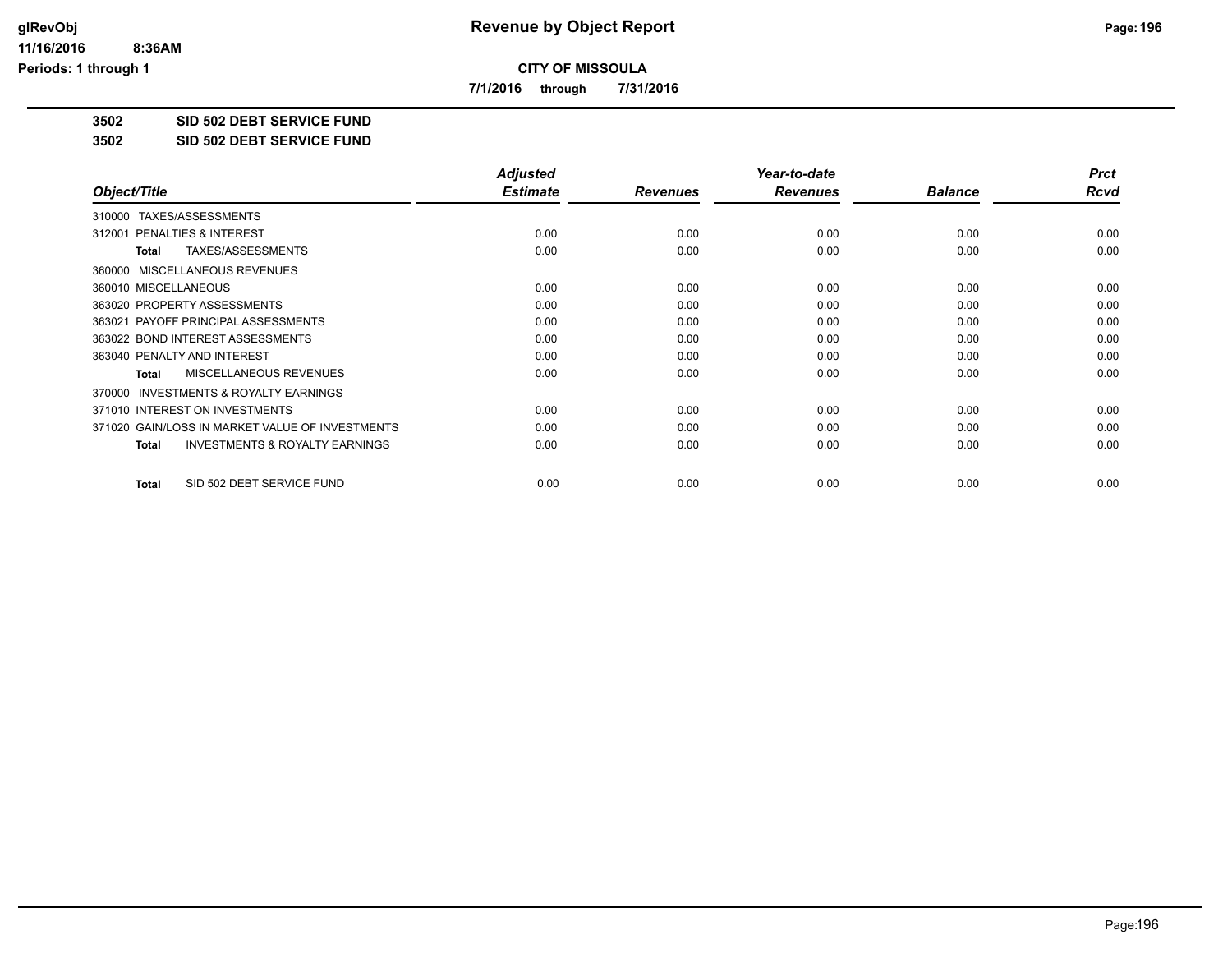# Revenue by Object Report

**CITY OF MISSOULA**

**7/1/2016 through 7/31/2016**

glRevObj
11/16/2016 8:36AM
Periods: 1 through 1

**3502 SID 502 DEBT SERVICE FUND**

**3502 SID 502 DEBT SERVICE FUND**

| Object/Title | Adjusted Estimate | Revenues | Year-to-date Revenues | Balance | Prct Rcvd |
|---|---|---|---|---|---|
| 310000 TAXES/ASSESSMENTS | | | | | |
| 312001 PENALTIES & INTEREST | 0.00 | 0.00 | 0.00 | 0.00 | 0.00 |
| **Total** TAXES/ASSESSMENTS | 0.00 | 0.00 | 0.00 | 0.00 | 0.00 |
| 360000 MISCELLANEOUS REVENUES | | | | | |
| 360010 MISCELLANEOUS | 0.00 | 0.00 | 0.00 | 0.00 | 0.00 |
| 363020 PROPERTY ASSESSMENTS | 0.00 | 0.00 | 0.00 | 0.00 | 0.00 |
| 363021 PAYOFF PRINCIPAL ASSESSMENTS | 0.00 | 0.00 | 0.00 | 0.00 | 0.00 |
| 363022 BOND INTEREST ASSESSMENTS | 0.00 | 0.00 | 0.00 | 0.00 | 0.00 |
| 363040 PENALTY AND INTEREST | 0.00 | 0.00 | 0.00 | 0.00 | 0.00 |
| **Total** MISCELLANEOUS REVENUES | 0.00 | 0.00 | 0.00 | 0.00 | 0.00 |
| 370000 INVESTMENTS & ROYALTY EARNINGS | | | | | |
| 371010 INTEREST ON INVESTMENTS | 0.00 | 0.00 | 0.00 | 0.00 | 0.00 |
| 371020 GAIN/LOSS IN MARKET VALUE OF INVESTMENTS | 0.00 | 0.00 | 0.00 | 0.00 | 0.00 |
| **Total** INVESTMENTS & ROYALTY EARNINGS | 0.00 | 0.00 | 0.00 | 0.00 | 0.00 |
| **Total** SID 502 DEBT SERVICE FUND | 0.00 | 0.00 | 0.00 | 0.00 | 0.00 |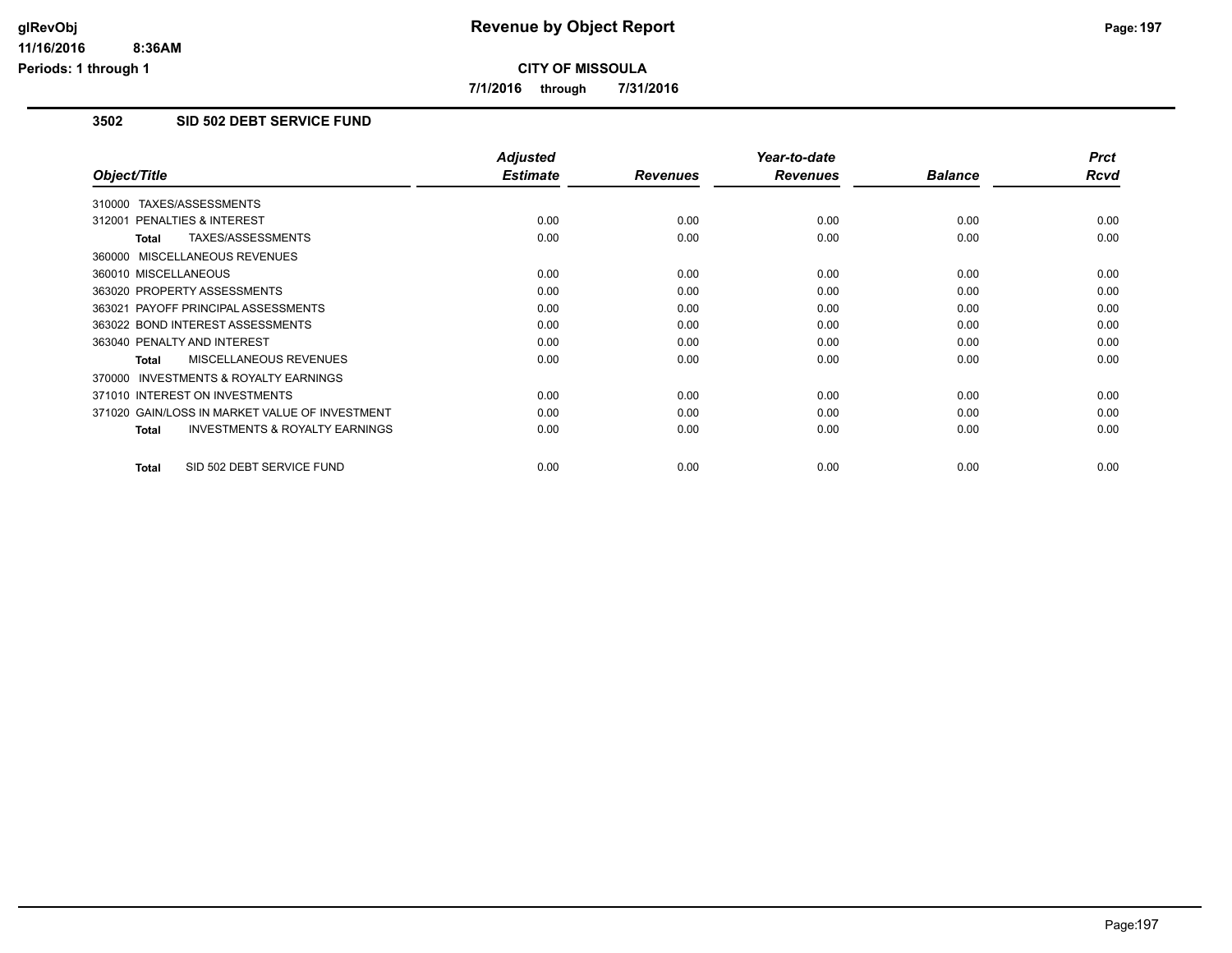# Revenue by Object Report

**CITY OF MISSOULA**

**7/1/2016 through 7/31/2016**

glRevObj
11/16/2016 8:36AM
Periods: 1 through 1

## 3502 SID 502 DEBT SERVICE FUND

| Object/Title | Adjusted Estimate | Revenues | Year-to-date Revenues | Balance | Prct Rcvd |
|---|---|---|---|---|---|
| 310000 TAXES/ASSESSMENTS | | | | | |
| 312001 PENALTIES & INTEREST | 0.00 | 0.00 | 0.00 | 0.00 | 0.00 |
| **Total** TAXES/ASSESSMENTS | 0.00 | 0.00 | 0.00 | 0.00 | 0.00 |
| 360000 MISCELLANEOUS REVENUES | | | | | |
| 360010 MISCELLANEOUS | 0.00 | 0.00 | 0.00 | 0.00 | 0.00 |
| 363020 PROPERTY ASSESSMENTS | 0.00 | 0.00 | 0.00 | 0.00 | 0.00 |
| 363021 PAYOFF PRINCIPAL ASSESSMENTS | 0.00 | 0.00 | 0.00 | 0.00 | 0.00 |
| 363022 BOND INTEREST ASSESSMENTS | 0.00 | 0.00 | 0.00 | 0.00 | 0.00 |
| 363040 PENALTY AND INTEREST | 0.00 | 0.00 | 0.00 | 0.00 | 0.00 |
| **Total** MISCELLANEOUS REVENUES | 0.00 | 0.00 | 0.00 | 0.00 | 0.00 |
| 370000 INVESTMENTS & ROYALTY EARNINGS | | | | | |
| 371010 INTEREST ON INVESTMENTS | 0.00 | 0.00 | 0.00 | 0.00 | 0.00 |
| 371020 GAIN/LOSS IN MARKET VALUE OF INVESTMENT | 0.00 | 0.00 | 0.00 | 0.00 | 0.00 |
| **Total** INVESTMENTS & ROYALTY EARNINGS | 0.00 | 0.00 | 0.00 | 0.00 | 0.00 |
| **Total** SID 502 DEBT SERVICE FUND | 0.00 | 0.00 | 0.00 | 0.00 | 0.00 |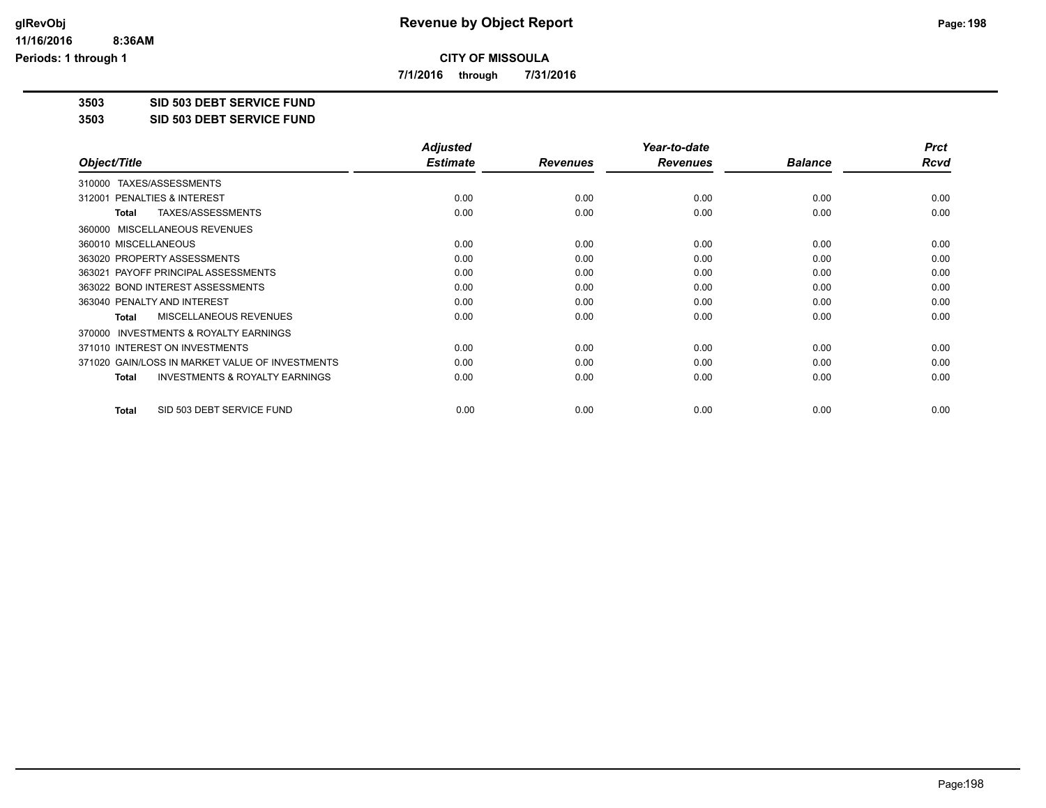**CITY OF MISSOULA**

**7/1/2016 through 7/31/2016**

**3503 SID 503 DEBT SERVICE FUND**

**3503 SID 503 DEBT SERVICE FUND**

| Object/Title | Adjusted Estimate | Revenues | Year-to-date Revenues | Balance | Prct Rcvd |
|---|---|---|---|---|---|
| 310000 TAXES/ASSESSMENTS | | | | | |
| 312001 PENALTIES & INTEREST | 0.00 | 0.00 | 0.00 | 0.00 | 0.00 |
| **Total** TAXES/ASSESSMENTS | 0.00 | 0.00 | 0.00 | 0.00 | 0.00 |
| 360000 MISCELLANEOUS REVENUES | | | | | |
| 360010 MISCELLANEOUS | 0.00 | 0.00 | 0.00 | 0.00 | 0.00 |
| 363020 PROPERTY ASSESSMENTS | 0.00 | 0.00 | 0.00 | 0.00 | 0.00 |
| 363021 PAYOFF PRINCIPAL ASSESSMENTS | 0.00 | 0.00 | 0.00 | 0.00 | 0.00 |
| 363022 BOND INTEREST ASSESSMENTS | 0.00 | 0.00 | 0.00 | 0.00 | 0.00 |
| 363040 PENALTY AND INTEREST | 0.00 | 0.00 | 0.00 | 0.00 | 0.00 |
| **Total** MISCELLANEOUS REVENUES | 0.00 | 0.00 | 0.00 | 0.00 | 0.00 |
| 370000 INVESTMENTS & ROYALTY EARNINGS | | | | | |
| 371010 INTEREST ON INVESTMENTS | 0.00 | 0.00 | 0.00 | 0.00 | 0.00 |
| 371020 GAIN/LOSS IN MARKET VALUE OF INVESTMENTS | 0.00 | 0.00 | 0.00 | 0.00 | 0.00 |
| **Total** INVESTMENTS & ROYALTY EARNINGS | 0.00 | 0.00 | 0.00 | 0.00 | 0.00 |
| **Total** SID 503 DEBT SERVICE FUND | 0.00 | 0.00 | 0.00 | 0.00 | 0.00 |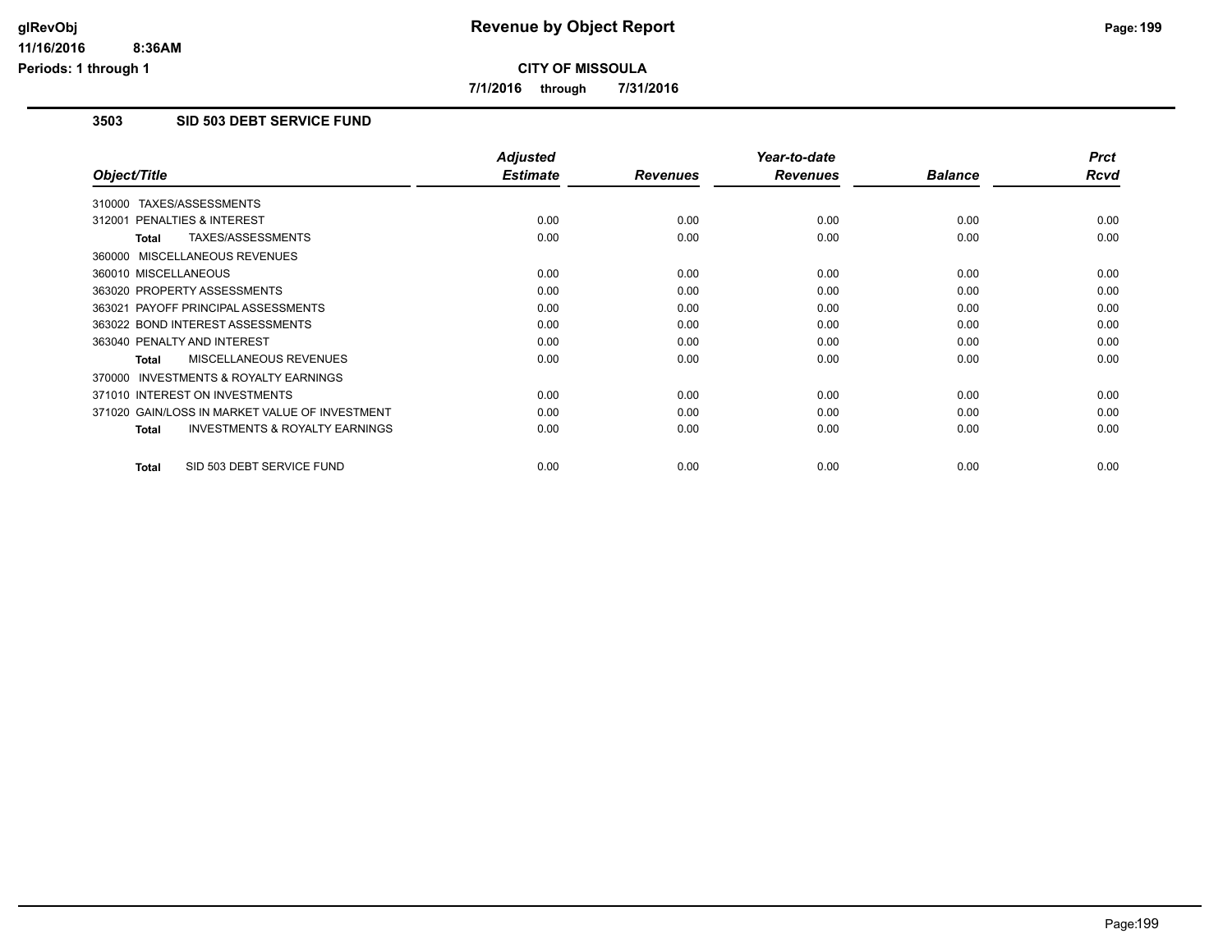# Revenue by Object Report

**CITY OF MISSOULA**

**7/1/2016 through 7/31/2016**

### 3503 SID 503 DEBT SERVICE FUND

| Object/Title | Adjusted Estimate | Revenues | Year-to-date Revenues | Balance | Prct Rcvd |
|---|---|---|---|---|---|
| 310000 TAXES/ASSESSMENTS | | | | | |
| 312001 PENALTIES & INTEREST | 0.00 | 0.00 | 0.00 | 0.00 | 0.00 |
| **Total** TAXES/ASSESSMENTS | 0.00 | 0.00 | 0.00 | 0.00 | 0.00 |
| 360000 MISCELLANEOUS REVENUES | | | | | |
| 360010 MISCELLANEOUS | 0.00 | 0.00 | 0.00 | 0.00 | 0.00 |
| 363020 PROPERTY ASSESSMENTS | 0.00 | 0.00 | 0.00 | 0.00 | 0.00 |
| 363021 PAYOFF PRINCIPAL ASSESSMENTS | 0.00 | 0.00 | 0.00 | 0.00 | 0.00 |
| 363022 BOND INTEREST ASSESSMENTS | 0.00 | 0.00 | 0.00 | 0.00 | 0.00 |
| 363040 PENALTY AND INTEREST | 0.00 | 0.00 | 0.00 | 0.00 | 0.00 |
| **Total** MISCELLANEOUS REVENUES | 0.00 | 0.00 | 0.00 | 0.00 | 0.00 |
| 370000 INVESTMENTS & ROYALTY EARNINGS | | | | | |
| 371010 INTEREST ON INVESTMENTS | 0.00 | 0.00 | 0.00 | 0.00 | 0.00 |
| 371020 GAIN/LOSS IN MARKET VALUE OF INVESTMENT | 0.00 | 0.00 | 0.00 | 0.00 | 0.00 |
| **Total** INVESTMENTS & ROYALTY EARNINGS | 0.00 | 0.00 | 0.00 | 0.00 | 0.00 |
| **Total** SID 503 DEBT SERVICE FUND | 0.00 | 0.00 | 0.00 | 0.00 | 0.00 |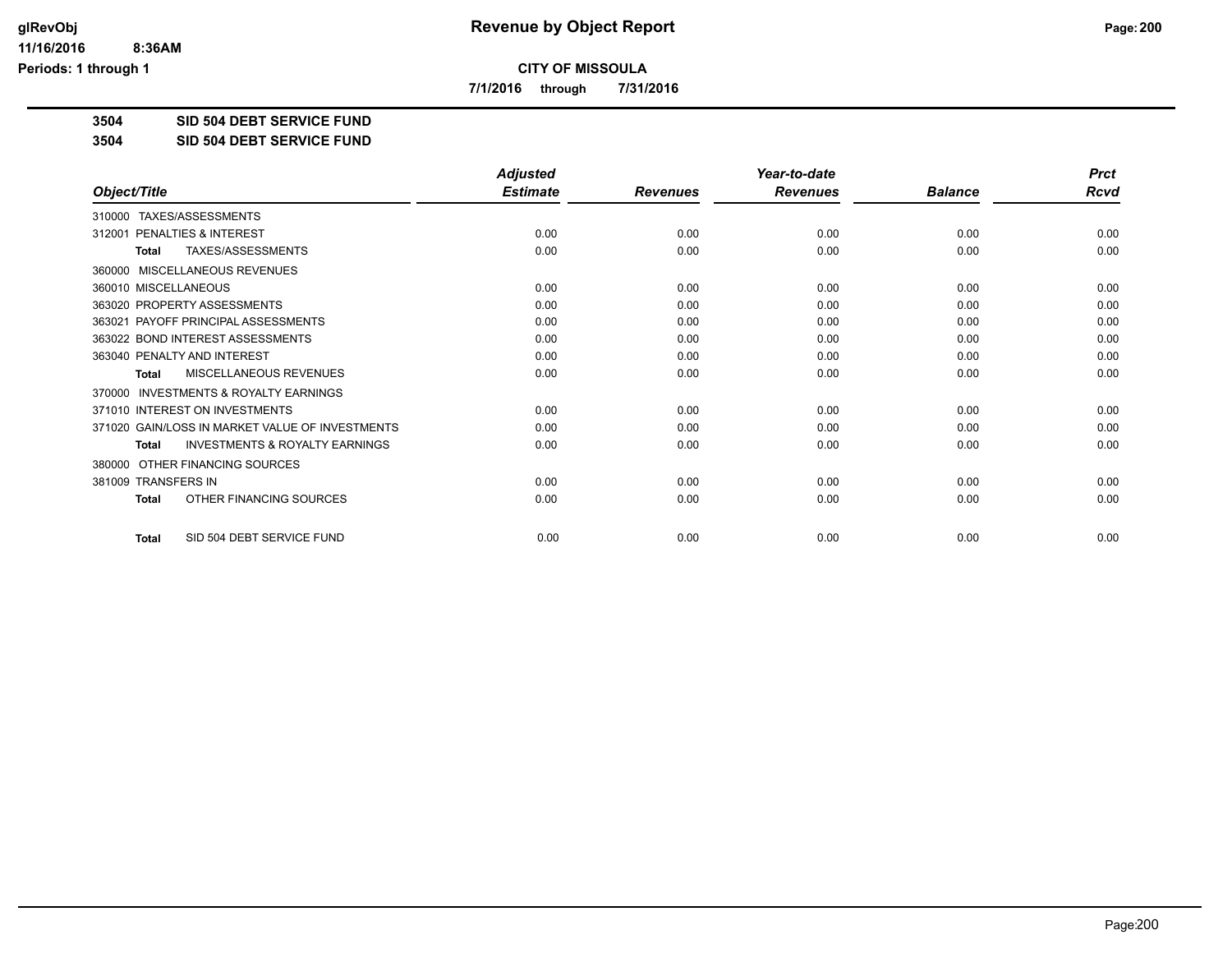# Revenue by Object Report

**CITY OF MISSOULA**

**7/1/2016 through 7/31/2016**

glRevObj
11/16/2016 8:36AM
Periods: 1 through 1

**3504 SID 504 DEBT SERVICE FUND**

**3504 SID 504 DEBT SERVICE FUND**

| Object/Title | Adjusted Estimate | Revenues | Year-to-date Revenues | Balance | Prct Rcvd |
|---|---|---|---|---|---|
| 310000 TAXES/ASSESSMENTS | | | | | |
| 312001 PENALTIES & INTEREST | 0.00 | 0.00 | 0.00 | 0.00 | 0.00 |
| **Total** TAXES/ASSESSMENTS | 0.00 | 0.00 | 0.00 | 0.00 | 0.00 |
| 360000 MISCELLANEOUS REVENUES | | | | | |
| 360010 MISCELLANEOUS | 0.00 | 0.00 | 0.00 | 0.00 | 0.00 |
| 363020 PROPERTY ASSESSMENTS | 0.00 | 0.00 | 0.00 | 0.00 | 0.00 |
| 363021 PAYOFF PRINCIPAL ASSESSMENTS | 0.00 | 0.00 | 0.00 | 0.00 | 0.00 |
| 363022 BOND INTEREST ASSESSMENTS | 0.00 | 0.00 | 0.00 | 0.00 | 0.00 |
| 363040 PENALTY AND INTEREST | 0.00 | 0.00 | 0.00 | 0.00 | 0.00 |
| **Total** MISCELLANEOUS REVENUES | 0.00 | 0.00 | 0.00 | 0.00 | 0.00 |
| 370000 INVESTMENTS & ROYALTY EARNINGS | | | | | |
| 371010 INTEREST ON INVESTMENTS | 0.00 | 0.00 | 0.00 | 0.00 | 0.00 |
| 371020 GAIN/LOSS IN MARKET VALUE OF INVESTMENTS | 0.00 | 0.00 | 0.00 | 0.00 | 0.00 |
| **Total** INVESTMENTS & ROYALTY EARNINGS | 0.00 | 0.00 | 0.00 | 0.00 | 0.00 |
| 380000 OTHER FINANCING SOURCES | | | | | |
| 381009 TRANSFERS IN | 0.00 | 0.00 | 0.00 | 0.00 | 0.00 |
| **Total** OTHER FINANCING SOURCES | 0.00 | 0.00 | 0.00 | 0.00 | 0.00 |
| **Total** SID 504 DEBT SERVICE FUND | 0.00 | 0.00 | 0.00 | 0.00 | 0.00 |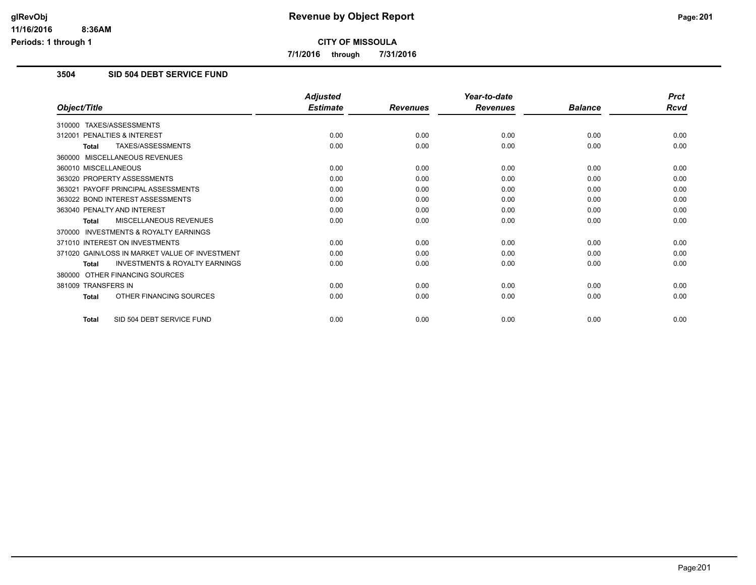# Revenue by Object Report

**CITY OF MISSOULA**

**7/1/2016 through 7/31/2016**

glRevObj
11/16/2016 8:36AM
Periods: 1 through 1

## 3504 SID 504 DEBT SERVICE FUND

| Object/Title | Adjusted Estimate | Revenues | Year-to-date Revenues | Balance | Prct Rcvd |
|---|---|---|---|---|---|
| 310000 TAXES/ASSESSMENTS | | | | | |
| 312001 PENALTIES & INTEREST | 0.00 | 0.00 | 0.00 | 0.00 | 0.00 |
| **Total** TAXES/ASSESSMENTS | 0.00 | 0.00 | 0.00 | 0.00 | 0.00 |
| 360000 MISCELLANEOUS REVENUES | | | | | |
| 360010 MISCELLANEOUS | 0.00 | 0.00 | 0.00 | 0.00 | 0.00 |
| 363020 PROPERTY ASSESSMENTS | 0.00 | 0.00 | 0.00 | 0.00 | 0.00 |
| 363021 PAYOFF PRINCIPAL ASSESSMENTS | 0.00 | 0.00 | 0.00 | 0.00 | 0.00 |
| 363022 BOND INTEREST ASSESSMENTS | 0.00 | 0.00 | 0.00 | 0.00 | 0.00 |
| 363040 PENALTY AND INTEREST | 0.00 | 0.00 | 0.00 | 0.00 | 0.00 |
| **Total** MISCELLANEOUS REVENUES | 0.00 | 0.00 | 0.00 | 0.00 | 0.00 |
| 370000 INVESTMENTS & ROYALTY EARNINGS | | | | | |
| 371010 INTEREST ON INVESTMENTS | 0.00 | 0.00 | 0.00 | 0.00 | 0.00 |
| 371020 GAIN/LOSS IN MARKET VALUE OF INVESTMENT | 0.00 | 0.00 | 0.00 | 0.00 | 0.00 |
| **Total** INVESTMENTS & ROYALTY EARNINGS | 0.00 | 0.00 | 0.00 | 0.00 | 0.00 |
| 380000 OTHER FINANCING SOURCES | | | | | |
| 381009 TRANSFERS IN | 0.00 | 0.00 | 0.00 | 0.00 | 0.00 |
| **Total** OTHER FINANCING SOURCES | 0.00 | 0.00 | 0.00 | 0.00 | 0.00 |
| **Total** SID 504 DEBT SERVICE FUND | 0.00 | 0.00 | 0.00 | 0.00 | 0.00 |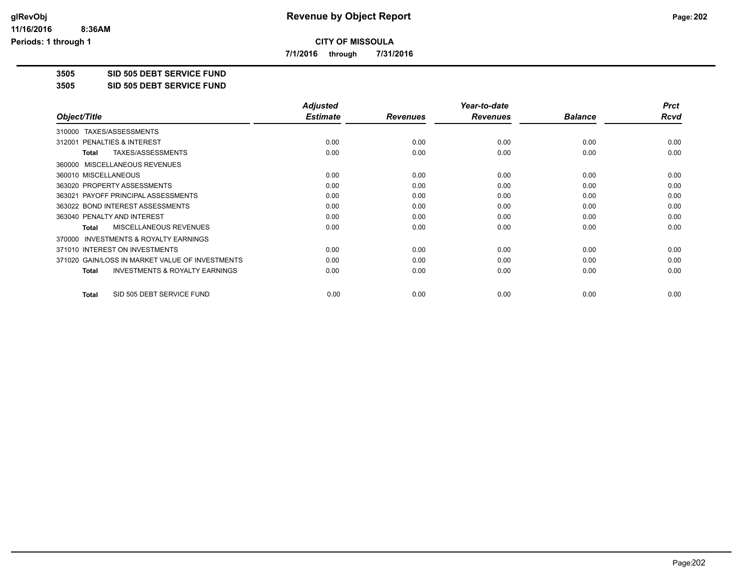# CITY OF MISSOULA

**7/1/2016 through 7/31/2016**

## 3505 SID 505 DEBT SERVICE FUND

## 3505 SID 505 DEBT SERVICE FUND

| Object/Title | Adjusted Estimate | Revenues | Year-to-date Revenues | Balance | Prct Rcvd |
|---|---|---|---|---|---|
| 310000 TAXES/ASSESSMENTS | | | | | |
| 312001 PENALTIES & INTEREST | 0.00 | 0.00 | 0.00 | 0.00 | 0.00 |
| **Total** TAXES/ASSESSMENTS | 0.00 | 0.00 | 0.00 | 0.00 | 0.00 |
| 360000 MISCELLANEOUS REVENUES | | | | | |
| 360010 MISCELLANEOUS | 0.00 | 0.00 | 0.00 | 0.00 | 0.00 |
| 363020 PROPERTY ASSESSMENTS | 0.00 | 0.00 | 0.00 | 0.00 | 0.00 |
| 363021 PAYOFF PRINCIPAL ASSESSMENTS | 0.00 | 0.00 | 0.00 | 0.00 | 0.00 |
| 363022 BOND INTEREST ASSESSMENTS | 0.00 | 0.00 | 0.00 | 0.00 | 0.00 |
| 363040 PENALTY AND INTEREST | 0.00 | 0.00 | 0.00 | 0.00 | 0.00 |
| **Total** MISCELLANEOUS REVENUES | 0.00 | 0.00 | 0.00 | 0.00 | 0.00 |
| 370000 INVESTMENTS & ROYALTY EARNINGS | | | | | |
| 371010 INTEREST ON INVESTMENTS | 0.00 | 0.00 | 0.00 | 0.00 | 0.00 |
| 371020 GAIN/LOSS IN MARKET VALUE OF INVESTMENTS | 0.00 | 0.00 | 0.00 | 0.00 | 0.00 |
| **Total** INVESTMENTS & ROYALTY EARNINGS | 0.00 | 0.00 | 0.00 | 0.00 | 0.00 |
| **Total** SID 505 DEBT SERVICE FUND | 0.00 | 0.00 | 0.00 | 0.00 | 0.00 |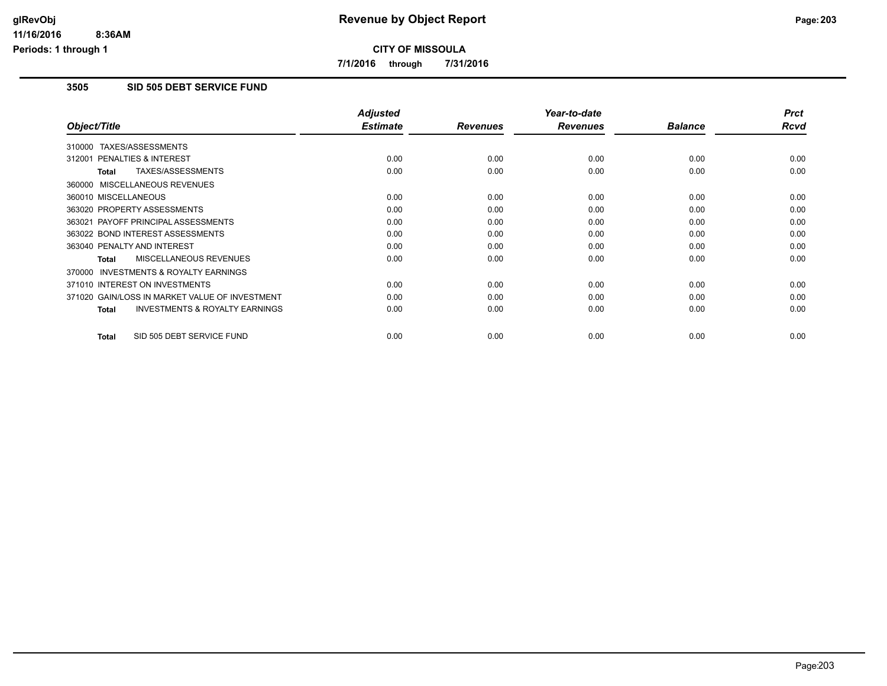# Revenue by Object Report

**CITY OF MISSOULA**

**7/1/2016 through 7/31/2016**

glRevObj
11/16/2016 8:36AM
Periods: 1 through 1

### 3505 SID 505 DEBT SERVICE FUND

| Object/Title | Adjusted Estimate | Revenues | Year-to-date Revenues | Balance | Prct Rcvd |
|---|---|---|---|---|---|
| 310000 TAXES/ASSESSMENTS | | | | | |
| 312001 PENALTIES & INTEREST | 0.00 | 0.00 | 0.00 | 0.00 | 0.00 |
| **Total** TAXES/ASSESSMENTS | 0.00 | 0.00 | 0.00 | 0.00 | 0.00 |
| 360000 MISCELLANEOUS REVENUES | | | | | |
| 360010 MISCELLANEOUS | 0.00 | 0.00 | 0.00 | 0.00 | 0.00 |
| 363020 PROPERTY ASSESSMENTS | 0.00 | 0.00 | 0.00 | 0.00 | 0.00 |
| 363021 PAYOFF PRINCIPAL ASSESSMENTS | 0.00 | 0.00 | 0.00 | 0.00 | 0.00 |
| 363022 BOND INTEREST ASSESSMENTS | 0.00 | 0.00 | 0.00 | 0.00 | 0.00 |
| 363040 PENALTY AND INTEREST | 0.00 | 0.00 | 0.00 | 0.00 | 0.00 |
| **Total** MISCELLANEOUS REVENUES | 0.00 | 0.00 | 0.00 | 0.00 | 0.00 |
| 370000 INVESTMENTS & ROYALTY EARNINGS | | | | | |
| 371010 INTEREST ON INVESTMENTS | 0.00 | 0.00 | 0.00 | 0.00 | 0.00 |
| 371020 GAIN/LOSS IN MARKET VALUE OF INVESTMENT | 0.00 | 0.00 | 0.00 | 0.00 | 0.00 |
| **Total** INVESTMENTS & ROYALTY EARNINGS | 0.00 | 0.00 | 0.00 | 0.00 | 0.00 |
| **Total** SID 505 DEBT SERVICE FUND | 0.00 | 0.00 | 0.00 | 0.00 | 0.00 |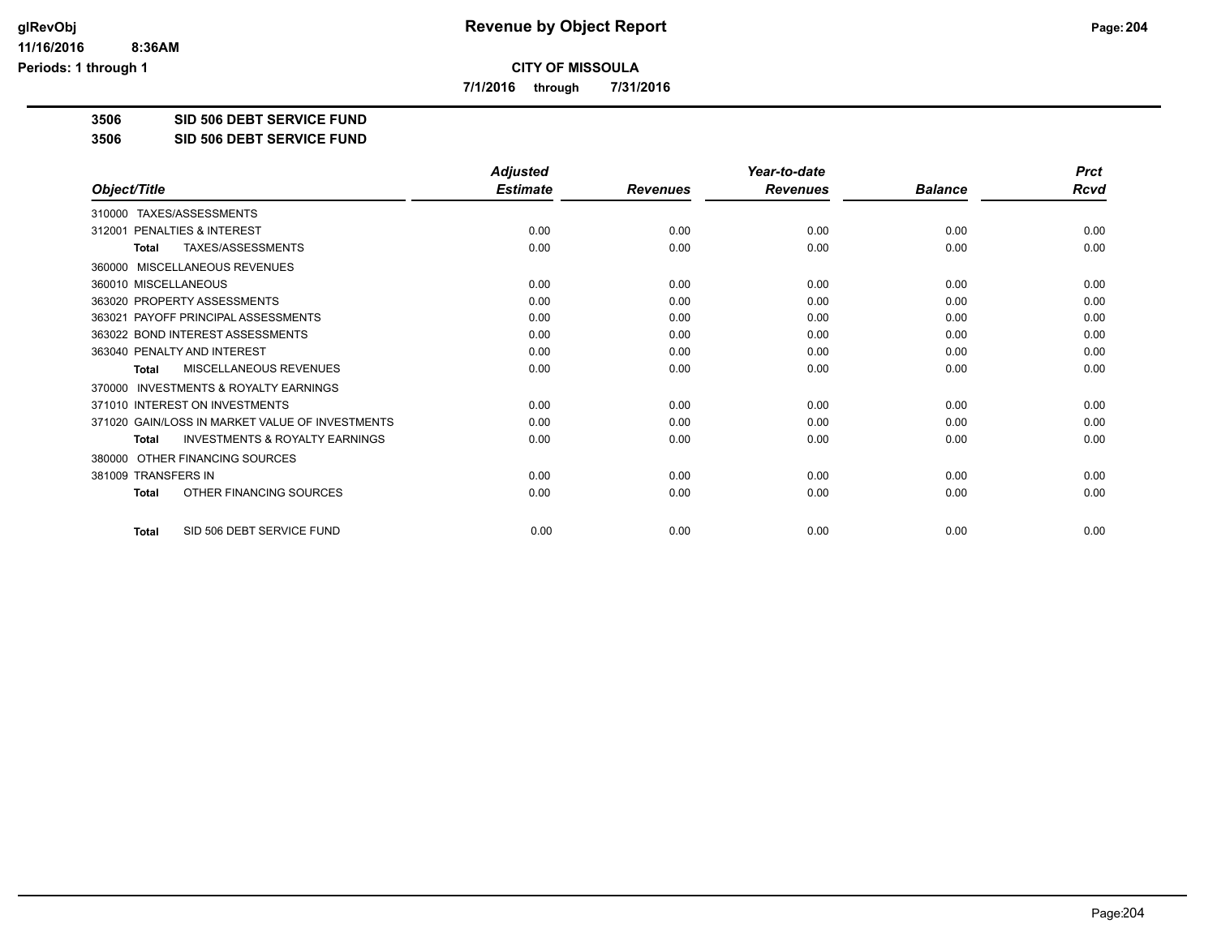# Revenue by Object Report

**CITY OF MISSOULA**

**7/1/2016 through 7/31/2016**

**3506 SID 506 DEBT SERVICE FUND**

**3506 SID 506 DEBT SERVICE FUND**

| Object/Title | Adjusted Estimate | Revenues | Year-to-date Revenues | Balance | Prct Rcvd |
|---|---|---|---|---|---|
| 310000 TAXES/ASSESSMENTS | | | | | |
| 312001 PENALTIES & INTEREST | 0.00 | 0.00 | 0.00 | 0.00 | 0.00 |
| **Total** TAXES/ASSESSMENTS | 0.00 | 0.00 | 0.00 | 0.00 | 0.00 |
| 360000 MISCELLANEOUS REVENUES | | | | | |
| 360010 MISCELLANEOUS | 0.00 | 0.00 | 0.00 | 0.00 | 0.00 |
| 363020 PROPERTY ASSESSMENTS | 0.00 | 0.00 | 0.00 | 0.00 | 0.00 |
| 363021 PAYOFF PRINCIPAL ASSESSMENTS | 0.00 | 0.00 | 0.00 | 0.00 | 0.00 |
| 363022 BOND INTEREST ASSESSMENTS | 0.00 | 0.00 | 0.00 | 0.00 | 0.00 |
| 363040 PENALTY AND INTEREST | 0.00 | 0.00 | 0.00 | 0.00 | 0.00 |
| **Total** MISCELLANEOUS REVENUES | 0.00 | 0.00 | 0.00 | 0.00 | 0.00 |
| 370000 INVESTMENTS & ROYALTY EARNINGS | | | | | |
| 371010 INTEREST ON INVESTMENTS | 0.00 | 0.00 | 0.00 | 0.00 | 0.00 |
| 371020 GAIN/LOSS IN MARKET VALUE OF INVESTMENTS | 0.00 | 0.00 | 0.00 | 0.00 | 0.00 |
| **Total** INVESTMENTS & ROYALTY EARNINGS | 0.00 | 0.00 | 0.00 | 0.00 | 0.00 |
| 380000 OTHER FINANCING SOURCES | | | | | |
| 381009 TRANSFERS IN | 0.00 | 0.00 | 0.00 | 0.00 | 0.00 |
| **Total** OTHER FINANCING SOURCES | 0.00 | 0.00 | 0.00 | 0.00 | 0.00 |
| **Total** SID 506 DEBT SERVICE FUND | 0.00 | 0.00 | 0.00 | 0.00 | 0.00 |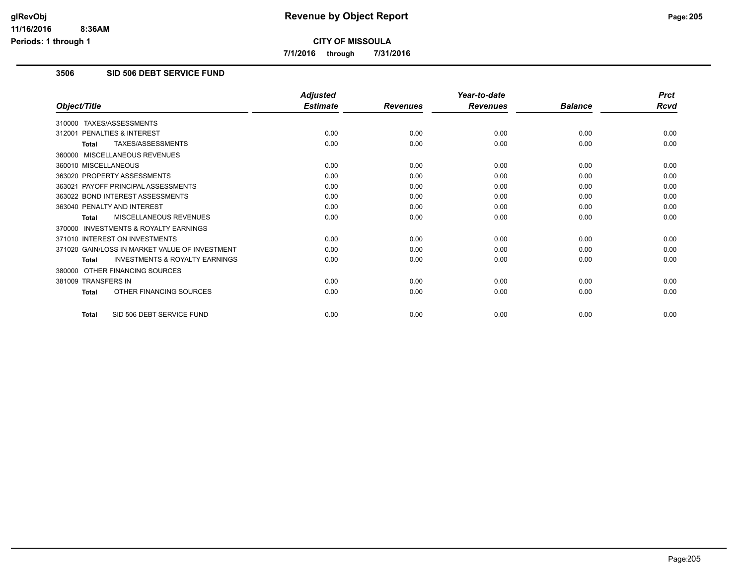# Revenue by Object Report

**CITY OF MISSOULA**

**7/1/2016 through 7/31/2016**

glRevObj
11/16/2016 8:36AM
Periods: 1 through 1

## 3506 SID 506 DEBT SERVICE FUND

| Object/Title | Adjusted Estimate | Revenues | Year-to-date Revenues | Balance | Prct Rcvd |
|---|---|---|---|---|---|
| 310000 TAXES/ASSESSMENTS | | | | | |
| 312001 PENALTIES & INTEREST | 0.00 | 0.00 | 0.00 | 0.00 | 0.00 |
| **Total** TAXES/ASSESSMENTS | 0.00 | 0.00 | 0.00 | 0.00 | 0.00 |
| 360000 MISCELLANEOUS REVENUES | | | | | |
| 360010 MISCELLANEOUS | 0.00 | 0.00 | 0.00 | 0.00 | 0.00 |
| 363020 PROPERTY ASSESSMENTS | 0.00 | 0.00 | 0.00 | 0.00 | 0.00 |
| 363021 PAYOFF PRINCIPAL ASSESSMENTS | 0.00 | 0.00 | 0.00 | 0.00 | 0.00 |
| 363022 BOND INTEREST ASSESSMENTS | 0.00 | 0.00 | 0.00 | 0.00 | 0.00 |
| 363040 PENALTY AND INTEREST | 0.00 | 0.00 | 0.00 | 0.00 | 0.00 |
| **Total** MISCELLANEOUS REVENUES | 0.00 | 0.00 | 0.00 | 0.00 | 0.00 |
| 370000 INVESTMENTS & ROYALTY EARNINGS | | | | | |
| 371010 INTEREST ON INVESTMENTS | 0.00 | 0.00 | 0.00 | 0.00 | 0.00 |
| 371020 GAIN/LOSS IN MARKET VALUE OF INVESTMENT | 0.00 | 0.00 | 0.00 | 0.00 | 0.00 |
| **Total** INVESTMENTS & ROYALTY EARNINGS | 0.00 | 0.00 | 0.00 | 0.00 | 0.00 |
| 380000 OTHER FINANCING SOURCES | | | | | |
| 381009 TRANSFERS IN | 0.00 | 0.00 | 0.00 | 0.00 | 0.00 |
| **Total** OTHER FINANCING SOURCES | 0.00 | 0.00 | 0.00 | 0.00 | 0.00 |
| **Total** SID 506 DEBT SERVICE FUND | 0.00 | 0.00 | 0.00 | 0.00 | 0.00 |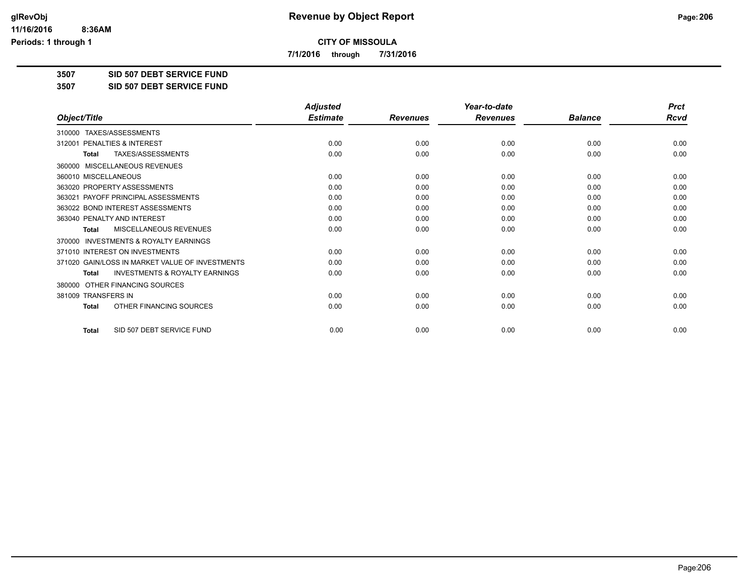# CITY OF MISSOULA

**7/1/2016 through 7/31/2016**

**3507 SID 507 DEBT SERVICE FUND**

**3507 SID 507 DEBT SERVICE FUND**

| Object/Title | Adjusted Estimate | Revenues | Year-to-date Revenues | Balance | Prct Rcvd |
|---|---|---|---|---|---|
| 310000 TAXES/ASSESSMENTS | | | | | |
| 312001 PENALTIES & INTEREST | 0.00 | 0.00 | 0.00 | 0.00 | 0.00 |
| **Total** TAXES/ASSESSMENTS | 0.00 | 0.00 | 0.00 | 0.00 | 0.00 |
| 360000 MISCELLANEOUS REVENUES | | | | | |
| 360010 MISCELLANEOUS | 0.00 | 0.00 | 0.00 | 0.00 | 0.00 |
| 363020 PROPERTY ASSESSMENTS | 0.00 | 0.00 | 0.00 | 0.00 | 0.00 |
| 363021 PAYOFF PRINCIPAL ASSESSMENTS | 0.00 | 0.00 | 0.00 | 0.00 | 0.00 |
| 363022 BOND INTEREST ASSESSMENTS | 0.00 | 0.00 | 0.00 | 0.00 | 0.00 |
| 363040 PENALTY AND INTEREST | 0.00 | 0.00 | 0.00 | 0.00 | 0.00 |
| **Total** MISCELLANEOUS REVENUES | 0.00 | 0.00 | 0.00 | 0.00 | 0.00 |
| 370000 INVESTMENTS & ROYALTY EARNINGS | | | | | |
| 371010 INTEREST ON INVESTMENTS | 0.00 | 0.00 | 0.00 | 0.00 | 0.00 |
| 371020 GAIN/LOSS IN MARKET VALUE OF INVESTMENTS | 0.00 | 0.00 | 0.00 | 0.00 | 0.00 |
| **Total** INVESTMENTS & ROYALTY EARNINGS | 0.00 | 0.00 | 0.00 | 0.00 | 0.00 |
| 380000 OTHER FINANCING SOURCES | | | | | |
| 381009 TRANSFERS IN | 0.00 | 0.00 | 0.00 | 0.00 | 0.00 |
| **Total** OTHER FINANCING SOURCES | 0.00 | 0.00 | 0.00 | 0.00 | 0.00 |
| **Total** SID 507 DEBT SERVICE FUND | 0.00 | 0.00 | 0.00 | 0.00 | 0.00 |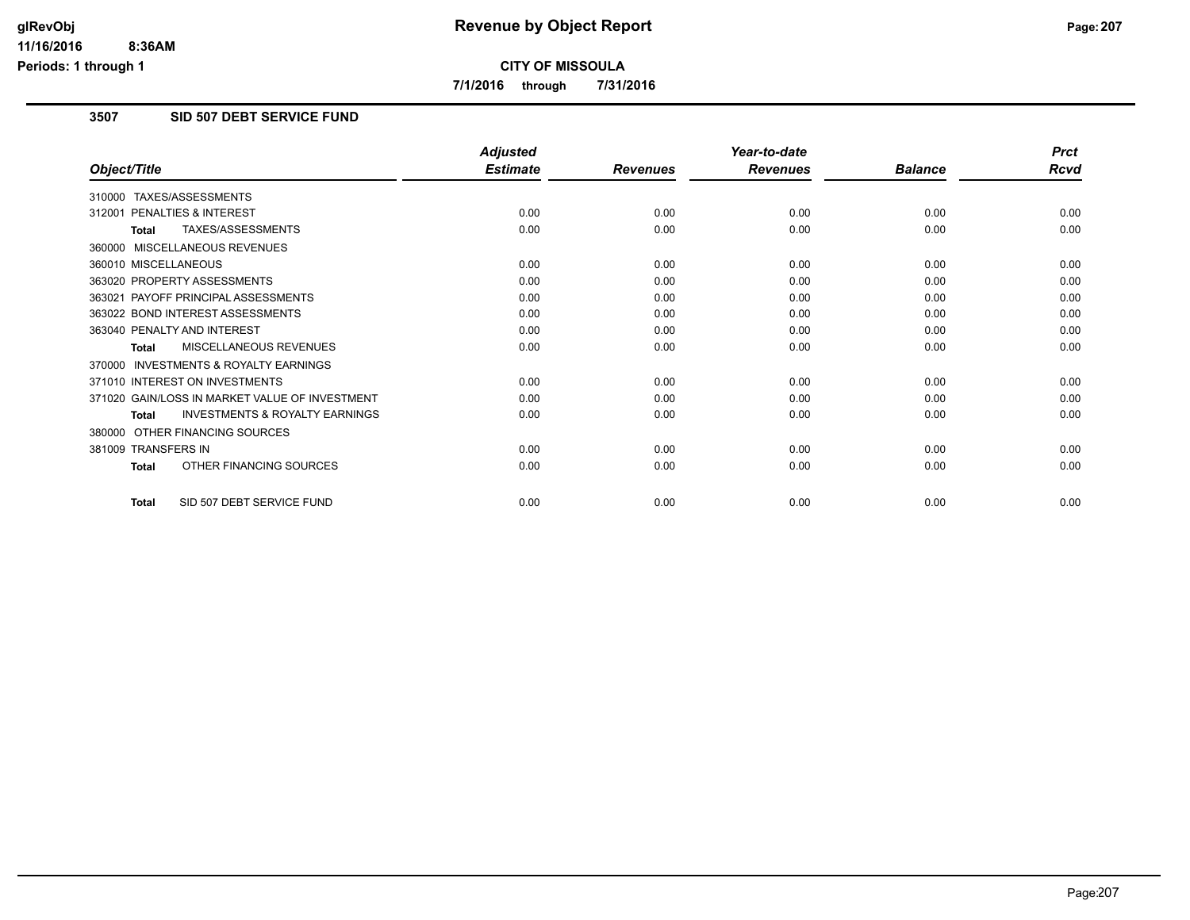**CITY OF MISSOULA**

**7/1/2016 through 7/31/2016**

## 3507 SID 507 DEBT SERVICE FUND

| Object/Title | Adjusted Estimate | Revenues | Year-to-date Revenues | Balance | Prct Rcvd |
|---|---|---|---|---|---|
| 310000 TAXES/ASSESSMENTS | | | | | |
| 312001 PENALTIES & INTEREST | 0.00 | 0.00 | 0.00 | 0.00 | 0.00 |
| **Total** TAXES/ASSESSMENTS | 0.00 | 0.00 | 0.00 | 0.00 | 0.00 |
| 360000 MISCELLANEOUS REVENUES | | | | | |
| 360010 MISCELLANEOUS | 0.00 | 0.00 | 0.00 | 0.00 | 0.00 |
| 363020 PROPERTY ASSESSMENTS | 0.00 | 0.00 | 0.00 | 0.00 | 0.00 |
| 363021 PAYOFF PRINCIPAL ASSESSMENTS | 0.00 | 0.00 | 0.00 | 0.00 | 0.00 |
| 363022 BOND INTEREST ASSESSMENTS | 0.00 | 0.00 | 0.00 | 0.00 | 0.00 |
| 363040 PENALTY AND INTEREST | 0.00 | 0.00 | 0.00 | 0.00 | 0.00 |
| **Total** MISCELLANEOUS REVENUES | 0.00 | 0.00 | 0.00 | 0.00 | 0.00 |
| 370000 INVESTMENTS & ROYALTY EARNINGS | | | | | |
| 371010 INTEREST ON INVESTMENTS | 0.00 | 0.00 | 0.00 | 0.00 | 0.00 |
| 371020 GAIN/LOSS IN MARKET VALUE OF INVESTMENT | 0.00 | 0.00 | 0.00 | 0.00 | 0.00 |
| **Total** INVESTMENTS & ROYALTY EARNINGS | 0.00 | 0.00 | 0.00 | 0.00 | 0.00 |
| 380000 OTHER FINANCING SOURCES | | | | | |
| 381009 TRANSFERS IN | 0.00 | 0.00 | 0.00 | 0.00 | 0.00 |
| **Total** OTHER FINANCING SOURCES | 0.00 | 0.00 | 0.00 | 0.00 | 0.00 |
| **Total** SID 507 DEBT SERVICE FUND | 0.00 | 0.00 | 0.00 | 0.00 | 0.00 |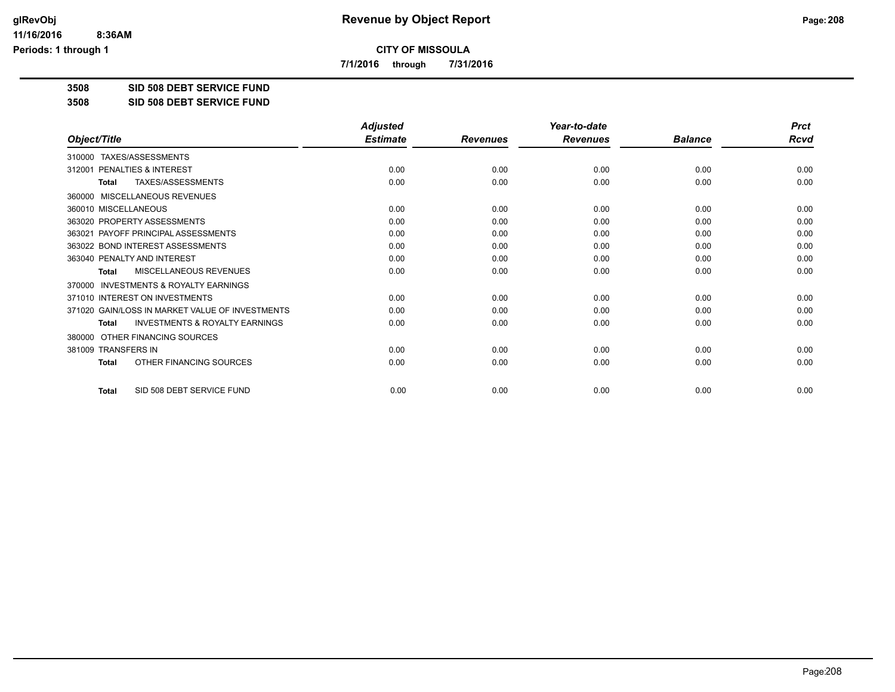**CITY OF MISSOULA**

**7/1/2016 through 7/31/2016**

**3508 SID 508 DEBT SERVICE FUND**

**3508 SID 508 DEBT SERVICE FUND**

| Object/Title | Adjusted Estimate | Revenues | Year-to-date Revenues | Balance | Prct Rcvd |
|---|---|---|---|---|---|
| 310000 TAXES/ASSESSMENTS | | | | | |
| 312001 PENALTIES & INTEREST | 0.00 | 0.00 | 0.00 | 0.00 | 0.00 |
| Total TAXES/ASSESSMENTS | 0.00 | 0.00 | 0.00 | 0.00 | 0.00 |
| 360000 MISCELLANEOUS REVENUES | | | | | |
| 360010 MISCELLANEOUS | 0.00 | 0.00 | 0.00 | 0.00 | 0.00 |
| 363020 PROPERTY ASSESSMENTS | 0.00 | 0.00 | 0.00 | 0.00 | 0.00 |
| 363021 PAYOFF PRINCIPAL ASSESSMENTS | 0.00 | 0.00 | 0.00 | 0.00 | 0.00 |
| 363022 BOND INTEREST ASSESSMENTS | 0.00 | 0.00 | 0.00 | 0.00 | 0.00 |
| 363040 PENALTY AND INTEREST | 0.00 | 0.00 | 0.00 | 0.00 | 0.00 |
| Total MISCELLANEOUS REVENUES | 0.00 | 0.00 | 0.00 | 0.00 | 0.00 |
| 370000 INVESTMENTS & ROYALTY EARNINGS | | | | | |
| 371010 INTEREST ON INVESTMENTS | 0.00 | 0.00 | 0.00 | 0.00 | 0.00 |
| 371020 GAIN/LOSS IN MARKET VALUE OF INVESTMENTS | 0.00 | 0.00 | 0.00 | 0.00 | 0.00 |
| Total INVESTMENTS & ROYALTY EARNINGS | 0.00 | 0.00 | 0.00 | 0.00 | 0.00 |
| 380000 OTHER FINANCING SOURCES | | | | | |
| 381009 TRANSFERS IN | 0.00 | 0.00 | 0.00 | 0.00 | 0.00 |
| Total OTHER FINANCING SOURCES | 0.00 | 0.00 | 0.00 | 0.00 | 0.00 |
| Total SID 508 DEBT SERVICE FUND | 0.00 | 0.00 | 0.00 | 0.00 | 0.00 |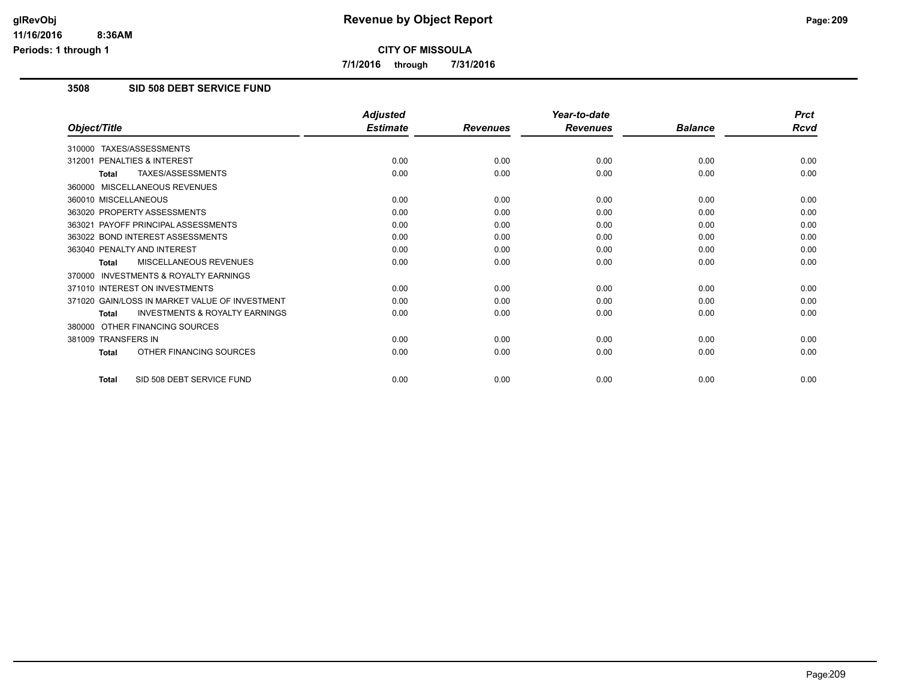# Revenue by Object Report

**CITY OF MISSOULA**

**7/1/2016 through 7/31/2016**

glRevObj
11/16/2016 8:36AM
Periods: 1 through 1

## 3508 SID 508 DEBT SERVICE FUND

| Object/Title | Adjusted Estimate | Revenues | Year-to-date Revenues | Balance | Prct Rcvd |
|---|---|---|---|---|---|
| 310000 TAXES/ASSESSMENTS | | | | | |
| 312001 PENALTIES & INTEREST | 0.00 | 0.00 | 0.00 | 0.00 | 0.00 |
| **Total** TAXES/ASSESSMENTS | 0.00 | 0.00 | 0.00 | 0.00 | 0.00 |
| 360000 MISCELLANEOUS REVENUES | | | | | |
| 360010 MISCELLANEOUS | 0.00 | 0.00 | 0.00 | 0.00 | 0.00 |
| 363020 PROPERTY ASSESSMENTS | 0.00 | 0.00 | 0.00 | 0.00 | 0.00 |
| 363021 PAYOFF PRINCIPAL ASSESSMENTS | 0.00 | 0.00 | 0.00 | 0.00 | 0.00 |
| 363022 BOND INTEREST ASSESSMENTS | 0.00 | 0.00 | 0.00 | 0.00 | 0.00 |
| 363040 PENALTY AND INTEREST | 0.00 | 0.00 | 0.00 | 0.00 | 0.00 |
| **Total** MISCELLANEOUS REVENUES | 0.00 | 0.00 | 0.00 | 0.00 | 0.00 |
| 370000 INVESTMENTS & ROYALTY EARNINGS | | | | | |
| 371010 INTEREST ON INVESTMENTS | 0.00 | 0.00 | 0.00 | 0.00 | 0.00 |
| 371020 GAIN/LOSS IN MARKET VALUE OF INVESTMENT | 0.00 | 0.00 | 0.00 | 0.00 | 0.00 |
| **Total** INVESTMENTS & ROYALTY EARNINGS | 0.00 | 0.00 | 0.00 | 0.00 | 0.00 |
| 380000 OTHER FINANCING SOURCES | | | | | |
| 381009 TRANSFERS IN | 0.00 | 0.00 | 0.00 | 0.00 | 0.00 |
| **Total** OTHER FINANCING SOURCES | 0.00 | 0.00 | 0.00 | 0.00 | 0.00 |
| **Total** SID 508 DEBT SERVICE FUND | 0.00 | 0.00 | 0.00 | 0.00 | 0.00 |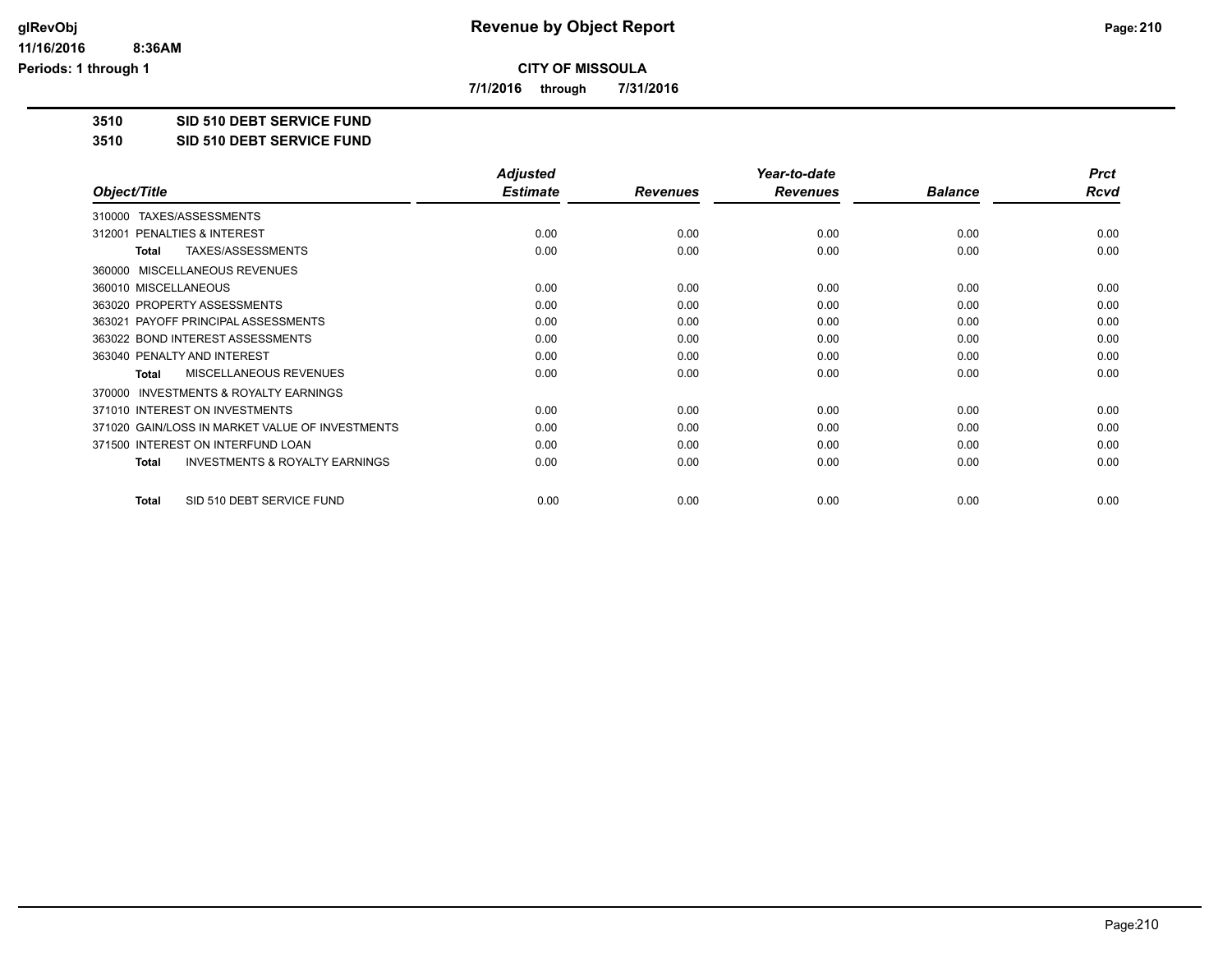# Revenue by Object Report

**CITY OF MISSOULA**

**7/1/2016 through 7/31/2016**

**3510 SID 510 DEBT SERVICE FUND**

**3510 SID 510 DEBT SERVICE FUND**

| Object/Title | Adjusted Estimate | Revenues | Year-to-date Revenues | Balance | Prct Rcvd |
|---|---|---|---|---|---|
| 310000 TAXES/ASSESSMENTS | | | | | |
| 312001 PENALTIES & INTEREST | 0.00 | 0.00 | 0.00 | 0.00 | 0.00 |
| **Total** TAXES/ASSESSMENTS | 0.00 | 0.00 | 0.00 | 0.00 | 0.00 |
| 360000 MISCELLANEOUS REVENUES | | | | | |
| 360010 MISCELLANEOUS | 0.00 | 0.00 | 0.00 | 0.00 | 0.00 |
| 363020 PROPERTY ASSESSMENTS | 0.00 | 0.00 | 0.00 | 0.00 | 0.00 |
| 363021 PAYOFF PRINCIPAL ASSESSMENTS | 0.00 | 0.00 | 0.00 | 0.00 | 0.00 |
| 363022 BOND INTEREST ASSESSMENTS | 0.00 | 0.00 | 0.00 | 0.00 | 0.00 |
| 363040 PENALTY AND INTEREST | 0.00 | 0.00 | 0.00 | 0.00 | 0.00 |
| **Total** MISCELLANEOUS REVENUES | 0.00 | 0.00 | 0.00 | 0.00 | 0.00 |
| 370000 INVESTMENTS & ROYALTY EARNINGS | | | | | |
| 371010 INTEREST ON INVESTMENTS | 0.00 | 0.00 | 0.00 | 0.00 | 0.00 |
| 371020 GAIN/LOSS IN MARKET VALUE OF INVESTMENTS | 0.00 | 0.00 | 0.00 | 0.00 | 0.00 |
| 371500 INTEREST ON INTERFUND LOAN | 0.00 | 0.00 | 0.00 | 0.00 | 0.00 |
| **Total** INVESTMENTS & ROYALTY EARNINGS | 0.00 | 0.00 | 0.00 | 0.00 | 0.00 |
| **Total** SID 510 DEBT SERVICE FUND | 0.00 | 0.00 | 0.00 | 0.00 | 0.00 |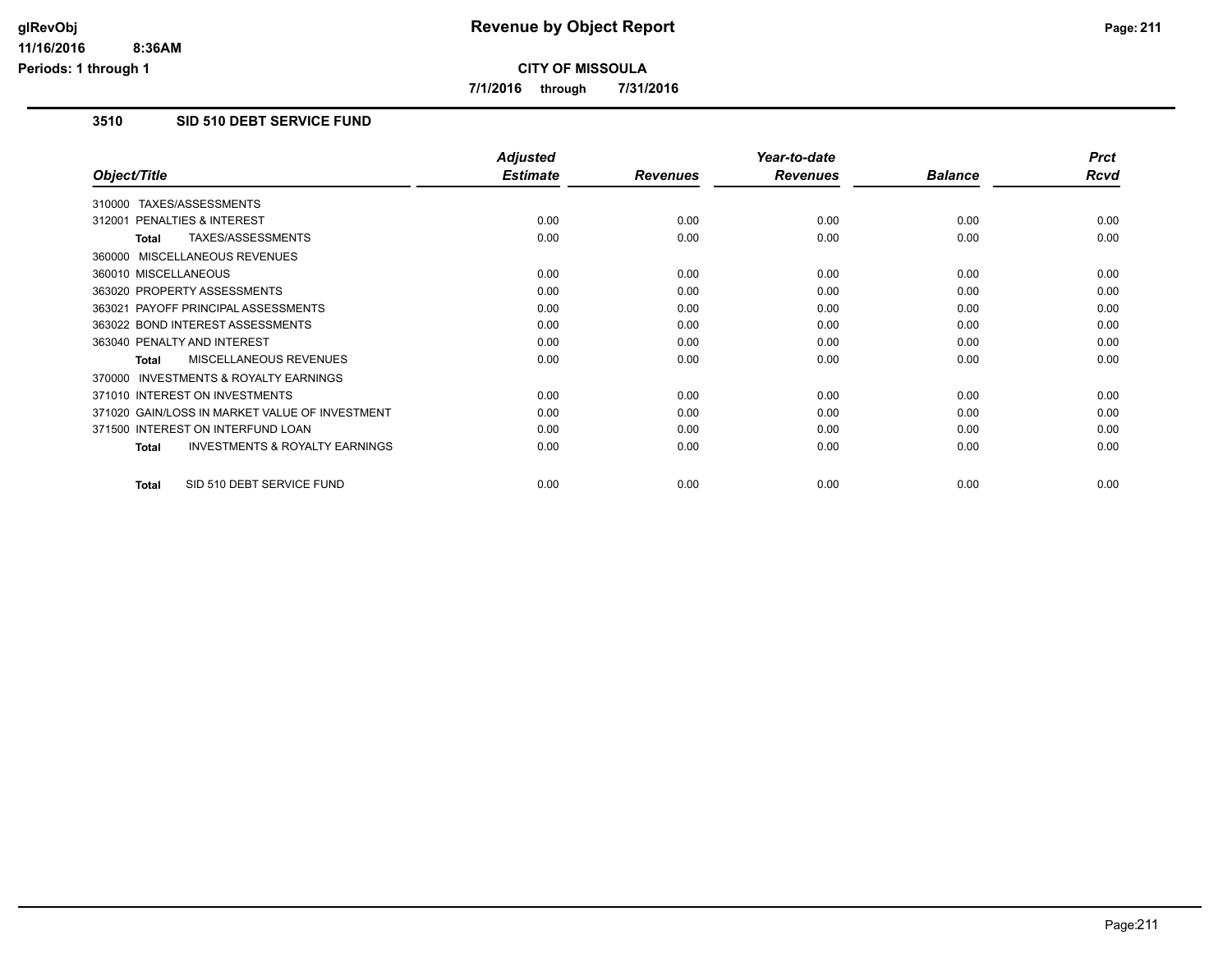# Revenue by Object Report

**CITY OF MISSOULA**

**7/1/2016 through 7/31/2016**

glRevObj
11/16/2016 8:36AM
Periods: 1 through 1

## 3510 SID 510 DEBT SERVICE FUND

| Object/Title | Adjusted Estimate | Revenues | Year-to-date Revenues | Balance | Prct Rcvd |
|---|---|---|---|---|---|
| 310000 TAXES/ASSESSMENTS | | | | | |
| 312001 PENALTIES & INTEREST | 0.00 | 0.00 | 0.00 | 0.00 | 0.00 |
| **Total** TAXES/ASSESSMENTS | 0.00 | 0.00 | 0.00 | 0.00 | 0.00 |
| 360000 MISCELLANEOUS REVENUES | | | | | |
| 360010 MISCELLANEOUS | 0.00 | 0.00 | 0.00 | 0.00 | 0.00 |
| 363020 PROPERTY ASSESSMENTS | 0.00 | 0.00 | 0.00 | 0.00 | 0.00 |
| 363021 PAYOFF PRINCIPAL ASSESSMENTS | 0.00 | 0.00 | 0.00 | 0.00 | 0.00 |
| 363022 BOND INTEREST ASSESSMENTS | 0.00 | 0.00 | 0.00 | 0.00 | 0.00 |
| 363040 PENALTY AND INTEREST | 0.00 | 0.00 | 0.00 | 0.00 | 0.00 |
| **Total** MISCELLANEOUS REVENUES | 0.00 | 0.00 | 0.00 | 0.00 | 0.00 |
| 370000 INVESTMENTS & ROYALTY EARNINGS | | | | | |
| 371010 INTEREST ON INVESTMENTS | 0.00 | 0.00 | 0.00 | 0.00 | 0.00 |
| 371020 GAIN/LOSS IN MARKET VALUE OF INVESTMENT | 0.00 | 0.00 | 0.00 | 0.00 | 0.00 |
| 371500 INTEREST ON INTERFUND LOAN | 0.00 | 0.00 | 0.00 | 0.00 | 0.00 |
| **Total** INVESTMENTS & ROYALTY EARNINGS | 0.00 | 0.00 | 0.00 | 0.00 | 0.00 |
| **Total** SID 510 DEBT SERVICE FUND | 0.00 | 0.00 | 0.00 | 0.00 | 0.00 |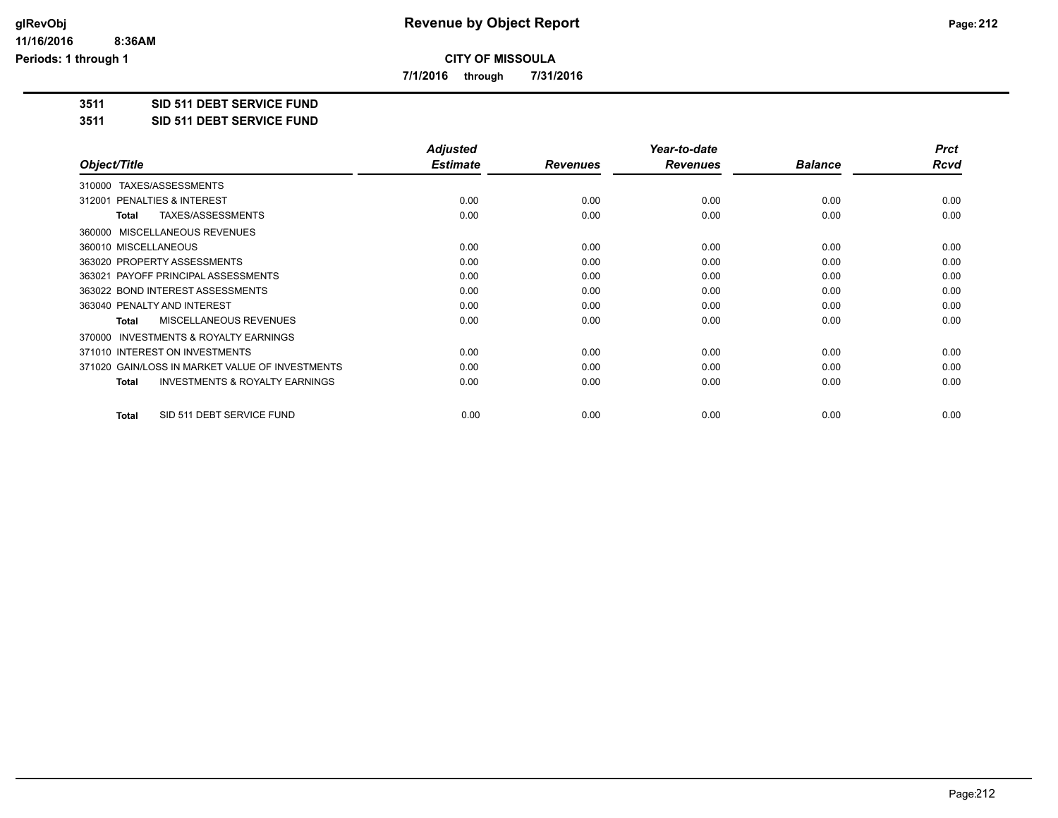**CITY OF MISSOULA**

**7/1/2016 through 7/31/2016**

**3511 SID 511 DEBT SERVICE FUND**

**3511 SID 511 DEBT SERVICE FUND**

| Object/Title | Adjusted Estimate | Revenues | Year-to-date Revenues | Balance | Prct Rcvd |
|---|---|---|---|---|---|
| 310000 TAXES/ASSESSMENTS | | | | | |
| 312001 PENALTIES & INTEREST | 0.00 | 0.00 | 0.00 | 0.00 | 0.00 |
| **Total** TAXES/ASSESSMENTS | 0.00 | 0.00 | 0.00 | 0.00 | 0.00 |
| 360000 MISCELLANEOUS REVENUES | | | | | |
| 360010 MISCELLANEOUS | 0.00 | 0.00 | 0.00 | 0.00 | 0.00 |
| 363020 PROPERTY ASSESSMENTS | 0.00 | 0.00 | 0.00 | 0.00 | 0.00 |
| 363021 PAYOFF PRINCIPAL ASSESSMENTS | 0.00 | 0.00 | 0.00 | 0.00 | 0.00 |
| 363022 BOND INTEREST ASSESSMENTS | 0.00 | 0.00 | 0.00 | 0.00 | 0.00 |
| 363040 PENALTY AND INTEREST | 0.00 | 0.00 | 0.00 | 0.00 | 0.00 |
| **Total** MISCELLANEOUS REVENUES | 0.00 | 0.00 | 0.00 | 0.00 | 0.00 |
| 370000 INVESTMENTS & ROYALTY EARNINGS | | | | | |
| 371010 INTEREST ON INVESTMENTS | 0.00 | 0.00 | 0.00 | 0.00 | 0.00 |
| 371020 GAIN/LOSS IN MARKET VALUE OF INVESTMENTS | 0.00 | 0.00 | 0.00 | 0.00 | 0.00 |
| **Total** INVESTMENTS & ROYALTY EARNINGS | 0.00 | 0.00 | 0.00 | 0.00 | 0.00 |
| **Total** SID 511 DEBT SERVICE FUND | 0.00 | 0.00 | 0.00 | 0.00 | 0.00 |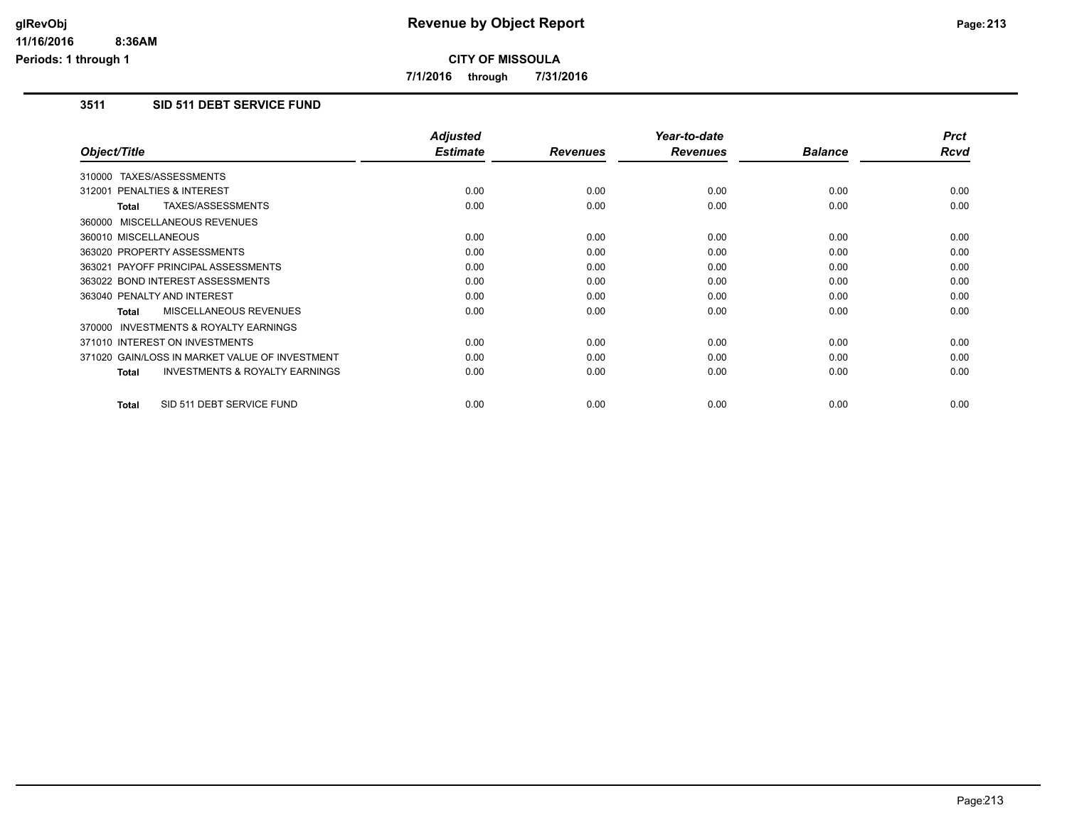# Revenue by Object Report

**CITY OF MISSOULA**

**7/1/2016 through 7/31/2016**

### 3511 SID 511 DEBT SERVICE FUND

| Object/Title | Adjusted Estimate | Revenues | Year-to-date Revenues | Balance | Prct Rcvd |
|---|---|---|---|---|---|
| 310000 TAXES/ASSESSMENTS | | | | | |
| 312001 PENALTIES & INTEREST | 0.00 | 0.00 | 0.00 | 0.00 | 0.00 |
| **Total** TAXES/ASSESSMENTS | 0.00 | 0.00 | 0.00 | 0.00 | 0.00 |
| 360000 MISCELLANEOUS REVENUES | | | | | |
| 360010 MISCELLANEOUS | 0.00 | 0.00 | 0.00 | 0.00 | 0.00 |
| 363020 PROPERTY ASSESSMENTS | 0.00 | 0.00 | 0.00 | 0.00 | 0.00 |
| 363021 PAYOFF PRINCIPAL ASSESSMENTS | 0.00 | 0.00 | 0.00 | 0.00 | 0.00 |
| 363022 BOND INTEREST ASSESSMENTS | 0.00 | 0.00 | 0.00 | 0.00 | 0.00 |
| 363040 PENALTY AND INTEREST | 0.00 | 0.00 | 0.00 | 0.00 | 0.00 |
| **Total** MISCELLANEOUS REVENUES | 0.00 | 0.00 | 0.00 | 0.00 | 0.00 |
| 370000 INVESTMENTS & ROYALTY EARNINGS | | | | | |
| 371010 INTEREST ON INVESTMENTS | 0.00 | 0.00 | 0.00 | 0.00 | 0.00 |
| 371020 GAIN/LOSS IN MARKET VALUE OF INVESTMENT | 0.00 | 0.00 | 0.00 | 0.00 | 0.00 |
| **Total** INVESTMENTS & ROYALTY EARNINGS | 0.00 | 0.00 | 0.00 | 0.00 | 0.00 |
| **Total** SID 511 DEBT SERVICE FUND | 0.00 | 0.00 | 0.00 | 0.00 | 0.00 |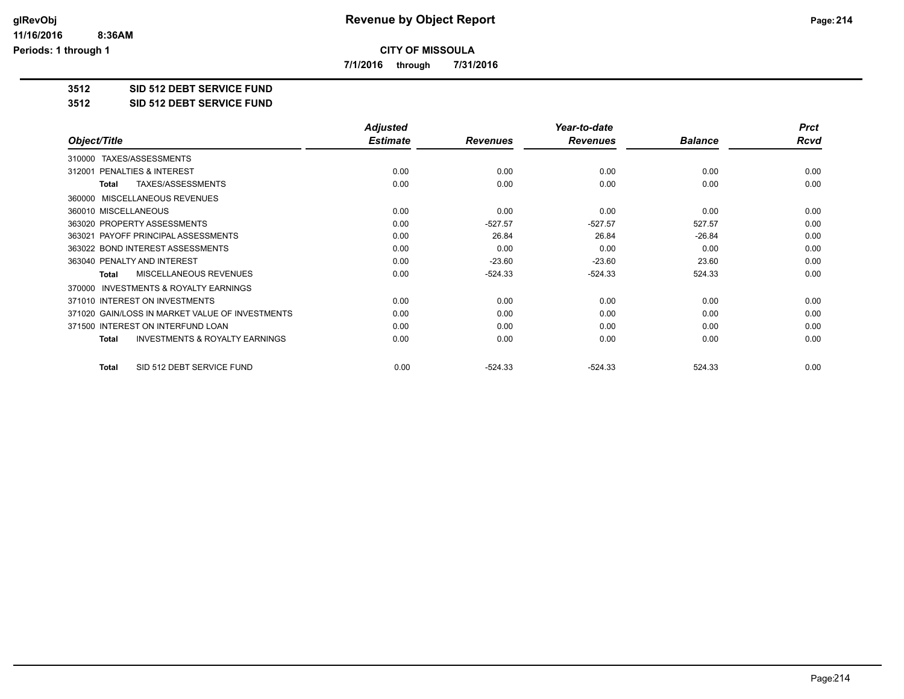**CITY OF MISSOULA**

**7/1/2016 through 7/31/2016**

**3512 SID 512 DEBT SERVICE FUND**

**3512 SID 512 DEBT SERVICE FUND**

| Object/Title | Adjusted Estimate | Revenues | Year-to-date Revenues | Balance | Prct Rcvd |
|---|---|---|---|---|---|
| 310000 TAXES/ASSESSMENTS | | | | | |
| 312001 PENALTIES & INTEREST | 0.00 | 0.00 | 0.00 | 0.00 | 0.00 |
| **Total** TAXES/ASSESSMENTS | 0.00 | 0.00 | 0.00 | 0.00 | 0.00 |
| 360000 MISCELLANEOUS REVENUES | | | | | |
| 360010 MISCELLANEOUS | 0.00 | 0.00 | 0.00 | 0.00 | 0.00 |
| 363020 PROPERTY ASSESSMENTS | 0.00 | -527.57 | -527.57 | 527.57 | 0.00 |
| 363021 PAYOFF PRINCIPAL ASSESSMENTS | 0.00 | 26.84 | 26.84 | -26.84 | 0.00 |
| 363022 BOND INTEREST ASSESSMENTS | 0.00 | 0.00 | 0.00 | 0.00 | 0.00 |
| 363040 PENALTY AND INTEREST | 0.00 | -23.60 | -23.60 | 23.60 | 0.00 |
| **Total** MISCELLANEOUS REVENUES | 0.00 | -524.33 | -524.33 | 524.33 | 0.00 |
| 370000 INVESTMENTS & ROYALTY EARNINGS | | | | | |
| 371010 INTEREST ON INVESTMENTS | 0.00 | 0.00 | 0.00 | 0.00 | 0.00 |
| 371020 GAIN/LOSS IN MARKET VALUE OF INVESTMENTS | 0.00 | 0.00 | 0.00 | 0.00 | 0.00 |
| 371500 INTEREST ON INTERFUND LOAN | 0.00 | 0.00 | 0.00 | 0.00 | 0.00 |
| **Total** INVESTMENTS & ROYALTY EARNINGS | 0.00 | 0.00 | 0.00 | 0.00 | 0.00 |
| **Total** SID 512 DEBT SERVICE FUND | 0.00 | -524.33 | -524.33 | 524.33 | 0.00 |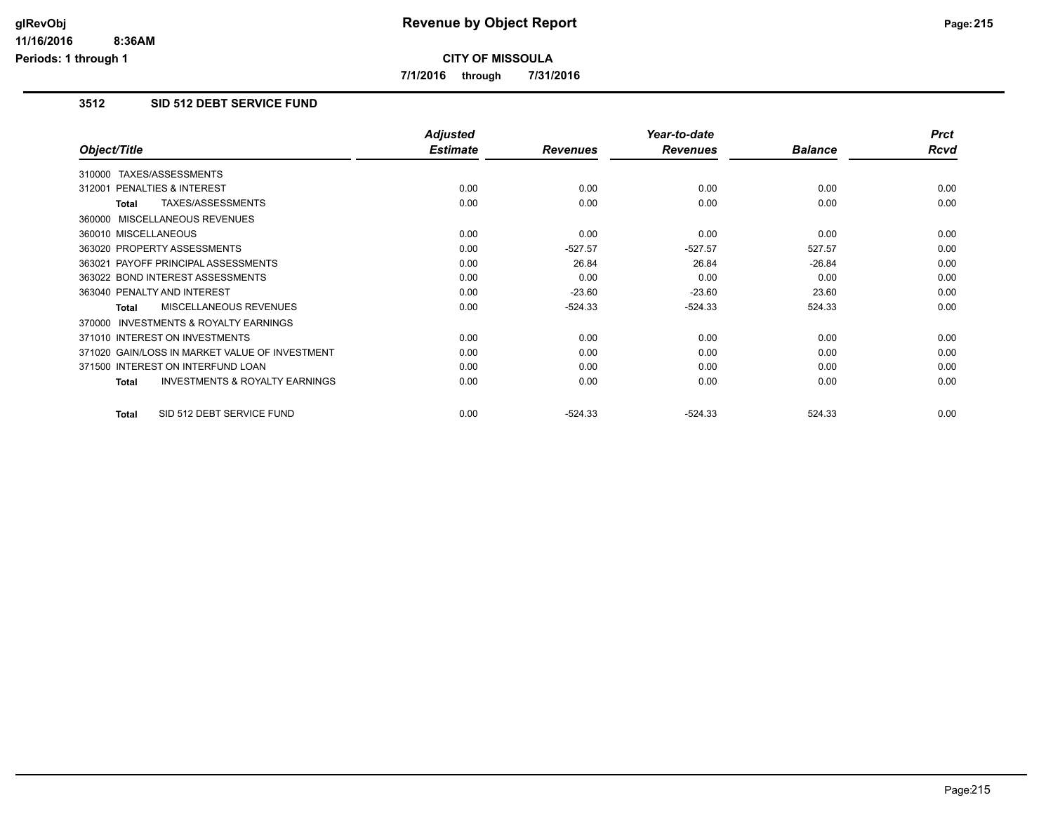# Revenue by Object Report

**CITY OF MISSOULA**

**7/1/2016 through 7/31/2016**

## 3512 SID 512 DEBT SERVICE FUND

| Object/Title | Adjusted Estimate | Revenues | Year-to-date Revenues | Balance | Prct Rcvd |
|---|---|---|---|---|---|
| 310000 TAXES/ASSESSMENTS | | | | | |
| 312001 PENALTIES & INTEREST | 0.00 | 0.00 | 0.00 | 0.00 | 0.00 |
| **Total** TAXES/ASSESSMENTS | 0.00 | 0.00 | 0.00 | 0.00 | 0.00 |
| 360000 MISCELLANEOUS REVENUES | | | | | |
| 360010 MISCELLANEOUS | 0.00 | 0.00 | 0.00 | 0.00 | 0.00 |
| 363020 PROPERTY ASSESSMENTS | 0.00 | -527.57 | -527.57 | 527.57 | 0.00 |
| 363021 PAYOFF PRINCIPAL ASSESSMENTS | 0.00 | 26.84 | 26.84 | -26.84 | 0.00 |
| 363022 BOND INTEREST ASSESSMENTS | 0.00 | 0.00 | 0.00 | 0.00 | 0.00 |
| 363040 PENALTY AND INTEREST | 0.00 | -23.60 | -23.60 | 23.60 | 0.00 |
| **Total** MISCELLANEOUS REVENUES | 0.00 | -524.33 | -524.33 | 524.33 | 0.00 |
| 370000 INVESTMENTS & ROYALTY EARNINGS | | | | | |
| 371010 INTEREST ON INVESTMENTS | 0.00 | 0.00 | 0.00 | 0.00 | 0.00 |
| 371020 GAIN/LOSS IN MARKET VALUE OF INVESTMENT | 0.00 | 0.00 | 0.00 | 0.00 | 0.00 |
| 371500 INTEREST ON INTERFUND LOAN | 0.00 | 0.00 | 0.00 | 0.00 | 0.00 |
| **Total** INVESTMENTS & ROYALTY EARNINGS | 0.00 | 0.00 | 0.00 | 0.00 | 0.00 |
| **Total** SID 512 DEBT SERVICE FUND | 0.00 | -524.33 | -524.33 | 524.33 | 0.00 |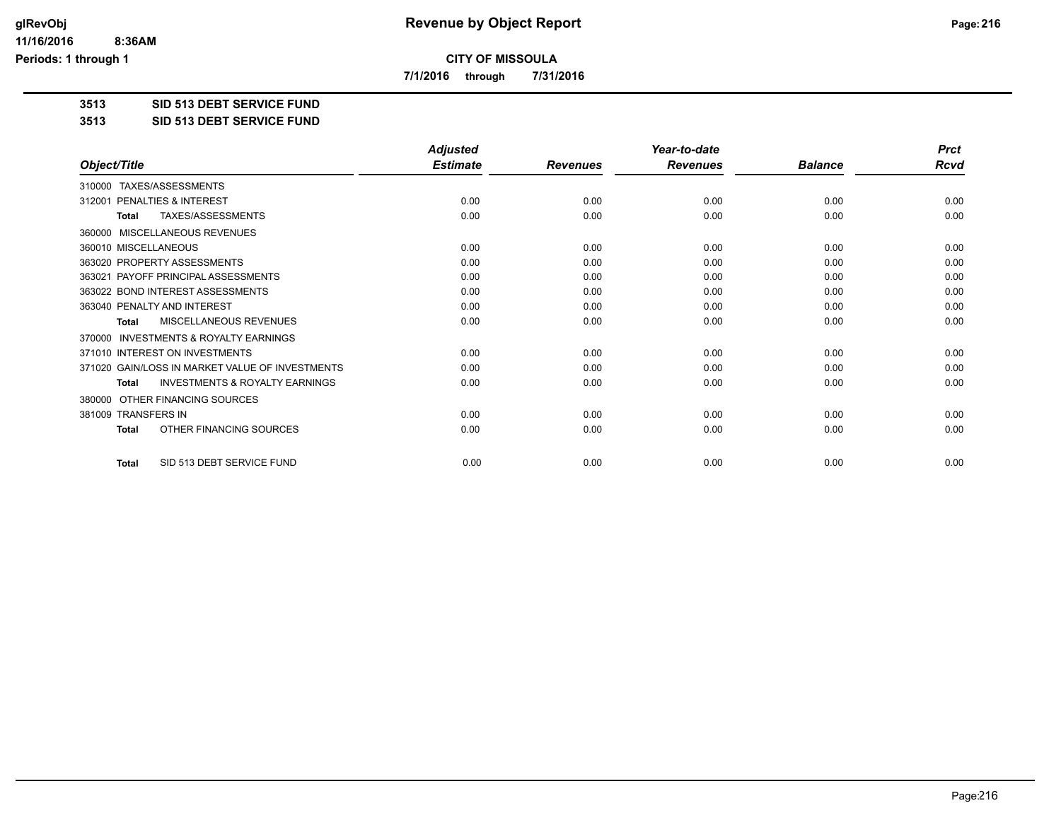# Revenue by Object Report

**CITY OF MISSOULA**

**7/1/2016 through 7/31/2016**

glRevObj
11/16/2016 8:36AM
Periods: 1 through 1

**3513 SID 513 DEBT SERVICE FUND**

**3513 SID 513 DEBT SERVICE FUND**

| Object/Title | Adjusted Estimate | Revenues | Year-to-date Revenues | Balance | Prct Rcvd |
|---|---|---|---|---|---|
| 310000 TAXES/ASSESSMENTS | | | | | |
| 312001 PENALTIES & INTEREST | 0.00 | 0.00 | 0.00 | 0.00 | 0.00 |
| **Total** TAXES/ASSESSMENTS | 0.00 | 0.00 | 0.00 | 0.00 | 0.00 |
| 360000 MISCELLANEOUS REVENUES | | | | | |
| 360010 MISCELLANEOUS | 0.00 | 0.00 | 0.00 | 0.00 | 0.00 |
| 363020 PROPERTY ASSESSMENTS | 0.00 | 0.00 | 0.00 | 0.00 | 0.00 |
| 363021 PAYOFF PRINCIPAL ASSESSMENTS | 0.00 | 0.00 | 0.00 | 0.00 | 0.00 |
| 363022 BOND INTEREST ASSESSMENTS | 0.00 | 0.00 | 0.00 | 0.00 | 0.00 |
| 363040 PENALTY AND INTEREST | 0.00 | 0.00 | 0.00 | 0.00 | 0.00 |
| **Total** MISCELLANEOUS REVENUES | 0.00 | 0.00 | 0.00 | 0.00 | 0.00 |
| 370000 INVESTMENTS & ROYALTY EARNINGS | | | | | |
| 371010 INTEREST ON INVESTMENTS | 0.00 | 0.00 | 0.00 | 0.00 | 0.00 |
| 371020 GAIN/LOSS IN MARKET VALUE OF INVESTMENTS | 0.00 | 0.00 | 0.00 | 0.00 | 0.00 |
| **Total** INVESTMENTS & ROYALTY EARNINGS | 0.00 | 0.00 | 0.00 | 0.00 | 0.00 |
| 380000 OTHER FINANCING SOURCES | | | | | |
| 381009 TRANSFERS IN | 0.00 | 0.00 | 0.00 | 0.00 | 0.00 |
| **Total** OTHER FINANCING SOURCES | 0.00 | 0.00 | 0.00 | 0.00 | 0.00 |
| **Total** SID 513 DEBT SERVICE FUND | 0.00 | 0.00 | 0.00 | 0.00 | 0.00 |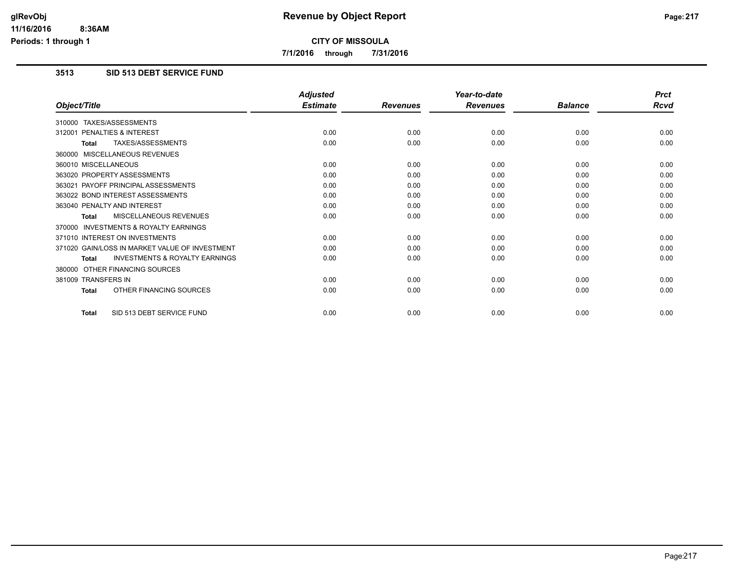# Revenue by Object Report

**CITY OF MISSOULA**

**7/1/2016 through 7/31/2016**

glRevObj
11/16/2016 8:36AM
Periods: 1 through 1

## 3513 SID 513 DEBT SERVICE FUND

| Object/Title | Adjusted Estimate | Revenues | Year-to-date Revenues | Balance | Prct Rcvd |
|---|---|---|---|---|---|
| 310000 TAXES/ASSESSMENTS | | | | | |
| 312001 PENALTIES & INTEREST | 0.00 | 0.00 | 0.00 | 0.00 | 0.00 |
| **Total** TAXES/ASSESSMENTS | 0.00 | 0.00 | 0.00 | 0.00 | 0.00 |
| 360000 MISCELLANEOUS REVENUES | | | | | |
| 360010 MISCELLANEOUS | 0.00 | 0.00 | 0.00 | 0.00 | 0.00 |
| 363020 PROPERTY ASSESSMENTS | 0.00 | 0.00 | 0.00 | 0.00 | 0.00 |
| 363021 PAYOFF PRINCIPAL ASSESSMENTS | 0.00 | 0.00 | 0.00 | 0.00 | 0.00 |
| 363022 BOND INTEREST ASSESSMENTS | 0.00 | 0.00 | 0.00 | 0.00 | 0.00 |
| 363040 PENALTY AND INTEREST | 0.00 | 0.00 | 0.00 | 0.00 | 0.00 |
| **Total** MISCELLANEOUS REVENUES | 0.00 | 0.00 | 0.00 | 0.00 | 0.00 |
| 370000 INVESTMENTS & ROYALTY EARNINGS | | | | | |
| 371010 INTEREST ON INVESTMENTS | 0.00 | 0.00 | 0.00 | 0.00 | 0.00 |
| 371020 GAIN/LOSS IN MARKET VALUE OF INVESTMENT | 0.00 | 0.00 | 0.00 | 0.00 | 0.00 |
| **Total** INVESTMENTS & ROYALTY EARNINGS | 0.00 | 0.00 | 0.00 | 0.00 | 0.00 |
| 380000 OTHER FINANCING SOURCES | | | | | |
| 381009 TRANSFERS IN | 0.00 | 0.00 | 0.00 | 0.00 | 0.00 |
| **Total** OTHER FINANCING SOURCES | 0.00 | 0.00 | 0.00 | 0.00 | 0.00 |
| **Total** SID 513 DEBT SERVICE FUND | 0.00 | 0.00 | 0.00 | 0.00 | 0.00 |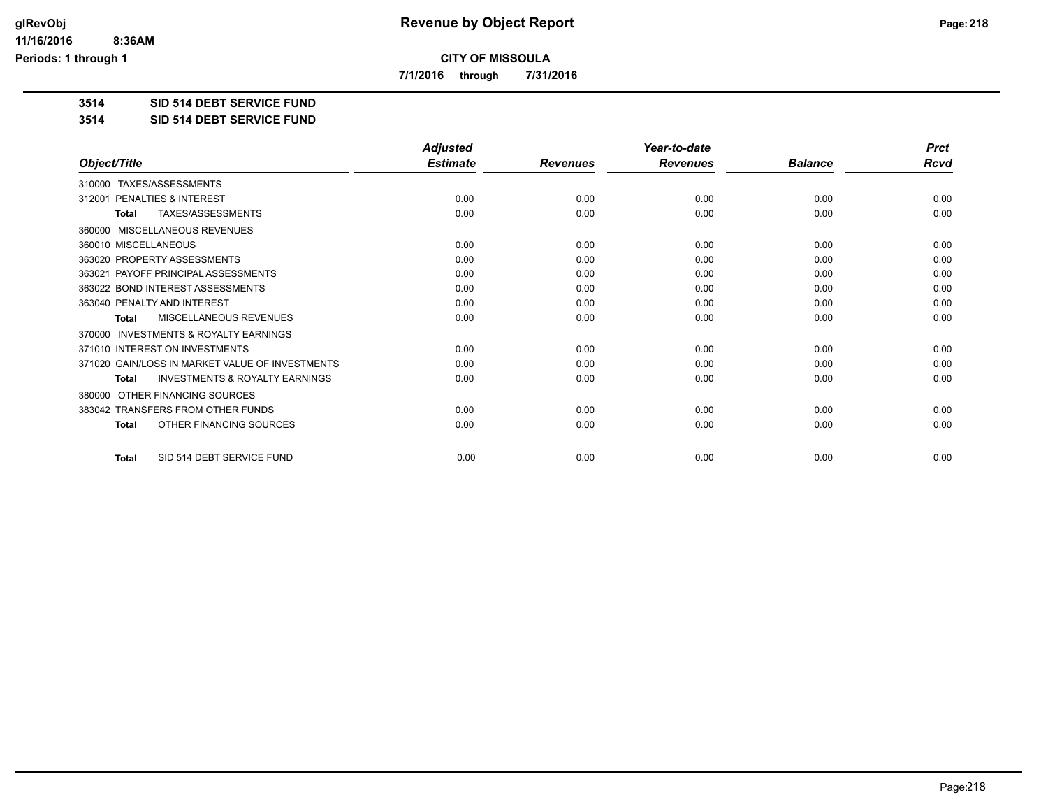# Revenue by Object Report

**CITY OF MISSOULA**

**7/1/2016 through 7/31/2016**

glRevObj
11/16/2016 8:36AM
Periods: 1 through 1

**3514 SID 514 DEBT SERVICE FUND**

**3514 SID 514 DEBT SERVICE FUND**

| Object/Title | Adjusted Estimate | Revenues | Year-to-date Revenues | Balance | Prct Rcvd |
|---|---|---|---|---|---|
| 310000 TAXES/ASSESSMENTS | | | | | |
| 312001 PENALTIES & INTEREST | 0.00 | 0.00 | 0.00 | 0.00 | 0.00 |
| **Total** TAXES/ASSESSMENTS | 0.00 | 0.00 | 0.00 | 0.00 | 0.00 |
| 360000 MISCELLANEOUS REVENUES | | | | | |
| 360010 MISCELLANEOUS | 0.00 | 0.00 | 0.00 | 0.00 | 0.00 |
| 363020 PROPERTY ASSESSMENTS | 0.00 | 0.00 | 0.00 | 0.00 | 0.00 |
| 363021 PAYOFF PRINCIPAL ASSESSMENTS | 0.00 | 0.00 | 0.00 | 0.00 | 0.00 |
| 363022 BOND INTEREST ASSESSMENTS | 0.00 | 0.00 | 0.00 | 0.00 | 0.00 |
| 363040 PENALTY AND INTEREST | 0.00 | 0.00 | 0.00 | 0.00 | 0.00 |
| **Total** MISCELLANEOUS REVENUES | 0.00 | 0.00 | 0.00 | 0.00 | 0.00 |
| 370000 INVESTMENTS & ROYALTY EARNINGS | | | | | |
| 371010 INTEREST ON INVESTMENTS | 0.00 | 0.00 | 0.00 | 0.00 | 0.00 |
| 371020 GAIN/LOSS IN MARKET VALUE OF INVESTMENTS | 0.00 | 0.00 | 0.00 | 0.00 | 0.00 |
| **Total** INVESTMENTS & ROYALTY EARNINGS | 0.00 | 0.00 | 0.00 | 0.00 | 0.00 |
| 380000 OTHER FINANCING SOURCES | | | | | |
| 383042 TRANSFERS FROM OTHER FUNDS | 0.00 | 0.00 | 0.00 | 0.00 | 0.00 |
| **Total** OTHER FINANCING SOURCES | 0.00 | 0.00 | 0.00 | 0.00 | 0.00 |
| **Total** SID 514 DEBT SERVICE FUND | 0.00 | 0.00 | 0.00 | 0.00 | 0.00 |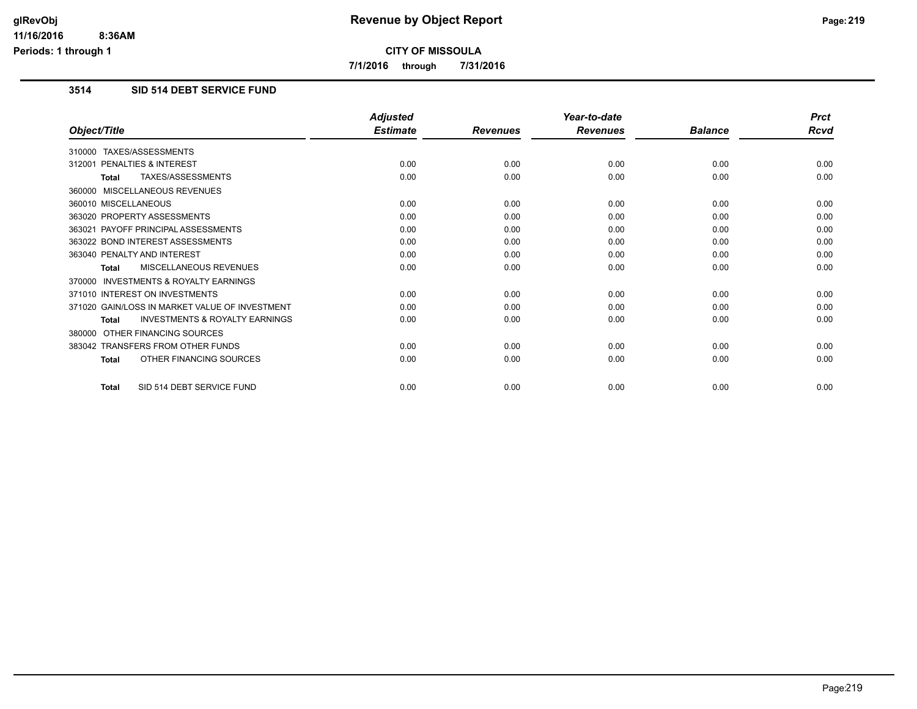# Revenue by Object Report

**CITY OF MISSOULA**

**7/1/2016 through 7/31/2016**

### 3514 SID 514 DEBT SERVICE FUND

| Object/Title | Adjusted Estimate | Revenues | Year-to-date Revenues | Balance | Prct Rcvd |
|---|---|---|---|---|---|
| 310000 TAXES/ASSESSMENTS | | | | | |
| 312001 PENALTIES & INTEREST | 0.00 | 0.00 | 0.00 | 0.00 | 0.00 |
| **Total** TAXES/ASSESSMENTS | 0.00 | 0.00 | 0.00 | 0.00 | 0.00 |
| 360000 MISCELLANEOUS REVENUES | | | | | |
| 360010 MISCELLANEOUS | 0.00 | 0.00 | 0.00 | 0.00 | 0.00 |
| 363020 PROPERTY ASSESSMENTS | 0.00 | 0.00 | 0.00 | 0.00 | 0.00 |
| 363021 PAYOFF PRINCIPAL ASSESSMENTS | 0.00 | 0.00 | 0.00 | 0.00 | 0.00 |
| 363022 BOND INTEREST ASSESSMENTS | 0.00 | 0.00 | 0.00 | 0.00 | 0.00 |
| 363040 PENALTY AND INTEREST | 0.00 | 0.00 | 0.00 | 0.00 | 0.00 |
| **Total** MISCELLANEOUS REVENUES | 0.00 | 0.00 | 0.00 | 0.00 | 0.00 |
| 370000 INVESTMENTS & ROYALTY EARNINGS | | | | | |
| 371010 INTEREST ON INVESTMENTS | 0.00 | 0.00 | 0.00 | 0.00 | 0.00 |
| 371020 GAIN/LOSS IN MARKET VALUE OF INVESTMENT | 0.00 | 0.00 | 0.00 | 0.00 | 0.00 |
| **Total** INVESTMENTS & ROYALTY EARNINGS | 0.00 | 0.00 | 0.00 | 0.00 | 0.00 |
| 380000 OTHER FINANCING SOURCES | | | | | |
| 383042 TRANSFERS FROM OTHER FUNDS | 0.00 | 0.00 | 0.00 | 0.00 | 0.00 |
| **Total** OTHER FINANCING SOURCES | 0.00 | 0.00 | 0.00 | 0.00 | 0.00 |
| **Total** SID 514 DEBT SERVICE FUND | 0.00 | 0.00 | 0.00 | 0.00 | 0.00 |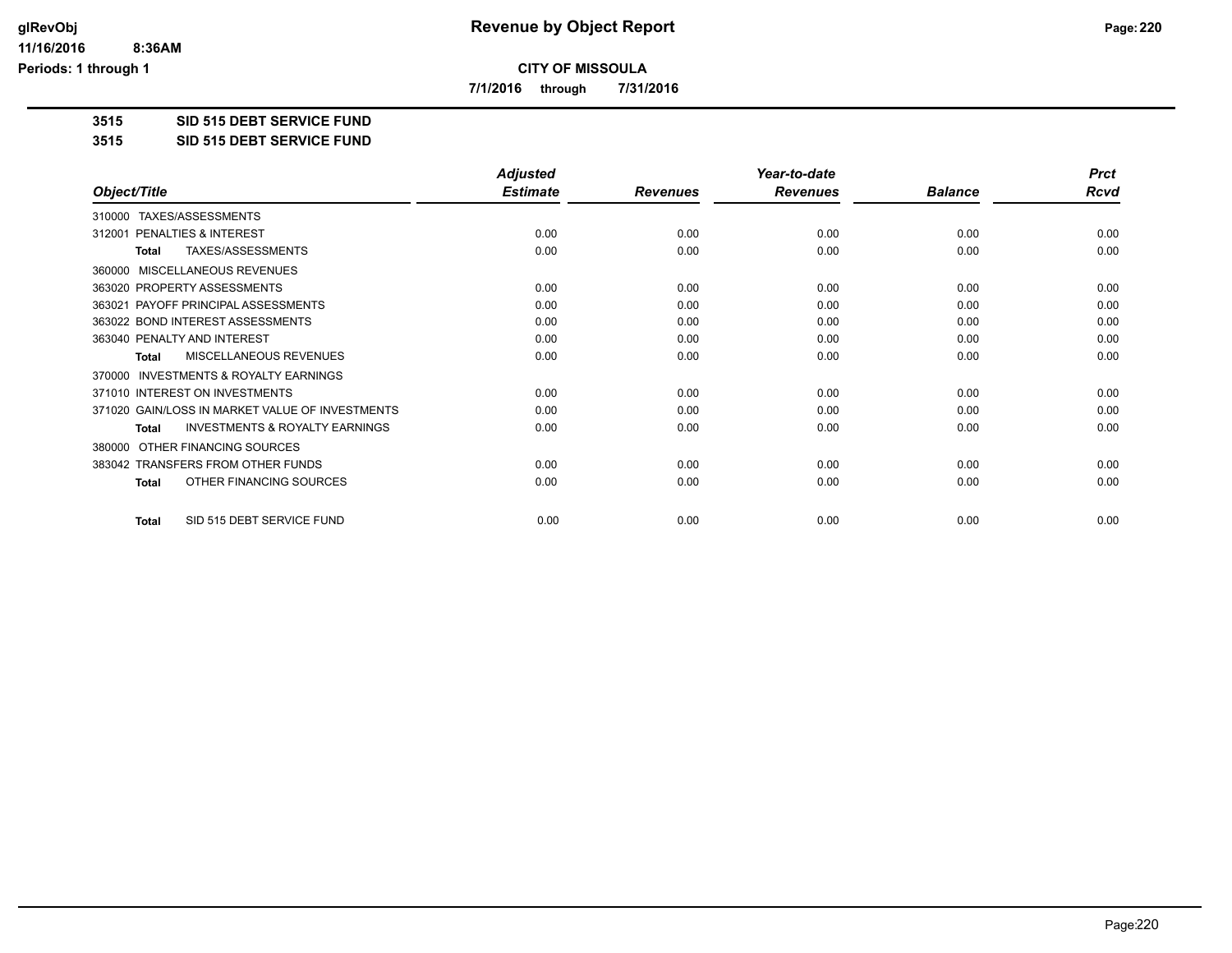# Revenue by Object Report

**CITY OF MISSOULA**

**7/1/2016 through 7/31/2016**

glRevObj
11/16/2016 8:36AM
Periods: 1 through 1

## 3515 SID 515 DEBT SERVICE FUND

## 3515 SID 515 DEBT SERVICE FUND

| Object/Title | Adjusted Estimate | Revenues | Year-to-date Revenues | Balance | Prct Rcvd |
|---|---|---|---|---|---|
| 310000 TAXES/ASSESSMENTS | | | | | |
| 312001 PENALTIES & INTEREST | 0.00 | 0.00 | 0.00 | 0.00 | 0.00 |
| **Total** TAXES/ASSESSMENTS | 0.00 | 0.00 | 0.00 | 0.00 | 0.00 |
| 360000 MISCELLANEOUS REVENUES | | | | | |
| 363020 PROPERTY ASSESSMENTS | 0.00 | 0.00 | 0.00 | 0.00 | 0.00 |
| 363021 PAYOFF PRINCIPAL ASSESSMENTS | 0.00 | 0.00 | 0.00 | 0.00 | 0.00 |
| 363022 BOND INTEREST ASSESSMENTS | 0.00 | 0.00 | 0.00 | 0.00 | 0.00 |
| 363040 PENALTY AND INTEREST | 0.00 | 0.00 | 0.00 | 0.00 | 0.00 |
| **Total** MISCELLANEOUS REVENUES | 0.00 | 0.00 | 0.00 | 0.00 | 0.00 |
| 370000 INVESTMENTS & ROYALTY EARNINGS | | | | | |
| 371010 INTEREST ON INVESTMENTS | 0.00 | 0.00 | 0.00 | 0.00 | 0.00 |
| 371020 GAIN/LOSS IN MARKET VALUE OF INVESTMENTS | 0.00 | 0.00 | 0.00 | 0.00 | 0.00 |
| **Total** INVESTMENTS & ROYALTY EARNINGS | 0.00 | 0.00 | 0.00 | 0.00 | 0.00 |
| 380000 OTHER FINANCING SOURCES | | | | | |
| 383042 TRANSFERS FROM OTHER FUNDS | 0.00 | 0.00 | 0.00 | 0.00 | 0.00 |
| **Total** OTHER FINANCING SOURCES | 0.00 | 0.00 | 0.00 | 0.00 | 0.00 |
| **Total** SID 515 DEBT SERVICE FUND | 0.00 | 0.00 | 0.00 | 0.00 | 0.00 |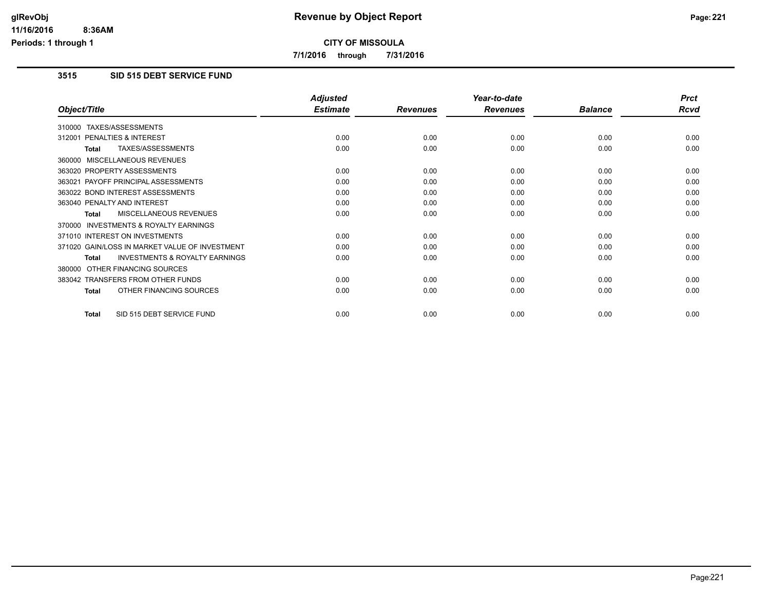# Revenue by Object Report

**CITY OF MISSOULA**

**7/1/2016 through 7/31/2016**

### 3515 SID 515 DEBT SERVICE FUND

| Object/Title | Adjusted Estimate | Revenues | Year-to-date Revenues | Balance | Prct Rcvd |
|---|---|---|---|---|---|
| 310000 TAXES/ASSESSMENTS | | | | | |
| 312001 PENALTIES & INTEREST | 0.00 | 0.00 | 0.00 | 0.00 | 0.00 |
| **Total** TAXES/ASSESSMENTS | 0.00 | 0.00 | 0.00 | 0.00 | 0.00 |
| 360000 MISCELLANEOUS REVENUES | | | | | |
| 363020 PROPERTY ASSESSMENTS | 0.00 | 0.00 | 0.00 | 0.00 | 0.00 |
| 363021 PAYOFF PRINCIPAL ASSESSMENTS | 0.00 | 0.00 | 0.00 | 0.00 | 0.00 |
| 363022 BOND INTEREST ASSESSMENTS | 0.00 | 0.00 | 0.00 | 0.00 | 0.00 |
| 363040 PENALTY AND INTEREST | 0.00 | 0.00 | 0.00 | 0.00 | 0.00 |
| **Total** MISCELLANEOUS REVENUES | 0.00 | 0.00 | 0.00 | 0.00 | 0.00 |
| 370000 INVESTMENTS & ROYALTY EARNINGS | | | | | |
| 371010 INTEREST ON INVESTMENTS | 0.00 | 0.00 | 0.00 | 0.00 | 0.00 |
| 371020 GAIN/LOSS IN MARKET VALUE OF INVESTMENT | 0.00 | 0.00 | 0.00 | 0.00 | 0.00 |
| **Total** INVESTMENTS & ROYALTY EARNINGS | 0.00 | 0.00 | 0.00 | 0.00 | 0.00 |
| 380000 OTHER FINANCING SOURCES | | | | | |
| 383042 TRANSFERS FROM OTHER FUNDS | 0.00 | 0.00 | 0.00 | 0.00 | 0.00 |
| **Total** OTHER FINANCING SOURCES | 0.00 | 0.00 | 0.00 | 0.00 | 0.00 |
| **Total** SID 515 DEBT SERVICE FUND | 0.00 | 0.00 | 0.00 | 0.00 | 0.00 |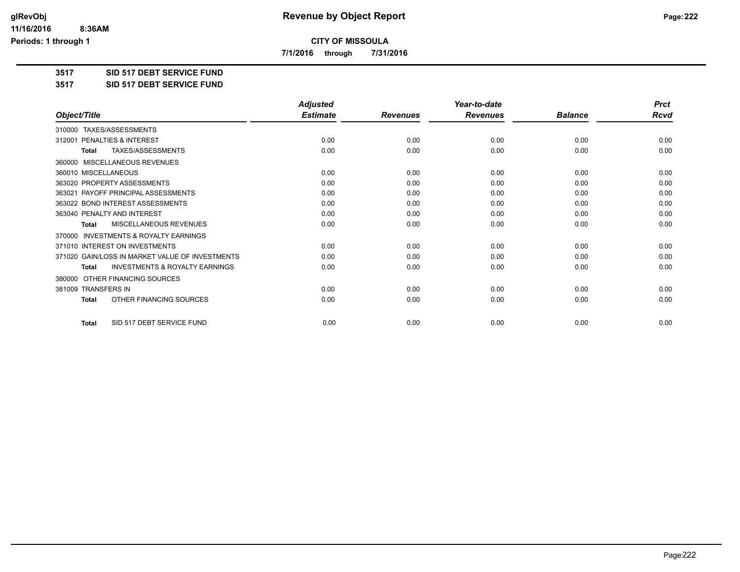# Revenue by Object Report

**CITY OF MISSOULA**

**7/1/2016 through 7/31/2016**

glRevObj
11/16/2016 8:36AM
Periods: 1 through 1

**3517 SID 517 DEBT SERVICE FUND**

**3517 SID 517 DEBT SERVICE FUND**

| Object/Title | Adjusted Estimate | Revenues | Year-to-date Revenues | Balance | Prct Rcvd |
|---|---|---|---|---|---|
| 310000 TAXES/ASSESSMENTS | | | | | |
| 312001 PENALTIES & INTEREST | 0.00 | 0.00 | 0.00 | 0.00 | 0.00 |
| **Total** TAXES/ASSESSMENTS | 0.00 | 0.00 | 0.00 | 0.00 | 0.00 |
| 360000 MISCELLANEOUS REVENUES | | | | | |
| 360010 MISCELLANEOUS | 0.00 | 0.00 | 0.00 | 0.00 | 0.00 |
| 363020 PROPERTY ASSESSMENTS | 0.00 | 0.00 | 0.00 | 0.00 | 0.00 |
| 363021 PAYOFF PRINCIPAL ASSESSMENTS | 0.00 | 0.00 | 0.00 | 0.00 | 0.00 |
| 363022 BOND INTEREST ASSESSMENTS | 0.00 | 0.00 | 0.00 | 0.00 | 0.00 |
| 363040 PENALTY AND INTEREST | 0.00 | 0.00 | 0.00 | 0.00 | 0.00 |
| **Total** MISCELLANEOUS REVENUES | 0.00 | 0.00 | 0.00 | 0.00 | 0.00 |
| 370000 INVESTMENTS & ROYALTY EARNINGS | | | | | |
| 371010 INTEREST ON INVESTMENTS | 0.00 | 0.00 | 0.00 | 0.00 | 0.00 |
| 371020 GAIN/LOSS IN MARKET VALUE OF INVESTMENTS | 0.00 | 0.00 | 0.00 | 0.00 | 0.00 |
| **Total** INVESTMENTS & ROYALTY EARNINGS | 0.00 | 0.00 | 0.00 | 0.00 | 0.00 |
| 380000 OTHER FINANCING SOURCES | | | | | |
| 381009 TRANSFERS IN | 0.00 | 0.00 | 0.00 | 0.00 | 0.00 |
| **Total** OTHER FINANCING SOURCES | 0.00 | 0.00 | 0.00 | 0.00 | 0.00 |
| **Total** SID 517 DEBT SERVICE FUND | 0.00 | 0.00 | 0.00 | 0.00 | 0.00 |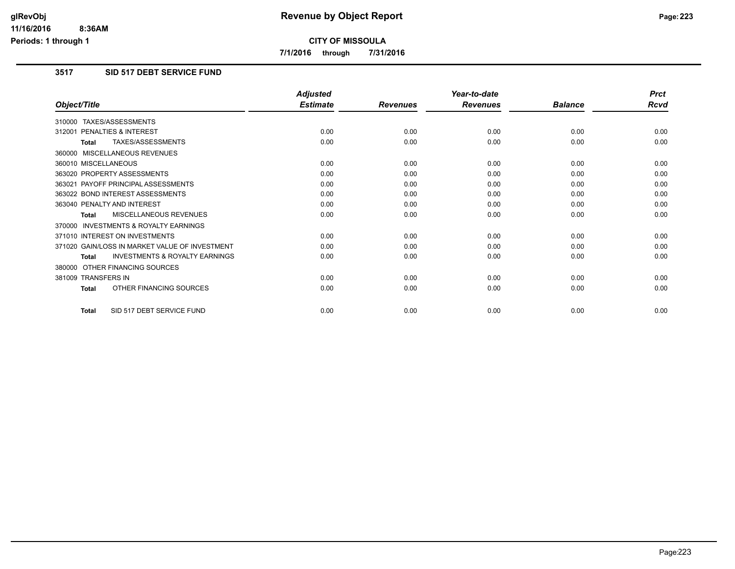# Revenue by Object Report

**CITY OF MISSOULA**

**7/1/2016 through 7/31/2016**

## 3517 SID 517 DEBT SERVICE FUND

| Object/Title | Adjusted Estimate | Revenues | Year-to-date Revenues | Balance | Prct Rcvd |
|---|---|---|---|---|---|
| 310000 TAXES/ASSESSMENTS | | | | | |
| 312001 PENALTIES & INTEREST | 0.00 | 0.00 | 0.00 | 0.00 | 0.00 |
| **Total** TAXES/ASSESSMENTS | 0.00 | 0.00 | 0.00 | 0.00 | 0.00 |
| 360000 MISCELLANEOUS REVENUES | | | | | |
| 360010 MISCELLANEOUS | 0.00 | 0.00 | 0.00 | 0.00 | 0.00 |
| 363020 PROPERTY ASSESSMENTS | 0.00 | 0.00 | 0.00 | 0.00 | 0.00 |
| 363021 PAYOFF PRINCIPAL ASSESSMENTS | 0.00 | 0.00 | 0.00 | 0.00 | 0.00 |
| 363022 BOND INTEREST ASSESSMENTS | 0.00 | 0.00 | 0.00 | 0.00 | 0.00 |
| 363040 PENALTY AND INTEREST | 0.00 | 0.00 | 0.00 | 0.00 | 0.00 |
| **Total** MISCELLANEOUS REVENUES | 0.00 | 0.00 | 0.00 | 0.00 | 0.00 |
| 370000 INVESTMENTS & ROYALTY EARNINGS | | | | | |
| 371010 INTEREST ON INVESTMENTS | 0.00 | 0.00 | 0.00 | 0.00 | 0.00 |
| 371020 GAIN/LOSS IN MARKET VALUE OF INVESTMENT | 0.00 | 0.00 | 0.00 | 0.00 | 0.00 |
| **Total** INVESTMENTS & ROYALTY EARNINGS | 0.00 | 0.00 | 0.00 | 0.00 | 0.00 |
| 380000 OTHER FINANCING SOURCES | | | | | |
| 381009 TRANSFERS IN | 0.00 | 0.00 | 0.00 | 0.00 | 0.00 |
| **Total** OTHER FINANCING SOURCES | 0.00 | 0.00 | 0.00 | 0.00 | 0.00 |
| **Total** SID 517 DEBT SERVICE FUND | 0.00 | 0.00 | 0.00 | 0.00 | 0.00 |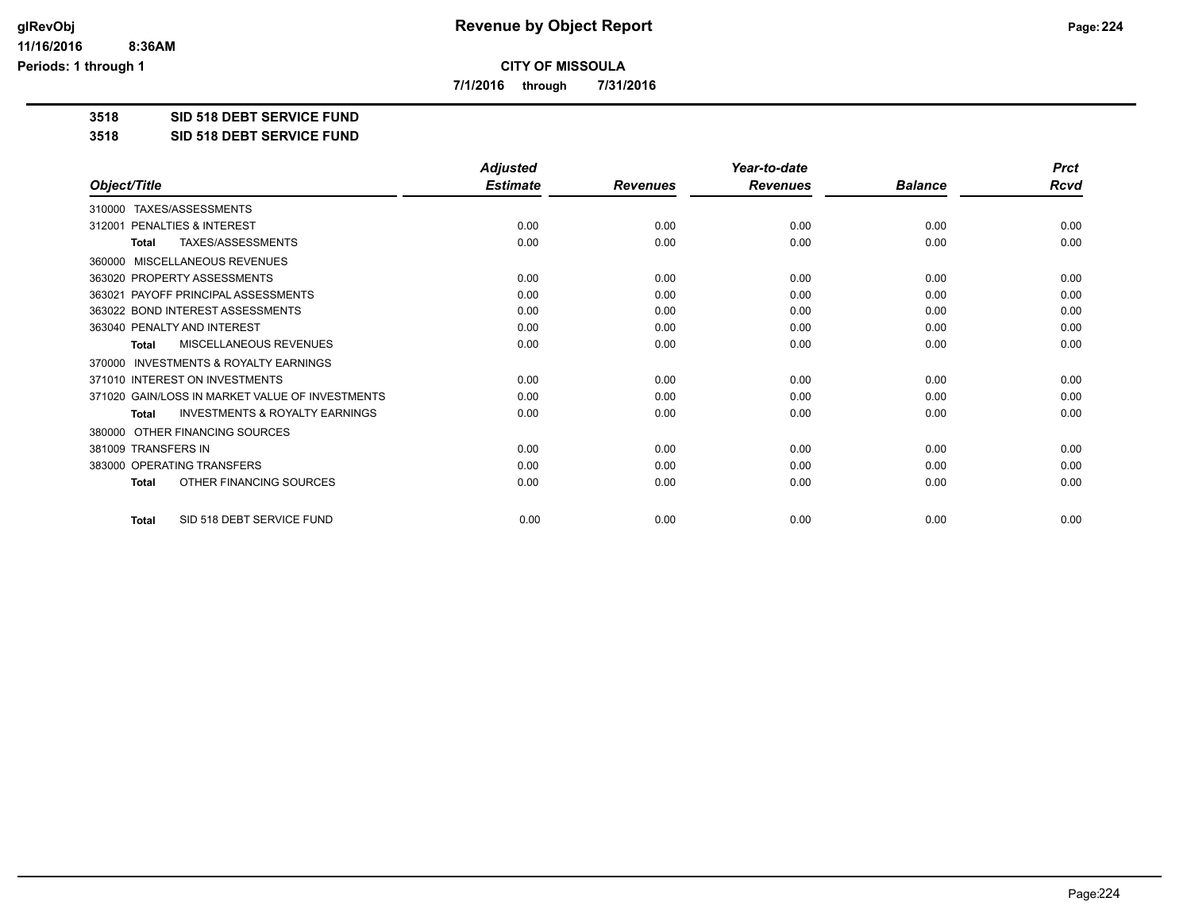# Revenue by Object Report

**CITY OF MISSOULA**

**7/1/2016 through 7/31/2016**

**3518 SID 518 DEBT SERVICE FUND**

**3518 SID 518 DEBT SERVICE FUND**

| Object/Title | Adjusted Estimate | Revenues | Year-to-date Revenues | Balance | Prct Rcvd |
|---|---|---|---|---|---|
| 310000 TAXES/ASSESSMENTS | | | | | |
| 312001 PENALTIES & INTEREST | 0.00 | 0.00 | 0.00 | 0.00 | 0.00 |
| **Total** TAXES/ASSESSMENTS | 0.00 | 0.00 | 0.00 | 0.00 | 0.00 |
| 360000 MISCELLANEOUS REVENUES | | | | | |
| 363020 PROPERTY ASSESSMENTS | 0.00 | 0.00 | 0.00 | 0.00 | 0.00 |
| 363021 PAYOFF PRINCIPAL ASSESSMENTS | 0.00 | 0.00 | 0.00 | 0.00 | 0.00 |
| 363022 BOND INTEREST ASSESSMENTS | 0.00 | 0.00 | 0.00 | 0.00 | 0.00 |
| 363040 PENALTY AND INTEREST | 0.00 | 0.00 | 0.00 | 0.00 | 0.00 |
| **Total** MISCELLANEOUS REVENUES | 0.00 | 0.00 | 0.00 | 0.00 | 0.00 |
| 370000 INVESTMENTS & ROYALTY EARNINGS | | | | | |
| 371010 INTEREST ON INVESTMENTS | 0.00 | 0.00 | 0.00 | 0.00 | 0.00 |
| 371020 GAIN/LOSS IN MARKET VALUE OF INVESTMENTS | 0.00 | 0.00 | 0.00 | 0.00 | 0.00 |
| **Total** INVESTMENTS & ROYALTY EARNINGS | 0.00 | 0.00 | 0.00 | 0.00 | 0.00 |
| 380000 OTHER FINANCING SOURCES | | | | | |
| 381009 TRANSFERS IN | 0.00 | 0.00 | 0.00 | 0.00 | 0.00 |
| 383000 OPERATING TRANSFERS | 0.00 | 0.00 | 0.00 | 0.00 | 0.00 |
| **Total** OTHER FINANCING SOURCES | 0.00 | 0.00 | 0.00 | 0.00 | 0.00 |
| **Total** SID 518 DEBT SERVICE FUND | 0.00 | 0.00 | 0.00 | 0.00 | 0.00 |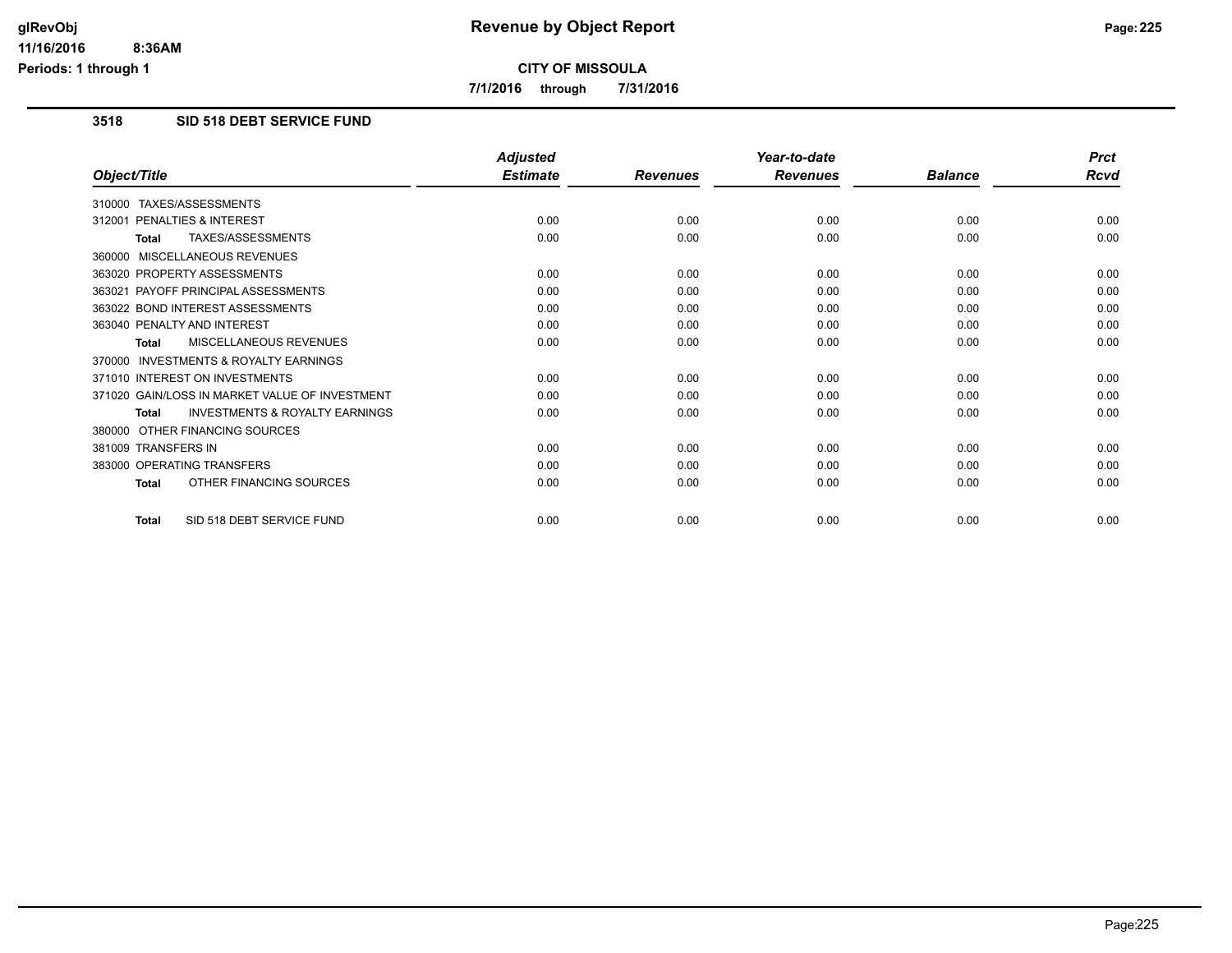# Revenue by Object Report

**CITY OF MISSOULA**

**7/1/2016 through 7/31/2016**

### 3518 SID 518 DEBT SERVICE FUND

| Object/Title | Adjusted Estimate | Revenues | Year-to-date Revenues | Balance | Prct Rcvd |
|---|---|---|---|---|---|
| 310000 TAXES/ASSESSMENTS | | | | | |
| 312001 PENALTIES & INTEREST | 0.00 | 0.00 | 0.00 | 0.00 | 0.00 |
| **Total** TAXES/ASSESSMENTS | 0.00 | 0.00 | 0.00 | 0.00 | 0.00 |
| 360000 MISCELLANEOUS REVENUES | | | | | |
| 363020 PROPERTY ASSESSMENTS | 0.00 | 0.00 | 0.00 | 0.00 | 0.00 |
| 363021 PAYOFF PRINCIPAL ASSESSMENTS | 0.00 | 0.00 | 0.00 | 0.00 | 0.00 |
| 363022 BOND INTEREST ASSESSMENTS | 0.00 | 0.00 | 0.00 | 0.00 | 0.00 |
| 363040 PENALTY AND INTEREST | 0.00 | 0.00 | 0.00 | 0.00 | 0.00 |
| **Total** MISCELLANEOUS REVENUES | 0.00 | 0.00 | 0.00 | 0.00 | 0.00 |
| 370000 INVESTMENTS & ROYALTY EARNINGS | | | | | |
| 371010 INTEREST ON INVESTMENTS | 0.00 | 0.00 | 0.00 | 0.00 | 0.00 |
| 371020 GAIN/LOSS IN MARKET VALUE OF INVESTMENT | 0.00 | 0.00 | 0.00 | 0.00 | 0.00 |
| **Total** INVESTMENTS & ROYALTY EARNINGS | 0.00 | 0.00 | 0.00 | 0.00 | 0.00 |
| 380000 OTHER FINANCING SOURCES | | | | | |
| 381009 TRANSFERS IN | 0.00 | 0.00 | 0.00 | 0.00 | 0.00 |
| 383000 OPERATING TRANSFERS | 0.00 | 0.00 | 0.00 | 0.00 | 0.00 |
| **Total** OTHER FINANCING SOURCES | 0.00 | 0.00 | 0.00 | 0.00 | 0.00 |
| **Total** SID 518 DEBT SERVICE FUND | 0.00 | 0.00 | 0.00 | 0.00 | 0.00 |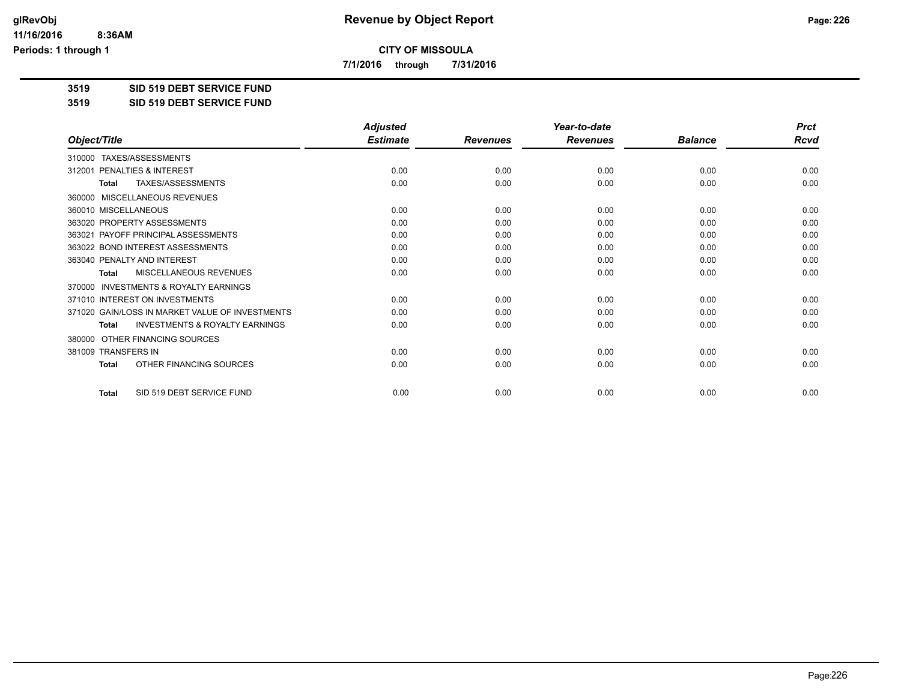# Revenue by Object Report

**CITY OF MISSOULA**

**7/1/2016 through 7/31/2016**

**3519 SID 519 DEBT SERVICE FUND**

**3519 SID 519 DEBT SERVICE FUND**

| Object/Title | Adjusted Estimate | Revenues | Year-to-date Revenues | Balance | Prct Rcvd |
|---|---|---|---|---|---|
| 310000 TAXES/ASSESSMENTS | | | | | |
| 312001 PENALTIES & INTEREST | 0.00 | 0.00 | 0.00 | 0.00 | 0.00 |
| **Total** TAXES/ASSESSMENTS | 0.00 | 0.00 | 0.00 | 0.00 | 0.00 |
| 360000 MISCELLANEOUS REVENUES | | | | | |
| 360010 MISCELLANEOUS | 0.00 | 0.00 | 0.00 | 0.00 | 0.00 |
| 363020 PROPERTY ASSESSMENTS | 0.00 | 0.00 | 0.00 | 0.00 | 0.00 |
| 363021 PAYOFF PRINCIPAL ASSESSMENTS | 0.00 | 0.00 | 0.00 | 0.00 | 0.00 |
| 363022 BOND INTEREST ASSESSMENTS | 0.00 | 0.00 | 0.00 | 0.00 | 0.00 |
| 363040 PENALTY AND INTEREST | 0.00 | 0.00 | 0.00 | 0.00 | 0.00 |
| **Total** MISCELLANEOUS REVENUES | 0.00 | 0.00 | 0.00 | 0.00 | 0.00 |
| 370000 INVESTMENTS & ROYALTY EARNINGS | | | | | |
| 371010 INTEREST ON INVESTMENTS | 0.00 | 0.00 | 0.00 | 0.00 | 0.00 |
| 371020 GAIN/LOSS IN MARKET VALUE OF INVESTMENTS | 0.00 | 0.00 | 0.00 | 0.00 | 0.00 |
| **Total** INVESTMENTS & ROYALTY EARNINGS | 0.00 | 0.00 | 0.00 | 0.00 | 0.00 |
| 380000 OTHER FINANCING SOURCES | | | | | |
| 381009 TRANSFERS IN | 0.00 | 0.00 | 0.00 | 0.00 | 0.00 |
| **Total** OTHER FINANCING SOURCES | 0.00 | 0.00 | 0.00 | 0.00 | 0.00 |
| **Total** SID 519 DEBT SERVICE FUND | 0.00 | 0.00 | 0.00 | 0.00 | 0.00 |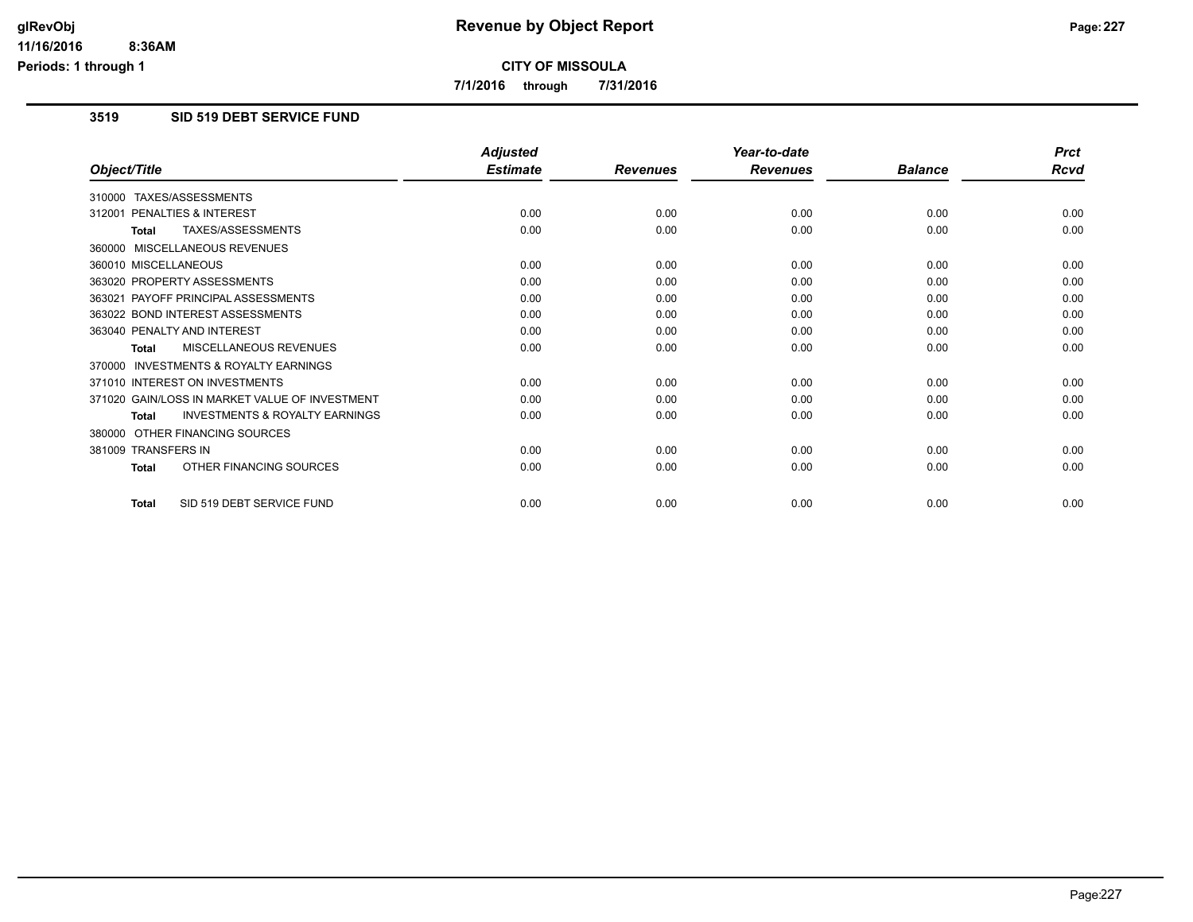# Revenue by Object Report

**CITY OF MISSOULA**

**7/1/2016 through 7/31/2016**

glRevObj
11/16/2016 8:36AM
Periods: 1 through 1

## 3519 SID 519 DEBT SERVICE FUND

| Object/Title | Adjusted Estimate | Revenues | Year-to-date Revenues | Balance | Prct Rcvd |
|---|---|---|---|---|---|
| 310000 TAXES/ASSESSMENTS | | | | | |
| 312001 PENALTIES & INTEREST | 0.00 | 0.00 | 0.00 | 0.00 | 0.00 |
| **Total** TAXES/ASSESSMENTS | 0.00 | 0.00 | 0.00 | 0.00 | 0.00 |
| 360000 MISCELLANEOUS REVENUES | | | | | |
| 360010 MISCELLANEOUS | 0.00 | 0.00 | 0.00 | 0.00 | 0.00 |
| 363020 PROPERTY ASSESSMENTS | 0.00 | 0.00 | 0.00 | 0.00 | 0.00 |
| 363021 PAYOFF PRINCIPAL ASSESSMENTS | 0.00 | 0.00 | 0.00 | 0.00 | 0.00 |
| 363022 BOND INTEREST ASSESSMENTS | 0.00 | 0.00 | 0.00 | 0.00 | 0.00 |
| 363040 PENALTY AND INTEREST | 0.00 | 0.00 | 0.00 | 0.00 | 0.00 |
| **Total** MISCELLANEOUS REVENUES | 0.00 | 0.00 | 0.00 | 0.00 | 0.00 |
| 370000 INVESTMENTS & ROYALTY EARNINGS | | | | | |
| 371010 INTEREST ON INVESTMENTS | 0.00 | 0.00 | 0.00 | 0.00 | 0.00 |
| 371020 GAIN/LOSS IN MARKET VALUE OF INVESTMENT | 0.00 | 0.00 | 0.00 | 0.00 | 0.00 |
| **Total** INVESTMENTS & ROYALTY EARNINGS | 0.00 | 0.00 | 0.00 | 0.00 | 0.00 |
| 380000 OTHER FINANCING SOURCES | | | | | |
| 381009 TRANSFERS IN | 0.00 | 0.00 | 0.00 | 0.00 | 0.00 |
| **Total** OTHER FINANCING SOURCES | 0.00 | 0.00 | 0.00 | 0.00 | 0.00 |
| **Total** SID 519 DEBT SERVICE FUND | 0.00 | 0.00 | 0.00 | 0.00 | 0.00 |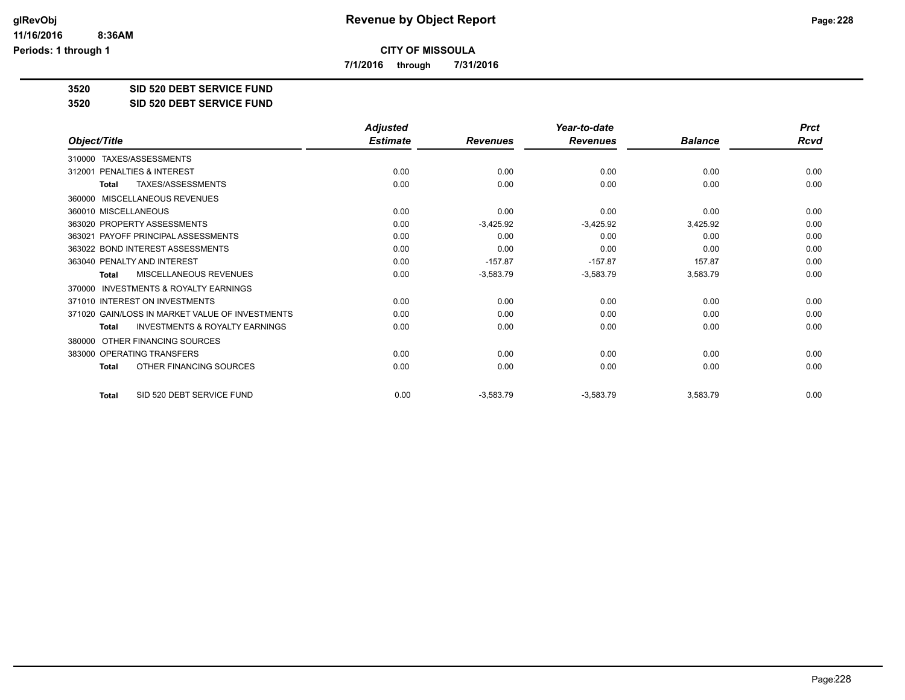# Revenue by Object Report

**CITY OF MISSOULA**

**7/1/2016 through 7/31/2016**

glRevObj
11/16/2016 8:36AM
Periods: 1 through 1

**3520 SID 520 DEBT SERVICE FUND**

**3520 SID 520 DEBT SERVICE FUND**

| Object/Title | Adjusted Estimate | Revenues | Year-to-date Revenues | Balance | Prct Rcvd |
|---|---|---|---|---|---|
| 310000 TAXES/ASSESSMENTS | | | | | |
| 312001 PENALTIES & INTEREST | 0.00 | 0.00 | 0.00 | 0.00 | 0.00 |
| **Total** TAXES/ASSESSMENTS | 0.00 | 0.00 | 0.00 | 0.00 | 0.00 |
| 360000 MISCELLANEOUS REVENUES | | | | | |
| 360010 MISCELLANEOUS | 0.00 | 0.00 | 0.00 | 0.00 | 0.00 |
| 363020 PROPERTY ASSESSMENTS | 0.00 | -3,425.92 | -3,425.92 | 3,425.92 | 0.00 |
| 363021 PAYOFF PRINCIPAL ASSESSMENTS | 0.00 | 0.00 | 0.00 | 0.00 | 0.00 |
| 363022 BOND INTEREST ASSESSMENTS | 0.00 | 0.00 | 0.00 | 0.00 | 0.00 |
| 363040 PENALTY AND INTEREST | 0.00 | -157.87 | -157.87 | 157.87 | 0.00 |
| **Total** MISCELLANEOUS REVENUES | 0.00 | -3,583.79 | -3,583.79 | 3,583.79 | 0.00 |
| 370000 INVESTMENTS & ROYALTY EARNINGS | | | | | |
| 371010 INTEREST ON INVESTMENTS | 0.00 | 0.00 | 0.00 | 0.00 | 0.00 |
| 371020 GAIN/LOSS IN MARKET VALUE OF INVESTMENTS | 0.00 | 0.00 | 0.00 | 0.00 | 0.00 |
| **Total** INVESTMENTS & ROYALTY EARNINGS | 0.00 | 0.00 | 0.00 | 0.00 | 0.00 |
| 380000 OTHER FINANCING SOURCES | | | | | |
| 383000 OPERATING TRANSFERS | 0.00 | 0.00 | 0.00 | 0.00 | 0.00 |
| **Total** OTHER FINANCING SOURCES | 0.00 | 0.00 | 0.00 | 0.00 | 0.00 |
| **Total** SID 520 DEBT SERVICE FUND | 0.00 | -3,583.79 | -3,583.79 | 3,583.79 | 0.00 |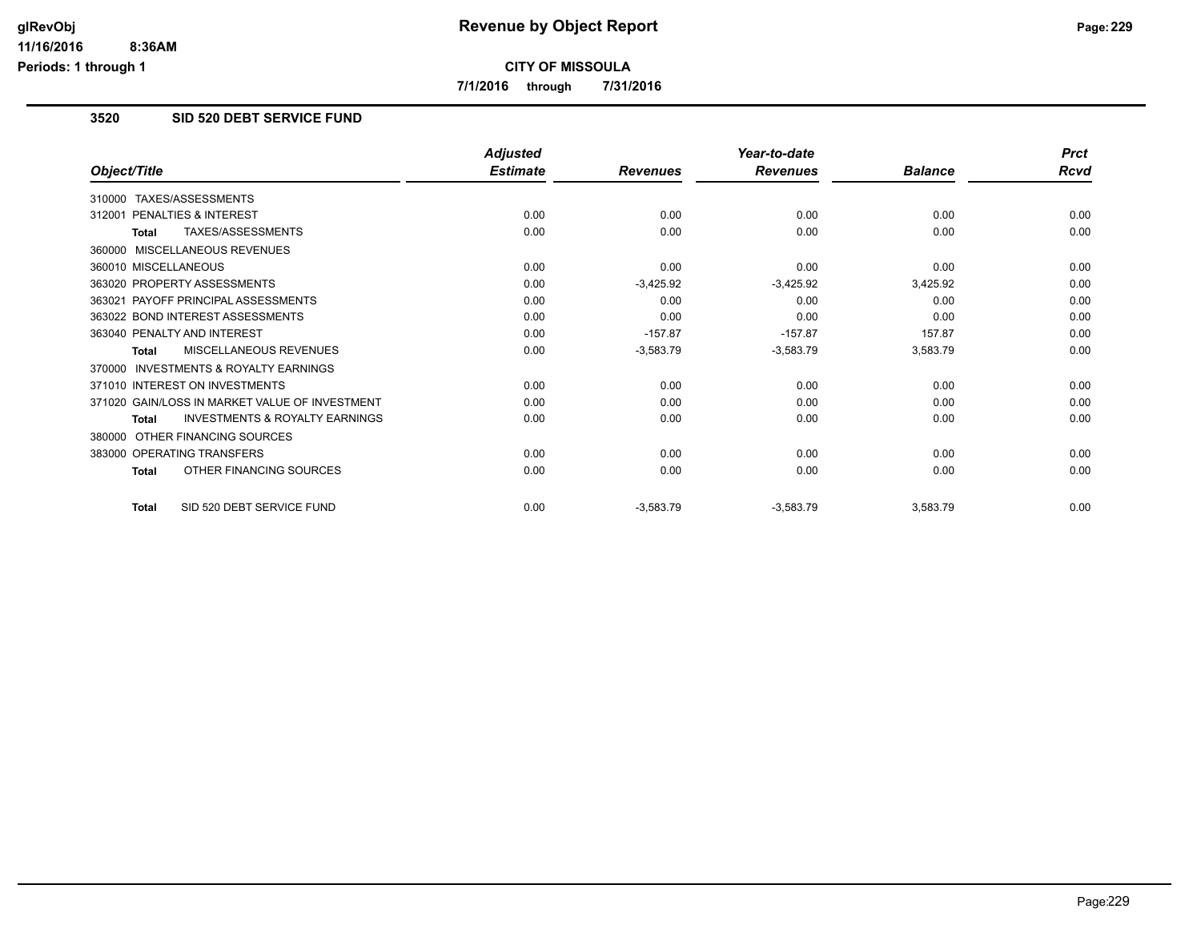# Revenue by Object Report

**CITY OF MISSOULA**

**7/1/2016 through 7/31/2016**

glRevObj
11/16/2016 8:36AM
Periods: 1 through 1

## 3520 SID 520 DEBT SERVICE FUND

| Object/Title | Adjusted Estimate | Revenues | Year-to-date Revenues | Balance | Prct Rcvd |
|---|---|---|---|---|---|
| 310000 TAXES/ASSESSMENTS | | | | | |
| 312001 PENALTIES & INTEREST | 0.00 | 0.00 | 0.00 | 0.00 | 0.00 |
| **Total** TAXES/ASSESSMENTS | 0.00 | 0.00 | 0.00 | 0.00 | 0.00 |
| 360000 MISCELLANEOUS REVENUES | | | | | |
| 360010 MISCELLANEOUS | 0.00 | 0.00 | 0.00 | 0.00 | 0.00 |
| 363020 PROPERTY ASSESSMENTS | 0.00 | -3,425.92 | -3,425.92 | 3,425.92 | 0.00 |
| 363021 PAYOFF PRINCIPAL ASSESSMENTS | 0.00 | 0.00 | 0.00 | 0.00 | 0.00 |
| 363022 BOND INTEREST ASSESSMENTS | 0.00 | 0.00 | 0.00 | 0.00 | 0.00 |
| 363040 PENALTY AND INTEREST | 0.00 | -157.87 | -157.87 | 157.87 | 0.00 |
| **Total** MISCELLANEOUS REVENUES | 0.00 | -3,583.79 | -3,583.79 | 3,583.79 | 0.00 |
| 370000 INVESTMENTS & ROYALTY EARNINGS | | | | | |
| 371010 INTEREST ON INVESTMENTS | 0.00 | 0.00 | 0.00 | 0.00 | 0.00 |
| 371020 GAIN/LOSS IN MARKET VALUE OF INVESTMENT | 0.00 | 0.00 | 0.00 | 0.00 | 0.00 |
| **Total** INVESTMENTS & ROYALTY EARNINGS | 0.00 | 0.00 | 0.00 | 0.00 | 0.00 |
| 380000 OTHER FINANCING SOURCES | | | | | |
| 383000 OPERATING TRANSFERS | 0.00 | 0.00 | 0.00 | 0.00 | 0.00 |
| **Total** OTHER FINANCING SOURCES | 0.00 | 0.00 | 0.00 | 0.00 | 0.00 |
| **Total** SID 520 DEBT SERVICE FUND | 0.00 | -3,583.79 | -3,583.79 | 3,583.79 | 0.00 |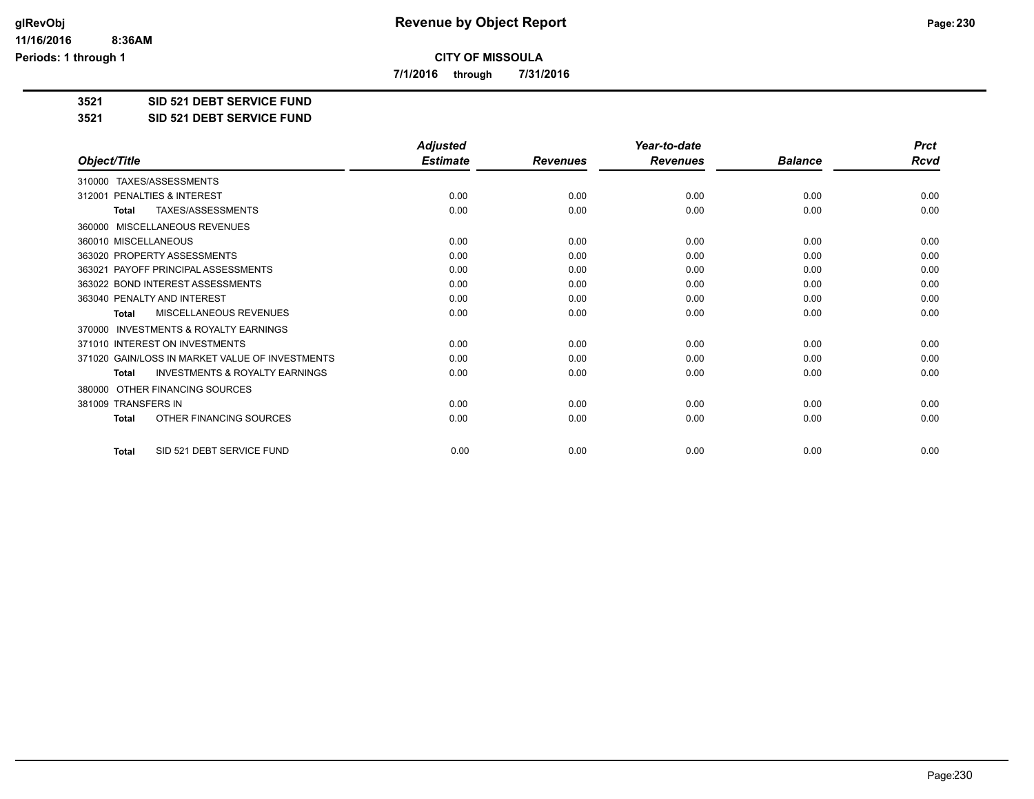# Revenue by Object Report

**CITY OF MISSOULA**

**7/1/2016 through 7/31/2016**

**3521 SID 521 DEBT SERVICE FUND**

**3521 SID 521 DEBT SERVICE FUND**

| Object/Title | Adjusted Estimate | Revenues | Year-to-date Revenues | Balance | Prct Rcvd |
|---|---|---|---|---|---|
| 310000 TAXES/ASSESSMENTS | | | | | |
| 312001 PENALTIES & INTEREST | 0.00 | 0.00 | 0.00 | 0.00 | 0.00 |
| **Total** TAXES/ASSESSMENTS | 0.00 | 0.00 | 0.00 | 0.00 | 0.00 |
| 360000 MISCELLANEOUS REVENUES | | | | | |
| 360010 MISCELLANEOUS | 0.00 | 0.00 | 0.00 | 0.00 | 0.00 |
| 363020 PROPERTY ASSESSMENTS | 0.00 | 0.00 | 0.00 | 0.00 | 0.00 |
| 363021 PAYOFF PRINCIPAL ASSESSMENTS | 0.00 | 0.00 | 0.00 | 0.00 | 0.00 |
| 363022 BOND INTEREST ASSESSMENTS | 0.00 | 0.00 | 0.00 | 0.00 | 0.00 |
| 363040 PENALTY AND INTEREST | 0.00 | 0.00 | 0.00 | 0.00 | 0.00 |
| **Total** MISCELLANEOUS REVENUES | 0.00 | 0.00 | 0.00 | 0.00 | 0.00 |
| 370000 INVESTMENTS & ROYALTY EARNINGS | | | | | |
| 371010 INTEREST ON INVESTMENTS | 0.00 | 0.00 | 0.00 | 0.00 | 0.00 |
| 371020 GAIN/LOSS IN MARKET VALUE OF INVESTMENTS | 0.00 | 0.00 | 0.00 | 0.00 | 0.00 |
| **Total** INVESTMENTS & ROYALTY EARNINGS | 0.00 | 0.00 | 0.00 | 0.00 | 0.00 |
| 380000 OTHER FINANCING SOURCES | | | | | |
| 381009 TRANSFERS IN | 0.00 | 0.00 | 0.00 | 0.00 | 0.00 |
| **Total** OTHER FINANCING SOURCES | 0.00 | 0.00 | 0.00 | 0.00 | 0.00 |
| **Total** SID 521 DEBT SERVICE FUND | 0.00 | 0.00 | 0.00 | 0.00 | 0.00 |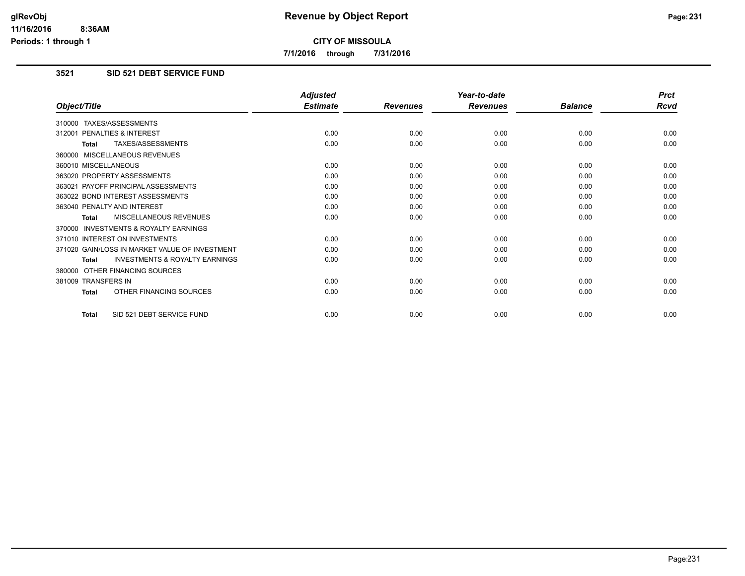# Revenue by Object Report

**CITY OF MISSOULA**

**7/1/2016 through 7/31/2016**

glRevObj
11/16/2016 8:36AM
Periods: 1 through 1

## 3521 SID 521 DEBT SERVICE FUND

| Object/Title | Adjusted Estimate | Revenues | Year-to-date Revenues | Balance | Prct Rcvd |
|---|---|---|---|---|---|
| 310000 TAXES/ASSESSMENTS | | | | | |
| 312001 PENALTIES & INTEREST | 0.00 | 0.00 | 0.00 | 0.00 | 0.00 |
| **Total** TAXES/ASSESSMENTS | 0.00 | 0.00 | 0.00 | 0.00 | 0.00 |
| 360000 MISCELLANEOUS REVENUES | | | | | |
| 360010 MISCELLANEOUS | 0.00 | 0.00 | 0.00 | 0.00 | 0.00 |
| 363020 PROPERTY ASSESSMENTS | 0.00 | 0.00 | 0.00 | 0.00 | 0.00 |
| 363021 PAYOFF PRINCIPAL ASSESSMENTS | 0.00 | 0.00 | 0.00 | 0.00 | 0.00 |
| 363022 BOND INTEREST ASSESSMENTS | 0.00 | 0.00 | 0.00 | 0.00 | 0.00 |
| 363040 PENALTY AND INTEREST | 0.00 | 0.00 | 0.00 | 0.00 | 0.00 |
| **Total** MISCELLANEOUS REVENUES | 0.00 | 0.00 | 0.00 | 0.00 | 0.00 |
| 370000 INVESTMENTS & ROYALTY EARNINGS | | | | | |
| 371010 INTEREST ON INVESTMENTS | 0.00 | 0.00 | 0.00 | 0.00 | 0.00 |
| 371020 GAIN/LOSS IN MARKET VALUE OF INVESTMENT | 0.00 | 0.00 | 0.00 | 0.00 | 0.00 |
| **Total** INVESTMENTS & ROYALTY EARNINGS | 0.00 | 0.00 | 0.00 | 0.00 | 0.00 |
| 380000 OTHER FINANCING SOURCES | | | | | |
| 381009 TRANSFERS IN | 0.00 | 0.00 | 0.00 | 0.00 | 0.00 |
| **Total** OTHER FINANCING SOURCES | 0.00 | 0.00 | 0.00 | 0.00 | 0.00 |
| **Total** SID 521 DEBT SERVICE FUND | 0.00 | 0.00 | 0.00 | 0.00 | 0.00 |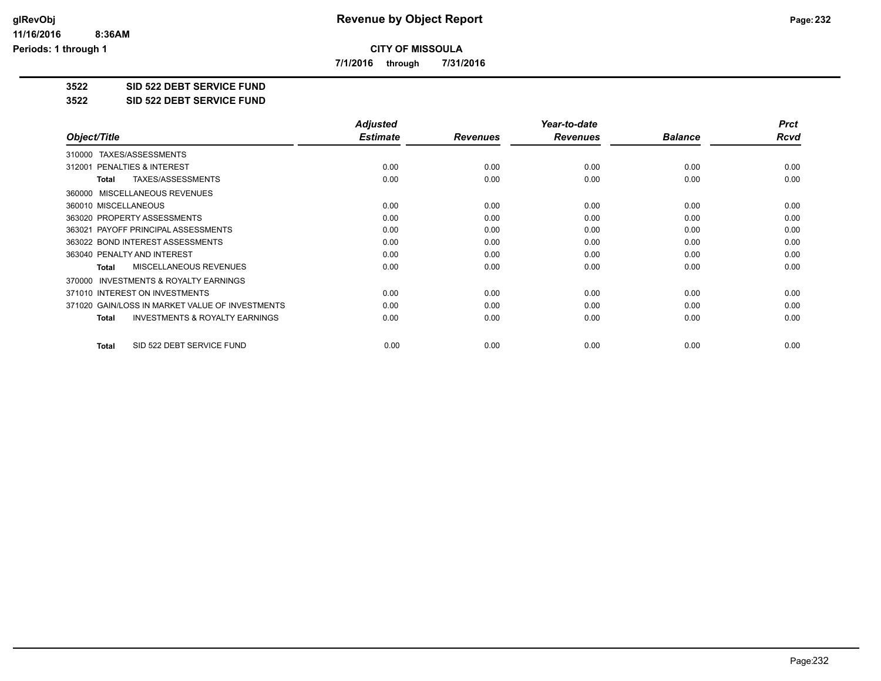# Revenue by Object Report

**CITY OF MISSOULA**

**7/1/2016 through 7/31/2016**

**3522 SID 522 DEBT SERVICE FUND**

**3522 SID 522 DEBT SERVICE FUND**

| Object/Title | Adjusted Estimate | Revenues | Year-to-date Revenues | Balance | Prct Rcvd |
|---|---|---|---|---|---|
| 310000 TAXES/ASSESSMENTS | | | | | |
| 312001 PENALTIES & INTEREST | 0.00 | 0.00 | 0.00 | 0.00 | 0.00 |
| **Total** TAXES/ASSESSMENTS | 0.00 | 0.00 | 0.00 | 0.00 | 0.00 |
| 360000 MISCELLANEOUS REVENUES | | | | | |
| 360010 MISCELLANEOUS | 0.00 | 0.00 | 0.00 | 0.00 | 0.00 |
| 363020 PROPERTY ASSESSMENTS | 0.00 | 0.00 | 0.00 | 0.00 | 0.00 |
| 363021 PAYOFF PRINCIPAL ASSESSMENTS | 0.00 | 0.00 | 0.00 | 0.00 | 0.00 |
| 363022 BOND INTEREST ASSESSMENTS | 0.00 | 0.00 | 0.00 | 0.00 | 0.00 |
| 363040 PENALTY AND INTEREST | 0.00 | 0.00 | 0.00 | 0.00 | 0.00 |
| **Total** MISCELLANEOUS REVENUES | 0.00 | 0.00 | 0.00 | 0.00 | 0.00 |
| 370000 INVESTMENTS & ROYALTY EARNINGS | | | | | |
| 371010 INTEREST ON INVESTMENTS | 0.00 | 0.00 | 0.00 | 0.00 | 0.00 |
| 371020 GAIN/LOSS IN MARKET VALUE OF INVESTMENTS | 0.00 | 0.00 | 0.00 | 0.00 | 0.00 |
| **Total** INVESTMENTS & ROYALTY EARNINGS | 0.00 | 0.00 | 0.00 | 0.00 | 0.00 |
| **Total** SID 522 DEBT SERVICE FUND | 0.00 | 0.00 | 0.00 | 0.00 | 0.00 |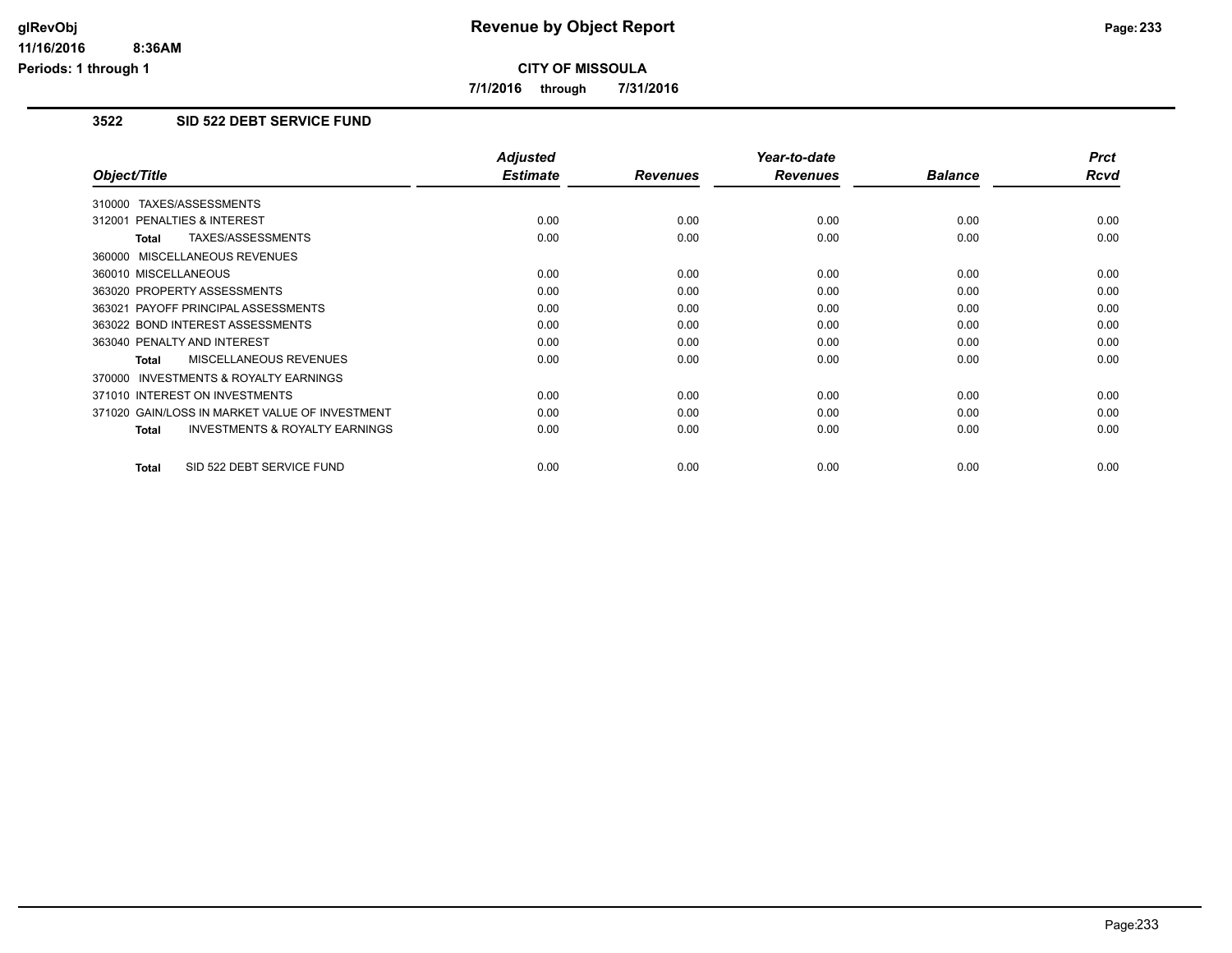# Revenue by Object Report

**CITY OF MISSOULA**

**7/1/2016 through 7/31/2016**

### 3522 SID 522 DEBT SERVICE FUND

| Object/Title | Adjusted Estimate | Revenues | Year-to-date Revenues | Balance | Prct Rcvd |
|---|---|---|---|---|---|
| 310000 TAXES/ASSESSMENTS | | | | | |
| 312001 PENALTIES & INTEREST | 0.00 | 0.00 | 0.00 | 0.00 | 0.00 |
| **Total** TAXES/ASSESSMENTS | 0.00 | 0.00 | 0.00 | 0.00 | 0.00 |
| 360000 MISCELLANEOUS REVENUES | | | | | |
| 360010 MISCELLANEOUS | 0.00 | 0.00 | 0.00 | 0.00 | 0.00 |
| 363020 PROPERTY ASSESSMENTS | 0.00 | 0.00 | 0.00 | 0.00 | 0.00 |
| 363021 PAYOFF PRINCIPAL ASSESSMENTS | 0.00 | 0.00 | 0.00 | 0.00 | 0.00 |
| 363022 BOND INTEREST ASSESSMENTS | 0.00 | 0.00 | 0.00 | 0.00 | 0.00 |
| 363040 PENALTY AND INTEREST | 0.00 | 0.00 | 0.00 | 0.00 | 0.00 |
| **Total** MISCELLANEOUS REVENUES | 0.00 | 0.00 | 0.00 | 0.00 | 0.00 |
| 370000 INVESTMENTS & ROYALTY EARNINGS | | | | | |
| 371010 INTEREST ON INVESTMENTS | 0.00 | 0.00 | 0.00 | 0.00 | 0.00 |
| 371020 GAIN/LOSS IN MARKET VALUE OF INVESTMENT | 0.00 | 0.00 | 0.00 | 0.00 | 0.00 |
| **Total** INVESTMENTS & ROYALTY EARNINGS | 0.00 | 0.00 | 0.00 | 0.00 | 0.00 |
| **Total** SID 522 DEBT SERVICE FUND | 0.00 | 0.00 | 0.00 | 0.00 | 0.00 |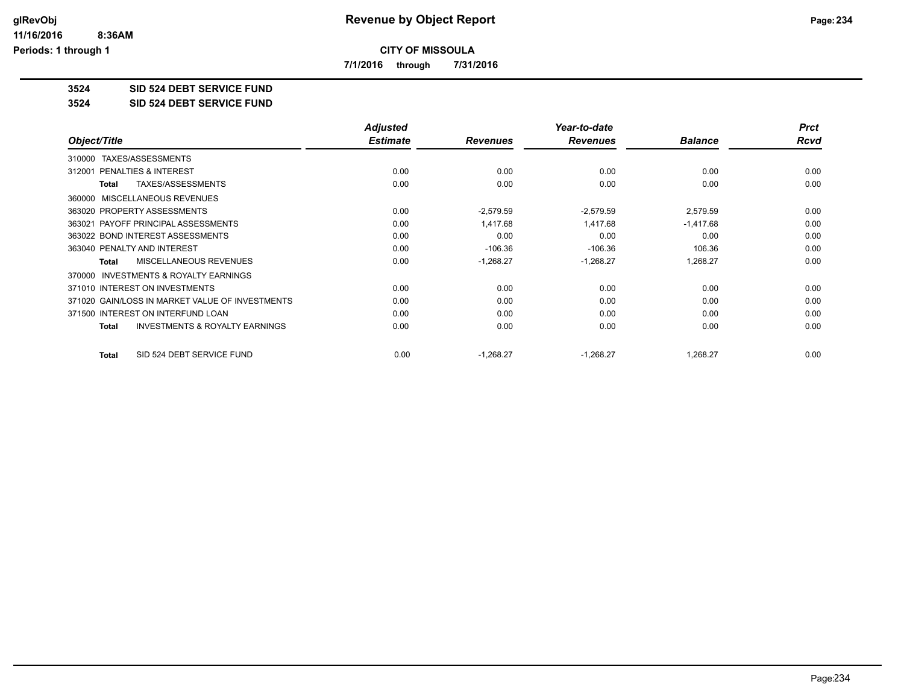# Revenue by Object Report

**CITY OF MISSOULA**

**7/1/2016 through 7/31/2016**

glRevObj
11/16/2016 8:36AM
Periods: 1 through 1

**3524 SID 524 DEBT SERVICE FUND**

**3524 SID 524 DEBT SERVICE FUND**

| Object/Title | Adjusted Estimate | Revenues | Year-to-date Revenues | Balance | Prct Rcvd |
|---|---|---|---|---|---|
| 310000 TAXES/ASSESSMENTS | | | | | |
| 312001 PENALTIES & INTEREST | 0.00 | 0.00 | 0.00 | 0.00 | 0.00 |
| Total TAXES/ASSESSMENTS | 0.00 | 0.00 | 0.00 | 0.00 | 0.00 |
| 360000 MISCELLANEOUS REVENUES | | | | | |
| 363020 PROPERTY ASSESSMENTS | 0.00 | -2,579.59 | -2,579.59 | 2,579.59 | 0.00 |
| 363021 PAYOFF PRINCIPAL ASSESSMENTS | 0.00 | 1,417.68 | 1,417.68 | -1,417.68 | 0.00 |
| 363022 BOND INTEREST ASSESSMENTS | 0.00 | 0.00 | 0.00 | 0.00 | 0.00 |
| 363040 PENALTY AND INTEREST | 0.00 | -106.36 | -106.36 | 106.36 | 0.00 |
| Total MISCELLANEOUS REVENUES | 0.00 | -1,268.27 | -1,268.27 | 1,268.27 | 0.00 |
| 370000 INVESTMENTS & ROYALTY EARNINGS | | | | | |
| 371010 INTEREST ON INVESTMENTS | 0.00 | 0.00 | 0.00 | 0.00 | 0.00 |
| 371020 GAIN/LOSS IN MARKET VALUE OF INVESTMENTS | 0.00 | 0.00 | 0.00 | 0.00 | 0.00 |
| 371500 INTEREST ON INTERFUND LOAN | 0.00 | 0.00 | 0.00 | 0.00 | 0.00 |
| Total INVESTMENTS & ROYALTY EARNINGS | 0.00 | 0.00 | 0.00 | 0.00 | 0.00 |
| Total SID 524 DEBT SERVICE FUND | 0.00 | -1,268.27 | -1,268.27 | 1,268.27 | 0.00 |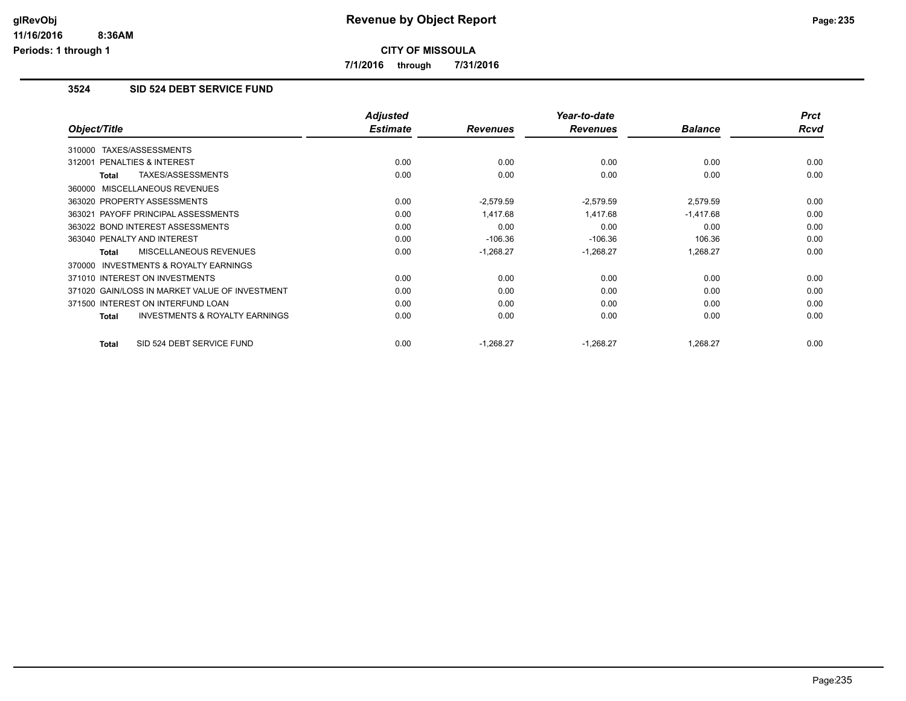# Revenue by Object Report

**CITY OF MISSOULA**

**7/1/2016 through 7/31/2016**

### 3524 SID 524 DEBT SERVICE FUND

| Object/Title | Adjusted Estimate | Revenues | Year-to-date Revenues | Balance | Prct Rcvd |
|---|---|---|---|---|---|
| 310000 TAXES/ASSESSMENTS | | | | | |
| 312001 PENALTIES & INTEREST | 0.00 | 0.00 | 0.00 | 0.00 | 0.00 |
| **Total** TAXES/ASSESSMENTS | 0.00 | 0.00 | 0.00 | 0.00 | 0.00 |
| 360000 MISCELLANEOUS REVENUES | | | | | |
| 363020 PROPERTY ASSESSMENTS | 0.00 | -2,579.59 | -2,579.59 | 2,579.59 | 0.00 |
| 363021 PAYOFF PRINCIPAL ASSESSMENTS | 0.00 | 1,417.68 | 1,417.68 | -1,417.68 | 0.00 |
| 363022 BOND INTEREST ASSESSMENTS | 0.00 | 0.00 | 0.00 | 0.00 | 0.00 |
| 363040 PENALTY AND INTEREST | 0.00 | -106.36 | -106.36 | 106.36 | 0.00 |
| **Total** MISCELLANEOUS REVENUES | 0.00 | -1,268.27 | -1,268.27 | 1,268.27 | 0.00 |
| 370000 INVESTMENTS & ROYALTY EARNINGS | | | | | |
| 371010 INTEREST ON INVESTMENTS | 0.00 | 0.00 | 0.00 | 0.00 | 0.00 |
| 371020 GAIN/LOSS IN MARKET VALUE OF INVESTMENT | 0.00 | 0.00 | 0.00 | 0.00 | 0.00 |
| 371500 INTEREST ON INTERFUND LOAN | 0.00 | 0.00 | 0.00 | 0.00 | 0.00 |
| **Total** INVESTMENTS & ROYALTY EARNINGS | 0.00 | 0.00 | 0.00 | 0.00 | 0.00 |
| **Total** SID 524 DEBT SERVICE FUND | 0.00 | -1,268.27 | -1,268.27 | 1,268.27 | 0.00 |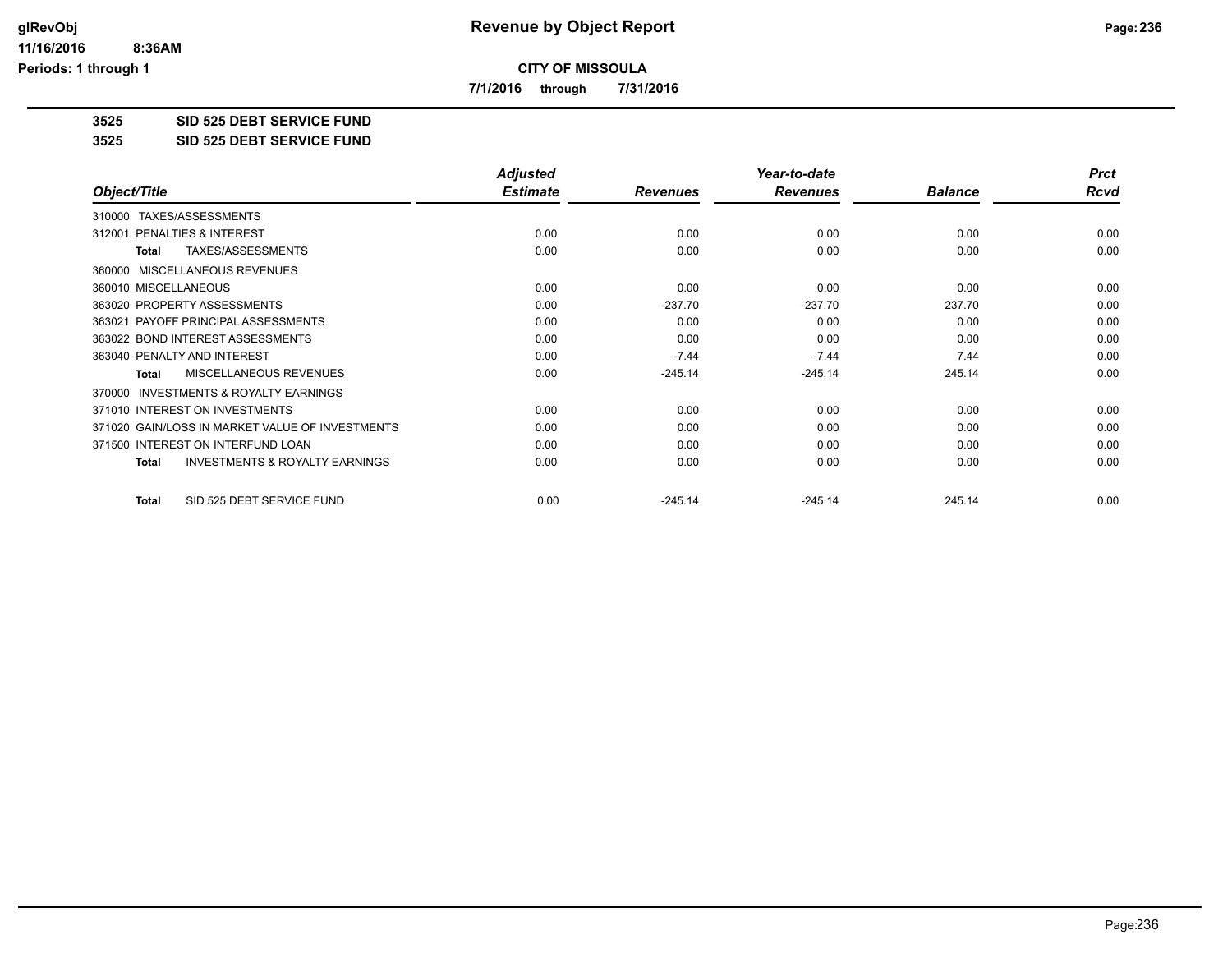# Revenue by Object Report

**CITY OF MISSOULA**

**7/1/2016 through 7/31/2016**

glRevObj
11/16/2016 8:36AM
Periods: 1 through 1

**3525 SID 525 DEBT SERVICE FUND**

**3525 SID 525 DEBT SERVICE FUND**

| Object/Title | Adjusted Estimate | Revenues | Year-to-date Revenues | Balance | Prct Rcvd |
|---|---|---|---|---|---|
| 310000 TAXES/ASSESSMENTS | | | | | |
| 312001 PENALTIES & INTEREST | 0.00 | 0.00 | 0.00 | 0.00 | 0.00 |
| **Total** TAXES/ASSESSMENTS | 0.00 | 0.00 | 0.00 | 0.00 | 0.00 |
| 360000 MISCELLANEOUS REVENUES | | | | | |
| 360010 MISCELLANEOUS | 0.00 | 0.00 | 0.00 | 0.00 | 0.00 |
| 363020 PROPERTY ASSESSMENTS | 0.00 | -237.70 | -237.70 | 237.70 | 0.00 |
| 363021 PAYOFF PRINCIPAL ASSESSMENTS | 0.00 | 0.00 | 0.00 | 0.00 | 0.00 |
| 363022 BOND INTEREST ASSESSMENTS | 0.00 | 0.00 | 0.00 | 0.00 | 0.00 |
| 363040 PENALTY AND INTEREST | 0.00 | -7.44 | -7.44 | 7.44 | 0.00 |
| **Total** MISCELLANEOUS REVENUES | 0.00 | -245.14 | -245.14 | 245.14 | 0.00 |
| 370000 INVESTMENTS & ROYALTY EARNINGS | | | | | |
| 371010 INTEREST ON INVESTMENTS | 0.00 | 0.00 | 0.00 | 0.00 | 0.00 |
| 371020 GAIN/LOSS IN MARKET VALUE OF INVESTMENTS | 0.00 | 0.00 | 0.00 | 0.00 | 0.00 |
| 371500 INTEREST ON INTERFUND LOAN | 0.00 | 0.00 | 0.00 | 0.00 | 0.00 |
| **Total** INVESTMENTS & ROYALTY EARNINGS | 0.00 | 0.00 | 0.00 | 0.00 | 0.00 |
| **Total** SID 525 DEBT SERVICE FUND | 0.00 | -245.14 | -245.14 | 245.14 | 0.00 |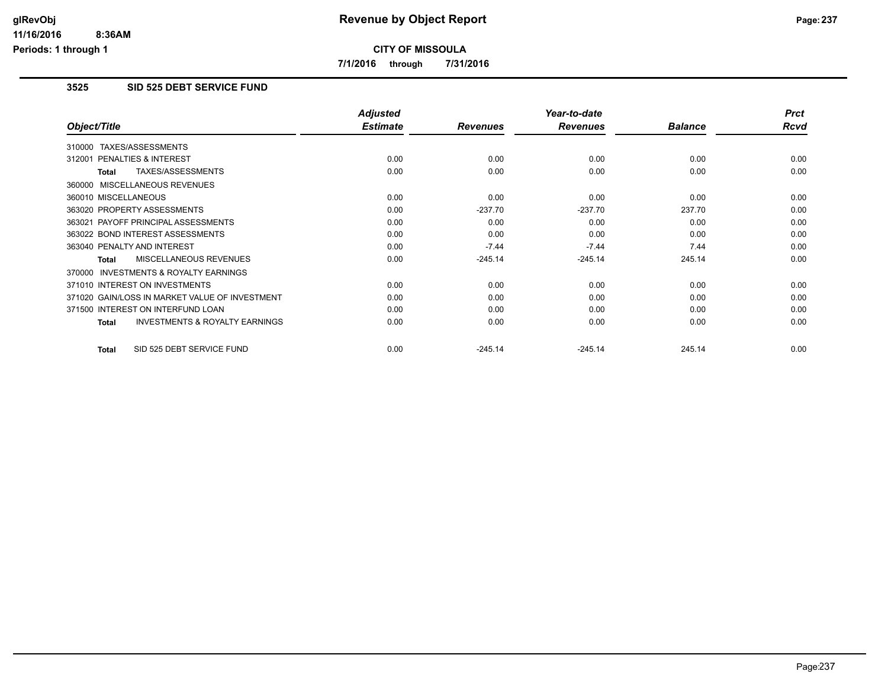# Revenue by Object Report

**CITY OF MISSOULA**

**7/1/2016 through 7/31/2016**

## 3525 SID 525 DEBT SERVICE FUND

| Object/Title | Adjusted Estimate | Revenues | Year-to-date Revenues | Balance | Prct Rcvd |
|---|---|---|---|---|---|
| 310000 TAXES/ASSESSMENTS | | | | | |
| 312001 PENALTIES & INTEREST | 0.00 | 0.00 | 0.00 | 0.00 | 0.00 |
| **Total** TAXES/ASSESSMENTS | 0.00 | 0.00 | 0.00 | 0.00 | 0.00 |
| 360000 MISCELLANEOUS REVENUES | | | | | |
| 360010 MISCELLANEOUS | 0.00 | 0.00 | 0.00 | 0.00 | 0.00 |
| 363020 PROPERTY ASSESSMENTS | 0.00 | -237.70 | -237.70 | 237.70 | 0.00 |
| 363021 PAYOFF PRINCIPAL ASSESSMENTS | 0.00 | 0.00 | 0.00 | 0.00 | 0.00 |
| 363022 BOND INTEREST ASSESSMENTS | 0.00 | 0.00 | 0.00 | 0.00 | 0.00 |
| 363040 PENALTY AND INTEREST | 0.00 | -7.44 | -7.44 | 7.44 | 0.00 |
| **Total** MISCELLANEOUS REVENUES | 0.00 | -245.14 | -245.14 | 245.14 | 0.00 |
| 370000 INVESTMENTS & ROYALTY EARNINGS | | | | | |
| 371010 INTEREST ON INVESTMENTS | 0.00 | 0.00 | 0.00 | 0.00 | 0.00 |
| 371020 GAIN/LOSS IN MARKET VALUE OF INVESTMENT | 0.00 | 0.00 | 0.00 | 0.00 | 0.00 |
| 371500 INTEREST ON INTERFUND LOAN | 0.00 | 0.00 | 0.00 | 0.00 | 0.00 |
| **Total** INVESTMENTS & ROYALTY EARNINGS | 0.00 | 0.00 | 0.00 | 0.00 | 0.00 |
| **Total** SID 525 DEBT SERVICE FUND | 0.00 | -245.14 | -245.14 | 245.14 | 0.00 |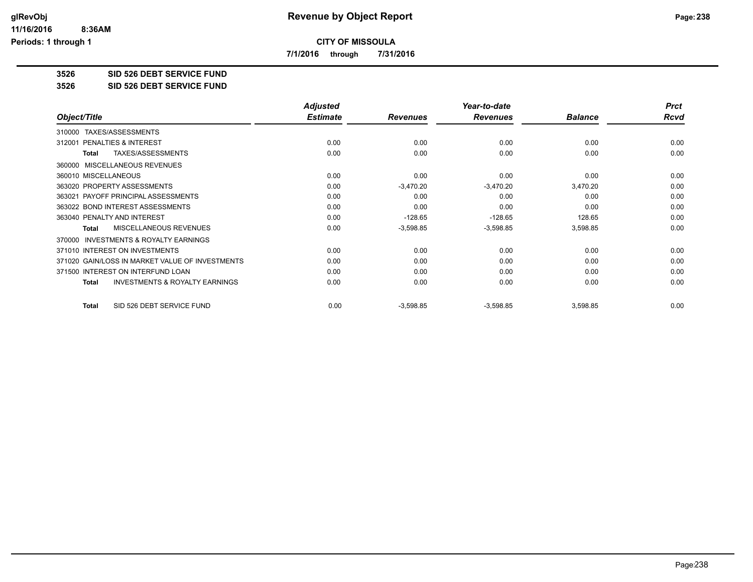# Revenue by Object Report

**CITY OF MISSOULA**

**7/1/2016 through 7/31/2016**

**3526 SID 526 DEBT SERVICE FUND**

**3526 SID 526 DEBT SERVICE FUND**

| Object/Title | Adjusted Estimate | Revenues | Year-to-date Revenues | Balance | Prct Rcvd |
|---|---|---|---|---|---|
| 310000 TAXES/ASSESSMENTS | | | | | |
| 312001 PENALTIES & INTEREST | 0.00 | 0.00 | 0.00 | 0.00 | 0.00 |
| **Total** TAXES/ASSESSMENTS | 0.00 | 0.00 | 0.00 | 0.00 | 0.00 |
| 360000 MISCELLANEOUS REVENUES | | | | | |
| 360010 MISCELLANEOUS | 0.00 | 0.00 | 0.00 | 0.00 | 0.00 |
| 363020 PROPERTY ASSESSMENTS | 0.00 | -3,470.20 | -3,470.20 | 3,470.20 | 0.00 |
| 363021 PAYOFF PRINCIPAL ASSESSMENTS | 0.00 | 0.00 | 0.00 | 0.00 | 0.00 |
| 363022 BOND INTEREST ASSESSMENTS | 0.00 | 0.00 | 0.00 | 0.00 | 0.00 |
| 363040 PENALTY AND INTEREST | 0.00 | -128.65 | -128.65 | 128.65 | 0.00 |
| **Total** MISCELLANEOUS REVENUES | 0.00 | -3,598.85 | -3,598.85 | 3,598.85 | 0.00 |
| 370000 INVESTMENTS & ROYALTY EARNINGS | | | | | |
| 371010 INTEREST ON INVESTMENTS | 0.00 | 0.00 | 0.00 | 0.00 | 0.00 |
| 371020 GAIN/LOSS IN MARKET VALUE OF INVESTMENTS | 0.00 | 0.00 | 0.00 | 0.00 | 0.00 |
| 371500 INTEREST ON INTERFUND LOAN | 0.00 | 0.00 | 0.00 | 0.00 | 0.00 |
| **Total** INVESTMENTS & ROYALTY EARNINGS | 0.00 | 0.00 | 0.00 | 0.00 | 0.00 |
| **Total** SID 526 DEBT SERVICE FUND | 0.00 | -3,598.85 | -3,598.85 | 3,598.85 | 0.00 |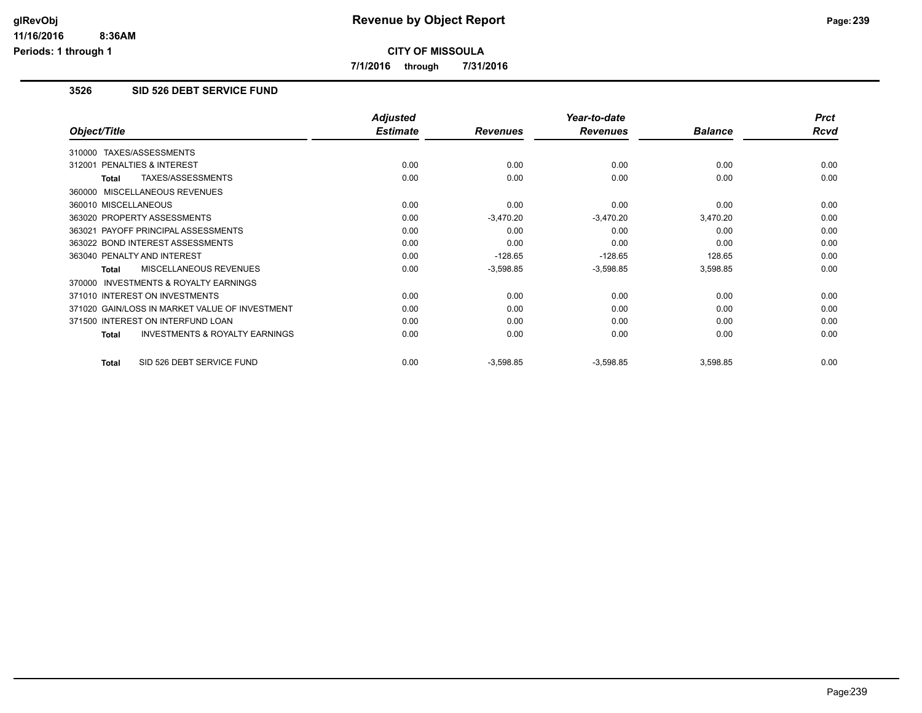**Revenue by Object Report**

**CITY OF MISSOULA**

**7/1/2016 through 7/31/2016**

## 3526 SID 526 DEBT SERVICE FUND

| Object/Title | Adjusted Estimate | Revenues | Year-to-date Revenues | Balance | Prct Rcvd |
|---|---|---|---|---|---|
| 310000 TAXES/ASSESSMENTS | | | | | |
| 312001 PENALTIES & INTEREST | 0.00 | 0.00 | 0.00 | 0.00 | 0.00 |
| **Total** TAXES/ASSESSMENTS | 0.00 | 0.00 | 0.00 | 0.00 | 0.00 |
| 360000 MISCELLANEOUS REVENUES | | | | | |
| 360010 MISCELLANEOUS | 0.00 | 0.00 | 0.00 | 0.00 | 0.00 |
| 363020 PROPERTY ASSESSMENTS | 0.00 | -3,470.20 | -3,470.20 | 3,470.20 | 0.00 |
| 363021 PAYOFF PRINCIPAL ASSESSMENTS | 0.00 | 0.00 | 0.00 | 0.00 | 0.00 |
| 363022 BOND INTEREST ASSESSMENTS | 0.00 | 0.00 | 0.00 | 0.00 | 0.00 |
| 363040 PENALTY AND INTEREST | 0.00 | -128.65 | -128.65 | 128.65 | 0.00 |
| **Total** MISCELLANEOUS REVENUES | 0.00 | -3,598.85 | -3,598.85 | 3,598.85 | 0.00 |
| 370000 INVESTMENTS & ROYALTY EARNINGS | | | | | |
| 371010 INTEREST ON INVESTMENTS | 0.00 | 0.00 | 0.00 | 0.00 | 0.00 |
| 371020 GAIN/LOSS IN MARKET VALUE OF INVESTMENT | 0.00 | 0.00 | 0.00 | 0.00 | 0.00 |
| 371500 INTEREST ON INTERFUND LOAN | 0.00 | 0.00 | 0.00 | 0.00 | 0.00 |
| **Total** INVESTMENTS & ROYALTY EARNINGS | 0.00 | 0.00 | 0.00 | 0.00 | 0.00 |
| **Total** SID 526 DEBT SERVICE FUND | 0.00 | -3,598.85 | -3,598.85 | 3,598.85 | 0.00 |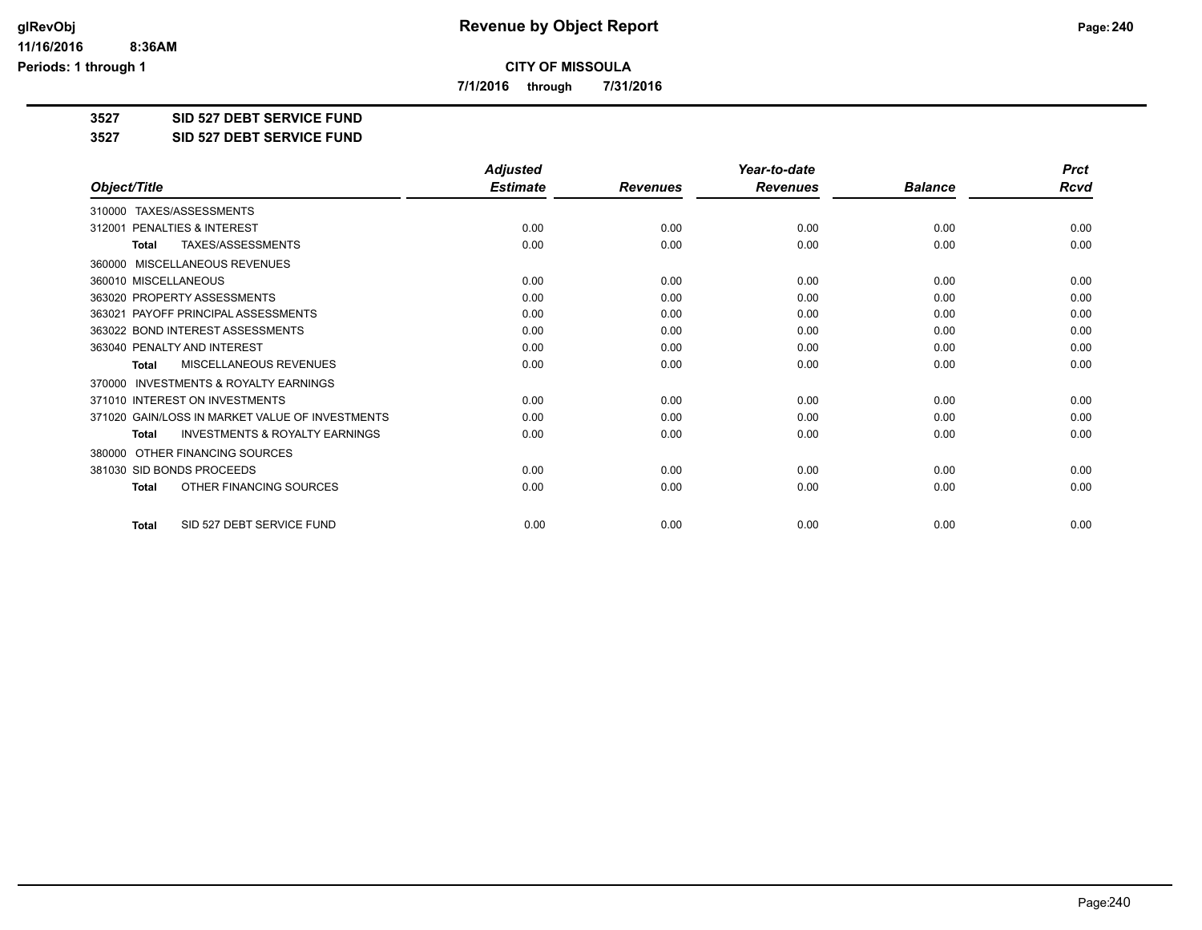# Revenue by Object Report

**CITY OF MISSOULA**

**7/1/2016 through 7/31/2016**

**3527 SID 527 DEBT SERVICE FUND**

**3527 SID 527 DEBT SERVICE FUND**

| Object/Title | Adjusted Estimate | Revenues | Year-to-date Revenues | Balance | Prct Rcvd |
|---|---|---|---|---|---|
| 310000 TAXES/ASSESSMENTS | | | | | |
| 312001 PENALTIES & INTEREST | 0.00 | 0.00 | 0.00 | 0.00 | 0.00 |
| **Total** TAXES/ASSESSMENTS | 0.00 | 0.00 | 0.00 | 0.00 | 0.00 |
| 360000 MISCELLANEOUS REVENUES | | | | | |
| 360010 MISCELLANEOUS | 0.00 | 0.00 | 0.00 | 0.00 | 0.00 |
| 363020 PROPERTY ASSESSMENTS | 0.00 | 0.00 | 0.00 | 0.00 | 0.00 |
| 363021 PAYOFF PRINCIPAL ASSESSMENTS | 0.00 | 0.00 | 0.00 | 0.00 | 0.00 |
| 363022 BOND INTEREST ASSESSMENTS | 0.00 | 0.00 | 0.00 | 0.00 | 0.00 |
| 363040 PENALTY AND INTEREST | 0.00 | 0.00 | 0.00 | 0.00 | 0.00 |
| **Total** MISCELLANEOUS REVENUES | 0.00 | 0.00 | 0.00 | 0.00 | 0.00 |
| 370000 INVESTMENTS & ROYALTY EARNINGS | | | | | |
| 371010 INTEREST ON INVESTMENTS | 0.00 | 0.00 | 0.00 | 0.00 | 0.00 |
| 371020 GAIN/LOSS IN MARKET VALUE OF INVESTMENTS | 0.00 | 0.00 | 0.00 | 0.00 | 0.00 |
| **Total** INVESTMENTS & ROYALTY EARNINGS | 0.00 | 0.00 | 0.00 | 0.00 | 0.00 |
| 380000 OTHER FINANCING SOURCES | | | | | |
| 381030 SID BONDS PROCEEDS | 0.00 | 0.00 | 0.00 | 0.00 | 0.00 |
| **Total** OTHER FINANCING SOURCES | 0.00 | 0.00 | 0.00 | 0.00 | 0.00 |
| **Total** SID 527 DEBT SERVICE FUND | 0.00 | 0.00 | 0.00 | 0.00 | 0.00 |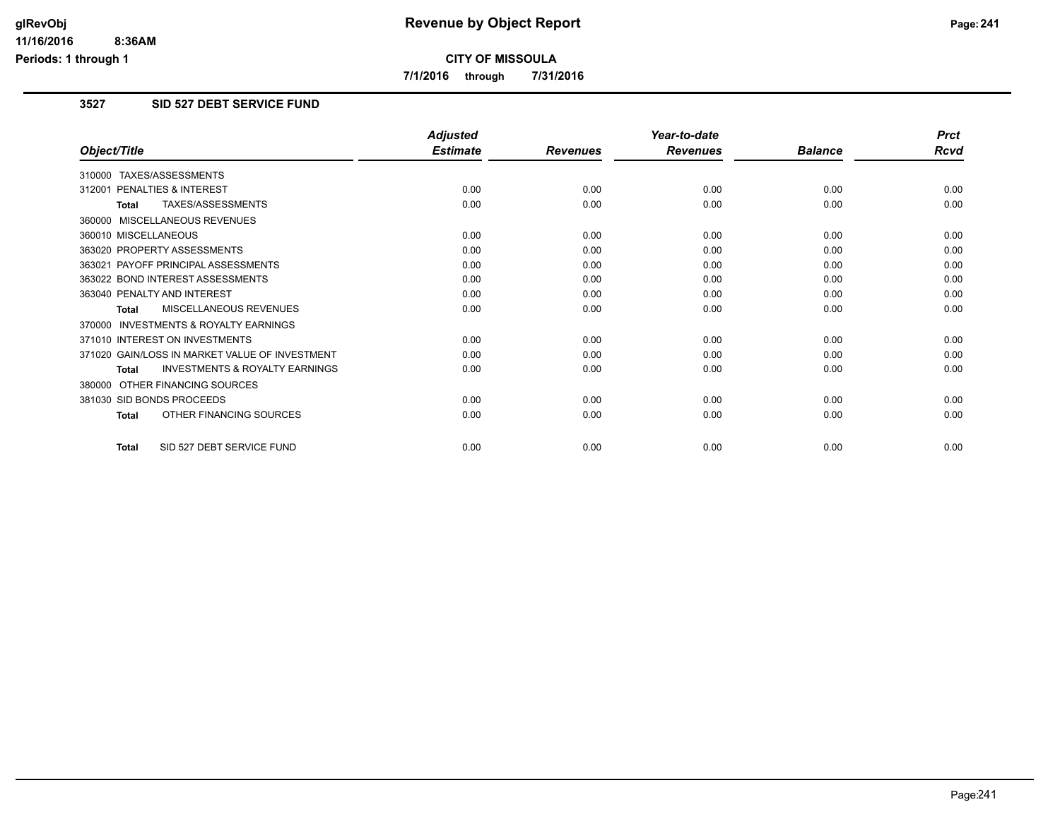# Revenue by Object Report

**CITY OF MISSOULA**

**7/1/2016 through 7/31/2016**

### 3527 SID 527 DEBT SERVICE FUND

| Object/Title | Adjusted Estimate | Revenues | Year-to-date Revenues | Balance | Prct Rcvd |
|---|---|---|---|---|---|
| 310000 TAXES/ASSESSMENTS | | | | | |
| 312001 PENALTIES & INTEREST | 0.00 | 0.00 | 0.00 | 0.00 | 0.00 |
| **Total** TAXES/ASSESSMENTS | 0.00 | 0.00 | 0.00 | 0.00 | 0.00 |
| 360000 MISCELLANEOUS REVENUES | | | | | |
| 360010 MISCELLANEOUS | 0.00 | 0.00 | 0.00 | 0.00 | 0.00 |
| 363020 PROPERTY ASSESSMENTS | 0.00 | 0.00 | 0.00 | 0.00 | 0.00 |
| 363021 PAYOFF PRINCIPAL ASSESSMENTS | 0.00 | 0.00 | 0.00 | 0.00 | 0.00 |
| 363022 BOND INTEREST ASSESSMENTS | 0.00 | 0.00 | 0.00 | 0.00 | 0.00 |
| 363040 PENALTY AND INTEREST | 0.00 | 0.00 | 0.00 | 0.00 | 0.00 |
| **Total** MISCELLANEOUS REVENUES | 0.00 | 0.00 | 0.00 | 0.00 | 0.00 |
| 370000 INVESTMENTS & ROYALTY EARNINGS | | | | | |
| 371010 INTEREST ON INVESTMENTS | 0.00 | 0.00 | 0.00 | 0.00 | 0.00 |
| 371020 GAIN/LOSS IN MARKET VALUE OF INVESTMENT | 0.00 | 0.00 | 0.00 | 0.00 | 0.00 |
| **Total** INVESTMENTS & ROYALTY EARNINGS | 0.00 | 0.00 | 0.00 | 0.00 | 0.00 |
| 380000 OTHER FINANCING SOURCES | | | | | |
| 381030 SID BONDS PROCEEDS | 0.00 | 0.00 | 0.00 | 0.00 | 0.00 |
| **Total** OTHER FINANCING SOURCES | 0.00 | 0.00 | 0.00 | 0.00 | 0.00 |
| **Total** SID 527 DEBT SERVICE FUND | 0.00 | 0.00 | 0.00 | 0.00 | 0.00 |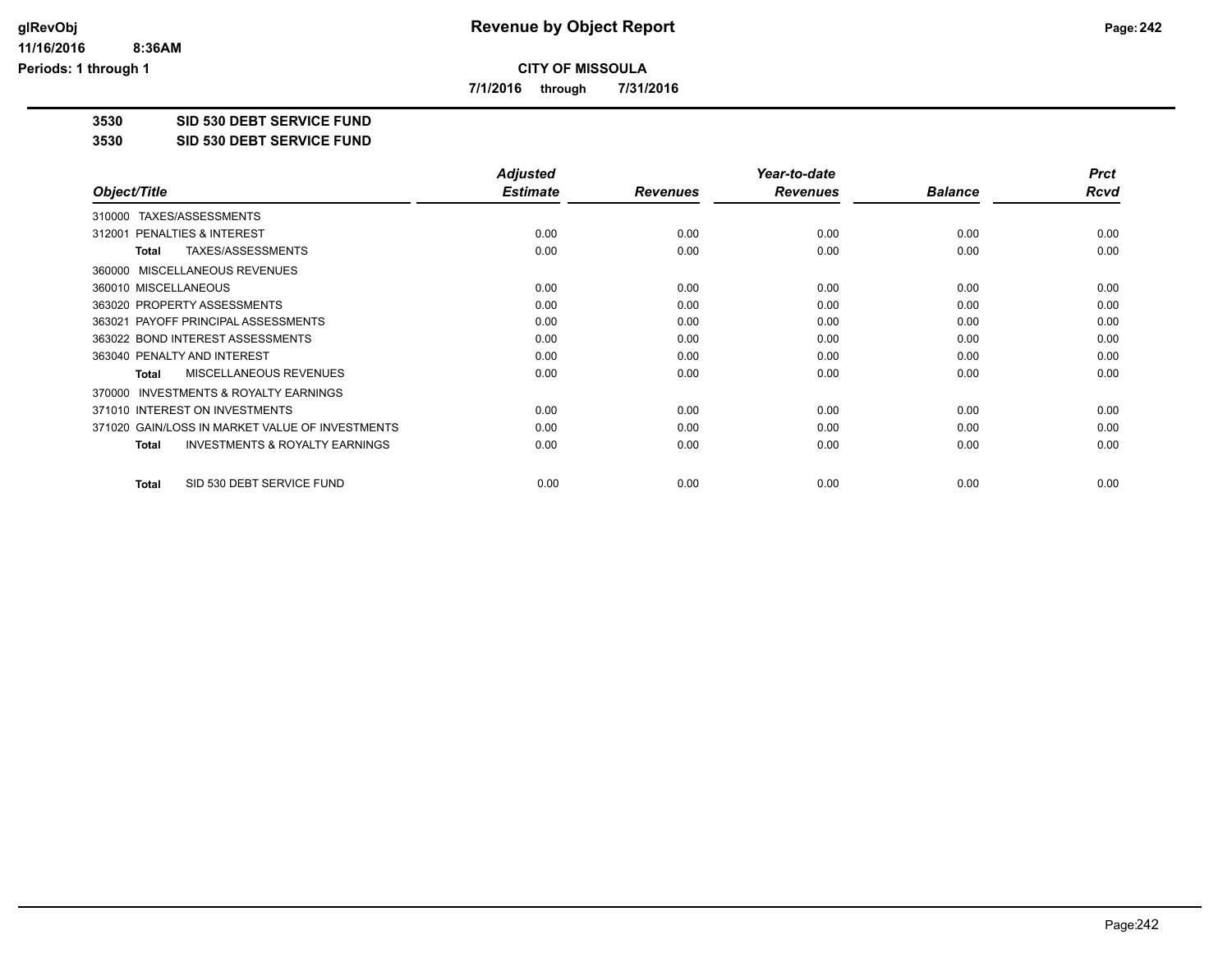# Revenue by Object Report

## CITY OF MISSOULA

7/1/2016 through 7/31/2016

**3530 SID 530 DEBT SERVICE FUND**

**3530 SID 530 DEBT SERVICE FUND**

| Object/Title | Adjusted Estimate | Revenues | Year-to-date Revenues | Balance | Prct Rcvd |
|---|---|---|---|---|---|
| 310000 TAXES/ASSESSMENTS | | | | | |
| 312001 PENALTIES & INTEREST | 0.00 | 0.00 | 0.00 | 0.00 | 0.00 |
| **Total** TAXES/ASSESSMENTS | 0.00 | 0.00 | 0.00 | 0.00 | 0.00 |
| 360000 MISCELLANEOUS REVENUES | | | | | |
| 360010 MISCELLANEOUS | 0.00 | 0.00 | 0.00 | 0.00 | 0.00 |
| 363020 PROPERTY ASSESSMENTS | 0.00 | 0.00 | 0.00 | 0.00 | 0.00 |
| 363021 PAYOFF PRINCIPAL ASSESSMENTS | 0.00 | 0.00 | 0.00 | 0.00 | 0.00 |
| 363022 BOND INTEREST ASSESSMENTS | 0.00 | 0.00 | 0.00 | 0.00 | 0.00 |
| 363040 PENALTY AND INTEREST | 0.00 | 0.00 | 0.00 | 0.00 | 0.00 |
| **Total** MISCELLANEOUS REVENUES | 0.00 | 0.00 | 0.00 | 0.00 | 0.00 |
| 370000 INVESTMENTS & ROYALTY EARNINGS | | | | | |
| 371010 INTEREST ON INVESTMENTS | 0.00 | 0.00 | 0.00 | 0.00 | 0.00 |
| 371020 GAIN/LOSS IN MARKET VALUE OF INVESTMENTS | 0.00 | 0.00 | 0.00 | 0.00 | 0.00 |
| **Total** INVESTMENTS & ROYALTY EARNINGS | 0.00 | 0.00 | 0.00 | 0.00 | 0.00 |
| **Total** SID 530 DEBT SERVICE FUND | 0.00 | 0.00 | 0.00 | 0.00 | 0.00 |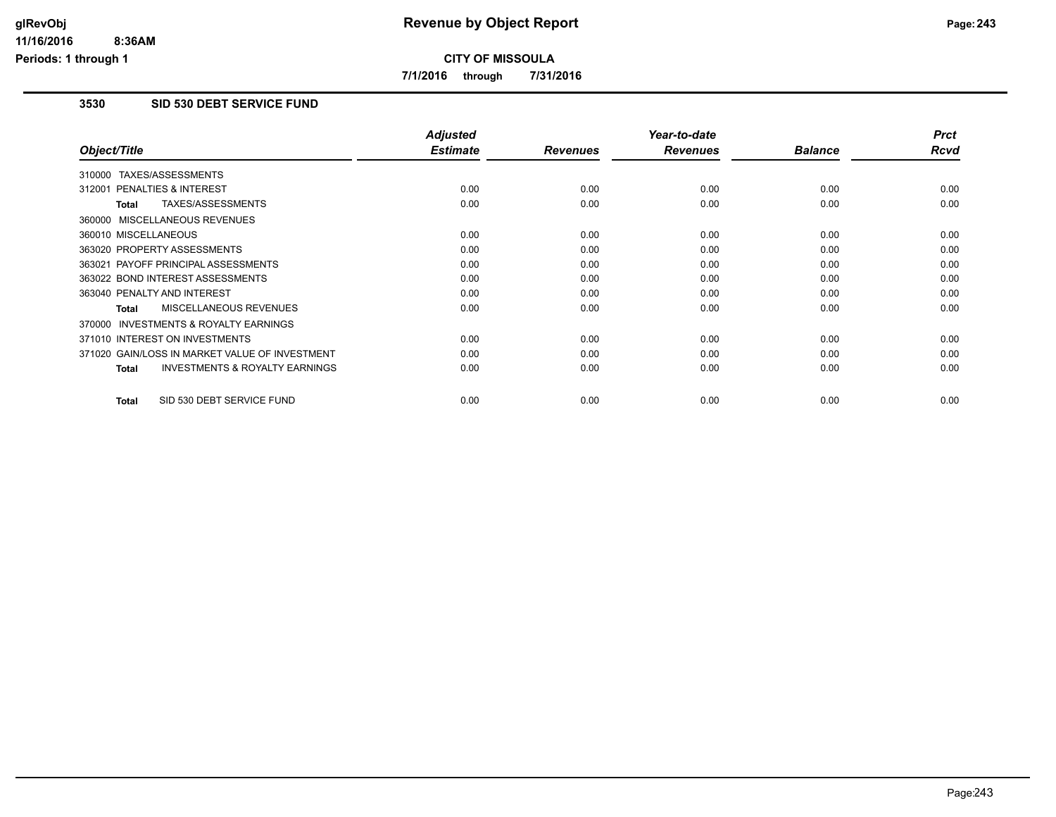# Revenue by Object Report

**CITY OF MISSOULA**

**7/1/2016 through 7/31/2016**

## 3530 SID 530 DEBT SERVICE FUND

| Object/Title | Adjusted Estimate | Revenues | Year-to-date Revenues | Balance | Prct Rcvd |
|---|---|---|---|---|---|
| 310000 TAXES/ASSESSMENTS | | | | | |
| 312001 PENALTIES & INTEREST | 0.00 | 0.00 | 0.00 | 0.00 | 0.00 |
| **Total** TAXES/ASSESSMENTS | 0.00 | 0.00 | 0.00 | 0.00 | 0.00 |
| 360000 MISCELLANEOUS REVENUES | | | | | |
| 360010 MISCELLANEOUS | 0.00 | 0.00 | 0.00 | 0.00 | 0.00 |
| 363020 PROPERTY ASSESSMENTS | 0.00 | 0.00 | 0.00 | 0.00 | 0.00 |
| 363021 PAYOFF PRINCIPAL ASSESSMENTS | 0.00 | 0.00 | 0.00 | 0.00 | 0.00 |
| 363022 BOND INTEREST ASSESSMENTS | 0.00 | 0.00 | 0.00 | 0.00 | 0.00 |
| 363040 PENALTY AND INTEREST | 0.00 | 0.00 | 0.00 | 0.00 | 0.00 |
| **Total** MISCELLANEOUS REVENUES | 0.00 | 0.00 | 0.00 | 0.00 | 0.00 |
| 370000 INVESTMENTS & ROYALTY EARNINGS | | | | | |
| 371010 INTEREST ON INVESTMENTS | 0.00 | 0.00 | 0.00 | 0.00 | 0.00 |
| 371020 GAIN/LOSS IN MARKET VALUE OF INVESTMENT | 0.00 | 0.00 | 0.00 | 0.00 | 0.00 |
| **Total** INVESTMENTS & ROYALTY EARNINGS | 0.00 | 0.00 | 0.00 | 0.00 | 0.00 |
| **Total** SID 530 DEBT SERVICE FUND | 0.00 | 0.00 | 0.00 | 0.00 | 0.00 |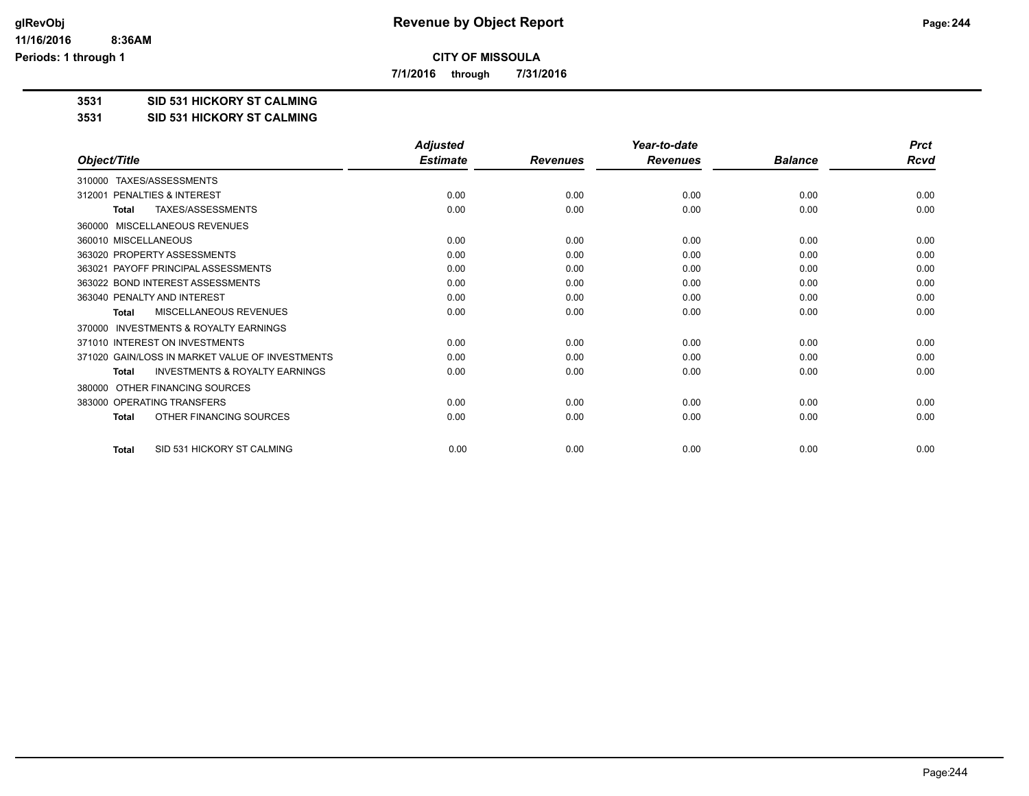# Revenue by Object Report

**CITY OF MISSOULA**

**7/1/2016 through 7/31/2016**

**3531 SID 531 HICKORY ST CALMING**

**3531 SID 531 HICKORY ST CALMING**

| Object/Title | Adjusted Estimate | Revenues | Year-to-date Revenues | Balance | Prct Rcvd |
|---|---|---|---|---|---|
| 310000 TAXES/ASSESSMENTS | | | | | |
| 312001 PENALTIES & INTEREST | 0.00 | 0.00 | 0.00 | 0.00 | 0.00 |
| **Total** TAXES/ASSESSMENTS | 0.00 | 0.00 | 0.00 | 0.00 | 0.00 |
| 360000 MISCELLANEOUS REVENUES | | | | | |
| 360010 MISCELLANEOUS | 0.00 | 0.00 | 0.00 | 0.00 | 0.00 |
| 363020 PROPERTY ASSESSMENTS | 0.00 | 0.00 | 0.00 | 0.00 | 0.00 |
| 363021 PAYOFF PRINCIPAL ASSESSMENTS | 0.00 | 0.00 | 0.00 | 0.00 | 0.00 |
| 363022 BOND INTEREST ASSESSMENTS | 0.00 | 0.00 | 0.00 | 0.00 | 0.00 |
| 363040 PENALTY AND INTEREST | 0.00 | 0.00 | 0.00 | 0.00 | 0.00 |
| **Total** MISCELLANEOUS REVENUES | 0.00 | 0.00 | 0.00 | 0.00 | 0.00 |
| 370000 INVESTMENTS & ROYALTY EARNINGS | | | | | |
| 371010 INTEREST ON INVESTMENTS | 0.00 | 0.00 | 0.00 | 0.00 | 0.00 |
| 371020 GAIN/LOSS IN MARKET VALUE OF INVESTMENTS | 0.00 | 0.00 | 0.00 | 0.00 | 0.00 |
| **Total** INVESTMENTS & ROYALTY EARNINGS | 0.00 | 0.00 | 0.00 | 0.00 | 0.00 |
| 380000 OTHER FINANCING SOURCES | | | | | |
| 383000 OPERATING TRANSFERS | 0.00 | 0.00 | 0.00 | 0.00 | 0.00 |
| **Total** OTHER FINANCING SOURCES | 0.00 | 0.00 | 0.00 | 0.00 | 0.00 |
| **Total** SID 531 HICKORY ST CALMING | 0.00 | 0.00 | 0.00 | 0.00 | 0.00 |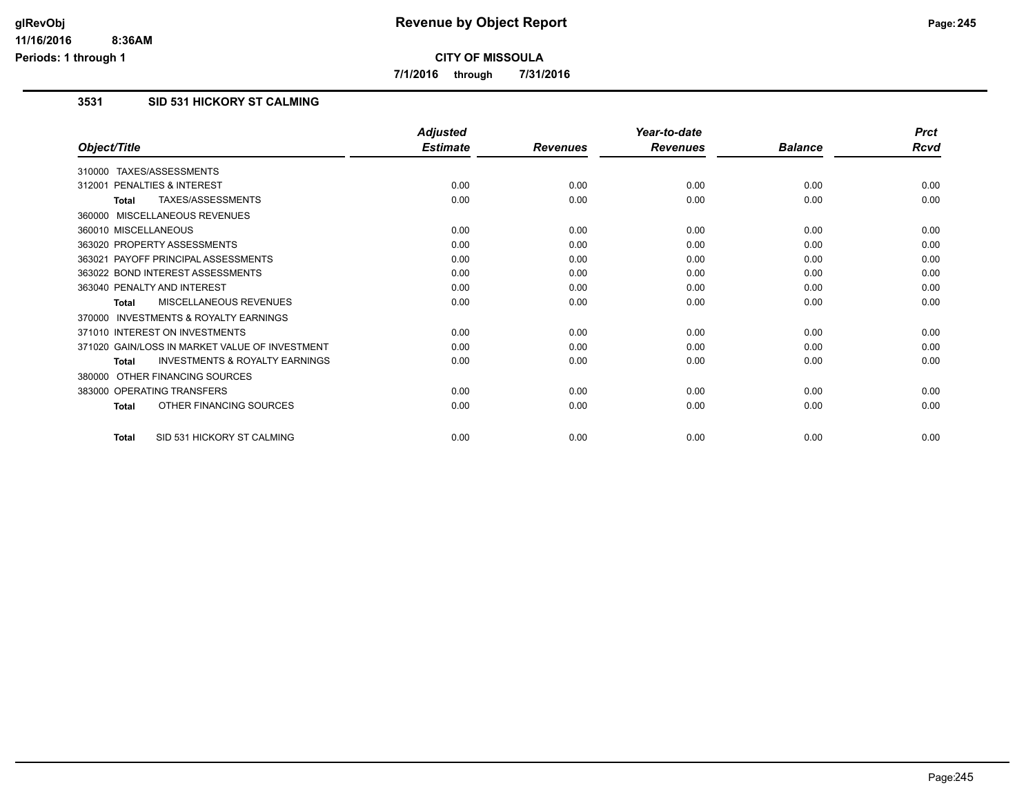# Revenue by Object Report

**CITY OF MISSOULA**

**7/1/2016 through 7/31/2016**

## 3531 SID 531 HICKORY ST CALMING

| Object/Title | Adjusted Estimate | Revenues | Year-to-date Revenues | Balance | Prct Rcvd |
|---|---|---|---|---|---|
| 310000 TAXES/ASSESSMENTS | | | | | |
| 312001 PENALTIES & INTEREST | 0.00 | 0.00 | 0.00 | 0.00 | 0.00 |
| **Total** TAXES/ASSESSMENTS | 0.00 | 0.00 | 0.00 | 0.00 | 0.00 |
| 360000 MISCELLANEOUS REVENUES | | | | | |
| 360010 MISCELLANEOUS | 0.00 | 0.00 | 0.00 | 0.00 | 0.00 |
| 363020 PROPERTY ASSESSMENTS | 0.00 | 0.00 | 0.00 | 0.00 | 0.00 |
| 363021 PAYOFF PRINCIPAL ASSESSMENTS | 0.00 | 0.00 | 0.00 | 0.00 | 0.00 |
| 363022 BOND INTEREST ASSESSMENTS | 0.00 | 0.00 | 0.00 | 0.00 | 0.00 |
| 363040 PENALTY AND INTEREST | 0.00 | 0.00 | 0.00 | 0.00 | 0.00 |
| **Total** MISCELLANEOUS REVENUES | 0.00 | 0.00 | 0.00 | 0.00 | 0.00 |
| 370000 INVESTMENTS & ROYALTY EARNINGS | | | | | |
| 371010 INTEREST ON INVESTMENTS | 0.00 | 0.00 | 0.00 | 0.00 | 0.00 |
| 371020 GAIN/LOSS IN MARKET VALUE OF INVESTMENT | 0.00 | 0.00 | 0.00 | 0.00 | 0.00 |
| **Total** INVESTMENTS & ROYALTY EARNINGS | 0.00 | 0.00 | 0.00 | 0.00 | 0.00 |
| 380000 OTHER FINANCING SOURCES | | | | | |
| 383000 OPERATING TRANSFERS | 0.00 | 0.00 | 0.00 | 0.00 | 0.00 |
| **Total** OTHER FINANCING SOURCES | 0.00 | 0.00 | 0.00 | 0.00 | 0.00 |
| **Total** SID 531 HICKORY ST CALMING | 0.00 | 0.00 | 0.00 | 0.00 | 0.00 |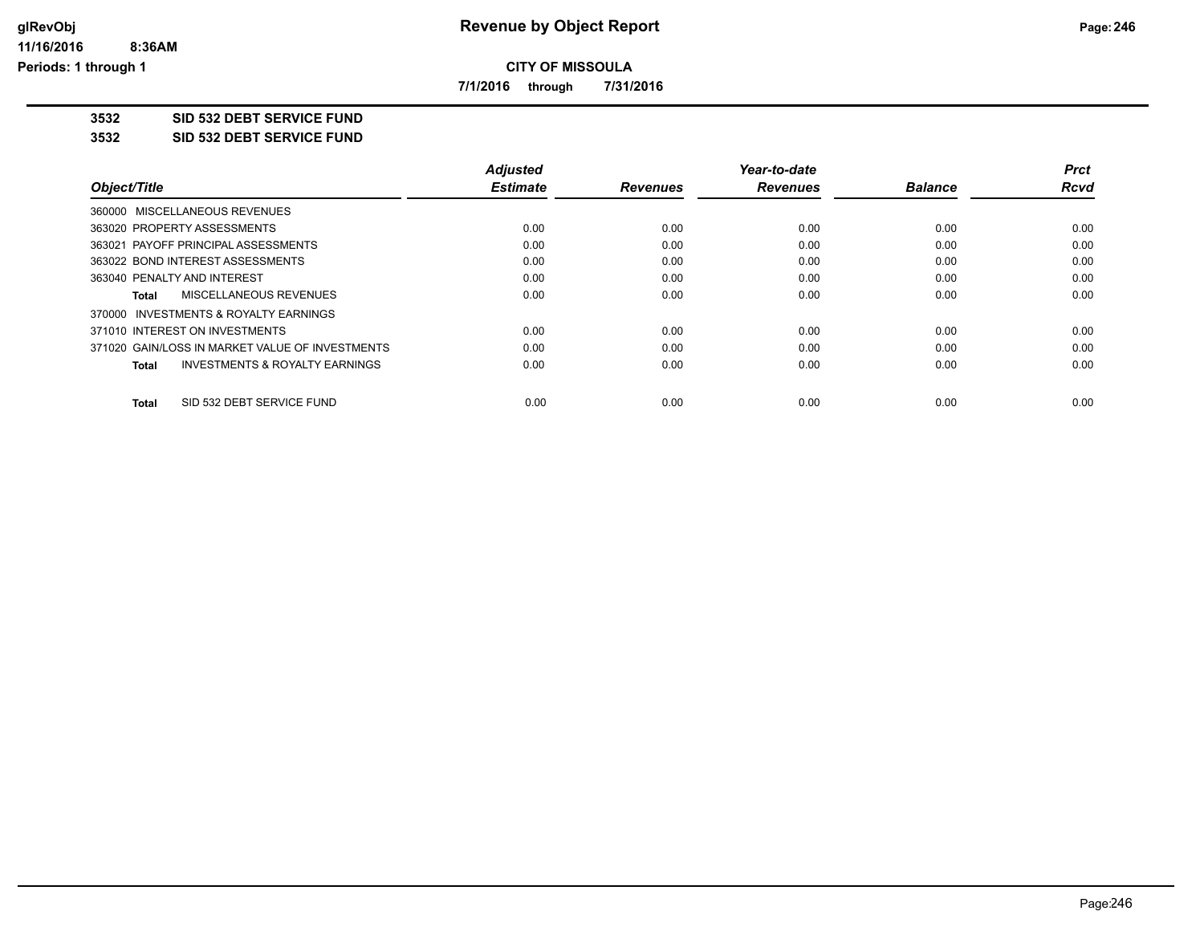**Revenue by Object Report**

**CITY OF MISSOULA**

**7/1/2016 through 7/31/2016**

glRevObj
11/16/2016 8:36AM
Periods: 1 through 1

## 3532 SID 532 DEBT SERVICE FUND

## 3532 SID 532 DEBT SERVICE FUND

| Object/Title | Adjusted Estimate | Revenues | Year-to-date Revenues | Balance | Prct Rcvd |
|---|---|---|---|---|---|
| 360000 MISCELLANEOUS REVENUES | | | | | |
| 363020 PROPERTY ASSESSMENTS | 0.00 | 0.00 | 0.00 | 0.00 | 0.00 |
| 363021 PAYOFF PRINCIPAL ASSESSMENTS | 0.00 | 0.00 | 0.00 | 0.00 | 0.00 |
| 363022 BOND INTEREST ASSESSMENTS | 0.00 | 0.00 | 0.00 | 0.00 | 0.00 |
| 363040 PENALTY AND INTEREST | 0.00 | 0.00 | 0.00 | 0.00 | 0.00 |
| **Total** MISCELLANEOUS REVENUES | 0.00 | 0.00 | 0.00 | 0.00 | 0.00 |
| 370000 INVESTMENTS & ROYALTY EARNINGS | | | | | |
| 371010 INTEREST ON INVESTMENTS | 0.00 | 0.00 | 0.00 | 0.00 | 0.00 |
| 371020 GAIN/LOSS IN MARKET VALUE OF INVESTMENTS | 0.00 | 0.00 | 0.00 | 0.00 | 0.00 |
| **Total** INVESTMENTS & ROYALTY EARNINGS | 0.00 | 0.00 | 0.00 | 0.00 | 0.00 |
| **Total** SID 532 DEBT SERVICE FUND | 0.00 | 0.00 | 0.00 | 0.00 | 0.00 |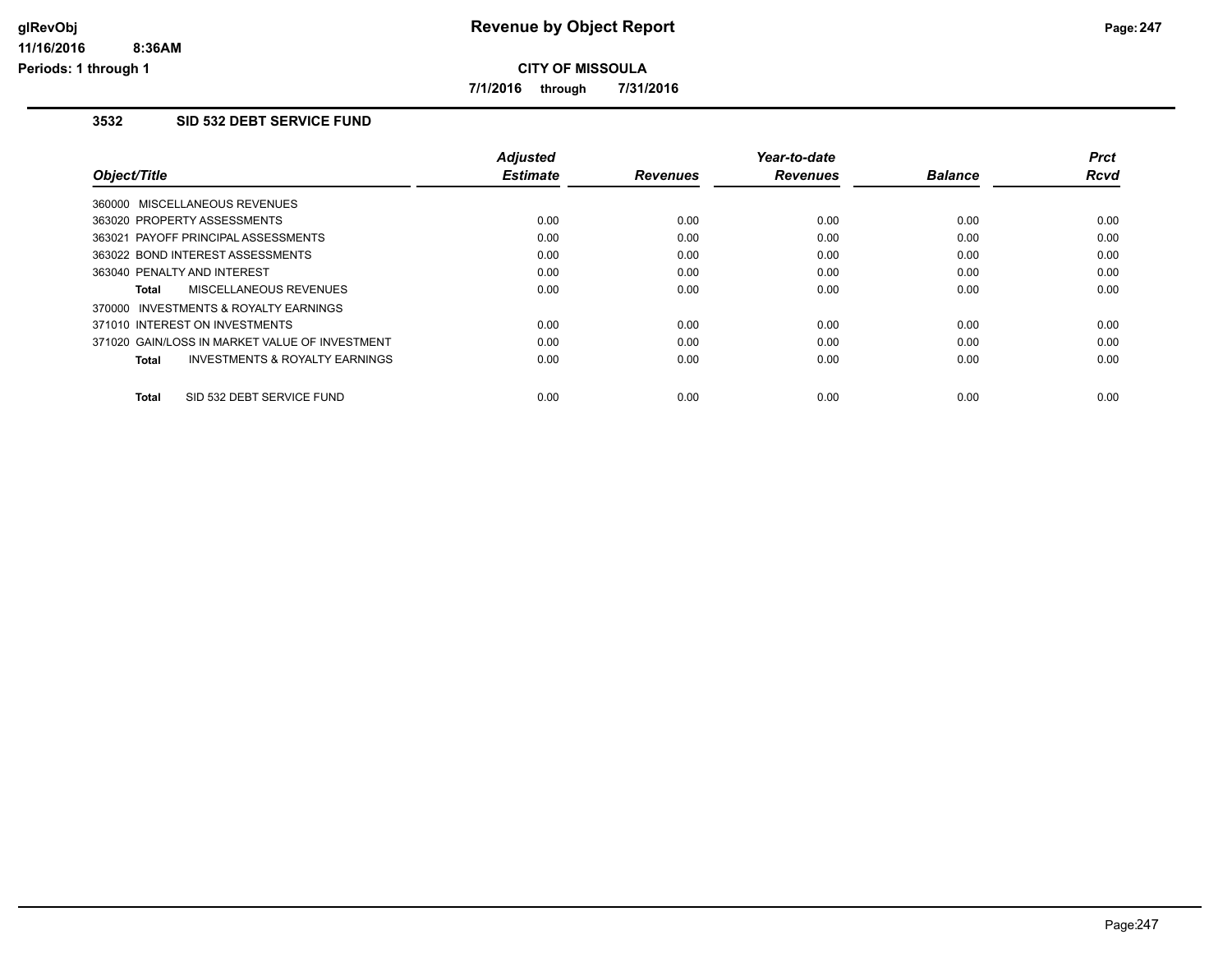# Revenue by Object Report

**CITY OF MISSOULA**

**7/1/2016 through 7/31/2016**

glRevObj
11/16/2016 8:36AM
Periods: 1 through 1

### 3532 SID 532 DEBT SERVICE FUND

| Object/Title | Adjusted Estimate | Revenues | Year-to-date Revenues | Balance | Prct Rcvd |
|---|---|---|---|---|---|
| 360000 MISCELLANEOUS REVENUES | | | | | |
| 363020 PROPERTY ASSESSMENTS | 0.00 | 0.00 | 0.00 | 0.00 | 0.00 |
| 363021 PAYOFF PRINCIPAL ASSESSMENTS | 0.00 | 0.00 | 0.00 | 0.00 | 0.00 |
| 363022 BOND INTEREST ASSESSMENTS | 0.00 | 0.00 | 0.00 | 0.00 | 0.00 |
| 363040 PENALTY AND INTEREST | 0.00 | 0.00 | 0.00 | 0.00 | 0.00 |
| **Total** MISCELLANEOUS REVENUES | 0.00 | 0.00 | 0.00 | 0.00 | 0.00 |
| 370000 INVESTMENTS & ROYALTY EARNINGS | | | | | |
| 371010 INTEREST ON INVESTMENTS | 0.00 | 0.00 | 0.00 | 0.00 | 0.00 |
| 371020 GAIN/LOSS IN MARKET VALUE OF INVESTMENT | 0.00 | 0.00 | 0.00 | 0.00 | 0.00 |
| **Total** INVESTMENTS & ROYALTY EARNINGS | 0.00 | 0.00 | 0.00 | 0.00 | 0.00 |
| **Total** SID 532 DEBT SERVICE FUND | 0.00 | 0.00 | 0.00 | 0.00 | 0.00 |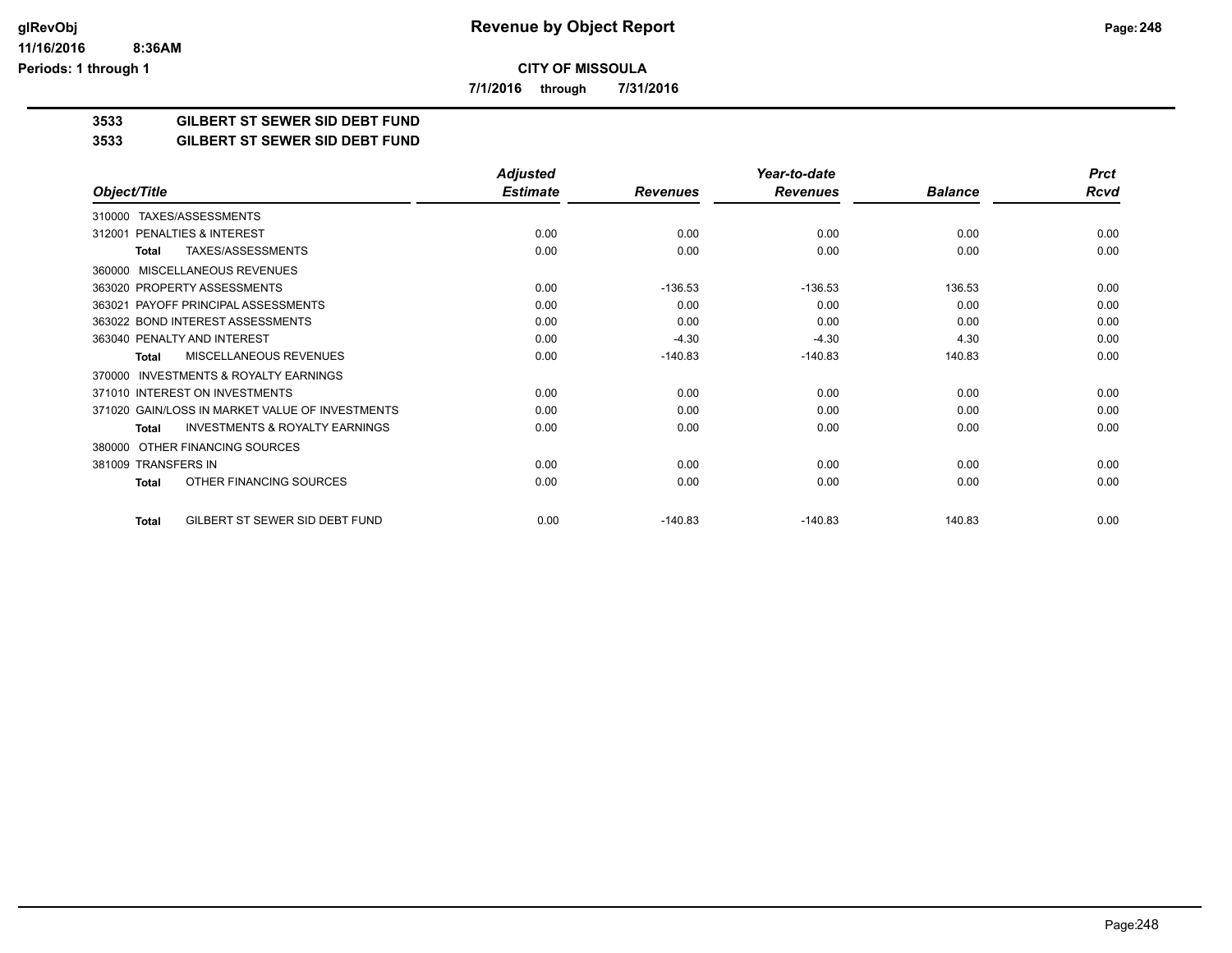# Revenue by Object Report

**CITY OF MISSOULA**

**7/1/2016 through 7/31/2016**

glRevObj
11/16/2016 8:36AM
Periods: 1 through 1

## 3533 GILBERT ST SEWER SID DEBT FUND
## 3533 GILBERT ST SEWER SID DEBT FUND

| Object/Title | Adjusted Estimate | Revenues | Year-to-date Revenues | Balance | Prct Rcvd |
|---|---|---|---|---|---|
| 310000 TAXES/ASSESSMENTS | | | | | |
| 312001 PENALTIES & INTEREST | 0.00 | 0.00 | 0.00 | 0.00 | 0.00 |
| **Total** TAXES/ASSESSMENTS | 0.00 | 0.00 | 0.00 | 0.00 | 0.00 |
| 360000 MISCELLANEOUS REVENUES | | | | | |
| 363020 PROPERTY ASSESSMENTS | 0.00 | -136.53 | -136.53 | 136.53 | 0.00 |
| 363021 PAYOFF PRINCIPAL ASSESSMENTS | 0.00 | 0.00 | 0.00 | 0.00 | 0.00 |
| 363022 BOND INTEREST ASSESSMENTS | 0.00 | 0.00 | 0.00 | 0.00 | 0.00 |
| 363040 PENALTY AND INTEREST | 0.00 | -4.30 | -4.30 | 4.30 | 0.00 |
| **Total** MISCELLANEOUS REVENUES | 0.00 | -140.83 | -140.83 | 140.83 | 0.00 |
| 370000 INVESTMENTS & ROYALTY EARNINGS | | | | | |
| 371010 INTEREST ON INVESTMENTS | 0.00 | 0.00 | 0.00 | 0.00 | 0.00 |
| 371020 GAIN/LOSS IN MARKET VALUE OF INVESTMENTS | 0.00 | 0.00 | 0.00 | 0.00 | 0.00 |
| **Total** INVESTMENTS & ROYALTY EARNINGS | 0.00 | 0.00 | 0.00 | 0.00 | 0.00 |
| 380000 OTHER FINANCING SOURCES | | | | | |
| 381009 TRANSFERS IN | 0.00 | 0.00 | 0.00 | 0.00 | 0.00 |
| **Total** OTHER FINANCING SOURCES | 0.00 | 0.00 | 0.00 | 0.00 | 0.00 |
| **Total** GILBERT ST SEWER SID DEBT FUND | 0.00 | -140.83 | -140.83 | 140.83 | 0.00 |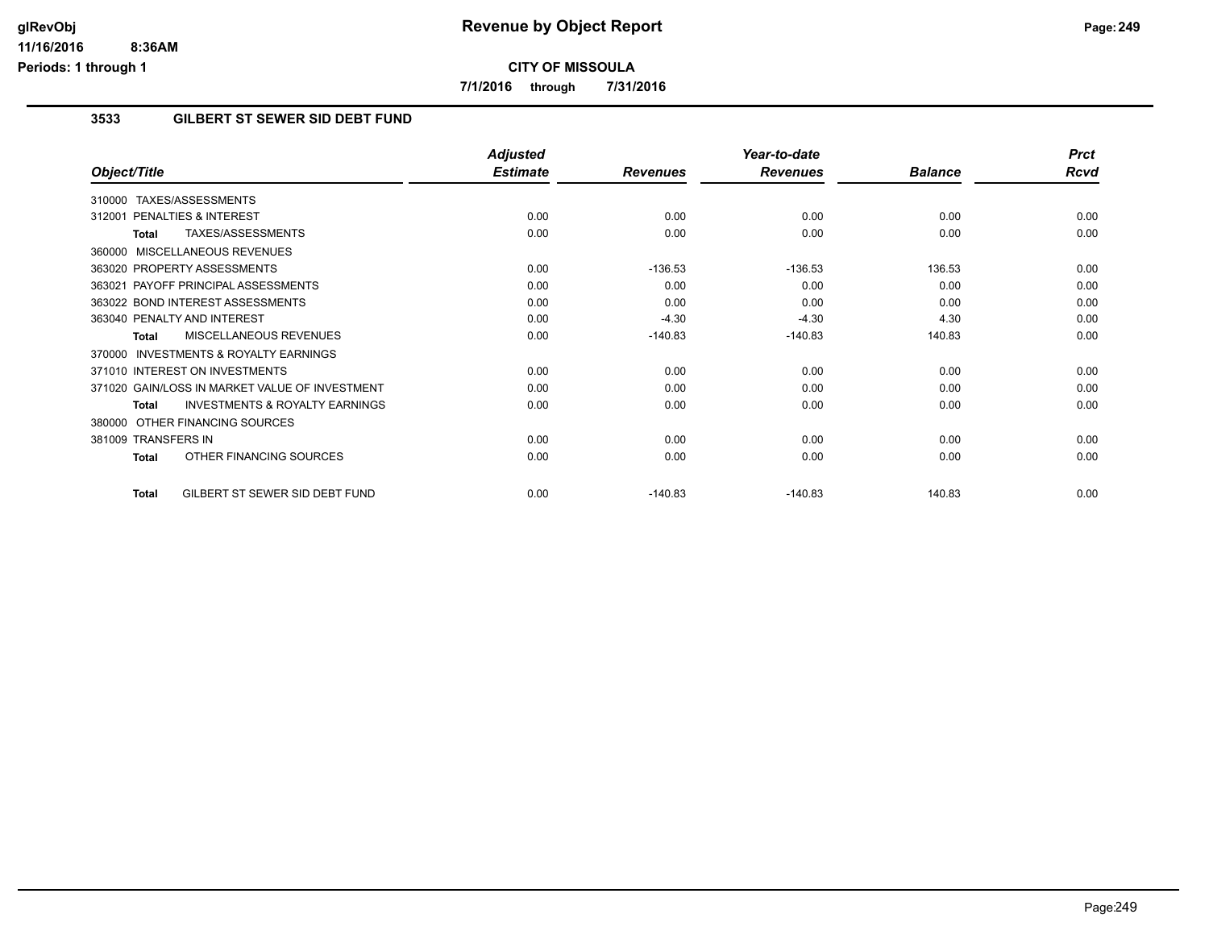# Revenue by Object Report

**CITY OF MISSOULA**

**7/1/2016 through 7/31/2016**

glRevObj
11/16/2016 8:36AM
Periods: 1 through 1

## 3533 GILBERT ST SEWER SID DEBT FUND

| Object/Title | Adjusted Estimate | Revenues | Year-to-date Revenues | Balance | Prct Rcvd |
|---|---|---|---|---|---|
| 310000 TAXES/ASSESSMENTS | | | | | |
| 312001 PENALTIES & INTEREST | 0.00 | 0.00 | 0.00 | 0.00 | 0.00 |
| **Total** TAXES/ASSESSMENTS | 0.00 | 0.00 | 0.00 | 0.00 | 0.00 |
| 360000 MISCELLANEOUS REVENUES | | | | | |
| 363020 PROPERTY ASSESSMENTS | 0.00 | -136.53 | -136.53 | 136.53 | 0.00 |
| 363021 PAYOFF PRINCIPAL ASSESSMENTS | 0.00 | 0.00 | 0.00 | 0.00 | 0.00 |
| 363022 BOND INTEREST ASSESSMENTS | 0.00 | 0.00 | 0.00 | 0.00 | 0.00 |
| 363040 PENALTY AND INTEREST | 0.00 | -4.30 | -4.30 | 4.30 | 0.00 |
| **Total** MISCELLANEOUS REVENUES | 0.00 | -140.83 | -140.83 | 140.83 | 0.00 |
| 370000 INVESTMENTS & ROYALTY EARNINGS | | | | | |
| 371010 INTEREST ON INVESTMENTS | 0.00 | 0.00 | 0.00 | 0.00 | 0.00 |
| 371020 GAIN/LOSS IN MARKET VALUE OF INVESTMENT | 0.00 | 0.00 | 0.00 | 0.00 | 0.00 |
| **Total** INVESTMENTS & ROYALTY EARNINGS | 0.00 | 0.00 | 0.00 | 0.00 | 0.00 |
| 380000 OTHER FINANCING SOURCES | | | | | |
| 381009 TRANSFERS IN | 0.00 | 0.00 | 0.00 | 0.00 | 0.00 |
| **Total** OTHER FINANCING SOURCES | 0.00 | 0.00 | 0.00 | 0.00 | 0.00 |
| **Total** GILBERT ST SEWER SID DEBT FUND | 0.00 | -140.83 | -140.83 | 140.83 | 0.00 |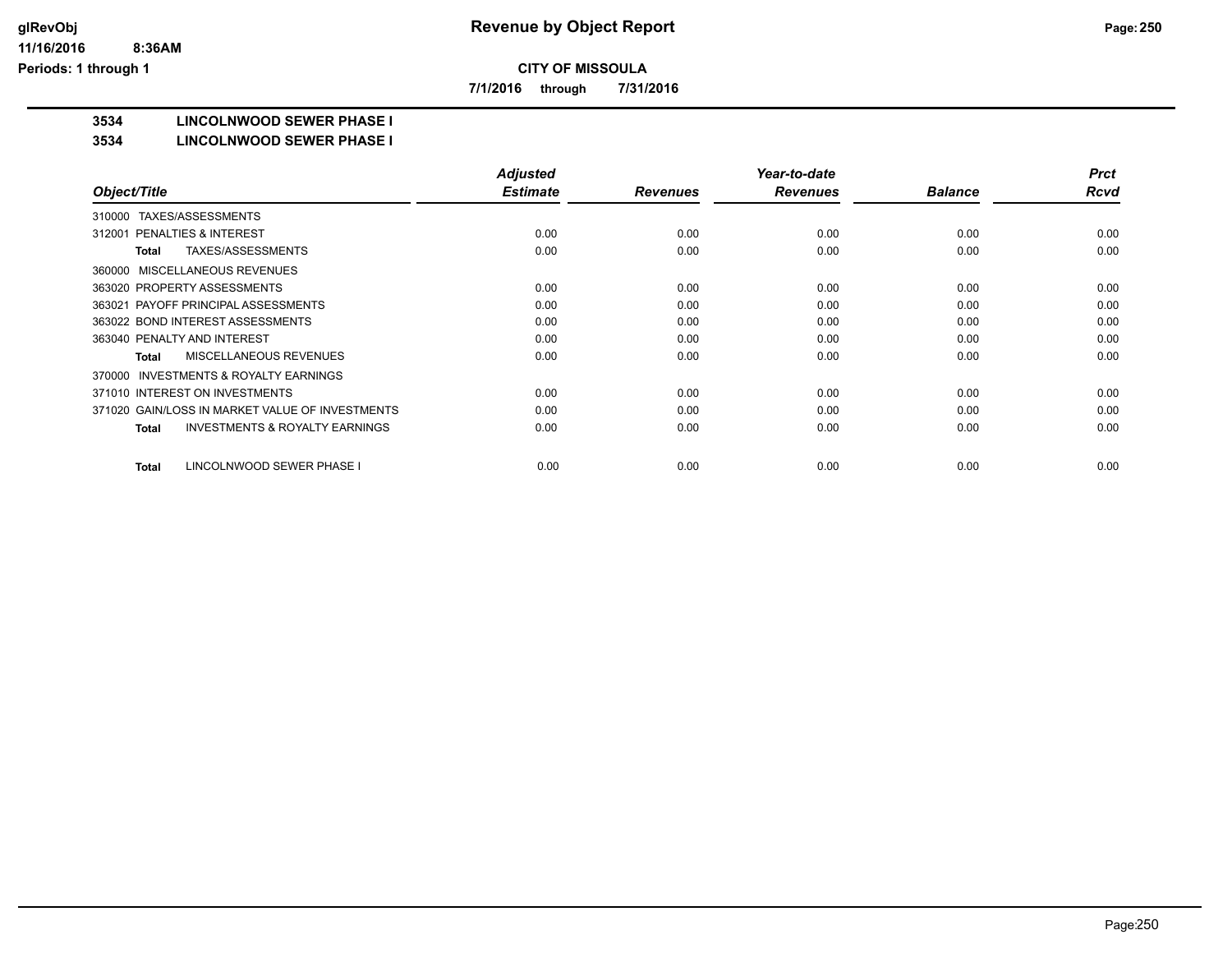**CITY OF MISSOULA**

**7/1/2016 through 7/31/2016**

**3534 LINCOLNWOOD SEWER PHASE I**

**3534 LINCOLNWOOD SEWER PHASE I**

| Object/Title | Adjusted Estimate | Revenues | Year-to-date Revenues | Balance | Prct Rcvd |
|---|---|---|---|---|---|
| 310000 TAXES/ASSESSMENTS | | | | | |
| 312001 PENALTIES & INTEREST | 0.00 | 0.00 | 0.00 | 0.00 | 0.00 |
| **Total** TAXES/ASSESSMENTS | 0.00 | 0.00 | 0.00 | 0.00 | 0.00 |
| 360000 MISCELLANEOUS REVENUES | | | | | |
| 363020 PROPERTY ASSESSMENTS | 0.00 | 0.00 | 0.00 | 0.00 | 0.00 |
| 363021 PAYOFF PRINCIPAL ASSESSMENTS | 0.00 | 0.00 | 0.00 | 0.00 | 0.00 |
| 363022 BOND INTEREST ASSESSMENTS | 0.00 | 0.00 | 0.00 | 0.00 | 0.00 |
| 363040 PENALTY AND INTEREST | 0.00 | 0.00 | 0.00 | 0.00 | 0.00 |
| **Total** MISCELLANEOUS REVENUES | 0.00 | 0.00 | 0.00 | 0.00 | 0.00 |
| 370000 INVESTMENTS & ROYALTY EARNINGS | | | | | |
| 371010 INTEREST ON INVESTMENTS | 0.00 | 0.00 | 0.00 | 0.00 | 0.00 |
| 371020 GAIN/LOSS IN MARKET VALUE OF INVESTMENTS | 0.00 | 0.00 | 0.00 | 0.00 | 0.00 |
| **Total** INVESTMENTS & ROYALTY EARNINGS | 0.00 | 0.00 | 0.00 | 0.00 | 0.00 |
| **Total** LINCOLNWOOD SEWER PHASE I | 0.00 | 0.00 | 0.00 | 0.00 | 0.00 |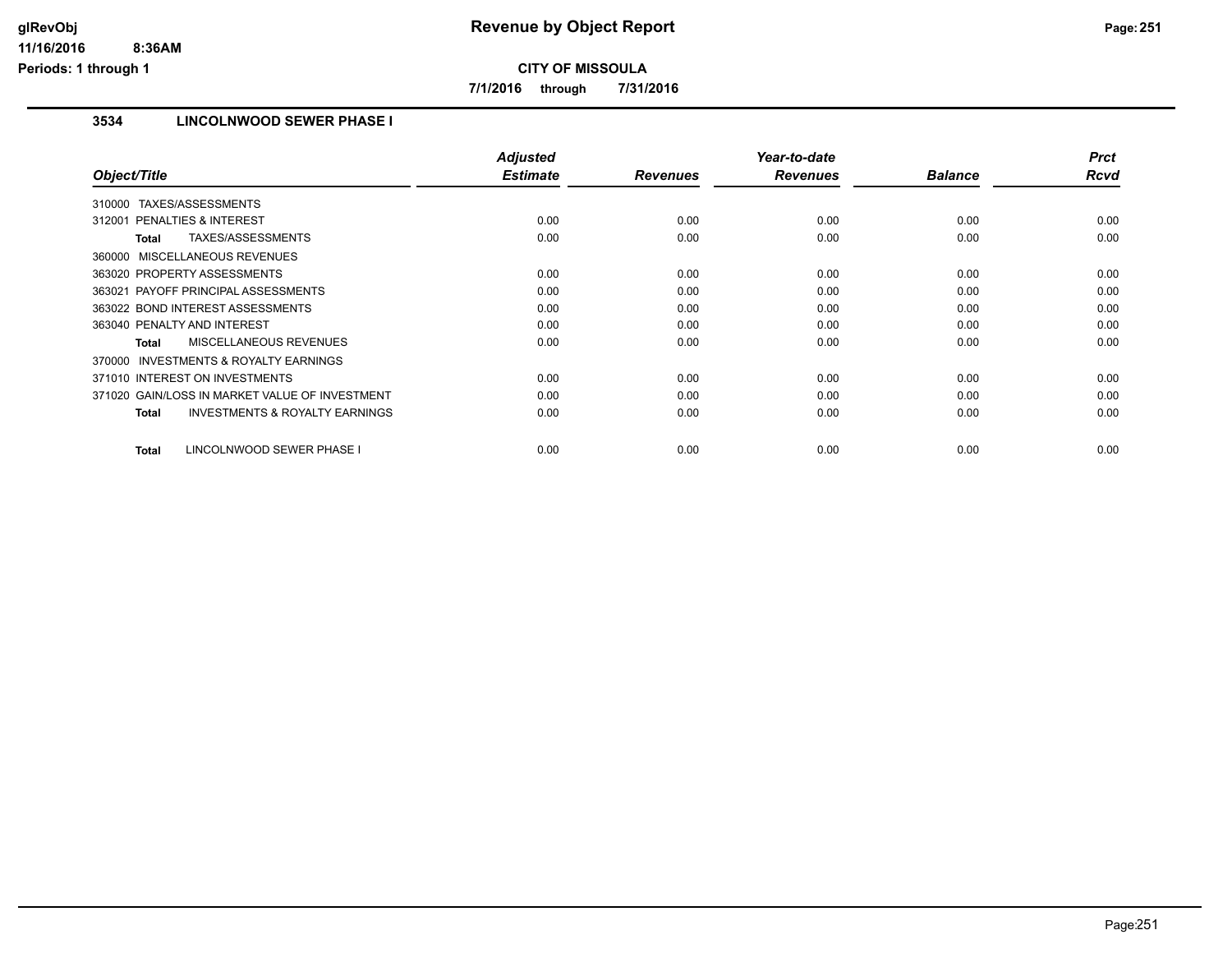# Revenue by Object Report

**CITY OF MISSOULA**

**7/1/2016 through 7/31/2016**

### 3534 LINCOLNWOOD SEWER PHASE I

| Object/Title | Adjusted Estimate | Revenues | Year-to-date Revenues | Balance | Prct Rcvd |
|---|---|---|---|---|---|
| 310000 TAXES/ASSESSMENTS | | | | | |
| 312001 PENALTIES & INTEREST | 0.00 | 0.00 | 0.00 | 0.00 | 0.00 |
| **Total** TAXES/ASSESSMENTS | 0.00 | 0.00 | 0.00 | 0.00 | 0.00 |
| 360000 MISCELLANEOUS REVENUES | | | | | |
| 363020 PROPERTY ASSESSMENTS | 0.00 | 0.00 | 0.00 | 0.00 | 0.00 |
| 363021 PAYOFF PRINCIPAL ASSESSMENTS | 0.00 | 0.00 | 0.00 | 0.00 | 0.00 |
| 363022 BOND INTEREST ASSESSMENTS | 0.00 | 0.00 | 0.00 | 0.00 | 0.00 |
| 363040 PENALTY AND INTEREST | 0.00 | 0.00 | 0.00 | 0.00 | 0.00 |
| **Total** MISCELLANEOUS REVENUES | 0.00 | 0.00 | 0.00 | 0.00 | 0.00 |
| 370000 INVESTMENTS & ROYALTY EARNINGS | | | | | |
| 371010 INTEREST ON INVESTMENTS | 0.00 | 0.00 | 0.00 | 0.00 | 0.00 |
| 371020 GAIN/LOSS IN MARKET VALUE OF INVESTMENT | 0.00 | 0.00 | 0.00 | 0.00 | 0.00 |
| **Total** INVESTMENTS & ROYALTY EARNINGS | 0.00 | 0.00 | 0.00 | 0.00 | 0.00 |
| **Total** LINCOLNWOOD SEWER PHASE I | 0.00 | 0.00 | 0.00 | 0.00 | 0.00 |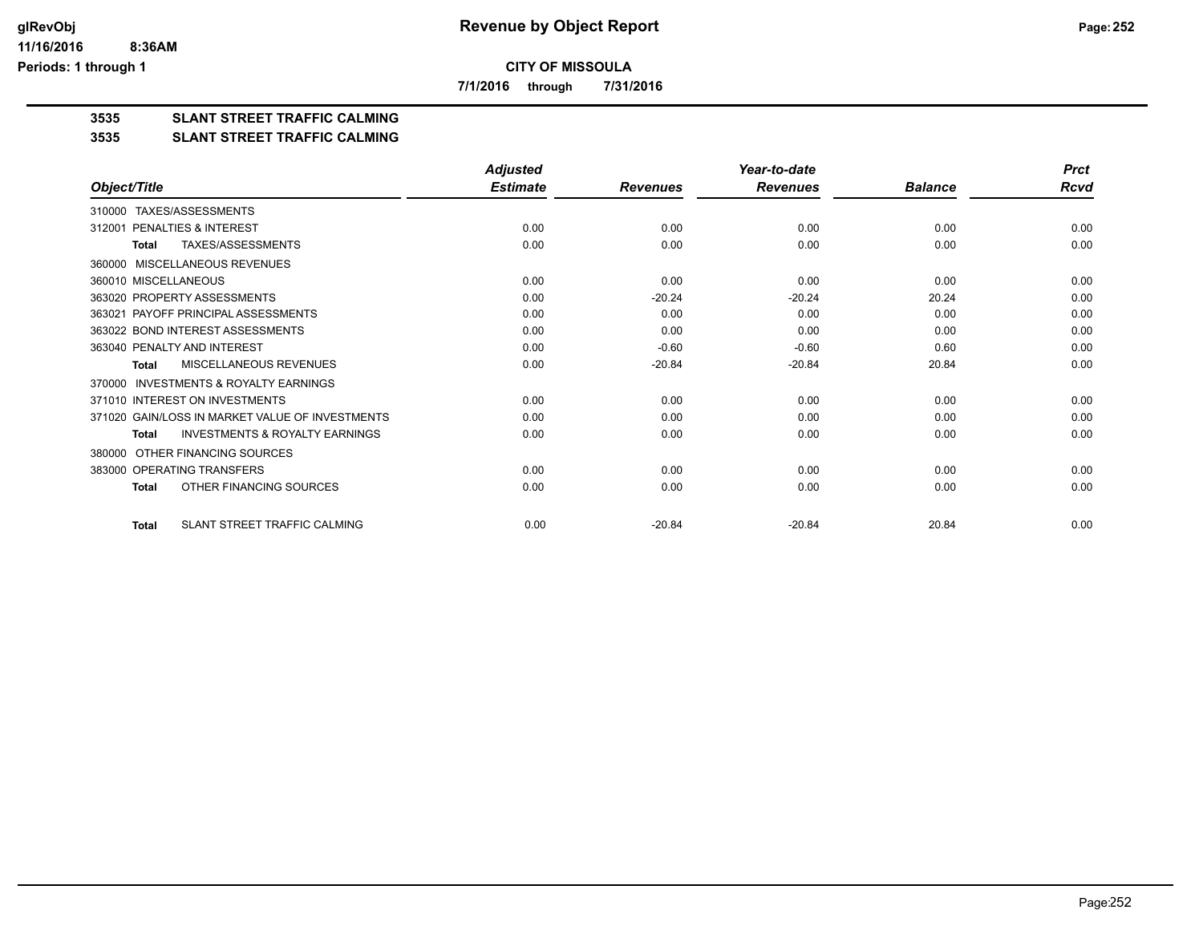# Revenue by Object Report

**CITY OF MISSOULA**

**7/1/2016 through 7/31/2016**

Periods: 1 through 1

## 3535 SLANT STREET TRAFFIC CALMING

### 3535 SLANT STREET TRAFFIC CALMING

| Object/Title | Adjusted Estimate | Revenues | Year-to-date Revenues | Balance | Prct Rcvd |
|---|---|---|---|---|---|
| 310000 TAXES/ASSESSMENTS | | | | | |
| 312001 PENALTIES & INTEREST | 0.00 | 0.00 | 0.00 | 0.00 | 0.00 |
| **Total** TAXES/ASSESSMENTS | 0.00 | 0.00 | 0.00 | 0.00 | 0.00 |
| 360000 MISCELLANEOUS REVENUES | | | | | |
| 360010 MISCELLANEOUS | 0.00 | 0.00 | 0.00 | 0.00 | 0.00 |
| 363020 PROPERTY ASSESSMENTS | 0.00 | -20.24 | -20.24 | 20.24 | 0.00 |
| 363021 PAYOFF PRINCIPAL ASSESSMENTS | 0.00 | 0.00 | 0.00 | 0.00 | 0.00 |
| 363022 BOND INTEREST ASSESSMENTS | 0.00 | 0.00 | 0.00 | 0.00 | 0.00 |
| 363040 PENALTY AND INTEREST | 0.00 | -0.60 | -0.60 | 0.60 | 0.00 |
| **Total** MISCELLANEOUS REVENUES | 0.00 | -20.84 | -20.84 | 20.84 | 0.00 |
| 370000 INVESTMENTS & ROYALTY EARNINGS | | | | | |
| 371010 INTEREST ON INVESTMENTS | 0.00 | 0.00 | 0.00 | 0.00 | 0.00 |
| 371020 GAIN/LOSS IN MARKET VALUE OF INVESTMENTS | 0.00 | 0.00 | 0.00 | 0.00 | 0.00 |
| **Total** INVESTMENTS & ROYALTY EARNINGS | 0.00 | 0.00 | 0.00 | 0.00 | 0.00 |
| 380000 OTHER FINANCING SOURCES | | | | | |
| 383000 OPERATING TRANSFERS | 0.00 | 0.00 | 0.00 | 0.00 | 0.00 |
| **Total** OTHER FINANCING SOURCES | 0.00 | 0.00 | 0.00 | 0.00 | 0.00 |
| **Total** SLANT STREET TRAFFIC CALMING | 0.00 | -20.84 | -20.84 | 20.84 | 0.00 |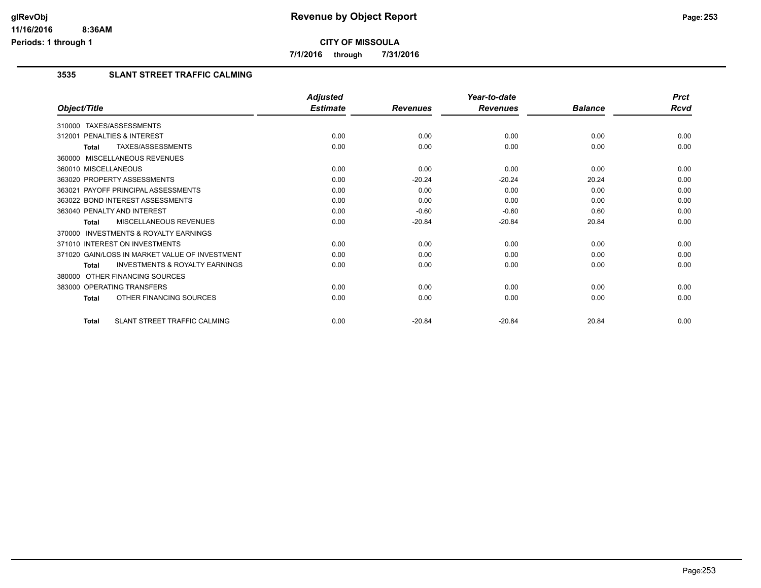# CITY OF MISSOULA

**7/1/2016 through 7/31/2016**

## 3535 SLANT STREET TRAFFIC CALMING

| Object/Title | Adjusted Estimate | Revenues | Year-to-date Revenues | Balance | Prct Rcvd |
|---|---|---|---|---|---|
| 310000 TAXES/ASSESSMENTS | | | | | |
| 312001 PENALTIES & INTEREST | 0.00 | 0.00 | 0.00 | 0.00 | 0.00 |
| **Total** TAXES/ASSESSMENTS | 0.00 | 0.00 | 0.00 | 0.00 | 0.00 |
| 360000 MISCELLANEOUS REVENUES | | | | | |
| 360010 MISCELLANEOUS | 0.00 | 0.00 | 0.00 | 0.00 | 0.00 |
| 363020 PROPERTY ASSESSMENTS | 0.00 | -20.24 | -20.24 | 20.24 | 0.00 |
| 363021 PAYOFF PRINCIPAL ASSESSMENTS | 0.00 | 0.00 | 0.00 | 0.00 | 0.00 |
| 363022 BOND INTEREST ASSESSMENTS | 0.00 | 0.00 | 0.00 | 0.00 | 0.00 |
| 363040 PENALTY AND INTEREST | 0.00 | -0.60 | -0.60 | 0.60 | 0.00 |
| **Total** MISCELLANEOUS REVENUES | 0.00 | -20.84 | -20.84 | 20.84 | 0.00 |
| 370000 INVESTMENTS & ROYALTY EARNINGS | | | | | |
| 371010 INTEREST ON INVESTMENTS | 0.00 | 0.00 | 0.00 | 0.00 | 0.00 |
| 371020 GAIN/LOSS IN MARKET VALUE OF INVESTMENT | 0.00 | 0.00 | 0.00 | 0.00 | 0.00 |
| **Total** INVESTMENTS & ROYALTY EARNINGS | 0.00 | 0.00 | 0.00 | 0.00 | 0.00 |
| 380000 OTHER FINANCING SOURCES | | | | | |
| 383000 OPERATING TRANSFERS | 0.00 | 0.00 | 0.00 | 0.00 | 0.00 |
| **Total** OTHER FINANCING SOURCES | 0.00 | 0.00 | 0.00 | 0.00 | 0.00 |
| **Total** SLANT STREET TRAFFIC CALMING | 0.00 | -20.84 | -20.84 | 20.84 | 0.00 |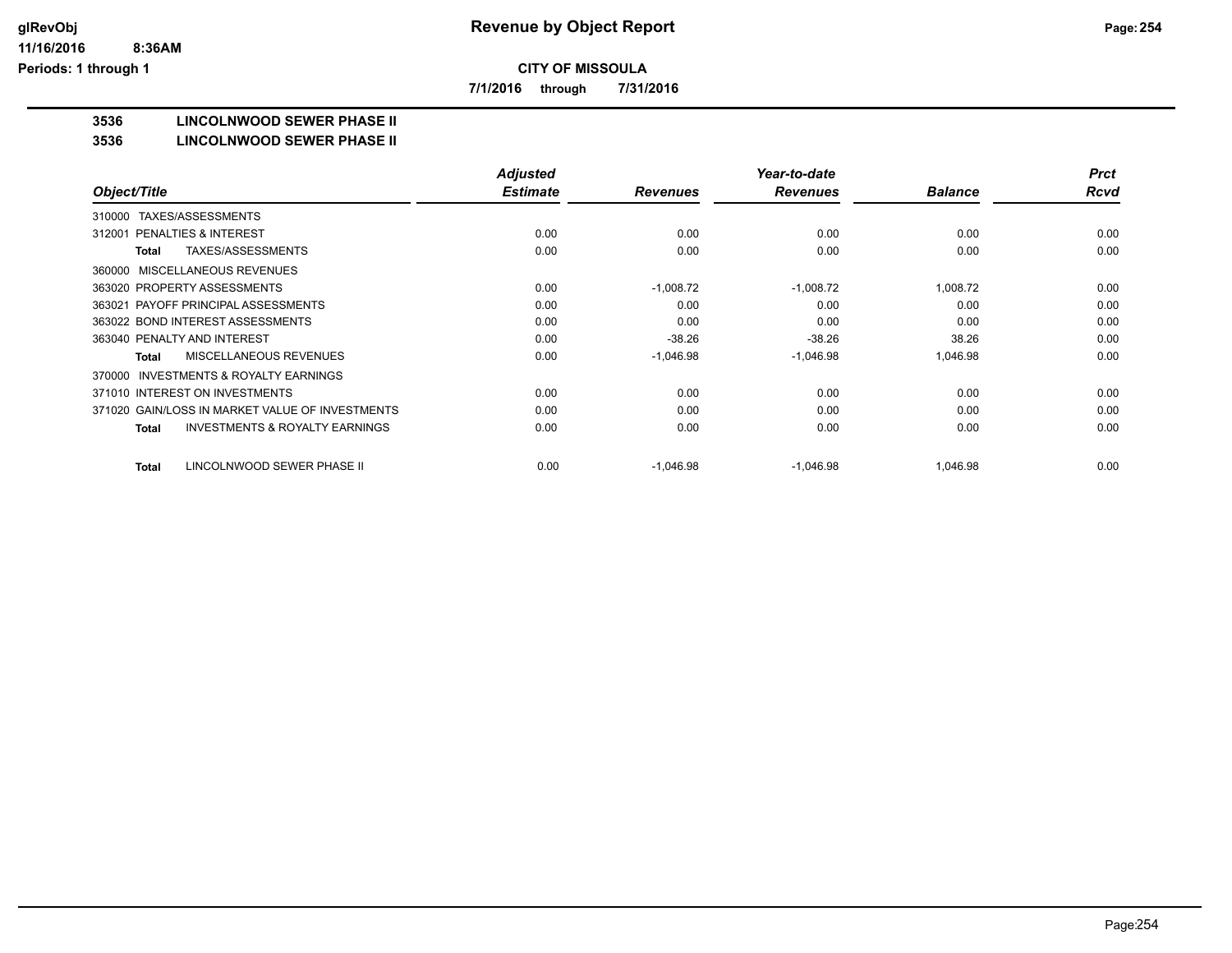**glRevObj** **Revenue by Object Report**

**11/16/2016 8:36AM**

**Periods: 1 through 1**

**CITY OF MISSOULA**

**7/1/2016 through 7/31/2016**

**3536 LINCOLNWOOD SEWER PHASE II**

**3536 LINCOLNWOOD SEWER PHASE II**

| Object/Title | Adjusted Estimate | Revenues | Year-to-date Revenues | Balance | Prct Rcvd |
|---|---|---|---|---|---|
| 310000 TAXES/ASSESSMENTS | | | | | |
| 312001 PENALTIES & INTEREST | 0.00 | 0.00 | 0.00 | 0.00 | 0.00 |
| **Total** TAXES/ASSESSMENTS | 0.00 | 0.00 | 0.00 | 0.00 | 0.00 |
| 360000 MISCELLANEOUS REVENUES | | | | | |
| 363020 PROPERTY ASSESSMENTS | 0.00 | -1,008.72 | -1,008.72 | 1,008.72 | 0.00 |
| 363021 PAYOFF PRINCIPAL ASSESSMENTS | 0.00 | 0.00 | 0.00 | 0.00 | 0.00 |
| 363022 BOND INTEREST ASSESSMENTS | 0.00 | 0.00 | 0.00 | 0.00 | 0.00 |
| 363040 PENALTY AND INTEREST | 0.00 | -38.26 | -38.26 | 38.26 | 0.00 |
| **Total** MISCELLANEOUS REVENUES | 0.00 | -1,046.98 | -1,046.98 | 1,046.98 | 0.00 |
| 370000 INVESTMENTS & ROYALTY EARNINGS | | | | | |
| 371010 INTEREST ON INVESTMENTS | 0.00 | 0.00 | 0.00 | 0.00 | 0.00 |
| 371020 GAIN/LOSS IN MARKET VALUE OF INVESTMENTS | 0.00 | 0.00 | 0.00 | 0.00 | 0.00 |
| **Total** INVESTMENTS & ROYALTY EARNINGS | 0.00 | 0.00 | 0.00 | 0.00 | 0.00 |
| **Total** LINCOLNWOOD SEWER PHASE II | 0.00 | -1,046.98 | -1,046.98 | 1,046.98 | 0.00 |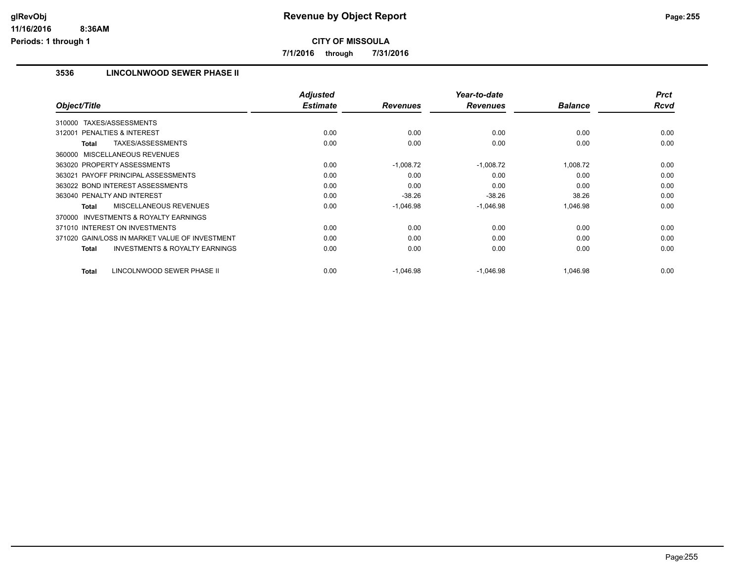# Revenue by Object Report

**CITY OF MISSOULA**

**7/1/2016 through 7/31/2016**

## 3536 LINCOLNWOOD SEWER PHASE II

| Object/Title | Adjusted Estimate | Revenues | Year-to-date Revenues | Balance | Prct Rcvd |
|---|---|---|---|---|---|
| 310000 TAXES/ASSESSMENTS | | | | | |
| 312001 PENALTIES & INTEREST | 0.00 | 0.00 | 0.00 | 0.00 | 0.00 |
| **Total** TAXES/ASSESSMENTS | 0.00 | 0.00 | 0.00 | 0.00 | 0.00 |
| 360000 MISCELLANEOUS REVENUES | | | | | |
| 363020 PROPERTY ASSESSMENTS | 0.00 | -1,008.72 | -1,008.72 | 1,008.72 | 0.00 |
| 363021 PAYOFF PRINCIPAL ASSESSMENTS | 0.00 | 0.00 | 0.00 | 0.00 | 0.00 |
| 363022 BOND INTEREST ASSESSMENTS | 0.00 | 0.00 | 0.00 | 0.00 | 0.00 |
| 363040 PENALTY AND INTEREST | 0.00 | -38.26 | -38.26 | 38.26 | 0.00 |
| **Total** MISCELLANEOUS REVENUES | 0.00 | -1,046.98 | -1,046.98 | 1,046.98 | 0.00 |
| 370000 INVESTMENTS & ROYALTY EARNINGS | | | | | |
| 371010 INTEREST ON INVESTMENTS | 0.00 | 0.00 | 0.00 | 0.00 | 0.00 |
| 371020 GAIN/LOSS IN MARKET VALUE OF INVESTMENT | 0.00 | 0.00 | 0.00 | 0.00 | 0.00 |
| **Total** INVESTMENTS & ROYALTY EARNINGS | 0.00 | 0.00 | 0.00 | 0.00 | 0.00 |
| **Total** LINCOLNWOOD SEWER PHASE II | 0.00 | -1,046.98 | -1,046.98 | 1,046.98 | 0.00 |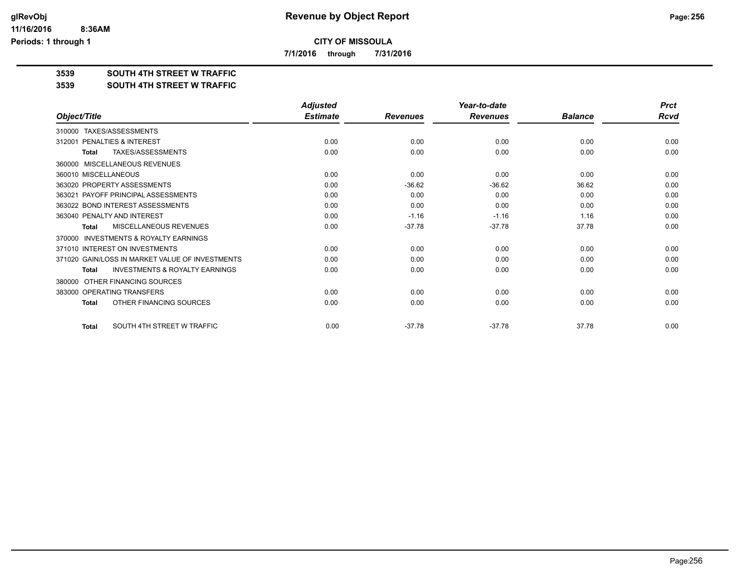**CITY OF MISSOULA**

**7/1/2016 through 7/31/2016**

**3539 SOUTH 4TH STREET W TRAFFIC**

**3539 SOUTH 4TH STREET W TRAFFIC**

| Object/Title | Adjusted Estimate | Revenues | Year-to-date Revenues | Balance | Prct Rcvd |
|---|---|---|---|---|---|
| 310000 TAXES/ASSESSMENTS | | | | | |
| 312001 PENALTIES & INTEREST | 0.00 | 0.00 | 0.00 | 0.00 | 0.00 |
| Total TAXES/ASSESSMENTS | 0.00 | 0.00 | 0.00 | 0.00 | 0.00 |
| 360000 MISCELLANEOUS REVENUES | | | | | |
| 360010 MISCELLANEOUS | 0.00 | 0.00 | 0.00 | 0.00 | 0.00 |
| 363020 PROPERTY ASSESSMENTS | 0.00 | -36.62 | -36.62 | 36.62 | 0.00 |
| 363021 PAYOFF PRINCIPAL ASSESSMENTS | 0.00 | 0.00 | 0.00 | 0.00 | 0.00 |
| 363022 BOND INTEREST ASSESSMENTS | 0.00 | 0.00 | 0.00 | 0.00 | 0.00 |
| 363040 PENALTY AND INTEREST | 0.00 | -1.16 | -1.16 | 1.16 | 0.00 |
| Total MISCELLANEOUS REVENUES | 0.00 | -37.78 | -37.78 | 37.78 | 0.00 |
| 370000 INVESTMENTS & ROYALTY EARNINGS | | | | | |
| 371010 INTEREST ON INVESTMENTS | 0.00 | 0.00 | 0.00 | 0.00 | 0.00 |
| 371020 GAIN/LOSS IN MARKET VALUE OF INVESTMENTS | 0.00 | 0.00 | 0.00 | 0.00 | 0.00 |
| Total INVESTMENTS & ROYALTY EARNINGS | 0.00 | 0.00 | 0.00 | 0.00 | 0.00 |
| 380000 OTHER FINANCING SOURCES | | | | | |
| 383000 OPERATING TRANSFERS | 0.00 | 0.00 | 0.00 | 0.00 | 0.00 |
| Total OTHER FINANCING SOURCES | 0.00 | 0.00 | 0.00 | 0.00 | 0.00 |
| Total SOUTH 4TH STREET W TRAFFIC | 0.00 | -37.78 | -37.78 | 37.78 | 0.00 |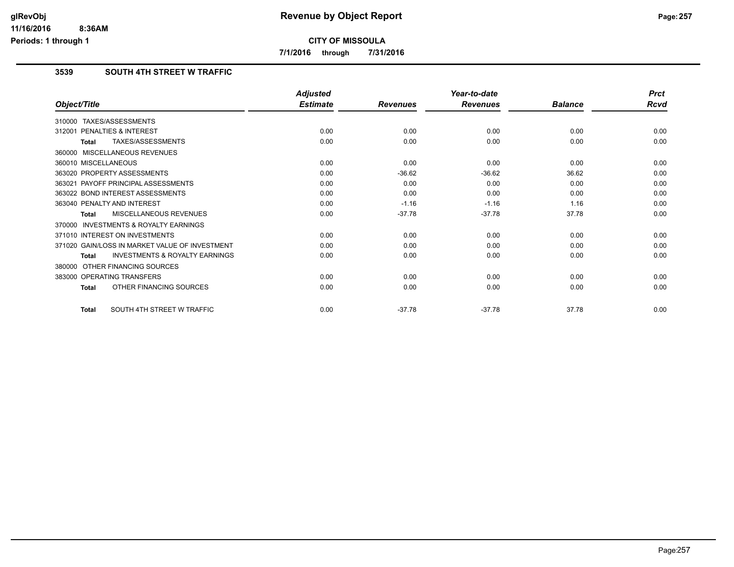**CITY OF MISSOULA**

**7/1/2016 through 7/31/2016**

### 3539 SOUTH 4TH STREET W TRAFFIC

| Object/Title | Adjusted Estimate | Revenues | Year-to-date Revenues | Balance | Prct Rcvd |
|---|---|---|---|---|---|
| 310000 TAXES/ASSESSMENTS | | | | | |
| 312001 PENALTIES & INTEREST | 0.00 | 0.00 | 0.00 | 0.00 | 0.00 |
| **Total** TAXES/ASSESSMENTS | 0.00 | 0.00 | 0.00 | 0.00 | 0.00 |
| 360000 MISCELLANEOUS REVENUES | | | | | |
| 360010 MISCELLANEOUS | 0.00 | 0.00 | 0.00 | 0.00 | 0.00 |
| 363020 PROPERTY ASSESSMENTS | 0.00 | -36.62 | -36.62 | 36.62 | 0.00 |
| 363021 PAYOFF PRINCIPAL ASSESSMENTS | 0.00 | 0.00 | 0.00 | 0.00 | 0.00 |
| 363022 BOND INTEREST ASSESSMENTS | 0.00 | 0.00 | 0.00 | 0.00 | 0.00 |
| 363040 PENALTY AND INTEREST | 0.00 | -1.16 | -1.16 | 1.16 | 0.00 |
| **Total** MISCELLANEOUS REVENUES | 0.00 | -37.78 | -37.78 | 37.78 | 0.00 |
| 370000 INVESTMENTS & ROYALTY EARNINGS | | | | | |
| 371010 INTEREST ON INVESTMENTS | 0.00 | 0.00 | 0.00 | 0.00 | 0.00 |
| 371020 GAIN/LOSS IN MARKET VALUE OF INVESTMENT | 0.00 | 0.00 | 0.00 | 0.00 | 0.00 |
| **Total** INVESTMENTS & ROYALTY EARNINGS | 0.00 | 0.00 | 0.00 | 0.00 | 0.00 |
| 380000 OTHER FINANCING SOURCES | | | | | |
| 383000 OPERATING TRANSFERS | 0.00 | 0.00 | 0.00 | 0.00 | 0.00 |
| **Total** OTHER FINANCING SOURCES | 0.00 | 0.00 | 0.00 | 0.00 | 0.00 |
| **Total** SOUTH 4TH STREET W TRAFFIC | 0.00 | -37.78 | -37.78 | 37.78 | 0.00 |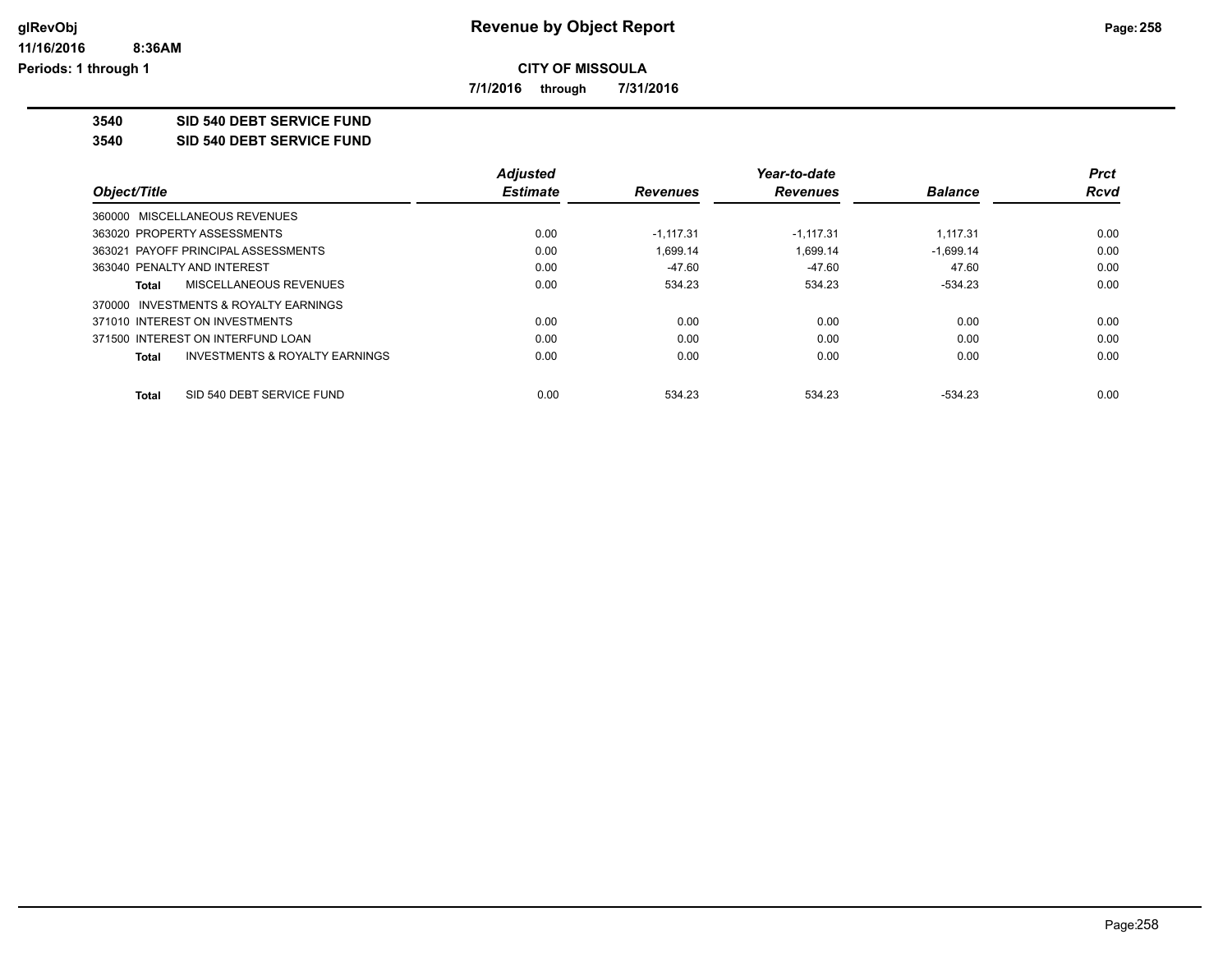# Revenue by Object Report

**CITY OF MISSOULA**

**7/1/2016 through 7/31/2016**

**3540 SID 540 DEBT SERVICE FUND**

**3540 SID 540 DEBT SERVICE FUND**

| Object/Title | Adjusted Estimate | Revenues | Year-to-date Revenues | Balance | Prct Rcvd |
|---|---|---|---|---|---|
| 360000 MISCELLANEOUS REVENUES | | | | | |
| 363020 PROPERTY ASSESSMENTS | 0.00 | -1,117.31 | -1,117.31 | 1,117.31 | 0.00 |
| 363021 PAYOFF PRINCIPAL ASSESSMENTS | 0.00 | 1,699.14 | 1,699.14 | -1,699.14 | 0.00 |
| 363040 PENALTY AND INTEREST | 0.00 | -47.60 | -47.60 | 47.60 | 0.00 |
| **Total** MISCELLANEOUS REVENUES | 0.00 | 534.23 | 534.23 | -534.23 | 0.00 |
| 370000 INVESTMENTS & ROYALTY EARNINGS | | | | | |
| 371010 INTEREST ON INVESTMENTS | 0.00 | 0.00 | 0.00 | 0.00 | 0.00 |
| 371500 INTEREST ON INTERFUND LOAN | 0.00 | 0.00 | 0.00 | 0.00 | 0.00 |
| **Total** INVESTMENTS & ROYALTY EARNINGS | 0.00 | 0.00 | 0.00 | 0.00 | 0.00 |
| **Total** SID 540 DEBT SERVICE FUND | 0.00 | 534.23 | 534.23 | -534.23 | 0.00 |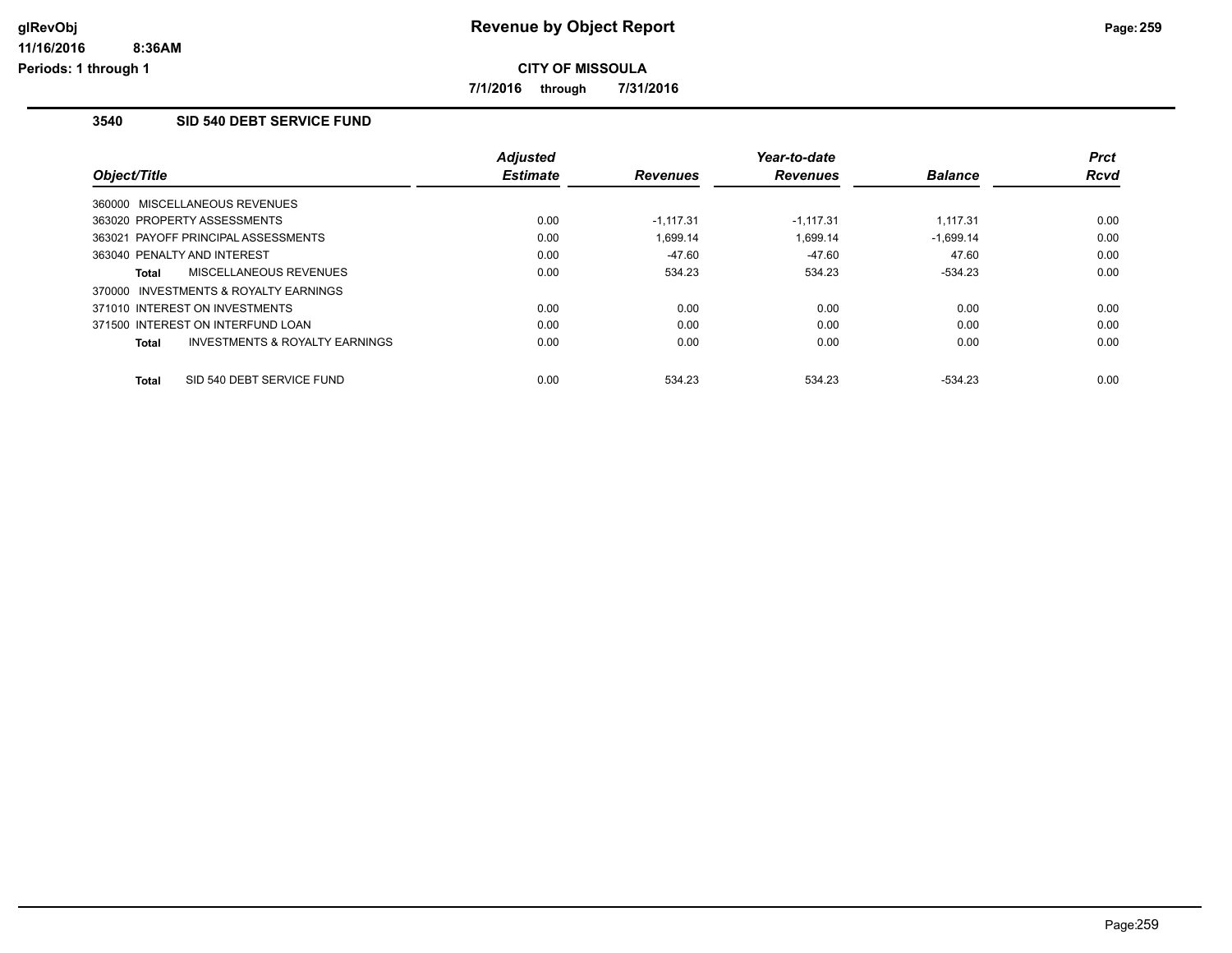# Revenue by Object Report

**CITY OF MISSOULA**

**7/1/2016 through 7/31/2016**

### 3540 SID 540 DEBT SERVICE FUND

| Object/Title | Adjusted Estimate | Revenues | Year-to-date Revenues | Balance | Prct Rcvd |
|---|---|---|---|---|---|
| 360000 MISCELLANEOUS REVENUES | | | | | |
| 363020 PROPERTY ASSESSMENTS | 0.00 | -1,117.31 | -1,117.31 | 1,117.31 | 0.00 |
| 363021 PAYOFF PRINCIPAL ASSESSMENTS | 0.00 | 1,699.14 | 1,699.14 | -1,699.14 | 0.00 |
| 363040 PENALTY AND INTEREST | 0.00 | -47.60 | -47.60 | 47.60 | 0.00 |
| **Total** MISCELLANEOUS REVENUES | 0.00 | 534.23 | 534.23 | -534.23 | 0.00 |
| 370000 INVESTMENTS & ROYALTY EARNINGS | | | | | |
| 371010 INTEREST ON INVESTMENTS | 0.00 | 0.00 | 0.00 | 0.00 | 0.00 |
| 371500 INTEREST ON INTERFUND LOAN | 0.00 | 0.00 | 0.00 | 0.00 | 0.00 |
| **Total** INVESTMENTS & ROYALTY EARNINGS | 0.00 | 0.00 | 0.00 | 0.00 | 0.00 |
| **Total** SID 540 DEBT SERVICE FUND | 0.00 | 534.23 | 534.23 | -534.23 | 0.00 |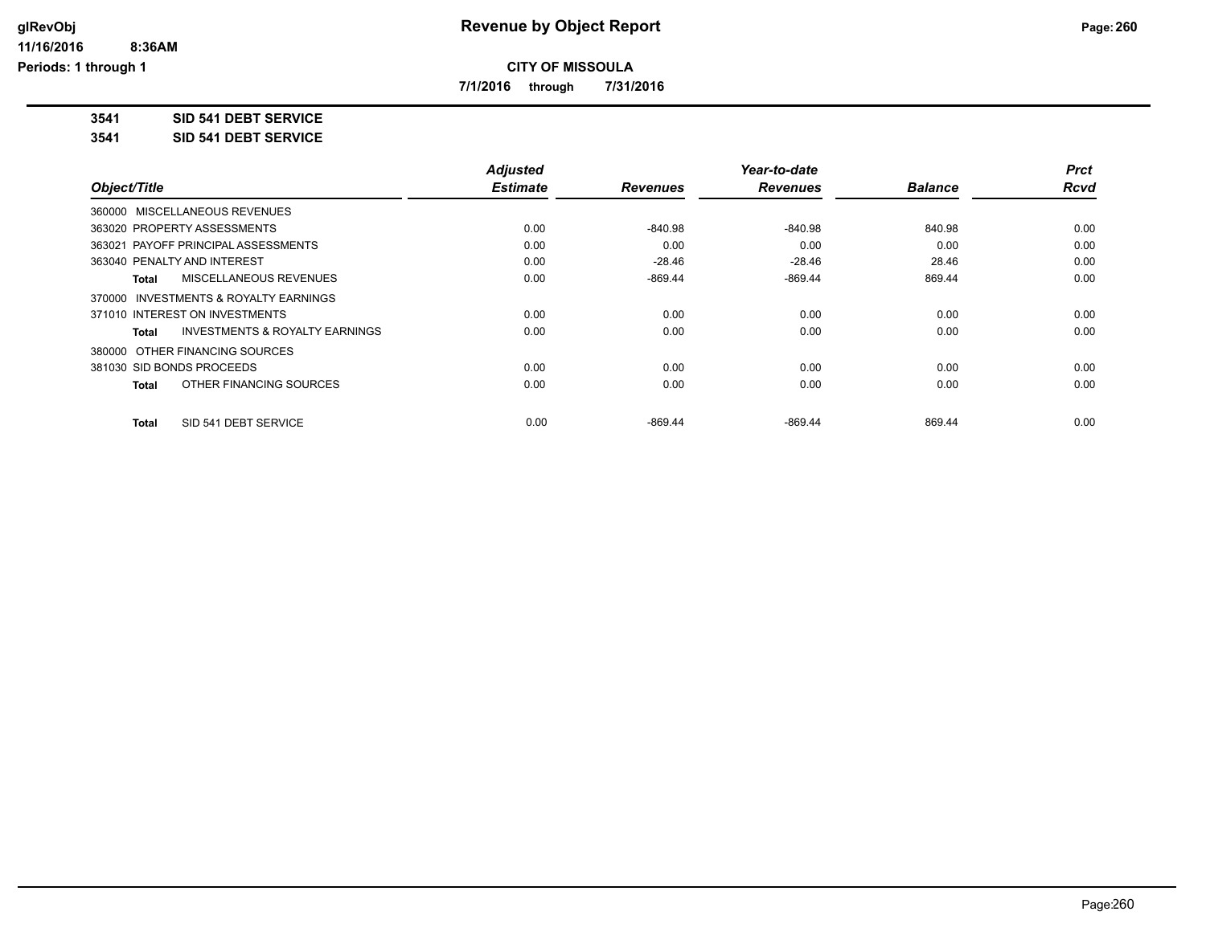**CITY OF MISSOULA**

**7/1/2016 through 7/31/2016**

**3541 SID 541 DEBT SERVICE**

**3541 SID 541 DEBT SERVICE**

| Object/Title | Adjusted Estimate | Revenues | Year-to-date Revenues | Balance | Prct Rcvd |
|---|---|---|---|---|---|
| 360000 MISCELLANEOUS REVENUES | | | | | |
| 363020 PROPERTY ASSESSMENTS | 0.00 | -840.98 | -840.98 | 840.98 | 0.00 |
| 363021 PAYOFF PRINCIPAL ASSESSMENTS | 0.00 | 0.00 | 0.00 | 0.00 | 0.00 |
| 363040 PENALTY AND INTEREST | 0.00 | -28.46 | -28.46 | 28.46 | 0.00 |
| **Total** MISCELLANEOUS REVENUES | 0.00 | -869.44 | -869.44 | 869.44 | 0.00 |
| 370000 INVESTMENTS & ROYALTY EARNINGS | | | | | |
| 371010 INTEREST ON INVESTMENTS | 0.00 | 0.00 | 0.00 | 0.00 | 0.00 |
| **Total** INVESTMENTS & ROYALTY EARNINGS | 0.00 | 0.00 | 0.00 | 0.00 | 0.00 |
| 380000 OTHER FINANCING SOURCES | | | | | |
| 381030 SID BONDS PROCEEDS | 0.00 | 0.00 | 0.00 | 0.00 | 0.00 |
| **Total** OTHER FINANCING SOURCES | 0.00 | 0.00 | 0.00 | 0.00 | 0.00 |
| **Total** SID 541 DEBT SERVICE | 0.00 | -869.44 | -869.44 | 869.44 | 0.00 |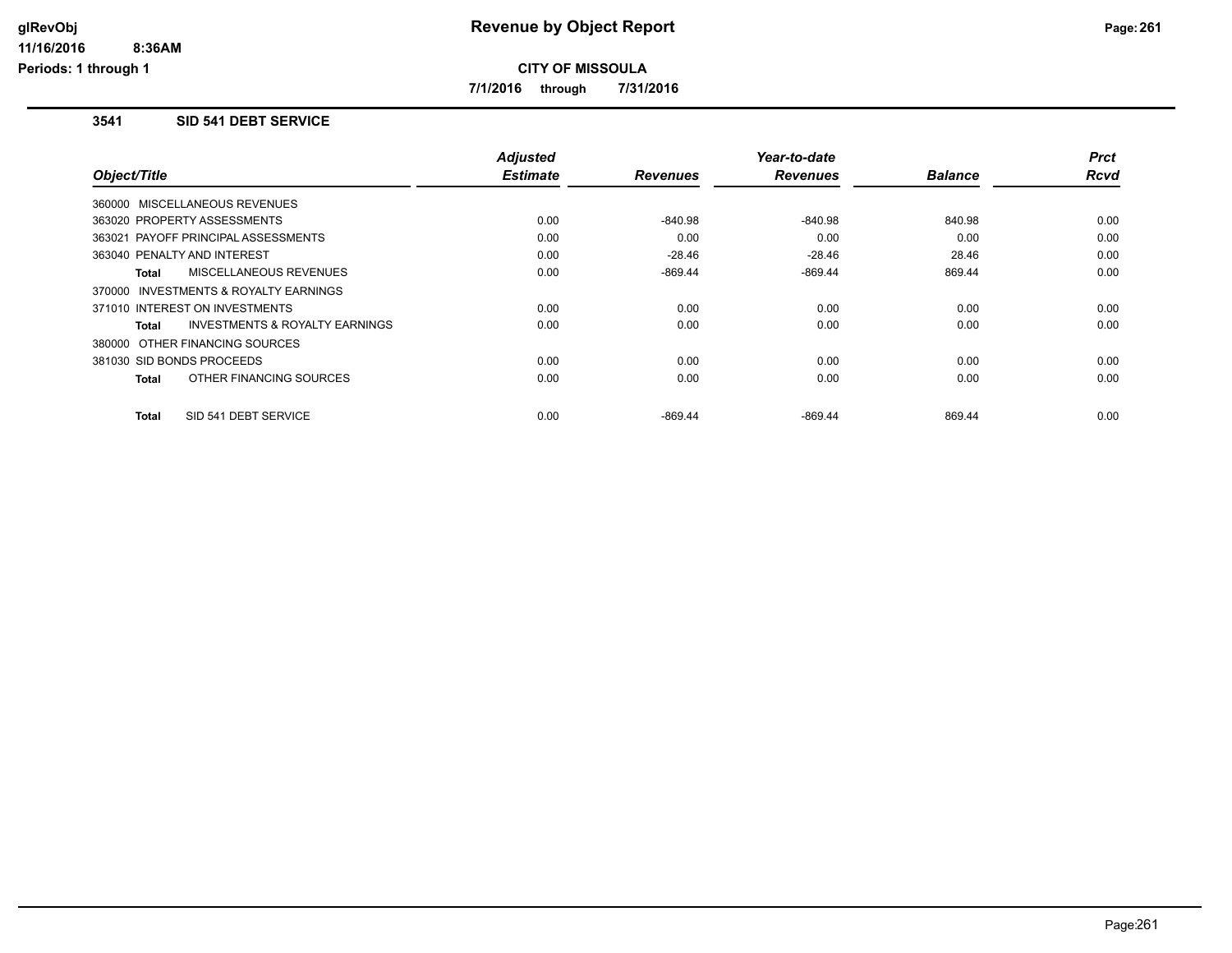**CITY OF MISSOULA**

**7/1/2016 through 7/31/2016**

### 3541 SID 541 DEBT SERVICE

| Object/Title | | Adjusted Estimate | Revenues | Year-to-date Revenues | Balance | Prct Rcvd |
|---|---|---|---|---|---|---|
| 360000 MISCELLANEOUS REVENUES | | | | | | |
| 363020 PROPERTY ASSESSMENTS | | 0.00 | -840.98 | -840.98 | 840.98 | 0.00 |
| 363021 PAYOFF PRINCIPAL ASSESSMENTS | | 0.00 | 0.00 | 0.00 | 0.00 | 0.00 |
| 363040 PENALTY AND INTEREST | | 0.00 | -28.46 | -28.46 | 28.46 | 0.00 |
| **Total** | MISCELLANEOUS REVENUES | 0.00 | -869.44 | -869.44 | 869.44 | 0.00 |
| 370000 INVESTMENTS & ROYALTY EARNINGS | | | | | | |
| 371010 INTEREST ON INVESTMENTS | | 0.00 | 0.00 | 0.00 | 0.00 | 0.00 |
| **Total** | INVESTMENTS & ROYALTY EARNINGS | 0.00 | 0.00 | 0.00 | 0.00 | 0.00 |
| 380000 OTHER FINANCING SOURCES | | | | | | |
| 381030 SID BONDS PROCEEDS | | 0.00 | 0.00 | 0.00 | 0.00 | 0.00 |
| **Total** | OTHER FINANCING SOURCES | 0.00 | 0.00 | 0.00 | 0.00 | 0.00 |
| **Total** | SID 541 DEBT SERVICE | 0.00 | -869.44 | -869.44 | 869.44 | 0.00 |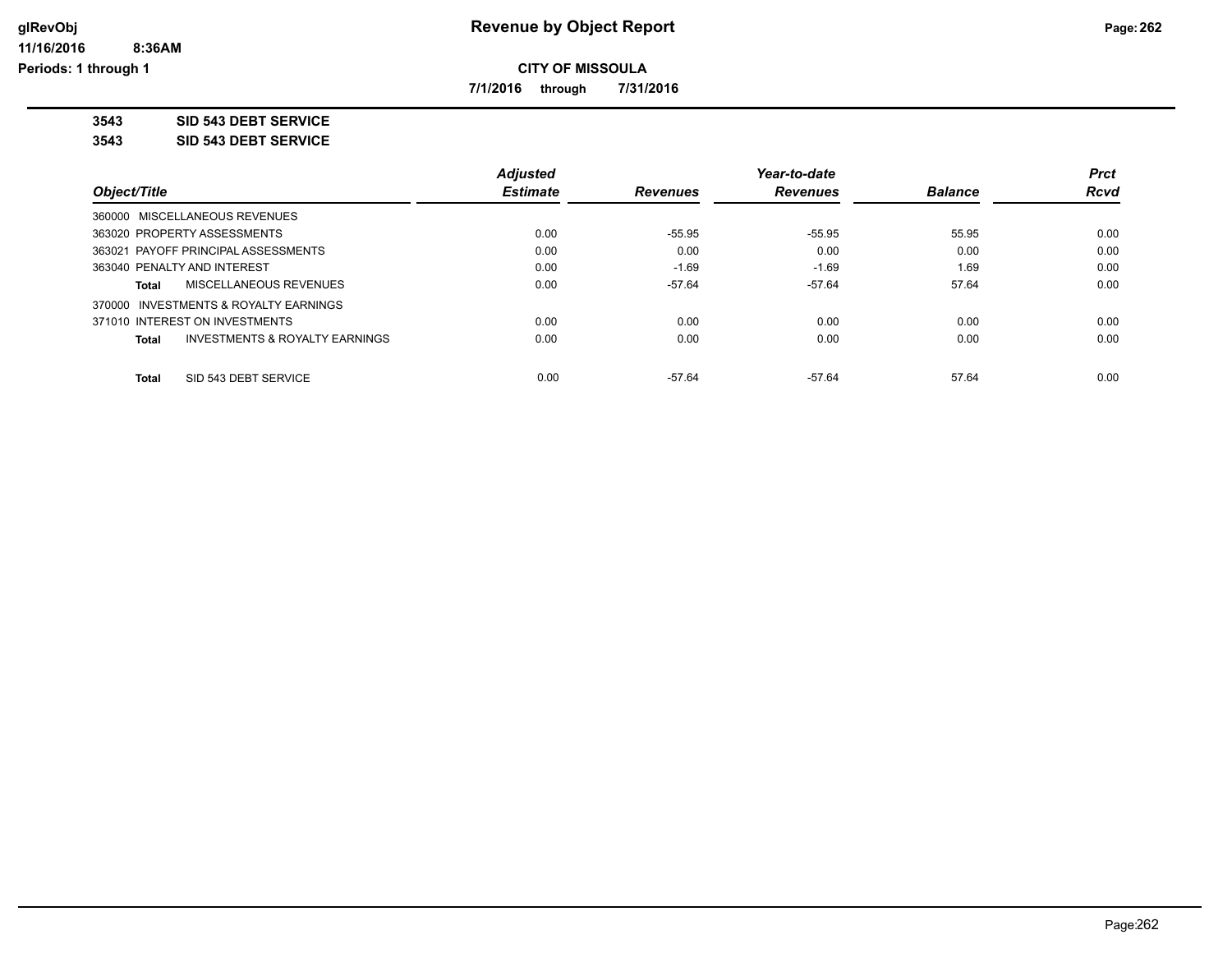# Revenue by Object Report

**CITY OF MISSOULA**

**7/1/2016 through 7/31/2016**

**3543 SID 543 DEBT SERVICE**

**3543 SID 543 DEBT SERVICE**

| Object/Title | Adjusted Estimate | Revenues | Year-to-date Revenues | Balance | Prct Rcvd |
|---|---|---|---|---|---|
| 360000 MISCELLANEOUS REVENUES | | | | | |
| 363020 PROPERTY ASSESSMENTS | 0.00 | -55.95 | -55.95 | 55.95 | 0.00 |
| 363021 PAYOFF PRINCIPAL ASSESSMENTS | 0.00 | 0.00 | 0.00 | 0.00 | 0.00 |
| 363040 PENALTY AND INTEREST | 0.00 | -1.69 | -1.69 | 1.69 | 0.00 |
| **Total** MISCELLANEOUS REVENUES | 0.00 | -57.64 | -57.64 | 57.64 | 0.00 |
| 370000 INVESTMENTS & ROYALTY EARNINGS | | | | | |
| 371010 INTEREST ON INVESTMENTS | 0.00 | 0.00 | 0.00 | 0.00 | 0.00 |
| **Total** INVESTMENTS & ROYALTY EARNINGS | 0.00 | 0.00 | 0.00 | 0.00 | 0.00 |
| **Total** SID 543 DEBT SERVICE | 0.00 | -57.64 | -57.64 | 57.64 | 0.00 |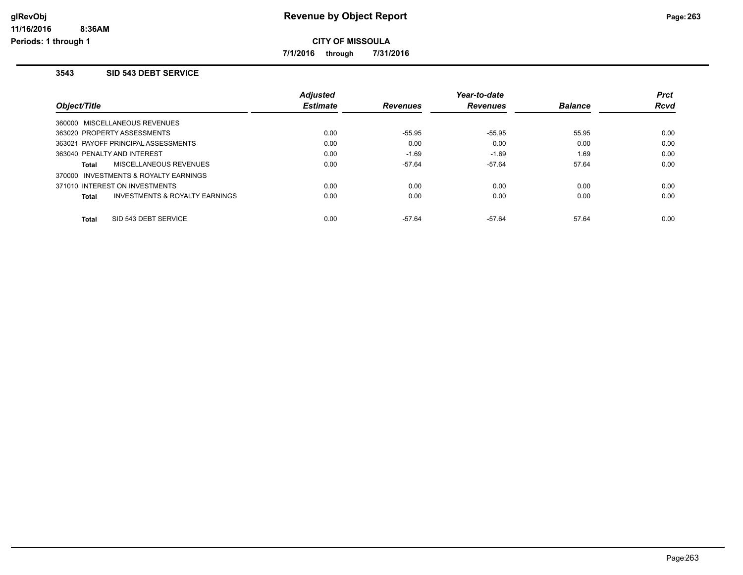**CITY OF MISSOULA**

**7/1/2016 through 7/31/2016**

### 3543 SID 543 DEBT SERVICE

| Object/Title | Adjusted Estimate | Revenues | Year-to-date Revenues | Balance | Prct Rcvd |
|---|---|---|---|---|---|
| 360000 MISCELLANEOUS REVENUES | | | | | |
| 363020 PROPERTY ASSESSMENTS | 0.00 | -55.95 | -55.95 | 55.95 | 0.00 |
| 363021 PAYOFF PRINCIPAL ASSESSMENTS | 0.00 | 0.00 | 0.00 | 0.00 | 0.00 |
| 363040 PENALTY AND INTEREST | 0.00 | -1.69 | -1.69 | 1.69 | 0.00 |
| **Total** MISCELLANEOUS REVENUES | 0.00 | -57.64 | -57.64 | 57.64 | 0.00 |
| 370000 INVESTMENTS & ROYALTY EARNINGS | | | | | |
| 371010 INTEREST ON INVESTMENTS | 0.00 | 0.00 | 0.00 | 0.00 | 0.00 |
| **Total** INVESTMENTS & ROYALTY EARNINGS | 0.00 | 0.00 | 0.00 | 0.00 | 0.00 |
| **Total** SID 543 DEBT SERVICE | 0.00 | -57.64 | -57.64 | 57.64 | 0.00 |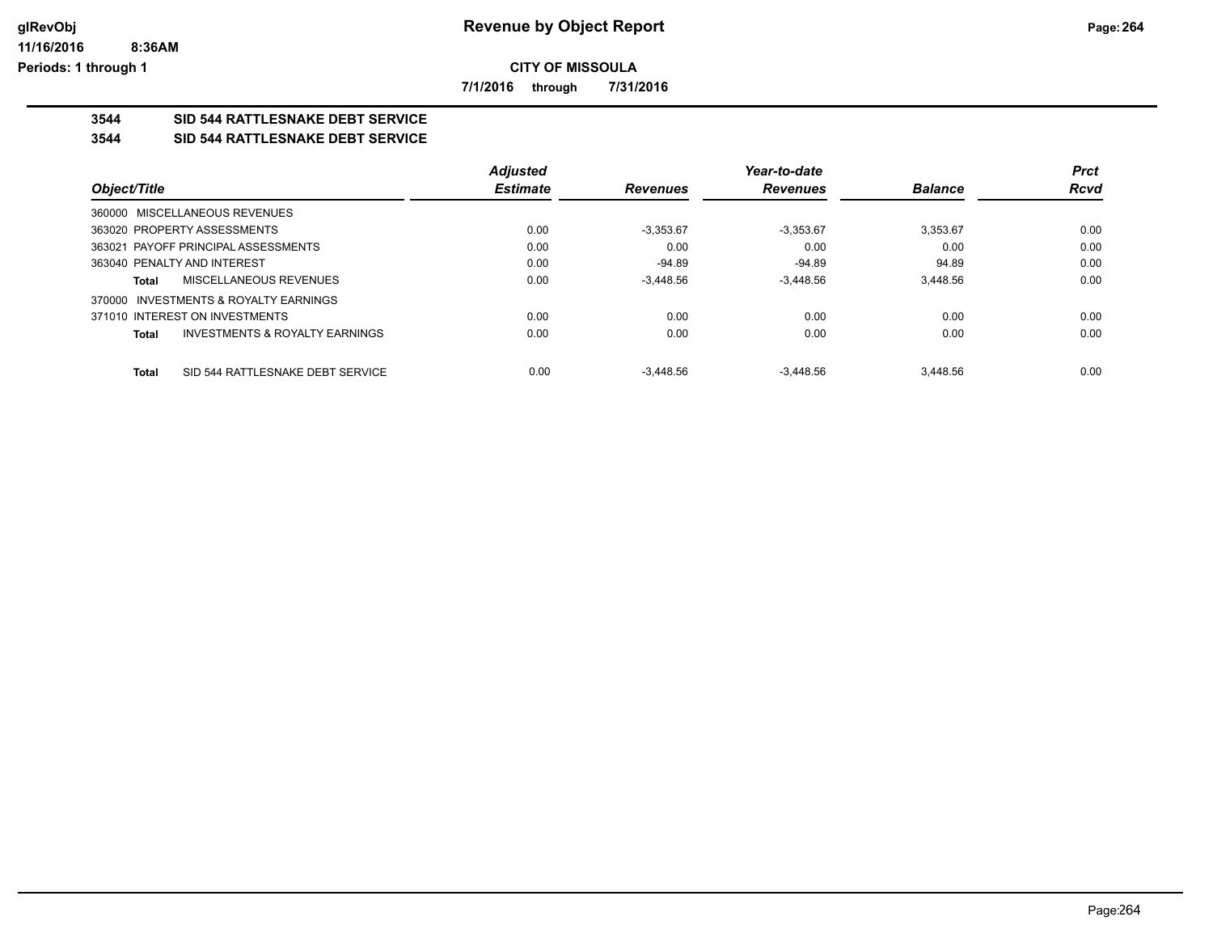**CITY OF MISSOULA**

**7/1/2016 through 7/31/2016**

**Revenue by Object Report**

**3544 SID 544 RATTLESNAKE DEBT SERVICE**

**3544 SID 544 RATTLESNAKE DEBT SERVICE**

| Object/Title | Adjusted Estimate | Revenues | Year-to-date Revenues | Balance | Prct Rcvd |
|---|---|---|---|---|---|
| 360000 MISCELLANEOUS REVENUES | | | | | |
| 363020 PROPERTY ASSESSMENTS | 0.00 | -3,353.67 | -3,353.67 | 3,353.67 | 0.00 |
| 363021 PAYOFF PRINCIPAL ASSESSMENTS | 0.00 | 0.00 | 0.00 | 0.00 | 0.00 |
| 363040 PENALTY AND INTEREST | 0.00 | -94.89 | -94.89 | 94.89 | 0.00 |
| **Total** MISCELLANEOUS REVENUES | 0.00 | -3,448.56 | -3,448.56 | 3,448.56 | 0.00 |
| 370000 INVESTMENTS & ROYALTY EARNINGS | | | | | |
| 371010 INTEREST ON INVESTMENTS | 0.00 | 0.00 | 0.00 | 0.00 | 0.00 |
| **Total** INVESTMENTS & ROYALTY EARNINGS | 0.00 | 0.00 | 0.00 | 0.00 | 0.00 |
| **Total** SID 544 RATTLESNAKE DEBT SERVICE | 0.00 | -3,448.56 | -3,448.56 | 3,448.56 | 0.00 |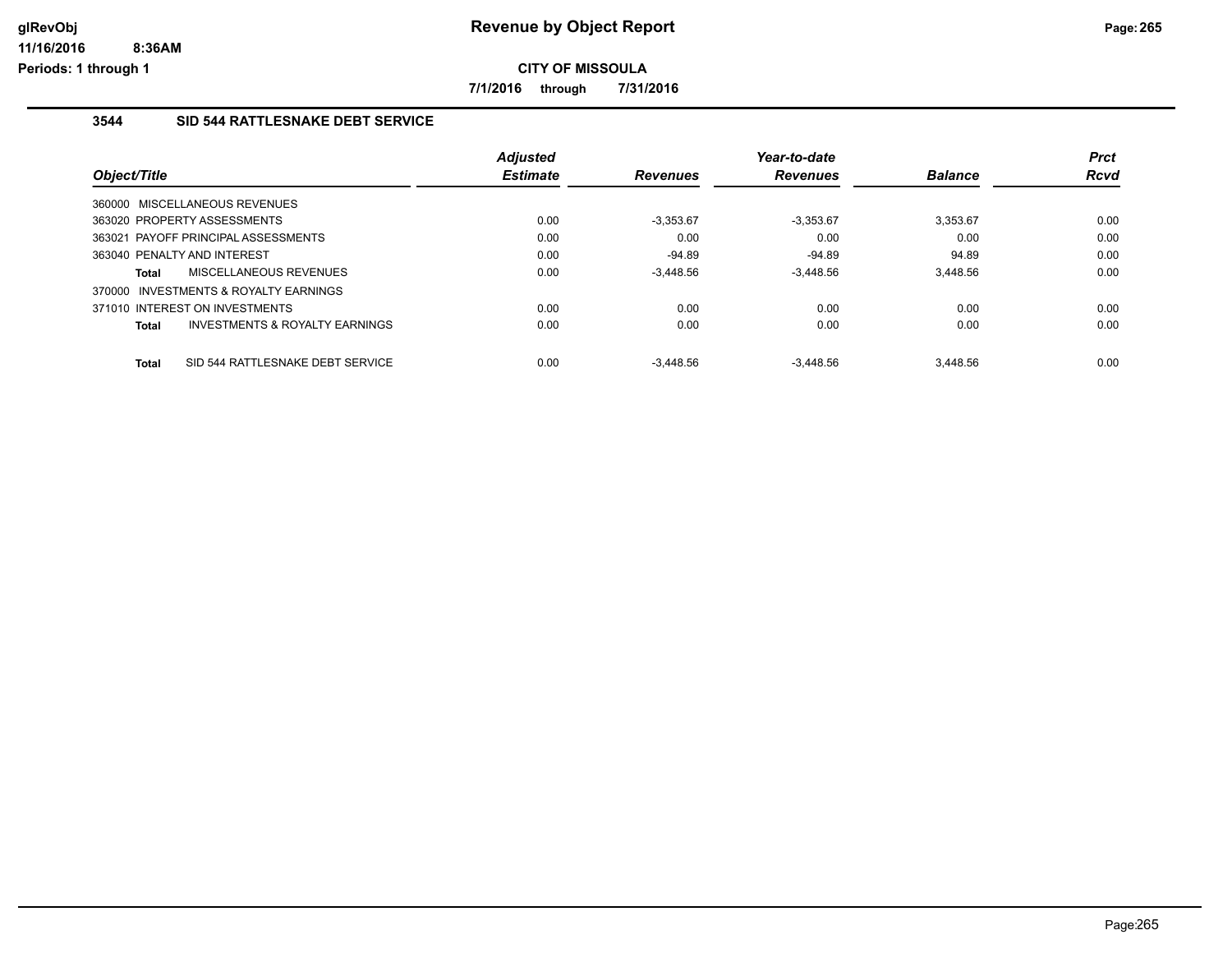# Revenue by Object Report

**CITY OF MISSOULA**

**7/1/2016 through 7/31/2016**

### 3544 SID 544 RATTLESNAKE DEBT SERVICE

| Object/Title | Adjusted Estimate | Revenues | Year-to-date Revenues | Balance | Prct Rcvd |
|---|---|---|---|---|---|
| 360000 MISCELLANEOUS REVENUES | | | | | |
| 363020 PROPERTY ASSESSMENTS | 0.00 | -3,353.67 | -3,353.67 | 3,353.67 | 0.00 |
| 363021 PAYOFF PRINCIPAL ASSESSMENTS | 0.00 | 0.00 | 0.00 | 0.00 | 0.00 |
| 363040 PENALTY AND INTEREST | 0.00 | -94.89 | -94.89 | 94.89 | 0.00 |
| **Total** MISCELLANEOUS REVENUES | 0.00 | -3,448.56 | -3,448.56 | 3,448.56 | 0.00 |
| 370000 INVESTMENTS & ROYALTY EARNINGS | | | | | |
| 371010 INTEREST ON INVESTMENTS | 0.00 | 0.00 | 0.00 | 0.00 | 0.00 |
| **Total** INVESTMENTS & ROYALTY EARNINGS | 0.00 | 0.00 | 0.00 | 0.00 | 0.00 |
| **Total** SID 544 RATTLESNAKE DEBT SERVICE | 0.00 | -3,448.56 | -3,448.56 | 3,448.56 | 0.00 |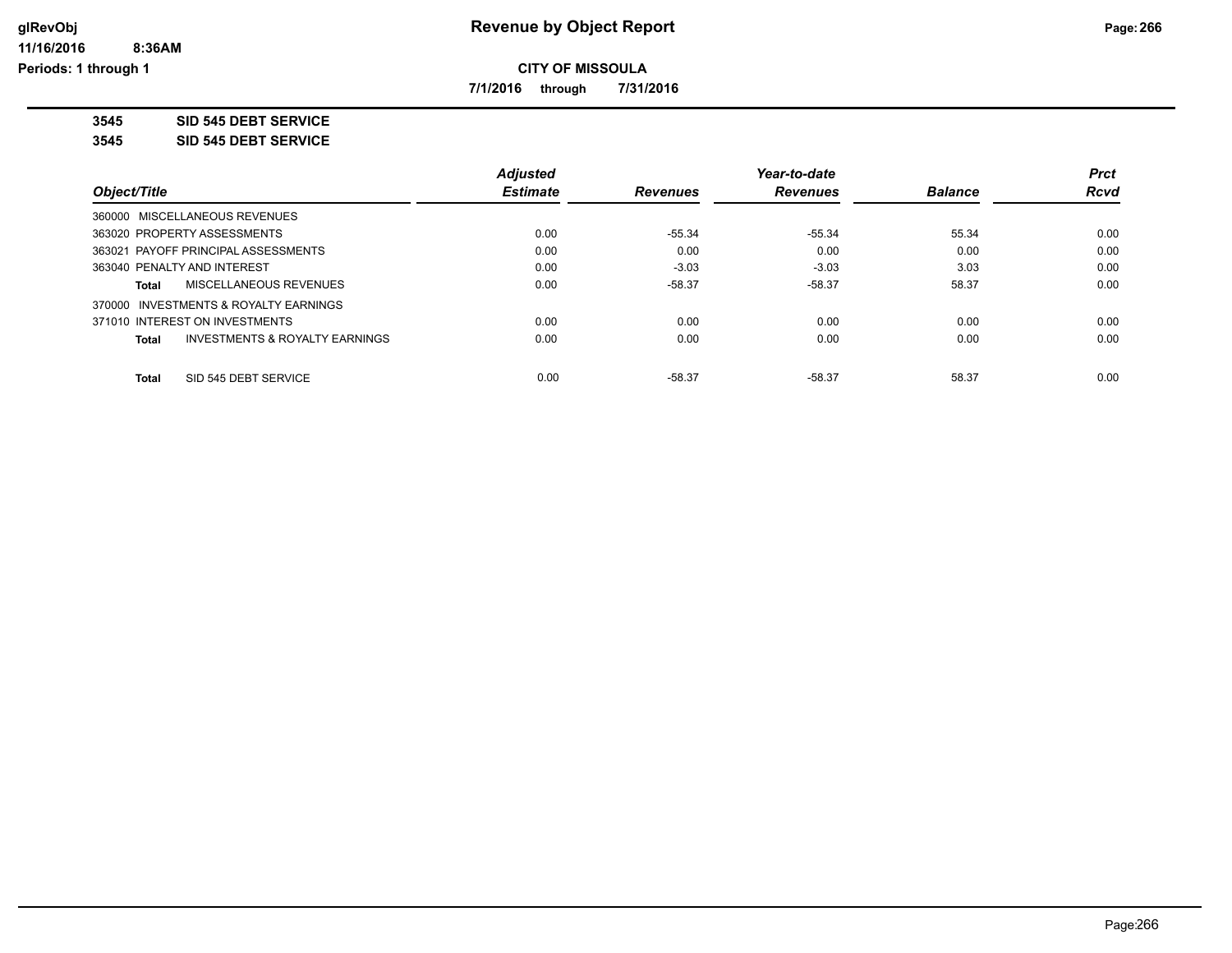# Revenue by Object Report

**CITY OF MISSOULA**

**7/1/2016 through 7/31/2016**

**3545 SID 545 DEBT SERVICE**

**3545 SID 545 DEBT SERVICE**

| Object/Title | Adjusted Estimate | Revenues | Year-to-date Revenues | Balance | Prct Rcvd |
|---|---|---|---|---|---|
| 360000 MISCELLANEOUS REVENUES | | | | | |
| 363020 PROPERTY ASSESSMENTS | 0.00 | -55.34 | -55.34 | 55.34 | 0.00 |
| 363021 PAYOFF PRINCIPAL ASSESSMENTS | 0.00 | 0.00 | 0.00 | 0.00 | 0.00 |
| 363040 PENALTY AND INTEREST | 0.00 | -3.03 | -3.03 | 3.03 | 0.00 |
| **Total** MISCELLANEOUS REVENUES | 0.00 | -58.37 | -58.37 | 58.37 | 0.00 |
| 370000 INVESTMENTS & ROYALTY EARNINGS | | | | | |
| 371010 INTEREST ON INVESTMENTS | 0.00 | 0.00 | 0.00 | 0.00 | 0.00 |
| **Total** INVESTMENTS & ROYALTY EARNINGS | 0.00 | 0.00 | 0.00 | 0.00 | 0.00 |
| **Total** SID 545 DEBT SERVICE | 0.00 | -58.37 | -58.37 | 58.37 | 0.00 |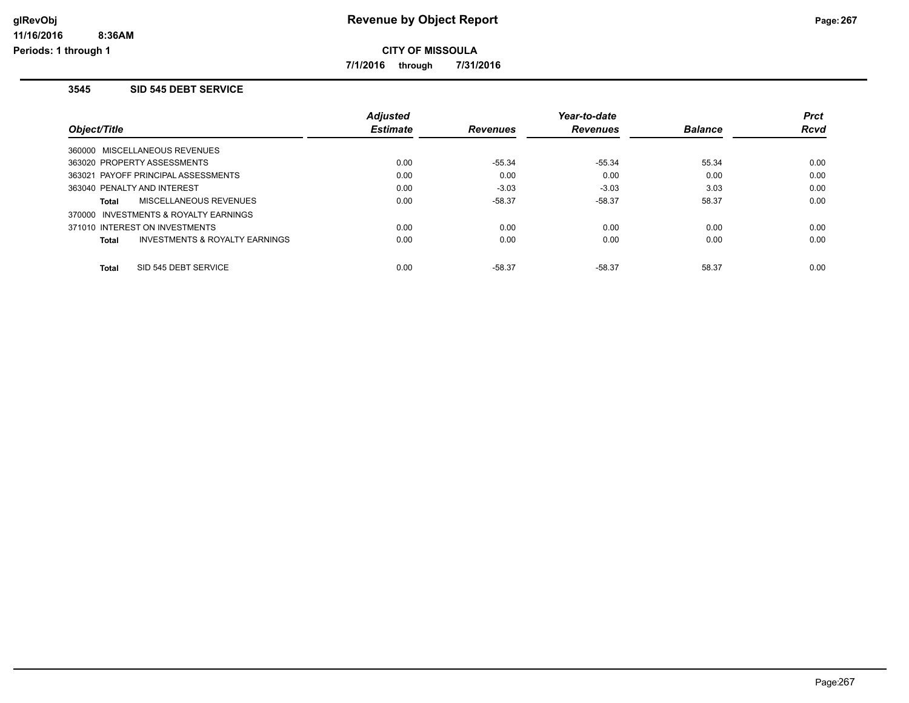# Revenue by Object Report

**CITY OF MISSOULA**

**7/1/2016 through 7/31/2016**

## 3545 SID 545 DEBT SERVICE

| Object/Title | Adjusted Estimate | Revenues | Year-to-date Revenues | Balance | Prct Rcvd |
|---|---|---|---|---|---|
| 360000 MISCELLANEOUS REVENUES | | | | | |
| 363020 PROPERTY ASSESSMENTS | 0.00 | -55.34 | -55.34 | 55.34 | 0.00 |
| 363021 PAYOFF PRINCIPAL ASSESSMENTS | 0.00 | 0.00 | 0.00 | 0.00 | 0.00 |
| 363040 PENALTY AND INTEREST | 0.00 | -3.03 | -3.03 | 3.03 | 0.00 |
| **Total** MISCELLANEOUS REVENUES | 0.00 | -58.37 | -58.37 | 58.37 | 0.00 |
| 370000 INVESTMENTS & ROYALTY EARNINGS | | | | | |
| 371010 INTEREST ON INVESTMENTS | 0.00 | 0.00 | 0.00 | 0.00 | 0.00 |
| **Total** INVESTMENTS & ROYALTY EARNINGS | 0.00 | 0.00 | 0.00 | 0.00 | 0.00 |
| **Total** SID 545 DEBT SERVICE | 0.00 | -58.37 | -58.37 | 58.37 | 0.00 |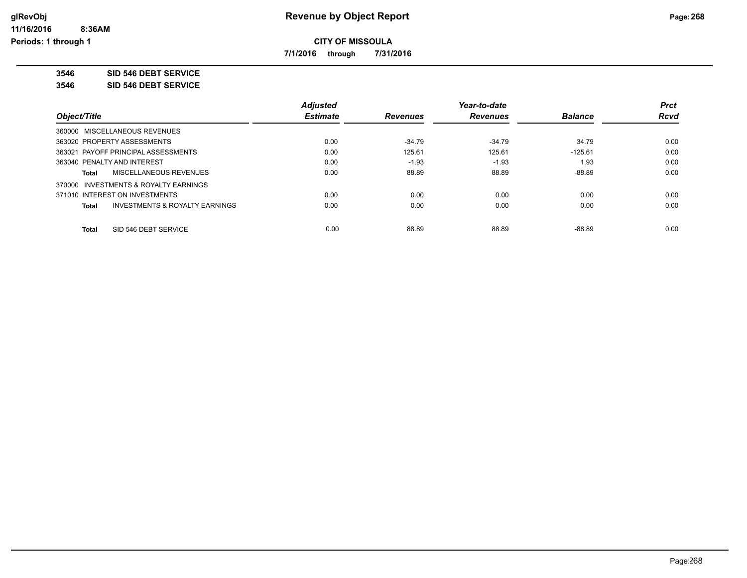# Revenue by Object Report

**CITY OF MISSOULA**

**7/1/2016 through 7/31/2016**

**3546 SID 546 DEBT SERVICE**

**3546 SID 546 DEBT SERVICE**

| Object/Title | Adjusted Estimate | Revenues | Year-to-date Revenues | Balance | Prct Rcvd |
|---|---|---|---|---|---|
| 360000 MISCELLANEOUS REVENUES | | | | | |
| 363020 PROPERTY ASSESSMENTS | 0.00 | -34.79 | -34.79 | 34.79 | 0.00 |
| 363021 PAYOFF PRINCIPAL ASSESSMENTS | 0.00 | 125.61 | 125.61 | -125.61 | 0.00 |
| 363040 PENALTY AND INTEREST | 0.00 | -1.93 | -1.93 | 1.93 | 0.00 |
| **Total** MISCELLANEOUS REVENUES | 0.00 | 88.89 | 88.89 | -88.89 | 0.00 |
| 370000 INVESTMENTS & ROYALTY EARNINGS | | | | | |
| 371010 INTEREST ON INVESTMENTS | 0.00 | 0.00 | 0.00 | 0.00 | 0.00 |
| **Total** INVESTMENTS & ROYALTY EARNINGS | 0.00 | 0.00 | 0.00 | 0.00 | 0.00 |
| **Total** SID 546 DEBT SERVICE | 0.00 | 88.89 | 88.89 | -88.89 | 0.00 |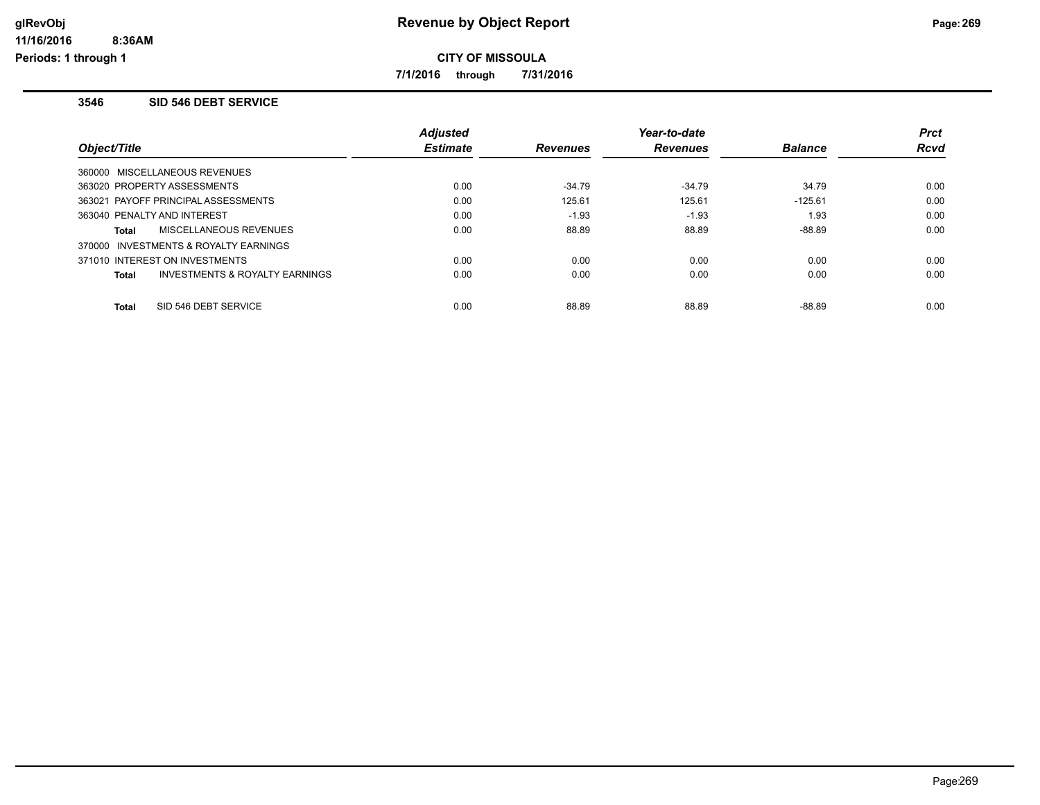**CITY OF MISSOULA**

**7/1/2016 through 7/31/2016**

### 3546 SID 546 DEBT SERVICE

| Object/Title | Adjusted Estimate | Revenues | Year-to-date Revenues | Balance | Prct Rcvd |
|---|---|---|---|---|---|
| 360000 MISCELLANEOUS REVENUES | | | | | |
| 363020 PROPERTY ASSESSMENTS | 0.00 | -34.79 | -34.79 | 34.79 | 0.00 |
| 363021 PAYOFF PRINCIPAL ASSESSMENTS | 0.00 | 125.61 | 125.61 | -125.61 | 0.00 |
| 363040 PENALTY AND INTEREST | 0.00 | -1.93 | -1.93 | 1.93 | 0.00 |
| **Total** MISCELLANEOUS REVENUES | 0.00 | 88.89 | 88.89 | -88.89 | 0.00 |
| 370000 INVESTMENTS & ROYALTY EARNINGS | | | | | |
| 371010 INTEREST ON INVESTMENTS | 0.00 | 0.00 | 0.00 | 0.00 | 0.00 |
| **Total** INVESTMENTS & ROYALTY EARNINGS | 0.00 | 0.00 | 0.00 | 0.00 | 0.00 |
| **Total** SID 546 DEBT SERVICE | 0.00 | 88.89 | 88.89 | -88.89 | 0.00 |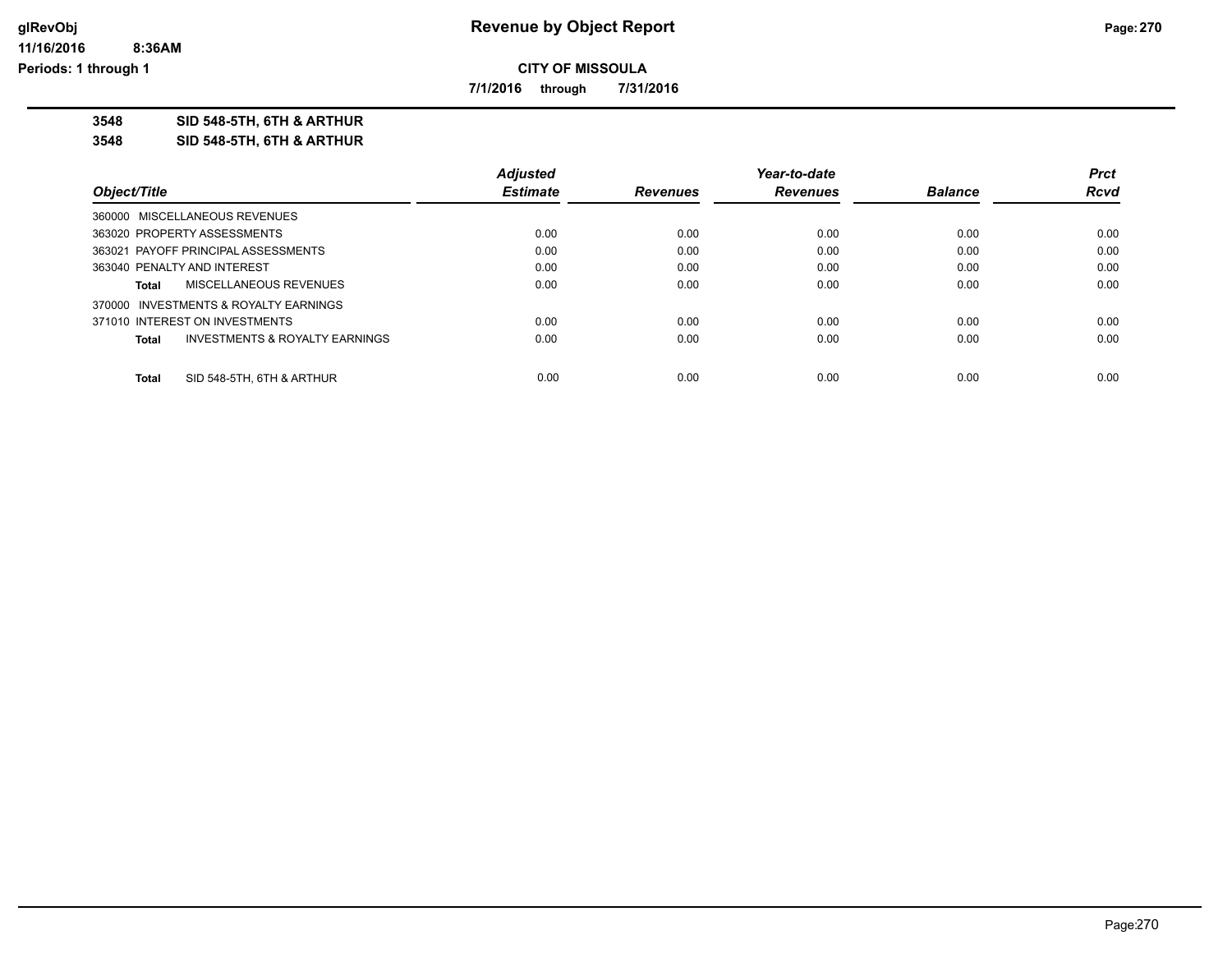# Revenue by Object Report

**CITY OF MISSOULA**

**7/1/2016 through 7/31/2016**

**3548 SID 548-5TH, 6TH & ARTHUR**

**3548 SID 548-5TH, 6TH & ARTHUR**

| Object/Title | Adjusted Estimate | Revenues | Year-to-date Revenues | Balance | Prct Rcvd |
|---|---|---|---|---|---|
| 360000 MISCELLANEOUS REVENUES | | | | | |
| 363020 PROPERTY ASSESSMENTS | 0.00 | 0.00 | 0.00 | 0.00 | 0.00 |
| 363021 PAYOFF PRINCIPAL ASSESSMENTS | 0.00 | 0.00 | 0.00 | 0.00 | 0.00 |
| 363040 PENALTY AND INTEREST | 0.00 | 0.00 | 0.00 | 0.00 | 0.00 |
| **Total** MISCELLANEOUS REVENUES | 0.00 | 0.00 | 0.00 | 0.00 | 0.00 |
| 370000 INVESTMENTS & ROYALTY EARNINGS | | | | | |
| 371010 INTEREST ON INVESTMENTS | 0.00 | 0.00 | 0.00 | 0.00 | 0.00 |
| **Total** INVESTMENTS & ROYALTY EARNINGS | 0.00 | 0.00 | 0.00 | 0.00 | 0.00 |
| **Total** SID 548-5TH, 6TH & ARTHUR | 0.00 | 0.00 | 0.00 | 0.00 | 0.00 |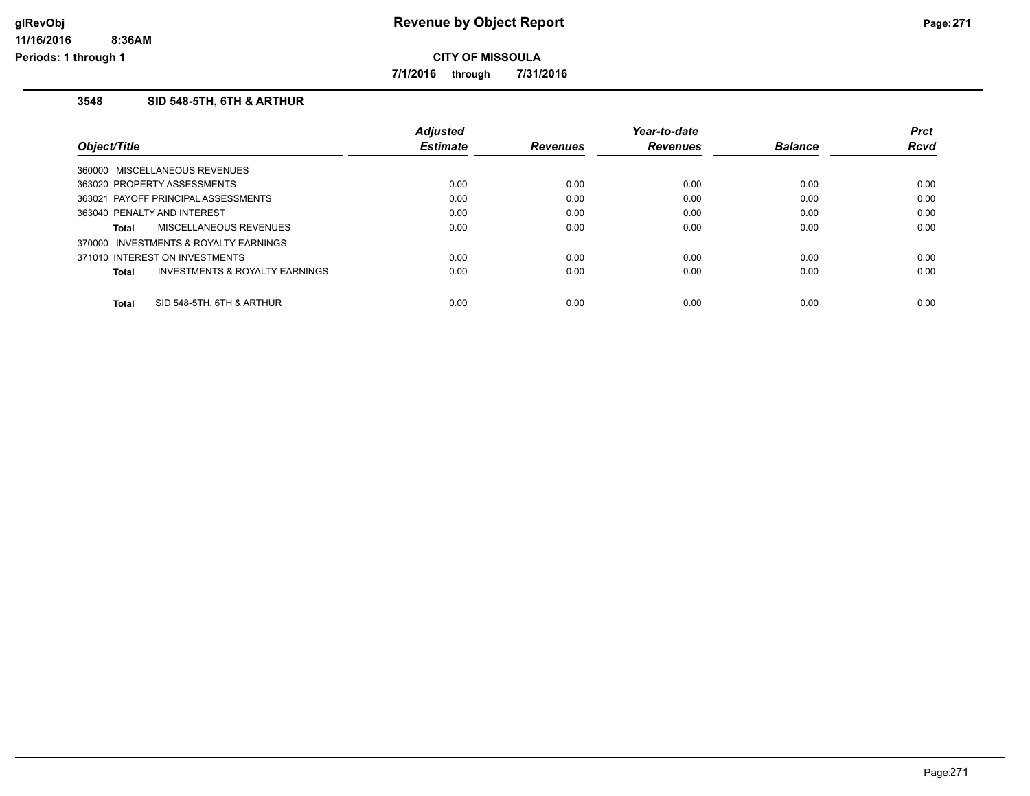**Revenue by Object Report**

**CITY OF MISSOULA**

**7/1/2016 through 7/31/2016**

### 3548 SID 548-5TH, 6TH & ARTHUR

| Object/Title | Adjusted Estimate | Revenues | Year-to-date Revenues | Balance | Prct Rcvd |
|---|---|---|---|---|---|
| 360000 MISCELLANEOUS REVENUES | | | | | |
| 363020 PROPERTY ASSESSMENTS | 0.00 | 0.00 | 0.00 | 0.00 | 0.00 |
| 363021 PAYOFF PRINCIPAL ASSESSMENTS | 0.00 | 0.00 | 0.00 | 0.00 | 0.00 |
| 363040 PENALTY AND INTEREST | 0.00 | 0.00 | 0.00 | 0.00 | 0.00 |
| **Total** MISCELLANEOUS REVENUES | 0.00 | 0.00 | 0.00 | 0.00 | 0.00 |
| 370000 INVESTMENTS & ROYALTY EARNINGS | | | | | |
| 371010 INTEREST ON INVESTMENTS | 0.00 | 0.00 | 0.00 | 0.00 | 0.00 |
| **Total** INVESTMENTS & ROYALTY EARNINGS | 0.00 | 0.00 | 0.00 | 0.00 | 0.00 |
| **Total** SID 548-5TH, 6TH & ARTHUR | 0.00 | 0.00 | 0.00 | 0.00 | 0.00 |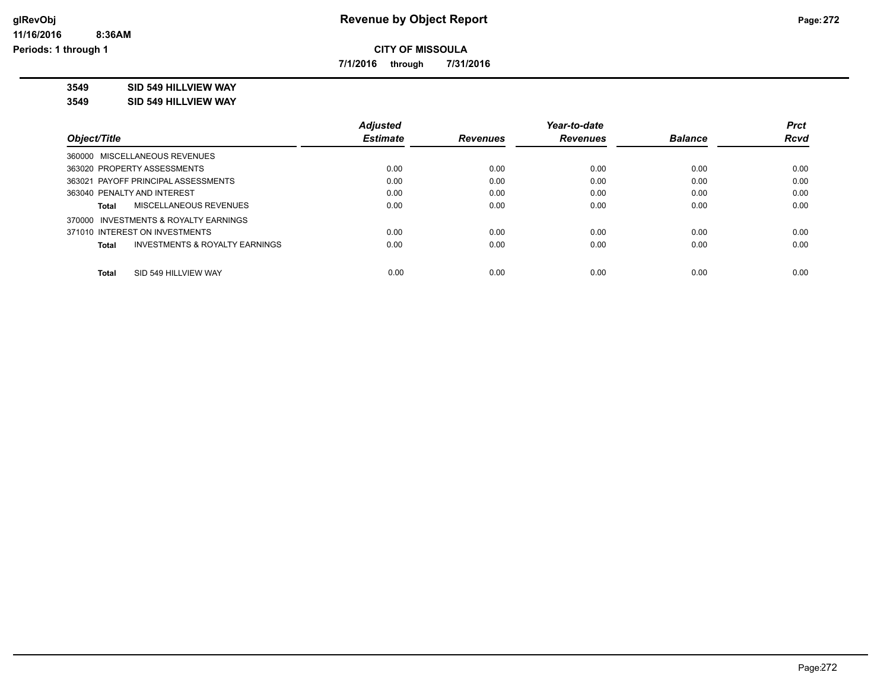**glRevObj**
**11/16/2016 8:36AM**
**Periods: 1 through 1**

# Revenue by Object Report

**CITY OF MISSOULA**

**7/1/2016 through 7/31/2016**

**3549 SID 549 HILLVIEW WAY**

**3549 SID 549 HILLVIEW WAY**

| Object/Title | Adjusted Estimate | Revenues | Year-to-date Revenues | Balance | Prct Rcvd |
|---|---|---|---|---|---|
| 360000 MISCELLANEOUS REVENUES | | | | | |
| 363020 PROPERTY ASSESSMENTS | 0.00 | 0.00 | 0.00 | 0.00 | 0.00 |
| 363021 PAYOFF PRINCIPAL ASSESSMENTS | 0.00 | 0.00 | 0.00 | 0.00 | 0.00 |
| 363040 PENALTY AND INTEREST | 0.00 | 0.00 | 0.00 | 0.00 | 0.00 |
| **Total** MISCELLANEOUS REVENUES | 0.00 | 0.00 | 0.00 | 0.00 | 0.00 |
| 370000 INVESTMENTS & ROYALTY EARNINGS | | | | | |
| 371010 INTEREST ON INVESTMENTS | 0.00 | 0.00 | 0.00 | 0.00 | 0.00 |
| **Total** INVESTMENTS & ROYALTY EARNINGS | 0.00 | 0.00 | 0.00 | 0.00 | 0.00 |
| **Total** SID 549 HILLVIEW WAY | 0.00 | 0.00 | 0.00 | 0.00 | 0.00 |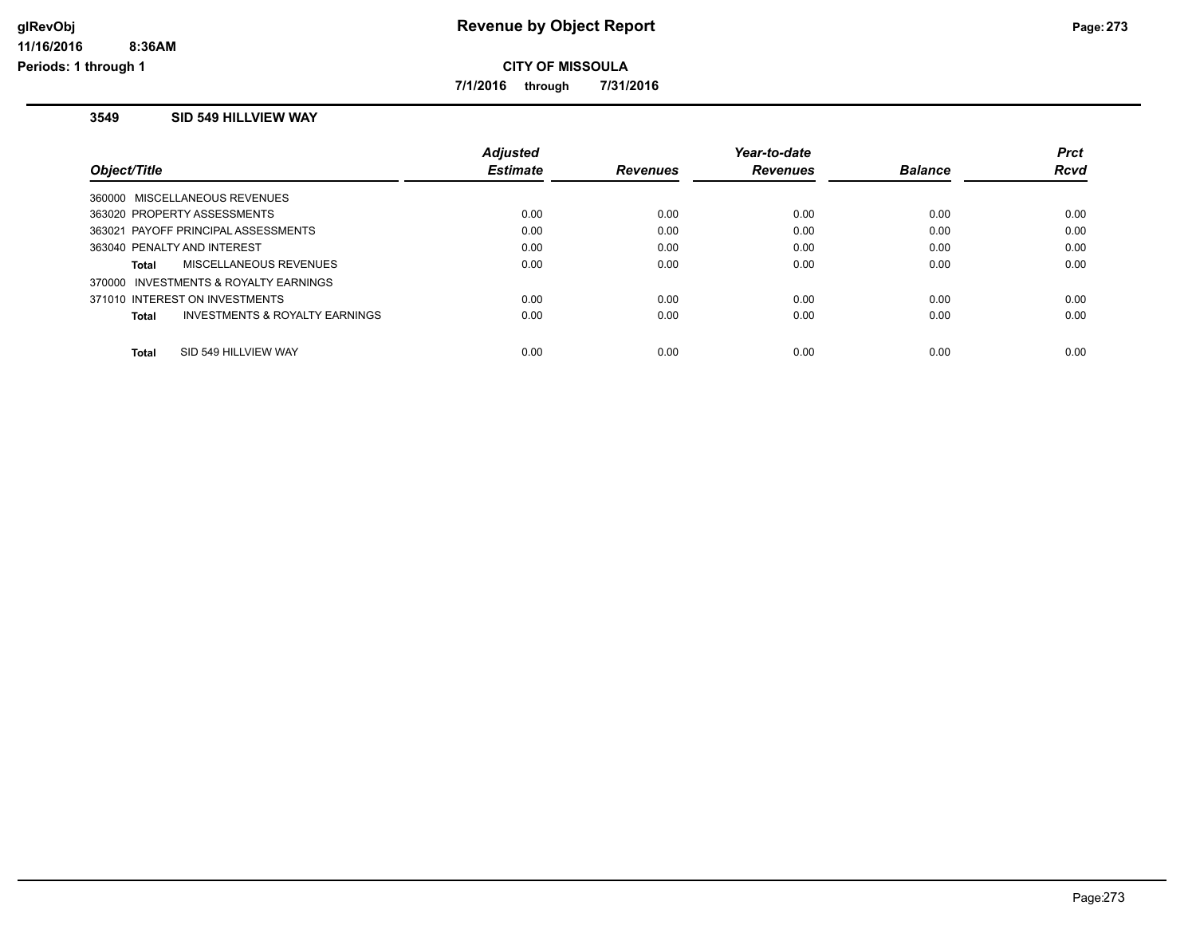# Revenue by Object Report

**CITY OF MISSOULA**

**7/1/2016 through 7/31/2016**

## 3549 SID 549 HILLVIEW WAY

| Object/Title | Adjusted Estimate | Revenues | Year-to-date Revenues | Balance | Prct Rcvd |
|---|---|---|---|---|---|
| 360000 MISCELLANEOUS REVENUES | | | | | |
| 363020 PROPERTY ASSESSMENTS | 0.00 | 0.00 | 0.00 | 0.00 | 0.00 |
| 363021 PAYOFF PRINCIPAL ASSESSMENTS | 0.00 | 0.00 | 0.00 | 0.00 | 0.00 |
| 363040 PENALTY AND INTEREST | 0.00 | 0.00 | 0.00 | 0.00 | 0.00 |
| **Total** MISCELLANEOUS REVENUES | 0.00 | 0.00 | 0.00 | 0.00 | 0.00 |
| 370000 INVESTMENTS & ROYALTY EARNINGS | | | | | |
| 371010 INTEREST ON INVESTMENTS | 0.00 | 0.00 | 0.00 | 0.00 | 0.00 |
| **Total** INVESTMENTS & ROYALTY EARNINGS | 0.00 | 0.00 | 0.00 | 0.00 | 0.00 |
| **Total** SID 549 HILLVIEW WAY | 0.00 | 0.00 | 0.00 | 0.00 | 0.00 |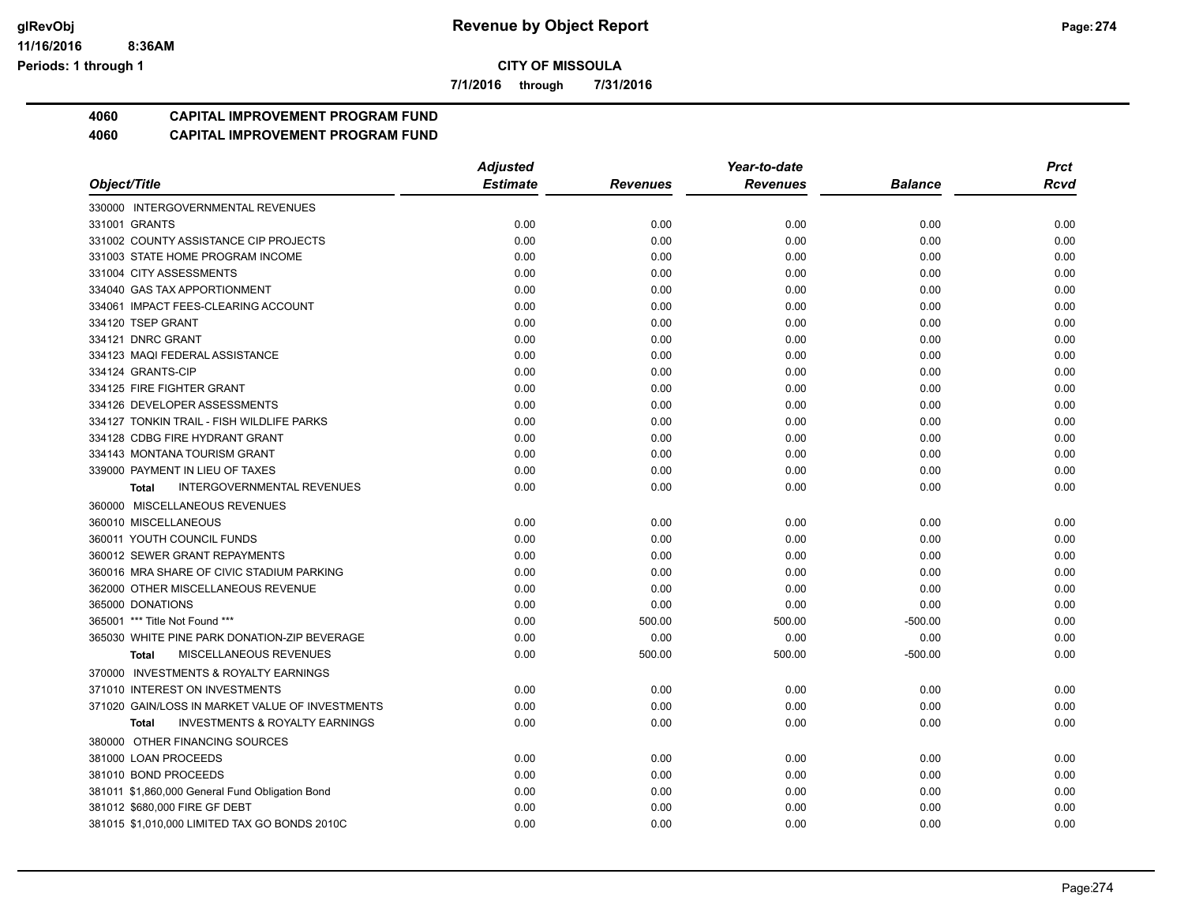**Revenue by Object Report**

**CITY OF MISSOULA**

**7/1/2016 through 7/31/2016**

glRevObj
11/16/2016 8:36AM
Periods: 1 through 1

## 4060 CAPITAL IMPROVEMENT PROGRAM FUND
## 4060 CAPITAL IMPROVEMENT PROGRAM FUND

| Object/Title | Adjusted Estimate | Revenues | Year-to-date Revenues | Balance | Prct Rcvd |
|---|---|---|---|---|---|
| 330000 INTERGOVERNMENTAL REVENUES | | | | | |
| 331001 GRANTS | 0.00 | 0.00 | 0.00 | 0.00 | 0.00 |
| 331002 COUNTY ASSISTANCE CIP PROJECTS | 0.00 | 0.00 | 0.00 | 0.00 | 0.00 |
| 331003 STATE HOME PROGRAM INCOME | 0.00 | 0.00 | 0.00 | 0.00 | 0.00 |
| 331004 CITY ASSESSMENTS | 0.00 | 0.00 | 0.00 | 0.00 | 0.00 |
| 334040 GAS TAX APPORTIONMENT | 0.00 | 0.00 | 0.00 | 0.00 | 0.00 |
| 334061 IMPACT FEES-CLEARING ACCOUNT | 0.00 | 0.00 | 0.00 | 0.00 | 0.00 |
| 334120 TSEP GRANT | 0.00 | 0.00 | 0.00 | 0.00 | 0.00 |
| 334121 DNRC GRANT | 0.00 | 0.00 | 0.00 | 0.00 | 0.00 |
| 334123 MAQI FEDERAL ASSISTANCE | 0.00 | 0.00 | 0.00 | 0.00 | 0.00 |
| 334124 GRANTS-CIP | 0.00 | 0.00 | 0.00 | 0.00 | 0.00 |
| 334125 FIRE FIGHTER GRANT | 0.00 | 0.00 | 0.00 | 0.00 | 0.00 |
| 334126 DEVELOPER ASSESSMENTS | 0.00 | 0.00 | 0.00 | 0.00 | 0.00 |
| 334127 TONKIN TRAIL - FISH WILDLIFE PARKS | 0.00 | 0.00 | 0.00 | 0.00 | 0.00 |
| 334128 CDBG FIRE HYDRANT GRANT | 0.00 | 0.00 | 0.00 | 0.00 | 0.00 |
| 334143 MONTANA TOURISM GRANT | 0.00 | 0.00 | 0.00 | 0.00 | 0.00 |
| 339000 PAYMENT IN LIEU OF TAXES | 0.00 | 0.00 | 0.00 | 0.00 | 0.00 |
| **Total** INTERGOVERNMENTAL REVENUES | 0.00 | 0.00 | 0.00 | 0.00 | 0.00 |
| 360000 MISCELLANEOUS REVENUES | | | | | |
| 360010 MISCELLANEOUS | 0.00 | 0.00 | 0.00 | 0.00 | 0.00 |
| 360011 YOUTH COUNCIL FUNDS | 0.00 | 0.00 | 0.00 | 0.00 | 0.00 |
| 360012 SEWER GRANT REPAYMENTS | 0.00 | 0.00 | 0.00 | 0.00 | 0.00 |
| 360016 MRA SHARE OF CIVIC STADIUM PARKING | 0.00 | 0.00 | 0.00 | 0.00 | 0.00 |
| 362000 OTHER MISCELLANEOUS REVENUE | 0.00 | 0.00 | 0.00 | 0.00 | 0.00 |
| 365000 DONATIONS | 0.00 | 0.00 | 0.00 | 0.00 | 0.00 |
| 365001 *** Title Not Found *** | 0.00 | 500.00 | 500.00 | -500.00 | 0.00 |
| 365030 WHITE PINE PARK DONATION-ZIP BEVERAGE | 0.00 | 0.00 | 0.00 | 0.00 | 0.00 |
| **Total** MISCELLANEOUS REVENUES | 0.00 | 500.00 | 500.00 | -500.00 | 0.00 |
| 370000 INVESTMENTS & ROYALTY EARNINGS | | | | | |
| 371010 INTEREST ON INVESTMENTS | 0.00 | 0.00 | 0.00 | 0.00 | 0.00 |
| 371020 GAIN/LOSS IN MARKET VALUE OF INVESTMENTS | 0.00 | 0.00 | 0.00 | 0.00 | 0.00 |
| **Total** INVESTMENTS & ROYALTY EARNINGS | 0.00 | 0.00 | 0.00 | 0.00 | 0.00 |
| 380000 OTHER FINANCING SOURCES | | | | | |
| 381000 LOAN PROCEEDS | 0.00 | 0.00 | 0.00 | 0.00 | 0.00 |
| 381010 BOND PROCEEDS | 0.00 | 0.00 | 0.00 | 0.00 | 0.00 |
| 381011 $1,860,000 General Fund Obligation Bond | 0.00 | 0.00 | 0.00 | 0.00 | 0.00 |
| 381012 $680,000 FIRE GF DEBT | 0.00 | 0.00 | 0.00 | 0.00 | 0.00 |
| 381015 $1,010,000 LIMITED TAX GO BONDS 2010C | 0.00 | 0.00 | 0.00 | 0.00 | 0.00 |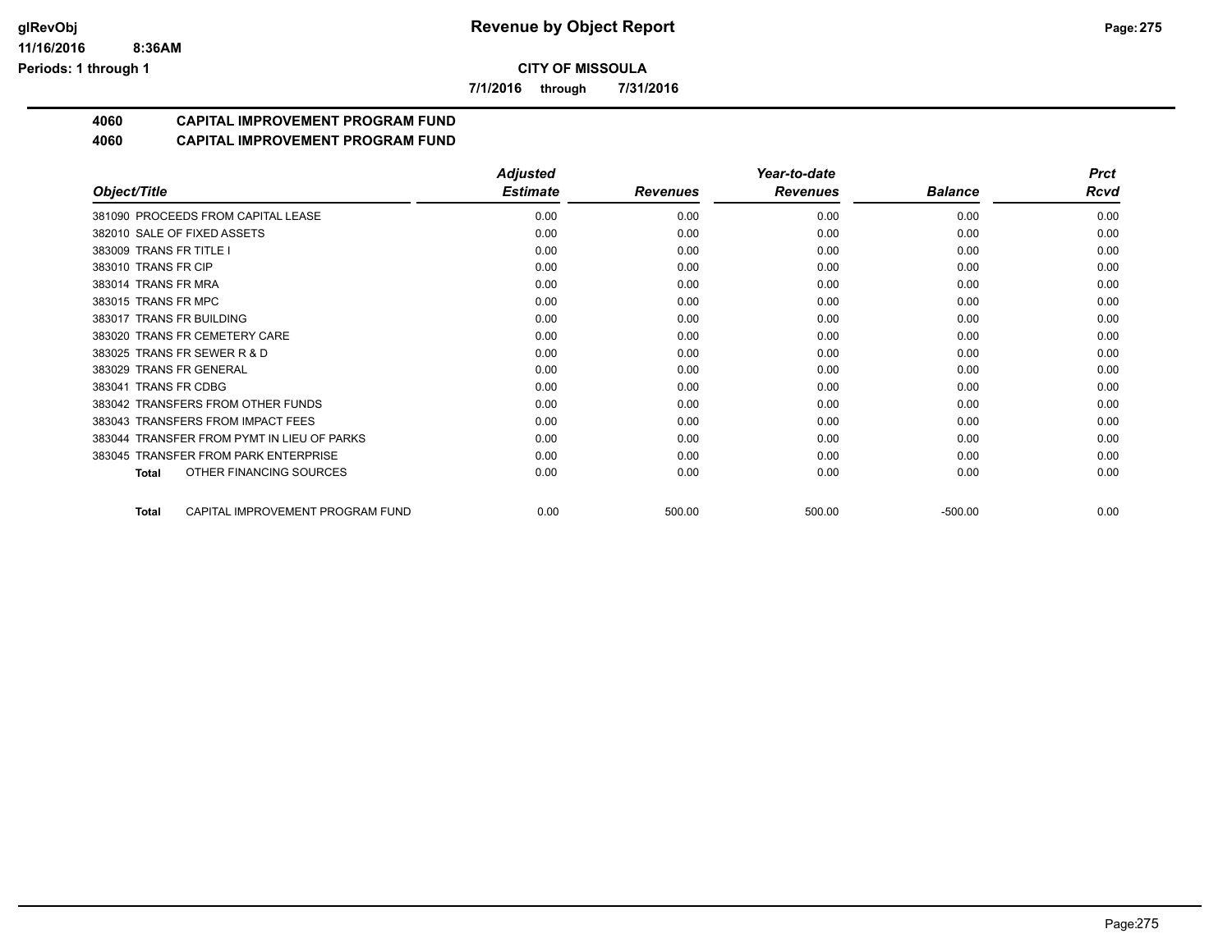**CITY OF MISSOULA**

**7/1/2016 through 7/31/2016**

## 4060 CAPITAL IMPROVEMENT PROGRAM FUND

## 4060 CAPITAL IMPROVEMENT PROGRAM FUND

| Object/Title | Adjusted Estimate | Revenues | Year-to-date Revenues | Balance | Prct Rcvd |
|---|---|---|---|---|---|
| 381090 PROCEEDS FROM CAPITAL LEASE | 0.00 | 0.00 | 0.00 | 0.00 | 0.00 |
| 382010 SALE OF FIXED ASSETS | 0.00 | 0.00 | 0.00 | 0.00 | 0.00 |
| 383009 TRANS FR TITLE I | 0.00 | 0.00 | 0.00 | 0.00 | 0.00 |
| 383010 TRANS FR CIP | 0.00 | 0.00 | 0.00 | 0.00 | 0.00 |
| 383014 TRANS FR MRA | 0.00 | 0.00 | 0.00 | 0.00 | 0.00 |
| 383015 TRANS FR MPC | 0.00 | 0.00 | 0.00 | 0.00 | 0.00 |
| 383017 TRANS FR BUILDING | 0.00 | 0.00 | 0.00 | 0.00 | 0.00 |
| 383020 TRANS FR CEMETERY CARE | 0.00 | 0.00 | 0.00 | 0.00 | 0.00 |
| 383025 TRANS FR SEWER R & D | 0.00 | 0.00 | 0.00 | 0.00 | 0.00 |
| 383029 TRANS FR GENERAL | 0.00 | 0.00 | 0.00 | 0.00 | 0.00 |
| 383041 TRANS FR CDBG | 0.00 | 0.00 | 0.00 | 0.00 | 0.00 |
| 383042 TRANSFERS FROM OTHER FUNDS | 0.00 | 0.00 | 0.00 | 0.00 | 0.00 |
| 383043 TRANSFERS FROM IMPACT FEES | 0.00 | 0.00 | 0.00 | 0.00 | 0.00 |
| 383044 TRANSFER FROM PYMT IN LIEU OF PARKS | 0.00 | 0.00 | 0.00 | 0.00 | 0.00 |
| 383045 TRANSFER FROM PARK ENTERPRISE | 0.00 | 0.00 | 0.00 | 0.00 | 0.00 |
| **Total** OTHER FINANCING SOURCES | 0.00 | 0.00 | 0.00 | 0.00 | 0.00 |
| **Total** CAPITAL IMPROVEMENT PROGRAM FUND | 0.00 | 500.00 | 500.00 | -500.00 | 0.00 |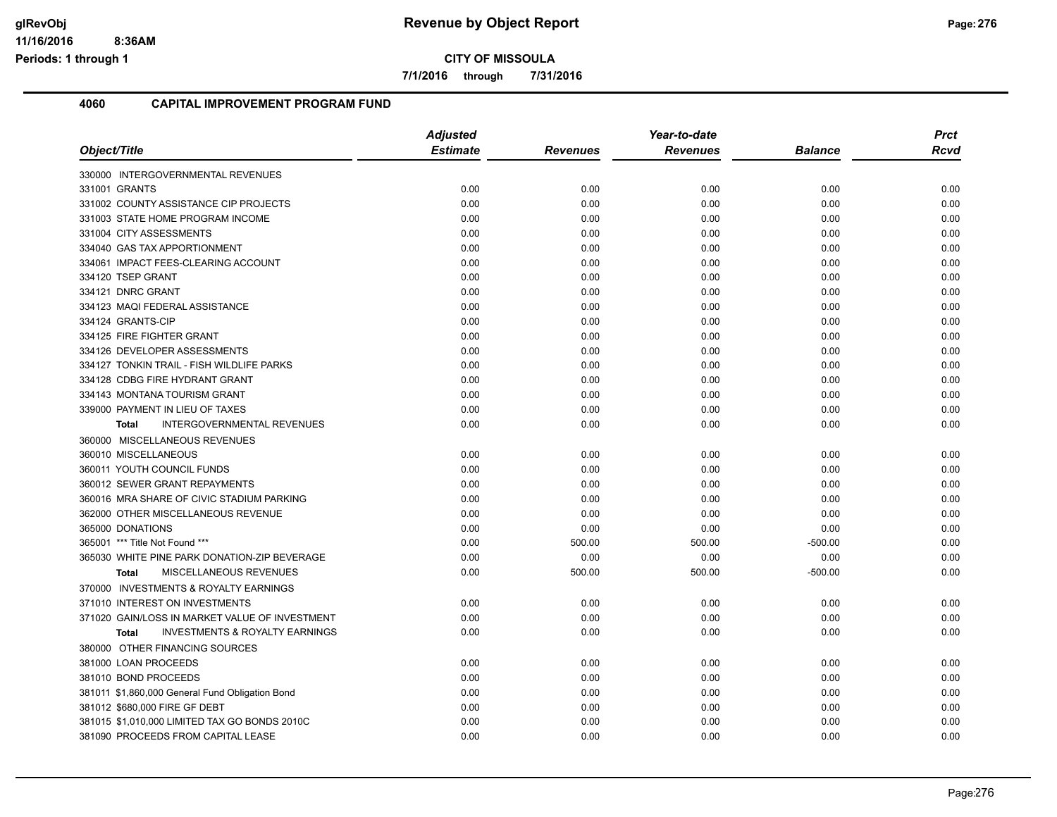# Revenue by Object Report

**CITY OF MISSOULA**

**7/1/2016 through 7/31/2016**

glRevObj
11/16/2016 8:36AM
Periods: 1 through 1

## 4060 CAPITAL IMPROVEMENT PROGRAM FUND

| Object/Title | Adjusted Estimate | Revenues | Year-to-date Revenues | Balance | Prct Rcvd |
|---|---|---|---|---|---|
| 330000 INTERGOVERNMENTAL REVENUES | | | | | |
| 331001 GRANTS | 0.00 | 0.00 | 0.00 | 0.00 | 0.00 |
| 331002 COUNTY ASSISTANCE CIP PROJECTS | 0.00 | 0.00 | 0.00 | 0.00 | 0.00 |
| 331003 STATE HOME PROGRAM INCOME | 0.00 | 0.00 | 0.00 | 0.00 | 0.00 |
| 331004 CITY ASSESSMENTS | 0.00 | 0.00 | 0.00 | 0.00 | 0.00 |
| 334040 GAS TAX APPORTIONMENT | 0.00 | 0.00 | 0.00 | 0.00 | 0.00 |
| 334061 IMPACT FEES-CLEARING ACCOUNT | 0.00 | 0.00 | 0.00 | 0.00 | 0.00 |
| 334120 TSEP GRANT | 0.00 | 0.00 | 0.00 | 0.00 | 0.00 |
| 334121 DNRC GRANT | 0.00 | 0.00 | 0.00 | 0.00 | 0.00 |
| 334123 MAQI FEDERAL ASSISTANCE | 0.00 | 0.00 | 0.00 | 0.00 | 0.00 |
| 334124 GRANTS-CIP | 0.00 | 0.00 | 0.00 | 0.00 | 0.00 |
| 334125 FIRE FIGHTER GRANT | 0.00 | 0.00 | 0.00 | 0.00 | 0.00 |
| 334126 DEVELOPER ASSESSMENTS | 0.00 | 0.00 | 0.00 | 0.00 | 0.00 |
| 334127 TONKIN TRAIL - FISH WILDLIFE PARKS | 0.00 | 0.00 | 0.00 | 0.00 | 0.00 |
| 334128 CDBG FIRE HYDRANT GRANT | 0.00 | 0.00 | 0.00 | 0.00 | 0.00 |
| 334143 MONTANA TOURISM GRANT | 0.00 | 0.00 | 0.00 | 0.00 | 0.00 |
| 339000 PAYMENT IN LIEU OF TAXES | 0.00 | 0.00 | 0.00 | 0.00 | 0.00 |
| **Total** INTERGOVERNMENTAL REVENUES | 0.00 | 0.00 | 0.00 | 0.00 | 0.00 |
| 360000 MISCELLANEOUS REVENUES | | | | | |
| 360010 MISCELLANEOUS | 0.00 | 0.00 | 0.00 | 0.00 | 0.00 |
| 360011 YOUTH COUNCIL FUNDS | 0.00 | 0.00 | 0.00 | 0.00 | 0.00 |
| 360012 SEWER GRANT REPAYMENTS | 0.00 | 0.00 | 0.00 | 0.00 | 0.00 |
| 360016 MRA SHARE OF CIVIC STADIUM PARKING | 0.00 | 0.00 | 0.00 | 0.00 | 0.00 |
| 362000 OTHER MISCELLANEOUS REVENUE | 0.00 | 0.00 | 0.00 | 0.00 | 0.00 |
| 365000 DONATIONS | 0.00 | 0.00 | 0.00 | 0.00 | 0.00 |
| 365001 *** Title Not Found *** | 0.00 | 500.00 | 500.00 | -500.00 | 0.00 |
| 365030 WHITE PINE PARK DONATION-ZIP BEVERAGE | 0.00 | 0.00 | 0.00 | 0.00 | 0.00 |
| **Total** MISCELLANEOUS REVENUES | 0.00 | 500.00 | 500.00 | -500.00 | 0.00 |
| 370000 INVESTMENTS & ROYALTY EARNINGS | | | | | |
| 371010 INTEREST ON INVESTMENTS | 0.00 | 0.00 | 0.00 | 0.00 | 0.00 |
| 371020 GAIN/LOSS IN MARKET VALUE OF INVESTMENT | 0.00 | 0.00 | 0.00 | 0.00 | 0.00 |
| **Total** INVESTMENTS & ROYALTY EARNINGS | 0.00 | 0.00 | 0.00 | 0.00 | 0.00 |
| 380000 OTHER FINANCING SOURCES | | | | | |
| 381000 LOAN PROCEEDS | 0.00 | 0.00 | 0.00 | 0.00 | 0.00 |
| 381010 BOND PROCEEDS | 0.00 | 0.00 | 0.00 | 0.00 | 0.00 |
| 381011 $1,860,000 General Fund Obligation Bond | 0.00 | 0.00 | 0.00 | 0.00 | 0.00 |
| 381012 $680,000 FIRE GF DEBT | 0.00 | 0.00 | 0.00 | 0.00 | 0.00 |
| 381015 $1,010,000 LIMITED TAX GO BONDS 2010C | 0.00 | 0.00 | 0.00 | 0.00 | 0.00 |
| 381090 PROCEEDS FROM CAPITAL LEASE | 0.00 | 0.00 | 0.00 | 0.00 | 0.00 |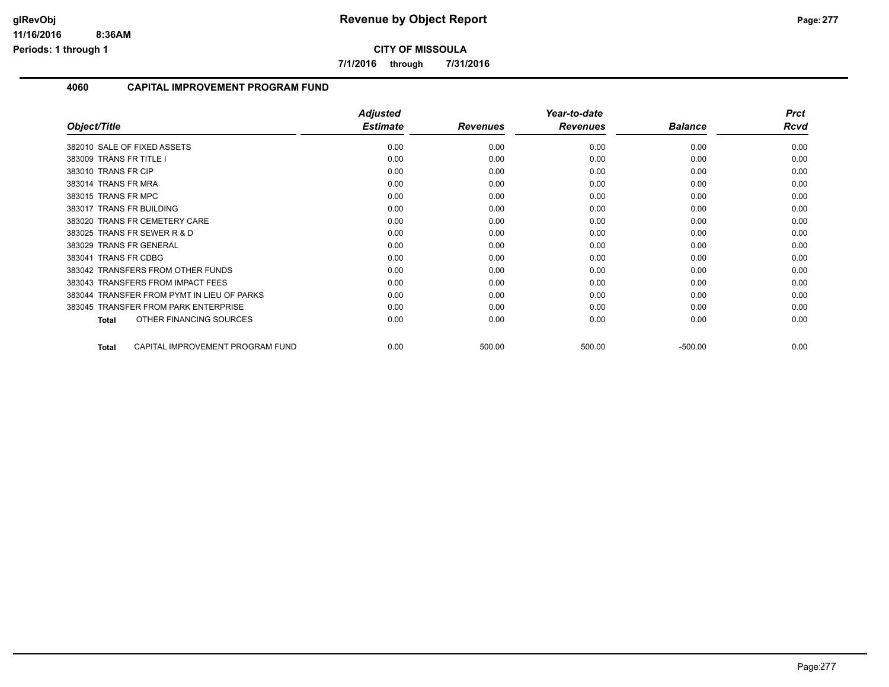# CITY OF MISSOULA

**7/1/2016 through 7/31/2016**

## 4060 CAPITAL IMPROVEMENT PROGRAM FUND

| Object/Title | Adjusted Estimate | Revenues | Year-to-date Revenues | Balance | Prct Rcvd |
|---|---|---|---|---|---|
| 382010 SALE OF FIXED ASSETS | 0.00 | 0.00 | 0.00 | 0.00 | 0.00 |
| 383009 TRANS FR TITLE I | 0.00 | 0.00 | 0.00 | 0.00 | 0.00 |
| 383010 TRANS FR CIP | 0.00 | 0.00 | 0.00 | 0.00 | 0.00 |
| 383014 TRANS FR MRA | 0.00 | 0.00 | 0.00 | 0.00 | 0.00 |
| 383015 TRANS FR MPC | 0.00 | 0.00 | 0.00 | 0.00 | 0.00 |
| 383017 TRANS FR BUILDING | 0.00 | 0.00 | 0.00 | 0.00 | 0.00 |
| 383020 TRANS FR CEMETERY CARE | 0.00 | 0.00 | 0.00 | 0.00 | 0.00 |
| 383025 TRANS FR SEWER R & D | 0.00 | 0.00 | 0.00 | 0.00 | 0.00 |
| 383029 TRANS FR GENERAL | 0.00 | 0.00 | 0.00 | 0.00 | 0.00 |
| 383041 TRANS FR CDBG | 0.00 | 0.00 | 0.00 | 0.00 | 0.00 |
| 383042 TRANSFERS FROM OTHER FUNDS | 0.00 | 0.00 | 0.00 | 0.00 | 0.00 |
| 383043 TRANSFERS FROM IMPACT FEES | 0.00 | 0.00 | 0.00 | 0.00 | 0.00 |
| 383044 TRANSFER FROM PYMT IN LIEU OF PARKS | 0.00 | 0.00 | 0.00 | 0.00 | 0.00 |
| 383045 TRANSFER FROM PARK ENTERPRISE | 0.00 | 0.00 | 0.00 | 0.00 | 0.00 |
| **Total** OTHER FINANCING SOURCES | 0.00 | 0.00 | 0.00 | 0.00 | 0.00 |
| **Total** CAPITAL IMPROVEMENT PROGRAM FUND | 0.00 | 500.00 | 500.00 | -500.00 | 0.00 |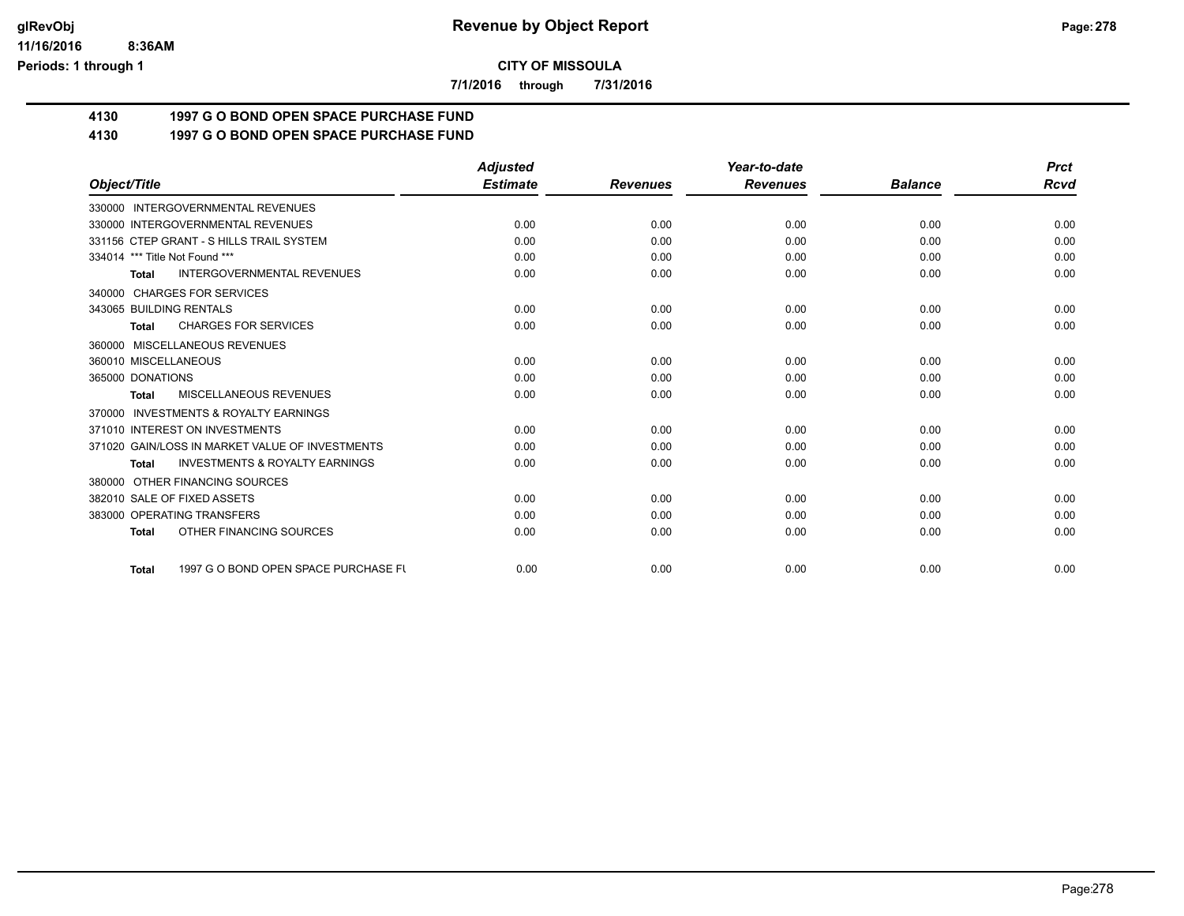**CITY OF MISSOULA**

**7/1/2016 through 7/31/2016**

## 4130 1997 G O BOND OPEN SPACE PURCHASE FUND

## 4130 1997 G O BOND OPEN SPACE PURCHASE FUND

| Object/Title | Adjusted Estimate | Revenues | Year-to-date Revenues | Balance | Prct Rcvd |
|---|---|---|---|---|---|
| 330000 INTERGOVERNMENTAL REVENUES | | | | | |
| 330000 INTERGOVERNMENTAL REVENUES | 0.00 | 0.00 | 0.00 | 0.00 | 0.00 |
| 331156 CTEP GRANT - S HILLS TRAIL SYSTEM | 0.00 | 0.00 | 0.00 | 0.00 | 0.00 |
| 334014 *** Title Not Found *** | 0.00 | 0.00 | 0.00 | 0.00 | 0.00 |
| **Total** INTERGOVERNMENTAL REVENUES | 0.00 | 0.00 | 0.00 | 0.00 | 0.00 |
| 340000 CHARGES FOR SERVICES | | | | | |
| 343065 BUILDING RENTALS | 0.00 | 0.00 | 0.00 | 0.00 | 0.00 |
| **Total** CHARGES FOR SERVICES | 0.00 | 0.00 | 0.00 | 0.00 | 0.00 |
| 360000 MISCELLANEOUS REVENUES | | | | | |
| 360010 MISCELLANEOUS | 0.00 | 0.00 | 0.00 | 0.00 | 0.00 |
| 365000 DONATIONS | 0.00 | 0.00 | 0.00 | 0.00 | 0.00 |
| **Total** MISCELLANEOUS REVENUES | 0.00 | 0.00 | 0.00 | 0.00 | 0.00 |
| 370000 INVESTMENTS & ROYALTY EARNINGS | | | | | |
| 371010 INTEREST ON INVESTMENTS | 0.00 | 0.00 | 0.00 | 0.00 | 0.00 |
| 371020 GAIN/LOSS IN MARKET VALUE OF INVESTMENTS | 0.00 | 0.00 | 0.00 | 0.00 | 0.00 |
| **Total** INVESTMENTS & ROYALTY EARNINGS | 0.00 | 0.00 | 0.00 | 0.00 | 0.00 |
| 380000 OTHER FINANCING SOURCES | | | | | |
| 382010 SALE OF FIXED ASSETS | 0.00 | 0.00 | 0.00 | 0.00 | 0.00 |
| 383000 OPERATING TRANSFERS | 0.00 | 0.00 | 0.00 | 0.00 | 0.00 |
| **Total** OTHER FINANCING SOURCES | 0.00 | 0.00 | 0.00 | 0.00 | 0.00 |
| **Total** 1997 G O BOND OPEN SPACE PURCHASE FU | 0.00 | 0.00 | 0.00 | 0.00 | 0.00 |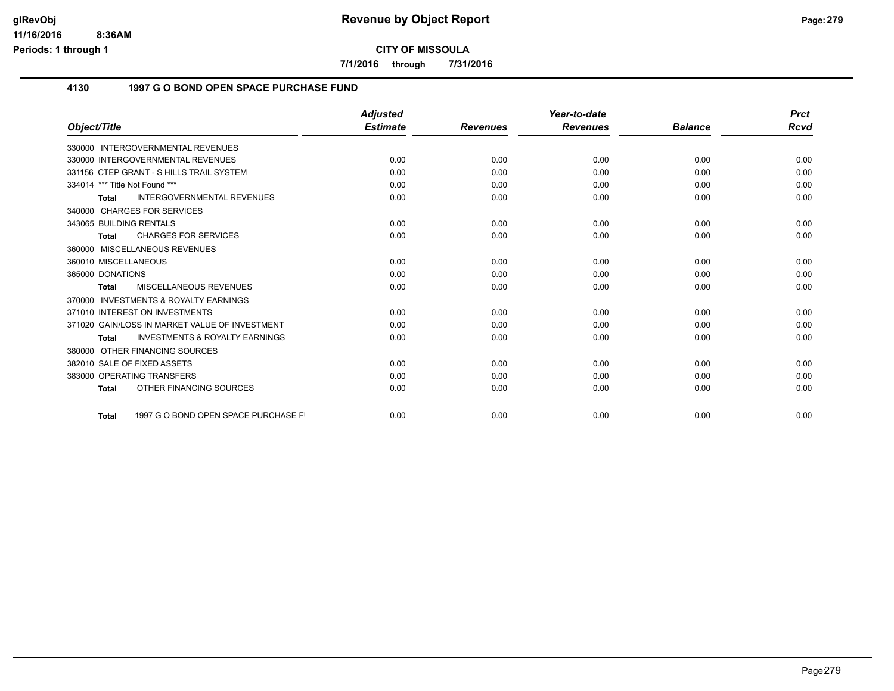# Revenue by Object Report

**CITY OF MISSOULA**

**7/1/2016 through 7/31/2016**

## 4130 1997 G O BOND OPEN SPACE PURCHASE FUND

| Object/Title | Adjusted Estimate | Revenues | Year-to-date Revenues | Balance | Prct Rcvd |
|---|---|---|---|---|---|
| 330000 INTERGOVERNMENTAL REVENUES | | | | | |
| 330000 INTERGOVERNMENTAL REVENUES | 0.00 | 0.00 | 0.00 | 0.00 | 0.00 |
| 331156 CTEP GRANT - S HILLS TRAIL SYSTEM | 0.00 | 0.00 | 0.00 | 0.00 | 0.00 |
| 334014 *** Title Not Found *** | 0.00 | 0.00 | 0.00 | 0.00 | 0.00 |
| **Total** INTERGOVERNMENTAL REVENUES | 0.00 | 0.00 | 0.00 | 0.00 | 0.00 |
| 340000 CHARGES FOR SERVICES | | | | | |
| 343065 BUILDING RENTALS | 0.00 | 0.00 | 0.00 | 0.00 | 0.00 |
| **Total** CHARGES FOR SERVICES | 0.00 | 0.00 | 0.00 | 0.00 | 0.00 |
| 360000 MISCELLANEOUS REVENUES | | | | | |
| 360010 MISCELLANEOUS | 0.00 | 0.00 | 0.00 | 0.00 | 0.00 |
| 365000 DONATIONS | 0.00 | 0.00 | 0.00 | 0.00 | 0.00 |
| **Total** MISCELLANEOUS REVENUES | 0.00 | 0.00 | 0.00 | 0.00 | 0.00 |
| 370000 INVESTMENTS & ROYALTY EARNINGS | | | | | |
| 371010 INTEREST ON INVESTMENTS | 0.00 | 0.00 | 0.00 | 0.00 | 0.00 |
| 371020 GAIN/LOSS IN MARKET VALUE OF INVESTMENT | 0.00 | 0.00 | 0.00 | 0.00 | 0.00 |
| **Total** INVESTMENTS & ROYALTY EARNINGS | 0.00 | 0.00 | 0.00 | 0.00 | 0.00 |
| 380000 OTHER FINANCING SOURCES | | | | | |
| 382010 SALE OF FIXED ASSETS | 0.00 | 0.00 | 0.00 | 0.00 | 0.00 |
| 383000 OPERATING TRANSFERS | 0.00 | 0.00 | 0.00 | 0.00 | 0.00 |
| **Total** OTHER FINANCING SOURCES | 0.00 | 0.00 | 0.00 | 0.00 | 0.00 |
| **Total** 1997 G O BOND OPEN SPACE PURCHASE F | 0.00 | 0.00 | 0.00 | 0.00 | 0.00 |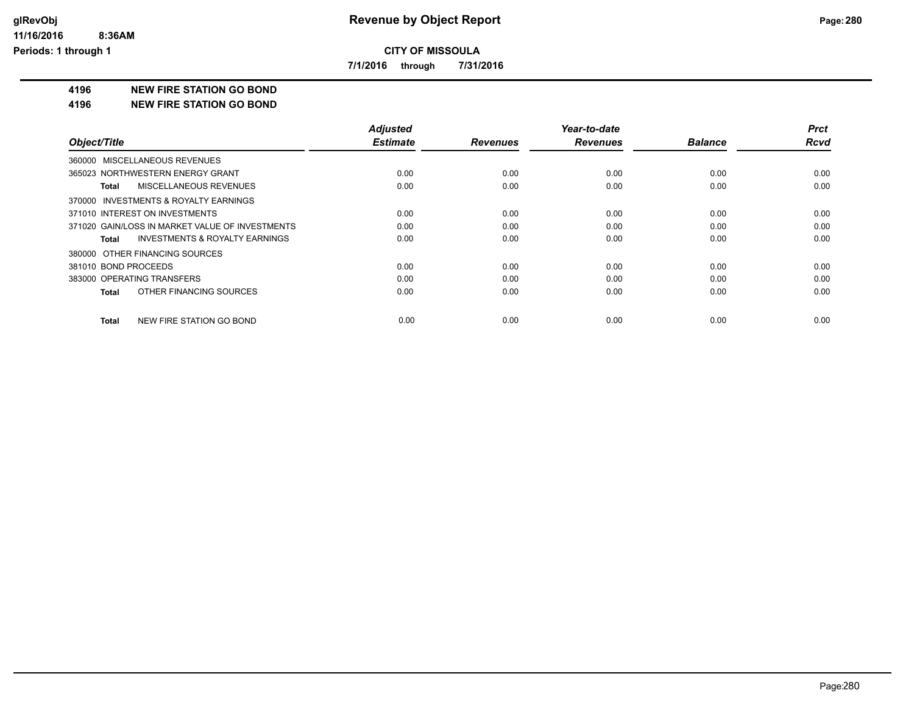# CITY OF MISSOULA

**7/1/2016 through 7/31/2016**

## 4196 NEW FIRE STATION GO BOND

## 4196 NEW FIRE STATION GO BOND

| Object/Title | Adjusted Estimate | Revenues | Year-to-date Revenues | Balance | Prct Rcvd |
|---|---|---|---|---|---|
| 360000 MISCELLANEOUS REVENUES | | | | | |
| 365023 NORTHWESTERN ENERGY GRANT | 0.00 | 0.00 | 0.00 | 0.00 | 0.00 |
| **Total** MISCELLANEOUS REVENUES | 0.00 | 0.00 | 0.00 | 0.00 | 0.00 |
| 370000 INVESTMENTS & ROYALTY EARNINGS | | | | | |
| 371010 INTEREST ON INVESTMENTS | 0.00 | 0.00 | 0.00 | 0.00 | 0.00 |
| 371020 GAIN/LOSS IN MARKET VALUE OF INVESTMENTS | 0.00 | 0.00 | 0.00 | 0.00 | 0.00 |
| **Total** INVESTMENTS & ROYALTY EARNINGS | 0.00 | 0.00 | 0.00 | 0.00 | 0.00 |
| 380000 OTHER FINANCING SOURCES | | | | | |
| 381010 BOND PROCEEDS | 0.00 | 0.00 | 0.00 | 0.00 | 0.00 |
| 383000 OPERATING TRANSFERS | 0.00 | 0.00 | 0.00 | 0.00 | 0.00 |
| **Total** OTHER FINANCING SOURCES | 0.00 | 0.00 | 0.00 | 0.00 | 0.00 |
| **Total** NEW FIRE STATION GO BOND | 0.00 | 0.00 | 0.00 | 0.00 | 0.00 |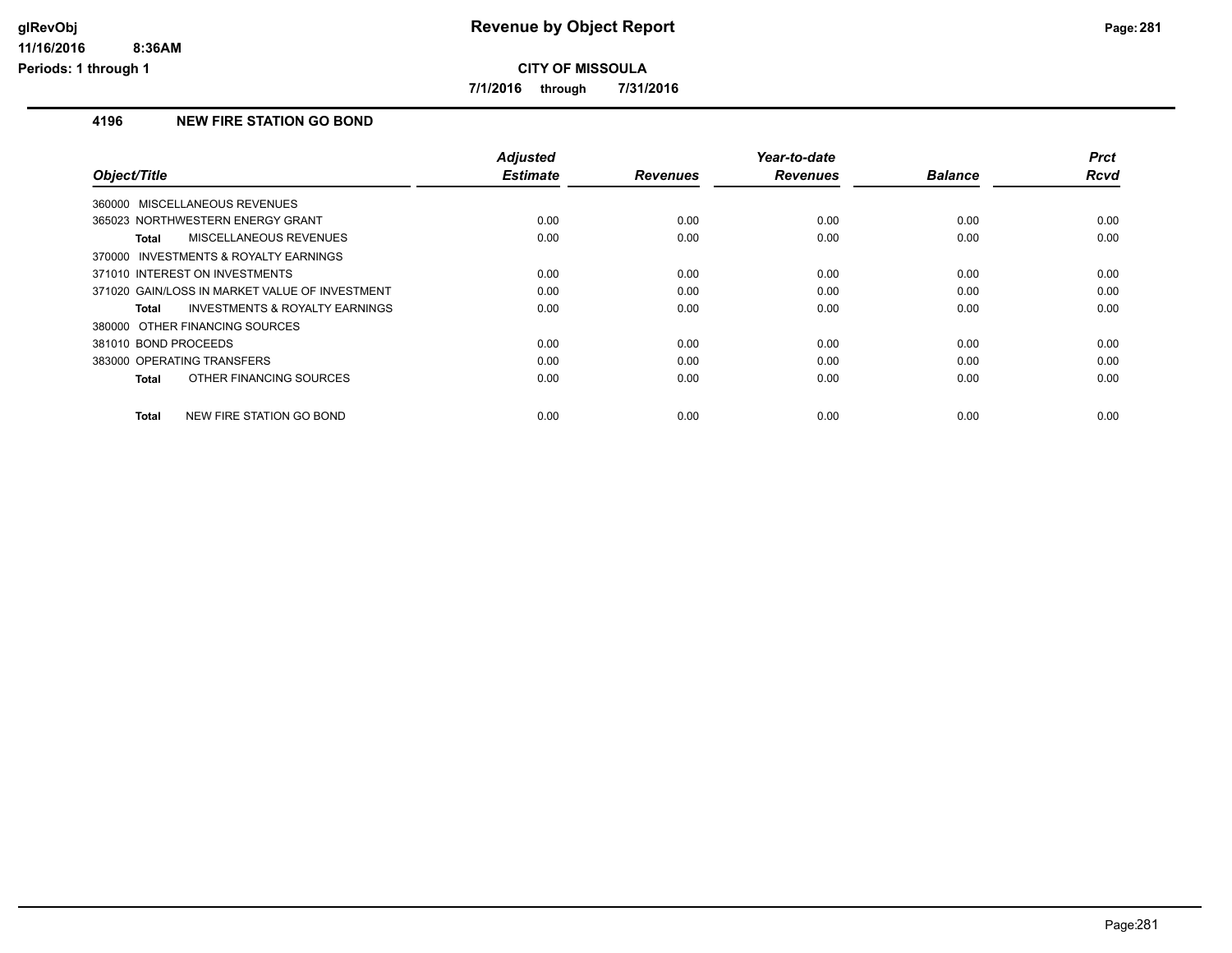**CITY OF MISSOULA**

**7/1/2016 through 7/31/2016**

## 4196 NEW FIRE STATION GO BOND

| Object/Title | Adjusted Estimate | Revenues | Year-to-date Revenues | Balance | Prct Rcvd |
|---|---|---|---|---|---|
| 360000 MISCELLANEOUS REVENUES | | | | | |
| 365023 NORTHWESTERN ENERGY GRANT | 0.00 | 0.00 | 0.00 | 0.00 | 0.00 |
| **Total** MISCELLANEOUS REVENUES | 0.00 | 0.00 | 0.00 | 0.00 | 0.00 |
| 370000 INVESTMENTS & ROYALTY EARNINGS | | | | | |
| 371010 INTEREST ON INVESTMENTS | 0.00 | 0.00 | 0.00 | 0.00 | 0.00 |
| 371020 GAIN/LOSS IN MARKET VALUE OF INVESTMENT | 0.00 | 0.00 | 0.00 | 0.00 | 0.00 |
| **Total** INVESTMENTS & ROYALTY EARNINGS | 0.00 | 0.00 | 0.00 | 0.00 | 0.00 |
| 380000 OTHER FINANCING SOURCES | | | | | |
| 381010 BOND PROCEEDS | 0.00 | 0.00 | 0.00 | 0.00 | 0.00 |
| 383000 OPERATING TRANSFERS | 0.00 | 0.00 | 0.00 | 0.00 | 0.00 |
| **Total** OTHER FINANCING SOURCES | 0.00 | 0.00 | 0.00 | 0.00 | 0.00 |
| **Total** NEW FIRE STATION GO BOND | 0.00 | 0.00 | 0.00 | 0.00 | 0.00 |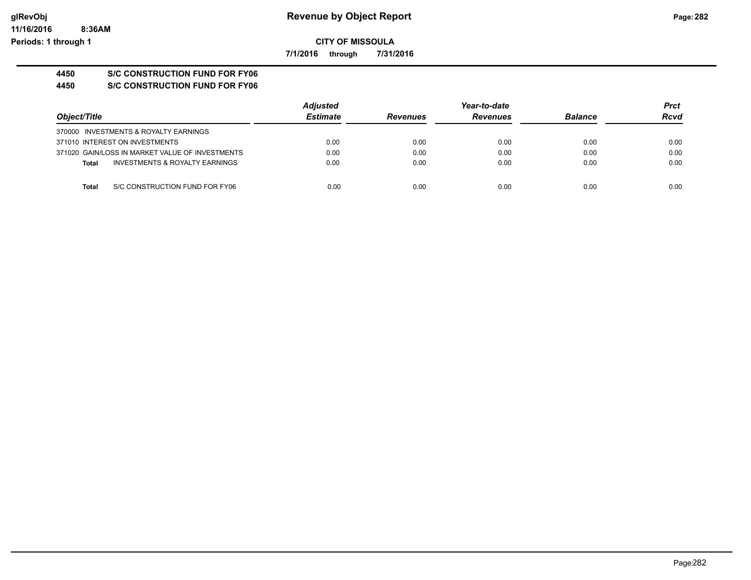**Revenue by Object Report**

**CITY OF MISSOULA**

**7/1/2016 through 7/31/2016**

**4450 S/C CONSTRUCTION FUND FOR FY06**

**4450 S/C CONSTRUCTION FUND FOR FY06**

| Object/Title | Adjusted Estimate | Revenues | Year-to-date Revenues | Balance | Prct Rcvd |
|---|---|---|---|---|---|
| 370000 INVESTMENTS & ROYALTY EARNINGS | | | | | |
| 371010 INTEREST ON INVESTMENTS | 0.00 | 0.00 | 0.00 | 0.00 | 0.00 |
| 371020 GAIN/LOSS IN MARKET VALUE OF INVESTMENTS | 0.00 | 0.00 | 0.00 | 0.00 | 0.00 |
| **Total** INVESTMENTS & ROYALTY EARNINGS | 0.00 | 0.00 | 0.00 | 0.00 | 0.00 |
| **Total** S/C CONSTRUCTION FUND FOR FY06 | 0.00 | 0.00 | 0.00 | 0.00 | 0.00 |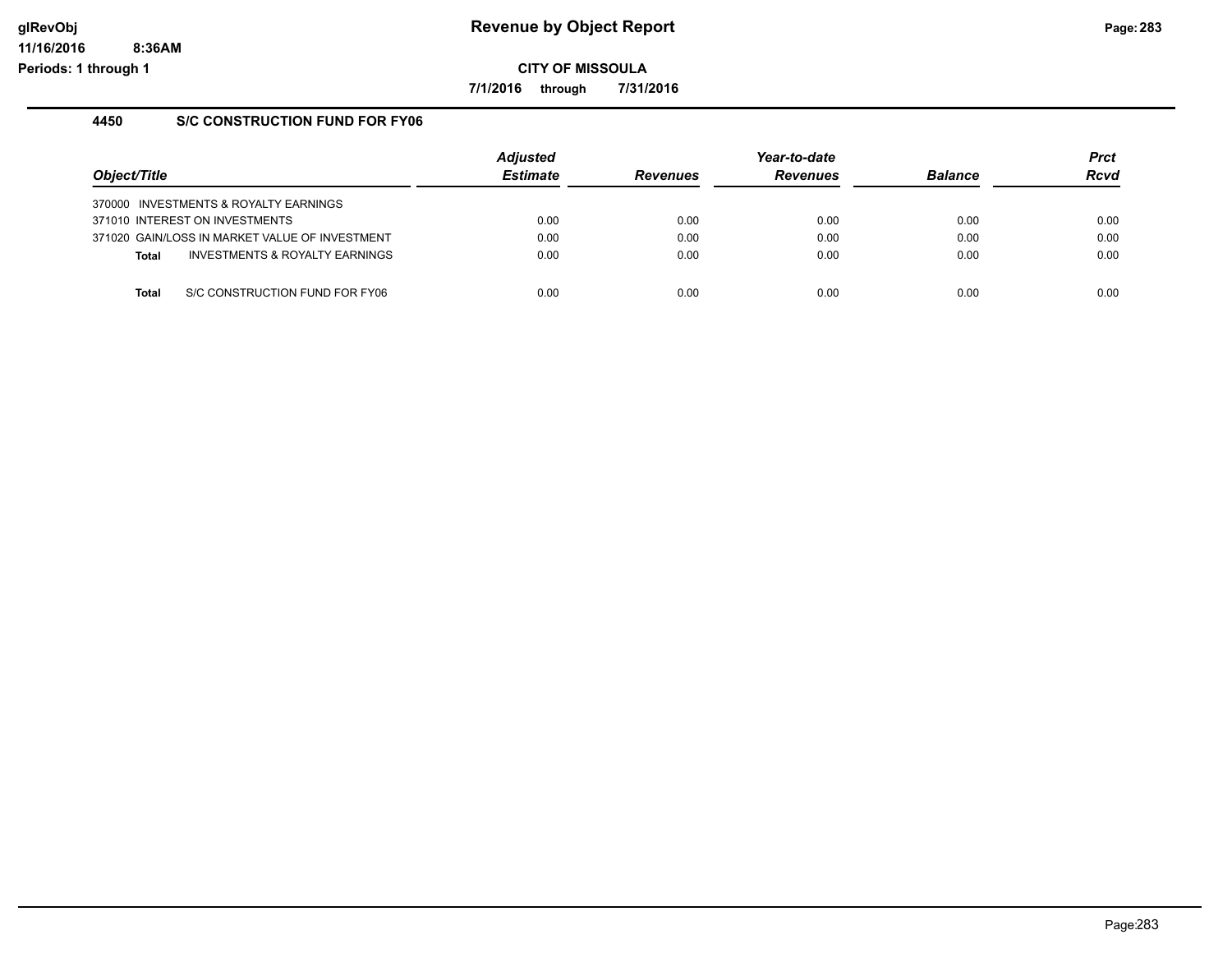# Revenue by Object Report

**CITY OF MISSOULA**

**7/1/2016 through 7/31/2016**

glRevObj
11/16/2016 8:36AM
Periods: 1 through 1

## 4450 S/C CONSTRUCTION FUND FOR FY06

| Object/Title | Adjusted Estimate | Revenues | Year-to-date Revenues | Balance | Prct Rcvd |
|---|---|---|---|---|---|
| 370000 INVESTMENTS & ROYALTY EARNINGS | | | | | |
| 371010 INTEREST ON INVESTMENTS | 0.00 | 0.00 | 0.00 | 0.00 | 0.00 |
| 371020 GAIN/LOSS IN MARKET VALUE OF INVESTMENT | 0.00 | 0.00 | 0.00 | 0.00 | 0.00 |
| **Total** INVESTMENTS & ROYALTY EARNINGS | 0.00 | 0.00 | 0.00 | 0.00 | 0.00 |
| **Total** S/C CONSTRUCTION FUND FOR FY06 | 0.00 | 0.00 | 0.00 | 0.00 | 0.00 |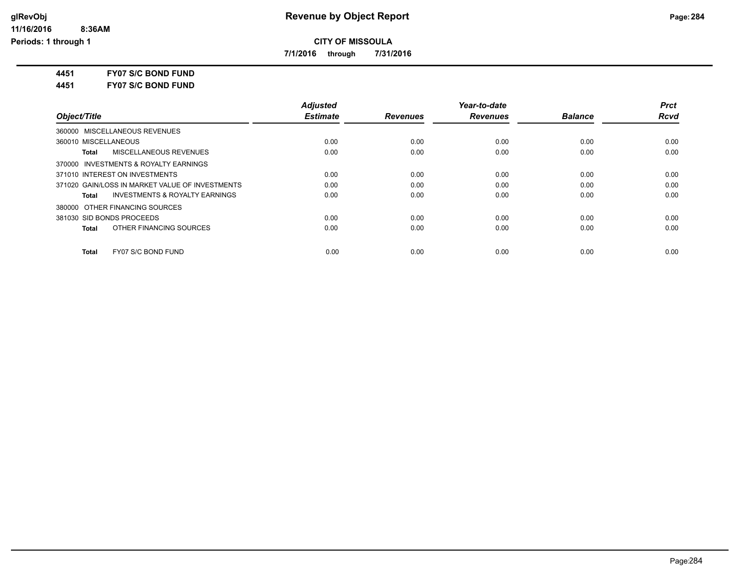**Revenue by Object Report**

**CITY OF MISSOULA**

**7/1/2016 through 7/31/2016**

glRevObj
11/16/2016 8:36AM
Periods: 1 through 1

**4451 FY07 S/C BOND FUND**

**4451 FY07 S/C BOND FUND**

| Object/Title | Adjusted Estimate | Revenues | Year-to-date Revenues | Balance | Prct Rcvd |
|---|---|---|---|---|---|
| 360000 MISCELLANEOUS REVENUES | | | | | |
| 360010 MISCELLANEOUS | 0.00 | 0.00 | 0.00 | 0.00 | 0.00 |
| **Total** MISCELLANEOUS REVENUES | 0.00 | 0.00 | 0.00 | 0.00 | 0.00 |
| 370000 INVESTMENTS & ROYALTY EARNINGS | | | | | |
| 371010 INTEREST ON INVESTMENTS | 0.00 | 0.00 | 0.00 | 0.00 | 0.00 |
| 371020 GAIN/LOSS IN MARKET VALUE OF INVESTMENTS | 0.00 | 0.00 | 0.00 | 0.00 | 0.00 |
| **Total** INVESTMENTS & ROYALTY EARNINGS | 0.00 | 0.00 | 0.00 | 0.00 | 0.00 |
| 380000 OTHER FINANCING SOURCES | | | | | |
| 381030 SID BONDS PROCEEDS | 0.00 | 0.00 | 0.00 | 0.00 | 0.00 |
| **Total** OTHER FINANCING SOURCES | 0.00 | 0.00 | 0.00 | 0.00 | 0.00 |
| **Total** FY07 S/C BOND FUND | 0.00 | 0.00 | 0.00 | 0.00 | 0.00 |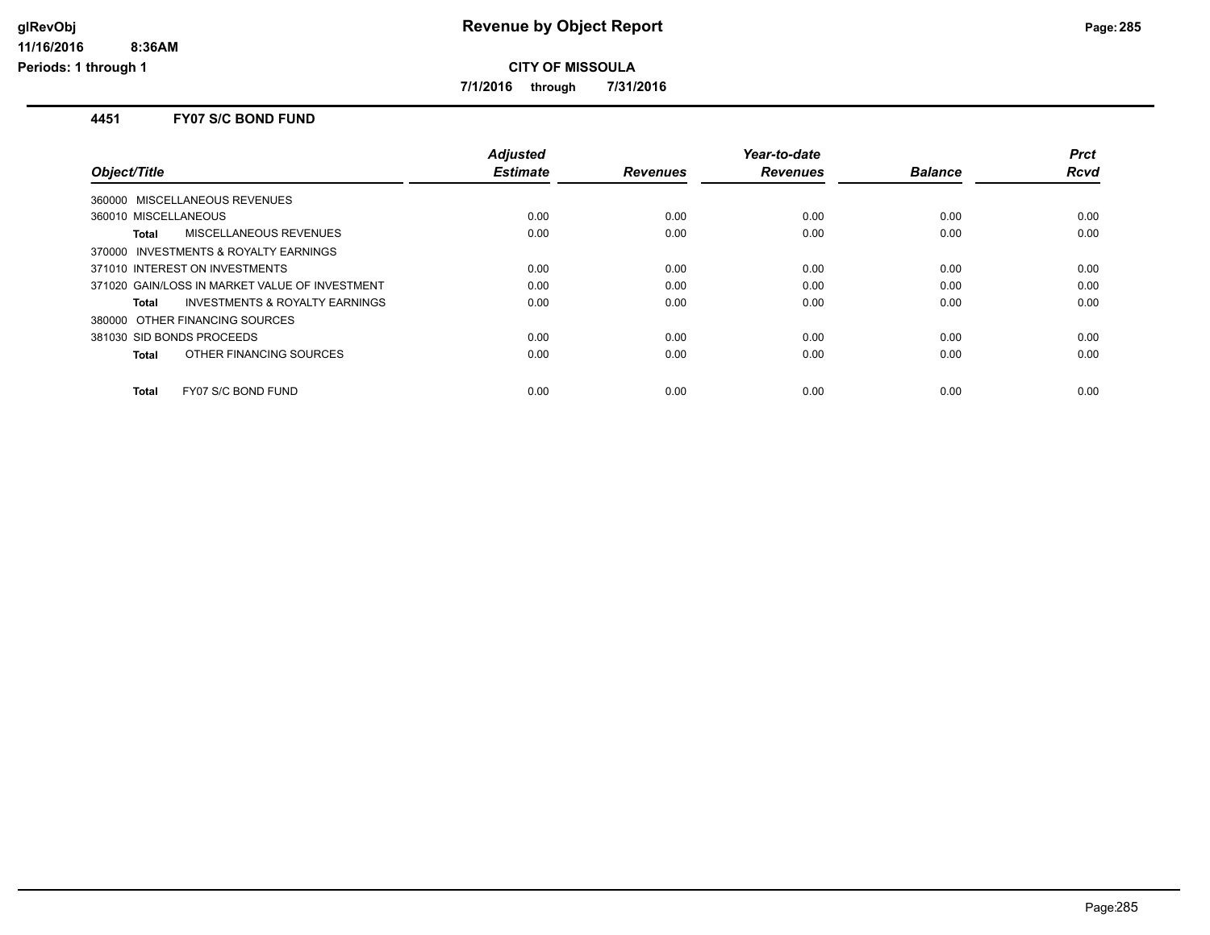**CITY OF MISSOULA**

**7/1/2016 through 7/31/2016**

### 4451 FY07 S/C BOND FUND

| Object/Title | Adjusted Estimate | Revenues | Year-to-date Revenues | Balance | Prct Rcvd |
|---|---|---|---|---|---|
| 360000 MISCELLANEOUS REVENUES | | | | | |
| 360010 MISCELLANEOUS | 0.00 | 0.00 | 0.00 | 0.00 | 0.00 |
| **Total** MISCELLANEOUS REVENUES | 0.00 | 0.00 | 0.00 | 0.00 | 0.00 |
| 370000 INVESTMENTS & ROYALTY EARNINGS | | | | | |
| 371010 INTEREST ON INVESTMENTS | 0.00 | 0.00 | 0.00 | 0.00 | 0.00 |
| 371020 GAIN/LOSS IN MARKET VALUE OF INVESTMENT | 0.00 | 0.00 | 0.00 | 0.00 | 0.00 |
| **Total** INVESTMENTS & ROYALTY EARNINGS | 0.00 | 0.00 | 0.00 | 0.00 | 0.00 |
| 380000 OTHER FINANCING SOURCES | | | | | |
| 381030 SID BONDS PROCEEDS | 0.00 | 0.00 | 0.00 | 0.00 | 0.00 |
| **Total** OTHER FINANCING SOURCES | 0.00 | 0.00 | 0.00 | 0.00 | 0.00 |
| **Total** FY07 S/C BOND FUND | 0.00 | 0.00 | 0.00 | 0.00 | 0.00 |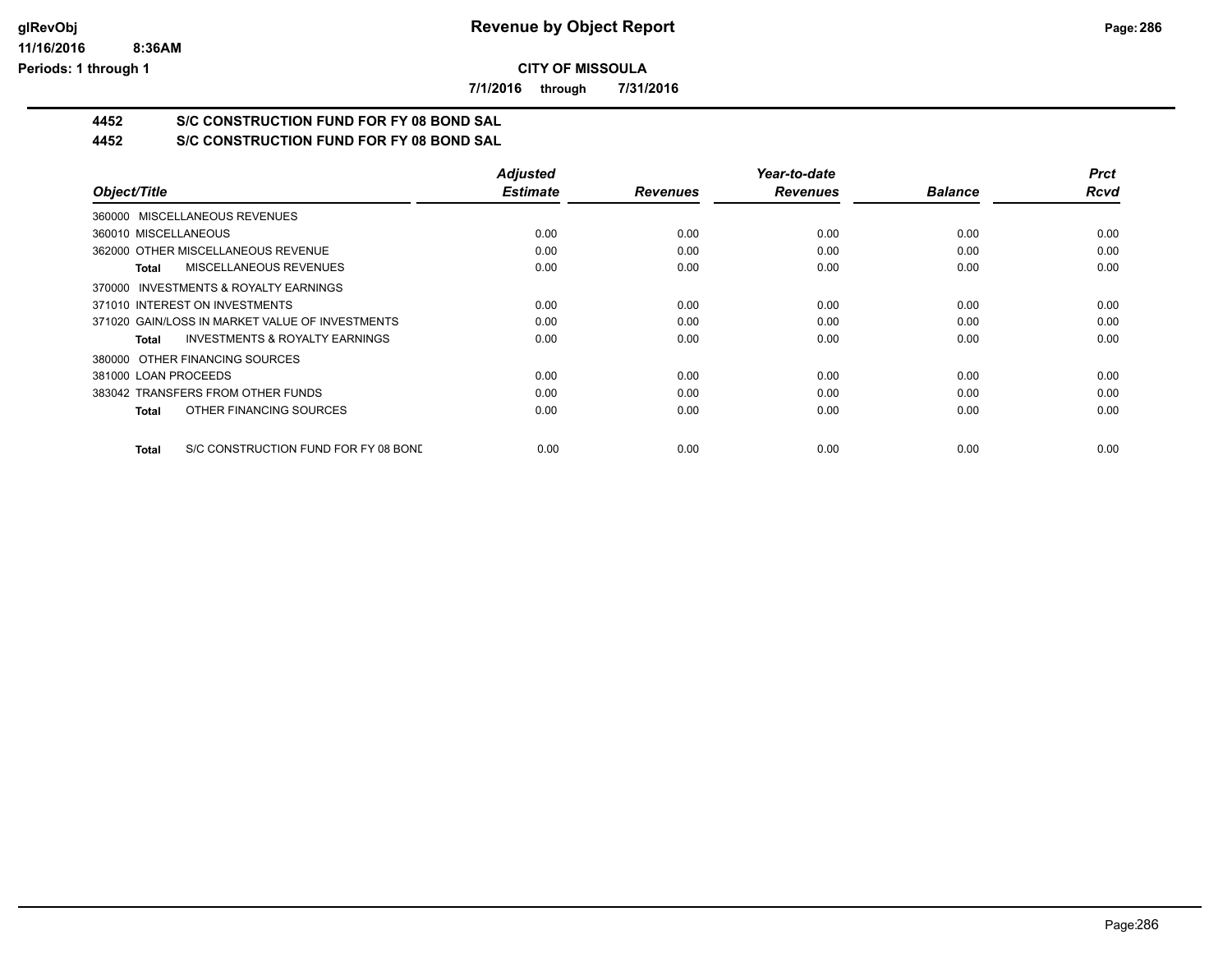# Revenue by Object Report

**CITY OF MISSOULA**

**7/1/2016 through 7/31/2016**

## 4452 S/C CONSTRUCTION FUND FOR FY 08 BOND SAL

## 4452 S/C CONSTRUCTION FUND FOR FY 08 BOND SAL

| Object/Title | Adjusted Estimate | Revenues | Year-to-date Revenues | Balance | Prct Rcvd |
|---|---|---|---|---|---|
| 360000 MISCELLANEOUS REVENUES | | | | | |
| 360010 MISCELLANEOUS | 0.00 | 0.00 | 0.00 | 0.00 | 0.00 |
| 362000 OTHER MISCELLANEOUS REVENUE | 0.00 | 0.00 | 0.00 | 0.00 | 0.00 |
| **Total** MISCELLANEOUS REVENUES | 0.00 | 0.00 | 0.00 | 0.00 | 0.00 |
| 370000 INVESTMENTS & ROYALTY EARNINGS | | | | | |
| 371010 INTEREST ON INVESTMENTS | 0.00 | 0.00 | 0.00 | 0.00 | 0.00 |
| 371020 GAIN/LOSS IN MARKET VALUE OF INVESTMENTS | 0.00 | 0.00 | 0.00 | 0.00 | 0.00 |
| **Total** INVESTMENTS & ROYALTY EARNINGS | 0.00 | 0.00 | 0.00 | 0.00 | 0.00 |
| 380000 OTHER FINANCING SOURCES | | | | | |
| 381000 LOAN PROCEEDS | 0.00 | 0.00 | 0.00 | 0.00 | 0.00 |
| 383042 TRANSFERS FROM OTHER FUNDS | 0.00 | 0.00 | 0.00 | 0.00 | 0.00 |
| **Total** OTHER FINANCING SOURCES | 0.00 | 0.00 | 0.00 | 0.00 | 0.00 |
| **Total** S/C CONSTRUCTION FUND FOR FY 08 BOND | 0.00 | 0.00 | 0.00 | 0.00 | 0.00 |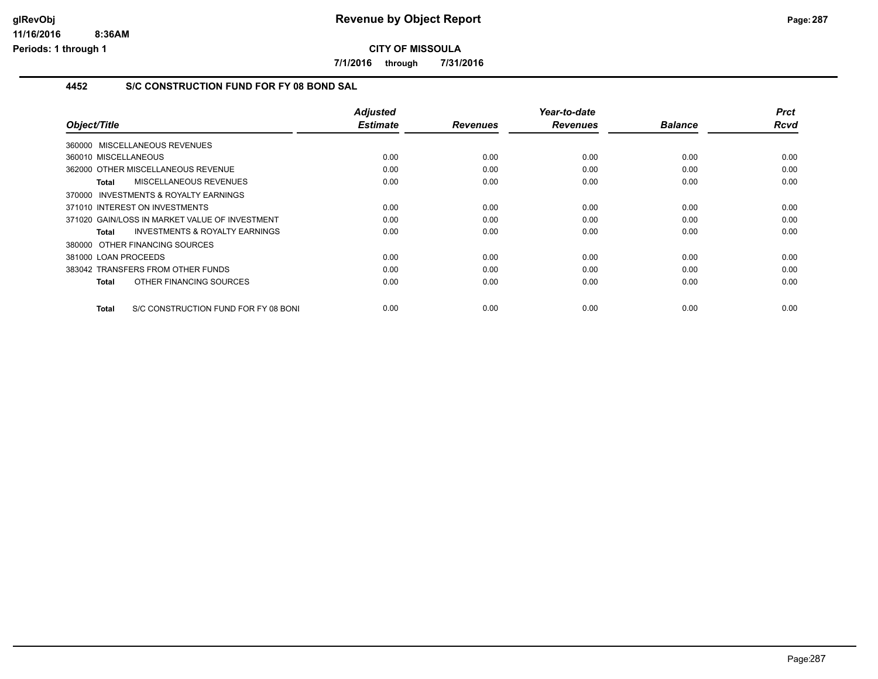**CITY OF MISSOULA**

**7/1/2016 through 7/31/2016**

## 4452 S/C CONSTRUCTION FUND FOR FY 08 BOND SAL

| Object/Title | Adjusted Estimate | Revenues | Year-to-date Revenues | Balance | Prct Rcvd |
|---|---|---|---|---|---|
| 360000 MISCELLANEOUS REVENUES | | | | | |
| 360010 MISCELLANEOUS | 0.00 | 0.00 | 0.00 | 0.00 | 0.00 |
| 362000 OTHER MISCELLANEOUS REVENUE | 0.00 | 0.00 | 0.00 | 0.00 | 0.00 |
| **Total** MISCELLANEOUS REVENUES | 0.00 | 0.00 | 0.00 | 0.00 | 0.00 |
| 370000 INVESTMENTS & ROYALTY EARNINGS | | | | | |
| 371010 INTEREST ON INVESTMENTS | 0.00 | 0.00 | 0.00 | 0.00 | 0.00 |
| 371020 GAIN/LOSS IN MARKET VALUE OF INVESTMENT | 0.00 | 0.00 | 0.00 | 0.00 | 0.00 |
| **Total** INVESTMENTS & ROYALTY EARNINGS | 0.00 | 0.00 | 0.00 | 0.00 | 0.00 |
| 380000 OTHER FINANCING SOURCES | | | | | |
| 381000 LOAN PROCEEDS | 0.00 | 0.00 | 0.00 | 0.00 | 0.00 |
| 383042 TRANSFERS FROM OTHER FUNDS | 0.00 | 0.00 | 0.00 | 0.00 | 0.00 |
| **Total** OTHER FINANCING SOURCES | 0.00 | 0.00 | 0.00 | 0.00 | 0.00 |
| **Total** S/C CONSTRUCTION FUND FOR FY 08 BONI | 0.00 | 0.00 | 0.00 | 0.00 | 0.00 |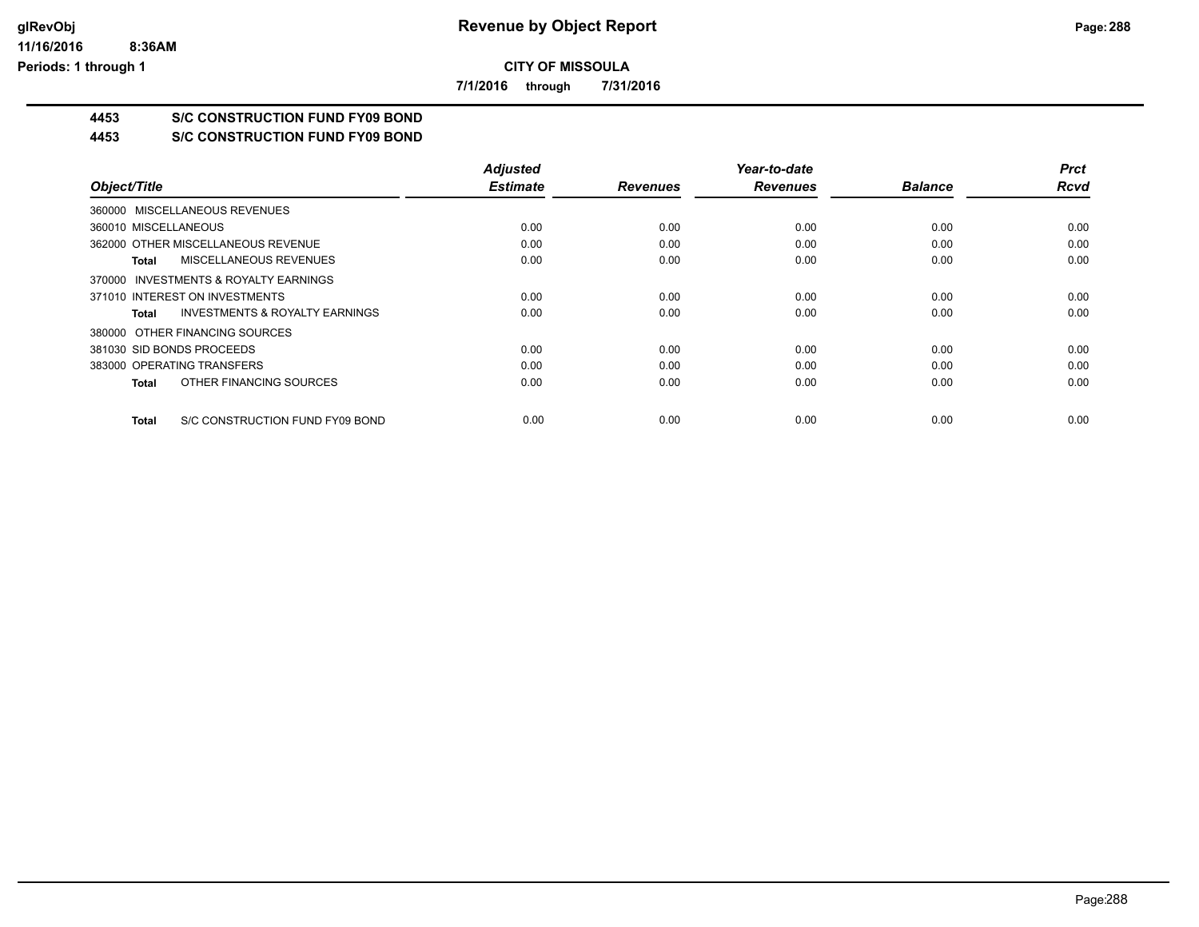**CITY OF MISSOULA**

**7/1/2016 through 7/31/2016**

## 4453 S/C CONSTRUCTION FUND FY09 BOND

## 4453 S/C CONSTRUCTION FUND FY09 BOND

| Object/Title | Adjusted Estimate | Revenues | Year-to-date Revenues | Balance | Prct Rcvd |
|---|---|---|---|---|---|
| 360000 MISCELLANEOUS REVENUES | | | | | |
| 360010 MISCELLANEOUS | 0.00 | 0.00 | 0.00 | 0.00 | 0.00 |
| 362000 OTHER MISCELLANEOUS REVENUE | 0.00 | 0.00 | 0.00 | 0.00 | 0.00 |
| **Total** MISCELLANEOUS REVENUES | 0.00 | 0.00 | 0.00 | 0.00 | 0.00 |
| 370000 INVESTMENTS & ROYALTY EARNINGS | | | | | |
| 371010 INTEREST ON INVESTMENTS | 0.00 | 0.00 | 0.00 | 0.00 | 0.00 |
| **Total** INVESTMENTS & ROYALTY EARNINGS | 0.00 | 0.00 | 0.00 | 0.00 | 0.00 |
| 380000 OTHER FINANCING SOURCES | | | | | |
| 381030 SID BONDS PROCEEDS | 0.00 | 0.00 | 0.00 | 0.00 | 0.00 |
| 383000 OPERATING TRANSFERS | 0.00 | 0.00 | 0.00 | 0.00 | 0.00 |
| **Total** OTHER FINANCING SOURCES | 0.00 | 0.00 | 0.00 | 0.00 | 0.00 |
| **Total** S/C CONSTRUCTION FUND FY09 BOND | 0.00 | 0.00 | 0.00 | 0.00 | 0.00 |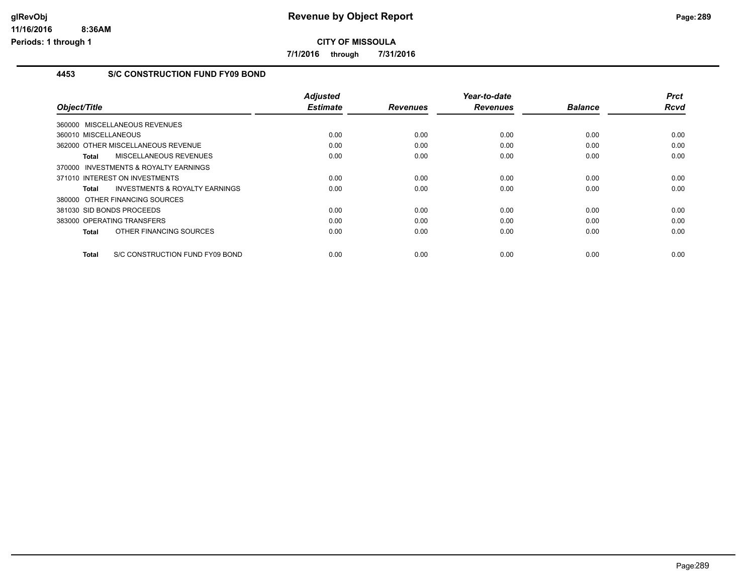# Revenue by Object Report

**CITY OF MISSOULA**

**7/1/2016 through 7/31/2016**

glRevObj
11/16/2016 8:36AM
Periods: 1 through 1

## 4453 S/C CONSTRUCTION FUND FY09 BOND

| Object/Title | Adjusted Estimate | Revenues | Year-to-date Revenues | Balance | Prct Rcvd |
|---|---|---|---|---|---|
| 360000 MISCELLANEOUS REVENUES | | | | | |
| 360010 MISCELLANEOUS | 0.00 | 0.00 | 0.00 | 0.00 | 0.00 |
| 362000 OTHER MISCELLANEOUS REVENUE | 0.00 | 0.00 | 0.00 | 0.00 | 0.00 |
| **Total** MISCELLANEOUS REVENUES | 0.00 | 0.00 | 0.00 | 0.00 | 0.00 |
| 370000 INVESTMENTS & ROYALTY EARNINGS | | | | | |
| 371010 INTEREST ON INVESTMENTS | 0.00 | 0.00 | 0.00 | 0.00 | 0.00 |
| **Total** INVESTMENTS & ROYALTY EARNINGS | 0.00 | 0.00 | 0.00 | 0.00 | 0.00 |
| 380000 OTHER FINANCING SOURCES | | | | | |
| 381030 SID BONDS PROCEEDS | 0.00 | 0.00 | 0.00 | 0.00 | 0.00 |
| 383000 OPERATING TRANSFERS | 0.00 | 0.00 | 0.00 | 0.00 | 0.00 |
| **Total** OTHER FINANCING SOURCES | 0.00 | 0.00 | 0.00 | 0.00 | 0.00 |
| **Total** S/C CONSTRUCTION FUND FY09 BOND | 0.00 | 0.00 | 0.00 | 0.00 | 0.00 |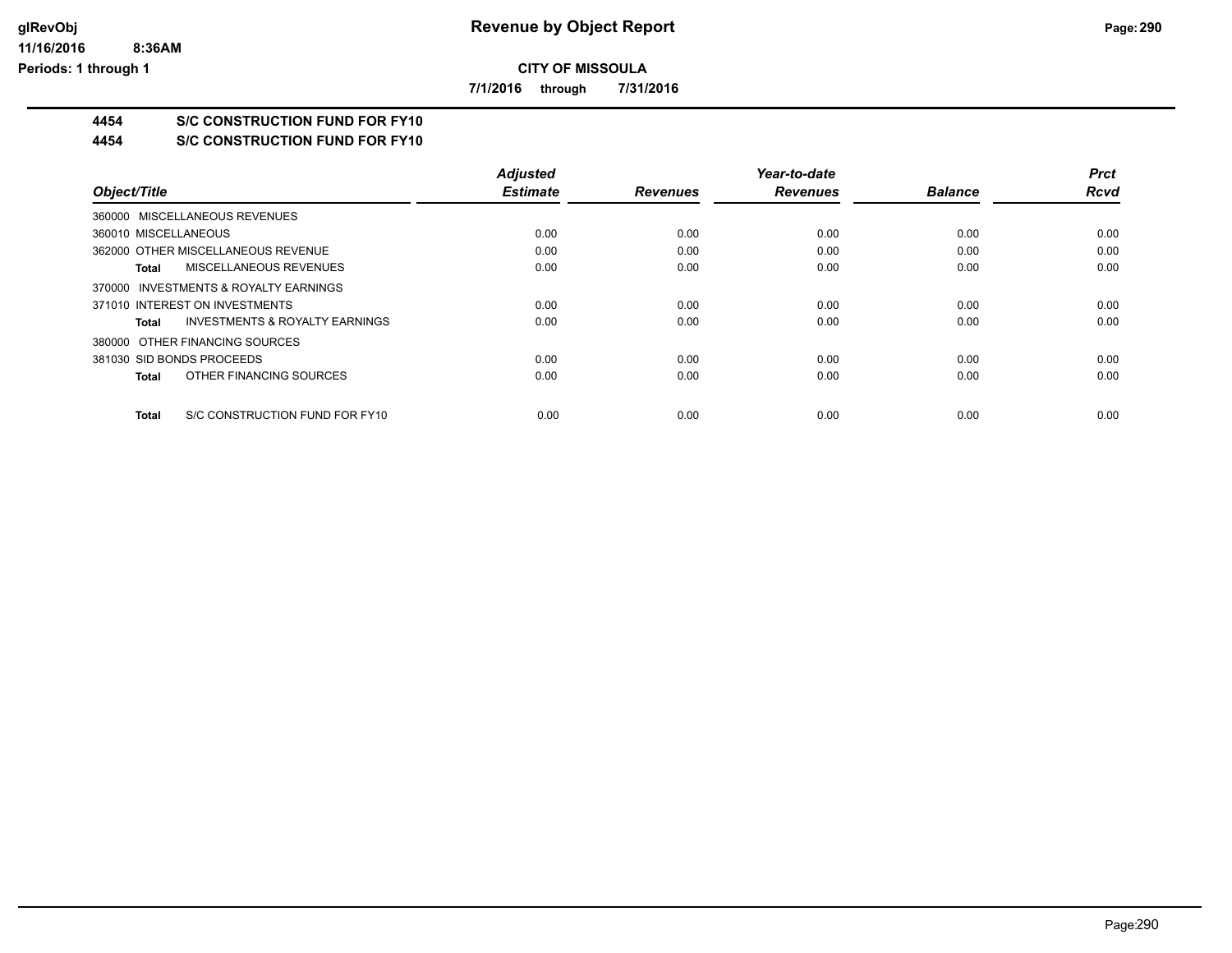# Revenue by Object Report

**CITY OF MISSOULA**

**7/1/2016 through 7/31/2016**

glRevObj
11/16/2016 8:36AM
Periods: 1 through 1

## 4454 S/C CONSTRUCTION FUND FOR FY10

## 4454 S/C CONSTRUCTION FUND FOR FY10

| Object/Title | Adjusted Estimate | Revenues | Year-to-date Revenues | Balance | Prct Rcvd |
|---|---|---|---|---|---|
| 360000 MISCELLANEOUS REVENUES | | | | | |
| 360010 MISCELLANEOUS | 0.00 | 0.00 | 0.00 | 0.00 | 0.00 |
| 362000 OTHER MISCELLANEOUS REVENUE | 0.00 | 0.00 | 0.00 | 0.00 | 0.00 |
| **Total** MISCELLANEOUS REVENUES | 0.00 | 0.00 | 0.00 | 0.00 | 0.00 |
| 370000 INVESTMENTS & ROYALTY EARNINGS | | | | | |
| 371010 INTEREST ON INVESTMENTS | 0.00 | 0.00 | 0.00 | 0.00 | 0.00 |
| **Total** INVESTMENTS & ROYALTY EARNINGS | 0.00 | 0.00 | 0.00 | 0.00 | 0.00 |
| 380000 OTHER FINANCING SOURCES | | | | | |
| 381030 SID BONDS PROCEEDS | 0.00 | 0.00 | 0.00 | 0.00 | 0.00 |
| **Total** OTHER FINANCING SOURCES | 0.00 | 0.00 | 0.00 | 0.00 | 0.00 |
| **Total** S/C CONSTRUCTION FUND FOR FY10 | 0.00 | 0.00 | 0.00 | 0.00 | 0.00 |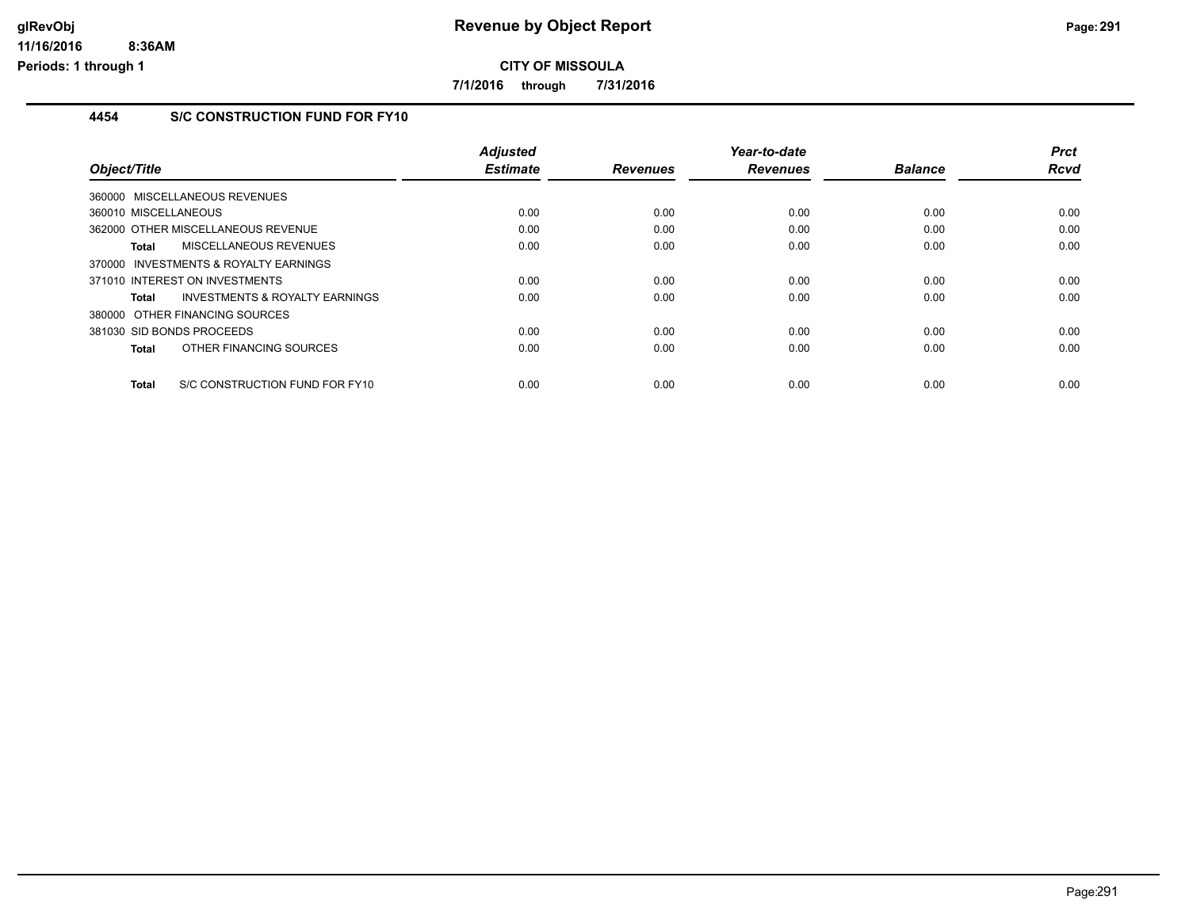# Revenue by Object Report

**CITY OF MISSOULA**

**7/1/2016 through 7/31/2016**

## 4454 S/C CONSTRUCTION FUND FOR FY10

| Object/Title | Adjusted Estimate | Revenues | Year-to-date Revenues | Balance | Prct Rcvd |
|---|---|---|---|---|---|
| 360000 MISCELLANEOUS REVENUES | | | | | |
| 360010 MISCELLANEOUS | 0.00 | 0.00 | 0.00 | 0.00 | 0.00 |
| 362000 OTHER MISCELLANEOUS REVENUE | 0.00 | 0.00 | 0.00 | 0.00 | 0.00 |
| **Total** MISCELLANEOUS REVENUES | 0.00 | 0.00 | 0.00 | 0.00 | 0.00 |
| 370000 INVESTMENTS & ROYALTY EARNINGS | | | | | |
| 371010 INTEREST ON INVESTMENTS | 0.00 | 0.00 | 0.00 | 0.00 | 0.00 |
| **Total** INVESTMENTS & ROYALTY EARNINGS | 0.00 | 0.00 | 0.00 | 0.00 | 0.00 |
| 380000 OTHER FINANCING SOURCES | | | | | |
| 381030 SID BONDS PROCEEDS | 0.00 | 0.00 | 0.00 | 0.00 | 0.00 |
| **Total** OTHER FINANCING SOURCES | 0.00 | 0.00 | 0.00 | 0.00 | 0.00 |
| **Total** S/C CONSTRUCTION FUND FOR FY10 | 0.00 | 0.00 | 0.00 | 0.00 | 0.00 |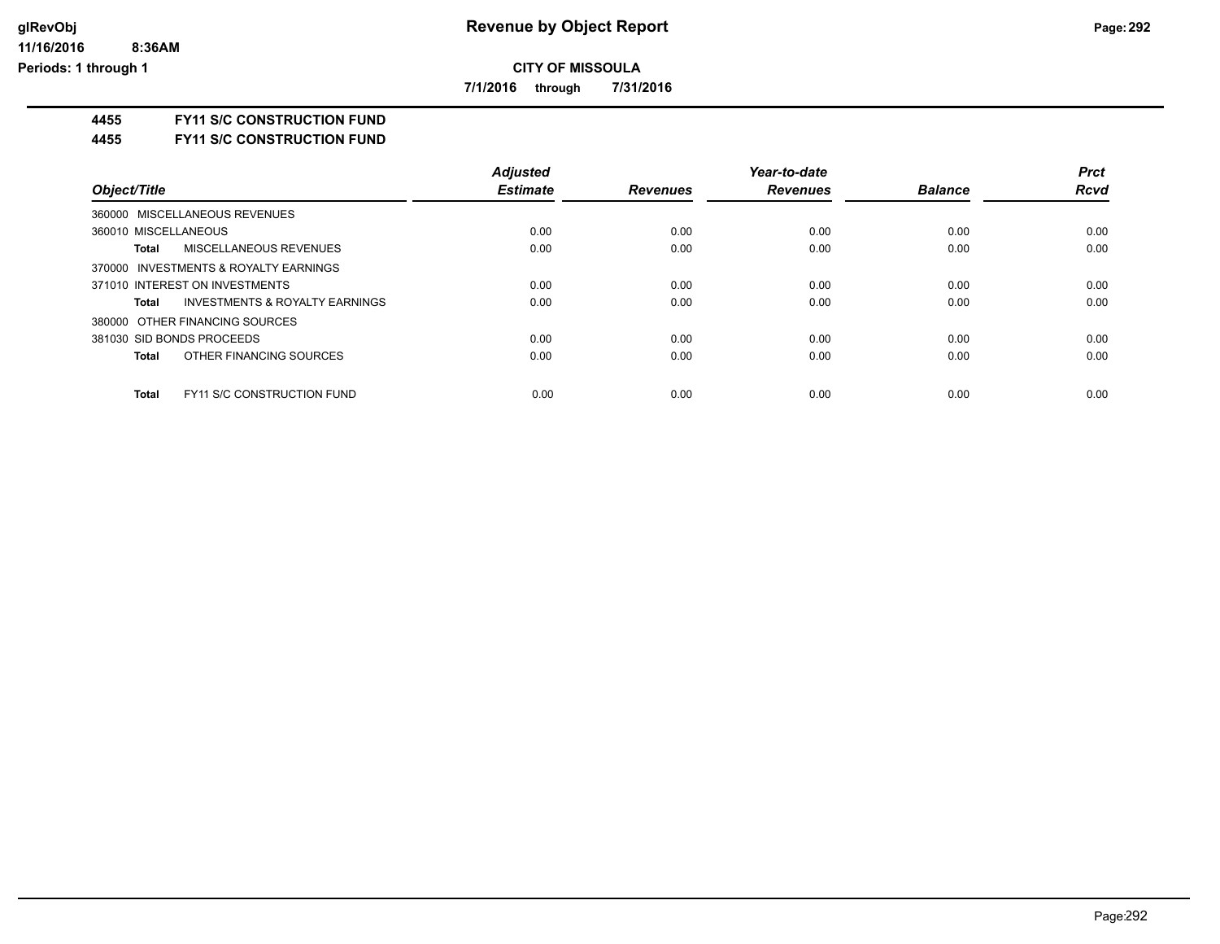**CITY OF MISSOULA**

**7/1/2016 through 7/31/2016**

**4455 FY11 S/C CONSTRUCTION FUND**

**4455 FY11 S/C CONSTRUCTION FUND**

| Object/Title | Adjusted Estimate | Revenues | Year-to-date Revenues | Balance | Prct Rcvd |
|---|---|---|---|---|---|
| 360000 MISCELLANEOUS REVENUES | | | | | |
| 360010 MISCELLANEOUS | 0.00 | 0.00 | 0.00 | 0.00 | 0.00 |
| **Total** MISCELLANEOUS REVENUES | 0.00 | 0.00 | 0.00 | 0.00 | 0.00 |
| 370000 INVESTMENTS & ROYALTY EARNINGS | | | | | |
| 371010 INTEREST ON INVESTMENTS | 0.00 | 0.00 | 0.00 | 0.00 | 0.00 |
| **Total** INVESTMENTS & ROYALTY EARNINGS | 0.00 | 0.00 | 0.00 | 0.00 | 0.00 |
| 380000 OTHER FINANCING SOURCES | | | | | |
| 381030 SID BONDS PROCEEDS | 0.00 | 0.00 | 0.00 | 0.00 | 0.00 |
| **Total** OTHER FINANCING SOURCES | 0.00 | 0.00 | 0.00 | 0.00 | 0.00 |
| **Total** FY11 S/C CONSTRUCTION FUND | 0.00 | 0.00 | 0.00 | 0.00 | 0.00 |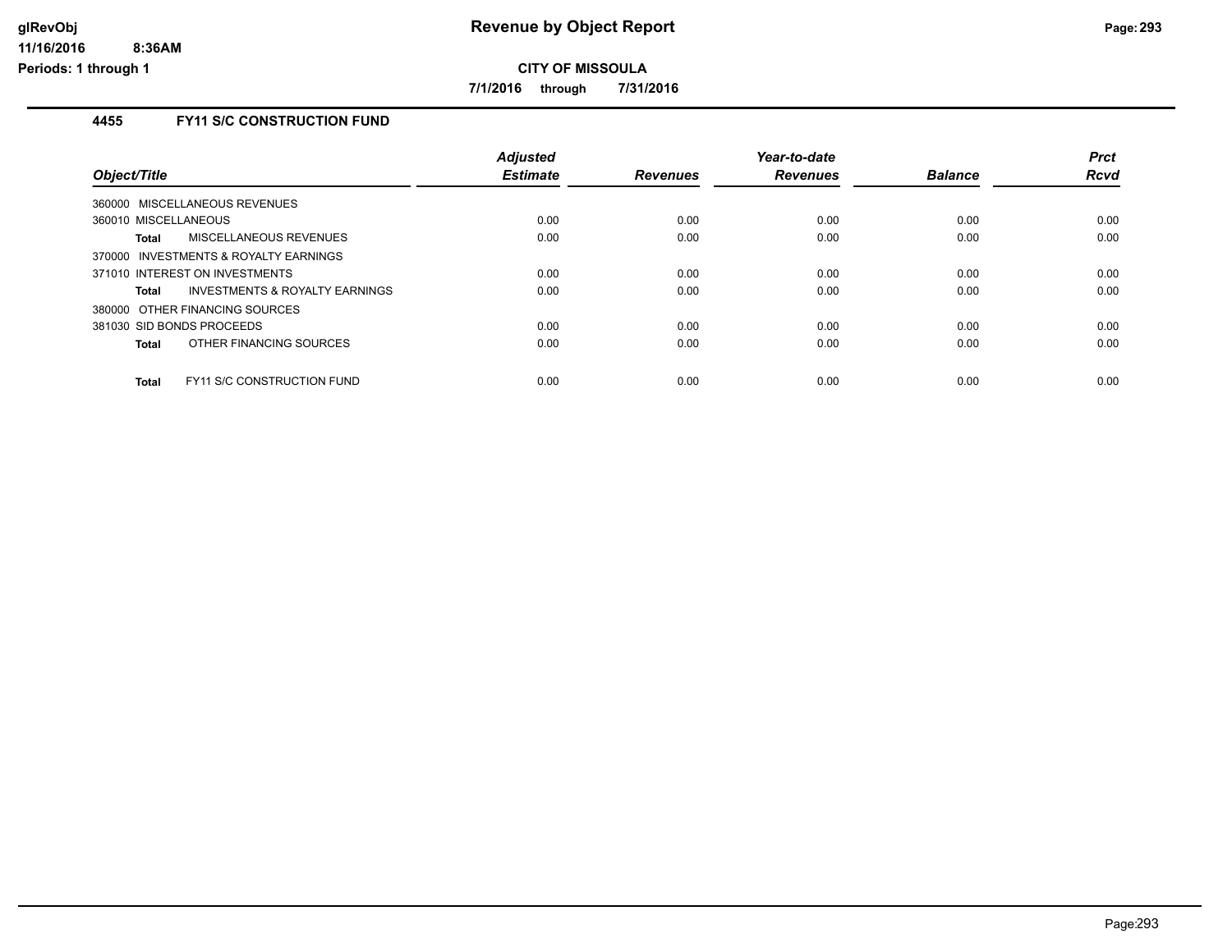# Revenue by Object Report

**CITY OF MISSOULA**

**7/1/2016 through 7/31/2016**

glRevObj
11/16/2016 8:36AM
Periods: 1 through 1

## 4455 FY11 S/C CONSTRUCTION FUND

| Object/Title | Adjusted Estimate | Revenues | Year-to-date Revenues | Balance | Prct Rcvd |
|---|---|---|---|---|---|
| 360000 MISCELLANEOUS REVENUES | | | | | |
| 360010 MISCELLANEOUS | 0.00 | 0.00 | 0.00 | 0.00 | 0.00 |
| **Total** MISCELLANEOUS REVENUES | 0.00 | 0.00 | 0.00 | 0.00 | 0.00 |
| 370000 INVESTMENTS & ROYALTY EARNINGS | | | | | |
| 371010 INTEREST ON INVESTMENTS | 0.00 | 0.00 | 0.00 | 0.00 | 0.00 |
| **Total** INVESTMENTS & ROYALTY EARNINGS | 0.00 | 0.00 | 0.00 | 0.00 | 0.00 |
| 380000 OTHER FINANCING SOURCES | | | | | |
| 381030 SID BONDS PROCEEDS | 0.00 | 0.00 | 0.00 | 0.00 | 0.00 |
| **Total** OTHER FINANCING SOURCES | 0.00 | 0.00 | 0.00 | 0.00 | 0.00 |
| **Total** FY11 S/C CONSTRUCTION FUND | 0.00 | 0.00 | 0.00 | 0.00 | 0.00 |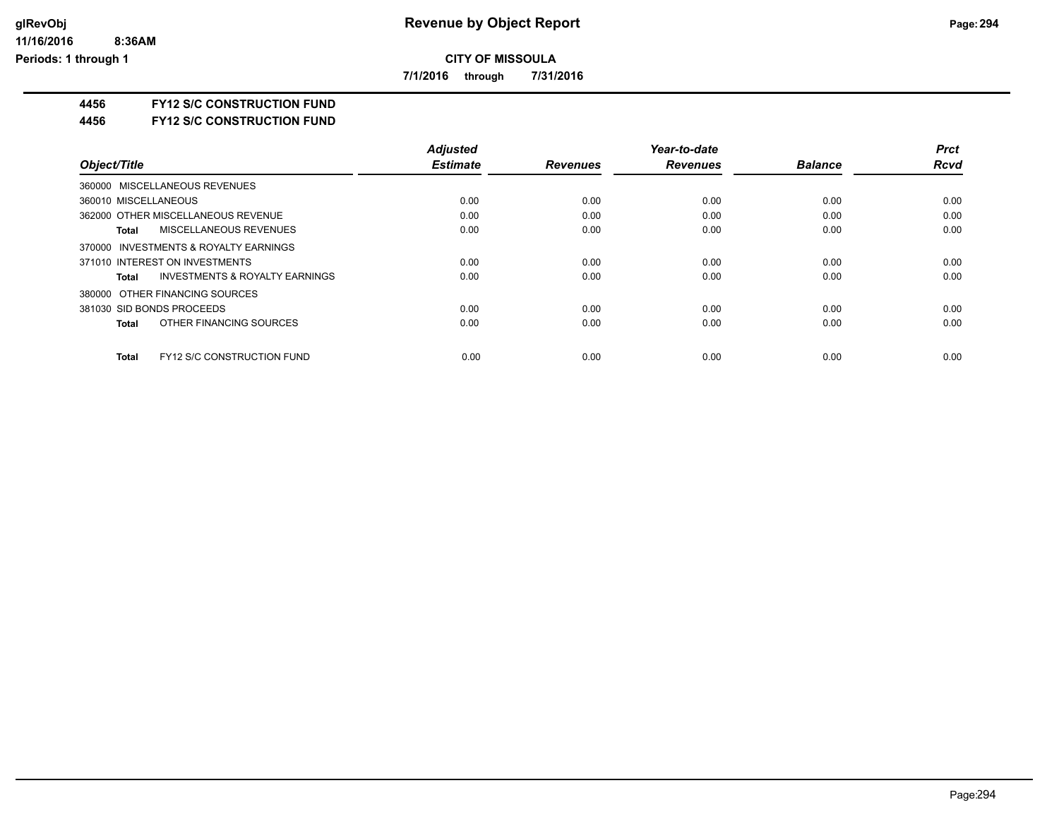**CITY OF MISSOULA**

**7/1/2016 through 7/31/2016**

**4456 FY12 S/C CONSTRUCTION FUND**

**4456 FY12 S/C CONSTRUCTION FUND**

| Object/Title | Adjusted Estimate | Revenues | Year-to-date Revenues | Balance | Prct Rcvd |
|---|---|---|---|---|---|
| 360000 MISCELLANEOUS REVENUES | | | | | |
| 360010 MISCELLANEOUS | 0.00 | 0.00 | 0.00 | 0.00 | 0.00 |
| 362000 OTHER MISCELLANEOUS REVENUE | 0.00 | 0.00 | 0.00 | 0.00 | 0.00 |
| **Total** MISCELLANEOUS REVENUES | 0.00 | 0.00 | 0.00 | 0.00 | 0.00 |
| 370000 INVESTMENTS & ROYALTY EARNINGS | | | | | |
| 371010 INTEREST ON INVESTMENTS | 0.00 | 0.00 | 0.00 | 0.00 | 0.00 |
| **Total** INVESTMENTS & ROYALTY EARNINGS | 0.00 | 0.00 | 0.00 | 0.00 | 0.00 |
| 380000 OTHER FINANCING SOURCES | | | | | |
| 381030 SID BONDS PROCEEDS | 0.00 | 0.00 | 0.00 | 0.00 | 0.00 |
| **Total** OTHER FINANCING SOURCES | 0.00 | 0.00 | 0.00 | 0.00 | 0.00 |
| **Total** FY12 S/C CONSTRUCTION FUND | 0.00 | 0.00 | 0.00 | 0.00 | 0.00 |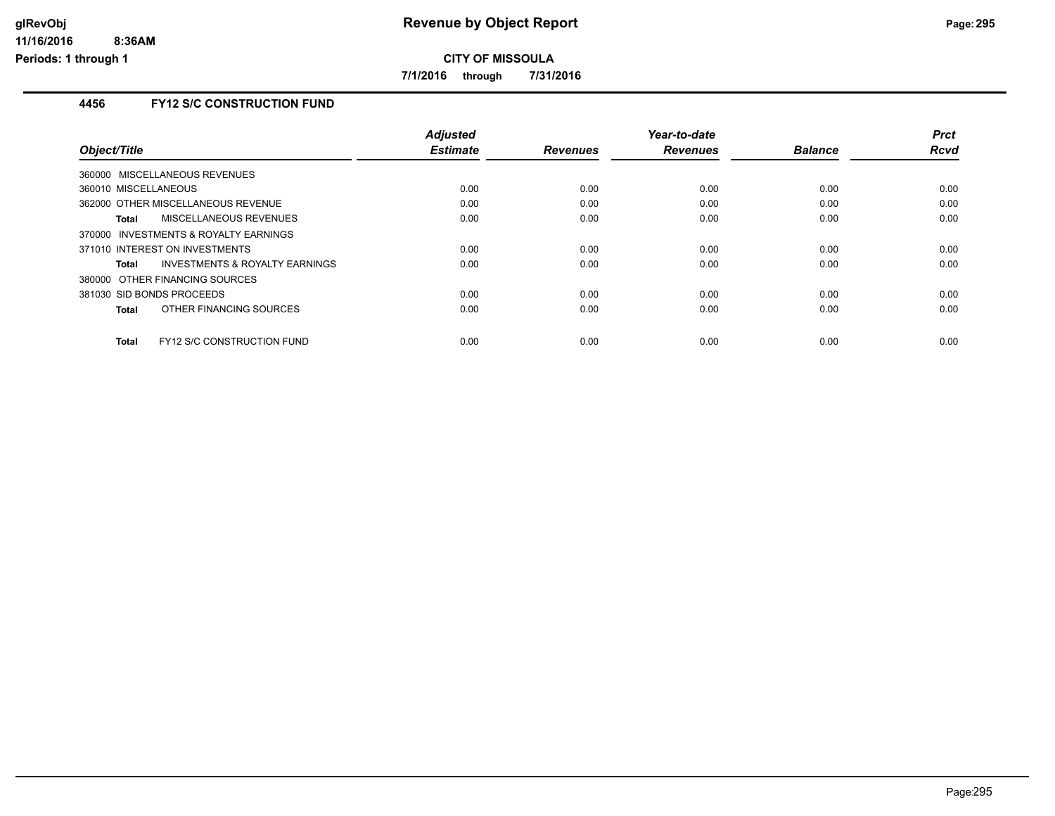# Revenue by Object Report

**CITY OF MISSOULA**

**7/1/2016 through 7/31/2016**

glRevObj
11/16/2016 8:36AM
Periods: 1 through 1

## 4456 FY12 S/C CONSTRUCTION FUND

| Object/Title | Adjusted Estimate | Revenues | Year-to-date Revenues | Balance | Prct Rcvd |
|---|---|---|---|---|---|
| 360000 MISCELLANEOUS REVENUES | | | | | |
| 360010 MISCELLANEOUS | 0.00 | 0.00 | 0.00 | 0.00 | 0.00 |
| 362000 OTHER MISCELLANEOUS REVENUE | 0.00 | 0.00 | 0.00 | 0.00 | 0.00 |
| **Total** MISCELLANEOUS REVENUES | 0.00 | 0.00 | 0.00 | 0.00 | 0.00 |
| 370000 INVESTMENTS & ROYALTY EARNINGS | | | | | |
| 371010 INTEREST ON INVESTMENTS | 0.00 | 0.00 | 0.00 | 0.00 | 0.00 |
| **Total** INVESTMENTS & ROYALTY EARNINGS | 0.00 | 0.00 | 0.00 | 0.00 | 0.00 |
| 380000 OTHER FINANCING SOURCES | | | | | |
| 381030 SID BONDS PROCEEDS | 0.00 | 0.00 | 0.00 | 0.00 | 0.00 |
| **Total** OTHER FINANCING SOURCES | 0.00 | 0.00 | 0.00 | 0.00 | 0.00 |
| **Total** FY12 S/C CONSTRUCTION FUND | 0.00 | 0.00 | 0.00 | 0.00 | 0.00 |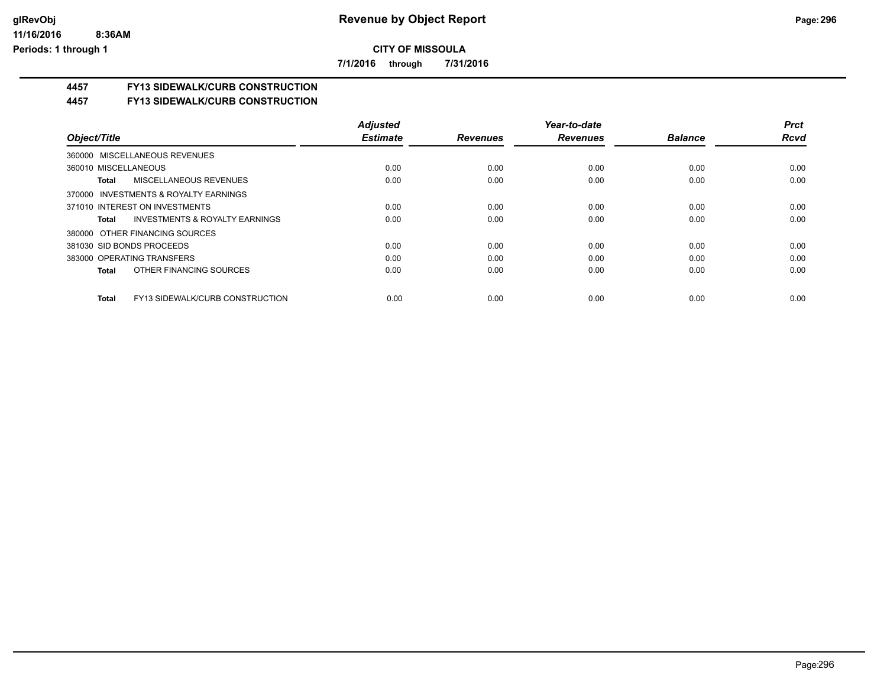# Revenue by Object Report

**CITY OF MISSOULA**

**7/1/2016 through 7/31/2016**

## 4457 FY13 SIDEWALK/CURB CONSTRUCTION

## 4457 FY13 SIDEWALK/CURB CONSTRUCTION

| Object/Title | Adjusted Estimate | Revenues | Year-to-date Revenues | Balance | Prct Rcvd |
|---|---|---|---|---|---|
| 360000 MISCELLANEOUS REVENUES | | | | | |
| 360010 MISCELLANEOUS | 0.00 | 0.00 | 0.00 | 0.00 | 0.00 |
| **Total** MISCELLANEOUS REVENUES | 0.00 | 0.00 | 0.00 | 0.00 | 0.00 |
| 370000 INVESTMENTS & ROYALTY EARNINGS | | | | | |
| 371010 INTEREST ON INVESTMENTS | 0.00 | 0.00 | 0.00 | 0.00 | 0.00 |
| **Total** INVESTMENTS & ROYALTY EARNINGS | 0.00 | 0.00 | 0.00 | 0.00 | 0.00 |
| 380000 OTHER FINANCING SOURCES | | | | | |
| 381030 SID BONDS PROCEEDS | 0.00 | 0.00 | 0.00 | 0.00 | 0.00 |
| 383000 OPERATING TRANSFERS | 0.00 | 0.00 | 0.00 | 0.00 | 0.00 |
| **Total** OTHER FINANCING SOURCES | 0.00 | 0.00 | 0.00 | 0.00 | 0.00 |
| **Total** FY13 SIDEWALK/CURB CONSTRUCTION | 0.00 | 0.00 | 0.00 | 0.00 | 0.00 |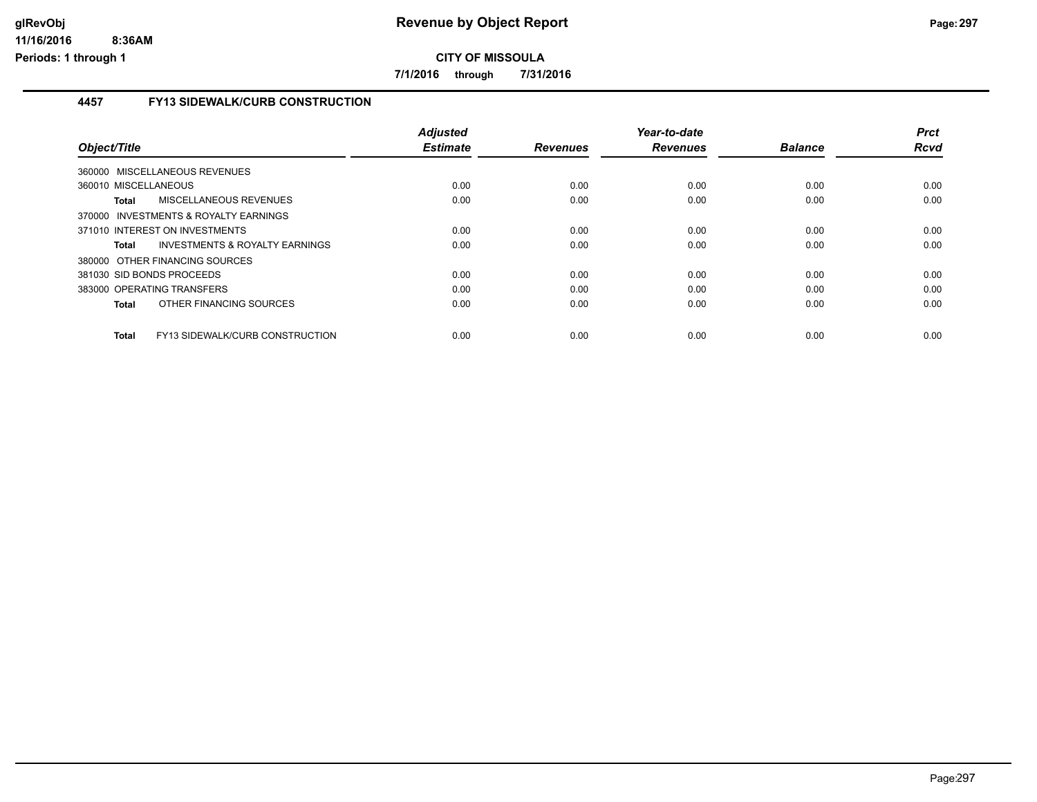# Revenue by Object Report

**CITY OF MISSOULA**

**7/1/2016 through 7/31/2016**

## 4457 FY13 SIDEWALK/CURB CONSTRUCTION

| Object/Title | Adjusted Estimate | Revenues | Year-to-date Revenues | Balance | Prct Rcvd |
|---|---|---|---|---|---|
| 360000 MISCELLANEOUS REVENUES | | | | | |
| 360010 MISCELLANEOUS | 0.00 | 0.00 | 0.00 | 0.00 | 0.00 |
| **Total** MISCELLANEOUS REVENUES | 0.00 | 0.00 | 0.00 | 0.00 | 0.00 |
| 370000 INVESTMENTS & ROYALTY EARNINGS | | | | | |
| 371010 INTEREST ON INVESTMENTS | 0.00 | 0.00 | 0.00 | 0.00 | 0.00 |
| **Total** INVESTMENTS & ROYALTY EARNINGS | 0.00 | 0.00 | 0.00 | 0.00 | 0.00 |
| 380000 OTHER FINANCING SOURCES | | | | | |
| 381030 SID BONDS PROCEEDS | 0.00 | 0.00 | 0.00 | 0.00 | 0.00 |
| 383000 OPERATING TRANSFERS | 0.00 | 0.00 | 0.00 | 0.00 | 0.00 |
| **Total** OTHER FINANCING SOURCES | 0.00 | 0.00 | 0.00 | 0.00 | 0.00 |
| **Total** FY13 SIDEWALK/CURB CONSTRUCTION | 0.00 | 0.00 | 0.00 | 0.00 | 0.00 |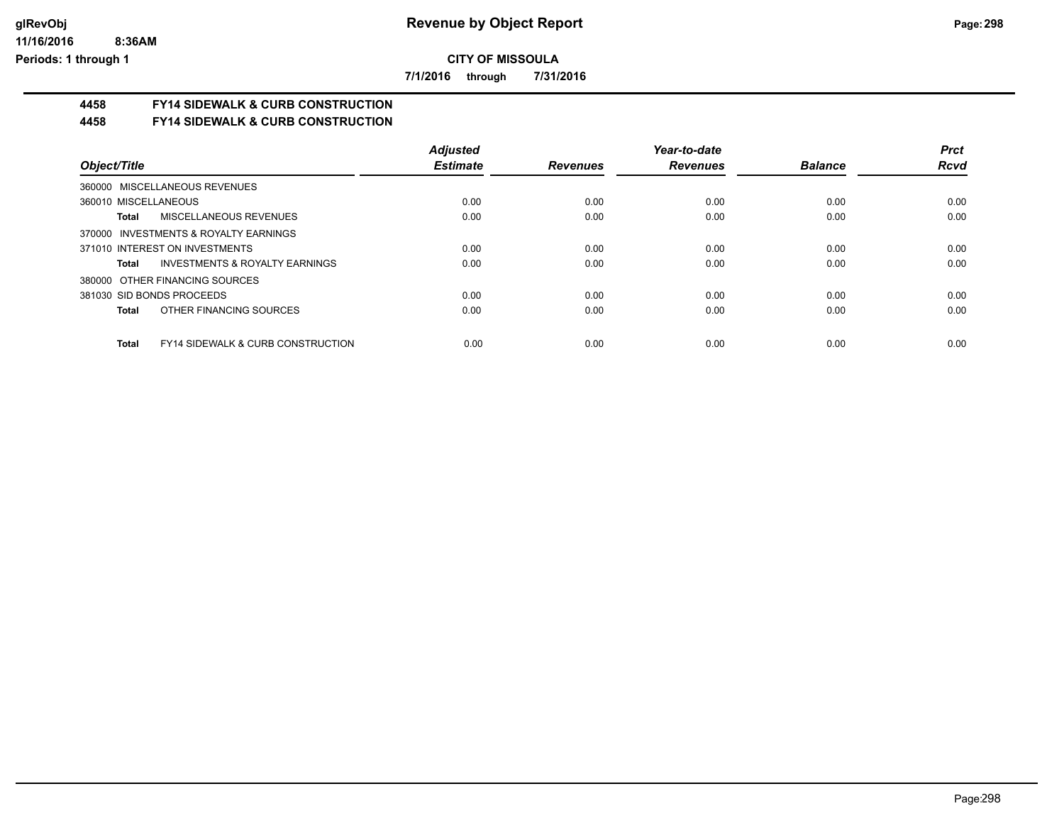# Revenue by Object Report

## CITY OF MISSOULA

**7/1/2016 through 7/31/2016**

glRevObj
11/16/2016 8:36AM
Periods: 1 through 1

### 4458 FY14 SIDEWALK & CURB CONSTRUCTION
### 4458 FY14 SIDEWALK & CURB CONSTRUCTION

| Object/Title | Adjusted Estimate | Revenues | Year-to-date Revenues | Balance | Prct Rcvd |
|---|---|---|---|---|---|
| 360000 MISCELLANEOUS REVENUES | | | | | |
| 360010 MISCELLANEOUS | 0.00 | 0.00 | 0.00 | 0.00 | 0.00 |
| **Total** MISCELLANEOUS REVENUES | 0.00 | 0.00 | 0.00 | 0.00 | 0.00 |
| 370000 INVESTMENTS & ROYALTY EARNINGS | | | | | |
| 371010 INTEREST ON INVESTMENTS | 0.00 | 0.00 | 0.00 | 0.00 | 0.00 |
| **Total** INVESTMENTS & ROYALTY EARNINGS | 0.00 | 0.00 | 0.00 | 0.00 | 0.00 |
| 380000 OTHER FINANCING SOURCES | | | | | |
| 381030 SID BONDS PROCEEDS | 0.00 | 0.00 | 0.00 | 0.00 | 0.00 |
| **Total** OTHER FINANCING SOURCES | 0.00 | 0.00 | 0.00 | 0.00 | 0.00 |
| **Total** FY14 SIDEWALK & CURB CONSTRUCTION | 0.00 | 0.00 | 0.00 | 0.00 | 0.00 |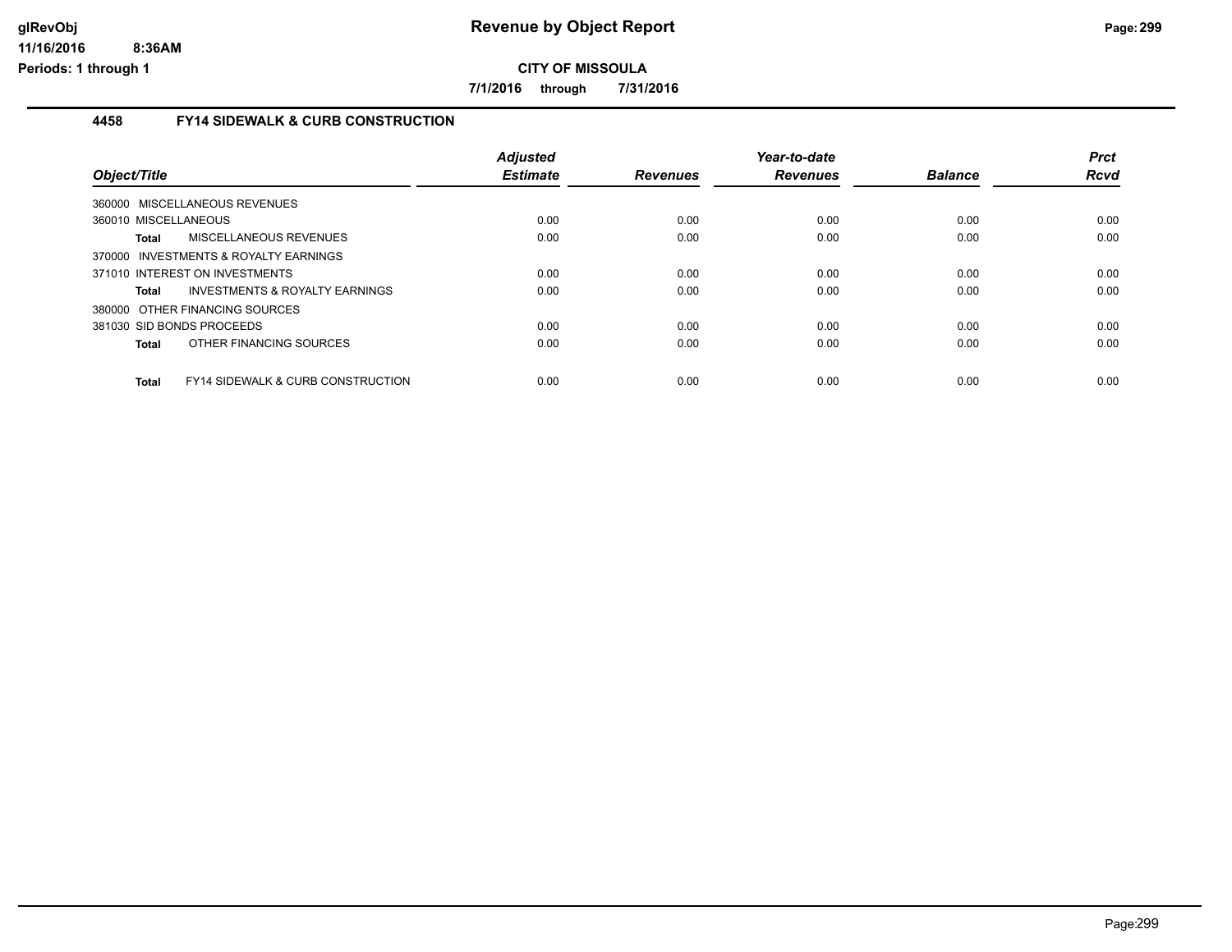# Revenue by Object Report

**CITY OF MISSOULA**

**7/1/2016 through 7/31/2016**

## 4458 FY14 SIDEWALK & CURB CONSTRUCTION

| Object/Title | Adjusted Estimate | Revenues | Year-to-date Revenues | Balance | Prct Rcvd |
|---|---|---|---|---|---|
| 360000 MISCELLANEOUS REVENUES | | | | | |
| 360010 MISCELLANEOUS | 0.00 | 0.00 | 0.00 | 0.00 | 0.00 |
| **Total** MISCELLANEOUS REVENUES | 0.00 | 0.00 | 0.00 | 0.00 | 0.00 |
| 370000 INVESTMENTS & ROYALTY EARNINGS | | | | | |
| 371010 INTEREST ON INVESTMENTS | 0.00 | 0.00 | 0.00 | 0.00 | 0.00 |
| **Total** INVESTMENTS & ROYALTY EARNINGS | 0.00 | 0.00 | 0.00 | 0.00 | 0.00 |
| 380000 OTHER FINANCING SOURCES | | | | | |
| 381030 SID BONDS PROCEEDS | 0.00 | 0.00 | 0.00 | 0.00 | 0.00 |
| **Total** OTHER FINANCING SOURCES | 0.00 | 0.00 | 0.00 | 0.00 | 0.00 |
| **Total** FY14 SIDEWALK & CURB CONSTRUCTION | 0.00 | 0.00 | 0.00 | 0.00 | 0.00 |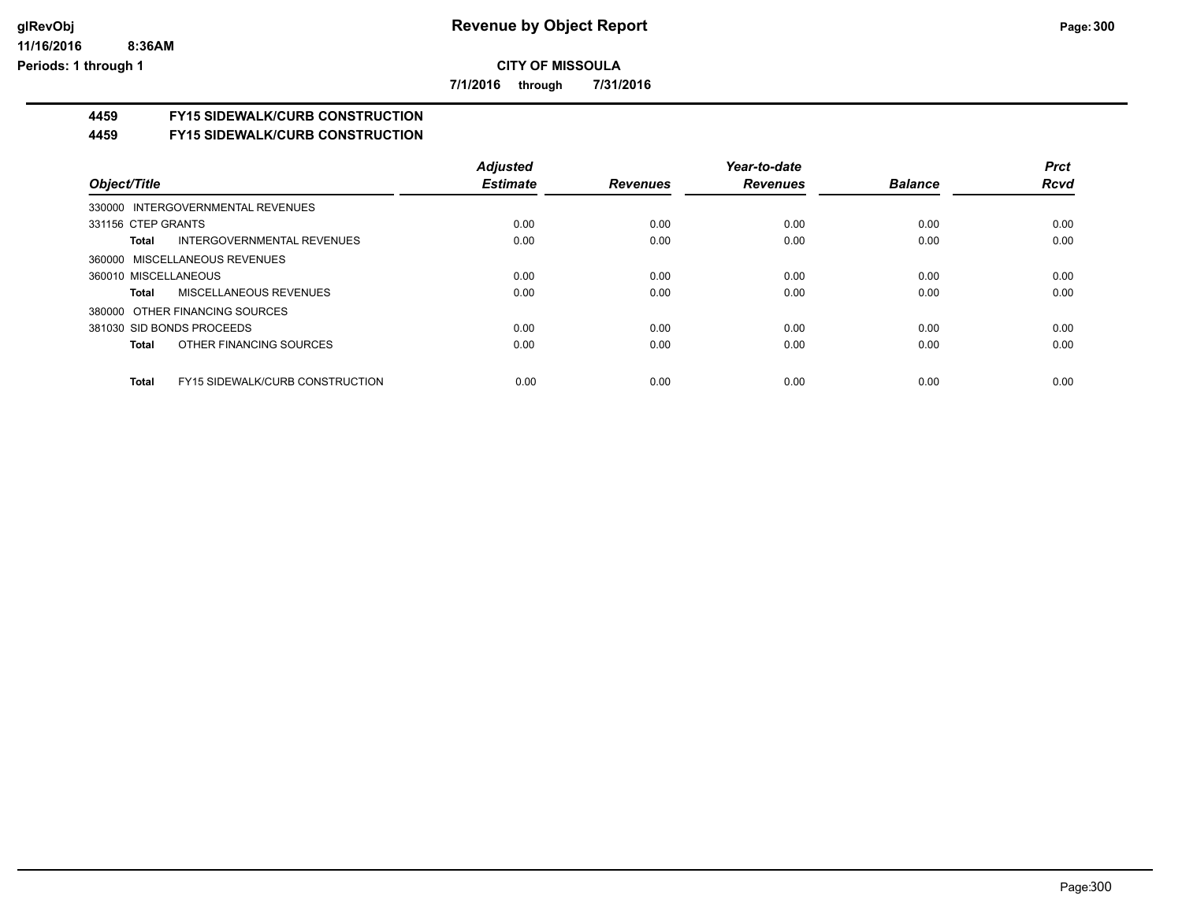**CITY OF MISSOULA**

**7/1/2016 through 7/31/2016**

## 4459 FY15 SIDEWALK/CURB CONSTRUCTION

## 4459 FY15 SIDEWALK/CURB CONSTRUCTION

| Object/Title | Adjusted Estimate | Revenues | Year-to-date Revenues | Balance | Prct Rcvd |
|---|---|---|---|---|---|
| 330000 INTERGOVERNMENTAL REVENUES | | | | | |
| 331156 CTEP GRANTS | 0.00 | 0.00 | 0.00 | 0.00 | 0.00 |
| **Total** INTERGOVERNMENTAL REVENUES | 0.00 | 0.00 | 0.00 | 0.00 | 0.00 |
| 360000 MISCELLANEOUS REVENUES | | | | | |
| 360010 MISCELLANEOUS | 0.00 | 0.00 | 0.00 | 0.00 | 0.00 |
| **Total** MISCELLANEOUS REVENUES | 0.00 | 0.00 | 0.00 | 0.00 | 0.00 |
| 380000 OTHER FINANCING SOURCES | | | | | |
| 381030 SID BONDS PROCEEDS | 0.00 | 0.00 | 0.00 | 0.00 | 0.00 |
| **Total** OTHER FINANCING SOURCES | 0.00 | 0.00 | 0.00 | 0.00 | 0.00 |
| **Total** FY15 SIDEWALK/CURB CONSTRUCTION | 0.00 | 0.00 | 0.00 | 0.00 | 0.00 |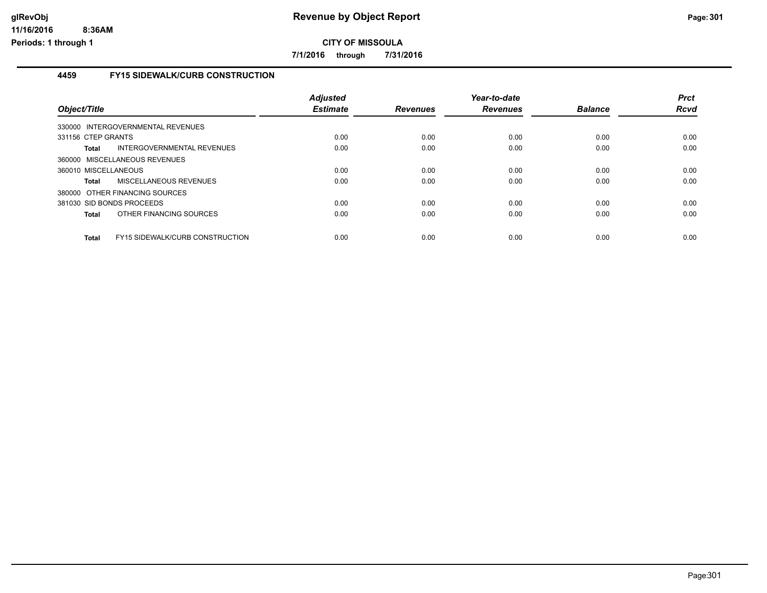# Revenue by Object Report

**CITY OF MISSOULA**

**7/1/2016 through 7/31/2016**

glRevObj
11/16/2016 8:36AM
Periods: 1 through 1

### 4459 FY15 SIDEWALK/CURB CONSTRUCTION

| Object/Title | Adjusted Estimate | Revenues | Year-to-date Revenues | Balance | Prct Rcvd |
|---|---|---|---|---|---|
| 330000 INTERGOVERNMENTAL REVENUES | | | | | |
| 331156 CTEP GRANTS | 0.00 | 0.00 | 0.00 | 0.00 | 0.00 |
| **Total** INTERGOVERNMENTAL REVENUES | 0.00 | 0.00 | 0.00 | 0.00 | 0.00 |
| 360000 MISCELLANEOUS REVENUES | | | | | |
| 360010 MISCELLANEOUS | 0.00 | 0.00 | 0.00 | 0.00 | 0.00 |
| **Total** MISCELLANEOUS REVENUES | 0.00 | 0.00 | 0.00 | 0.00 | 0.00 |
| 380000 OTHER FINANCING SOURCES | | | | | |
| 381030 SID BONDS PROCEEDS | 0.00 | 0.00 | 0.00 | 0.00 | 0.00 |
| **Total** OTHER FINANCING SOURCES | 0.00 | 0.00 | 0.00 | 0.00 | 0.00 |
| **Total** FY15 SIDEWALK/CURB CONSTRUCTION | 0.00 | 0.00 | 0.00 | 0.00 | 0.00 |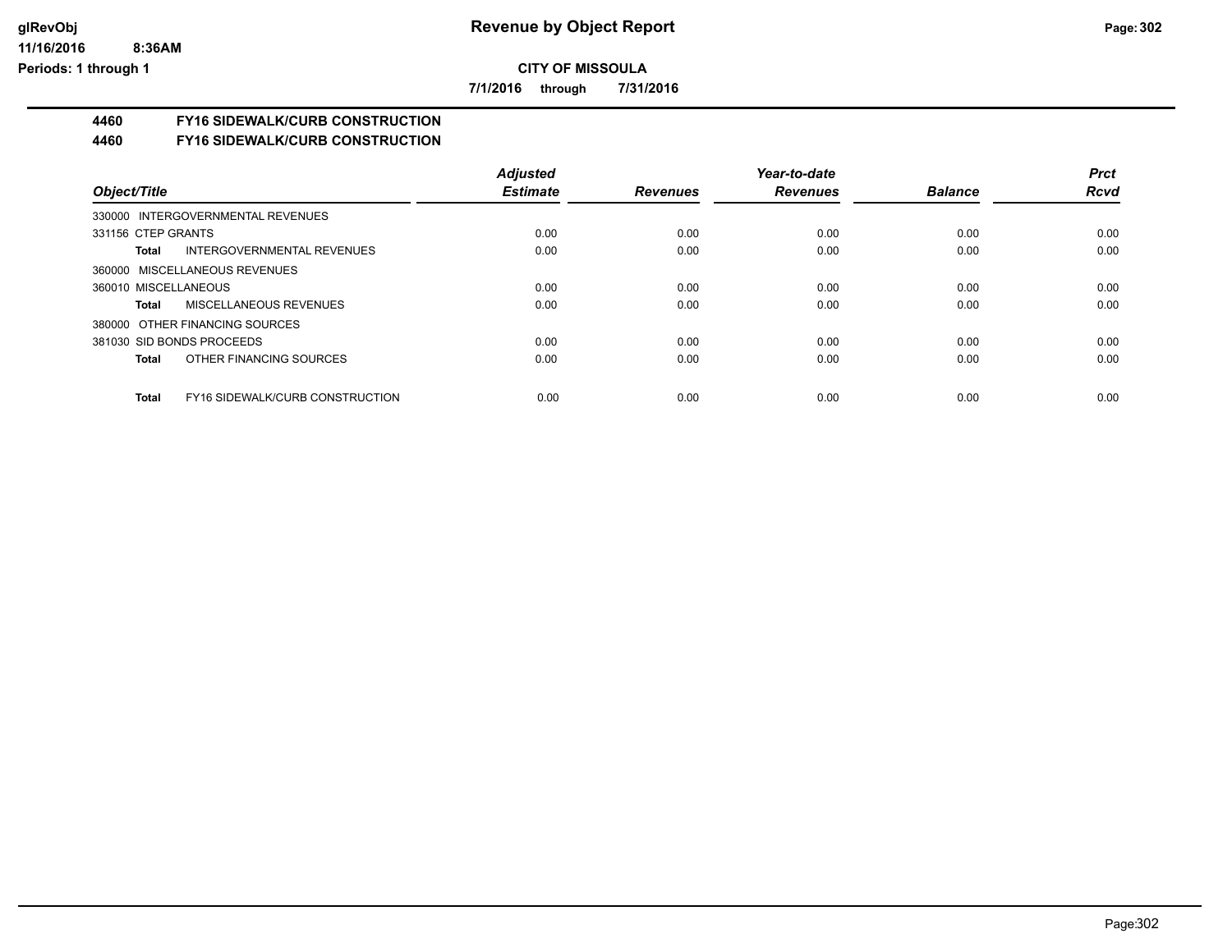**CITY OF MISSOULA**

**7/1/2016 through 7/31/2016**

**4460 FY16 SIDEWALK/CURB CONSTRUCTION**

**4460 FY16 SIDEWALK/CURB CONSTRUCTION**

| Object/Title | | Adjusted Estimate | Revenues | Year-to-date Revenues | Balance | Prct Rcvd |
|---|---|---|---|---|---|---|
| 330000 INTERGOVERNMENTAL REVENUES | | | | | | |
| 331156 CTEP GRANTS | | 0.00 | 0.00 | 0.00 | 0.00 | 0.00 |
| Total | INTERGOVERNMENTAL REVENUES | 0.00 | 0.00 | 0.00 | 0.00 | 0.00 |
| 360000 MISCELLANEOUS REVENUES | | | | | | |
| 360010 MISCELLANEOUS | | 0.00 | 0.00 | 0.00 | 0.00 | 0.00 |
| Total | MISCELLANEOUS REVENUES | 0.00 | 0.00 | 0.00 | 0.00 | 0.00 |
| 380000 OTHER FINANCING SOURCES | | | | | | |
| 381030 SID BONDS PROCEEDS | | 0.00 | 0.00 | 0.00 | 0.00 | 0.00 |
| Total | OTHER FINANCING SOURCES | 0.00 | 0.00 | 0.00 | 0.00 | 0.00 |
| Total | FY16 SIDEWALK/CURB CONSTRUCTION | 0.00 | 0.00 | 0.00 | 0.00 | 0.00 |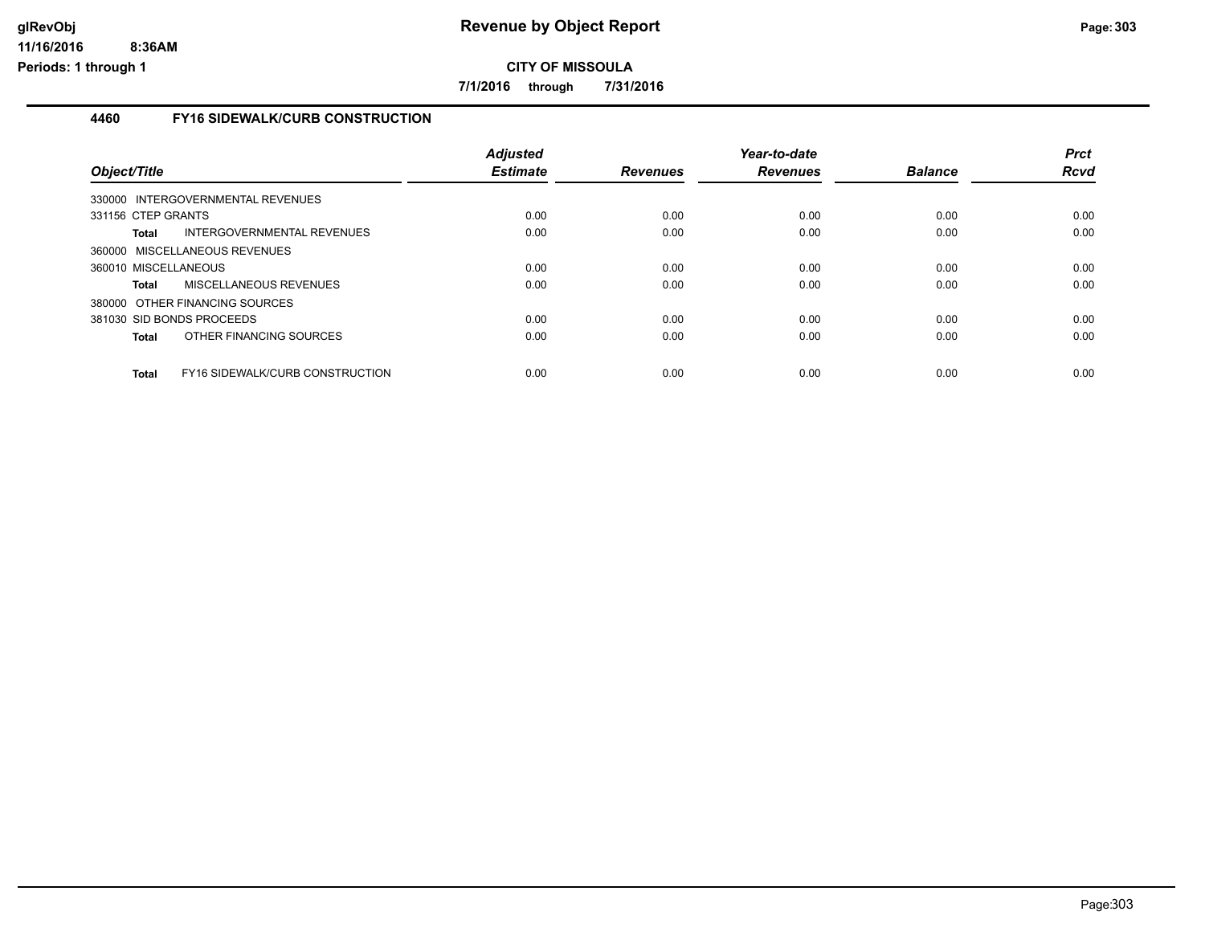# Revenue by Object Report

**CITY OF MISSOULA**

**7/1/2016 through 7/31/2016**

glRevObj
11/16/2016 8:36AM
Periods: 1 through 1

## 4460 FY16 SIDEWALK/CURB CONSTRUCTION

| Object/Title | Adjusted Estimate | Revenues | Year-to-date Revenues | Balance | Prct Rcvd |
|---|---|---|---|---|---|
| 330000 INTERGOVERNMENTAL REVENUES | | | | | |
| 331156 CTEP GRANTS | 0.00 | 0.00 | 0.00 | 0.00 | 0.00 |
| **Total** INTERGOVERNMENTAL REVENUES | 0.00 | 0.00 | 0.00 | 0.00 | 0.00 |
| 360000 MISCELLANEOUS REVENUES | | | | | |
| 360010 MISCELLANEOUS | 0.00 | 0.00 | 0.00 | 0.00 | 0.00 |
| **Total** MISCELLANEOUS REVENUES | 0.00 | 0.00 | 0.00 | 0.00 | 0.00 |
| 380000 OTHER FINANCING SOURCES | | | | | |
| 381030 SID BONDS PROCEEDS | 0.00 | 0.00 | 0.00 | 0.00 | 0.00 |
| **Total** OTHER FINANCING SOURCES | 0.00 | 0.00 | 0.00 | 0.00 | 0.00 |
| **Total** FY16 SIDEWALK/CURB CONSTRUCTION | 0.00 | 0.00 | 0.00 | 0.00 | 0.00 |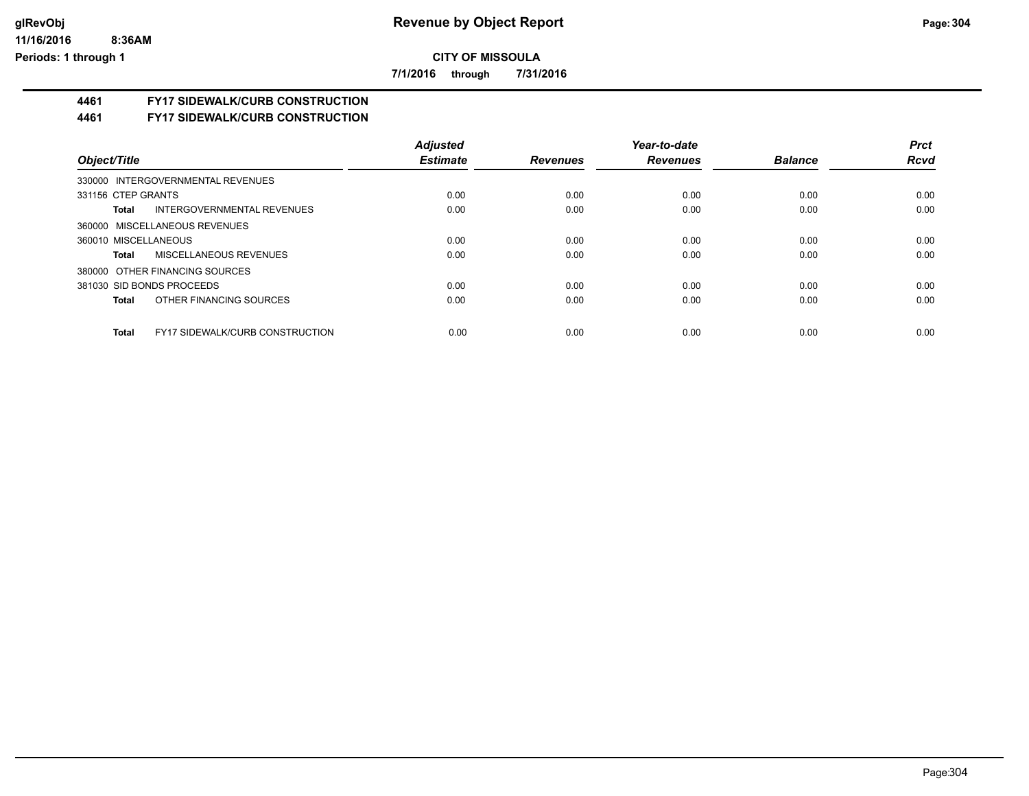# Revenue by Object Report

**CITY OF MISSOULA**

**7/1/2016 through 7/31/2016**

**4461 FY17 SIDEWALK/CURB CONSTRUCTION**

**4461 FY17 SIDEWALK/CURB CONSTRUCTION**

| Object/Title | Adjusted Estimate | Revenues | Year-to-date Revenues | Balance | Prct Rcvd |
|---|---|---|---|---|---|
| 330000 INTERGOVERNMENTAL REVENUES | | | | | |
| 331156 CTEP GRANTS | 0.00 | 0.00 | 0.00 | 0.00 | 0.00 |
| **Total** INTERGOVERNMENTAL REVENUES | 0.00 | 0.00 | 0.00 | 0.00 | 0.00 |
| 360000 MISCELLANEOUS REVENUES | | | | | |
| 360010 MISCELLANEOUS | 0.00 | 0.00 | 0.00 | 0.00 | 0.00 |
| **Total** MISCELLANEOUS REVENUES | 0.00 | 0.00 | 0.00 | 0.00 | 0.00 |
| 380000 OTHER FINANCING SOURCES | | | | | |
| 381030 SID BONDS PROCEEDS | 0.00 | 0.00 | 0.00 | 0.00 | 0.00 |
| **Total** OTHER FINANCING SOURCES | 0.00 | 0.00 | 0.00 | 0.00 | 0.00 |
| **Total** FY17 SIDEWALK/CURB CONSTRUCTION | 0.00 | 0.00 | 0.00 | 0.00 | 0.00 |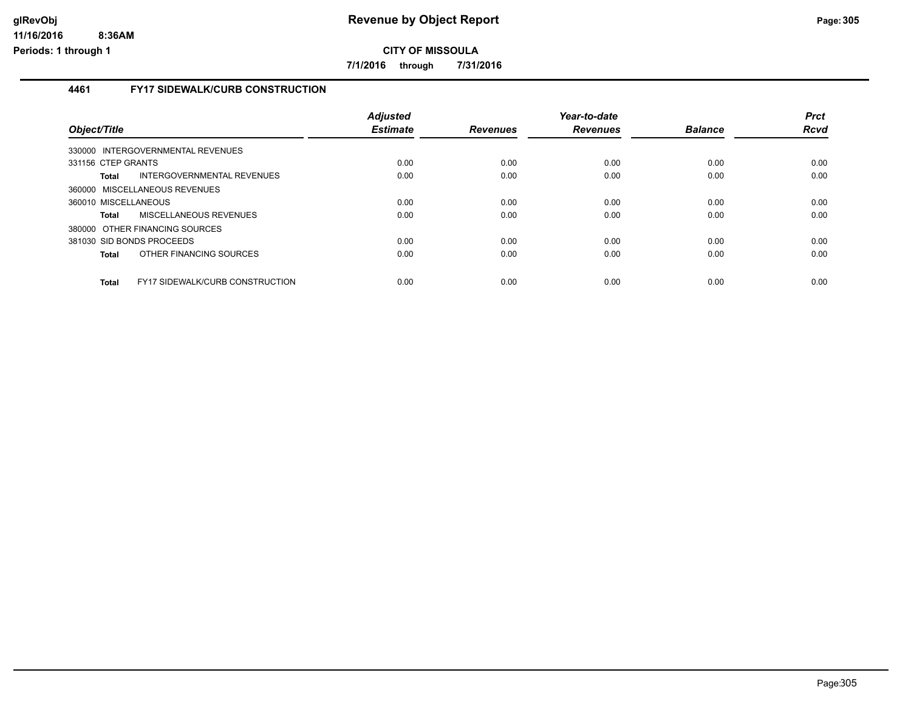**CITY OF MISSOULA**

**7/1/2016 through 7/31/2016**

### 4461 FY17 SIDEWALK/CURB CONSTRUCTION

| Object/Title | Adjusted Estimate | Revenues | Year-to-date Revenues | Balance | Prct Rcvd |
|---|---|---|---|---|---|
| 330000 INTERGOVERNMENTAL REVENUES | | | | | |
| 331156 CTEP GRANTS | 0.00 | 0.00 | 0.00 | 0.00 | 0.00 |
| **Total** INTERGOVERNMENTAL REVENUES | 0.00 | 0.00 | 0.00 | 0.00 | 0.00 |
| 360000 MISCELLANEOUS REVENUES | | | | | |
| 360010 MISCELLANEOUS | 0.00 | 0.00 | 0.00 | 0.00 | 0.00 |
| **Total** MISCELLANEOUS REVENUES | 0.00 | 0.00 | 0.00 | 0.00 | 0.00 |
| 380000 OTHER FINANCING SOURCES | | | | | |
| 381030 SID BONDS PROCEEDS | 0.00 | 0.00 | 0.00 | 0.00 | 0.00 |
| **Total** OTHER FINANCING SOURCES | 0.00 | 0.00 | 0.00 | 0.00 | 0.00 |
| **Total** FY17 SIDEWALK/CURB CONSTRUCTION | 0.00 | 0.00 | 0.00 | 0.00 | 0.00 |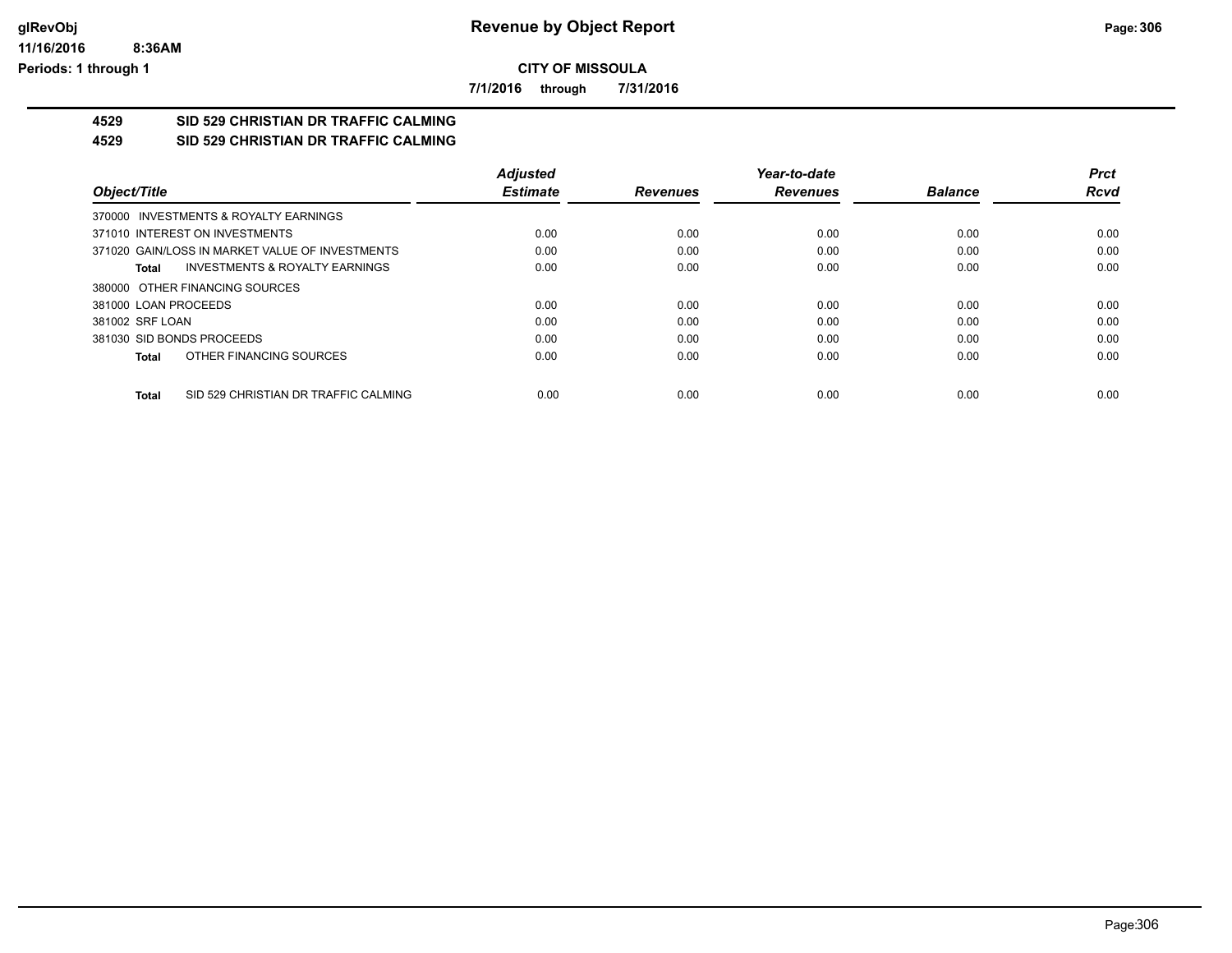**CITY OF MISSOULA**

**7/1/2016 through 7/31/2016**

**4529 SID 529 CHRISTIAN DR TRAFFIC CALMING**

**4529 SID 529 CHRISTIAN DR TRAFFIC CALMING**

| Object/Title | Adjusted Estimate | Revenues | Year-to-date Revenues | Balance | Prct Rcvd |
|---|---|---|---|---|---|
| 370000 INVESTMENTS & ROYALTY EARNINGS | | | | | |
| 371010 INTEREST ON INVESTMENTS | 0.00 | 0.00 | 0.00 | 0.00 | 0.00 |
| 371020 GAIN/LOSS IN MARKET VALUE OF INVESTMENTS | 0.00 | 0.00 | 0.00 | 0.00 | 0.00 |
| **Total** INVESTMENTS & ROYALTY EARNINGS | 0.00 | 0.00 | 0.00 | 0.00 | 0.00 |
| 380000 OTHER FINANCING SOURCES | | | | | |
| 381000 LOAN PROCEEDS | 0.00 | 0.00 | 0.00 | 0.00 | 0.00 |
| 381002 SRF LOAN | 0.00 | 0.00 | 0.00 | 0.00 | 0.00 |
| 381030 SID BONDS PROCEEDS | 0.00 | 0.00 | 0.00 | 0.00 | 0.00 |
| **Total** OTHER FINANCING SOURCES | 0.00 | 0.00 | 0.00 | 0.00 | 0.00 |
| **Total** SID 529 CHRISTIAN DR TRAFFIC CALMING | 0.00 | 0.00 | 0.00 | 0.00 | 0.00 |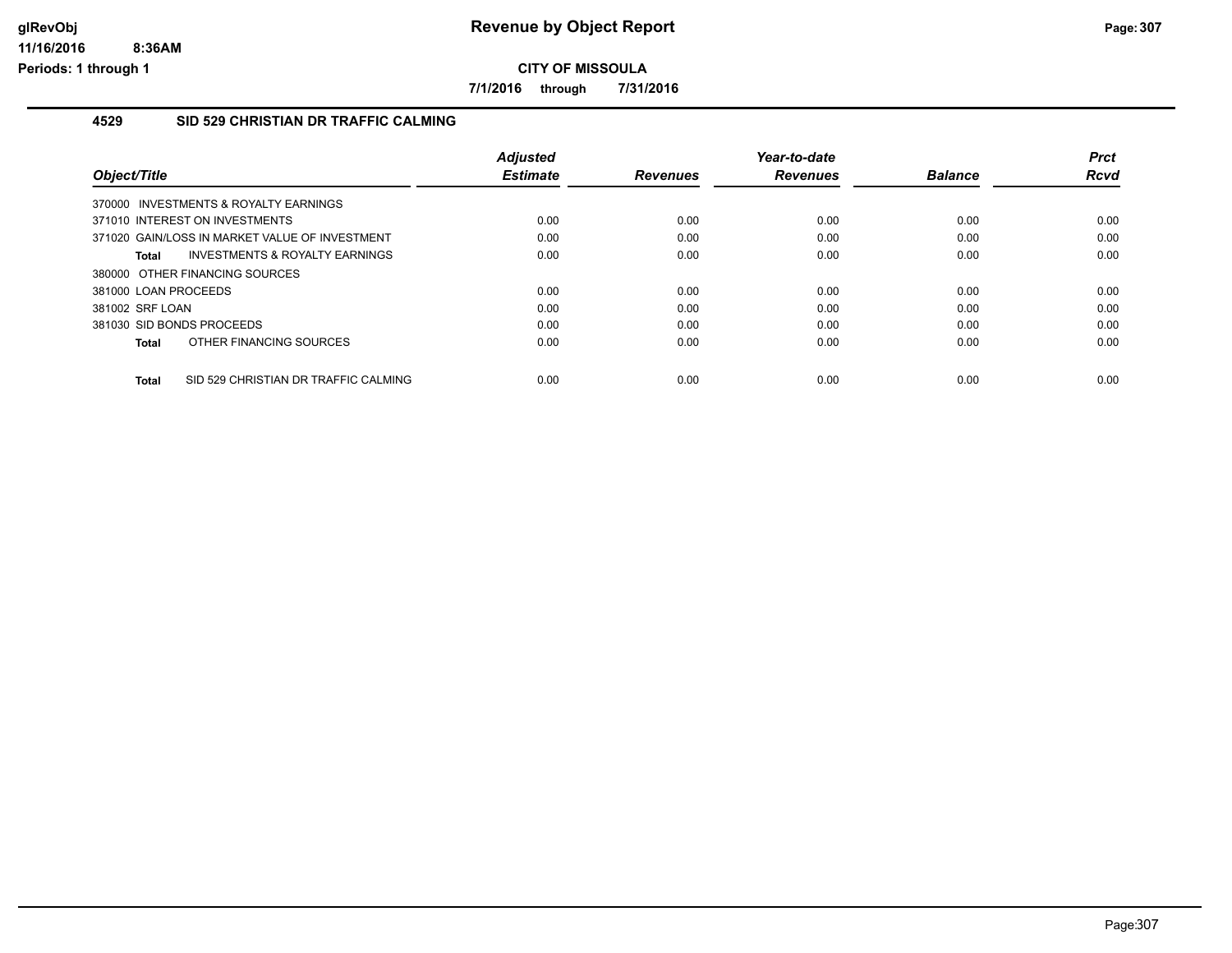# Revenue by Object Report

**CITY OF MISSOULA**

**7/1/2016 through 7/31/2016**

## 4529 SID 529 CHRISTIAN DR TRAFFIC CALMING

| Object/Title | Adjusted Estimate | Revenues | Year-to-date Revenues | Balance | Prct Rcvd |
|---|---|---|---|---|---|
| 370000 INVESTMENTS & ROYALTY EARNINGS | | | | | |
| 371010 INTEREST ON INVESTMENTS | 0.00 | 0.00 | 0.00 | 0.00 | 0.00 |
| 371020 GAIN/LOSS IN MARKET VALUE OF INVESTMENT | 0.00 | 0.00 | 0.00 | 0.00 | 0.00 |
| **Total** INVESTMENTS & ROYALTY EARNINGS | 0.00 | 0.00 | 0.00 | 0.00 | 0.00 |
| 380000 OTHER FINANCING SOURCES | | | | | |
| 381000 LOAN PROCEEDS | 0.00 | 0.00 | 0.00 | 0.00 | 0.00 |
| 381002 SRF LOAN | 0.00 | 0.00 | 0.00 | 0.00 | 0.00 |
| 381030 SID BONDS PROCEEDS | 0.00 | 0.00 | 0.00 | 0.00 | 0.00 |
| **Total** OTHER FINANCING SOURCES | 0.00 | 0.00 | 0.00 | 0.00 | 0.00 |
| **Total** SID 529 CHRISTIAN DR TRAFFIC CALMING | 0.00 | 0.00 | 0.00 | 0.00 | 0.00 |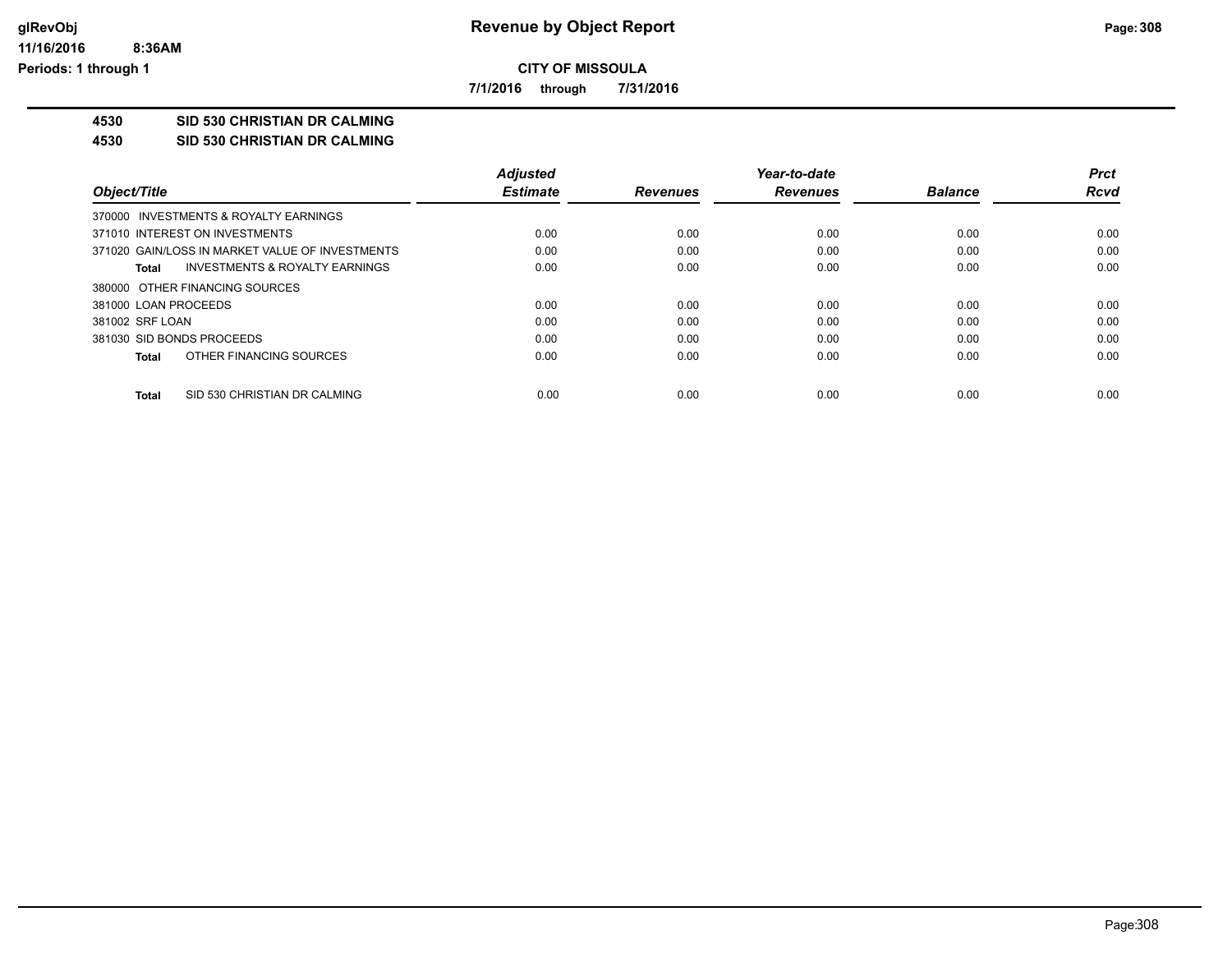# Revenue by Object Report

**CITY OF MISSOULA**

**7/1/2016 through 7/31/2016**

glRevObj
11/16/2016 8:36AM
Periods: 1 through 1

## 4530 SID 530 CHRISTIAN DR CALMING
## 4530 SID 530 CHRISTIAN DR CALMING

| Object/Title | Adjusted Estimate | Revenues | Year-to-date Revenues | Balance | Prct Rcvd |
|---|---|---|---|---|---|
| 370000 INVESTMENTS & ROYALTY EARNINGS | | | | | |
| 371010 INTEREST ON INVESTMENTS | 0.00 | 0.00 | 0.00 | 0.00 | 0.00 |
| 371020 GAIN/LOSS IN MARKET VALUE OF INVESTMENTS | 0.00 | 0.00 | 0.00 | 0.00 | 0.00 |
| **Total** INVESTMENTS & ROYALTY EARNINGS | 0.00 | 0.00 | 0.00 | 0.00 | 0.00 |
| 380000 OTHER FINANCING SOURCES | | | | | |
| 381000 LOAN PROCEEDS | 0.00 | 0.00 | 0.00 | 0.00 | 0.00 |
| 381002 SRF LOAN | 0.00 | 0.00 | 0.00 | 0.00 | 0.00 |
| 381030 SID BONDS PROCEEDS | 0.00 | 0.00 | 0.00 | 0.00 | 0.00 |
| **Total** OTHER FINANCING SOURCES | 0.00 | 0.00 | 0.00 | 0.00 | 0.00 |
| **Total** SID 530 CHRISTIAN DR CALMING | 0.00 | 0.00 | 0.00 | 0.00 | 0.00 |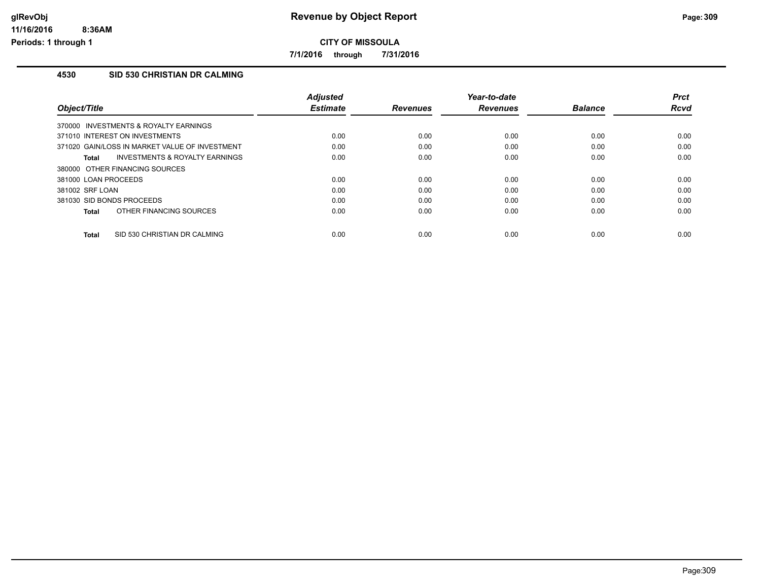# Revenue by Object Report

**CITY OF MISSOULA**

**7/1/2016 through 7/31/2016**

glRevObj
11/16/2016 8:36AM
Periods: 1 through 1

## 4530 SID 530 CHRISTIAN DR CALMING

| Object/Title | Adjusted Estimate | Revenues | Year-to-date Revenues | Balance | Prct Rcvd |
|---|---|---|---|---|---|
| 370000 INVESTMENTS & ROYALTY EARNINGS | | | | | |
| 371010 INTEREST ON INVESTMENTS | 0.00 | 0.00 | 0.00 | 0.00 | 0.00 |
| 371020 GAIN/LOSS IN MARKET VALUE OF INVESTMENT | 0.00 | 0.00 | 0.00 | 0.00 | 0.00 |
| **Total** INVESTMENTS & ROYALTY EARNINGS | 0.00 | 0.00 | 0.00 | 0.00 | 0.00 |
| 380000 OTHER FINANCING SOURCES | | | | | |
| 381000 LOAN PROCEEDS | 0.00 | 0.00 | 0.00 | 0.00 | 0.00 |
| 381002 SRF LOAN | 0.00 | 0.00 | 0.00 | 0.00 | 0.00 |
| 381030 SID BONDS PROCEEDS | 0.00 | 0.00 | 0.00 | 0.00 | 0.00 |
| **Total** OTHER FINANCING SOURCES | 0.00 | 0.00 | 0.00 | 0.00 | 0.00 |
| **Total** SID 530 CHRISTIAN DR CALMING | 0.00 | 0.00 | 0.00 | 0.00 | 0.00 |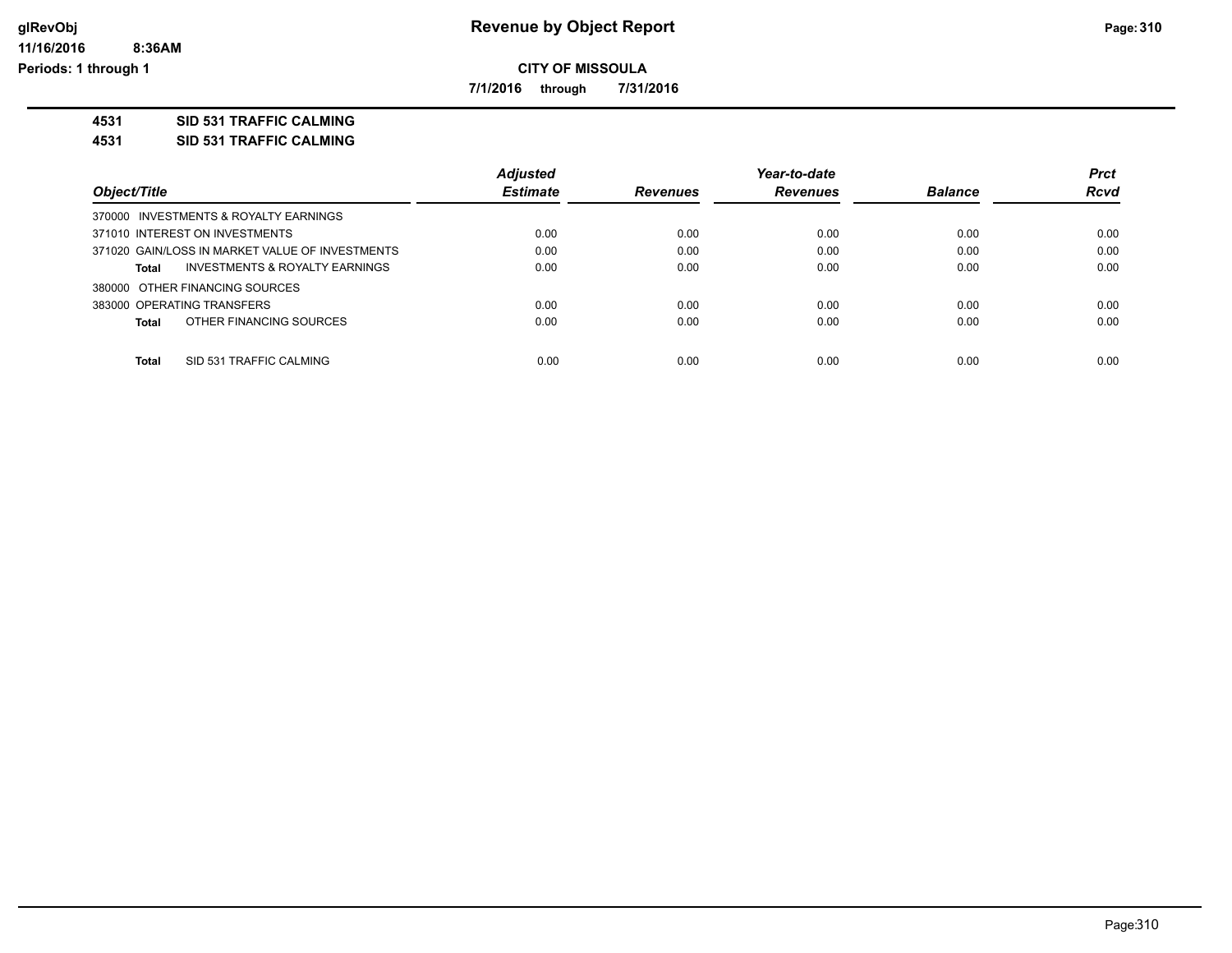# Revenue by Object Report

**CITY OF MISSOULA**

**7/1/2016 through 7/31/2016**

glRevObj
11/16/2016 8:36AM
Periods: 1 through 1

**4531 SID 531 TRAFFIC CALMING**

**4531 SID 531 TRAFFIC CALMING**

| Object/Title | Adjusted Estimate | Revenues | Year-to-date Revenues | Balance | Prct Rcvd |
|---|---|---|---|---|---|
| 370000 INVESTMENTS & ROYALTY EARNINGS | | | | | |
| 371010 INTEREST ON INVESTMENTS | 0.00 | 0.00 | 0.00 | 0.00 | 0.00 |
| 371020 GAIN/LOSS IN MARKET VALUE OF INVESTMENTS | 0.00 | 0.00 | 0.00 | 0.00 | 0.00 |
| **Total** INVESTMENTS & ROYALTY EARNINGS | 0.00 | 0.00 | 0.00 | 0.00 | 0.00 |
| 380000 OTHER FINANCING SOURCES | | | | | |
| 383000 OPERATING TRANSFERS | 0.00 | 0.00 | 0.00 | 0.00 | 0.00 |
| **Total** OTHER FINANCING SOURCES | 0.00 | 0.00 | 0.00 | 0.00 | 0.00 |
| **Total** SID 531 TRAFFIC CALMING | 0.00 | 0.00 | 0.00 | 0.00 | 0.00 |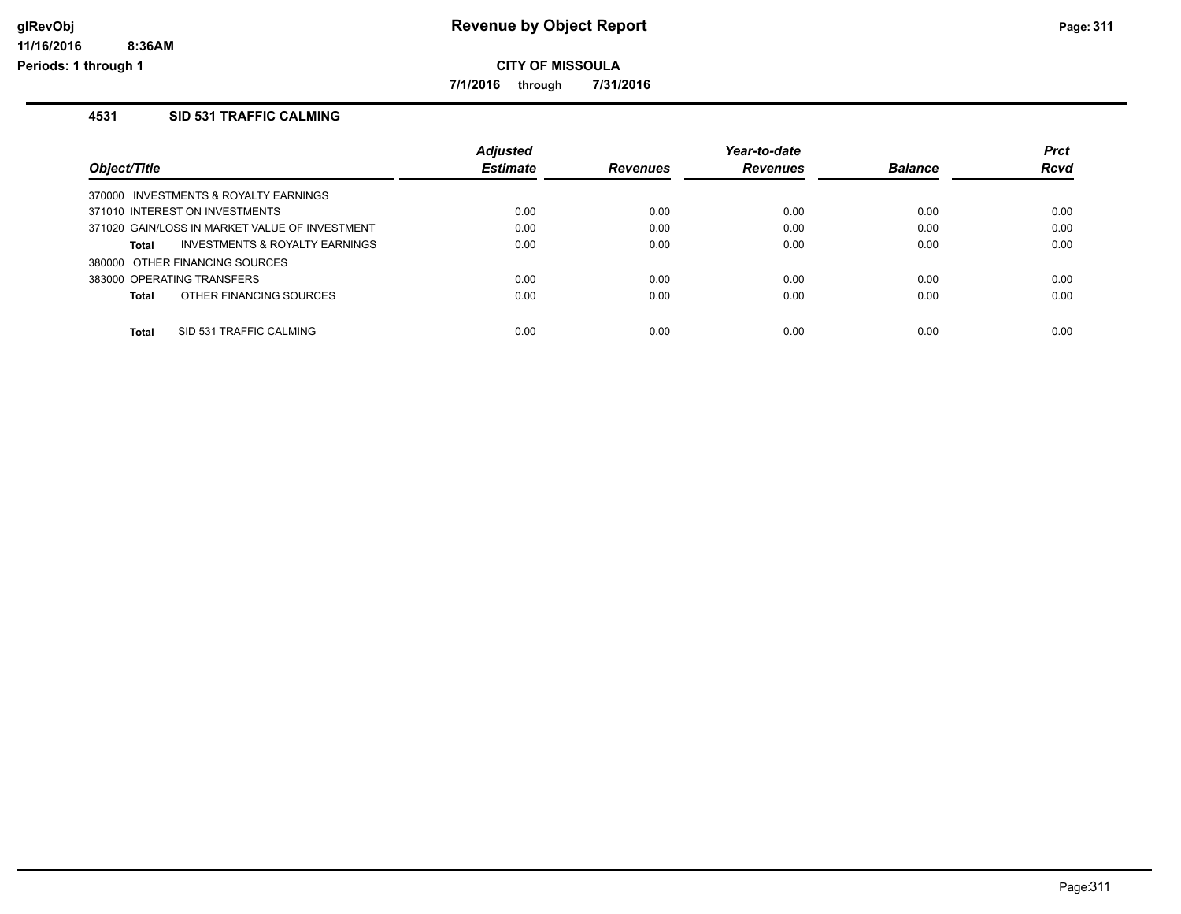# Revenue by Object Report

**CITY OF MISSOULA**

**7/1/2016 through 7/31/2016**

glRevObj
11/16/2016 8:36AM
Periods: 1 through 1

## 4531 SID 531 TRAFFIC CALMING

| Object/Title | Adjusted Estimate | Revenues | Year-to-date Revenues | Balance | Prct Rcvd |
|---|---|---|---|---|---|
| 370000 INVESTMENTS & ROYALTY EARNINGS | | | | | |
| 371010 INTEREST ON INVESTMENTS | 0.00 | 0.00 | 0.00 | 0.00 | 0.00 |
| 371020 GAIN/LOSS IN MARKET VALUE OF INVESTMENT | 0.00 | 0.00 | 0.00 | 0.00 | 0.00 |
| **Total** INVESTMENTS & ROYALTY EARNINGS | 0.00 | 0.00 | 0.00 | 0.00 | 0.00 |
| 380000 OTHER FINANCING SOURCES | | | | | |
| 383000 OPERATING TRANSFERS | 0.00 | 0.00 | 0.00 | 0.00 | 0.00 |
| **Total** OTHER FINANCING SOURCES | 0.00 | 0.00 | 0.00 | 0.00 | 0.00 |
| **Total** SID 531 TRAFFIC CALMING | 0.00 | 0.00 | 0.00 | 0.00 | 0.00 |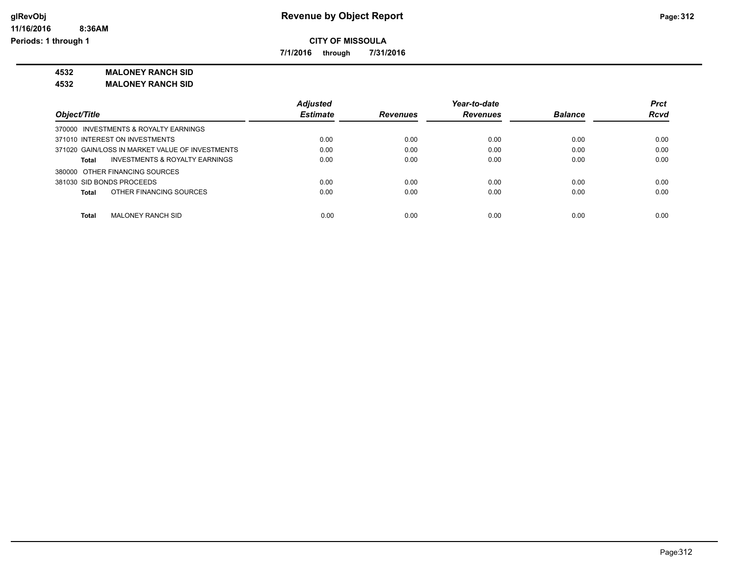# Revenue by Object Report

**CITY OF MISSOULA**

**7/1/2016 through 7/31/2016**

glRevObj
11/16/2016 8:36AM
Periods: 1 through 1

**4532 MALONEY RANCH SID**

**4532 MALONEY RANCH SID**

| Object/Title | Adjusted Estimate | Revenues | Year-to-date Revenues | Balance | Prct Rcvd |
|---|---|---|---|---|---|
| 370000 INVESTMENTS & ROYALTY EARNINGS | | | | | |
| 371010 INTEREST ON INVESTMENTS | 0.00 | 0.00 | 0.00 | 0.00 | 0.00 |
| 371020 GAIN/LOSS IN MARKET VALUE OF INVESTMENTS | 0.00 | 0.00 | 0.00 | 0.00 | 0.00 |
| **Total** INVESTMENTS & ROYALTY EARNINGS | 0.00 | 0.00 | 0.00 | 0.00 | 0.00 |
| 380000 OTHER FINANCING SOURCES | | | | | |
| 381030 SID BONDS PROCEEDS | 0.00 | 0.00 | 0.00 | 0.00 | 0.00 |
| **Total** OTHER FINANCING SOURCES | 0.00 | 0.00 | 0.00 | 0.00 | 0.00 |
| **Total** MALONEY RANCH SID | 0.00 | 0.00 | 0.00 | 0.00 | 0.00 |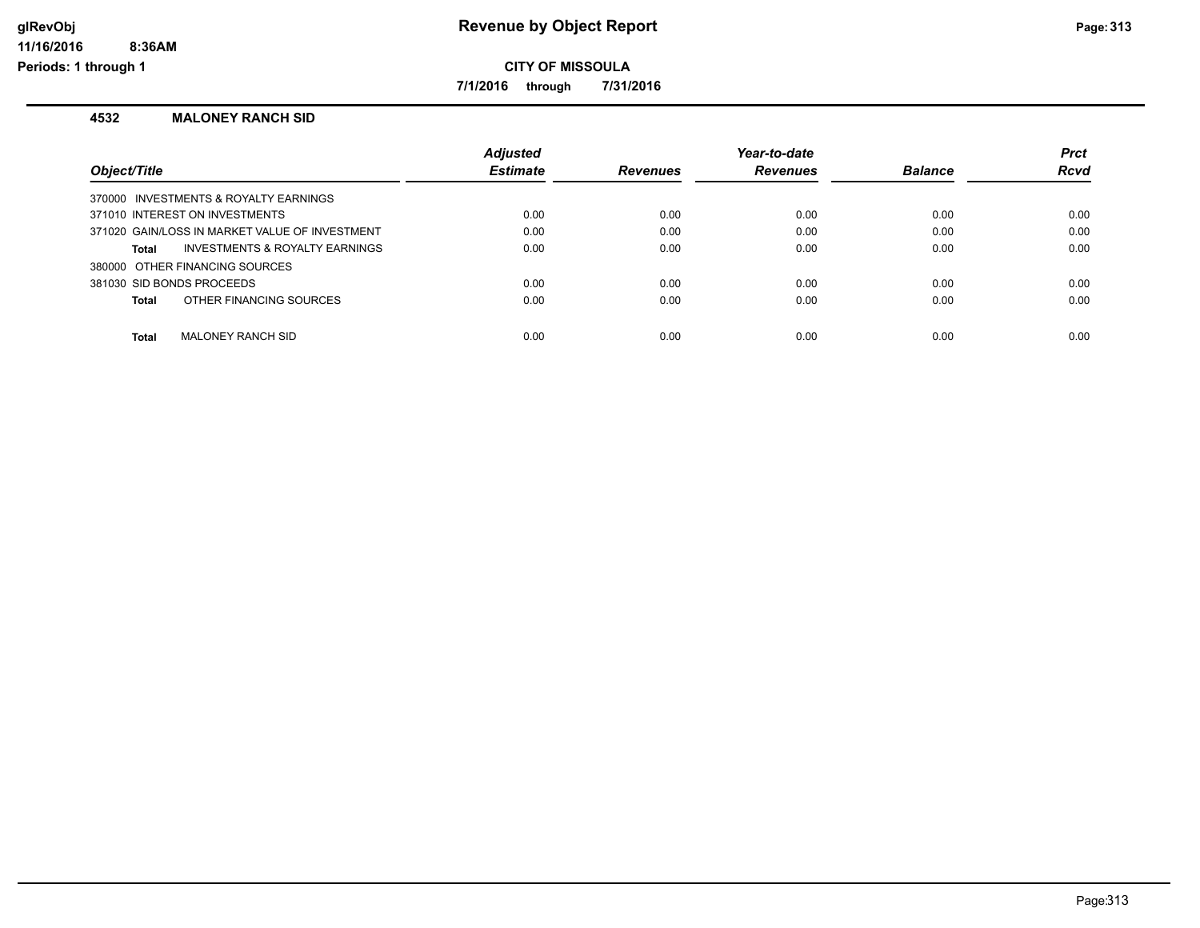# Revenue by Object Report

**CITY OF MISSOULA**

**7/1/2016 through 7/31/2016**

glRevObj
11/16/2016 8:36AM
Periods: 1 through 1

### 4532 MALONEY RANCH SID

| Object/Title | Adjusted Estimate | Revenues | Year-to-date Revenues | Balance | Prct Rcvd |
|---|---|---|---|---|---|
| 370000 INVESTMENTS & ROYALTY EARNINGS | | | | | |
| 371010 INTEREST ON INVESTMENTS | 0.00 | 0.00 | 0.00 | 0.00 | 0.00 |
| 371020 GAIN/LOSS IN MARKET VALUE OF INVESTMENT | 0.00 | 0.00 | 0.00 | 0.00 | 0.00 |
| **Total** INVESTMENTS & ROYALTY EARNINGS | 0.00 | 0.00 | 0.00 | 0.00 | 0.00 |
| 380000 OTHER FINANCING SOURCES | | | | | |
| 381030 SID BONDS PROCEEDS | 0.00 | 0.00 | 0.00 | 0.00 | 0.00 |
| **Total** OTHER FINANCING SOURCES | 0.00 | 0.00 | 0.00 | 0.00 | 0.00 |
| **Total** MALONEY RANCH SID | 0.00 | 0.00 | 0.00 | 0.00 | 0.00 |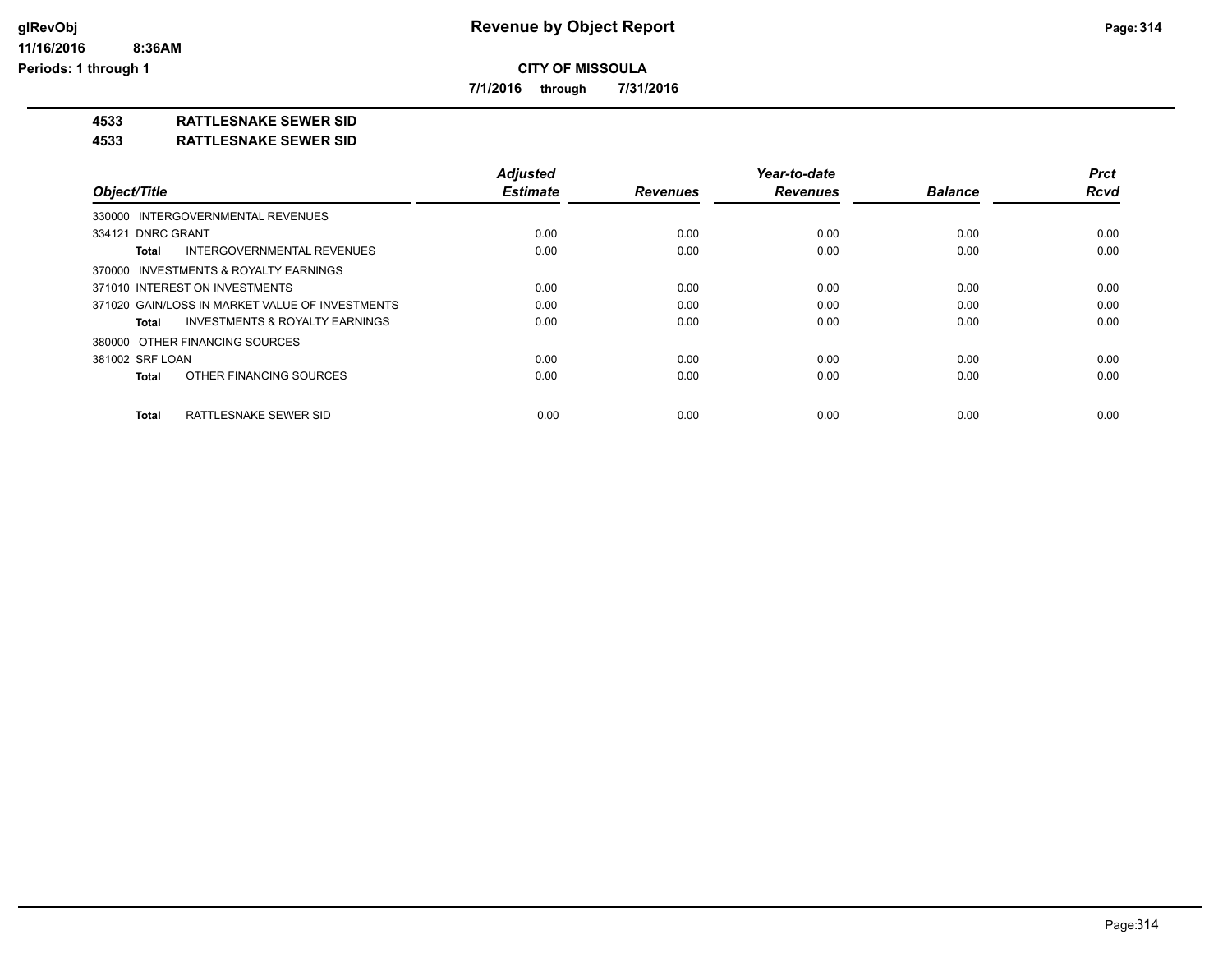**CITY OF MISSOULA**

**7/1/2016 through 7/31/2016**

**4533 RATTLESNAKE SEWER SID**

**4533 RATTLESNAKE SEWER SID**

| Object/Title | Adjusted Estimate | Revenues | Year-to-date Revenues | Balance | Prct Rcvd |
|---|---|---|---|---|---|
| 330000 INTERGOVERNMENTAL REVENUES | | | | | |
| 334121 DNRC GRANT | 0.00 | 0.00 | 0.00 | 0.00 | 0.00 |
| **Total** INTERGOVERNMENTAL REVENUES | 0.00 | 0.00 | 0.00 | 0.00 | 0.00 |
| 370000 INVESTMENTS & ROYALTY EARNINGS | | | | | |
| 371010 INTEREST ON INVESTMENTS | 0.00 | 0.00 | 0.00 | 0.00 | 0.00 |
| 371020 GAIN/LOSS IN MARKET VALUE OF INVESTMENTS | 0.00 | 0.00 | 0.00 | 0.00 | 0.00 |
| **Total** INVESTMENTS & ROYALTY EARNINGS | 0.00 | 0.00 | 0.00 | 0.00 | 0.00 |
| 380000 OTHER FINANCING SOURCES | | | | | |
| 381002 SRF LOAN | 0.00 | 0.00 | 0.00 | 0.00 | 0.00 |
| **Total** OTHER FINANCING SOURCES | 0.00 | 0.00 | 0.00 | 0.00 | 0.00 |
| **Total** RATTLESNAKE SEWER SID | 0.00 | 0.00 | 0.00 | 0.00 | 0.00 |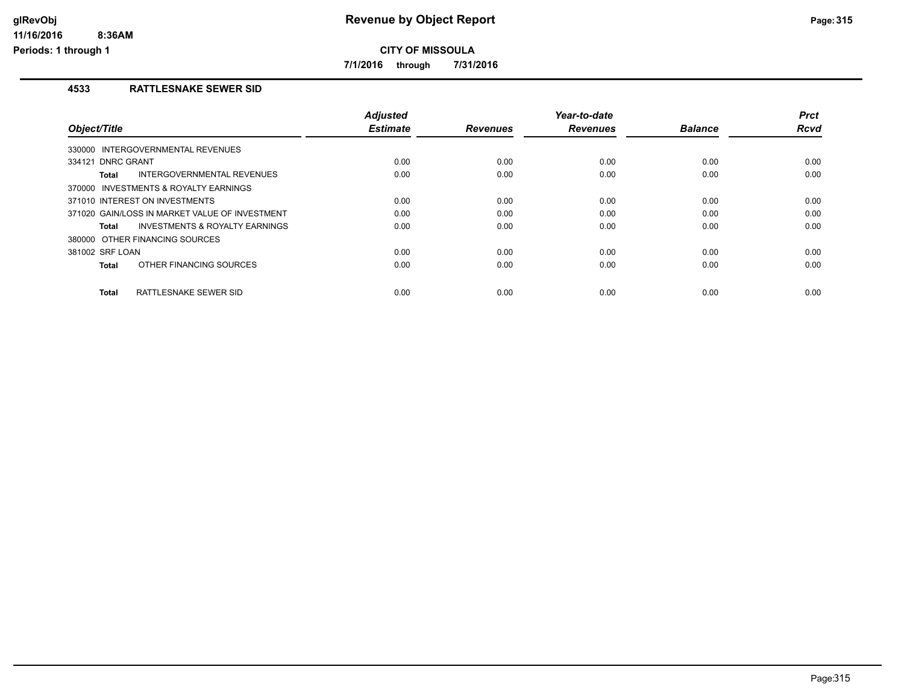# Revenue by Object Report

**CITY OF MISSOULA**

**7/1/2016 through 7/31/2016**

### 4533 RATTLESNAKE SEWER SID

| Object/Title | Adjusted Estimate | Revenues | Year-to-date Revenues | Balance | Prct Rcvd |
|---|---|---|---|---|---|
| 330000 INTERGOVERNMENTAL REVENUES | | | | | |
| 334121 DNRC GRANT | 0.00 | 0.00 | 0.00 | 0.00 | 0.00 |
| **Total** INTERGOVERNMENTAL REVENUES | 0.00 | 0.00 | 0.00 | 0.00 | 0.00 |
| 370000 INVESTMENTS & ROYALTY EARNINGS | | | | | |
| 371010 INTEREST ON INVESTMENTS | 0.00 | 0.00 | 0.00 | 0.00 | 0.00 |
| 371020 GAIN/LOSS IN MARKET VALUE OF INVESTMENT | 0.00 | 0.00 | 0.00 | 0.00 | 0.00 |
| **Total** INVESTMENTS & ROYALTY EARNINGS | 0.00 | 0.00 | 0.00 | 0.00 | 0.00 |
| 380000 OTHER FINANCING SOURCES | | | | | |
| 381002 SRF LOAN | 0.00 | 0.00 | 0.00 | 0.00 | 0.00 |
| **Total** OTHER FINANCING SOURCES | 0.00 | 0.00 | 0.00 | 0.00 | 0.00 |
| **Total** RATTLESNAKE SEWER SID | 0.00 | 0.00 | 0.00 | 0.00 | 0.00 |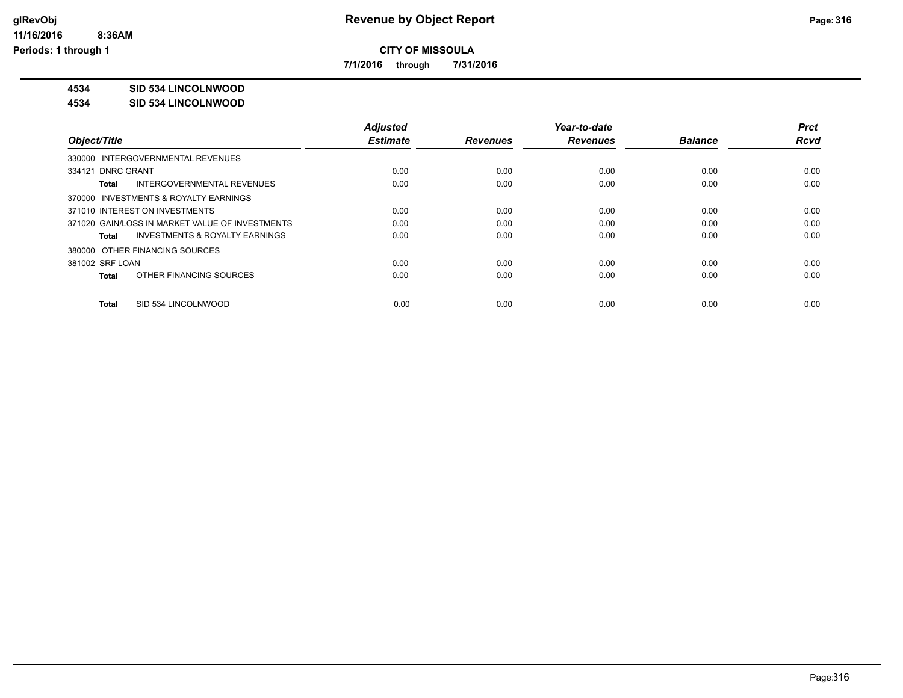# Revenue by Object Report

**CITY OF MISSOULA**

**7/1/2016 through 7/31/2016**

glRevObj
11/16/2016 8:36AM
Periods: 1 through 1

**4534 SID 534 LINCOLNWOOD**

**4534 SID 534 LINCOLNWOOD**

| Object/Title | Adjusted Estimate | Revenues | Year-to-date Revenues | Balance | Prct Rcvd |
|---|---|---|---|---|---|
| 330000 INTERGOVERNMENTAL REVENUES | | | | | |
| 334121 DNRC GRANT | 0.00 | 0.00 | 0.00 | 0.00 | 0.00 |
| **Total** INTERGOVERNMENTAL REVENUES | 0.00 | 0.00 | 0.00 | 0.00 | 0.00 |
| 370000 INVESTMENTS & ROYALTY EARNINGS | | | | | |
| 371010 INTEREST ON INVESTMENTS | 0.00 | 0.00 | 0.00 | 0.00 | 0.00 |
| 371020 GAIN/LOSS IN MARKET VALUE OF INVESTMENTS | 0.00 | 0.00 | 0.00 | 0.00 | 0.00 |
| **Total** INVESTMENTS & ROYALTY EARNINGS | 0.00 | 0.00 | 0.00 | 0.00 | 0.00 |
| 380000 OTHER FINANCING SOURCES | | | | | |
| 381002 SRF LOAN | 0.00 | 0.00 | 0.00 | 0.00 | 0.00 |
| **Total** OTHER FINANCING SOURCES | 0.00 | 0.00 | 0.00 | 0.00 | 0.00 |
| **Total** SID 534 LINCOLNWOOD | 0.00 | 0.00 | 0.00 | 0.00 | 0.00 |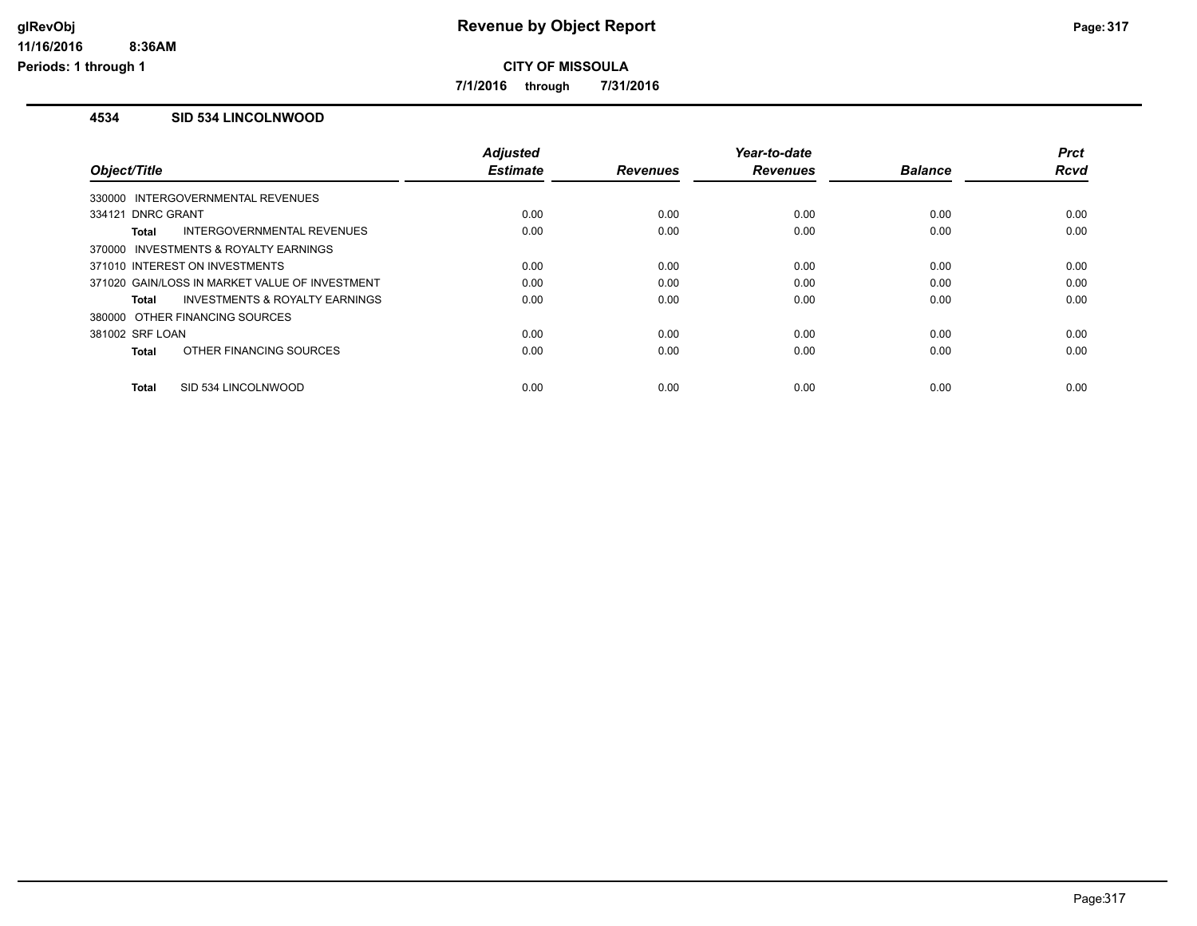# Revenue by Object Report

**CITY OF MISSOULA**

**7/1/2016 through 7/31/2016**

glRevObj
11/16/2016 8:36AM
Periods: 1 through 1

### 4534 SID 534 LINCOLNWOOD

| Object/Title | Adjusted Estimate | Revenues | Year-to-date Revenues | Balance | Prct Rcvd |
|---|---|---|---|---|---|
| 330000 INTERGOVERNMENTAL REVENUES | | | | | |
| 334121 DNRC GRANT | 0.00 | 0.00 | 0.00 | 0.00 | 0.00 |
| **Total** INTERGOVERNMENTAL REVENUES | 0.00 | 0.00 | 0.00 | 0.00 | 0.00 |
| 370000 INVESTMENTS & ROYALTY EARNINGS | | | | | |
| 371010 INTEREST ON INVESTMENTS | 0.00 | 0.00 | 0.00 | 0.00 | 0.00 |
| 371020 GAIN/LOSS IN MARKET VALUE OF INVESTMENT | 0.00 | 0.00 | 0.00 | 0.00 | 0.00 |
| **Total** INVESTMENTS & ROYALTY EARNINGS | 0.00 | 0.00 | 0.00 | 0.00 | 0.00 |
| 380000 OTHER FINANCING SOURCES | | | | | |
| 381002 SRF LOAN | 0.00 | 0.00 | 0.00 | 0.00 | 0.00 |
| **Total** OTHER FINANCING SOURCES | 0.00 | 0.00 | 0.00 | 0.00 | 0.00 |
| **Total** SID 534 LINCOLNWOOD | 0.00 | 0.00 | 0.00 | 0.00 | 0.00 |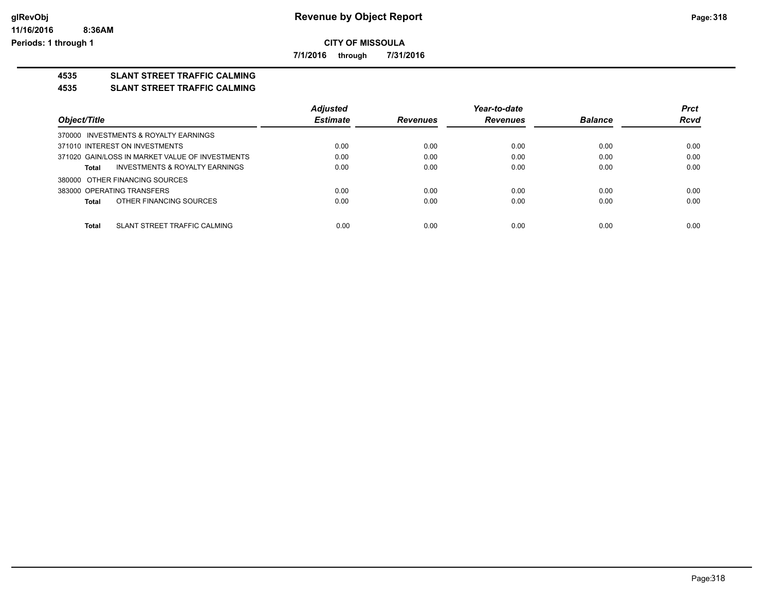**CITY OF MISSOULA**

**7/1/2016 through 7/31/2016**

## 4535 SLANT STREET TRAFFIC CALMING

## 4535 SLANT STREET TRAFFIC CALMING

| Object/Title | Adjusted Estimate | Revenues | Year-to-date Revenues | Balance | Prct Rcvd |
|---|---|---|---|---|---|
| 370000 INVESTMENTS & ROYALTY EARNINGS | | | | | |
| 371010 INTEREST ON INVESTMENTS | 0.00 | 0.00 | 0.00 | 0.00 | 0.00 |
| 371020 GAIN/LOSS IN MARKET VALUE OF INVESTMENTS | 0.00 | 0.00 | 0.00 | 0.00 | 0.00 |
| **Total** INVESTMENTS & ROYALTY EARNINGS | 0.00 | 0.00 | 0.00 | 0.00 | 0.00 |
| 380000 OTHER FINANCING SOURCES | | | | | |
| 383000 OPERATING TRANSFERS | 0.00 | 0.00 | 0.00 | 0.00 | 0.00 |
| **Total** OTHER FINANCING SOURCES | 0.00 | 0.00 | 0.00 | 0.00 | 0.00 |
| **Total** SLANT STREET TRAFFIC CALMING | 0.00 | 0.00 | 0.00 | 0.00 | 0.00 |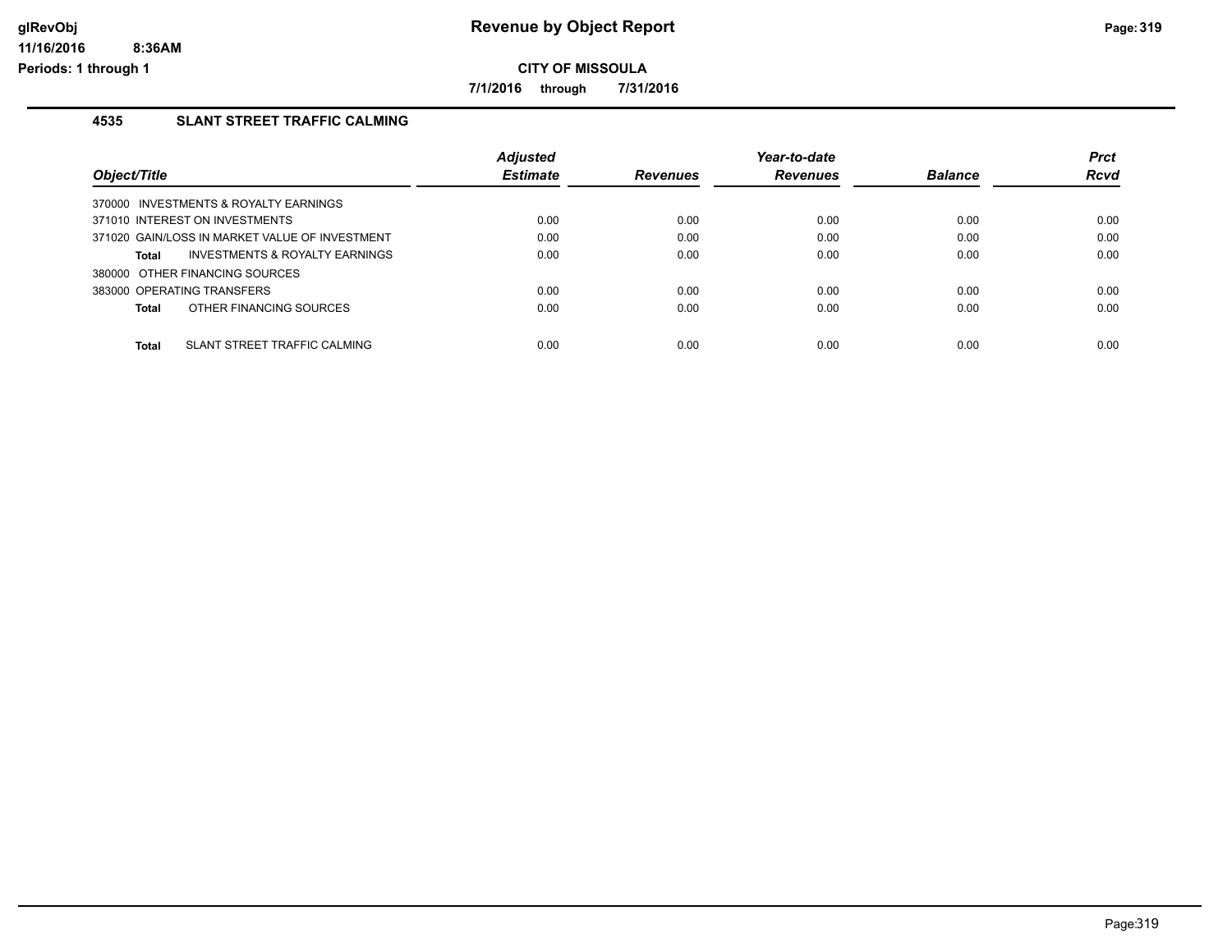**CITY OF MISSOULA**

**7/1/2016 through 7/31/2016**

## 4535 SLANT STREET TRAFFIC CALMING

| Object/Title | Adjusted Estimate | Revenues | Year-to-date Revenues | Balance | Prct Rcvd |
|---|---|---|---|---|---|
| 370000 INVESTMENTS & ROYALTY EARNINGS | | | | | |
| 371010 INTEREST ON INVESTMENTS | 0.00 | 0.00 | 0.00 | 0.00 | 0.00 |
| 371020 GAIN/LOSS IN MARKET VALUE OF INVESTMENT | 0.00 | 0.00 | 0.00 | 0.00 | 0.00 |
| **Total** INVESTMENTS & ROYALTY EARNINGS | 0.00 | 0.00 | 0.00 | 0.00 | 0.00 |
| 380000 OTHER FINANCING SOURCES | | | | | |
| 383000 OPERATING TRANSFERS | 0.00 | 0.00 | 0.00 | 0.00 | 0.00 |
| **Total** OTHER FINANCING SOURCES | 0.00 | 0.00 | 0.00 | 0.00 | 0.00 |
| **Total** SLANT STREET TRAFFIC CALMING | 0.00 | 0.00 | 0.00 | 0.00 | 0.00 |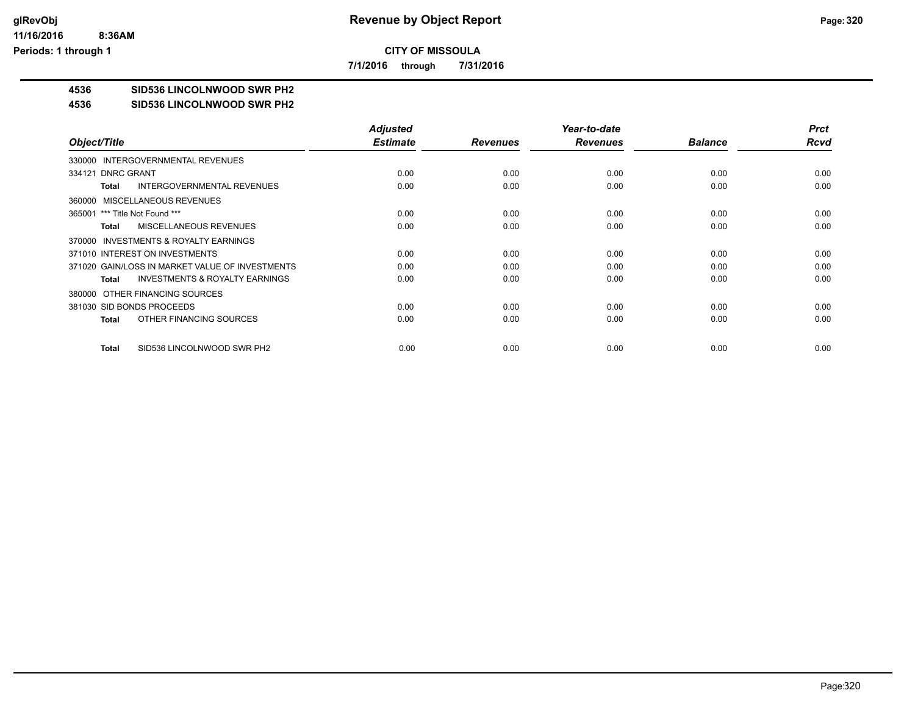# Revenue by Object Report

**CITY OF MISSOULA**

**7/1/2016 through 7/31/2016**

glRevObj
11/16/2016 8:36AM
Periods: 1 through 1

**4536 SID536 LINCOLNWOOD SWR PH2**

**4536 SID536 LINCOLNWOOD SWR PH2**

| Object/Title | Adjusted Estimate | Revenues | Year-to-date Revenues | Balance | Prct Rcvd |
|---|---|---|---|---|---|
| 330000 INTERGOVERNMENTAL REVENUES | | | | | |
| 334121 DNRC GRANT | 0.00 | 0.00 | 0.00 | 0.00 | 0.00 |
| **Total** INTERGOVERNMENTAL REVENUES | 0.00 | 0.00 | 0.00 | 0.00 | 0.00 |
| 360000 MISCELLANEOUS REVENUES | | | | | |
| 365001 *** Title Not Found *** | 0.00 | 0.00 | 0.00 | 0.00 | 0.00 |
| **Total** MISCELLANEOUS REVENUES | 0.00 | 0.00 | 0.00 | 0.00 | 0.00 |
| 370000 INVESTMENTS & ROYALTY EARNINGS | | | | | |
| 371010 INTEREST ON INVESTMENTS | 0.00 | 0.00 | 0.00 | 0.00 | 0.00 |
| 371020 GAIN/LOSS IN MARKET VALUE OF INVESTMENTS | 0.00 | 0.00 | 0.00 | 0.00 | 0.00 |
| **Total** INVESTMENTS & ROYALTY EARNINGS | 0.00 | 0.00 | 0.00 | 0.00 | 0.00 |
| 380000 OTHER FINANCING SOURCES | | | | | |
| 381030 SID BONDS PROCEEDS | 0.00 | 0.00 | 0.00 | 0.00 | 0.00 |
| **Total** OTHER FINANCING SOURCES | 0.00 | 0.00 | 0.00 | 0.00 | 0.00 |
| **Total** SID536 LINCOLNWOOD SWR PH2 | 0.00 | 0.00 | 0.00 | 0.00 | 0.00 |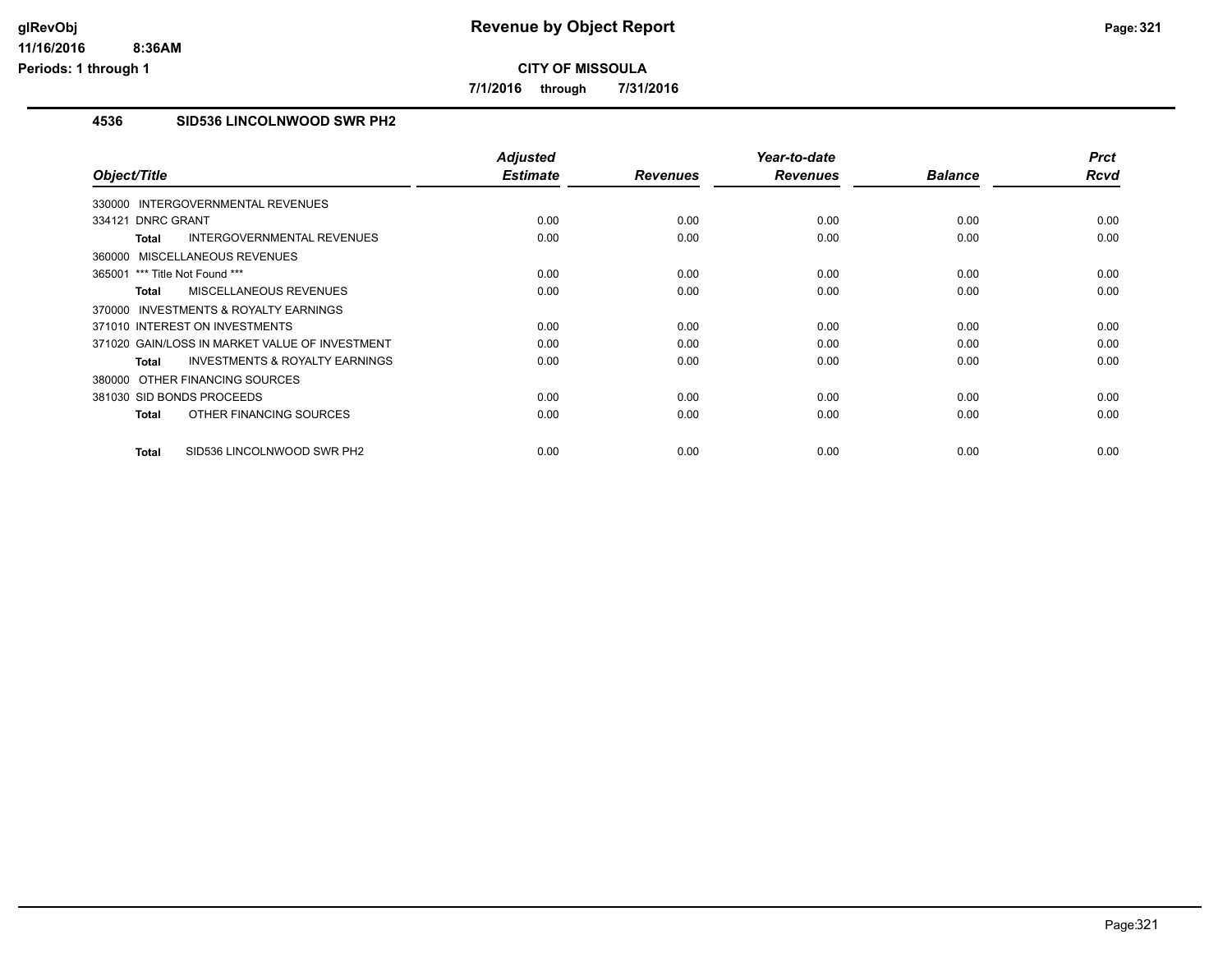# Revenue by Object Report

**CITY OF MISSOULA**

**7/1/2016 through 7/31/2016**

## 4536 SID536 LINCOLNWOOD SWR PH2

| Object/Title | Adjusted Estimate | Revenues | Year-to-date Revenues | Balance | Prct Rcvd |
|---|---|---|---|---|---|
| 330000 INTERGOVERNMENTAL REVENUES | | | | | |
| 334121 DNRC GRANT | 0.00 | 0.00 | 0.00 | 0.00 | 0.00 |
| **Total** INTERGOVERNMENTAL REVENUES | 0.00 | 0.00 | 0.00 | 0.00 | 0.00 |
| 360000 MISCELLANEOUS REVENUES | | | | | |
| 365001 *** Title Not Found *** | 0.00 | 0.00 | 0.00 | 0.00 | 0.00 |
| **Total** MISCELLANEOUS REVENUES | 0.00 | 0.00 | 0.00 | 0.00 | 0.00 |
| 370000 INVESTMENTS & ROYALTY EARNINGS | | | | | |
| 371010 INTEREST ON INVESTMENTS | 0.00 | 0.00 | 0.00 | 0.00 | 0.00 |
| 371020 GAIN/LOSS IN MARKET VALUE OF INVESTMENT | 0.00 | 0.00 | 0.00 | 0.00 | 0.00 |
| **Total** INVESTMENTS & ROYALTY EARNINGS | 0.00 | 0.00 | 0.00 | 0.00 | 0.00 |
| 380000 OTHER FINANCING SOURCES | | | | | |
| 381030 SID BONDS PROCEEDS | 0.00 | 0.00 | 0.00 | 0.00 | 0.00 |
| **Total** OTHER FINANCING SOURCES | 0.00 | 0.00 | 0.00 | 0.00 | 0.00 |
| **Total** SID536 LINCOLNWOOD SWR PH2 | 0.00 | 0.00 | 0.00 | 0.00 | 0.00 |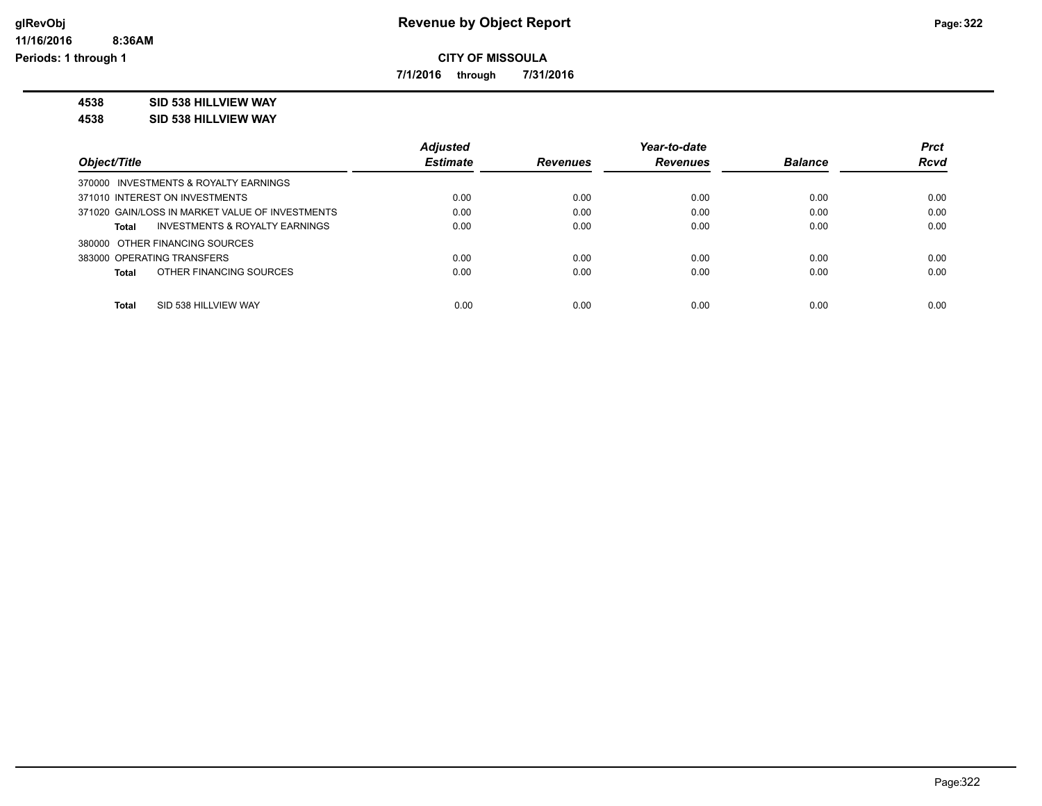# Revenue by Object Report

**CITY OF MISSOULA**

**7/1/2016 through 7/31/2016**

glRevObj
11/16/2016 8:36AM
Periods: 1 through 1

**4538 SID 538 HILLVIEW WAY**

**4538 SID 538 HILLVIEW WAY**

| Object/Title | Adjusted Estimate | Revenues | Year-to-date Revenues | Balance | Prct Rcvd |
|---|---|---|---|---|---|
| 370000 INVESTMENTS & ROYALTY EARNINGS | | | | | |
| 371010 INTEREST ON INVESTMENTS | 0.00 | 0.00 | 0.00 | 0.00 | 0.00 |
| 371020 GAIN/LOSS IN MARKET VALUE OF INVESTMENTS | 0.00 | 0.00 | 0.00 | 0.00 | 0.00 |
| **Total** INVESTMENTS & ROYALTY EARNINGS | 0.00 | 0.00 | 0.00 | 0.00 | 0.00 |
| 380000 OTHER FINANCING SOURCES | | | | | |
| 383000 OPERATING TRANSFERS | 0.00 | 0.00 | 0.00 | 0.00 | 0.00 |
| **Total** OTHER FINANCING SOURCES | 0.00 | 0.00 | 0.00 | 0.00 | 0.00 |
| **Total** SID 538 HILLVIEW WAY | 0.00 | 0.00 | 0.00 | 0.00 | 0.00 |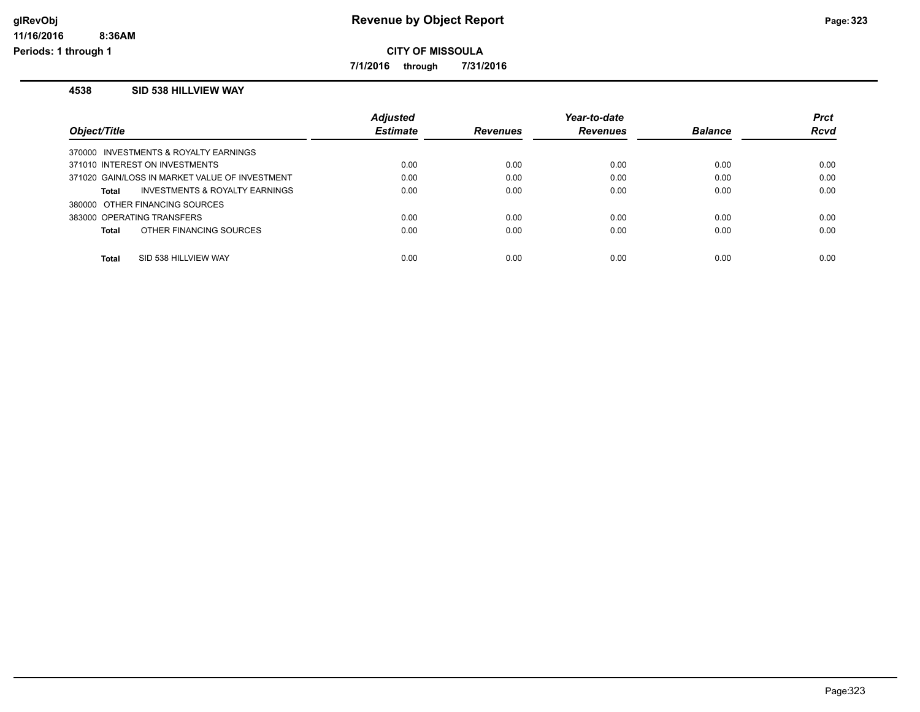**CITY OF MISSOULA**

**7/1/2016 through 7/31/2016**

**4538 SID 538 HILLVIEW WAY**

| Object/Title | Adjusted Estimate | Revenues | Year-to-date Revenues | Balance | Prct Rcvd |
|---|---|---|---|---|---|
| 370000 INVESTMENTS & ROYALTY EARNINGS | | | | | |
| 371010 INTEREST ON INVESTMENTS | 0.00 | 0.00 | 0.00 | 0.00 | 0.00 |
| 371020 GAIN/LOSS IN MARKET VALUE OF INVESTMENT | 0.00 | 0.00 | 0.00 | 0.00 | 0.00 |
| **Total** INVESTMENTS & ROYALTY EARNINGS | 0.00 | 0.00 | 0.00 | 0.00 | 0.00 |
| 380000 OTHER FINANCING SOURCES | | | | | |
| 383000 OPERATING TRANSFERS | 0.00 | 0.00 | 0.00 | 0.00 | 0.00 |
| **Total** OTHER FINANCING SOURCES | 0.00 | 0.00 | 0.00 | 0.00 | 0.00 |
| **Total** SID 538 HILLVIEW WAY | 0.00 | 0.00 | 0.00 | 0.00 | 0.00 |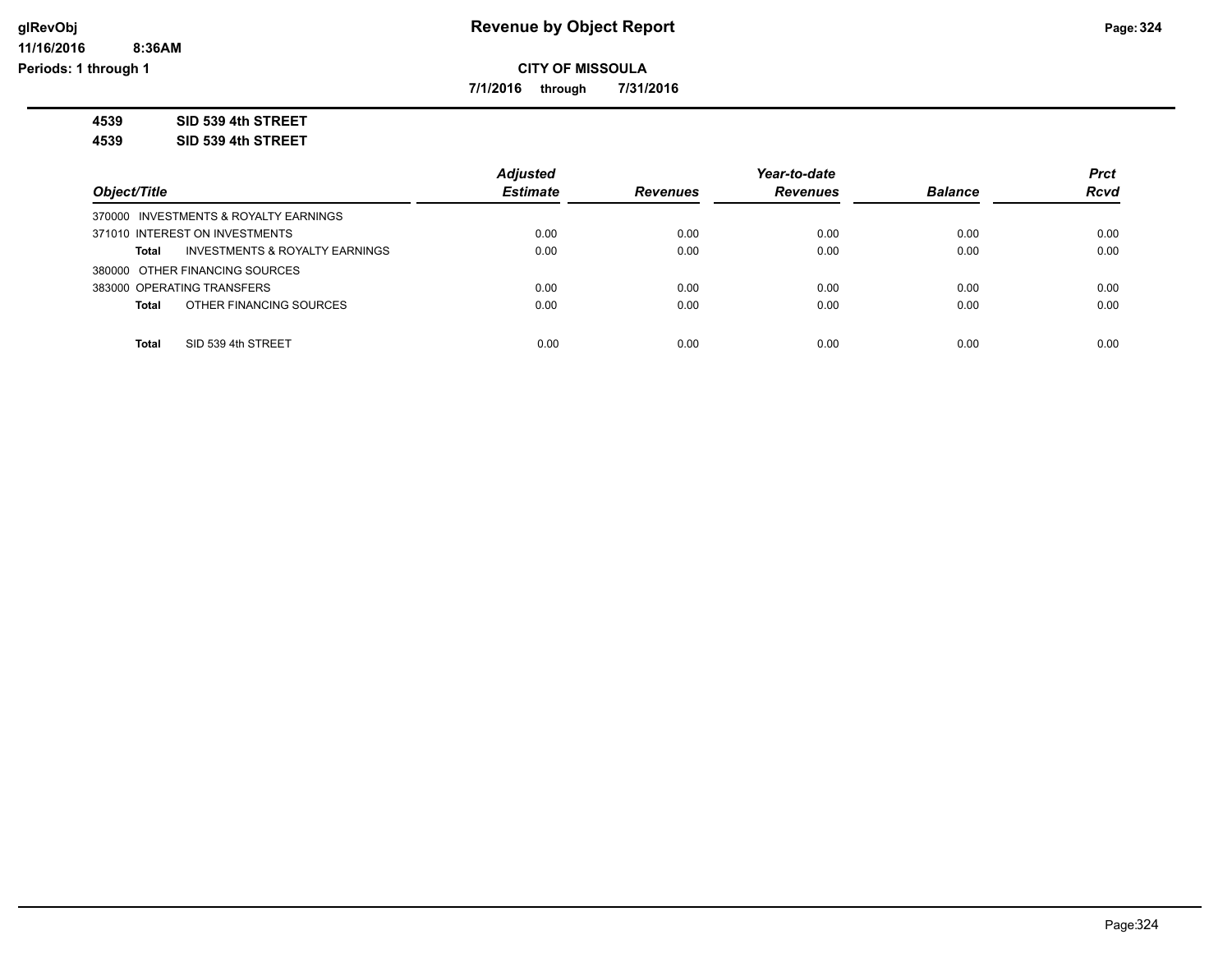# Revenue by Object Report

**CITY OF MISSOULA**

**7/1/2016 through 7/31/2016**

**4539 SID 539 4th STREET**

**4539 SID 539 4th STREET**

| Object/Title | Adjusted Estimate | Revenues | Year-to-date Revenues | Balance | Prct Rcvd |
|---|---|---|---|---|---|
| 370000 INVESTMENTS & ROYALTY EARNINGS | | | | | |
| 371010 INTEREST ON INVESTMENTS | 0.00 | 0.00 | 0.00 | 0.00 | 0.00 |
| **Total** INVESTMENTS & ROYALTY EARNINGS | 0.00 | 0.00 | 0.00 | 0.00 | 0.00 |
| 380000 OTHER FINANCING SOURCES | | | | | |
| 383000 OPERATING TRANSFERS | 0.00 | 0.00 | 0.00 | 0.00 | 0.00 |
| **Total** OTHER FINANCING SOURCES | 0.00 | 0.00 | 0.00 | 0.00 | 0.00 |
| **Total** SID 539 4th STREET | 0.00 | 0.00 | 0.00 | 0.00 | 0.00 |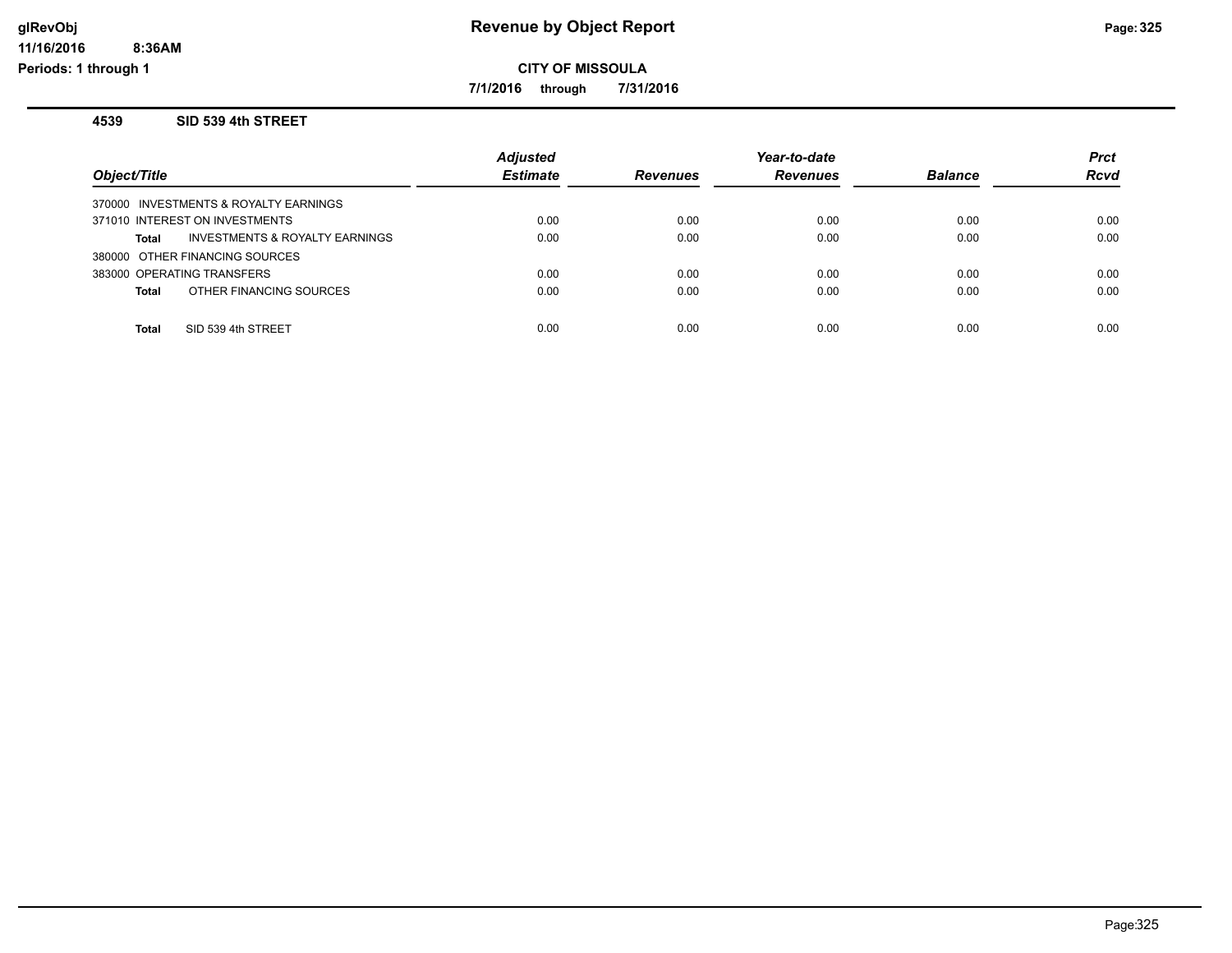# Revenue by Object Report

**CITY OF MISSOULA**

**7/1/2016 through 7/31/2016**

### 4539 SID 539 4th STREET

| Object/Title | Adjusted Estimate | Revenues | Year-to-date Revenues | Balance | Prct Rcvd |
|---|---|---|---|---|---|
| 370000 INVESTMENTS & ROYALTY EARNINGS | | | | | |
| 371010 INTEREST ON INVESTMENTS | 0.00 | 0.00 | 0.00 | 0.00 | 0.00 |
| **Total** INVESTMENTS & ROYALTY EARNINGS | 0.00 | 0.00 | 0.00 | 0.00 | 0.00 |
| 380000 OTHER FINANCING SOURCES | | | | | |
| 383000 OPERATING TRANSFERS | 0.00 | 0.00 | 0.00 | 0.00 | 0.00 |
| **Total** OTHER FINANCING SOURCES | 0.00 | 0.00 | 0.00 | 0.00 | 0.00 |
| **Total** SID 539 4th STREET | 0.00 | 0.00 | 0.00 | 0.00 | 0.00 |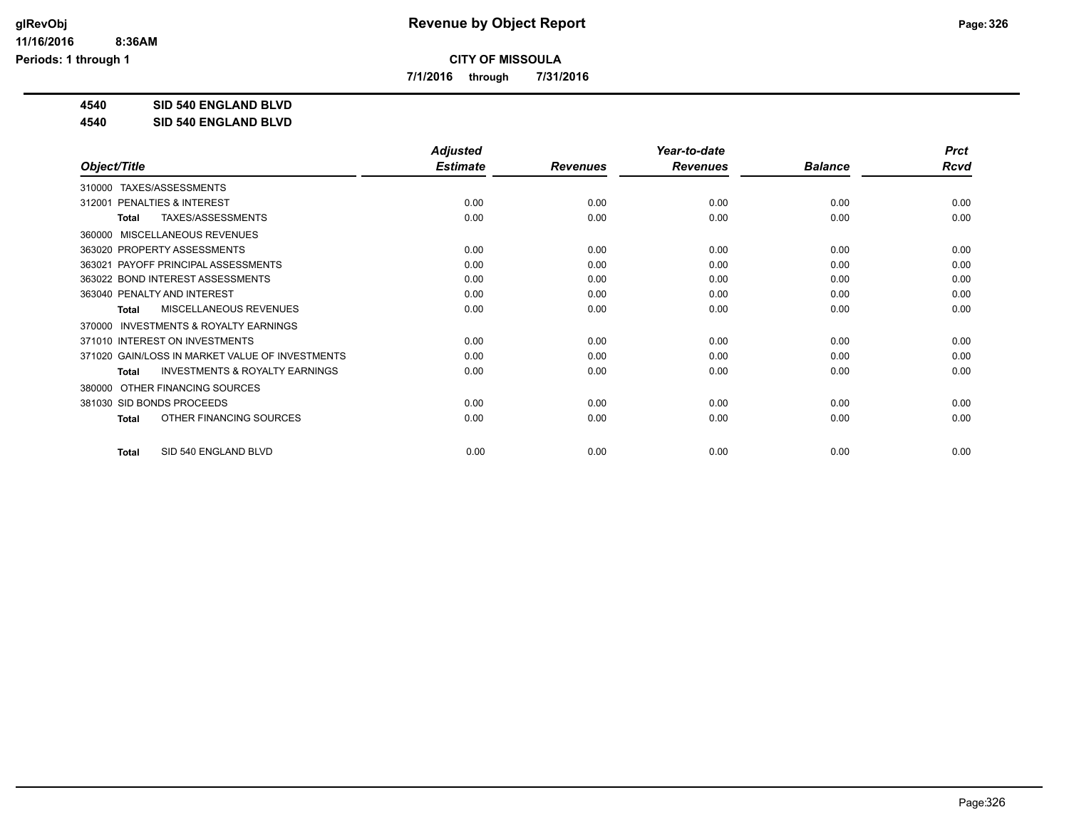**CITY OF MISSOULA**

**7/1/2016 through 7/31/2016**

**Revenue by Object Report**

**4540 SID 540 ENGLAND BLVD**

**4540 SID 540 ENGLAND BLVD**

| Object/Title | Adjusted Estimate | Revenues | Year-to-date Revenues | Balance | Prct Rcvd |
|---|---|---|---|---|---|
| 310000 TAXES/ASSESSMENTS | | | | | |
| 312001 PENALTIES & INTEREST | 0.00 | 0.00 | 0.00 | 0.00 | 0.00 |
| **Total** TAXES/ASSESSMENTS | 0.00 | 0.00 | 0.00 | 0.00 | 0.00 |
| 360000 MISCELLANEOUS REVENUES | | | | | |
| 363020 PROPERTY ASSESSMENTS | 0.00 | 0.00 | 0.00 | 0.00 | 0.00 |
| 363021 PAYOFF PRINCIPAL ASSESSMENTS | 0.00 | 0.00 | 0.00 | 0.00 | 0.00 |
| 363022 BOND INTEREST ASSESSMENTS | 0.00 | 0.00 | 0.00 | 0.00 | 0.00 |
| 363040 PENALTY AND INTEREST | 0.00 | 0.00 | 0.00 | 0.00 | 0.00 |
| **Total** MISCELLANEOUS REVENUES | 0.00 | 0.00 | 0.00 | 0.00 | 0.00 |
| 370000 INVESTMENTS & ROYALTY EARNINGS | | | | | |
| 371010 INTEREST ON INVESTMENTS | 0.00 | 0.00 | 0.00 | 0.00 | 0.00 |
| 371020 GAIN/LOSS IN MARKET VALUE OF INVESTMENTS | 0.00 | 0.00 | 0.00 | 0.00 | 0.00 |
| **Total** INVESTMENTS & ROYALTY EARNINGS | 0.00 | 0.00 | 0.00 | 0.00 | 0.00 |
| 380000 OTHER FINANCING SOURCES | | | | | |
| 381030 SID BONDS PROCEEDS | 0.00 | 0.00 | 0.00 | 0.00 | 0.00 |
| **Total** OTHER FINANCING SOURCES | 0.00 | 0.00 | 0.00 | 0.00 | 0.00 |
| **Total** SID 540 ENGLAND BLVD | 0.00 | 0.00 | 0.00 | 0.00 | 0.00 |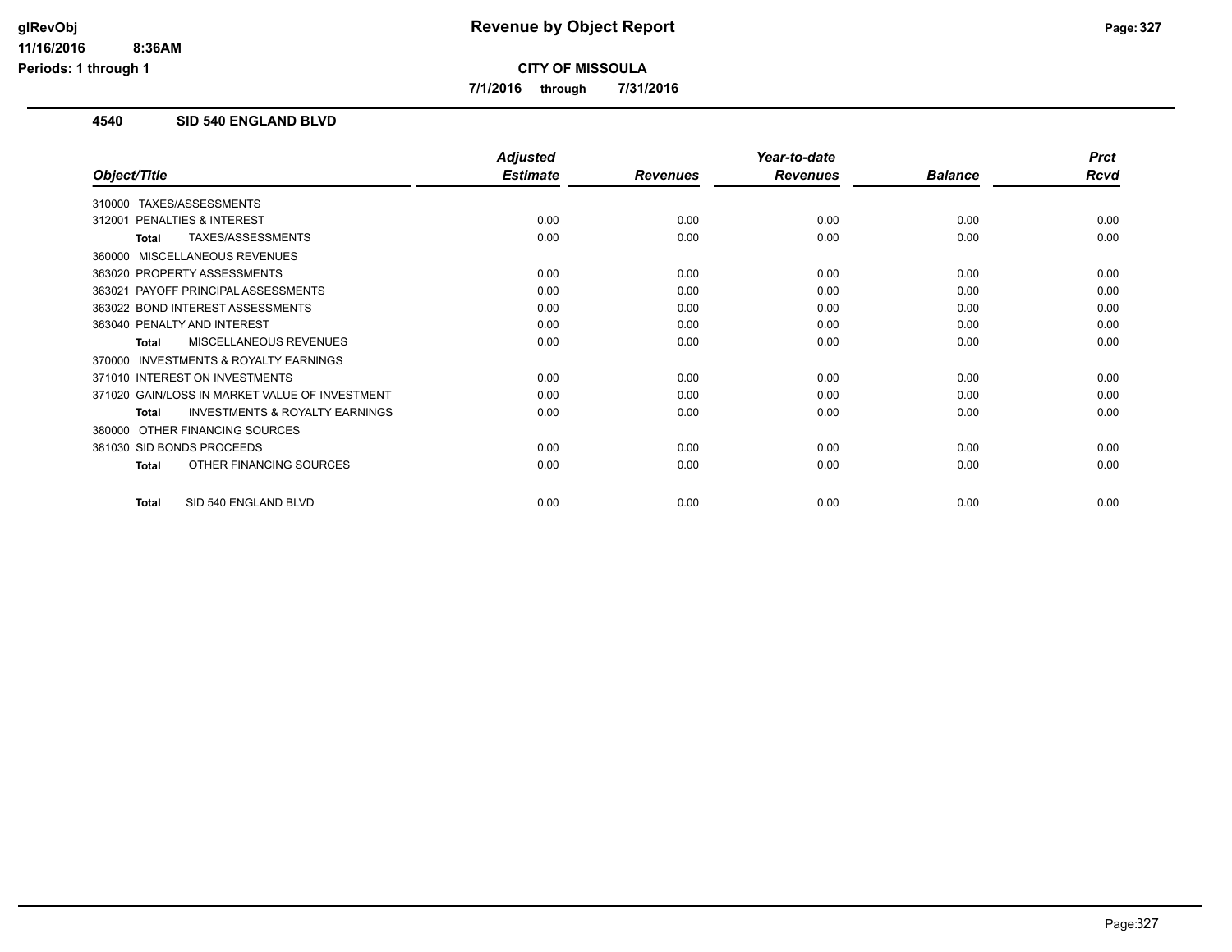# Revenue by Object Report

**CITY OF MISSOULA**

**7/1/2016 through 7/31/2016**

glRevObj
11/16/2016 8:36AM
Periods: 1 through 1

### 4540 SID 540 ENGLAND BLVD

| Object/Title | Adjusted Estimate | Revenues | Year-to-date Revenues | Balance | Prct Rcvd |
|---|---|---|---|---|---|
| 310000 TAXES/ASSESSMENTS | | | | | |
| 312001 PENALTIES & INTEREST | 0.00 | 0.00 | 0.00 | 0.00 | 0.00 |
| **Total** TAXES/ASSESSMENTS | 0.00 | 0.00 | 0.00 | 0.00 | 0.00 |
| 360000 MISCELLANEOUS REVENUES | | | | | |
| 363020 PROPERTY ASSESSMENTS | 0.00 | 0.00 | 0.00 | 0.00 | 0.00 |
| 363021 PAYOFF PRINCIPAL ASSESSMENTS | 0.00 | 0.00 | 0.00 | 0.00 | 0.00 |
| 363022 BOND INTEREST ASSESSMENTS | 0.00 | 0.00 | 0.00 | 0.00 | 0.00 |
| 363040 PENALTY AND INTEREST | 0.00 | 0.00 | 0.00 | 0.00 | 0.00 |
| **Total** MISCELLANEOUS REVENUES | 0.00 | 0.00 | 0.00 | 0.00 | 0.00 |
| 370000 INVESTMENTS & ROYALTY EARNINGS | | | | | |
| 371010 INTEREST ON INVESTMENTS | 0.00 | 0.00 | 0.00 | 0.00 | 0.00 |
| 371020 GAIN/LOSS IN MARKET VALUE OF INVESTMENT | 0.00 | 0.00 | 0.00 | 0.00 | 0.00 |
| **Total** INVESTMENTS & ROYALTY EARNINGS | 0.00 | 0.00 | 0.00 | 0.00 | 0.00 |
| 380000 OTHER FINANCING SOURCES | | | | | |
| 381030 SID BONDS PROCEEDS | 0.00 | 0.00 | 0.00 | 0.00 | 0.00 |
| **Total** OTHER FINANCING SOURCES | 0.00 | 0.00 | 0.00 | 0.00 | 0.00 |
| **Total** SID 540 ENGLAND BLVD | 0.00 | 0.00 | 0.00 | 0.00 | 0.00 |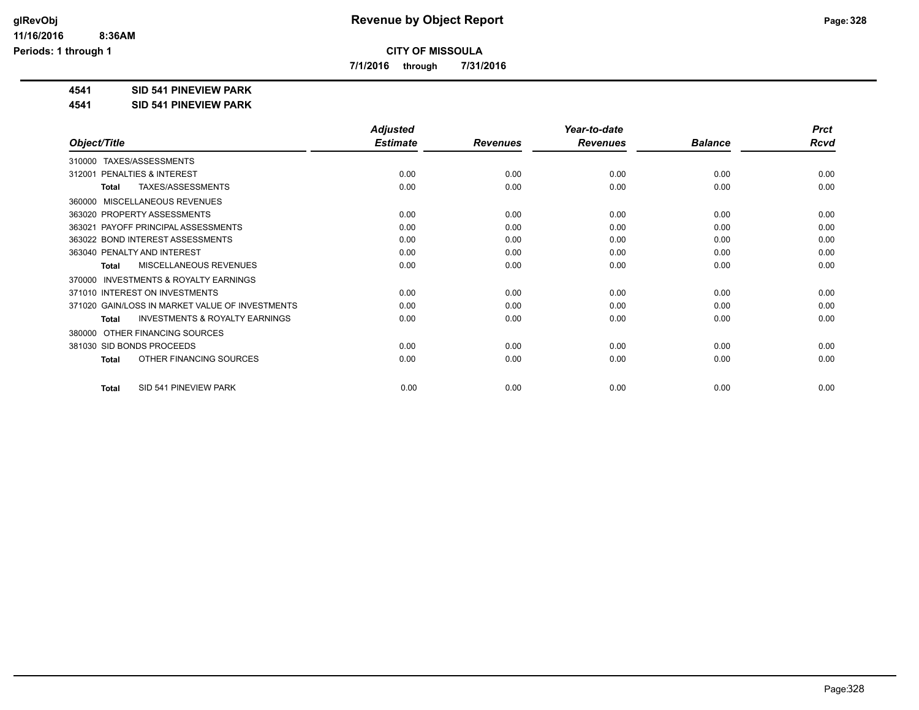**CITY OF MISSOULA**

**7/1/2016 through 7/31/2016**

**4541 SID 541 PINEVIEW PARK**

**4541 SID 541 PINEVIEW PARK**

| Object/Title | Adjusted Estimate | Revenues | Year-to-date Revenues | Balance | Prct Rcvd |
|---|---|---|---|---|---|
| 310000 TAXES/ASSESSMENTS | | | | | |
| 312001 PENALTIES & INTEREST | 0.00 | 0.00 | 0.00 | 0.00 | 0.00 |
| **Total** TAXES/ASSESSMENTS | 0.00 | 0.00 | 0.00 | 0.00 | 0.00 |
| 360000 MISCELLANEOUS REVENUES | | | | | |
| 363020 PROPERTY ASSESSMENTS | 0.00 | 0.00 | 0.00 | 0.00 | 0.00 |
| 363021 PAYOFF PRINCIPAL ASSESSMENTS | 0.00 | 0.00 | 0.00 | 0.00 | 0.00 |
| 363022 BOND INTEREST ASSESSMENTS | 0.00 | 0.00 | 0.00 | 0.00 | 0.00 |
| 363040 PENALTY AND INTEREST | 0.00 | 0.00 | 0.00 | 0.00 | 0.00 |
| **Total** MISCELLANEOUS REVENUES | 0.00 | 0.00 | 0.00 | 0.00 | 0.00 |
| 370000 INVESTMENTS & ROYALTY EARNINGS | | | | | |
| 371010 INTEREST ON INVESTMENTS | 0.00 | 0.00 | 0.00 | 0.00 | 0.00 |
| 371020 GAIN/LOSS IN MARKET VALUE OF INVESTMENTS | 0.00 | 0.00 | 0.00 | 0.00 | 0.00 |
| **Total** INVESTMENTS & ROYALTY EARNINGS | 0.00 | 0.00 | 0.00 | 0.00 | 0.00 |
| 380000 OTHER FINANCING SOURCES | | | | | |
| 381030 SID BONDS PROCEEDS | 0.00 | 0.00 | 0.00 | 0.00 | 0.00 |
| **Total** OTHER FINANCING SOURCES | 0.00 | 0.00 | 0.00 | 0.00 | 0.00 |
| **Total** SID 541 PINEVIEW PARK | 0.00 | 0.00 | 0.00 | 0.00 | 0.00 |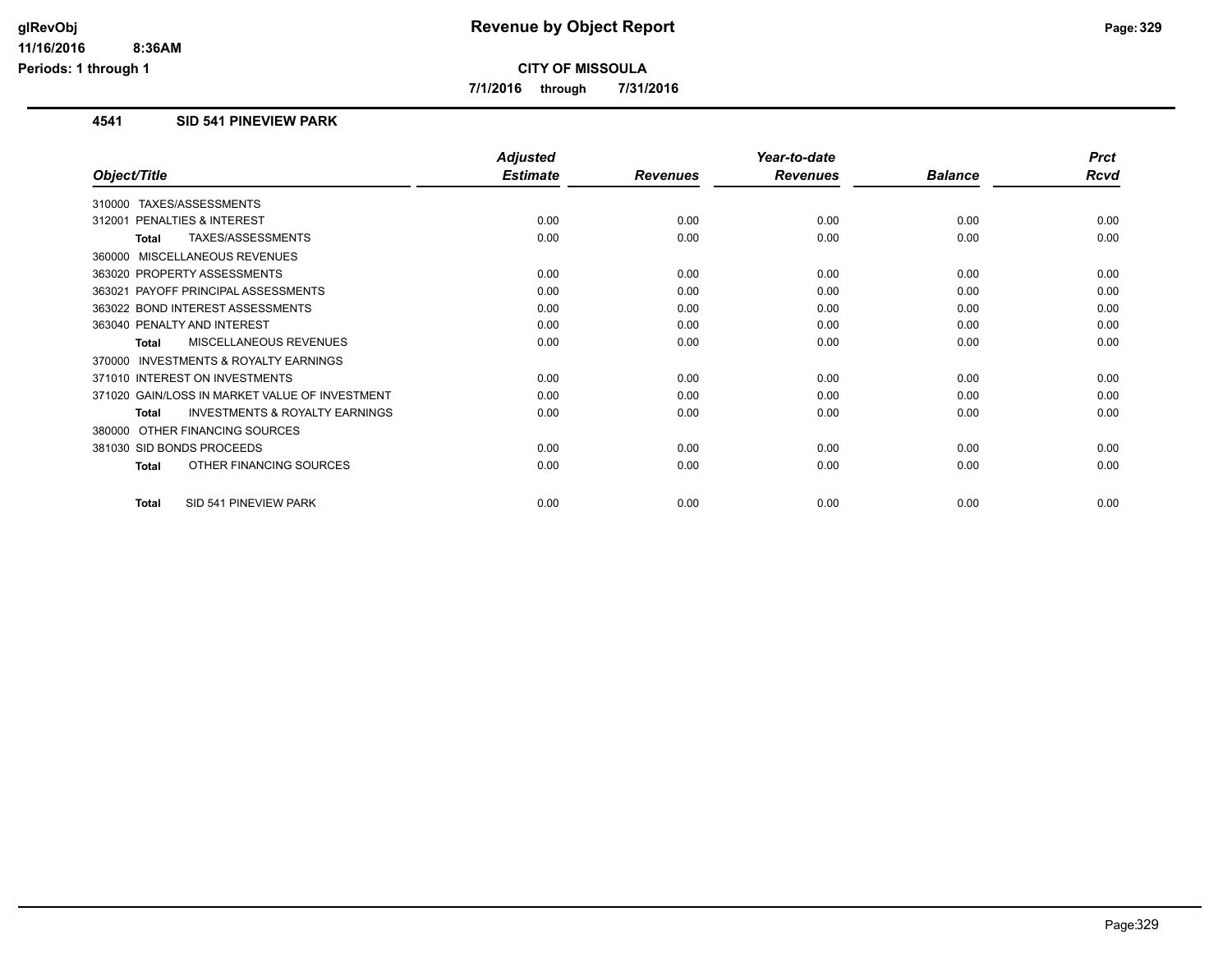# Revenue by Object Report

**CITY OF MISSOULA**

**7/1/2016 through 7/31/2016**

glRevObj
11/16/2016 8:36AM
Periods: 1 through 1

### 4541 SID 541 PINEVIEW PARK

| Object/Title | Adjusted Estimate | Revenues | Year-to-date Revenues | Balance | Prct Rcvd |
|---|---|---|---|---|---|
| 310000 TAXES/ASSESSMENTS | | | | | |
| 312001 PENALTIES & INTEREST | 0.00 | 0.00 | 0.00 | 0.00 | 0.00 |
| **Total** TAXES/ASSESSMENTS | 0.00 | 0.00 | 0.00 | 0.00 | 0.00 |
| 360000 MISCELLANEOUS REVENUES | | | | | |
| 363020 PROPERTY ASSESSMENTS | 0.00 | 0.00 | 0.00 | 0.00 | 0.00 |
| 363021 PAYOFF PRINCIPAL ASSESSMENTS | 0.00 | 0.00 | 0.00 | 0.00 | 0.00 |
| 363022 BOND INTEREST ASSESSMENTS | 0.00 | 0.00 | 0.00 | 0.00 | 0.00 |
| 363040 PENALTY AND INTEREST | 0.00 | 0.00 | 0.00 | 0.00 | 0.00 |
| **Total** MISCELLANEOUS REVENUES | 0.00 | 0.00 | 0.00 | 0.00 | 0.00 |
| 370000 INVESTMENTS & ROYALTY EARNINGS | | | | | |
| 371010 INTEREST ON INVESTMENTS | 0.00 | 0.00 | 0.00 | 0.00 | 0.00 |
| 371020 GAIN/LOSS IN MARKET VALUE OF INVESTMENT | 0.00 | 0.00 | 0.00 | 0.00 | 0.00 |
| **Total** INVESTMENTS & ROYALTY EARNINGS | 0.00 | 0.00 | 0.00 | 0.00 | 0.00 |
| 380000 OTHER FINANCING SOURCES | | | | | |
| 381030 SID BONDS PROCEEDS | 0.00 | 0.00 | 0.00 | 0.00 | 0.00 |
| **Total** OTHER FINANCING SOURCES | 0.00 | 0.00 | 0.00 | 0.00 | 0.00 |
| **Total** SID 541 PINEVIEW PARK | 0.00 | 0.00 | 0.00 | 0.00 | 0.00 |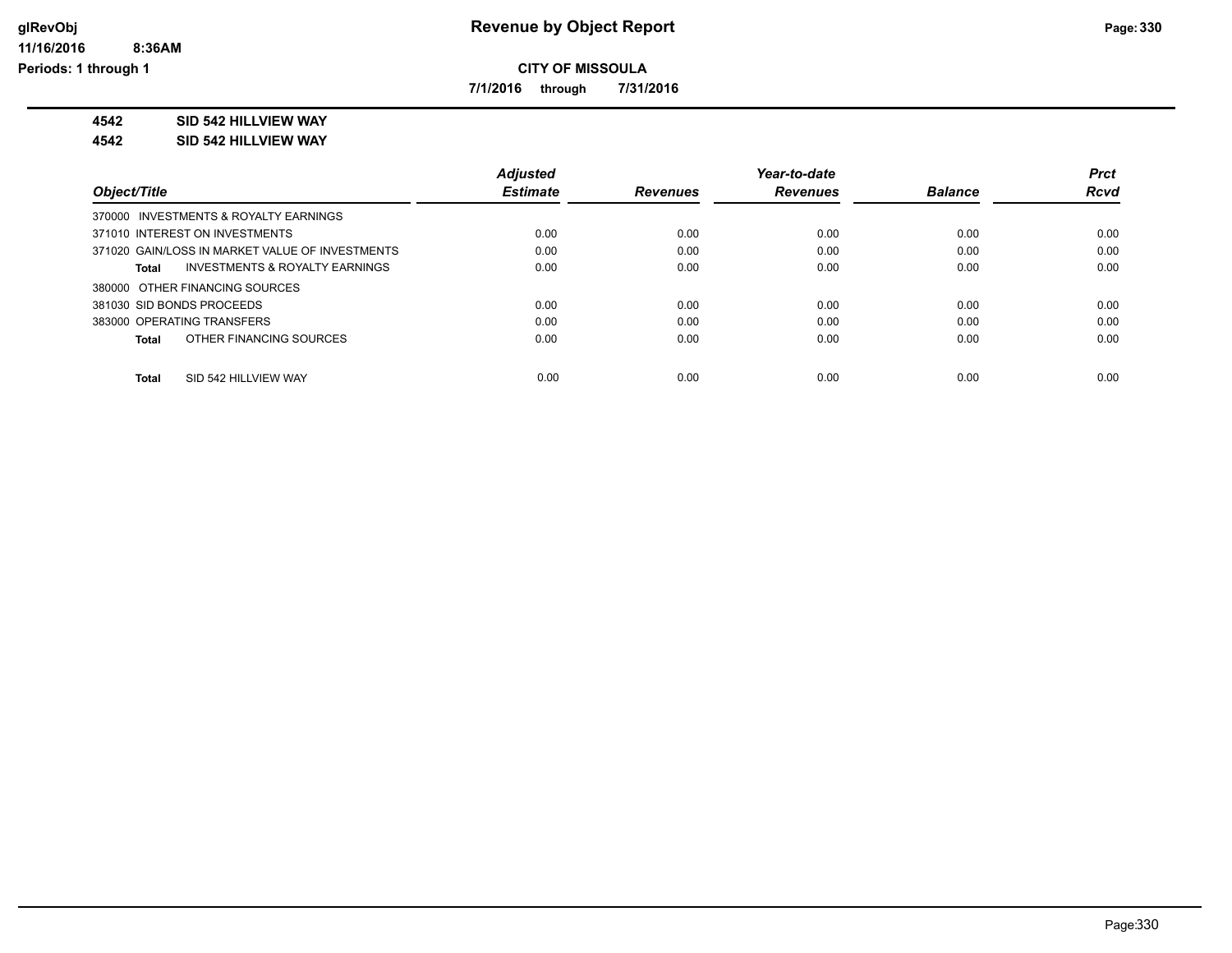**CITY OF MISSOULA**

**7/1/2016 through 7/31/2016**

**4542 SID 542 HILLVIEW WAY**

**4542 SID 542 HILLVIEW WAY**

| Object/Title | Adjusted Estimate | Revenues | Year-to-date Revenues | Balance | Prct Rcvd |
|---|---|---|---|---|---|
| 370000 INVESTMENTS & ROYALTY EARNINGS | | | | | |
| 371010 INTEREST ON INVESTMENTS | 0.00 | 0.00 | 0.00 | 0.00 | 0.00 |
| 371020 GAIN/LOSS IN MARKET VALUE OF INVESTMENTS | 0.00 | 0.00 | 0.00 | 0.00 | 0.00 |
| **Total** INVESTMENTS & ROYALTY EARNINGS | 0.00 | 0.00 | 0.00 | 0.00 | 0.00 |
| 380000 OTHER FINANCING SOURCES | | | | | |
| 381030 SID BONDS PROCEEDS | 0.00 | 0.00 | 0.00 | 0.00 | 0.00 |
| 383000 OPERATING TRANSFERS | 0.00 | 0.00 | 0.00 | 0.00 | 0.00 |
| **Total** OTHER FINANCING SOURCES | 0.00 | 0.00 | 0.00 | 0.00 | 0.00 |
| **Total** SID 542 HILLVIEW WAY | 0.00 | 0.00 | 0.00 | 0.00 | 0.00 |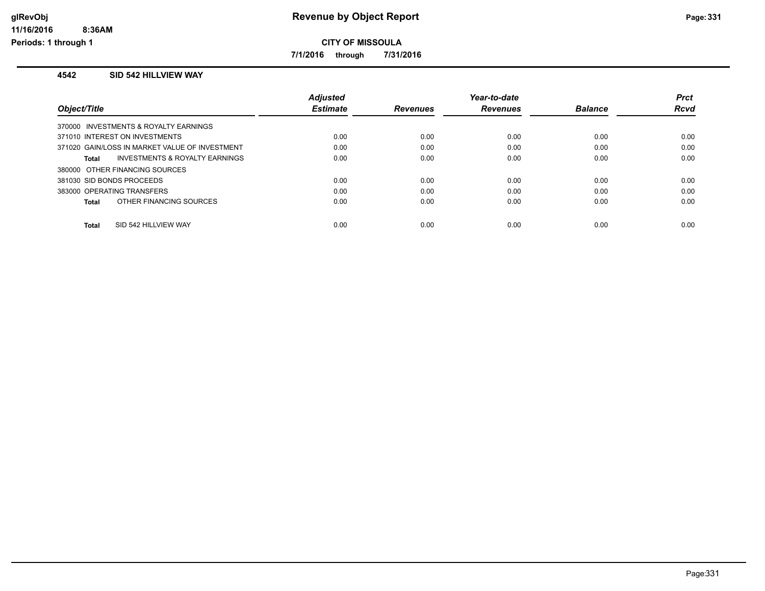# Revenue by Object Report

**CITY OF MISSOULA**

**7/1/2016 through 7/31/2016**

glRevObj
11/16/2016 8:36AM
Periods: 1 through 1

### 4542 SID 542 HILLVIEW WAY

| Object/Title | Adjusted Estimate | Revenues | Year-to-date Revenues | Balance | Prct Rcvd |
|---|---|---|---|---|---|
| 370000 INVESTMENTS & ROYALTY EARNINGS | | | | | |
| 371010 INTEREST ON INVESTMENTS | 0.00 | 0.00 | 0.00 | 0.00 | 0.00 |
| 371020 GAIN/LOSS IN MARKET VALUE OF INVESTMENT | 0.00 | 0.00 | 0.00 | 0.00 | 0.00 |
| **Total** INVESTMENTS & ROYALTY EARNINGS | 0.00 | 0.00 | 0.00 | 0.00 | 0.00 |
| 380000 OTHER FINANCING SOURCES | | | | | |
| 381030 SID BONDS PROCEEDS | 0.00 | 0.00 | 0.00 | 0.00 | 0.00 |
| 383000 OPERATING TRANSFERS | 0.00 | 0.00 | 0.00 | 0.00 | 0.00 |
| **Total** OTHER FINANCING SOURCES | 0.00 | 0.00 | 0.00 | 0.00 | 0.00 |
| **Total** SID 542 HILLVIEW WAY | 0.00 | 0.00 | 0.00 | 0.00 | 0.00 |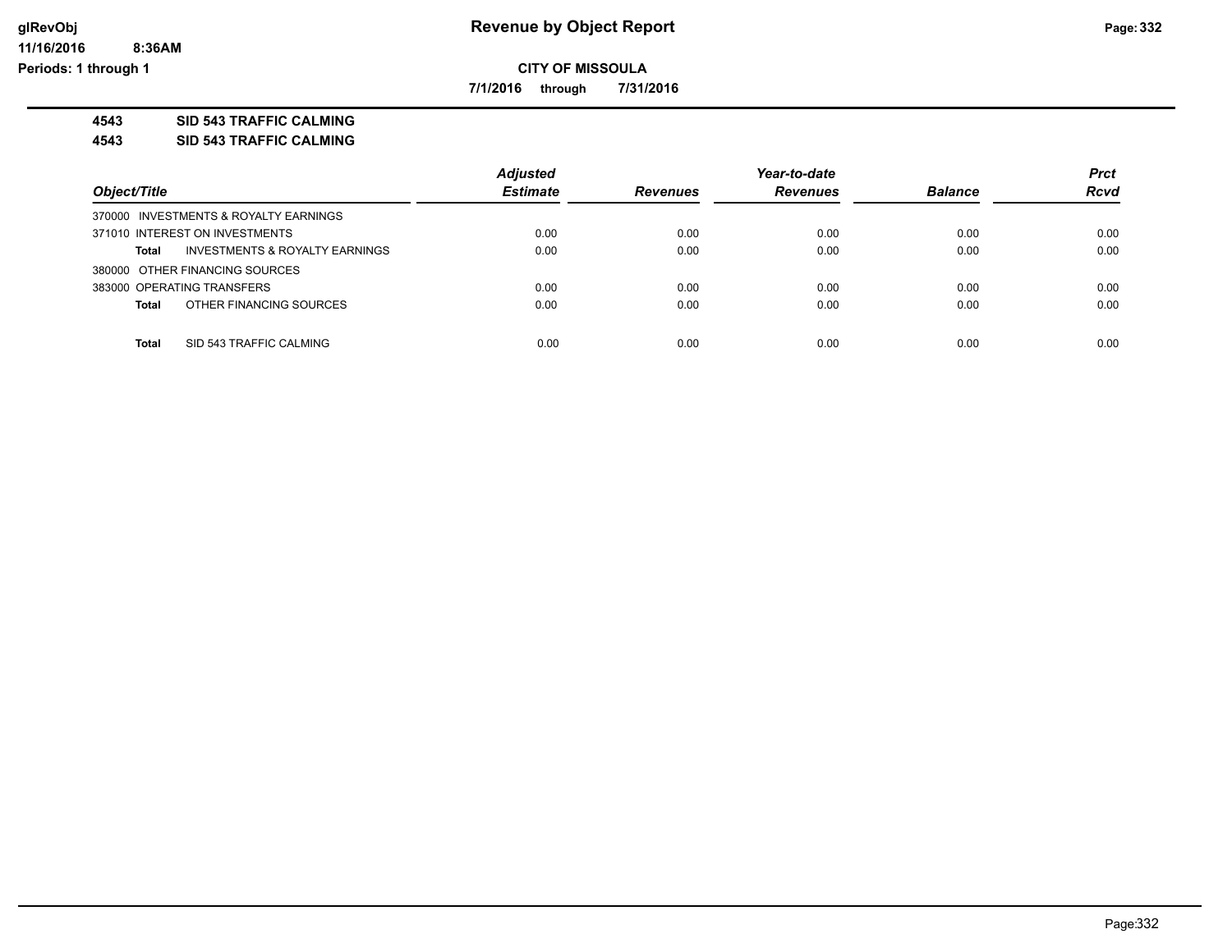# Revenue by Object Report

**CITY OF MISSOULA**

**7/1/2016 through 7/31/2016**

glRevObj
11/16/2016 8:36AM
Periods: 1 through 1

**4543 SID 543 TRAFFIC CALMING**

**4543 SID 543 TRAFFIC CALMING**

| Object/Title | Adjusted Estimate | Revenues | Year-to-date Revenues | Balance | Prct Rcvd |
|---|---|---|---|---|---|
| 370000 INVESTMENTS & ROYALTY EARNINGS | | | | | |
| 371010 INTEREST ON INVESTMENTS | 0.00 | 0.00 | 0.00 | 0.00 | 0.00 |
| **Total** INVESTMENTS & ROYALTY EARNINGS | 0.00 | 0.00 | 0.00 | 0.00 | 0.00 |
| 380000 OTHER FINANCING SOURCES | | | | | |
| 383000 OPERATING TRANSFERS | 0.00 | 0.00 | 0.00 | 0.00 | 0.00 |
| **Total** OTHER FINANCING SOURCES | 0.00 | 0.00 | 0.00 | 0.00 | 0.00 |
| **Total** SID 543 TRAFFIC CALMING | 0.00 | 0.00 | 0.00 | 0.00 | 0.00 |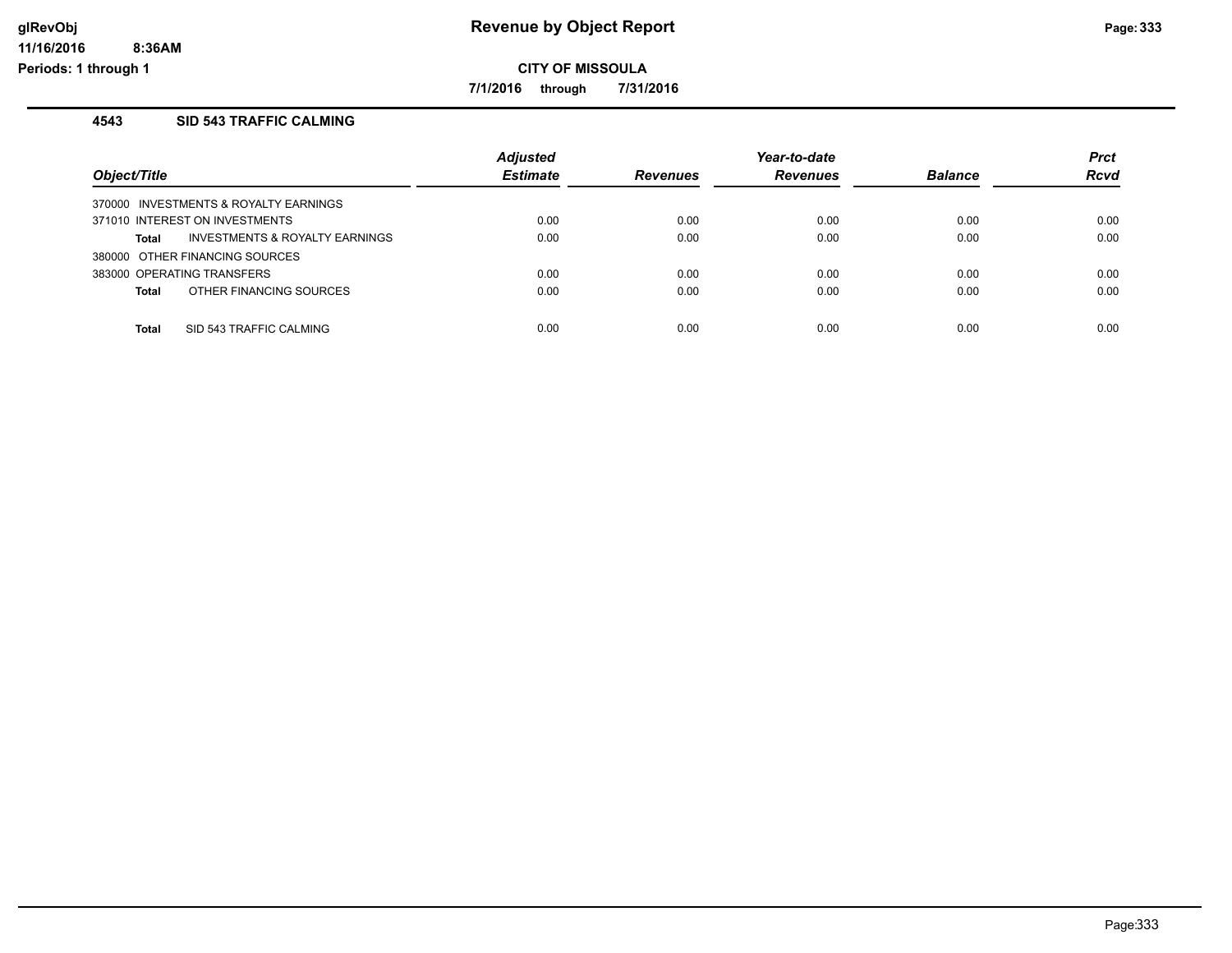# Revenue by Object Report

**CITY OF MISSOULA**

**7/1/2016 through 7/31/2016**

glRevObj
11/16/2016 8:36AM
Periods: 1 through 1

### 4543 SID 543 TRAFFIC CALMING

| Object/Title | Adjusted Estimate | Revenues | Year-to-date Revenues | Balance | Prct Rcvd |
|---|---|---|---|---|---|
| 370000 INVESTMENTS & ROYALTY EARNINGS | | | | | |
| 371010 INTEREST ON INVESTMENTS | 0.00 | 0.00 | 0.00 | 0.00 | 0.00 |
| **Total** INVESTMENTS & ROYALTY EARNINGS | 0.00 | 0.00 | 0.00 | 0.00 | 0.00 |
| 380000 OTHER FINANCING SOURCES | | | | | |
| 383000 OPERATING TRANSFERS | 0.00 | 0.00 | 0.00 | 0.00 | 0.00 |
| **Total** OTHER FINANCING SOURCES | 0.00 | 0.00 | 0.00 | 0.00 | 0.00 |
| **Total** SID 543 TRAFFIC CALMING | 0.00 | 0.00 | 0.00 | 0.00 | 0.00 |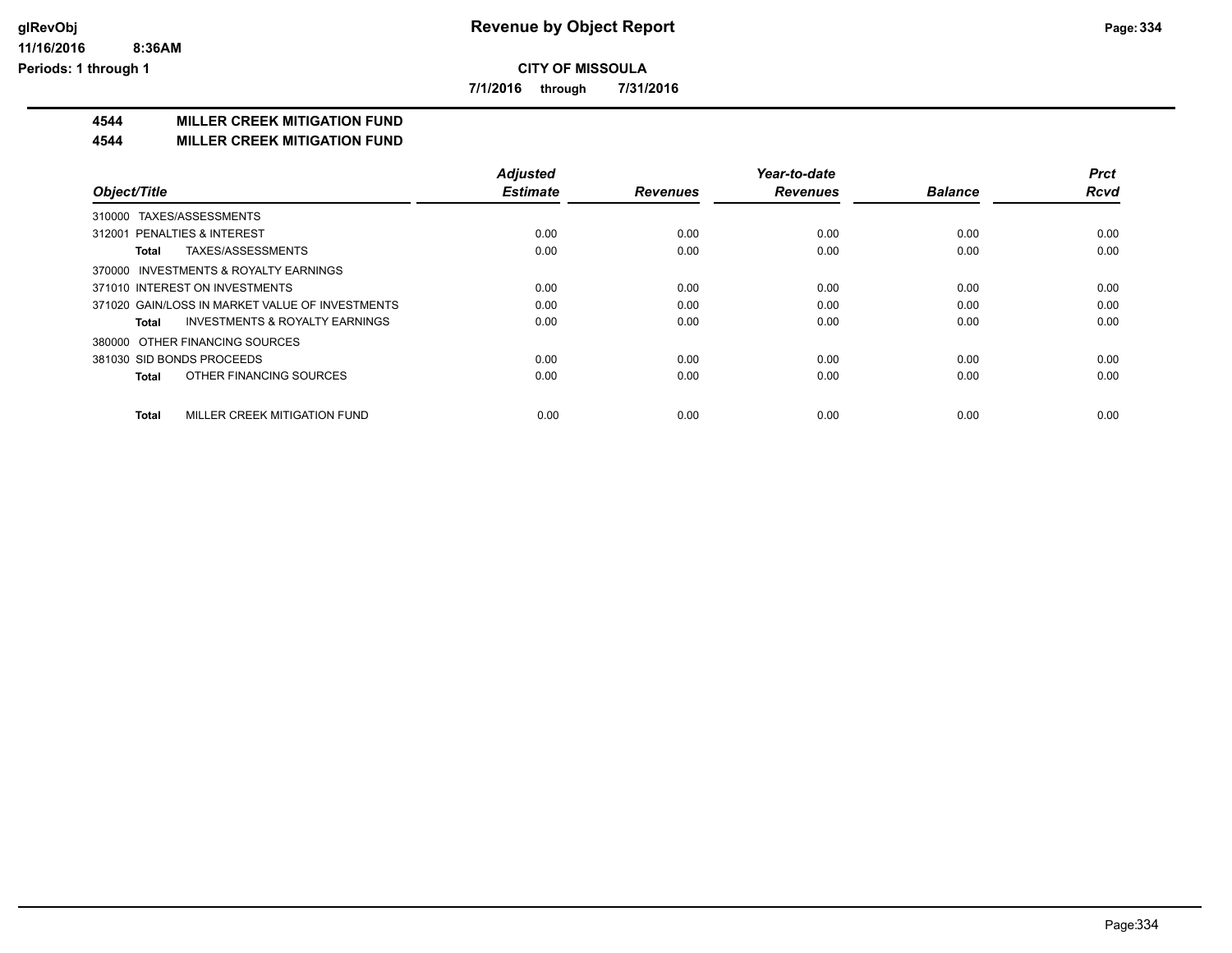# Revenue by Object Report

## CITY OF MISSOULA

**7/1/2016 through 7/31/2016**

glRevObj
11/16/2016 8:36AM
Periods: 1 through 1

### 4544 MILLER CREEK MITIGATION FUND
### 4544 MILLER CREEK MITIGATION FUND

| Object/Title | Adjusted Estimate | Revenues | Year-to-date Revenues | Balance | Prct Rcvd |
|---|---|---|---|---|---|
| 310000 TAXES/ASSESSMENTS | | | | | |
| 312001 PENALTIES & INTEREST | 0.00 | 0.00 | 0.00 | 0.00 | 0.00 |
| **Total** TAXES/ASSESSMENTS | 0.00 | 0.00 | 0.00 | 0.00 | 0.00 |
| 370000 INVESTMENTS & ROYALTY EARNINGS | | | | | |
| 371010 INTEREST ON INVESTMENTS | 0.00 | 0.00 | 0.00 | 0.00 | 0.00 |
| 371020 GAIN/LOSS IN MARKET VALUE OF INVESTMENTS | 0.00 | 0.00 | 0.00 | 0.00 | 0.00 |
| **Total** INVESTMENTS & ROYALTY EARNINGS | 0.00 | 0.00 | 0.00 | 0.00 | 0.00 |
| 380000 OTHER FINANCING SOURCES | | | | | |
| 381030 SID BONDS PROCEEDS | 0.00 | 0.00 | 0.00 | 0.00 | 0.00 |
| **Total** OTHER FINANCING SOURCES | 0.00 | 0.00 | 0.00 | 0.00 | 0.00 |
| **Total** MILLER CREEK MITIGATION FUND | 0.00 | 0.00 | 0.00 | 0.00 | 0.00 |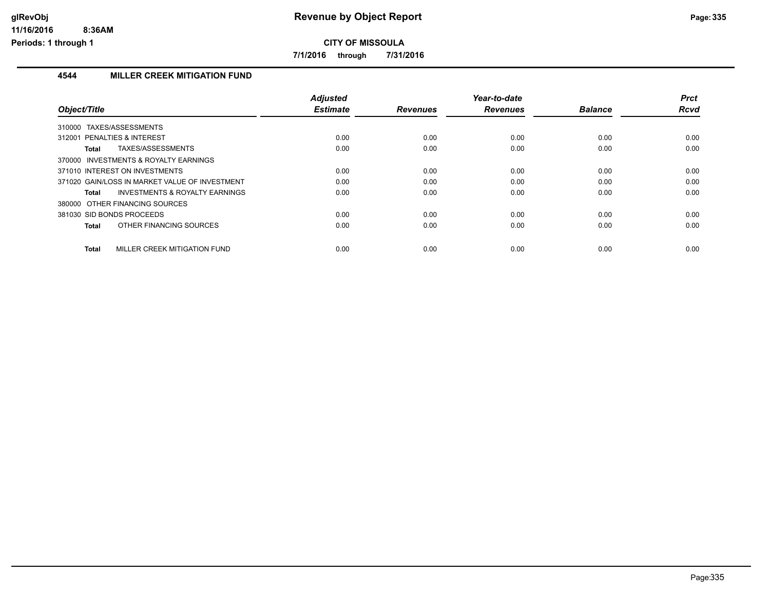# CITY OF MISSOULA

**7/1/2016 through 7/31/2016**

## 4544 MILLER CREEK MITIGATION FUND

| Object/Title | Adjusted Estimate | Revenues | Year-to-date Revenues | Balance | Prct Rcvd |
|---|---|---|---|---|---|
| 310000 TAXES/ASSESSMENTS | | | | | |
| 312001 PENALTIES & INTEREST | 0.00 | 0.00 | 0.00 | 0.00 | 0.00 |
| **Total** TAXES/ASSESSMENTS | 0.00 | 0.00 | 0.00 | 0.00 | 0.00 |
| 370000 INVESTMENTS & ROYALTY EARNINGS | | | | | |
| 371010 INTEREST ON INVESTMENTS | 0.00 | 0.00 | 0.00 | 0.00 | 0.00 |
| 371020 GAIN/LOSS IN MARKET VALUE OF INVESTMENT | 0.00 | 0.00 | 0.00 | 0.00 | 0.00 |
| **Total** INVESTMENTS & ROYALTY EARNINGS | 0.00 | 0.00 | 0.00 | 0.00 | 0.00 |
| 380000 OTHER FINANCING SOURCES | | | | | |
| 381030 SID BONDS PROCEEDS | 0.00 | 0.00 | 0.00 | 0.00 | 0.00 |
| **Total** OTHER FINANCING SOURCES | 0.00 | 0.00 | 0.00 | 0.00 | 0.00 |
| **Total** MILLER CREEK MITIGATION FUND | 0.00 | 0.00 | 0.00 | 0.00 | 0.00 |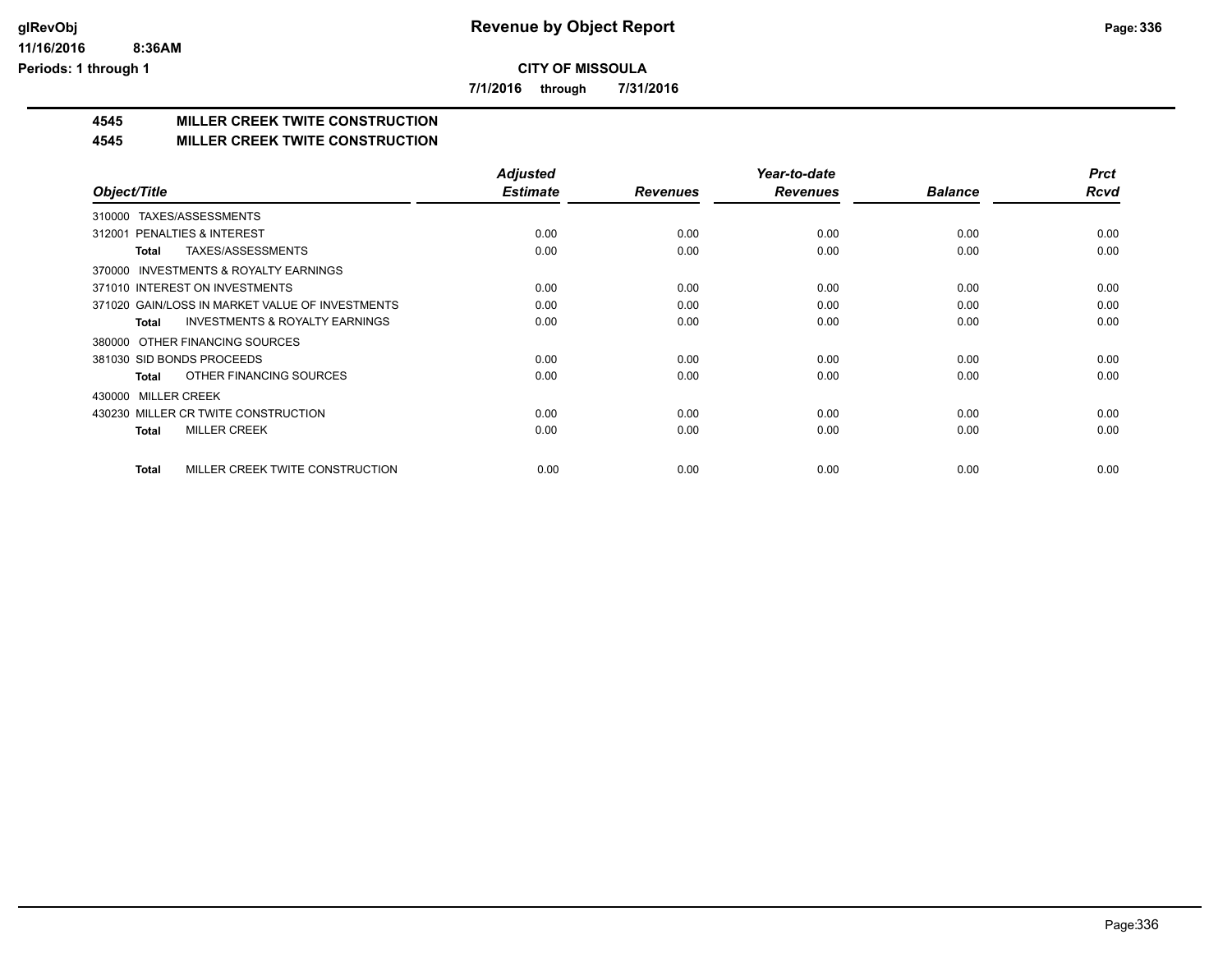**CITY OF MISSOULA**

**7/1/2016 through 7/31/2016**

## 4545 MILLER CREEK TWITE CONSTRUCTION

## 4545 MILLER CREEK TWITE CONSTRUCTION

| Object/Title | Adjusted Estimate | Revenues | Year-to-date Revenues | Balance | Prct Rcvd |
|---|---|---|---|---|---|
| 310000 TAXES/ASSESSMENTS | | | | | |
| 312001 PENALTIES & INTEREST | 0.00 | 0.00 | 0.00 | 0.00 | 0.00 |
| **Total** TAXES/ASSESSMENTS | 0.00 | 0.00 | 0.00 | 0.00 | 0.00 |
| 370000 INVESTMENTS & ROYALTY EARNINGS | | | | | |
| 371010 INTEREST ON INVESTMENTS | 0.00 | 0.00 | 0.00 | 0.00 | 0.00 |
| 371020 GAIN/LOSS IN MARKET VALUE OF INVESTMENTS | 0.00 | 0.00 | 0.00 | 0.00 | 0.00 |
| **Total** INVESTMENTS & ROYALTY EARNINGS | 0.00 | 0.00 | 0.00 | 0.00 | 0.00 |
| 380000 OTHER FINANCING SOURCES | | | | | |
| 381030 SID BONDS PROCEEDS | 0.00 | 0.00 | 0.00 | 0.00 | 0.00 |
| **Total** OTHER FINANCING SOURCES | 0.00 | 0.00 | 0.00 | 0.00 | 0.00 |
| 430000 MILLER CREEK | | | | | |
| 430230 MILLER CR TWITE CONSTRUCTION | 0.00 | 0.00 | 0.00 | 0.00 | 0.00 |
| **Total** MILLER CREEK | 0.00 | 0.00 | 0.00 | 0.00 | 0.00 |
| **Total** MILLER CREEK TWITE CONSTRUCTION | 0.00 | 0.00 | 0.00 | 0.00 | 0.00 |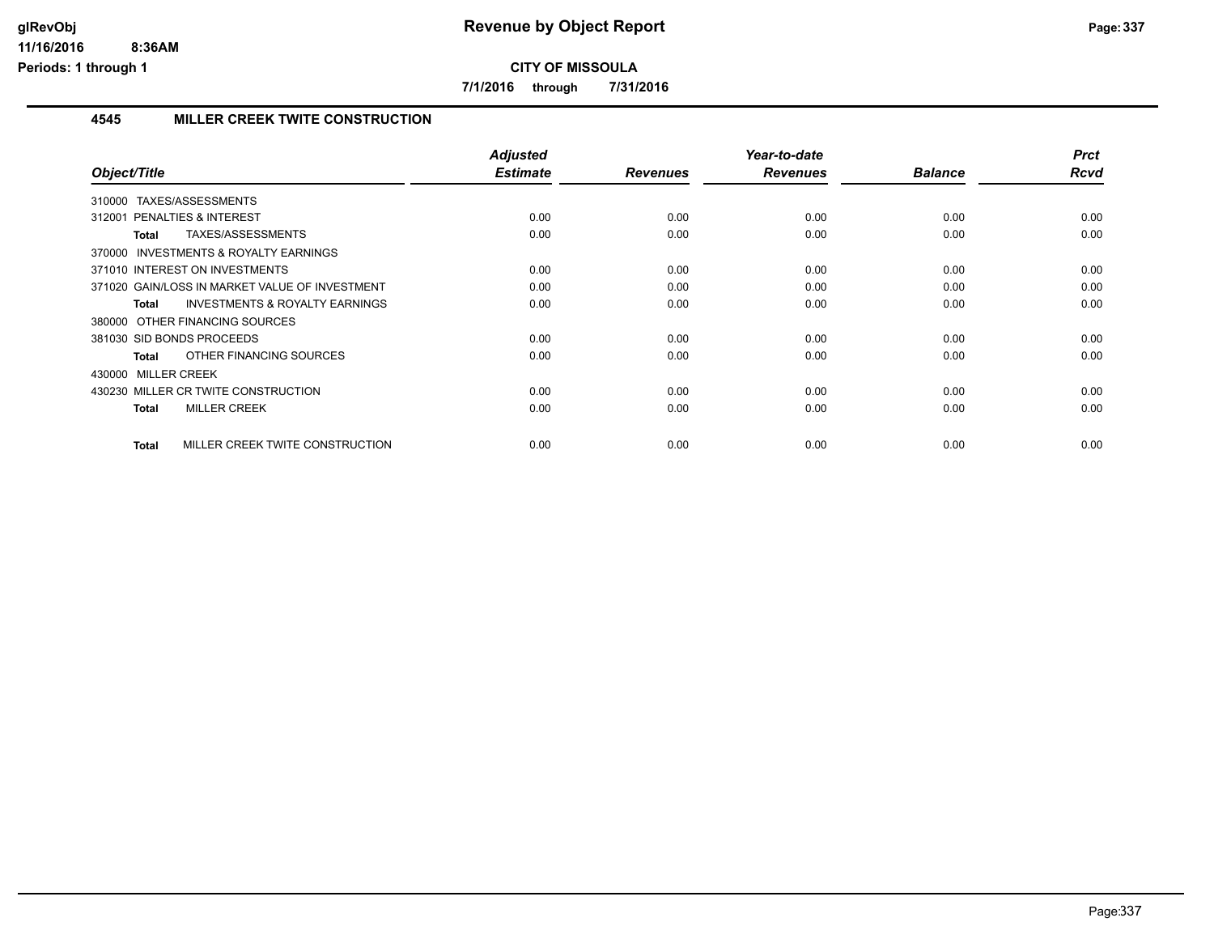# Revenue by Object Report

**CITY OF MISSOULA**

**7/1/2016 through 7/31/2016**

glRevObj
11/16/2016 8:36AM
Periods: 1 through 1

## 4545 MILLER CREEK TWITE CONSTRUCTION

| Object/Title | Adjusted Estimate | Revenues | Year-to-date Revenues | Balance | Prct Rcvd |
|---|---|---|---|---|---|
| 310000 TAXES/ASSESSMENTS | | | | | |
| 312001 PENALTIES & INTEREST | 0.00 | 0.00 | 0.00 | 0.00 | 0.00 |
| **Total** TAXES/ASSESSMENTS | 0.00 | 0.00 | 0.00 | 0.00 | 0.00 |
| 370000 INVESTMENTS & ROYALTY EARNINGS | | | | | |
| 371010 INTEREST ON INVESTMENTS | 0.00 | 0.00 | 0.00 | 0.00 | 0.00 |
| 371020 GAIN/LOSS IN MARKET VALUE OF INVESTMENT | 0.00 | 0.00 | 0.00 | 0.00 | 0.00 |
| **Total** INVESTMENTS & ROYALTY EARNINGS | 0.00 | 0.00 | 0.00 | 0.00 | 0.00 |
| 380000 OTHER FINANCING SOURCES | | | | | |
| 381030 SID BONDS PROCEEDS | 0.00 | 0.00 | 0.00 | 0.00 | 0.00 |
| **Total** OTHER FINANCING SOURCES | 0.00 | 0.00 | 0.00 | 0.00 | 0.00 |
| 430000 MILLER CREEK | | | | | |
| 430230 MILLER CR TWITE CONSTRUCTION | 0.00 | 0.00 | 0.00 | 0.00 | 0.00 |
| **Total** MILLER CREEK | 0.00 | 0.00 | 0.00 | 0.00 | 0.00 |
| **Total** MILLER CREEK TWITE CONSTRUCTION | 0.00 | 0.00 | 0.00 | 0.00 | 0.00 |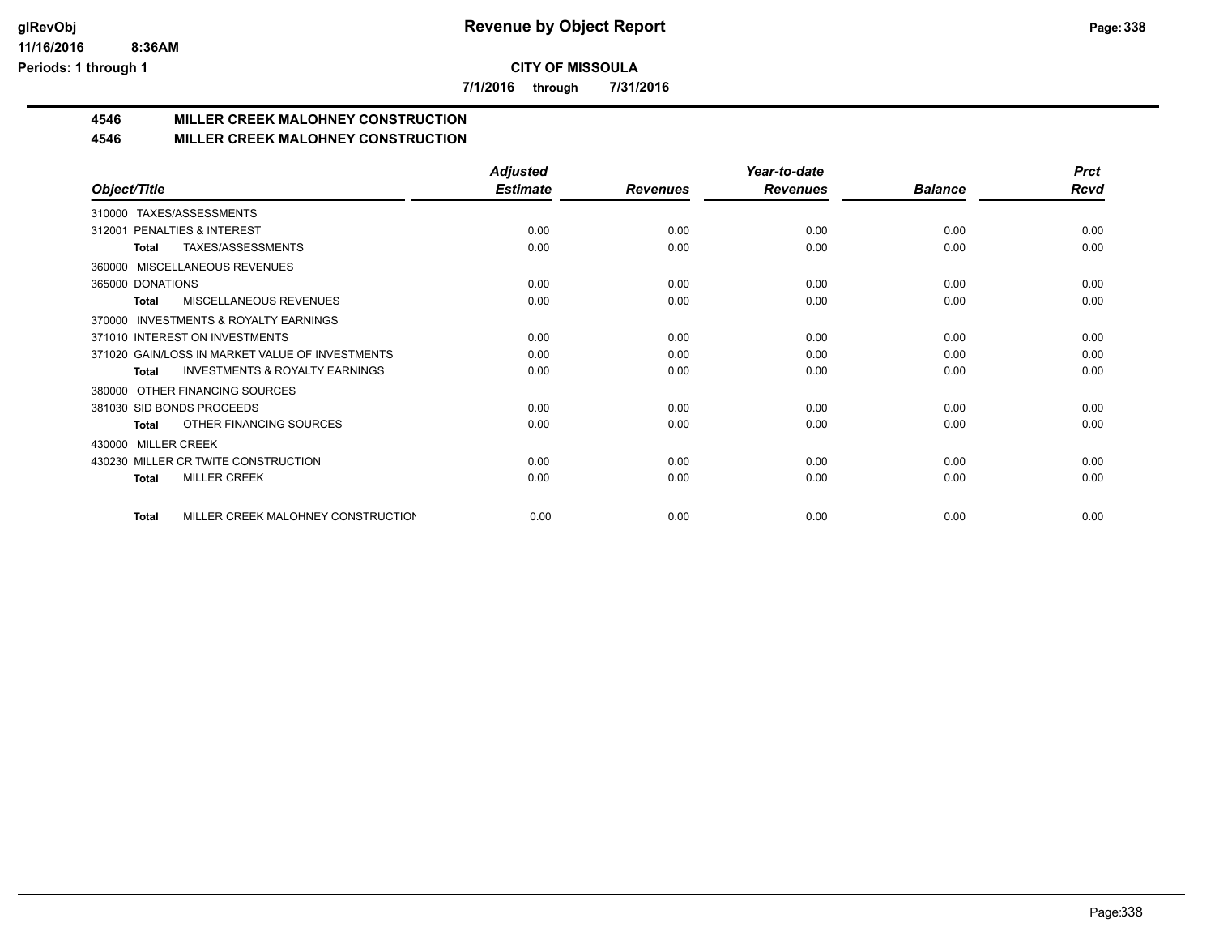**CITY OF MISSOULA**

**7/1/2016 through 7/31/2016**

## 4546 MILLER CREEK MALOHNEY CONSTRUCTION

## 4546 MILLER CREEK MALOHNEY CONSTRUCTION

| Object/Title | Adjusted Estimate | Revenues | Year-to-date Revenues | Balance | Prct Rcvd |
|---|---|---|---|---|---|
| 310000 TAXES/ASSESSMENTS | | | | | |
| 312001 PENALTIES & INTEREST | 0.00 | 0.00 | 0.00 | 0.00 | 0.00 |
| **Total** TAXES/ASSESSMENTS | 0.00 | 0.00 | 0.00 | 0.00 | 0.00 |
| 360000 MISCELLANEOUS REVENUES | | | | | |
| 365000 DONATIONS | 0.00 | 0.00 | 0.00 | 0.00 | 0.00 |
| **Total** MISCELLANEOUS REVENUES | 0.00 | 0.00 | 0.00 | 0.00 | 0.00 |
| 370000 INVESTMENTS & ROYALTY EARNINGS | | | | | |
| 371010 INTEREST ON INVESTMENTS | 0.00 | 0.00 | 0.00 | 0.00 | 0.00 |
| 371020 GAIN/LOSS IN MARKET VALUE OF INVESTMENTS | 0.00 | 0.00 | 0.00 | 0.00 | 0.00 |
| **Total** INVESTMENTS & ROYALTY EARNINGS | 0.00 | 0.00 | 0.00 | 0.00 | 0.00 |
| 380000 OTHER FINANCING SOURCES | | | | | |
| 381030 SID BONDS PROCEEDS | 0.00 | 0.00 | 0.00 | 0.00 | 0.00 |
| **Total** OTHER FINANCING SOURCES | 0.00 | 0.00 | 0.00 | 0.00 | 0.00 |
| 430000 MILLER CREEK | | | | | |
| 430230 MILLER CR TWITE CONSTRUCTION | 0.00 | 0.00 | 0.00 | 0.00 | 0.00 |
| **Total** MILLER CREEK | 0.00 | 0.00 | 0.00 | 0.00 | 0.00 |
| **Total** MILLER CREEK MALOHNEY CONSTRUCTION | 0.00 | 0.00 | 0.00 | 0.00 | 0.00 |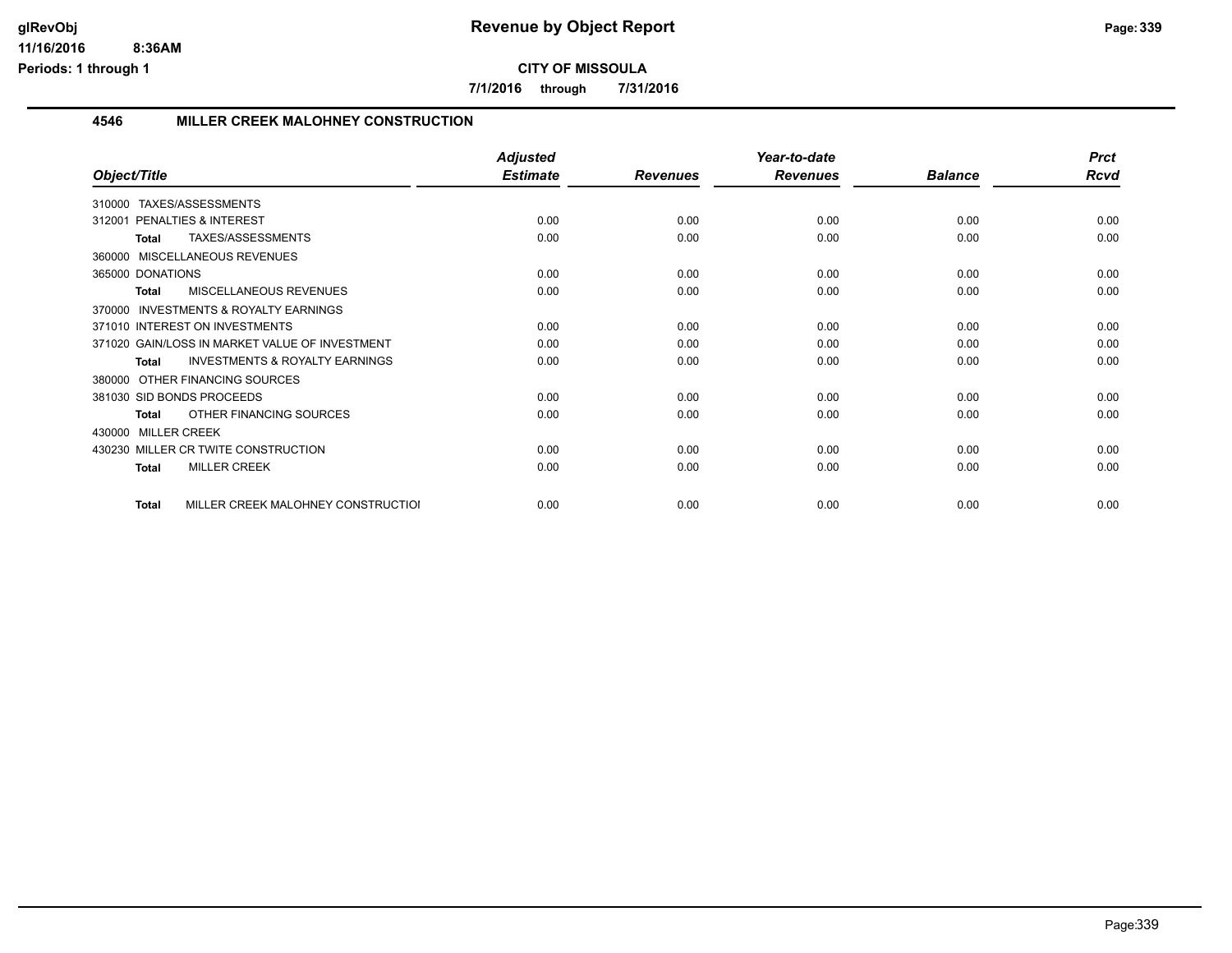# Revenue by Object Report

**CITY OF MISSOULA**

**7/1/2016 through 7/31/2016**

glRevObj
11/16/2016 8:36AM
Periods: 1 through 1

## 4546 MILLER CREEK MALOHNEY CONSTRUCTION

| Object/Title | Adjusted Estimate | Revenues | Year-to-date Revenues | Balance | Prct Rcvd |
|---|---|---|---|---|---|
| 310000 TAXES/ASSESSMENTS | | | | | |
| 312001 PENALTIES & INTEREST | 0.00 | 0.00 | 0.00 | 0.00 | 0.00 |
| **Total** TAXES/ASSESSMENTS | 0.00 | 0.00 | 0.00 | 0.00 | 0.00 |
| 360000 MISCELLANEOUS REVENUES | | | | | |
| 365000 DONATIONS | 0.00 | 0.00 | 0.00 | 0.00 | 0.00 |
| **Total** MISCELLANEOUS REVENUES | 0.00 | 0.00 | 0.00 | 0.00 | 0.00 |
| 370000 INVESTMENTS & ROYALTY EARNINGS | | | | | |
| 371010 INTEREST ON INVESTMENTS | 0.00 | 0.00 | 0.00 | 0.00 | 0.00 |
| 371020 GAIN/LOSS IN MARKET VALUE OF INVESTMENT | 0.00 | 0.00 | 0.00 | 0.00 | 0.00 |
| **Total** INVESTMENTS & ROYALTY EARNINGS | 0.00 | 0.00 | 0.00 | 0.00 | 0.00 |
| 380000 OTHER FINANCING SOURCES | | | | | |
| 381030 SID BONDS PROCEEDS | 0.00 | 0.00 | 0.00 | 0.00 | 0.00 |
| **Total** OTHER FINANCING SOURCES | 0.00 | 0.00 | 0.00 | 0.00 | 0.00 |
| 430000 MILLER CREEK | | | | | |
| 430230 MILLER CR TWITE CONSTRUCTION | 0.00 | 0.00 | 0.00 | 0.00 | 0.00 |
| **Total** MILLER CREEK | 0.00 | 0.00 | 0.00 | 0.00 | 0.00 |
| **Total** MILLER CREEK MALOHNEY CONSTRUCTIOI | 0.00 | 0.00 | 0.00 | 0.00 | 0.00 |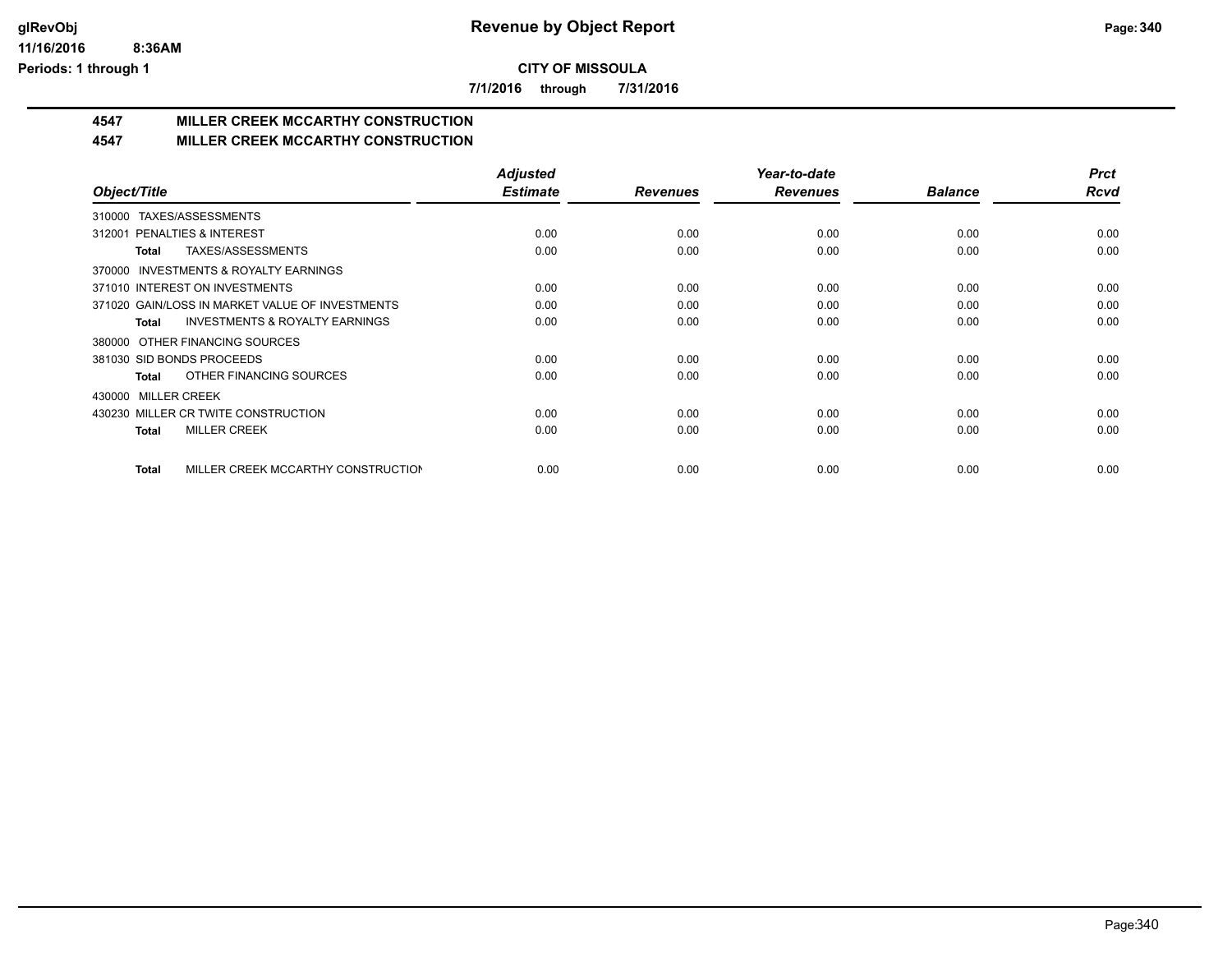**CITY OF MISSOULA**

**7/1/2016 through 7/31/2016**

## 4547 MILLER CREEK MCCARTHY CONSTRUCTION

## 4547 MILLER CREEK MCCARTHY CONSTRUCTION

| Object/Title | Adjusted Estimate | Revenues | Year-to-date Revenues | Balance | Prct Rcvd |
|---|---|---|---|---|---|
| 310000 TAXES/ASSESSMENTS | | | | | |
| 312001 PENALTIES & INTEREST | 0.00 | 0.00 | 0.00 | 0.00 | 0.00 |
| **Total** TAXES/ASSESSMENTS | 0.00 | 0.00 | 0.00 | 0.00 | 0.00 |
| 370000 INVESTMENTS & ROYALTY EARNINGS | | | | | |
| 371010 INTEREST ON INVESTMENTS | 0.00 | 0.00 | 0.00 | 0.00 | 0.00 |
| 371020 GAIN/LOSS IN MARKET VALUE OF INVESTMENTS | 0.00 | 0.00 | 0.00 | 0.00 | 0.00 |
| **Total** INVESTMENTS & ROYALTY EARNINGS | 0.00 | 0.00 | 0.00 | 0.00 | 0.00 |
| 380000 OTHER FINANCING SOURCES | | | | | |
| 381030 SID BONDS PROCEEDS | 0.00 | 0.00 | 0.00 | 0.00 | 0.00 |
| **Total** OTHER FINANCING SOURCES | 0.00 | 0.00 | 0.00 | 0.00 | 0.00 |
| 430000 MILLER CREEK | | | | | |
| 430230 MILLER CR TWITE CONSTRUCTION | 0.00 | 0.00 | 0.00 | 0.00 | 0.00 |
| **Total** MILLER CREEK | 0.00 | 0.00 | 0.00 | 0.00 | 0.00 |
| **Total** MILLER CREEK MCCARTHY CONSTRUCTION | 0.00 | 0.00 | 0.00 | 0.00 | 0.00 |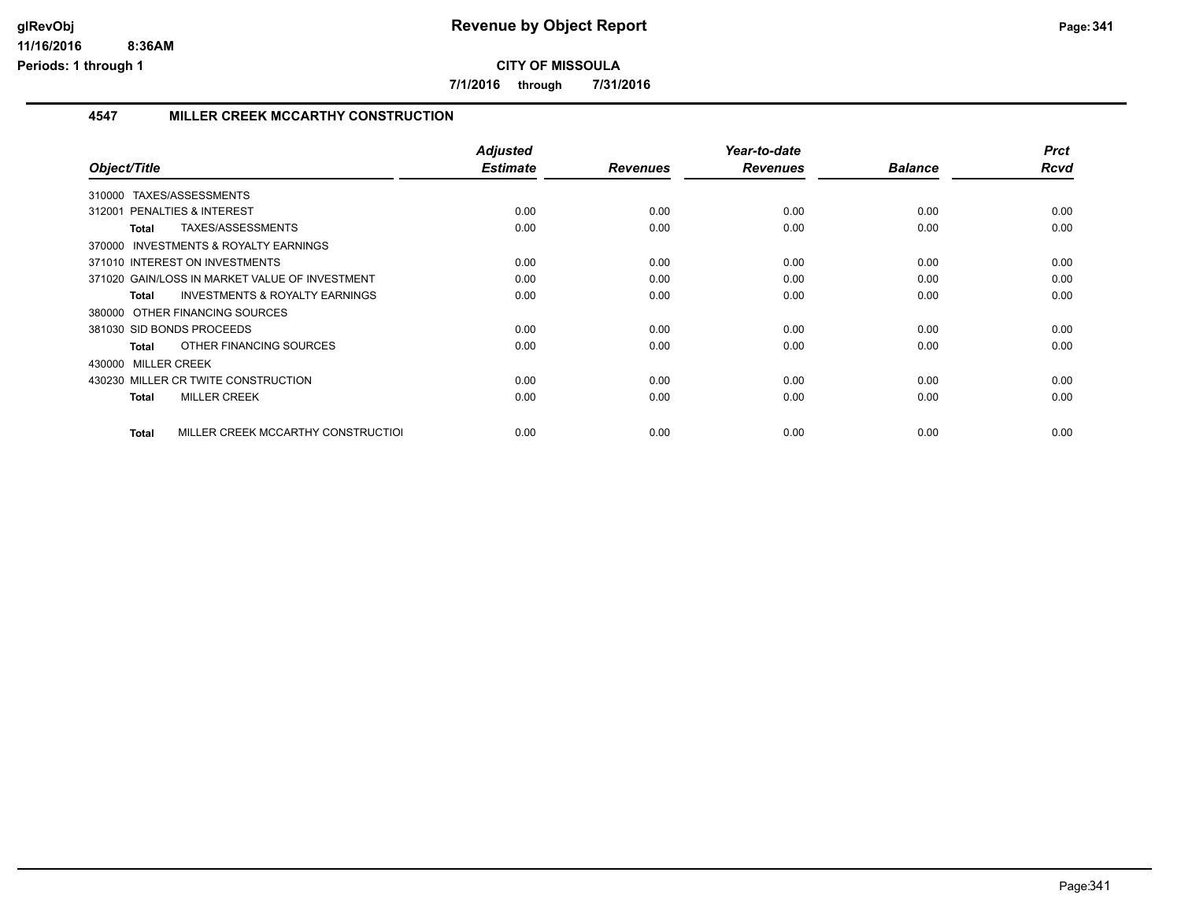**CITY OF MISSOULA**

**7/1/2016 through 7/31/2016**

## 4547 MILLER CREEK MCCARTHY CONSTRUCTION

| Object/Title | Adjusted Estimate | Revenues | Year-to-date Revenues | Balance | Prct Rcvd |
|---|---|---|---|---|---|
| 310000 TAXES/ASSESSMENTS | | | | | |
| 312001 PENALTIES & INTEREST | 0.00 | 0.00 | 0.00 | 0.00 | 0.00 |
| **Total** TAXES/ASSESSMENTS | 0.00 | 0.00 | 0.00 | 0.00 | 0.00 |
| 370000 INVESTMENTS & ROYALTY EARNINGS | | | | | |
| 371010 INTEREST ON INVESTMENTS | 0.00 | 0.00 | 0.00 | 0.00 | 0.00 |
| 371020 GAIN/LOSS IN MARKET VALUE OF INVESTMENT | 0.00 | 0.00 | 0.00 | 0.00 | 0.00 |
| **Total** INVESTMENTS & ROYALTY EARNINGS | 0.00 | 0.00 | 0.00 | 0.00 | 0.00 |
| 380000 OTHER FINANCING SOURCES | | | | | |
| 381030 SID BONDS PROCEEDS | 0.00 | 0.00 | 0.00 | 0.00 | 0.00 |
| **Total** OTHER FINANCING SOURCES | 0.00 | 0.00 | 0.00 | 0.00 | 0.00 |
| 430000 MILLER CREEK | | | | | |
| 430230 MILLER CR TWITE CONSTRUCTION | 0.00 | 0.00 | 0.00 | 0.00 | 0.00 |
| **Total** MILLER CREEK | 0.00 | 0.00 | 0.00 | 0.00 | 0.00 |
| **Total** MILLER CREEK MCCARTHY CONSTRUCTIOI | 0.00 | 0.00 | 0.00 | 0.00 | 0.00 |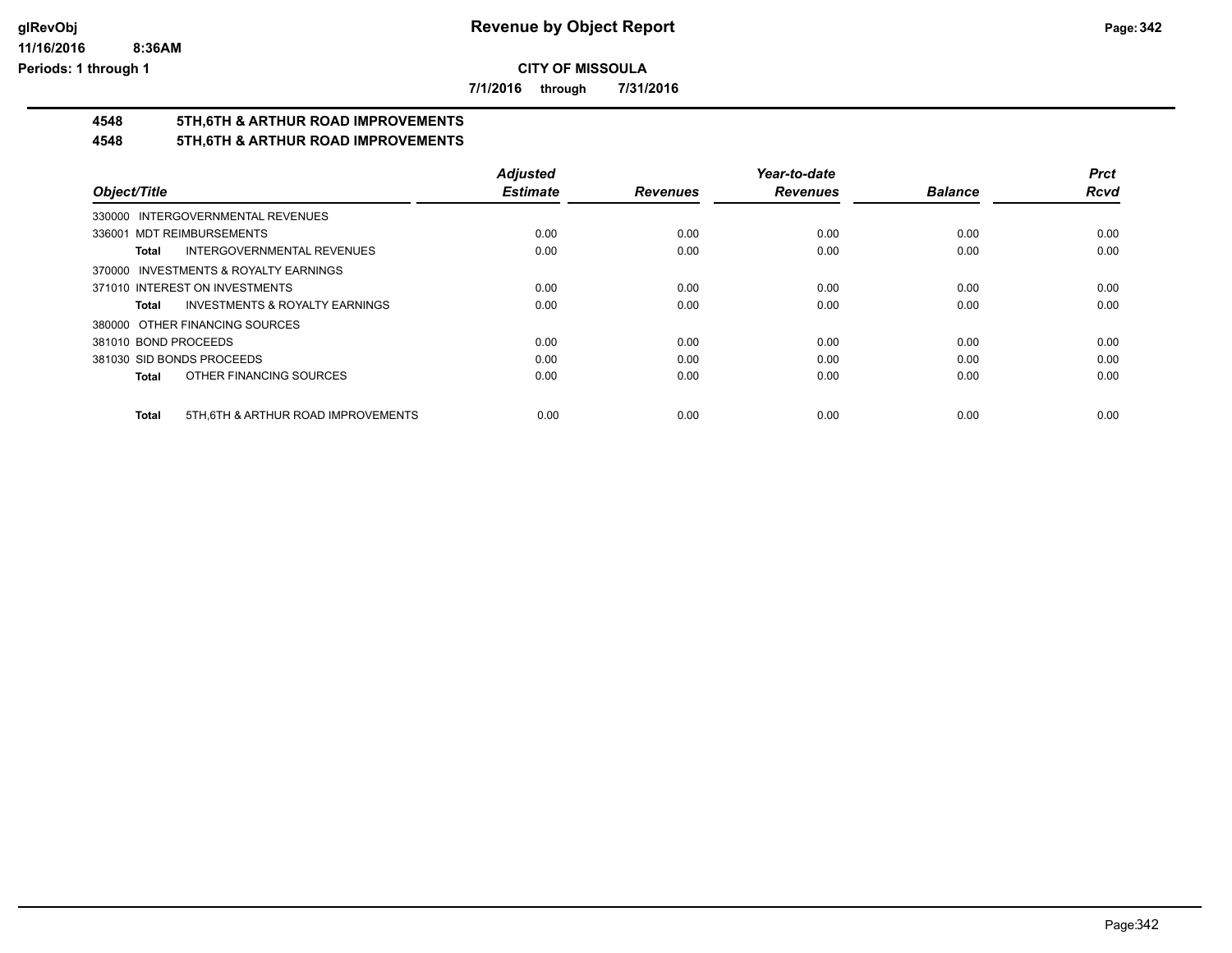# Revenue by Object Report

**CITY OF MISSOULA**

**7/1/2016 through 7/31/2016**

glRevObj
11/16/2016 8:36AM
Periods: 1 through 1

## 4548 5TH,6TH & ARTHUR ROAD IMPROVEMENTS
## 4548 5TH,6TH & ARTHUR ROAD IMPROVEMENTS

| Object/Title | Adjusted Estimate | Revenues | Year-to-date Revenues | Balance | Prct Rcvd |
|---|---|---|---|---|---|
| 330000 INTERGOVERNMENTAL REVENUES | | | | | |
| 336001 MDT REIMBURSEMENTS | 0.00 | 0.00 | 0.00 | 0.00 | 0.00 |
| **Total** INTERGOVERNMENTAL REVENUES | 0.00 | 0.00 | 0.00 | 0.00 | 0.00 |
| 370000 INVESTMENTS & ROYALTY EARNINGS | | | | | |
| 371010 INTEREST ON INVESTMENTS | 0.00 | 0.00 | 0.00 | 0.00 | 0.00 |
| **Total** INVESTMENTS & ROYALTY EARNINGS | 0.00 | 0.00 | 0.00 | 0.00 | 0.00 |
| 380000 OTHER FINANCING SOURCES | | | | | |
| 381010 BOND PROCEEDS | 0.00 | 0.00 | 0.00 | 0.00 | 0.00 |
| 381030 SID BONDS PROCEEDS | 0.00 | 0.00 | 0.00 | 0.00 | 0.00 |
| **Total** OTHER FINANCING SOURCES | 0.00 | 0.00 | 0.00 | 0.00 | 0.00 |
| **Total** 5TH,6TH & ARTHUR ROAD IMPROVEMENTS | 0.00 | 0.00 | 0.00 | 0.00 | 0.00 |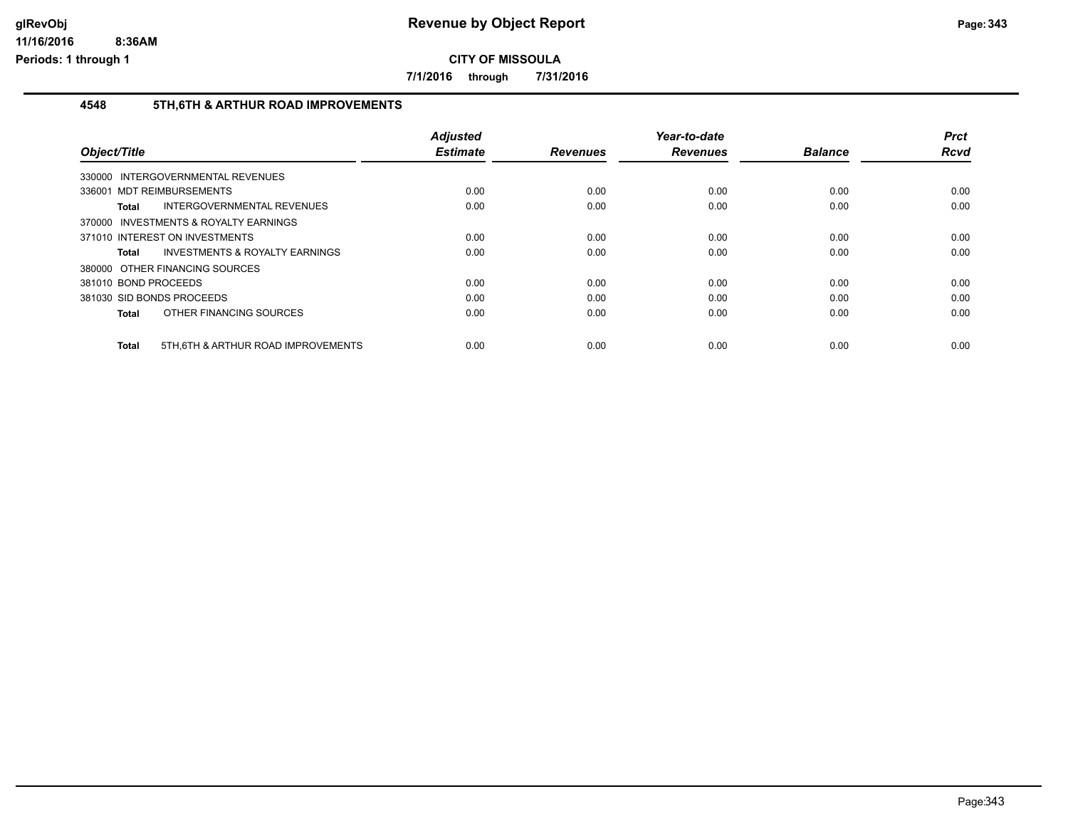**CITY OF MISSOULA**

**7/1/2016 through 7/31/2016**

## 4548 5TH,6TH & ARTHUR ROAD IMPROVEMENTS

| Object/Title | Adjusted Estimate | Revenues | Year-to-date Revenues | Balance | Prct Rcvd |
|---|---|---|---|---|---|
| 330000 INTERGOVERNMENTAL REVENUES | | | | | |
| 336001 MDT REIMBURSEMENTS | 0.00 | 0.00 | 0.00 | 0.00 | 0.00 |
| **Total** INTERGOVERNMENTAL REVENUES | 0.00 | 0.00 | 0.00 | 0.00 | 0.00 |
| 370000 INVESTMENTS & ROYALTY EARNINGS | | | | | |
| 371010 INTEREST ON INVESTMENTS | 0.00 | 0.00 | 0.00 | 0.00 | 0.00 |
| **Total** INVESTMENTS & ROYALTY EARNINGS | 0.00 | 0.00 | 0.00 | 0.00 | 0.00 |
| 380000 OTHER FINANCING SOURCES | | | | | |
| 381010 BOND PROCEEDS | 0.00 | 0.00 | 0.00 | 0.00 | 0.00 |
| 381030 SID BONDS PROCEEDS | 0.00 | 0.00 | 0.00 | 0.00 | 0.00 |
| **Total** OTHER FINANCING SOURCES | 0.00 | 0.00 | 0.00 | 0.00 | 0.00 |
| **Total** 5TH,6TH & ARTHUR ROAD IMPROVEMENTS | 0.00 | 0.00 | 0.00 | 0.00 | 0.00 |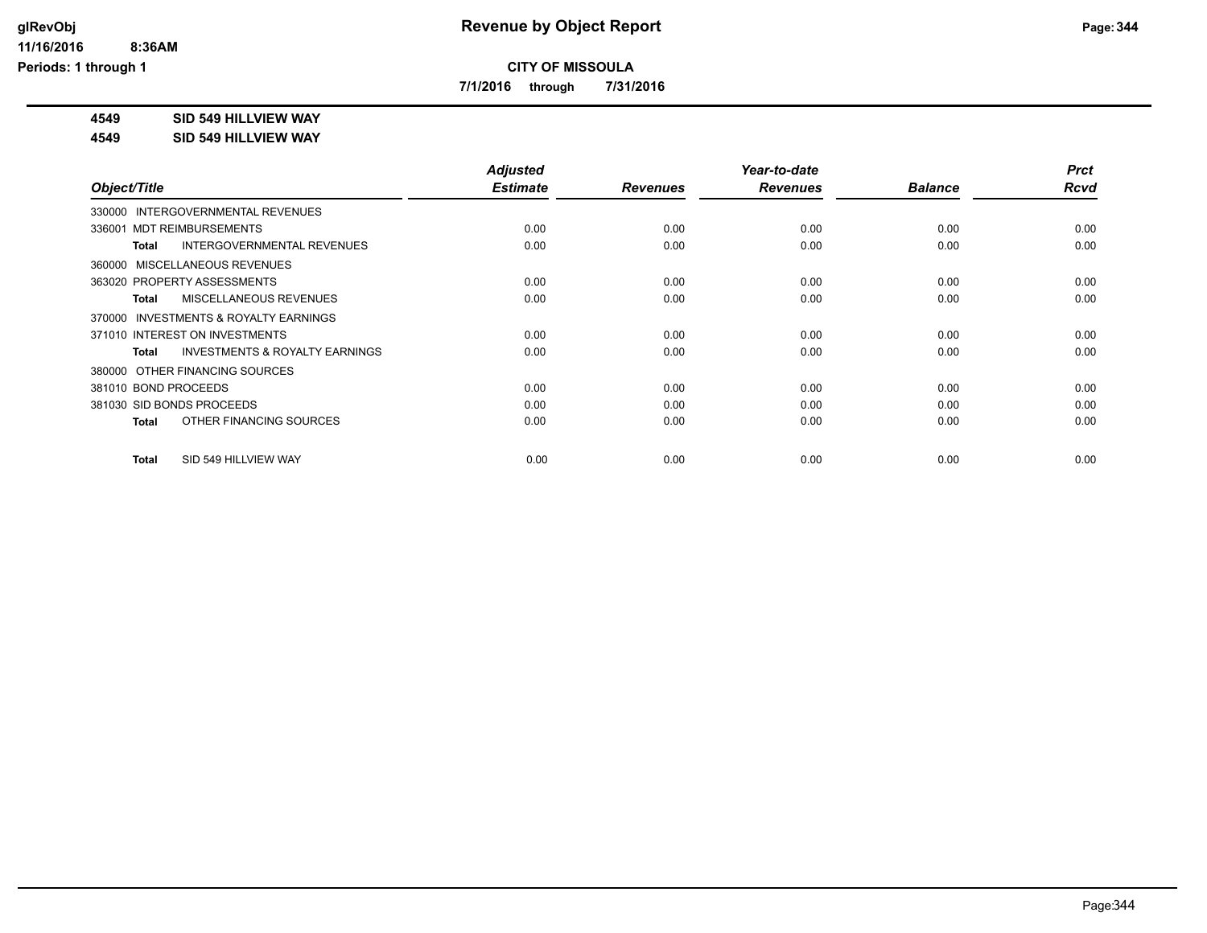# Revenue by Object Report

**CITY OF MISSOULA**

**7/1/2016 through 7/31/2016**

glRevObj
11/16/2016 8:36AM
Periods: 1 through 1

**4549 SID 549 HILLVIEW WAY**

**4549 SID 549 HILLVIEW WAY**

| Object/Title | Adjusted Estimate | Revenues | Year-to-date Revenues | Balance | Prct Rcvd |
|---|---|---|---|---|---|
| 330000 INTERGOVERNMENTAL REVENUES | | | | | |
| 336001 MDT REIMBURSEMENTS | 0.00 | 0.00 | 0.00 | 0.00 | 0.00 |
| **Total** INTERGOVERNMENTAL REVENUES | 0.00 | 0.00 | 0.00 | 0.00 | 0.00 |
| 360000 MISCELLANEOUS REVENUES | | | | | |
| 363020 PROPERTY ASSESSMENTS | 0.00 | 0.00 | 0.00 | 0.00 | 0.00 |
| **Total** MISCELLANEOUS REVENUES | 0.00 | 0.00 | 0.00 | 0.00 | 0.00 |
| 370000 INVESTMENTS & ROYALTY EARNINGS | | | | | |
| 371010 INTEREST ON INVESTMENTS | 0.00 | 0.00 | 0.00 | 0.00 | 0.00 |
| **Total** INVESTMENTS & ROYALTY EARNINGS | 0.00 | 0.00 | 0.00 | 0.00 | 0.00 |
| 380000 OTHER FINANCING SOURCES | | | | | |
| 381010 BOND PROCEEDS | 0.00 | 0.00 | 0.00 | 0.00 | 0.00 |
| 381030 SID BONDS PROCEEDS | 0.00 | 0.00 | 0.00 | 0.00 | 0.00 |
| **Total** OTHER FINANCING SOURCES | 0.00 | 0.00 | 0.00 | 0.00 | 0.00 |
| **Total** SID 549 HILLVIEW WAY | 0.00 | 0.00 | 0.00 | 0.00 | 0.00 |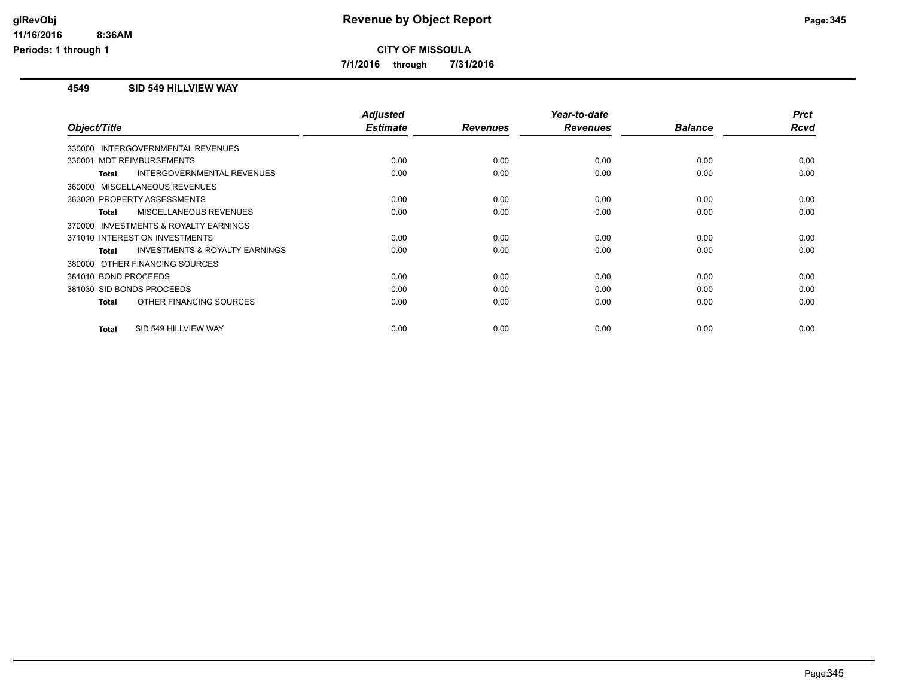**Revenue by Object Report**

**CITY OF MISSOULA**

**7/1/2016 through 7/31/2016**

### 4549 SID 549 HILLVIEW WAY

| Object/Title | Adjusted Estimate | Revenues | Year-to-date Revenues | Balance | Prct Rcvd |
|---|---|---|---|---|---|
| 330000 INTERGOVERNMENTAL REVENUES | | | | | |
| 336001 MDT REIMBURSEMENTS | 0.00 | 0.00 | 0.00 | 0.00 | 0.00 |
| **Total** INTERGOVERNMENTAL REVENUES | 0.00 | 0.00 | 0.00 | 0.00 | 0.00 |
| 360000 MISCELLANEOUS REVENUES | | | | | |
| 363020 PROPERTY ASSESSMENTS | 0.00 | 0.00 | 0.00 | 0.00 | 0.00 |
| **Total** MISCELLANEOUS REVENUES | 0.00 | 0.00 | 0.00 | 0.00 | 0.00 |
| 370000 INVESTMENTS & ROYALTY EARNINGS | | | | | |
| 371010 INTEREST ON INVESTMENTS | 0.00 | 0.00 | 0.00 | 0.00 | 0.00 |
| **Total** INVESTMENTS & ROYALTY EARNINGS | 0.00 | 0.00 | 0.00 | 0.00 | 0.00 |
| 380000 OTHER FINANCING SOURCES | | | | | |
| 381010 BOND PROCEEDS | 0.00 | 0.00 | 0.00 | 0.00 | 0.00 |
| 381030 SID BONDS PROCEEDS | 0.00 | 0.00 | 0.00 | 0.00 | 0.00 |
| **Total** OTHER FINANCING SOURCES | 0.00 | 0.00 | 0.00 | 0.00 | 0.00 |
| **Total** SID 549 HILLVIEW WAY | 0.00 | 0.00 | 0.00 | 0.00 | 0.00 |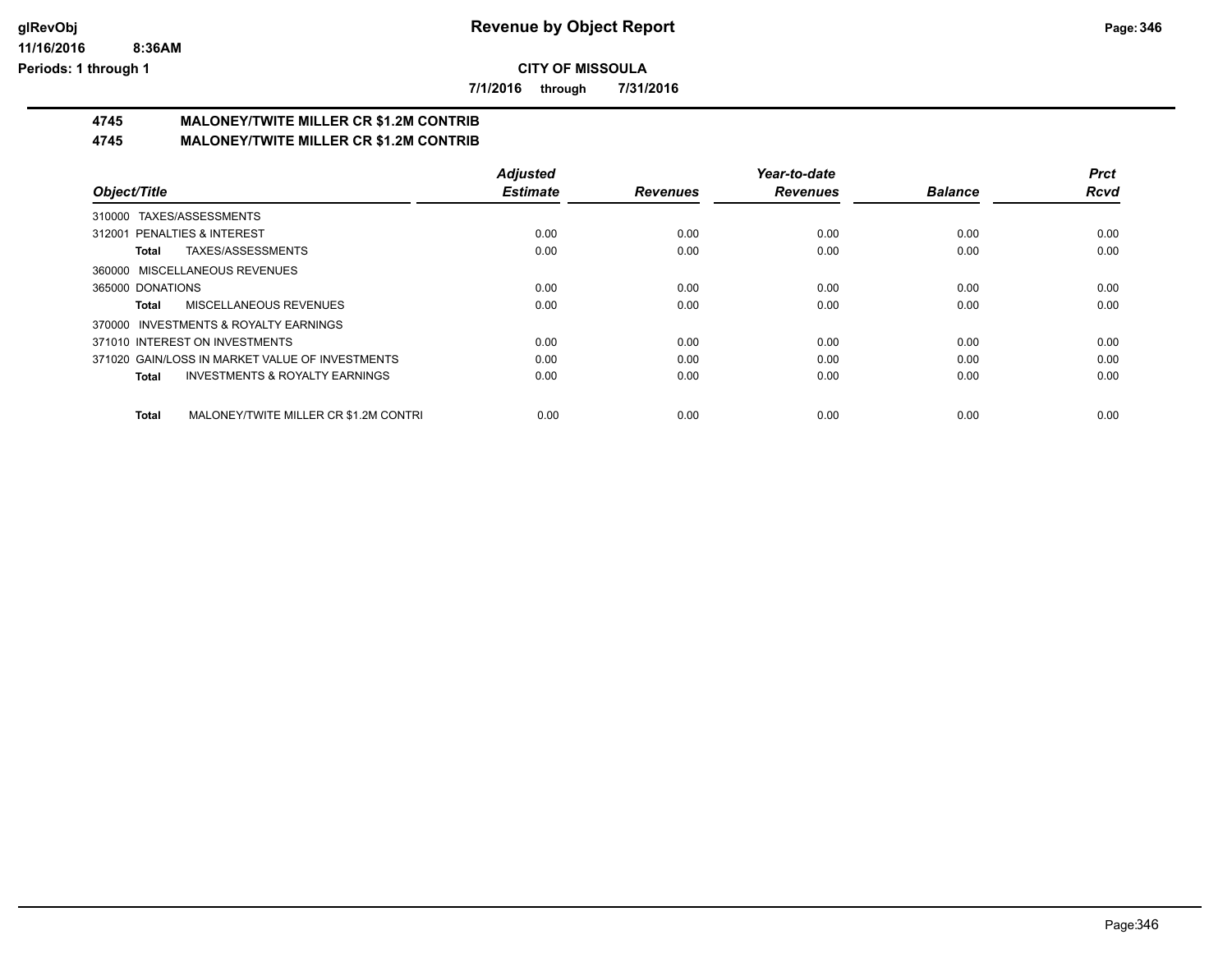**CITY OF MISSOULA**

**7/1/2016 through 7/31/2016**

# 4745 MALONEY/TWITE MILLER CR $1.2M CONTRIB

## 4745 MALONEY/TWITE MILLER CR $1.2M CONTRIB

| Object/Title | Adjusted Estimate | Revenues | Year-to-date Revenues | Balance | Prct Rcvd |
|---|---|---|---|---|---|
| 310000 TAXES/ASSESSMENTS | | | | | |
| 312001 PENALTIES & INTEREST | 0.00 | 0.00 | 0.00 | 0.00 | 0.00 |
| **Total** TAXES/ASSESSMENTS | 0.00 | 0.00 | 0.00 | 0.00 | 0.00 |
| 360000 MISCELLANEOUS REVENUES | | | | | |
| 365000 DONATIONS | 0.00 | 0.00 | 0.00 | 0.00 | 0.00 |
| **Total** MISCELLANEOUS REVENUES | 0.00 | 0.00 | 0.00 | 0.00 | 0.00 |
| 370000 INVESTMENTS & ROYALTY EARNINGS | | | | | |
| 371010 INTEREST ON INVESTMENTS | 0.00 | 0.00 | 0.00 | 0.00 | 0.00 |
| 371020 GAIN/LOSS IN MARKET VALUE OF INVESTMENTS | 0.00 | 0.00 | 0.00 | 0.00 | 0.00 |
| **Total** INVESTMENTS & ROYALTY EARNINGS | 0.00 | 0.00 | 0.00 | 0.00 | 0.00 |
| **Total** MALONEY/TWITE MILLER CR $1.2M CONTRI | 0.00 | 0.00 | 0.00 | 0.00 | 0.00 |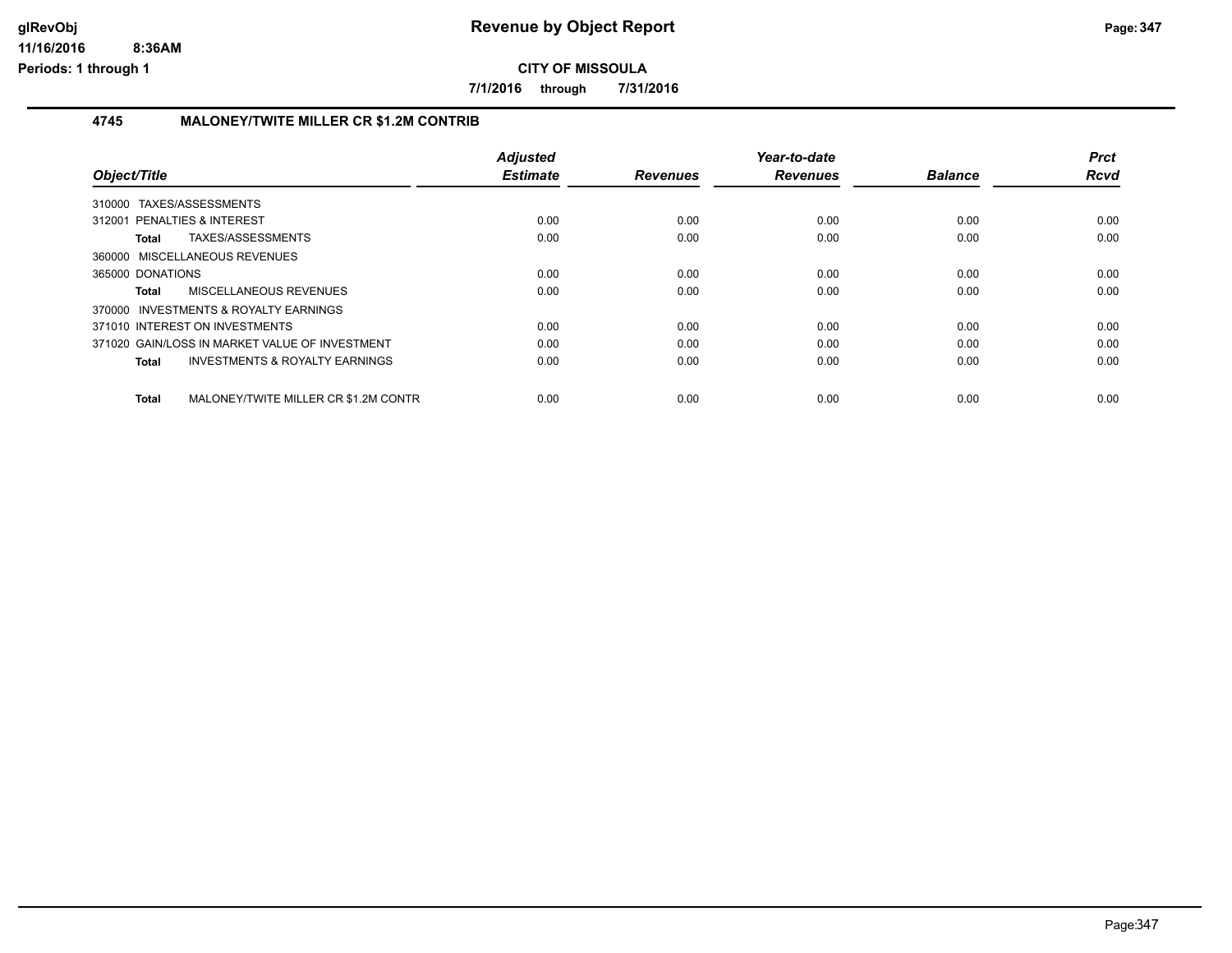# Revenue by Object Report

**CITY OF MISSOULA**

**7/1/2016 through 7/31/2016**

glRevObj
11/16/2016 8:36AM
Periods: 1 through 1

### 4745 MALONEY/TWITE MILLER CR $1.2M CONTRIB

| Object/Title | Adjusted Estimate | Revenues | Year-to-date Revenues | Balance | Prct Rcvd |
|---|---|---|---|---|---|
| 310000 TAXES/ASSESSMENTS | | | | | |
| 312001 PENALTIES & INTEREST | 0.00 | 0.00 | 0.00 | 0.00 | 0.00 |
| **Total** TAXES/ASSESSMENTS | 0.00 | 0.00 | 0.00 | 0.00 | 0.00 |
| 360000 MISCELLANEOUS REVENUES | | | | | |
| 365000 DONATIONS | 0.00 | 0.00 | 0.00 | 0.00 | 0.00 |
| **Total** MISCELLANEOUS REVENUES | 0.00 | 0.00 | 0.00 | 0.00 | 0.00 |
| 370000 INVESTMENTS & ROYALTY EARNINGS | | | | | |
| 371010 INTEREST ON INVESTMENTS | 0.00 | 0.00 | 0.00 | 0.00 | 0.00 |
| 371020 GAIN/LOSS IN MARKET VALUE OF INVESTMENT | 0.00 | 0.00 | 0.00 | 0.00 | 0.00 |
| **Total** INVESTMENTS & ROYALTY EARNINGS | 0.00 | 0.00 | 0.00 | 0.00 | 0.00 |
| **Total** MALONEY/TWITE MILLER CR $1.2M CONTR | 0.00 | 0.00 | 0.00 | 0.00 | 0.00 |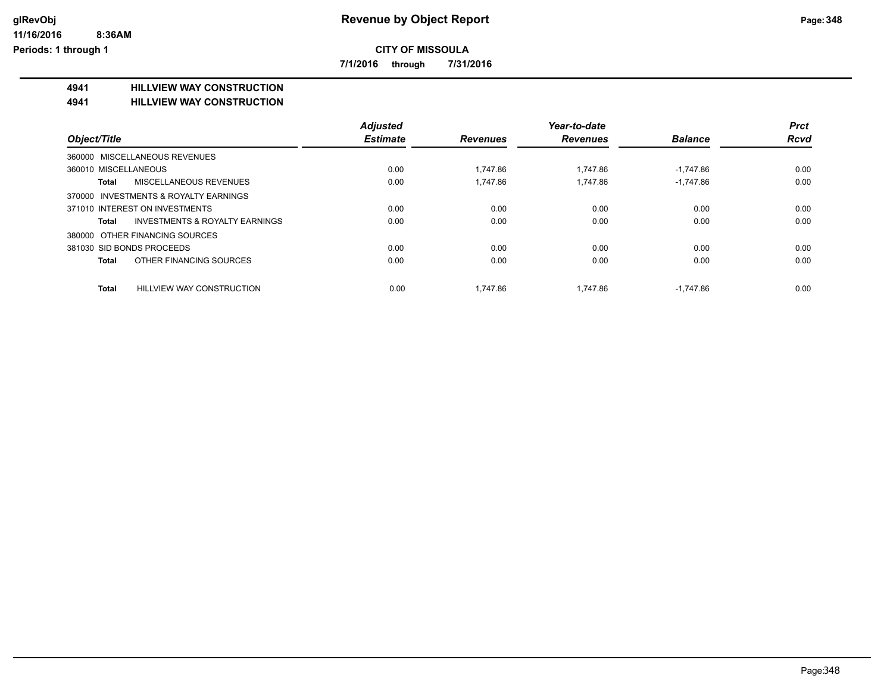# Revenue by Object Report

**CITY OF MISSOULA**

**7/1/2016 through 7/31/2016**

glRevObj
11/16/2016 8:36AM
Periods: 1 through 1

## 4941 HILLVIEW WAY CONSTRUCTION
## 4941 HILLVIEW WAY CONSTRUCTION

| Object/Title | Adjusted Estimate | Revenues | Year-to-date Revenues | Balance | Prct Rcvd |
|---|---|---|---|---|---|
| 360000 MISCELLANEOUS REVENUES | | | | | |
| 360010 MISCELLANEOUS | 0.00 | 1,747.86 | 1,747.86 | -1,747.86 | 0.00 |
| **Total** MISCELLANEOUS REVENUES | 0.00 | 1,747.86 | 1,747.86 | -1,747.86 | 0.00 |
| 370000 INVESTMENTS & ROYALTY EARNINGS | | | | | |
| 371010 INTEREST ON INVESTMENTS | 0.00 | 0.00 | 0.00 | 0.00 | 0.00 |
| **Total** INVESTMENTS & ROYALTY EARNINGS | 0.00 | 0.00 | 0.00 | 0.00 | 0.00 |
| 380000 OTHER FINANCING SOURCES | | | | | |
| 381030 SID BONDS PROCEEDS | 0.00 | 0.00 | 0.00 | 0.00 | 0.00 |
| **Total** OTHER FINANCING SOURCES | 0.00 | 0.00 | 0.00 | 0.00 | 0.00 |
| **Total** HILLVIEW WAY CONSTRUCTION | 0.00 | 1,747.86 | 1,747.86 | -1,747.86 | 0.00 |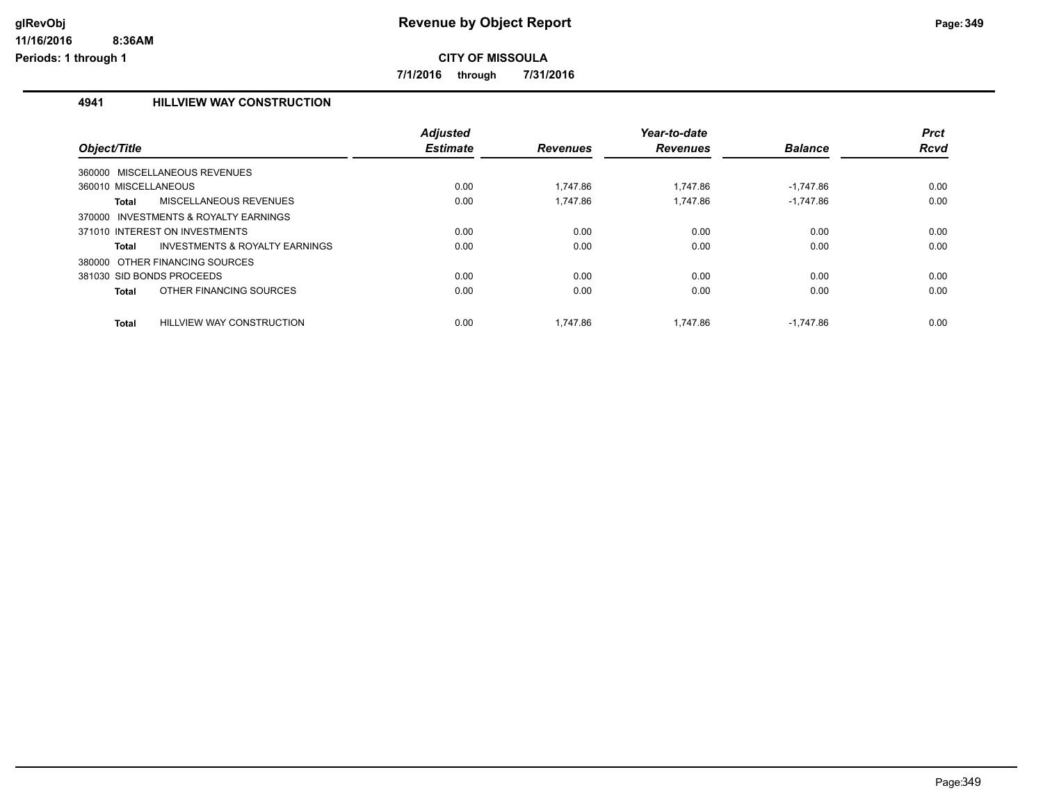# Revenue by Object Report

**CITY OF MISSOULA**

**7/1/2016 through 7/31/2016**

glRevObj
11/16/2016 8:36AM
Periods: 1 through 1

## 4941 HILLVIEW WAY CONSTRUCTION

| Object/Title | | Adjusted Estimate | Revenues | Year-to-date Revenues | Balance | Prct Rcvd |
|---|---|---|---|---|---|---|
| 360000 MISCELLANEOUS REVENUES | | | | | | |
| 360010 MISCELLANEOUS | | 0.00 | 1,747.86 | 1,747.86 | -1,747.86 | 0.00 |
| **Total** | MISCELLANEOUS REVENUES | 0.00 | 1,747.86 | 1,747.86 | -1,747.86 | 0.00 |
| 370000 INVESTMENTS & ROYALTY EARNINGS | | | | | | |
| 371010 INTEREST ON INVESTMENTS | | 0.00 | 0.00 | 0.00 | 0.00 | 0.00 |
| **Total** | INVESTMENTS & ROYALTY EARNINGS | 0.00 | 0.00 | 0.00 | 0.00 | 0.00 |
| 380000 OTHER FINANCING SOURCES | | | | | | |
| 381030 SID BONDS PROCEEDS | | 0.00 | 0.00 | 0.00 | 0.00 | 0.00 |
| **Total** | OTHER FINANCING SOURCES | 0.00 | 0.00 | 0.00 | 0.00 | 0.00 |
| **Total** | HILLVIEW WAY CONSTRUCTION | 0.00 | 1,747.86 | 1,747.86 | -1,747.86 | 0.00 |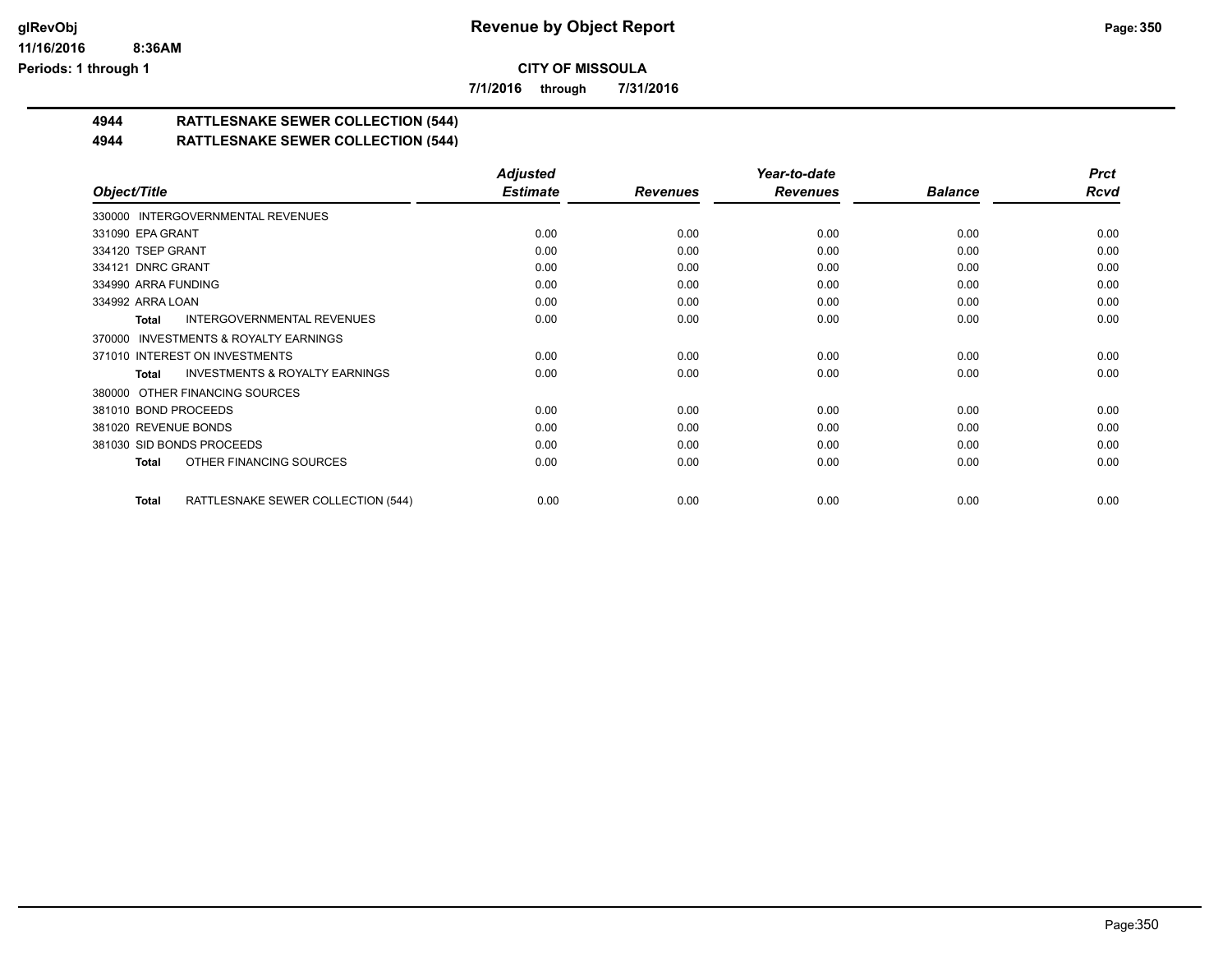**CITY OF MISSOULA**

**7/1/2016 through 7/31/2016**

## 4944 RATTLESNAKE SEWER COLLECTION (544)

## 4944 RATTLESNAKE SEWER COLLECTION (544)

| Object/Title | Adjusted Estimate | Revenues | Year-to-date Revenues | Balance | Prct Rcvd |
|---|---|---|---|---|---|
| 330000 INTERGOVERNMENTAL REVENUES | | | | | |
| 331090 EPA GRANT | 0.00 | 0.00 | 0.00 | 0.00 | 0.00 |
| 334120 TSEP GRANT | 0.00 | 0.00 | 0.00 | 0.00 | 0.00 |
| 334121 DNRC GRANT | 0.00 | 0.00 | 0.00 | 0.00 | 0.00 |
| 334990 ARRA FUNDING | 0.00 | 0.00 | 0.00 | 0.00 | 0.00 |
| 334992 ARRA LOAN | 0.00 | 0.00 | 0.00 | 0.00 | 0.00 |
| **Total** INTERGOVERNMENTAL REVENUES | 0.00 | 0.00 | 0.00 | 0.00 | 0.00 |
| 370000 INVESTMENTS & ROYALTY EARNINGS | | | | | |
| 371010 INTEREST ON INVESTMENTS | 0.00 | 0.00 | 0.00 | 0.00 | 0.00 |
| **Total** INVESTMENTS & ROYALTY EARNINGS | 0.00 | 0.00 | 0.00 | 0.00 | 0.00 |
| 380000 OTHER FINANCING SOURCES | | | | | |
| 381010 BOND PROCEEDS | 0.00 | 0.00 | 0.00 | 0.00 | 0.00 |
| 381020 REVENUE BONDS | 0.00 | 0.00 | 0.00 | 0.00 | 0.00 |
| 381030 SID BONDS PROCEEDS | 0.00 | 0.00 | 0.00 | 0.00 | 0.00 |
| **Total** OTHER FINANCING SOURCES | 0.00 | 0.00 | 0.00 | 0.00 | 0.00 |
| **Total** RATTLESNAKE SEWER COLLECTION (544) | 0.00 | 0.00 | 0.00 | 0.00 | 0.00 |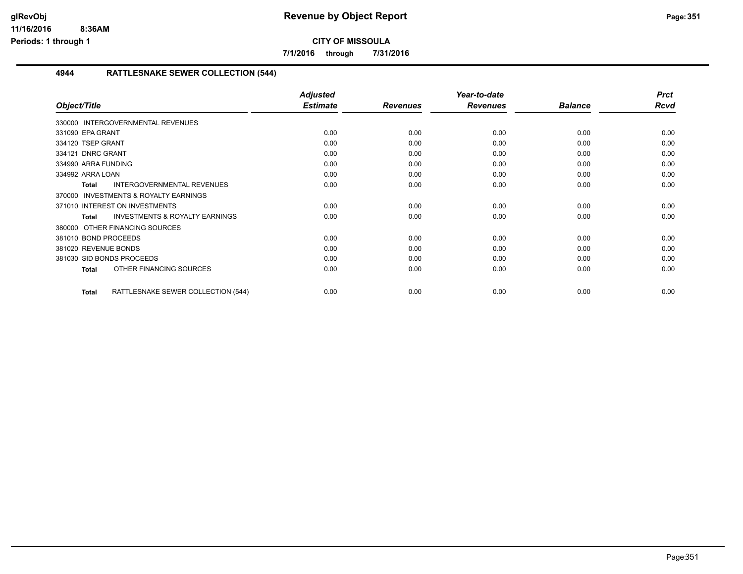# Revenue by Object Report

## CITY OF MISSOULA

**7/1/2016 through 7/31/2016**

### 4944 RATTLESNAKE SEWER COLLECTION (544)

| Object/Title | Adjusted Estimate | Revenues | Year-to-date Revenues | Balance | Prct Rcvd |
|---|---|---|---|---|---|
| 330000 INTERGOVERNMENTAL REVENUES | | | | | |
| 331090 EPA GRANT | 0.00 | 0.00 | 0.00 | 0.00 | 0.00 |
| 334120 TSEP GRANT | 0.00 | 0.00 | 0.00 | 0.00 | 0.00 |
| 334121 DNRC GRANT | 0.00 | 0.00 | 0.00 | 0.00 | 0.00 |
| 334990 ARRA FUNDING | 0.00 | 0.00 | 0.00 | 0.00 | 0.00 |
| 334992 ARRA LOAN | 0.00 | 0.00 | 0.00 | 0.00 | 0.00 |
| **Total** INTERGOVERNMENTAL REVENUES | 0.00 | 0.00 | 0.00 | 0.00 | 0.00 |
| 370000 INVESTMENTS & ROYALTY EARNINGS | | | | | |
| 371010 INTEREST ON INVESTMENTS | 0.00 | 0.00 | 0.00 | 0.00 | 0.00 |
| **Total** INVESTMENTS & ROYALTY EARNINGS | 0.00 | 0.00 | 0.00 | 0.00 | 0.00 |
| 380000 OTHER FINANCING SOURCES | | | | | |
| 381010 BOND PROCEEDS | 0.00 | 0.00 | 0.00 | 0.00 | 0.00 |
| 381020 REVENUE BONDS | 0.00 | 0.00 | 0.00 | 0.00 | 0.00 |
| 381030 SID BONDS PROCEEDS | 0.00 | 0.00 | 0.00 | 0.00 | 0.00 |
| **Total** OTHER FINANCING SOURCES | 0.00 | 0.00 | 0.00 | 0.00 | 0.00 |
| **Total** RATTLESNAKE SEWER COLLECTION (544) | 0.00 | 0.00 | 0.00 | 0.00 | 0.00 |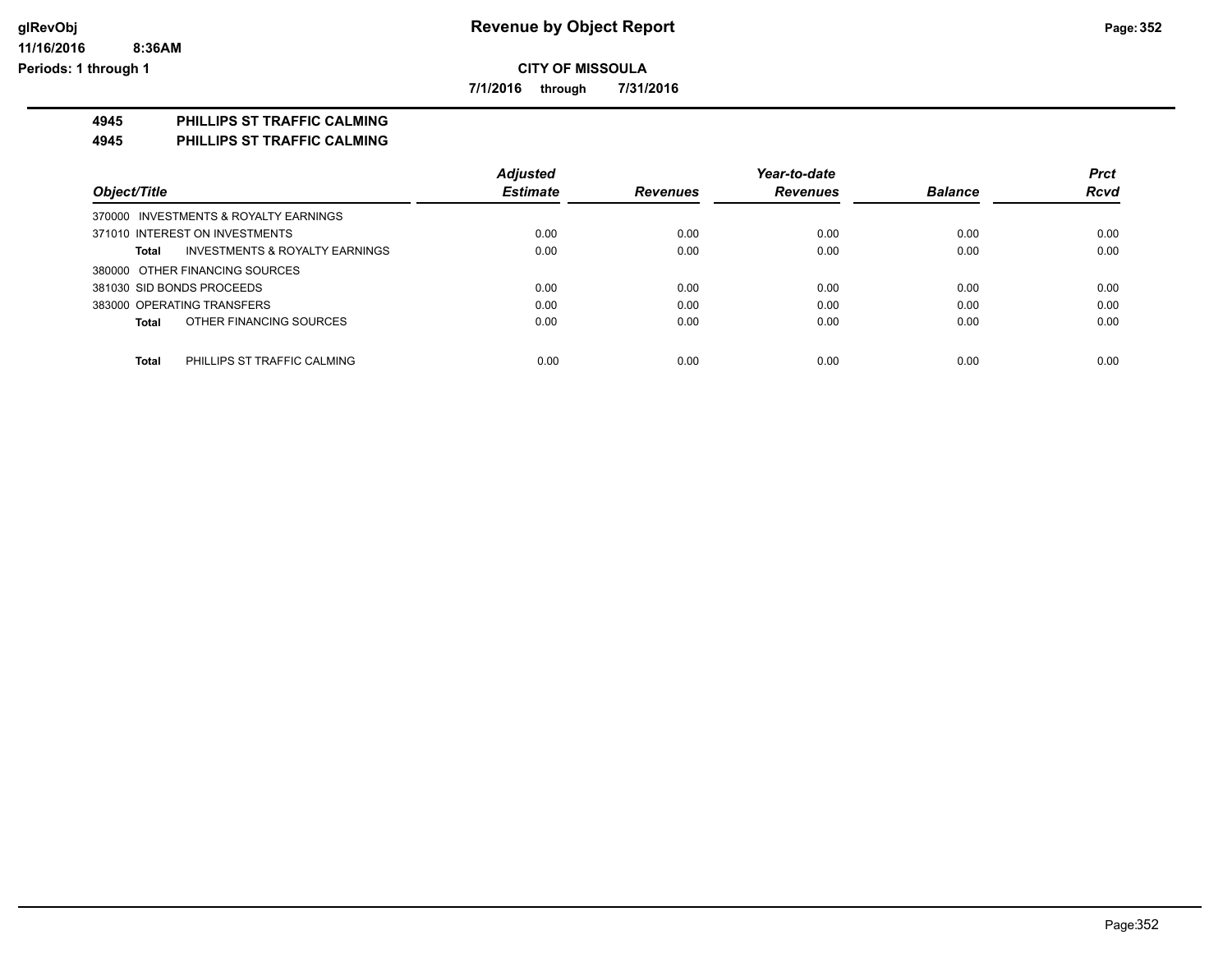**CITY OF MISSOULA**

**7/1/2016 through 7/31/2016**

## 4945 PHILLIPS ST TRAFFIC CALMING

## 4945 PHILLIPS ST TRAFFIC CALMING

| Object/Title | Adjusted Estimate | Revenues | Year-to-date Revenues | Balance | Prct Rcvd |
|---|---|---|---|---|---|
| 370000 INVESTMENTS & ROYALTY EARNINGS | | | | | |
| 371010 INTEREST ON INVESTMENTS | 0.00 | 0.00 | 0.00 | 0.00 | 0.00 |
| **Total** INVESTMENTS & ROYALTY EARNINGS | 0.00 | 0.00 | 0.00 | 0.00 | 0.00 |
| 380000 OTHER FINANCING SOURCES | | | | | |
| 381030 SID BONDS PROCEEDS | 0.00 | 0.00 | 0.00 | 0.00 | 0.00 |
| 383000 OPERATING TRANSFERS | 0.00 | 0.00 | 0.00 | 0.00 | 0.00 |
| **Total** OTHER FINANCING SOURCES | 0.00 | 0.00 | 0.00 | 0.00 | 0.00 |
| **Total** PHILLIPS ST TRAFFIC CALMING | 0.00 | 0.00 | 0.00 | 0.00 | 0.00 |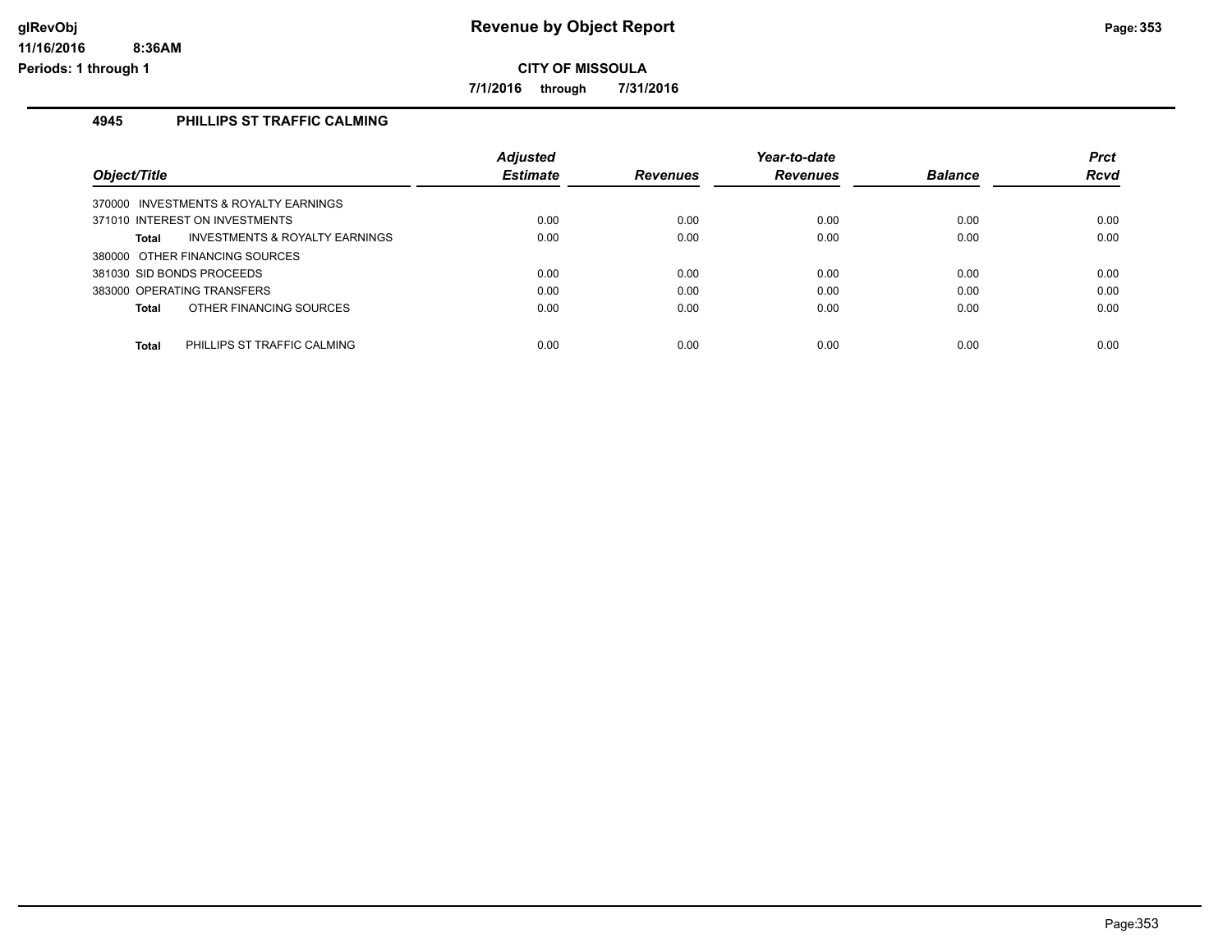# Revenue by Object Report

**CITY OF MISSOULA**

**7/1/2016 through 7/31/2016**

### 4945 PHILLIPS ST TRAFFIC CALMING

| Object/Title | Adjusted Estimate | Revenues | Year-to-date Revenues | Balance | Prct Rcvd |
|---|---|---|---|---|---|
| 370000 INVESTMENTS & ROYALTY EARNINGS | | | | | |
| 371010 INTEREST ON INVESTMENTS | 0.00 | 0.00 | 0.00 | 0.00 | 0.00 |
| **Total** INVESTMENTS & ROYALTY EARNINGS | 0.00 | 0.00 | 0.00 | 0.00 | 0.00 |
| 380000 OTHER FINANCING SOURCES | | | | | |
| 381030 SID BONDS PROCEEDS | 0.00 | 0.00 | 0.00 | 0.00 | 0.00 |
| 383000 OPERATING TRANSFERS | 0.00 | 0.00 | 0.00 | 0.00 | 0.00 |
| **Total** OTHER FINANCING SOURCES | 0.00 | 0.00 | 0.00 | 0.00 | 0.00 |
| **Total** PHILLIPS ST TRAFFIC CALMING | 0.00 | 0.00 | 0.00 | 0.00 | 0.00 |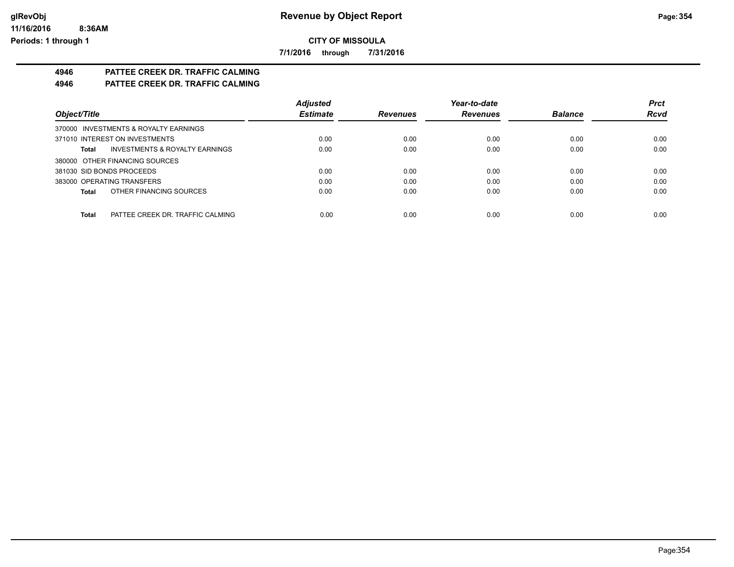# Revenue by Object Report

**CITY OF MISSOULA**

**7/1/2016 through 7/31/2016**

glRevObj
11/16/2016 8:36AM
Periods: 1 through 1

## 4946 PATTEE CREEK DR. TRAFFIC CALMING
## 4946 PATTEE CREEK DR. TRAFFIC CALMING

| Object/Title | Adjusted Estimate | Revenues | Year-to-date Revenues | Balance | Prct Rcvd |
|---|---|---|---|---|---|
| 370000 INVESTMENTS & ROYALTY EARNINGS | | | | | |
| 371010 INTEREST ON INVESTMENTS | 0.00 | 0.00 | 0.00 | 0.00 | 0.00 |
| **Total** INVESTMENTS & ROYALTY EARNINGS | 0.00 | 0.00 | 0.00 | 0.00 | 0.00 |
| 380000 OTHER FINANCING SOURCES | | | | | |
| 381030 SID BONDS PROCEEDS | 0.00 | 0.00 | 0.00 | 0.00 | 0.00 |
| 383000 OPERATING TRANSFERS | 0.00 | 0.00 | 0.00 | 0.00 | 0.00 |
| **Total** OTHER FINANCING SOURCES | 0.00 | 0.00 | 0.00 | 0.00 | 0.00 |
| **Total** PATTEE CREEK DR. TRAFFIC CALMING | 0.00 | 0.00 | 0.00 | 0.00 | 0.00 |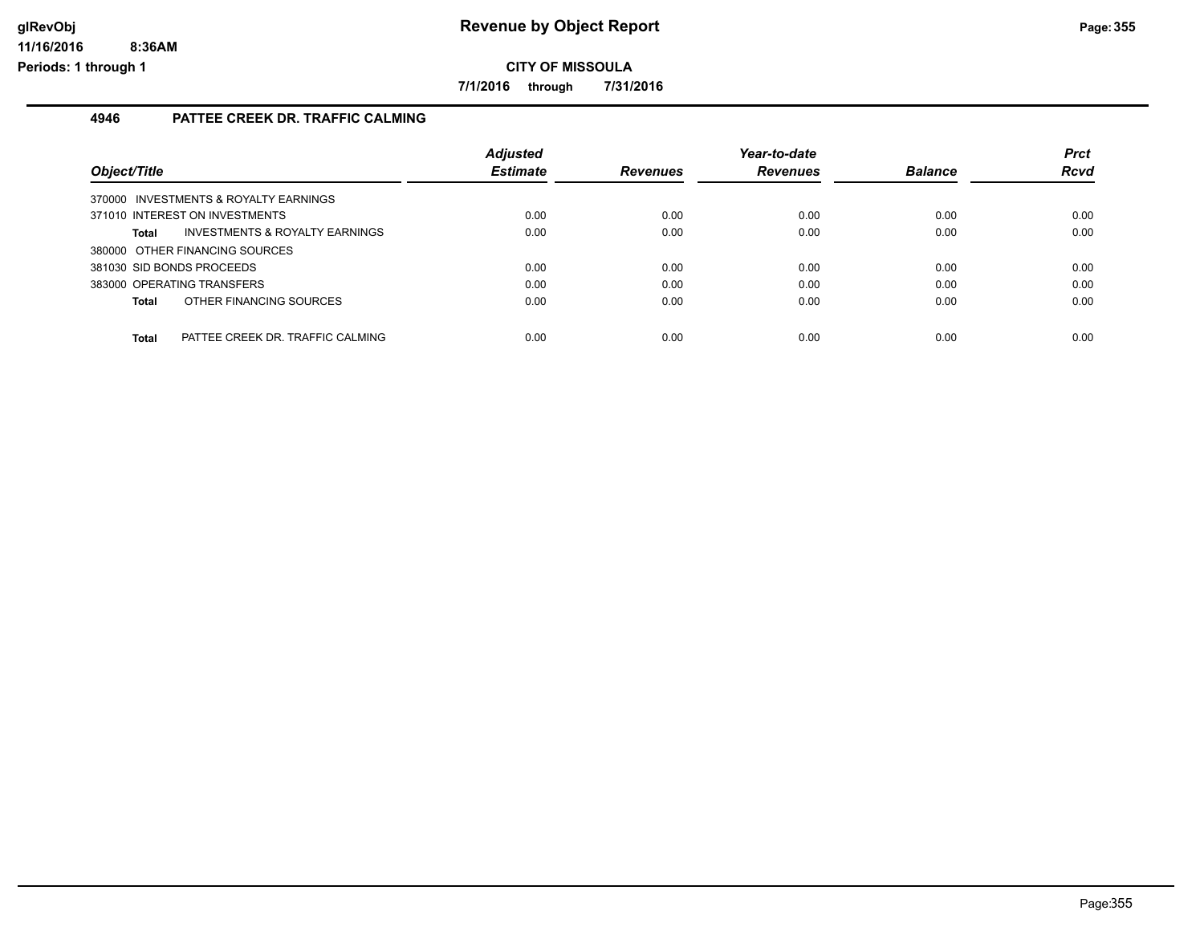**CITY OF MISSOULA**

**7/1/2016 through 7/31/2016**

## 4946 PATTEE CREEK DR. TRAFFIC CALMING

| Object/Title | Adjusted Estimate | Revenues | Year-to-date Revenues | Balance | Prct Rcvd |
|---|---|---|---|---|---|
| 370000 INVESTMENTS & ROYALTY EARNINGS | | | | | |
| 371010 INTEREST ON INVESTMENTS | 0.00 | 0.00 | 0.00 | 0.00 | 0.00 |
| **Total** INVESTMENTS & ROYALTY EARNINGS | 0.00 | 0.00 | 0.00 | 0.00 | 0.00 |
| 380000 OTHER FINANCING SOURCES | | | | | |
| 381030 SID BONDS PROCEEDS | 0.00 | 0.00 | 0.00 | 0.00 | 0.00 |
| 383000 OPERATING TRANSFERS | 0.00 | 0.00 | 0.00 | 0.00 | 0.00 |
| **Total** OTHER FINANCING SOURCES | 0.00 | 0.00 | 0.00 | 0.00 | 0.00 |
| **Total** PATTEE CREEK DR. TRAFFIC CALMING | 0.00 | 0.00 | 0.00 | 0.00 | 0.00 |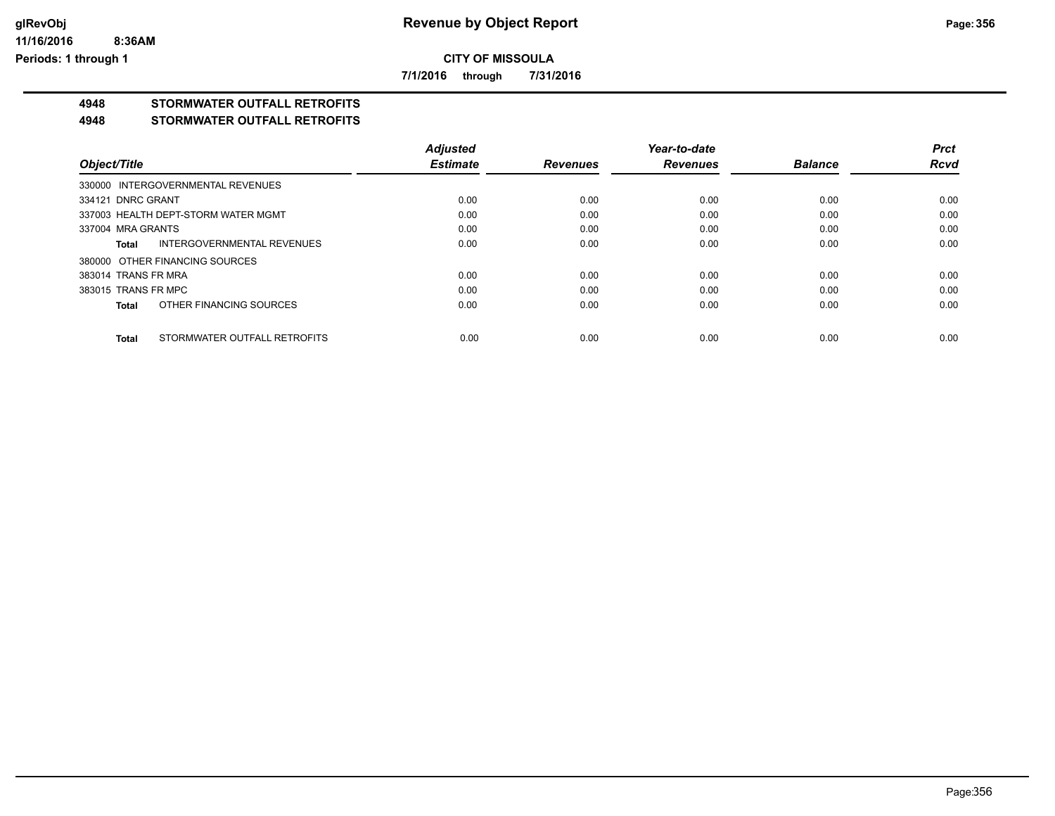**Revenue by Object Report**

**CITY OF MISSOULA**

**7/1/2016 through 7/31/2016**

glRevObj
11/16/2016 8:36AM
Periods: 1 through 1

## 4948 STORMWATER OUTFALL RETROFITS
## 4948 STORMWATER OUTFALL RETROFITS

| Object/Title | Adjusted Estimate | Revenues | Year-to-date Revenues | Balance | Prct Rcvd |
|---|---|---|---|---|---|
| 330000 INTERGOVERNMENTAL REVENUES | | | | | |
| 334121 DNRC GRANT | 0.00 | 0.00 | 0.00 | 0.00 | 0.00 |
| 337003 HEALTH DEPT-STORM WATER MGMT | 0.00 | 0.00 | 0.00 | 0.00 | 0.00 |
| 337004 MRA GRANTS | 0.00 | 0.00 | 0.00 | 0.00 | 0.00 |
| **Total** INTERGOVERNMENTAL REVENUES | 0.00 | 0.00 | 0.00 | 0.00 | 0.00 |
| 380000 OTHER FINANCING SOURCES | | | | | |
| 383014 TRANS FR MRA | 0.00 | 0.00 | 0.00 | 0.00 | 0.00 |
| 383015 TRANS FR MPC | 0.00 | 0.00 | 0.00 | 0.00 | 0.00 |
| **Total** OTHER FINANCING SOURCES | 0.00 | 0.00 | 0.00 | 0.00 | 0.00 |
| **Total** STORMWATER OUTFALL RETROFITS | 0.00 | 0.00 | 0.00 | 0.00 | 0.00 |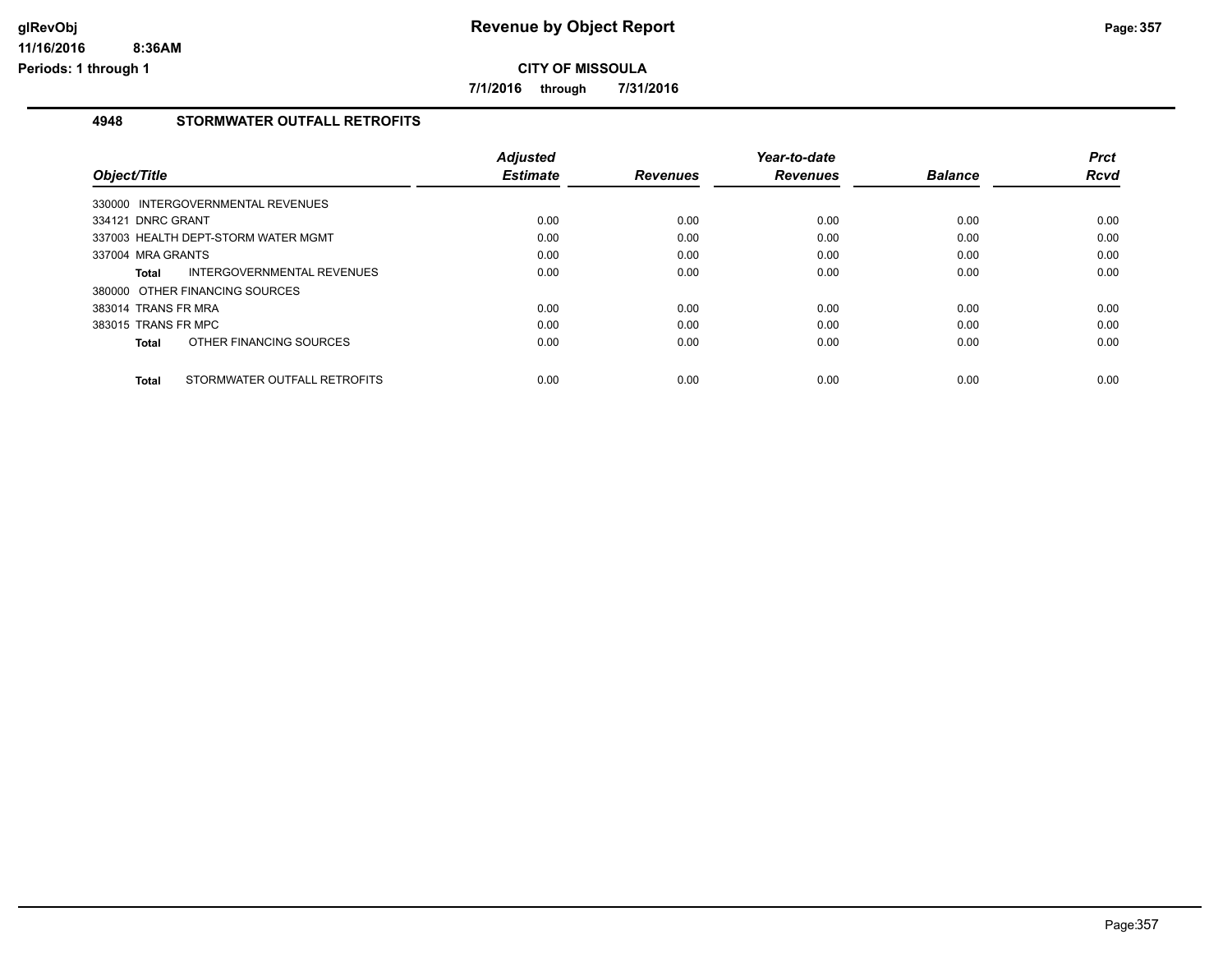# Revenue by Object Report

**CITY OF MISSOULA**

**7/1/2016 through 7/31/2016**

glRevObj
11/16/2016 8:36AM
Periods: 1 through 1

## 4948 STORMWATER OUTFALL RETROFITS

| Object/Title | Adjusted Estimate | Revenues | Year-to-date Revenues | Balance | Prct Rcvd |
|---|---|---|---|---|---|
| 330000 INTERGOVERNMENTAL REVENUES | | | | | |
| 334121 DNRC GRANT | 0.00 | 0.00 | 0.00 | 0.00 | 0.00 |
| 337003 HEALTH DEPT-STORM WATER MGMT | 0.00 | 0.00 | 0.00 | 0.00 | 0.00 |
| 337004 MRA GRANTS | 0.00 | 0.00 | 0.00 | 0.00 | 0.00 |
| **Total** INTERGOVERNMENTAL REVENUES | 0.00 | 0.00 | 0.00 | 0.00 | 0.00 |
| 380000 OTHER FINANCING SOURCES | | | | | |
| 383014 TRANS FR MRA | 0.00 | 0.00 | 0.00 | 0.00 | 0.00 |
| 383015 TRANS FR MPC | 0.00 | 0.00 | 0.00 | 0.00 | 0.00 |
| **Total** OTHER FINANCING SOURCES | 0.00 | 0.00 | 0.00 | 0.00 | 0.00 |
| **Total** STORMWATER OUTFALL RETROFITS | 0.00 | 0.00 | 0.00 | 0.00 | 0.00 |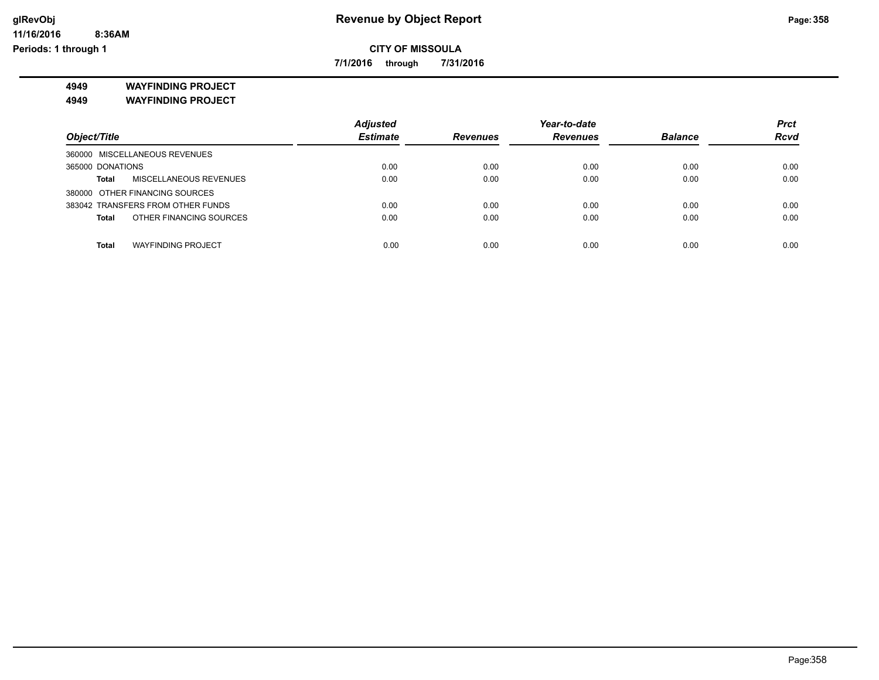# Revenue by Object Report

glRevObj
11/16/2016 8:36AM
Periods: 1 through 1

**CITY OF MISSOULA**

**7/1/2016 through 7/31/2016**

**4949 WAYFINDING PROJECT**

**4949 WAYFINDING PROJECT**

| Object/Title | Adjusted Estimate | Revenues | Year-to-date Revenues | Balance | Prct Rcvd |
|---|---|---|---|---|---|
| 360000 MISCELLANEOUS REVENUES | | | | | |
| 365000 DONATIONS | 0.00 | 0.00 | 0.00 | 0.00 | 0.00 |
| **Total** MISCELLANEOUS REVENUES | 0.00 | 0.00 | 0.00 | 0.00 | 0.00 |
| 380000 OTHER FINANCING SOURCES | | | | | |
| 383042 TRANSFERS FROM OTHER FUNDS | 0.00 | 0.00 | 0.00 | 0.00 | 0.00 |
| **Total** OTHER FINANCING SOURCES | 0.00 | 0.00 | 0.00 | 0.00 | 0.00 |
| **Total** WAYFINDING PROJECT | 0.00 | 0.00 | 0.00 | 0.00 | 0.00 |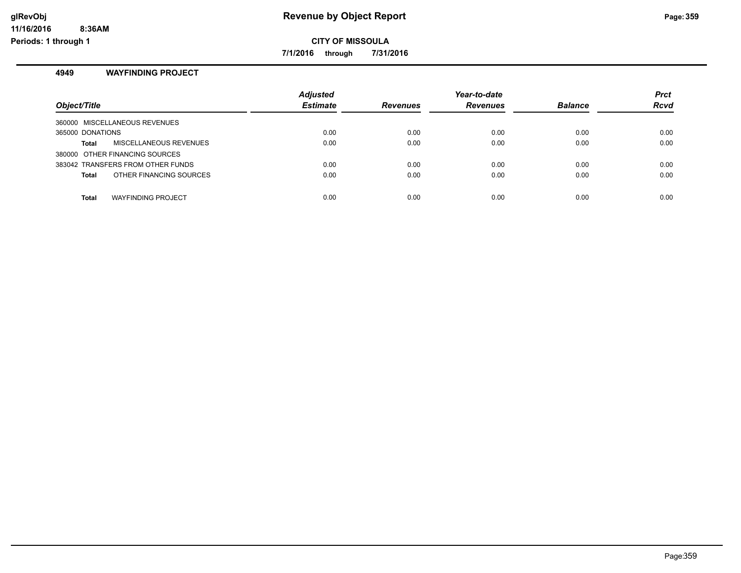# Revenue by Object Report

**CITY OF MISSOULA**

**7/1/2016 through 7/31/2016**

### 4949 WAYFINDING PROJECT

| Object/Title | Adjusted Estimate | Revenues | Year-to-date Revenues | Balance | Prct Rcvd |
|---|---|---|---|---|---|
| 360000 MISCELLANEOUS REVENUES | | | | | |
| 365000 DONATIONS | 0.00 | 0.00 | 0.00 | 0.00 | 0.00 |
| **Total** MISCELLANEOUS REVENUES | 0.00 | 0.00 | 0.00 | 0.00 | 0.00 |
| 380000 OTHER FINANCING SOURCES | | | | | |
| 383042 TRANSFERS FROM OTHER FUNDS | 0.00 | 0.00 | 0.00 | 0.00 | 0.00 |
| **Total** OTHER FINANCING SOURCES | 0.00 | 0.00 | 0.00 | 0.00 | 0.00 |
| **Total** WAYFINDING PROJECT | 0.00 | 0.00 | 0.00 | 0.00 | 0.00 |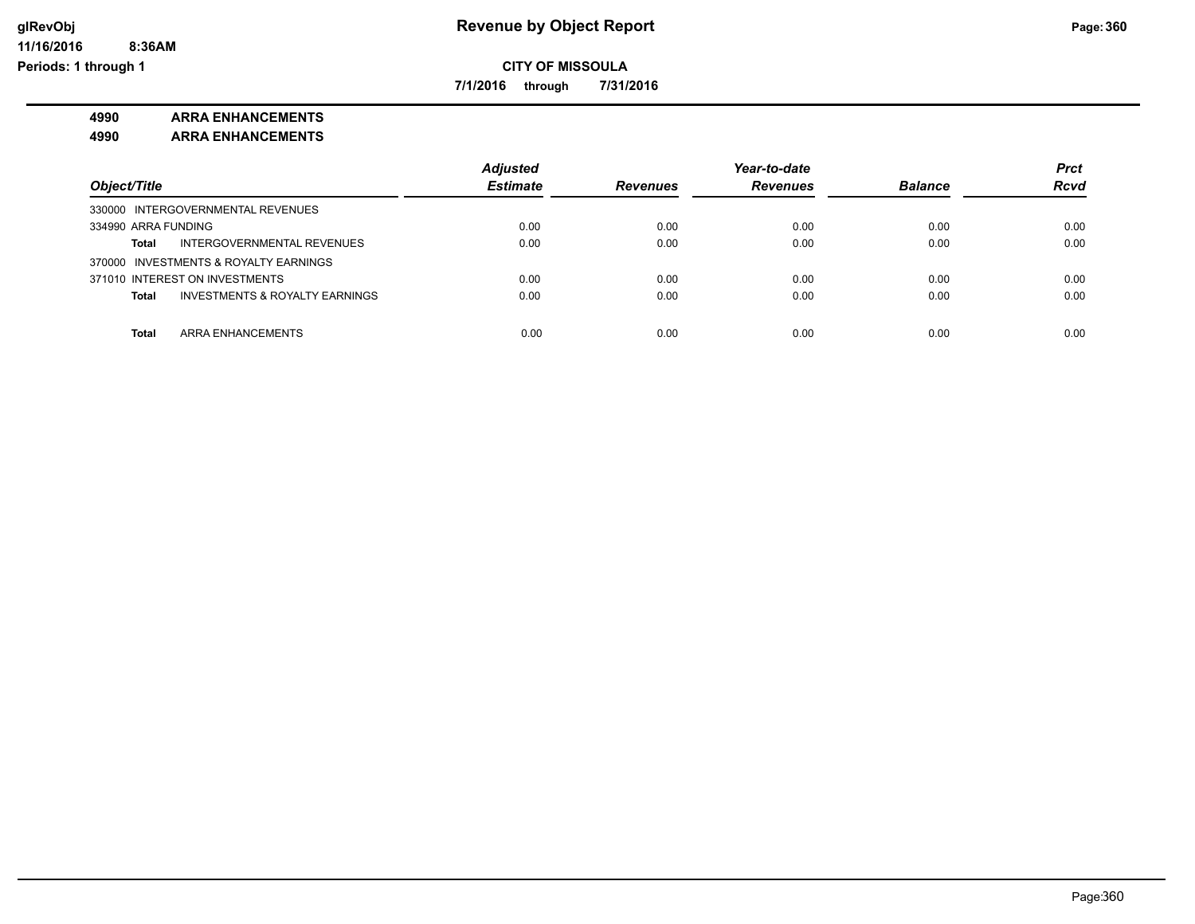**glRevObj**
**11/16/2016 8:36AM**
**Periods: 1 through 1**

# Revenue by Object Report

**CITY OF MISSOULA**

**7/1/2016 through 7/31/2016**

**4990 ARRA ENHANCEMENTS**

**4990 ARRA ENHANCEMENTS**

| Object/Title | | Adjusted Estimate | Revenues | Year-to-date Revenues | Balance | Prct Rcvd |
|---|---|---|---|---|---|---|
| 330000 INTERGOVERNMENTAL REVENUES | | | | | | |
| 334990 ARRA FUNDING | | 0.00 | 0.00 | 0.00 | 0.00 | 0.00 |
| **Total** | INTERGOVERNMENTAL REVENUES | 0.00 | 0.00 | 0.00 | 0.00 | 0.00 |
| 370000 INVESTMENTS & ROYALTY EARNINGS | | | | | | |
| 371010 INTEREST ON INVESTMENTS | | 0.00 | 0.00 | 0.00 | 0.00 | 0.00 |
| **Total** | INVESTMENTS & ROYALTY EARNINGS | 0.00 | 0.00 | 0.00 | 0.00 | 0.00 |
| **Total** | ARRA ENHANCEMENTS | 0.00 | 0.00 | 0.00 | 0.00 | 0.00 |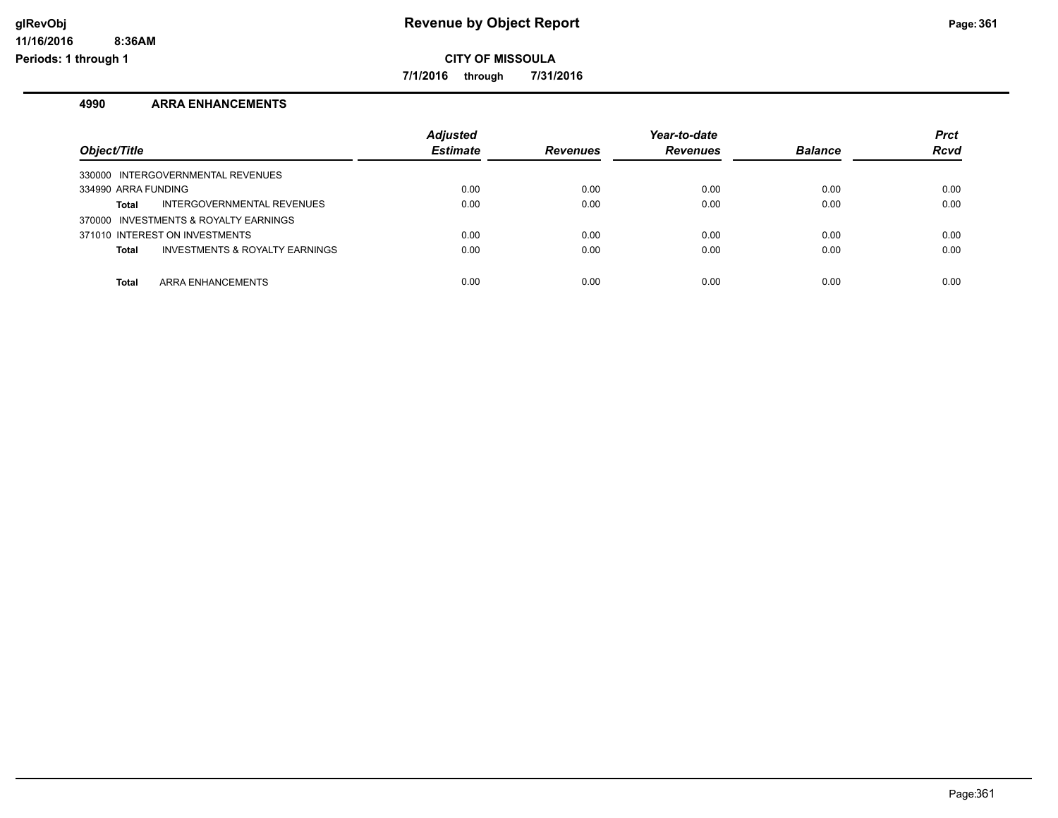# Revenue by Object Report

**CITY OF MISSOULA**

**7/1/2016 through 7/31/2016**

glRevObj
11/16/2016 8:36AM
Periods: 1 through 1

## 4990 ARRA ENHANCEMENTS

| Object/Title | Adjusted Estimate | Revenues | Year-to-date Revenues | Balance | Prct Rcvd |
|---|---|---|---|---|---|
| 330000 INTERGOVERNMENTAL REVENUES | | | | | |
| 334990 ARRA FUNDING | 0.00 | 0.00 | 0.00 | 0.00 | 0.00 |
| **Total** INTERGOVERNMENTAL REVENUES | 0.00 | 0.00 | 0.00 | 0.00 | 0.00 |
| 370000 INVESTMENTS & ROYALTY EARNINGS | | | | | |
| 371010 INTEREST ON INVESTMENTS | 0.00 | 0.00 | 0.00 | 0.00 | 0.00 |
| **Total** INVESTMENTS & ROYALTY EARNINGS | 0.00 | 0.00 | 0.00 | 0.00 | 0.00 |
| **Total** ARRA ENHANCEMENTS | 0.00 | 0.00 | 0.00 | 0.00 | 0.00 |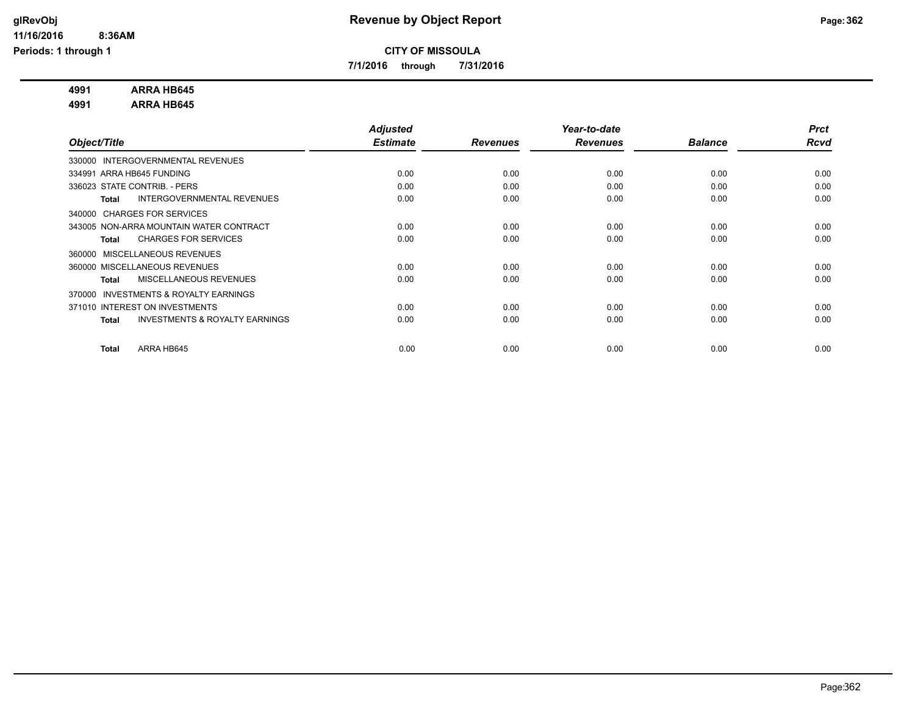# Revenue by Object Report

**CITY OF MISSOULA**

**7/1/2016 through 7/31/2016**

glRevObj
11/16/2016 8:36AM
Periods: 1 through 1

**4991 ARRA HB645**
**4991 ARRA HB645**

| Object/Title | Adjusted Estimate | Revenues | Year-to-date Revenues | Balance | Prct Rcvd |
|---|---|---|---|---|---|
| 330000 INTERGOVERNMENTAL REVENUES | | | | | |
| 334991 ARRA HB645 FUNDING | 0.00 | 0.00 | 0.00 | 0.00 | 0.00 |
| 336023 STATE CONTRIB. - PERS | 0.00 | 0.00 | 0.00 | 0.00 | 0.00 |
| **Total** INTERGOVERNMENTAL REVENUES | 0.00 | 0.00 | 0.00 | 0.00 | 0.00 |
| 340000 CHARGES FOR SERVICES | | | | | |
| 343005 NON-ARRA MOUNTAIN WATER CONTRACT | 0.00 | 0.00 | 0.00 | 0.00 | 0.00 |
| **Total** CHARGES FOR SERVICES | 0.00 | 0.00 | 0.00 | 0.00 | 0.00 |
| 360000 MISCELLANEOUS REVENUES | | | | | |
| 360000 MISCELLANEOUS REVENUES | 0.00 | 0.00 | 0.00 | 0.00 | 0.00 |
| **Total** MISCELLANEOUS REVENUES | 0.00 | 0.00 | 0.00 | 0.00 | 0.00 |
| 370000 INVESTMENTS & ROYALTY EARNINGS | | | | | |
| 371010 INTEREST ON INVESTMENTS | 0.00 | 0.00 | 0.00 | 0.00 | 0.00 |
| **Total** INVESTMENTS & ROYALTY EARNINGS | 0.00 | 0.00 | 0.00 | 0.00 | 0.00 |
| **Total** ARRA HB645 | 0.00 | 0.00 | 0.00 | 0.00 | 0.00 |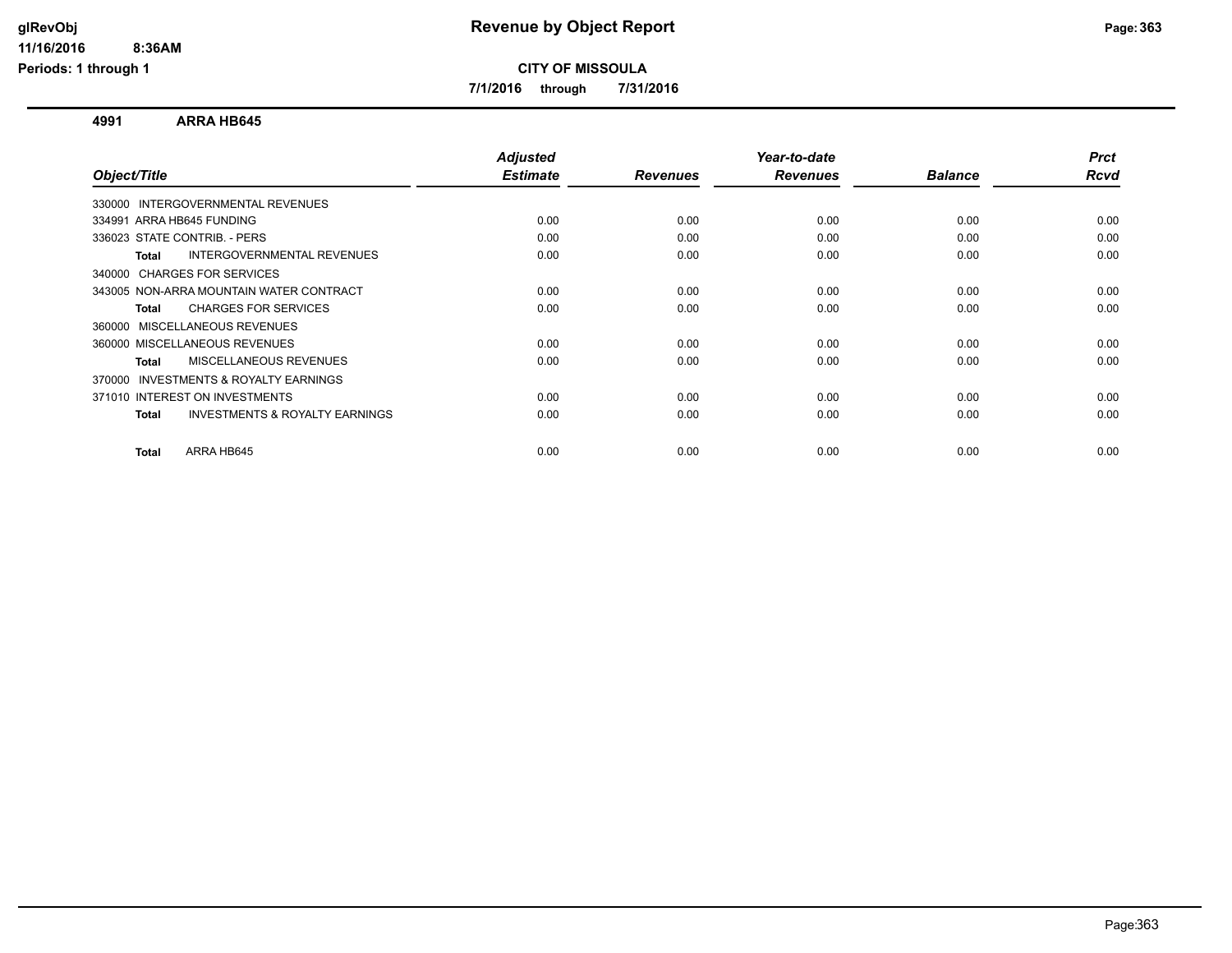**CITY OF MISSOULA**

**7/1/2016 through 7/31/2016**

## 4991 ARRA HB645

| Object/Title | Adjusted Estimate | Revenues | Year-to-date Revenues | Balance | Prct Rcvd |
|---|---|---|---|---|---|
| 330000 INTERGOVERNMENTAL REVENUES | | | | | |
| 334991 ARRA HB645 FUNDING | 0.00 | 0.00 | 0.00 | 0.00 | 0.00 |
| 336023 STATE CONTRIB. - PERS | 0.00 | 0.00 | 0.00 | 0.00 | 0.00 |
| **Total** INTERGOVERNMENTAL REVENUES | 0.00 | 0.00 | 0.00 | 0.00 | 0.00 |
| 340000 CHARGES FOR SERVICES | | | | | |
| 343005 NON-ARRA MOUNTAIN WATER CONTRACT | 0.00 | 0.00 | 0.00 | 0.00 | 0.00 |
| **Total** CHARGES FOR SERVICES | 0.00 | 0.00 | 0.00 | 0.00 | 0.00 |
| 360000 MISCELLANEOUS REVENUES | | | | | |
| 360000 MISCELLANEOUS REVENUES | 0.00 | 0.00 | 0.00 | 0.00 | 0.00 |
| **Total** MISCELLANEOUS REVENUES | 0.00 | 0.00 | 0.00 | 0.00 | 0.00 |
| 370000 INVESTMENTS & ROYALTY EARNINGS | | | | | |
| 371010 INTEREST ON INVESTMENTS | 0.00 | 0.00 | 0.00 | 0.00 | 0.00 |
| **Total** INVESTMENTS & ROYALTY EARNINGS | 0.00 | 0.00 | 0.00 | 0.00 | 0.00 |
| **Total** ARRA HB645 | 0.00 | 0.00 | 0.00 | 0.00 | 0.00 |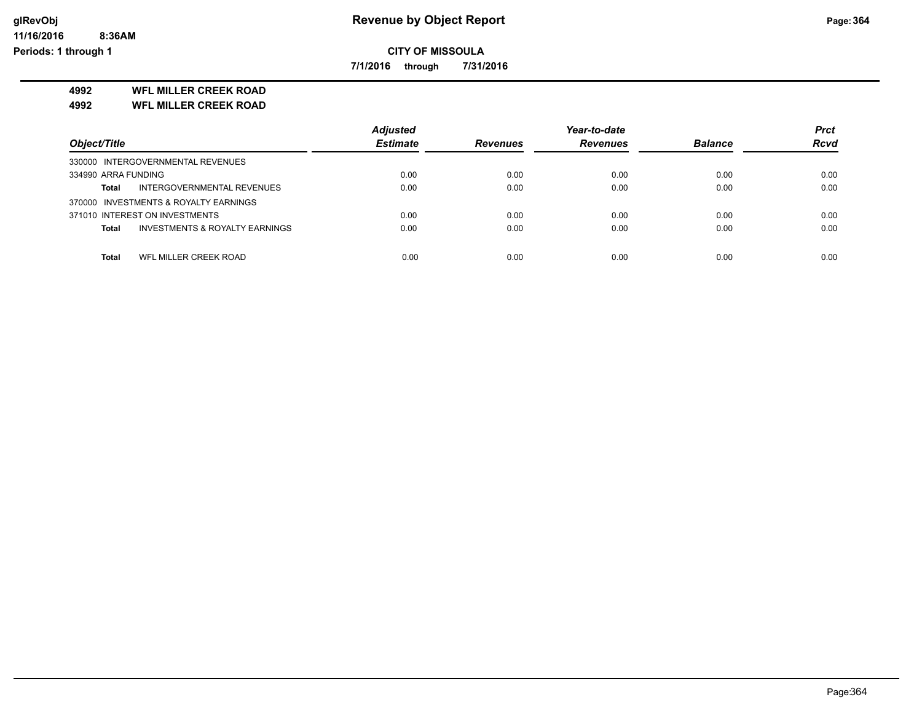**CITY OF MISSOULA**

**7/1/2016 through 7/31/2016**

**4992 WFL MILLER CREEK ROAD**

**4992 WFL MILLER CREEK ROAD**

| Object/Title | Adjusted Estimate | Revenues | Year-to-date Revenues | Balance | Prct Rcvd |
|---|---|---|---|---|---|
| 330000 INTERGOVERNMENTAL REVENUES | | | | | |
| 334990 ARRA FUNDING | 0.00 | 0.00 | 0.00 | 0.00 | 0.00 |
| **Total** INTERGOVERNMENTAL REVENUES | 0.00 | 0.00 | 0.00 | 0.00 | 0.00 |
| 370000 INVESTMENTS & ROYALTY EARNINGS | | | | | |
| 371010 INTEREST ON INVESTMENTS | 0.00 | 0.00 | 0.00 | 0.00 | 0.00 |
| **Total** INVESTMENTS & ROYALTY EARNINGS | 0.00 | 0.00 | 0.00 | 0.00 | 0.00 |
| **Total** WFL MILLER CREEK ROAD | 0.00 | 0.00 | 0.00 | 0.00 | 0.00 |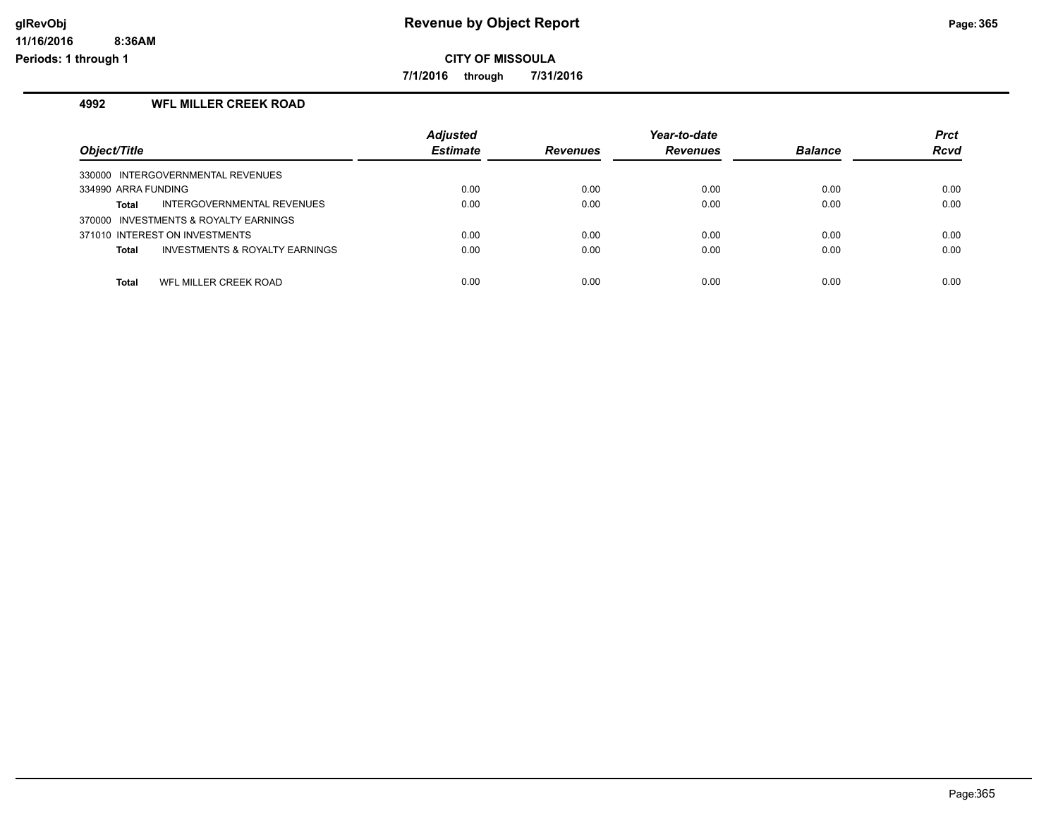# Revenue by Object Report

**CITY OF MISSOULA**

**7/1/2016 through 7/31/2016**

### 4992 WFL MILLER CREEK ROAD

| Object/Title | Adjusted Estimate | Revenues | Year-to-date Revenues | Balance | Prct Rcvd |
|---|---|---|---|---|---|
| 330000 INTERGOVERNMENTAL REVENUES | | | | | |
| 334990 ARRA FUNDING | 0.00 | 0.00 | 0.00 | 0.00 | 0.00 |
| **Total** INTERGOVERNMENTAL REVENUES | 0.00 | 0.00 | 0.00 | 0.00 | 0.00 |
| 370000 INVESTMENTS & ROYALTY EARNINGS | | | | | |
| 371010 INTEREST ON INVESTMENTS | 0.00 | 0.00 | 0.00 | 0.00 | 0.00 |
| **Total** INVESTMENTS & ROYALTY EARNINGS | 0.00 | 0.00 | 0.00 | 0.00 | 0.00 |
| **Total** WFL MILLER CREEK ROAD | 0.00 | 0.00 | 0.00 | 0.00 | 0.00 |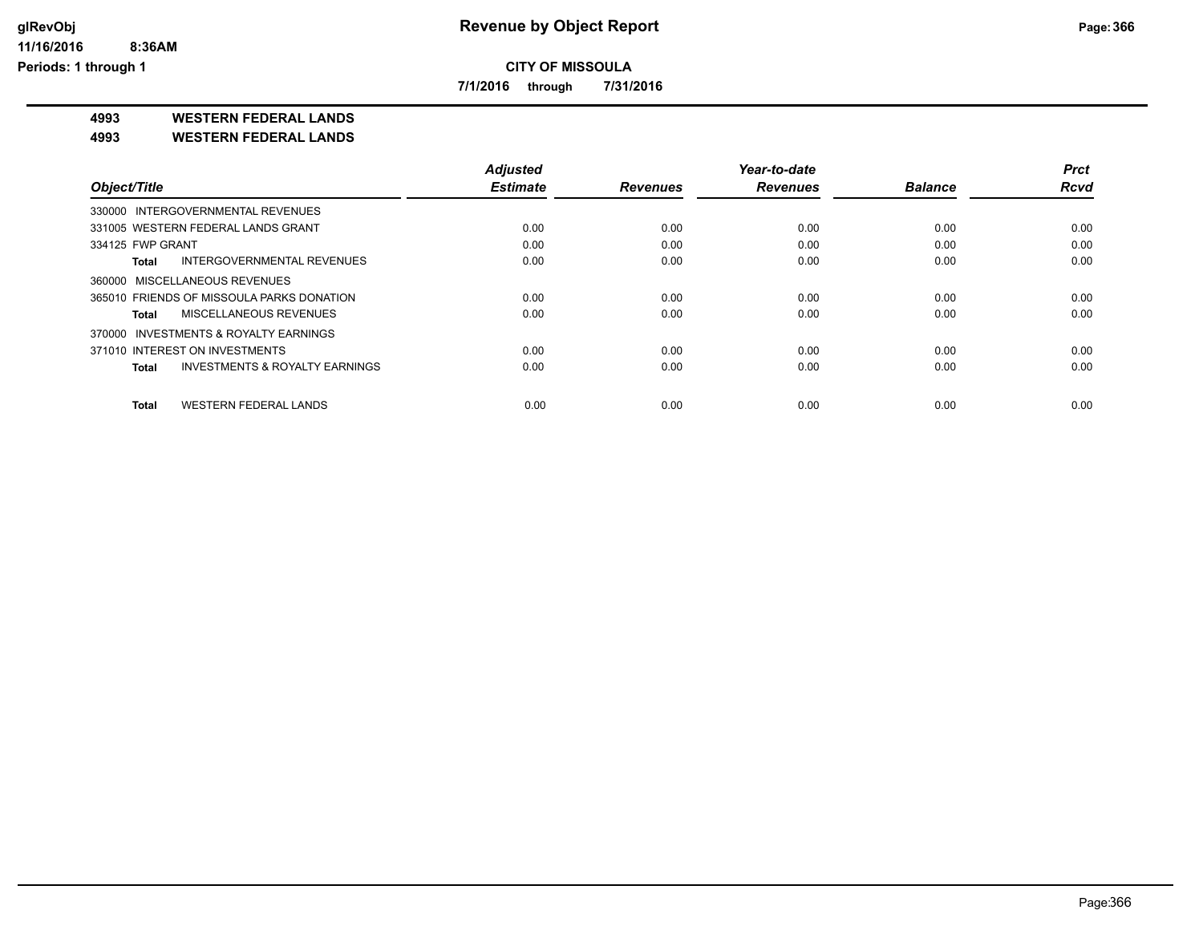**Revenue by Object Report**

**CITY OF MISSOULA**

**7/1/2016 through 7/31/2016**

glRevObj
11/16/2016 8:36AM
Periods: 1 through 1

## 4993 WESTERN FEDERAL LANDS
## 4993 WESTERN FEDERAL LANDS

| Object/Title | Adjusted Estimate | Revenues | Year-to-date Revenues | Balance | Prct Rcvd |
|---|---|---|---|---|---|
| 330000 INTERGOVERNMENTAL REVENUES | | | | | |
| 331005 WESTERN FEDERAL LANDS GRANT | 0.00 | 0.00 | 0.00 | 0.00 | 0.00 |
| 334125 FWP GRANT | 0.00 | 0.00 | 0.00 | 0.00 | 0.00 |
| **Total** INTERGOVERNMENTAL REVENUES | 0.00 | 0.00 | 0.00 | 0.00 | 0.00 |
| 360000 MISCELLANEOUS REVENUES | | | | | |
| 365010 FRIENDS OF MISSOULA PARKS DONATION | 0.00 | 0.00 | 0.00 | 0.00 | 0.00 |
| **Total** MISCELLANEOUS REVENUES | 0.00 | 0.00 | 0.00 | 0.00 | 0.00 |
| 370000 INVESTMENTS & ROYALTY EARNINGS | | | | | |
| 371010 INTEREST ON INVESTMENTS | 0.00 | 0.00 | 0.00 | 0.00 | 0.00 |
| **Total** INVESTMENTS & ROYALTY EARNINGS | 0.00 | 0.00 | 0.00 | 0.00 | 0.00 |
| **Total** WESTERN FEDERAL LANDS | 0.00 | 0.00 | 0.00 | 0.00 | 0.00 |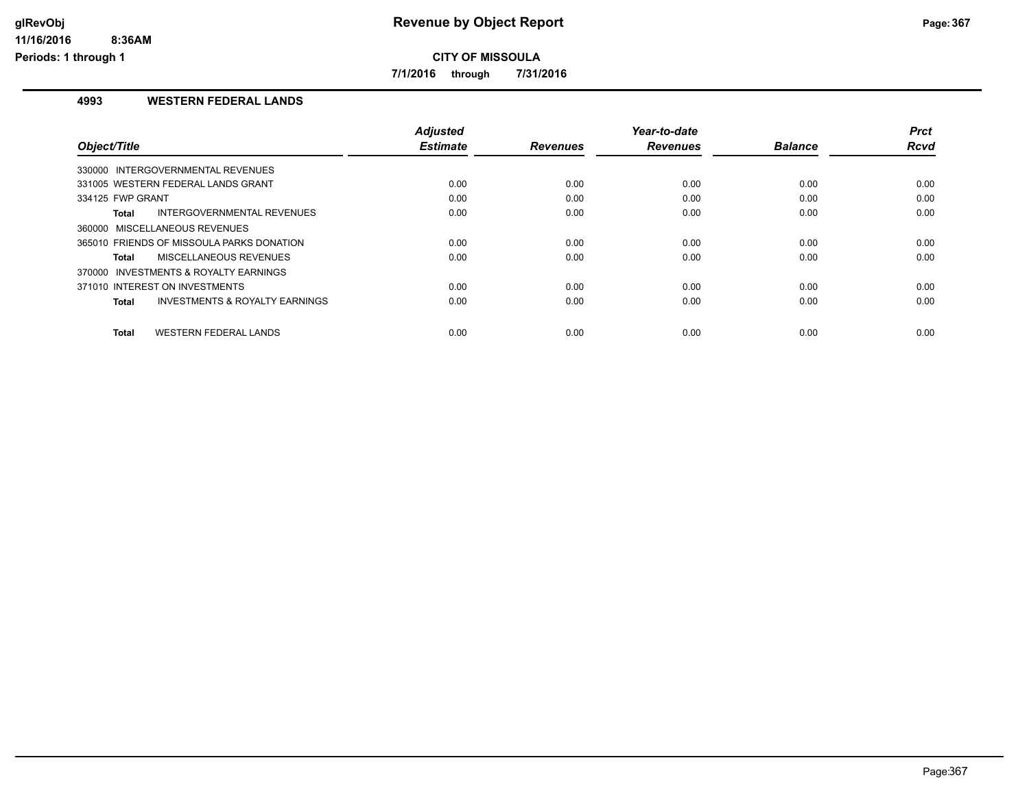# Revenue by Object Report

**CITY OF MISSOULA**

**7/1/2016 through 7/31/2016**

glRevObj
11/16/2016 8:36AM
Periods: 1 through 1

## 4993 WESTERN FEDERAL LANDS

| Object/Title | Adjusted Estimate | Revenues | Year-to-date Revenues | Balance | Prct Rcvd |
|---|---|---|---|---|---|
| 330000 INTERGOVERNMENTAL REVENUES | | | | | |
| 331005 WESTERN FEDERAL LANDS GRANT | 0.00 | 0.00 | 0.00 | 0.00 | 0.00 |
| 334125 FWP GRANT | 0.00 | 0.00 | 0.00 | 0.00 | 0.00 |
| **Total** INTERGOVERNMENTAL REVENUES | 0.00 | 0.00 | 0.00 | 0.00 | 0.00 |
| 360000 MISCELLANEOUS REVENUES | | | | | |
| 365010 FRIENDS OF MISSOULA PARKS DONATION | 0.00 | 0.00 | 0.00 | 0.00 | 0.00 |
| **Total** MISCELLANEOUS REVENUES | 0.00 | 0.00 | 0.00 | 0.00 | 0.00 |
| 370000 INVESTMENTS & ROYALTY EARNINGS | | | | | |
| 371010 INTEREST ON INVESTMENTS | 0.00 | 0.00 | 0.00 | 0.00 | 0.00 |
| **Total** INVESTMENTS & ROYALTY EARNINGS | 0.00 | 0.00 | 0.00 | 0.00 | 0.00 |
| **Total** WESTERN FEDERAL LANDS | 0.00 | 0.00 | 0.00 | 0.00 | 0.00 |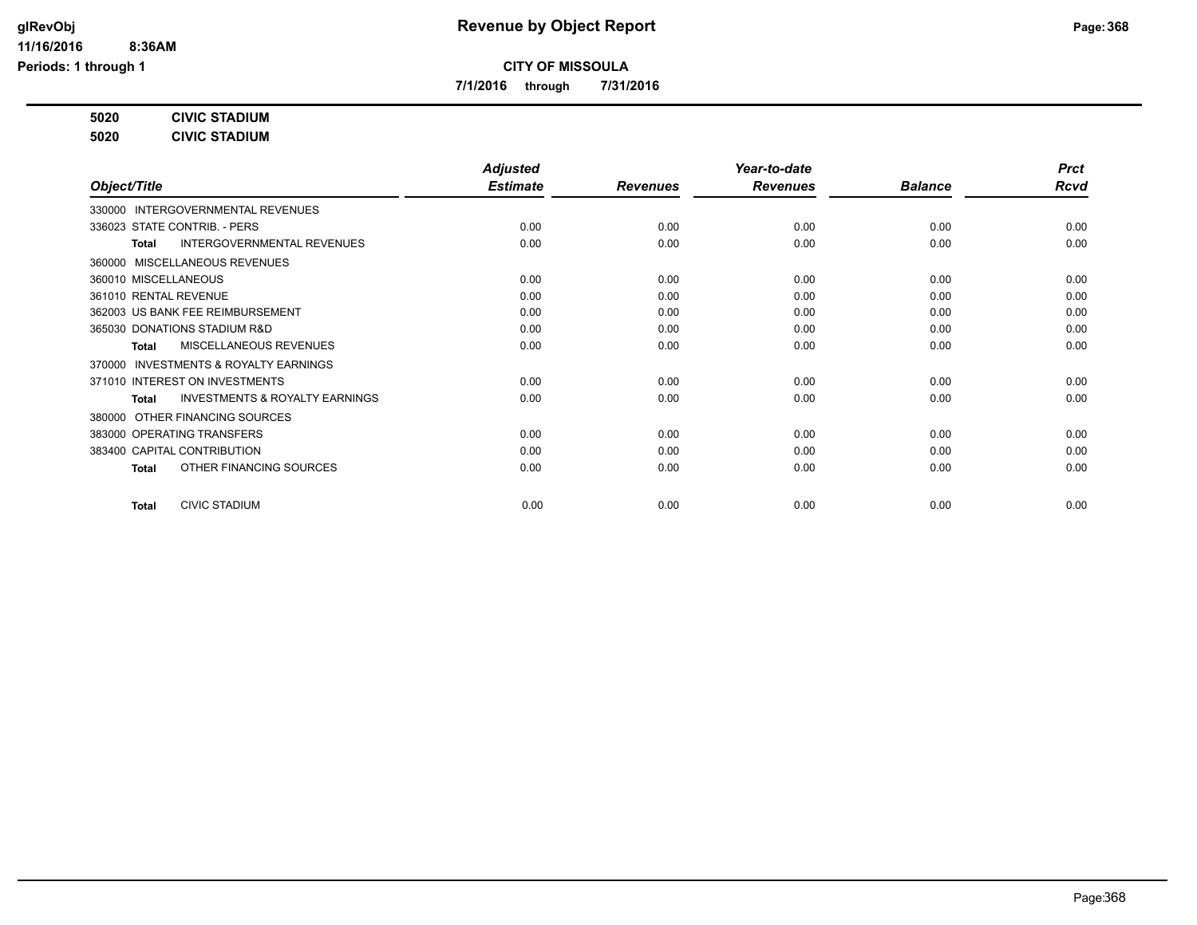# Revenue by Object Report

**CITY OF MISSOULA**

**7/1/2016 through 7/31/2016**

glRevObj
11/16/2016 8:36AM
Periods: 1 through 1

**5020 CIVIC STADIUM**

**5020 CIVIC STADIUM**

| Object/Title | Adjusted Estimate | Revenues | Year-to-date Revenues | Balance | Prct Rcvd |
|---|---|---|---|---|---|
| 330000 INTERGOVERNMENTAL REVENUES | | | | | |
| 336023 STATE CONTRIB. - PERS | 0.00 | 0.00 | 0.00 | 0.00 | 0.00 |
| **Total** INTERGOVERNMENTAL REVENUES | 0.00 | 0.00 | 0.00 | 0.00 | 0.00 |
| 360000 MISCELLANEOUS REVENUES | | | | | |
| 360010 MISCELLANEOUS | 0.00 | 0.00 | 0.00 | 0.00 | 0.00 |
| 361010 RENTAL REVENUE | 0.00 | 0.00 | 0.00 | 0.00 | 0.00 |
| 362003 US BANK FEE REIMBURSEMENT | 0.00 | 0.00 | 0.00 | 0.00 | 0.00 |
| 365030 DONATIONS STADIUM R&D | 0.00 | 0.00 | 0.00 | 0.00 | 0.00 |
| **Total** MISCELLANEOUS REVENUES | 0.00 | 0.00 | 0.00 | 0.00 | 0.00 |
| 370000 INVESTMENTS & ROYALTY EARNINGS | | | | | |
| 371010 INTEREST ON INVESTMENTS | 0.00 | 0.00 | 0.00 | 0.00 | 0.00 |
| **Total** INVESTMENTS & ROYALTY EARNINGS | 0.00 | 0.00 | 0.00 | 0.00 | 0.00 |
| 380000 OTHER FINANCING SOURCES | | | | | |
| 383000 OPERATING TRANSFERS | 0.00 | 0.00 | 0.00 | 0.00 | 0.00 |
| 383400 CAPITAL CONTRIBUTION | 0.00 | 0.00 | 0.00 | 0.00 | 0.00 |
| **Total** OTHER FINANCING SOURCES | 0.00 | 0.00 | 0.00 | 0.00 | 0.00 |
| **Total** CIVIC STADIUM | 0.00 | 0.00 | 0.00 | 0.00 | 0.00 |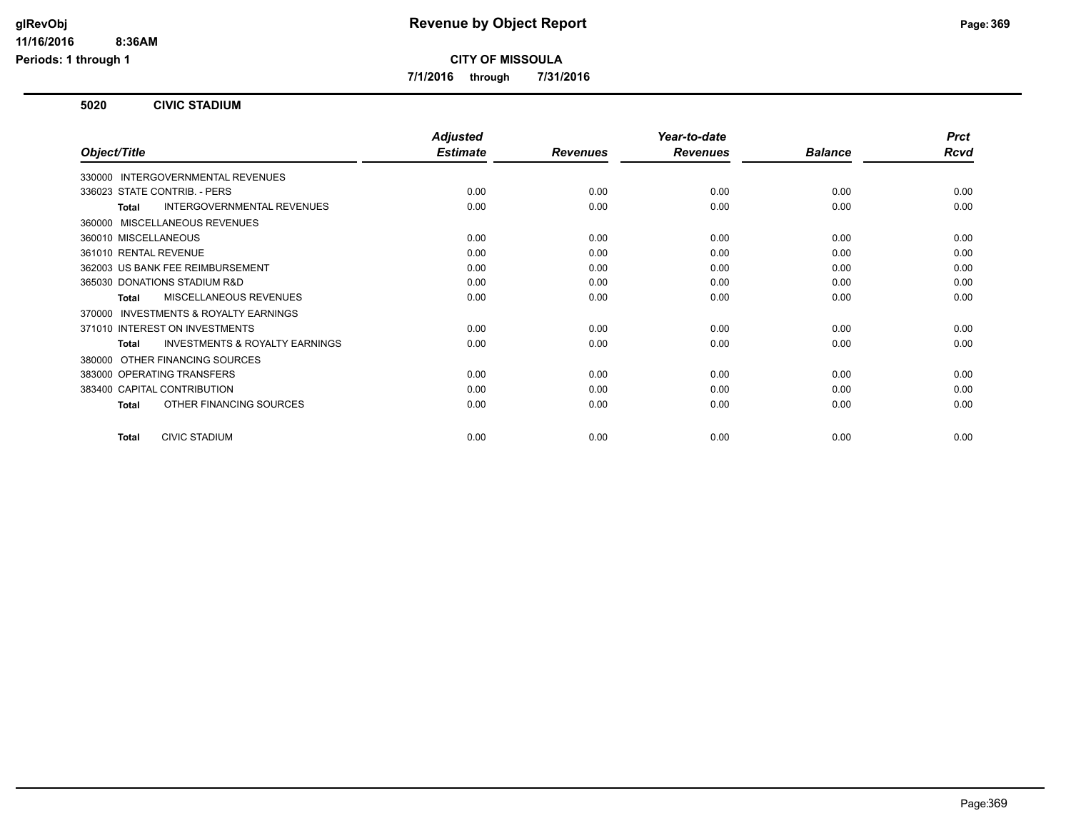# Revenue by Object Report

**CITY OF MISSOULA**

**7/1/2016 through 7/31/2016**

## 5020 CIVIC STADIUM

| Object/Title | Adjusted Estimate | Revenues | Year-to-date Revenues | Balance | Prct Rcvd |
|---|---|---|---|---|---|
| 330000 INTERGOVERNMENTAL REVENUES | | | | | |
| 336023 STATE CONTRIB. - PERS | 0.00 | 0.00 | 0.00 | 0.00 | 0.00 |
| **Total** INTERGOVERNMENTAL REVENUES | 0.00 | 0.00 | 0.00 | 0.00 | 0.00 |
| 360000 MISCELLANEOUS REVENUES | | | | | |
| 360010 MISCELLANEOUS | 0.00 | 0.00 | 0.00 | 0.00 | 0.00 |
| 361010 RENTAL REVENUE | 0.00 | 0.00 | 0.00 | 0.00 | 0.00 |
| 362003 US BANK FEE REIMBURSEMENT | 0.00 | 0.00 | 0.00 | 0.00 | 0.00 |
| 365030 DONATIONS STADIUM R&D | 0.00 | 0.00 | 0.00 | 0.00 | 0.00 |
| **Total** MISCELLANEOUS REVENUES | 0.00 | 0.00 | 0.00 | 0.00 | 0.00 |
| 370000 INVESTMENTS & ROYALTY EARNINGS | | | | | |
| 371010 INTEREST ON INVESTMENTS | 0.00 | 0.00 | 0.00 | 0.00 | 0.00 |
| **Total** INVESTMENTS & ROYALTY EARNINGS | 0.00 | 0.00 | 0.00 | 0.00 | 0.00 |
| 380000 OTHER FINANCING SOURCES | | | | | |
| 383000 OPERATING TRANSFERS | 0.00 | 0.00 | 0.00 | 0.00 | 0.00 |
| 383400 CAPITAL CONTRIBUTION | 0.00 | 0.00 | 0.00 | 0.00 | 0.00 |
| **Total** OTHER FINANCING SOURCES | 0.00 | 0.00 | 0.00 | 0.00 | 0.00 |
| **Total** CIVIC STADIUM | 0.00 | 0.00 | 0.00 | 0.00 | 0.00 |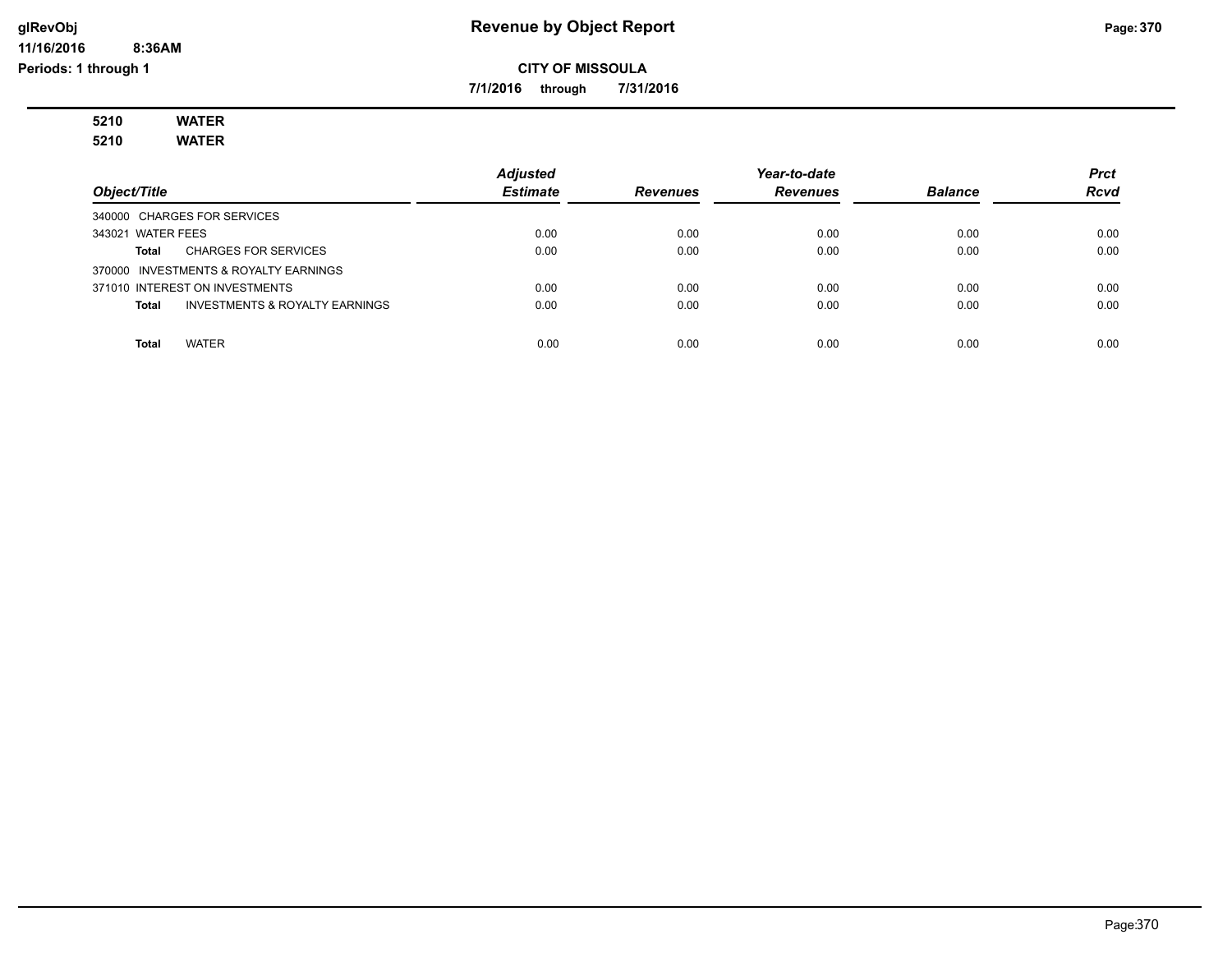# Revenue by Object Report

glRevObj
11/16/2016 8:36AM
Periods: 1 through 1

**CITY OF MISSOULA**

**7/1/2016 through 7/31/2016**

**5210 WATER**
**5210 WATER**

| Object/Title | Adjusted Estimate | Revenues | Year-to-date Revenues | Balance | Prct Rcvd |
|---|---|---|---|---|---|
| 340000 CHARGES FOR SERVICES | | | | | |
| 343021 WATER FEES | 0.00 | 0.00 | 0.00 | 0.00 | 0.00 |
| **Total** CHARGES FOR SERVICES | 0.00 | 0.00 | 0.00 | 0.00 | 0.00 |
| 370000 INVESTMENTS & ROYALTY EARNINGS | | | | | |
| 371010 INTEREST ON INVESTMENTS | 0.00 | 0.00 | 0.00 | 0.00 | 0.00 |
| **Total** INVESTMENTS & ROYALTY EARNINGS | 0.00 | 0.00 | 0.00 | 0.00 | 0.00 |
| **Total** WATER | 0.00 | 0.00 | 0.00 | 0.00 | 0.00 |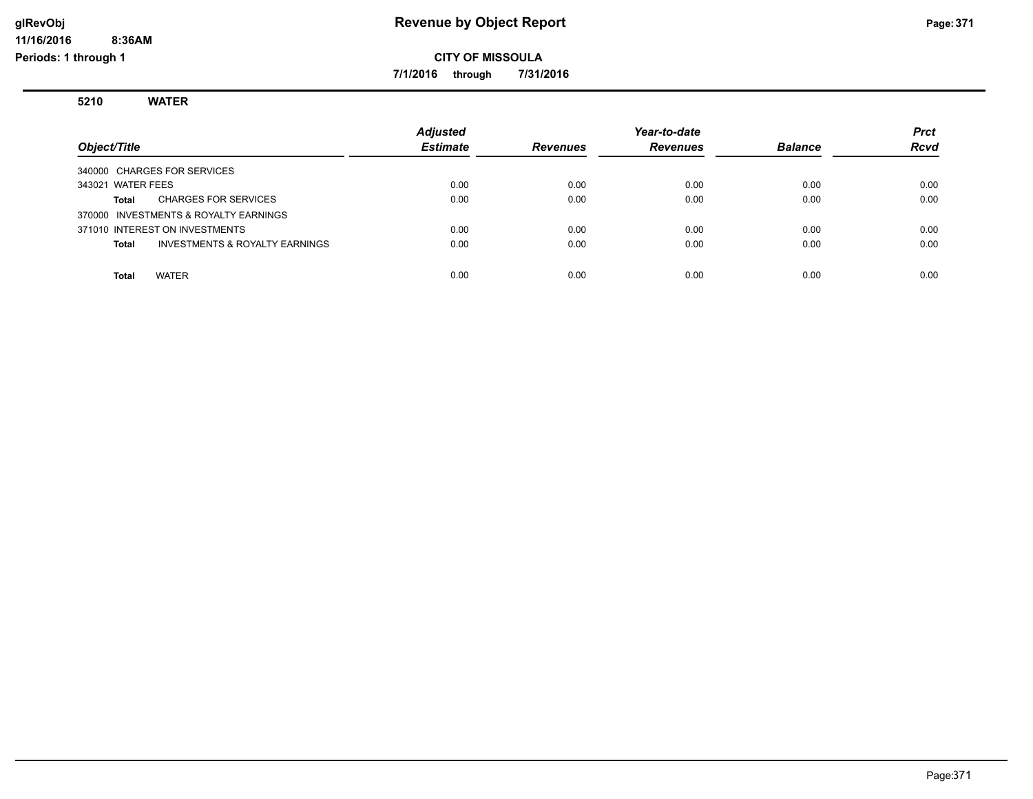glRevObj
11/16/2016 8:36AM
Periods: 1 through 1

# Revenue by Object Report

**CITY OF MISSOULA**

**7/1/2016 through 7/31/2016**

## 5210 WATER

| Object/Title | Adjusted Estimate | Revenues | Year-to-date Revenues | Balance | Prct Rcvd |
|---|---|---|---|---|---|
| 340000 CHARGES FOR SERVICES | | | | | |
| 343021 WATER FEES | 0.00 | 0.00 | 0.00 | 0.00 | 0.00 |
| **Total** CHARGES FOR SERVICES | 0.00 | 0.00 | 0.00 | 0.00 | 0.00 |
| 370000 INVESTMENTS & ROYALTY EARNINGS | | | | | |
| 371010 INTEREST ON INVESTMENTS | 0.00 | 0.00 | 0.00 | 0.00 | 0.00 |
| **Total** INVESTMENTS & ROYALTY EARNINGS | 0.00 | 0.00 | 0.00 | 0.00 | 0.00 |
| **Total** WATER | 0.00 | 0.00 | 0.00 | 0.00 | 0.00 |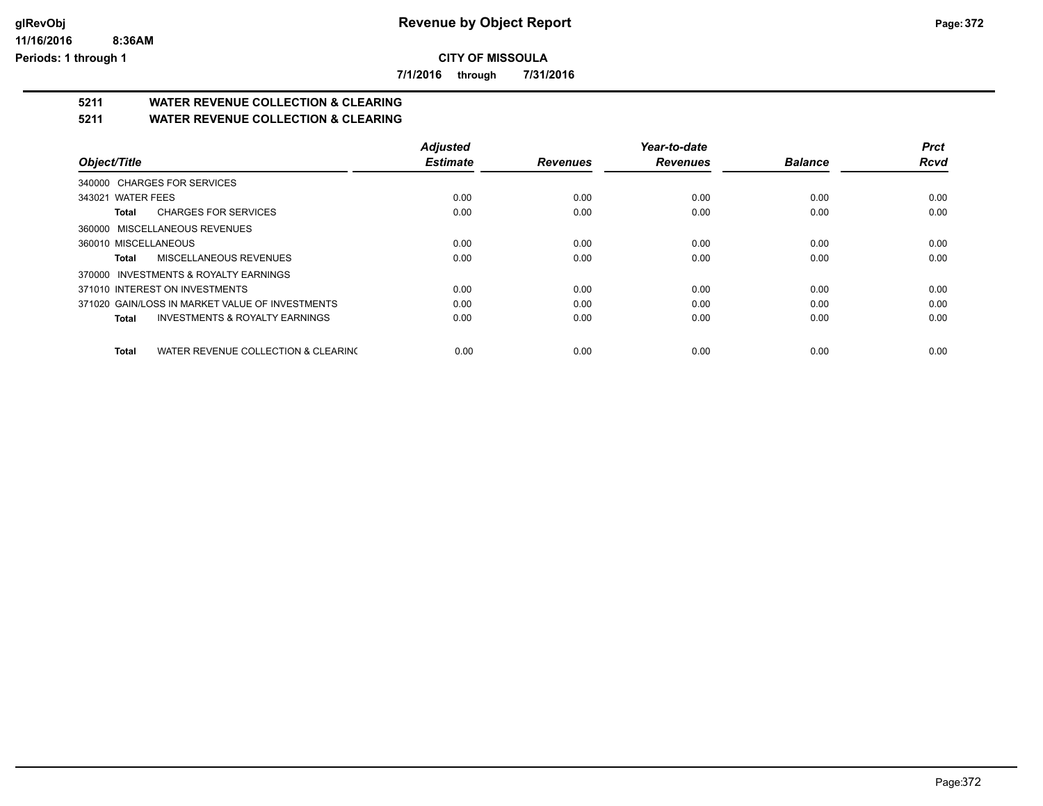# Revenue by Object Report

**CITY OF MISSOULA**

**7/1/2016 through 7/31/2016**

## 5211 WATER REVENUE COLLECTION & CLEARING

## 5211 WATER REVENUE COLLECTION & CLEARING

| Object/Title | Adjusted Estimate | Revenues | Year-to-date Revenues | Balance | Prct Rcvd |
|---|---|---|---|---|---|
| 340000 CHARGES FOR SERVICES | | | | | |
| 343021 WATER FEES | 0.00 | 0.00 | 0.00 | 0.00 | 0.00 |
| **Total** CHARGES FOR SERVICES | 0.00 | 0.00 | 0.00 | 0.00 | 0.00 |
| 360000 MISCELLANEOUS REVENUES | | | | | |
| 360010 MISCELLANEOUS | 0.00 | 0.00 | 0.00 | 0.00 | 0.00 |
| **Total** MISCELLANEOUS REVENUES | 0.00 | 0.00 | 0.00 | 0.00 | 0.00 |
| 370000 INVESTMENTS & ROYALTY EARNINGS | | | | | |
| 371010 INTEREST ON INVESTMENTS | 0.00 | 0.00 | 0.00 | 0.00 | 0.00 |
| 371020 GAIN/LOSS IN MARKET VALUE OF INVESTMENTS | 0.00 | 0.00 | 0.00 | 0.00 | 0.00 |
| **Total** INVESTMENTS & ROYALTY EARNINGS | 0.00 | 0.00 | 0.00 | 0.00 | 0.00 |
| **Total** WATER REVENUE COLLECTION & CLEARING | 0.00 | 0.00 | 0.00 | 0.00 | 0.00 |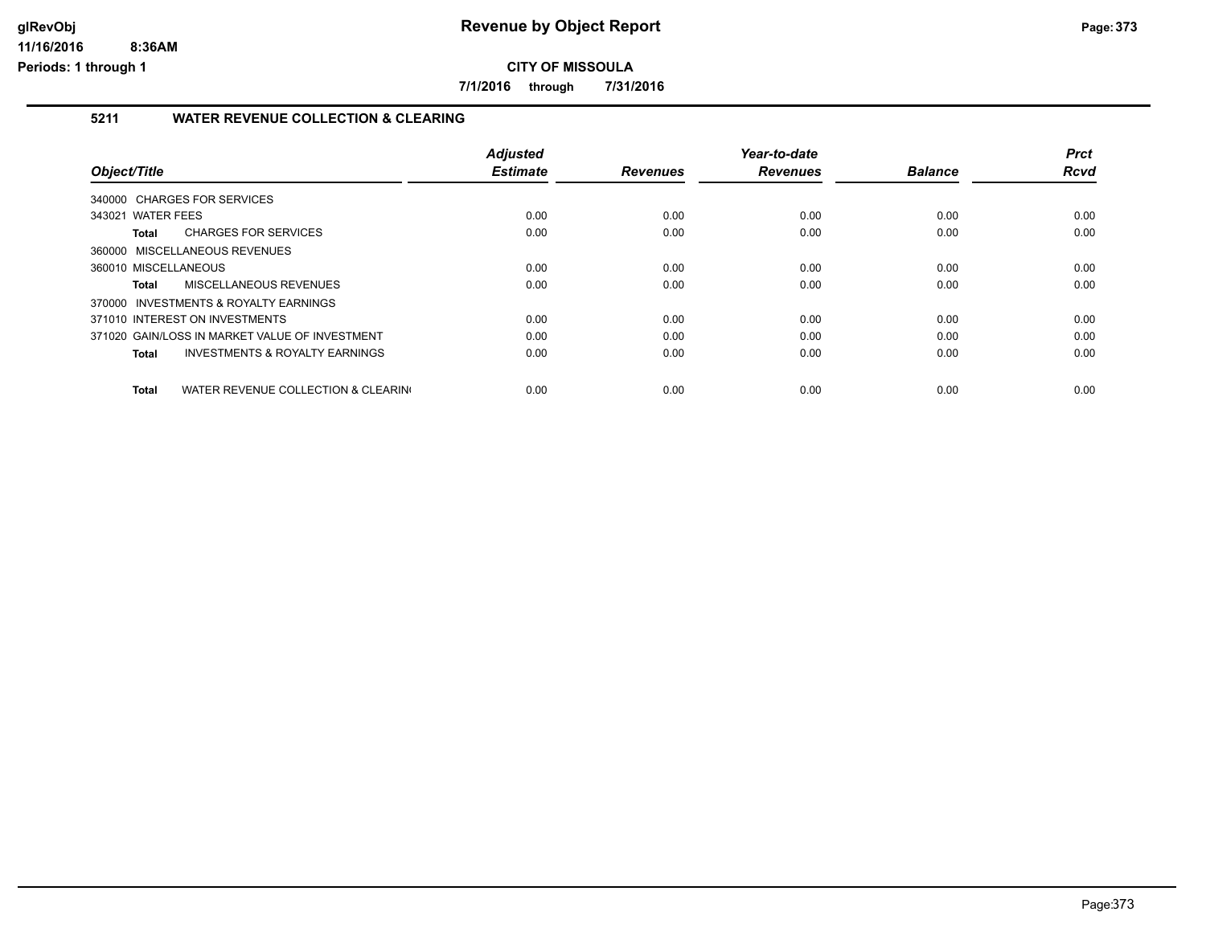# Revenue by Object Report

**CITY OF MISSOULA**

**7/1/2016 through 7/31/2016**

glRevObj
11/16/2016 8:36AM
Periods: 1 through 1

### 5211 WATER REVENUE COLLECTION & CLEARING

| Object/Title | Adjusted Estimate | Revenues | Year-to-date Revenues | Balance | Prct Rcvd |
|---|---|---|---|---|---|
| 340000 CHARGES FOR SERVICES | | | | | |
| 343021 WATER FEES | 0.00 | 0.00 | 0.00 | 0.00 | 0.00 |
| **Total** CHARGES FOR SERVICES | 0.00 | 0.00 | 0.00 | 0.00 | 0.00 |
| 360000 MISCELLANEOUS REVENUES | | | | | |
| 360010 MISCELLANEOUS | 0.00 | 0.00 | 0.00 | 0.00 | 0.00 |
| **Total** MISCELLANEOUS REVENUES | 0.00 | 0.00 | 0.00 | 0.00 | 0.00 |
| 370000 INVESTMENTS & ROYALTY EARNINGS | | | | | |
| 371010 INTEREST ON INVESTMENTS | 0.00 | 0.00 | 0.00 | 0.00 | 0.00 |
| 371020 GAIN/LOSS IN MARKET VALUE OF INVESTMENT | 0.00 | 0.00 | 0.00 | 0.00 | 0.00 |
| **Total** INVESTMENTS & ROYALTY EARNINGS | 0.00 | 0.00 | 0.00 | 0.00 | 0.00 |
| **Total** WATER REVENUE COLLECTION & CLEARIN( | 0.00 | 0.00 | 0.00 | 0.00 | 0.00 |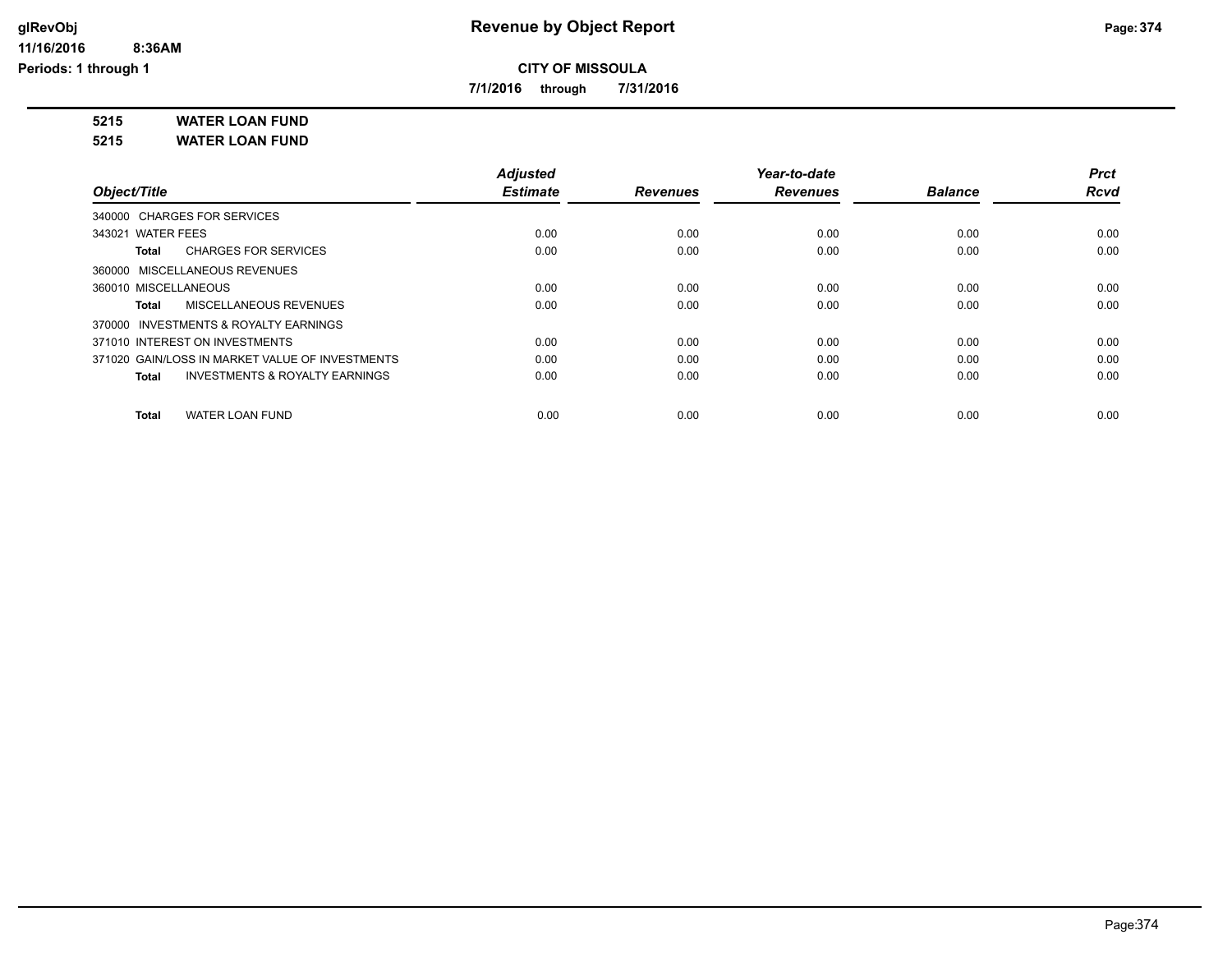# Revenue by Object Report

**CITY OF MISSOULA**

**7/1/2016 through 7/31/2016**

**5215 WATER LOAN FUND**

**5215 WATER LOAN FUND**

| Object/Title | Adjusted Estimate | Revenues | Year-to-date Revenues | Balance | Prct Rcvd |
|---|---|---|---|---|---|
| 340000 CHARGES FOR SERVICES | | | | | |
| 343021 WATER FEES | 0.00 | 0.00 | 0.00 | 0.00 | 0.00 |
| **Total** CHARGES FOR SERVICES | 0.00 | 0.00 | 0.00 | 0.00 | 0.00 |
| 360000 MISCELLANEOUS REVENUES | | | | | |
| 360010 MISCELLANEOUS | 0.00 | 0.00 | 0.00 | 0.00 | 0.00 |
| **Total** MISCELLANEOUS REVENUES | 0.00 | 0.00 | 0.00 | 0.00 | 0.00 |
| 370000 INVESTMENTS & ROYALTY EARNINGS | | | | | |
| 371010 INTEREST ON INVESTMENTS | 0.00 | 0.00 | 0.00 | 0.00 | 0.00 |
| 371020 GAIN/LOSS IN MARKET VALUE OF INVESTMENTS | 0.00 | 0.00 | 0.00 | 0.00 | 0.00 |
| **Total** INVESTMENTS & ROYALTY EARNINGS | 0.00 | 0.00 | 0.00 | 0.00 | 0.00 |
| **Total** WATER LOAN FUND | 0.00 | 0.00 | 0.00 | 0.00 | 0.00 |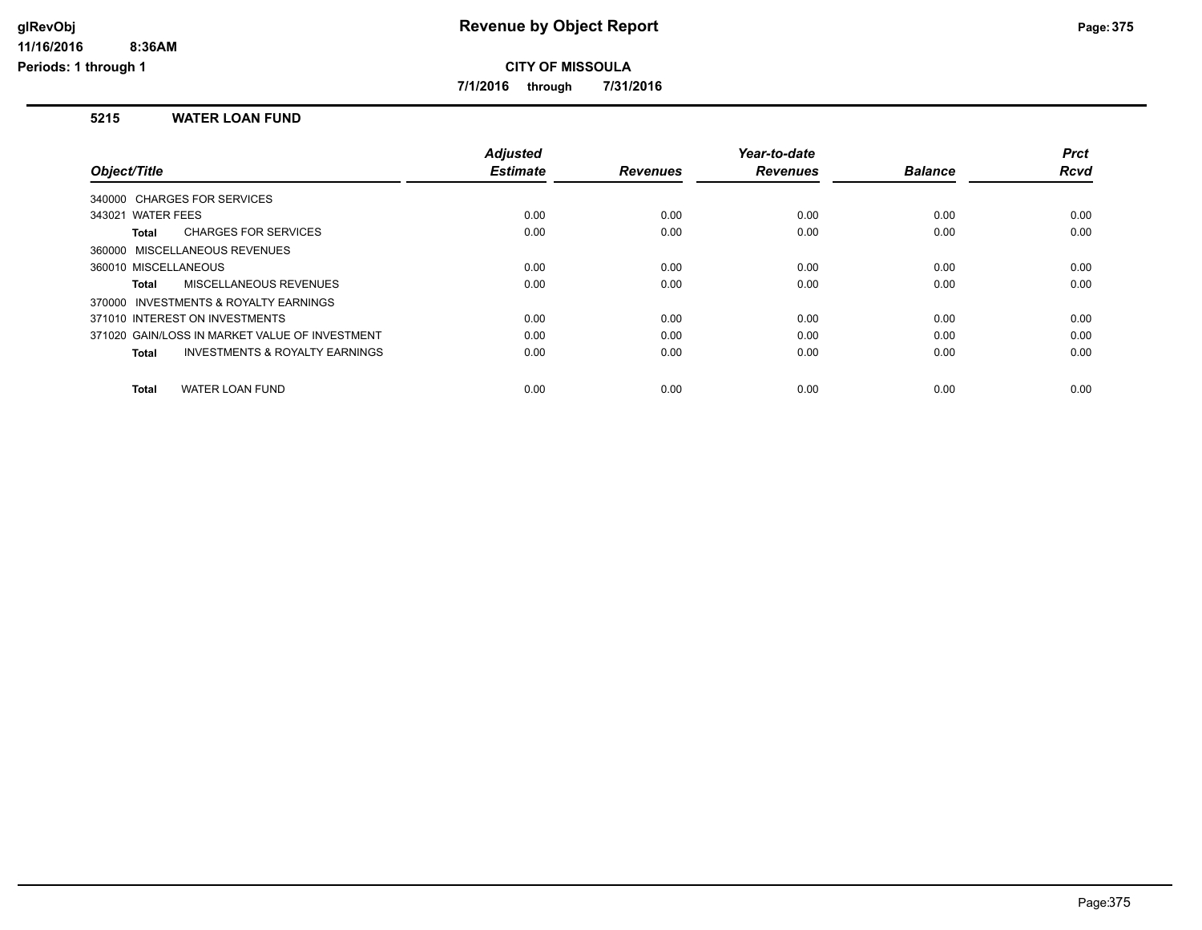# Revenue by Object Report

**CITY OF MISSOULA**

**7/1/2016 through 7/31/2016**

glRevObj
11/16/2016 8:36AM
Periods: 1 through 1

## 5215 WATER LOAN FUND

| Object/Title | Adjusted Estimate | Revenues | Year-to-date Revenues | Balance | Prct Rcvd |
|---|---|---|---|---|---|
| 340000 CHARGES FOR SERVICES | | | | | |
| 343021 WATER FEES | 0.00 | 0.00 | 0.00 | 0.00 | 0.00 |
| **Total** CHARGES FOR SERVICES | 0.00 | 0.00 | 0.00 | 0.00 | 0.00 |
| 360000 MISCELLANEOUS REVENUES | | | | | |
| 360010 MISCELLANEOUS | 0.00 | 0.00 | 0.00 | 0.00 | 0.00 |
| **Total** MISCELLANEOUS REVENUES | 0.00 | 0.00 | 0.00 | 0.00 | 0.00 |
| 370000 INVESTMENTS & ROYALTY EARNINGS | | | | | |
| 371010 INTEREST ON INVESTMENTS | 0.00 | 0.00 | 0.00 | 0.00 | 0.00 |
| 371020 GAIN/LOSS IN MARKET VALUE OF INVESTMENT | 0.00 | 0.00 | 0.00 | 0.00 | 0.00 |
| **Total** INVESTMENTS & ROYALTY EARNINGS | 0.00 | 0.00 | 0.00 | 0.00 | 0.00 |
| **Total** WATER LOAN FUND | 0.00 | 0.00 | 0.00 | 0.00 | 0.00 |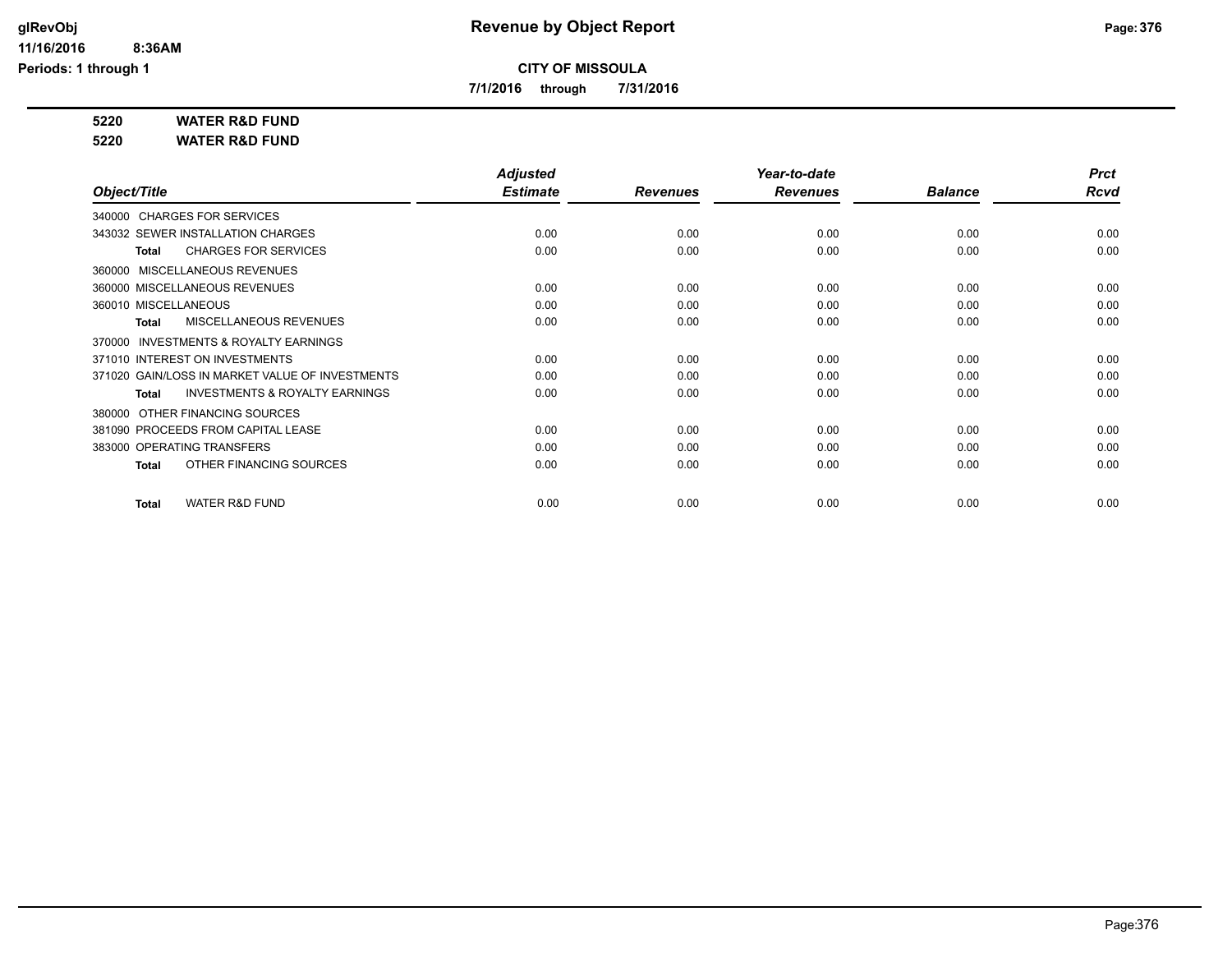**Revenue by Object Report**

**CITY OF MISSOULA**

**7/1/2016 through 7/31/2016**

glRevObj
11/16/2016 8:36AM
Periods: 1 through 1

**5220 WATER R&D FUND**

**5220 WATER R&D FUND**

| Object/Title | Adjusted Estimate | Revenues | Year-to-date Revenues | Balance | Prct Rcvd |
|---|---|---|---|---|---|
| 340000 CHARGES FOR SERVICES | | | | | |
| 343032 SEWER INSTALLATION CHARGES | 0.00 | 0.00 | 0.00 | 0.00 | 0.00 |
| **Total** CHARGES FOR SERVICES | 0.00 | 0.00 | 0.00 | 0.00 | 0.00 |
| 360000 MISCELLANEOUS REVENUES | | | | | |
| 360000 MISCELLANEOUS REVENUES | 0.00 | 0.00 | 0.00 | 0.00 | 0.00 |
| 360010 MISCELLANEOUS | 0.00 | 0.00 | 0.00 | 0.00 | 0.00 |
| **Total** MISCELLANEOUS REVENUES | 0.00 | 0.00 | 0.00 | 0.00 | 0.00 |
| 370000 INVESTMENTS & ROYALTY EARNINGS | | | | | |
| 371010 INTEREST ON INVESTMENTS | 0.00 | 0.00 | 0.00 | 0.00 | 0.00 |
| 371020 GAIN/LOSS IN MARKET VALUE OF INVESTMENTS | 0.00 | 0.00 | 0.00 | 0.00 | 0.00 |
| **Total** INVESTMENTS & ROYALTY EARNINGS | 0.00 | 0.00 | 0.00 | 0.00 | 0.00 |
| 380000 OTHER FINANCING SOURCES | | | | | |
| 381090 PROCEEDS FROM CAPITAL LEASE | 0.00 | 0.00 | 0.00 | 0.00 | 0.00 |
| 383000 OPERATING TRANSFERS | 0.00 | 0.00 | 0.00 | 0.00 | 0.00 |
| **Total** OTHER FINANCING SOURCES | 0.00 | 0.00 | 0.00 | 0.00 | 0.00 |
| **Total** WATER R&D FUND | 0.00 | 0.00 | 0.00 | 0.00 | 0.00 |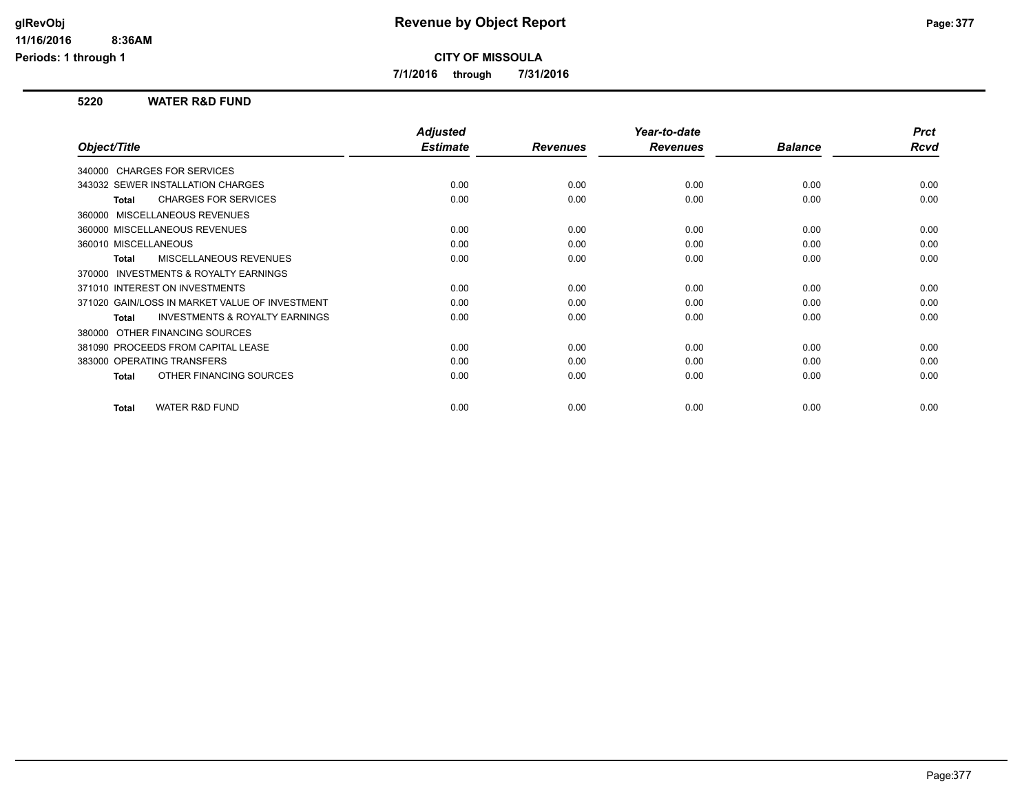# Revenue by Object Report

**CITY OF MISSOULA**

**7/1/2016 through 7/31/2016**

## 5220 WATER R&D FUND

| Object/Title | Adjusted Estimate | Revenues | Year-to-date Revenues | Balance | Prct Rcvd |
|---|---|---|---|---|---|
| 340000 CHARGES FOR SERVICES | | | | | |
| 343032 SEWER INSTALLATION CHARGES | 0.00 | 0.00 | 0.00 | 0.00 | 0.00 |
| **Total** CHARGES FOR SERVICES | 0.00 | 0.00 | 0.00 | 0.00 | 0.00 |
| 360000 MISCELLANEOUS REVENUES | | | | | |
| 360000 MISCELLANEOUS REVENUES | 0.00 | 0.00 | 0.00 | 0.00 | 0.00 |
| 360010 MISCELLANEOUS | 0.00 | 0.00 | 0.00 | 0.00 | 0.00 |
| **Total** MISCELLANEOUS REVENUES | 0.00 | 0.00 | 0.00 | 0.00 | 0.00 |
| 370000 INVESTMENTS & ROYALTY EARNINGS | | | | | |
| 371010 INTEREST ON INVESTMENTS | 0.00 | 0.00 | 0.00 | 0.00 | 0.00 |
| 371020 GAIN/LOSS IN MARKET VALUE OF INVESTMENT | 0.00 | 0.00 | 0.00 | 0.00 | 0.00 |
| **Total** INVESTMENTS & ROYALTY EARNINGS | 0.00 | 0.00 | 0.00 | 0.00 | 0.00 |
| 380000 OTHER FINANCING SOURCES | | | | | |
| 381090 PROCEEDS FROM CAPITAL LEASE | 0.00 | 0.00 | 0.00 | 0.00 | 0.00 |
| 383000 OPERATING TRANSFERS | 0.00 | 0.00 | 0.00 | 0.00 | 0.00 |
| **Total** OTHER FINANCING SOURCES | 0.00 | 0.00 | 0.00 | 0.00 | 0.00 |
| **Total** WATER R&D FUND | 0.00 | 0.00 | 0.00 | 0.00 | 0.00 |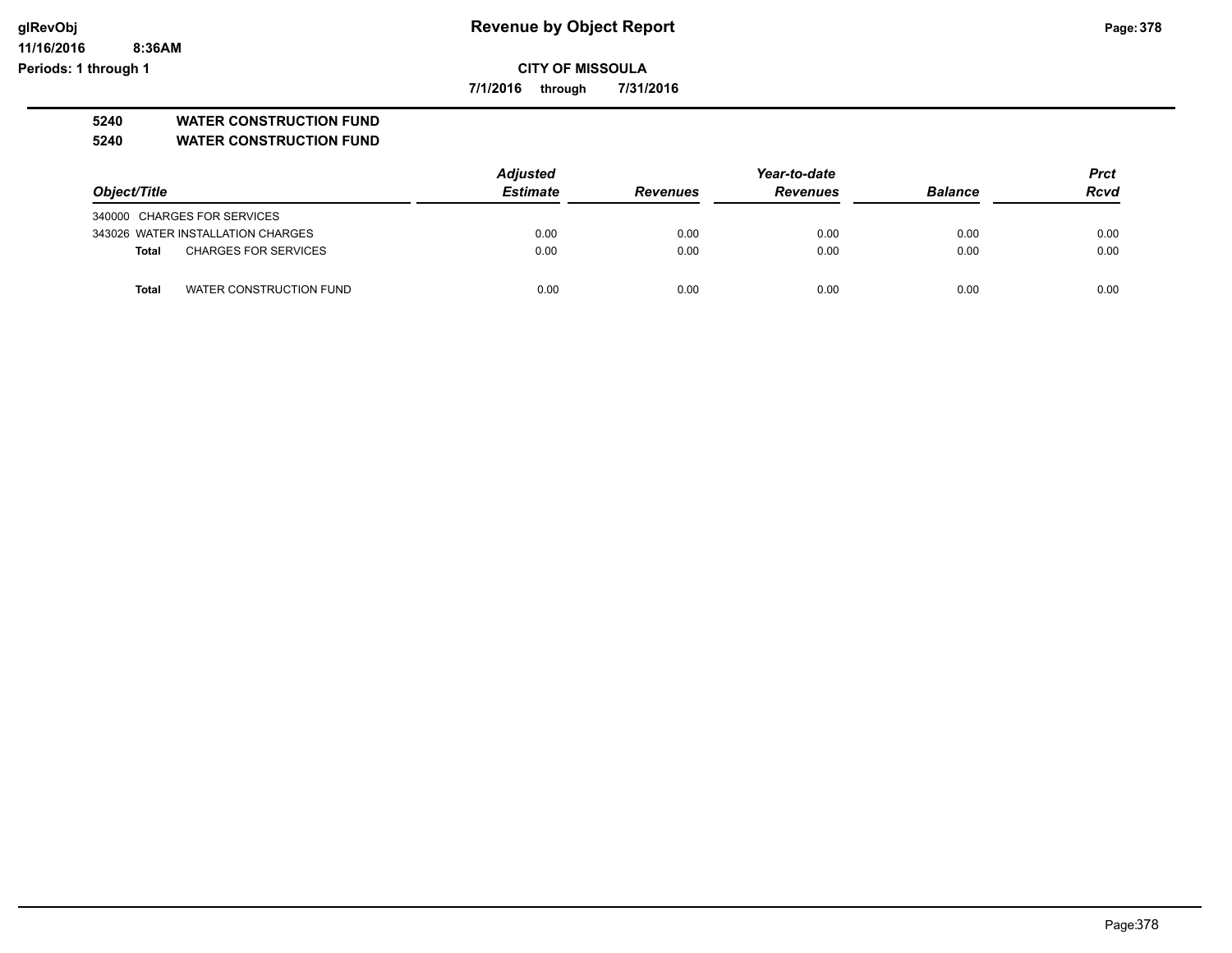**Revenue by Object Report**

**CITY OF MISSOULA**

**7/1/2016 through 7/31/2016**

**5240 WATER CONSTRUCTION FUND**

**5240 WATER CONSTRUCTION FUND**

| Object/Title | | Adjusted Estimate | Revenues | Year-to-date Revenues | Balance | Prct Rcvd |
|---|---|---|---|---|---|---|
| 340000 CHARGES FOR SERVICES | | | | | | |
| 343026 WATER INSTALLATION CHARGES | | 0.00 | 0.00 | 0.00 | 0.00 | 0.00 |
| **Total** | CHARGES FOR SERVICES | 0.00 | 0.00 | 0.00 | 0.00 | 0.00 |
| **Total** | WATER CONSTRUCTION FUND | 0.00 | 0.00 | 0.00 | 0.00 | 0.00 |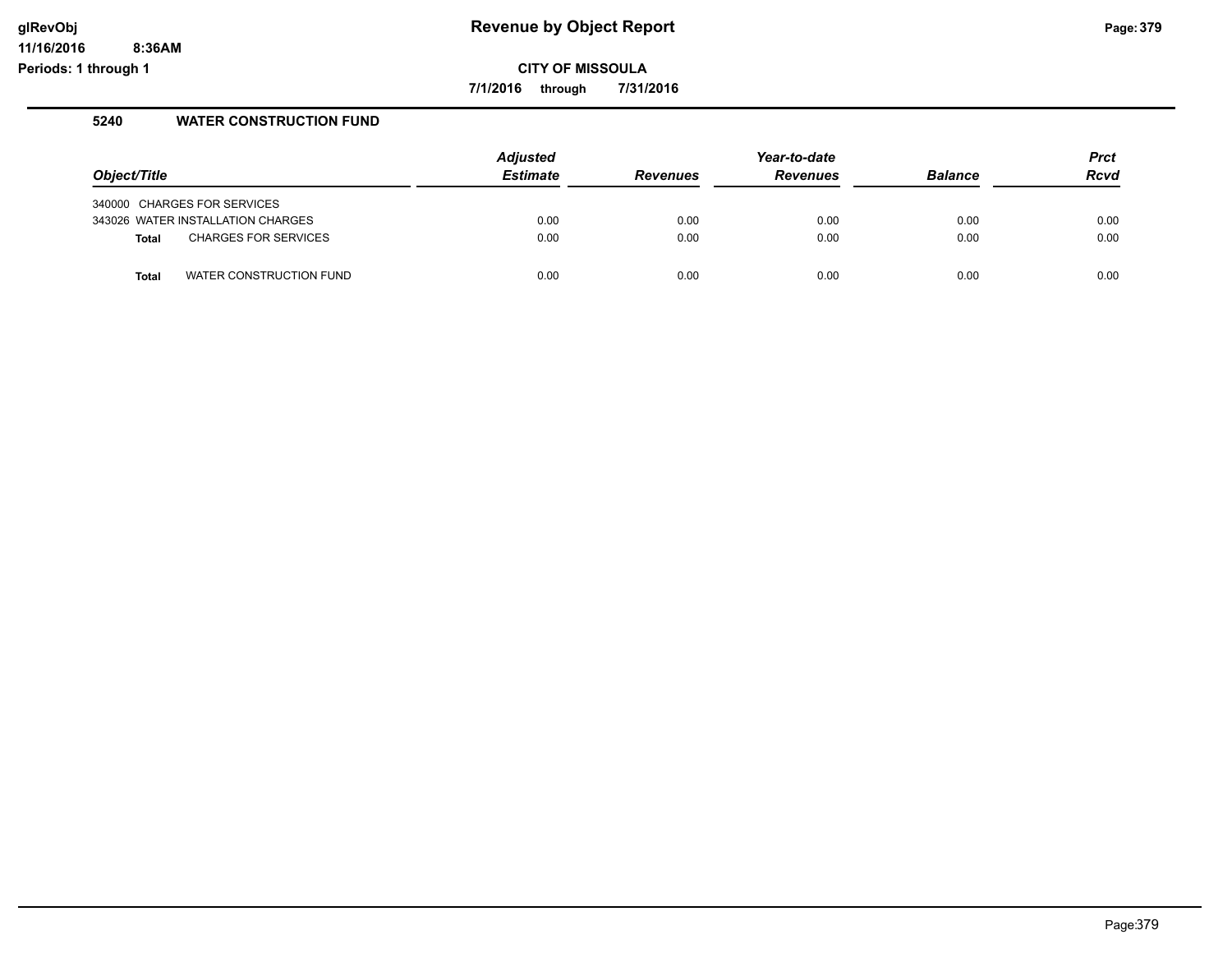# Revenue by Object Report

**CITY OF MISSOULA**

**7/1/2016 through 7/31/2016**

Periods: 1 through 1

## 5240 WATER CONSTRUCTION FUND

| Object/Title | Adjusted Estimate | Revenues | Year-to-date Revenues | Balance | Prct Rcvd |
|---|---|---|---|---|---|
| 340000 CHARGES FOR SERVICES | | | | | |
| 343026 WATER INSTALLATION CHARGES | 0.00 | 0.00 | 0.00 | 0.00 | 0.00 |
| **Total** CHARGES FOR SERVICES | 0.00 | 0.00 | 0.00 | 0.00 | 0.00 |
| **Total** WATER CONSTRUCTION FUND | 0.00 | 0.00 | 0.00 | 0.00 | 0.00 |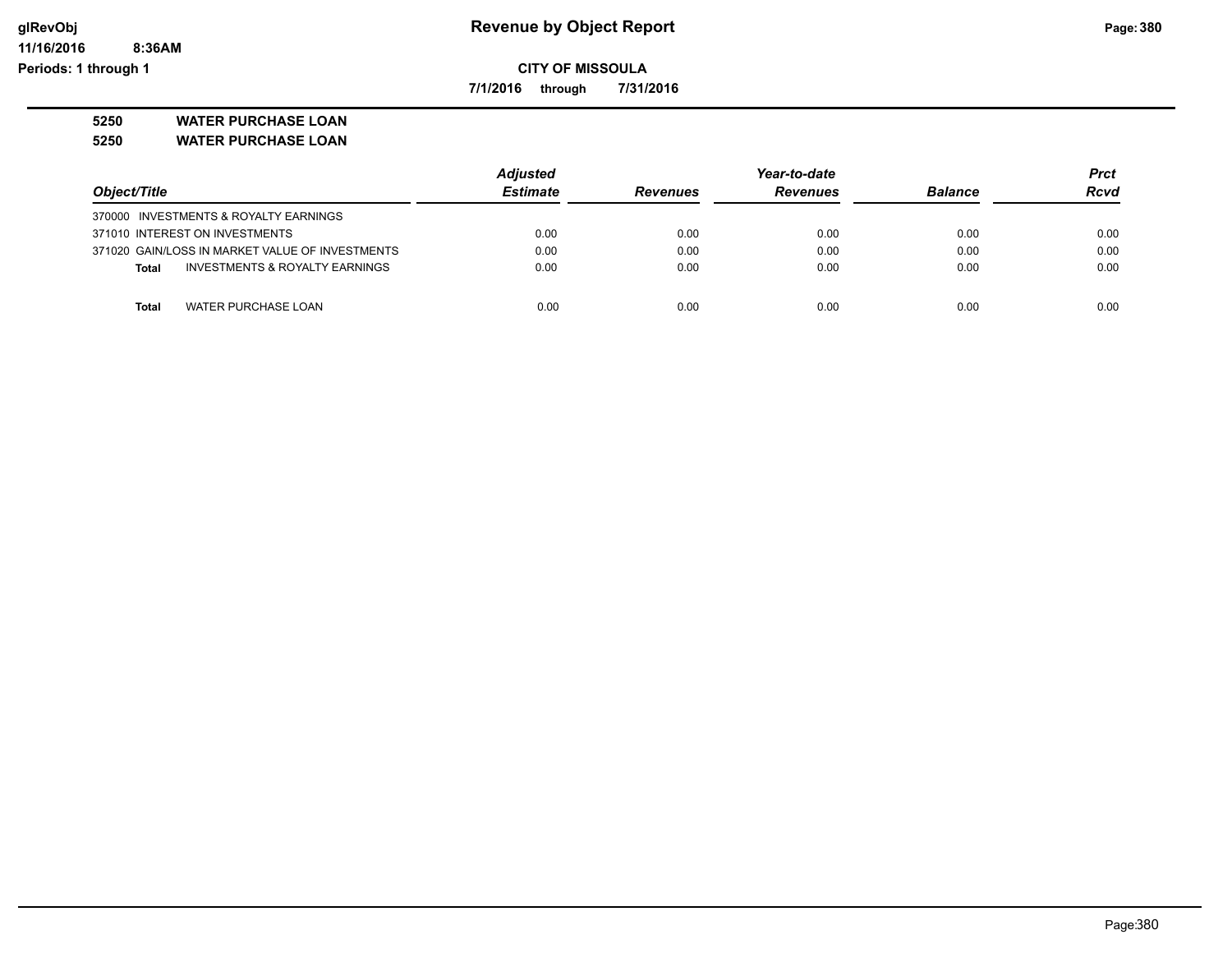**Revenue by Object Report**

**CITY OF MISSOULA**

**7/1/2016 through 7/31/2016**

glRevObj
11/16/2016 8:36AM
Periods: 1 through 1

**5250 WATER PURCHASE LOAN**

**5250 WATER PURCHASE LOAN**

| Object/Title | Adjusted Estimate | Revenues | Year-to-date Revenues | Balance | Prct Rcvd |
|---|---|---|---|---|---|
| 370000 INVESTMENTS & ROYALTY EARNINGS | | | | | |
| 371010 INTEREST ON INVESTMENTS | 0.00 | 0.00 | 0.00 | 0.00 | 0.00 |
| 371020 GAIN/LOSS IN MARKET VALUE OF INVESTMENTS | 0.00 | 0.00 | 0.00 | 0.00 | 0.00 |
| **Total** INVESTMENTS & ROYALTY EARNINGS | 0.00 | 0.00 | 0.00 | 0.00 | 0.00 |
| **Total** WATER PURCHASE LOAN | 0.00 | 0.00 | 0.00 | 0.00 | 0.00 |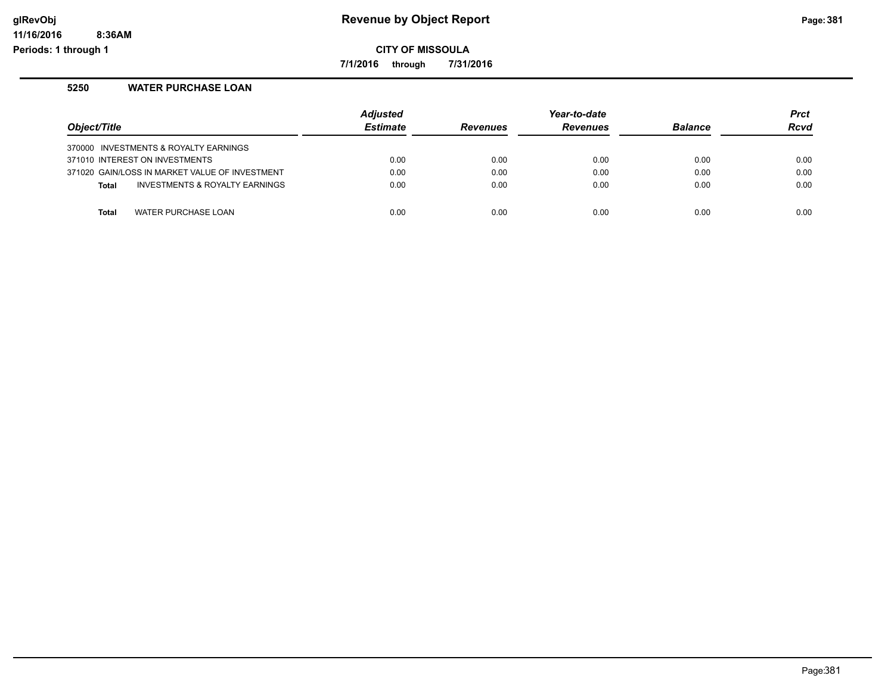**CITY OF MISSOULA**

**7/1/2016 through 7/31/2016**

## 5250 WATER PURCHASE LOAN

| Object/Title | Adjusted Estimate | Revenues | Year-to-date Revenues | Balance | Prct Rcvd |
|---|---|---|---|---|---|
| 370000 INVESTMENTS & ROYALTY EARNINGS | | | | | |
| 371010 INTEREST ON INVESTMENTS | 0.00 | 0.00 | 0.00 | 0.00 | 0.00 |
| 371020 GAIN/LOSS IN MARKET VALUE OF INVESTMENT | 0.00 | 0.00 | 0.00 | 0.00 | 0.00 |
| **Total** INVESTMENTS & ROYALTY EARNINGS | 0.00 | 0.00 | 0.00 | 0.00 | 0.00 |
| **Total** WATER PURCHASE LOAN | 0.00 | 0.00 | 0.00 | 0.00 | 0.00 |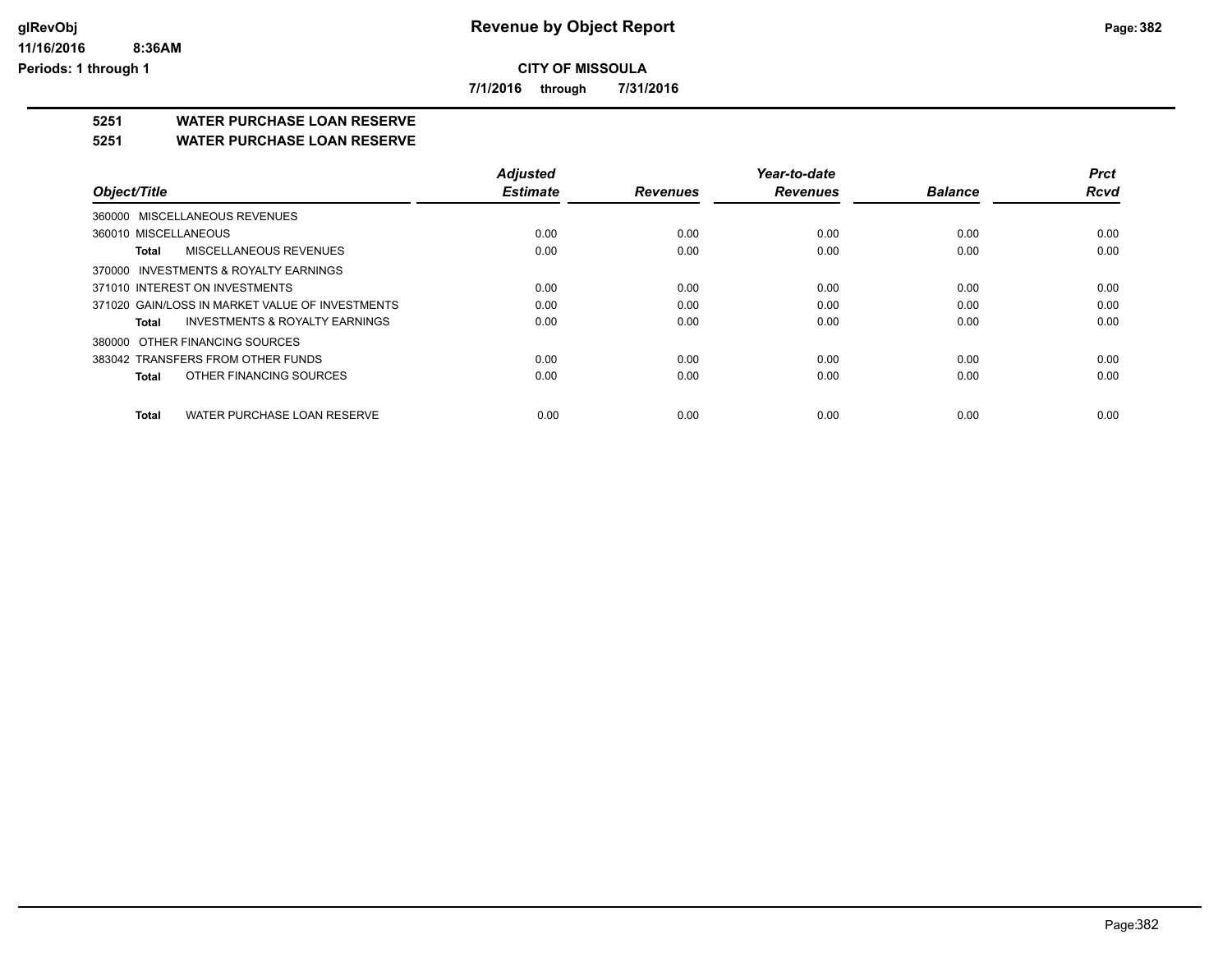# Revenue by Object Report

## CITY OF MISSOULA

**7/1/2016 through 7/31/2016**

glRevObj
11/16/2016 8:36AM
Periods: 1 through 1

**5251 WATER PURCHASE LOAN RESERVE**

**5251 WATER PURCHASE LOAN RESERVE**

| Object/Title | Adjusted Estimate | Revenues | Year-to-date Revenues | Balance | Prct Rcvd |
|---|---|---|---|---|---|
| 360000 MISCELLANEOUS REVENUES | | | | | |
| 360010 MISCELLANEOUS | 0.00 | 0.00 | 0.00 | 0.00 | 0.00 |
| **Total** MISCELLANEOUS REVENUES | 0.00 | 0.00 | 0.00 | 0.00 | 0.00 |
| 370000 INVESTMENTS & ROYALTY EARNINGS | | | | | |
| 371010 INTEREST ON INVESTMENTS | 0.00 | 0.00 | 0.00 | 0.00 | 0.00 |
| 371020 GAIN/LOSS IN MARKET VALUE OF INVESTMENTS | 0.00 | 0.00 | 0.00 | 0.00 | 0.00 |
| **Total** INVESTMENTS & ROYALTY EARNINGS | 0.00 | 0.00 | 0.00 | 0.00 | 0.00 |
| 380000 OTHER FINANCING SOURCES | | | | | |
| 383042 TRANSFERS FROM OTHER FUNDS | 0.00 | 0.00 | 0.00 | 0.00 | 0.00 |
| **Total** OTHER FINANCING SOURCES | 0.00 | 0.00 | 0.00 | 0.00 | 0.00 |
| **Total** WATER PURCHASE LOAN RESERVE | 0.00 | 0.00 | 0.00 | 0.00 | 0.00 |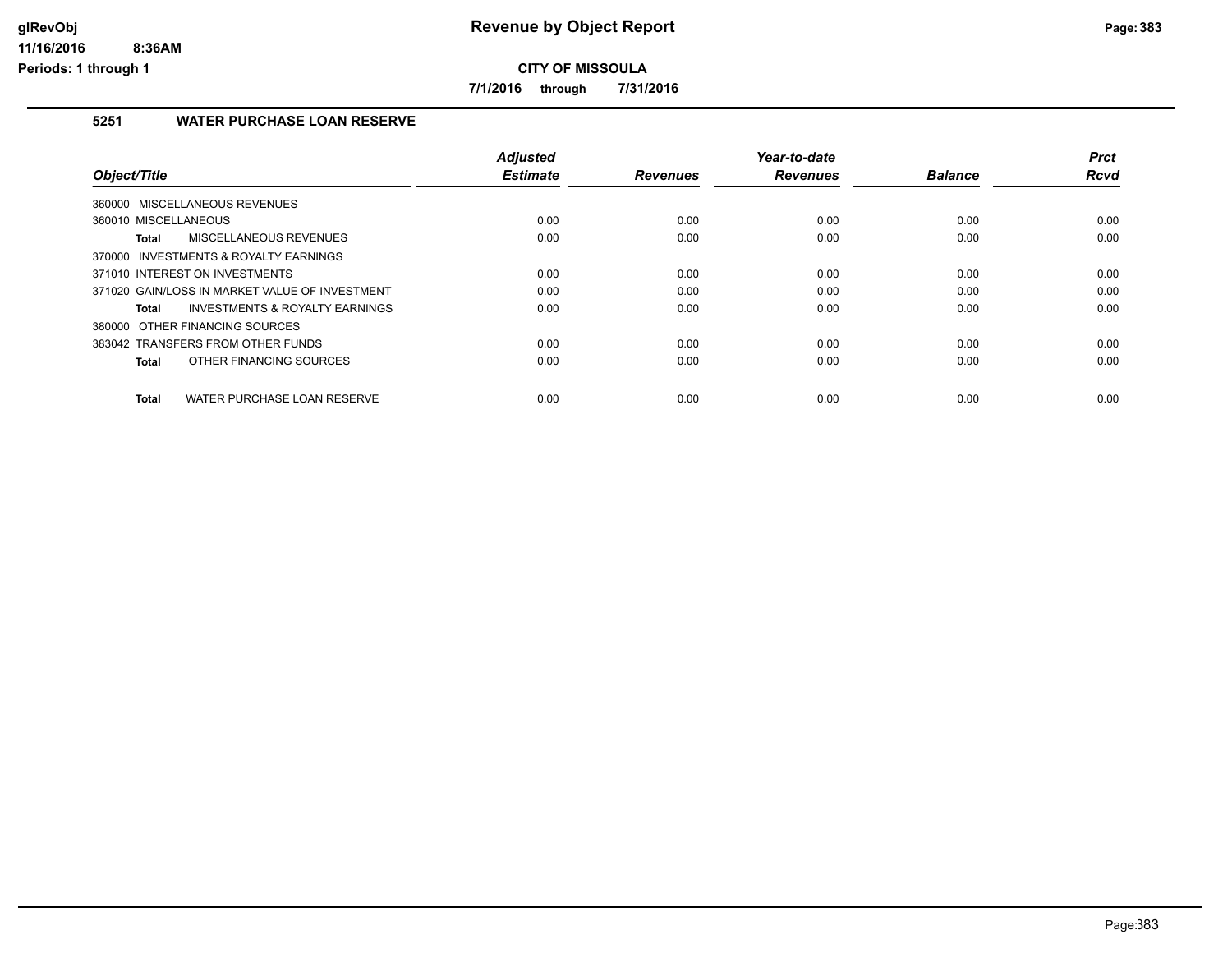# Revenue by Object Report

**CITY OF MISSOULA**

**7/1/2016 through 7/31/2016**

### 5251 WATER PURCHASE LOAN RESERVE

| Object/Title | Adjusted Estimate | Revenues | Year-to-date Revenues | Balance | Prct Rcvd |
|---|---|---|---|---|---|
| 360000 MISCELLANEOUS REVENUES | | | | | |
| 360010 MISCELLANEOUS | 0.00 | 0.00 | 0.00 | 0.00 | 0.00 |
| **Total** MISCELLANEOUS REVENUES | 0.00 | 0.00 | 0.00 | 0.00 | 0.00 |
| 370000 INVESTMENTS & ROYALTY EARNINGS | | | | | |
| 371010 INTEREST ON INVESTMENTS | 0.00 | 0.00 | 0.00 | 0.00 | 0.00 |
| 371020 GAIN/LOSS IN MARKET VALUE OF INVESTMENT | 0.00 | 0.00 | 0.00 | 0.00 | 0.00 |
| **Total** INVESTMENTS & ROYALTY EARNINGS | 0.00 | 0.00 | 0.00 | 0.00 | 0.00 |
| 380000 OTHER FINANCING SOURCES | | | | | |
| 383042 TRANSFERS FROM OTHER FUNDS | 0.00 | 0.00 | 0.00 | 0.00 | 0.00 |
| **Total** OTHER FINANCING SOURCES | 0.00 | 0.00 | 0.00 | 0.00 | 0.00 |
| **Total** WATER PURCHASE LOAN RESERVE | 0.00 | 0.00 | 0.00 | 0.00 | 0.00 |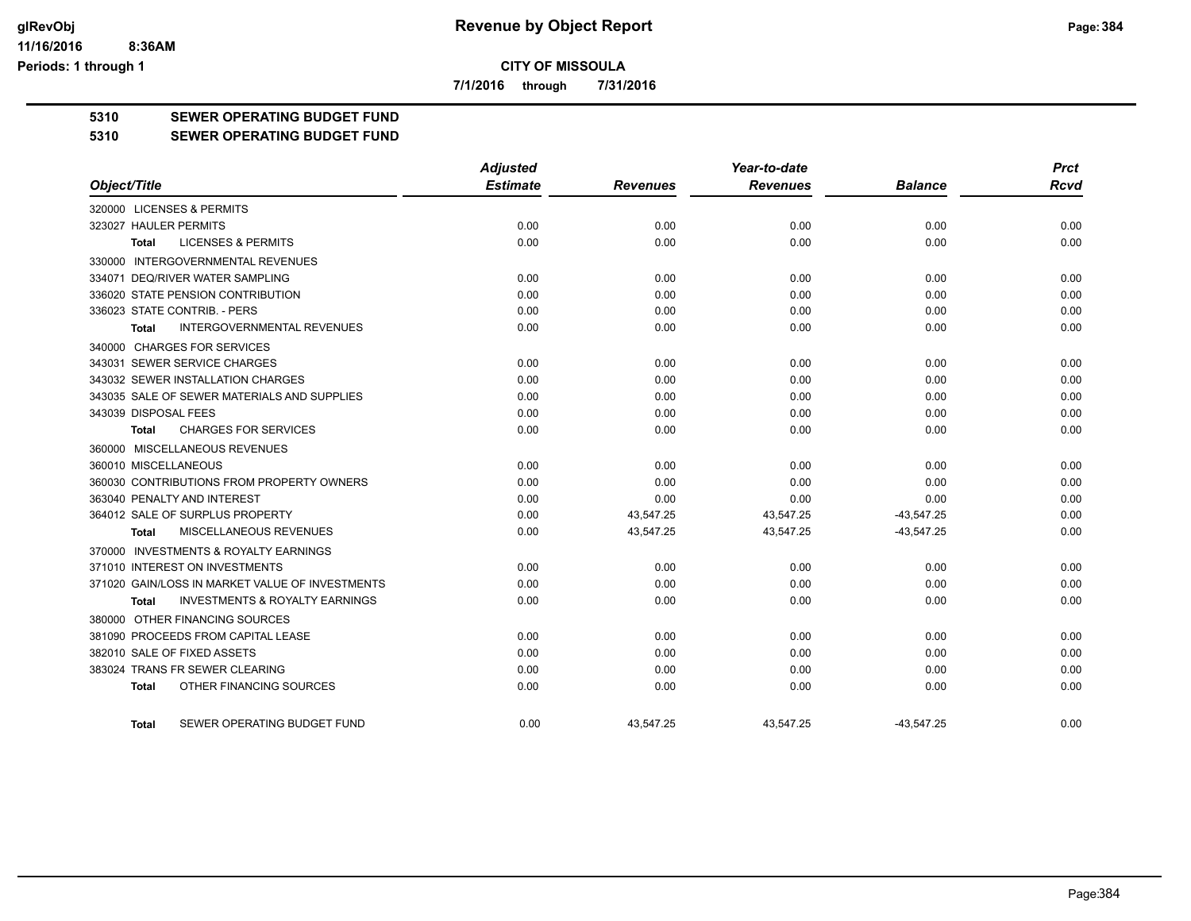**CITY OF MISSOULA**

**7/1/2016 through 7/31/2016**

**Revenue by Object Report**

**5310 SEWER OPERATING BUDGET FUND**

**5310 SEWER OPERATING BUDGET FUND**

| Object/Title | Adjusted Estimate | Revenues | Year-to-date Revenues | Balance | Prct Rcvd |
|---|---|---|---|---|---|
| 320000 LICENSES & PERMITS | | | | | |
| 323027 HAULER PERMITS | 0.00 | 0.00 | 0.00 | 0.00 | 0.00 |
| Total LICENSES & PERMITS | 0.00 | 0.00 | 0.00 | 0.00 | 0.00 |
| 330000 INTERGOVERNMENTAL REVENUES | | | | | |
| 334071 DEQ/RIVER WATER SAMPLING | 0.00 | 0.00 | 0.00 | 0.00 | 0.00 |
| 336020 STATE PENSION CONTRIBUTION | 0.00 | 0.00 | 0.00 | 0.00 | 0.00 |
| 336023 STATE CONTRIB. - PERS | 0.00 | 0.00 | 0.00 | 0.00 | 0.00 |
| Total INTERGOVERNMENTAL REVENUES | 0.00 | 0.00 | 0.00 | 0.00 | 0.00 |
| 340000 CHARGES FOR SERVICES | | | | | |
| 343031 SEWER SERVICE CHARGES | 0.00 | 0.00 | 0.00 | 0.00 | 0.00 |
| 343032 SEWER INSTALLATION CHARGES | 0.00 | 0.00 | 0.00 | 0.00 | 0.00 |
| 343035 SALE OF SEWER MATERIALS AND SUPPLIES | 0.00 | 0.00 | 0.00 | 0.00 | 0.00 |
| 343039 DISPOSAL FEES | 0.00 | 0.00 | 0.00 | 0.00 | 0.00 |
| Total CHARGES FOR SERVICES | 0.00 | 0.00 | 0.00 | 0.00 | 0.00 |
| 360000 MISCELLANEOUS REVENUES | | | | | |
| 360010 MISCELLANEOUS | 0.00 | 0.00 | 0.00 | 0.00 | 0.00 |
| 360030 CONTRIBUTIONS FROM PROPERTY OWNERS | 0.00 | 0.00 | 0.00 | 0.00 | 0.00 |
| 363040 PENALTY AND INTEREST | 0.00 | 0.00 | 0.00 | 0.00 | 0.00 |
| 364012 SALE OF SURPLUS PROPERTY | 0.00 | 43,547.25 | 43,547.25 | -43,547.25 | 0.00 |
| Total MISCELLANEOUS REVENUES | 0.00 | 43,547.25 | 43,547.25 | -43,547.25 | 0.00 |
| 370000 INVESTMENTS & ROYALTY EARNINGS | | | | | |
| 371010 INTEREST ON INVESTMENTS | 0.00 | 0.00 | 0.00 | 0.00 | 0.00 |
| 371020 GAIN/LOSS IN MARKET VALUE OF INVESTMENTS | 0.00 | 0.00 | 0.00 | 0.00 | 0.00 |
| Total INVESTMENTS & ROYALTY EARNINGS | 0.00 | 0.00 | 0.00 | 0.00 | 0.00 |
| 380000 OTHER FINANCING SOURCES | | | | | |
| 381090 PROCEEDS FROM CAPITAL LEASE | 0.00 | 0.00 | 0.00 | 0.00 | 0.00 |
| 382010 SALE OF FIXED ASSETS | 0.00 | 0.00 | 0.00 | 0.00 | 0.00 |
| 383024 TRANS FR SEWER CLEARING | 0.00 | 0.00 | 0.00 | 0.00 | 0.00 |
| Total OTHER FINANCING SOURCES | 0.00 | 0.00 | 0.00 | 0.00 | 0.00 |
| Total SEWER OPERATING BUDGET FUND | 0.00 | 43,547.25 | 43,547.25 | -43,547.25 | 0.00 |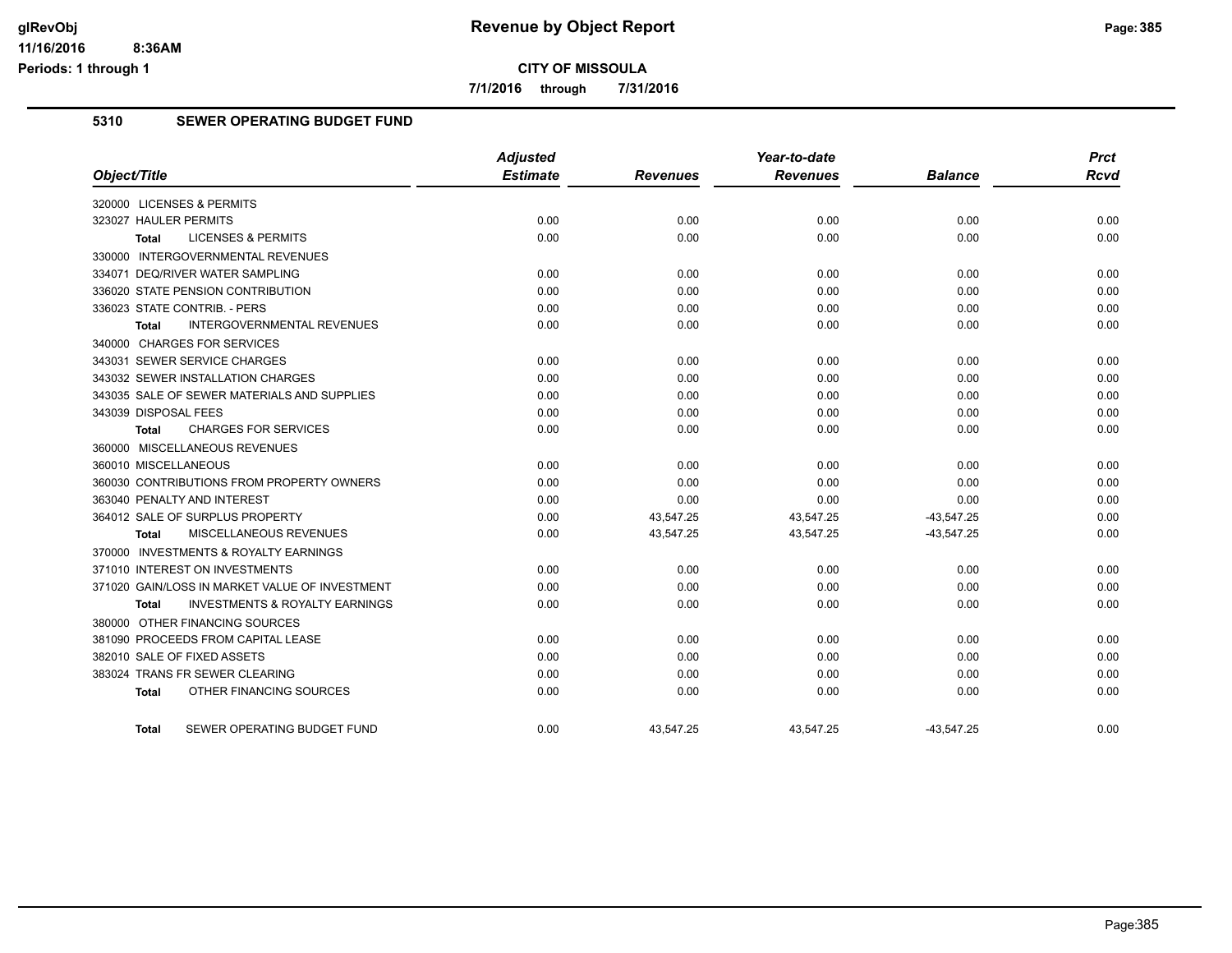# Revenue by Object Report

**CITY OF MISSOULA**

**7/1/2016 through 7/31/2016**

## 5310 SEWER OPERATING BUDGET FUND

| Object/Title | Adjusted Estimate | Revenues | Year-to-date Revenues | Balance | Prct Rcvd |
|---|---|---|---|---|---|
| 320000 LICENSES & PERMITS | | | | | |
| 323027 HAULER PERMITS | 0.00 | 0.00 | 0.00 | 0.00 | 0.00 |
| Total LICENSES & PERMITS | 0.00 | 0.00 | 0.00 | 0.00 | 0.00 |
| 330000 INTERGOVERNMENTAL REVENUES | | | | | |
| 334071 DEQ/RIVER WATER SAMPLING | 0.00 | 0.00 | 0.00 | 0.00 | 0.00 |
| 336020 STATE PENSION CONTRIBUTION | 0.00 | 0.00 | 0.00 | 0.00 | 0.00 |
| 336023 STATE CONTRIB. - PERS | 0.00 | 0.00 | 0.00 | 0.00 | 0.00 |
| Total INTERGOVERNMENTAL REVENUES | 0.00 | 0.00 | 0.00 | 0.00 | 0.00 |
| 340000 CHARGES FOR SERVICES | | | | | |
| 343031 SEWER SERVICE CHARGES | 0.00 | 0.00 | 0.00 | 0.00 | 0.00 |
| 343032 SEWER INSTALLATION CHARGES | 0.00 | 0.00 | 0.00 | 0.00 | 0.00 |
| 343035 SALE OF SEWER MATERIALS AND SUPPLIES | 0.00 | 0.00 | 0.00 | 0.00 | 0.00 |
| 343039 DISPOSAL FEES | 0.00 | 0.00 | 0.00 | 0.00 | 0.00 |
| Total CHARGES FOR SERVICES | 0.00 | 0.00 | 0.00 | 0.00 | 0.00 |
| 360000 MISCELLANEOUS REVENUES | | | | | |
| 360010 MISCELLANEOUS | 0.00 | 0.00 | 0.00 | 0.00 | 0.00 |
| 360030 CONTRIBUTIONS FROM PROPERTY OWNERS | 0.00 | 0.00 | 0.00 | 0.00 | 0.00 |
| 363040 PENALTY AND INTEREST | 0.00 | 0.00 | 0.00 | 0.00 | 0.00 |
| 364012 SALE OF SURPLUS PROPERTY | 0.00 | 43,547.25 | 43,547.25 | -43,547.25 | 0.00 |
| Total MISCELLANEOUS REVENUES | 0.00 | 43,547.25 | 43,547.25 | -43,547.25 | 0.00 |
| 370000 INVESTMENTS & ROYALTY EARNINGS | | | | | |
| 371010 INTEREST ON INVESTMENTS | 0.00 | 0.00 | 0.00 | 0.00 | 0.00 |
| 371020 GAIN/LOSS IN MARKET VALUE OF INVESTMENT | 0.00 | 0.00 | 0.00 | 0.00 | 0.00 |
| Total INVESTMENTS & ROYALTY EARNINGS | 0.00 | 0.00 | 0.00 | 0.00 | 0.00 |
| 380000 OTHER FINANCING SOURCES | | | | | |
| 381090 PROCEEDS FROM CAPITAL LEASE | 0.00 | 0.00 | 0.00 | 0.00 | 0.00 |
| 382010 SALE OF FIXED ASSETS | 0.00 | 0.00 | 0.00 | 0.00 | 0.00 |
| 383024 TRANS FR SEWER CLEARING | 0.00 | 0.00 | 0.00 | 0.00 | 0.00 |
| Total OTHER FINANCING SOURCES | 0.00 | 0.00 | 0.00 | 0.00 | 0.00 |
| Total SEWER OPERATING BUDGET FUND | 0.00 | 43,547.25 | 43,547.25 | -43,547.25 | 0.00 |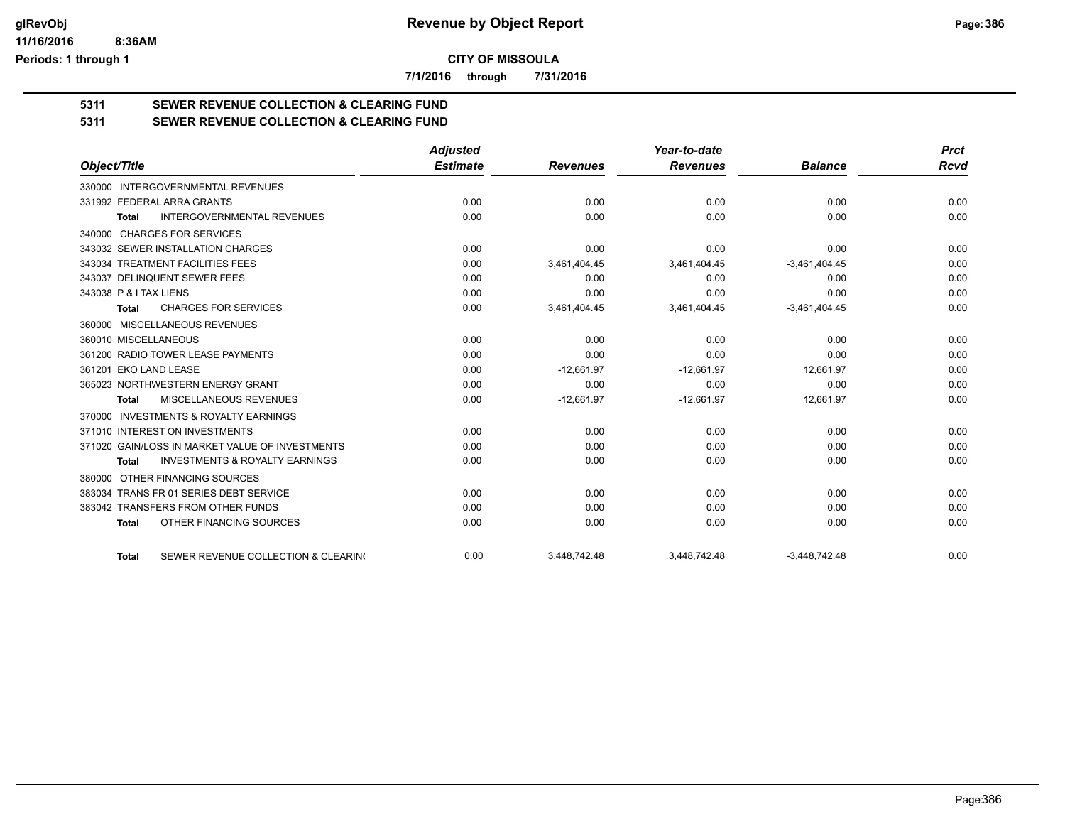**CITY OF MISSOULA**

**7/1/2016 through 7/31/2016**

## 5311 SEWER REVENUE COLLECTION & CLEARING FUND

## 5311 SEWER REVENUE COLLECTION & CLEARING FUND

| Object/Title | Adjusted Estimate | Revenues | Year-to-date Revenues | Balance | Prct Rcvd |
|---|---|---|---|---|---|
| 330000 INTERGOVERNMENTAL REVENUES | | | | | |
| 331992 FEDERAL ARRA GRANTS | 0.00 | 0.00 | 0.00 | 0.00 | 0.00 |
| **Total** INTERGOVERNMENTAL REVENUES | 0.00 | 0.00 | 0.00 | 0.00 | 0.00 |
| 340000 CHARGES FOR SERVICES | | | | | |
| 343032 SEWER INSTALLATION CHARGES | 0.00 | 0.00 | 0.00 | 0.00 | 0.00 |
| 343034 TREATMENT FACILITIES FEES | 0.00 | 3,461,404.45 | 3,461,404.45 | -3,461,404.45 | 0.00 |
| 343037 DELINQUENT SEWER FEES | 0.00 | 0.00 | 0.00 | 0.00 | 0.00 |
| 343038 P & I TAX LIENS | 0.00 | 0.00 | 0.00 | 0.00 | 0.00 |
| **Total** CHARGES FOR SERVICES | 0.00 | 3,461,404.45 | 3,461,404.45 | -3,461,404.45 | 0.00 |
| 360000 MISCELLANEOUS REVENUES | | | | | |
| 360010 MISCELLANEOUS | 0.00 | 0.00 | 0.00 | 0.00 | 0.00 |
| 361200 RADIO TOWER LEASE PAYMENTS | 0.00 | 0.00 | 0.00 | 0.00 | 0.00 |
| 361201 EKO LAND LEASE | 0.00 | -12,661.97 | -12,661.97 | 12,661.97 | 0.00 |
| 365023 NORTHWESTERN ENERGY GRANT | 0.00 | 0.00 | 0.00 | 0.00 | 0.00 |
| **Total** MISCELLANEOUS REVENUES | 0.00 | -12,661.97 | -12,661.97 | 12,661.97 | 0.00 |
| 370000 INVESTMENTS & ROYALTY EARNINGS | | | | | |
| 371010 INTEREST ON INVESTMENTS | 0.00 | 0.00 | 0.00 | 0.00 | 0.00 |
| 371020 GAIN/LOSS IN MARKET VALUE OF INVESTMENTS | 0.00 | 0.00 | 0.00 | 0.00 | 0.00 |
| **Total** INVESTMENTS & ROYALTY EARNINGS | 0.00 | 0.00 | 0.00 | 0.00 | 0.00 |
| 380000 OTHER FINANCING SOURCES | | | | | |
| 383034 TRANS FR 01 SERIES DEBT SERVICE | 0.00 | 0.00 | 0.00 | 0.00 | 0.00 |
| 383042 TRANSFERS FROM OTHER FUNDS | 0.00 | 0.00 | 0.00 | 0.00 | 0.00 |
| **Total** OTHER FINANCING SOURCES | 0.00 | 0.00 | 0.00 | 0.00 | 0.00 |
| **Total** SEWER REVENUE COLLECTION & CLEARIN( | 0.00 | 3,448,742.48 | 3,448,742.48 | -3,448,742.48 | 0.00 |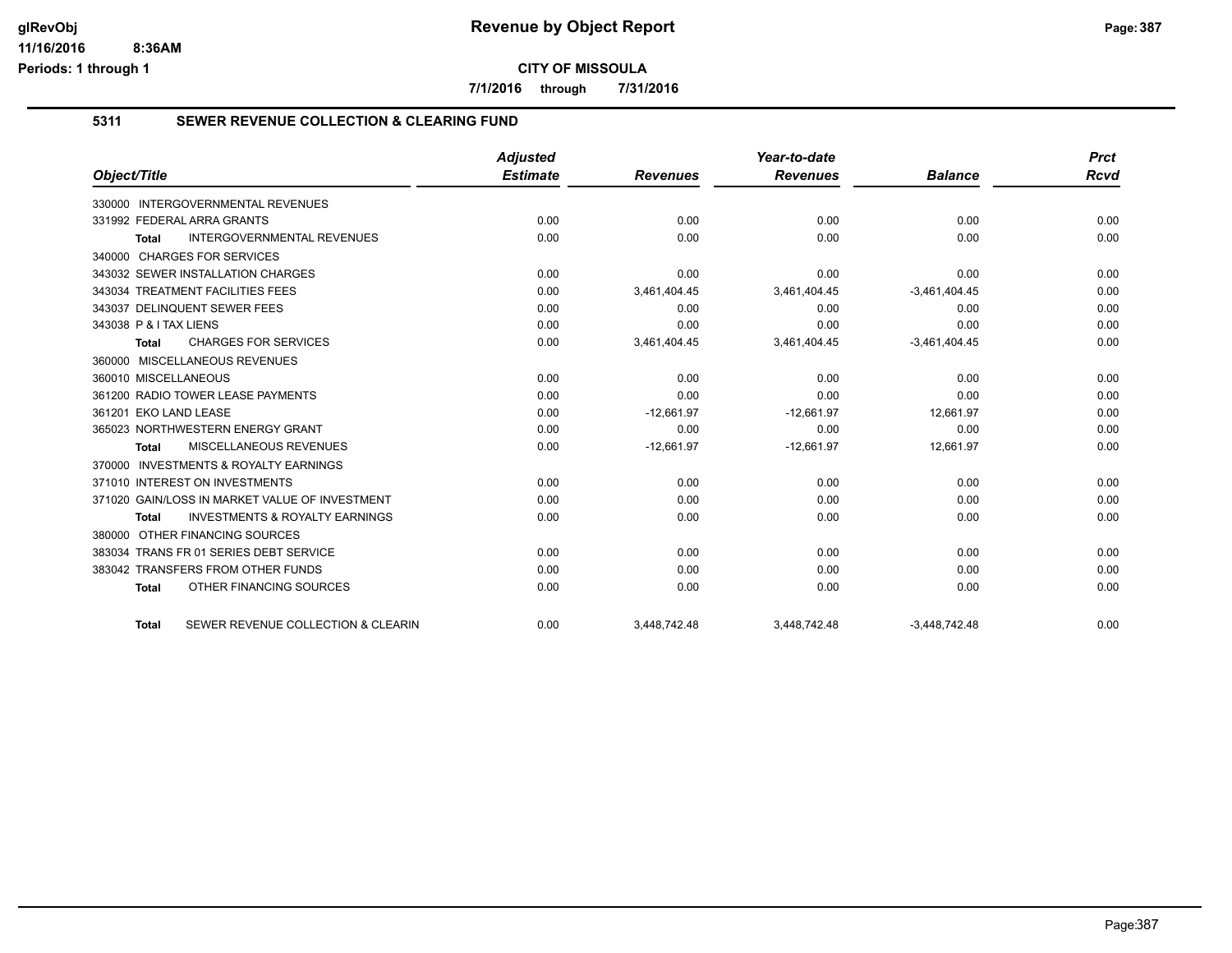**CITY OF MISSOULA**

**7/1/2016 through 7/31/2016**

## 5311 SEWER REVENUE COLLECTION & CLEARING FUND

| Object/Title | Adjusted Estimate | Revenues | Year-to-date Revenues | Balance | Prct Rcvd |
|---|---|---|---|---|---|
| 330000 INTERGOVERNMENTAL REVENUES | | | | | |
| 331992 FEDERAL ARRA GRANTS | 0.00 | 0.00 | 0.00 | 0.00 | 0.00 |
| Total INTERGOVERNMENTAL REVENUES | 0.00 | 0.00 | 0.00 | 0.00 | 0.00 |
| 340000 CHARGES FOR SERVICES | | | | | |
| 343032 SEWER INSTALLATION CHARGES | 0.00 | 0.00 | 0.00 | 0.00 | 0.00 |
| 343034 TREATMENT FACILITIES FEES | 0.00 | 3,461,404.45 | 3,461,404.45 | -3,461,404.45 | 0.00 |
| 343037 DELINQUENT SEWER FEES | 0.00 | 0.00 | 0.00 | 0.00 | 0.00 |
| 343038 P & I TAX LIENS | 0.00 | 0.00 | 0.00 | 0.00 | 0.00 |
| Total CHARGES FOR SERVICES | 0.00 | 3,461,404.45 | 3,461,404.45 | -3,461,404.45 | 0.00 |
| 360000 MISCELLANEOUS REVENUES | | | | | |
| 360010 MISCELLANEOUS | 0.00 | 0.00 | 0.00 | 0.00 | 0.00 |
| 361200 RADIO TOWER LEASE PAYMENTS | 0.00 | 0.00 | 0.00 | 0.00 | 0.00 |
| 361201 EKO LAND LEASE | 0.00 | -12,661.97 | -12,661.97 | 12,661.97 | 0.00 |
| 365023 NORTHWESTERN ENERGY GRANT | 0.00 | 0.00 | 0.00 | 0.00 | 0.00 |
| Total MISCELLANEOUS REVENUES | 0.00 | -12,661.97 | -12,661.97 | 12,661.97 | 0.00 |
| 370000 INVESTMENTS & ROYALTY EARNINGS | | | | | |
| 371010 INTEREST ON INVESTMENTS | 0.00 | 0.00 | 0.00 | 0.00 | 0.00 |
| 371020 GAIN/LOSS IN MARKET VALUE OF INVESTMENT | 0.00 | 0.00 | 0.00 | 0.00 | 0.00 |
| Total INVESTMENTS & ROYALTY EARNINGS | 0.00 | 0.00 | 0.00 | 0.00 | 0.00 |
| 380000 OTHER FINANCING SOURCES | | | | | |
| 383034 TRANS FR 01 SERIES DEBT SERVICE | 0.00 | 0.00 | 0.00 | 0.00 | 0.00 |
| 383042 TRANSFERS FROM OTHER FUNDS | 0.00 | 0.00 | 0.00 | 0.00 | 0.00 |
| Total OTHER FINANCING SOURCES | 0.00 | 0.00 | 0.00 | 0.00 | 0.00 |
| Total SEWER REVENUE COLLECTION & CLEARIN | 0.00 | 3,448,742.48 | 3,448,742.48 | -3,448,742.48 | 0.00 |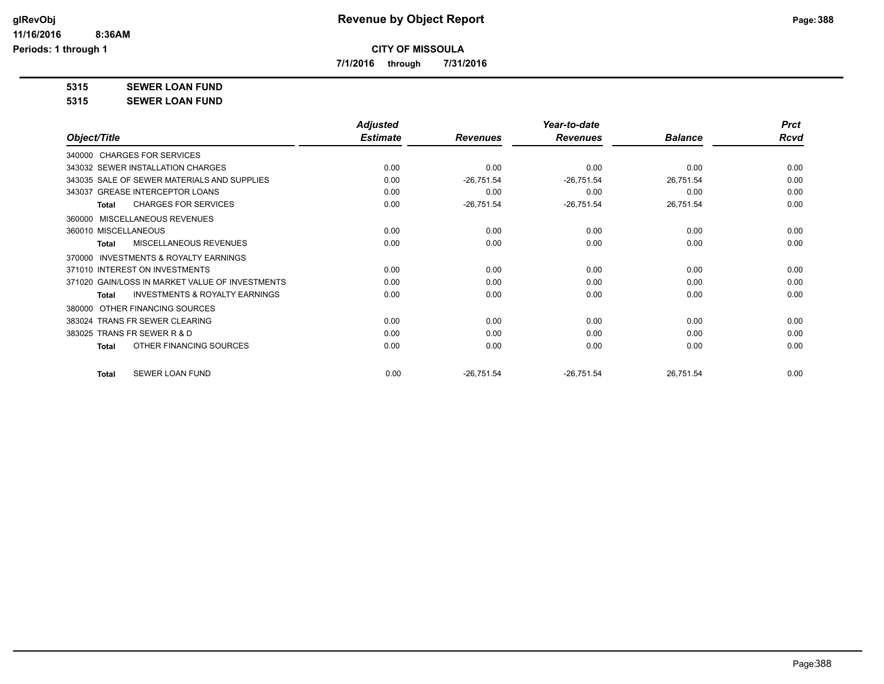# Revenue by Object Report

**CITY OF MISSOULA**

**7/1/2016 through 7/31/2016**

glRevObj
11/16/2016 8:36AM
Periods: 1 through 1

**5315 SEWER LOAN FUND**

**5315 SEWER LOAN FUND**

| Object/Title | Adjusted Estimate | Revenues | Year-to-date Revenues | Balance | Prct Rcvd |
|---|---|---|---|---|---|
| 340000 CHARGES FOR SERVICES | | | | | |
| 343032 SEWER INSTALLATION CHARGES | 0.00 | 0.00 | 0.00 | 0.00 | 0.00 |
| 343035 SALE OF SEWER MATERIALS AND SUPPLIES | 0.00 | -26,751.54 | -26,751.54 | 26,751.54 | 0.00 |
| 343037 GREASE INTERCEPTOR LOANS | 0.00 | 0.00 | 0.00 | 0.00 | 0.00 |
| **Total** CHARGES FOR SERVICES | 0.00 | -26,751.54 | -26,751.54 | 26,751.54 | 0.00 |
| 360000 MISCELLANEOUS REVENUES | | | | | |
| 360010 MISCELLANEOUS | 0.00 | 0.00 | 0.00 | 0.00 | 0.00 |
| **Total** MISCELLANEOUS REVENUES | 0.00 | 0.00 | 0.00 | 0.00 | 0.00 |
| 370000 INVESTMENTS & ROYALTY EARNINGS | | | | | |
| 371010 INTEREST ON INVESTMENTS | 0.00 | 0.00 | 0.00 | 0.00 | 0.00 |
| 371020 GAIN/LOSS IN MARKET VALUE OF INVESTMENTS | 0.00 | 0.00 | 0.00 | 0.00 | 0.00 |
| **Total** INVESTMENTS & ROYALTY EARNINGS | 0.00 | 0.00 | 0.00 | 0.00 | 0.00 |
| 380000 OTHER FINANCING SOURCES | | | | | |
| 383024 TRANS FR SEWER CLEARING | 0.00 | 0.00 | 0.00 | 0.00 | 0.00 |
| 383025 TRANS FR SEWER R & D | 0.00 | 0.00 | 0.00 | 0.00 | 0.00 |
| **Total** OTHER FINANCING SOURCES | 0.00 | 0.00 | 0.00 | 0.00 | 0.00 |
| **Total** SEWER LOAN FUND | 0.00 | -26,751.54 | -26,751.54 | 26,751.54 | 0.00 |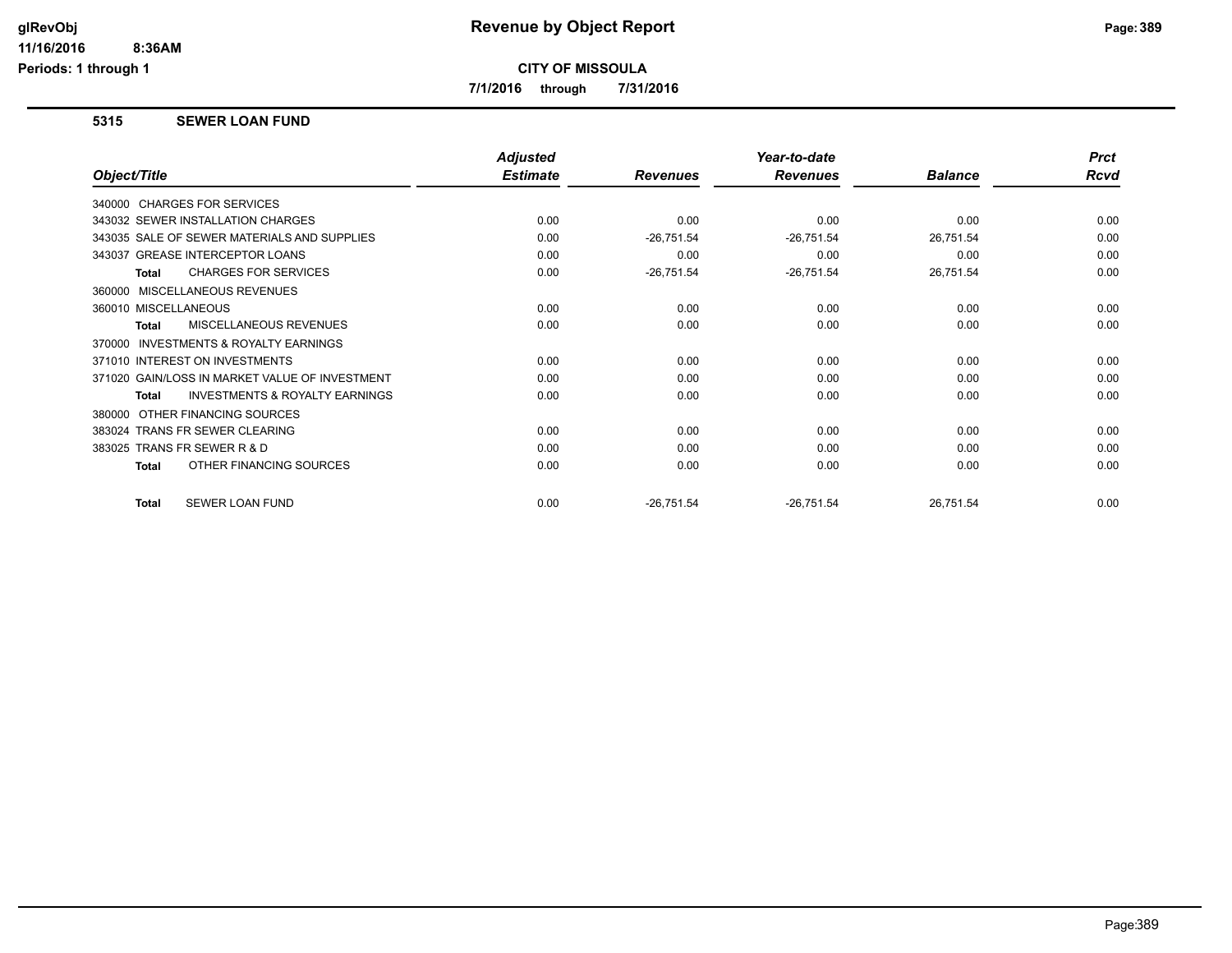# Revenue by Object Report

**CITY OF MISSOULA**

**7/1/2016 through 7/31/2016**

## 5315 SEWER LOAN FUND

| Object/Title | Adjusted Estimate | Revenues | Year-to-date Revenues | Balance | Prct Rcvd |
|---|---|---|---|---|---|
| 340000 CHARGES FOR SERVICES | | | | | |
| 343032 SEWER INSTALLATION CHARGES | 0.00 | 0.00 | 0.00 | 0.00 | 0.00 |
| 343035 SALE OF SEWER MATERIALS AND SUPPLIES | 0.00 | -26,751.54 | -26,751.54 | 26,751.54 | 0.00 |
| 343037 GREASE INTERCEPTOR LOANS | 0.00 | 0.00 | 0.00 | 0.00 | 0.00 |
| **Total** CHARGES FOR SERVICES | 0.00 | -26,751.54 | -26,751.54 | 26,751.54 | 0.00 |
| 360000 MISCELLANEOUS REVENUES | | | | | |
| 360010 MISCELLANEOUS | 0.00 | 0.00 | 0.00 | 0.00 | 0.00 |
| **Total** MISCELLANEOUS REVENUES | 0.00 | 0.00 | 0.00 | 0.00 | 0.00 |
| 370000 INVESTMENTS & ROYALTY EARNINGS | | | | | |
| 371010 INTEREST ON INVESTMENTS | 0.00 | 0.00 | 0.00 | 0.00 | 0.00 |
| 371020 GAIN/LOSS IN MARKET VALUE OF INVESTMENT | 0.00 | 0.00 | 0.00 | 0.00 | 0.00 |
| **Total** INVESTMENTS & ROYALTY EARNINGS | 0.00 | 0.00 | 0.00 | 0.00 | 0.00 |
| 380000 OTHER FINANCING SOURCES | | | | | |
| 383024 TRANS FR SEWER CLEARING | 0.00 | 0.00 | 0.00 | 0.00 | 0.00 |
| 383025 TRANS FR SEWER R & D | 0.00 | 0.00 | 0.00 | 0.00 | 0.00 |
| **Total** OTHER FINANCING SOURCES | 0.00 | 0.00 | 0.00 | 0.00 | 0.00 |
| **Total** SEWER LOAN FUND | 0.00 | -26,751.54 | -26,751.54 | 26,751.54 | 0.00 |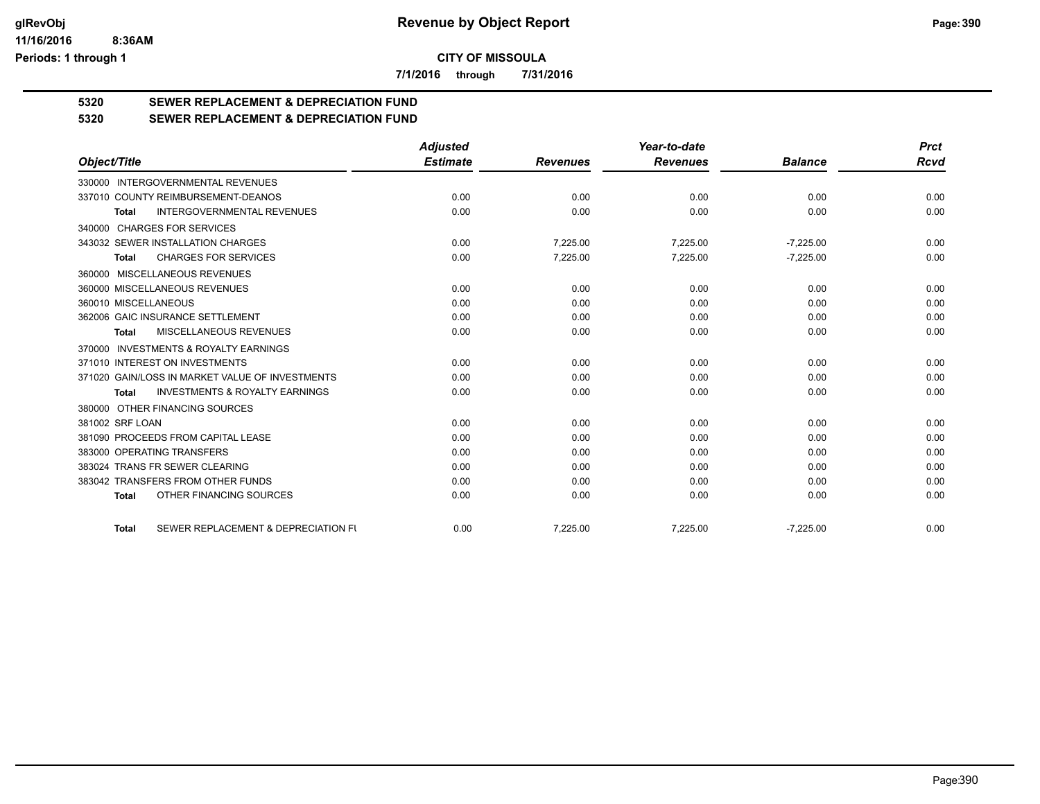# CITY OF MISSOULA

**7/1/2016 through 7/31/2016**

## 5320 SEWER REPLACEMENT & DEPRECIATION FUND

## 5320 SEWER REPLACEMENT & DEPRECIATION FUND

| Object/Title | Adjusted Estimate | Revenues | Year-to-date Revenues | Balance | Prct Rcvd |
|---|---|---|---|---|---|
| 330000 INTERGOVERNMENTAL REVENUES | | | | | |
| 337010 COUNTY REIMBURSEMENT-DEANOS | 0.00 | 0.00 | 0.00 | 0.00 | 0.00 |
| **Total** INTERGOVERNMENTAL REVENUES | 0.00 | 0.00 | 0.00 | 0.00 | 0.00 |
| 340000 CHARGES FOR SERVICES | | | | | |
| 343032 SEWER INSTALLATION CHARGES | 0.00 | 7,225.00 | 7,225.00 | -7,225.00 | 0.00 |
| **Total** CHARGES FOR SERVICES | 0.00 | 7,225.00 | 7,225.00 | -7,225.00 | 0.00 |
| 360000 MISCELLANEOUS REVENUES | | | | | |
| 360000 MISCELLANEOUS REVENUES | 0.00 | 0.00 | 0.00 | 0.00 | 0.00 |
| 360010 MISCELLANEOUS | 0.00 | 0.00 | 0.00 | 0.00 | 0.00 |
| 362006 GAIC INSURANCE SETTLEMENT | 0.00 | 0.00 | 0.00 | 0.00 | 0.00 |
| **Total** MISCELLANEOUS REVENUES | 0.00 | 0.00 | 0.00 | 0.00 | 0.00 |
| 370000 INVESTMENTS & ROYALTY EARNINGS | | | | | |
| 371010 INTEREST ON INVESTMENTS | 0.00 | 0.00 | 0.00 | 0.00 | 0.00 |
| 371020 GAIN/LOSS IN MARKET VALUE OF INVESTMENTS | 0.00 | 0.00 | 0.00 | 0.00 | 0.00 |
| **Total** INVESTMENTS & ROYALTY EARNINGS | 0.00 | 0.00 | 0.00 | 0.00 | 0.00 |
| 380000 OTHER FINANCING SOURCES | | | | | |
| 381002 SRF LOAN | 0.00 | 0.00 | 0.00 | 0.00 | 0.00 |
| 381090 PROCEEDS FROM CAPITAL LEASE | 0.00 | 0.00 | 0.00 | 0.00 | 0.00 |
| 383000 OPERATING TRANSFERS | 0.00 | 0.00 | 0.00 | 0.00 | 0.00 |
| 383024 TRANS FR SEWER CLEARING | 0.00 | 0.00 | 0.00 | 0.00 | 0.00 |
| 383042 TRANSFERS FROM OTHER FUNDS | 0.00 | 0.00 | 0.00 | 0.00 | 0.00 |
| **Total** OTHER FINANCING SOURCES | 0.00 | 0.00 | 0.00 | 0.00 | 0.00 |
| **Total** SEWER REPLACEMENT & DEPRECIATION FU | 0.00 | 7,225.00 | 7,225.00 | -7,225.00 | 0.00 |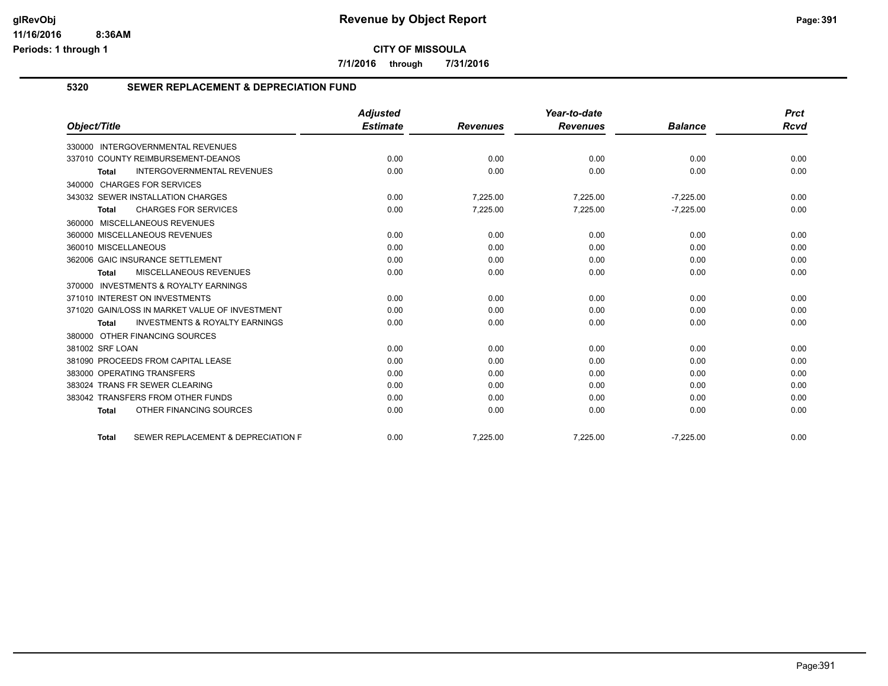**CITY OF MISSOULA**

**7/1/2016 through 7/31/2016**

## 5320 SEWER REPLACEMENT & DEPRECIATION FUND

| Object/Title | Adjusted Estimate | Revenues | Year-to-date Revenues | Balance | Prct Rcvd |
|---|---|---|---|---|---|
| 330000 INTERGOVERNMENTAL REVENUES | | | | | |
| 337010 COUNTY REIMBURSEMENT-DEANOS | 0.00 | 0.00 | 0.00 | 0.00 | 0.00 |
| **Total** INTERGOVERNMENTAL REVENUES | 0.00 | 0.00 | 0.00 | 0.00 | 0.00 |
| 340000 CHARGES FOR SERVICES | | | | | |
| 343032 SEWER INSTALLATION CHARGES | 0.00 | 7,225.00 | 7,225.00 | -7,225.00 | 0.00 |
| **Total** CHARGES FOR SERVICES | 0.00 | 7,225.00 | 7,225.00 | -7,225.00 | 0.00 |
| 360000 MISCELLANEOUS REVENUES | | | | | |
| 360000 MISCELLANEOUS REVENUES | 0.00 | 0.00 | 0.00 | 0.00 | 0.00 |
| 360010 MISCELLANEOUS | 0.00 | 0.00 | 0.00 | 0.00 | 0.00 |
| 362006 GAIC INSURANCE SETTLEMENT | 0.00 | 0.00 | 0.00 | 0.00 | 0.00 |
| **Total** MISCELLANEOUS REVENUES | 0.00 | 0.00 | 0.00 | 0.00 | 0.00 |
| 370000 INVESTMENTS & ROYALTY EARNINGS | | | | | |
| 371010 INTEREST ON INVESTMENTS | 0.00 | 0.00 | 0.00 | 0.00 | 0.00 |
| 371020 GAIN/LOSS IN MARKET VALUE OF INVESTMENT | 0.00 | 0.00 | 0.00 | 0.00 | 0.00 |
| **Total** INVESTMENTS & ROYALTY EARNINGS | 0.00 | 0.00 | 0.00 | 0.00 | 0.00 |
| 380000 OTHER FINANCING SOURCES | | | | | |
| 381002 SRF LOAN | 0.00 | 0.00 | 0.00 | 0.00 | 0.00 |
| 381090 PROCEEDS FROM CAPITAL LEASE | 0.00 | 0.00 | 0.00 | 0.00 | 0.00 |
| 383000 OPERATING TRANSFERS | 0.00 | 0.00 | 0.00 | 0.00 | 0.00 |
| 383024 TRANS FR SEWER CLEARING | 0.00 | 0.00 | 0.00 | 0.00 | 0.00 |
| 383042 TRANSFERS FROM OTHER FUNDS | 0.00 | 0.00 | 0.00 | 0.00 | 0.00 |
| **Total** OTHER FINANCING SOURCES | 0.00 | 0.00 | 0.00 | 0.00 | 0.00 |
| **Total** SEWER REPLACEMENT & DEPRECIATION F | 0.00 | 7,225.00 | 7,225.00 | -7,225.00 | 0.00 |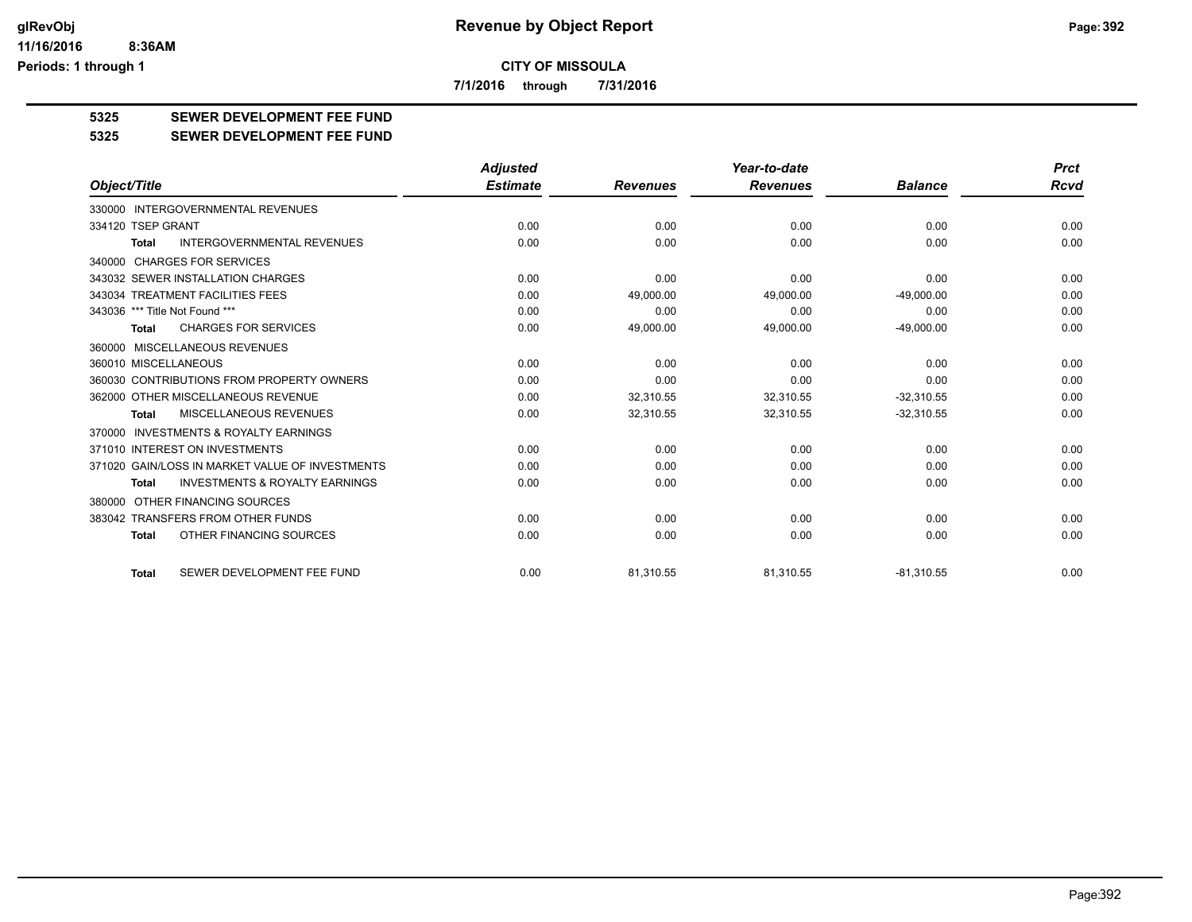**CITY OF MISSOULA**

**7/1/2016 through 7/31/2016**

**5325 SEWER DEVELOPMENT FEE FUND**

**5325 SEWER DEVELOPMENT FEE FUND**

| Object/Title | Adjusted Estimate | Revenues | Year-to-date Revenues | Balance | Prct Rcvd |
|---|---|---|---|---|---|
| 330000 INTERGOVERNMENTAL REVENUES | | | | | |
| 334120 TSEP GRANT | 0.00 | 0.00 | 0.00 | 0.00 | 0.00 |
| **Total** INTERGOVERNMENTAL REVENUES | 0.00 | 0.00 | 0.00 | 0.00 | 0.00 |
| 340000 CHARGES FOR SERVICES | | | | | |
| 343032 SEWER INSTALLATION CHARGES | 0.00 | 0.00 | 0.00 | 0.00 | 0.00 |
| 343034 TREATMENT FACILITIES FEES | 0.00 | 49,000.00 | 49,000.00 | -49,000.00 | 0.00 |
| 343036 *** Title Not Found *** | 0.00 | 0.00 | 0.00 | 0.00 | 0.00 |
| **Total** CHARGES FOR SERVICES | 0.00 | 49,000.00 | 49,000.00 | -49,000.00 | 0.00 |
| 360000 MISCELLANEOUS REVENUES | | | | | |
| 360010 MISCELLANEOUS | 0.00 | 0.00 | 0.00 | 0.00 | 0.00 |
| 360030 CONTRIBUTIONS FROM PROPERTY OWNERS | 0.00 | 0.00 | 0.00 | 0.00 | 0.00 |
| 362000 OTHER MISCELLANEOUS REVENUE | 0.00 | 32,310.55 | 32,310.55 | -32,310.55 | 0.00 |
| **Total** MISCELLANEOUS REVENUES | 0.00 | 32,310.55 | 32,310.55 | -32,310.55 | 0.00 |
| 370000 INVESTMENTS & ROYALTY EARNINGS | | | | | |
| 371010 INTEREST ON INVESTMENTS | 0.00 | 0.00 | 0.00 | 0.00 | 0.00 |
| 371020 GAIN/LOSS IN MARKET VALUE OF INVESTMENTS | 0.00 | 0.00 | 0.00 | 0.00 | 0.00 |
| **Total** INVESTMENTS & ROYALTY EARNINGS | 0.00 | 0.00 | 0.00 | 0.00 | 0.00 |
| 380000 OTHER FINANCING SOURCES | | | | | |
| 383042 TRANSFERS FROM OTHER FUNDS | 0.00 | 0.00 | 0.00 | 0.00 | 0.00 |
| **Total** OTHER FINANCING SOURCES | 0.00 | 0.00 | 0.00 | 0.00 | 0.00 |
| **Total** SEWER DEVELOPMENT FEE FUND | 0.00 | 81,310.55 | 81,310.55 | -81,310.55 | 0.00 |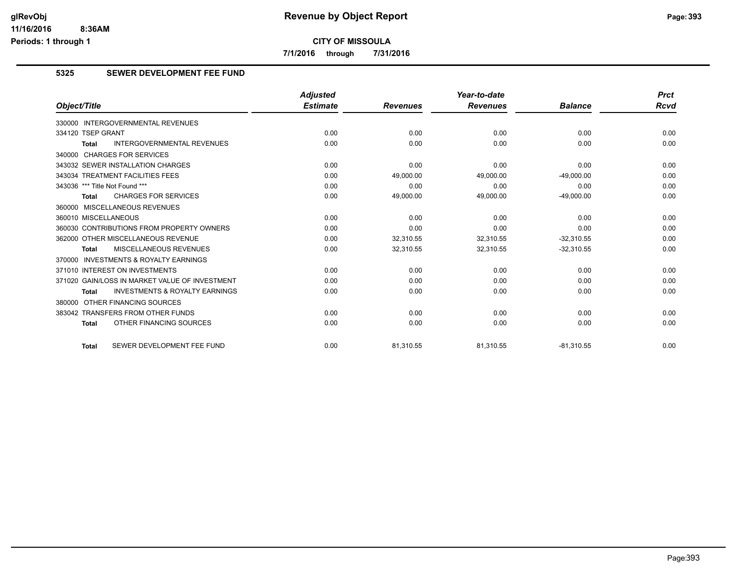**glRevObj**
**11/16/2016 8:36AM**
**Periods: 1 through 1**

# Revenue by Object Report

**CITY OF MISSOULA**

**7/1/2016 through 7/31/2016**

## 5325 SEWER DEVELOPMENT FEE FUND

| Object/Title | Adjusted Estimate | Revenues | Year-to-date Revenues | Balance | Prct Rcvd |
|---|---|---|---|---|---|
| 330000 INTERGOVERNMENTAL REVENUES | | | | | |
| 334120 TSEP GRANT | 0.00 | 0.00 | 0.00 | 0.00 | 0.00 |
| **Total** INTERGOVERNMENTAL REVENUES | 0.00 | 0.00 | 0.00 | 0.00 | 0.00 |
| 340000 CHARGES FOR SERVICES | | | | | |
| 343032 SEWER INSTALLATION CHARGES | 0.00 | 0.00 | 0.00 | 0.00 | 0.00 |
| 343034 TREATMENT FACILITIES FEES | 0.00 | 49,000.00 | 49,000.00 | -49,000.00 | 0.00 |
| 343036 *** Title Not Found *** | 0.00 | 0.00 | 0.00 | 0.00 | 0.00 |
| **Total** CHARGES FOR SERVICES | 0.00 | 49,000.00 | 49,000.00 | -49,000.00 | 0.00 |
| 360000 MISCELLANEOUS REVENUES | | | | | |
| 360010 MISCELLANEOUS | 0.00 | 0.00 | 0.00 | 0.00 | 0.00 |
| 360030 CONTRIBUTIONS FROM PROPERTY OWNERS | 0.00 | 0.00 | 0.00 | 0.00 | 0.00 |
| 362000 OTHER MISCELLANEOUS REVENUE | 0.00 | 32,310.55 | 32,310.55 | -32,310.55 | 0.00 |
| **Total** MISCELLANEOUS REVENUES | 0.00 | 32,310.55 | 32,310.55 | -32,310.55 | 0.00 |
| 370000 INVESTMENTS & ROYALTY EARNINGS | | | | | |
| 371010 INTEREST ON INVESTMENTS | 0.00 | 0.00 | 0.00 | 0.00 | 0.00 |
| 371020 GAIN/LOSS IN MARKET VALUE OF INVESTMENT | 0.00 | 0.00 | 0.00 | 0.00 | 0.00 |
| **Total** INVESTMENTS & ROYALTY EARNINGS | 0.00 | 0.00 | 0.00 | 0.00 | 0.00 |
| 380000 OTHER FINANCING SOURCES | | | | | |
| 383042 TRANSFERS FROM OTHER FUNDS | 0.00 | 0.00 | 0.00 | 0.00 | 0.00 |
| **Total** OTHER FINANCING SOURCES | 0.00 | 0.00 | 0.00 | 0.00 | 0.00 |
| **Total** SEWER DEVELOPMENT FEE FUND | 0.00 | 81,310.55 | 81,310.55 | -81,310.55 | 0.00 |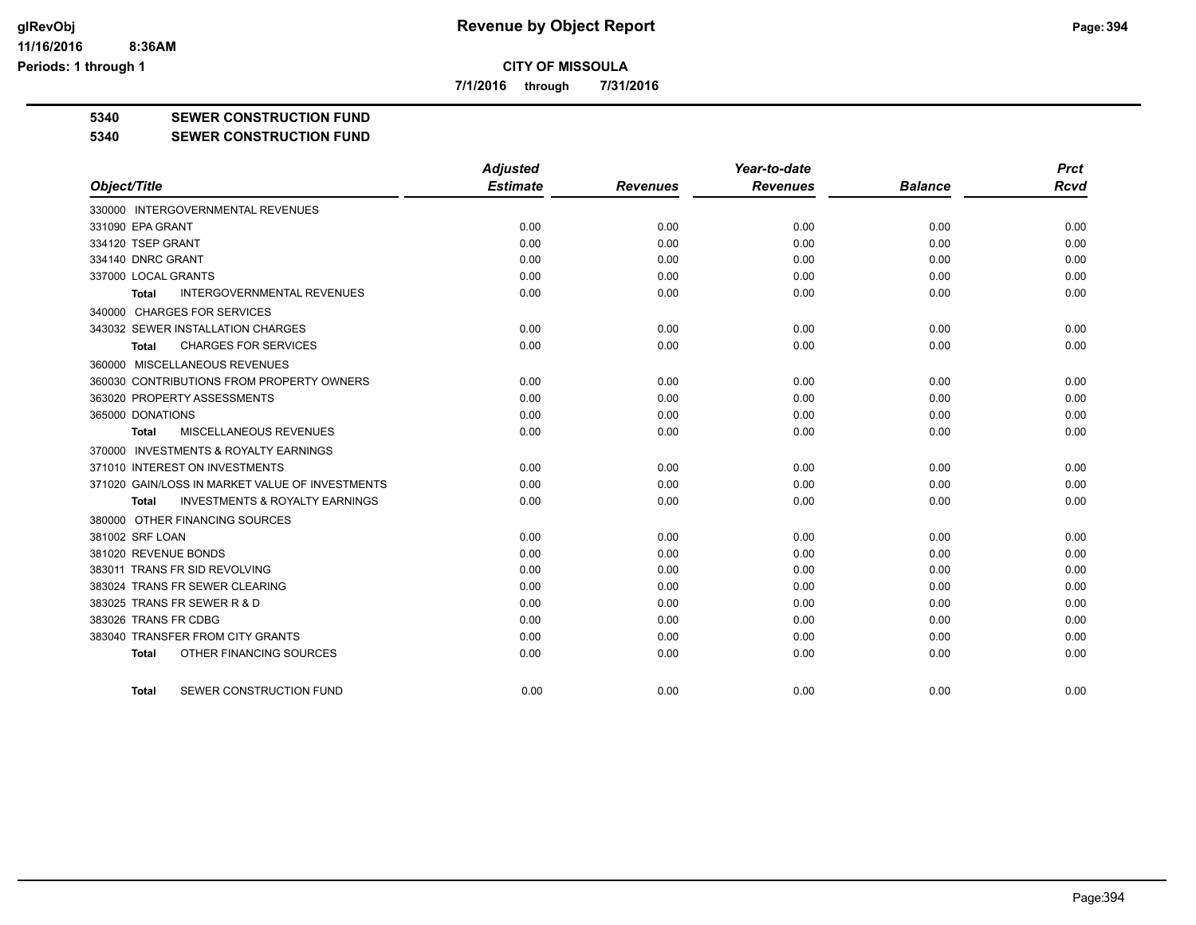**CITY OF MISSOULA**

**7/1/2016 through 7/31/2016**

**5340 SEWER CONSTRUCTION FUND**

**5340 SEWER CONSTRUCTION FUND**

| Object/Title | Adjusted Estimate | Revenues | Year-to-date Revenues | Balance | Prct Rcvd |
|---|---|---|---|---|---|
| 330000 INTERGOVERNMENTAL REVENUES | | | | | |
| 331090 EPA GRANT | 0.00 | 0.00 | 0.00 | 0.00 | 0.00 |
| 334120 TSEP GRANT | 0.00 | 0.00 | 0.00 | 0.00 | 0.00 |
| 334140 DNRC GRANT | 0.00 | 0.00 | 0.00 | 0.00 | 0.00 |
| 337000 LOCAL GRANTS | 0.00 | 0.00 | 0.00 | 0.00 | 0.00 |
| **Total** INTERGOVERNMENTAL REVENUES | 0.00 | 0.00 | 0.00 | 0.00 | 0.00 |
| 340000 CHARGES FOR SERVICES | | | | | |
| 343032 SEWER INSTALLATION CHARGES | 0.00 | 0.00 | 0.00 | 0.00 | 0.00 |
| **Total** CHARGES FOR SERVICES | 0.00 | 0.00 | 0.00 | 0.00 | 0.00 |
| 360000 MISCELLANEOUS REVENUES | | | | | |
| 360030 CONTRIBUTIONS FROM PROPERTY OWNERS | 0.00 | 0.00 | 0.00 | 0.00 | 0.00 |
| 363020 PROPERTY ASSESSMENTS | 0.00 | 0.00 | 0.00 | 0.00 | 0.00 |
| 365000 DONATIONS | 0.00 | 0.00 | 0.00 | 0.00 | 0.00 |
| **Total** MISCELLANEOUS REVENUES | 0.00 | 0.00 | 0.00 | 0.00 | 0.00 |
| 370000 INVESTMENTS & ROYALTY EARNINGS | | | | | |
| 371010 INTEREST ON INVESTMENTS | 0.00 | 0.00 | 0.00 | 0.00 | 0.00 |
| 371020 GAIN/LOSS IN MARKET VALUE OF INVESTMENTS | 0.00 | 0.00 | 0.00 | 0.00 | 0.00 |
| **Total** INVESTMENTS & ROYALTY EARNINGS | 0.00 | 0.00 | 0.00 | 0.00 | 0.00 |
| 380000 OTHER FINANCING SOURCES | | | | | |
| 381002 SRF LOAN | 0.00 | 0.00 | 0.00 | 0.00 | 0.00 |
| 381020 REVENUE BONDS | 0.00 | 0.00 | 0.00 | 0.00 | 0.00 |
| 383011 TRANS FR SID REVOLVING | 0.00 | 0.00 | 0.00 | 0.00 | 0.00 |
| 383024 TRANS FR SEWER CLEARING | 0.00 | 0.00 | 0.00 | 0.00 | 0.00 |
| 383025 TRANS FR SEWER R & D | 0.00 | 0.00 | 0.00 | 0.00 | 0.00 |
| 383026 TRANS FR CDBG | 0.00 | 0.00 | 0.00 | 0.00 | 0.00 |
| 383040 TRANSFER FROM CITY GRANTS | 0.00 | 0.00 | 0.00 | 0.00 | 0.00 |
| **Total** OTHER FINANCING SOURCES | 0.00 | 0.00 | 0.00 | 0.00 | 0.00 |
| **Total** SEWER CONSTRUCTION FUND | 0.00 | 0.00 | 0.00 | 0.00 | 0.00 |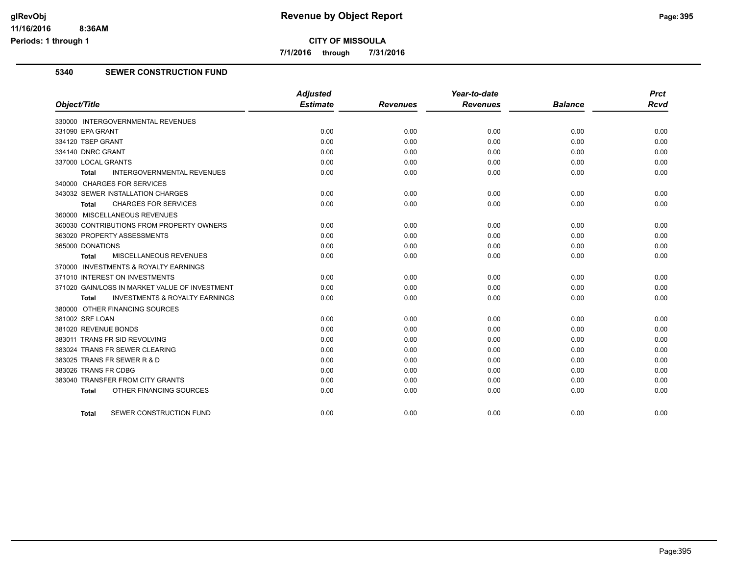# Revenue by Object Report

**CITY OF MISSOULA**

**7/1/2016 through 7/31/2016**

## 5340 SEWER CONSTRUCTION FUND

| Object/Title | Adjusted Estimate | Revenues | Year-to-date Revenues | Balance | Prct Rcvd |
|---|---|---|---|---|---|
| 330000 INTERGOVERNMENTAL REVENUES | | | | | |
| 331090 EPA GRANT | 0.00 | 0.00 | 0.00 | 0.00 | 0.00 |
| 334120 TSEP GRANT | 0.00 | 0.00 | 0.00 | 0.00 | 0.00 |
| 334140 DNRC GRANT | 0.00 | 0.00 | 0.00 | 0.00 | 0.00 |
| 337000 LOCAL GRANTS | 0.00 | 0.00 | 0.00 | 0.00 | 0.00 |
| **Total** INTERGOVERNMENTAL REVENUES | 0.00 | 0.00 | 0.00 | 0.00 | 0.00 |
| 340000 CHARGES FOR SERVICES | | | | | |
| 343032 SEWER INSTALLATION CHARGES | 0.00 | 0.00 | 0.00 | 0.00 | 0.00 |
| **Total** CHARGES FOR SERVICES | 0.00 | 0.00 | 0.00 | 0.00 | 0.00 |
| 360000 MISCELLANEOUS REVENUES | | | | | |
| 360030 CONTRIBUTIONS FROM PROPERTY OWNERS | 0.00 | 0.00 | 0.00 | 0.00 | 0.00 |
| 363020 PROPERTY ASSESSMENTS | 0.00 | 0.00 | 0.00 | 0.00 | 0.00 |
| 365000 DONATIONS | 0.00 | 0.00 | 0.00 | 0.00 | 0.00 |
| **Total** MISCELLANEOUS REVENUES | 0.00 | 0.00 | 0.00 | 0.00 | 0.00 |
| 370000 INVESTMENTS & ROYALTY EARNINGS | | | | | |
| 371010 INTEREST ON INVESTMENTS | 0.00 | 0.00 | 0.00 | 0.00 | 0.00 |
| 371020 GAIN/LOSS IN MARKET VALUE OF INVESTMENT | 0.00 | 0.00 | 0.00 | 0.00 | 0.00 |
| **Total** INVESTMENTS & ROYALTY EARNINGS | 0.00 | 0.00 | 0.00 | 0.00 | 0.00 |
| 380000 OTHER FINANCING SOURCES | | | | | |
| 381002 SRF LOAN | 0.00 | 0.00 | 0.00 | 0.00 | 0.00 |
| 381020 REVENUE BONDS | 0.00 | 0.00 | 0.00 | 0.00 | 0.00 |
| 383011 TRANS FR SID REVOLVING | 0.00 | 0.00 | 0.00 | 0.00 | 0.00 |
| 383024 TRANS FR SEWER CLEARING | 0.00 | 0.00 | 0.00 | 0.00 | 0.00 |
| 383025 TRANS FR SEWER R & D | 0.00 | 0.00 | 0.00 | 0.00 | 0.00 |
| 383026 TRANS FR CDBG | 0.00 | 0.00 | 0.00 | 0.00 | 0.00 |
| 383040 TRANSFER FROM CITY GRANTS | 0.00 | 0.00 | 0.00 | 0.00 | 0.00 |
| **Total** OTHER FINANCING SOURCES | 0.00 | 0.00 | 0.00 | 0.00 | 0.00 |
| **Total** SEWER CONSTRUCTION FUND | 0.00 | 0.00 | 0.00 | 0.00 | 0.00 |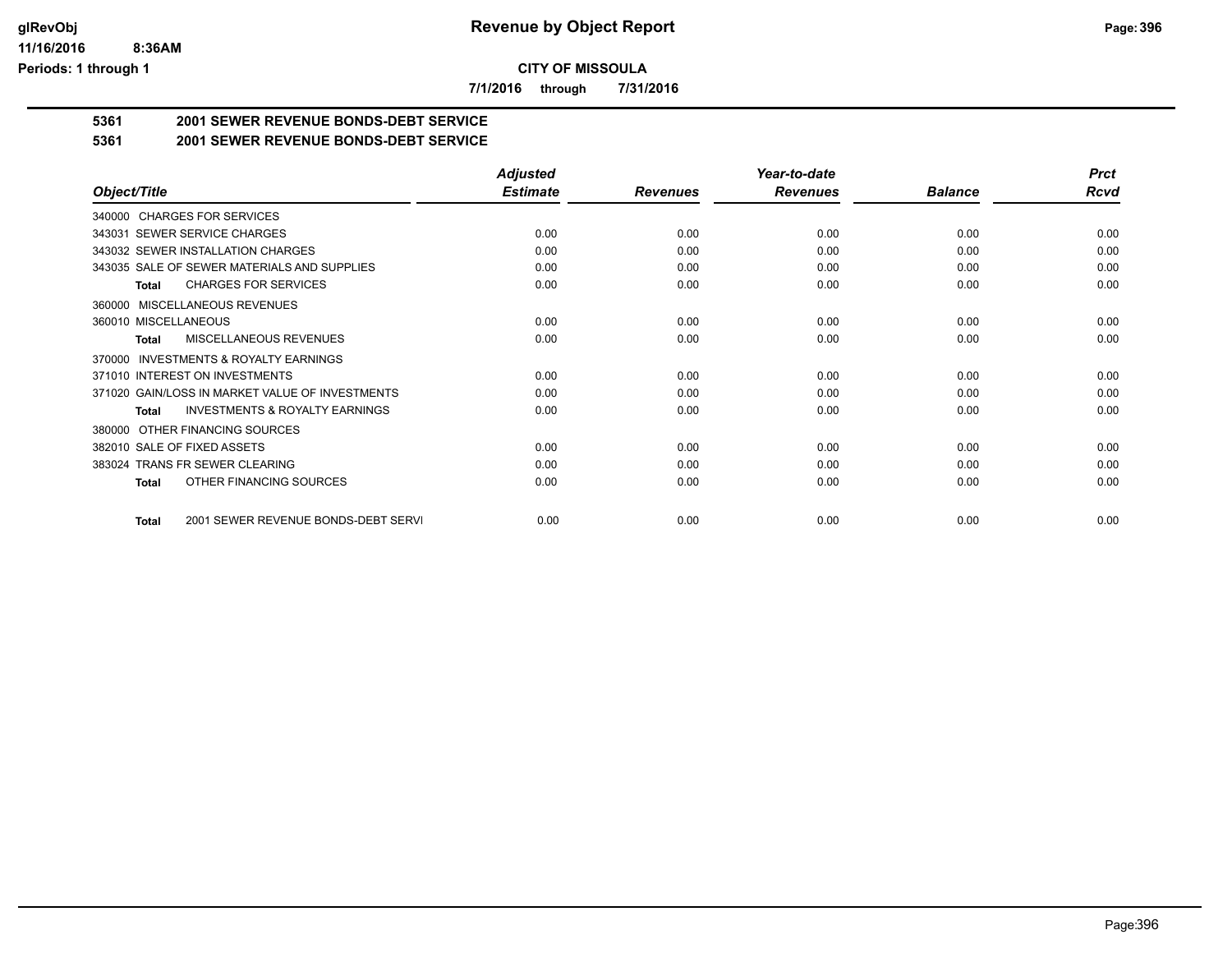# Revenue by Object Report

## CITY OF MISSOULA

**7/1/2016 through 7/31/2016**

**5361 2001 SEWER REVENUE BONDS-DEBT SERVICE**

**5361 2001 SEWER REVENUE BONDS-DEBT SERVICE**

| Object/Title | Adjusted Estimate | Revenues | Year-to-date Revenues | Balance | Prct Rcvd |
|---|---|---|---|---|---|
| 340000 CHARGES FOR SERVICES | | | | | |
| 343031 SEWER SERVICE CHARGES | 0.00 | 0.00 | 0.00 | 0.00 | 0.00 |
| 343032 SEWER INSTALLATION CHARGES | 0.00 | 0.00 | 0.00 | 0.00 | 0.00 |
| 343035 SALE OF SEWER MATERIALS AND SUPPLIES | 0.00 | 0.00 | 0.00 | 0.00 | 0.00 |
| **Total** CHARGES FOR SERVICES | 0.00 | 0.00 | 0.00 | 0.00 | 0.00 |
| 360000 MISCELLANEOUS REVENUES | | | | | |
| 360010 MISCELLANEOUS | 0.00 | 0.00 | 0.00 | 0.00 | 0.00 |
| **Total** MISCELLANEOUS REVENUES | 0.00 | 0.00 | 0.00 | 0.00 | 0.00 |
| 370000 INVESTMENTS & ROYALTY EARNINGS | | | | | |
| 371010 INTEREST ON INVESTMENTS | 0.00 | 0.00 | 0.00 | 0.00 | 0.00 |
| 371020 GAIN/LOSS IN MARKET VALUE OF INVESTMENTS | 0.00 | 0.00 | 0.00 | 0.00 | 0.00 |
| **Total** INVESTMENTS & ROYALTY EARNINGS | 0.00 | 0.00 | 0.00 | 0.00 | 0.00 |
| 380000 OTHER FINANCING SOURCES | | | | | |
| 382010 SALE OF FIXED ASSETS | 0.00 | 0.00 | 0.00 | 0.00 | 0.00 |
| 383024 TRANS FR SEWER CLEARING | 0.00 | 0.00 | 0.00 | 0.00 | 0.00 |
| **Total** OTHER FINANCING SOURCES | 0.00 | 0.00 | 0.00 | 0.00 | 0.00 |
| **Total** 2001 SEWER REVENUE BONDS-DEBT SERVI | 0.00 | 0.00 | 0.00 | 0.00 | 0.00 |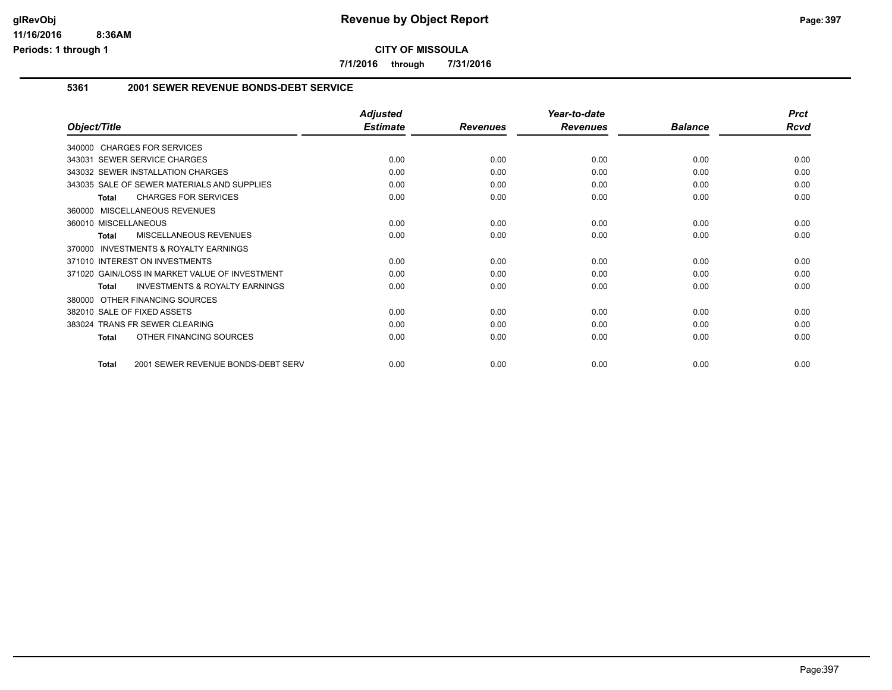# CITY OF MISSOULA

**7/1/2016 through 7/31/2016**

## 5361 2001 SEWER REVENUE BONDS-DEBT SERVICE

| Object/Title | Adjusted Estimate | Revenues | Year-to-date Revenues | Balance | Prct Rcvd |
|---|---|---|---|---|---|
| 340000 CHARGES FOR SERVICES | | | | | |
| 343031 SEWER SERVICE CHARGES | 0.00 | 0.00 | 0.00 | 0.00 | 0.00 |
| 343032 SEWER INSTALLATION CHARGES | 0.00 | 0.00 | 0.00 | 0.00 | 0.00 |
| 343035 SALE OF SEWER MATERIALS AND SUPPLIES | 0.00 | 0.00 | 0.00 | 0.00 | 0.00 |
| **Total** CHARGES FOR SERVICES | 0.00 | 0.00 | 0.00 | 0.00 | 0.00 |
| 360000 MISCELLANEOUS REVENUES | | | | | |
| 360010 MISCELLANEOUS | 0.00 | 0.00 | 0.00 | 0.00 | 0.00 |
| **Total** MISCELLANEOUS REVENUES | 0.00 | 0.00 | 0.00 | 0.00 | 0.00 |
| 370000 INVESTMENTS & ROYALTY EARNINGS | | | | | |
| 371010 INTEREST ON INVESTMENTS | 0.00 | 0.00 | 0.00 | 0.00 | 0.00 |
| 371020 GAIN/LOSS IN MARKET VALUE OF INVESTMENT | 0.00 | 0.00 | 0.00 | 0.00 | 0.00 |
| **Total** INVESTMENTS & ROYALTY EARNINGS | 0.00 | 0.00 | 0.00 | 0.00 | 0.00 |
| 380000 OTHER FINANCING SOURCES | | | | | |
| 382010 SALE OF FIXED ASSETS | 0.00 | 0.00 | 0.00 | 0.00 | 0.00 |
| 383024 TRANS FR SEWER CLEARING | 0.00 | 0.00 | 0.00 | 0.00 | 0.00 |
| **Total** OTHER FINANCING SOURCES | 0.00 | 0.00 | 0.00 | 0.00 | 0.00 |
| **Total** 2001 SEWER REVENUE BONDS-DEBT SERV | 0.00 | 0.00 | 0.00 | 0.00 | 0.00 |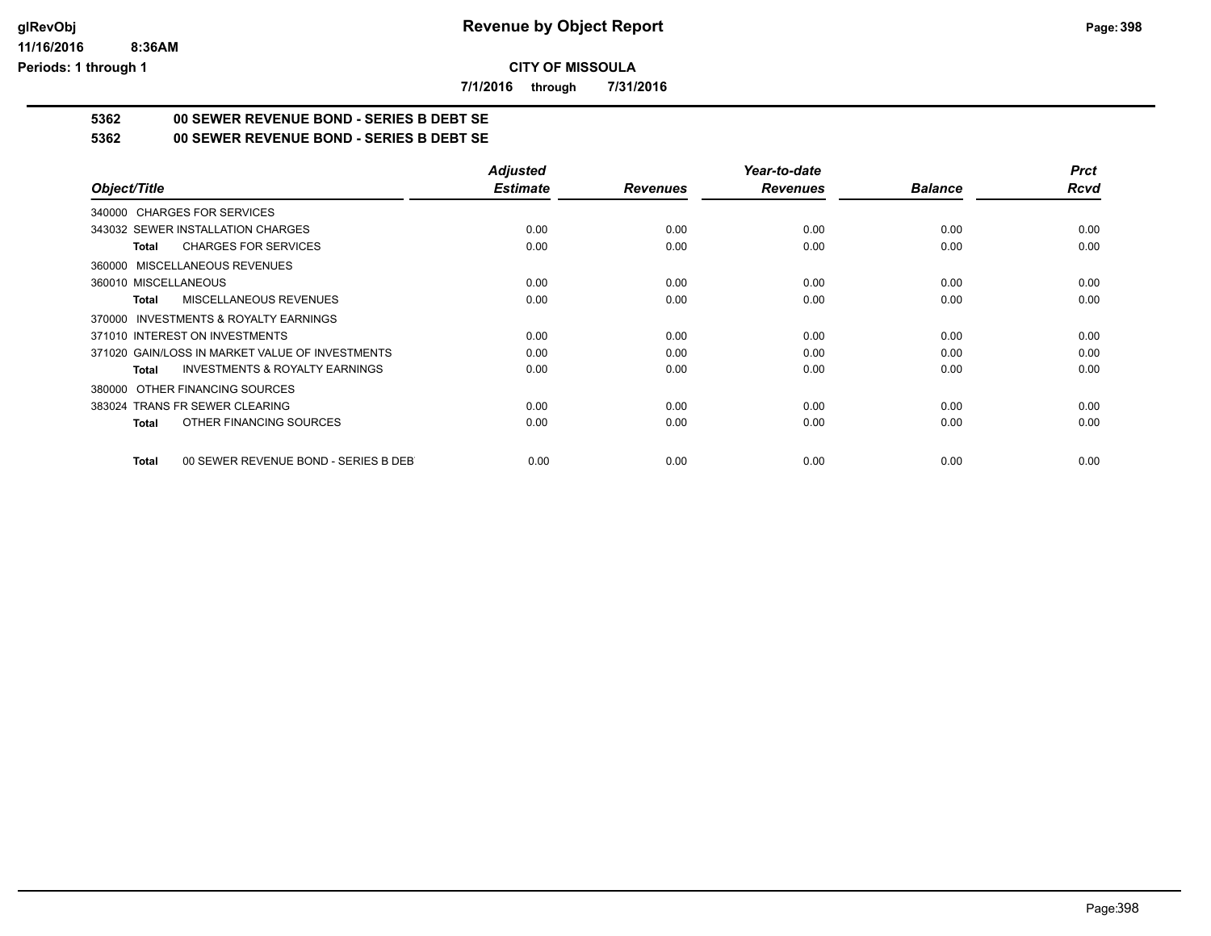# Revenue by Object Report

**CITY OF MISSOULA**

**7/1/2016 through 7/31/2016**

**5362 00 SEWER REVENUE BOND - SERIES B DEBT SE**

**5362 00 SEWER REVENUE BOND - SERIES B DEBT SE**

| Object/Title | Adjusted Estimate | Revenues | Year-to-date Revenues | Balance | Prct Rcvd |
|---|---|---|---|---|---|
| 340000 CHARGES FOR SERVICES | | | | | |
| 343032 SEWER INSTALLATION CHARGES | 0.00 | 0.00 | 0.00 | 0.00 | 0.00 |
| **Total** CHARGES FOR SERVICES | 0.00 | 0.00 | 0.00 | 0.00 | 0.00 |
| 360000 MISCELLANEOUS REVENUES | | | | | |
| 360010 MISCELLANEOUS | 0.00 | 0.00 | 0.00 | 0.00 | 0.00 |
| **Total** MISCELLANEOUS REVENUES | 0.00 | 0.00 | 0.00 | 0.00 | 0.00 |
| 370000 INVESTMENTS & ROYALTY EARNINGS | | | | | |
| 371010 INTEREST ON INVESTMENTS | 0.00 | 0.00 | 0.00 | 0.00 | 0.00 |
| 371020 GAIN/LOSS IN MARKET VALUE OF INVESTMENTS | 0.00 | 0.00 | 0.00 | 0.00 | 0.00 |
| **Total** INVESTMENTS & ROYALTY EARNINGS | 0.00 | 0.00 | 0.00 | 0.00 | 0.00 |
| 380000 OTHER FINANCING SOURCES | | | | | |
| 383024 TRANS FR SEWER CLEARING | 0.00 | 0.00 | 0.00 | 0.00 | 0.00 |
| **Total** OTHER FINANCING SOURCES | 0.00 | 0.00 | 0.00 | 0.00 | 0.00 |
| **Total** 00 SEWER REVENUE BOND - SERIES B DEBT | 0.00 | 0.00 | 0.00 | 0.00 | 0.00 |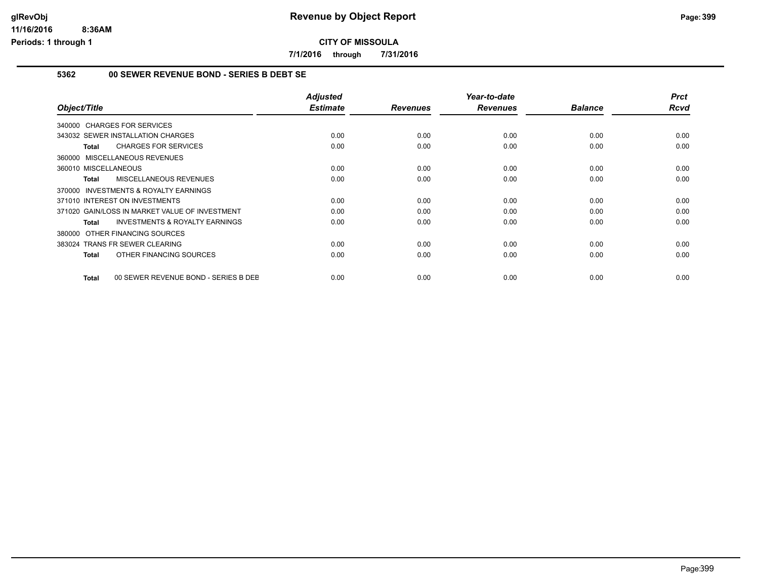# Revenue by Object Report

**CITY OF MISSOULA**

**7/1/2016 through 7/31/2016**

glRevObj
11/16/2016 8:36AM
Periods: 1 through 1

## 5362 00 SEWER REVENUE BOND - SERIES B DEBT SE

| Object/Title | Adjusted Estimate | Revenues | Year-to-date Revenues | Balance | Prct Rcvd |
|---|---|---|---|---|---|
| 340000 CHARGES FOR SERVICES | | | | | |
| 343032 SEWER INSTALLATION CHARGES | 0.00 | 0.00 | 0.00 | 0.00 | 0.00 |
| **Total** CHARGES FOR SERVICES | 0.00 | 0.00 | 0.00 | 0.00 | 0.00 |
| 360000 MISCELLANEOUS REVENUES | | | | | |
| 360010 MISCELLANEOUS | 0.00 | 0.00 | 0.00 | 0.00 | 0.00 |
| **Total** MISCELLANEOUS REVENUES | 0.00 | 0.00 | 0.00 | 0.00 | 0.00 |
| 370000 INVESTMENTS & ROYALTY EARNINGS | | | | | |
| 371010 INTEREST ON INVESTMENTS | 0.00 | 0.00 | 0.00 | 0.00 | 0.00 |
| 371020 GAIN/LOSS IN MARKET VALUE OF INVESTMENT | 0.00 | 0.00 | 0.00 | 0.00 | 0.00 |
| **Total** INVESTMENTS & ROYALTY EARNINGS | 0.00 | 0.00 | 0.00 | 0.00 | 0.00 |
| 380000 OTHER FINANCING SOURCES | | | | | |
| 383024 TRANS FR SEWER CLEARING | 0.00 | 0.00 | 0.00 | 0.00 | 0.00 |
| **Total** OTHER FINANCING SOURCES | 0.00 | 0.00 | 0.00 | 0.00 | 0.00 |
| **Total** 00 SEWER REVENUE BOND - SERIES B DEB | 0.00 | 0.00 | 0.00 | 0.00 | 0.00 |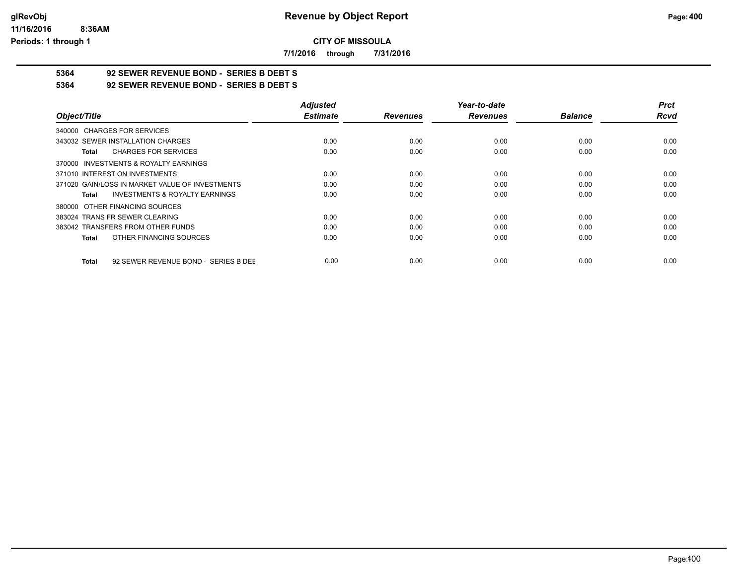**CITY OF MISSOULA**

**7/1/2016 through 7/31/2016**

**5364 92 SEWER REVENUE BOND - SERIES B DEBT S**

**5364 92 SEWER REVENUE BOND - SERIES B DEBT S**

| Object/Title | Adjusted Estimate | Revenues | Year-to-date Revenues | Balance | Prct Rcvd |
|---|---|---|---|---|---|
| 340000 CHARGES FOR SERVICES | | | | | |
| 343032 SEWER INSTALLATION CHARGES | 0.00 | 0.00 | 0.00 | 0.00 | 0.00 |
| **Total** CHARGES FOR SERVICES | 0.00 | 0.00 | 0.00 | 0.00 | 0.00 |
| 370000 INVESTMENTS & ROYALTY EARNINGS | | | | | |
| 371010 INTEREST ON INVESTMENTS | 0.00 | 0.00 | 0.00 | 0.00 | 0.00 |
| 371020 GAIN/LOSS IN MARKET VALUE OF INVESTMENTS | 0.00 | 0.00 | 0.00 | 0.00 | 0.00 |
| **Total** INVESTMENTS & ROYALTY EARNINGS | 0.00 | 0.00 | 0.00 | 0.00 | 0.00 |
| 380000 OTHER FINANCING SOURCES | | | | | |
| 383024 TRANS FR SEWER CLEARING | 0.00 | 0.00 | 0.00 | 0.00 | 0.00 |
| 383042 TRANSFERS FROM OTHER FUNDS | 0.00 | 0.00 | 0.00 | 0.00 | 0.00 |
| **Total** OTHER FINANCING SOURCES | 0.00 | 0.00 | 0.00 | 0.00 | 0.00 |
| **Total** 92 SEWER REVENUE BOND - SERIES B DEE | 0.00 | 0.00 | 0.00 | 0.00 | 0.00 |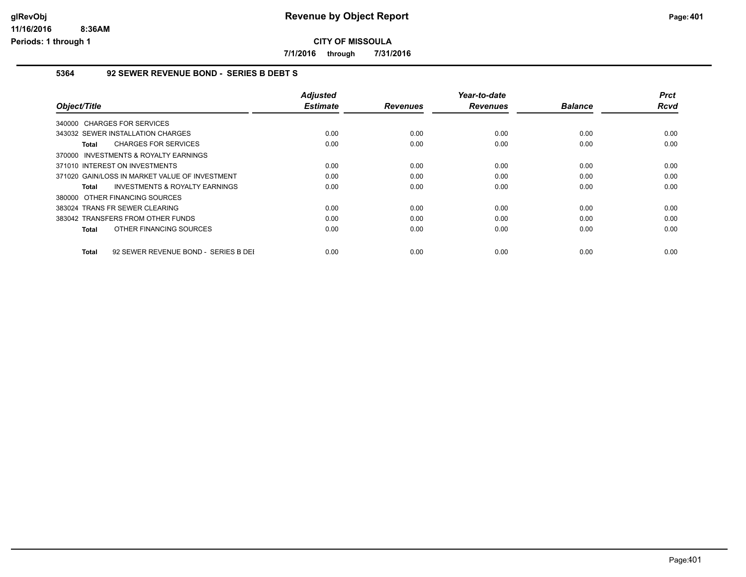# Revenue by Object Report

**CITY OF MISSOULA**

**7/1/2016 through 7/31/2016**

Periods: 1 through 1

### 5364 92 SEWER REVENUE BOND - SERIES B DEBT S

| Object/Title | Adjusted Estimate | Revenues | Year-to-date Revenues | Balance | Prct Rcvd |
|---|---|---|---|---|---|
| 340000 CHARGES FOR SERVICES | | | | | |
| 343032 SEWER INSTALLATION CHARGES | 0.00 | 0.00 | 0.00 | 0.00 | 0.00 |
| **Total** CHARGES FOR SERVICES | 0.00 | 0.00 | 0.00 | 0.00 | 0.00 |
| 370000 INVESTMENTS & ROYALTY EARNINGS | | | | | |
| 371010 INTEREST ON INVESTMENTS | 0.00 | 0.00 | 0.00 | 0.00 | 0.00 |
| 371020 GAIN/LOSS IN MARKET VALUE OF INVESTMENT | 0.00 | 0.00 | 0.00 | 0.00 | 0.00 |
| **Total** INVESTMENTS & ROYALTY EARNINGS | 0.00 | 0.00 | 0.00 | 0.00 | 0.00 |
| 380000 OTHER FINANCING SOURCES | | | | | |
| 383024 TRANS FR SEWER CLEARING | 0.00 | 0.00 | 0.00 | 0.00 | 0.00 |
| 383042 TRANSFERS FROM OTHER FUNDS | 0.00 | 0.00 | 0.00 | 0.00 | 0.00 |
| **Total** OTHER FINANCING SOURCES | 0.00 | 0.00 | 0.00 | 0.00 | 0.00 |
| **Total** 92 SEWER REVENUE BOND - SERIES B DEI | 0.00 | 0.00 | 0.00 | 0.00 | 0.00 |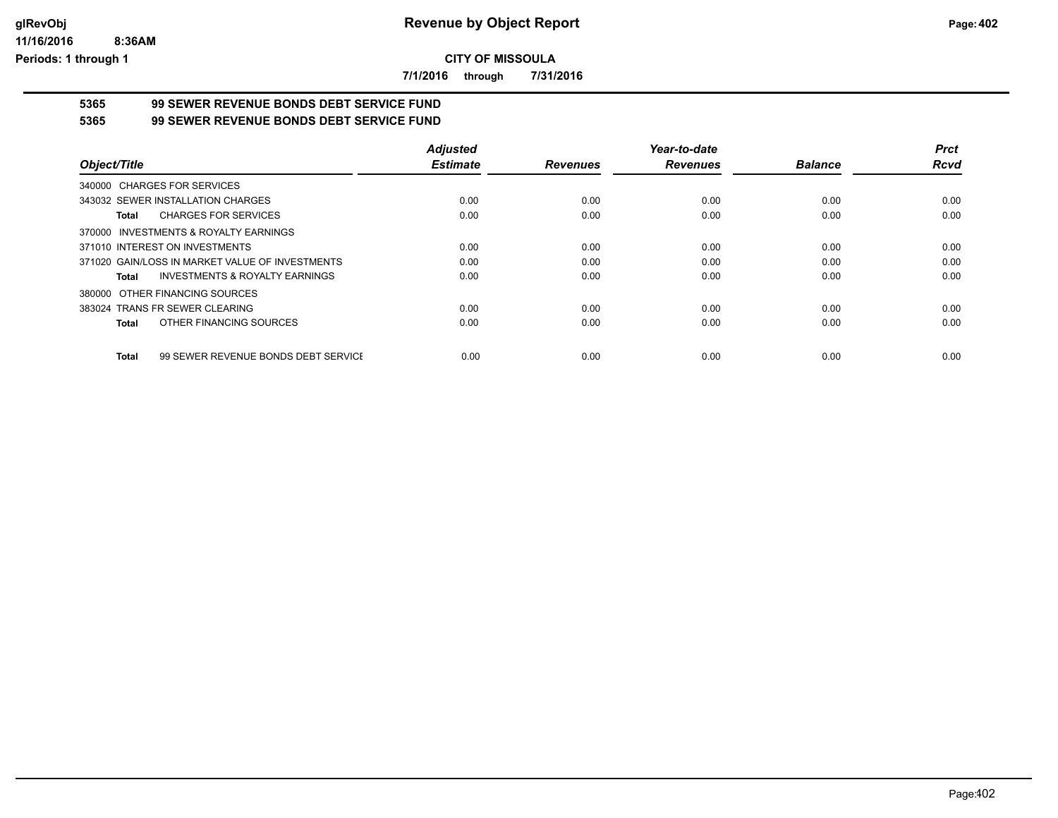## CITY OF MISSOULA

**7/1/2016 through 7/31/2016**

### 5365 99 SEWER REVENUE BONDS DEBT SERVICE FUND
### 5365 99 SEWER REVENUE BONDS DEBT SERVICE FUND

| Object/Title | Adjusted Estimate | Revenues | Year-to-date Revenues | Balance | Prct Rcvd |
|---|---|---|---|---|---|
| 340000 CHARGES FOR SERVICES | | | | | |
| 343032 SEWER INSTALLATION CHARGES | 0.00 | 0.00 | 0.00 | 0.00 | 0.00 |
| **Total** CHARGES FOR SERVICES | 0.00 | 0.00 | 0.00 | 0.00 | 0.00 |
| 370000 INVESTMENTS & ROYALTY EARNINGS | | | | | |
| 371010 INTEREST ON INVESTMENTS | 0.00 | 0.00 | 0.00 | 0.00 | 0.00 |
| 371020 GAIN/LOSS IN MARKET VALUE OF INVESTMENTS | 0.00 | 0.00 | 0.00 | 0.00 | 0.00 |
| **Total** INVESTMENTS & ROYALTY EARNINGS | 0.00 | 0.00 | 0.00 | 0.00 | 0.00 |
| 380000 OTHER FINANCING SOURCES | | | | | |
| 383024 TRANS FR SEWER CLEARING | 0.00 | 0.00 | 0.00 | 0.00 | 0.00 |
| **Total** OTHER FINANCING SOURCES | 0.00 | 0.00 | 0.00 | 0.00 | 0.00 |
| **Total** 99 SEWER REVENUE BONDS DEBT SERVICE | 0.00 | 0.00 | 0.00 | 0.00 | 0.00 |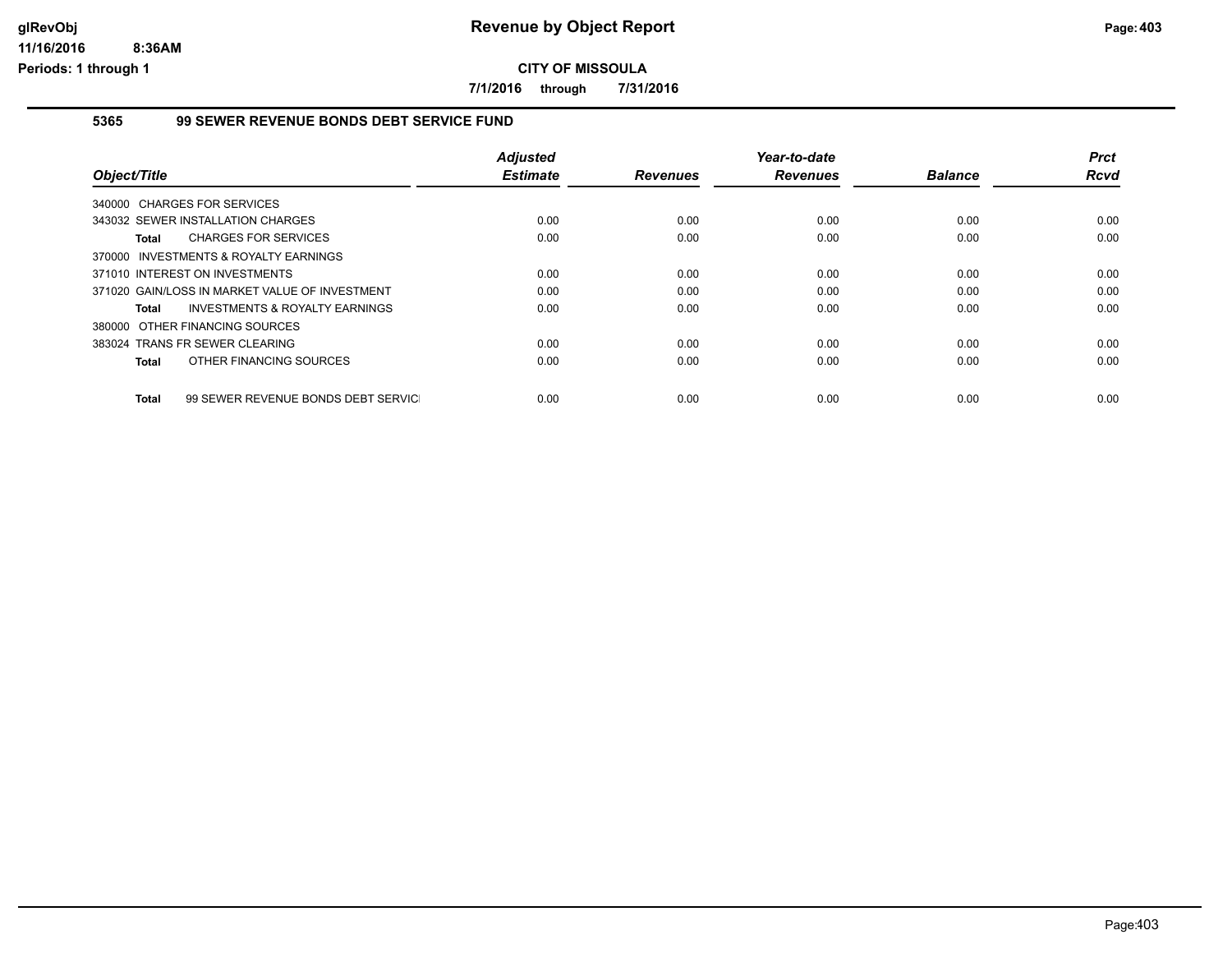**CITY OF MISSOULA**

**7/1/2016 through 7/31/2016**

**5365 99 SEWER REVENUE BONDS DEBT SERVICE FUND**

| Object/Title | Adjusted Estimate | Revenues | Year-to-date Revenues | Balance | Prct Rcvd |
|---|---|---|---|---|---|
| 340000 CHARGES FOR SERVICES | | | | | |
| 343032 SEWER INSTALLATION CHARGES | 0.00 | 0.00 | 0.00 | 0.00 | 0.00 |
| **Total** CHARGES FOR SERVICES | 0.00 | 0.00 | 0.00 | 0.00 | 0.00 |
| 370000 INVESTMENTS & ROYALTY EARNINGS | | | | | |
| 371010 INTEREST ON INVESTMENTS | 0.00 | 0.00 | 0.00 | 0.00 | 0.00 |
| 371020 GAIN/LOSS IN MARKET VALUE OF INVESTMENT | 0.00 | 0.00 | 0.00 | 0.00 | 0.00 |
| **Total** INVESTMENTS & ROYALTY EARNINGS | 0.00 | 0.00 | 0.00 | 0.00 | 0.00 |
| 380000 OTHER FINANCING SOURCES | | | | | |
| 383024 TRANS FR SEWER CLEARING | 0.00 | 0.00 | 0.00 | 0.00 | 0.00 |
| **Total** OTHER FINANCING SOURCES | 0.00 | 0.00 | 0.00 | 0.00 | 0.00 |
| **Total** 99 SEWER REVENUE BONDS DEBT SERVICI | 0.00 | 0.00 | 0.00 | 0.00 | 0.00 |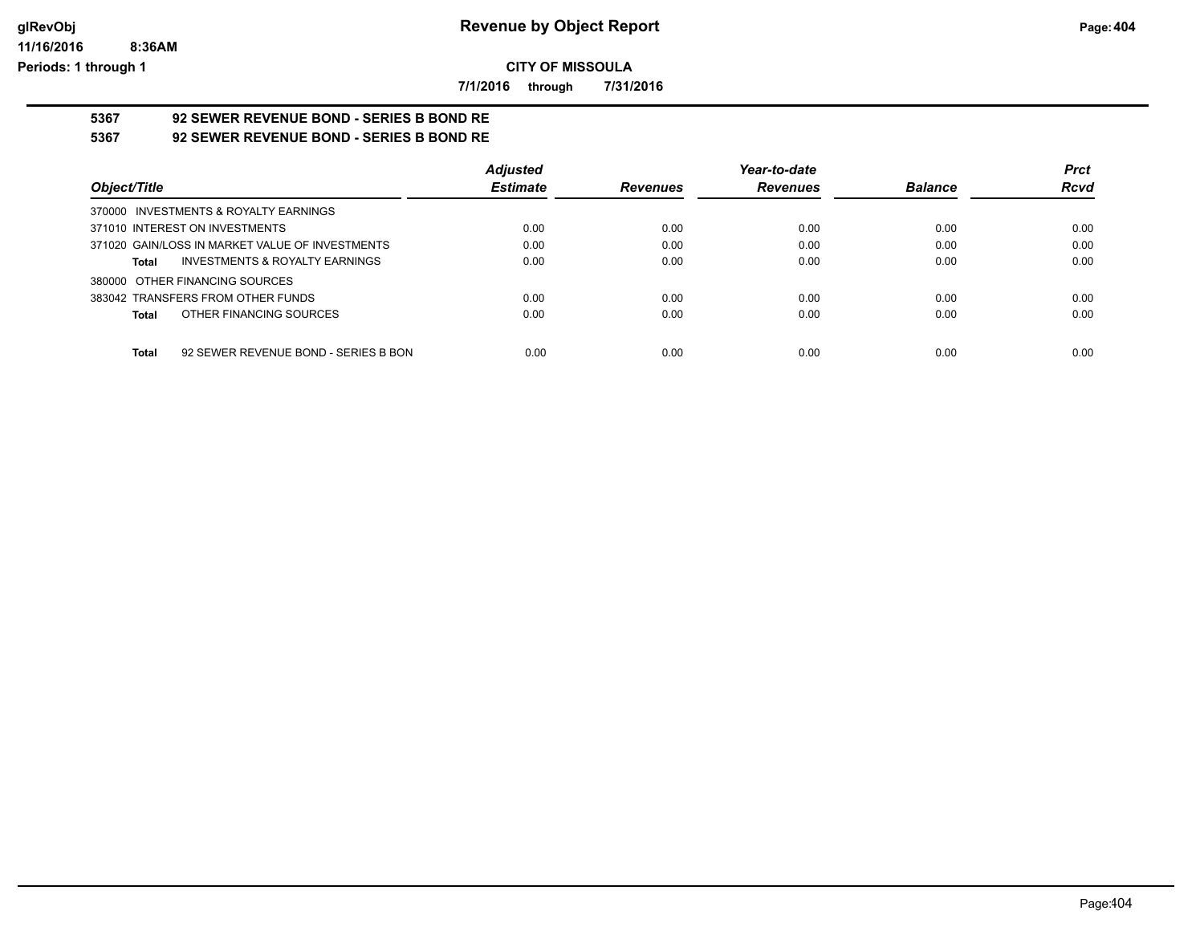# Revenue by Object Report

**CITY OF MISSOULA**

**7/1/2016 through 7/31/2016**

glRevObj
11/16/2016 8:36AM
Periods: 1 through 1

## 5367 92 SEWER REVENUE BOND - SERIES B BOND RE

## 5367 92 SEWER REVENUE BOND - SERIES B BOND RE

| Object/Title | Adjusted Estimate | Revenues | Year-to-date Revenues | Balance | Prct Rcvd |
|---|---|---|---|---|---|
| 370000 INVESTMENTS & ROYALTY EARNINGS | | | | | |
| 371010 INTEREST ON INVESTMENTS | 0.00 | 0.00 | 0.00 | 0.00 | 0.00 |
| 371020 GAIN/LOSS IN MARKET VALUE OF INVESTMENTS | 0.00 | 0.00 | 0.00 | 0.00 | 0.00 |
| **Total** INVESTMENTS & ROYALTY EARNINGS | 0.00 | 0.00 | 0.00 | 0.00 | 0.00 |
| 380000 OTHER FINANCING SOURCES | | | | | |
| 383042 TRANSFERS FROM OTHER FUNDS | 0.00 | 0.00 | 0.00 | 0.00 | 0.00 |
| **Total** OTHER FINANCING SOURCES | 0.00 | 0.00 | 0.00 | 0.00 | 0.00 |
| **Total** 92 SEWER REVENUE BOND - SERIES B BON | 0.00 | 0.00 | 0.00 | 0.00 | 0.00 |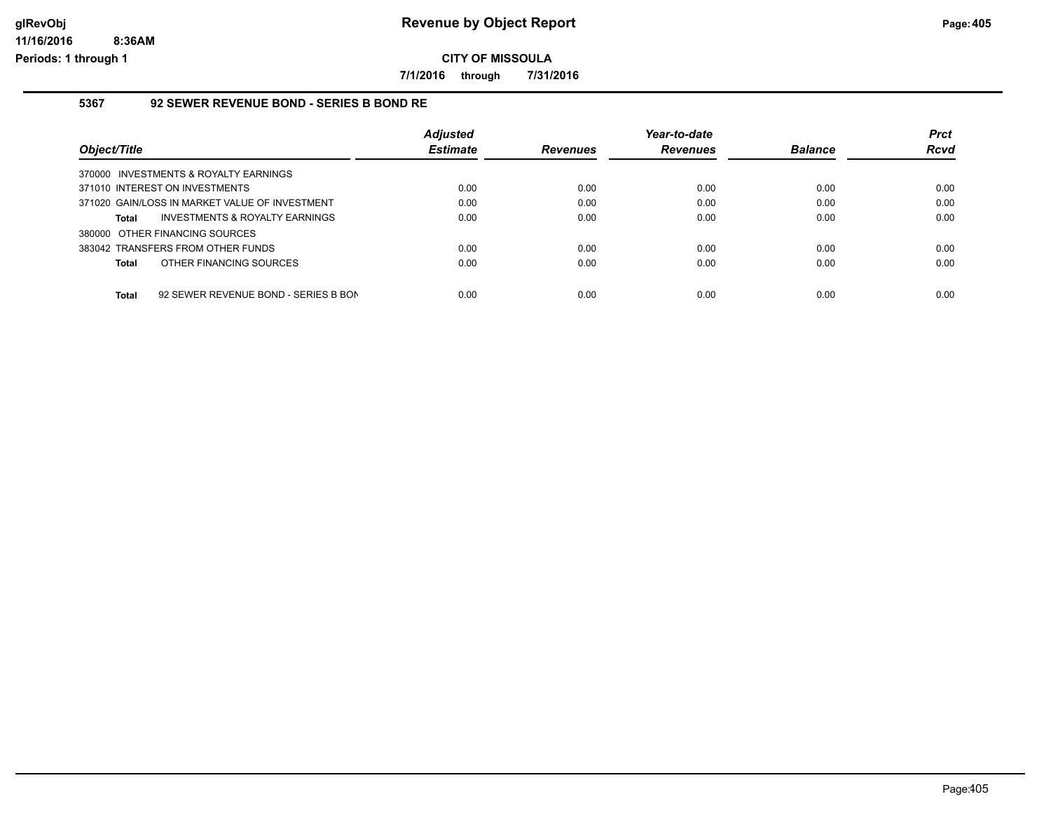# Revenue by Object Report

**CITY OF MISSOULA**

**7/1/2016 through 7/31/2016**

## 5367 92 SEWER REVENUE BOND - SERIES B BOND RE

| Object/Title | Adjusted Estimate | Revenues | Year-to-date Revenues | Balance | Prct Rcvd |
|---|---|---|---|---|---|
| 370000 INVESTMENTS & ROYALTY EARNINGS | | | | | |
| 371010 INTEREST ON INVESTMENTS | 0.00 | 0.00 | 0.00 | 0.00 | 0.00 |
| 371020 GAIN/LOSS IN MARKET VALUE OF INVESTMENT | 0.00 | 0.00 | 0.00 | 0.00 | 0.00 |
| **Total** INVESTMENTS & ROYALTY EARNINGS | 0.00 | 0.00 | 0.00 | 0.00 | 0.00 |
| 380000 OTHER FINANCING SOURCES | | | | | |
| 383042 TRANSFERS FROM OTHER FUNDS | 0.00 | 0.00 | 0.00 | 0.00 | 0.00 |
| **Total** OTHER FINANCING SOURCES | 0.00 | 0.00 | 0.00 | 0.00 | 0.00 |
| **Total** 92 SEWER REVENUE BOND - SERIES B BON | 0.00 | 0.00 | 0.00 | 0.00 | 0.00 |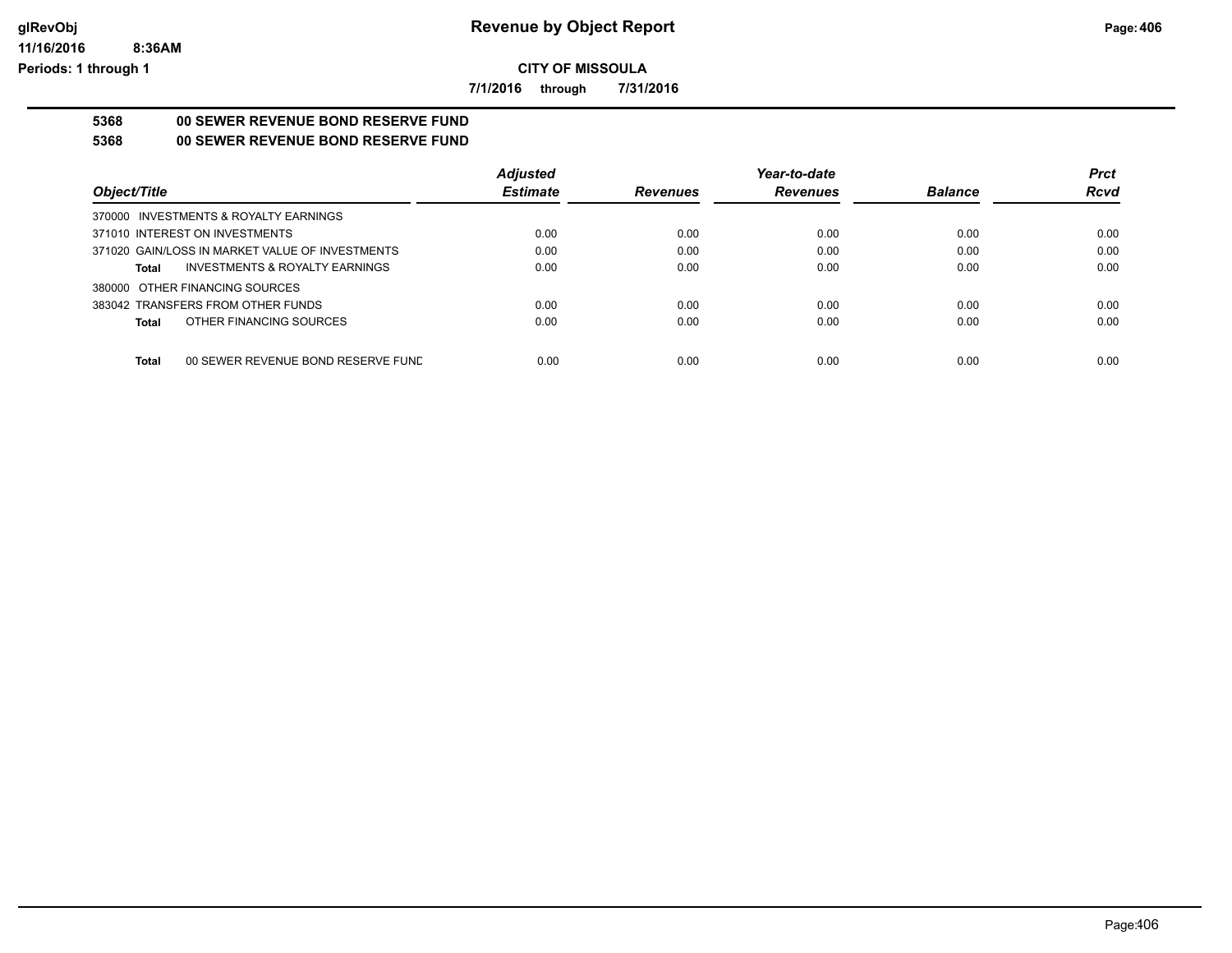# Revenue by Object Report

**CITY OF MISSOULA**

**7/1/2016 through 7/31/2016**

**5368 00 SEWER REVENUE BOND RESERVE FUND**

**5368 00 SEWER REVENUE BOND RESERVE FUND**

| Object/Title | Adjusted Estimate | Revenues | Year-to-date Revenues | Balance | Prct Rcvd |
|---|---|---|---|---|---|
| 370000 INVESTMENTS & ROYALTY EARNINGS | | | | | |
| 371010 INTEREST ON INVESTMENTS | 0.00 | 0.00 | 0.00 | 0.00 | 0.00 |
| 371020 GAIN/LOSS IN MARKET VALUE OF INVESTMENTS | 0.00 | 0.00 | 0.00 | 0.00 | 0.00 |
| **Total** INVESTMENTS & ROYALTY EARNINGS | 0.00 | 0.00 | 0.00 | 0.00 | 0.00 |
| 380000 OTHER FINANCING SOURCES | | | | | |
| 383042 TRANSFERS FROM OTHER FUNDS | 0.00 | 0.00 | 0.00 | 0.00 | 0.00 |
| **Total** OTHER FINANCING SOURCES | 0.00 | 0.00 | 0.00 | 0.00 | 0.00 |
| **Total** 00 SEWER REVENUE BOND RESERVE FUND | 0.00 | 0.00 | 0.00 | 0.00 | 0.00 |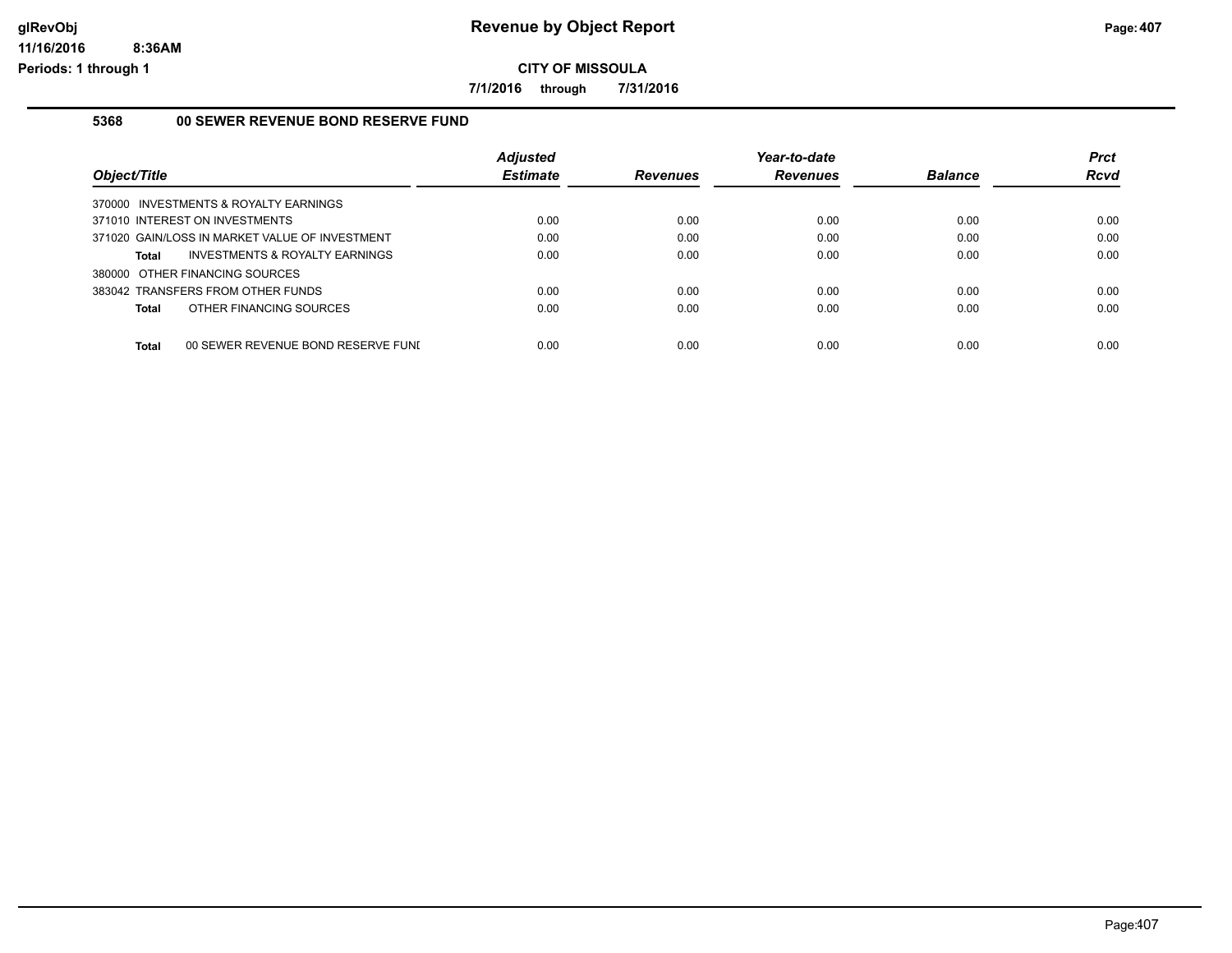# Revenue by Object Report

**CITY OF MISSOULA**

**7/1/2016 through 7/31/2016**

### 5368 00 SEWER REVENUE BOND RESERVE FUND

| Object/Title | Adjusted Estimate | Revenues | Year-to-date Revenues | Balance | Prct Rcvd |
|---|---|---|---|---|---|
| 370000 INVESTMENTS & ROYALTY EARNINGS | | | | | |
| 371010 INTEREST ON INVESTMENTS | 0.00 | 0.00 | 0.00 | 0.00 | 0.00 |
| 371020 GAIN/LOSS IN MARKET VALUE OF INVESTMENT | 0.00 | 0.00 | 0.00 | 0.00 | 0.00 |
| **Total** INVESTMENTS & ROYALTY EARNINGS | 0.00 | 0.00 | 0.00 | 0.00 | 0.00 |
| 380000 OTHER FINANCING SOURCES | | | | | |
| 383042 TRANSFERS FROM OTHER FUNDS | 0.00 | 0.00 | 0.00 | 0.00 | 0.00 |
| **Total** OTHER FINANCING SOURCES | 0.00 | 0.00 | 0.00 | 0.00 | 0.00 |
| **Total** 00 SEWER REVENUE BOND RESERVE FUNI | 0.00 | 0.00 | 0.00 | 0.00 | 0.00 |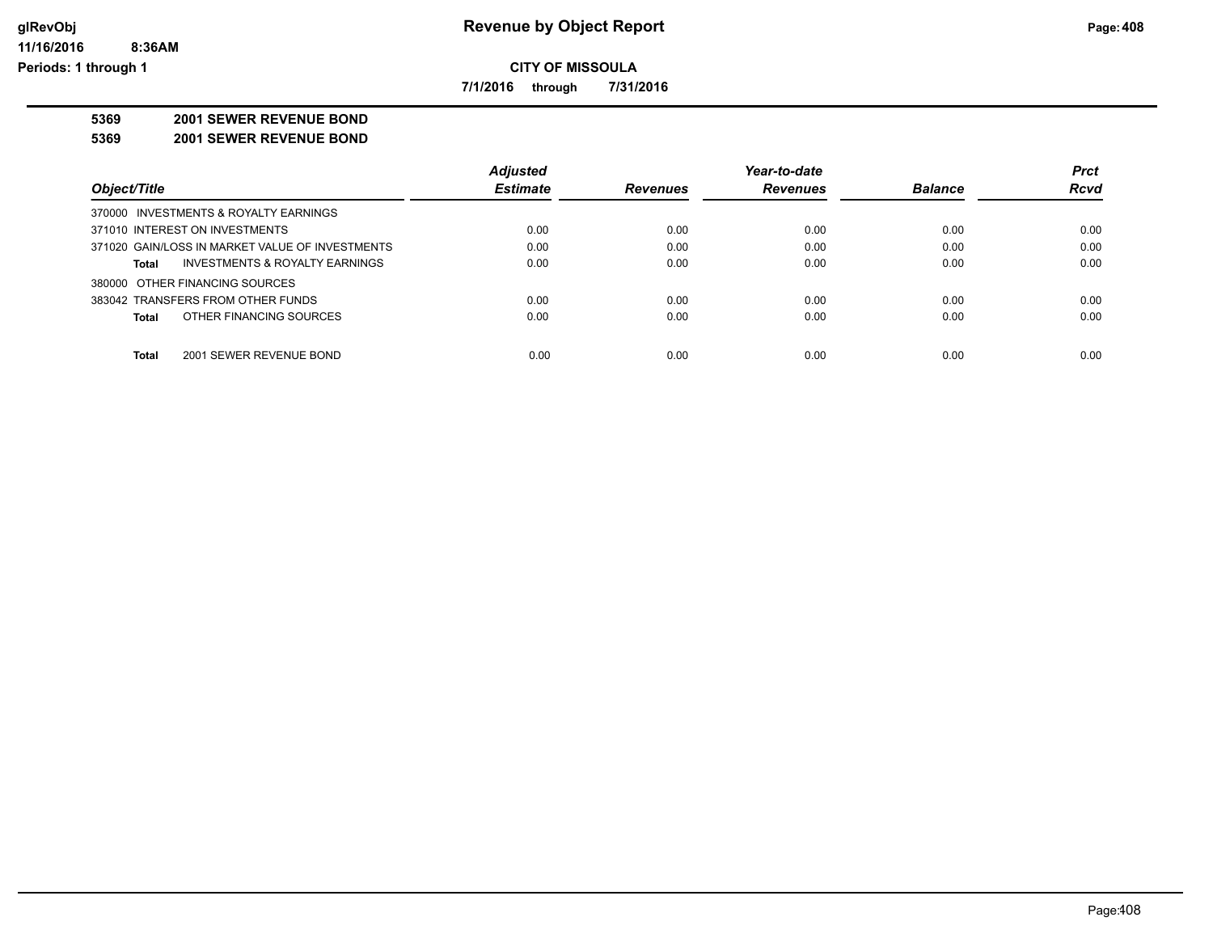# Revenue by Object Report

**CITY OF MISSOULA**

**7/1/2016 through 7/31/2016**

glRevObj
11/16/2016 8:36AM
Periods: 1 through 1

**5369 2001 SEWER REVENUE BOND**

**5369 2001 SEWER REVENUE BOND**

| Object/Title | Adjusted Estimate | Revenues | Year-to-date Revenues | Balance | Prct Rcvd |
|---|---|---|---|---|---|
| 370000 INVESTMENTS & ROYALTY EARNINGS | | | | | |
| 371010 INTEREST ON INVESTMENTS | 0.00 | 0.00 | 0.00 | 0.00 | 0.00 |
| 371020 GAIN/LOSS IN MARKET VALUE OF INVESTMENTS | 0.00 | 0.00 | 0.00 | 0.00 | 0.00 |
| **Total** INVESTMENTS & ROYALTY EARNINGS | 0.00 | 0.00 | 0.00 | 0.00 | 0.00 |
| 380000 OTHER FINANCING SOURCES | | | | | |
| 383042 TRANSFERS FROM OTHER FUNDS | 0.00 | 0.00 | 0.00 | 0.00 | 0.00 |
| **Total** OTHER FINANCING SOURCES | 0.00 | 0.00 | 0.00 | 0.00 | 0.00 |
| **Total** 2001 SEWER REVENUE BOND | 0.00 | 0.00 | 0.00 | 0.00 | 0.00 |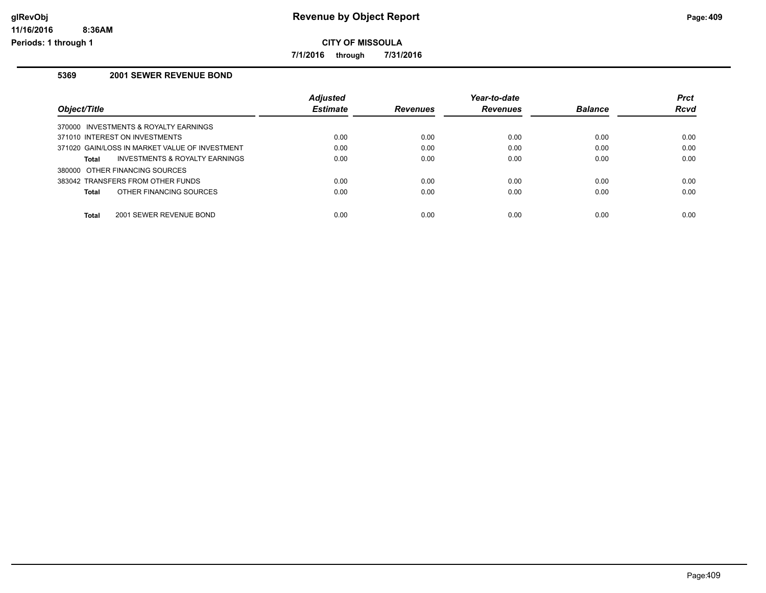# Revenue by Object Report

**CITY OF MISSOULA**

**7/1/2016 through 7/31/2016**

## 5369 2001 SEWER REVENUE BOND

| Object/Title | Adjusted Estimate | Revenues | Year-to-date Revenues | Balance | Prct Rcvd |
|---|---|---|---|---|---|
| 370000 INVESTMENTS & ROYALTY EARNINGS | | | | | |
| 371010 INTEREST ON INVESTMENTS | 0.00 | 0.00 | 0.00 | 0.00 | 0.00 |
| 371020 GAIN/LOSS IN MARKET VALUE OF INVESTMENT | 0.00 | 0.00 | 0.00 | 0.00 | 0.00 |
| **Total** INVESTMENTS & ROYALTY EARNINGS | 0.00 | 0.00 | 0.00 | 0.00 | 0.00 |
| 380000 OTHER FINANCING SOURCES | | | | | |
| 383042 TRANSFERS FROM OTHER FUNDS | 0.00 | 0.00 | 0.00 | 0.00 | 0.00 |
| **Total** OTHER FINANCING SOURCES | 0.00 | 0.00 | 0.00 | 0.00 | 0.00 |
| **Total** 2001 SEWER REVENUE BOND | 0.00 | 0.00 | 0.00 | 0.00 | 0.00 |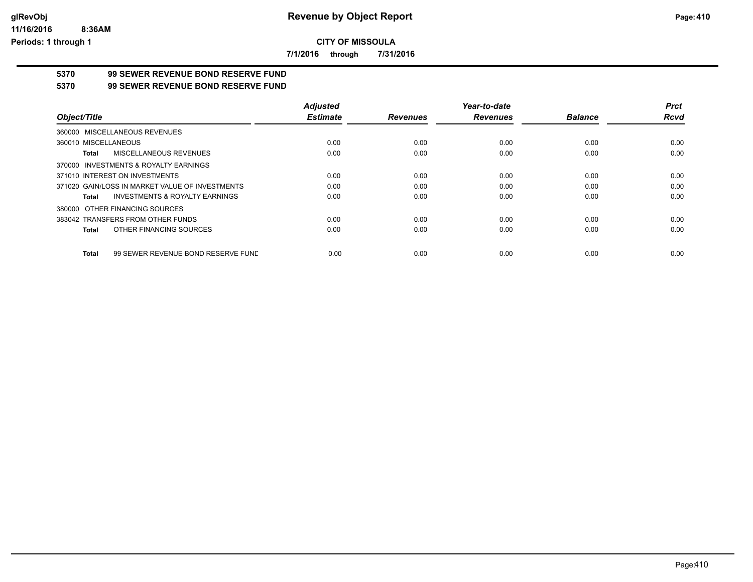# Revenue by Object Report

**CITY OF MISSOULA**

**7/1/2016 through 7/31/2016**

glRevObj
11/16/2016 8:36AM
Periods: 1 through 1

## 5370 99 SEWER REVENUE BOND RESERVE FUND

## 5370 99 SEWER REVENUE BOND RESERVE FUND

| Object/Title | Adjusted Estimate | Revenues | Year-to-date Revenues | Balance | Prct Rcvd |
|---|---|---|---|---|---|
| 360000 MISCELLANEOUS REVENUES | | | | | |
| 360010 MISCELLANEOUS | 0.00 | 0.00 | 0.00 | 0.00 | 0.00 |
| **Total** MISCELLANEOUS REVENUES | 0.00 | 0.00 | 0.00 | 0.00 | 0.00 |
| 370000 INVESTMENTS & ROYALTY EARNINGS | | | | | |
| 371010 INTEREST ON INVESTMENTS | 0.00 | 0.00 | 0.00 | 0.00 | 0.00 |
| 371020 GAIN/LOSS IN MARKET VALUE OF INVESTMENTS | 0.00 | 0.00 | 0.00 | 0.00 | 0.00 |
| **Total** INVESTMENTS & ROYALTY EARNINGS | 0.00 | 0.00 | 0.00 | 0.00 | 0.00 |
| 380000 OTHER FINANCING SOURCES | | | | | |
| 383042 TRANSFERS FROM OTHER FUNDS | 0.00 | 0.00 | 0.00 | 0.00 | 0.00 |
| **Total** OTHER FINANCING SOURCES | 0.00 | 0.00 | 0.00 | 0.00 | 0.00 |
| **Total** 99 SEWER REVENUE BOND RESERVE FUND | 0.00 | 0.00 | 0.00 | 0.00 | 0.00 |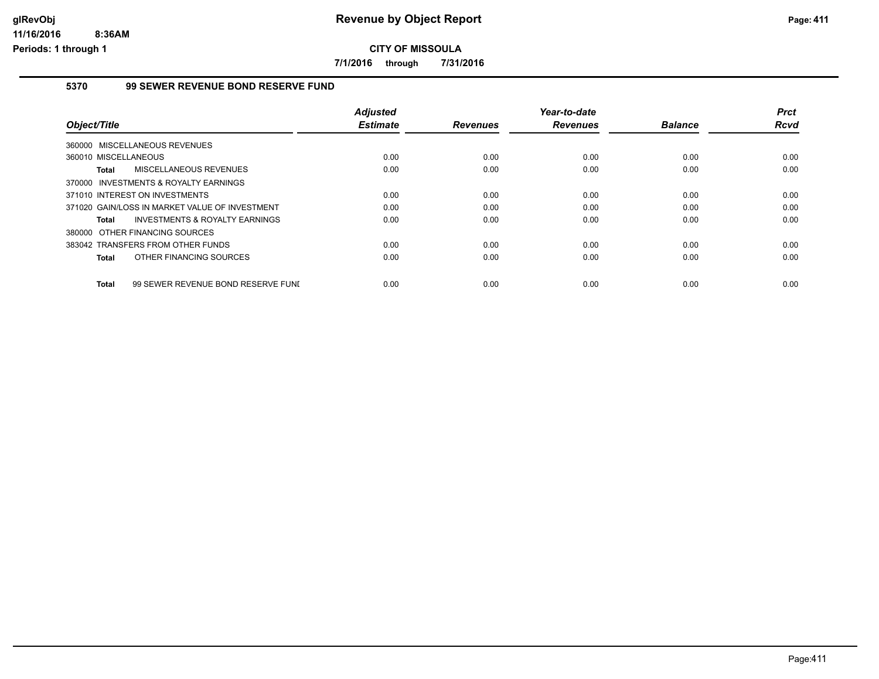# Revenue by Object Report

## CITY OF MISSOULA

**7/1/2016 through 7/31/2016**

### 5370 99 SEWER REVENUE BOND RESERVE FUND

| Object/Title | Adjusted Estimate | Revenues | Year-to-date Revenues | Balance | Prct Rcvd |
|---|---|---|---|---|---|
| 360000 MISCELLANEOUS REVENUES | | | | | |
| 360010 MISCELLANEOUS | 0.00 | 0.00 | 0.00 | 0.00 | 0.00 |
| **Total** MISCELLANEOUS REVENUES | 0.00 | 0.00 | 0.00 | 0.00 | 0.00 |
| 370000 INVESTMENTS & ROYALTY EARNINGS | | | | | |
| 371010 INTEREST ON INVESTMENTS | 0.00 | 0.00 | 0.00 | 0.00 | 0.00 |
| 371020 GAIN/LOSS IN MARKET VALUE OF INVESTMENT | 0.00 | 0.00 | 0.00 | 0.00 | 0.00 |
| **Total** INVESTMENTS & ROYALTY EARNINGS | 0.00 | 0.00 | 0.00 | 0.00 | 0.00 |
| 380000 OTHER FINANCING SOURCES | | | | | |
| 383042 TRANSFERS FROM OTHER FUNDS | 0.00 | 0.00 | 0.00 | 0.00 | 0.00 |
| **Total** OTHER FINANCING SOURCES | 0.00 | 0.00 | 0.00 | 0.00 | 0.00 |
| **Total** 99 SEWER REVENUE BOND RESERVE FUNI | 0.00 | 0.00 | 0.00 | 0.00 | 0.00 |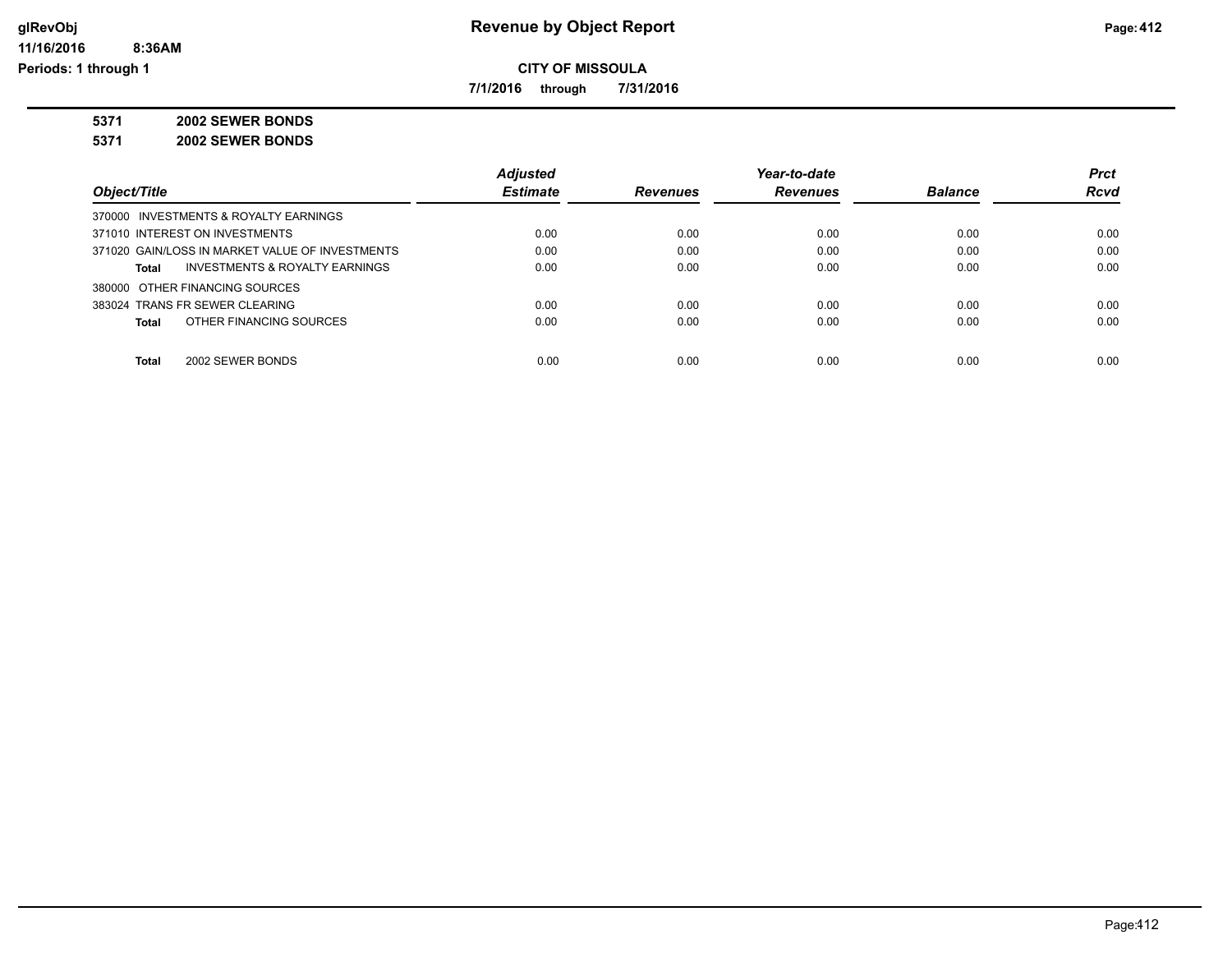# Revenue by Object Report

**CITY OF MISSOULA**

**7/1/2016 through 7/31/2016**

**5371 2002 SEWER BONDS**

**5371 2002 SEWER BONDS**

| Object/Title | Adjusted Estimate | Revenues | Year-to-date Revenues | Balance | Prct Rcvd |
|---|---|---|---|---|---|
| 370000 INVESTMENTS & ROYALTY EARNINGS | | | | | |
| 371010 INTEREST ON INVESTMENTS | 0.00 | 0.00 | 0.00 | 0.00 | 0.00 |
| 371020 GAIN/LOSS IN MARKET VALUE OF INVESTMENTS | 0.00 | 0.00 | 0.00 | 0.00 | 0.00 |
| **Total** INVESTMENTS & ROYALTY EARNINGS | 0.00 | 0.00 | 0.00 | 0.00 | 0.00 |
| 380000 OTHER FINANCING SOURCES | | | | | |
| 383024 TRANS FR SEWER CLEARING | 0.00 | 0.00 | 0.00 | 0.00 | 0.00 |
| **Total** OTHER FINANCING SOURCES | 0.00 | 0.00 | 0.00 | 0.00 | 0.00 |
| **Total** 2002 SEWER BONDS | 0.00 | 0.00 | 0.00 | 0.00 | 0.00 |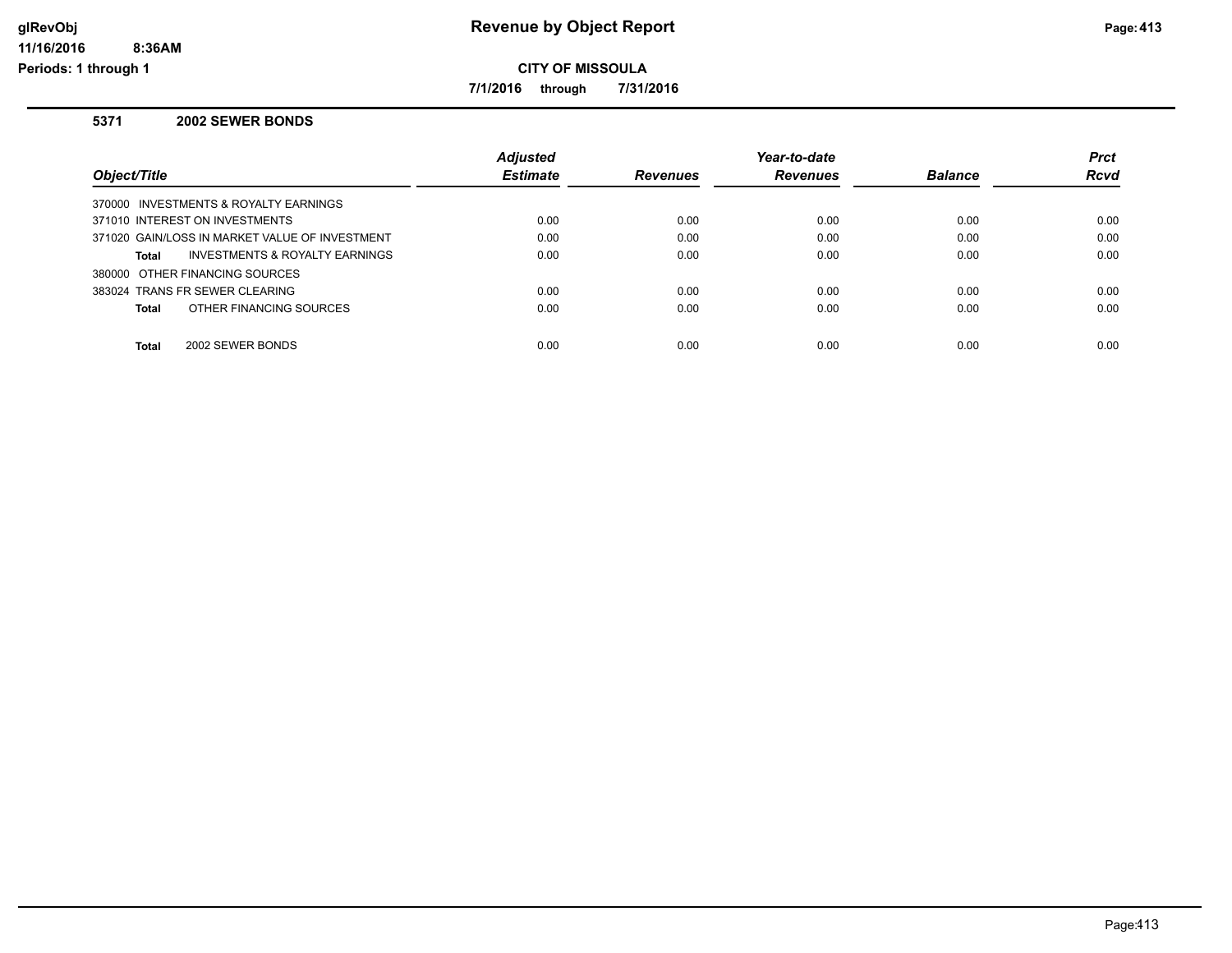# Revenue by Object Report

**CITY OF MISSOULA**

**7/1/2016 through 7/31/2016**

glRevObj
11/16/2016 8:36AM
Periods: 1 through 1

### 5371 2002 SEWER BONDS

| Object/Title | Adjusted Estimate | Revenues | Year-to-date Revenues | Balance | Prct Rcvd |
|---|---|---|---|---|---|
| 370000 INVESTMENTS & ROYALTY EARNINGS | | | | | |
| 371010 INTEREST ON INVESTMENTS | 0.00 | 0.00 | 0.00 | 0.00 | 0.00 |
| 371020 GAIN/LOSS IN MARKET VALUE OF INVESTMENT | 0.00 | 0.00 | 0.00 | 0.00 | 0.00 |
| **Total** INVESTMENTS & ROYALTY EARNINGS | 0.00 | 0.00 | 0.00 | 0.00 | 0.00 |
| 380000 OTHER FINANCING SOURCES | | | | | |
| 383024 TRANS FR SEWER CLEARING | 0.00 | 0.00 | 0.00 | 0.00 | 0.00 |
| **Total** OTHER FINANCING SOURCES | 0.00 | 0.00 | 0.00 | 0.00 | 0.00 |
| **Total** 2002 SEWER BONDS | 0.00 | 0.00 | 0.00 | 0.00 | 0.00 |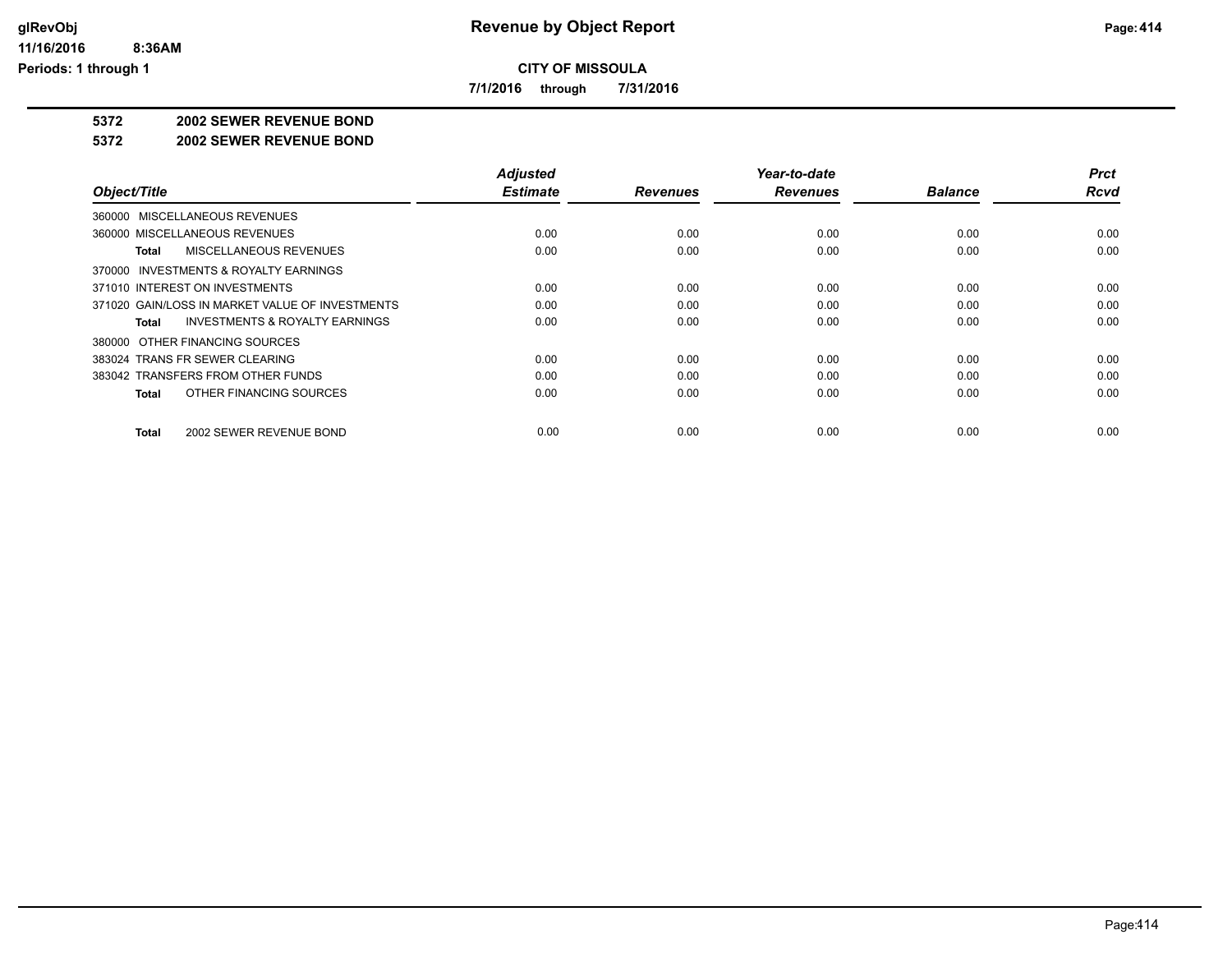# Revenue by Object Report

**CITY OF MISSOULA**

**7/1/2016 through 7/31/2016**

glRevObj
11/16/2016 8:36AM
Periods: 1 through 1

## 5372 2002 SEWER REVENUE BOND

### 5372 2002 SEWER REVENUE BOND

| Object/Title | Adjusted Estimate | Revenues | Year-to-date Revenues | Balance | Prct Rcvd |
|---|---|---|---|---|---|
| 360000 MISCELLANEOUS REVENUES | | | | | |
| 360000 MISCELLANEOUS REVENUES | 0.00 | 0.00 | 0.00 | 0.00 | 0.00 |
| **Total** MISCELLANEOUS REVENUES | 0.00 | 0.00 | 0.00 | 0.00 | 0.00 |
| 370000 INVESTMENTS & ROYALTY EARNINGS | | | | | |
| 371010 INTEREST ON INVESTMENTS | 0.00 | 0.00 | 0.00 | 0.00 | 0.00 |
| 371020 GAIN/LOSS IN MARKET VALUE OF INVESTMENTS | 0.00 | 0.00 | 0.00 | 0.00 | 0.00 |
| **Total** INVESTMENTS & ROYALTY EARNINGS | 0.00 | 0.00 | 0.00 | 0.00 | 0.00 |
| 380000 OTHER FINANCING SOURCES | | | | | |
| 383024 TRANS FR SEWER CLEARING | 0.00 | 0.00 | 0.00 | 0.00 | 0.00 |
| 383042 TRANSFERS FROM OTHER FUNDS | 0.00 | 0.00 | 0.00 | 0.00 | 0.00 |
| **Total** OTHER FINANCING SOURCES | 0.00 | 0.00 | 0.00 | 0.00 | 0.00 |
| **Total** 2002 SEWER REVENUE BOND | 0.00 | 0.00 | 0.00 | 0.00 | 0.00 |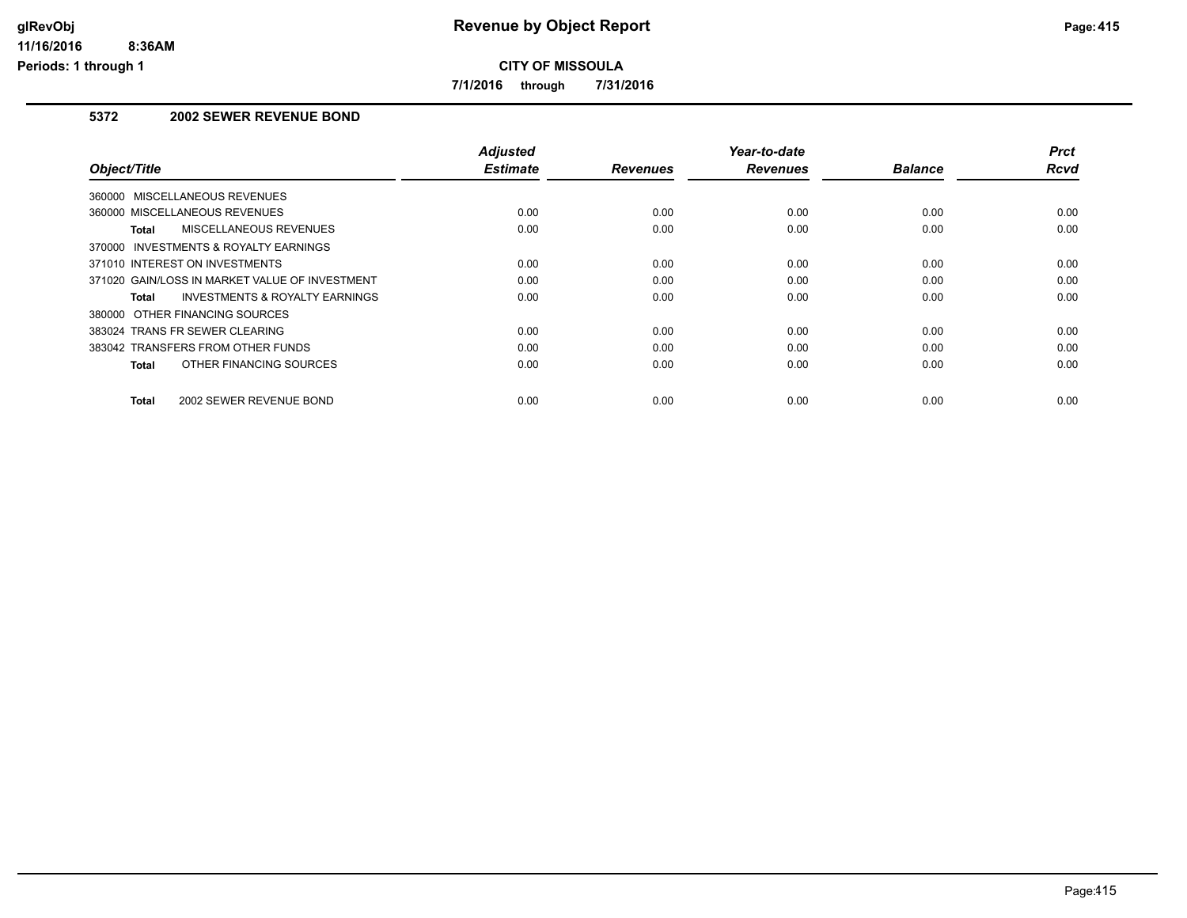# Revenue by Object Report

**CITY OF MISSOULA**

**7/1/2016 through 7/31/2016**

## 5372 2002 SEWER REVENUE BOND

| Object/Title | Adjusted Estimate | Revenues | Year-to-date Revenues | Balance | Prct Rcvd |
|---|---|---|---|---|---|
| 360000 MISCELLANEOUS REVENUES | | | | | |
| 360000 MISCELLANEOUS REVENUES | 0.00 | 0.00 | 0.00 | 0.00 | 0.00 |
| **Total** MISCELLANEOUS REVENUES | 0.00 | 0.00 | 0.00 | 0.00 | 0.00 |
| 370000 INVESTMENTS & ROYALTY EARNINGS | | | | | |
| 371010 INTEREST ON INVESTMENTS | 0.00 | 0.00 | 0.00 | 0.00 | 0.00 |
| 371020 GAIN/LOSS IN MARKET VALUE OF INVESTMENT | 0.00 | 0.00 | 0.00 | 0.00 | 0.00 |
| **Total** INVESTMENTS & ROYALTY EARNINGS | 0.00 | 0.00 | 0.00 | 0.00 | 0.00 |
| 380000 OTHER FINANCING SOURCES | | | | | |
| 383024 TRANS FR SEWER CLEARING | 0.00 | 0.00 | 0.00 | 0.00 | 0.00 |
| 383042 TRANSFERS FROM OTHER FUNDS | 0.00 | 0.00 | 0.00 | 0.00 | 0.00 |
| **Total** OTHER FINANCING SOURCES | 0.00 | 0.00 | 0.00 | 0.00 | 0.00 |
| **Total** 2002 SEWER REVENUE BOND | 0.00 | 0.00 | 0.00 | 0.00 | 0.00 |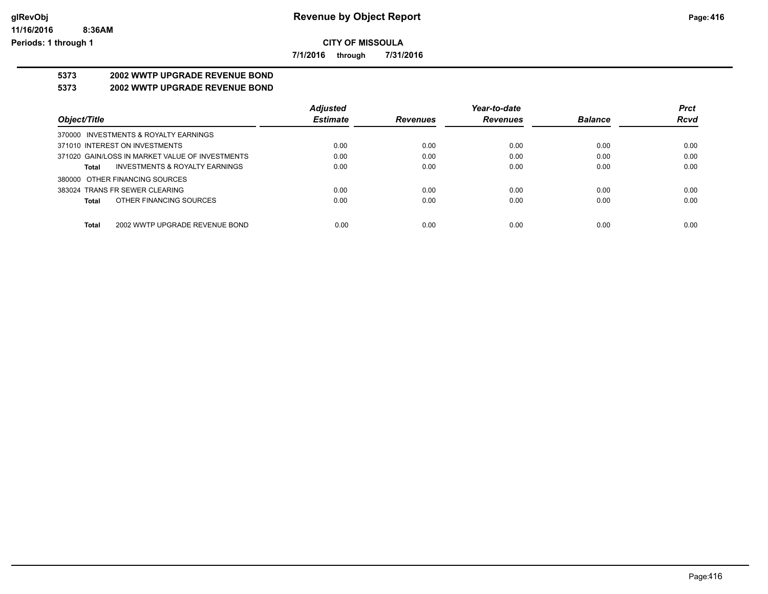# Revenue by Object Report

**CITY OF MISSOULA**

**7/1/2016 through 7/31/2016**

glRevObj
11/16/2016 8:36AM
Periods: 1 through 1

**5373 2002 WWTP UPGRADE REVENUE BOND**

**5373 2002 WWTP UPGRADE REVENUE BOND**

| Object/Title | Adjusted Estimate | Revenues | Year-to-date Revenues | Balance | Prct Rcvd |
|---|---|---|---|---|---|
| 370000 INVESTMENTS & ROYALTY EARNINGS | | | | | |
| 371010 INTEREST ON INVESTMENTS | 0.00 | 0.00 | 0.00 | 0.00 | 0.00 |
| 371020 GAIN/LOSS IN MARKET VALUE OF INVESTMENTS | 0.00 | 0.00 | 0.00 | 0.00 | 0.00 |
| **Total** INVESTMENTS & ROYALTY EARNINGS | 0.00 | 0.00 | 0.00 | 0.00 | 0.00 |
| 380000 OTHER FINANCING SOURCES | | | | | |
| 383024 TRANS FR SEWER CLEARING | 0.00 | 0.00 | 0.00 | 0.00 | 0.00 |
| **Total** OTHER FINANCING SOURCES | 0.00 | 0.00 | 0.00 | 0.00 | 0.00 |
| **Total** 2002 WWTP UPGRADE REVENUE BOND | 0.00 | 0.00 | 0.00 | 0.00 | 0.00 |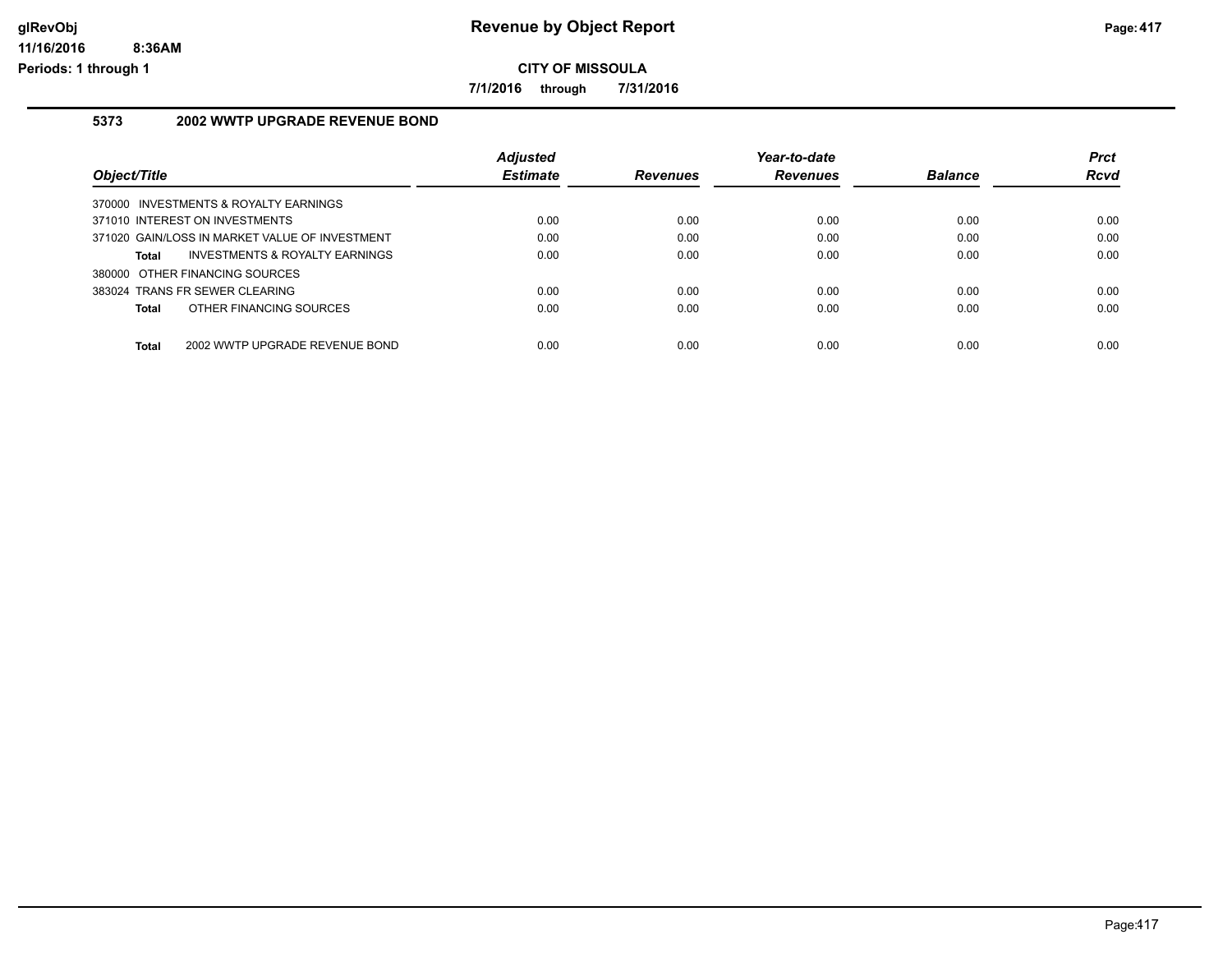# Revenue by Object Report

**CITY OF MISSOULA**

**7/1/2016 through 7/31/2016**

## 5373 2002 WWTP UPGRADE REVENUE BOND

| Object/Title | Adjusted Estimate | Revenues | Year-to-date Revenues | Balance | Prct Rcvd |
|---|---|---|---|---|---|
| 370000 INVESTMENTS & ROYALTY EARNINGS | | | | | |
| 371010 INTEREST ON INVESTMENTS | 0.00 | 0.00 | 0.00 | 0.00 | 0.00 |
| 371020 GAIN/LOSS IN MARKET VALUE OF INVESTMENT | 0.00 | 0.00 | 0.00 | 0.00 | 0.00 |
| **Total** INVESTMENTS & ROYALTY EARNINGS | 0.00 | 0.00 | 0.00 | 0.00 | 0.00 |
| 380000 OTHER FINANCING SOURCES | | | | | |
| 383024 TRANS FR SEWER CLEARING | 0.00 | 0.00 | 0.00 | 0.00 | 0.00 |
| **Total** OTHER FINANCING SOURCES | 0.00 | 0.00 | 0.00 | 0.00 | 0.00 |
| **Total** 2002 WWTP UPGRADE REVENUE BOND | 0.00 | 0.00 | 0.00 | 0.00 | 0.00 |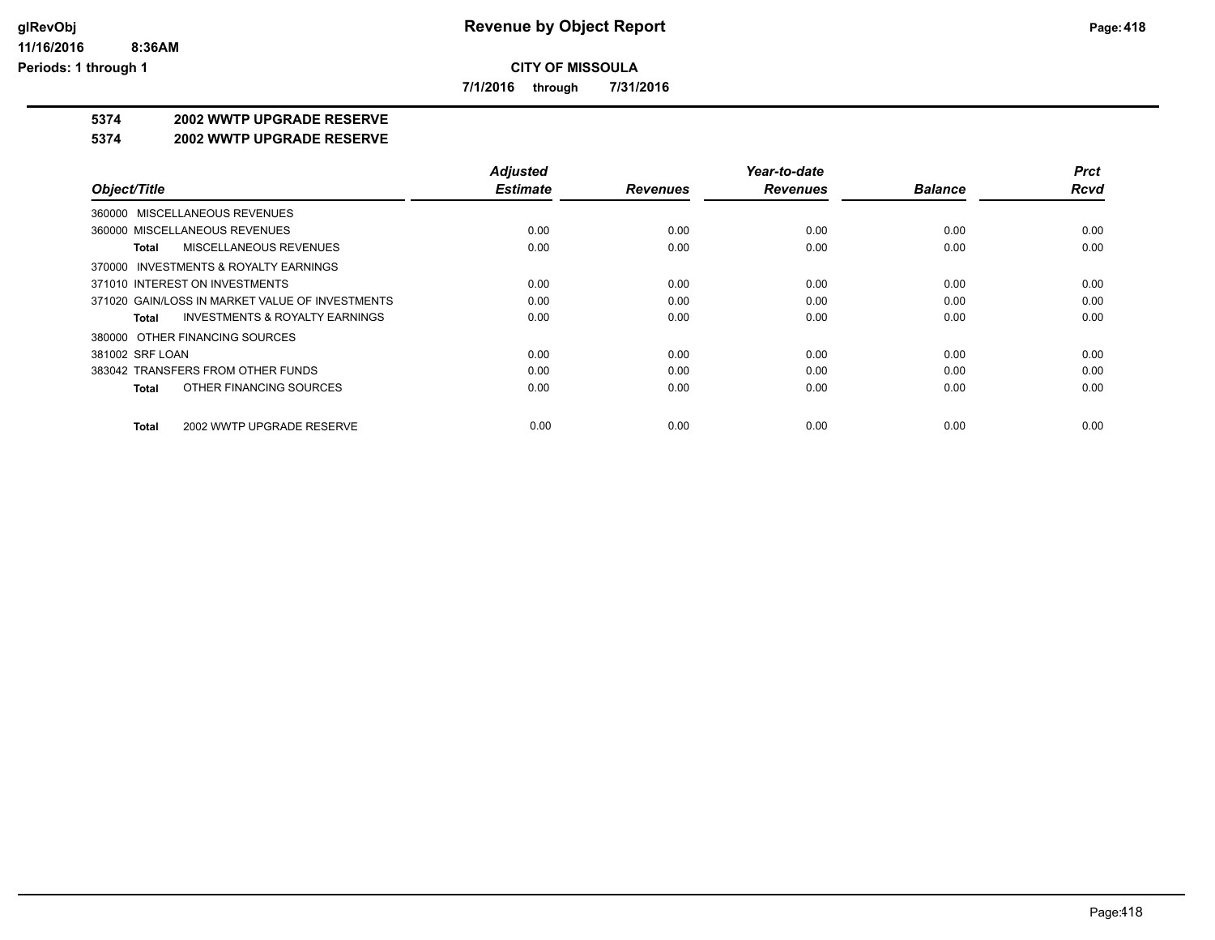# Revenue by Object Report

**CITY OF MISSOULA**

**7/1/2016 through 7/31/2016**

glRevObj
11/16/2016 8:36AM
Periods: 1 through 1

**5374 2002 WWTP UPGRADE RESERVE**

**5374 2002 WWTP UPGRADE RESERVE**

| Object/Title | Adjusted Estimate | Revenues | Year-to-date Revenues | Balance | Prct Rcvd |
|---|---|---|---|---|---|
| 360000 MISCELLANEOUS REVENUES | | | | | |
| 360000 MISCELLANEOUS REVENUES | 0.00 | 0.00 | 0.00 | 0.00 | 0.00 |
| **Total** MISCELLANEOUS REVENUES | 0.00 | 0.00 | 0.00 | 0.00 | 0.00 |
| 370000 INVESTMENTS & ROYALTY EARNINGS | | | | | |
| 371010 INTEREST ON INVESTMENTS | 0.00 | 0.00 | 0.00 | 0.00 | 0.00 |
| 371020 GAIN/LOSS IN MARKET VALUE OF INVESTMENTS | 0.00 | 0.00 | 0.00 | 0.00 | 0.00 |
| **Total** INVESTMENTS & ROYALTY EARNINGS | 0.00 | 0.00 | 0.00 | 0.00 | 0.00 |
| 380000 OTHER FINANCING SOURCES | | | | | |
| 381002 SRF LOAN | 0.00 | 0.00 | 0.00 | 0.00 | 0.00 |
| 383042 TRANSFERS FROM OTHER FUNDS | 0.00 | 0.00 | 0.00 | 0.00 | 0.00 |
| **Total** OTHER FINANCING SOURCES | 0.00 | 0.00 | 0.00 | 0.00 | 0.00 |
| **Total** 2002 WWTP UPGRADE RESERVE | 0.00 | 0.00 | 0.00 | 0.00 | 0.00 |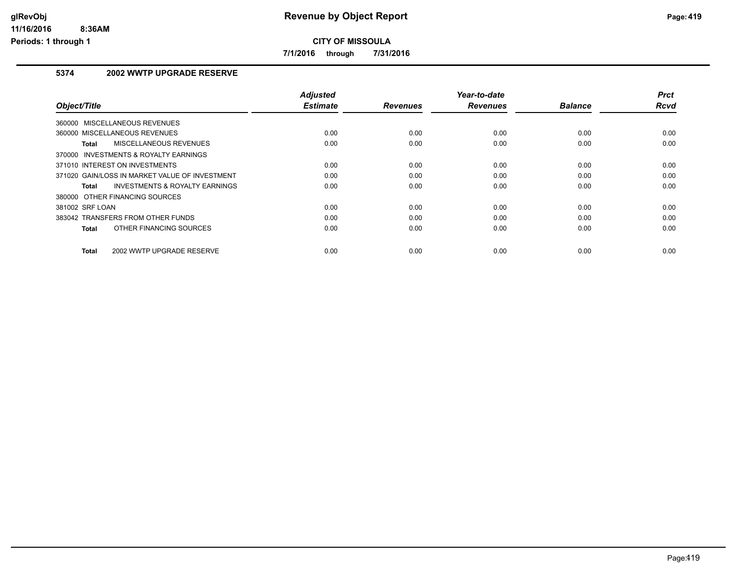# Revenue by Object Report

**CITY OF MISSOULA**

**7/1/2016 through 7/31/2016**

glRevObj
11/16/2016 8:36AM
Periods: 1 through 1

## 5374 2002 WWTP UPGRADE RESERVE

| Object/Title | Adjusted Estimate | Revenues | Year-to-date Revenues | Balance | Prct Rcvd |
|---|---|---|---|---|---|
| 360000 MISCELLANEOUS REVENUES | | | | | |
| 360000 MISCELLANEOUS REVENUES | 0.00 | 0.00 | 0.00 | 0.00 | 0.00 |
| **Total** MISCELLANEOUS REVENUES | 0.00 | 0.00 | 0.00 | 0.00 | 0.00 |
| 370000 INVESTMENTS & ROYALTY EARNINGS | | | | | |
| 371010 INTEREST ON INVESTMENTS | 0.00 | 0.00 | 0.00 | 0.00 | 0.00 |
| 371020 GAIN/LOSS IN MARKET VALUE OF INVESTMENT | 0.00 | 0.00 | 0.00 | 0.00 | 0.00 |
| **Total** INVESTMENTS & ROYALTY EARNINGS | 0.00 | 0.00 | 0.00 | 0.00 | 0.00 |
| 380000 OTHER FINANCING SOURCES | | | | | |
| 381002 SRF LOAN | 0.00 | 0.00 | 0.00 | 0.00 | 0.00 |
| 383042 TRANSFERS FROM OTHER FUNDS | 0.00 | 0.00 | 0.00 | 0.00 | 0.00 |
| **Total** OTHER FINANCING SOURCES | 0.00 | 0.00 | 0.00 | 0.00 | 0.00 |
| **Total** 2002 WWTP UPGRADE RESERVE | 0.00 | 0.00 | 0.00 | 0.00 | 0.00 |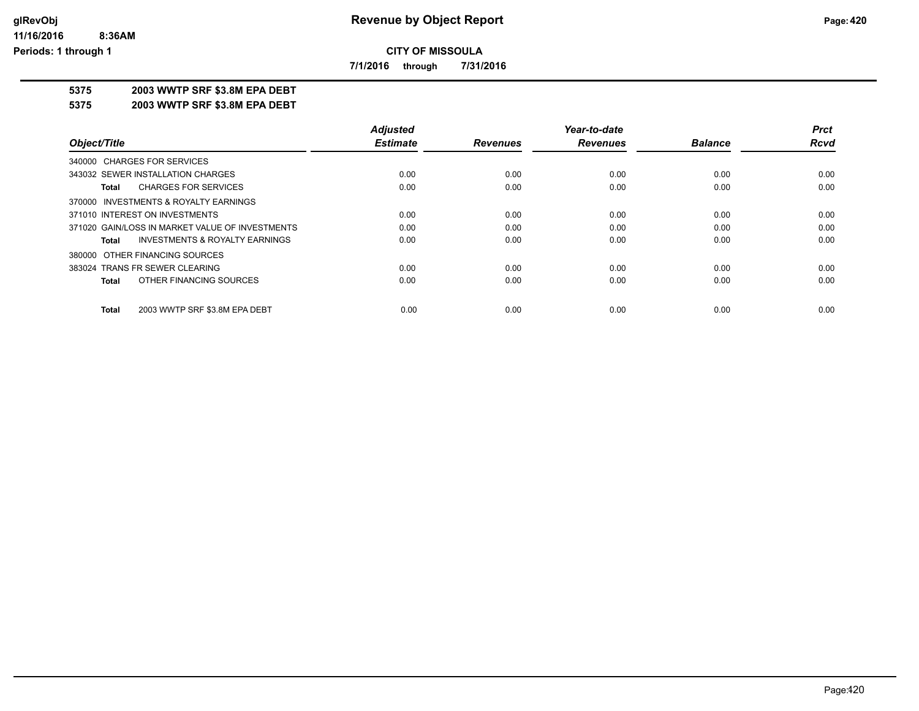**CITY OF MISSOULA**

**7/1/2016 through 7/31/2016**

**5375 2003 WWTP SRF $3.8M EPA DEBT**

**5375 2003 WWTP SRF $3.8M EPA DEBT**

| Object/Title | Adjusted Estimate | Revenues | Year-to-date Revenues | Balance | Prct Rcvd |
|---|---|---|---|---|---|
| 340000 CHARGES FOR SERVICES | | | | | |
| 343032 SEWER INSTALLATION CHARGES | 0.00 | 0.00 | 0.00 | 0.00 | 0.00 |
| **Total** CHARGES FOR SERVICES | 0.00 | 0.00 | 0.00 | 0.00 | 0.00 |
| 370000 INVESTMENTS & ROYALTY EARNINGS | | | | | |
| 371010 INTEREST ON INVESTMENTS | 0.00 | 0.00 | 0.00 | 0.00 | 0.00 |
| 371020 GAIN/LOSS IN MARKET VALUE OF INVESTMENTS | 0.00 | 0.00 | 0.00 | 0.00 | 0.00 |
| **Total** INVESTMENTS & ROYALTY EARNINGS | 0.00 | 0.00 | 0.00 | 0.00 | 0.00 |
| 380000 OTHER FINANCING SOURCES | | | | | |
| 383024 TRANS FR SEWER CLEARING | 0.00 | 0.00 | 0.00 | 0.00 | 0.00 |
| **Total** OTHER FINANCING SOURCES | 0.00 | 0.00 | 0.00 | 0.00 | 0.00 |
| **Total** 2003 WWTP SRF $3.8M EPA DEBT | 0.00 | 0.00 | 0.00 | 0.00 | 0.00 |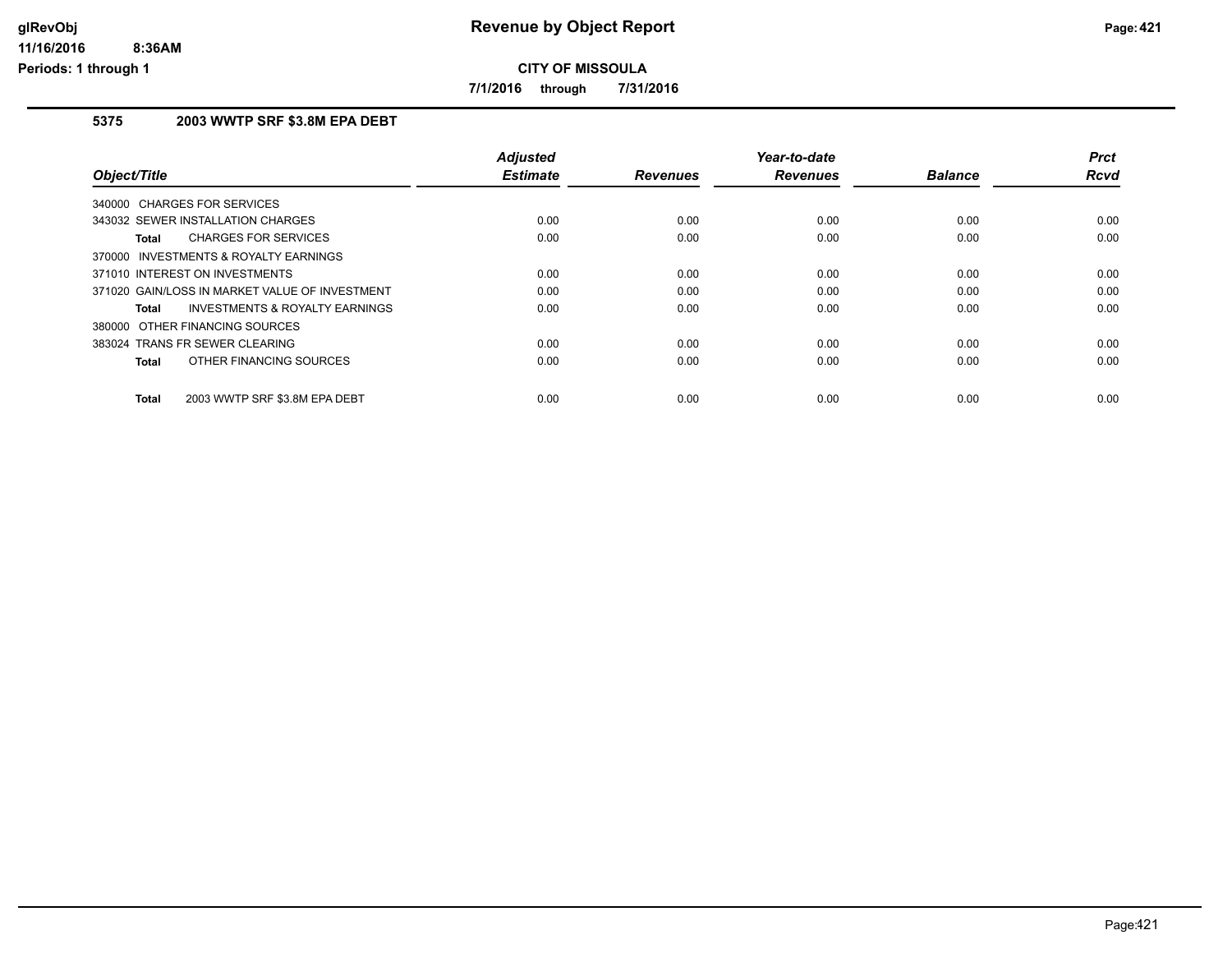# Revenue by Object Report

**CITY OF MISSOULA**

**7/1/2016 through 7/31/2016**

glRevObj
11/16/2016 8:36AM
Periods: 1 through 1

## 5375 2003 WWTP SRF $3.8M EPA DEBT

| Object/Title | Adjusted Estimate | Revenues | Year-to-date Revenues | Balance | Prct Rcvd |
|---|---|---|---|---|---|
| 340000 CHARGES FOR SERVICES | | | | | |
| 343032 SEWER INSTALLATION CHARGES | 0.00 | 0.00 | 0.00 | 0.00 | 0.00 |
| **Total** CHARGES FOR SERVICES | 0.00 | 0.00 | 0.00 | 0.00 | 0.00 |
| 370000 INVESTMENTS & ROYALTY EARNINGS | | | | | |
| 371010 INTEREST ON INVESTMENTS | 0.00 | 0.00 | 0.00 | 0.00 | 0.00 |
| 371020 GAIN/LOSS IN MARKET VALUE OF INVESTMENT | 0.00 | 0.00 | 0.00 | 0.00 | 0.00 |
| **Total** INVESTMENTS & ROYALTY EARNINGS | 0.00 | 0.00 | 0.00 | 0.00 | 0.00 |
| 380000 OTHER FINANCING SOURCES | | | | | |
| 383024 TRANS FR SEWER CLEARING | 0.00 | 0.00 | 0.00 | 0.00 | 0.00 |
| **Total** OTHER FINANCING SOURCES | 0.00 | 0.00 | 0.00 | 0.00 | 0.00 |
| **Total** 2003 WWTP SRF $3.8M EPA DEBT | 0.00 | 0.00 | 0.00 | 0.00 | 0.00 |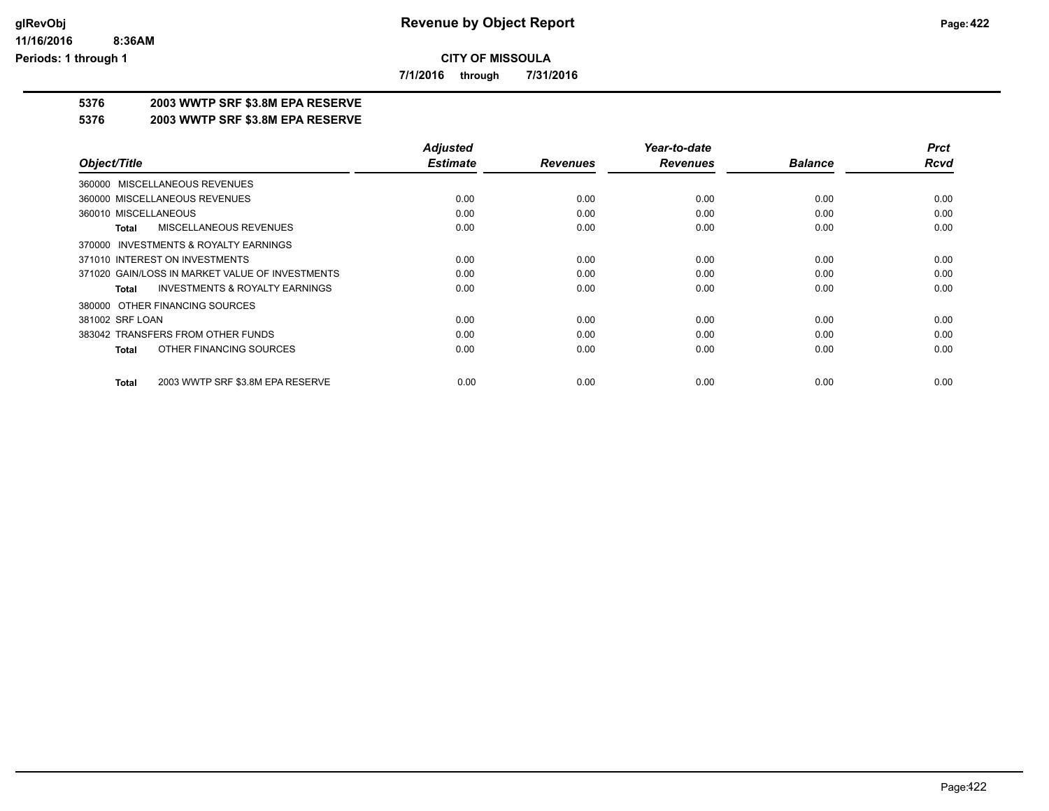# Revenue by Object Report

**CITY OF MISSOULA**

**7/1/2016 through 7/31/2016**

glRevObj
11/16/2016 8:36AM
Periods: 1 through 1

**5376 2003 WWTP SRF $3.8M EPA RESERVE**

**5376 2003 WWTP SRF $3.8M EPA RESERVE**

| Object/Title | Adjusted Estimate | Revenues | Year-to-date Revenues | Balance | Prct Rcvd |
|---|---|---|---|---|---|
| 360000 MISCELLANEOUS REVENUES | | | | | |
| 360000 MISCELLANEOUS REVENUES | 0.00 | 0.00 | 0.00 | 0.00 | 0.00 |
| 360010 MISCELLANEOUS | 0.00 | 0.00 | 0.00 | 0.00 | 0.00 |
| **Total** MISCELLANEOUS REVENUES | 0.00 | 0.00 | 0.00 | 0.00 | 0.00 |
| 370000 INVESTMENTS & ROYALTY EARNINGS | | | | | |
| 371010 INTEREST ON INVESTMENTS | 0.00 | 0.00 | 0.00 | 0.00 | 0.00 |
| 371020 GAIN/LOSS IN MARKET VALUE OF INVESTMENTS | 0.00 | 0.00 | 0.00 | 0.00 | 0.00 |
| **Total** INVESTMENTS & ROYALTY EARNINGS | 0.00 | 0.00 | 0.00 | 0.00 | 0.00 |
| 380000 OTHER FINANCING SOURCES | | | | | |
| 381002 SRF LOAN | 0.00 | 0.00 | 0.00 | 0.00 | 0.00 |
| 383042 TRANSFERS FROM OTHER FUNDS | 0.00 | 0.00 | 0.00 | 0.00 | 0.00 |
| **Total** OTHER FINANCING SOURCES | 0.00 | 0.00 | 0.00 | 0.00 | 0.00 |
| **Total** 2003 WWTP SRF $3.8M EPA RESERVE | 0.00 | 0.00 | 0.00 | 0.00 | 0.00 |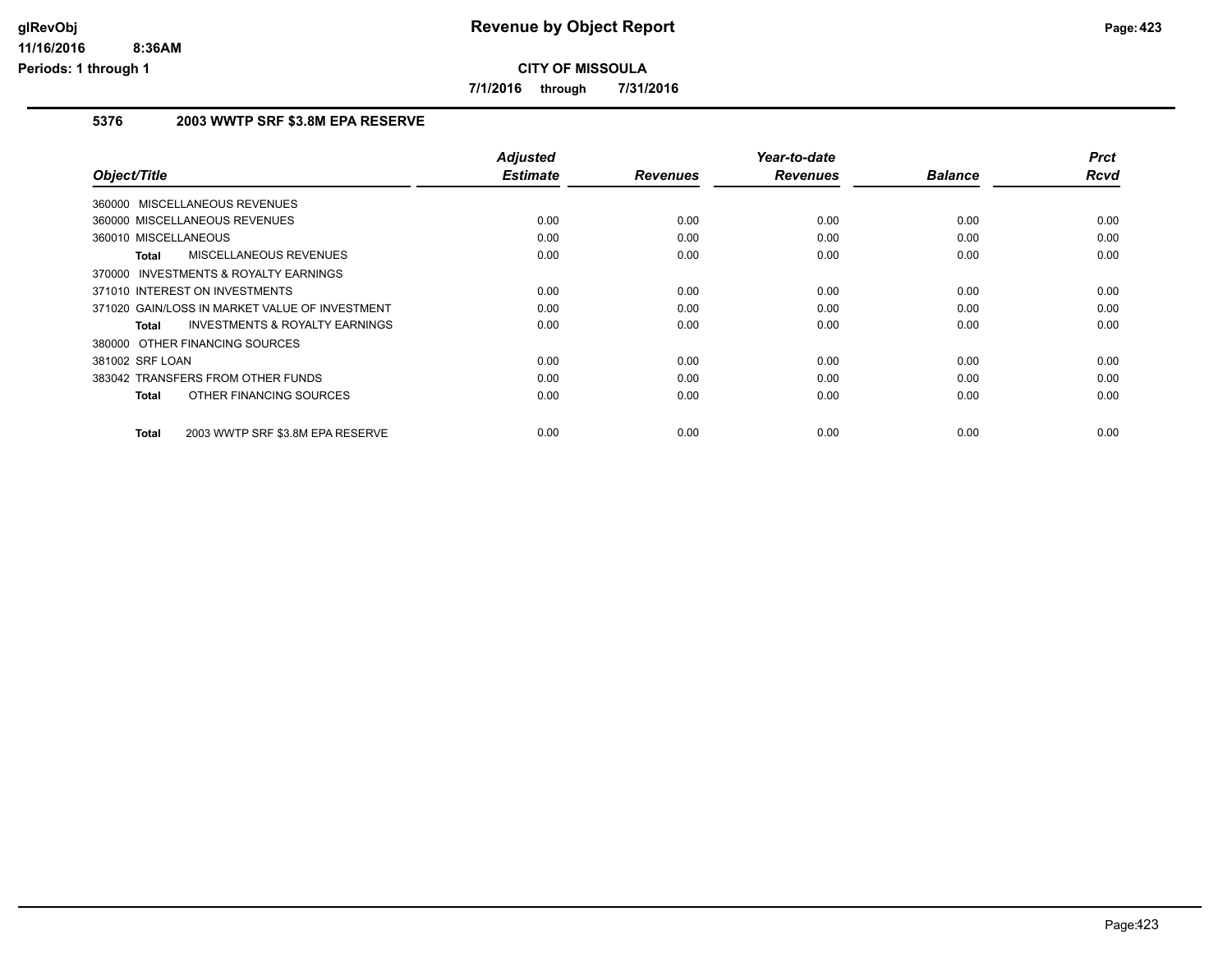**CITY OF MISSOULA**

**7/1/2016 through 7/31/2016**

## 5376 2003 WWTP SRF $3.8M EPA RESERVE

| Object/Title | Adjusted Estimate | Revenues | Year-to-date Revenues | Balance | Prct Rcvd |
|---|---|---|---|---|---|
| 360000 MISCELLANEOUS REVENUES | | | | | |
| 360000 MISCELLANEOUS REVENUES | 0.00 | 0.00 | 0.00 | 0.00 | 0.00 |
| 360010 MISCELLANEOUS | 0.00 | 0.00 | 0.00 | 0.00 | 0.00 |
| **Total** MISCELLANEOUS REVENUES | 0.00 | 0.00 | 0.00 | 0.00 | 0.00 |
| 370000 INVESTMENTS & ROYALTY EARNINGS | | | | | |
| 371010 INTEREST ON INVESTMENTS | 0.00 | 0.00 | 0.00 | 0.00 | 0.00 |
| 371020 GAIN/LOSS IN MARKET VALUE OF INVESTMENT | 0.00 | 0.00 | 0.00 | 0.00 | 0.00 |
| **Total** INVESTMENTS & ROYALTY EARNINGS | 0.00 | 0.00 | 0.00 | 0.00 | 0.00 |
| 380000 OTHER FINANCING SOURCES | | | | | |
| 381002 SRF LOAN | 0.00 | 0.00 | 0.00 | 0.00 | 0.00 |
| 383042 TRANSFERS FROM OTHER FUNDS | 0.00 | 0.00 | 0.00 | 0.00 | 0.00 |
| **Total** OTHER FINANCING SOURCES | 0.00 | 0.00 | 0.00 | 0.00 | 0.00 |
| **Total** 2003 WWTP SRF $3.8M EPA RESERVE | 0.00 | 0.00 | 0.00 | 0.00 | 0.00 |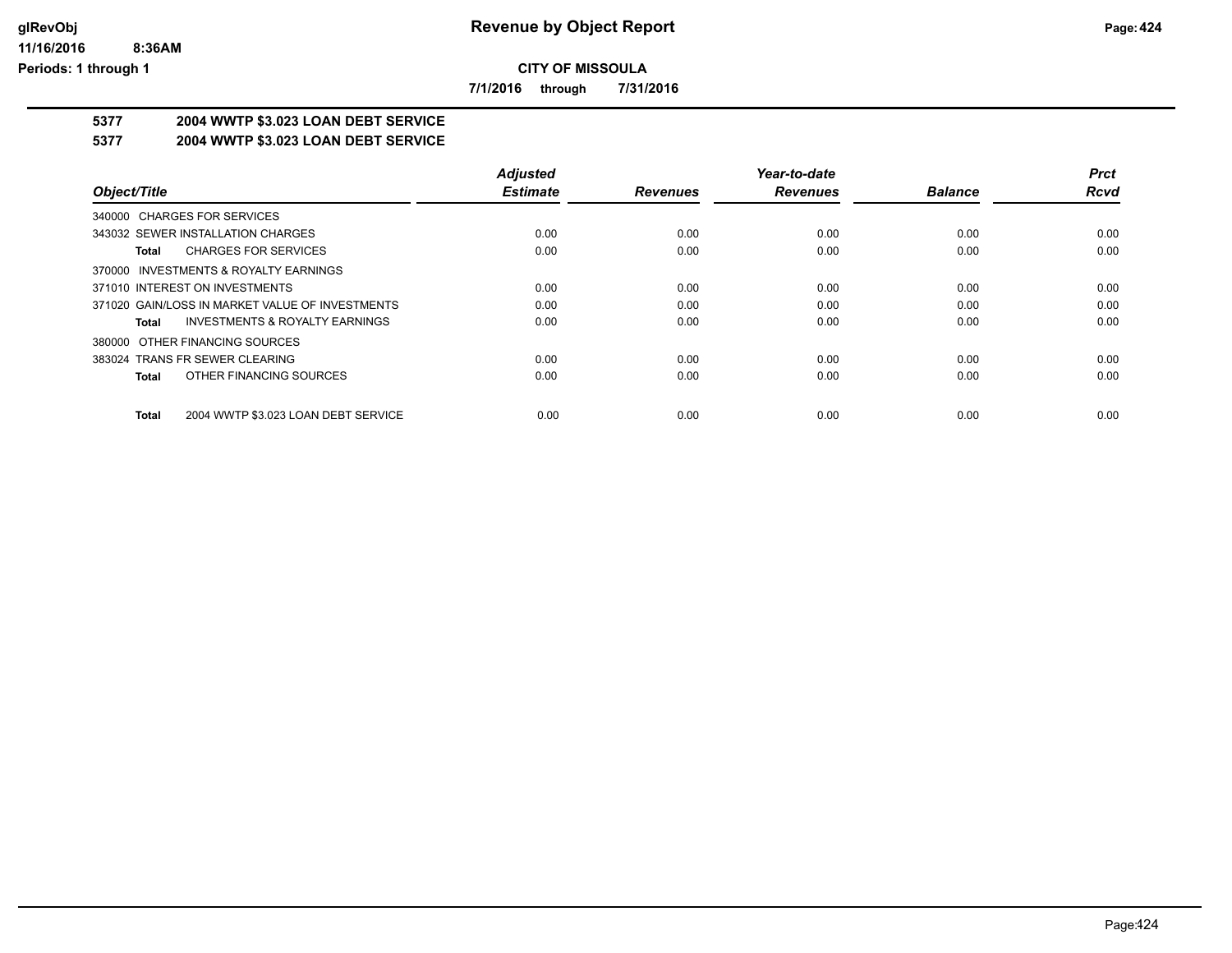**CITY OF MISSOULA**

**7/1/2016 through 7/31/2016**

**5377 2004 WWTP $3.023 LOAN DEBT SERVICE**

**5377 2004 WWTP $3.023 LOAN DEBT SERVICE**

| Object/Title | Adjusted Estimate | Revenues | Year-to-date Revenues | Balance | Prct Rcvd |
|---|---|---|---|---|---|
| 340000 CHARGES FOR SERVICES | | | | | |
| 343032 SEWER INSTALLATION CHARGES | 0.00 | 0.00 | 0.00 | 0.00 | 0.00 |
| **Total** CHARGES FOR SERVICES | 0.00 | 0.00 | 0.00 | 0.00 | 0.00 |
| 370000 INVESTMENTS & ROYALTY EARNINGS | | | | | |
| 371010 INTEREST ON INVESTMENTS | 0.00 | 0.00 | 0.00 | 0.00 | 0.00 |
| 371020 GAIN/LOSS IN MARKET VALUE OF INVESTMENTS | 0.00 | 0.00 | 0.00 | 0.00 | 0.00 |
| **Total** INVESTMENTS & ROYALTY EARNINGS | 0.00 | 0.00 | 0.00 | 0.00 | 0.00 |
| 380000 OTHER FINANCING SOURCES | | | | | |
| 383024 TRANS FR SEWER CLEARING | 0.00 | 0.00 | 0.00 | 0.00 | 0.00 |
| **Total** OTHER FINANCING SOURCES | 0.00 | 0.00 | 0.00 | 0.00 | 0.00 |
| **Total** 2004 WWTP $3.023 LOAN DEBT SERVICE | 0.00 | 0.00 | 0.00 | 0.00 | 0.00 |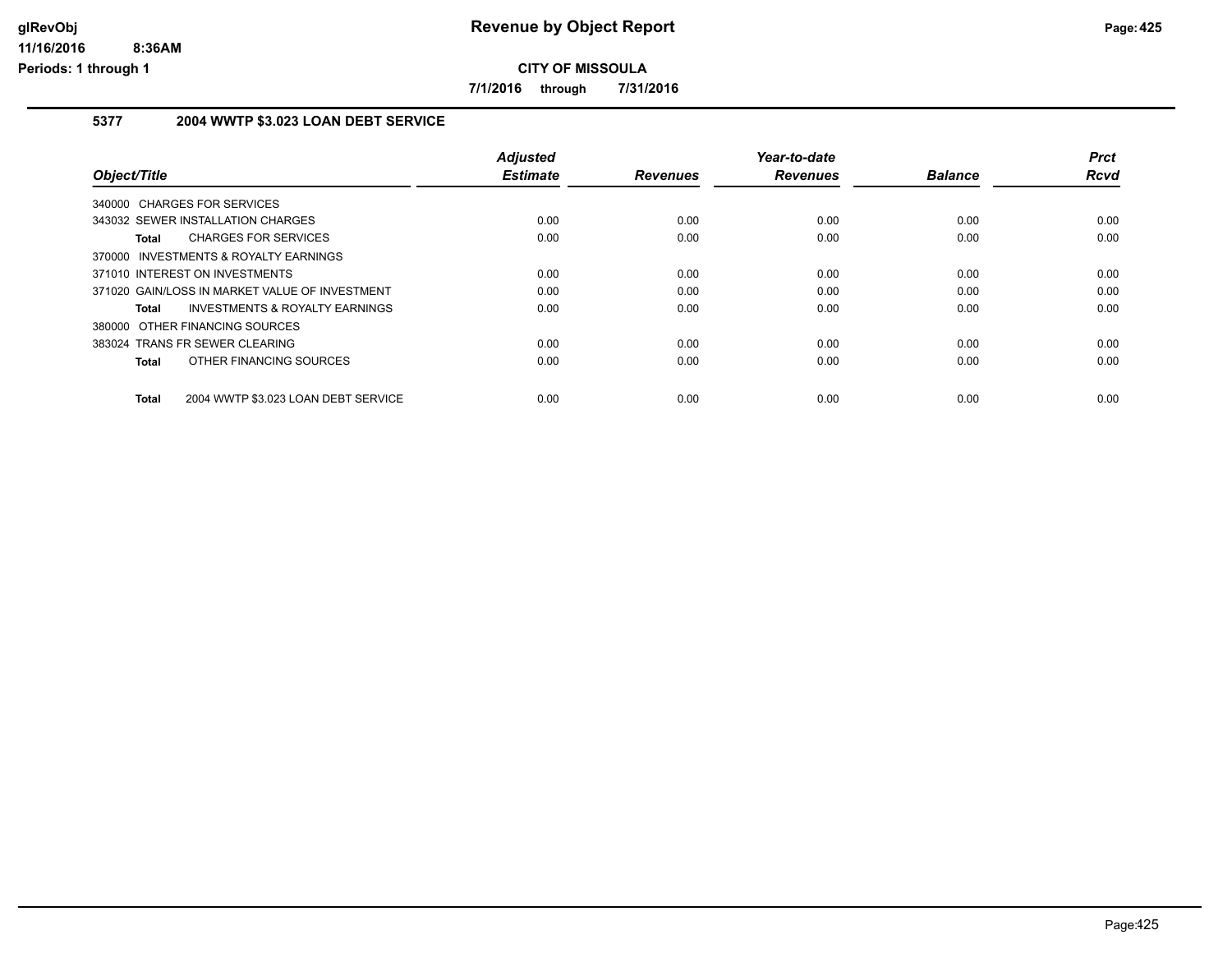# Revenue by Object Report

**CITY OF MISSOULA**

**7/1/2016 through 7/31/2016**

glRevObj
11/16/2016 8:36AM
Periods: 1 through 1

## 5377 2004 WWTP $3.023 LOAN DEBT SERVICE

| Object/Title | Adjusted Estimate | Revenues | Year-to-date Revenues | Balance | Prct Rcvd |
|---|---|---|---|---|---|
| 340000 CHARGES FOR SERVICES | | | | | |
| 343032 SEWER INSTALLATION CHARGES | 0.00 | 0.00 | 0.00 | 0.00 | 0.00 |
| **Total** CHARGES FOR SERVICES | 0.00 | 0.00 | 0.00 | 0.00 | 0.00 |
| 370000 INVESTMENTS & ROYALTY EARNINGS | | | | | |
| 371010 INTEREST ON INVESTMENTS | 0.00 | 0.00 | 0.00 | 0.00 | 0.00 |
| 371020 GAIN/LOSS IN MARKET VALUE OF INVESTMENT | 0.00 | 0.00 | 0.00 | 0.00 | 0.00 |
| **Total** INVESTMENTS & ROYALTY EARNINGS | 0.00 | 0.00 | 0.00 | 0.00 | 0.00 |
| 380000 OTHER FINANCING SOURCES | | | | | |
| 383024 TRANS FR SEWER CLEARING | 0.00 | 0.00 | 0.00 | 0.00 | 0.00 |
| **Total** OTHER FINANCING SOURCES | 0.00 | 0.00 | 0.00 | 0.00 | 0.00 |
| **Total** 2004 WWTP $3.023 LOAN DEBT SERVICE | 0.00 | 0.00 | 0.00 | 0.00 | 0.00 |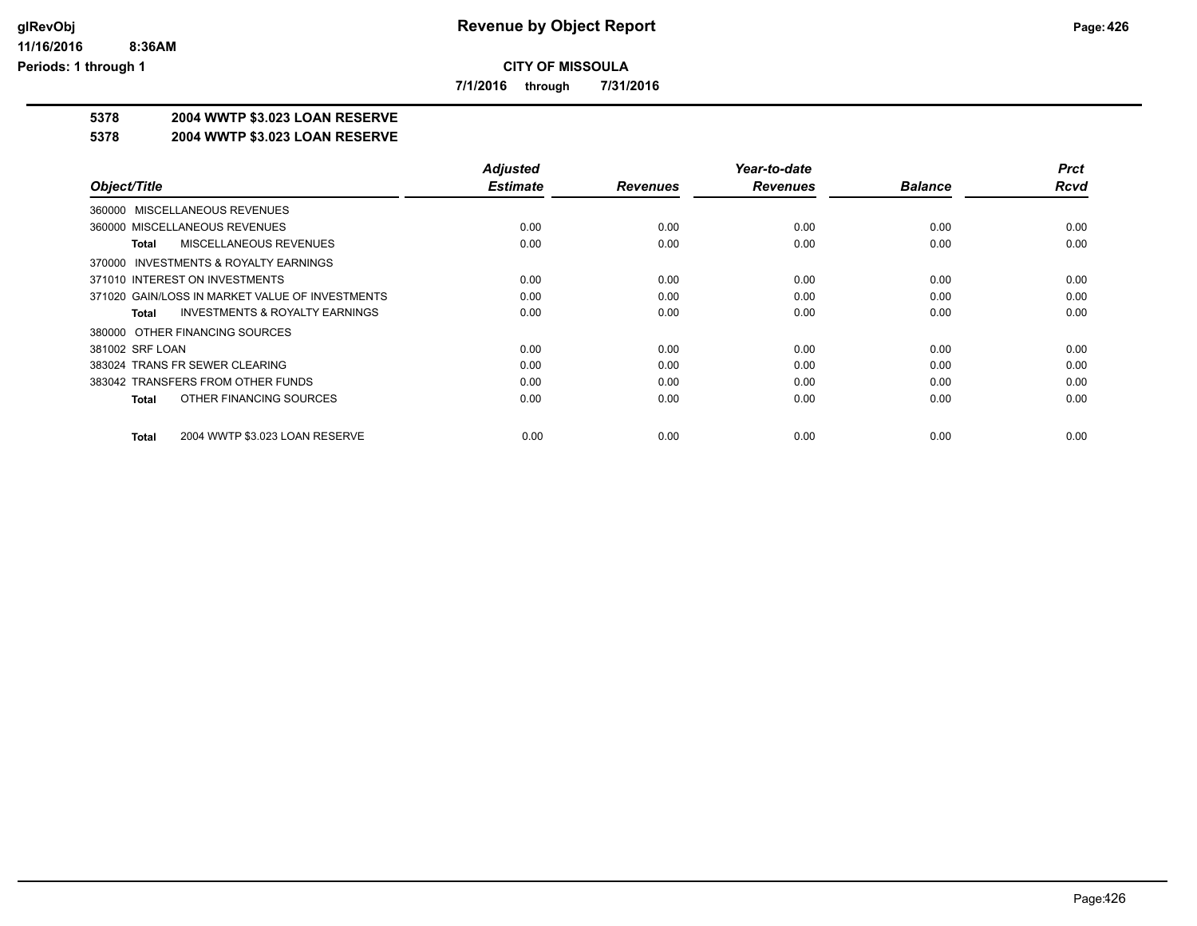**CITY OF MISSOULA**

**7/1/2016 through 7/31/2016**

## 5378 2004 WWTP $3.023 LOAN RESERVE

## 5378 2004 WWTP $3.023 LOAN RESERVE

| Object/Title | Adjusted Estimate | Revenues | Year-to-date Revenues | Balance | Prct Rcvd |
|---|---|---|---|---|---|
| 360000 MISCELLANEOUS REVENUES | | | | | |
| 360000 MISCELLANEOUS REVENUES | 0.00 | 0.00 | 0.00 | 0.00 | 0.00 |
| **Total** MISCELLANEOUS REVENUES | 0.00 | 0.00 | 0.00 | 0.00 | 0.00 |
| 370000 INVESTMENTS & ROYALTY EARNINGS | | | | | |
| 371010 INTEREST ON INVESTMENTS | 0.00 | 0.00 | 0.00 | 0.00 | 0.00 |
| 371020 GAIN/LOSS IN MARKET VALUE OF INVESTMENTS | 0.00 | 0.00 | 0.00 | 0.00 | 0.00 |
| **Total** INVESTMENTS & ROYALTY EARNINGS | 0.00 | 0.00 | 0.00 | 0.00 | 0.00 |
| 380000 OTHER FINANCING SOURCES | | | | | |
| 381002 SRF LOAN | 0.00 | 0.00 | 0.00 | 0.00 | 0.00 |
| 383024 TRANS FR SEWER CLEARING | 0.00 | 0.00 | 0.00 | 0.00 | 0.00 |
| 383042 TRANSFERS FROM OTHER FUNDS | 0.00 | 0.00 | 0.00 | 0.00 | 0.00 |
| **Total** OTHER FINANCING SOURCES | 0.00 | 0.00 | 0.00 | 0.00 | 0.00 |
| **Total** 2004 WWTP $3.023 LOAN RESERVE | 0.00 | 0.00 | 0.00 | 0.00 | 0.00 |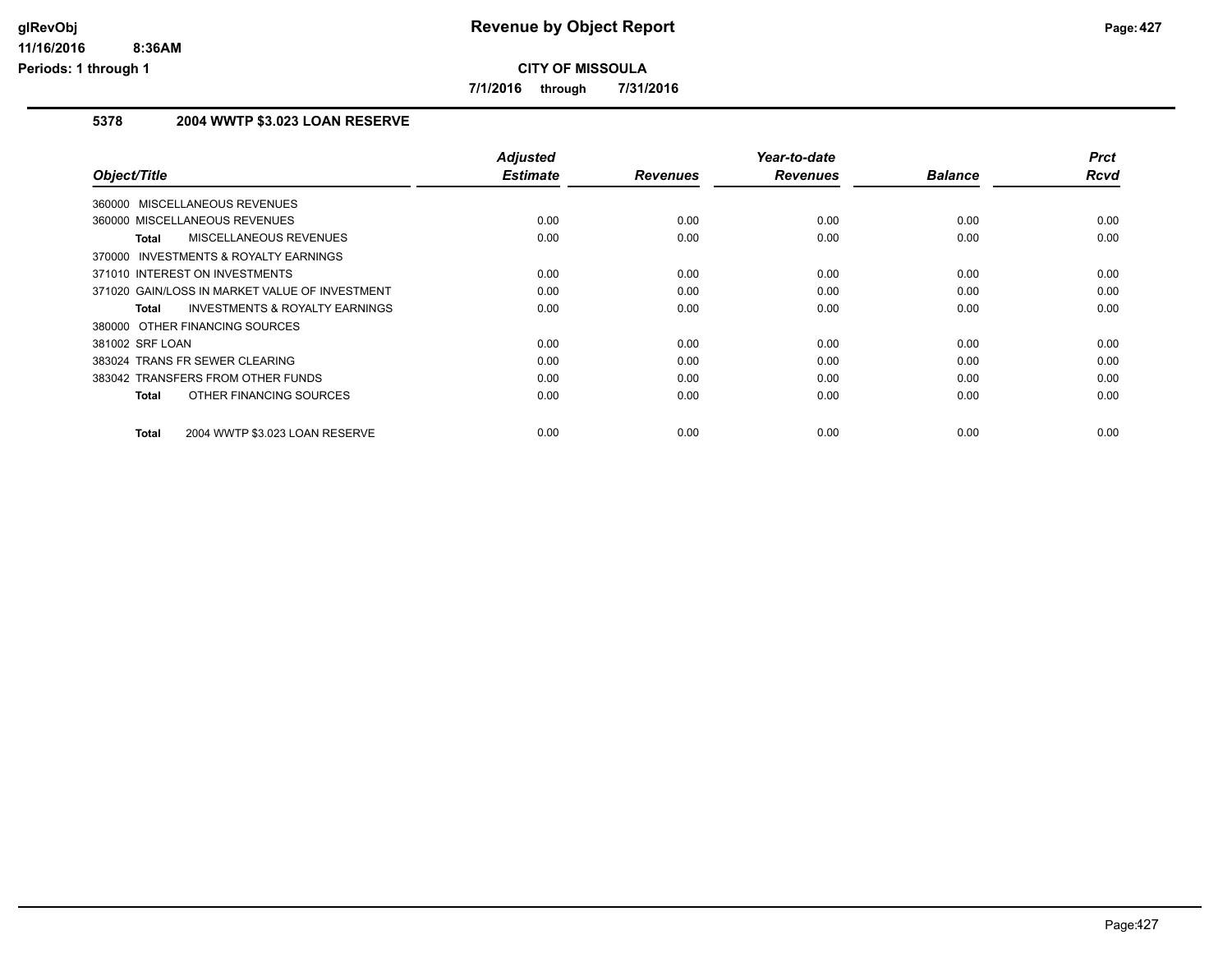# Revenue by Object Report

**CITY OF MISSOULA**

**7/1/2016 through 7/31/2016**

## 5378 2004 WWTP $3.023 LOAN RESERVE

| Object/Title | Adjusted Estimate | Revenues | Year-to-date Revenues | Balance | Prct Rcvd |
|---|---|---|---|---|---|
| 360000 MISCELLANEOUS REVENUES | | | | | |
| 360000 MISCELLANEOUS REVENUES | 0.00 | 0.00 | 0.00 | 0.00 | 0.00 |
| **Total** MISCELLANEOUS REVENUES | 0.00 | 0.00 | 0.00 | 0.00 | 0.00 |
| 370000 INVESTMENTS & ROYALTY EARNINGS | | | | | |
| 371010 INTEREST ON INVESTMENTS | 0.00 | 0.00 | 0.00 | 0.00 | 0.00 |
| 371020 GAIN/LOSS IN MARKET VALUE OF INVESTMENT | 0.00 | 0.00 | 0.00 | 0.00 | 0.00 |
| **Total** INVESTMENTS & ROYALTY EARNINGS | 0.00 | 0.00 | 0.00 | 0.00 | 0.00 |
| 380000 OTHER FINANCING SOURCES | | | | | |
| 381002 SRF LOAN | 0.00 | 0.00 | 0.00 | 0.00 | 0.00 |
| 383024 TRANS FR SEWER CLEARING | 0.00 | 0.00 | 0.00 | 0.00 | 0.00 |
| 383042 TRANSFERS FROM OTHER FUNDS | 0.00 | 0.00 | 0.00 | 0.00 | 0.00 |
| **Total** OTHER FINANCING SOURCES | 0.00 | 0.00 | 0.00 | 0.00 | 0.00 |
| **Total** 2004 WWTP $3.023 LOAN RESERVE | 0.00 | 0.00 | 0.00 | 0.00 | 0.00 |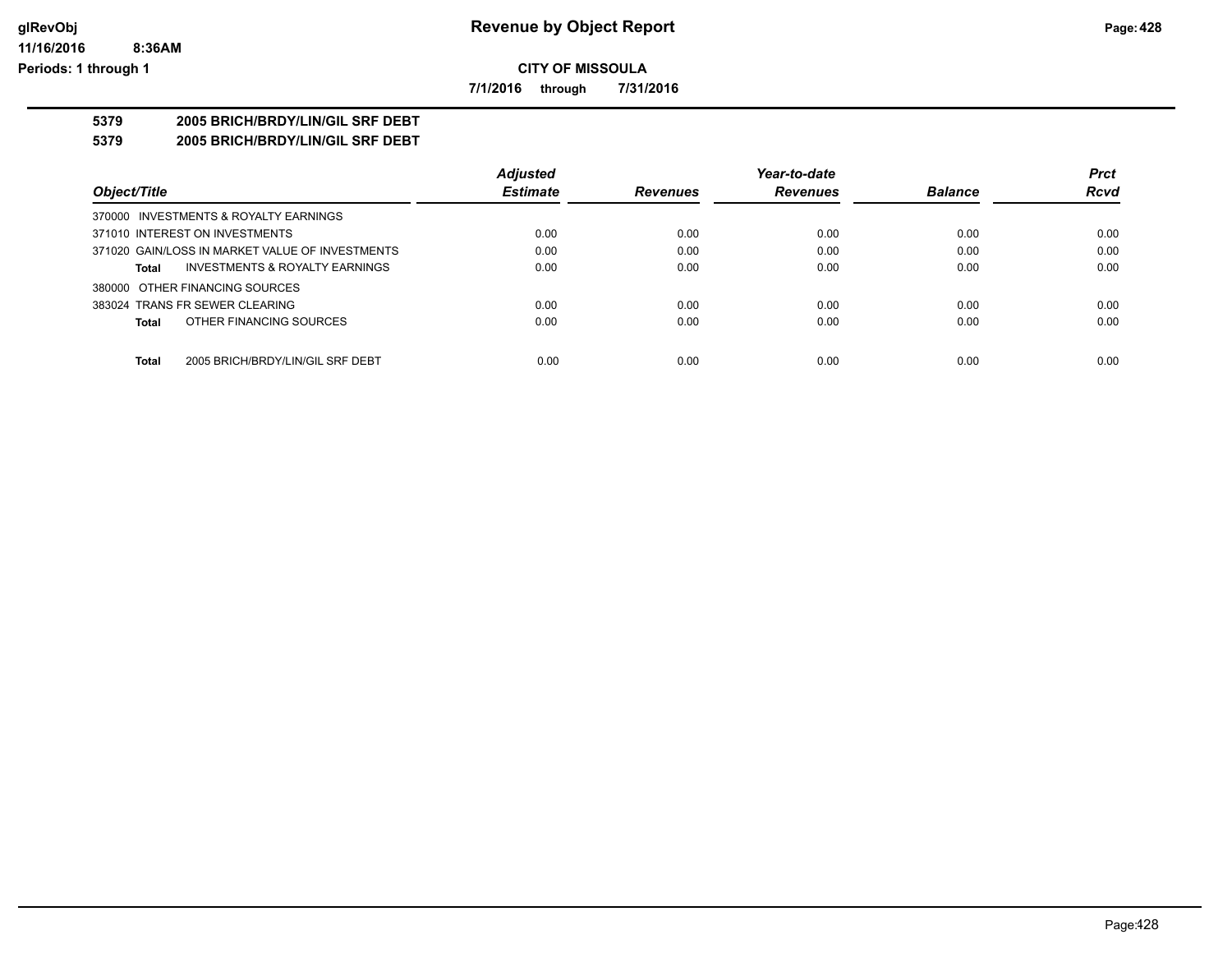**CITY OF MISSOULA**

**7/1/2016 through 7/31/2016**

**5379 2005 BRICH/BRDY/LIN/GIL SRF DEBT**

**5379 2005 BRICH/BRDY/LIN/GIL SRF DEBT**

| Object/Title | Adjusted Estimate | Revenues | Year-to-date Revenues | Balance | Prct Rcvd |
|---|---|---|---|---|---|
| 370000 INVESTMENTS & ROYALTY EARNINGS | | | | | |
| 371010 INTEREST ON INVESTMENTS | 0.00 | 0.00 | 0.00 | 0.00 | 0.00 |
| 371020 GAIN/LOSS IN MARKET VALUE OF INVESTMENTS | 0.00 | 0.00 | 0.00 | 0.00 | 0.00 |
| **Total** INVESTMENTS & ROYALTY EARNINGS | 0.00 | 0.00 | 0.00 | 0.00 | 0.00 |
| 380000 OTHER FINANCING SOURCES | | | | | |
| 383024 TRANS FR SEWER CLEARING | 0.00 | 0.00 | 0.00 | 0.00 | 0.00 |
| **Total** OTHER FINANCING SOURCES | 0.00 | 0.00 | 0.00 | 0.00 | 0.00 |
| **Total** 2005 BRICH/BRDY/LIN/GIL SRF DEBT | 0.00 | 0.00 | 0.00 | 0.00 | 0.00 |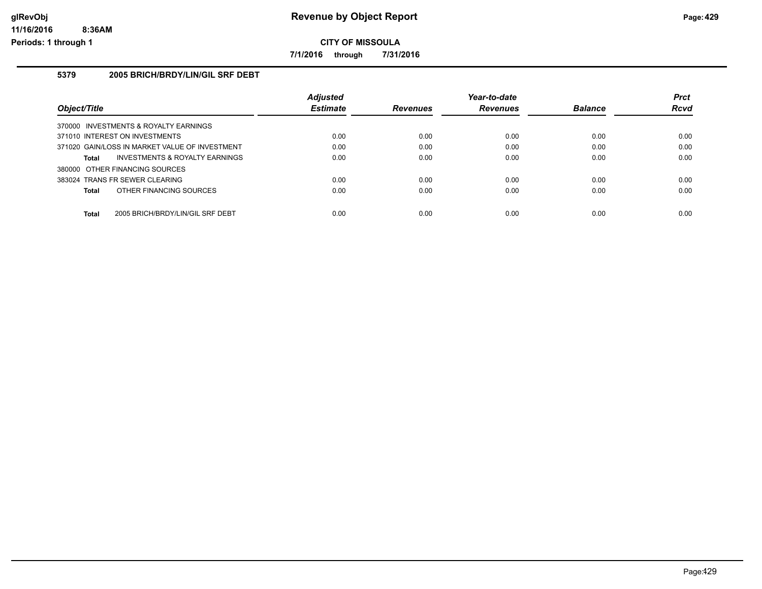# Revenue by Object Report

**CITY OF MISSOULA**

**7/1/2016 through 7/31/2016**

## 5379 2005 BRICH/BRDY/LIN/GIL SRF DEBT

| Object/Title | Adjusted Estimate | Revenues | Year-to-date Revenues | Balance | Prct Rcvd |
|---|---|---|---|---|---|
| 370000 INVESTMENTS & ROYALTY EARNINGS | | | | | |
| 371010 INTEREST ON INVESTMENTS | 0.00 | 0.00 | 0.00 | 0.00 | 0.00 |
| 371020 GAIN/LOSS IN MARKET VALUE OF INVESTMENT | 0.00 | 0.00 | 0.00 | 0.00 | 0.00 |
| **Total** INVESTMENTS & ROYALTY EARNINGS | 0.00 | 0.00 | 0.00 | 0.00 | 0.00 |
| 380000 OTHER FINANCING SOURCES | | | | | |
| 383024 TRANS FR SEWER CLEARING | 0.00 | 0.00 | 0.00 | 0.00 | 0.00 |
| **Total** OTHER FINANCING SOURCES | 0.00 | 0.00 | 0.00 | 0.00 | 0.00 |
| **Total** 2005 BRICH/BRDY/LIN/GIL SRF DEBT | 0.00 | 0.00 | 0.00 | 0.00 | 0.00 |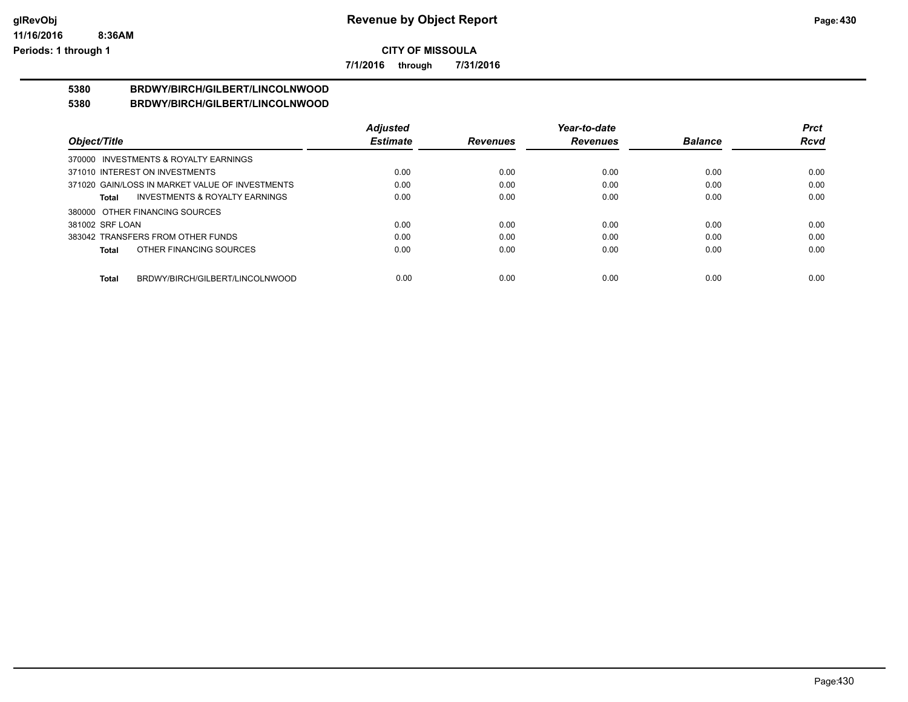**CITY OF MISSOULA**

**7/1/2016 through 7/31/2016**

**5380 BRDWY/BIRCH/GILBERT/LINCOLNWOOD**

**5380 BRDWY/BIRCH/GILBERT/LINCOLNWOOD**

| Object/Title | Adjusted Estimate | Revenues | Year-to-date Revenues | Balance | Prct Rcvd |
|---|---|---|---|---|---|
| 370000 INVESTMENTS & ROYALTY EARNINGS | | | | | |
| 371010 INTEREST ON INVESTMENTS | 0.00 | 0.00 | 0.00 | 0.00 | 0.00 |
| 371020 GAIN/LOSS IN MARKET VALUE OF INVESTMENTS | 0.00 | 0.00 | 0.00 | 0.00 | 0.00 |
| **Total** INVESTMENTS & ROYALTY EARNINGS | 0.00 | 0.00 | 0.00 | 0.00 | 0.00 |
| 380000 OTHER FINANCING SOURCES | | | | | |
| 381002 SRF LOAN | 0.00 | 0.00 | 0.00 | 0.00 | 0.00 |
| 383042 TRANSFERS FROM OTHER FUNDS | 0.00 | 0.00 | 0.00 | 0.00 | 0.00 |
| **Total** OTHER FINANCING SOURCES | 0.00 | 0.00 | 0.00 | 0.00 | 0.00 |
| **Total** BRDWY/BIRCH/GILBERT/LINCOLNWOOD | 0.00 | 0.00 | 0.00 | 0.00 | 0.00 |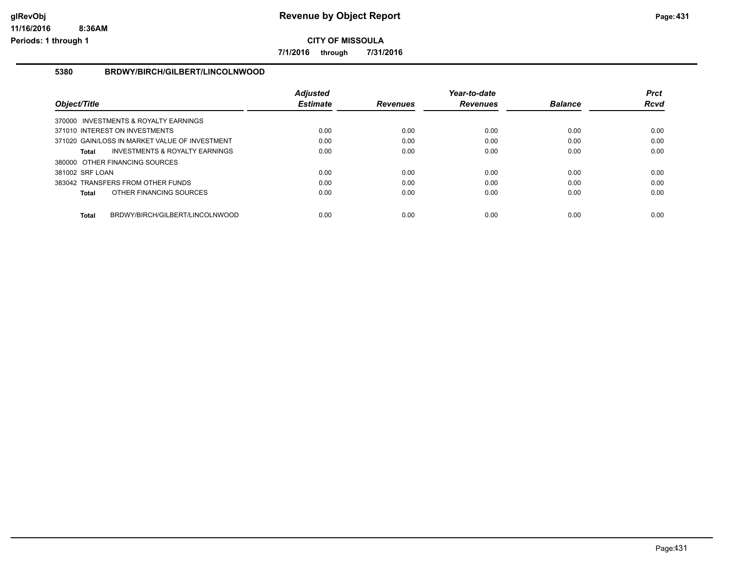# Revenue by Object Report

**CITY OF MISSOULA**

**7/1/2016 through 7/31/2016**

## 5380 BRDWY/BIRCH/GILBERT/LINCOLNWOOD

| Object/Title | Adjusted Estimate | Revenues | Year-to-date Revenues | Balance | Prct Rcvd |
|---|---|---|---|---|---|
| 370000 INVESTMENTS & ROYALTY EARNINGS | | | | | |
| 371010 INTEREST ON INVESTMENTS | 0.00 | 0.00 | 0.00 | 0.00 | 0.00 |
| 371020 GAIN/LOSS IN MARKET VALUE OF INVESTMENT | 0.00 | 0.00 | 0.00 | 0.00 | 0.00 |
| **Total** INVESTMENTS & ROYALTY EARNINGS | 0.00 | 0.00 | 0.00 | 0.00 | 0.00 |
| 380000 OTHER FINANCING SOURCES | | | | | |
| 381002 SRF LOAN | 0.00 | 0.00 | 0.00 | 0.00 | 0.00 |
| 383042 TRANSFERS FROM OTHER FUNDS | 0.00 | 0.00 | 0.00 | 0.00 | 0.00 |
| **Total** OTHER FINANCING SOURCES | 0.00 | 0.00 | 0.00 | 0.00 | 0.00 |
| **Total** BRDWY/BIRCH/GILBERT/LINCOLNWOOD | 0.00 | 0.00 | 0.00 | 0.00 | 0.00 |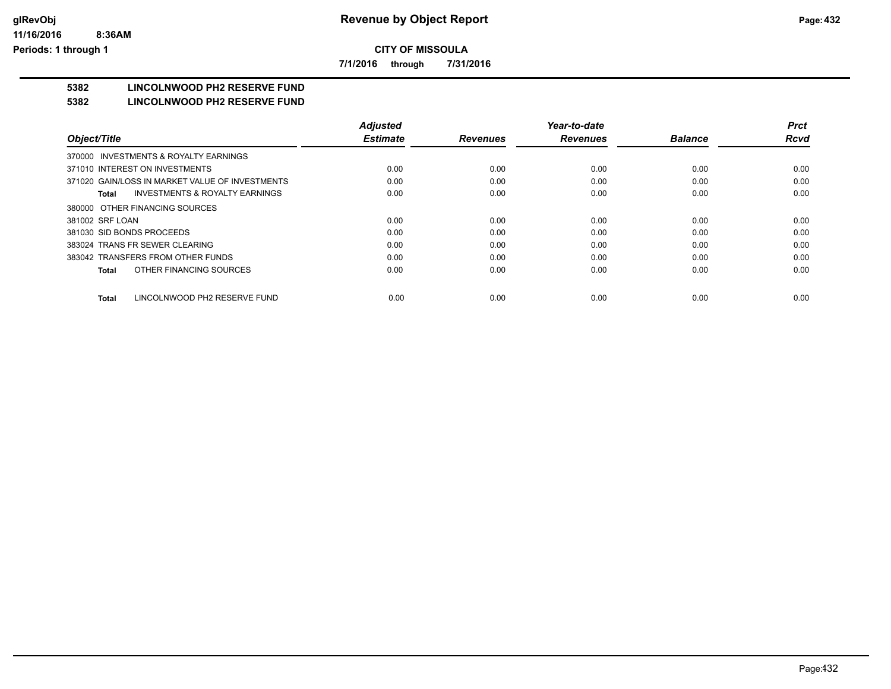# Revenue by Object Report

**CITY OF MISSOULA**

**7/1/2016 through 7/31/2016**

glRevObj
11/16/2016 8:36AM
Periods: 1 through 1

## 5382 LINCOLNWOOD PH2 RESERVE FUND

## 5382 LINCOLNWOOD PH2 RESERVE FUND

| Object/Title | Adjusted Estimate | Revenues | Year-to-date Revenues | Balance | Prct Rcvd |
|---|---|---|---|---|---|
| 370000 INVESTMENTS & ROYALTY EARNINGS | | | | | |
| 371010 INTEREST ON INVESTMENTS | 0.00 | 0.00 | 0.00 | 0.00 | 0.00 |
| 371020 GAIN/LOSS IN MARKET VALUE OF INVESTMENTS | 0.00 | 0.00 | 0.00 | 0.00 | 0.00 |
| **Total** INVESTMENTS & ROYALTY EARNINGS | 0.00 | 0.00 | 0.00 | 0.00 | 0.00 |
| 380000 OTHER FINANCING SOURCES | | | | | |
| 381002 SRF LOAN | 0.00 | 0.00 | 0.00 | 0.00 | 0.00 |
| 381030 SID BONDS PROCEEDS | 0.00 | 0.00 | 0.00 | 0.00 | 0.00 |
| 383024 TRANS FR SEWER CLEARING | 0.00 | 0.00 | 0.00 | 0.00 | 0.00 |
| 383042 TRANSFERS FROM OTHER FUNDS | 0.00 | 0.00 | 0.00 | 0.00 | 0.00 |
| **Total** OTHER FINANCING SOURCES | 0.00 | 0.00 | 0.00 | 0.00 | 0.00 |
| **Total** LINCOLNWOOD PH2 RESERVE FUND | 0.00 | 0.00 | 0.00 | 0.00 | 0.00 |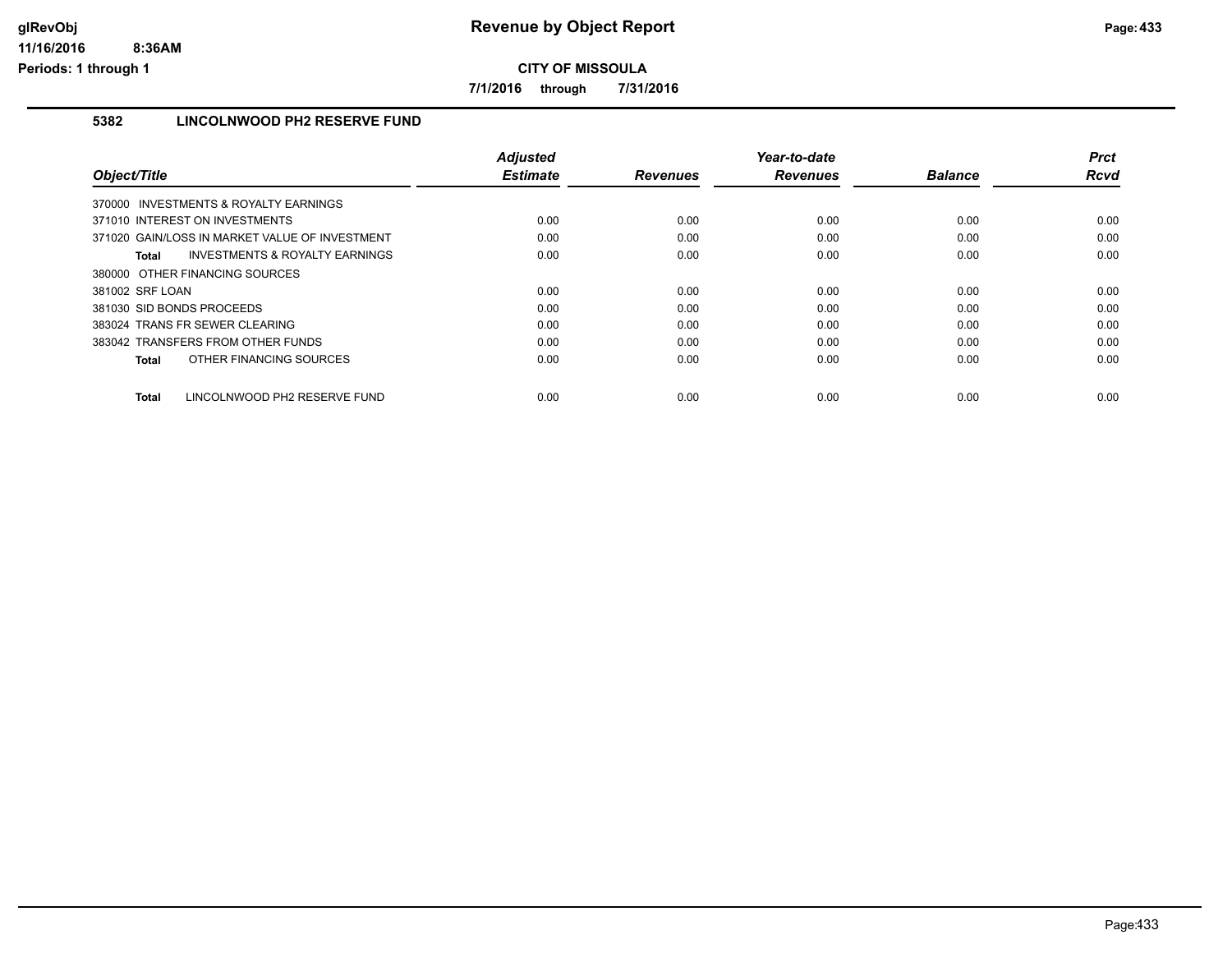# Revenue by Object Report

**CITY OF MISSOULA**

**7/1/2016 through 7/31/2016**

## 5382 LINCOLNWOOD PH2 RESERVE FUND

| Object/Title | Adjusted Estimate | Revenues | Year-to-date Revenues | Balance | Prct Rcvd |
|---|---|---|---|---|---|
| 370000 INVESTMENTS & ROYALTY EARNINGS | | | | | |
| 371010 INTEREST ON INVESTMENTS | 0.00 | 0.00 | 0.00 | 0.00 | 0.00 |
| 371020 GAIN/LOSS IN MARKET VALUE OF INVESTMENT | 0.00 | 0.00 | 0.00 | 0.00 | 0.00 |
| **Total** INVESTMENTS & ROYALTY EARNINGS | 0.00 | 0.00 | 0.00 | 0.00 | 0.00 |
| 380000 OTHER FINANCING SOURCES | | | | | |
| 381002 SRF LOAN | 0.00 | 0.00 | 0.00 | 0.00 | 0.00 |
| 381030 SID BONDS PROCEEDS | 0.00 | 0.00 | 0.00 | 0.00 | 0.00 |
| 383024 TRANS FR SEWER CLEARING | 0.00 | 0.00 | 0.00 | 0.00 | 0.00 |
| 383042 TRANSFERS FROM OTHER FUNDS | 0.00 | 0.00 | 0.00 | 0.00 | 0.00 |
| **Total** OTHER FINANCING SOURCES | 0.00 | 0.00 | 0.00 | 0.00 | 0.00 |
| **Total** LINCOLNWOOD PH2 RESERVE FUND | 0.00 | 0.00 | 0.00 | 0.00 | 0.00 |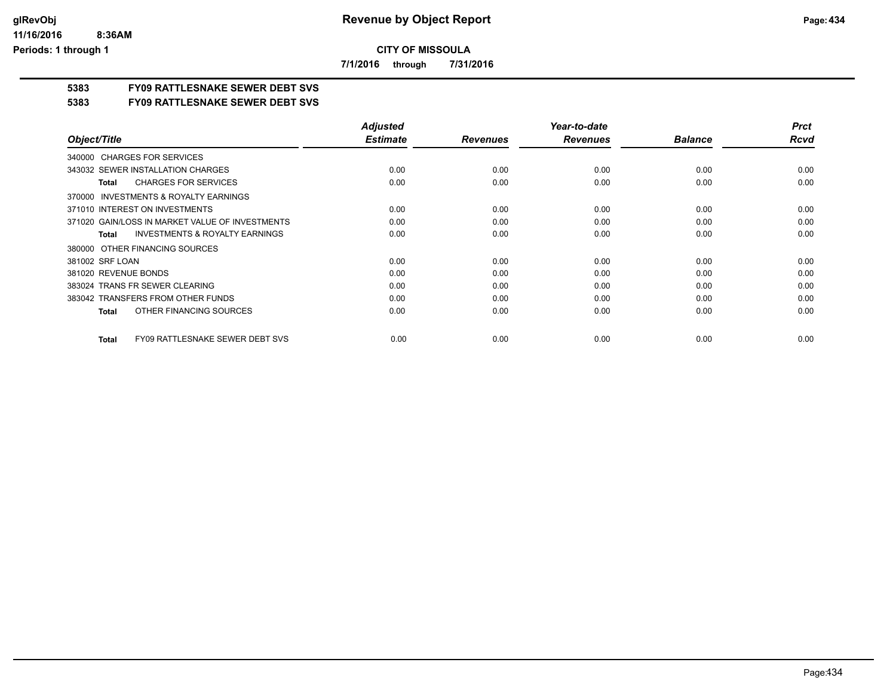**CITY OF MISSOULA**

**7/1/2016 through 7/31/2016**

**5383 FY09 RATTLESNAKE SEWER DEBT SVS**

**5383 FY09 RATTLESNAKE SEWER DEBT SVS**

| Object/Title | Adjusted Estimate | Revenues | Year-to-date Revenues | Balance | Prct Rcvd |
|---|---|---|---|---|---|
| 340000 CHARGES FOR SERVICES | | | | | |
| 343032 SEWER INSTALLATION CHARGES | 0.00 | 0.00 | 0.00 | 0.00 | 0.00 |
| **Total** CHARGES FOR SERVICES | 0.00 | 0.00 | 0.00 | 0.00 | 0.00 |
| 370000 INVESTMENTS & ROYALTY EARNINGS | | | | | |
| 371010 INTEREST ON INVESTMENTS | 0.00 | 0.00 | 0.00 | 0.00 | 0.00 |
| 371020 GAIN/LOSS IN MARKET VALUE OF INVESTMENTS | 0.00 | 0.00 | 0.00 | 0.00 | 0.00 |
| **Total** INVESTMENTS & ROYALTY EARNINGS | 0.00 | 0.00 | 0.00 | 0.00 | 0.00 |
| 380000 OTHER FINANCING SOURCES | | | | | |
| 381002 SRF LOAN | 0.00 | 0.00 | 0.00 | 0.00 | 0.00 |
| 381020 REVENUE BONDS | 0.00 | 0.00 | 0.00 | 0.00 | 0.00 |
| 383024 TRANS FR SEWER CLEARING | 0.00 | 0.00 | 0.00 | 0.00 | 0.00 |
| 383042 TRANSFERS FROM OTHER FUNDS | 0.00 | 0.00 | 0.00 | 0.00 | 0.00 |
| **Total** OTHER FINANCING SOURCES | 0.00 | 0.00 | 0.00 | 0.00 | 0.00 |
| **Total** FY09 RATTLESNAKE SEWER DEBT SVS | 0.00 | 0.00 | 0.00 | 0.00 | 0.00 |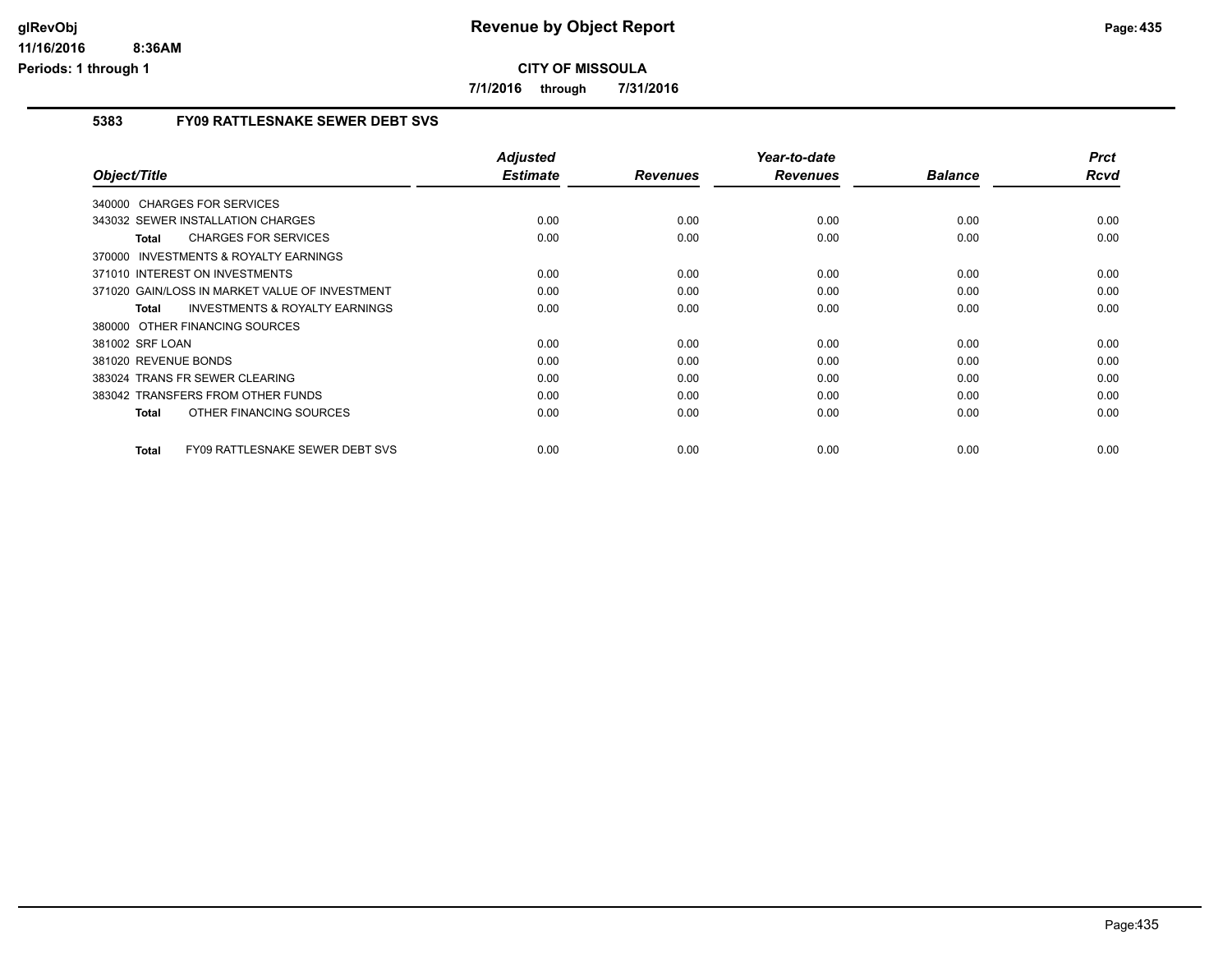# Revenue by Object Report

**CITY OF MISSOULA**

**7/1/2016 through 7/31/2016**

### 5383 FY09 RATTLESNAKE SEWER DEBT SVS

| Object/Title | Adjusted Estimate | Revenues | Year-to-date Revenues | Balance | Prct Rcvd |
|---|---|---|---|---|---|
| 340000 CHARGES FOR SERVICES | | | | | |
| 343032 SEWER INSTALLATION CHARGES | 0.00 | 0.00 | 0.00 | 0.00 | 0.00 |
| **Total** CHARGES FOR SERVICES | 0.00 | 0.00 | 0.00 | 0.00 | 0.00 |
| 370000 INVESTMENTS & ROYALTY EARNINGS | | | | | |
| 371010 INTEREST ON INVESTMENTS | 0.00 | 0.00 | 0.00 | 0.00 | 0.00 |
| 371020 GAIN/LOSS IN MARKET VALUE OF INVESTMENT | 0.00 | 0.00 | 0.00 | 0.00 | 0.00 |
| **Total** INVESTMENTS & ROYALTY EARNINGS | 0.00 | 0.00 | 0.00 | 0.00 | 0.00 |
| 380000 OTHER FINANCING SOURCES | | | | | |
| 381002 SRF LOAN | 0.00 | 0.00 | 0.00 | 0.00 | 0.00 |
| 381020 REVENUE BONDS | 0.00 | 0.00 | 0.00 | 0.00 | 0.00 |
| 383024 TRANS FR SEWER CLEARING | 0.00 | 0.00 | 0.00 | 0.00 | 0.00 |
| 383042 TRANSFERS FROM OTHER FUNDS | 0.00 | 0.00 | 0.00 | 0.00 | 0.00 |
| **Total** OTHER FINANCING SOURCES | 0.00 | 0.00 | 0.00 | 0.00 | 0.00 |
| **Total** FY09 RATTLESNAKE SEWER DEBT SVS | 0.00 | 0.00 | 0.00 | 0.00 | 0.00 |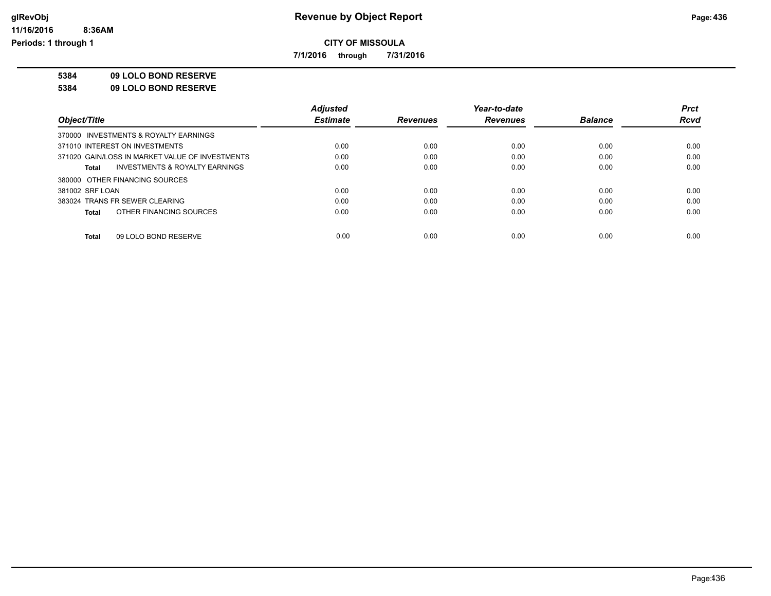# Revenue by Object Report

**CITY OF MISSOULA**

**7/1/2016 through 7/31/2016**

**5384 09 LOLO BOND RESERVE**

**5384 09 LOLO BOND RESERVE**

| Object/Title | Adjusted Estimate | Revenues | Year-to-date Revenues | Balance | Prct Rcvd |
|---|---|---|---|---|---|
| 370000 INVESTMENTS & ROYALTY EARNINGS | | | | | |
| 371010 INTEREST ON INVESTMENTS | 0.00 | 0.00 | 0.00 | 0.00 | 0.00 |
| 371020 GAIN/LOSS IN MARKET VALUE OF INVESTMENTS | 0.00 | 0.00 | 0.00 | 0.00 | 0.00 |
| **Total** INVESTMENTS & ROYALTY EARNINGS | 0.00 | 0.00 | 0.00 | 0.00 | 0.00 |
| 380000 OTHER FINANCING SOURCES | | | | | |
| 381002 SRF LOAN | 0.00 | 0.00 | 0.00 | 0.00 | 0.00 |
| 383024 TRANS FR SEWER CLEARING | 0.00 | 0.00 | 0.00 | 0.00 | 0.00 |
| **Total** OTHER FINANCING SOURCES | 0.00 | 0.00 | 0.00 | 0.00 | 0.00 |
| **Total** 09 LOLO BOND RESERVE | 0.00 | 0.00 | 0.00 | 0.00 | 0.00 |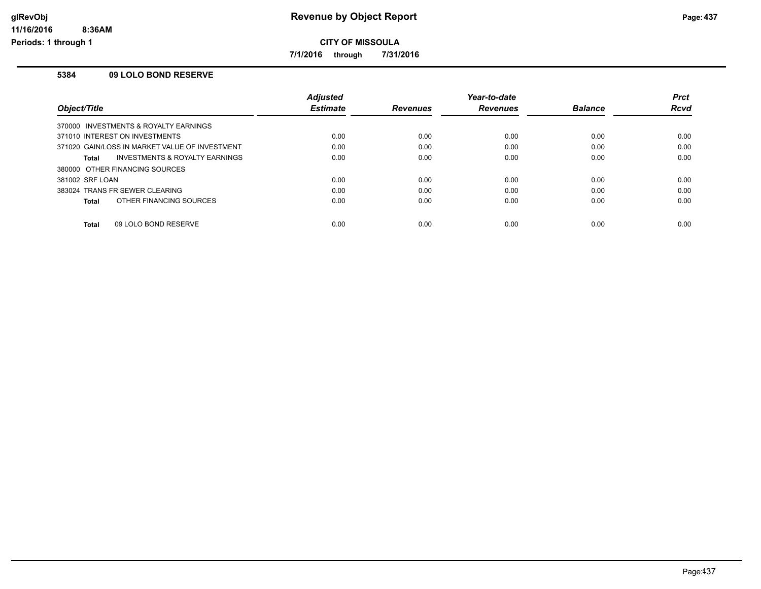# Revenue by Object Report

**CITY OF MISSOULA**

**7/1/2016 through 7/31/2016**

### 5384 09 LOLO BOND RESERVE

| Object/Title | Adjusted Estimate | Revenues | Year-to-date Revenues | Balance | Prct Rcvd |
|---|---|---|---|---|---|
| 370000 INVESTMENTS & ROYALTY EARNINGS | | | | | |
| 371010 INTEREST ON INVESTMENTS | 0.00 | 0.00 | 0.00 | 0.00 | 0.00 |
| 371020 GAIN/LOSS IN MARKET VALUE OF INVESTMENT | 0.00 | 0.00 | 0.00 | 0.00 | 0.00 |
| **Total** INVESTMENTS & ROYALTY EARNINGS | 0.00 | 0.00 | 0.00 | 0.00 | 0.00 |
| 380000 OTHER FINANCING SOURCES | | | | | |
| 381002 SRF LOAN | 0.00 | 0.00 | 0.00 | 0.00 | 0.00 |
| 383024 TRANS FR SEWER CLEARING | 0.00 | 0.00 | 0.00 | 0.00 | 0.00 |
| **Total** OTHER FINANCING SOURCES | 0.00 | 0.00 | 0.00 | 0.00 | 0.00 |
| **Total** 09 LOLO BOND RESERVE | 0.00 | 0.00 | 0.00 | 0.00 | 0.00 |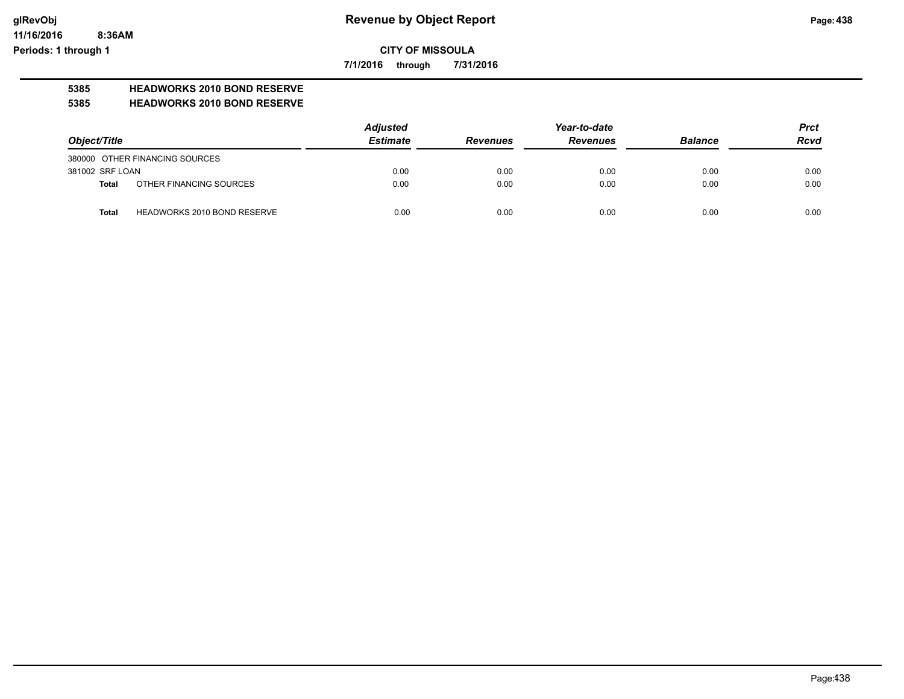# Revenue by Object Report

**CITY OF MISSOULA**

**7/1/2016 through 7/31/2016**

glRevObj
11/16/2016 8:36AM
Periods: 1 through 1

**5385 HEADWORKS 2010 BOND RESERVE**

**5385 HEADWORKS 2010 BOND RESERVE**

| Object/Title | | Adjusted Estimate | Revenues | Year-to-date Revenues | Balance | Prct Rcvd |
|---|---|---|---|---|---|---|
| 380000 OTHER FINANCING SOURCES | | | | | | |
| 381002 SRF LOAN | | 0.00 | 0.00 | 0.00 | 0.00 | 0.00 |
| **Total** | OTHER FINANCING SOURCES | 0.00 | 0.00 | 0.00 | 0.00 | 0.00 |
| **Total** | HEADWORKS 2010 BOND RESERVE | 0.00 | 0.00 | 0.00 | 0.00 | 0.00 |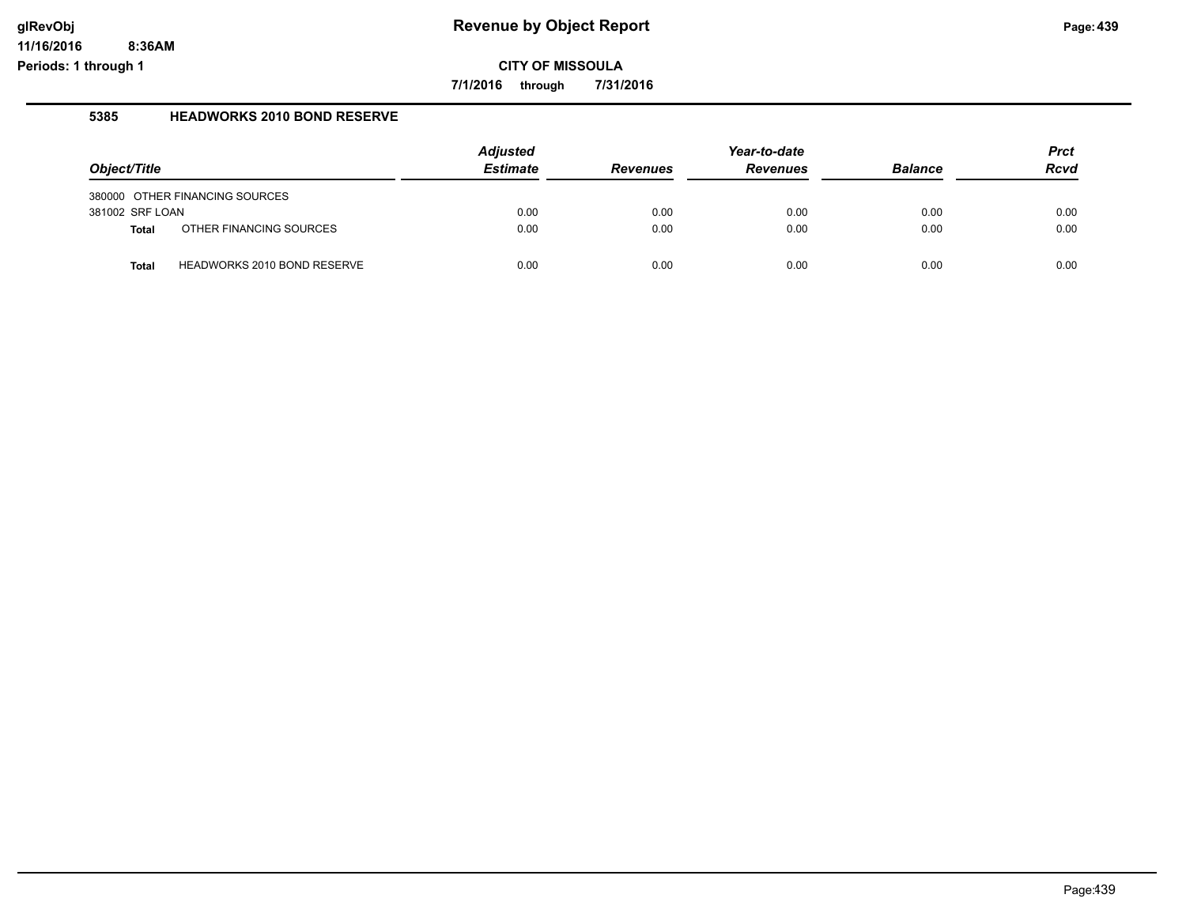# Revenue by Object Report

**CITY OF MISSOULA**

**7/1/2016 through 7/31/2016**

glRevObj
11/16/2016 8:36AM
Periods: 1 through 1

## 5385 HEADWORKS 2010 BOND RESERVE

| Object/Title | | Adjusted Estimate | Revenues | Year-to-date Revenues | Balance | Prct Rcvd |
|---|---|---|---|---|---|---|
| 380000 OTHER FINANCING SOURCES | | | | | | |
| 381002 SRF LOAN | | 0.00 | 0.00 | 0.00 | 0.00 | 0.00 |
| **Total** | OTHER FINANCING SOURCES | 0.00 | 0.00 | 0.00 | 0.00 | 0.00 |
| **Total** | HEADWORKS 2010 BOND RESERVE | 0.00 | 0.00 | 0.00 | 0.00 | 0.00 |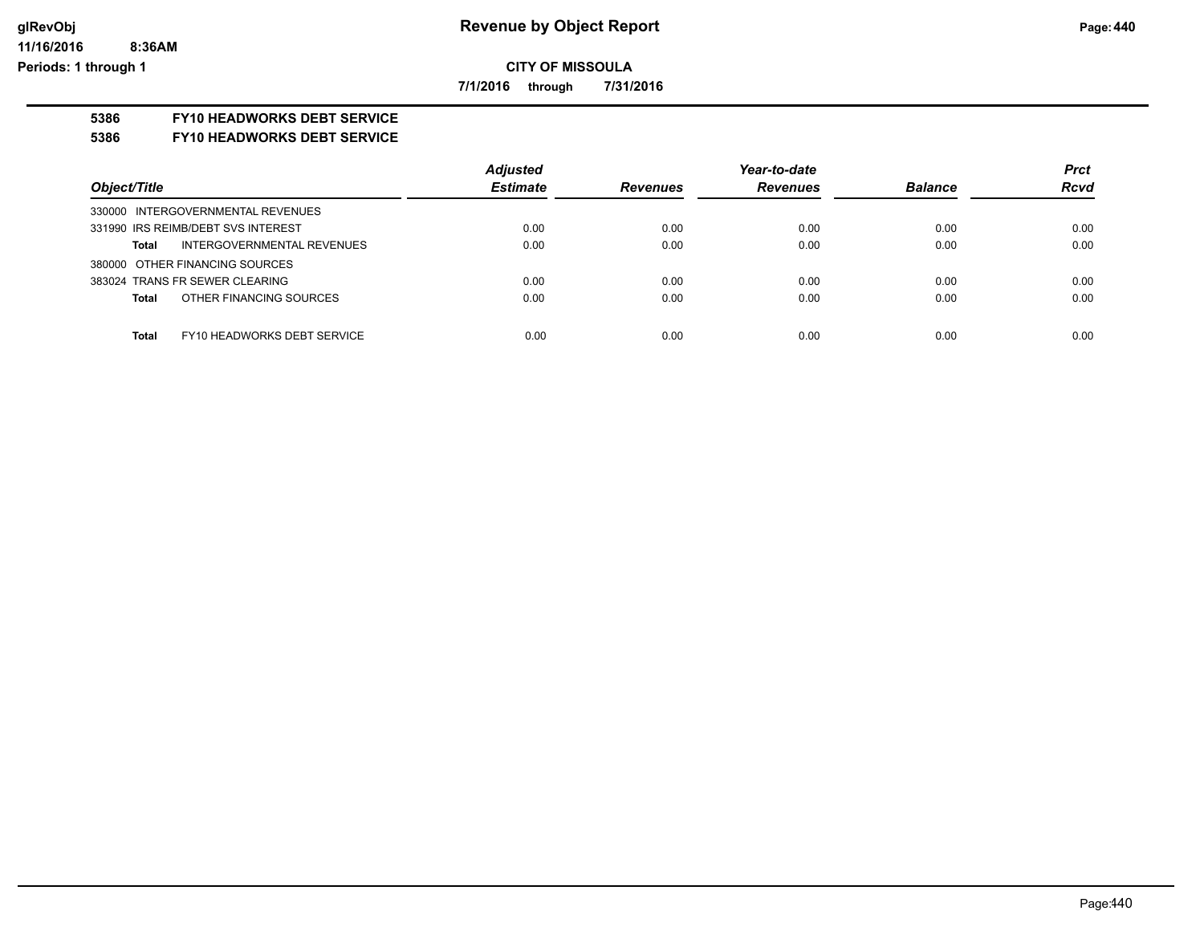# Revenue by Object Report

**CITY OF MISSOULA**

**7/1/2016 through 7/31/2016**

**5386 FY10 HEADWORKS DEBT SERVICE**

**5386 FY10 HEADWORKS DEBT SERVICE**

| Object/Title | Adjusted Estimate | Revenues | Year-to-date Revenues | Balance | Prct Rcvd |
|---|---|---|---|---|---|
| 330000 INTERGOVERNMENTAL REVENUES | | | | | |
| 331990 IRS REIMB/DEBT SVS INTEREST | 0.00 | 0.00 | 0.00 | 0.00 | 0.00 |
| **Total** INTERGOVERNMENTAL REVENUES | 0.00 | 0.00 | 0.00 | 0.00 | 0.00 |
| 380000 OTHER FINANCING SOURCES | | | | | |
| 383024 TRANS FR SEWER CLEARING | 0.00 | 0.00 | 0.00 | 0.00 | 0.00 |
| **Total** OTHER FINANCING SOURCES | 0.00 | 0.00 | 0.00 | 0.00 | 0.00 |
| **Total** FY10 HEADWORKS DEBT SERVICE | 0.00 | 0.00 | 0.00 | 0.00 | 0.00 |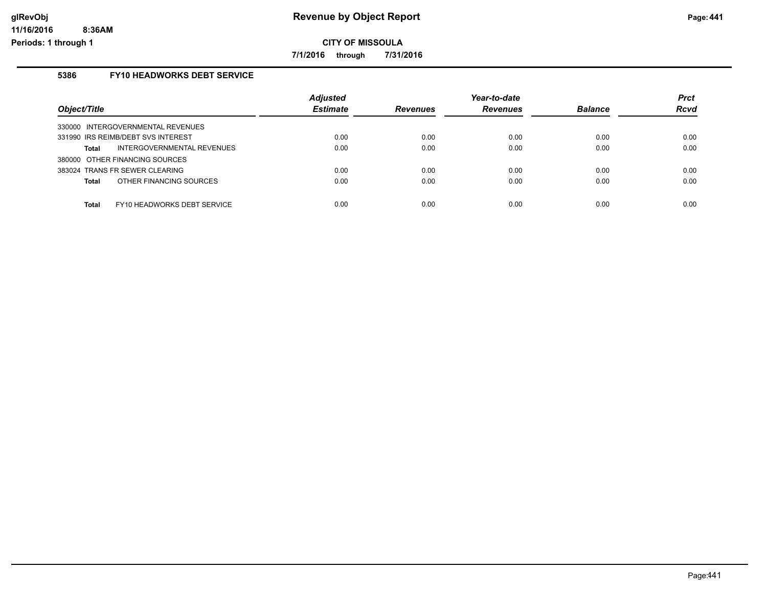# Revenue by Object Report

**CITY OF MISSOULA**

**7/1/2016 through 7/31/2016**

glRevObj
11/16/2016 8:36AM
Periods: 1 through 1

## 5386 FY10 HEADWORKS DEBT SERVICE

| Object/Title | Adjusted Estimate | Revenues | Year-to-date Revenues | Balance | Prct Rcvd |
|---|---|---|---|---|---|
| 330000 INTERGOVERNMENTAL REVENUES | | | | | |
| 331990 IRS REIMB/DEBT SVS INTEREST | 0.00 | 0.00 | 0.00 | 0.00 | 0.00 |
| **Total** INTERGOVERNMENTAL REVENUES | 0.00 | 0.00 | 0.00 | 0.00 | 0.00 |
| 380000 OTHER FINANCING SOURCES | | | | | |
| 383024 TRANS FR SEWER CLEARING | 0.00 | 0.00 | 0.00 | 0.00 | 0.00 |
| **Total** OTHER FINANCING SOURCES | 0.00 | 0.00 | 0.00 | 0.00 | 0.00 |
| **Total** FY10 HEADWORKS DEBT SERVICE | 0.00 | 0.00 | 0.00 | 0.00 | 0.00 |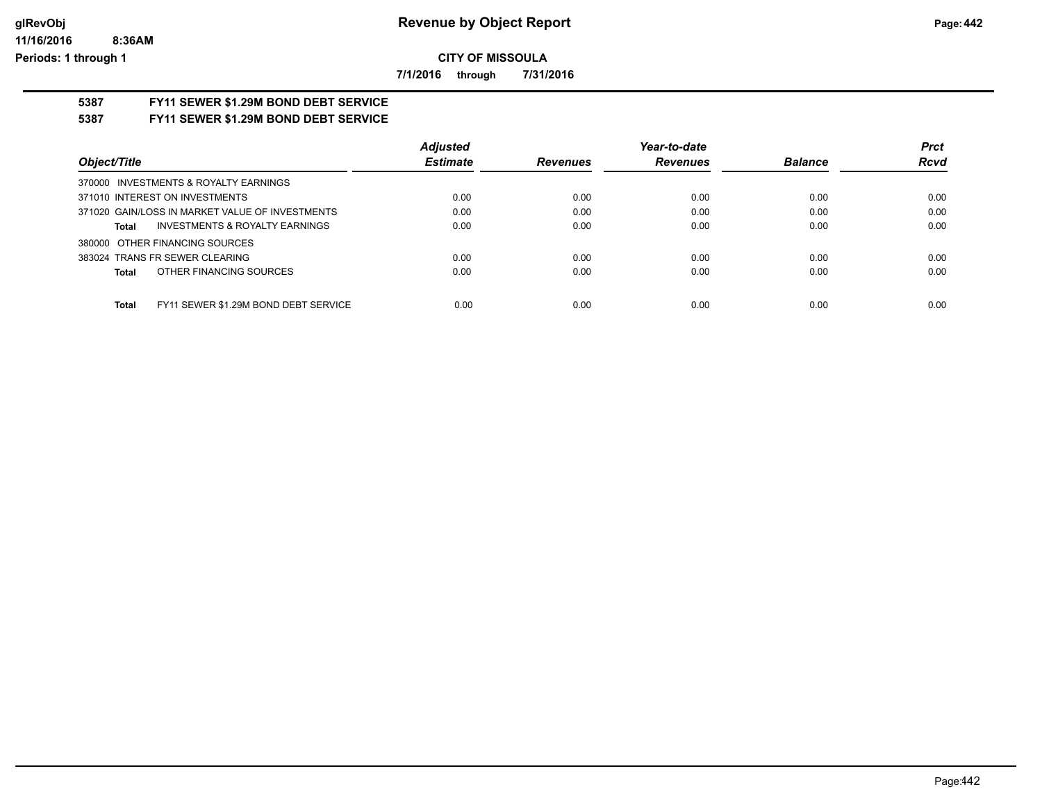# Revenue by Object Report

**CITY OF MISSOULA**

**7/1/2016 through 7/31/2016**

**5387 FY11 SEWER $1.29M BOND DEBT SERVICE**

**5387 FY11 SEWER $1.29M BOND DEBT SERVICE**

| Object/Title | Adjusted Estimate | Revenues | Year-to-date Revenues | Balance | Prct Rcvd |
|---|---|---|---|---|---|
| 370000 INVESTMENTS & ROYALTY EARNINGS | | | | | |
| 371010 INTEREST ON INVESTMENTS | 0.00 | 0.00 | 0.00 | 0.00 | 0.00 |
| 371020 GAIN/LOSS IN MARKET VALUE OF INVESTMENTS | 0.00 | 0.00 | 0.00 | 0.00 | 0.00 |
| **Total** INVESTMENTS & ROYALTY EARNINGS | 0.00 | 0.00 | 0.00 | 0.00 | 0.00 |
| 380000 OTHER FINANCING SOURCES | | | | | |
| 383024 TRANS FR SEWER CLEARING | 0.00 | 0.00 | 0.00 | 0.00 | 0.00 |
| **Total** OTHER FINANCING SOURCES | 0.00 | 0.00 | 0.00 | 0.00 | 0.00 |
| **Total** FY11 SEWER $1.29M BOND DEBT SERVICE | 0.00 | 0.00 | 0.00 | 0.00 | 0.00 |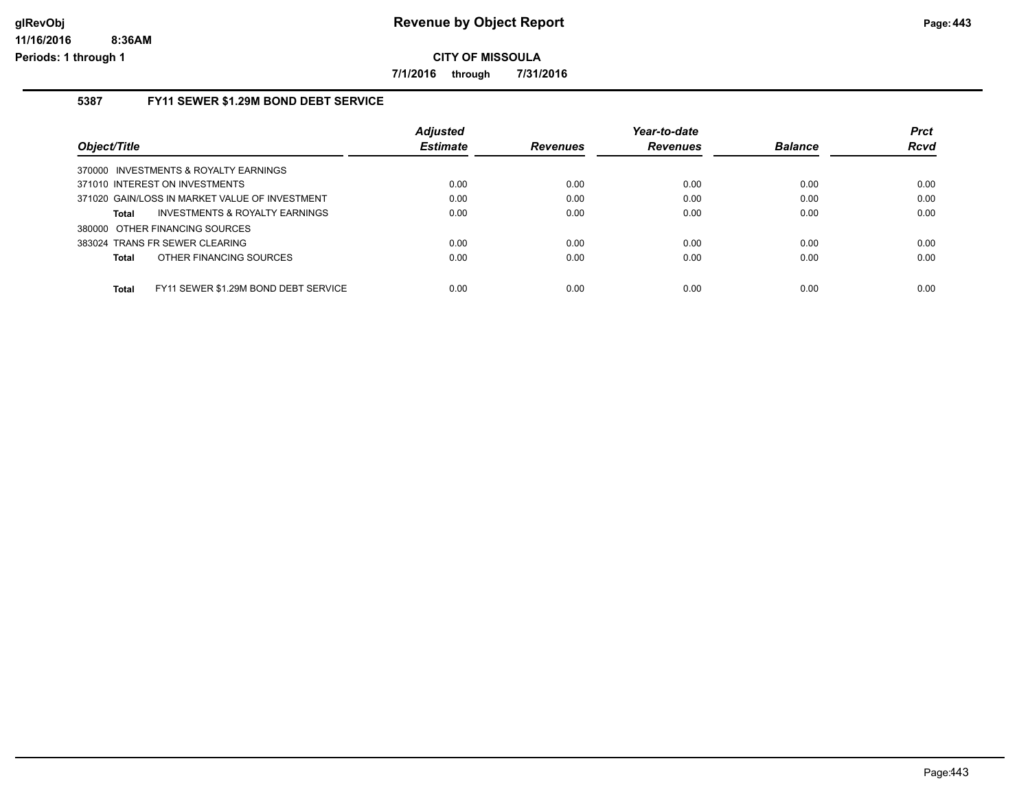# Revenue by Object Report

**CITY OF MISSOULA**

**7/1/2016 through 7/31/2016**

### 5387 FY11 SEWER $1.29M BOND DEBT SERVICE

| Object/Title | Adjusted Estimate | Revenues | Year-to-date Revenues | Balance | Prct Rcvd |
|---|---|---|---|---|---|
| 370000 INVESTMENTS & ROYALTY EARNINGS | | | | | |
| 371010 INTEREST ON INVESTMENTS | 0.00 | 0.00 | 0.00 | 0.00 | 0.00 |
| 371020 GAIN/LOSS IN MARKET VALUE OF INVESTMENT | 0.00 | 0.00 | 0.00 | 0.00 | 0.00 |
| **Total** INVESTMENTS & ROYALTY EARNINGS | 0.00 | 0.00 | 0.00 | 0.00 | 0.00 |
| 380000 OTHER FINANCING SOURCES | | | | | |
| 383024 TRANS FR SEWER CLEARING | 0.00 | 0.00 | 0.00 | 0.00 | 0.00 |
| **Total** OTHER FINANCING SOURCES | 0.00 | 0.00 | 0.00 | 0.00 | 0.00 |
| **Total** FY11 SEWER $1.29M BOND DEBT SERVICE | 0.00 | 0.00 | 0.00 | 0.00 | 0.00 |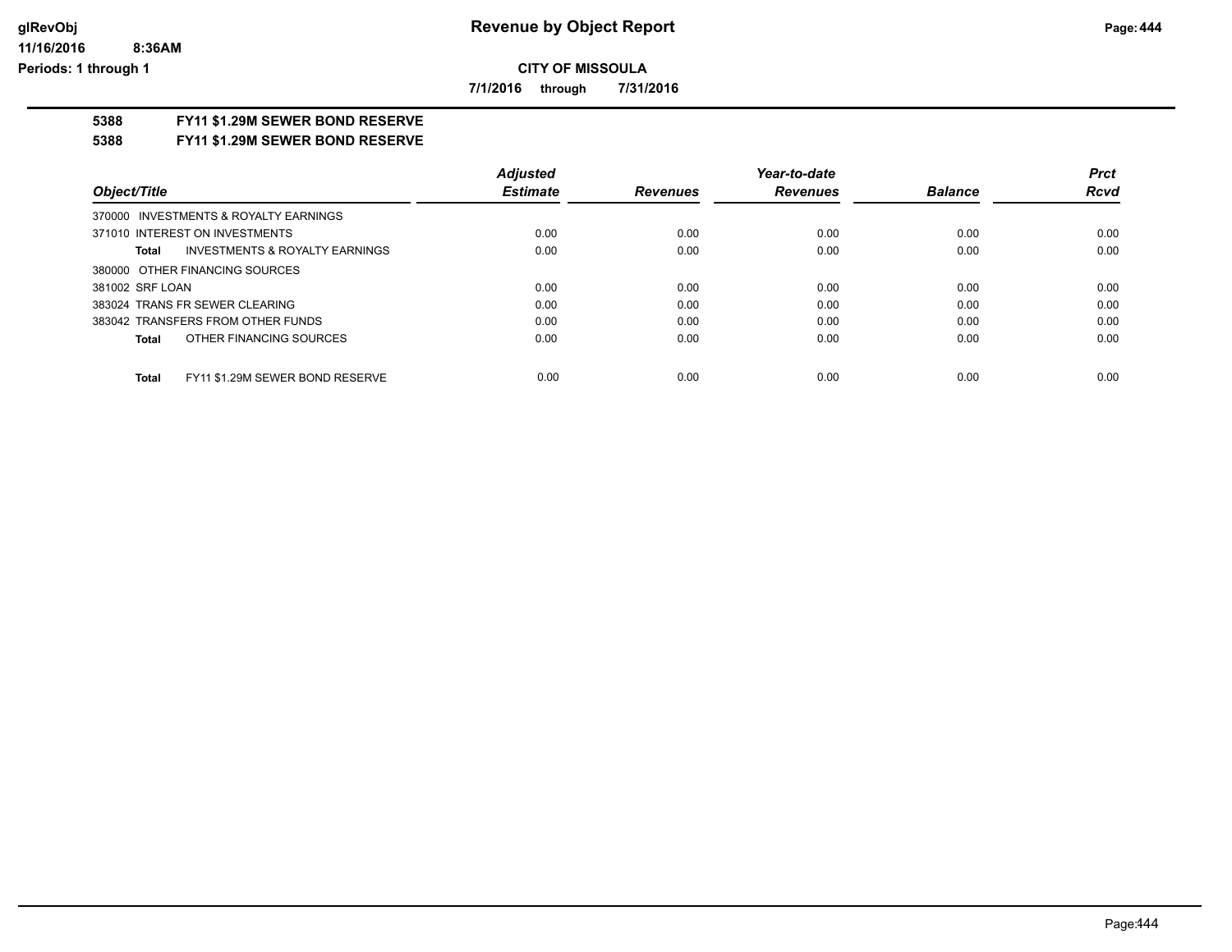# Revenue by Object Report

**CITY OF MISSOULA**

**7/1/2016 through 7/31/2016**

## 5388 FY11 $1.29M SEWER BOND RESERVE

## 5388 FY11 $1.29M SEWER BOND RESERVE

| Object/Title | Adjusted Estimate | Revenues | Year-to-date Revenues | Balance | Prct Rcvd |
|---|---|---|---|---|---|
| 370000 INVESTMENTS & ROYALTY EARNINGS | | | | | |
| 371010 INTEREST ON INVESTMENTS | 0.00 | 0.00 | 0.00 | 0.00 | 0.00 |
| **Total** INVESTMENTS & ROYALTY EARNINGS | 0.00 | 0.00 | 0.00 | 0.00 | 0.00 |
| 380000 OTHER FINANCING SOURCES | | | | | |
| 381002 SRF LOAN | 0.00 | 0.00 | 0.00 | 0.00 | 0.00 |
| 383024 TRANS FR SEWER CLEARING | 0.00 | 0.00 | 0.00 | 0.00 | 0.00 |
| 383042 TRANSFERS FROM OTHER FUNDS | 0.00 | 0.00 | 0.00 | 0.00 | 0.00 |
| **Total** OTHER FINANCING SOURCES | 0.00 | 0.00 | 0.00 | 0.00 | 0.00 |
| **Total** FY11 $1.29M SEWER BOND RESERVE | 0.00 | 0.00 | 0.00 | 0.00 | 0.00 |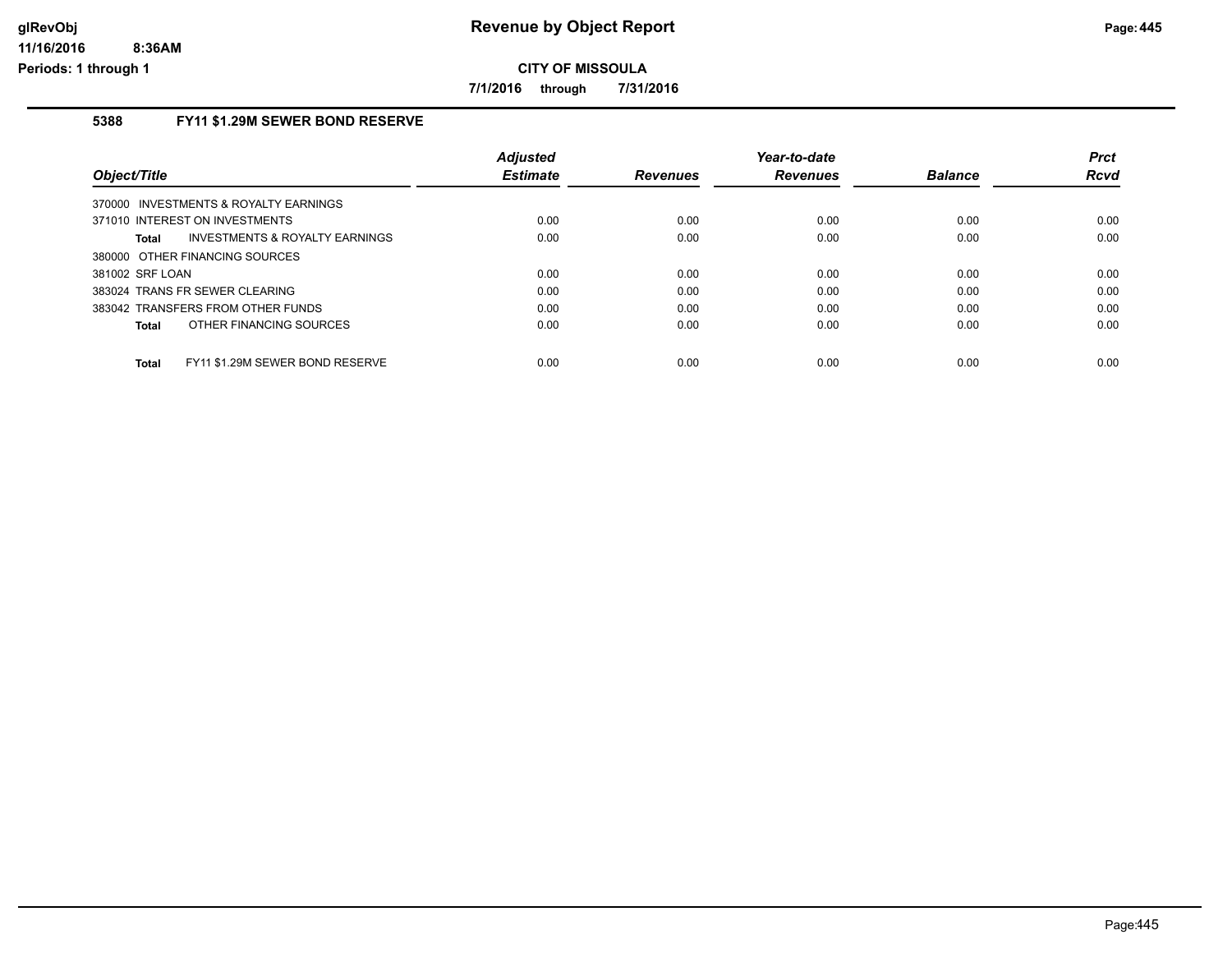**CITY OF MISSOULA**

**7/1/2016 through 7/31/2016**

## 5388 FY11 $1.29M SEWER BOND RESERVE

| Object/Title | | Adjusted Estimate | Revenues | Year-to-date Revenues | Balance | Prct Rcvd |
|---|---|---|---|---|---|---|
| 370000 INVESTMENTS & ROYALTY EARNINGS | | | | | | |
| 371010 INTEREST ON INVESTMENTS | | 0.00 | 0.00 | 0.00 | 0.00 | 0.00 |
| **Total** | INVESTMENTS & ROYALTY EARNINGS | 0.00 | 0.00 | 0.00 | 0.00 | 0.00 |
| 380000 OTHER FINANCING SOURCES | | | | | | |
| 381002 SRF LOAN | | 0.00 | 0.00 | 0.00 | 0.00 | 0.00 |
| 383024 TRANS FR SEWER CLEARING | | 0.00 | 0.00 | 0.00 | 0.00 | 0.00 |
| 383042 TRANSFERS FROM OTHER FUNDS | | 0.00 | 0.00 | 0.00 | 0.00 | 0.00 |
| **Total** | OTHER FINANCING SOURCES | 0.00 | 0.00 | 0.00 | 0.00 | 0.00 |
| **Total** | FY11 $1.29M SEWER BOND RESERVE | 0.00 | 0.00 | 0.00 | 0.00 | 0.00 |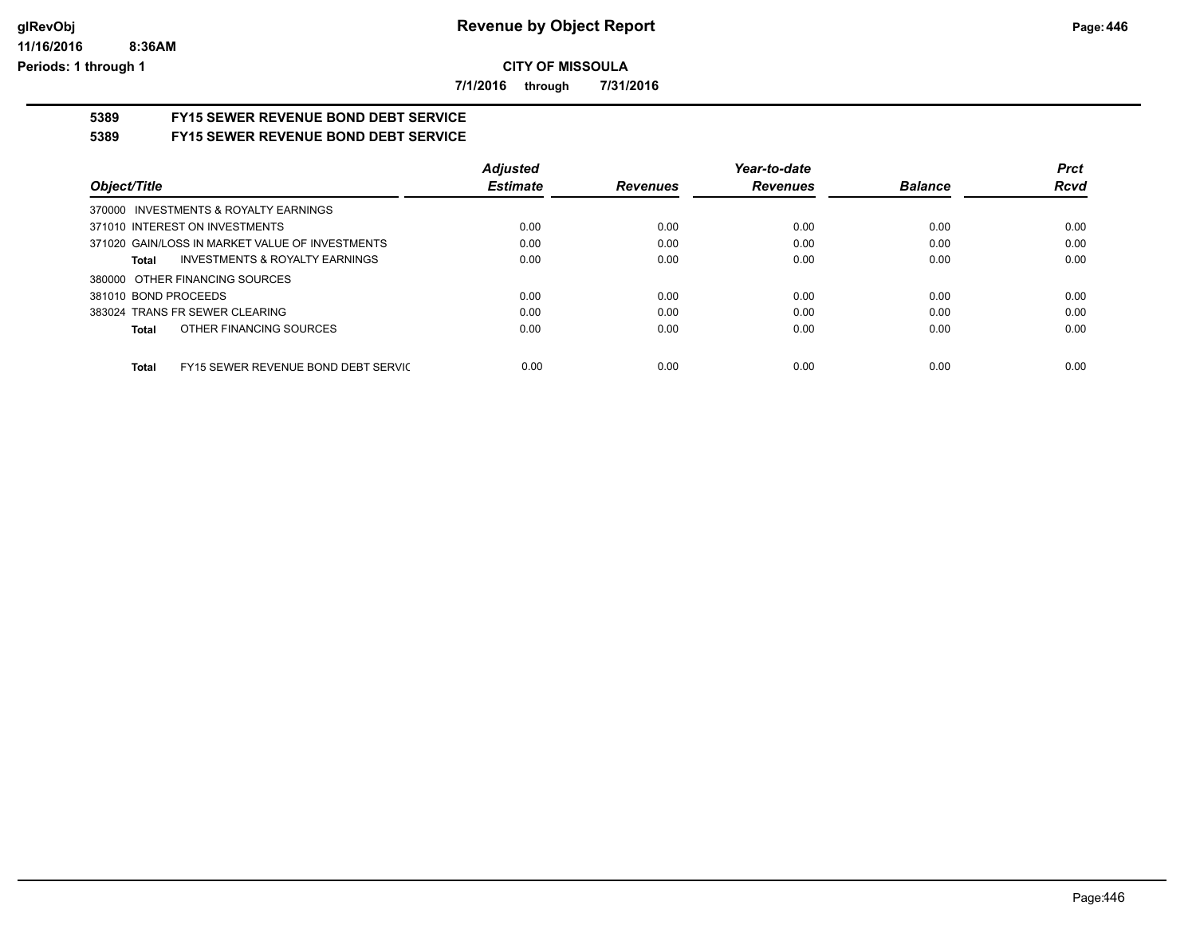**Revenue by Object Report**

**CITY OF MISSOULA**

**7/1/2016 through 7/31/2016**

**5389 FY15 SEWER REVENUE BOND DEBT SERVICE**

**5389 FY15 SEWER REVENUE BOND DEBT SERVICE**

| *Object/Title* | *Adjusted Estimate* | *Revenues* | *Year-to-date Revenues* | *Balance* | *Prct Rcvd* |
|---|---|---|---|---|---|
| 370000 INVESTMENTS & ROYALTY EARNINGS | | | | | |
| 371010 INTEREST ON INVESTMENTS | 0.00 | 0.00 | 0.00 | 0.00 | 0.00 |
| 371020 GAIN/LOSS IN MARKET VALUE OF INVESTMENTS | 0.00 | 0.00 | 0.00 | 0.00 | 0.00 |
| **Total** INVESTMENTS & ROYALTY EARNINGS | 0.00 | 0.00 | 0.00 | 0.00 | 0.00 |
| 380000 OTHER FINANCING SOURCES | | | | | |
| 381010 BOND PROCEEDS | 0.00 | 0.00 | 0.00 | 0.00 | 0.00 |
| 383024 TRANS FR SEWER CLEARING | 0.00 | 0.00 | 0.00 | 0.00 | 0.00 |
| **Total** OTHER FINANCING SOURCES | 0.00 | 0.00 | 0.00 | 0.00 | 0.00 |
| **Total** FY15 SEWER REVENUE BOND DEBT SERVIC | 0.00 | 0.00 | 0.00 | 0.00 | 0.00 |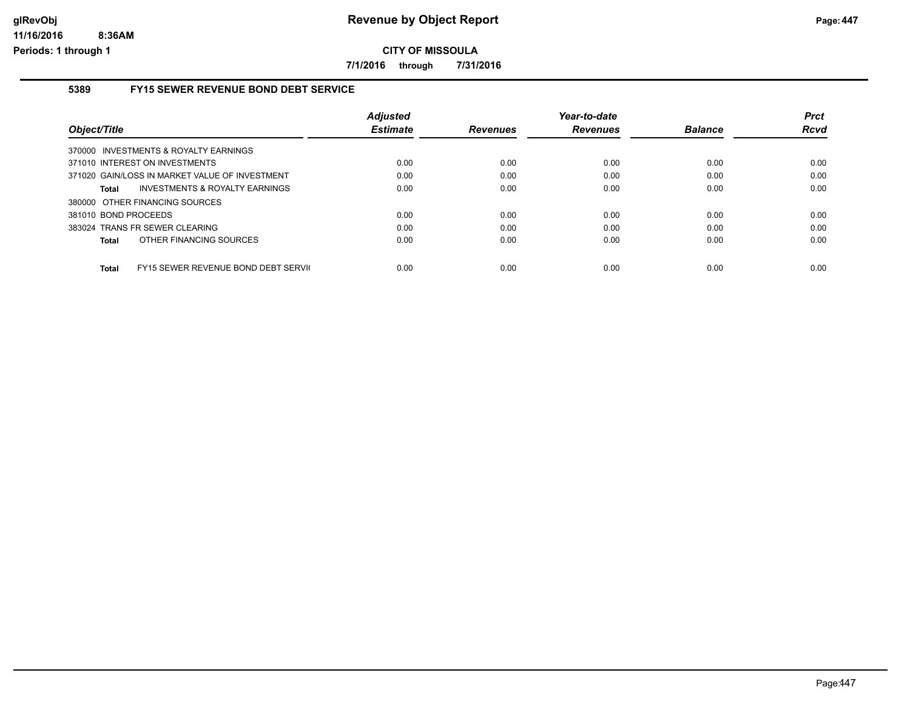**CITY OF MISSOULA**

**7/1/2016 through 7/31/2016**

## 5389 FY15 SEWER REVENUE BOND DEBT SERVICE

| Object/Title | Adjusted Estimate | Revenues | Year-to-date Revenues | Balance | Prct Rcvd |
|---|---|---|---|---|---|
| 370000 INVESTMENTS & ROYALTY EARNINGS | | | | | |
| 371010 INTEREST ON INVESTMENTS | 0.00 | 0.00 | 0.00 | 0.00 | 0.00 |
| 371020 GAIN/LOSS IN MARKET VALUE OF INVESTMENT | 0.00 | 0.00 | 0.00 | 0.00 | 0.00 |
| **Total** INVESTMENTS & ROYALTY EARNINGS | 0.00 | 0.00 | 0.00 | 0.00 | 0.00 |
| 380000 OTHER FINANCING SOURCES | | | | | |
| 381010 BOND PROCEEDS | 0.00 | 0.00 | 0.00 | 0.00 | 0.00 |
| 383024 TRANS FR SEWER CLEARING | 0.00 | 0.00 | 0.00 | 0.00 | 0.00 |
| **Total** OTHER FINANCING SOURCES | 0.00 | 0.00 | 0.00 | 0.00 | 0.00 |
| **Total** FY15 SEWER REVENUE BOND DEBT SERVI( | 0.00 | 0.00 | 0.00 | 0.00 | 0.00 |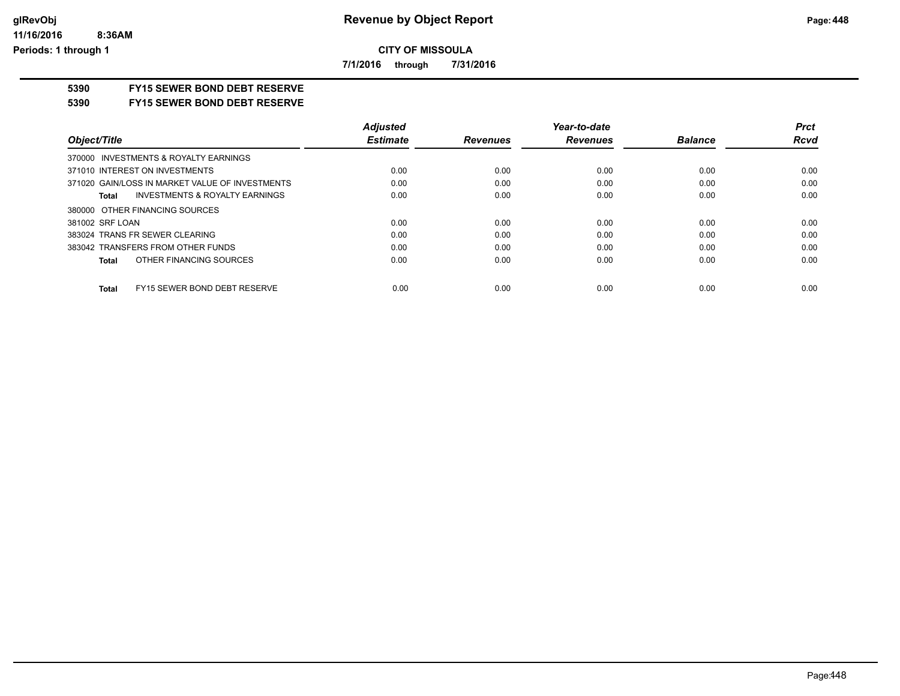**CITY OF MISSOULA**

**7/1/2016 through 7/31/2016**

# 5390 FY15 SEWER BOND DEBT RESERVE

## 5390 FY15 SEWER BOND DEBT RESERVE

| Object/Title | Adjusted Estimate | Revenues | Year-to-date Revenues | Balance | Prct Rcvd |
|---|---|---|---|---|---|
| 370000 INVESTMENTS & ROYALTY EARNINGS | | | | | |
| 371010 INTEREST ON INVESTMENTS | 0.00 | 0.00 | 0.00 | 0.00 | 0.00 |
| 371020 GAIN/LOSS IN MARKET VALUE OF INVESTMENTS | 0.00 | 0.00 | 0.00 | 0.00 | 0.00 |
| **Total** INVESTMENTS & ROYALTY EARNINGS | 0.00 | 0.00 | 0.00 | 0.00 | 0.00 |
| 380000 OTHER FINANCING SOURCES | | | | | |
| 381002 SRF LOAN | 0.00 | 0.00 | 0.00 | 0.00 | 0.00 |
| 383024 TRANS FR SEWER CLEARING | 0.00 | 0.00 | 0.00 | 0.00 | 0.00 |
| 383042 TRANSFERS FROM OTHER FUNDS | 0.00 | 0.00 | 0.00 | 0.00 | 0.00 |
| **Total** OTHER FINANCING SOURCES | 0.00 | 0.00 | 0.00 | 0.00 | 0.00 |
| **Total** FY15 SEWER BOND DEBT RESERVE | 0.00 | 0.00 | 0.00 | 0.00 | 0.00 |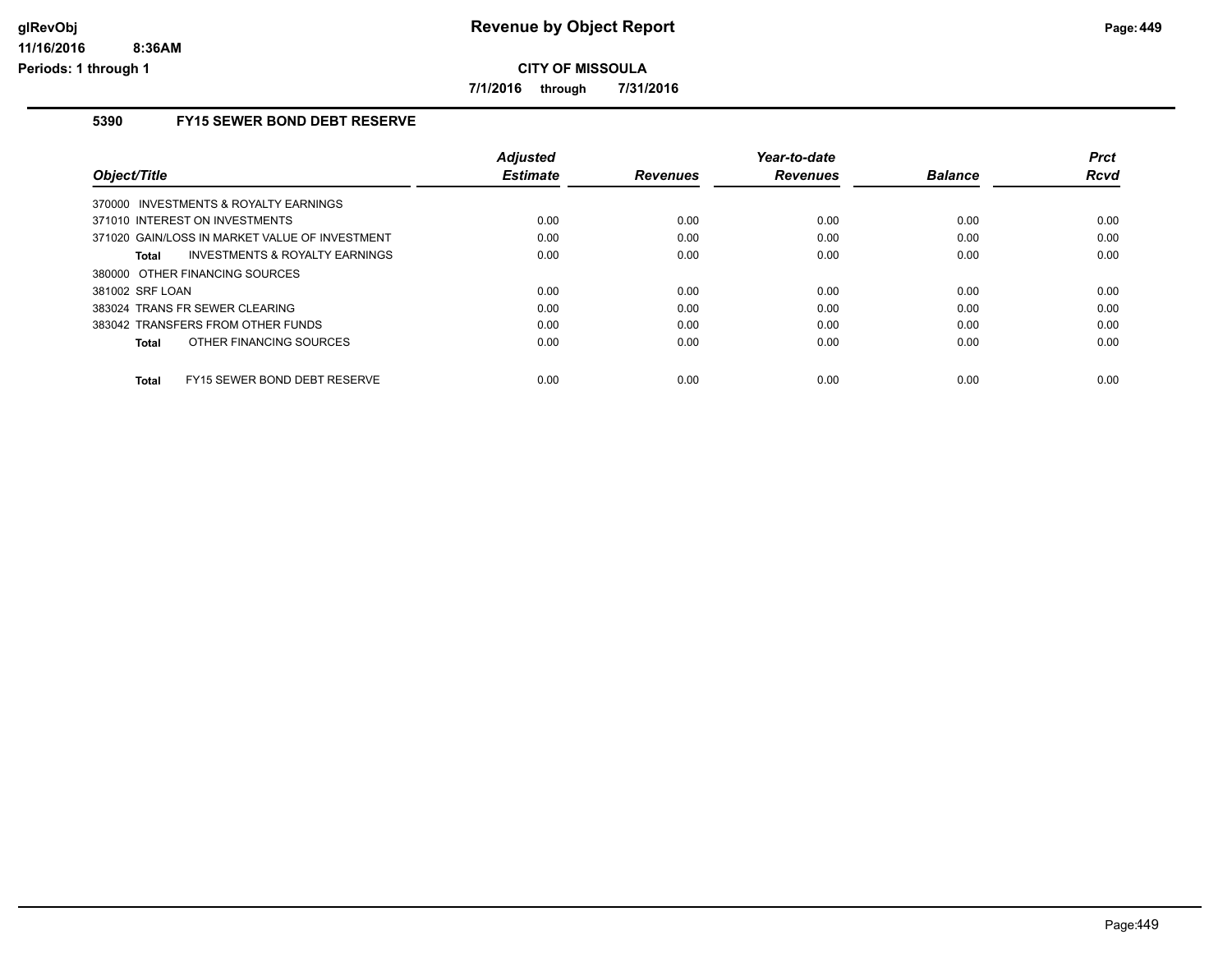**Revenue by Object Report**

**CITY OF MISSOULA**

**7/1/2016 through 7/31/2016**

## 5390 FY15 SEWER BOND DEBT RESERVE

| Object/Title | Adjusted Estimate | Revenues | Year-to-date Revenues | Balance | Prct Rcvd |
|---|---|---|---|---|---|
| 370000 INVESTMENTS & ROYALTY EARNINGS | | | | | |
| 371010 INTEREST ON INVESTMENTS | 0.00 | 0.00 | 0.00 | 0.00 | 0.00 |
| 371020 GAIN/LOSS IN MARKET VALUE OF INVESTMENT | 0.00 | 0.00 | 0.00 | 0.00 | 0.00 |
| **Total** INVESTMENTS & ROYALTY EARNINGS | 0.00 | 0.00 | 0.00 | 0.00 | 0.00 |
| 380000 OTHER FINANCING SOURCES | | | | | |
| 381002 SRF LOAN | 0.00 | 0.00 | 0.00 | 0.00 | 0.00 |
| 383024 TRANS FR SEWER CLEARING | 0.00 | 0.00 | 0.00 | 0.00 | 0.00 |
| 383042 TRANSFERS FROM OTHER FUNDS | 0.00 | 0.00 | 0.00 | 0.00 | 0.00 |
| **Total** OTHER FINANCING SOURCES | 0.00 | 0.00 | 0.00 | 0.00 | 0.00 |
| **Total** FY15 SEWER BOND DEBT RESERVE | 0.00 | 0.00 | 0.00 | 0.00 | 0.00 |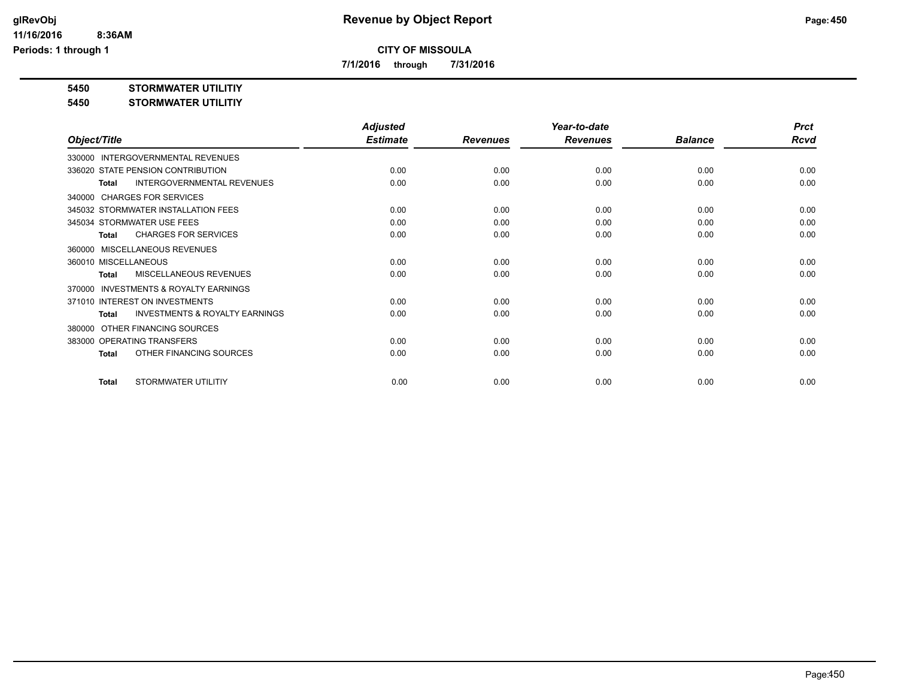# Revenue by Object Report

**CITY OF MISSOULA**

**7/1/2016 through 7/31/2016**

glRevObj
11/16/2016 8:36AM
Periods: 1 through 1

**5450 STORMWATER UTILITIY**

**5450 STORMWATER UTILITIY**

| Object/Title | Adjusted Estimate | Revenues | Year-to-date Revenues | Balance | Prct Rcvd |
|---|---|---|---|---|---|
| 330000 INTERGOVERNMENTAL REVENUES | | | | | |
| 336020 STATE PENSION CONTRIBUTION | 0.00 | 0.00 | 0.00 | 0.00 | 0.00 |
| **Total** INTERGOVERNMENTAL REVENUES | 0.00 | 0.00 | 0.00 | 0.00 | 0.00 |
| 340000 CHARGES FOR SERVICES | | | | | |
| 345032 STORMWATER INSTALLATION FEES | 0.00 | 0.00 | 0.00 | 0.00 | 0.00 |
| 345034 STORMWATER USE FEES | 0.00 | 0.00 | 0.00 | 0.00 | 0.00 |
| **Total** CHARGES FOR SERVICES | 0.00 | 0.00 | 0.00 | 0.00 | 0.00 |
| 360000 MISCELLANEOUS REVENUES | | | | | |
| 360010 MISCELLANEOUS | 0.00 | 0.00 | 0.00 | 0.00 | 0.00 |
| **Total** MISCELLANEOUS REVENUES | 0.00 | 0.00 | 0.00 | 0.00 | 0.00 |
| 370000 INVESTMENTS & ROYALTY EARNINGS | | | | | |
| 371010 INTEREST ON INVESTMENTS | 0.00 | 0.00 | 0.00 | 0.00 | 0.00 |
| **Total** INVESTMENTS & ROYALTY EARNINGS | 0.00 | 0.00 | 0.00 | 0.00 | 0.00 |
| 380000 OTHER FINANCING SOURCES | | | | | |
| 383000 OPERATING TRANSFERS | 0.00 | 0.00 | 0.00 | 0.00 | 0.00 |
| **Total** OTHER FINANCING SOURCES | 0.00 | 0.00 | 0.00 | 0.00 | 0.00 |
| **Total** STORMWATER UTILITIY | 0.00 | 0.00 | 0.00 | 0.00 | 0.00 |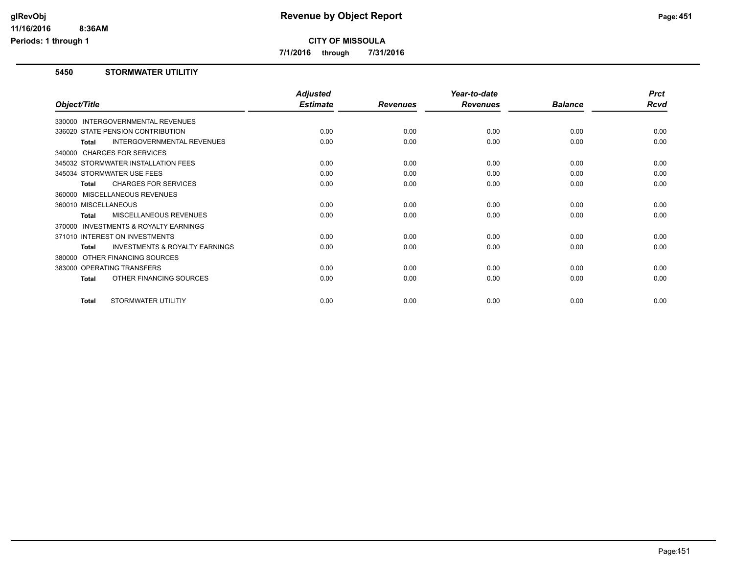# CITY OF MISSOULA

**7/1/2016 through 7/31/2016**

## 5450 STORMWATER UTILITIY

| Object/Title | Adjusted Estimate | Revenues | Year-to-date Revenues | Balance | Prct Rcvd |
|---|---|---|---|---|---|
| 330000 INTERGOVERNMENTAL REVENUES | | | | | |
| 336020 STATE PENSION CONTRIBUTION | 0.00 | 0.00 | 0.00 | 0.00 | 0.00 |
| **Total** INTERGOVERNMENTAL REVENUES | 0.00 | 0.00 | 0.00 | 0.00 | 0.00 |
| 340000 CHARGES FOR SERVICES | | | | | |
| 345032 STORMWATER INSTALLATION FEES | 0.00 | 0.00 | 0.00 | 0.00 | 0.00 |
| 345034 STORMWATER USE FEES | 0.00 | 0.00 | 0.00 | 0.00 | 0.00 |
| **Total** CHARGES FOR SERVICES | 0.00 | 0.00 | 0.00 | 0.00 | 0.00 |
| 360000 MISCELLANEOUS REVENUES | | | | | |
| 360010 MISCELLANEOUS | 0.00 | 0.00 | 0.00 | 0.00 | 0.00 |
| **Total** MISCELLANEOUS REVENUES | 0.00 | 0.00 | 0.00 | 0.00 | 0.00 |
| 370000 INVESTMENTS & ROYALTY EARNINGS | | | | | |
| 371010 INTEREST ON INVESTMENTS | 0.00 | 0.00 | 0.00 | 0.00 | 0.00 |
| **Total** INVESTMENTS & ROYALTY EARNINGS | 0.00 | 0.00 | 0.00 | 0.00 | 0.00 |
| 380000 OTHER FINANCING SOURCES | | | | | |
| 383000 OPERATING TRANSFERS | 0.00 | 0.00 | 0.00 | 0.00 | 0.00 |
| **Total** OTHER FINANCING SOURCES | 0.00 | 0.00 | 0.00 | 0.00 | 0.00 |
| **Total** STORMWATER UTILITIY | 0.00 | 0.00 | 0.00 | 0.00 | 0.00 |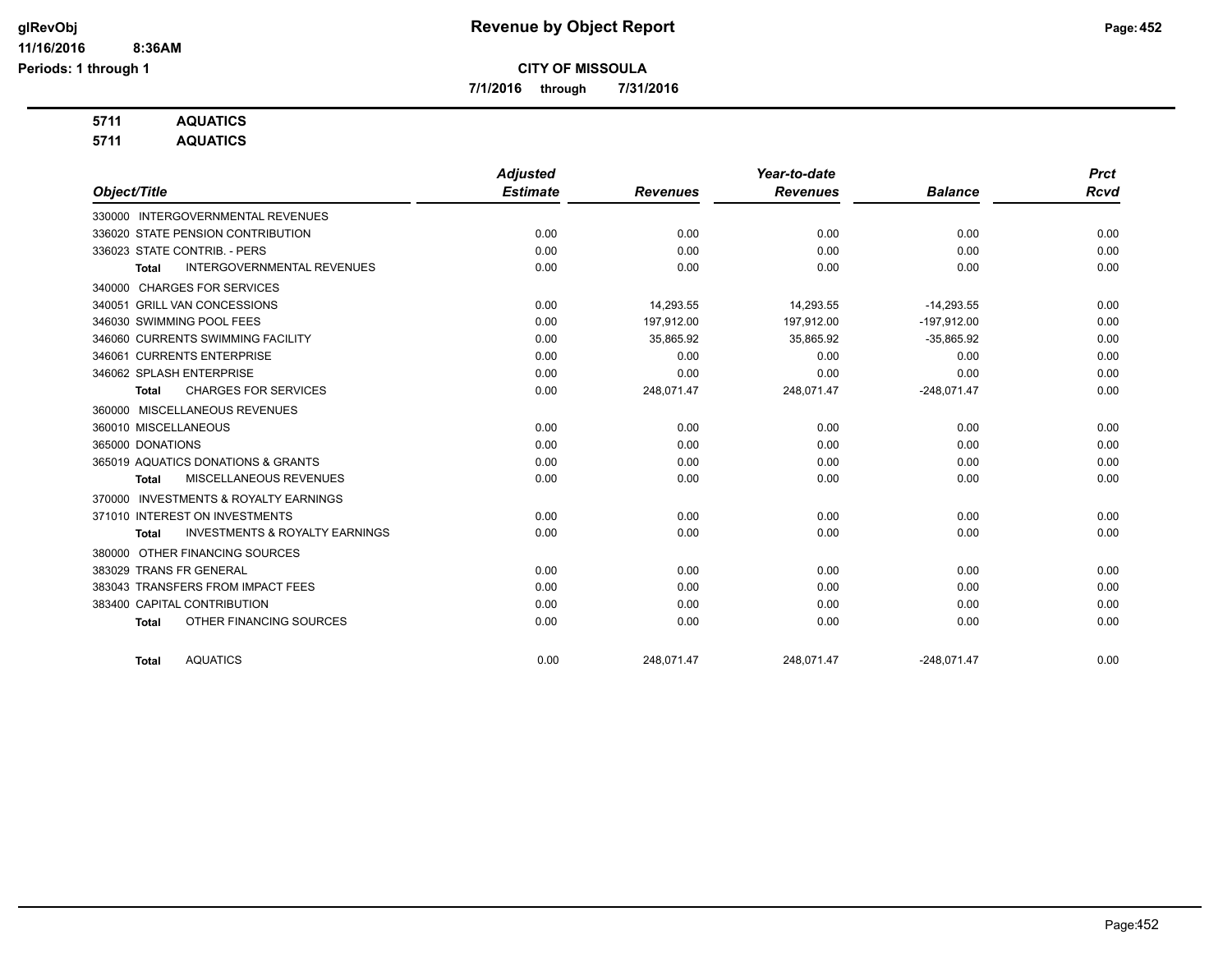# Revenue by Object Report

**CITY OF MISSOULA**

**7/1/2016 through 7/31/2016**

glRevObj
11/16/2016 8:36AM
Periods: 1 through 1

**5711 AQUATICS**
**5711 AQUATICS**

| Object/Title | Adjusted Estimate | Revenues | Year-to-date Revenues | Balance | Prct Rcvd |
|---|---|---|---|---|---|
| 330000 INTERGOVERNMENTAL REVENUES | | | | | |
| 336020 STATE PENSION CONTRIBUTION | 0.00 | 0.00 | 0.00 | 0.00 | 0.00 |
| 336023 STATE CONTRIB. - PERS | 0.00 | 0.00 | 0.00 | 0.00 | 0.00 |
| **Total** INTERGOVERNMENTAL REVENUES | 0.00 | 0.00 | 0.00 | 0.00 | 0.00 |
| 340000 CHARGES FOR SERVICES | | | | | |
| 340051 GRILL VAN CONCESSIONS | 0.00 | 14,293.55 | 14,293.55 | -14,293.55 | 0.00 |
| 346030 SWIMMING POOL FEES | 0.00 | 197,912.00 | 197,912.00 | -197,912.00 | 0.00 |
| 346060 CURRENTS SWIMMING FACILITY | 0.00 | 35,865.92 | 35,865.92 | -35,865.92 | 0.00 |
| 346061 CURRENTS ENTERPRISE | 0.00 | 0.00 | 0.00 | 0.00 | 0.00 |
| 346062 SPLASH ENTERPRISE | 0.00 | 0.00 | 0.00 | 0.00 | 0.00 |
| **Total** CHARGES FOR SERVICES | 0.00 | 248,071.47 | 248,071.47 | -248,071.47 | 0.00 |
| 360000 MISCELLANEOUS REVENUES | | | | | |
| 360010 MISCELLANEOUS | 0.00 | 0.00 | 0.00 | 0.00 | 0.00 |
| 365000 DONATIONS | 0.00 | 0.00 | 0.00 | 0.00 | 0.00 |
| 365019 AQUATICS DONATIONS & GRANTS | 0.00 | 0.00 | 0.00 | 0.00 | 0.00 |
| **Total** MISCELLANEOUS REVENUES | 0.00 | 0.00 | 0.00 | 0.00 | 0.00 |
| 370000 INVESTMENTS & ROYALTY EARNINGS | | | | | |
| 371010 INTEREST ON INVESTMENTS | 0.00 | 0.00 | 0.00 | 0.00 | 0.00 |
| **Total** INVESTMENTS & ROYALTY EARNINGS | 0.00 | 0.00 | 0.00 | 0.00 | 0.00 |
| 380000 OTHER FINANCING SOURCES | | | | | |
| 383029 TRANS FR GENERAL | 0.00 | 0.00 | 0.00 | 0.00 | 0.00 |
| 383043 TRANSFERS FROM IMPACT FEES | 0.00 | 0.00 | 0.00 | 0.00 | 0.00 |
| 383400 CAPITAL CONTRIBUTION | 0.00 | 0.00 | 0.00 | 0.00 | 0.00 |
| **Total** OTHER FINANCING SOURCES | 0.00 | 0.00 | 0.00 | 0.00 | 0.00 |
| **Total** AQUATICS | 0.00 | 248,071.47 | 248,071.47 | -248,071.47 | 0.00 |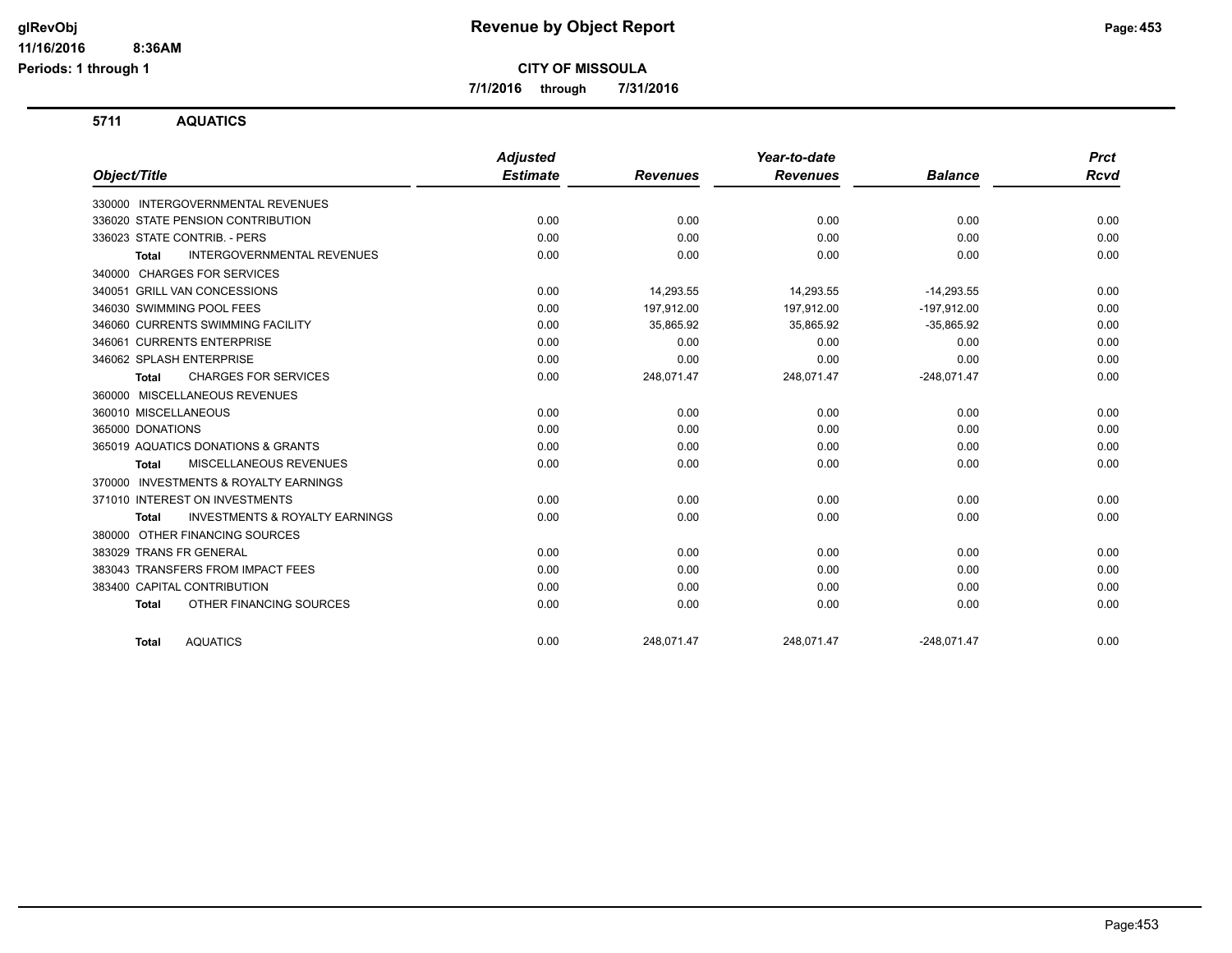**CITY OF MISSOULA**

**7/1/2016 through 7/31/2016**

## 5711 AQUATICS

| Object/Title | Adjusted Estimate | Revenues | Year-to-date Revenues | Balance | Prct Rcvd |
|---|---|---|---|---|---|
| 330000 INTERGOVERNMENTAL REVENUES | | | | | |
| 336020 STATE PENSION CONTRIBUTION | 0.00 | 0.00 | 0.00 | 0.00 | 0.00 |
| 336023 STATE CONTRIB. - PERS | 0.00 | 0.00 | 0.00 | 0.00 | 0.00 |
| **Total** INTERGOVERNMENTAL REVENUES | 0.00 | 0.00 | 0.00 | 0.00 | 0.00 |
| 340000 CHARGES FOR SERVICES | | | | | |
| 340051 GRILL VAN CONCESSIONS | 0.00 | 14,293.55 | 14,293.55 | -14,293.55 | 0.00 |
| 346030 SWIMMING POOL FEES | 0.00 | 197,912.00 | 197,912.00 | -197,912.00 | 0.00 |
| 346060 CURRENTS SWIMMING FACILITY | 0.00 | 35,865.92 | 35,865.92 | -35,865.92 | 0.00 |
| 346061 CURRENTS ENTERPRISE | 0.00 | 0.00 | 0.00 | 0.00 | 0.00 |
| 346062 SPLASH ENTERPRISE | 0.00 | 0.00 | 0.00 | 0.00 | 0.00 |
| **Total** CHARGES FOR SERVICES | 0.00 | 248,071.47 | 248,071.47 | -248,071.47 | 0.00 |
| 360000 MISCELLANEOUS REVENUES | | | | | |
| 360010 MISCELLANEOUS | 0.00 | 0.00 | 0.00 | 0.00 | 0.00 |
| 365000 DONATIONS | 0.00 | 0.00 | 0.00 | 0.00 | 0.00 |
| 365019 AQUATICS DONATIONS & GRANTS | 0.00 | 0.00 | 0.00 | 0.00 | 0.00 |
| **Total** MISCELLANEOUS REVENUES | 0.00 | 0.00 | 0.00 | 0.00 | 0.00 |
| 370000 INVESTMENTS & ROYALTY EARNINGS | | | | | |
| 371010 INTEREST ON INVESTMENTS | 0.00 | 0.00 | 0.00 | 0.00 | 0.00 |
| **Total** INVESTMENTS & ROYALTY EARNINGS | 0.00 | 0.00 | 0.00 | 0.00 | 0.00 |
| 380000 OTHER FINANCING SOURCES | | | | | |
| 383029 TRANS FR GENERAL | 0.00 | 0.00 | 0.00 | 0.00 | 0.00 |
| 383043 TRANSFERS FROM IMPACT FEES | 0.00 | 0.00 | 0.00 | 0.00 | 0.00 |
| 383400 CAPITAL CONTRIBUTION | 0.00 | 0.00 | 0.00 | 0.00 | 0.00 |
| **Total** OTHER FINANCING SOURCES | 0.00 | 0.00 | 0.00 | 0.00 | 0.00 |
| **Total** AQUATICS | 0.00 | 248,071.47 | 248,071.47 | -248,071.47 | 0.00 |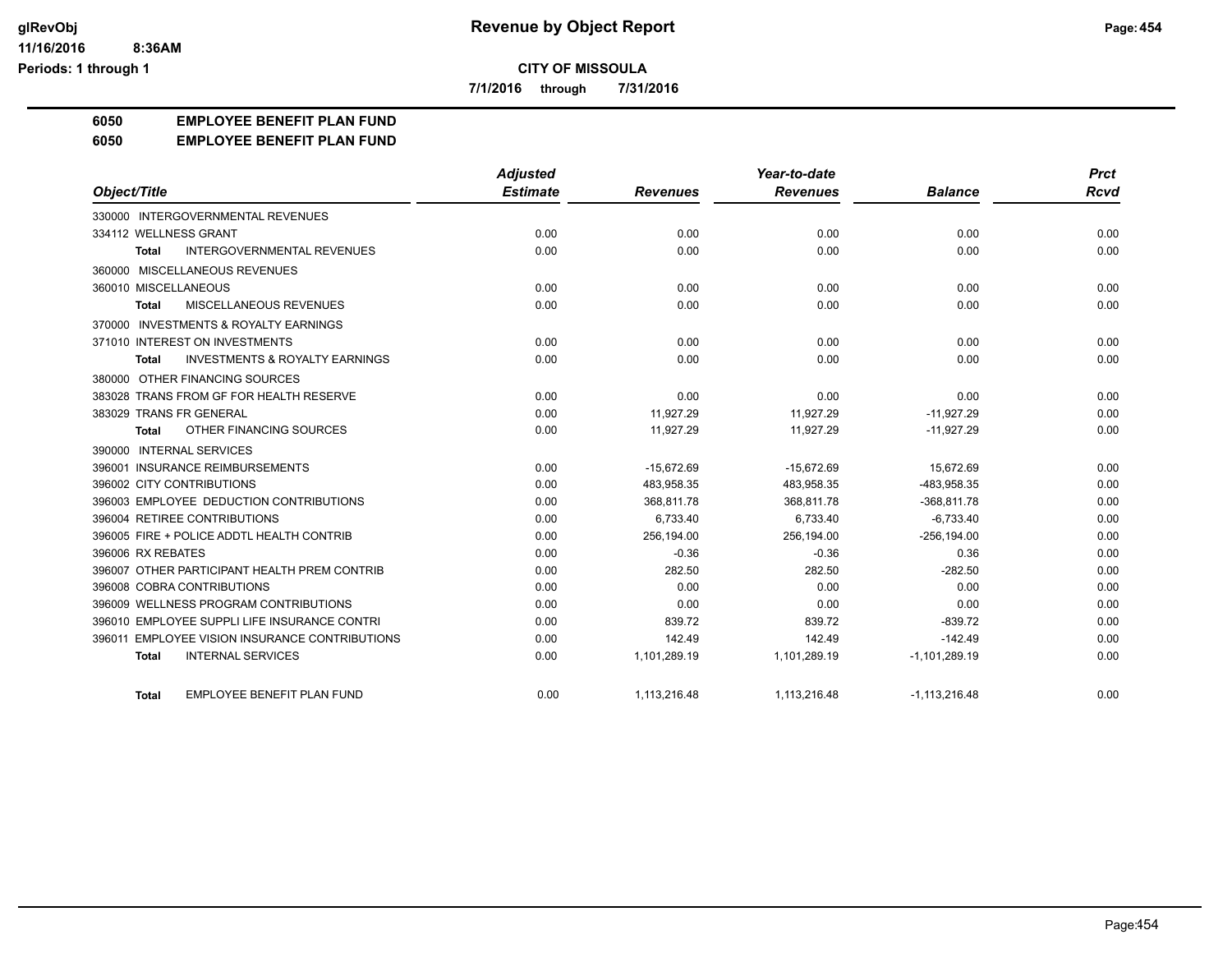**Revenue by Object Report**

**CITY OF MISSOULA**

**7/1/2016 through 7/31/2016**

glRevObj
11/16/2016 8:36AM
Periods: 1 through 1

**6050 EMPLOYEE BENEFIT PLAN FUND**

**6050 EMPLOYEE BENEFIT PLAN FUND**

| Object/Title | Adjusted Estimate | Revenues | Year-to-date Revenues | Balance | Prct Rcvd |
|---|---|---|---|---|---|
| 330000 INTERGOVERNMENTAL REVENUES | | | | | |
| 334112 WELLNESS GRANT | 0.00 | 0.00 | 0.00 | 0.00 | 0.00 |
| Total INTERGOVERNMENTAL REVENUES | 0.00 | 0.00 | 0.00 | 0.00 | 0.00 |
| 360000 MISCELLANEOUS REVENUES | | | | | |
| 360010 MISCELLANEOUS | 0.00 | 0.00 | 0.00 | 0.00 | 0.00 |
| Total MISCELLANEOUS REVENUES | 0.00 | 0.00 | 0.00 | 0.00 | 0.00 |
| 370000 INVESTMENTS & ROYALTY EARNINGS | | | | | |
| 371010 INTEREST ON INVESTMENTS | 0.00 | 0.00 | 0.00 | 0.00 | 0.00 |
| Total INVESTMENTS & ROYALTY EARNINGS | 0.00 | 0.00 | 0.00 | 0.00 | 0.00 |
| 380000 OTHER FINANCING SOURCES | | | | | |
| 383028 TRANS FROM GF FOR HEALTH RESERVE | 0.00 | 0.00 | 0.00 | 0.00 | 0.00 |
| 383029 TRANS FR GENERAL | 0.00 | 11,927.29 | 11,927.29 | -11,927.29 | 0.00 |
| Total OTHER FINANCING SOURCES | 0.00 | 11,927.29 | 11,927.29 | -11,927.29 | 0.00 |
| 390000 INTERNAL SERVICES | | | | | |
| 396001 INSURANCE REIMBURSEMENTS | 0.00 | -15,672.69 | -15,672.69 | 15,672.69 | 0.00 |
| 396002 CITY CONTRIBUTIONS | 0.00 | 483,958.35 | 483,958.35 | -483,958.35 | 0.00 |
| 396003 EMPLOYEE DEDUCTION CONTRIBUTIONS | 0.00 | 368,811.78 | 368,811.78 | -368,811.78 | 0.00 |
| 396004 RETIREE CONTRIBUTIONS | 0.00 | 6,733.40 | 6,733.40 | -6,733.40 | 0.00 |
| 396005 FIRE + POLICE ADDTL HEALTH CONTRIB | 0.00 | 256,194.00 | 256,194.00 | -256,194.00 | 0.00 |
| 396006 RX REBATES | 0.00 | -0.36 | -0.36 | 0.36 | 0.00 |
| 396007 OTHER PARTICIPANT HEALTH PREM CONTRIB | 0.00 | 282.50 | 282.50 | -282.50 | 0.00 |
| 396008 COBRA CONTRIBUTIONS | 0.00 | 0.00 | 0.00 | 0.00 | 0.00 |
| 396009 WELLNESS PROGRAM CONTRIBUTIONS | 0.00 | 0.00 | 0.00 | 0.00 | 0.00 |
| 396010 EMPLOYEE SUPPLI LIFE INSURANCE CONTRI | 0.00 | 839.72 | 839.72 | -839.72 | 0.00 |
| 396011 EMPLOYEE VISION INSURANCE CONTRIBUTIONS | 0.00 | 142.49 | 142.49 | -142.49 | 0.00 |
| Total INTERNAL SERVICES | 0.00 | 1,101,289.19 | 1,101,289.19 | -1,101,289.19 | 0.00 |
| Total EMPLOYEE BENEFIT PLAN FUND | 0.00 | 1,113,216.48 | 1,113,216.48 | -1,113,216.48 | 0.00 |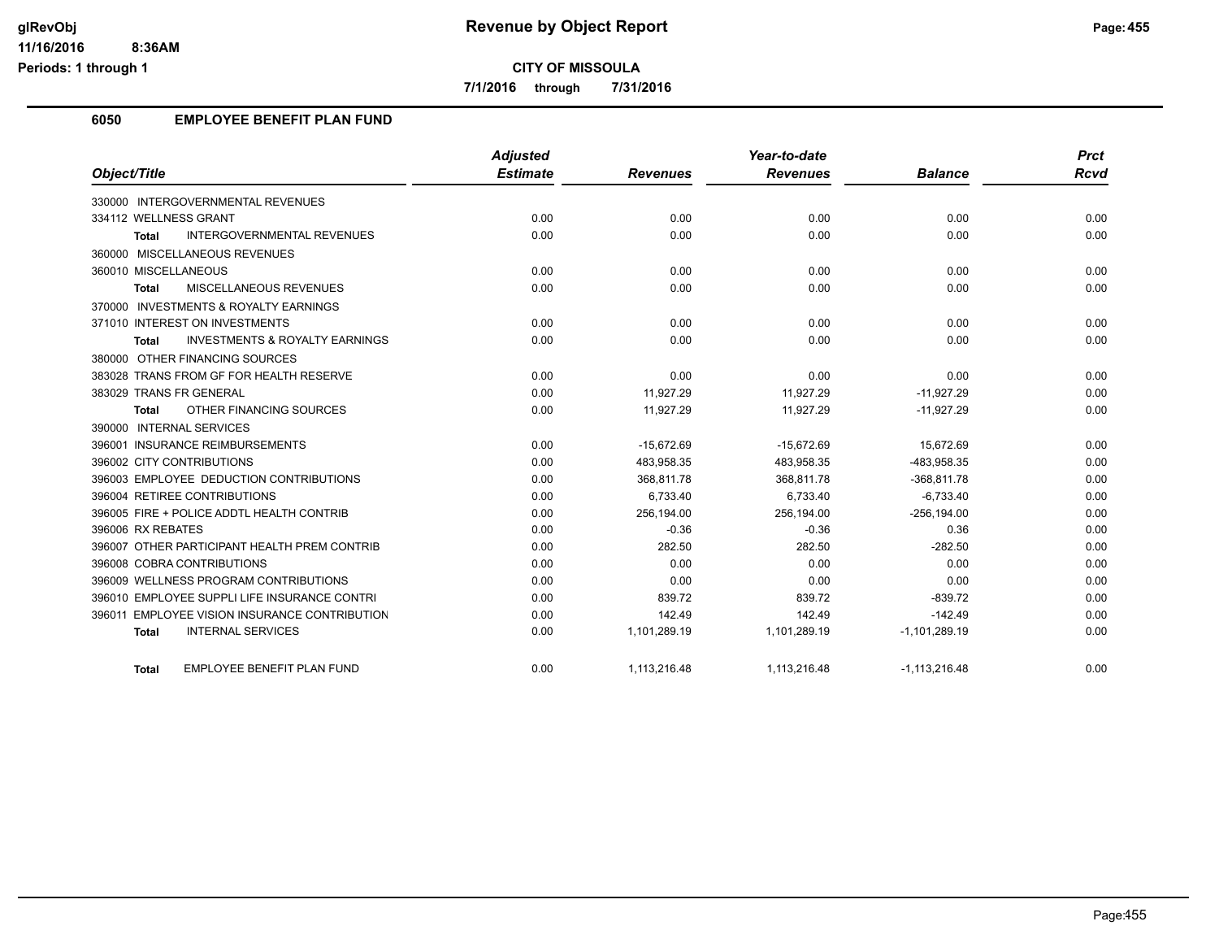**Revenue by Object Report**

**CITY OF MISSOULA**

**7/1/2016 through 7/31/2016**

## 6050 EMPLOYEE BENEFIT PLAN FUND

| Object/Title | Adjusted Estimate | Revenues | Year-to-date Revenues | Balance | Prct Rcvd |
|---|---|---|---|---|---|
| 330000 INTERGOVERNMENTAL REVENUES | | | | | |
| 334112 WELLNESS GRANT | 0.00 | 0.00 | 0.00 | 0.00 | 0.00 |
| **Total** INTERGOVERNMENTAL REVENUES | 0.00 | 0.00 | 0.00 | 0.00 | 0.00 |
| 360000 MISCELLANEOUS REVENUES | | | | | |
| 360010 MISCELLANEOUS | 0.00 | 0.00 | 0.00 | 0.00 | 0.00 |
| **Total** MISCELLANEOUS REVENUES | 0.00 | 0.00 | 0.00 | 0.00 | 0.00 |
| 370000 INVESTMENTS & ROYALTY EARNINGS | | | | | |
| 371010 INTEREST ON INVESTMENTS | 0.00 | 0.00 | 0.00 | 0.00 | 0.00 |
| **Total** INVESTMENTS & ROYALTY EARNINGS | 0.00 | 0.00 | 0.00 | 0.00 | 0.00 |
| 380000 OTHER FINANCING SOURCES | | | | | |
| 383028 TRANS FROM GF FOR HEALTH RESERVE | 0.00 | 0.00 | 0.00 | 0.00 | 0.00 |
| 383029 TRANS FR GENERAL | 0.00 | 11,927.29 | 11,927.29 | -11,927.29 | 0.00 |
| **Total** OTHER FINANCING SOURCES | 0.00 | 11,927.29 | 11,927.29 | -11,927.29 | 0.00 |
| 390000 INTERNAL SERVICES | | | | | |
| 396001 INSURANCE REIMBURSEMENTS | 0.00 | -15,672.69 | -15,672.69 | 15,672.69 | 0.00 |
| 396002 CITY CONTRIBUTIONS | 0.00 | 483,958.35 | 483,958.35 | -483,958.35 | 0.00 |
| 396003 EMPLOYEE DEDUCTION CONTRIBUTIONS | 0.00 | 368,811.78 | 368,811.78 | -368,811.78 | 0.00 |
| 396004 RETIREE CONTRIBUTIONS | 0.00 | 6,733.40 | 6,733.40 | -6,733.40 | 0.00 |
| 396005 FIRE + POLICE ADDTL HEALTH CONTRIB | 0.00 | 256,194.00 | 256,194.00 | -256,194.00 | 0.00 |
| 396006 RX REBATES | 0.00 | -0.36 | -0.36 | 0.36 | 0.00 |
| 396007 OTHER PARTICIPANT HEALTH PREM CONTRIB | 0.00 | 282.50 | 282.50 | -282.50 | 0.00 |
| 396008 COBRA CONTRIBUTIONS | 0.00 | 0.00 | 0.00 | 0.00 | 0.00 |
| 396009 WELLNESS PROGRAM CONTRIBUTIONS | 0.00 | 0.00 | 0.00 | 0.00 | 0.00 |
| 396010 EMPLOYEE SUPPLI LIFE INSURANCE CONTRI | 0.00 | 839.72 | 839.72 | -839.72 | 0.00 |
| 396011 EMPLOYEE VISION INSURANCE CONTRIBUTION | 0.00 | 142.49 | 142.49 | -142.49 | 0.00 |
| **Total** INTERNAL SERVICES | 0.00 | 1,101,289.19 | 1,101,289.19 | -1,101,289.19 | 0.00 |
| **Total** EMPLOYEE BENEFIT PLAN FUND | 0.00 | 1,113,216.48 | 1,113,216.48 | -1,113,216.48 | 0.00 |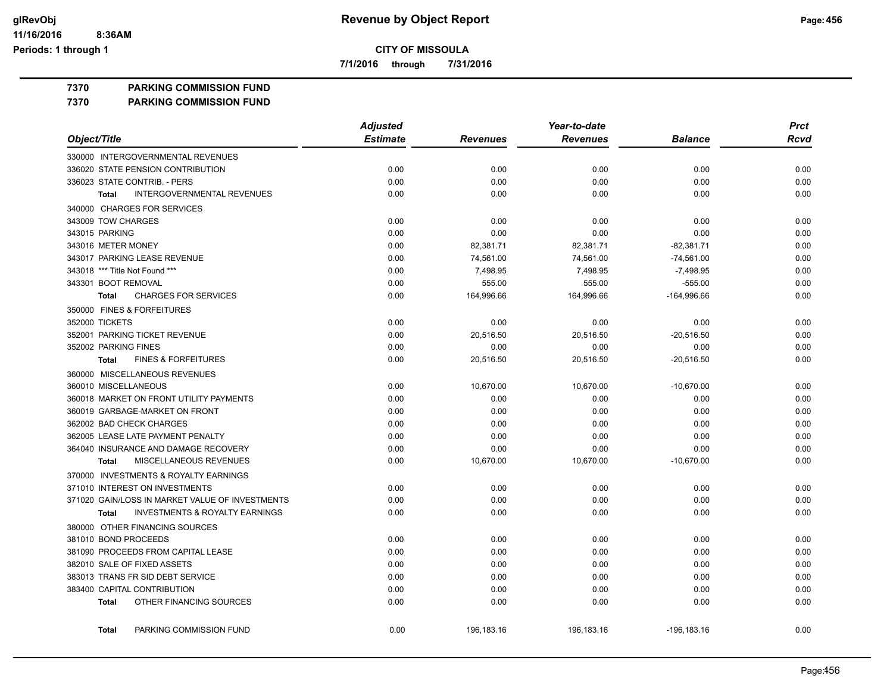# CITY OF MISSOULA

**7/1/2016 through 7/31/2016**

**7370 PARKING COMMISSION FUND**

**7370 PARKING COMMISSION FUND**

| Object/Title | Adjusted Estimate | Revenues | Year-to-date Revenues | Balance | Prct Rcvd |
|---|---|---|---|---|---|
| 330000 INTERGOVERNMENTAL REVENUES | | | | | |
| 336020 STATE PENSION CONTRIBUTION | 0.00 | 0.00 | 0.00 | 0.00 | 0.00 |
| 336023 STATE CONTRIB. - PERS | 0.00 | 0.00 | 0.00 | 0.00 | 0.00 |
| Total INTERGOVERNMENTAL REVENUES | 0.00 | 0.00 | 0.00 | 0.00 | 0.00 |
| 340000 CHARGES FOR SERVICES | | | | | |
| 343009 TOW CHARGES | 0.00 | 0.00 | 0.00 | 0.00 | 0.00 |
| 343015 PARKING | 0.00 | 0.00 | 0.00 | 0.00 | 0.00 |
| 343016 METER MONEY | 0.00 | 82,381.71 | 82,381.71 | -82,381.71 | 0.00 |
| 343017 PARKING LEASE REVENUE | 0.00 | 74,561.00 | 74,561.00 | -74,561.00 | 0.00 |
| 343018 *** Title Not Found *** | 0.00 | 7,498.95 | 7,498.95 | -7,498.95 | 0.00 |
| 343301 BOOT REMOVAL | 0.00 | 555.00 | 555.00 | -555.00 | 0.00 |
| Total CHARGES FOR SERVICES | 0.00 | 164,996.66 | 164,996.66 | -164,996.66 | 0.00 |
| 350000 FINES & FORFEITURES | | | | | |
| 352000 TICKETS | 0.00 | 0.00 | 0.00 | 0.00 | 0.00 |
| 352001 PARKING TICKET REVENUE | 0.00 | 20,516.50 | 20,516.50 | -20,516.50 | 0.00 |
| 352002 PARKING FINES | 0.00 | 0.00 | 0.00 | 0.00 | 0.00 |
| Total FINES & FORFEITURES | 0.00 | 20,516.50 | 20,516.50 | -20,516.50 | 0.00 |
| 360000 MISCELLANEOUS REVENUES | | | | | |
| 360010 MISCELLANEOUS | 0.00 | 10,670.00 | 10,670.00 | -10,670.00 | 0.00 |
| 360018 MARKET ON FRONT UTILITY PAYMENTS | 0.00 | 0.00 | 0.00 | 0.00 | 0.00 |
| 360019 GARBAGE-MARKET ON FRONT | 0.00 | 0.00 | 0.00 | 0.00 | 0.00 |
| 362002 BAD CHECK CHARGES | 0.00 | 0.00 | 0.00 | 0.00 | 0.00 |
| 362005 LEASE LATE PAYMENT PENALTY | 0.00 | 0.00 | 0.00 | 0.00 | 0.00 |
| 364040 INSURANCE AND DAMAGE RECOVERY | 0.00 | 0.00 | 0.00 | 0.00 | 0.00 |
| Total MISCELLANEOUS REVENUES | 0.00 | 10,670.00 | 10,670.00 | -10,670.00 | 0.00 |
| 370000 INVESTMENTS & ROYALTY EARNINGS | | | | | |
| 371010 INTEREST ON INVESTMENTS | 0.00 | 0.00 | 0.00 | 0.00 | 0.00 |
| 371020 GAIN/LOSS IN MARKET VALUE OF INVESTMENTS | 0.00 | 0.00 | 0.00 | 0.00 | 0.00 |
| Total INVESTMENTS & ROYALTY EARNINGS | 0.00 | 0.00 | 0.00 | 0.00 | 0.00 |
| 380000 OTHER FINANCING SOURCES | | | | | |
| 381010 BOND PROCEEDS | 0.00 | 0.00 | 0.00 | 0.00 | 0.00 |
| 381090 PROCEEDS FROM CAPITAL LEASE | 0.00 | 0.00 | 0.00 | 0.00 | 0.00 |
| 382010 SALE OF FIXED ASSETS | 0.00 | 0.00 | 0.00 | 0.00 | 0.00 |
| 383013 TRANS FR SID DEBT SERVICE | 0.00 | 0.00 | 0.00 | 0.00 | 0.00 |
| 383400 CAPITAL CONTRIBUTION | 0.00 | 0.00 | 0.00 | 0.00 | 0.00 |
| Total OTHER FINANCING SOURCES | 0.00 | 0.00 | 0.00 | 0.00 | 0.00 |
| Total PARKING COMMISSION FUND | 0.00 | 196,183.16 | 196,183.16 | -196,183.16 | 0.00 |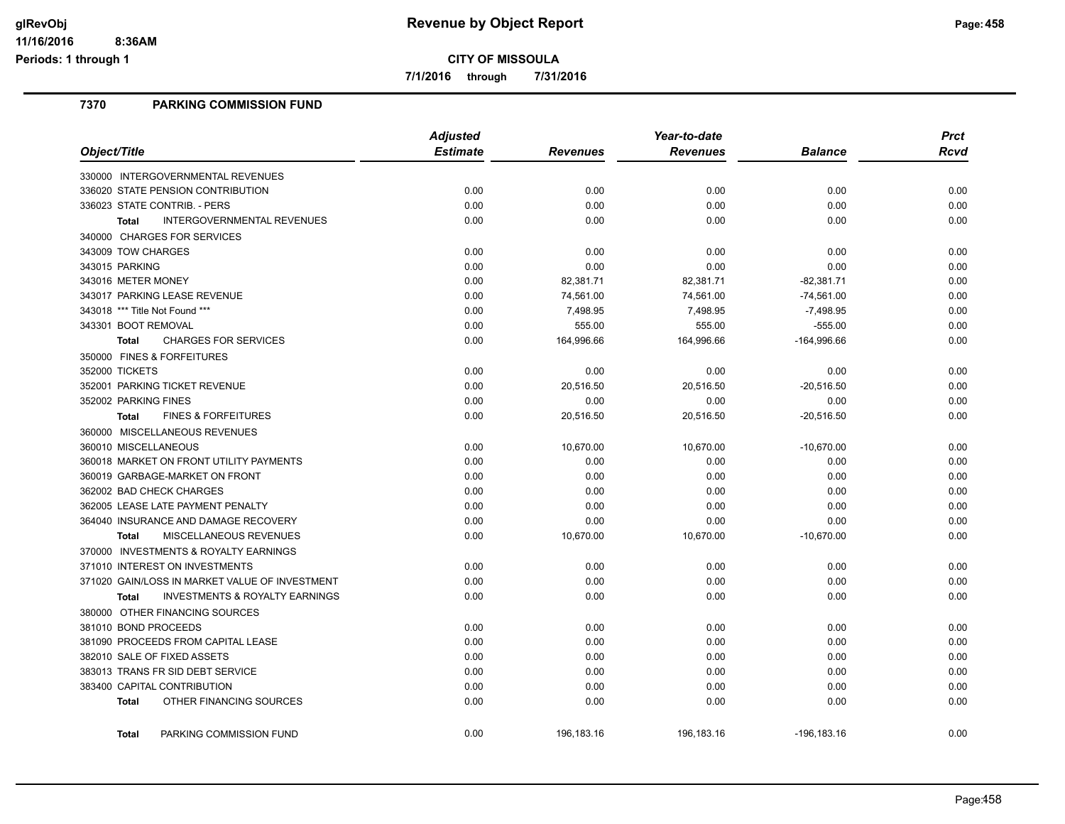# Revenue by Object Report

**CITY OF MISSOULA**

**7/1/2016 through 7/31/2016**

## 7370 PARKING COMMISSION FUND

| Object/Title | Adjusted Estimate | Revenues | Year-to-date Revenues | Balance | Prct Rcvd |
|---|---|---|---|---|---|
| 330000 INTERGOVERNMENTAL REVENUES | | | | | |
| 336020 STATE PENSION CONTRIBUTION | 0.00 | 0.00 | 0.00 | 0.00 | 0.00 |
| 336023 STATE CONTRIB. - PERS | 0.00 | 0.00 | 0.00 | 0.00 | 0.00 |
| **Total** INTERGOVERNMENTAL REVENUES | 0.00 | 0.00 | 0.00 | 0.00 | 0.00 |
| 340000 CHARGES FOR SERVICES | | | | | |
| 343009 TOW CHARGES | 0.00 | 0.00 | 0.00 | 0.00 | 0.00 |
| 343015 PARKING | 0.00 | 0.00 | 0.00 | 0.00 | 0.00 |
| 343016 METER MONEY | 0.00 | 82,381.71 | 82,381.71 | -82,381.71 | 0.00 |
| 343017 PARKING LEASE REVENUE | 0.00 | 74,561.00 | 74,561.00 | -74,561.00 | 0.00 |
| 343018 *** Title Not Found *** | 0.00 | 7,498.95 | 7,498.95 | -7,498.95 | 0.00 |
| 343301 BOOT REMOVAL | 0.00 | 555.00 | 555.00 | -555.00 | 0.00 |
| **Total** CHARGES FOR SERVICES | 0.00 | 164,996.66 | 164,996.66 | -164,996.66 | 0.00 |
| 350000 FINES & FORFEITURES | | | | | |
| 352000 TICKETS | 0.00 | 0.00 | 0.00 | 0.00 | 0.00 |
| 352001 PARKING TICKET REVENUE | 0.00 | 20,516.50 | 20,516.50 | -20,516.50 | 0.00 |
| 352002 PARKING FINES | 0.00 | 0.00 | 0.00 | 0.00 | 0.00 |
| **Total** FINES & FORFEITURES | 0.00 | 20,516.50 | 20,516.50 | -20,516.50 | 0.00 |
| 360000 MISCELLANEOUS REVENUES | | | | | |
| 360010 MISCELLANEOUS | 0.00 | 10,670.00 | 10,670.00 | -10,670.00 | 0.00 |
| 360018 MARKET ON FRONT UTILITY PAYMENTS | 0.00 | 0.00 | 0.00 | 0.00 | 0.00 |
| 360019 GARBAGE-MARKET ON FRONT | 0.00 | 0.00 | 0.00 | 0.00 | 0.00 |
| 362002 BAD CHECK CHARGES | 0.00 | 0.00 | 0.00 | 0.00 | 0.00 |
| 362005 LEASE LATE PAYMENT PENALTY | 0.00 | 0.00 | 0.00 | 0.00 | 0.00 |
| 364040 INSURANCE AND DAMAGE RECOVERY | 0.00 | 0.00 | 0.00 | 0.00 | 0.00 |
| **Total** MISCELLANEOUS REVENUES | 0.00 | 10,670.00 | 10,670.00 | -10,670.00 | 0.00 |
| 370000 INVESTMENTS & ROYALTY EARNINGS | | | | | |
| 371010 INTEREST ON INVESTMENTS | 0.00 | 0.00 | 0.00 | 0.00 | 0.00 |
| 371020 GAIN/LOSS IN MARKET VALUE OF INVESTMENT | 0.00 | 0.00 | 0.00 | 0.00 | 0.00 |
| **Total** INVESTMENTS & ROYALTY EARNINGS | 0.00 | 0.00 | 0.00 | 0.00 | 0.00 |
| 380000 OTHER FINANCING SOURCES | | | | | |
| 381010 BOND PROCEEDS | 0.00 | 0.00 | 0.00 | 0.00 | 0.00 |
| 381090 PROCEEDS FROM CAPITAL LEASE | 0.00 | 0.00 | 0.00 | 0.00 | 0.00 |
| 382010 SALE OF FIXED ASSETS | 0.00 | 0.00 | 0.00 | 0.00 | 0.00 |
| 383013 TRANS FR SID DEBT SERVICE | 0.00 | 0.00 | 0.00 | 0.00 | 0.00 |
| 383400 CAPITAL CONTRIBUTION | 0.00 | 0.00 | 0.00 | 0.00 | 0.00 |
| **Total** OTHER FINANCING SOURCES | 0.00 | 0.00 | 0.00 | 0.00 | 0.00 |
| **Total** PARKING COMMISSION FUND | 0.00 | 196,183.16 | 196,183.16 | -196,183.16 | 0.00 |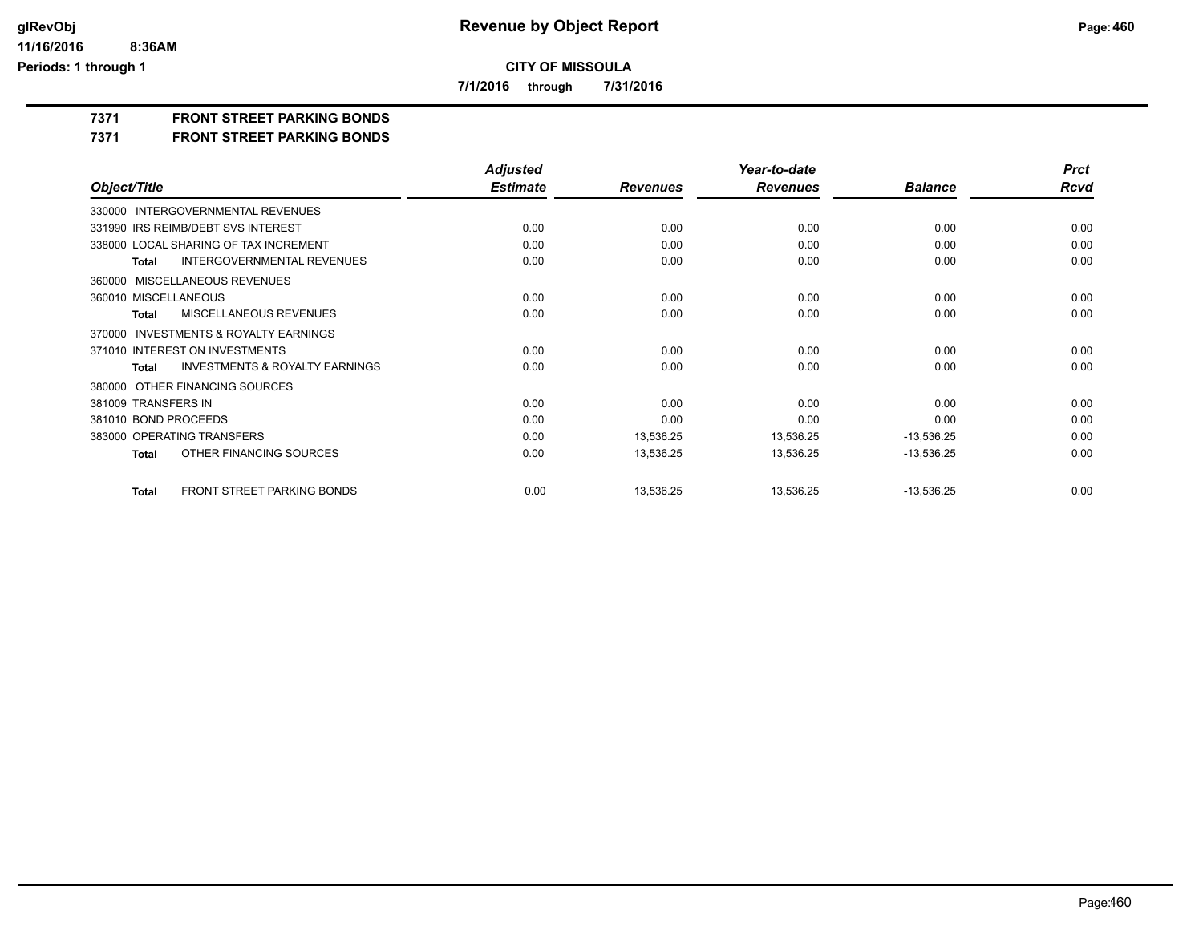**CITY OF MISSOULA**

**7/1/2016 through 7/31/2016**

# Revenue by Object Report

**7371 FRONT STREET PARKING BONDS**

**7371 FRONT STREET PARKING BONDS**

| Object/Title | Adjusted Estimate | Revenues | Year-to-date Revenues | Balance | Prct Rcvd |
|---|---|---|---|---|---|
| 330000 INTERGOVERNMENTAL REVENUES | | | | | |
| 331990 IRS REIMB/DEBT SVS INTEREST | 0.00 | 0.00 | 0.00 | 0.00 | 0.00 |
| 338000 LOCAL SHARING OF TAX INCREMENT | 0.00 | 0.00 | 0.00 | 0.00 | 0.00 |
| **Total** INTERGOVERNMENTAL REVENUES | 0.00 | 0.00 | 0.00 | 0.00 | 0.00 |
| 360000 MISCELLANEOUS REVENUES | | | | | |
| 360010 MISCELLANEOUS | 0.00 | 0.00 | 0.00 | 0.00 | 0.00 |
| **Total** MISCELLANEOUS REVENUES | 0.00 | 0.00 | 0.00 | 0.00 | 0.00 |
| 370000 INVESTMENTS & ROYALTY EARNINGS | | | | | |
| 371010 INTEREST ON INVESTMENTS | 0.00 | 0.00 | 0.00 | 0.00 | 0.00 |
| **Total** INVESTMENTS & ROYALTY EARNINGS | 0.00 | 0.00 | 0.00 | 0.00 | 0.00 |
| 380000 OTHER FINANCING SOURCES | | | | | |
| 381009 TRANSFERS IN | 0.00 | 0.00 | 0.00 | 0.00 | 0.00 |
| 381010 BOND PROCEEDS | 0.00 | 0.00 | 0.00 | 0.00 | 0.00 |
| 383000 OPERATING TRANSFERS | 0.00 | 13,536.25 | 13,536.25 | -13,536.25 | 0.00 |
| **Total** OTHER FINANCING SOURCES | 0.00 | 13,536.25 | 13,536.25 | -13,536.25 | 0.00 |
| **Total** FRONT STREET PARKING BONDS | 0.00 | 13,536.25 | 13,536.25 | -13,536.25 | 0.00 |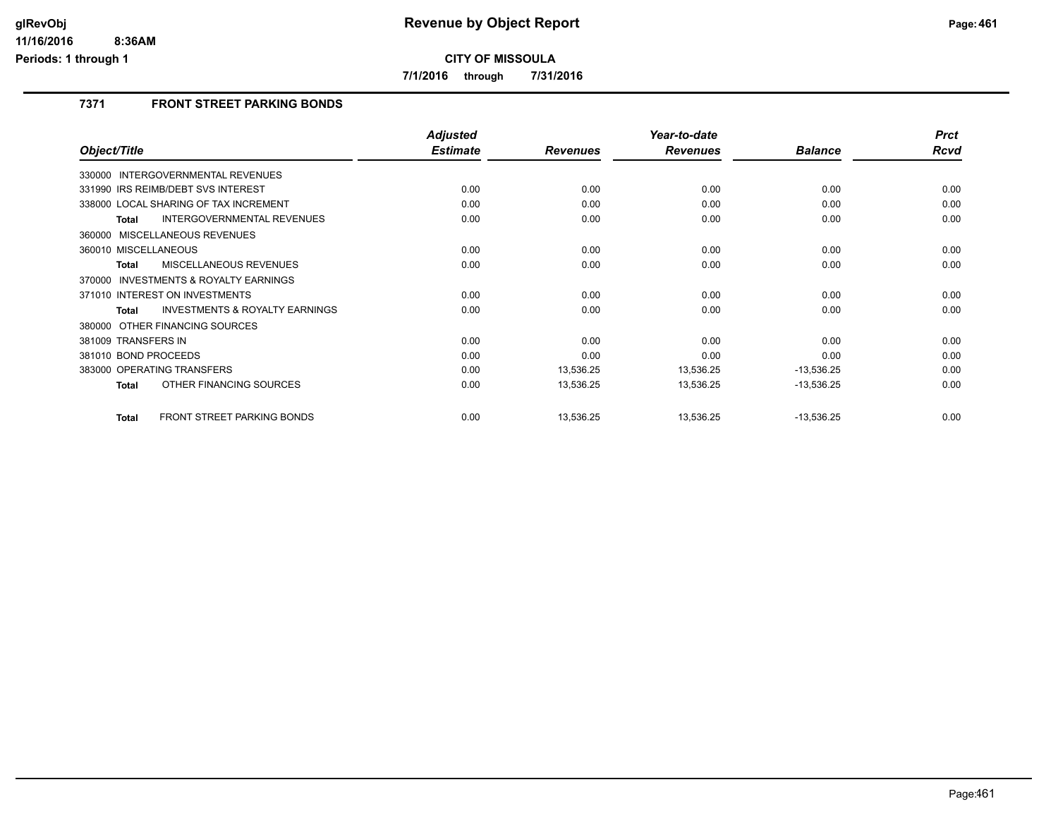# Revenue by Object Report

**CITY OF MISSOULA**

**7/1/2016 through 7/31/2016**

### 7371 FRONT STREET PARKING BONDS

| Object/Title | Adjusted Estimate | Revenues | Year-to-date Revenues | Balance | Prct Rcvd |
|---|---|---|---|---|---|
| 330000 INTERGOVERNMENTAL REVENUES | | | | | |
| 331990 IRS REIMB/DEBT SVS INTEREST | 0.00 | 0.00 | 0.00 | 0.00 | 0.00 |
| 338000 LOCAL SHARING OF TAX INCREMENT | 0.00 | 0.00 | 0.00 | 0.00 | 0.00 |
| **Total** INTERGOVERNMENTAL REVENUES | 0.00 | 0.00 | 0.00 | 0.00 | 0.00 |
| 360000 MISCELLANEOUS REVENUES | | | | | |
| 360010 MISCELLANEOUS | 0.00 | 0.00 | 0.00 | 0.00 | 0.00 |
| **Total** MISCELLANEOUS REVENUES | 0.00 | 0.00 | 0.00 | 0.00 | 0.00 |
| 370000 INVESTMENTS & ROYALTY EARNINGS | | | | | |
| 371010 INTEREST ON INVESTMENTS | 0.00 | 0.00 | 0.00 | 0.00 | 0.00 |
| **Total** INVESTMENTS & ROYALTY EARNINGS | 0.00 | 0.00 | 0.00 | 0.00 | 0.00 |
| 380000 OTHER FINANCING SOURCES | | | | | |
| 381009 TRANSFERS IN | 0.00 | 0.00 | 0.00 | 0.00 | 0.00 |
| 381010 BOND PROCEEDS | 0.00 | 0.00 | 0.00 | 0.00 | 0.00 |
| 383000 OPERATING TRANSFERS | 0.00 | 13,536.25 | 13,536.25 | -13,536.25 | 0.00 |
| **Total** OTHER FINANCING SOURCES | 0.00 | 13,536.25 | 13,536.25 | -13,536.25 | 0.00 |
| **Total** FRONT STREET PARKING BONDS | 0.00 | 13,536.25 | 13,536.25 | -13,536.25 | 0.00 |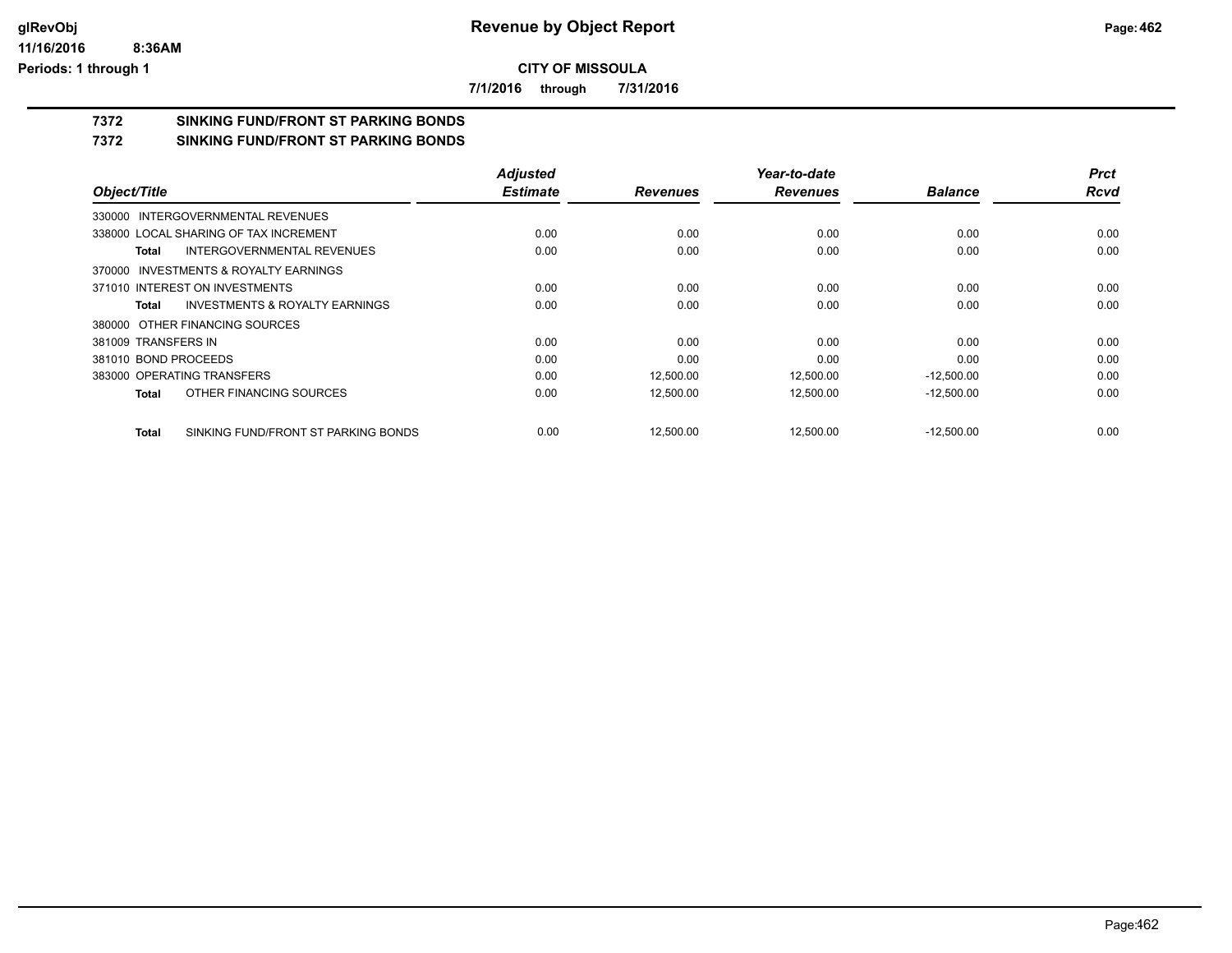**CITY OF MISSOULA**

**7/1/2016 through 7/31/2016**

# 7372 SINKING FUND/FRONT ST PARKING BONDS

## 7372 SINKING FUND/FRONT ST PARKING BONDS

| Object/Title | Adjusted Estimate | Revenues | Year-to-date Revenues | Balance | Prct Rcvd |
|---|---|---|---|---|---|
| 330000 INTERGOVERNMENTAL REVENUES | | | | | |
| 338000 LOCAL SHARING OF TAX INCREMENT | 0.00 | 0.00 | 0.00 | 0.00 | 0.00 |
| **Total** INTERGOVERNMENTAL REVENUES | 0.00 | 0.00 | 0.00 | 0.00 | 0.00 |
| 370000 INVESTMENTS & ROYALTY EARNINGS | | | | | |
| 371010 INTEREST ON INVESTMENTS | 0.00 | 0.00 | 0.00 | 0.00 | 0.00 |
| **Total** INVESTMENTS & ROYALTY EARNINGS | 0.00 | 0.00 | 0.00 | 0.00 | 0.00 |
| 380000 OTHER FINANCING SOURCES | | | | | |
| 381009 TRANSFERS IN | 0.00 | 0.00 | 0.00 | 0.00 | 0.00 |
| 381010 BOND PROCEEDS | 0.00 | 0.00 | 0.00 | 0.00 | 0.00 |
| 383000 OPERATING TRANSFERS | 0.00 | 12,500.00 | 12,500.00 | -12,500.00 | 0.00 |
| **Total** OTHER FINANCING SOURCES | 0.00 | 12,500.00 | 12,500.00 | -12,500.00 | 0.00 |
| **Total** SINKING FUND/FRONT ST PARKING BONDS | 0.00 | 12,500.00 | 12,500.00 | -12,500.00 | 0.00 |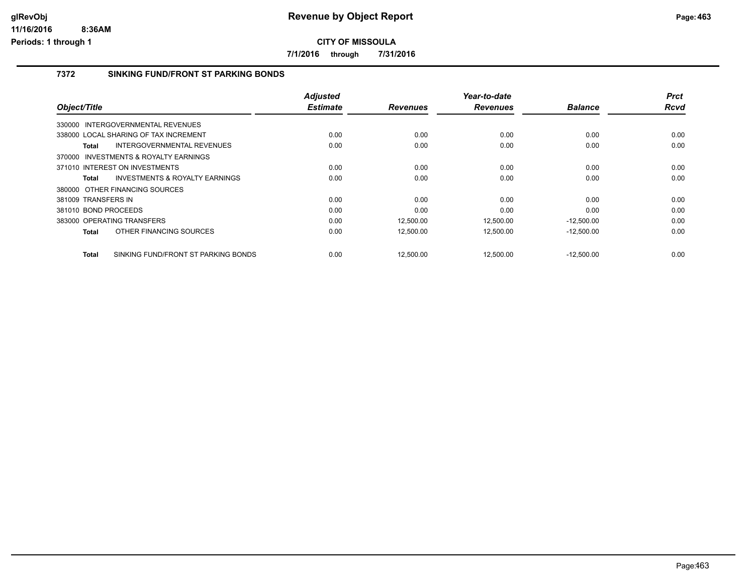# CITY OF MISSOULA

**7/1/2016 through 7/31/2016**

## 7372 SINKING FUND/FRONT ST PARKING BONDS

| Object/Title | Adjusted Estimate | Revenues | Year-to-date Revenues | Balance | Prct Rcvd |
|---|---|---|---|---|---|
| 330000 INTERGOVERNMENTAL REVENUES | | | | | |
| 338000 LOCAL SHARING OF TAX INCREMENT | 0.00 | 0.00 | 0.00 | 0.00 | 0.00 |
| **Total** INTERGOVERNMENTAL REVENUES | 0.00 | 0.00 | 0.00 | 0.00 | 0.00 |
| 370000 INVESTMENTS & ROYALTY EARNINGS | | | | | |
| 371010 INTEREST ON INVESTMENTS | 0.00 | 0.00 | 0.00 | 0.00 | 0.00 |
| **Total** INVESTMENTS & ROYALTY EARNINGS | 0.00 | 0.00 | 0.00 | 0.00 | 0.00 |
| 380000 OTHER FINANCING SOURCES | | | | | |
| 381009 TRANSFERS IN | 0.00 | 0.00 | 0.00 | 0.00 | 0.00 |
| 381010 BOND PROCEEDS | 0.00 | 0.00 | 0.00 | 0.00 | 0.00 |
| 383000 OPERATING TRANSFERS | 0.00 | 12,500.00 | 12,500.00 | -12,500.00 | 0.00 |
| **Total** OTHER FINANCING SOURCES | 0.00 | 12,500.00 | 12,500.00 | -12,500.00 | 0.00 |
| **Total** SINKING FUND/FRONT ST PARKING BONDS | 0.00 | 12,500.00 | 12,500.00 | -12,500.00 | 0.00 |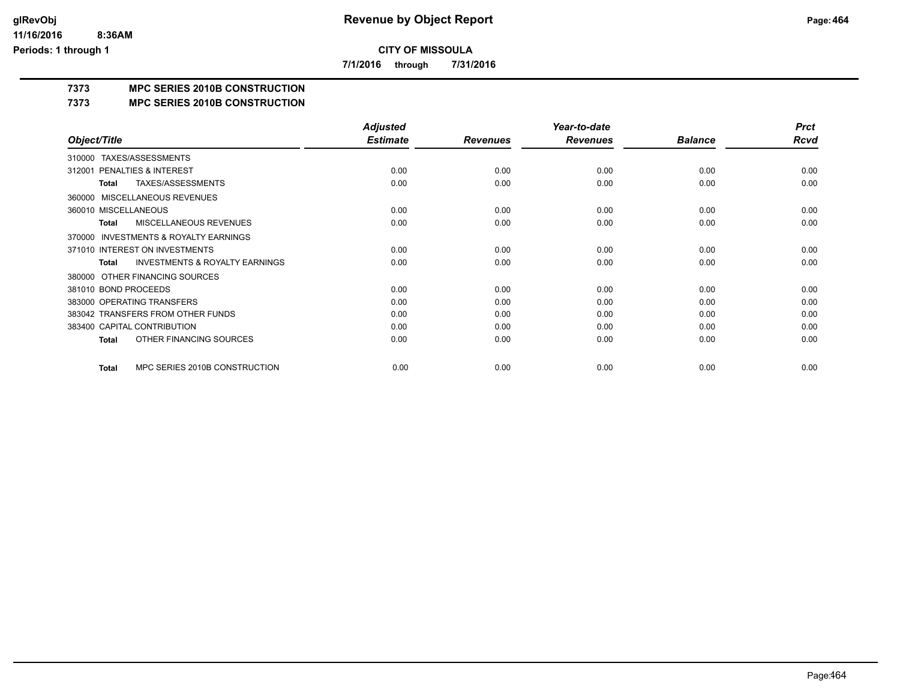# Revenue by Object Report

**CITY OF MISSOULA**

**7/1/2016 through 7/31/2016**

glRevObj
11/16/2016 8:36AM
Periods: 1 through 1

## 7373 MPC SERIES 2010B CONSTRUCTION

### 7373 MPC SERIES 2010B CONSTRUCTION

| Object/Title | Adjusted Estimate | Revenues | Year-to-date Revenues | Balance | Prct Rcvd |
|---|---|---|---|---|---|
| 310000 TAXES/ASSESSMENTS | | | | | |
| 312001 PENALTIES & INTEREST | 0.00 | 0.00 | 0.00 | 0.00 | 0.00 |
| **Total** TAXES/ASSESSMENTS | 0.00 | 0.00 | 0.00 | 0.00 | 0.00 |
| 360000 MISCELLANEOUS REVENUES | | | | | |
| 360010 MISCELLANEOUS | 0.00 | 0.00 | 0.00 | 0.00 | 0.00 |
| **Total** MISCELLANEOUS REVENUES | 0.00 | 0.00 | 0.00 | 0.00 | 0.00 |
| 370000 INVESTMENTS & ROYALTY EARNINGS | | | | | |
| 371010 INTEREST ON INVESTMENTS | 0.00 | 0.00 | 0.00 | 0.00 | 0.00 |
| **Total** INVESTMENTS & ROYALTY EARNINGS | 0.00 | 0.00 | 0.00 | 0.00 | 0.00 |
| 380000 OTHER FINANCING SOURCES | | | | | |
| 381010 BOND PROCEEDS | 0.00 | 0.00 | 0.00 | 0.00 | 0.00 |
| 383000 OPERATING TRANSFERS | 0.00 | 0.00 | 0.00 | 0.00 | 0.00 |
| 383042 TRANSFERS FROM OTHER FUNDS | 0.00 | 0.00 | 0.00 | 0.00 | 0.00 |
| 383400 CAPITAL CONTRIBUTION | 0.00 | 0.00 | 0.00 | 0.00 | 0.00 |
| **Total** OTHER FINANCING SOURCES | 0.00 | 0.00 | 0.00 | 0.00 | 0.00 |
| **Total** MPC SERIES 2010B CONSTRUCTION | 0.00 | 0.00 | 0.00 | 0.00 | 0.00 |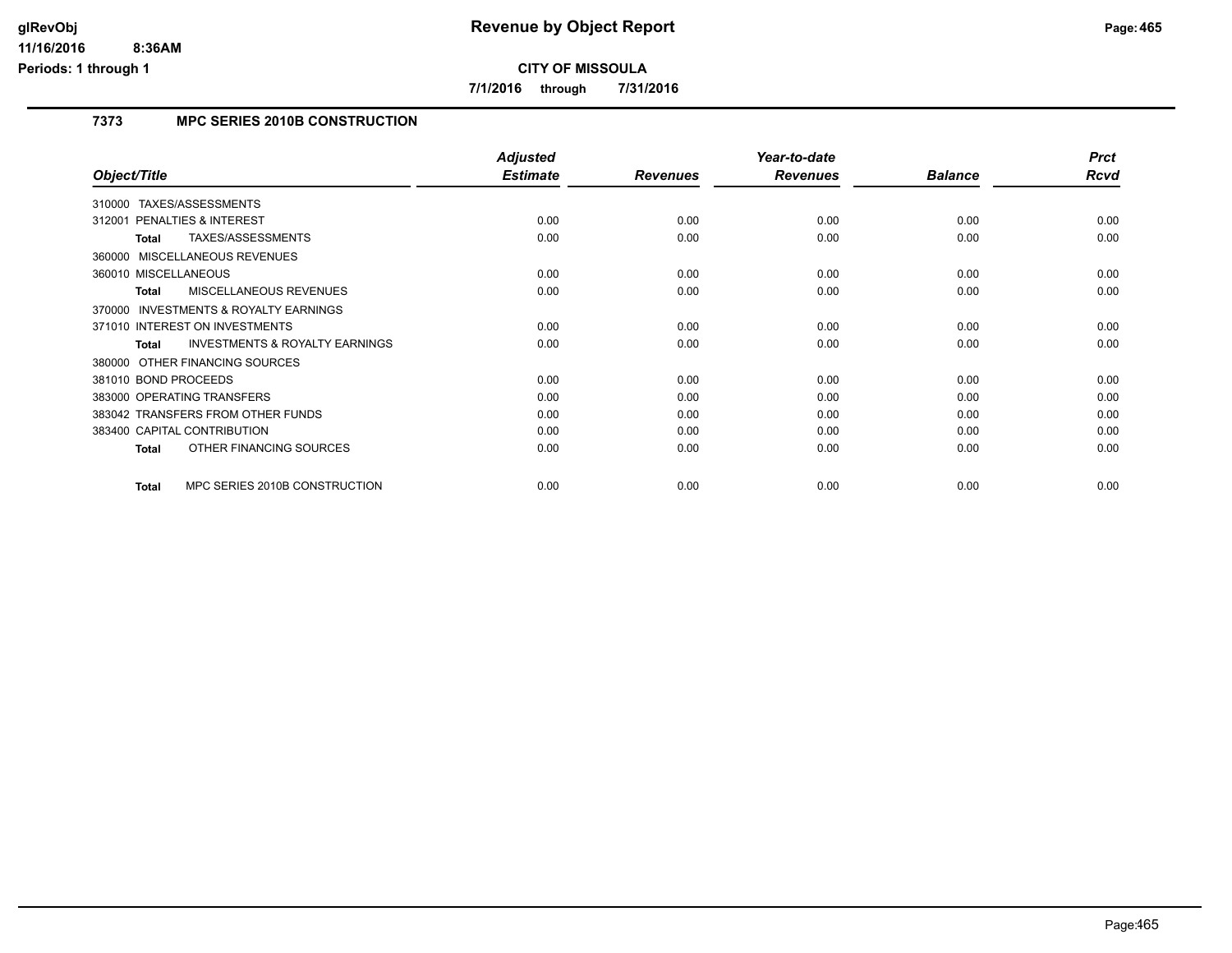**CITY OF MISSOULA**

**7/1/2016 through 7/31/2016**

## 7373 MPC SERIES 2010B CONSTRUCTION

| Object/Title | Adjusted Estimate | Revenues | Year-to-date Revenues | Balance | Prct Rcvd |
|---|---|---|---|---|---|
| 310000 TAXES/ASSESSMENTS | | | | | |
| 312001 PENALTIES & INTEREST | 0.00 | 0.00 | 0.00 | 0.00 | 0.00 |
| **Total** TAXES/ASSESSMENTS | 0.00 | 0.00 | 0.00 | 0.00 | 0.00 |
| 360000 MISCELLANEOUS REVENUES | | | | | |
| 360010 MISCELLANEOUS | 0.00 | 0.00 | 0.00 | 0.00 | 0.00 |
| **Total** MISCELLANEOUS REVENUES | 0.00 | 0.00 | 0.00 | 0.00 | 0.00 |
| 370000 INVESTMENTS & ROYALTY EARNINGS | | | | | |
| 371010 INTEREST ON INVESTMENTS | 0.00 | 0.00 | 0.00 | 0.00 | 0.00 |
| **Total** INVESTMENTS & ROYALTY EARNINGS | 0.00 | 0.00 | 0.00 | 0.00 | 0.00 |
| 380000 OTHER FINANCING SOURCES | | | | | |
| 381010 BOND PROCEEDS | 0.00 | 0.00 | 0.00 | 0.00 | 0.00 |
| 383000 OPERATING TRANSFERS | 0.00 | 0.00 | 0.00 | 0.00 | 0.00 |
| 383042 TRANSFERS FROM OTHER FUNDS | 0.00 | 0.00 | 0.00 | 0.00 | 0.00 |
| 383400 CAPITAL CONTRIBUTION | 0.00 | 0.00 | 0.00 | 0.00 | 0.00 |
| **Total** OTHER FINANCING SOURCES | 0.00 | 0.00 | 0.00 | 0.00 | 0.00 |
| **Total** MPC SERIES 2010B CONSTRUCTION | 0.00 | 0.00 | 0.00 | 0.00 | 0.00 |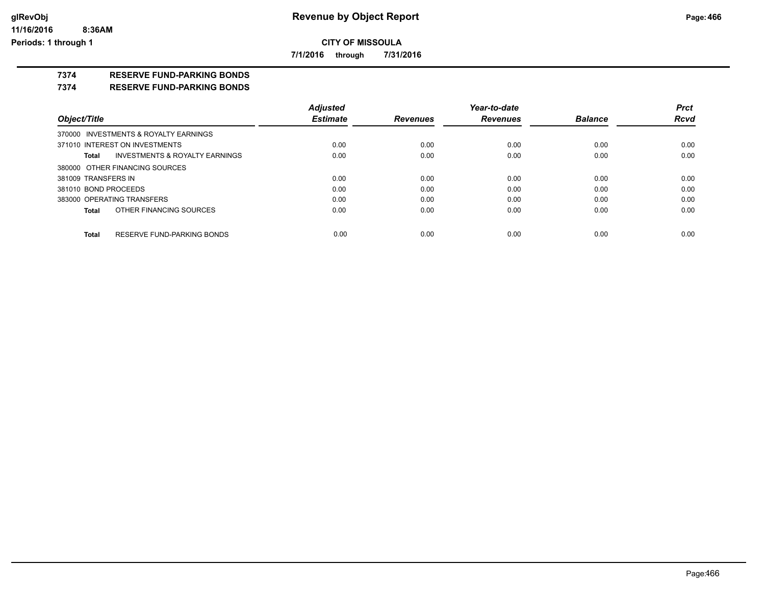# Revenue by Object Report

**CITY OF MISSOULA**

**7/1/2016 through 7/31/2016**

glRevObj
11/16/2016 8:36AM
Periods: 1 through 1

## 7374 RESERVE FUND-PARKING BONDS

### 7374 RESERVE FUND-PARKING BONDS

| Object/Title | Adjusted Estimate | Revenues | Year-to-date Revenues | Balance | Prct Rcvd |
|---|---|---|---|---|---|
| 370000 INVESTMENTS & ROYALTY EARNINGS | | | | | |
| 371010 INTEREST ON INVESTMENTS | 0.00 | 0.00 | 0.00 | 0.00 | 0.00 |
| **Total** INVESTMENTS & ROYALTY EARNINGS | 0.00 | 0.00 | 0.00 | 0.00 | 0.00 |
| 380000 OTHER FINANCING SOURCES | | | | | |
| 381009 TRANSFERS IN | 0.00 | 0.00 | 0.00 | 0.00 | 0.00 |
| 381010 BOND PROCEEDS | 0.00 | 0.00 | 0.00 | 0.00 | 0.00 |
| 383000 OPERATING TRANSFERS | 0.00 | 0.00 | 0.00 | 0.00 | 0.00 |
| **Total** OTHER FINANCING SOURCES | 0.00 | 0.00 | 0.00 | 0.00 | 0.00 |
| **Total** RESERVE FUND-PARKING BONDS | 0.00 | 0.00 | 0.00 | 0.00 | 0.00 |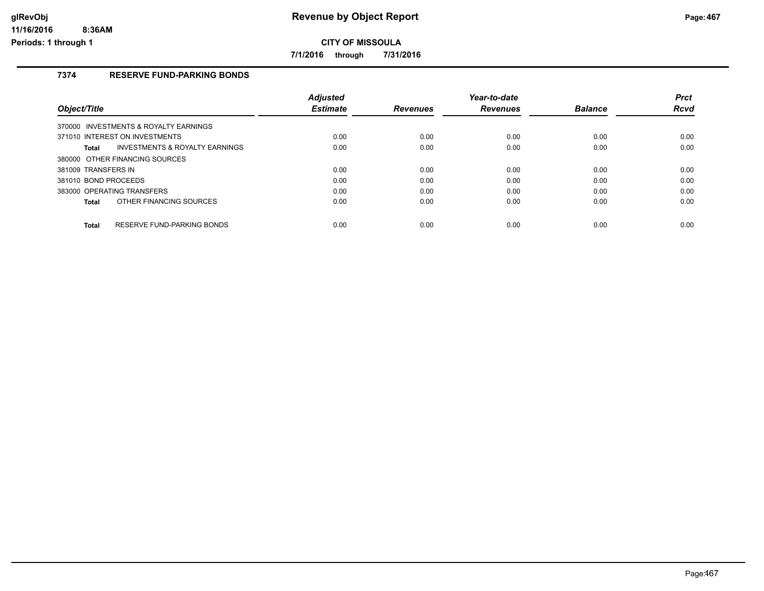**Revenue by Object Report**

**CITY OF MISSOULA**

**7/1/2016 through 7/31/2016**

## 7374 RESERVE FUND-PARKING BONDS

| Object/Title | Adjusted Estimate | Revenues | Year-to-date Revenues | Balance | Prct Rcvd |
|---|---|---|---|---|---|
| 370000 INVESTMENTS & ROYALTY EARNINGS | | | | | |
| 371010 INTEREST ON INVESTMENTS | 0.00 | 0.00 | 0.00 | 0.00 | 0.00 |
| **Total** INVESTMENTS & ROYALTY EARNINGS | 0.00 | 0.00 | 0.00 | 0.00 | 0.00 |
| 380000 OTHER FINANCING SOURCES | | | | | |
| 381009 TRANSFERS IN | 0.00 | 0.00 | 0.00 | 0.00 | 0.00 |
| 381010 BOND PROCEEDS | 0.00 | 0.00 | 0.00 | 0.00 | 0.00 |
| 383000 OPERATING TRANSFERS | 0.00 | 0.00 | 0.00 | 0.00 | 0.00 |
| **Total** OTHER FINANCING SOURCES | 0.00 | 0.00 | 0.00 | 0.00 | 0.00 |
| **Total** RESERVE FUND-PARKING BONDS | 0.00 | 0.00 | 0.00 | 0.00 | 0.00 |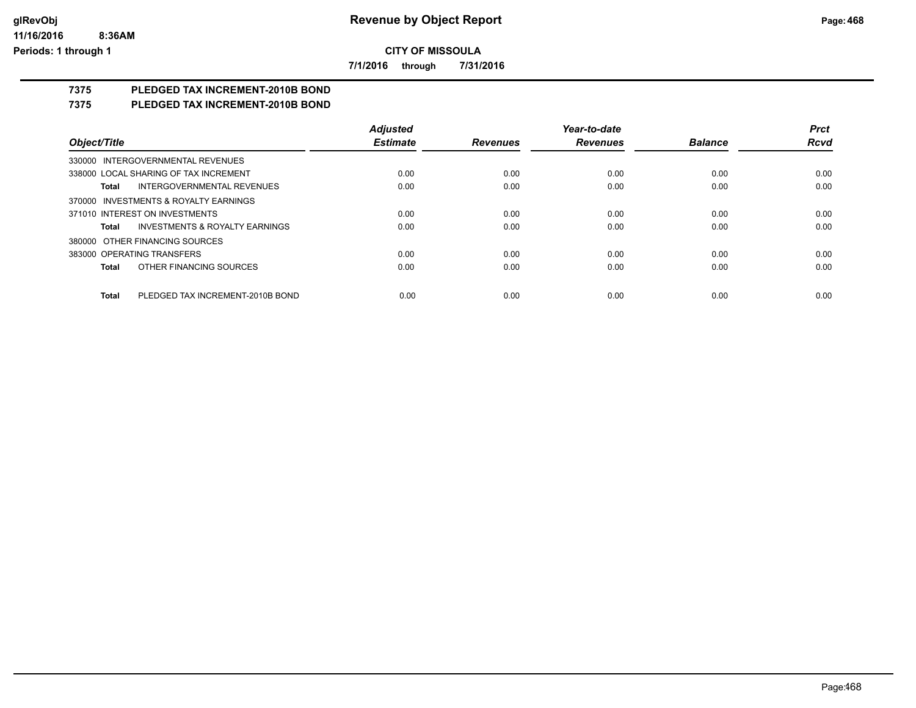# Revenue by Object Report

**CITY OF MISSOULA**

**7/1/2016 through 7/31/2016**

glRevObj
11/16/2016 8:36AM
Periods: 1 through 1

## 7375 PLEDGED TAX INCREMENT-2010B BOND

## 7375 PLEDGED TAX INCREMENT-2010B BOND

| Object/Title | Adjusted Estimate | Revenues | Year-to-date Revenues | Balance | Prct Rcvd |
|---|---|---|---|---|---|
| 330000 INTERGOVERNMENTAL REVENUES | | | | | |
| 338000 LOCAL SHARING OF TAX INCREMENT | 0.00 | 0.00 | 0.00 | 0.00 | 0.00 |
| **Total** INTERGOVERNMENTAL REVENUES | 0.00 | 0.00 | 0.00 | 0.00 | 0.00 |
| 370000 INVESTMENTS & ROYALTY EARNINGS | | | | | |
| 371010 INTEREST ON INVESTMENTS | 0.00 | 0.00 | 0.00 | 0.00 | 0.00 |
| **Total** INVESTMENTS & ROYALTY EARNINGS | 0.00 | 0.00 | 0.00 | 0.00 | 0.00 |
| 380000 OTHER FINANCING SOURCES | | | | | |
| 383000 OPERATING TRANSFERS | 0.00 | 0.00 | 0.00 | 0.00 | 0.00 |
| **Total** OTHER FINANCING SOURCES | 0.00 | 0.00 | 0.00 | 0.00 | 0.00 |
| **Total** PLEDGED TAX INCREMENT-2010B BOND | 0.00 | 0.00 | 0.00 | 0.00 | 0.00 |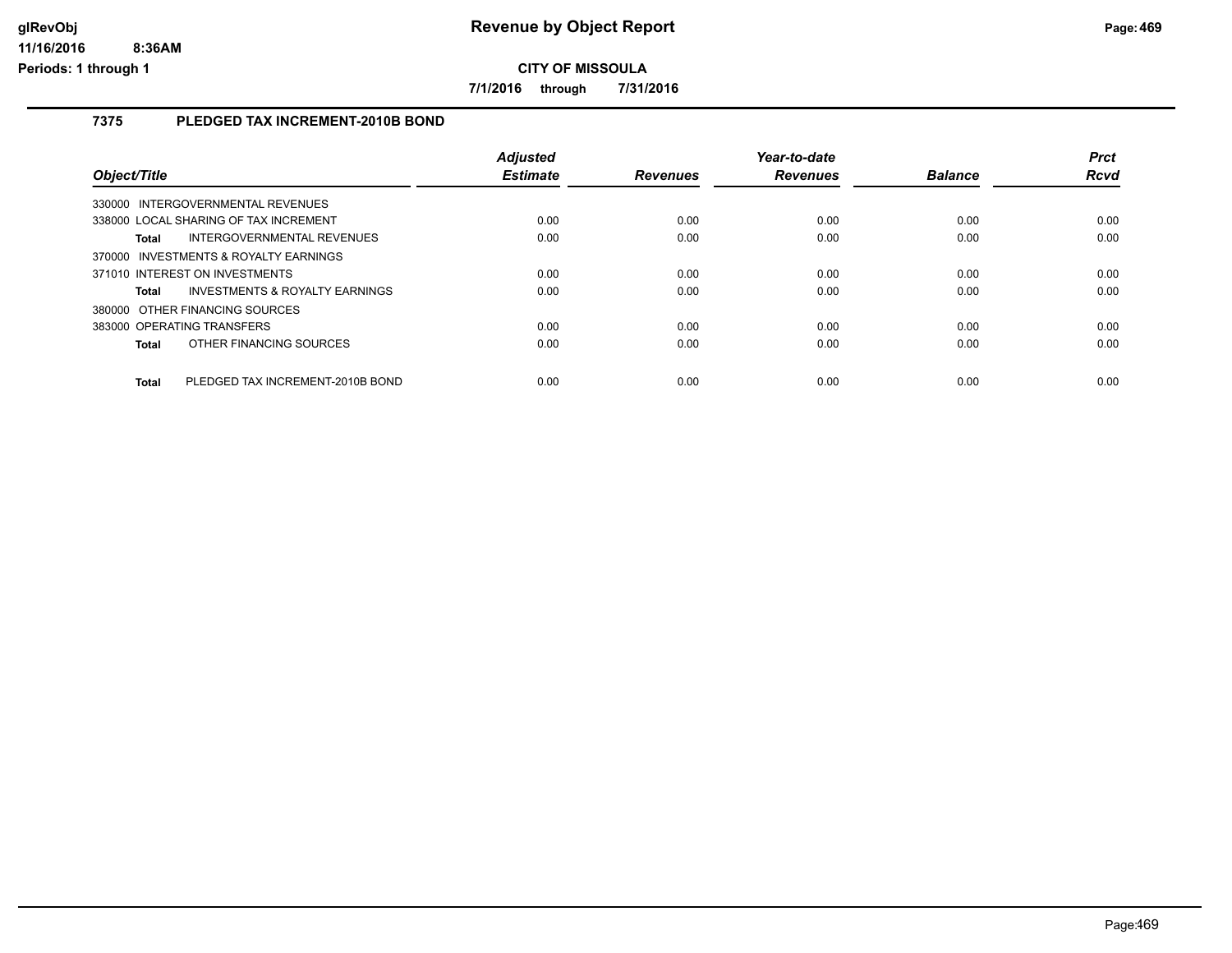# Revenue by Object Report

**CITY OF MISSOULA**

**7/1/2016 through 7/31/2016**

glRevObj
11/16/2016 8:36AM
Periods: 1 through 1

## 7375 PLEDGED TAX INCREMENT-2010B BOND

| Object/Title | Adjusted Estimate | Revenues | Year-to-date Revenues | Balance | Prct Rcvd |
|---|---|---|---|---|---|
| 330000 INTERGOVERNMENTAL REVENUES | | | | | |
| 338000 LOCAL SHARING OF TAX INCREMENT | 0.00 | 0.00 | 0.00 | 0.00 | 0.00 |
| **Total** INTERGOVERNMENTAL REVENUES | 0.00 | 0.00 | 0.00 | 0.00 | 0.00 |
| 370000 INVESTMENTS & ROYALTY EARNINGS | | | | | |
| 371010 INTEREST ON INVESTMENTS | 0.00 | 0.00 | 0.00 | 0.00 | 0.00 |
| **Total** INVESTMENTS & ROYALTY EARNINGS | 0.00 | 0.00 | 0.00 | 0.00 | 0.00 |
| 380000 OTHER FINANCING SOURCES | | | | | |
| 383000 OPERATING TRANSFERS | 0.00 | 0.00 | 0.00 | 0.00 | 0.00 |
| **Total** OTHER FINANCING SOURCES | 0.00 | 0.00 | 0.00 | 0.00 | 0.00 |
| **Total** PLEDGED TAX INCREMENT-2010B BOND | 0.00 | 0.00 | 0.00 | 0.00 | 0.00 |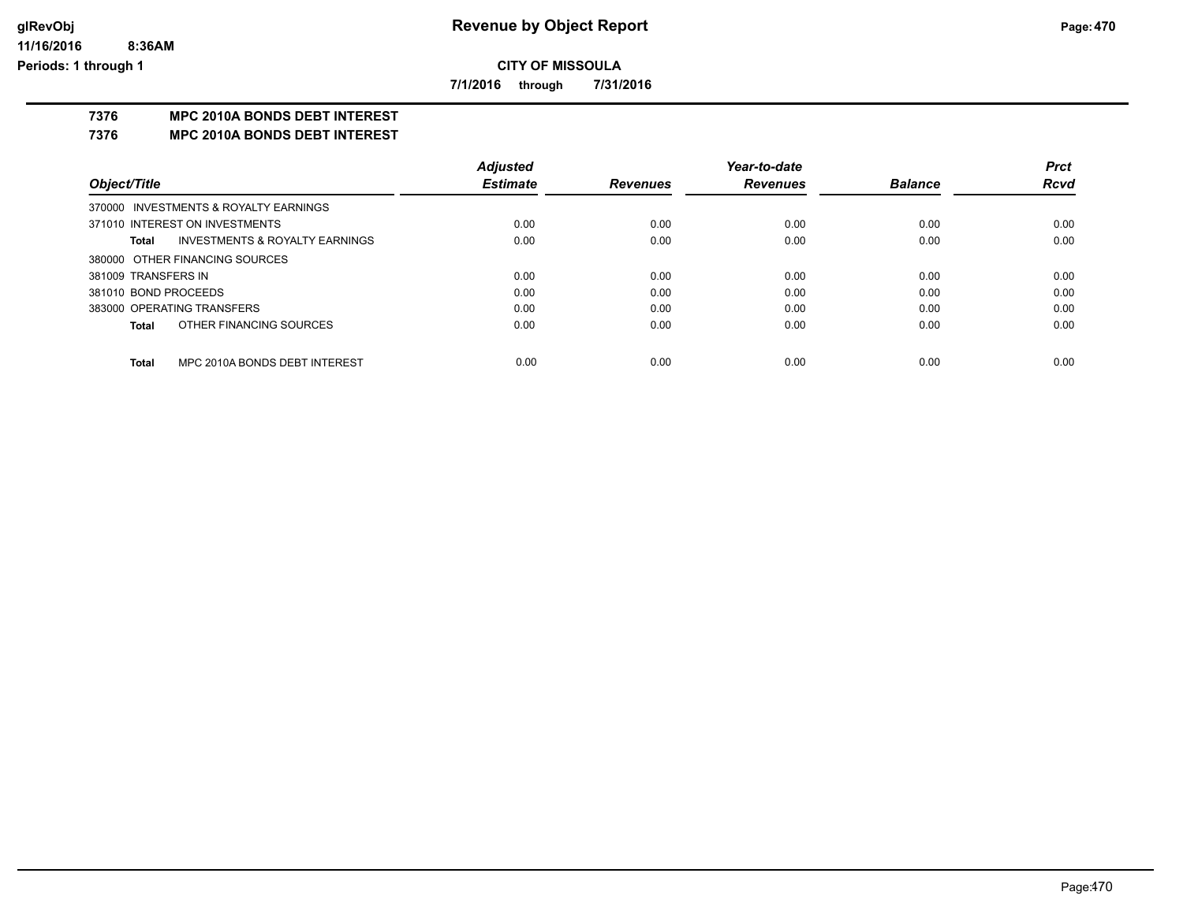**CITY OF MISSOULA**

**7/1/2016 through 7/31/2016**

# Revenue by Object Report

## 7376 MPC 2010A BONDS DEBT INTEREST

## 7376 MPC 2010A BONDS DEBT INTEREST

| Object/Title | Adjusted Estimate | Revenues | Year-to-date Revenues | Balance | Prct Rcvd |
|---|---|---|---|---|---|
| 370000 INVESTMENTS & ROYALTY EARNINGS | | | | | |
| 371010 INTEREST ON INVESTMENTS | 0.00 | 0.00 | 0.00 | 0.00 | 0.00 |
| **Total** INVESTMENTS & ROYALTY EARNINGS | 0.00 | 0.00 | 0.00 | 0.00 | 0.00 |
| 380000 OTHER FINANCING SOURCES | | | | | |
| 381009 TRANSFERS IN | 0.00 | 0.00 | 0.00 | 0.00 | 0.00 |
| 381010 BOND PROCEEDS | 0.00 | 0.00 | 0.00 | 0.00 | 0.00 |
| 383000 OPERATING TRANSFERS | 0.00 | 0.00 | 0.00 | 0.00 | 0.00 |
| **Total** OTHER FINANCING SOURCES | 0.00 | 0.00 | 0.00 | 0.00 | 0.00 |
| **Total** MPC 2010A BONDS DEBT INTEREST | 0.00 | 0.00 | 0.00 | 0.00 | 0.00 |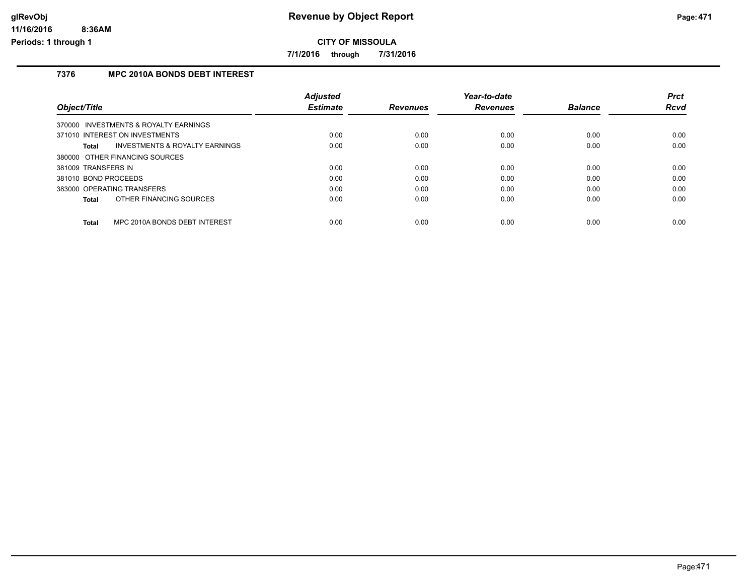**CITY OF MISSOULA**

**7/1/2016 through 7/31/2016**

## 7376 MPC 2010A BONDS DEBT INTEREST

| Object/Title | Adjusted Estimate | Revenues | Year-to-date Revenues | Balance | Prct Rcvd |
|---|---|---|---|---|---|
| 370000 INVESTMENTS & ROYALTY EARNINGS | | | | | |
| 371010 INTEREST ON INVESTMENTS | 0.00 | 0.00 | 0.00 | 0.00 | 0.00 |
| **Total** INVESTMENTS & ROYALTY EARNINGS | 0.00 | 0.00 | 0.00 | 0.00 | 0.00 |
| 380000 OTHER FINANCING SOURCES | | | | | |
| 381009 TRANSFERS IN | 0.00 | 0.00 | 0.00 | 0.00 | 0.00 |
| 381010 BOND PROCEEDS | 0.00 | 0.00 | 0.00 | 0.00 | 0.00 |
| 383000 OPERATING TRANSFERS | 0.00 | 0.00 | 0.00 | 0.00 | 0.00 |
| **Total** OTHER FINANCING SOURCES | 0.00 | 0.00 | 0.00 | 0.00 | 0.00 |
| **Total** MPC 2010A BONDS DEBT INTEREST | 0.00 | 0.00 | 0.00 | 0.00 | 0.00 |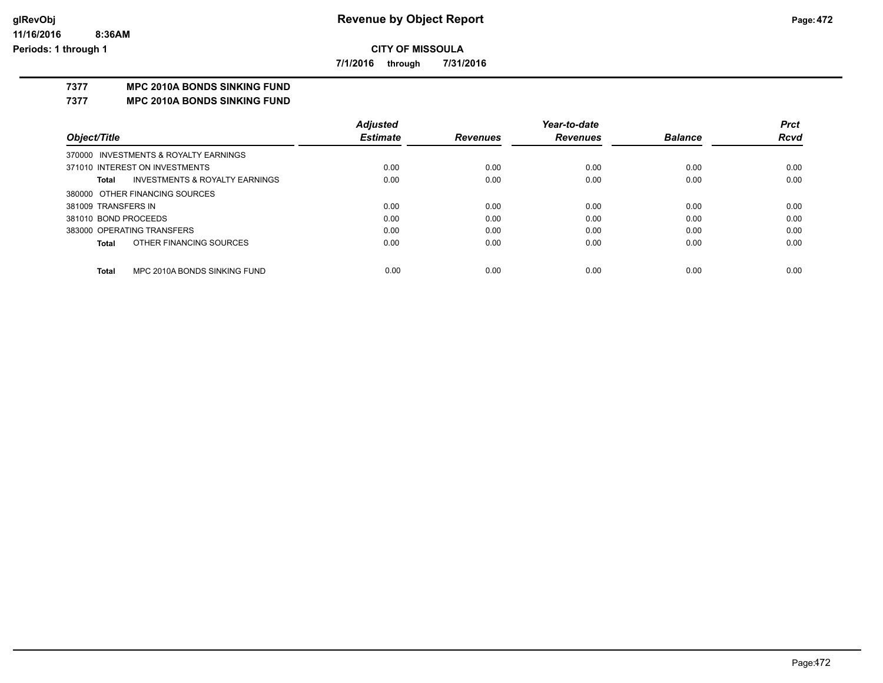# Revenue by Object Report

**CITY OF MISSOULA**

**7/1/2016 through 7/31/2016**

glRevObj
11/16/2016 8:36AM
Periods: 1 through 1

## 7377 MPC 2010A BONDS SINKING FUND

### 7377 MPC 2010A BONDS SINKING FUND

| Object/Title | Adjusted Estimate | Revenues | Year-to-date Revenues | Balance | Prct Rcvd |
|---|---|---|---|---|---|
| 370000 INVESTMENTS & ROYALTY EARNINGS | | | | | |
| 371010 INTEREST ON INVESTMENTS | 0.00 | 0.00 | 0.00 | 0.00 | 0.00 |
| **Total** INVESTMENTS & ROYALTY EARNINGS | 0.00 | 0.00 | 0.00 | 0.00 | 0.00 |
| 380000 OTHER FINANCING SOURCES | | | | | |
| 381009 TRANSFERS IN | 0.00 | 0.00 | 0.00 | 0.00 | 0.00 |
| 381010 BOND PROCEEDS | 0.00 | 0.00 | 0.00 | 0.00 | 0.00 |
| 383000 OPERATING TRANSFERS | 0.00 | 0.00 | 0.00 | 0.00 | 0.00 |
| **Total** OTHER FINANCING SOURCES | 0.00 | 0.00 | 0.00 | 0.00 | 0.00 |
| **Total** MPC 2010A BONDS SINKING FUND | 0.00 | 0.00 | 0.00 | 0.00 | 0.00 |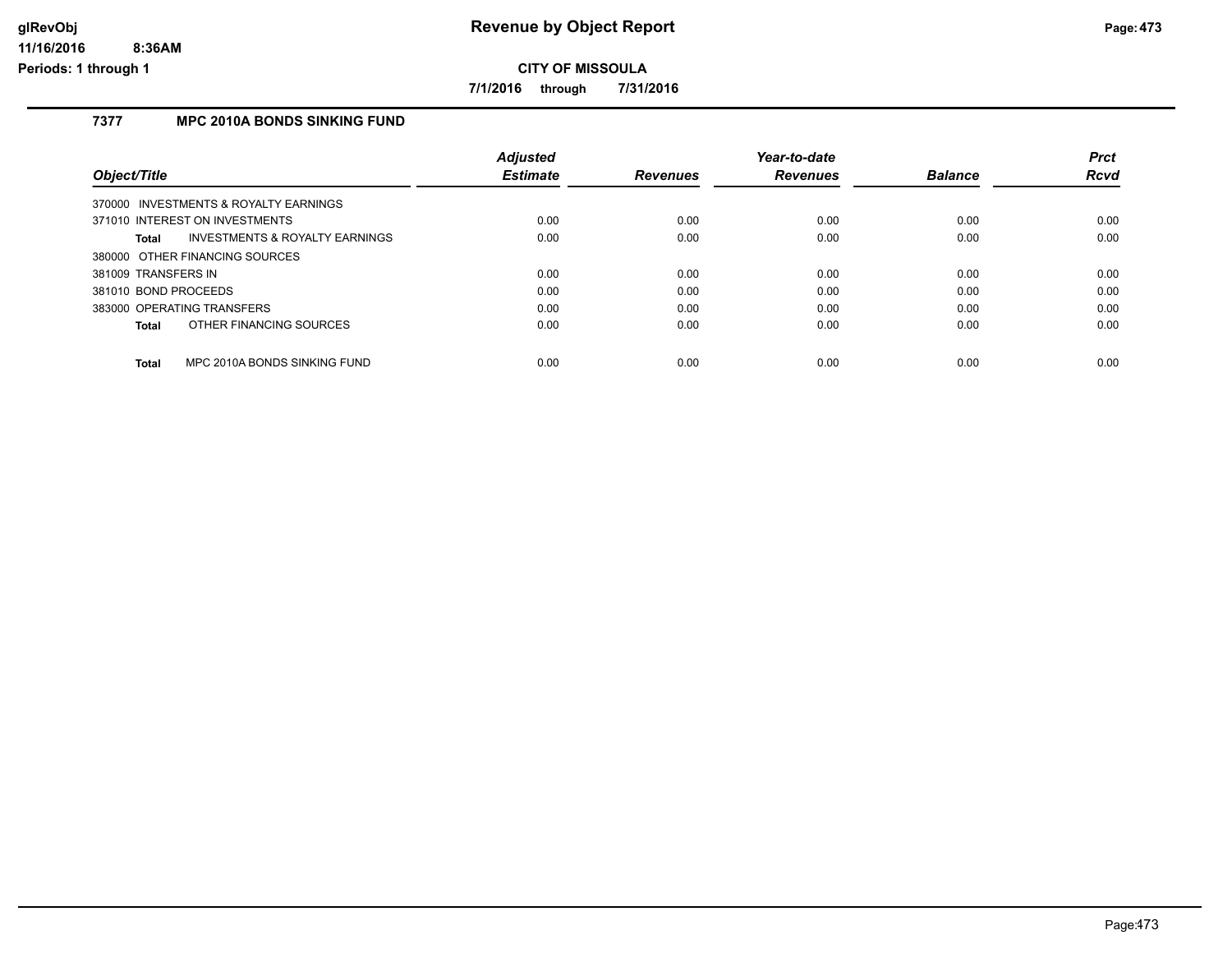# Revenue by Object Report

**CITY OF MISSOULA**

**7/1/2016 through 7/31/2016**

glRevObj
11/16/2016 8:36AM
Periods: 1 through 1

## 7377 MPC 2010A BONDS SINKING FUND

| Object/Title | Adjusted Estimate | Revenues | Year-to-date Revenues | Balance | Prct Rcvd |
|---|---|---|---|---|---|
| 370000 INVESTMENTS & ROYALTY EARNINGS | | | | | |
| 371010 INTEREST ON INVESTMENTS | 0.00 | 0.00 | 0.00 | 0.00 | 0.00 |
| **Total** INVESTMENTS & ROYALTY EARNINGS | 0.00 | 0.00 | 0.00 | 0.00 | 0.00 |
| 380000 OTHER FINANCING SOURCES | | | | | |
| 381009 TRANSFERS IN | 0.00 | 0.00 | 0.00 | 0.00 | 0.00 |
| 381010 BOND PROCEEDS | 0.00 | 0.00 | 0.00 | 0.00 | 0.00 |
| 383000 OPERATING TRANSFERS | 0.00 | 0.00 | 0.00 | 0.00 | 0.00 |
| **Total** OTHER FINANCING SOURCES | 0.00 | 0.00 | 0.00 | 0.00 | 0.00 |
| **Total** MPC 2010A BONDS SINKING FUND | 0.00 | 0.00 | 0.00 | 0.00 | 0.00 |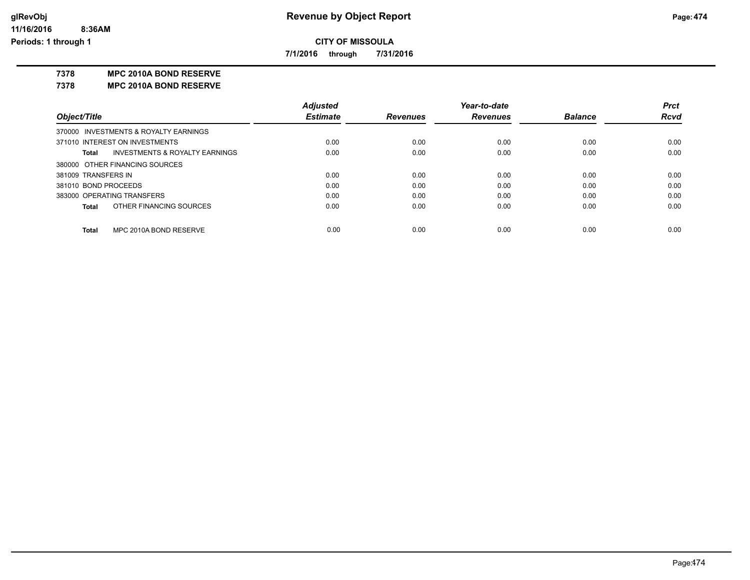# Revenue by Object Report

## CITY OF MISSOULA

**7/1/2016 through 7/31/2016**

glRevObj
11/16/2016 8:36AM
Periods: 1 through 1

### 7378 MPC 2010A BOND RESERVE
### 7378 MPC 2010A BOND RESERVE

| Object/Title | Adjusted Estimate | Revenues | Year-to-date Revenues | Balance | Prct Rcvd |
|---|---|---|---|---|---|
| 370000 INVESTMENTS & ROYALTY EARNINGS | | | | | |
| 371010 INTEREST ON INVESTMENTS | 0.00 | 0.00 | 0.00 | 0.00 | 0.00 |
| **Total** INVESTMENTS & ROYALTY EARNINGS | 0.00 | 0.00 | 0.00 | 0.00 | 0.00 |
| 380000 OTHER FINANCING SOURCES | | | | | |
| 381009 TRANSFERS IN | 0.00 | 0.00 | 0.00 | 0.00 | 0.00 |
| 381010 BOND PROCEEDS | 0.00 | 0.00 | 0.00 | 0.00 | 0.00 |
| 383000 OPERATING TRANSFERS | 0.00 | 0.00 | 0.00 | 0.00 | 0.00 |
| **Total** OTHER FINANCING SOURCES | 0.00 | 0.00 | 0.00 | 0.00 | 0.00 |
| **Total** MPC 2010A BOND RESERVE | 0.00 | 0.00 | 0.00 | 0.00 | 0.00 |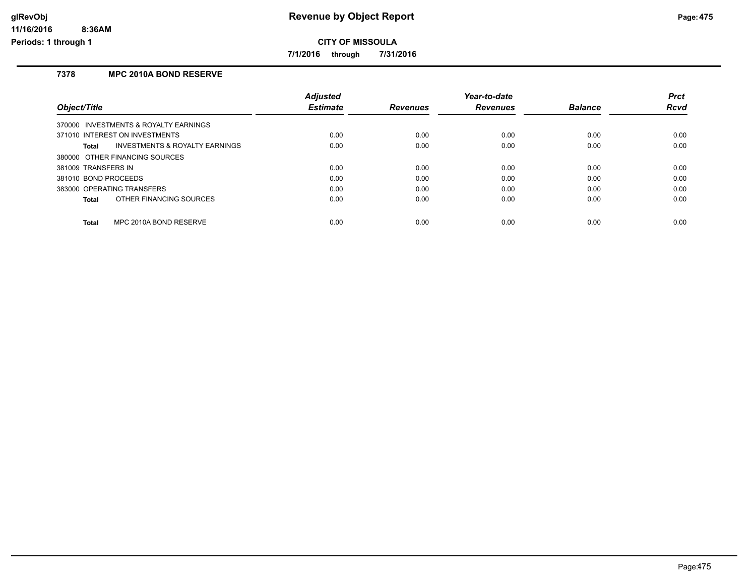# Revenue by Object Report

**CITY OF MISSOULA**

**7/1/2016 through 7/31/2016**

## 7378 MPC 2010A BOND RESERVE

| Object/Title | Adjusted Estimate | Revenues | Year-to-date Revenues | Balance | Prct Rcvd |
|---|---|---|---|---|---|
| 370000 INVESTMENTS & ROYALTY EARNINGS | | | | | |
| 371010 INTEREST ON INVESTMENTS | 0.00 | 0.00 | 0.00 | 0.00 | 0.00 |
| **Total** INVESTMENTS & ROYALTY EARNINGS | 0.00 | 0.00 | 0.00 | 0.00 | 0.00 |
| 380000 OTHER FINANCING SOURCES | | | | | |
| 381009 TRANSFERS IN | 0.00 | 0.00 | 0.00 | 0.00 | 0.00 |
| 381010 BOND PROCEEDS | 0.00 | 0.00 | 0.00 | 0.00 | 0.00 |
| 383000 OPERATING TRANSFERS | 0.00 | 0.00 | 0.00 | 0.00 | 0.00 |
| **Total** OTHER FINANCING SOURCES | 0.00 | 0.00 | 0.00 | 0.00 | 0.00 |
| **Total** MPC 2010A BOND RESERVE | 0.00 | 0.00 | 0.00 | 0.00 | 0.00 |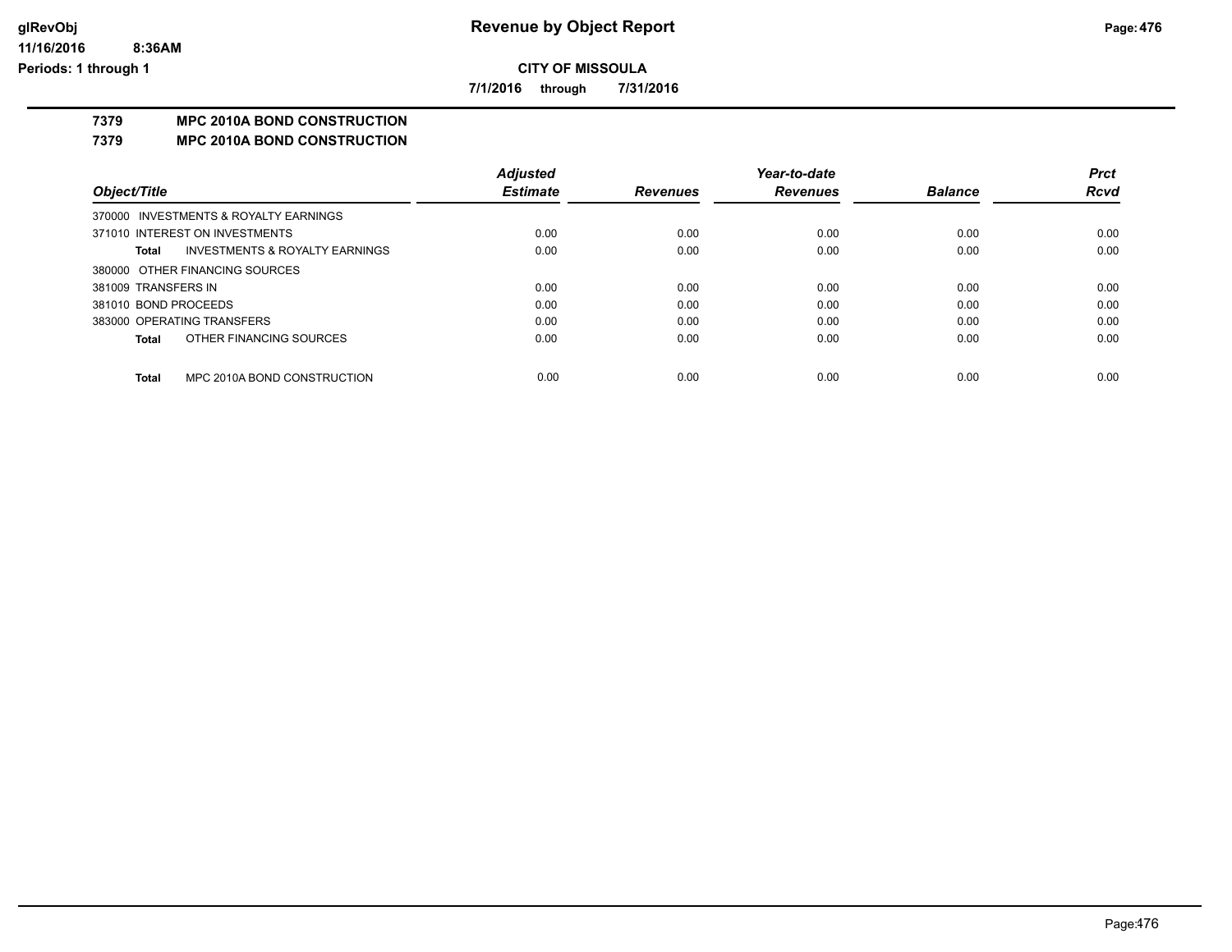# Revenue by Object Report

**CITY OF MISSOULA**

**7/1/2016 through 7/31/2016**

glRevObj
11/16/2016 8:36AM
Periods: 1 through 1

## 7379 MPC 2010A BOND CONSTRUCTION

### 7379 MPC 2010A BOND CONSTRUCTION

| Object/Title | Adjusted Estimate | Revenues | Year-to-date Revenues | Balance | Prct Rcvd |
|---|---|---|---|---|---|
| 370000 INVESTMENTS & ROYALTY EARNINGS | | | | | |
| 371010 INTEREST ON INVESTMENTS | 0.00 | 0.00 | 0.00 | 0.00 | 0.00 |
| **Total** INVESTMENTS & ROYALTY EARNINGS | 0.00 | 0.00 | 0.00 | 0.00 | 0.00 |
| 380000 OTHER FINANCING SOURCES | | | | | |
| 381009 TRANSFERS IN | 0.00 | 0.00 | 0.00 | 0.00 | 0.00 |
| 381010 BOND PROCEEDS | 0.00 | 0.00 | 0.00 | 0.00 | 0.00 |
| 383000 OPERATING TRANSFERS | 0.00 | 0.00 | 0.00 | 0.00 | 0.00 |
| **Total** OTHER FINANCING SOURCES | 0.00 | 0.00 | 0.00 | 0.00 | 0.00 |
| **Total** MPC 2010A BOND CONSTRUCTION | 0.00 | 0.00 | 0.00 | 0.00 | 0.00 |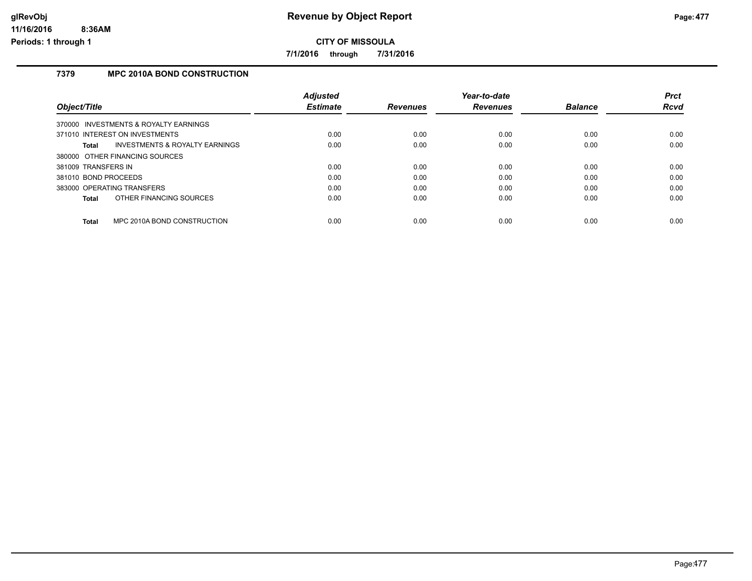**Revenue by Object Report**

**CITY OF MISSOULA**

**7/1/2016 through 7/31/2016**

glRevObj
11/16/2016 8:36AM
Periods: 1 through 1

## 7379 MPC 2010A BOND CONSTRUCTION

| Object/Title | Adjusted Estimate | Revenues | Year-to-date Revenues | Balance | Prct Rcvd |
|---|---|---|---|---|---|
| 370000 INVESTMENTS & ROYALTY EARNINGS | | | | | |
| 371010 INTEREST ON INVESTMENTS | 0.00 | 0.00 | 0.00 | 0.00 | 0.00 |
| **Total** INVESTMENTS & ROYALTY EARNINGS | 0.00 | 0.00 | 0.00 | 0.00 | 0.00 |
| 380000 OTHER FINANCING SOURCES | | | | | |
| 381009 TRANSFERS IN | 0.00 | 0.00 | 0.00 | 0.00 | 0.00 |
| 381010 BOND PROCEEDS | 0.00 | 0.00 | 0.00 | 0.00 | 0.00 |
| 383000 OPERATING TRANSFERS | 0.00 | 0.00 | 0.00 | 0.00 | 0.00 |
| **Total** OTHER FINANCING SOURCES | 0.00 | 0.00 | 0.00 | 0.00 | 0.00 |
| **Total** MPC 2010A BOND CONSTRUCTION | 0.00 | 0.00 | 0.00 | 0.00 | 0.00 |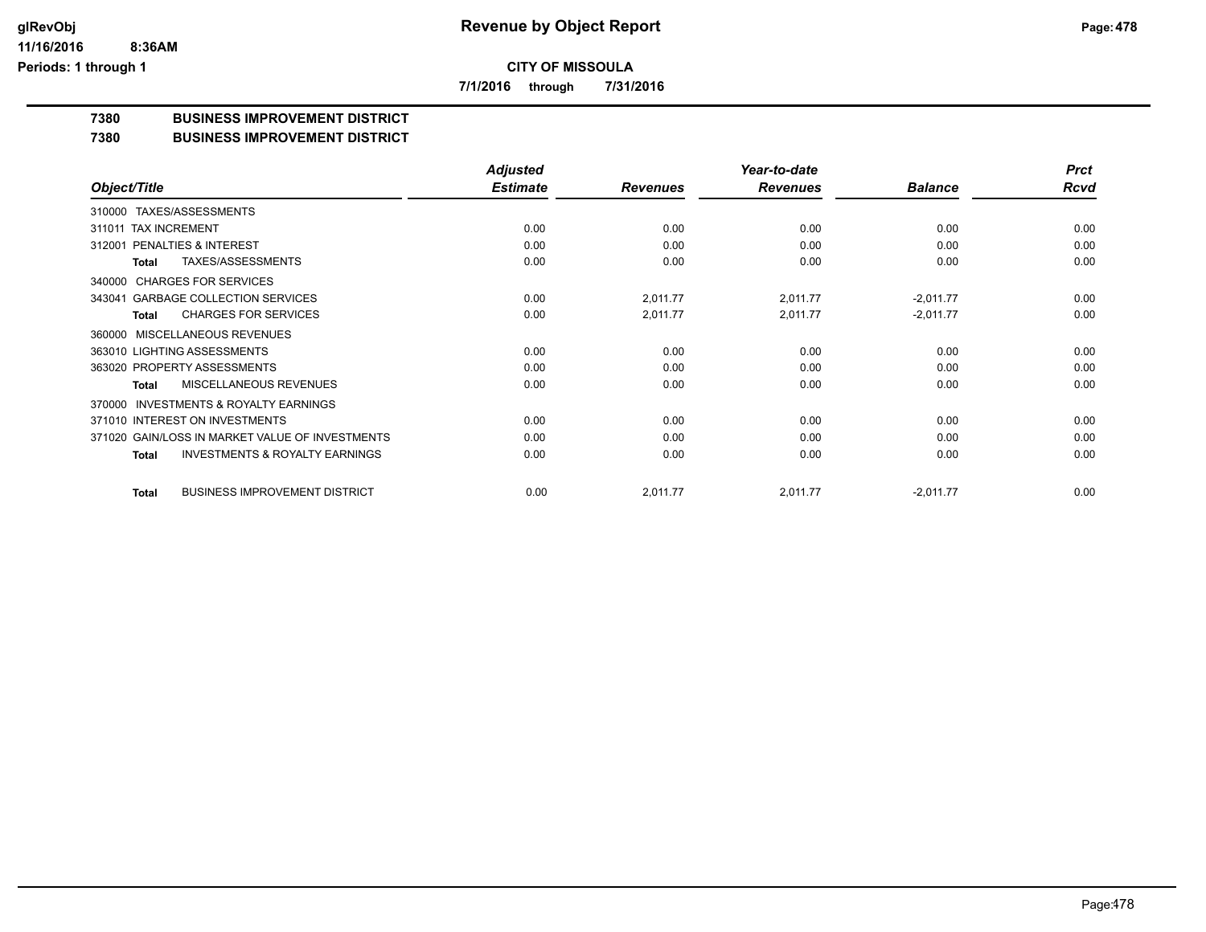**CITY OF MISSOULA**

**7/1/2016 through 7/31/2016**

## 7380 BUSINESS IMPROVEMENT DISTRICT

### 7380 BUSINESS IMPROVEMENT DISTRICT

| Object/Title | Adjusted Estimate | Revenues | Year-to-date Revenues | Balance | Prct Rcvd |
|---|---|---|---|---|---|
| 310000 TAXES/ASSESSMENTS | | | | | |
| 311011 TAX INCREMENT | 0.00 | 0.00 | 0.00 | 0.00 | 0.00 |
| 312001 PENALTIES & INTEREST | 0.00 | 0.00 | 0.00 | 0.00 | 0.00 |
| **Total** TAXES/ASSESSMENTS | 0.00 | 0.00 | 0.00 | 0.00 | 0.00 |
| 340000 CHARGES FOR SERVICES | | | | | |
| 343041 GARBAGE COLLECTION SERVICES | 0.00 | 2,011.77 | 2,011.77 | -2,011.77 | 0.00 |
| **Total** CHARGES FOR SERVICES | 0.00 | 2,011.77 | 2,011.77 | -2,011.77 | 0.00 |
| 360000 MISCELLANEOUS REVENUES | | | | | |
| 363010 LIGHTING ASSESSMENTS | 0.00 | 0.00 | 0.00 | 0.00 | 0.00 |
| 363020 PROPERTY ASSESSMENTS | 0.00 | 0.00 | 0.00 | 0.00 | 0.00 |
| **Total** MISCELLANEOUS REVENUES | 0.00 | 0.00 | 0.00 | 0.00 | 0.00 |
| 370000 INVESTMENTS & ROYALTY EARNINGS | | | | | |
| 371010 INTEREST ON INVESTMENTS | 0.00 | 0.00 | 0.00 | 0.00 | 0.00 |
| 371020 GAIN/LOSS IN MARKET VALUE OF INVESTMENTS | 0.00 | 0.00 | 0.00 | 0.00 | 0.00 |
| **Total** INVESTMENTS & ROYALTY EARNINGS | 0.00 | 0.00 | 0.00 | 0.00 | 0.00 |
| **Total** BUSINESS IMPROVEMENT DISTRICT | 0.00 | 2,011.77 | 2,011.77 | -2,011.77 | 0.00 |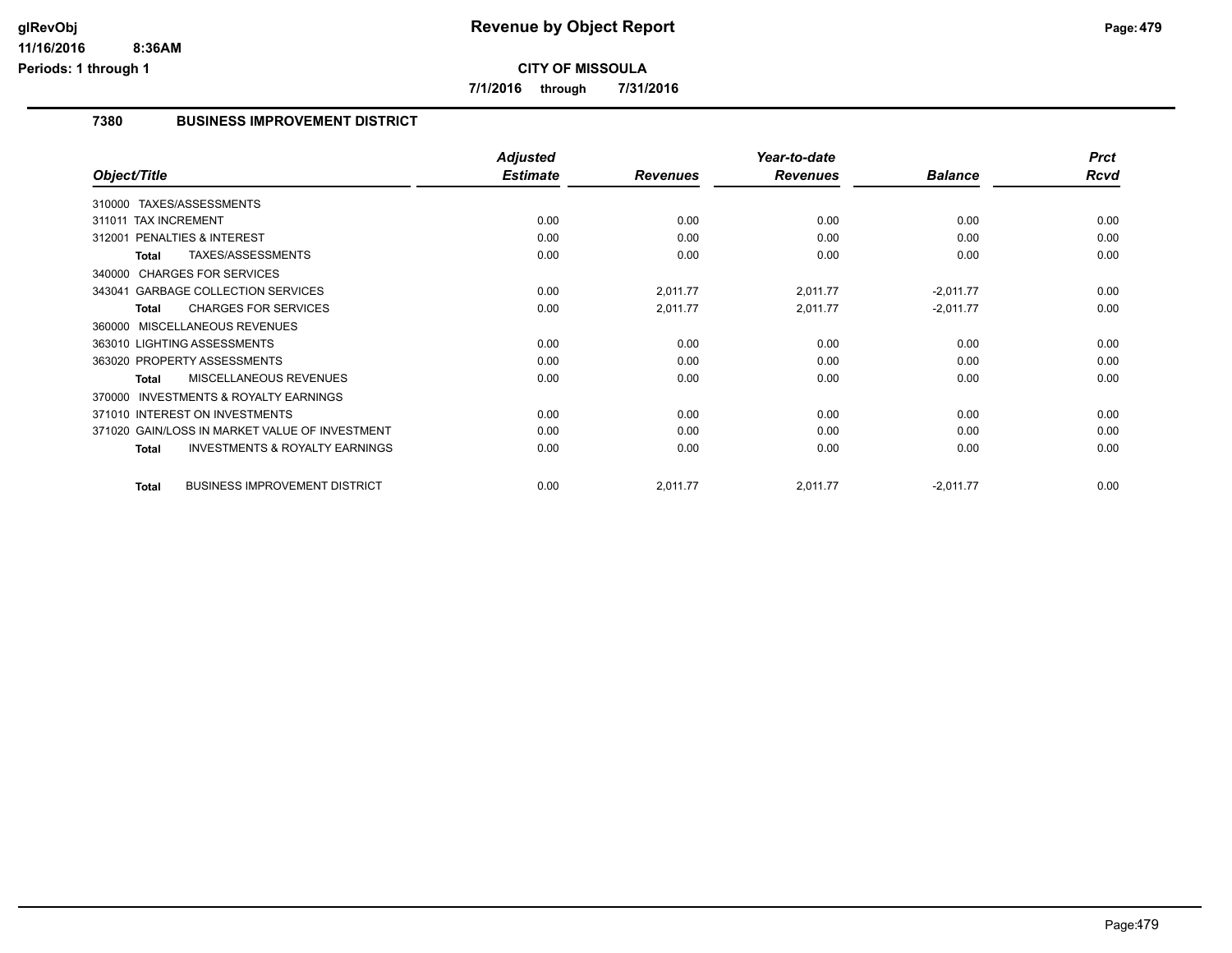# Revenue by Object Report

**CITY OF MISSOULA**

**7/1/2016 through 7/31/2016**

glRevObj
11/16/2016 8:36AM
Periods: 1 through 1

## 7380 BUSINESS IMPROVEMENT DISTRICT

| Object/Title | Adjusted Estimate | Revenues | Year-to-date Revenues | Balance | Prct Rcvd |
|---|---|---|---|---|---|
| 310000 TAXES/ASSESSMENTS | | | | | |
| 311011 TAX INCREMENT | 0.00 | 0.00 | 0.00 | 0.00 | 0.00 |
| 312001 PENALTIES & INTEREST | 0.00 | 0.00 | 0.00 | 0.00 | 0.00 |
| **Total** TAXES/ASSESSMENTS | 0.00 | 0.00 | 0.00 | 0.00 | 0.00 |
| 340000 CHARGES FOR SERVICES | | | | | |
| 343041 GARBAGE COLLECTION SERVICES | 0.00 | 2,011.77 | 2,011.77 | -2,011.77 | 0.00 |
| **Total** CHARGES FOR SERVICES | 0.00 | 2,011.77 | 2,011.77 | -2,011.77 | 0.00 |
| 360000 MISCELLANEOUS REVENUES | | | | | |
| 363010 LIGHTING ASSESSMENTS | 0.00 | 0.00 | 0.00 | 0.00 | 0.00 |
| 363020 PROPERTY ASSESSMENTS | 0.00 | 0.00 | 0.00 | 0.00 | 0.00 |
| **Total** MISCELLANEOUS REVENUES | 0.00 | 0.00 | 0.00 | 0.00 | 0.00 |
| 370000 INVESTMENTS & ROYALTY EARNINGS | | | | | |
| 371010 INTEREST ON INVESTMENTS | 0.00 | 0.00 | 0.00 | 0.00 | 0.00 |
| 371020 GAIN/LOSS IN MARKET VALUE OF INVESTMENT | 0.00 | 0.00 | 0.00 | 0.00 | 0.00 |
| **Total** INVESTMENTS & ROYALTY EARNINGS | 0.00 | 0.00 | 0.00 | 0.00 | 0.00 |
| **Total** BUSINESS IMPROVEMENT DISTRICT | 0.00 | 2,011.77 | 2,011.77 | -2,011.77 | 0.00 |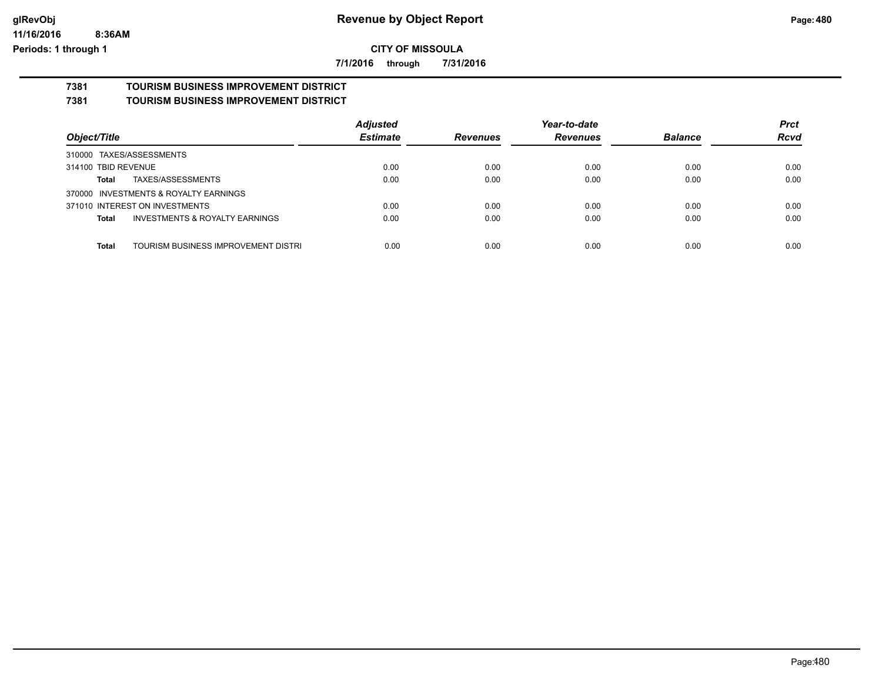# Revenue by Object Report

**CITY OF MISSOULA**

**7/1/2016 through 7/31/2016**

## 7381 TOURISM BUSINESS IMPROVEMENT DISTRICT
## 7381 TOURISM BUSINESS IMPROVEMENT DISTRICT

| Object/Title | Adjusted Estimate | Revenues | Year-to-date Revenues | Balance | Prct Rcvd |
|---|---|---|---|---|---|
| 310000 TAXES/ASSESSMENTS | | | | | |
| 314100 TBID REVENUE | 0.00 | 0.00 | 0.00 | 0.00 | 0.00 |
| **Total** TAXES/ASSESSMENTS | 0.00 | 0.00 | 0.00 | 0.00 | 0.00 |
| 370000 INVESTMENTS & ROYALTY EARNINGS | | | | | |
| 371010 INTEREST ON INVESTMENTS | 0.00 | 0.00 | 0.00 | 0.00 | 0.00 |
| **Total** INVESTMENTS & ROYALTY EARNINGS | 0.00 | 0.00 | 0.00 | 0.00 | 0.00 |
| **Total** TOURISM BUSINESS IMPROVEMENT DISTRI | 0.00 | 0.00 | 0.00 | 0.00 | 0.00 |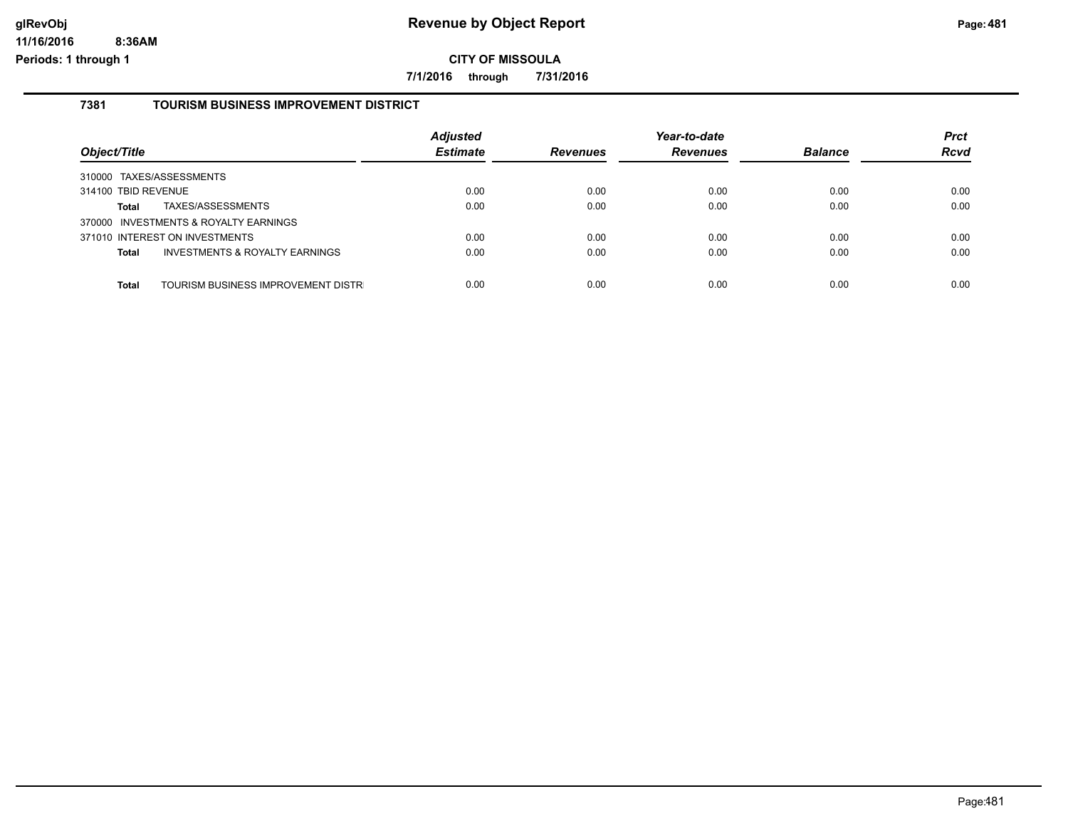# Revenue by Object Report

**CITY OF MISSOULA**

**7/1/2016 through 7/31/2016**

glRevObj
11/16/2016 8:36AM
Periods: 1 through 1

## 7381 TOURISM BUSINESS IMPROVEMENT DISTRICT

| Object/Title | Adjusted Estimate | Revenues | Year-to-date Revenues | Balance | Prct Rcvd |
|---|---|---|---|---|---|
| 310000 TAXES/ASSESSMENTS | | | | | |
| 314100 TBID REVENUE | 0.00 | 0.00 | 0.00 | 0.00 | 0.00 |
| **Total** TAXES/ASSESSMENTS | 0.00 | 0.00 | 0.00 | 0.00 | 0.00 |
| 370000 INVESTMENTS & ROYALTY EARNINGS | | | | | |
| 371010 INTEREST ON INVESTMENTS | 0.00 | 0.00 | 0.00 | 0.00 | 0.00 |
| **Total** INVESTMENTS & ROYALTY EARNINGS | 0.00 | 0.00 | 0.00 | 0.00 | 0.00 |
| **Total** TOURISM BUSINESS IMPROVEMENT DISTR | 0.00 | 0.00 | 0.00 | 0.00 | 0.00 |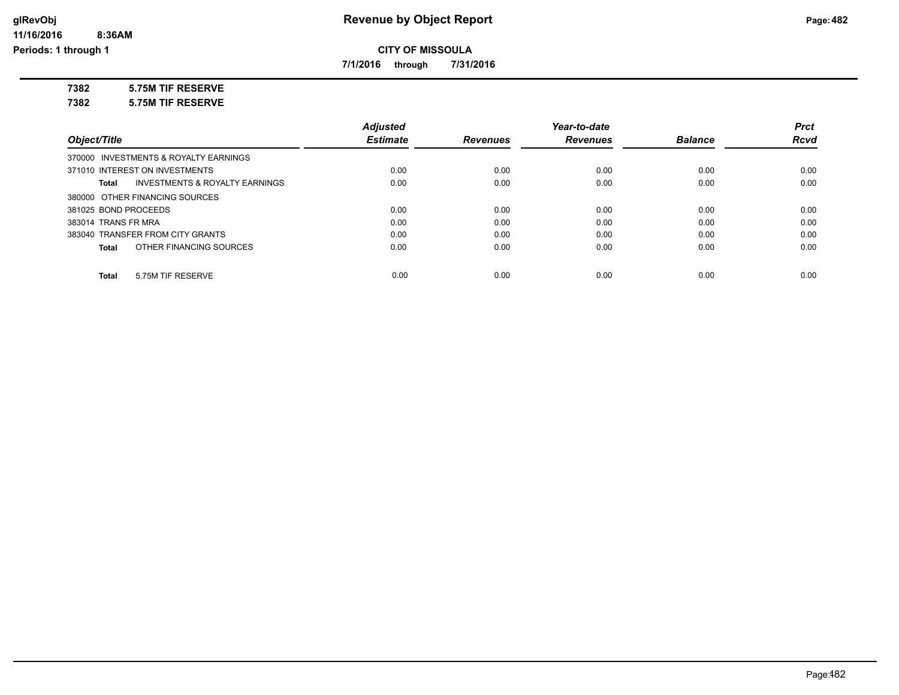# Revenue by Object Report

**CITY OF MISSOULA**

**7/1/2016 through 7/31/2016**

**7382 5.75M TIF RESERVE**

**7382 5.75M TIF RESERVE**

| Object/Title | Adjusted Estimate | Revenues | Year-to-date Revenues | Balance | Prct Rcvd |
|---|---|---|---|---|---|
| 370000 INVESTMENTS & ROYALTY EARNINGS | | | | | |
| 371010 INTEREST ON INVESTMENTS | 0.00 | 0.00 | 0.00 | 0.00 | 0.00 |
| **Total** INVESTMENTS & ROYALTY EARNINGS | 0.00 | 0.00 | 0.00 | 0.00 | 0.00 |
| 380000 OTHER FINANCING SOURCES | | | | | |
| 381025 BOND PROCEEDS | 0.00 | 0.00 | 0.00 | 0.00 | 0.00 |
| 383014 TRANS FR MRA | 0.00 | 0.00 | 0.00 | 0.00 | 0.00 |
| 383040 TRANSFER FROM CITY GRANTS | 0.00 | 0.00 | 0.00 | 0.00 | 0.00 |
| **Total** OTHER FINANCING SOURCES | 0.00 | 0.00 | 0.00 | 0.00 | 0.00 |
| **Total** 5.75M TIF RESERVE | 0.00 | 0.00 | 0.00 | 0.00 | 0.00 |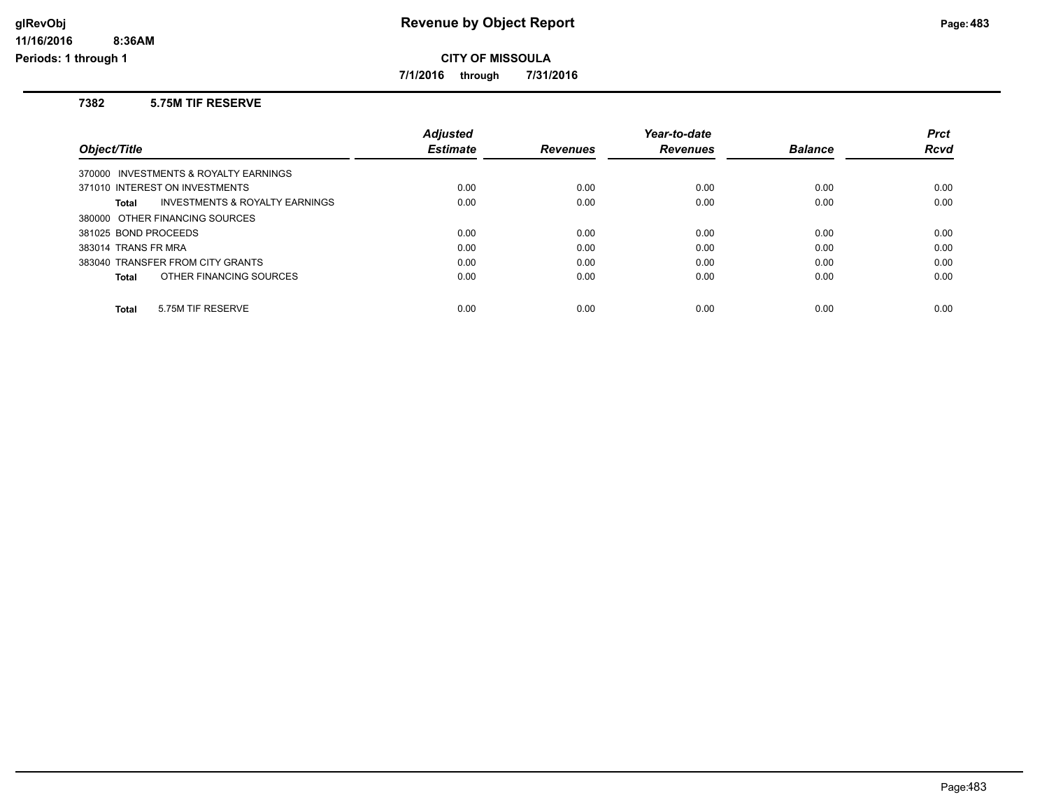# Revenue by Object Report

**CITY OF MISSOULA**

**7/1/2016 through 7/31/2016**

### 7382 5.75M TIF RESERVE

| Object/Title | Adjusted Estimate | Revenues | Year-to-date Revenues | Balance | Prct Rcvd |
|---|---|---|---|---|---|
| 370000 INVESTMENTS & ROYALTY EARNINGS | | | | | |
| 371010 INTEREST ON INVESTMENTS | 0.00 | 0.00 | 0.00 | 0.00 | 0.00 |
| **Total** INVESTMENTS & ROYALTY EARNINGS | 0.00 | 0.00 | 0.00 | 0.00 | 0.00 |
| 380000 OTHER FINANCING SOURCES | | | | | |
| 381025 BOND PROCEEDS | 0.00 | 0.00 | 0.00 | 0.00 | 0.00 |
| 383014 TRANS FR MRA | 0.00 | 0.00 | 0.00 | 0.00 | 0.00 |
| 383040 TRANSFER FROM CITY GRANTS | 0.00 | 0.00 | 0.00 | 0.00 | 0.00 |
| **Total** OTHER FINANCING SOURCES | 0.00 | 0.00 | 0.00 | 0.00 | 0.00 |
| **Total** 5.75M TIF RESERVE | 0.00 | 0.00 | 0.00 | 0.00 | 0.00 |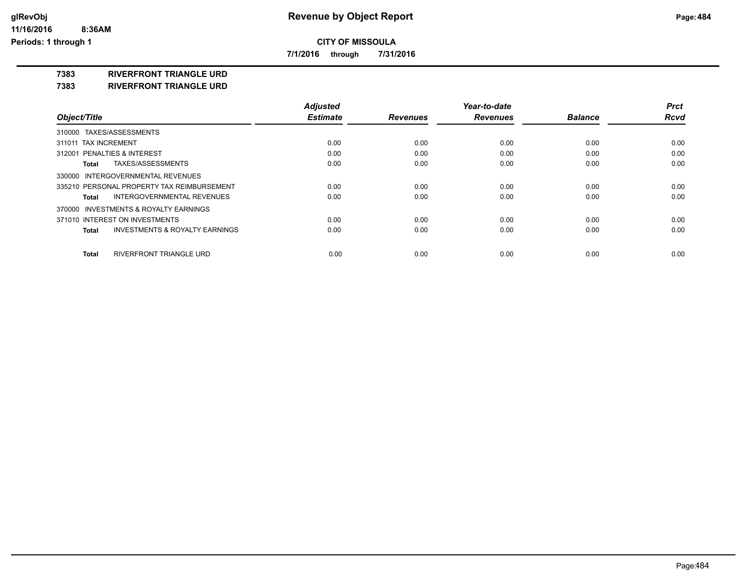# Revenue by Object Report

**CITY OF MISSOULA**

**7/1/2016 through 7/31/2016**

glRevObj
11/16/2016 8:36AM
Periods: 1 through 1

**7383 RIVERFRONT TRIANGLE URD**

**7383 RIVERFRONT TRIANGLE URD**

| Object/Title | Adjusted Estimate | Revenues | Year-to-date Revenues | Balance | Prct Rcvd |
|---|---|---|---|---|---|
| 310000 TAXES/ASSESSMENTS | | | | | |
| 311011 TAX INCREMENT | 0.00 | 0.00 | 0.00 | 0.00 | 0.00 |
| 312001 PENALTIES & INTEREST | 0.00 | 0.00 | 0.00 | 0.00 | 0.00 |
| **Total** TAXES/ASSESSMENTS | 0.00 | 0.00 | 0.00 | 0.00 | 0.00 |
| 330000 INTERGOVERNMENTAL REVENUES | | | | | |
| 335210 PERSONAL PROPERTY TAX REIMBURSEMENT | 0.00 | 0.00 | 0.00 | 0.00 | 0.00 |
| **Total** INTERGOVERNMENTAL REVENUES | 0.00 | 0.00 | 0.00 | 0.00 | 0.00 |
| 370000 INVESTMENTS & ROYALTY EARNINGS | | | | | |
| 371010 INTEREST ON INVESTMENTS | 0.00 | 0.00 | 0.00 | 0.00 | 0.00 |
| **Total** INVESTMENTS & ROYALTY EARNINGS | 0.00 | 0.00 | 0.00 | 0.00 | 0.00 |
| **Total** RIVERFRONT TRIANGLE URD | 0.00 | 0.00 | 0.00 | 0.00 | 0.00 |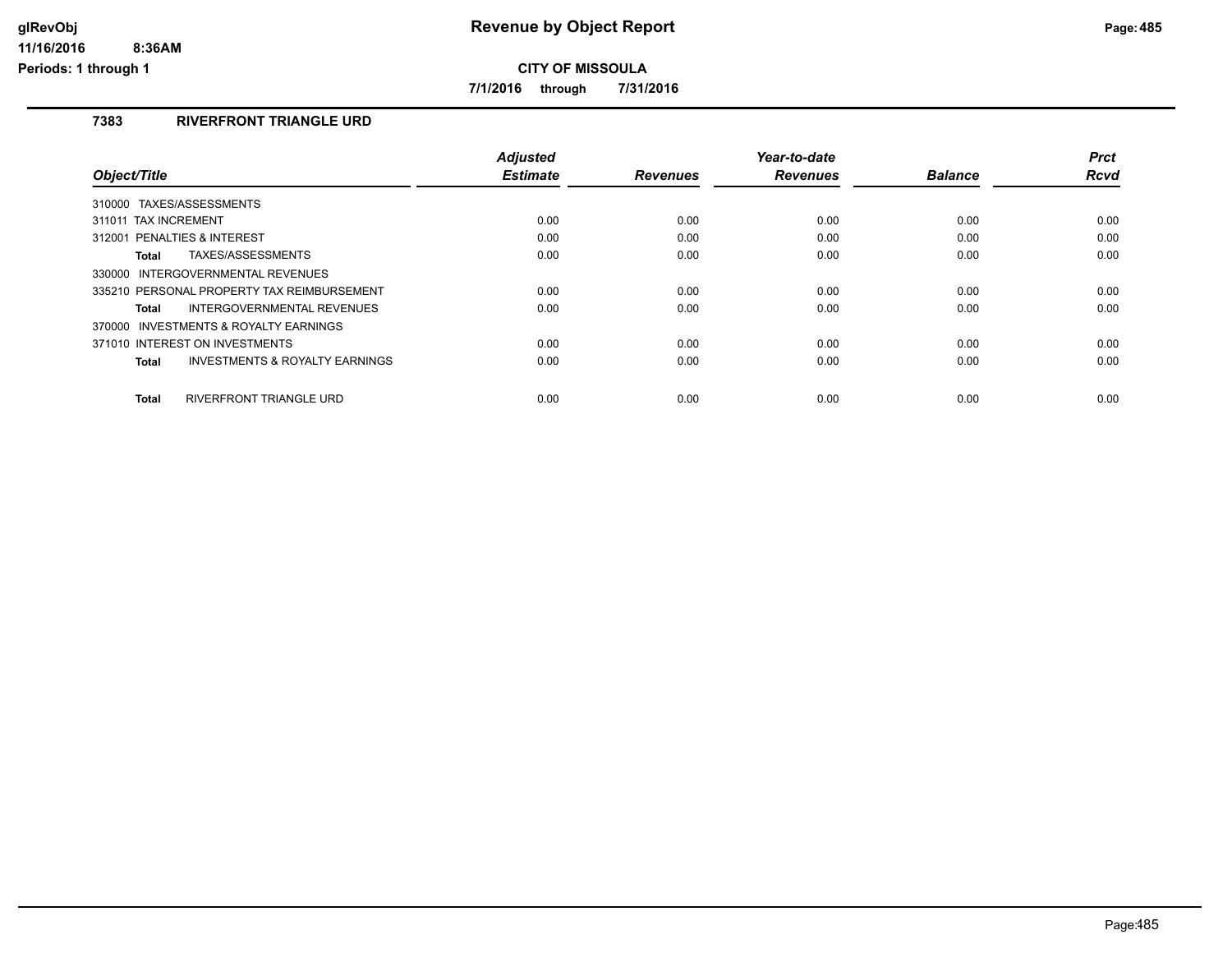## CITY OF MISSOULA

**7/1/2016 through 7/31/2016**

### 7383 RIVERFRONT TRIANGLE URD

| Object/Title | Adjusted Estimate | Revenues | Year-to-date Revenues | Balance | Prct Rcvd |
|---|---|---|---|---|---|
| 310000 TAXES/ASSESSMENTS | | | | | |
| 311011 TAX INCREMENT | 0.00 | 0.00 | 0.00 | 0.00 | 0.00 |
| 312001 PENALTIES & INTEREST | 0.00 | 0.00 | 0.00 | 0.00 | 0.00 |
| **Total** TAXES/ASSESSMENTS | 0.00 | 0.00 | 0.00 | 0.00 | 0.00 |
| 330000 INTERGOVERNMENTAL REVENUES | | | | | |
| 335210 PERSONAL PROPERTY TAX REIMBURSEMENT | 0.00 | 0.00 | 0.00 | 0.00 | 0.00 |
| **Total** INTERGOVERNMENTAL REVENUES | 0.00 | 0.00 | 0.00 | 0.00 | 0.00 |
| 370000 INVESTMENTS & ROYALTY EARNINGS | | | | | |
| 371010 INTEREST ON INVESTMENTS | 0.00 | 0.00 | 0.00 | 0.00 | 0.00 |
| **Total** INVESTMENTS & ROYALTY EARNINGS | 0.00 | 0.00 | 0.00 | 0.00 | 0.00 |
| **Total** RIVERFRONT TRIANGLE URD | 0.00 | 0.00 | 0.00 | 0.00 | 0.00 |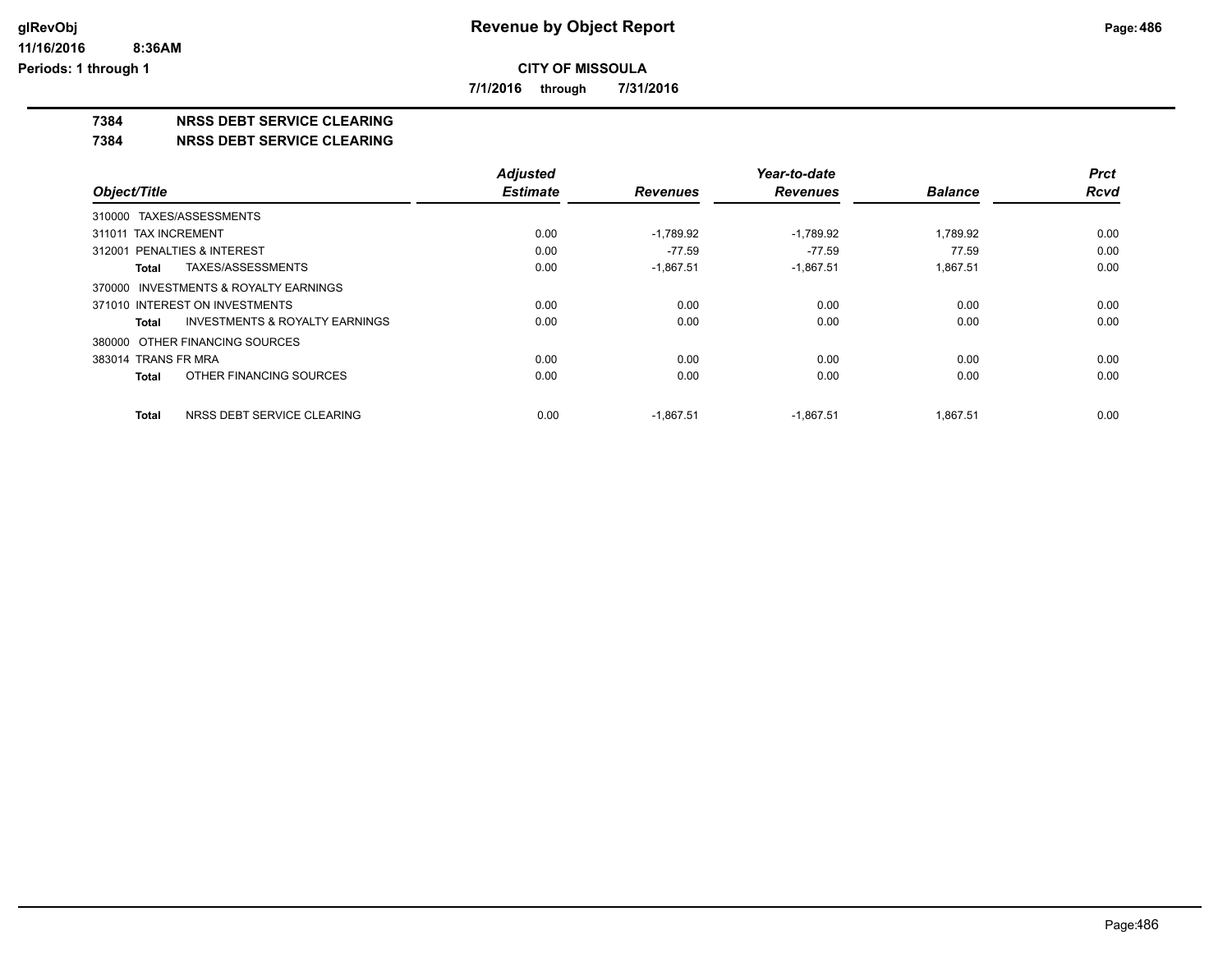# Revenue by Object Report

**CITY OF MISSOULA**

**7/1/2016 through 7/31/2016**

glRevObj
11/16/2016 8:36AM
Periods: 1 through 1

## 7384 NRSS DEBT SERVICE CLEARING

## 7384 NRSS DEBT SERVICE CLEARING

| Object/Title | Adjusted Estimate | Revenues | Year-to-date Revenues | Balance | Prct Rcvd |
|---|---|---|---|---|---|
| 310000 TAXES/ASSESSMENTS | | | | | |
| 311011 TAX INCREMENT | 0.00 | -1,789.92 | -1,789.92 | 1,789.92 | 0.00 |
| 312001 PENALTIES & INTEREST | 0.00 | -77.59 | -77.59 | 77.59 | 0.00 |
| **Total** TAXES/ASSESSMENTS | 0.00 | -1,867.51 | -1,867.51 | 1,867.51 | 0.00 |
| 370000 INVESTMENTS & ROYALTY EARNINGS | | | | | |
| 371010 INTEREST ON INVESTMENTS | 0.00 | 0.00 | 0.00 | 0.00 | 0.00 |
| **Total** INVESTMENTS & ROYALTY EARNINGS | 0.00 | 0.00 | 0.00 | 0.00 | 0.00 |
| 380000 OTHER FINANCING SOURCES | | | | | |
| 383014 TRANS FR MRA | 0.00 | 0.00 | 0.00 | 0.00 | 0.00 |
| **Total** OTHER FINANCING SOURCES | 0.00 | 0.00 | 0.00 | 0.00 | 0.00 |
| **Total** NRSS DEBT SERVICE CLEARING | 0.00 | -1,867.51 | -1,867.51 | 1,867.51 | 0.00 |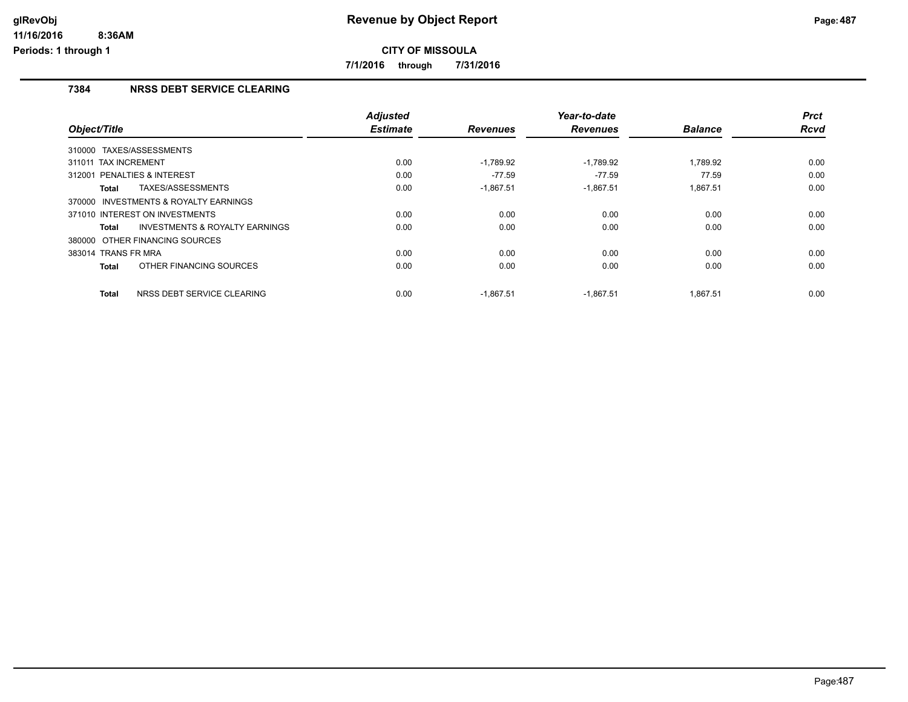# Revenue by Object Report

## CITY OF MISSOULA

**7/1/2016 through 7/31/2016**

### 7384 NRSS DEBT SERVICE CLEARING

| Object/Title | Adjusted Estimate | Revenues | Year-to-date Revenues | Balance | Prct Rcvd |
|---|---|---|---|---|---|
| 310000 TAXES/ASSESSMENTS | | | | | |
| 311011 TAX INCREMENT | 0.00 | -1,789.92 | -1,789.92 | 1,789.92 | 0.00 |
| 312001 PENALTIES & INTEREST | 0.00 | -77.59 | -77.59 | 77.59 | 0.00 |
| **Total** TAXES/ASSESSMENTS | 0.00 | -1,867.51 | -1,867.51 | 1,867.51 | 0.00 |
| 370000 INVESTMENTS & ROYALTY EARNINGS | | | | | |
| 371010 INTEREST ON INVESTMENTS | 0.00 | 0.00 | 0.00 | 0.00 | 0.00 |
| **Total** INVESTMENTS & ROYALTY EARNINGS | 0.00 | 0.00 | 0.00 | 0.00 | 0.00 |
| 380000 OTHER FINANCING SOURCES | | | | | |
| 383014 TRANS FR MRA | 0.00 | 0.00 | 0.00 | 0.00 | 0.00 |
| **Total** OTHER FINANCING SOURCES | 0.00 | 0.00 | 0.00 | 0.00 | 0.00 |
| **Total** NRSS DEBT SERVICE CLEARING | 0.00 | -1,867.51 | -1,867.51 | 1,867.51 | 0.00 |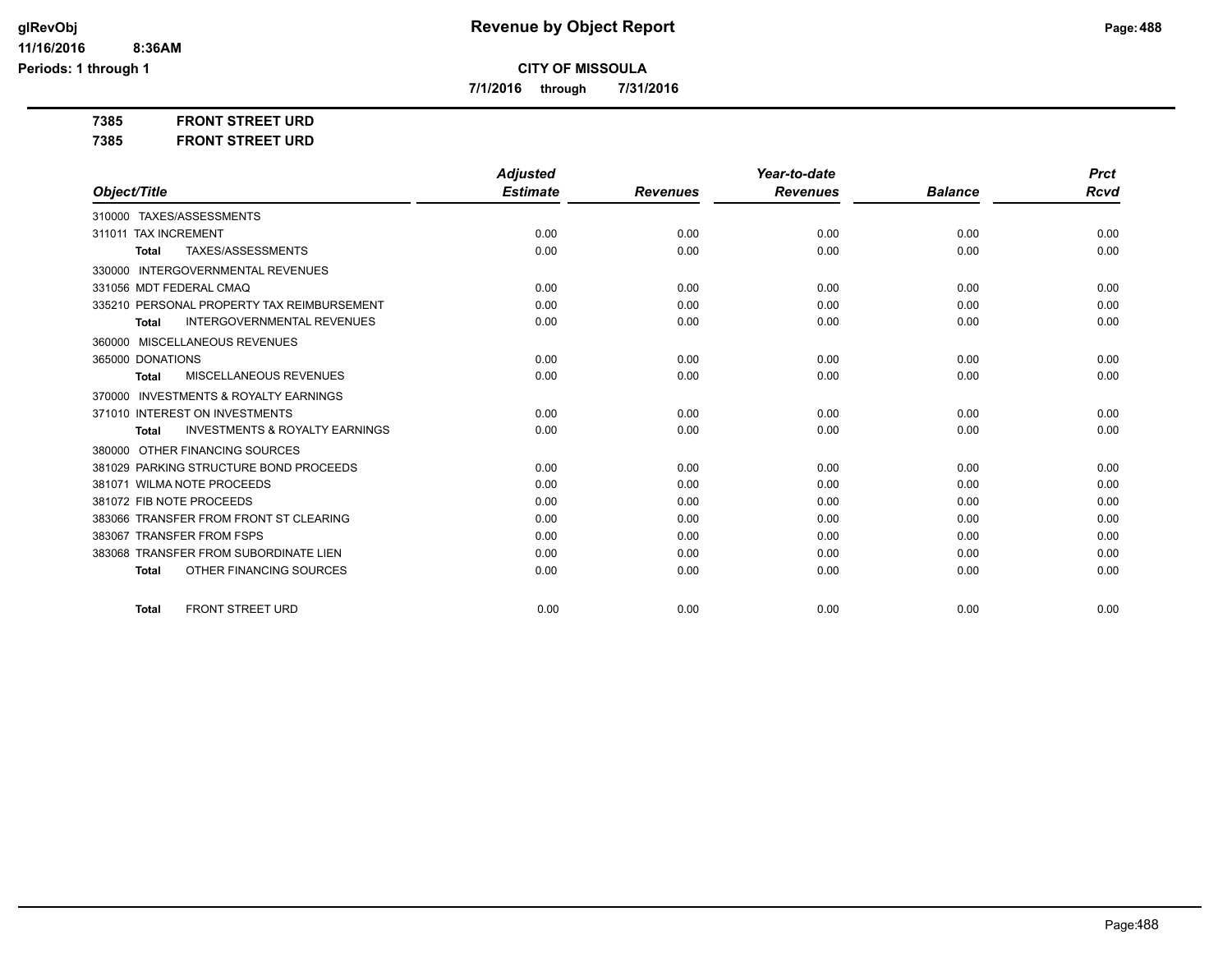# Revenue by Object Report

**CITY OF MISSOULA**

**7/1/2016 through 7/31/2016**

glRevObj
11/16/2016 8:36AM
Periods: 1 through 1

**7385 FRONT STREET URD**

**7385 FRONT STREET URD**

| Object/Title | Adjusted Estimate | Revenues | Year-to-date Revenues | Balance | Prct Rcvd |
|---|---|---|---|---|---|
| 310000 TAXES/ASSESSMENTS | | | | | |
| 311011 TAX INCREMENT | 0.00 | 0.00 | 0.00 | 0.00 | 0.00 |
| **Total** TAXES/ASSESSMENTS | 0.00 | 0.00 | 0.00 | 0.00 | 0.00 |
| 330000 INTERGOVERNMENTAL REVENUES | | | | | |
| 331056 MDT FEDERAL CMAQ | 0.00 | 0.00 | 0.00 | 0.00 | 0.00 |
| 335210 PERSONAL PROPERTY TAX REIMBURSEMENT | 0.00 | 0.00 | 0.00 | 0.00 | 0.00 |
| **Total** INTERGOVERNMENTAL REVENUES | 0.00 | 0.00 | 0.00 | 0.00 | 0.00 |
| 360000 MISCELLANEOUS REVENUES | | | | | |
| 365000 DONATIONS | 0.00 | 0.00 | 0.00 | 0.00 | 0.00 |
| **Total** MISCELLANEOUS REVENUES | 0.00 | 0.00 | 0.00 | 0.00 | 0.00 |
| 370000 INVESTMENTS & ROYALTY EARNINGS | | | | | |
| 371010 INTEREST ON INVESTMENTS | 0.00 | 0.00 | 0.00 | 0.00 | 0.00 |
| **Total** INVESTMENTS & ROYALTY EARNINGS | 0.00 | 0.00 | 0.00 | 0.00 | 0.00 |
| 380000 OTHER FINANCING SOURCES | | | | | |
| 381029 PARKING STRUCTURE BOND PROCEEDS | 0.00 | 0.00 | 0.00 | 0.00 | 0.00 |
| 381071 WILMA NOTE PROCEEDS | 0.00 | 0.00 | 0.00 | 0.00 | 0.00 |
| 381072 FIB NOTE PROCEEDS | 0.00 | 0.00 | 0.00 | 0.00 | 0.00 |
| 383066 TRANSFER FROM FRONT ST CLEARING | 0.00 | 0.00 | 0.00 | 0.00 | 0.00 |
| 383067 TRANSFER FROM FSPS | 0.00 | 0.00 | 0.00 | 0.00 | 0.00 |
| 383068 TRANSFER FROM SUBORDINATE LIEN | 0.00 | 0.00 | 0.00 | 0.00 | 0.00 |
| **Total** OTHER FINANCING SOURCES | 0.00 | 0.00 | 0.00 | 0.00 | 0.00 |
| **Total** FRONT STREET URD | 0.00 | 0.00 | 0.00 | 0.00 | 0.00 |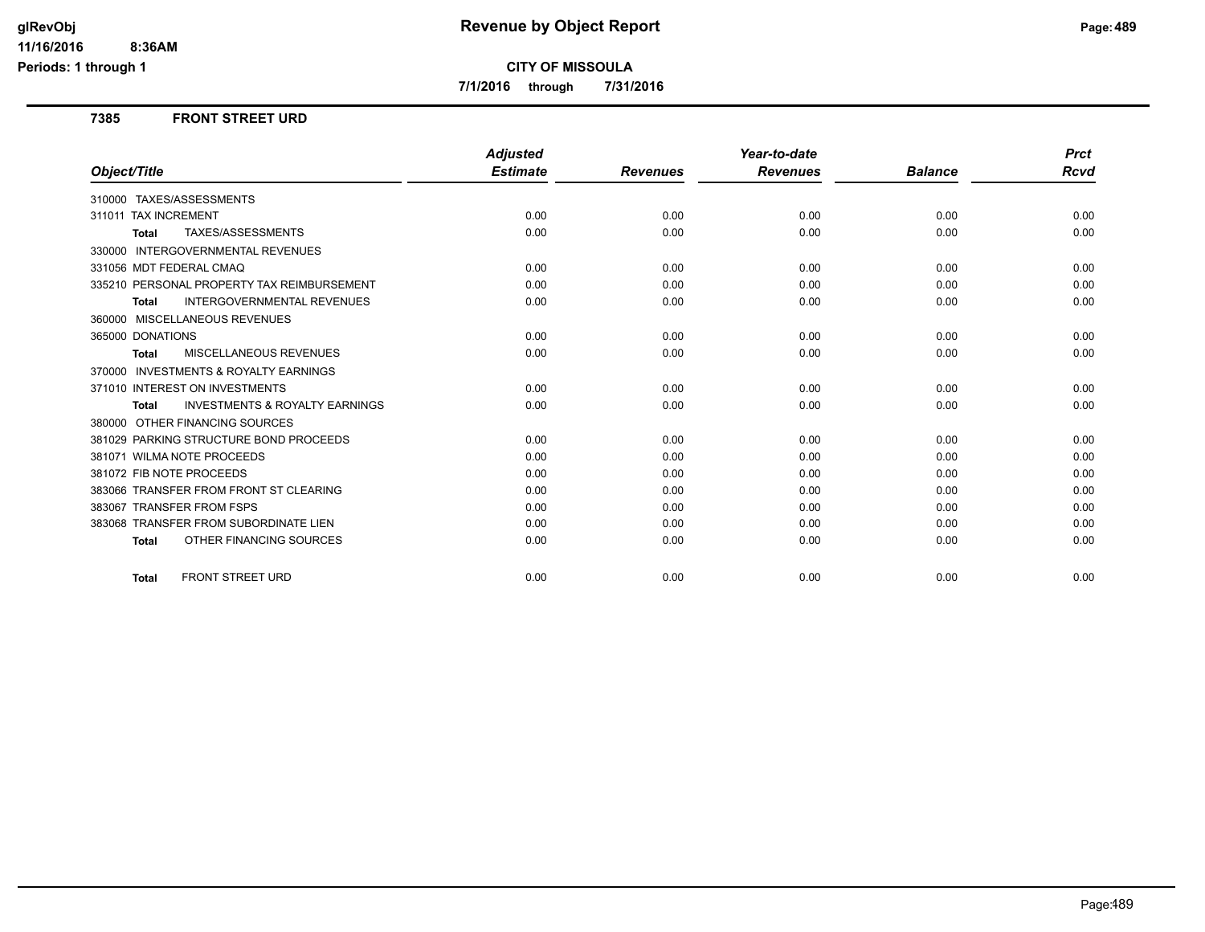# Revenue by Object Report

**CITY OF MISSOULA**

**7/1/2016 through 7/31/2016**

glRevObj
11/16/2016 8:36AM
Periods: 1 through 1

## 7385 FRONT STREET URD

| Object/Title | Adjusted Estimate | Revenues | Year-to-date Revenues | Balance | Prct Rcvd |
|---|---|---|---|---|---|
| 310000 TAXES/ASSESSMENTS | | | | | |
| 311011 TAX INCREMENT | 0.00 | 0.00 | 0.00 | 0.00 | 0.00 |
| **Total** TAXES/ASSESSMENTS | 0.00 | 0.00 | 0.00 | 0.00 | 0.00 |
| 330000 INTERGOVERNMENTAL REVENUES | | | | | |
| 331056 MDT FEDERAL CMAQ | 0.00 | 0.00 | 0.00 | 0.00 | 0.00 |
| 335210 PERSONAL PROPERTY TAX REIMBURSEMENT | 0.00 | 0.00 | 0.00 | 0.00 | 0.00 |
| **Total** INTERGOVERNMENTAL REVENUES | 0.00 | 0.00 | 0.00 | 0.00 | 0.00 |
| 360000 MISCELLANEOUS REVENUES | | | | | |
| 365000 DONATIONS | 0.00 | 0.00 | 0.00 | 0.00 | 0.00 |
| **Total** MISCELLANEOUS REVENUES | 0.00 | 0.00 | 0.00 | 0.00 | 0.00 |
| 370000 INVESTMENTS & ROYALTY EARNINGS | | | | | |
| 371010 INTEREST ON INVESTMENTS | 0.00 | 0.00 | 0.00 | 0.00 | 0.00 |
| **Total** INVESTMENTS & ROYALTY EARNINGS | 0.00 | 0.00 | 0.00 | 0.00 | 0.00 |
| 380000 OTHER FINANCING SOURCES | | | | | |
| 381029 PARKING STRUCTURE BOND PROCEEDS | 0.00 | 0.00 | 0.00 | 0.00 | 0.00 |
| 381071 WILMA NOTE PROCEEDS | 0.00 | 0.00 | 0.00 | 0.00 | 0.00 |
| 381072 FIB NOTE PROCEEDS | 0.00 | 0.00 | 0.00 | 0.00 | 0.00 |
| 383066 TRANSFER FROM FRONT ST CLEARING | 0.00 | 0.00 | 0.00 | 0.00 | 0.00 |
| 383067 TRANSFER FROM FSPS | 0.00 | 0.00 | 0.00 | 0.00 | 0.00 |
| 383068 TRANSFER FROM SUBORDINATE LIEN | 0.00 | 0.00 | 0.00 | 0.00 | 0.00 |
| **Total** OTHER FINANCING SOURCES | 0.00 | 0.00 | 0.00 | 0.00 | 0.00 |
| **Total** FRONT STREET URD | 0.00 | 0.00 | 0.00 | 0.00 | 0.00 |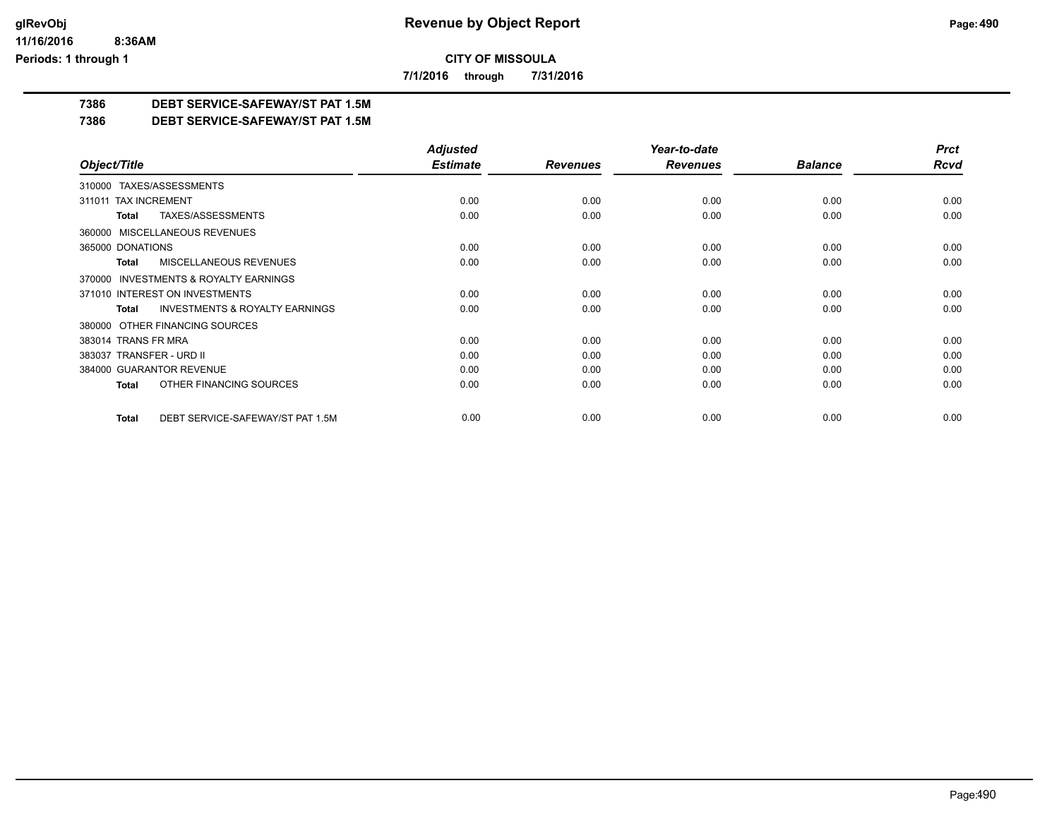# Revenue by Object Report

## CITY OF MISSOULA

**7/1/2016 through 7/31/2016**

**7386 DEBT SERVICE-SAFEWAY/ST PAT 1.5M**

**7386 DEBT SERVICE-SAFEWAY/ST PAT 1.5M**

| Object/Title | Adjusted Estimate | Revenues | Year-to-date Revenues | Balance | Prct Rcvd |
|---|---|---|---|---|---|
| 310000 TAXES/ASSESSMENTS | | | | | |
| 311011 TAX INCREMENT | 0.00 | 0.00 | 0.00 | 0.00 | 0.00 |
| **Total** TAXES/ASSESSMENTS | 0.00 | 0.00 | 0.00 | 0.00 | 0.00 |
| 360000 MISCELLANEOUS REVENUES | | | | | |
| 365000 DONATIONS | 0.00 | 0.00 | 0.00 | 0.00 | 0.00 |
| **Total** MISCELLANEOUS REVENUES | 0.00 | 0.00 | 0.00 | 0.00 | 0.00 |
| 370000 INVESTMENTS & ROYALTY EARNINGS | | | | | |
| 371010 INTEREST ON INVESTMENTS | 0.00 | 0.00 | 0.00 | 0.00 | 0.00 |
| **Total** INVESTMENTS & ROYALTY EARNINGS | 0.00 | 0.00 | 0.00 | 0.00 | 0.00 |
| 380000 OTHER FINANCING SOURCES | | | | | |
| 383014 TRANS FR MRA | 0.00 | 0.00 | 0.00 | 0.00 | 0.00 |
| 383037 TRANSFER - URD II | 0.00 | 0.00 | 0.00 | 0.00 | 0.00 |
| 384000 GUARANTOR REVENUE | 0.00 | 0.00 | 0.00 | 0.00 | 0.00 |
| **Total** OTHER FINANCING SOURCES | 0.00 | 0.00 | 0.00 | 0.00 | 0.00 |
| **Total** DEBT SERVICE-SAFEWAY/ST PAT 1.5M | 0.00 | 0.00 | 0.00 | 0.00 | 0.00 |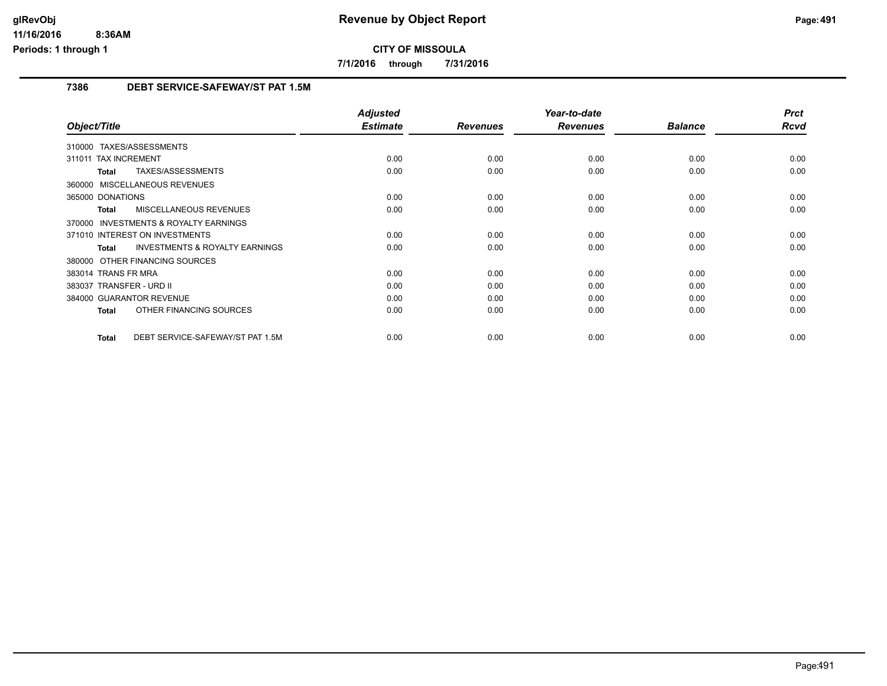# Revenue by Object Report

**CITY OF MISSOULA**

**7/1/2016 through 7/31/2016**

### 7386 DEBT SERVICE-SAFEWAY/ST PAT 1.5M

| Object/Title | Adjusted Estimate | Revenues | Year-to-date Revenues | Balance | Prct Rcvd |
|---|---|---|---|---|---|
| 310000 TAXES/ASSESSMENTS | | | | | |
| 311011 TAX INCREMENT | 0.00 | 0.00 | 0.00 | 0.00 | 0.00 |
| **Total** TAXES/ASSESSMENTS | 0.00 | 0.00 | 0.00 | 0.00 | 0.00 |
| 360000 MISCELLANEOUS REVENUES | | | | | |
| 365000 DONATIONS | 0.00 | 0.00 | 0.00 | 0.00 | 0.00 |
| **Total** MISCELLANEOUS REVENUES | 0.00 | 0.00 | 0.00 | 0.00 | 0.00 |
| 370000 INVESTMENTS & ROYALTY EARNINGS | | | | | |
| 371010 INTEREST ON INVESTMENTS | 0.00 | 0.00 | 0.00 | 0.00 | 0.00 |
| **Total** INVESTMENTS & ROYALTY EARNINGS | 0.00 | 0.00 | 0.00 | 0.00 | 0.00 |
| 380000 OTHER FINANCING SOURCES | | | | | |
| 383014 TRANS FR MRA | 0.00 | 0.00 | 0.00 | 0.00 | 0.00 |
| 383037 TRANSFER - URD II | 0.00 | 0.00 | 0.00 | 0.00 | 0.00 |
| 384000 GUARANTOR REVENUE | 0.00 | 0.00 | 0.00 | 0.00 | 0.00 |
| **Total** OTHER FINANCING SOURCES | 0.00 | 0.00 | 0.00 | 0.00 | 0.00 |
| **Total** DEBT SERVICE-SAFEWAY/ST PAT 1.5M | 0.00 | 0.00 | 0.00 | 0.00 | 0.00 |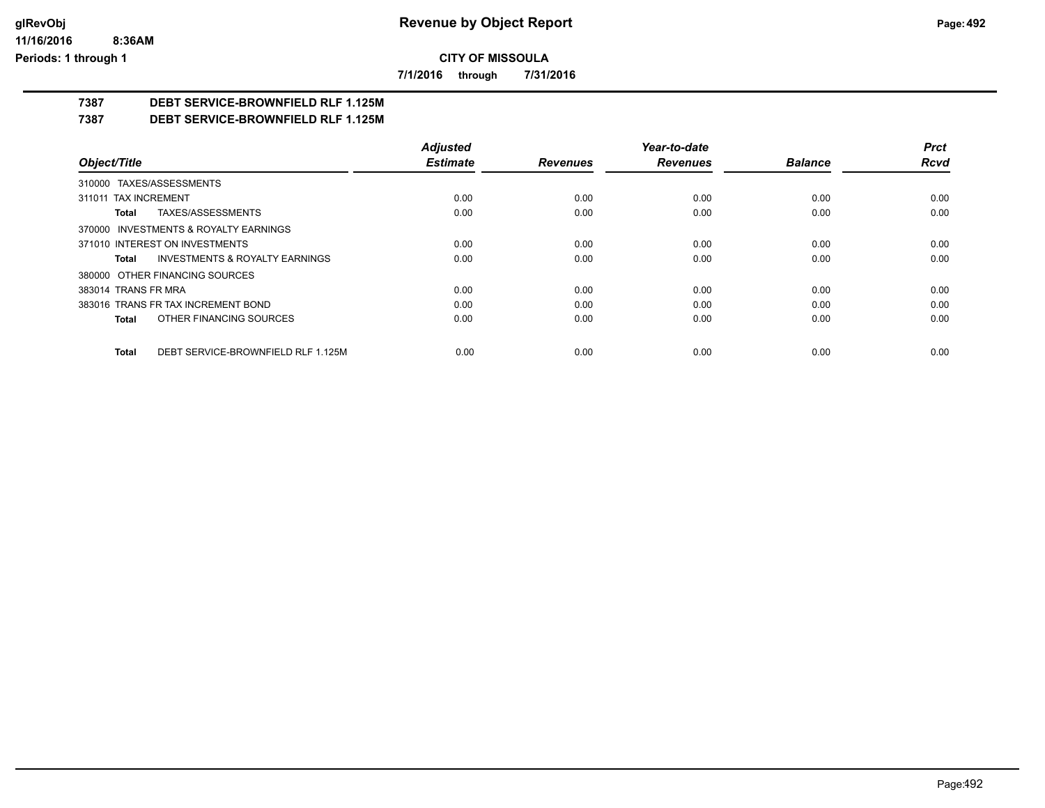**Revenue by Object Report**

**CITY OF MISSOULA**

**7/1/2016 through 7/31/2016**

glRevObj
11/16/2016 8:36AM
Periods: 1 through 1

## 7387 DEBT SERVICE-BROWNFIELD RLF 1.125M

## 7387 DEBT SERVICE-BROWNFIELD RLF 1.125M

| Object/Title | Adjusted Estimate | Revenues | Year-to-date Revenues | Balance | Prct Rcvd |
|---|---|---|---|---|---|
| 310000 TAXES/ASSESSMENTS | | | | | |
| 311011 TAX INCREMENT | 0.00 | 0.00 | 0.00 | 0.00 | 0.00 |
| **Total** TAXES/ASSESSMENTS | 0.00 | 0.00 | 0.00 | 0.00 | 0.00 |
| 370000 INVESTMENTS & ROYALTY EARNINGS | | | | | |
| 371010 INTEREST ON INVESTMENTS | 0.00 | 0.00 | 0.00 | 0.00 | 0.00 |
| **Total** INVESTMENTS & ROYALTY EARNINGS | 0.00 | 0.00 | 0.00 | 0.00 | 0.00 |
| 380000 OTHER FINANCING SOURCES | | | | | |
| 383014 TRANS FR MRA | 0.00 | 0.00 | 0.00 | 0.00 | 0.00 |
| 383016 TRANS FR TAX INCREMENT BOND | 0.00 | 0.00 | 0.00 | 0.00 | 0.00 |
| **Total** OTHER FINANCING SOURCES | 0.00 | 0.00 | 0.00 | 0.00 | 0.00 |
| **Total** DEBT SERVICE-BROWNFIELD RLF 1.125M | 0.00 | 0.00 | 0.00 | 0.00 | 0.00 |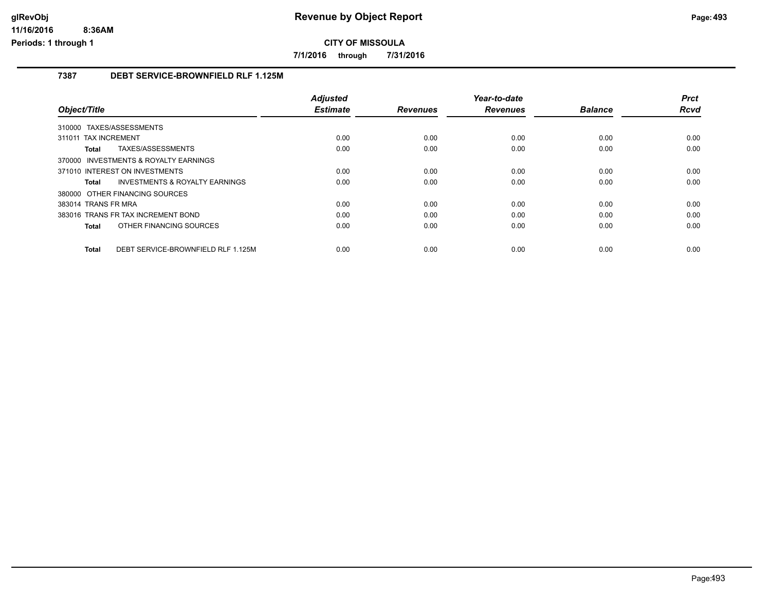# Revenue by Object Report

**CITY OF MISSOULA**

**7/1/2016 through 7/31/2016**

## 7387 DEBT SERVICE-BROWNFIELD RLF 1.125M

| Object/Title | Adjusted Estimate | Revenues | Year-to-date Revenues | Balance | Prct Rcvd |
|---|---|---|---|---|---|
| 310000 TAXES/ASSESSMENTS | | | | | |
| 311011 TAX INCREMENT | 0.00 | 0.00 | 0.00 | 0.00 | 0.00 |
| **Total** TAXES/ASSESSMENTS | 0.00 | 0.00 | 0.00 | 0.00 | 0.00 |
| 370000 INVESTMENTS & ROYALTY EARNINGS | | | | | |
| 371010 INTEREST ON INVESTMENTS | 0.00 | 0.00 | 0.00 | 0.00 | 0.00 |
| **Total** INVESTMENTS & ROYALTY EARNINGS | 0.00 | 0.00 | 0.00 | 0.00 | 0.00 |
| 380000 OTHER FINANCING SOURCES | | | | | |
| 383014 TRANS FR MRA | 0.00 | 0.00 | 0.00 | 0.00 | 0.00 |
| 383016 TRANS FR TAX INCREMENT BOND | 0.00 | 0.00 | 0.00 | 0.00 | 0.00 |
| **Total** OTHER FINANCING SOURCES | 0.00 | 0.00 | 0.00 | 0.00 | 0.00 |
| **Total** DEBT SERVICE-BROWNFIELD RLF 1.125M | 0.00 | 0.00 | 0.00 | 0.00 | 0.00 |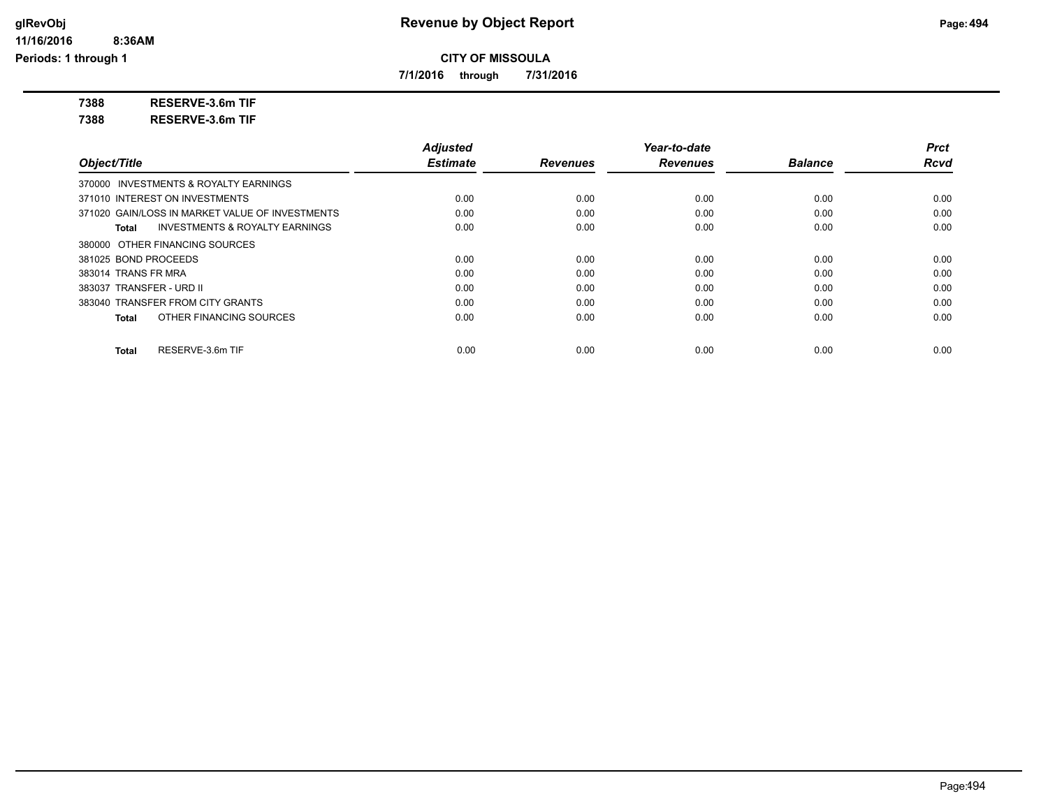# Revenue by Object Report

**CITY OF MISSOULA**

**7/1/2016 through 7/31/2016**

**7388 RESERVE-3.6m TIF**

**7388 RESERVE-3.6m TIF**

| Object/Title | Adjusted Estimate | Revenues | Year-to-date Revenues | Balance | Prct Rcvd |
|---|---|---|---|---|---|
| 370000 INVESTMENTS & ROYALTY EARNINGS | | | | | |
| 371010 INTEREST ON INVESTMENTS | 0.00 | 0.00 | 0.00 | 0.00 | 0.00 |
| 371020 GAIN/LOSS IN MARKET VALUE OF INVESTMENTS | 0.00 | 0.00 | 0.00 | 0.00 | 0.00 |
| **Total** INVESTMENTS & ROYALTY EARNINGS | 0.00 | 0.00 | 0.00 | 0.00 | 0.00 |
| 380000 OTHER FINANCING SOURCES | | | | | |
| 381025 BOND PROCEEDS | 0.00 | 0.00 | 0.00 | 0.00 | 0.00 |
| 383014 TRANS FR MRA | 0.00 | 0.00 | 0.00 | 0.00 | 0.00 |
| 383037 TRANSFER - URD II | 0.00 | 0.00 | 0.00 | 0.00 | 0.00 |
| 383040 TRANSFER FROM CITY GRANTS | 0.00 | 0.00 | 0.00 | 0.00 | 0.00 |
| **Total** OTHER FINANCING SOURCES | 0.00 | 0.00 | 0.00 | 0.00 | 0.00 |
| **Total** RESERVE-3.6m TIF | 0.00 | 0.00 | 0.00 | 0.00 | 0.00 |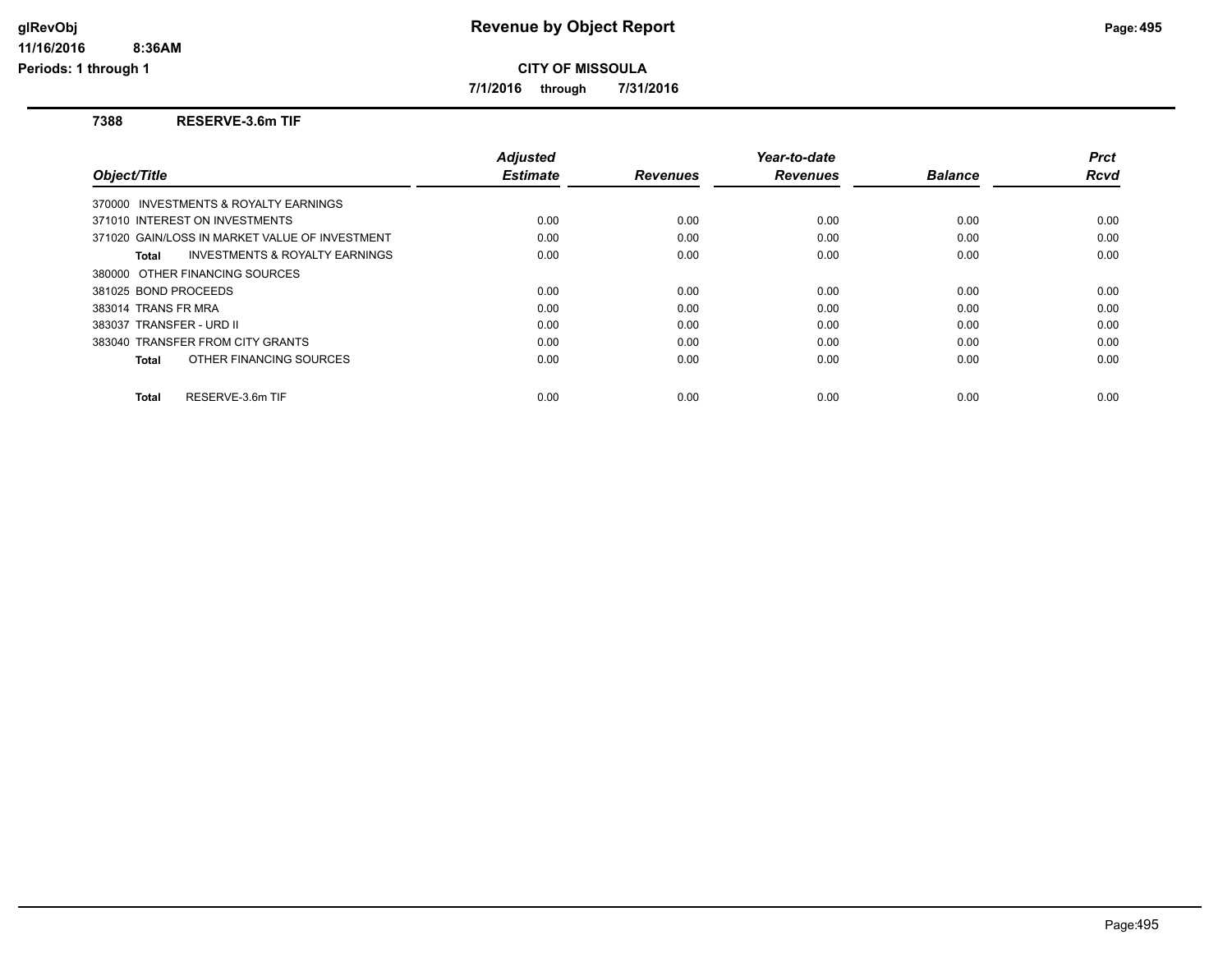# Revenue by Object Report

**CITY OF MISSOULA**

**7/1/2016 through 7/31/2016**

glRevObj
11/16/2016 8:36AM
Periods: 1 through 1

## 7388 RESERVE-3.6m TIF

| Object/Title | Adjusted Estimate | Revenues | Year-to-date Revenues | Balance | Prct Rcvd |
|---|---|---|---|---|---|
| 370000 INVESTMENTS & ROYALTY EARNINGS | | | | | |
| 371010 INTEREST ON INVESTMENTS | 0.00 | 0.00 | 0.00 | 0.00 | 0.00 |
| 371020 GAIN/LOSS IN MARKET VALUE OF INVESTMENT | 0.00 | 0.00 | 0.00 | 0.00 | 0.00 |
| **Total** INVESTMENTS & ROYALTY EARNINGS | 0.00 | 0.00 | 0.00 | 0.00 | 0.00 |
| 380000 OTHER FINANCING SOURCES | | | | | |
| 381025 BOND PROCEEDS | 0.00 | 0.00 | 0.00 | 0.00 | 0.00 |
| 383014 TRANS FR MRA | 0.00 | 0.00 | 0.00 | 0.00 | 0.00 |
| 383037 TRANSFER - URD II | 0.00 | 0.00 | 0.00 | 0.00 | 0.00 |
| 383040 TRANSFER FROM CITY GRANTS | 0.00 | 0.00 | 0.00 | 0.00 | 0.00 |
| **Total** OTHER FINANCING SOURCES | 0.00 | 0.00 | 0.00 | 0.00 | 0.00 |
| **Total** RESERVE-3.6m TIF | 0.00 | 0.00 | 0.00 | 0.00 | 0.00 |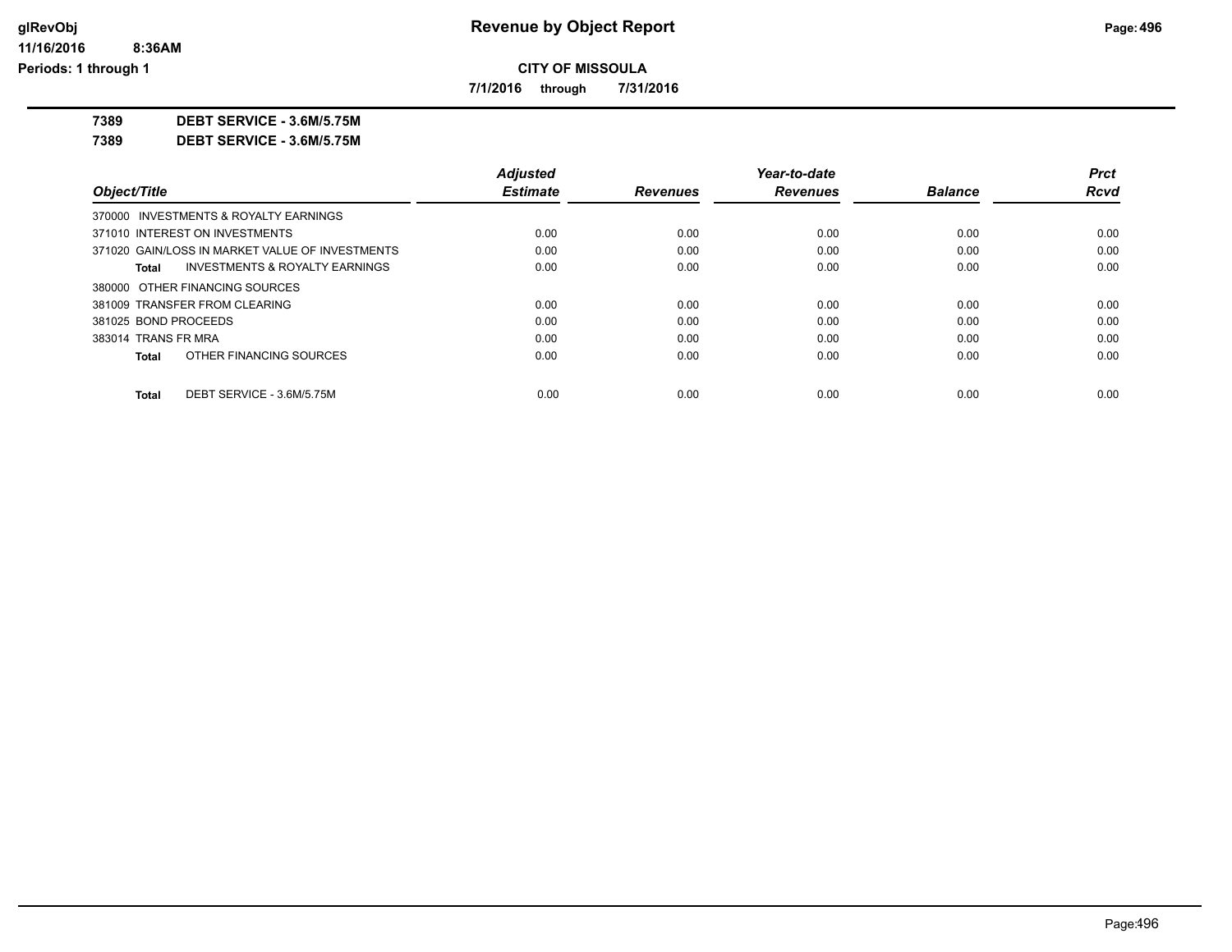# Revenue by Object Report

## CITY OF MISSOULA

**7/1/2016 through 7/31/2016**

**7389 DEBT SERVICE - 3.6M/5.75M**

**7389 DEBT SERVICE - 3.6M/5.75M**

| Object/Title | Adjusted Estimate | Revenues | Year-to-date Revenues | Balance | Prct Rcvd |
|---|---|---|---|---|---|
| 370000 INVESTMENTS & ROYALTY EARNINGS | | | | | |
| 371010 INTEREST ON INVESTMENTS | 0.00 | 0.00 | 0.00 | 0.00 | 0.00 |
| 371020 GAIN/LOSS IN MARKET VALUE OF INVESTMENTS | 0.00 | 0.00 | 0.00 | 0.00 | 0.00 |
| **Total** INVESTMENTS & ROYALTY EARNINGS | 0.00 | 0.00 | 0.00 | 0.00 | 0.00 |
| 380000 OTHER FINANCING SOURCES | | | | | |
| 381009 TRANSFER FROM CLEARING | 0.00 | 0.00 | 0.00 | 0.00 | 0.00 |
| 381025 BOND PROCEEDS | 0.00 | 0.00 | 0.00 | 0.00 | 0.00 |
| 383014 TRANS FR MRA | 0.00 | 0.00 | 0.00 | 0.00 | 0.00 |
| **Total** OTHER FINANCING SOURCES | 0.00 | 0.00 | 0.00 | 0.00 | 0.00 |
| **Total** DEBT SERVICE - 3.6M/5.75M | 0.00 | 0.00 | 0.00 | 0.00 | 0.00 |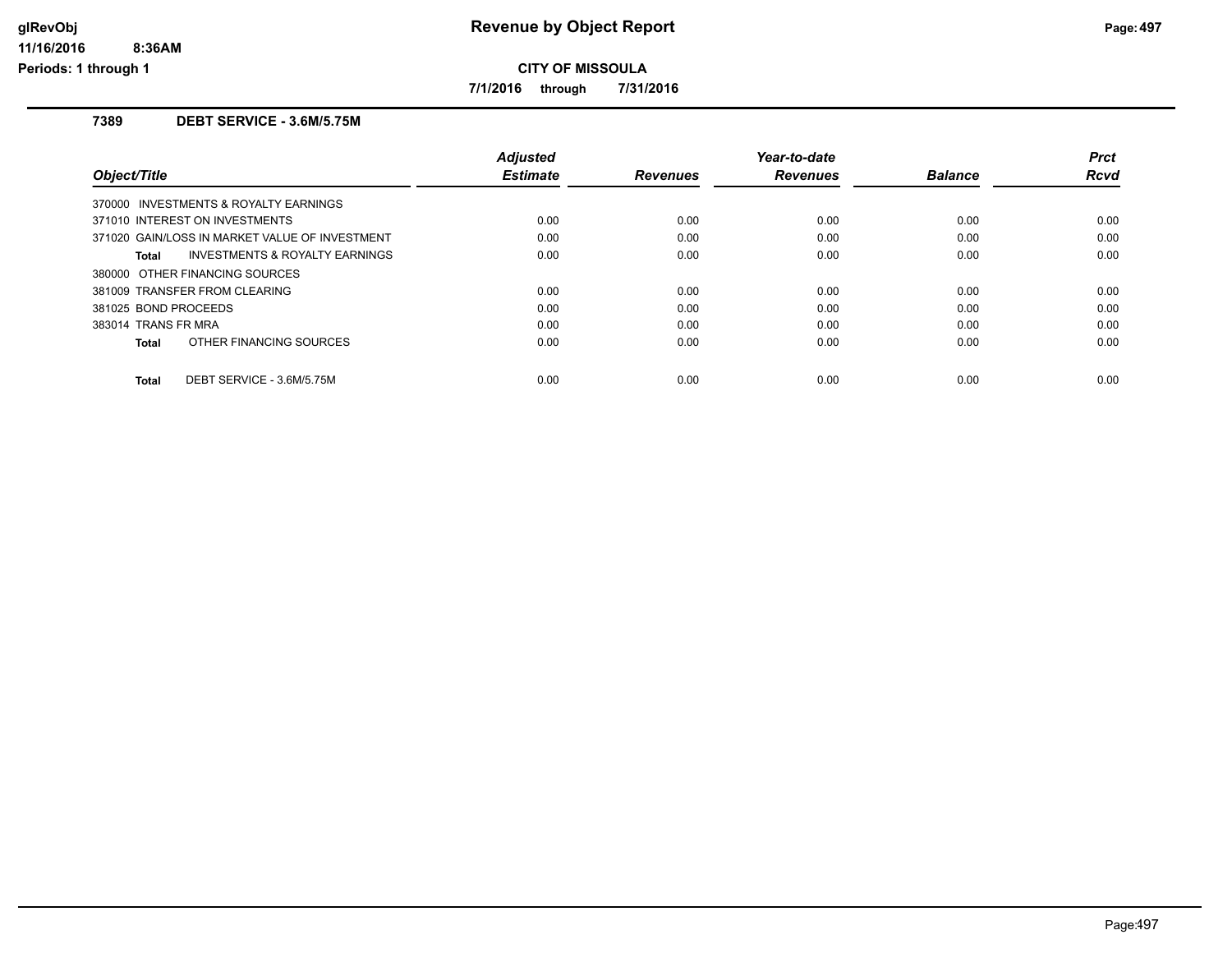# Revenue by Object Report

**CITY OF MISSOULA**

**7/1/2016 through 7/31/2016**

glRevObj
11/16/2016 8:36AM
Periods: 1 through 1

## 7389 DEBT SERVICE - 3.6M/5.75M

| Object/Title | Adjusted Estimate | Revenues | Year-to-date Revenues | Balance | Prct Rcvd |
|---|---|---|---|---|---|
| 370000 INVESTMENTS & ROYALTY EARNINGS | | | | | |
| 371010 INTEREST ON INVESTMENTS | 0.00 | 0.00 | 0.00 | 0.00 | 0.00 |
| 371020 GAIN/LOSS IN MARKET VALUE OF INVESTMENT | 0.00 | 0.00 | 0.00 | 0.00 | 0.00 |
| **Total** INVESTMENTS & ROYALTY EARNINGS | 0.00 | 0.00 | 0.00 | 0.00 | 0.00 |
| 380000 OTHER FINANCING SOURCES | | | | | |
| 381009 TRANSFER FROM CLEARING | 0.00 | 0.00 | 0.00 | 0.00 | 0.00 |
| 381025 BOND PROCEEDS | 0.00 | 0.00 | 0.00 | 0.00 | 0.00 |
| 383014 TRANS FR MRA | 0.00 | 0.00 | 0.00 | 0.00 | 0.00 |
| **Total** OTHER FINANCING SOURCES | 0.00 | 0.00 | 0.00 | 0.00 | 0.00 |
| **Total** DEBT SERVICE - 3.6M/5.75M | 0.00 | 0.00 | 0.00 | 0.00 | 0.00 |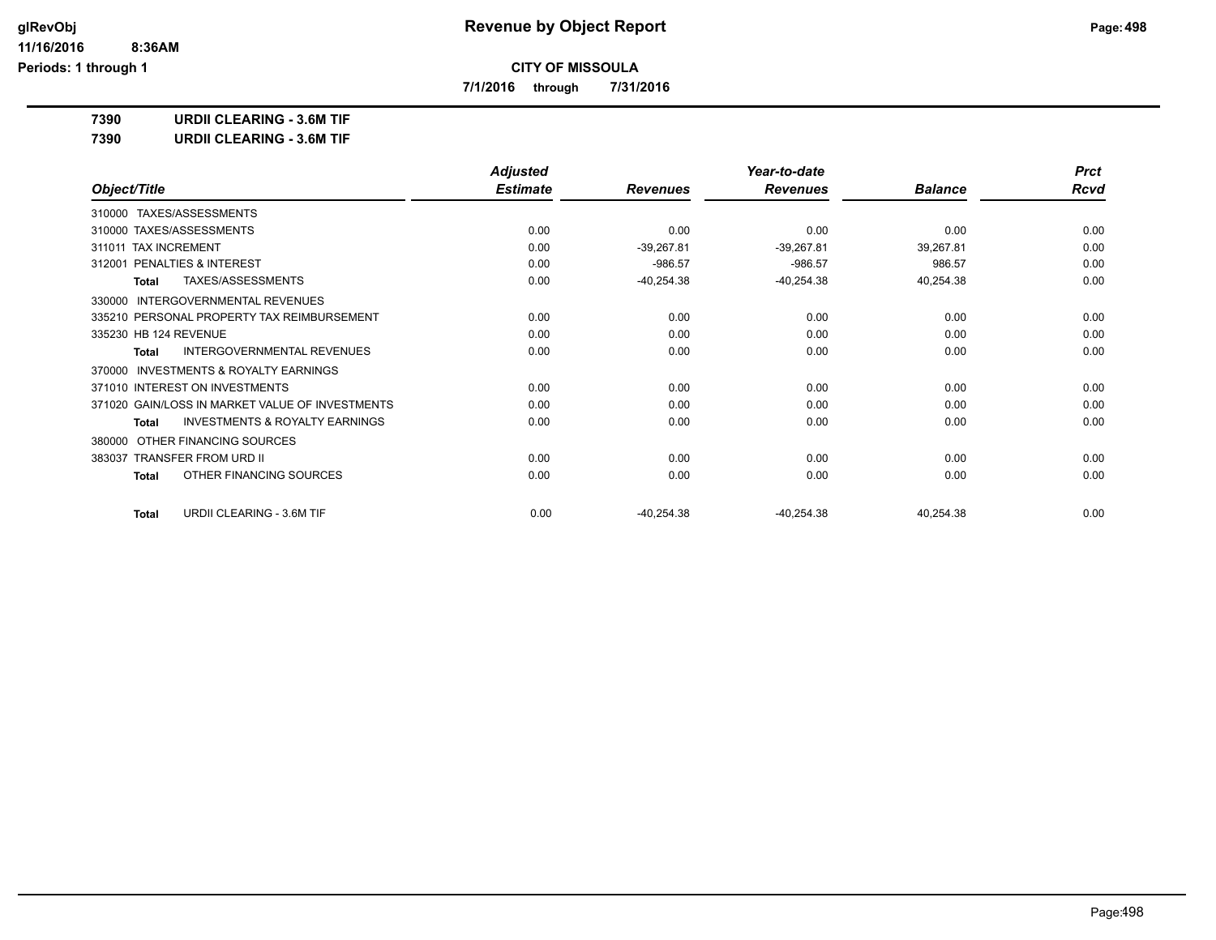# Revenue by Object Report

**CITY OF MISSOULA**

**7/1/2016 through 7/31/2016**

**7390 URDII CLEARING - 3.6M TIF**

**7390 URDII CLEARING - 3.6M TIF**

| Object/Title | Adjusted Estimate | Revenues | Year-to-date Revenues | Balance | Prct Rcvd |
|---|---|---|---|---|---|
| 310000 TAXES/ASSESSMENTS | | | | | |
| 310000 TAXES/ASSESSMENTS | 0.00 | 0.00 | 0.00 | 0.00 | 0.00 |
| 311011 TAX INCREMENT | 0.00 | -39,267.81 | -39,267.81 | 39,267.81 | 0.00 |
| 312001 PENALTIES & INTEREST | 0.00 | -986.57 | -986.57 | 986.57 | 0.00 |
| **Total** TAXES/ASSESSMENTS | 0.00 | -40,254.38 | -40,254.38 | 40,254.38 | 0.00 |
| 330000 INTERGOVERNMENTAL REVENUES | | | | | |
| 335210 PERSONAL PROPERTY TAX REIMBURSEMENT | 0.00 | 0.00 | 0.00 | 0.00 | 0.00 |
| 335230 HB 124 REVENUE | 0.00 | 0.00 | 0.00 | 0.00 | 0.00 |
| **Total** INTERGOVERNMENTAL REVENUES | 0.00 | 0.00 | 0.00 | 0.00 | 0.00 |
| 370000 INVESTMENTS & ROYALTY EARNINGS | | | | | |
| 371010 INTEREST ON INVESTMENTS | 0.00 | 0.00 | 0.00 | 0.00 | 0.00 |
| 371020 GAIN/LOSS IN MARKET VALUE OF INVESTMENTS | 0.00 | 0.00 | 0.00 | 0.00 | 0.00 |
| **Total** INVESTMENTS & ROYALTY EARNINGS | 0.00 | 0.00 | 0.00 | 0.00 | 0.00 |
| 380000 OTHER FINANCING SOURCES | | | | | |
| 383037 TRANSFER FROM URD II | 0.00 | 0.00 | 0.00 | 0.00 | 0.00 |
| **Total** OTHER FINANCING SOURCES | 0.00 | 0.00 | 0.00 | 0.00 | 0.00 |
| **Total** URDII CLEARING - 3.6M TIF | 0.00 | -40,254.38 | -40,254.38 | 40,254.38 | 0.00 |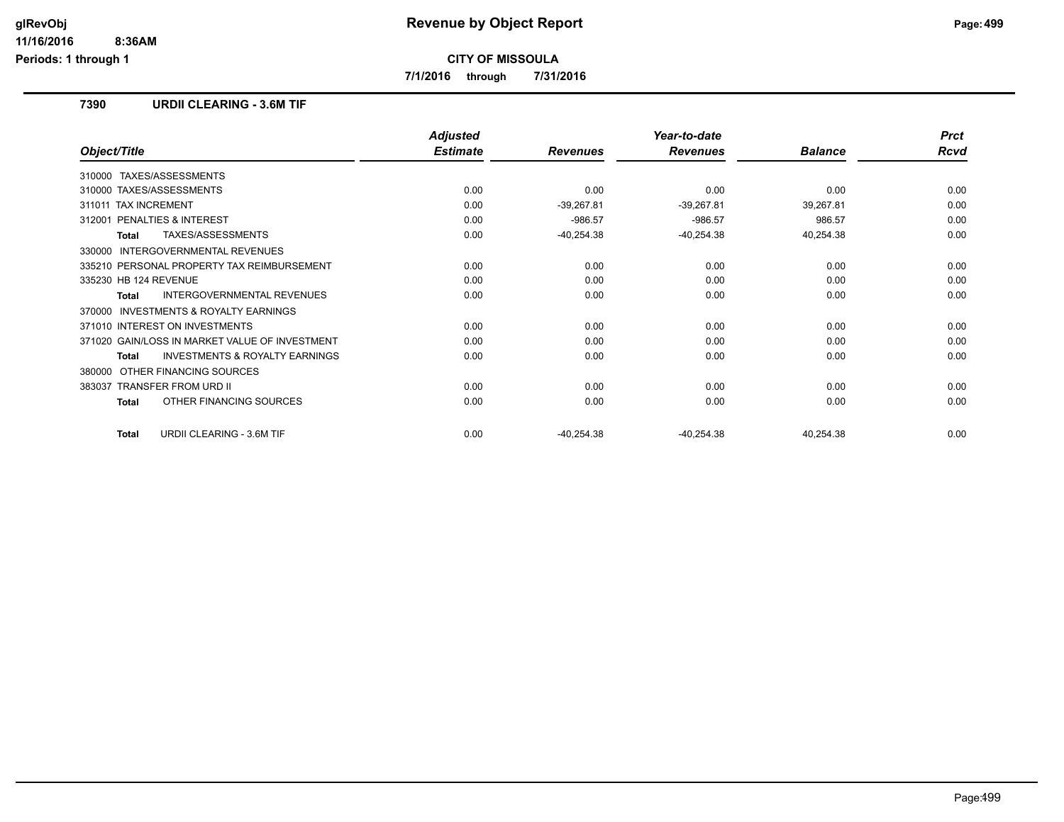**Revenue by Object Report**

**CITY OF MISSOULA**

**7/1/2016 through 7/31/2016**

glRevObj
11/16/2016 8:36AM
Periods: 1 through 1

## 7390 URDII CLEARING - 3.6M TIF

| Object/Title | Adjusted Estimate | Revenues | Year-to-date Revenues | Balance | Prct Rcvd |
|---|---|---|---|---|---|
| 310000 TAXES/ASSESSMENTS | | | | | |
| 310000 TAXES/ASSESSMENTS | 0.00 | 0.00 | 0.00 | 0.00 | 0.00 |
| 311011 TAX INCREMENT | 0.00 | -39,267.81 | -39,267.81 | 39,267.81 | 0.00 |
| 312001 PENALTIES & INTEREST | 0.00 | -986.57 | -986.57 | 986.57 | 0.00 |
| **Total** TAXES/ASSESSMENTS | 0.00 | -40,254.38 | -40,254.38 | 40,254.38 | 0.00 |
| 330000 INTERGOVERNMENTAL REVENUES | | | | | |
| 335210 PERSONAL PROPERTY TAX REIMBURSEMENT | 0.00 | 0.00 | 0.00 | 0.00 | 0.00 |
| 335230 HB 124 REVENUE | 0.00 | 0.00 | 0.00 | 0.00 | 0.00 |
| **Total** INTERGOVERNMENTAL REVENUES | 0.00 | 0.00 | 0.00 | 0.00 | 0.00 |
| 370000 INVESTMENTS & ROYALTY EARNINGS | | | | | |
| 371010 INTEREST ON INVESTMENTS | 0.00 | 0.00 | 0.00 | 0.00 | 0.00 |
| 371020 GAIN/LOSS IN MARKET VALUE OF INVESTMENT | 0.00 | 0.00 | 0.00 | 0.00 | 0.00 |
| **Total** INVESTMENTS & ROYALTY EARNINGS | 0.00 | 0.00 | 0.00 | 0.00 | 0.00 |
| 380000 OTHER FINANCING SOURCES | | | | | |
| 383037 TRANSFER FROM URD II | 0.00 | 0.00 | 0.00 | 0.00 | 0.00 |
| **Total** OTHER FINANCING SOURCES | 0.00 | 0.00 | 0.00 | 0.00 | 0.00 |
| **Total** URDII CLEARING - 3.6M TIF | 0.00 | -40,254.38 | -40,254.38 | 40,254.38 | 0.00 |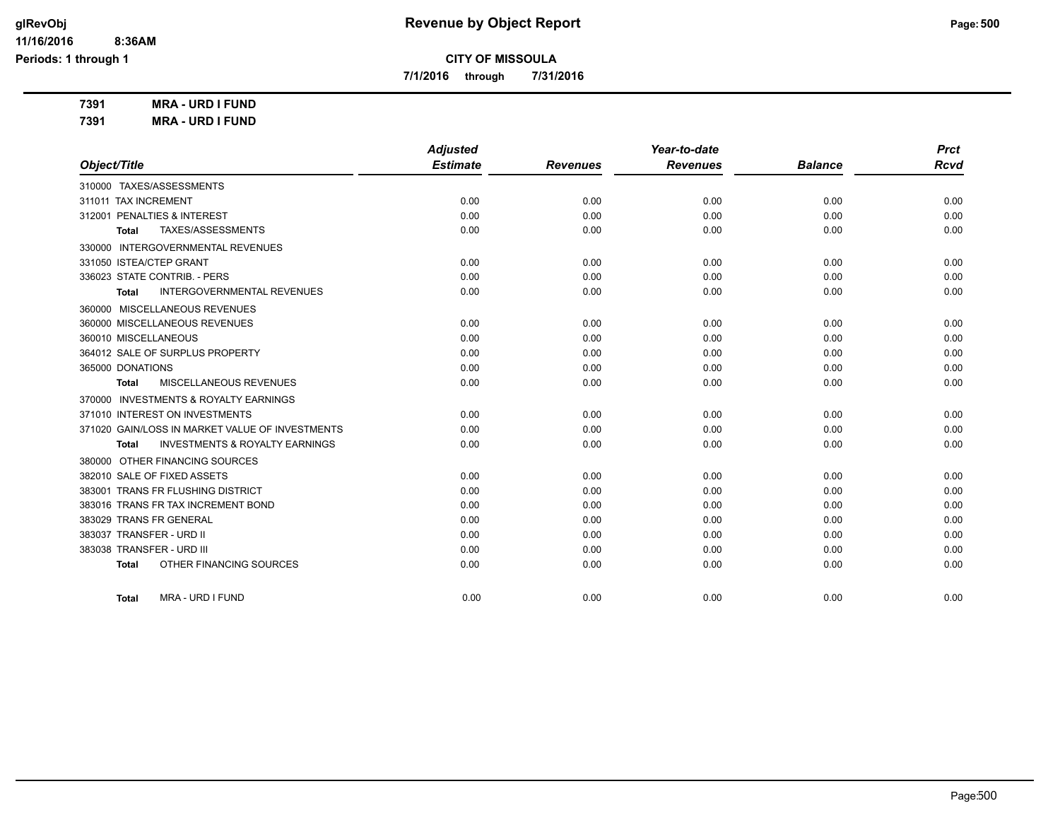**glRevObj**
**11/16/2016 8:36AM**
**Periods: 1 through 1**

# Revenue by Object Report

**CITY OF MISSOULA**

**7/1/2016 through 7/31/2016**

**7391 MRA - URD I FUND**
**7391 MRA - URD I FUND**

| Object/Title | Adjusted Estimate | Revenues | Year-to-date Revenues | Balance | Prct Rcvd |
|---|---|---|---|---|---|
| 310000 TAXES/ASSESSMENTS | | | | | |
| 311011 TAX INCREMENT | 0.00 | 0.00 | 0.00 | 0.00 | 0.00 |
| 312001 PENALTIES & INTEREST | 0.00 | 0.00 | 0.00 | 0.00 | 0.00 |
| **Total** TAXES/ASSESSMENTS | 0.00 | 0.00 | 0.00 | 0.00 | 0.00 |
| 330000 INTERGOVERNMENTAL REVENUES | | | | | |
| 331050 ISTEA/CTEP GRANT | 0.00 | 0.00 | 0.00 | 0.00 | 0.00 |
| 336023 STATE CONTRIB. - PERS | 0.00 | 0.00 | 0.00 | 0.00 | 0.00 |
| **Total** INTERGOVERNMENTAL REVENUES | 0.00 | 0.00 | 0.00 | 0.00 | 0.00 |
| 360000 MISCELLANEOUS REVENUES | | | | | |
| 360000 MISCELLANEOUS REVENUES | 0.00 | 0.00 | 0.00 | 0.00 | 0.00 |
| 360010 MISCELLANEOUS | 0.00 | 0.00 | 0.00 | 0.00 | 0.00 |
| 364012 SALE OF SURPLUS PROPERTY | 0.00 | 0.00 | 0.00 | 0.00 | 0.00 |
| 365000 DONATIONS | 0.00 | 0.00 | 0.00 | 0.00 | 0.00 |
| **Total** MISCELLANEOUS REVENUES | 0.00 | 0.00 | 0.00 | 0.00 | 0.00 |
| 370000 INVESTMENTS & ROYALTY EARNINGS | | | | | |
| 371010 INTEREST ON INVESTMENTS | 0.00 | 0.00 | 0.00 | 0.00 | 0.00 |
| 371020 GAIN/LOSS IN MARKET VALUE OF INVESTMENTS | 0.00 | 0.00 | 0.00 | 0.00 | 0.00 |
| **Total** INVESTMENTS & ROYALTY EARNINGS | 0.00 | 0.00 | 0.00 | 0.00 | 0.00 |
| 380000 OTHER FINANCING SOURCES | | | | | |
| 382010 SALE OF FIXED ASSETS | 0.00 | 0.00 | 0.00 | 0.00 | 0.00 |
| 383001 TRANS FR FLUSHING DISTRICT | 0.00 | 0.00 | 0.00 | 0.00 | 0.00 |
| 383016 TRANS FR TAX INCREMENT BOND | 0.00 | 0.00 | 0.00 | 0.00 | 0.00 |
| 383029 TRANS FR GENERAL | 0.00 | 0.00 | 0.00 | 0.00 | 0.00 |
| 383037 TRANSFER - URD II | 0.00 | 0.00 | 0.00 | 0.00 | 0.00 |
| 383038 TRANSFER - URD III | 0.00 | 0.00 | 0.00 | 0.00 | 0.00 |
| **Total** OTHER FINANCING SOURCES | 0.00 | 0.00 | 0.00 | 0.00 | 0.00 |
| **Total** MRA - URD I FUND | 0.00 | 0.00 | 0.00 | 0.00 | 0.00 |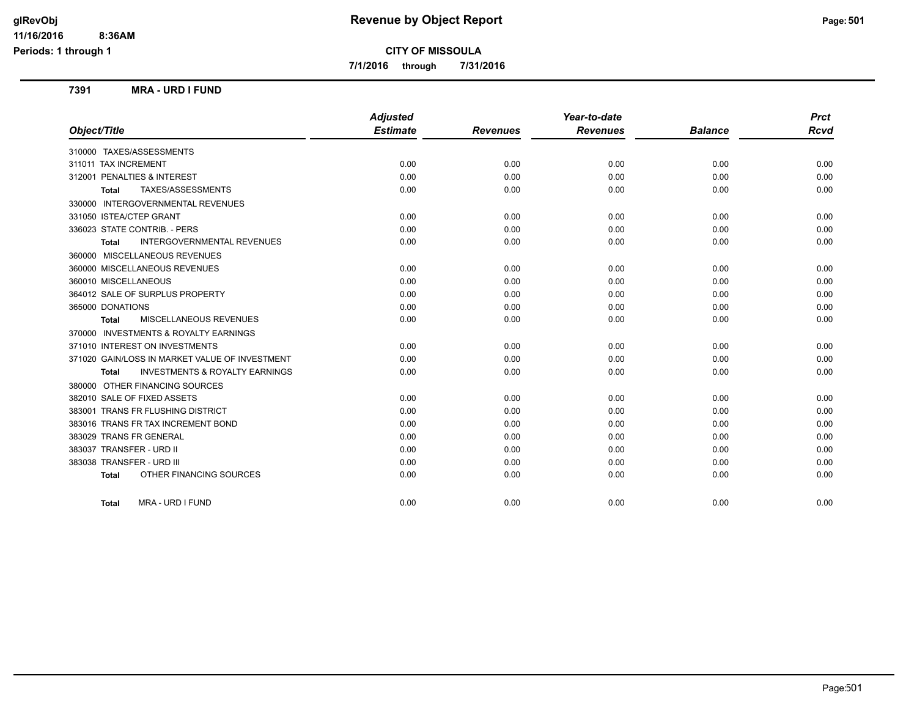# Revenue by Object Report

**CITY OF MISSOULA**

**7/1/2016 through 7/31/2016**

glRevObj
11/16/2016 8:36AM
Periods: 1 through 1

## 7391 MRA - URD I FUND

| Object/Title | Adjusted Estimate | Revenues | Year-to-date Revenues | Balance | Prct Rcvd |
|---|---|---|---|---|---|
| 310000 TAXES/ASSESSMENTS | | | | | |
| 311011 TAX INCREMENT | 0.00 | 0.00 | 0.00 | 0.00 | 0.00 |
| 312001 PENALTIES & INTEREST | 0.00 | 0.00 | 0.00 | 0.00 | 0.00 |
| **Total** TAXES/ASSESSMENTS | 0.00 | 0.00 | 0.00 | 0.00 | 0.00 |
| 330000 INTERGOVERNMENTAL REVENUES | | | | | |
| 331050 ISTEA/CTEP GRANT | 0.00 | 0.00 | 0.00 | 0.00 | 0.00 |
| 336023 STATE CONTRIB. - PERS | 0.00 | 0.00 | 0.00 | 0.00 | 0.00 |
| **Total** INTERGOVERNMENTAL REVENUES | 0.00 | 0.00 | 0.00 | 0.00 | 0.00 |
| 360000 MISCELLANEOUS REVENUES | | | | | |
| 360000 MISCELLANEOUS REVENUES | 0.00 | 0.00 | 0.00 | 0.00 | 0.00 |
| 360010 MISCELLANEOUS | 0.00 | 0.00 | 0.00 | 0.00 | 0.00 |
| 364012 SALE OF SURPLUS PROPERTY | 0.00 | 0.00 | 0.00 | 0.00 | 0.00 |
| 365000 DONATIONS | 0.00 | 0.00 | 0.00 | 0.00 | 0.00 |
| **Total** MISCELLANEOUS REVENUES | 0.00 | 0.00 | 0.00 | 0.00 | 0.00 |
| 370000 INVESTMENTS & ROYALTY EARNINGS | | | | | |
| 371010 INTEREST ON INVESTMENTS | 0.00 | 0.00 | 0.00 | 0.00 | 0.00 |
| 371020 GAIN/LOSS IN MARKET VALUE OF INVESTMENT | 0.00 | 0.00 | 0.00 | 0.00 | 0.00 |
| **Total** INVESTMENTS & ROYALTY EARNINGS | 0.00 | 0.00 | 0.00 | 0.00 | 0.00 |
| 380000 OTHER FINANCING SOURCES | | | | | |
| 382010 SALE OF FIXED ASSETS | 0.00 | 0.00 | 0.00 | 0.00 | 0.00 |
| 383001 TRANS FR FLUSHING DISTRICT | 0.00 | 0.00 | 0.00 | 0.00 | 0.00 |
| 383016 TRANS FR TAX INCREMENT BOND | 0.00 | 0.00 | 0.00 | 0.00 | 0.00 |
| 383029 TRANS FR GENERAL | 0.00 | 0.00 | 0.00 | 0.00 | 0.00 |
| 383037 TRANSFER - URD II | 0.00 | 0.00 | 0.00 | 0.00 | 0.00 |
| 383038 TRANSFER - URD III | 0.00 | 0.00 | 0.00 | 0.00 | 0.00 |
| **Total** OTHER FINANCING SOURCES | 0.00 | 0.00 | 0.00 | 0.00 | 0.00 |
| **Total** MRA - URD I FUND | 0.00 | 0.00 | 0.00 | 0.00 | 0.00 |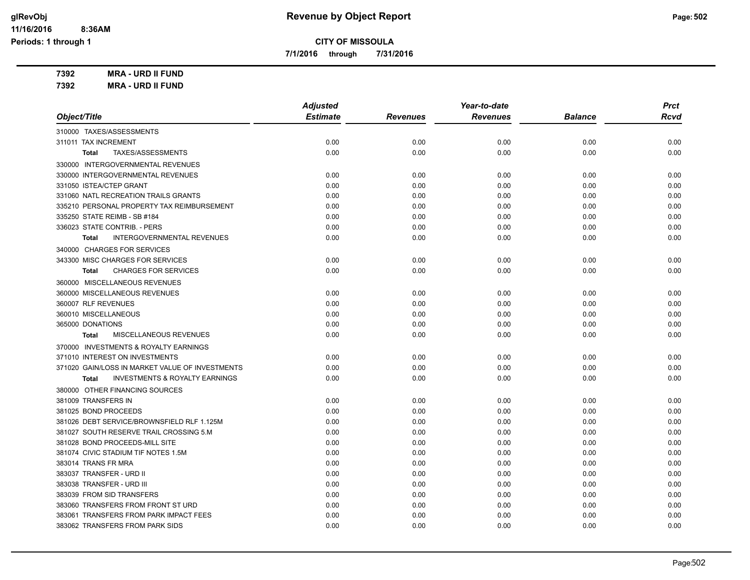**CITY OF MISSOULA**

**7/1/2016 through 7/31/2016**

**7392 MRA - URD II FUND**

**7392 MRA - URD II FUND**

| Object/Title | Adjusted Estimate | Revenues | Year-to-date Revenues | Balance | Prct Rcvd |
|---|---|---|---|---|---|
| 310000 TAXES/ASSESSMENTS | | | | | |
| 311011 TAX INCREMENT | 0.00 | 0.00 | 0.00 | 0.00 | 0.00 |
| **Total** TAXES/ASSESSMENTS | 0.00 | 0.00 | 0.00 | 0.00 | 0.00 |
| 330000 INTERGOVERNMENTAL REVENUES | | | | | |
| 330000 INTERGOVERNMENTAL REVENUES | 0.00 | 0.00 | 0.00 | 0.00 | 0.00 |
| 331050 ISTEA/CTEP GRANT | 0.00 | 0.00 | 0.00 | 0.00 | 0.00 |
| 331060 NATL RECREATION TRAILS GRANTS | 0.00 | 0.00 | 0.00 | 0.00 | 0.00 |
| 335210 PERSONAL PROPERTY TAX REIMBURSEMENT | 0.00 | 0.00 | 0.00 | 0.00 | 0.00 |
| 335250 STATE REIMB - SB #184 | 0.00 | 0.00 | 0.00 | 0.00 | 0.00 |
| 336023 STATE CONTRIB. - PERS | 0.00 | 0.00 | 0.00 | 0.00 | 0.00 |
| **Total** INTERGOVERNMENTAL REVENUES | 0.00 | 0.00 | 0.00 | 0.00 | 0.00 |
| 340000 CHARGES FOR SERVICES | | | | | |
| 343300 MISC CHARGES FOR SERVICES | 0.00 | 0.00 | 0.00 | 0.00 | 0.00 |
| **Total** CHARGES FOR SERVICES | 0.00 | 0.00 | 0.00 | 0.00 | 0.00 |
| 360000 MISCELLANEOUS REVENUES | | | | | |
| 360000 MISCELLANEOUS REVENUES | 0.00 | 0.00 | 0.00 | 0.00 | 0.00 |
| 360007 RLF REVENUES | 0.00 | 0.00 | 0.00 | 0.00 | 0.00 |
| 360010 MISCELLANEOUS | 0.00 | 0.00 | 0.00 | 0.00 | 0.00 |
| 365000 DONATIONS | 0.00 | 0.00 | 0.00 | 0.00 | 0.00 |
| **Total** MISCELLANEOUS REVENUES | 0.00 | 0.00 | 0.00 | 0.00 | 0.00 |
| 370000 INVESTMENTS & ROYALTY EARNINGS | | | | | |
| 371010 INTEREST ON INVESTMENTS | 0.00 | 0.00 | 0.00 | 0.00 | 0.00 |
| 371020 GAIN/LOSS IN MARKET VALUE OF INVESTMENTS | 0.00 | 0.00 | 0.00 | 0.00 | 0.00 |
| **Total** INVESTMENTS & ROYALTY EARNINGS | 0.00 | 0.00 | 0.00 | 0.00 | 0.00 |
| 380000 OTHER FINANCING SOURCES | | | | | |
| 381009 TRANSFERS IN | 0.00 | 0.00 | 0.00 | 0.00 | 0.00 |
| 381025 BOND PROCEEDS | 0.00 | 0.00 | 0.00 | 0.00 | 0.00 |
| 381026 DEBT SERVICE/BROWNSFIELD RLF 1.125M | 0.00 | 0.00 | 0.00 | 0.00 | 0.00 |
| 381027 SOUTH RESERVE TRAIL CROSSING 5.M | 0.00 | 0.00 | 0.00 | 0.00 | 0.00 |
| 381028 BOND PROCEEDS-MILL SITE | 0.00 | 0.00 | 0.00 | 0.00 | 0.00 |
| 381074 CIVIC STADIUM TIF NOTES 1.5M | 0.00 | 0.00 | 0.00 | 0.00 | 0.00 |
| 383014 TRANS FR MRA | 0.00 | 0.00 | 0.00 | 0.00 | 0.00 |
| 383037 TRANSFER - URD II | 0.00 | 0.00 | 0.00 | 0.00 | 0.00 |
| 383038 TRANSFER - URD III | 0.00 | 0.00 | 0.00 | 0.00 | 0.00 |
| 383039 FROM SID TRANSFERS | 0.00 | 0.00 | 0.00 | 0.00 | 0.00 |
| 383060 TRANSFERS FROM FRONT ST URD | 0.00 | 0.00 | 0.00 | 0.00 | 0.00 |
| 383061 TRANSFERS FROM PARK IMPACT FEES | 0.00 | 0.00 | 0.00 | 0.00 | 0.00 |
| 383062 TRANSFERS FROM PARK SIDS | 0.00 | 0.00 | 0.00 | 0.00 | 0.00 |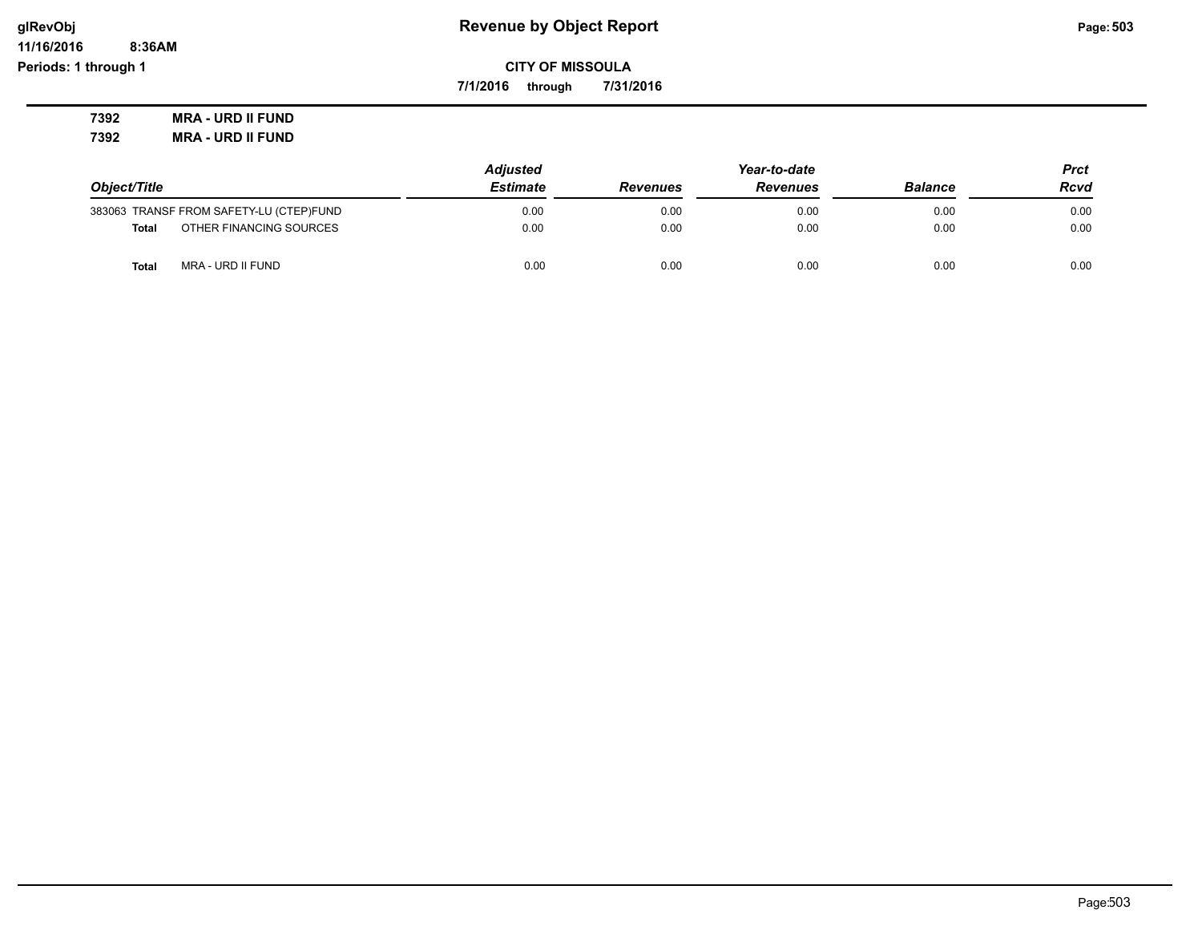# Revenue by Object Report

glRevObj
11/16/2016 8:36AM
Periods: 1 through 1

**CITY OF MISSOULA**

**7/1/2016 through 7/31/2016**

**7392 MRA - URD II FUND**
**7392 MRA - URD II FUND**

| Object/Title | | Adjusted Estimate | Revenues | Year-to-date Revenues | Balance | Prct Rcvd |
|---|---|---|---|---|---|---|
| 383063 | TRANSF FROM SAFETY-LU (CTEP)FUND | 0.00 | 0.00 | 0.00 | 0.00 | 0.00 |
| **Total** | OTHER FINANCING SOURCES | 0.00 | 0.00 | 0.00 | 0.00 | 0.00 |
| **Total** | MRA - URD II FUND | 0.00 | 0.00 | 0.00 | 0.00 | 0.00 |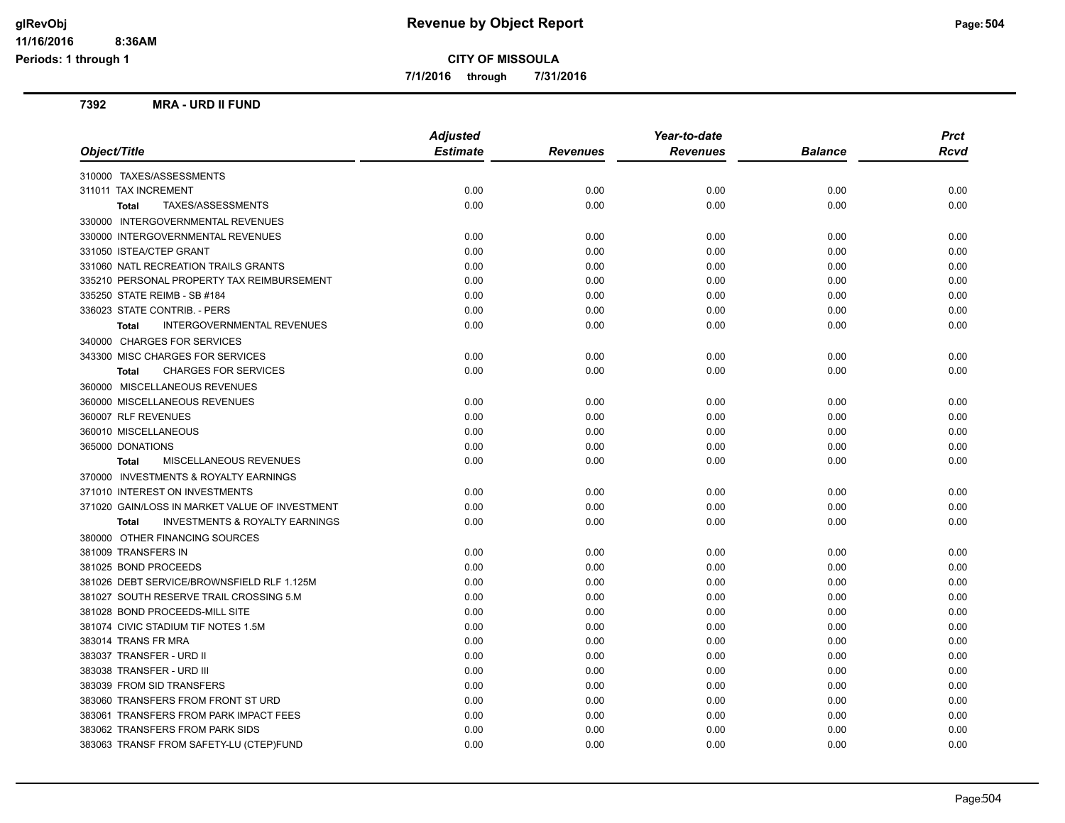# Revenue by Object Report

**CITY OF MISSOULA**

**7/1/2016 through 7/31/2016**

glRevObj
11/16/2016 8:36AM
Periods: 1 through 1

## 7392 MRA - URD II FUND

| Object/Title | Adjusted Estimate | Revenues | Year-to-date Revenues | Balance | Prct Rcvd |
|---|---|---|---|---|---|
| 310000 TAXES/ASSESSMENTS | | | | | |
| 311011 TAX INCREMENT | 0.00 | 0.00 | 0.00 | 0.00 | 0.00 |
| **Total** TAXES/ASSESSMENTS | 0.00 | 0.00 | 0.00 | 0.00 | 0.00 |
| 330000 INTERGOVERNMENTAL REVENUES | | | | | |
| 330000 INTERGOVERNMENTAL REVENUES | 0.00 | 0.00 | 0.00 | 0.00 | 0.00 |
| 331050 ISTEA/CTEP GRANT | 0.00 | 0.00 | 0.00 | 0.00 | 0.00 |
| 331060 NATL RECREATION TRAILS GRANTS | 0.00 | 0.00 | 0.00 | 0.00 | 0.00 |
| 335210 PERSONAL PROPERTY TAX REIMBURSEMENT | 0.00 | 0.00 | 0.00 | 0.00 | 0.00 |
| 335250 STATE REIMB - SB #184 | 0.00 | 0.00 | 0.00 | 0.00 | 0.00 |
| 336023 STATE CONTRIB. - PERS | 0.00 | 0.00 | 0.00 | 0.00 | 0.00 |
| **Total** INTERGOVERNMENTAL REVENUES | 0.00 | 0.00 | 0.00 | 0.00 | 0.00 |
| 340000 CHARGES FOR SERVICES | | | | | |
| 343300 MISC CHARGES FOR SERVICES | 0.00 | 0.00 | 0.00 | 0.00 | 0.00 |
| **Total** CHARGES FOR SERVICES | 0.00 | 0.00 | 0.00 | 0.00 | 0.00 |
| 360000 MISCELLANEOUS REVENUES | | | | | |
| 360000 MISCELLANEOUS REVENUES | 0.00 | 0.00 | 0.00 | 0.00 | 0.00 |
| 360007 RLF REVENUES | 0.00 | 0.00 | 0.00 | 0.00 | 0.00 |
| 360010 MISCELLANEOUS | 0.00 | 0.00 | 0.00 | 0.00 | 0.00 |
| 365000 DONATIONS | 0.00 | 0.00 | 0.00 | 0.00 | 0.00 |
| **Total** MISCELLANEOUS REVENUES | 0.00 | 0.00 | 0.00 | 0.00 | 0.00 |
| 370000 INVESTMENTS & ROYALTY EARNINGS | | | | | |
| 371010 INTEREST ON INVESTMENTS | 0.00 | 0.00 | 0.00 | 0.00 | 0.00 |
| 371020 GAIN/LOSS IN MARKET VALUE OF INVESTMENT | 0.00 | 0.00 | 0.00 | 0.00 | 0.00 |
| **Total** INVESTMENTS & ROYALTY EARNINGS | 0.00 | 0.00 | 0.00 | 0.00 | 0.00 |
| 380000 OTHER FINANCING SOURCES | | | | | |
| 381009 TRANSFERS IN | 0.00 | 0.00 | 0.00 | 0.00 | 0.00 |
| 381025 BOND PROCEEDS | 0.00 | 0.00 | 0.00 | 0.00 | 0.00 |
| 381026 DEBT SERVICE/BROWNSFIELD RLF 1.125M | 0.00 | 0.00 | 0.00 | 0.00 | 0.00 |
| 381027 SOUTH RESERVE TRAIL CROSSING 5.M | 0.00 | 0.00 | 0.00 | 0.00 | 0.00 |
| 381028 BOND PROCEEDS-MILL SITE | 0.00 | 0.00 | 0.00 | 0.00 | 0.00 |
| 381074 CIVIC STADIUM TIF NOTES 1.5M | 0.00 | 0.00 | 0.00 | 0.00 | 0.00 |
| 383014 TRANS FR MRA | 0.00 | 0.00 | 0.00 | 0.00 | 0.00 |
| 383037 TRANSFER - URD II | 0.00 | 0.00 | 0.00 | 0.00 | 0.00 |
| 383038 TRANSFER - URD III | 0.00 | 0.00 | 0.00 | 0.00 | 0.00 |
| 383039 FROM SID TRANSFERS | 0.00 | 0.00 | 0.00 | 0.00 | 0.00 |
| 383060 TRANSFERS FROM FRONT ST URD | 0.00 | 0.00 | 0.00 | 0.00 | 0.00 |
| 383061 TRANSFERS FROM PARK IMPACT FEES | 0.00 | 0.00 | 0.00 | 0.00 | 0.00 |
| 383062 TRANSFERS FROM PARK SIDS | 0.00 | 0.00 | 0.00 | 0.00 | 0.00 |
| 383063 TRANSF FROM SAFETY-LU (CTEP)FUND | 0.00 | 0.00 | 0.00 | 0.00 | 0.00 |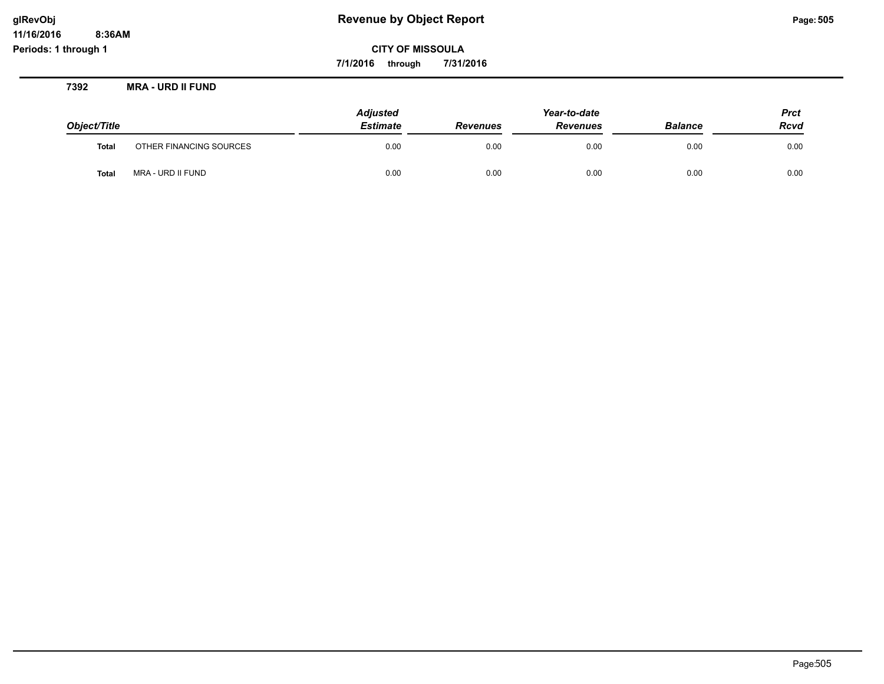# Revenue by Object Report

**CITY OF MISSOULA**

**7/1/2016 through 7/31/2016**

### 7392 MRA - URD II FUND

| Object/Title | | Adjusted Estimate | Revenues | Year-to-date Revenues | Balance | Prct Rcvd |
|---|---|---|---|---|---|---|
| **Total** | OTHER FINANCING SOURCES | 0.00 | 0.00 | 0.00 | 0.00 | 0.00 |
| **Total** | MRA - URD II FUND | 0.00 | 0.00 | 0.00 | 0.00 | 0.00 |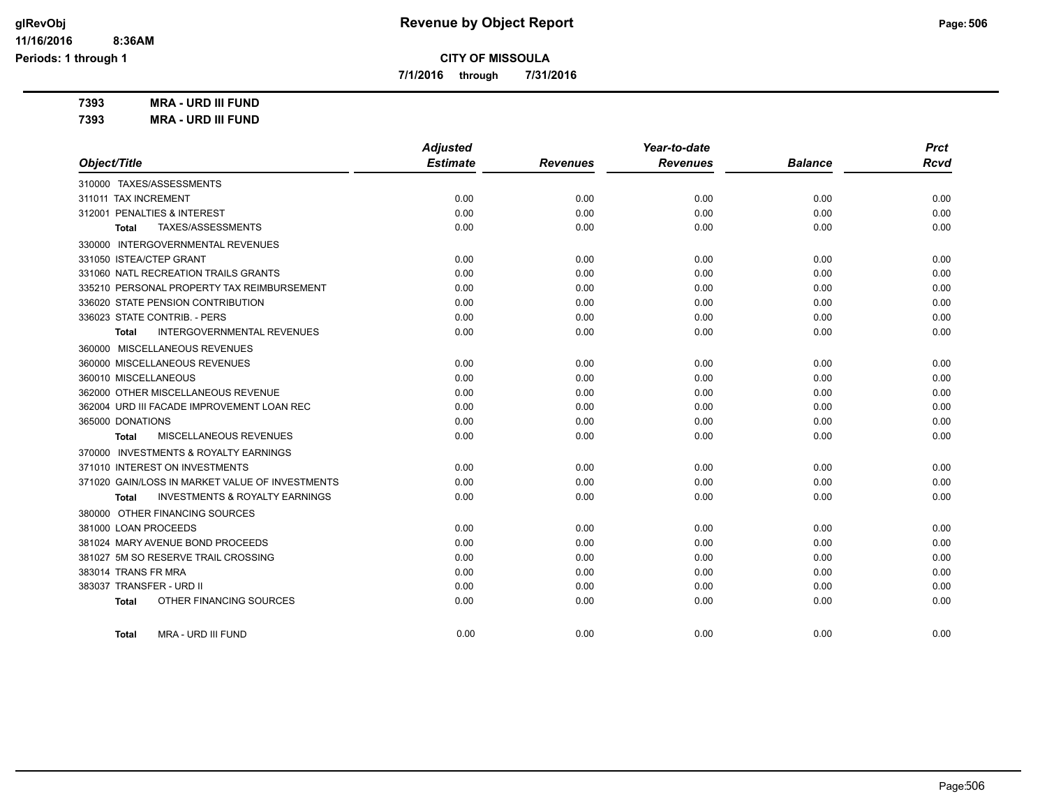**Revenue by Object Report**

**CITY OF MISSOULA**

**7/1/2016 through 7/31/2016**

glRevObj
11/16/2016 8:36AM
Periods: 1 through 1

**7393 MRA - URD III FUND**

**7393 MRA - URD III FUND**

| Object/Title | Adjusted Estimate | Revenues | Year-to-date Revenues | Balance | Prct Rcvd |
|---|---|---|---|---|---|
| 310000 TAXES/ASSESSMENTS | | | | | |
| 311011 TAX INCREMENT | 0.00 | 0.00 | 0.00 | 0.00 | 0.00 |
| 312001 PENALTIES & INTEREST | 0.00 | 0.00 | 0.00 | 0.00 | 0.00 |
| **Total** TAXES/ASSESSMENTS | 0.00 | 0.00 | 0.00 | 0.00 | 0.00 |
| 330000 INTERGOVERNMENTAL REVENUES | | | | | |
| 331050 ISTEA/CTEP GRANT | 0.00 | 0.00 | 0.00 | 0.00 | 0.00 |
| 331060 NATL RECREATION TRAILS GRANTS | 0.00 | 0.00 | 0.00 | 0.00 | 0.00 |
| 335210 PERSONAL PROPERTY TAX REIMBURSEMENT | 0.00 | 0.00 | 0.00 | 0.00 | 0.00 |
| 336020 STATE PENSION CONTRIBUTION | 0.00 | 0.00 | 0.00 | 0.00 | 0.00 |
| 336023 STATE CONTRIB. - PERS | 0.00 | 0.00 | 0.00 | 0.00 | 0.00 |
| **Total** INTERGOVERNMENTAL REVENUES | 0.00 | 0.00 | 0.00 | 0.00 | 0.00 |
| 360000 MISCELLANEOUS REVENUES | | | | | |
| 360000 MISCELLANEOUS REVENUES | 0.00 | 0.00 | 0.00 | 0.00 | 0.00 |
| 360010 MISCELLANEOUS | 0.00 | 0.00 | 0.00 | 0.00 | 0.00 |
| 362000 OTHER MISCELLANEOUS REVENUE | 0.00 | 0.00 | 0.00 | 0.00 | 0.00 |
| 362004 URD III FACADE IMPROVEMENT LOAN REC | 0.00 | 0.00 | 0.00 | 0.00 | 0.00 |
| 365000 DONATIONS | 0.00 | 0.00 | 0.00 | 0.00 | 0.00 |
| **Total** MISCELLANEOUS REVENUES | 0.00 | 0.00 | 0.00 | 0.00 | 0.00 |
| 370000 INVESTMENTS & ROYALTY EARNINGS | | | | | |
| 371010 INTEREST ON INVESTMENTS | 0.00 | 0.00 | 0.00 | 0.00 | 0.00 |
| 371020 GAIN/LOSS IN MARKET VALUE OF INVESTMENTS | 0.00 | 0.00 | 0.00 | 0.00 | 0.00 |
| **Total** INVESTMENTS & ROYALTY EARNINGS | 0.00 | 0.00 | 0.00 | 0.00 | 0.00 |
| 380000 OTHER FINANCING SOURCES | | | | | |
| 381000 LOAN PROCEEDS | 0.00 | 0.00 | 0.00 | 0.00 | 0.00 |
| 381024 MARY AVENUE BOND PROCEEDS | 0.00 | 0.00 | 0.00 | 0.00 | 0.00 |
| 381027 5M SO RESERVE TRAIL CROSSING | 0.00 | 0.00 | 0.00 | 0.00 | 0.00 |
| 383014 TRANS FR MRA | 0.00 | 0.00 | 0.00 | 0.00 | 0.00 |
| 383037 TRANSFER - URD II | 0.00 | 0.00 | 0.00 | 0.00 | 0.00 |
| **Total** OTHER FINANCING SOURCES | 0.00 | 0.00 | 0.00 | 0.00 | 0.00 |
| **Total** MRA - URD III FUND | 0.00 | 0.00 | 0.00 | 0.00 | 0.00 |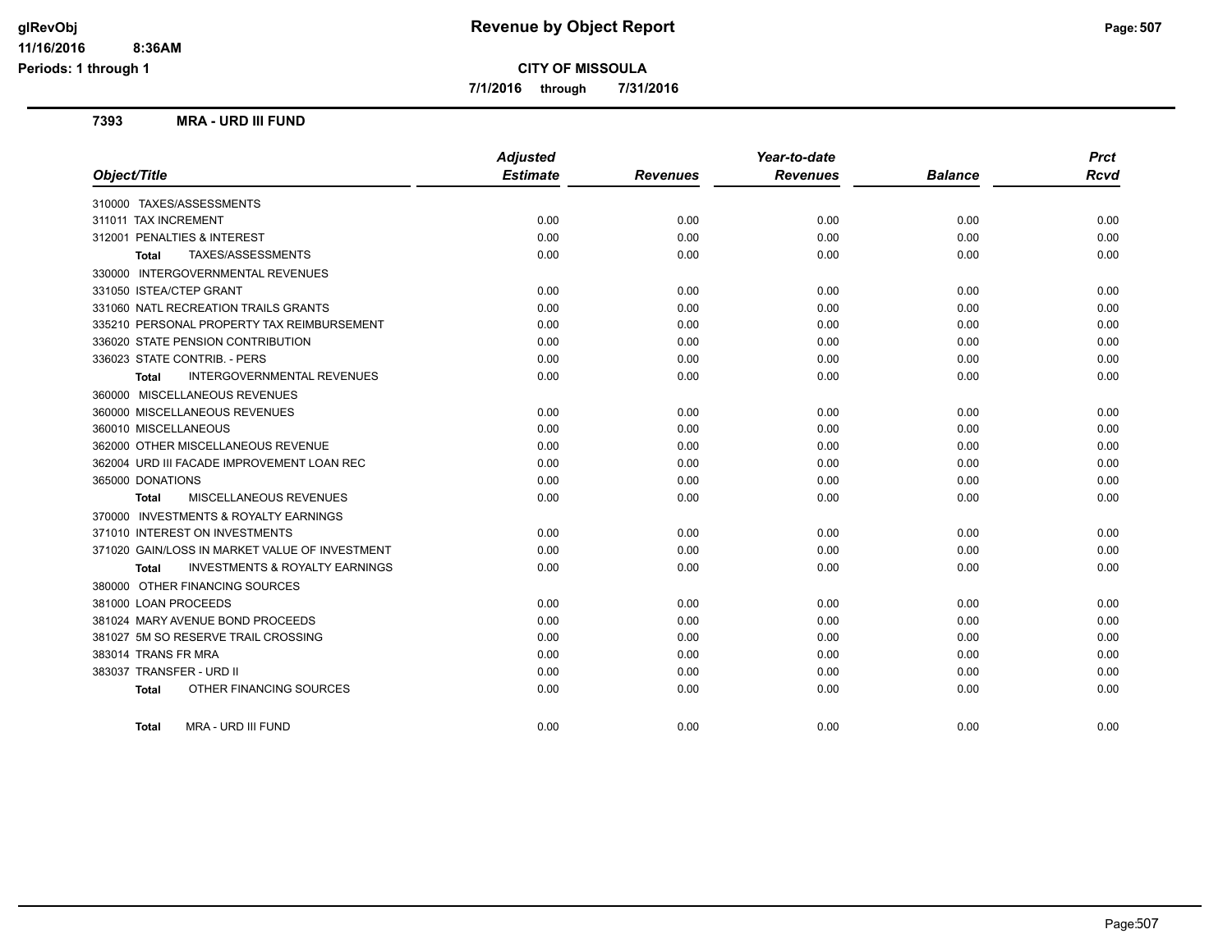# Revenue by Object Report

**CITY OF MISSOULA**

**7/1/2016 through 7/31/2016**

glRevObj
11/16/2016 8:36AM
Periods: 1 through 1

## 7393 MRA - URD III FUND

| Object/Title | Adjusted Estimate | Revenues | Year-to-date Revenues | Balance | Prct Rcvd |
|---|---|---|---|---|---|
| 310000 TAXES/ASSESSMENTS | | | | | |
| 311011 TAX INCREMENT | 0.00 | 0.00 | 0.00 | 0.00 | 0.00 |
| 312001 PENALTIES & INTEREST | 0.00 | 0.00 | 0.00 | 0.00 | 0.00 |
| **Total** TAXES/ASSESSMENTS | 0.00 | 0.00 | 0.00 | 0.00 | 0.00 |
| 330000 INTERGOVERNMENTAL REVENUES | | | | | |
| 331050 ISTEA/CTEP GRANT | 0.00 | 0.00 | 0.00 | 0.00 | 0.00 |
| 331060 NATL RECREATION TRAILS GRANTS | 0.00 | 0.00 | 0.00 | 0.00 | 0.00 |
| 335210 PERSONAL PROPERTY TAX REIMBURSEMENT | 0.00 | 0.00 | 0.00 | 0.00 | 0.00 |
| 336020 STATE PENSION CONTRIBUTION | 0.00 | 0.00 | 0.00 | 0.00 | 0.00 |
| 336023 STATE CONTRIB. - PERS | 0.00 | 0.00 | 0.00 | 0.00 | 0.00 |
| **Total** INTERGOVERNMENTAL REVENUES | 0.00 | 0.00 | 0.00 | 0.00 | 0.00 |
| 360000 MISCELLANEOUS REVENUES | | | | | |
| 360000 MISCELLANEOUS REVENUES | 0.00 | 0.00 | 0.00 | 0.00 | 0.00 |
| 360010 MISCELLANEOUS | 0.00 | 0.00 | 0.00 | 0.00 | 0.00 |
| 362000 OTHER MISCELLANEOUS REVENUE | 0.00 | 0.00 | 0.00 | 0.00 | 0.00 |
| 362004 URD III FACADE IMPROVEMENT LOAN REC | 0.00 | 0.00 | 0.00 | 0.00 | 0.00 |
| 365000 DONATIONS | 0.00 | 0.00 | 0.00 | 0.00 | 0.00 |
| **Total** MISCELLANEOUS REVENUES | 0.00 | 0.00 | 0.00 | 0.00 | 0.00 |
| 370000 INVESTMENTS & ROYALTY EARNINGS | | | | | |
| 371010 INTEREST ON INVESTMENTS | 0.00 | 0.00 | 0.00 | 0.00 | 0.00 |
| 371020 GAIN/LOSS IN MARKET VALUE OF INVESTMENT | 0.00 | 0.00 | 0.00 | 0.00 | 0.00 |
| **Total** INVESTMENTS & ROYALTY EARNINGS | 0.00 | 0.00 | 0.00 | 0.00 | 0.00 |
| 380000 OTHER FINANCING SOURCES | | | | | |
| 381000 LOAN PROCEEDS | 0.00 | 0.00 | 0.00 | 0.00 | 0.00 |
| 381024 MARY AVENUE BOND PROCEEDS | 0.00 | 0.00 | 0.00 | 0.00 | 0.00 |
| 381027 5M SO RESERVE TRAIL CROSSING | 0.00 | 0.00 | 0.00 | 0.00 | 0.00 |
| 383014 TRANS FR MRA | 0.00 | 0.00 | 0.00 | 0.00 | 0.00 |
| 383037 TRANSFER - URD II | 0.00 | 0.00 | 0.00 | 0.00 | 0.00 |
| **Total** OTHER FINANCING SOURCES | 0.00 | 0.00 | 0.00 | 0.00 | 0.00 |
| **Total** MRA - URD III FUND | 0.00 | 0.00 | 0.00 | 0.00 | 0.00 |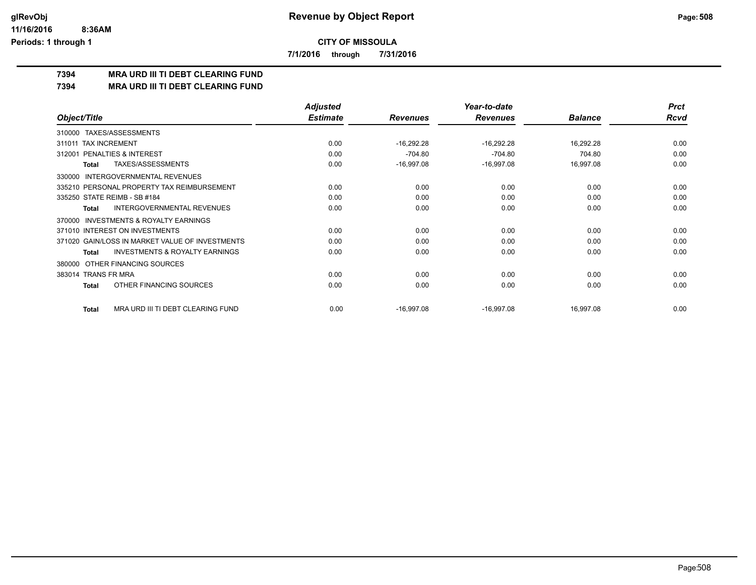# Revenue by Object Report

**CITY OF MISSOULA**

**7/1/2016 through 7/31/2016**

## 7394 MRA URD III TI DEBT CLEARING FUND
## 7394 MRA URD III TI DEBT CLEARING FUND

| Object/Title | Adjusted Estimate | Revenues | Year-to-date Revenues | Balance | Prct Rcvd |
|---|---|---|---|---|---|
| 310000 TAXES/ASSESSMENTS | | | | | |
| 311011 TAX INCREMENT | 0.00 | -16,292.28 | -16,292.28 | 16,292.28 | 0.00 |
| 312001 PENALTIES & INTEREST | 0.00 | -704.80 | -704.80 | 704.80 | 0.00 |
| **Total** TAXES/ASSESSMENTS | 0.00 | -16,997.08 | -16,997.08 | 16,997.08 | 0.00 |
| 330000 INTERGOVERNMENTAL REVENUES | | | | | |
| 335210 PERSONAL PROPERTY TAX REIMBURSEMENT | 0.00 | 0.00 | 0.00 | 0.00 | 0.00 |
| 335250 STATE REIMB - SB #184 | 0.00 | 0.00 | 0.00 | 0.00 | 0.00 |
| **Total** INTERGOVERNMENTAL REVENUES | 0.00 | 0.00 | 0.00 | 0.00 | 0.00 |
| 370000 INVESTMENTS & ROYALTY EARNINGS | | | | | |
| 371010 INTEREST ON INVESTMENTS | 0.00 | 0.00 | 0.00 | 0.00 | 0.00 |
| 371020 GAIN/LOSS IN MARKET VALUE OF INVESTMENTS | 0.00 | 0.00 | 0.00 | 0.00 | 0.00 |
| **Total** INVESTMENTS & ROYALTY EARNINGS | 0.00 | 0.00 | 0.00 | 0.00 | 0.00 |
| 380000 OTHER FINANCING SOURCES | | | | | |
| 383014 TRANS FR MRA | 0.00 | 0.00 | 0.00 | 0.00 | 0.00 |
| **Total** OTHER FINANCING SOURCES | 0.00 | 0.00 | 0.00 | 0.00 | 0.00 |
| **Total** MRA URD III TI DEBT CLEARING FUND | 0.00 | -16,997.08 | -16,997.08 | 16,997.08 | 0.00 |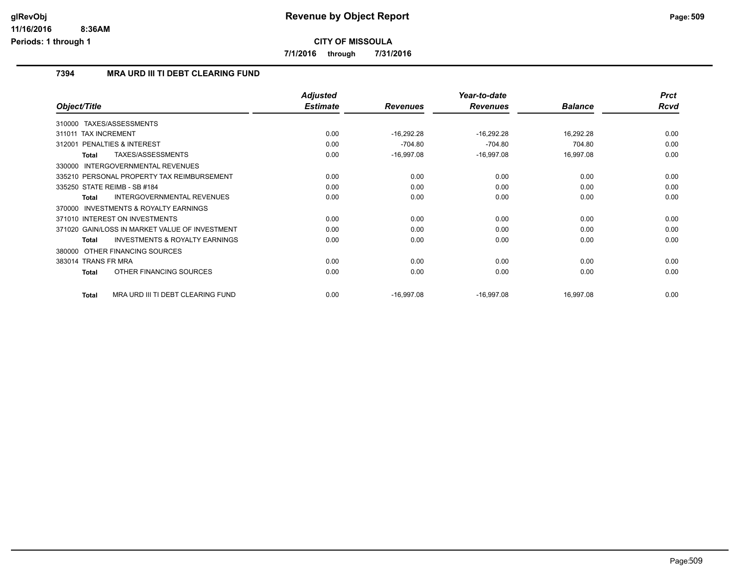# Revenue by Object Report

**CITY OF MISSOULA**

**7/1/2016 through 7/31/2016**

## 7394 MRA URD III TI DEBT CLEARING FUND

| Object/Title | Adjusted Estimate | Revenues | Year-to-date Revenues | Balance | Prct Rcvd |
|---|---|---|---|---|---|
| 310000 TAXES/ASSESSMENTS | | | | | |
| 311011 TAX INCREMENT | 0.00 | -16,292.28 | -16,292.28 | 16,292.28 | 0.00 |
| 312001 PENALTIES & INTEREST | 0.00 | -704.80 | -704.80 | 704.80 | 0.00 |
| **Total** TAXES/ASSESSMENTS | 0.00 | -16,997.08 | -16,997.08 | 16,997.08 | 0.00 |
| 330000 INTERGOVERNMENTAL REVENUES | | | | | |
| 335210 PERSONAL PROPERTY TAX REIMBURSEMENT | 0.00 | 0.00 | 0.00 | 0.00 | 0.00 |
| 335250 STATE REIMB - SB #184 | 0.00 | 0.00 | 0.00 | 0.00 | 0.00 |
| **Total** INTERGOVERNMENTAL REVENUES | 0.00 | 0.00 | 0.00 | 0.00 | 0.00 |
| 370000 INVESTMENTS & ROYALTY EARNINGS | | | | | |
| 371010 INTEREST ON INVESTMENTS | 0.00 | 0.00 | 0.00 | 0.00 | 0.00 |
| 371020 GAIN/LOSS IN MARKET VALUE OF INVESTMENT | 0.00 | 0.00 | 0.00 | 0.00 | 0.00 |
| **Total** INVESTMENTS & ROYALTY EARNINGS | 0.00 | 0.00 | 0.00 | 0.00 | 0.00 |
| 380000 OTHER FINANCING SOURCES | | | | | |
| 383014 TRANS FR MRA | 0.00 | 0.00 | 0.00 | 0.00 | 0.00 |
| **Total** OTHER FINANCING SOURCES | 0.00 | 0.00 | 0.00 | 0.00 | 0.00 |
| **Total** MRA URD III TI DEBT CLEARING FUND | 0.00 | -16,997.08 | -16,997.08 | 16,997.08 | 0.00 |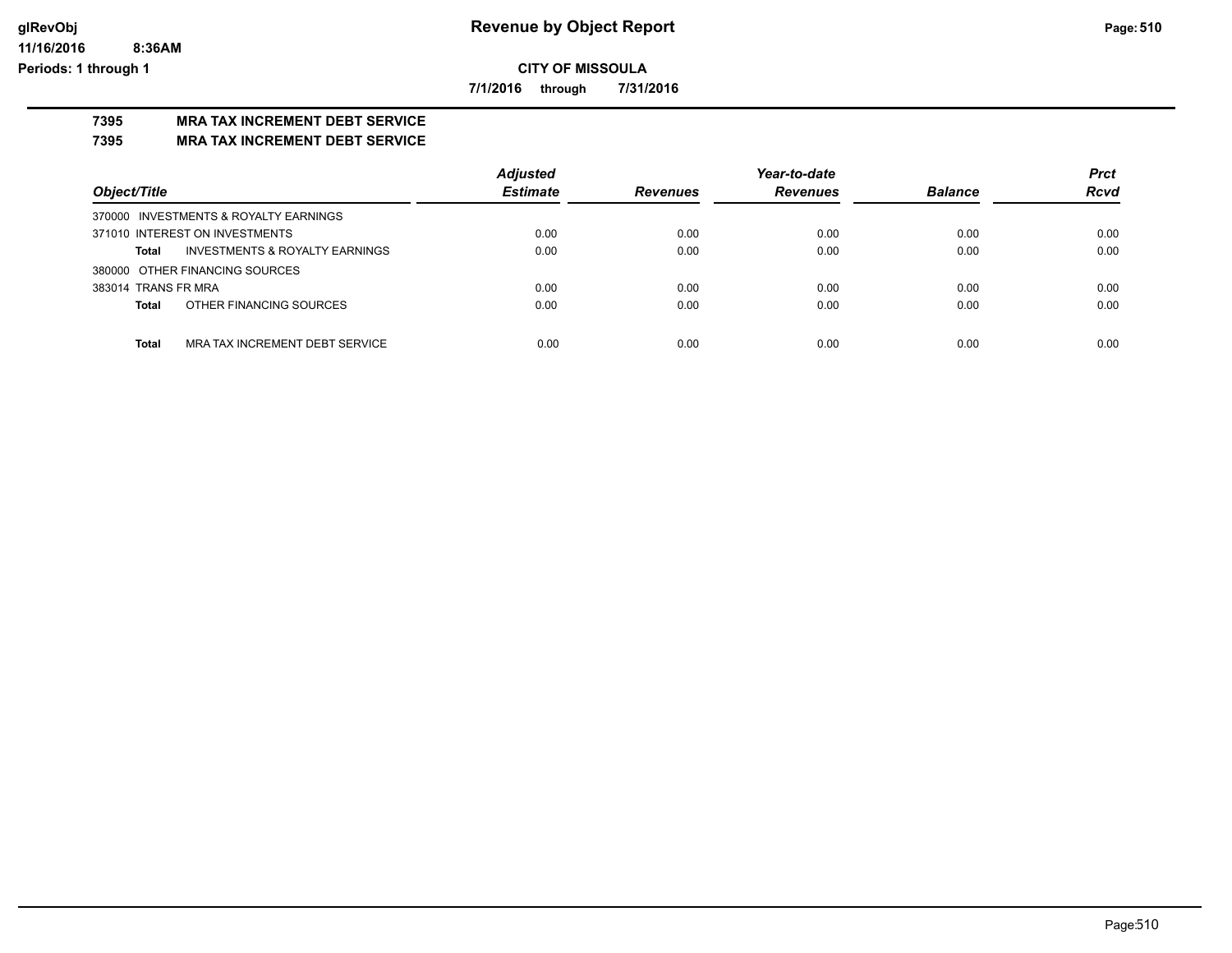# Revenue by Object Report

**CITY OF MISSOULA**

**7/1/2016 through 7/31/2016**

glRevObj
11/16/2016 8:36AM
Periods: 1 through 1

## 7395 MRA TAX INCREMENT DEBT SERVICE

## 7395 MRA TAX INCREMENT DEBT SERVICE

| Object/Title | Adjusted Estimate | Revenues | Year-to-date Revenues | Balance | Prct Rcvd |
|---|---|---|---|---|---|
| 370000 INVESTMENTS & ROYALTY EARNINGS | | | | | |
| 371010 INTEREST ON INVESTMENTS | 0.00 | 0.00 | 0.00 | 0.00 | 0.00 |
| **Total** INVESTMENTS & ROYALTY EARNINGS | 0.00 | 0.00 | 0.00 | 0.00 | 0.00 |
| 380000 OTHER FINANCING SOURCES | | | | | |
| 383014 TRANS FR MRA | 0.00 | 0.00 | 0.00 | 0.00 | 0.00 |
| **Total** OTHER FINANCING SOURCES | 0.00 | 0.00 | 0.00 | 0.00 | 0.00 |
| **Total** MRA TAX INCREMENT DEBT SERVICE | 0.00 | 0.00 | 0.00 | 0.00 | 0.00 |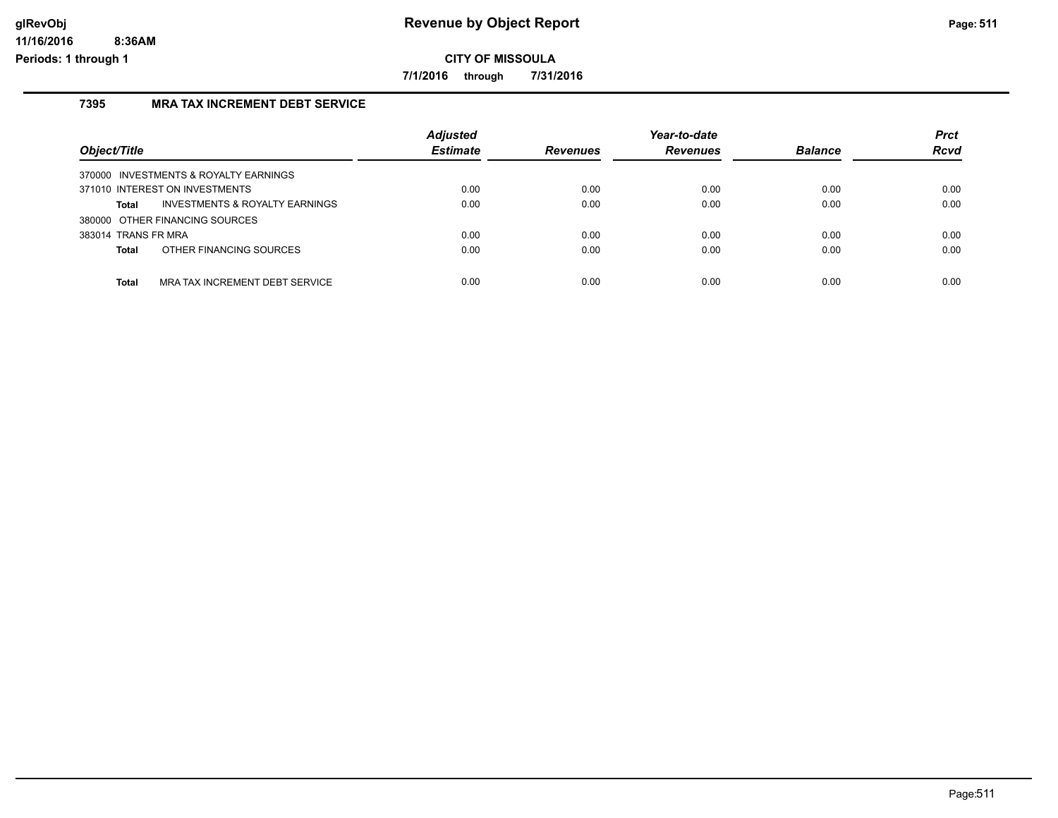# Revenue by Object Report

**CITY OF MISSOULA**

**7/1/2016 through 7/31/2016**

glRevObj
11/16/2016 8:36AM
Periods: 1 through 1

## 7395 MRA TAX INCREMENT DEBT SERVICE

| Object/Title | Adjusted Estimate | Revenues | Year-to-date Revenues | Balance | Prct Rcvd |
|---|---|---|---|---|---|
| 370000 INVESTMENTS & ROYALTY EARNINGS | | | | | |
| 371010 INTEREST ON INVESTMENTS | 0.00 | 0.00 | 0.00 | 0.00 | 0.00 |
| **Total** INVESTMENTS & ROYALTY EARNINGS | 0.00 | 0.00 | 0.00 | 0.00 | 0.00 |
| 380000 OTHER FINANCING SOURCES | | | | | |
| 383014 TRANS FR MRA | 0.00 | 0.00 | 0.00 | 0.00 | 0.00 |
| **Total** OTHER FINANCING SOURCES | 0.00 | 0.00 | 0.00 | 0.00 | 0.00 |
| **Total** MRA TAX INCREMENT DEBT SERVICE | 0.00 | 0.00 | 0.00 | 0.00 | 0.00 |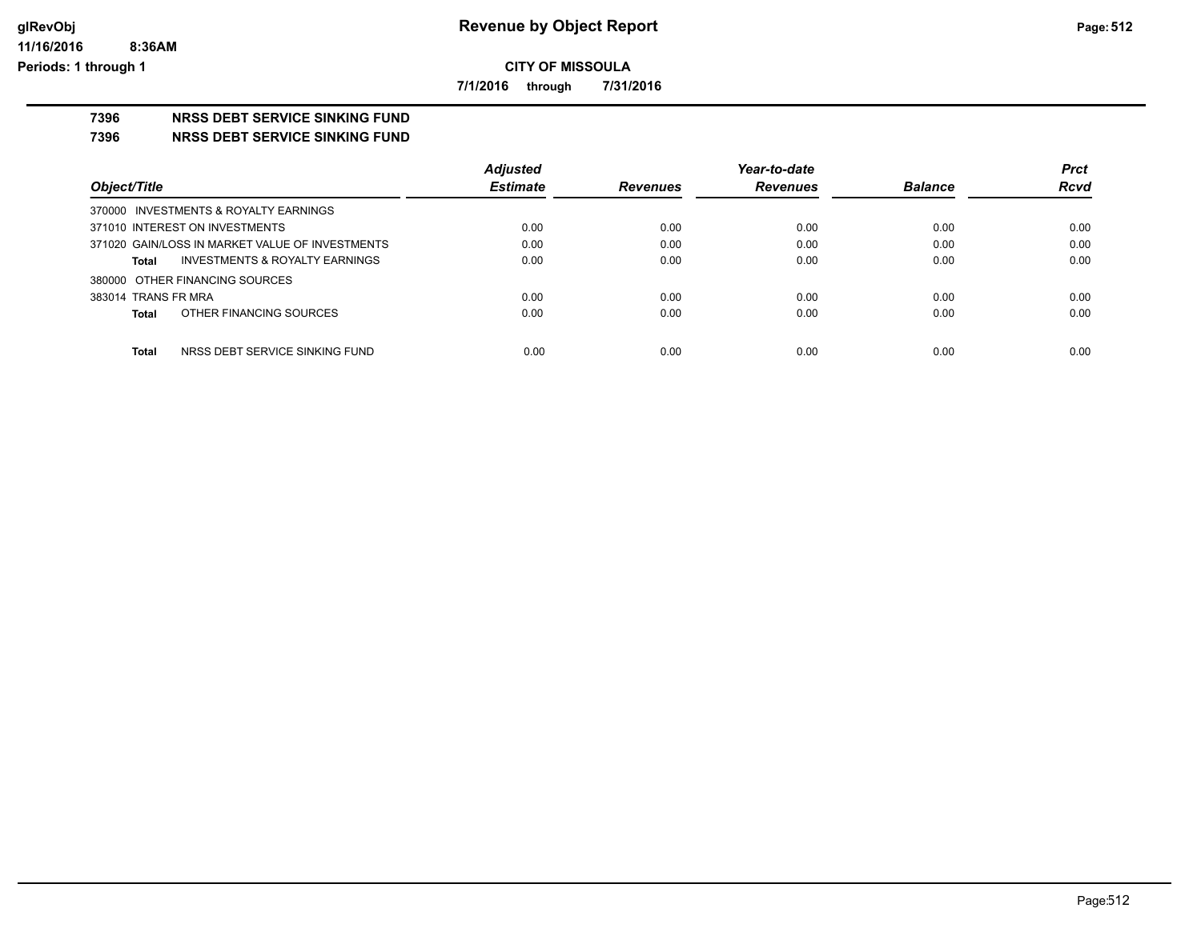# Revenue by Object Report

glRevObj
11/16/2016 8:36AM
Periods: 1 through 1

**CITY OF MISSOULA**

**7/1/2016 through 7/31/2016**

**7396 NRSS DEBT SERVICE SINKING FUND**

**7396 NRSS DEBT SERVICE SINKING FUND**

| Object/Title | Adjusted Estimate | Revenues | Year-to-date Revenues | Balance | Prct Rcvd |
|---|---|---|---|---|---|
| 370000 INVESTMENTS & ROYALTY EARNINGS | | | | | |
| 371010 INTEREST ON INVESTMENTS | 0.00 | 0.00 | 0.00 | 0.00 | 0.00 |
| 371020 GAIN/LOSS IN MARKET VALUE OF INVESTMENTS | 0.00 | 0.00 | 0.00 | 0.00 | 0.00 |
| **Total** INVESTMENTS & ROYALTY EARNINGS | 0.00 | 0.00 | 0.00 | 0.00 | 0.00 |
| 380000 OTHER FINANCING SOURCES | | | | | |
| 383014 TRANS FR MRA | 0.00 | 0.00 | 0.00 | 0.00 | 0.00 |
| **Total** OTHER FINANCING SOURCES | 0.00 | 0.00 | 0.00 | 0.00 | 0.00 |
| **Total** NRSS DEBT SERVICE SINKING FUND | 0.00 | 0.00 | 0.00 | 0.00 | 0.00 |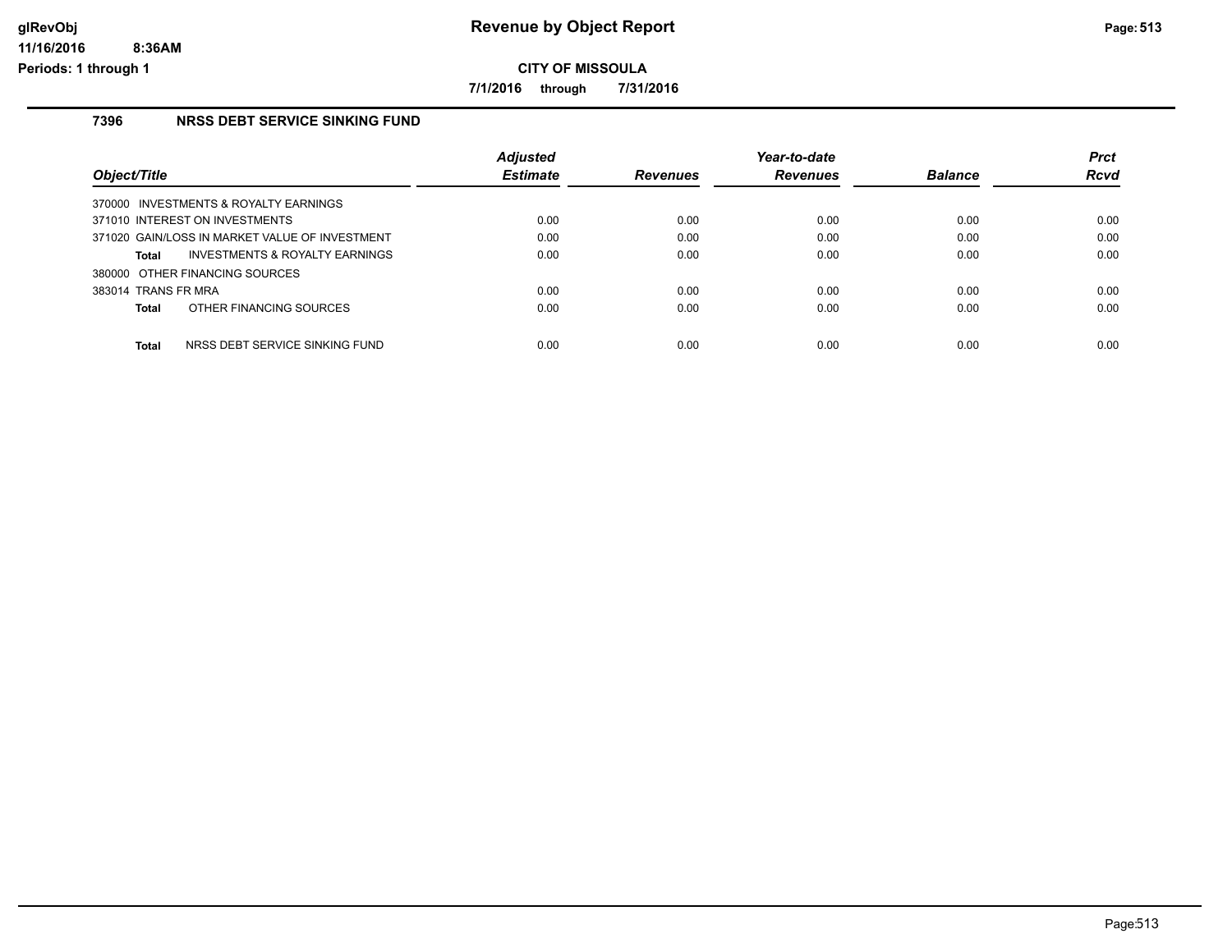# Revenue by Object Report

glRevObj
11/16/2016 8:36AM
Periods: 1 through 1

## CITY OF MISSOULA

7/1/2016 through 7/31/2016

### 7396 NRSS DEBT SERVICE SINKING FUND

| Object/Title | Adjusted Estimate | Revenues | Year-to-date Revenues | Balance | Prct Rcvd |
|---|---|---|---|---|---|
| 370000 INVESTMENTS & ROYALTY EARNINGS | | | | | |
| 371010 INTEREST ON INVESTMENTS | 0.00 | 0.00 | 0.00 | 0.00 | 0.00 |
| 371020 GAIN/LOSS IN MARKET VALUE OF INVESTMENT | 0.00 | 0.00 | 0.00 | 0.00 | 0.00 |
| **Total** INVESTMENTS & ROYALTY EARNINGS | 0.00 | 0.00 | 0.00 | 0.00 | 0.00 |
| 380000 OTHER FINANCING SOURCES | | | | | |
| 383014 TRANS FR MRA | 0.00 | 0.00 | 0.00 | 0.00 | 0.00 |
| **Total** OTHER FINANCING SOURCES | 0.00 | 0.00 | 0.00 | 0.00 | 0.00 |
| **Total** NRSS DEBT SERVICE SINKING FUND | 0.00 | 0.00 | 0.00 | 0.00 | 0.00 |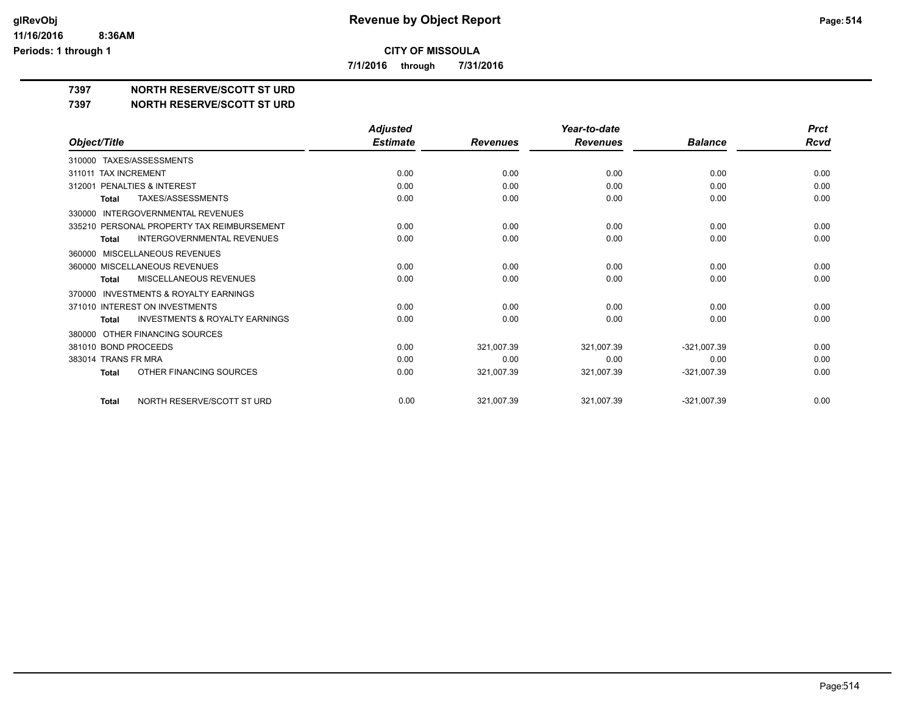# Revenue by Object Report

**CITY OF MISSOULA**

**7/1/2016 through 7/31/2016**

glRevObj
11/16/2016 8:36AM
Periods: 1 through 1

## 7397 NORTH RESERVE/SCOTT ST URD
## 7397 NORTH RESERVE/SCOTT ST URD

| Object/Title | Adjusted Estimate | Revenues | Year-to-date Revenues | Balance | Prct Rcvd |
|---|---|---|---|---|---|
| 310000 TAXES/ASSESSMENTS | | | | | |
| 311011 TAX INCREMENT | 0.00 | 0.00 | 0.00 | 0.00 | 0.00 |
| 312001 PENALTIES & INTEREST | 0.00 | 0.00 | 0.00 | 0.00 | 0.00 |
| **Total** TAXES/ASSESSMENTS | 0.00 | 0.00 | 0.00 | 0.00 | 0.00 |
| 330000 INTERGOVERNMENTAL REVENUES | | | | | |
| 335210 PERSONAL PROPERTY TAX REIMBURSEMENT | 0.00 | 0.00 | 0.00 | 0.00 | 0.00 |
| **Total** INTERGOVERNMENTAL REVENUES | 0.00 | 0.00 | 0.00 | 0.00 | 0.00 |
| 360000 MISCELLANEOUS REVENUES | | | | | |
| 360000 MISCELLANEOUS REVENUES | 0.00 | 0.00 | 0.00 | 0.00 | 0.00 |
| **Total** MISCELLANEOUS REVENUES | 0.00 | 0.00 | 0.00 | 0.00 | 0.00 |
| 370000 INVESTMENTS & ROYALTY EARNINGS | | | | | |
| 371010 INTEREST ON INVESTMENTS | 0.00 | 0.00 | 0.00 | 0.00 | 0.00 |
| **Total** INVESTMENTS & ROYALTY EARNINGS | 0.00 | 0.00 | 0.00 | 0.00 | 0.00 |
| 380000 OTHER FINANCING SOURCES | | | | | |
| 381010 BOND PROCEEDS | 0.00 | 321,007.39 | 321,007.39 | -321,007.39 | 0.00 |
| 383014 TRANS FR MRA | 0.00 | 0.00 | 0.00 | 0.00 | 0.00 |
| **Total** OTHER FINANCING SOURCES | 0.00 | 321,007.39 | 321,007.39 | -321,007.39 | 0.00 |
| **Total** NORTH RESERVE/SCOTT ST URD | 0.00 | 321,007.39 | 321,007.39 | -321,007.39 | 0.00 |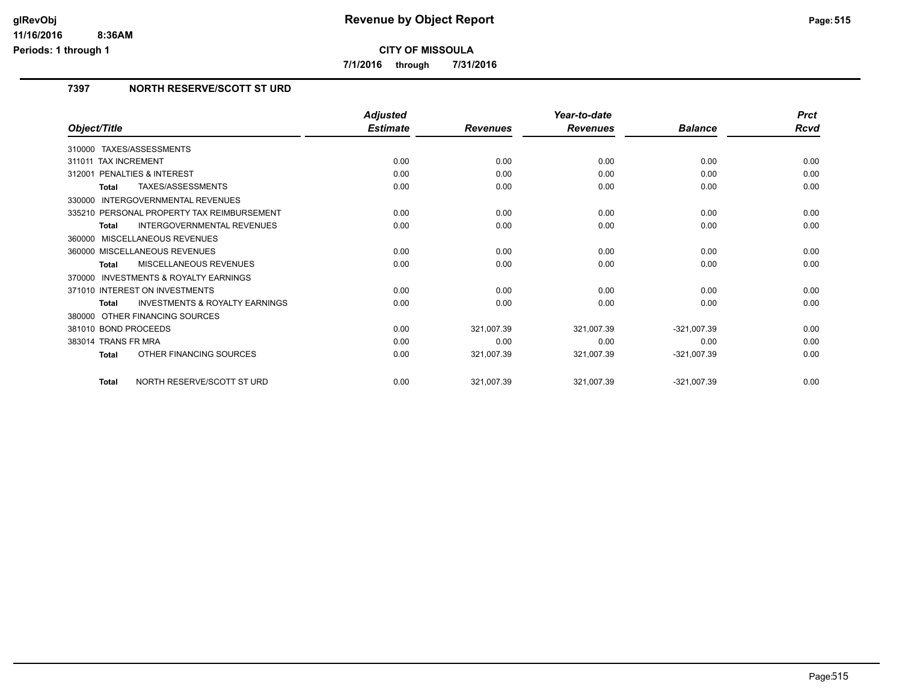# Revenue by Object Report

**CITY OF MISSOULA**

**7/1/2016 through 7/31/2016**

glRevObj
11/16/2016 8:36AM
Periods: 1 through 1

## 7397 NORTH RESERVE/SCOTT ST URD

| Object/Title | Adjusted Estimate | Revenues | Year-to-date Revenues | Balance | Prct Rcvd |
|---|---|---|---|---|---|
| 310000 TAXES/ASSESSMENTS | | | | | |
| 311011 TAX INCREMENT | 0.00 | 0.00 | 0.00 | 0.00 | 0.00 |
| 312001 PENALTIES & INTEREST | 0.00 | 0.00 | 0.00 | 0.00 | 0.00 |
| **Total** TAXES/ASSESSMENTS | 0.00 | 0.00 | 0.00 | 0.00 | 0.00 |
| 330000 INTERGOVERNMENTAL REVENUES | | | | | |
| 335210 PERSONAL PROPERTY TAX REIMBURSEMENT | 0.00 | 0.00 | 0.00 | 0.00 | 0.00 |
| **Total** INTERGOVERNMENTAL REVENUES | 0.00 | 0.00 | 0.00 | 0.00 | 0.00 |
| 360000 MISCELLANEOUS REVENUES | | | | | |
| 360000 MISCELLANEOUS REVENUES | 0.00 | 0.00 | 0.00 | 0.00 | 0.00 |
| **Total** MISCELLANEOUS REVENUES | 0.00 | 0.00 | 0.00 | 0.00 | 0.00 |
| 370000 INVESTMENTS & ROYALTY EARNINGS | | | | | |
| 371010 INTEREST ON INVESTMENTS | 0.00 | 0.00 | 0.00 | 0.00 | 0.00 |
| **Total** INVESTMENTS & ROYALTY EARNINGS | 0.00 | 0.00 | 0.00 | 0.00 | 0.00 |
| 380000 OTHER FINANCING SOURCES | | | | | |
| 381010 BOND PROCEEDS | 0.00 | 321,007.39 | 321,007.39 | -321,007.39 | 0.00 |
| 383014 TRANS FR MRA | 0.00 | 0.00 | 0.00 | 0.00 | 0.00 |
| **Total** OTHER FINANCING SOURCES | 0.00 | 321,007.39 | 321,007.39 | -321,007.39 | 0.00 |
| **Total** NORTH RESERVE/SCOTT ST URD | 0.00 | 321,007.39 | 321,007.39 | -321,007.39 | 0.00 |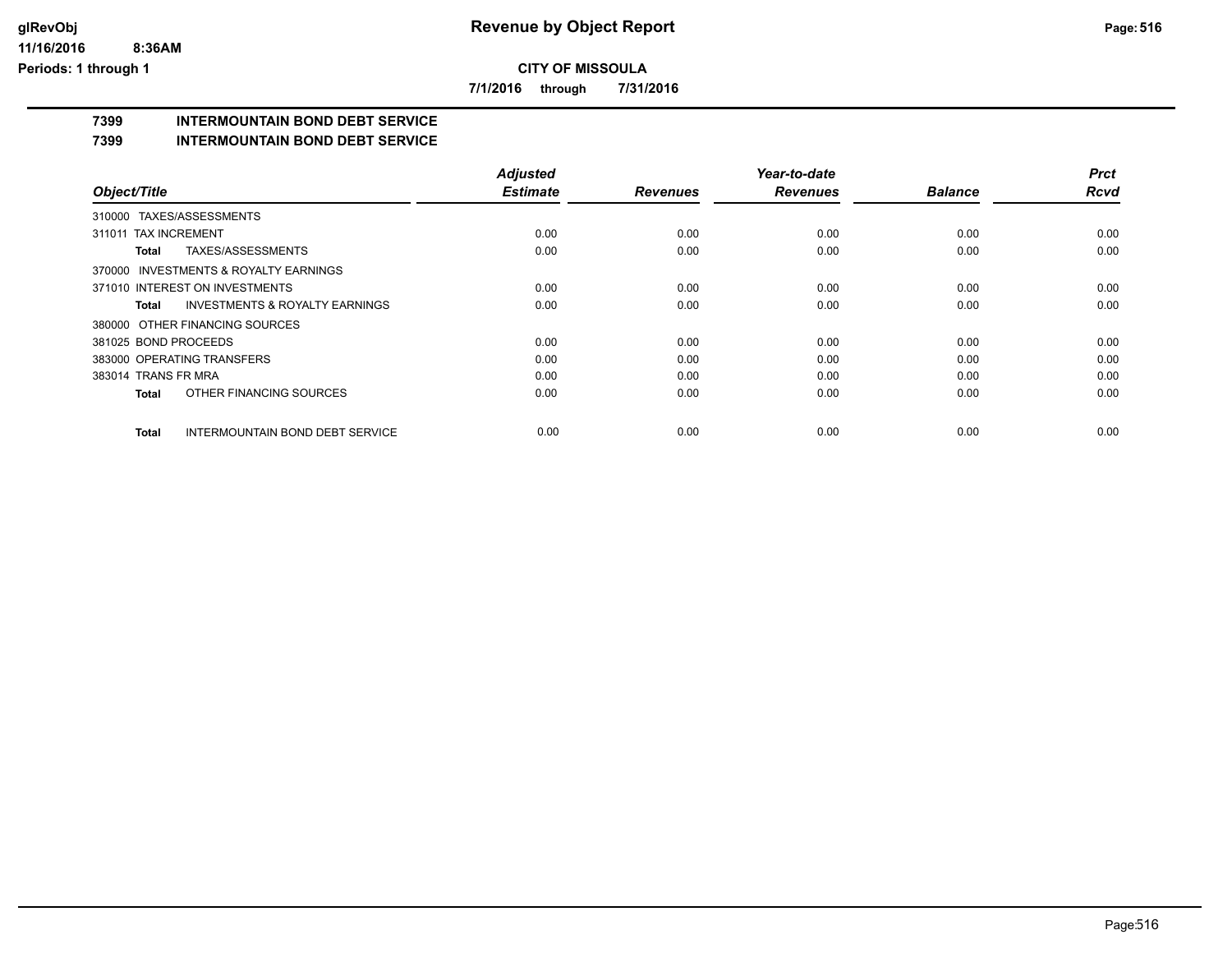# Revenue by Object Report

**CITY OF MISSOULA**

**7/1/2016 through 7/31/2016**

glRevObj
11/16/2016 8:36AM
Periods: 1 through 1

## 7399 INTERMOUNTAIN BOND DEBT SERVICE

### 7399 INTERMOUNTAIN BOND DEBT SERVICE

| Object/Title | Adjusted Estimate | Revenues | Year-to-date Revenues | Balance | Prct Rcvd |
|---|---|---|---|---|---|
| 310000 TAXES/ASSESSMENTS | | | | | |
| 311011 TAX INCREMENT | 0.00 | 0.00 | 0.00 | 0.00 | 0.00 |
| **Total** TAXES/ASSESSMENTS | 0.00 | 0.00 | 0.00 | 0.00 | 0.00 |
| 370000 INVESTMENTS & ROYALTY EARNINGS | | | | | |
| 371010 INTEREST ON INVESTMENTS | 0.00 | 0.00 | 0.00 | 0.00 | 0.00 |
| **Total** INVESTMENTS & ROYALTY EARNINGS | 0.00 | 0.00 | 0.00 | 0.00 | 0.00 |
| 380000 OTHER FINANCING SOURCES | | | | | |
| 381025 BOND PROCEEDS | 0.00 | 0.00 | 0.00 | 0.00 | 0.00 |
| 383000 OPERATING TRANSFERS | 0.00 | 0.00 | 0.00 | 0.00 | 0.00 |
| 383014 TRANS FR MRA | 0.00 | 0.00 | 0.00 | 0.00 | 0.00 |
| **Total** OTHER FINANCING SOURCES | 0.00 | 0.00 | 0.00 | 0.00 | 0.00 |
| **Total** INTERMOUNTAIN BOND DEBT SERVICE | 0.00 | 0.00 | 0.00 | 0.00 | 0.00 |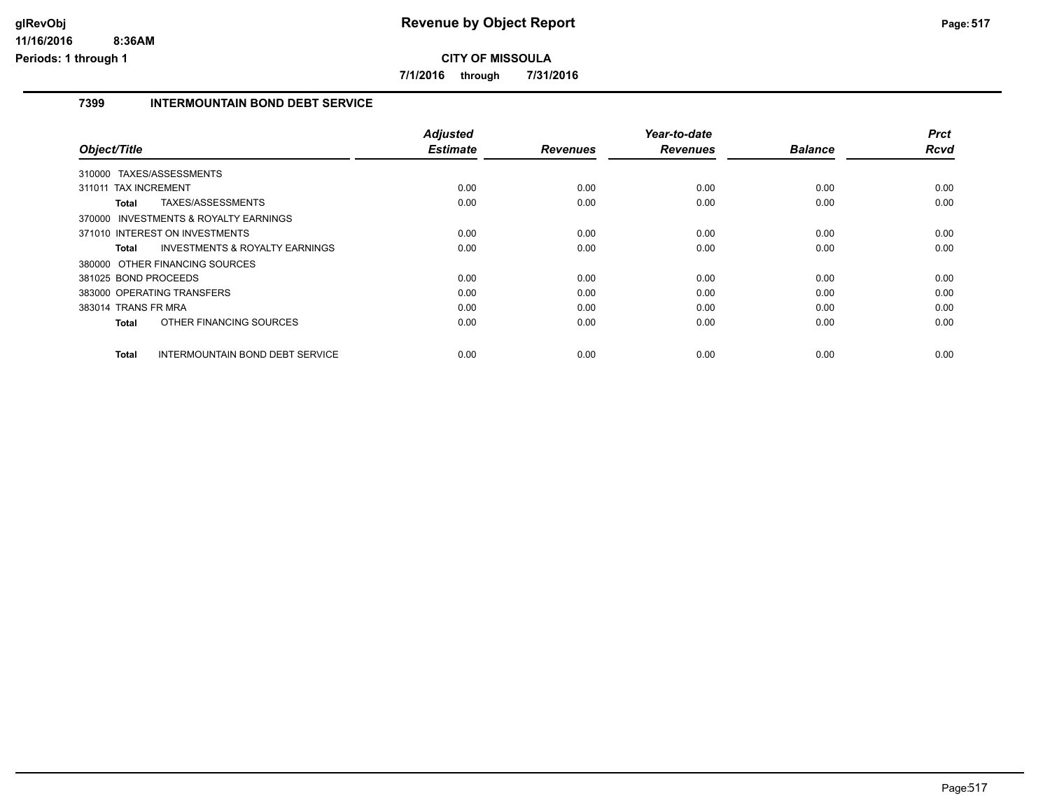# Revenue by Object Report

**CITY OF MISSOULA**

**7/1/2016 through 7/31/2016**

glRevObj
11/16/2016 8:36AM
Periods: 1 through 1

## 7399 INTERMOUNTAIN BOND DEBT SERVICE

| Object/Title | Adjusted Estimate | Revenues | Year-to-date Revenues | Balance | Prct Rcvd |
|---|---|---|---|---|---|
| 310000 TAXES/ASSESSMENTS | | | | | |
| 311011 TAX INCREMENT | 0.00 | 0.00 | 0.00 | 0.00 | 0.00 |
| **Total** TAXES/ASSESSMENTS | 0.00 | 0.00 | 0.00 | 0.00 | 0.00 |
| 370000 INVESTMENTS & ROYALTY EARNINGS | | | | | |
| 371010 INTEREST ON INVESTMENTS | 0.00 | 0.00 | 0.00 | 0.00 | 0.00 |
| **Total** INVESTMENTS & ROYALTY EARNINGS | 0.00 | 0.00 | 0.00 | 0.00 | 0.00 |
| 380000 OTHER FINANCING SOURCES | | | | | |
| 381025 BOND PROCEEDS | 0.00 | 0.00 | 0.00 | 0.00 | 0.00 |
| 383000 OPERATING TRANSFERS | 0.00 | 0.00 | 0.00 | 0.00 | 0.00 |
| 383014 TRANS FR MRA | 0.00 | 0.00 | 0.00 | 0.00 | 0.00 |
| **Total** OTHER FINANCING SOURCES | 0.00 | 0.00 | 0.00 | 0.00 | 0.00 |
| **Total** INTERMOUNTAIN BOND DEBT SERVICE | 0.00 | 0.00 | 0.00 | 0.00 | 0.00 |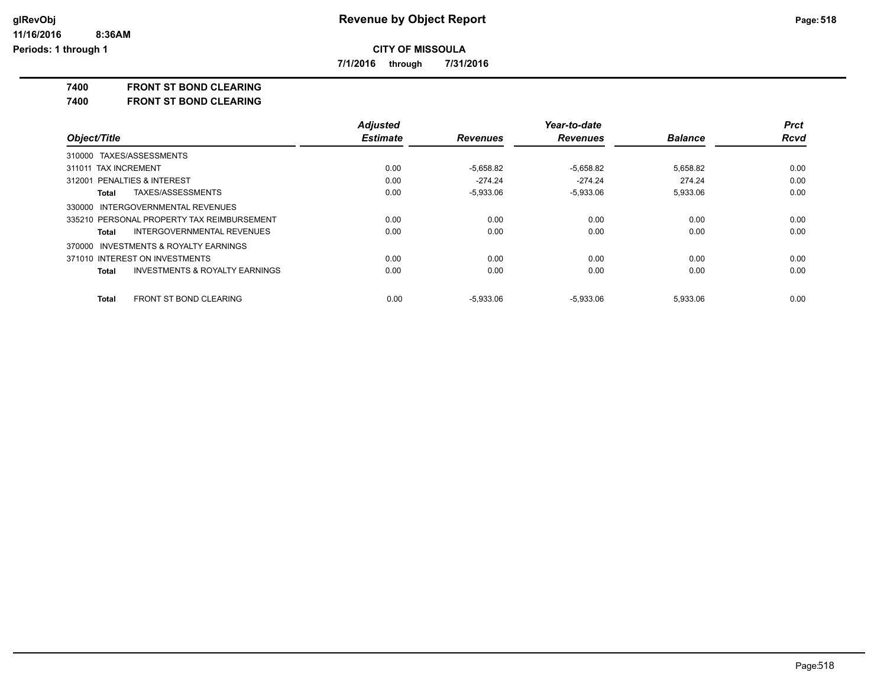# Revenue by Object Report

**CITY OF MISSOULA**

**7/1/2016 through 7/31/2016**

**7400 FRONT ST BOND CLEARING**

**7400 FRONT ST BOND CLEARING**

| Object/Title | Adjusted Estimate | Revenues | Year-to-date Revenues | Balance | Prct Rcvd |
|---|---|---|---|---|---|
| 310000 TAXES/ASSESSMENTS | | | | | |
| 311011 TAX INCREMENT | 0.00 | -5,658.82 | -5,658.82 | 5,658.82 | 0.00 |
| 312001 PENALTIES & INTEREST | 0.00 | -274.24 | -274.24 | 274.24 | 0.00 |
| **Total** TAXES/ASSESSMENTS | 0.00 | -5,933.06 | -5,933.06 | 5,933.06 | 0.00 |
| 330000 INTERGOVERNMENTAL REVENUES | | | | | |
| 335210 PERSONAL PROPERTY TAX REIMBURSEMENT | 0.00 | 0.00 | 0.00 | 0.00 | 0.00 |
| **Total** INTERGOVERNMENTAL REVENUES | 0.00 | 0.00 | 0.00 | 0.00 | 0.00 |
| 370000 INVESTMENTS & ROYALTY EARNINGS | | | | | |
| 371010 INTEREST ON INVESTMENTS | 0.00 | 0.00 | 0.00 | 0.00 | 0.00 |
| **Total** INVESTMENTS & ROYALTY EARNINGS | 0.00 | 0.00 | 0.00 | 0.00 | 0.00 |
| **Total** FRONT ST BOND CLEARING | 0.00 | -5,933.06 | -5,933.06 | 5,933.06 | 0.00 |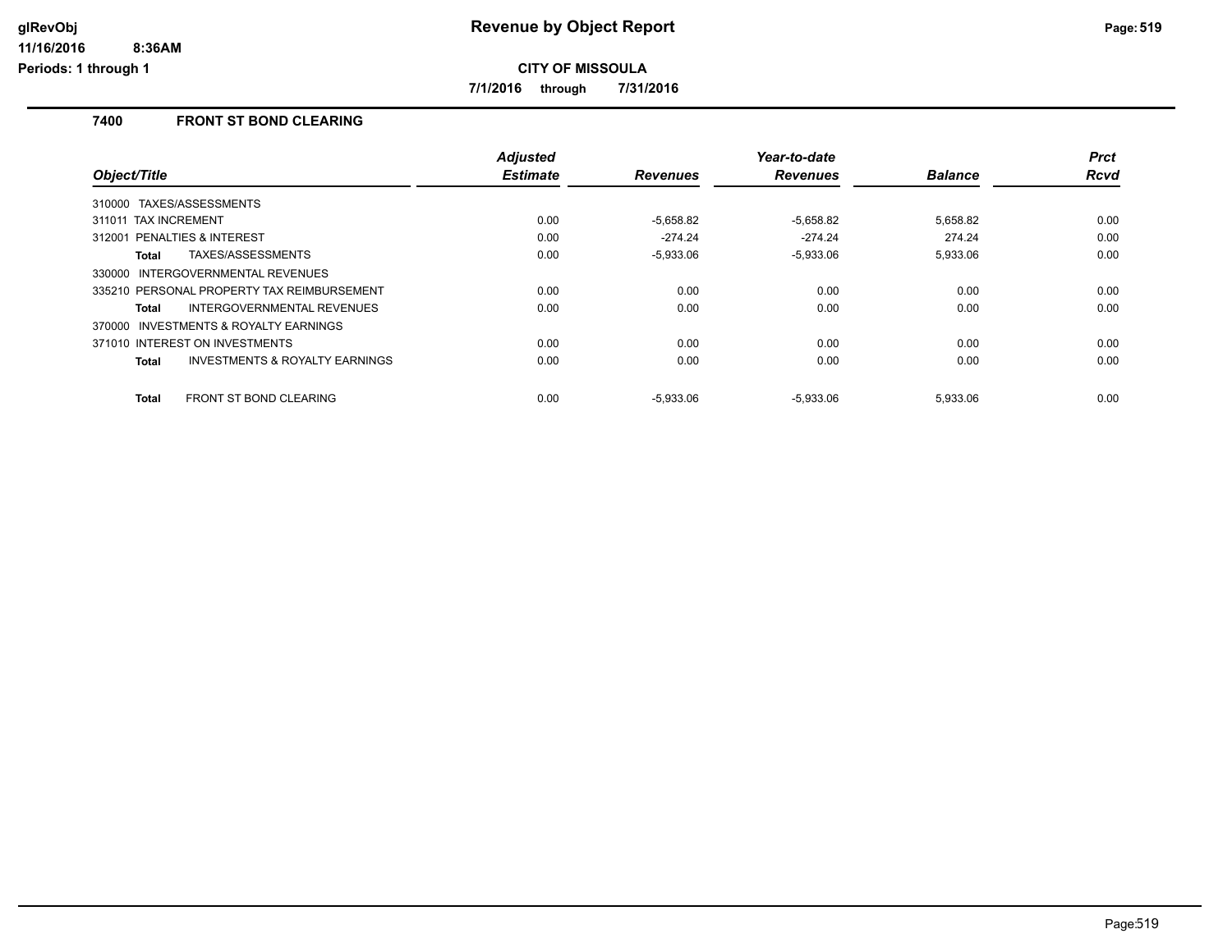**Revenue by Object Report**

**CITY OF MISSOULA**

**7/1/2016 through 7/31/2016**

glRevObj
11/16/2016 8:36AM
Periods: 1 through 1

## 7400 FRONT ST BOND CLEARING

| Object/Title | Adjusted Estimate | Revenues | Year-to-date Revenues | Balance | Prct Rcvd |
|---|---|---|---|---|---|
| 310000 TAXES/ASSESSMENTS | | | | | |
| 311011 TAX INCREMENT | 0.00 | -5,658.82 | -5,658.82 | 5,658.82 | 0.00 |
| 312001 PENALTIES & INTEREST | 0.00 | -274.24 | -274.24 | 274.24 | 0.00 |
| **Total** TAXES/ASSESSMENTS | 0.00 | -5,933.06 | -5,933.06 | 5,933.06 | 0.00 |
| 330000 INTERGOVERNMENTAL REVENUES | | | | | |
| 335210 PERSONAL PROPERTY TAX REIMBURSEMENT | 0.00 | 0.00 | 0.00 | 0.00 | 0.00 |
| **Total** INTERGOVERNMENTAL REVENUES | 0.00 | 0.00 | 0.00 | 0.00 | 0.00 |
| 370000 INVESTMENTS & ROYALTY EARNINGS | | | | | |
| 371010 INTEREST ON INVESTMENTS | 0.00 | 0.00 | 0.00 | 0.00 | 0.00 |
| **Total** INVESTMENTS & ROYALTY EARNINGS | 0.00 | 0.00 | 0.00 | 0.00 | 0.00 |
| **Total** FRONT ST BOND CLEARING | 0.00 | -5,933.06 | -5,933.06 | 5,933.06 | 0.00 |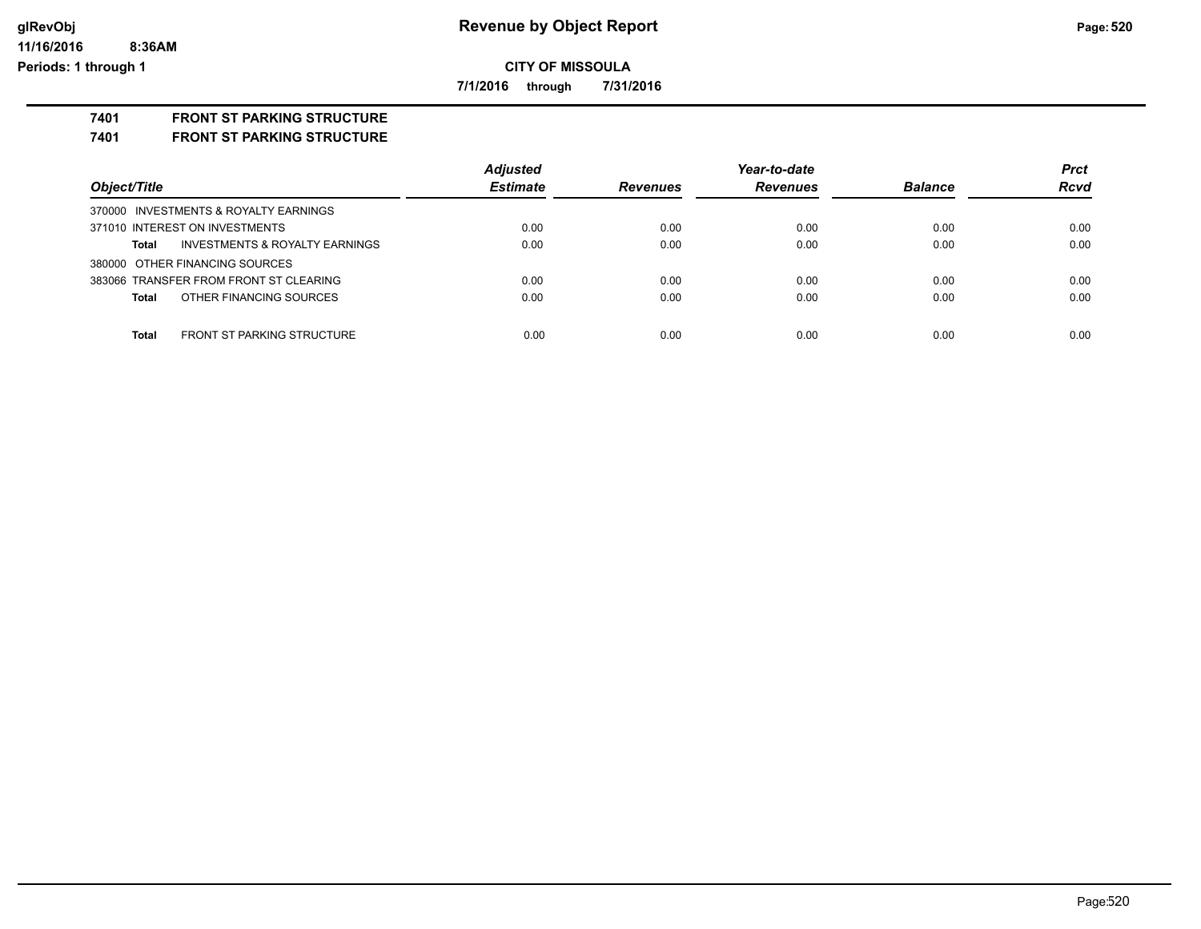# Revenue by Object Report

**CITY OF MISSOULA**

**7/1/2016 through 7/31/2016**

## 7401 FRONT ST PARKING STRUCTURE

## 7401 FRONT ST PARKING STRUCTURE

| Object/Title | Adjusted Estimate | Revenues | Year-to-date Revenues | Balance | Prct Rcvd |
|---|---|---|---|---|---|
| 370000 INVESTMENTS & ROYALTY EARNINGS | | | | | |
| 371010 INTEREST ON INVESTMENTS | 0.00 | 0.00 | 0.00 | 0.00 | 0.00 |
| **Total** INVESTMENTS & ROYALTY EARNINGS | 0.00 | 0.00 | 0.00 | 0.00 | 0.00 |
| 380000 OTHER FINANCING SOURCES | | | | | |
| 383066 TRANSFER FROM FRONT ST CLEARING | 0.00 | 0.00 | 0.00 | 0.00 | 0.00 |
| **Total** OTHER FINANCING SOURCES | 0.00 | 0.00 | 0.00 | 0.00 | 0.00 |
| **Total** FRONT ST PARKING STRUCTURE | 0.00 | 0.00 | 0.00 | 0.00 | 0.00 |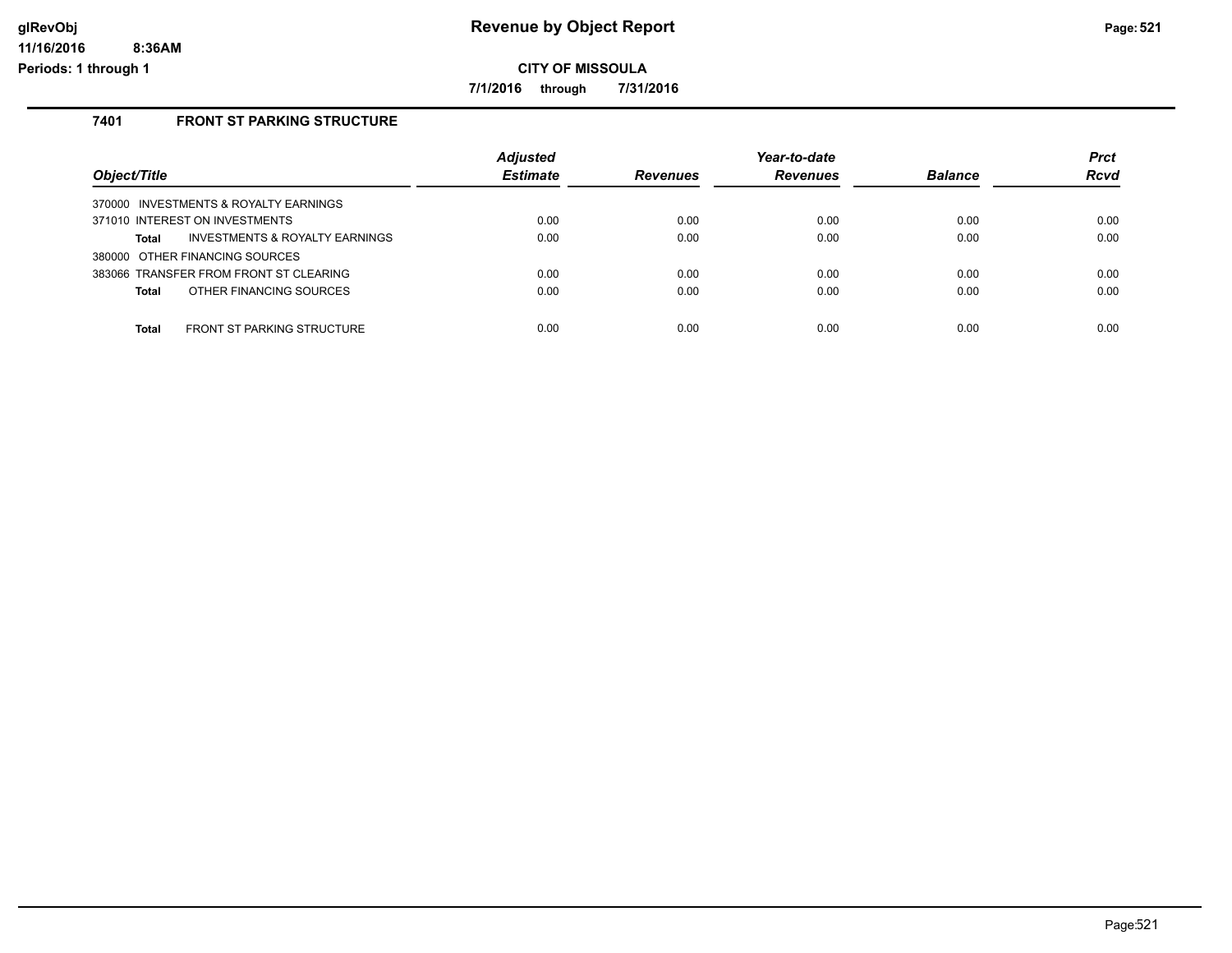**Revenue by Object Report**

**CITY OF MISSOULA**

**7/1/2016 through 7/31/2016**

### 7401 FRONT ST PARKING STRUCTURE

| Object/Title | Adjusted Estimate | Revenues | Year-to-date Revenues | Balance | Prct Rcvd |
|---|---|---|---|---|---|
| 370000 INVESTMENTS & ROYALTY EARNINGS | | | | | |
| 371010 INTEREST ON INVESTMENTS | 0.00 | 0.00 | 0.00 | 0.00 | 0.00 |
| **Total** INVESTMENTS & ROYALTY EARNINGS | 0.00 | 0.00 | 0.00 | 0.00 | 0.00 |
| 380000 OTHER FINANCING SOURCES | | | | | |
| 383066 TRANSFER FROM FRONT ST CLEARING | 0.00 | 0.00 | 0.00 | 0.00 | 0.00 |
| **Total** OTHER FINANCING SOURCES | 0.00 | 0.00 | 0.00 | 0.00 | 0.00 |
| **Total** FRONT ST PARKING STRUCTURE | 0.00 | 0.00 | 0.00 | 0.00 | 0.00 |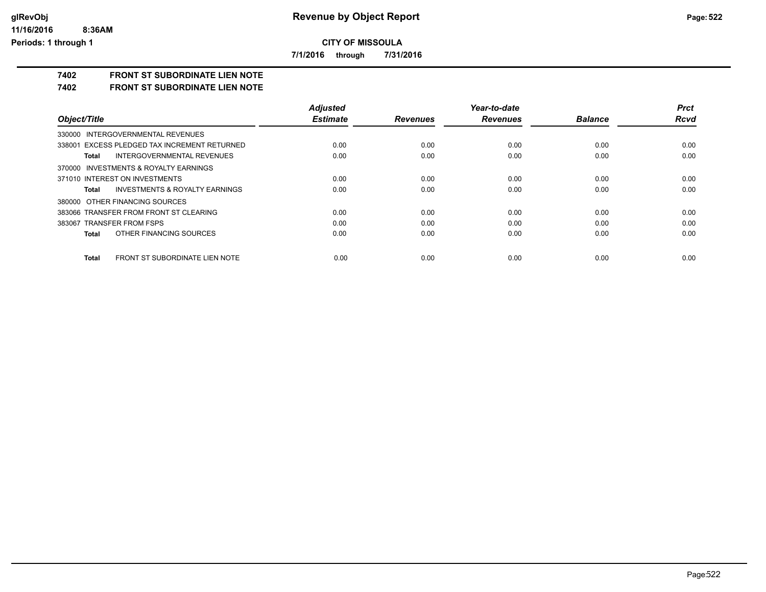**CITY OF MISSOULA**

**7/1/2016 through 7/31/2016**

## 7402 FRONT ST SUBORDINATE LIEN NOTE

### 7402 FRONT ST SUBORDINATE LIEN NOTE

| Object/Title | Adjusted Estimate | Revenues | Year-to-date Revenues | Balance | Prct Rcvd |
|---|---|---|---|---|---|
| 330000 INTERGOVERNMENTAL REVENUES | | | | | |
| 338001 EXCESS PLEDGED TAX INCREMENT RETURNED | 0.00 | 0.00 | 0.00 | 0.00 | 0.00 |
| **Total** INTERGOVERNMENTAL REVENUES | 0.00 | 0.00 | 0.00 | 0.00 | 0.00 |
| 370000 INVESTMENTS & ROYALTY EARNINGS | | | | | |
| 371010 INTEREST ON INVESTMENTS | 0.00 | 0.00 | 0.00 | 0.00 | 0.00 |
| **Total** INVESTMENTS & ROYALTY EARNINGS | 0.00 | 0.00 | 0.00 | 0.00 | 0.00 |
| 380000 OTHER FINANCING SOURCES | | | | | |
| 383066 TRANSFER FROM FRONT ST CLEARING | 0.00 | 0.00 | 0.00 | 0.00 | 0.00 |
| 383067 TRANSFER FROM FSPS | 0.00 | 0.00 | 0.00 | 0.00 | 0.00 |
| **Total** OTHER FINANCING SOURCES | 0.00 | 0.00 | 0.00 | 0.00 | 0.00 |
| **Total** FRONT ST SUBORDINATE LIEN NOTE | 0.00 | 0.00 | 0.00 | 0.00 | 0.00 |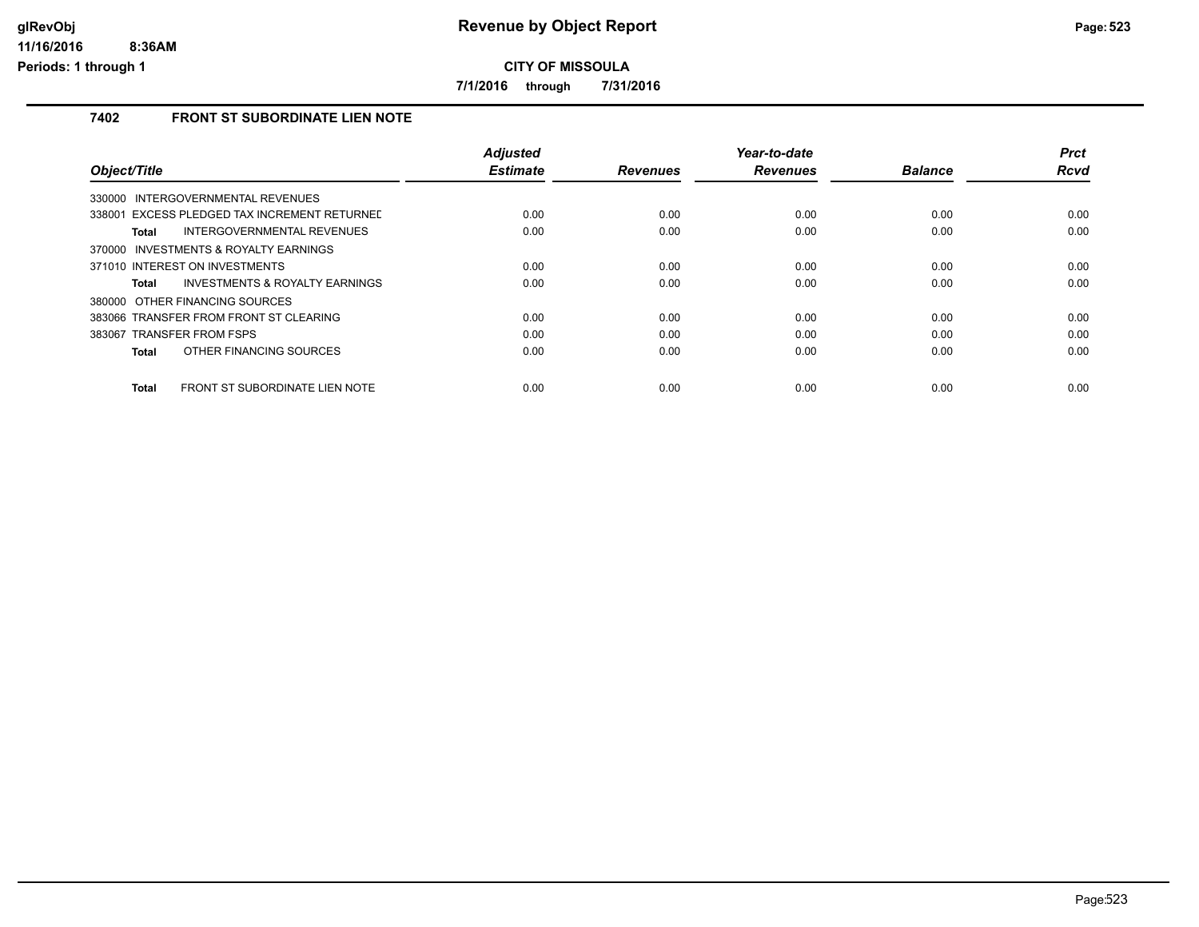# CITY OF MISSOULA

**7/1/2016 through 7/31/2016**

## 7402 FRONT ST SUBORDINATE LIEN NOTE

| Object/Title | Adjusted Estimate | Revenues | Year-to-date Revenues | Balance | Prct Rcvd |
|---|---|---|---|---|---|
| 330000 INTERGOVERNMENTAL REVENUES | | | | | |
| 338001 EXCESS PLEDGED TAX INCREMENT RETURNED | 0.00 | 0.00 | 0.00 | 0.00 | 0.00 |
| **Total** INTERGOVERNMENTAL REVENUES | 0.00 | 0.00 | 0.00 | 0.00 | 0.00 |
| 370000 INVESTMENTS & ROYALTY EARNINGS | | | | | |
| 371010 INTEREST ON INVESTMENTS | 0.00 | 0.00 | 0.00 | 0.00 | 0.00 |
| **Total** INVESTMENTS & ROYALTY EARNINGS | 0.00 | 0.00 | 0.00 | 0.00 | 0.00 |
| 380000 OTHER FINANCING SOURCES | | | | | |
| 383066 TRANSFER FROM FRONT ST CLEARING | 0.00 | 0.00 | 0.00 | 0.00 | 0.00 |
| 383067 TRANSFER FROM FSPS | 0.00 | 0.00 | 0.00 | 0.00 | 0.00 |
| **Total** OTHER FINANCING SOURCES | 0.00 | 0.00 | 0.00 | 0.00 | 0.00 |
| **Total** FRONT ST SUBORDINATE LIEN NOTE | 0.00 | 0.00 | 0.00 | 0.00 | 0.00 |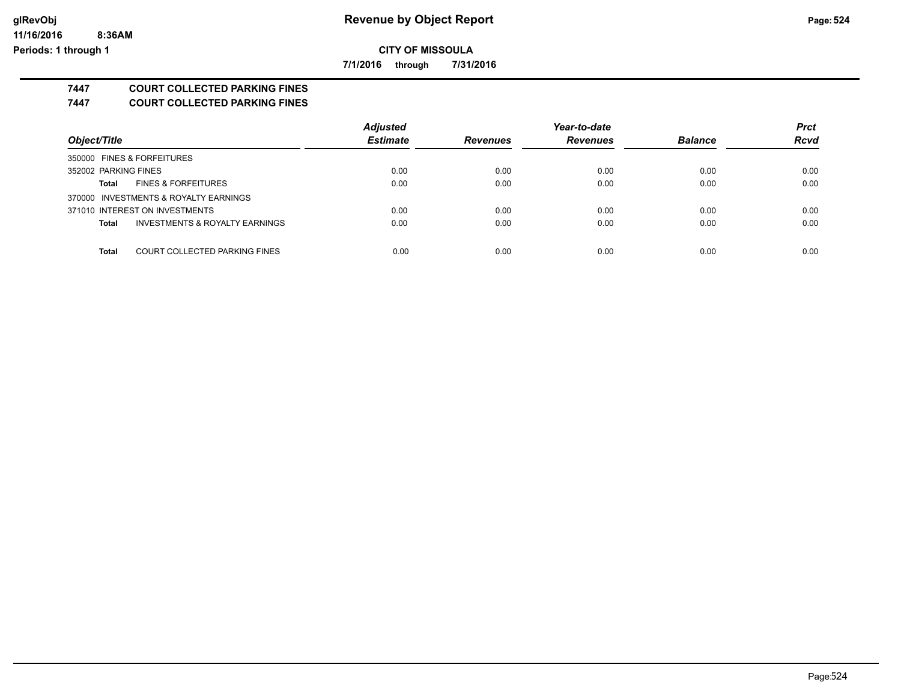**CITY OF MISSOULA**

**7/1/2016 through 7/31/2016**

## 7447 COURT COLLECTED PARKING FINES

## 7447 COURT COLLECTED PARKING FINES

| Object/Title | | Adjusted Estimate | Revenues | Year-to-date Revenues | Balance | Prct Rcvd |
|---|---|---|---|---|---|---|
| 350000 FINES & FORFEITURES | | | | | | |
| 352002 PARKING FINES | | 0.00 | 0.00 | 0.00 | 0.00 | 0.00 |
| **Total** | FINES & FORFEITURES | 0.00 | 0.00 | 0.00 | 0.00 | 0.00 |
| 370000 INVESTMENTS & ROYALTY EARNINGS | | | | | | |
| 371010 INTEREST ON INVESTMENTS | | 0.00 | 0.00 | 0.00 | 0.00 | 0.00 |
| **Total** | INVESTMENTS & ROYALTY EARNINGS | 0.00 | 0.00 | 0.00 | 0.00 | 0.00 |
| **Total** | COURT COLLECTED PARKING FINES | 0.00 | 0.00 | 0.00 | 0.00 | 0.00 |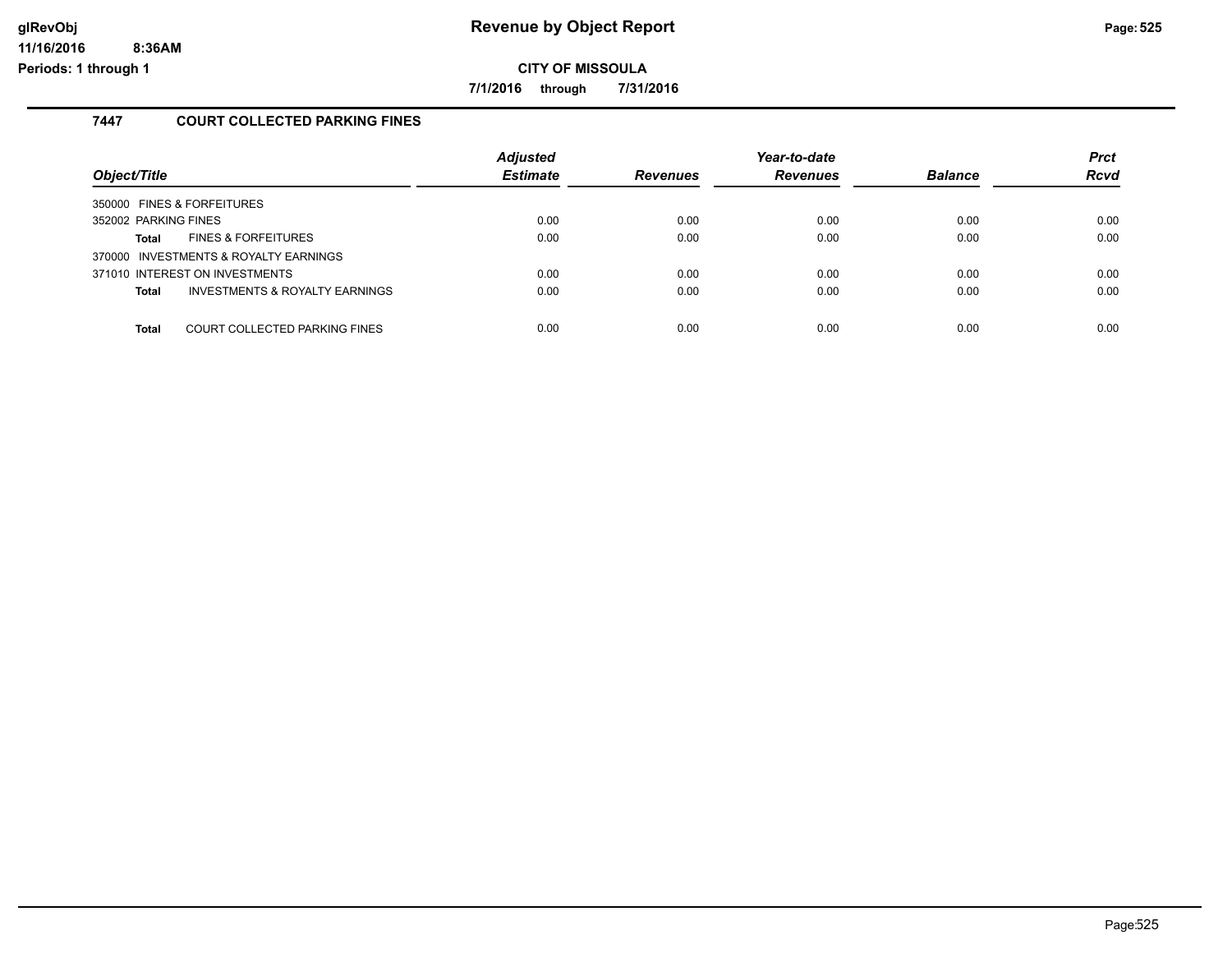# Revenue by Object Report

**CITY OF MISSOULA**

**7/1/2016 through 7/31/2016**

## 7447 COURT COLLECTED PARKING FINES

| Object/Title | Adjusted Estimate | Revenues | Year-to-date Revenues | Balance | Prct Rcvd |
|---|---|---|---|---|---|
| 350000 FINES & FORFEITURES | | | | | |
| 352002 PARKING FINES | 0.00 | 0.00 | 0.00 | 0.00 | 0.00 |
| **Total** FINES & FORFEITURES | 0.00 | 0.00 | 0.00 | 0.00 | 0.00 |
| 370000 INVESTMENTS & ROYALTY EARNINGS | | | | | |
| 371010 INTEREST ON INVESTMENTS | 0.00 | 0.00 | 0.00 | 0.00 | 0.00 |
| **Total** INVESTMENTS & ROYALTY EARNINGS | 0.00 | 0.00 | 0.00 | 0.00 | 0.00 |
| **Total** COURT COLLECTED PARKING FINES | 0.00 | 0.00 | 0.00 | 0.00 | 0.00 |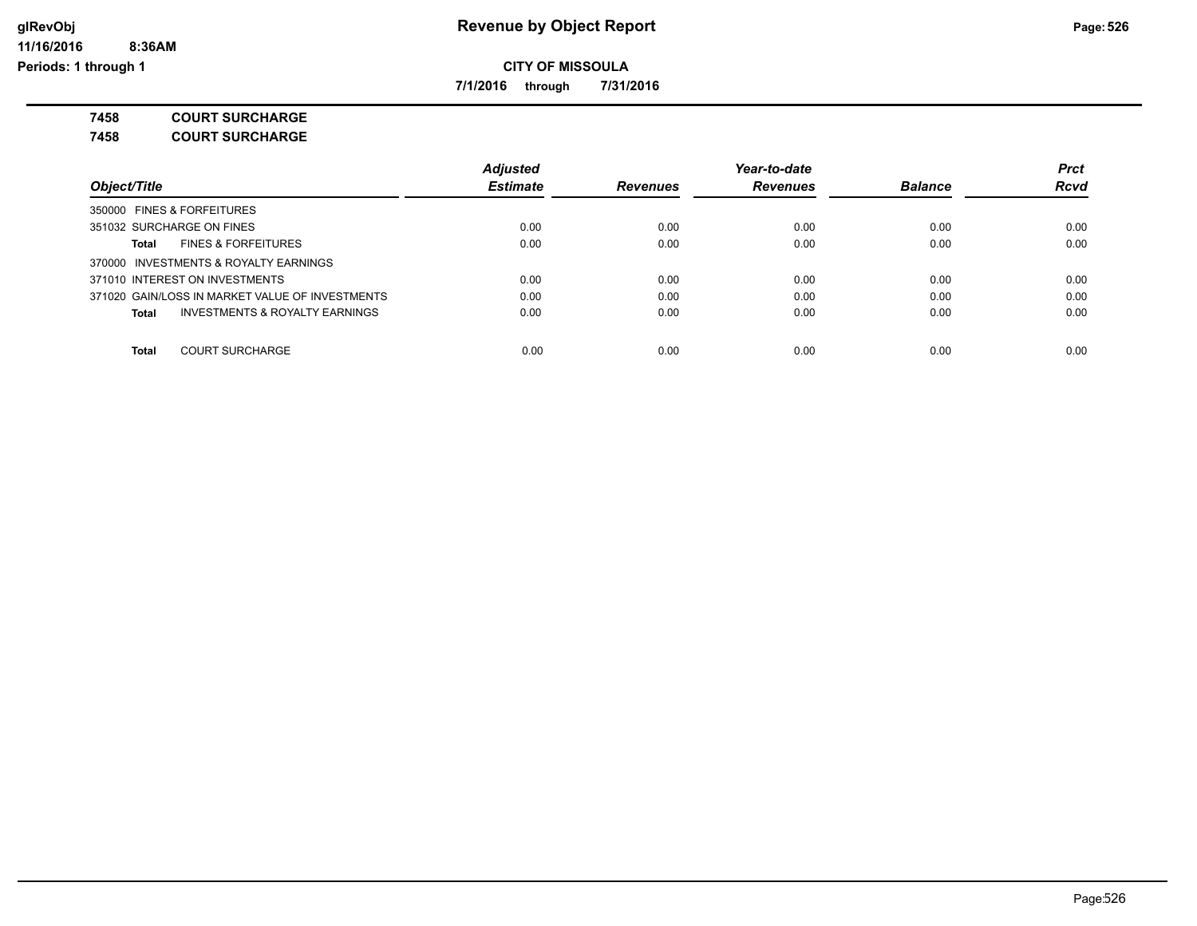# Revenue by Object Report

**CITY OF MISSOULA**

**7/1/2016 through 7/31/2016**

**7458 COURT SURCHARGE**

**7458 COURT SURCHARGE**

| Object/Title | Adjusted Estimate | Revenues | Year-to-date Revenues | Balance | Prct Rcvd |
|---|---|---|---|---|---|
| 350000 FINES & FORFEITURES | | | | | |
| 351032 SURCHARGE ON FINES | 0.00 | 0.00 | 0.00 | 0.00 | 0.00 |
| **Total** FINES & FORFEITURES | 0.00 | 0.00 | 0.00 | 0.00 | 0.00 |
| 370000 INVESTMENTS & ROYALTY EARNINGS | | | | | |
| 371010 INTEREST ON INVESTMENTS | 0.00 | 0.00 | 0.00 | 0.00 | 0.00 |
| 371020 GAIN/LOSS IN MARKET VALUE OF INVESTMENTS | 0.00 | 0.00 | 0.00 | 0.00 | 0.00 |
| **Total** INVESTMENTS & ROYALTY EARNINGS | 0.00 | 0.00 | 0.00 | 0.00 | 0.00 |
| **Total** COURT SURCHARGE | 0.00 | 0.00 | 0.00 | 0.00 | 0.00 |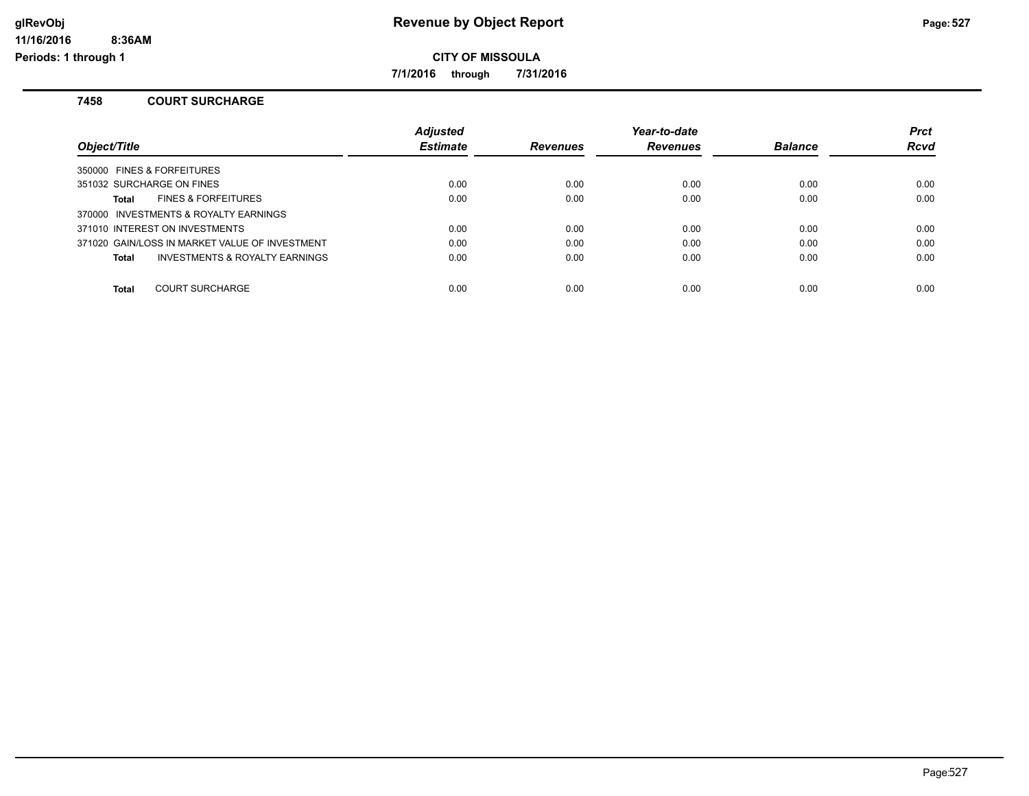# Revenue by Object Report

**CITY OF MISSOULA**

**7/1/2016 through 7/31/2016**

glRevObj
11/16/2016 8:36AM
Periods: 1 through 1

### 7458 COURT SURCHARGE

| Object/Title | Adjusted Estimate | Revenues | Year-to-date Revenues | Balance | Prct Rcvd |
|---|---|---|---|---|---|
| 350000 FINES & FORFEITURES | | | | | |
| 351032 SURCHARGE ON FINES | 0.00 | 0.00 | 0.00 | 0.00 | 0.00 |
| **Total** FINES & FORFEITURES | 0.00 | 0.00 | 0.00 | 0.00 | 0.00 |
| 370000 INVESTMENTS & ROYALTY EARNINGS | | | | | |
| 371010 INTEREST ON INVESTMENTS | 0.00 | 0.00 | 0.00 | 0.00 | 0.00 |
| 371020 GAIN/LOSS IN MARKET VALUE OF INVESTMENT | 0.00 | 0.00 | 0.00 | 0.00 | 0.00 |
| **Total** INVESTMENTS & ROYALTY EARNINGS | 0.00 | 0.00 | 0.00 | 0.00 | 0.00 |
| **Total** COURT SURCHARGE | 0.00 | 0.00 | 0.00 | 0.00 | 0.00 |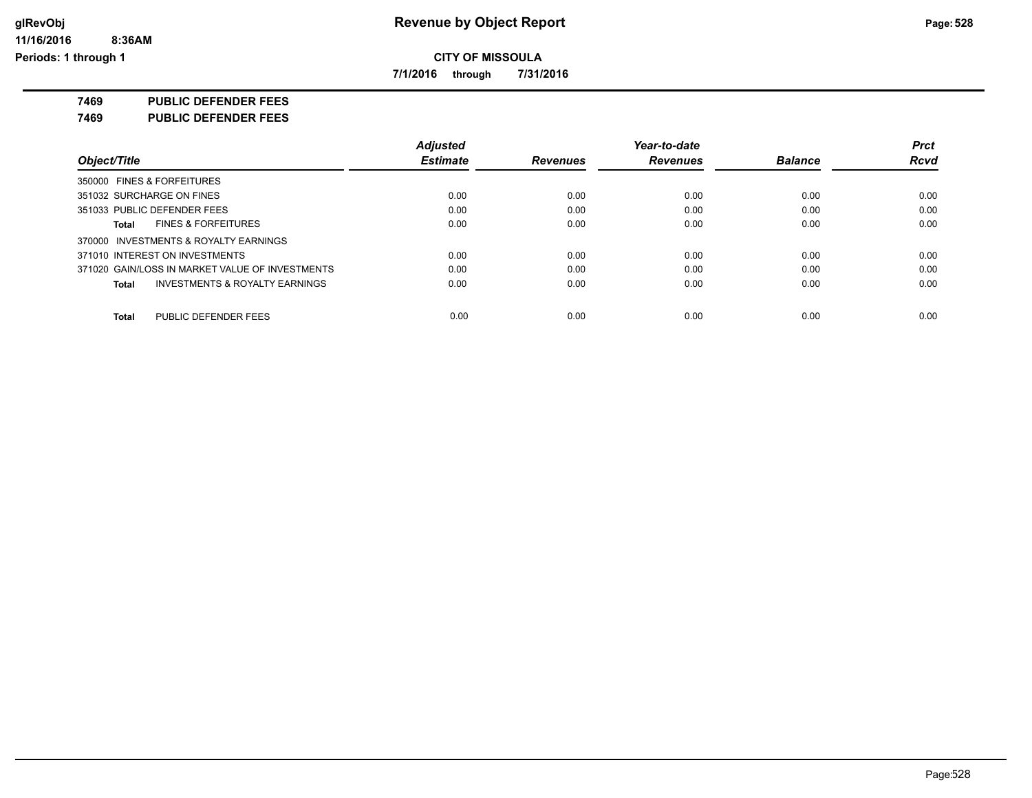# Revenue by Object Report

**CITY OF MISSOULA**

**7/1/2016 through 7/31/2016**

glRevObj
11/16/2016 8:36AM
Periods: 1 through 1

## 7469 PUBLIC DEFENDER FEES
## 7469 PUBLIC DEFENDER FEES

| Object/Title | Adjusted Estimate | Revenues | Year-to-date Revenues | Balance | Prct Rcvd |
|---|---|---|---|---|---|
| 350000 FINES & FORFEITURES | | | | | |
| 351032 SURCHARGE ON FINES | 0.00 | 0.00 | 0.00 | 0.00 | 0.00 |
| 351033 PUBLIC DEFENDER FEES | 0.00 | 0.00 | 0.00 | 0.00 | 0.00 |
| **Total** FINES & FORFEITURES | 0.00 | 0.00 | 0.00 | 0.00 | 0.00 |
| 370000 INVESTMENTS & ROYALTY EARNINGS | | | | | |
| 371010 INTEREST ON INVESTMENTS | 0.00 | 0.00 | 0.00 | 0.00 | 0.00 |
| 371020 GAIN/LOSS IN MARKET VALUE OF INVESTMENTS | 0.00 | 0.00 | 0.00 | 0.00 | 0.00 |
| **Total** INVESTMENTS & ROYALTY EARNINGS | 0.00 | 0.00 | 0.00 | 0.00 | 0.00 |
| **Total** PUBLIC DEFENDER FEES | 0.00 | 0.00 | 0.00 | 0.00 | 0.00 |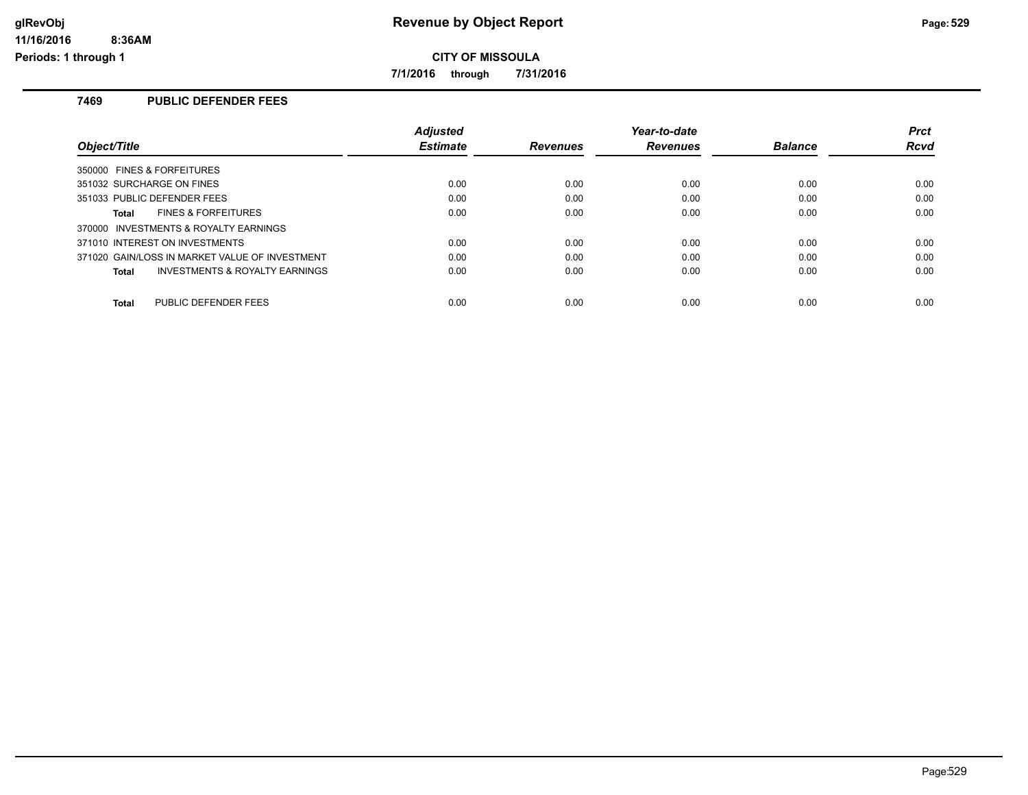# Revenue by Object Report

**CITY OF MISSOULA**

**7/1/2016 through 7/31/2016**

glRevObj
11/16/2016 8:36AM
Periods: 1 through 1

### 7469 PUBLIC DEFENDER FEES

| Object/Title | Adjusted Estimate | Revenues | Year-to-date Revenues | Balance | Prct Rcvd |
|---|---|---|---|---|---|
| 350000 FINES & FORFEITURES | | | | | |
| 351032 SURCHARGE ON FINES | 0.00 | 0.00 | 0.00 | 0.00 | 0.00 |
| 351033 PUBLIC DEFENDER FEES | 0.00 | 0.00 | 0.00 | 0.00 | 0.00 |
| **Total** FINES & FORFEITURES | 0.00 | 0.00 | 0.00 | 0.00 | 0.00 |
| 370000 INVESTMENTS & ROYALTY EARNINGS | | | | | |
| 371010 INTEREST ON INVESTMENTS | 0.00 | 0.00 | 0.00 | 0.00 | 0.00 |
| 371020 GAIN/LOSS IN MARKET VALUE OF INVESTMENT | 0.00 | 0.00 | 0.00 | 0.00 | 0.00 |
| **Total** INVESTMENTS & ROYALTY EARNINGS | 0.00 | 0.00 | 0.00 | 0.00 | 0.00 |
| **Total** PUBLIC DEFENDER FEES | 0.00 | 0.00 | 0.00 | 0.00 | 0.00 |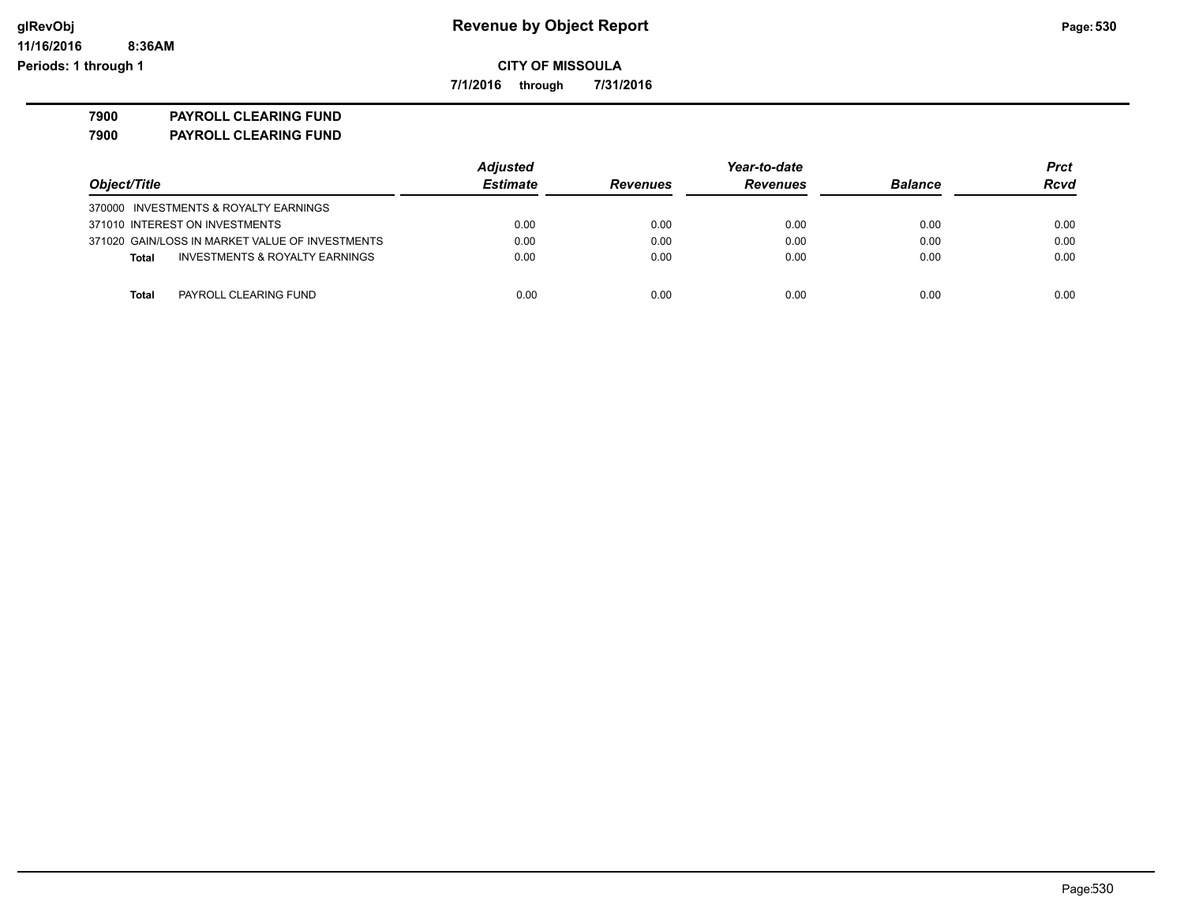# Revenue by Object Report

**CITY OF MISSOULA**

**7/1/2016 through 7/31/2016**

glRevObj
11/16/2016 8:36AM
Periods: 1 through 1

**7900 PAYROLL CLEARING FUND**

**7900 PAYROLL CLEARING FUND**

| Object/Title | Adjusted Estimate | Revenues | Year-to-date Revenues | Balance | Prct Rcvd |
|---|---|---|---|---|---|
| 370000 INVESTMENTS & ROYALTY EARNINGS | | | | | |
| 371010 INTEREST ON INVESTMENTS | 0.00 | 0.00 | 0.00 | 0.00 | 0.00 |
| 371020 GAIN/LOSS IN MARKET VALUE OF INVESTMENTS | 0.00 | 0.00 | 0.00 | 0.00 | 0.00 |
| **Total** INVESTMENTS & ROYALTY EARNINGS | 0.00 | 0.00 | 0.00 | 0.00 | 0.00 |
| **Total** PAYROLL CLEARING FUND | 0.00 | 0.00 | 0.00 | 0.00 | 0.00 |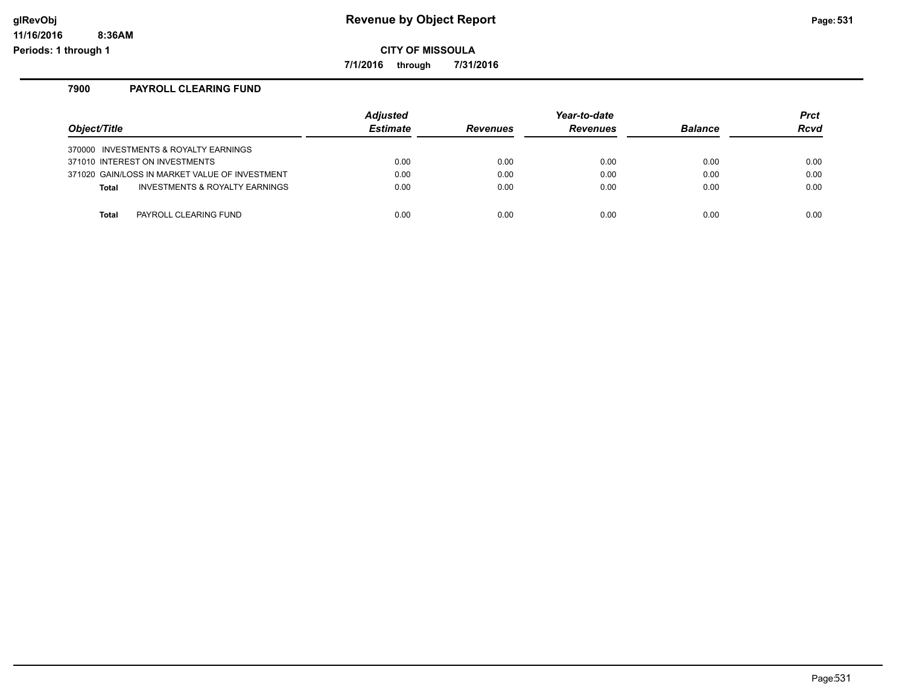# Revenue by Object Report

**CITY OF MISSOULA**

**7/1/2016 through 7/31/2016**

glRevObj
11/16/2016 8:36AM
Periods: 1 through 1

## 7900 PAYROLL CLEARING FUND

| Object/Title | Adjusted Estimate | Revenues | Year-to-date Revenues | Balance | Prct Rcvd |
|---|---|---|---|---|---|
| 370000 INVESTMENTS & ROYALTY EARNINGS | | | | | |
| 371010 INTEREST ON INVESTMENTS | 0.00 | 0.00 | 0.00 | 0.00 | 0.00 |
| 371020 GAIN/LOSS IN MARKET VALUE OF INVESTMENT | 0.00 | 0.00 | 0.00 | 0.00 | 0.00 |
| **Total** INVESTMENTS & ROYALTY EARNINGS | 0.00 | 0.00 | 0.00 | 0.00 | 0.00 |
| **Total** PAYROLL CLEARING FUND | 0.00 | 0.00 | 0.00 | 0.00 | 0.00 |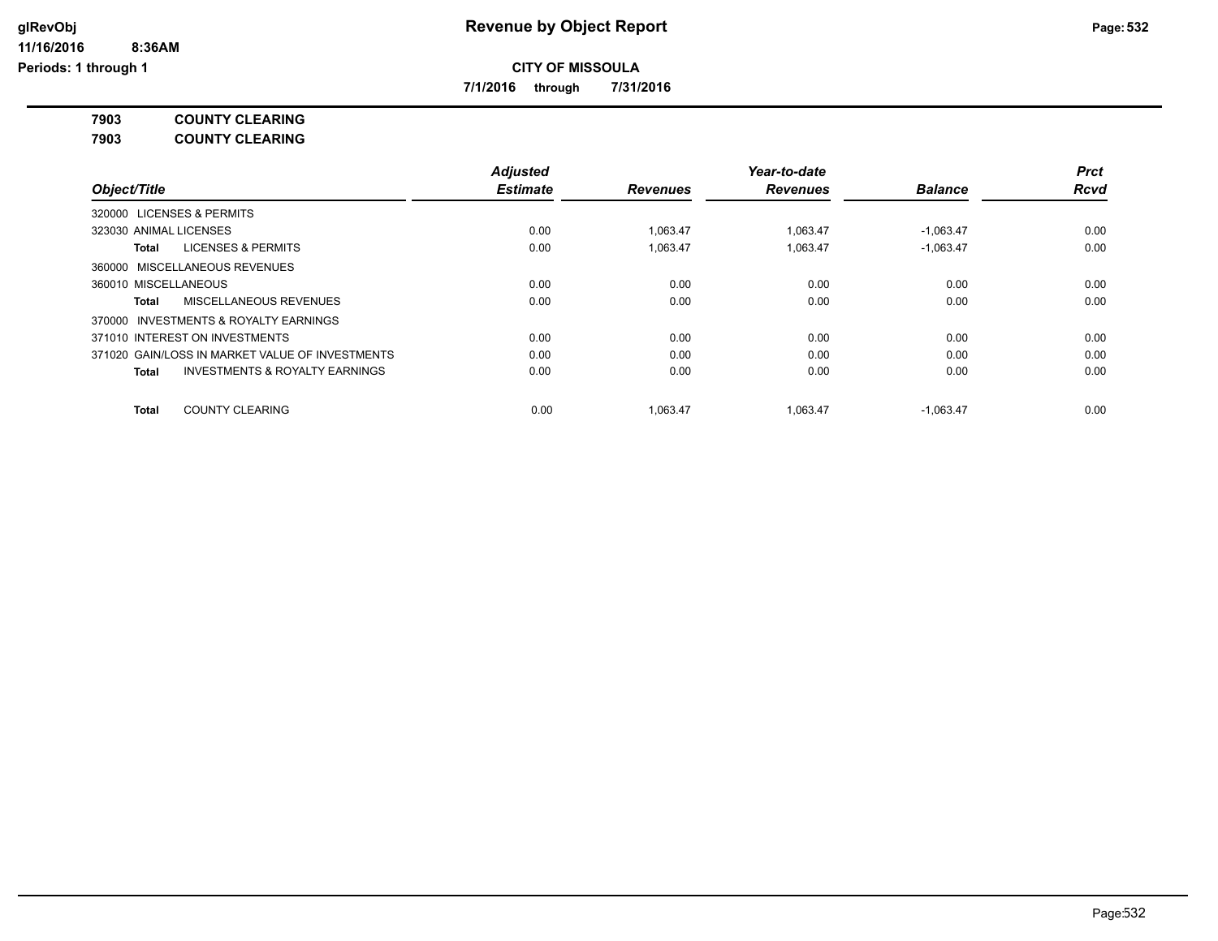# Revenue by Object Report

**CITY OF MISSOULA**

**7/1/2016 through 7/31/2016**

**7903 COUNTY CLEARING**

**7903 COUNTY CLEARING**

| Object/Title | Adjusted Estimate | Revenues | Year-to-date Revenues | Balance | Prct Rcvd |
|---|---|---|---|---|---|
| 320000 LICENSES & PERMITS | | | | | |
| 323030 ANIMAL LICENSES | 0.00 | 1,063.47 | 1,063.47 | -1,063.47 | 0.00 |
| **Total** LICENSES & PERMITS | 0.00 | 1,063.47 | 1,063.47 | -1,063.47 | 0.00 |
| 360000 MISCELLANEOUS REVENUES | | | | | |
| 360010 MISCELLANEOUS | 0.00 | 0.00 | 0.00 | 0.00 | 0.00 |
| **Total** MISCELLANEOUS REVENUES | 0.00 | 0.00 | 0.00 | 0.00 | 0.00 |
| 370000 INVESTMENTS & ROYALTY EARNINGS | | | | | |
| 371010 INTEREST ON INVESTMENTS | 0.00 | 0.00 | 0.00 | 0.00 | 0.00 |
| 371020 GAIN/LOSS IN MARKET VALUE OF INVESTMENTS | 0.00 | 0.00 | 0.00 | 0.00 | 0.00 |
| **Total** INVESTMENTS & ROYALTY EARNINGS | 0.00 | 0.00 | 0.00 | 0.00 | 0.00 |
| **Total** COUNTY CLEARING | 0.00 | 1,063.47 | 1,063.47 | -1,063.47 | 0.00 |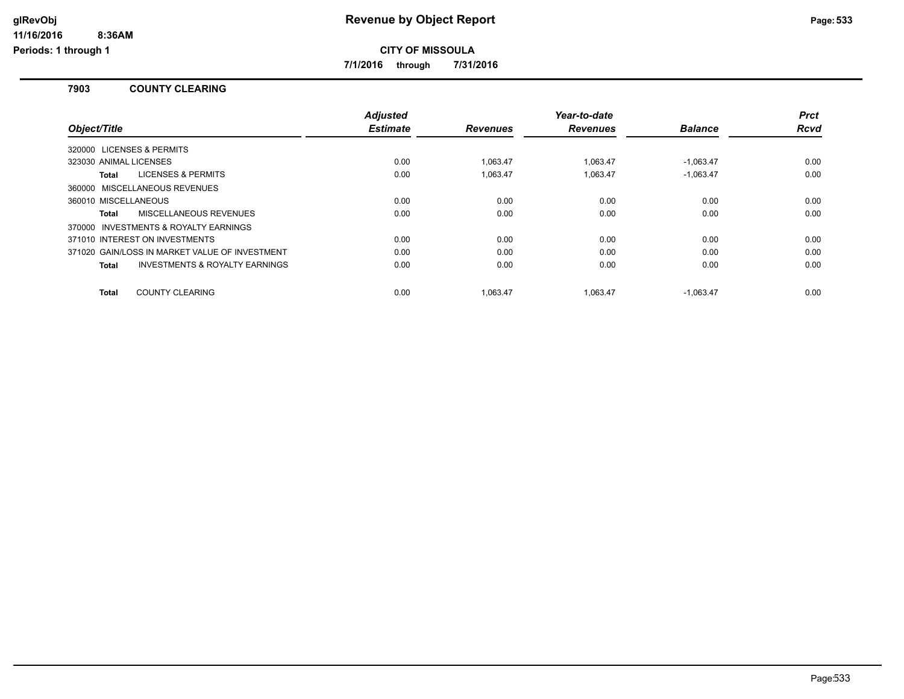# Revenue by Object Report

**CITY OF MISSOULA**

**7/1/2016 through 7/31/2016**

### 7903 COUNTY CLEARING

| Object/Title | Adjusted Estimate | Revenues | Year-to-date Revenues | Balance | Prct Rcvd |
|---|---|---|---|---|---|
| 320000 LICENSES & PERMITS | | | | | |
| 323030 ANIMAL LICENSES | 0.00 | 1,063.47 | 1,063.47 | -1,063.47 | 0.00 |
| **Total** LICENSES & PERMITS | 0.00 | 1,063.47 | 1,063.47 | -1,063.47 | 0.00 |
| 360000 MISCELLANEOUS REVENUES | | | | | |
| 360010 MISCELLANEOUS | 0.00 | 0.00 | 0.00 | 0.00 | 0.00 |
| **Total** MISCELLANEOUS REVENUES | 0.00 | 0.00 | 0.00 | 0.00 | 0.00 |
| 370000 INVESTMENTS & ROYALTY EARNINGS | | | | | |
| 371010 INTEREST ON INVESTMENTS | 0.00 | 0.00 | 0.00 | 0.00 | 0.00 |
| 371020 GAIN/LOSS IN MARKET VALUE OF INVESTMENT | 0.00 | 0.00 | 0.00 | 0.00 | 0.00 |
| **Total** INVESTMENTS & ROYALTY EARNINGS | 0.00 | 0.00 | 0.00 | 0.00 | 0.00 |
| **Total** COUNTY CLEARING | 0.00 | 1,063.47 | 1,063.47 | -1,063.47 | 0.00 |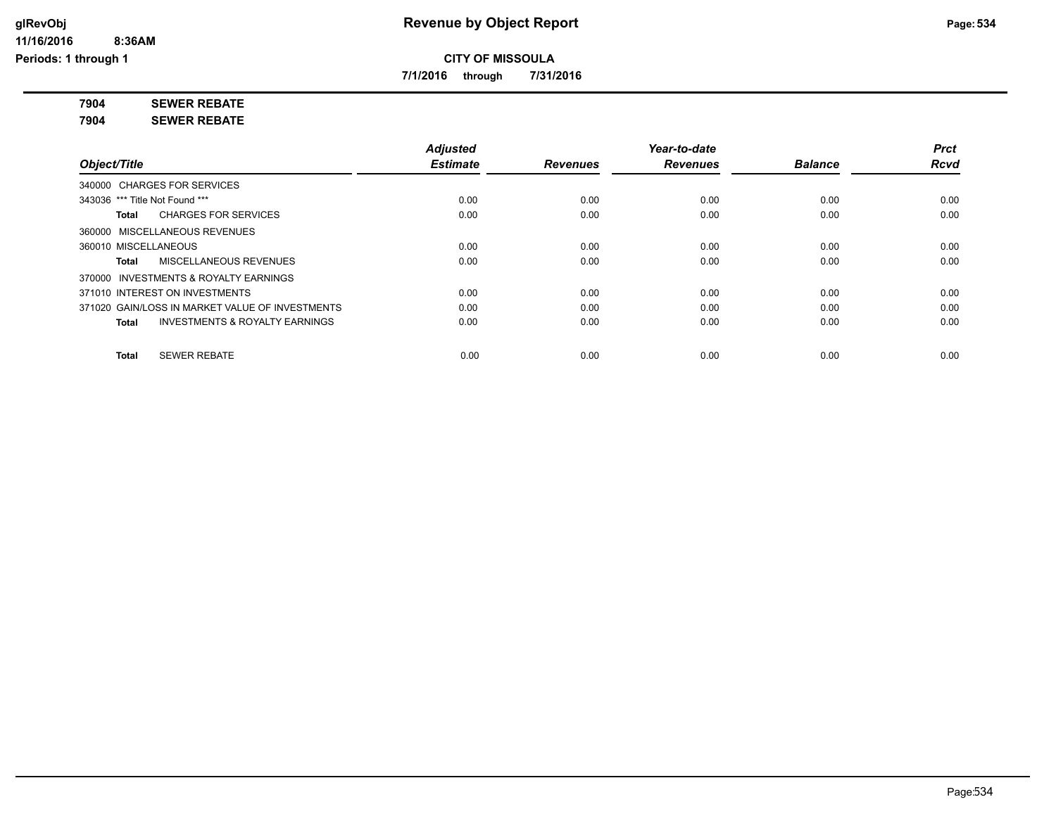# Revenue by Object Report

## CITY OF MISSOULA

**7/1/2016 through 7/31/2016**

**7904 SEWER REBATE**

**7904 SEWER REBATE**

| Object/Title | Adjusted Estimate | Revenues | Year-to-date Revenues | Balance | Prct Rcvd |
|---|---|---|---|---|---|
| 340000 CHARGES FOR SERVICES | | | | | |
| 343036 *** Title Not Found *** | 0.00 | 0.00 | 0.00 | 0.00 | 0.00 |
| **Total** CHARGES FOR SERVICES | 0.00 | 0.00 | 0.00 | 0.00 | 0.00 |
| 360000 MISCELLANEOUS REVENUES | | | | | |
| 360010 MISCELLANEOUS | 0.00 | 0.00 | 0.00 | 0.00 | 0.00 |
| **Total** MISCELLANEOUS REVENUES | 0.00 | 0.00 | 0.00 | 0.00 | 0.00 |
| 370000 INVESTMENTS & ROYALTY EARNINGS | | | | | |
| 371010 INTEREST ON INVESTMENTS | 0.00 | 0.00 | 0.00 | 0.00 | 0.00 |
| 371020 GAIN/LOSS IN MARKET VALUE OF INVESTMENTS | 0.00 | 0.00 | 0.00 | 0.00 | 0.00 |
| **Total** INVESTMENTS & ROYALTY EARNINGS | 0.00 | 0.00 | 0.00 | 0.00 | 0.00 |
| **Total** SEWER REBATE | 0.00 | 0.00 | 0.00 | 0.00 | 0.00 |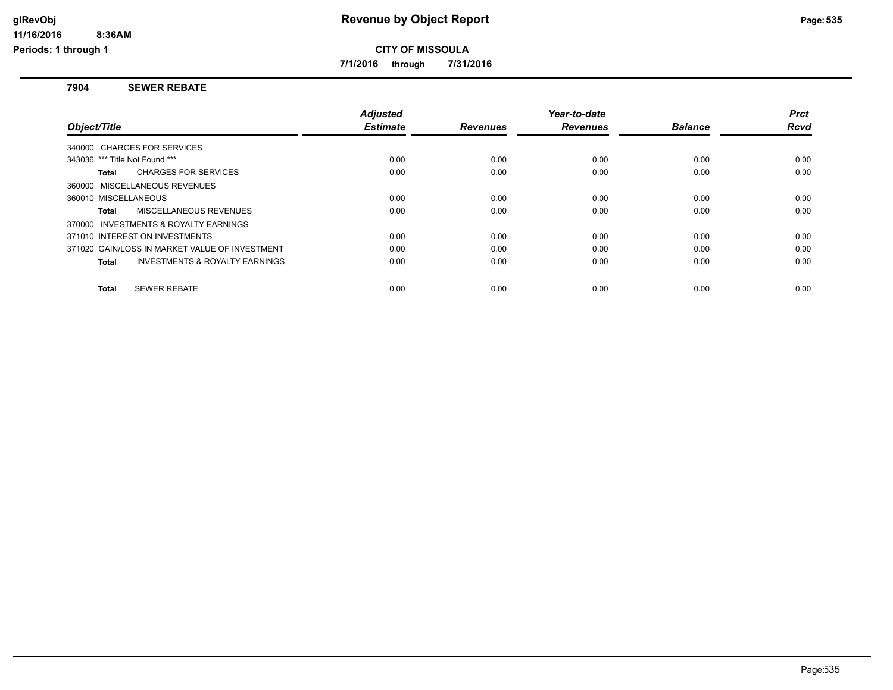# Revenue by Object Report

**CITY OF MISSOULA**

**7/1/2016 through 7/31/2016**

glRevObj
11/16/2016 8:36AM
Periods: 1 through 1

## 7904 SEWER REBATE

| Object/Title | Adjusted Estimate | Revenues | Year-to-date Revenues | Balance | Prct Rcvd |
|---|---|---|---|---|---|
| 340000 CHARGES FOR SERVICES | | | | | |
| 343036 *** Title Not Found *** | 0.00 | 0.00 | 0.00 | 0.00 | 0.00 |
| **Total** CHARGES FOR SERVICES | 0.00 | 0.00 | 0.00 | 0.00 | 0.00 |
| 360000 MISCELLANEOUS REVENUES | | | | | |
| 360010 MISCELLANEOUS | 0.00 | 0.00 | 0.00 | 0.00 | 0.00 |
| **Total** MISCELLANEOUS REVENUES | 0.00 | 0.00 | 0.00 | 0.00 | 0.00 |
| 370000 INVESTMENTS & ROYALTY EARNINGS | | | | | |
| 371010 INTEREST ON INVESTMENTS | 0.00 | 0.00 | 0.00 | 0.00 | 0.00 |
| 371020 GAIN/LOSS IN MARKET VALUE OF INVESTMENT | 0.00 | 0.00 | 0.00 | 0.00 | 0.00 |
| **Total** INVESTMENTS & ROYALTY EARNINGS | 0.00 | 0.00 | 0.00 | 0.00 | 0.00 |
| **Total** SEWER REBATE | 0.00 | 0.00 | 0.00 | 0.00 | 0.00 |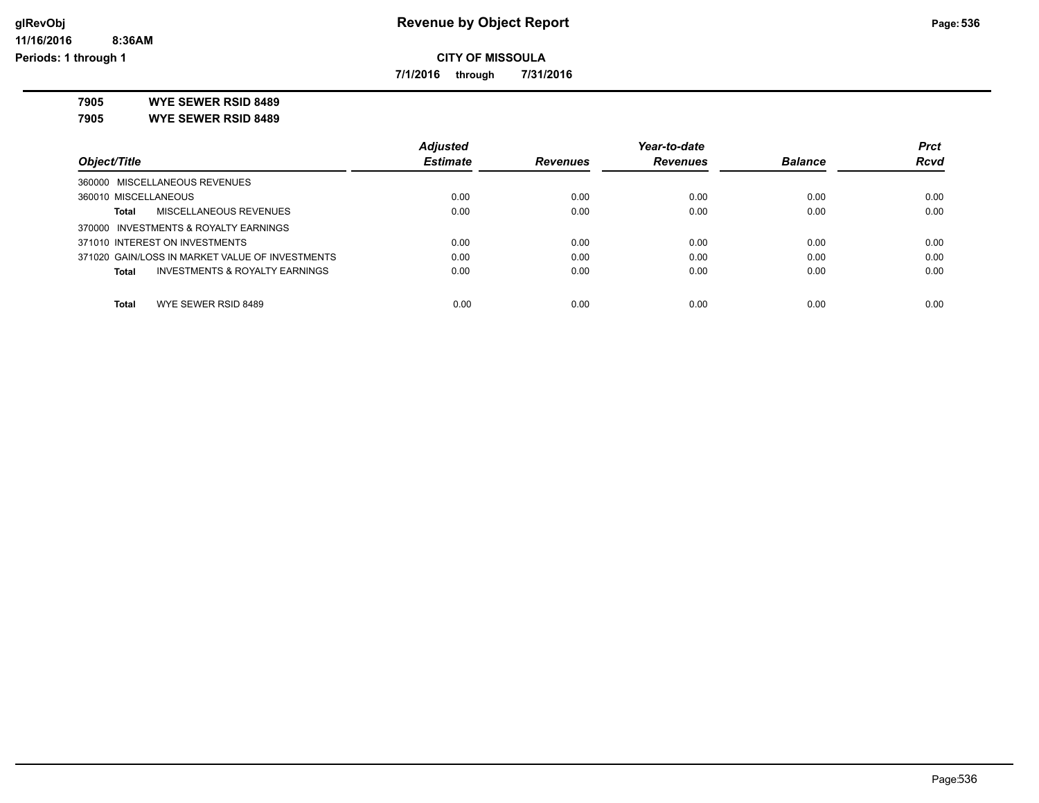# Revenue by Object Report

**CITY OF MISSOULA**

**7/1/2016 through 7/31/2016**

glRevObj
11/16/2016 8:36AM
Periods: 1 through 1

**7905 WYE SEWER RSID 8489**

**7905 WYE SEWER RSID 8489**

| Object/Title | Adjusted Estimate | Revenues | Year-to-date Revenues | Balance | Prct Rcvd |
|---|---|---|---|---|---|
| 360000 MISCELLANEOUS REVENUES | | | | | |
| 360010 MISCELLANEOUS | 0.00 | 0.00 | 0.00 | 0.00 | 0.00 |
| **Total** MISCELLANEOUS REVENUES | 0.00 | 0.00 | 0.00 | 0.00 | 0.00 |
| 370000 INVESTMENTS & ROYALTY EARNINGS | | | | | |
| 371010 INTEREST ON INVESTMENTS | 0.00 | 0.00 | 0.00 | 0.00 | 0.00 |
| 371020 GAIN/LOSS IN MARKET VALUE OF INVESTMENTS | 0.00 | 0.00 | 0.00 | 0.00 | 0.00 |
| **Total** INVESTMENTS & ROYALTY EARNINGS | 0.00 | 0.00 | 0.00 | 0.00 | 0.00 |
| **Total** WYE SEWER RSID 8489 | 0.00 | 0.00 | 0.00 | 0.00 | 0.00 |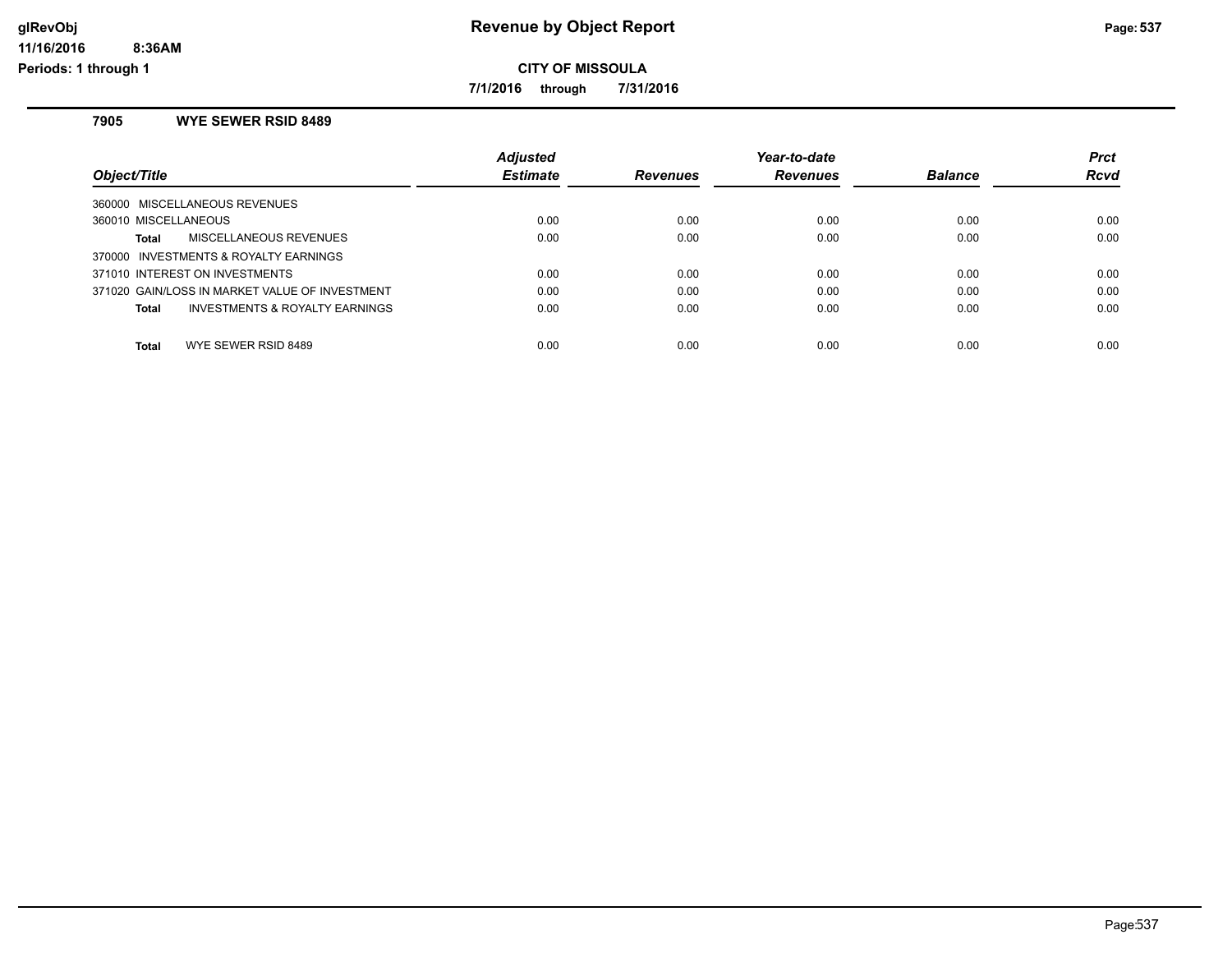# Revenue by Object Report

**CITY OF MISSOULA**

**7/1/2016 through 7/31/2016**

glRevObj
11/16/2016 8:36AM
Periods: 1 through 1

## 7905 WYE SEWER RSID 8489

| Object/Title | Adjusted Estimate | Revenues | Year-to-date Revenues | Balance | Prct Rcvd |
|---|---|---|---|---|---|
| 360000 MISCELLANEOUS REVENUES | | | | | |
| 360010 MISCELLANEOUS | 0.00 | 0.00 | 0.00 | 0.00 | 0.00 |
| **Total** MISCELLANEOUS REVENUES | 0.00 | 0.00 | 0.00 | 0.00 | 0.00 |
| 370000 INVESTMENTS & ROYALTY EARNINGS | | | | | |
| 371010 INTEREST ON INVESTMENTS | 0.00 | 0.00 | 0.00 | 0.00 | 0.00 |
| 371020 GAIN/LOSS IN MARKET VALUE OF INVESTMENT | 0.00 | 0.00 | 0.00 | 0.00 | 0.00 |
| **Total** INVESTMENTS & ROYALTY EARNINGS | 0.00 | 0.00 | 0.00 | 0.00 | 0.00 |
| **Total** WYE SEWER RSID 8489 | 0.00 | 0.00 | 0.00 | 0.00 | 0.00 |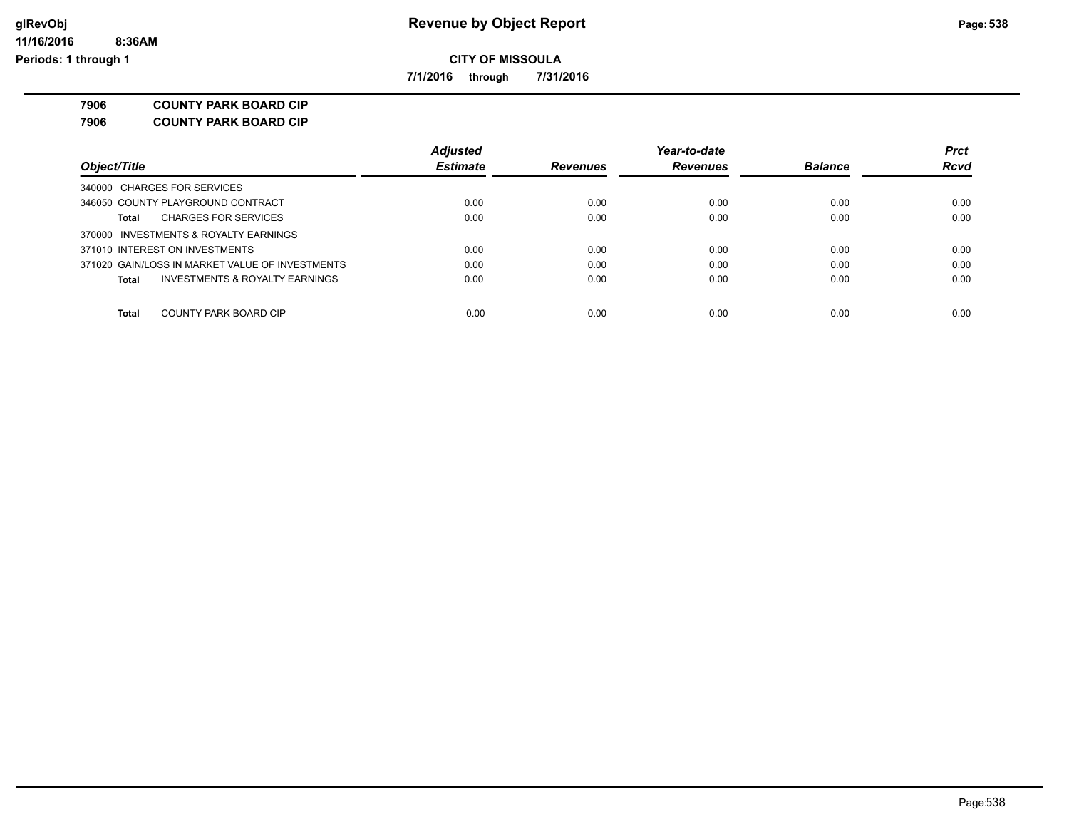# Revenue by Object Report

**CITY OF MISSOULA**

**7/1/2016 through 7/31/2016**

glRevObj
11/16/2016 8:36AM
Periods: 1 through 1

**7906 COUNTY PARK BOARD CIP**

**7906 COUNTY PARK BOARD CIP**

| Object/Title | Adjusted Estimate | Revenues | Year-to-date Revenues | Balance | Prct Rcvd |
|---|---|---|---|---|---|
| 340000 CHARGES FOR SERVICES | | | | | |
| 346050 COUNTY PLAYGROUND CONTRACT | 0.00 | 0.00 | 0.00 | 0.00 | 0.00 |
| **Total** CHARGES FOR SERVICES | 0.00 | 0.00 | 0.00 | 0.00 | 0.00 |
| 370000 INVESTMENTS & ROYALTY EARNINGS | | | | | |
| 371010 INTEREST ON INVESTMENTS | 0.00 | 0.00 | 0.00 | 0.00 | 0.00 |
| 371020 GAIN/LOSS IN MARKET VALUE OF INVESTMENTS | 0.00 | 0.00 | 0.00 | 0.00 | 0.00 |
| **Total** INVESTMENTS & ROYALTY EARNINGS | 0.00 | 0.00 | 0.00 | 0.00 | 0.00 |
| **Total** COUNTY PARK BOARD CIP | 0.00 | 0.00 | 0.00 | 0.00 | 0.00 |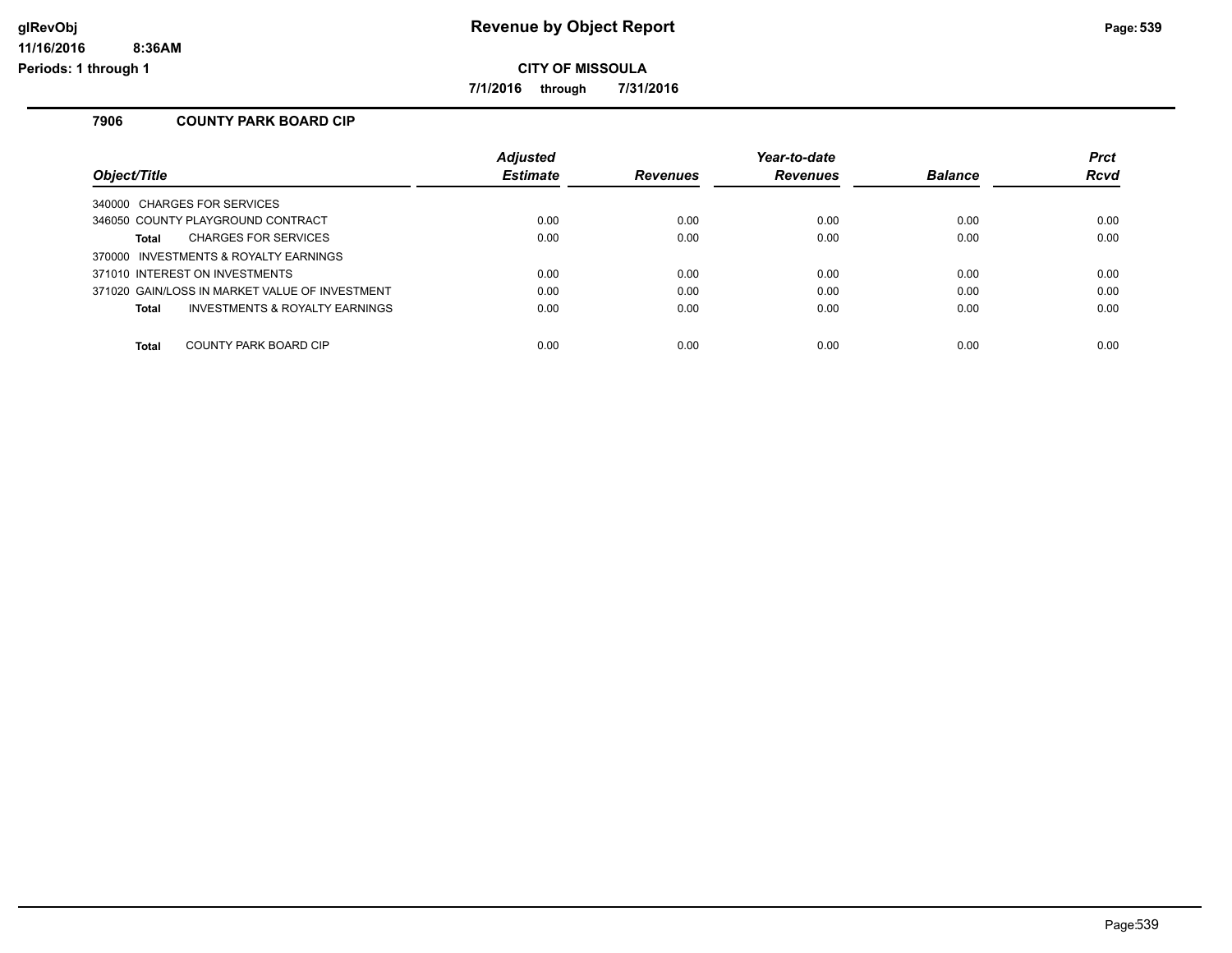# Revenue by Object Report

**CITY OF MISSOULA**

**7/1/2016 through 7/31/2016**

## 7906 COUNTY PARK BOARD CIP

| Object/Title | Adjusted Estimate | Revenues | Year-to-date Revenues | Balance | Prct Rcvd |
|---|---|---|---|---|---|
| 340000 CHARGES FOR SERVICES | | | | | |
| 346050 COUNTY PLAYGROUND CONTRACT | 0.00 | 0.00 | 0.00 | 0.00 | 0.00 |
| **Total** CHARGES FOR SERVICES | 0.00 | 0.00 | 0.00 | 0.00 | 0.00 |
| 370000 INVESTMENTS & ROYALTY EARNINGS | | | | | |
| 371010 INTEREST ON INVESTMENTS | 0.00 | 0.00 | 0.00 | 0.00 | 0.00 |
| 371020 GAIN/LOSS IN MARKET VALUE OF INVESTMENT | 0.00 | 0.00 | 0.00 | 0.00 | 0.00 |
| **Total** INVESTMENTS & ROYALTY EARNINGS | 0.00 | 0.00 | 0.00 | 0.00 | 0.00 |
| **Total** COUNTY PARK BOARD CIP | 0.00 | 0.00 | 0.00 | 0.00 | 0.00 |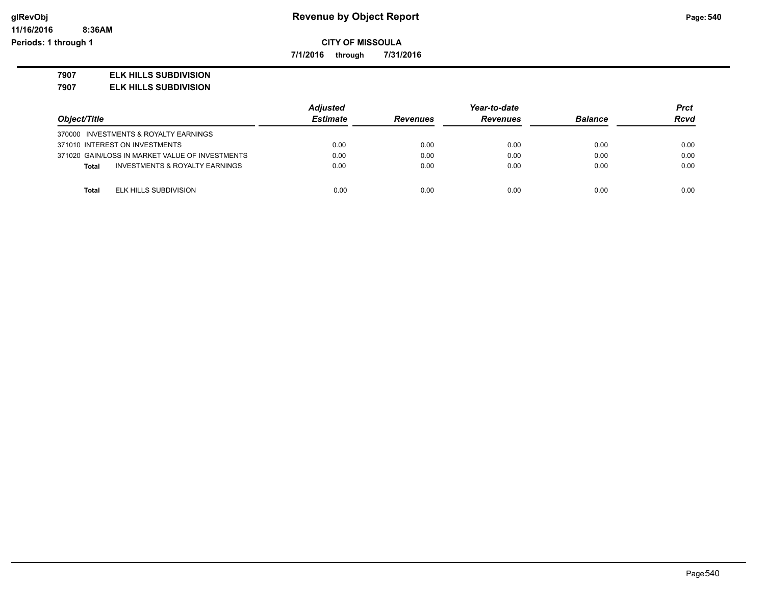**CITY OF MISSOULA**

**7/1/2016 through 7/31/2016**

**7907 ELK HILLS SUBDIVISION**

**7907 ELK HILLS SUBDIVISION**

| Object/Title | Adjusted Estimate | Revenues | Year-to-date Revenues | Balance | Prct Rcvd |
|---|---|---|---|---|---|
| 370000 INVESTMENTS & ROYALTY EARNINGS | | | | | |
| 371010 INTEREST ON INVESTMENTS | 0.00 | 0.00 | 0.00 | 0.00 | 0.00 |
| 371020 GAIN/LOSS IN MARKET VALUE OF INVESTMENTS | 0.00 | 0.00 | 0.00 | 0.00 | 0.00 |
| **Total** INVESTMENTS & ROYALTY EARNINGS | 0.00 | 0.00 | 0.00 | 0.00 | 0.00 |
| **Total** ELK HILLS SUBDIVISION | 0.00 | 0.00 | 0.00 | 0.00 | 0.00 |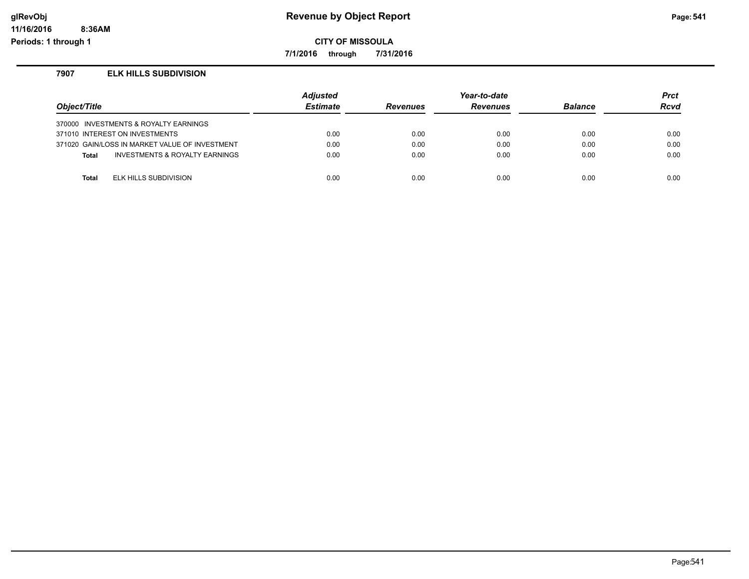# Revenue by Object Report

**CITY OF MISSOULA**

**7/1/2016 through 7/31/2016**

### 7907 ELK HILLS SUBDIVISION

| Object/Title | Adjusted Estimate | Revenues | Year-to-date Revenues | Balance | Prct Rcvd |
|---|---|---|---|---|---|
| 370000 INVESTMENTS & ROYALTY EARNINGS | | | | | |
| 371010 INTEREST ON INVESTMENTS | 0.00 | 0.00 | 0.00 | 0.00 | 0.00 |
| 371020 GAIN/LOSS IN MARKET VALUE OF INVESTMENT | 0.00 | 0.00 | 0.00 | 0.00 | 0.00 |
| **Total** INVESTMENTS & ROYALTY EARNINGS | 0.00 | 0.00 | 0.00 | 0.00 | 0.00 |
| **Total** ELK HILLS SUBDIVISION | 0.00 | 0.00 | 0.00 | 0.00 | 0.00 |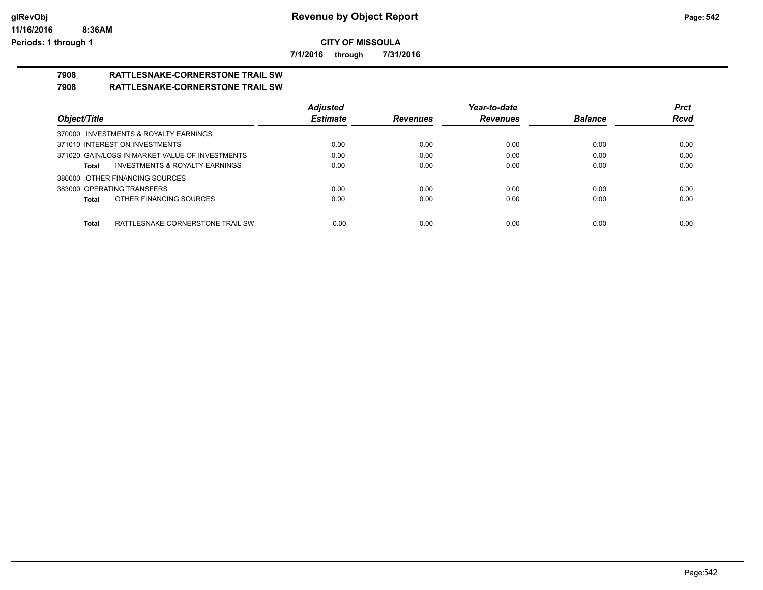**Revenue by Object Report**

**CITY OF MISSOULA**

**7/1/2016 through 7/31/2016**

**7908 RATTLESNAKE-CORNERSTONE TRAIL SW**

**7908 RATTLESNAKE-CORNERSTONE TRAIL SW**

| Object/Title | Adjusted Estimate | Revenues | Year-to-date Revenues | Balance | Prct Rcvd |
|---|---|---|---|---|---|
| 370000 INVESTMENTS & ROYALTY EARNINGS | | | | | |
| 371010 INTEREST ON INVESTMENTS | 0.00 | 0.00 | 0.00 | 0.00 | 0.00 |
| 371020 GAIN/LOSS IN MARKET VALUE OF INVESTMENTS | 0.00 | 0.00 | 0.00 | 0.00 | 0.00 |
| **Total** INVESTMENTS & ROYALTY EARNINGS | 0.00 | 0.00 | 0.00 | 0.00 | 0.00 |
| 380000 OTHER FINANCING SOURCES | | | | | |
| 383000 OPERATING TRANSFERS | 0.00 | 0.00 | 0.00 | 0.00 | 0.00 |
| **Total** OTHER FINANCING SOURCES | 0.00 | 0.00 | 0.00 | 0.00 | 0.00 |
| **Total** RATTLESNAKE-CORNERSTONE TRAIL SW | 0.00 | 0.00 | 0.00 | 0.00 | 0.00 |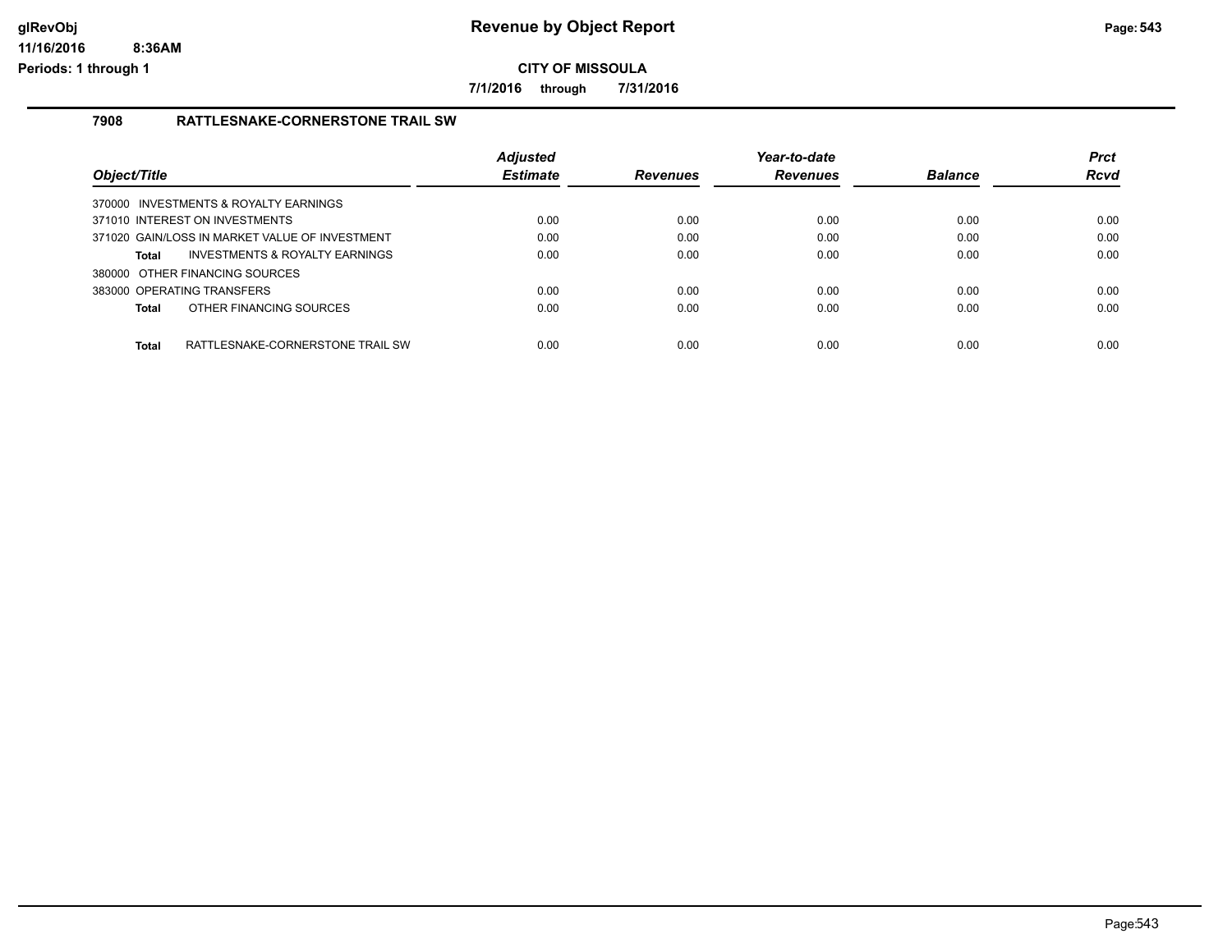**Revenue by Object Report**

**CITY OF MISSOULA**

**7/1/2016 through 7/31/2016**

glRevObj
11/16/2016 8:36AM
Periods: 1 through 1

## 7908 RATTLESNAKE-CORNERSTONE TRAIL SW

| Object/Title | Adjusted Estimate | Revenues | Year-to-date Revenues | Balance | Prct Rcvd |
|---|---|---|---|---|---|
| 370000 INVESTMENTS & ROYALTY EARNINGS | | | | | |
| 371010 INTEREST ON INVESTMENTS | 0.00 | 0.00 | 0.00 | 0.00 | 0.00 |
| 371020 GAIN/LOSS IN MARKET VALUE OF INVESTMENT | 0.00 | 0.00 | 0.00 | 0.00 | 0.00 |
| **Total** INVESTMENTS & ROYALTY EARNINGS | 0.00 | 0.00 | 0.00 | 0.00 | 0.00 |
| 380000 OTHER FINANCING SOURCES | | | | | |
| 383000 OPERATING TRANSFERS | 0.00 | 0.00 | 0.00 | 0.00 | 0.00 |
| **Total** OTHER FINANCING SOURCES | 0.00 | 0.00 | 0.00 | 0.00 | 0.00 |
| **Total** RATTLESNAKE-CORNERSTONE TRAIL SW | 0.00 | 0.00 | 0.00 | 0.00 | 0.00 |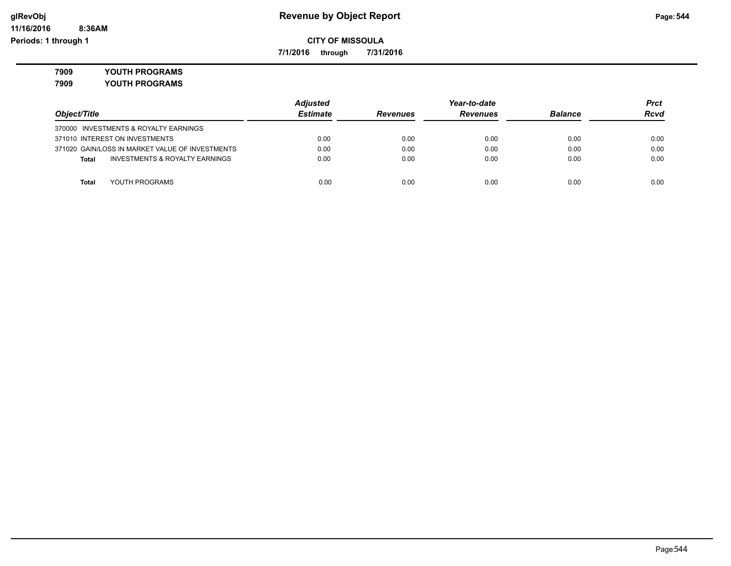# Revenue by Object Report

**CITY OF MISSOULA**

**7/1/2016 through 7/31/2016**

**7909 YOUTH PROGRAMS**

**7909 YOUTH PROGRAMS**

| Object/Title | Adjusted Estimate | Revenues | Year-to-date Revenues | Balance | Prct Rcvd |
|---|---|---|---|---|---|
| 370000 INVESTMENTS & ROYALTY EARNINGS | | | | | |
| 371010 INTEREST ON INVESTMENTS | 0.00 | 0.00 | 0.00 | 0.00 | 0.00 |
| 371020 GAIN/LOSS IN MARKET VALUE OF INVESTMENTS | 0.00 | 0.00 | 0.00 | 0.00 | 0.00 |
| **Total** INVESTMENTS & ROYALTY EARNINGS | 0.00 | 0.00 | 0.00 | 0.00 | 0.00 |
| **Total** YOUTH PROGRAMS | 0.00 | 0.00 | 0.00 | 0.00 | 0.00 |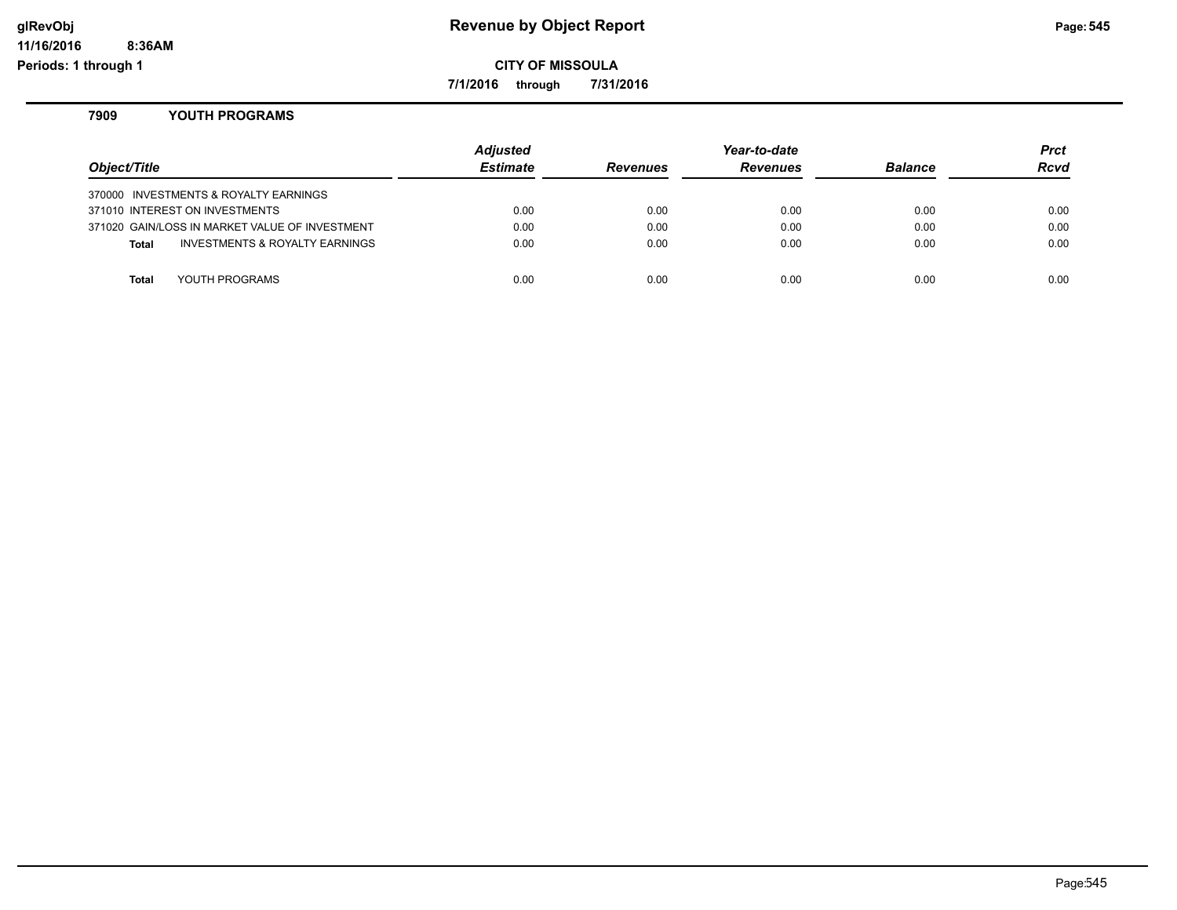# Revenue by Object Report

**CITY OF MISSOULA**

**7/1/2016 through 7/31/2016**

glRevObj
11/16/2016 8:36AM
Periods: 1 through 1

## 7909 YOUTH PROGRAMS

| Object/Title | Adjusted Estimate | Revenues | Year-to-date Revenues | Balance | Prct Rcvd |
|---|---|---|---|---|---|
| 370000 INVESTMENTS & ROYALTY EARNINGS | | | | | |
| 371010 INTEREST ON INVESTMENTS | 0.00 | 0.00 | 0.00 | 0.00 | 0.00 |
| 371020 GAIN/LOSS IN MARKET VALUE OF INVESTMENT | 0.00 | 0.00 | 0.00 | 0.00 | 0.00 |
| **Total** INVESTMENTS & ROYALTY EARNINGS | 0.00 | 0.00 | 0.00 | 0.00 | 0.00 |
| **Total** YOUTH PROGRAMS | 0.00 | 0.00 | 0.00 | 0.00 | 0.00 |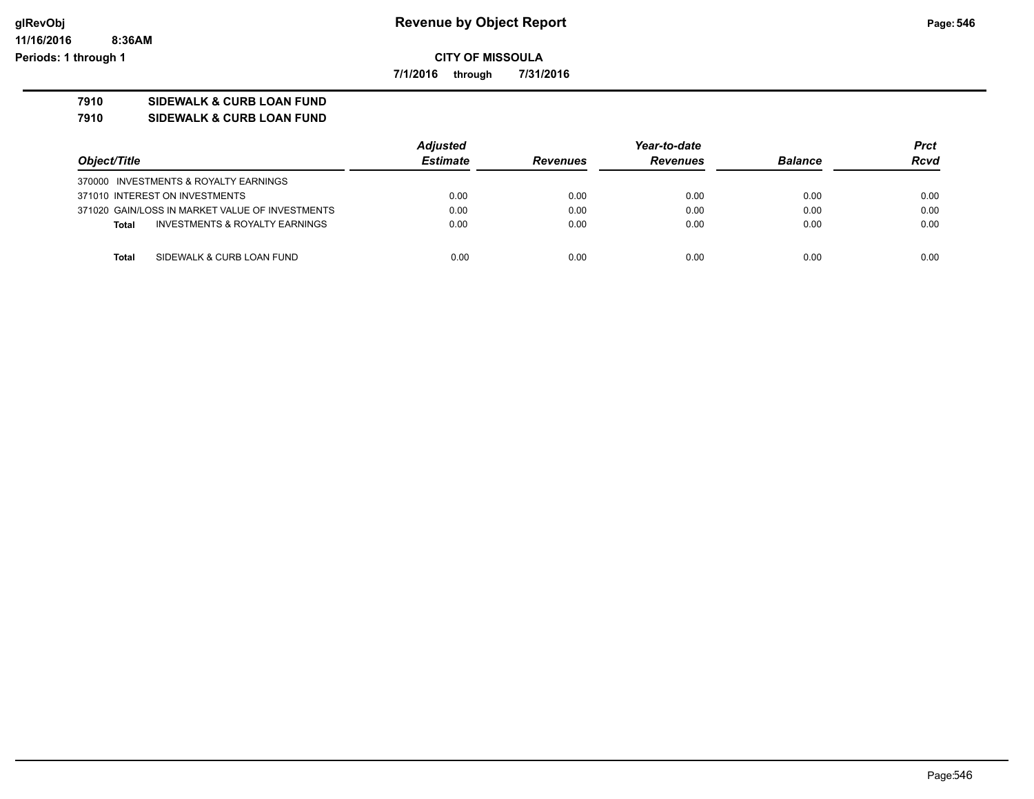**Revenue by Object Report**

**CITY OF MISSOULA**

**7/1/2016 through 7/31/2016**

**glRevObj**
**11/16/2016 8:36AM**
**Periods: 1 through 1**

## 7910 SIDEWALK & CURB LOAN FUND
## 7910 SIDEWALK & CURB LOAN FUND

| *Object/Title* | *Adjusted Estimate* | *Revenues* | *Year-to-date Revenues* | *Balance* | *Prct Rcvd* |
|---|---|---|---|---|---|
| 370000 INVESTMENTS & ROYALTY EARNINGS | | | | | |
| 371010 INTEREST ON INVESTMENTS | 0.00 | 0.00 | 0.00 | 0.00 | 0.00 |
| 371020 GAIN/LOSS IN MARKET VALUE OF INVESTMENTS | 0.00 | 0.00 | 0.00 | 0.00 | 0.00 |
| **Total** INVESTMENTS & ROYALTY EARNINGS | 0.00 | 0.00 | 0.00 | 0.00 | 0.00 |
| **Total** SIDEWALK & CURB LOAN FUND | 0.00 | 0.00 | 0.00 | 0.00 | 0.00 |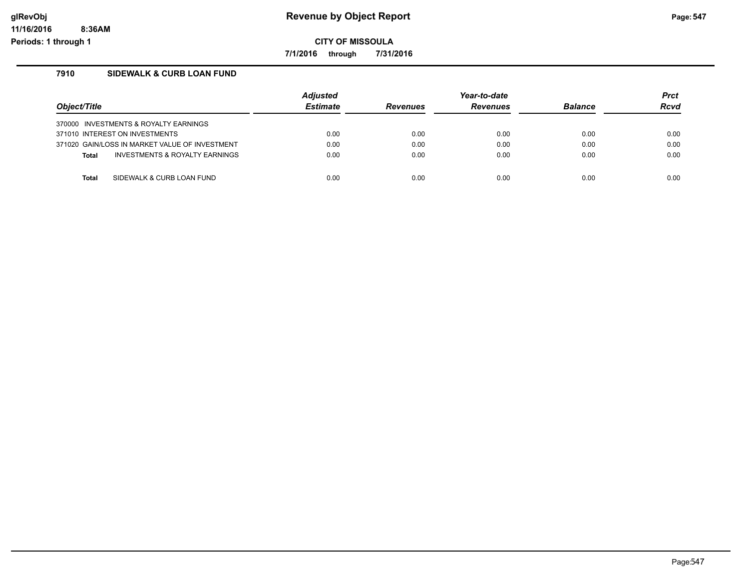# Revenue by Object Report

**CITY OF MISSOULA**

**7/1/2016 through 7/31/2016**

glRevObj
11/16/2016 8:36AM
Periods: 1 through 1

## 7910 SIDEWALK & CURB LOAN FUND

| Object/Title | Adjusted Estimate | Revenues | Year-to-date Revenues | Balance | Prct Rcvd |
|---|---|---|---|---|---|
| 370000 INVESTMENTS & ROYALTY EARNINGS | | | | | |
| 371010 INTEREST ON INVESTMENTS | 0.00 | 0.00 | 0.00 | 0.00 | 0.00 |
| 371020 GAIN/LOSS IN MARKET VALUE OF INVESTMENT | 0.00 | 0.00 | 0.00 | 0.00 | 0.00 |
| **Total** INVESTMENTS & ROYALTY EARNINGS | 0.00 | 0.00 | 0.00 | 0.00 | 0.00 |
| **Total** SIDEWALK & CURB LOAN FUND | 0.00 | 0.00 | 0.00 | 0.00 | 0.00 |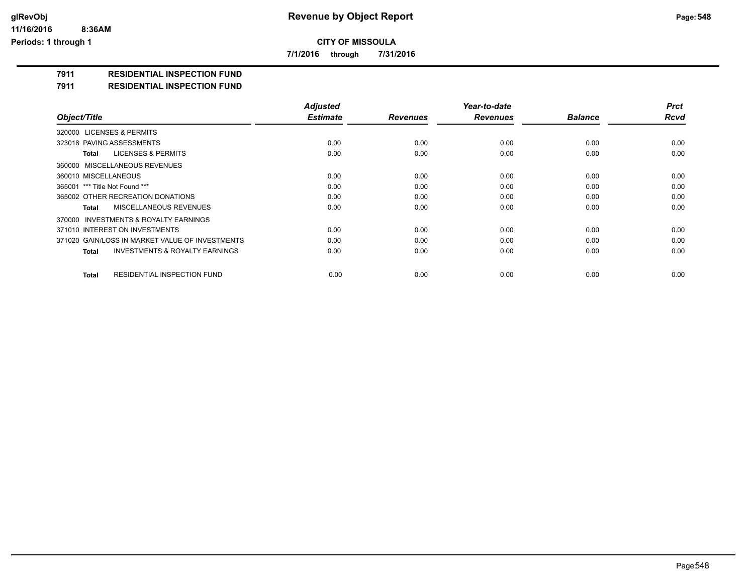# Revenue by Object Report

## CITY OF MISSOULA

**7/1/2016 through 7/31/2016**

### 7911 RESIDENTIAL INSPECTION FUND
### 7911 RESIDENTIAL INSPECTION FUND

| Object/Title | Adjusted Estimate | Revenues | Year-to-date Revenues | Balance | Prct Rcvd |
|---|---|---|---|---|---|
| 320000 LICENSES & PERMITS | | | | | |
| 323018 PAVING ASSESSMENTS | 0.00 | 0.00 | 0.00 | 0.00 | 0.00 |
| **Total** LICENSES & PERMITS | 0.00 | 0.00 | 0.00 | 0.00 | 0.00 |
| 360000 MISCELLANEOUS REVENUES | | | | | |
| 360010 MISCELLANEOUS | 0.00 | 0.00 | 0.00 | 0.00 | 0.00 |
| 365001 *** Title Not Found *** | 0.00 | 0.00 | 0.00 | 0.00 | 0.00 |
| 365002 OTHER RECREATION DONATIONS | 0.00 | 0.00 | 0.00 | 0.00 | 0.00 |
| **Total** MISCELLANEOUS REVENUES | 0.00 | 0.00 | 0.00 | 0.00 | 0.00 |
| 370000 INVESTMENTS & ROYALTY EARNINGS | | | | | |
| 371010 INTEREST ON INVESTMENTS | 0.00 | 0.00 | 0.00 | 0.00 | 0.00 |
| 371020 GAIN/LOSS IN MARKET VALUE OF INVESTMENTS | 0.00 | 0.00 | 0.00 | 0.00 | 0.00 |
| **Total** INVESTMENTS & ROYALTY EARNINGS | 0.00 | 0.00 | 0.00 | 0.00 | 0.00 |
| **Total** RESIDENTIAL INSPECTION FUND | 0.00 | 0.00 | 0.00 | 0.00 | 0.00 |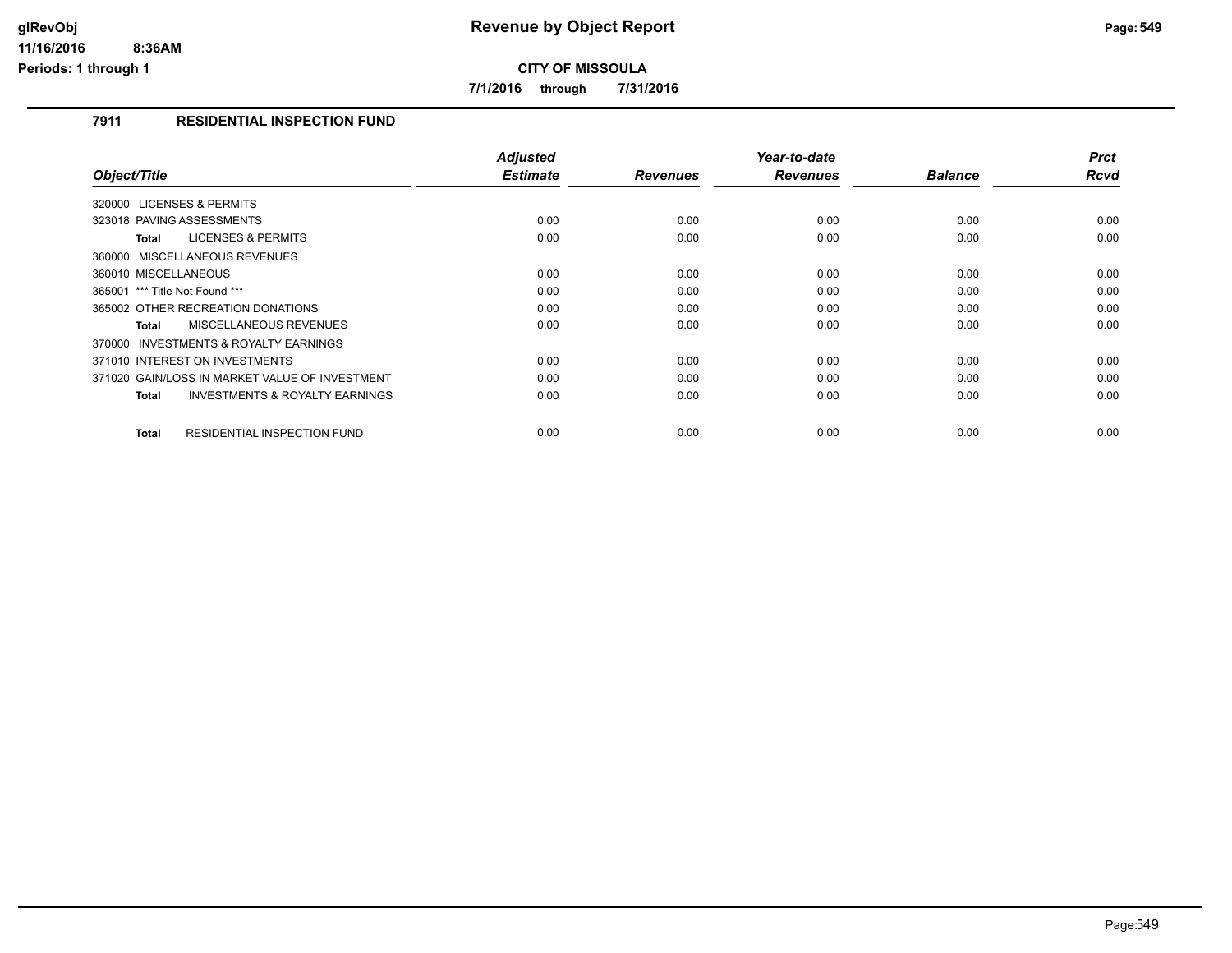# Revenue by Object Report

**CITY OF MISSOULA**

**7/1/2016 through 7/31/2016**

glRevObj
11/16/2016 8:36AM
Periods: 1 through 1

## 7911 RESIDENTIAL INSPECTION FUND

| Object/Title | Adjusted Estimate | Revenues | Year-to-date Revenues | Balance | Prct Rcvd |
|---|---|---|---|---|---|
| 320000 LICENSES & PERMITS | | | | | |
| 323018 PAVING ASSESSMENTS | 0.00 | 0.00 | 0.00 | 0.00 | 0.00 |
| **Total** LICENSES & PERMITS | 0.00 | 0.00 | 0.00 | 0.00 | 0.00 |
| 360000 MISCELLANEOUS REVENUES | | | | | |
| 360010 MISCELLANEOUS | 0.00 | 0.00 | 0.00 | 0.00 | 0.00 |
| 365001 *** Title Not Found *** | 0.00 | 0.00 | 0.00 | 0.00 | 0.00 |
| 365002 OTHER RECREATION DONATIONS | 0.00 | 0.00 | 0.00 | 0.00 | 0.00 |
| **Total** MISCELLANEOUS REVENUES | 0.00 | 0.00 | 0.00 | 0.00 | 0.00 |
| 370000 INVESTMENTS & ROYALTY EARNINGS | | | | | |
| 371010 INTEREST ON INVESTMENTS | 0.00 | 0.00 | 0.00 | 0.00 | 0.00 |
| 371020 GAIN/LOSS IN MARKET VALUE OF INVESTMENT | 0.00 | 0.00 | 0.00 | 0.00 | 0.00 |
| **Total** INVESTMENTS & ROYALTY EARNINGS | 0.00 | 0.00 | 0.00 | 0.00 | 0.00 |
| **Total** RESIDENTIAL INSPECTION FUND | 0.00 | 0.00 | 0.00 | 0.00 | 0.00 |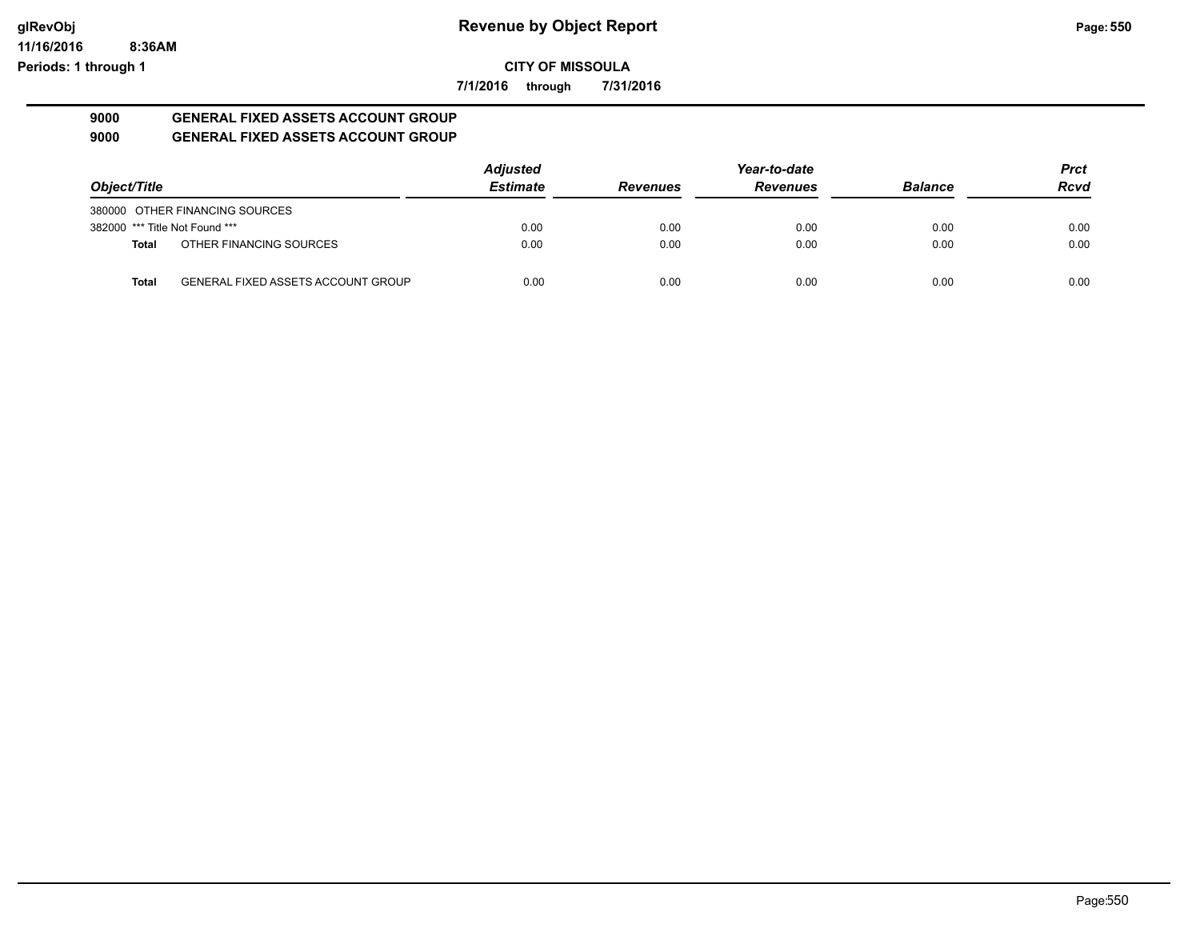# Revenue by Object Report

**CITY OF MISSOULA**

**7/1/2016 through 7/31/2016**

glRevObj
11/16/2016 8:36AM
Periods: 1 through 1

**9000 GENERAL FIXED ASSETS ACCOUNT GROUP**
**9000 GENERAL FIXED ASSETS ACCOUNT GROUP**

| Object/Title | Adjusted Estimate | Revenues | Year-to-date Revenues | Balance | Prct Rcvd |
|---|---|---|---|---|---|
| 380000 OTHER FINANCING SOURCES | | | | | |
| 382000 *** Title Not Found *** | 0.00 | 0.00 | 0.00 | 0.00 | 0.00 |
| **Total** OTHER FINANCING SOURCES | 0.00 | 0.00 | 0.00 | 0.00 | 0.00 |
| **Total** GENERAL FIXED ASSETS ACCOUNT GROUP | 0.00 | 0.00 | 0.00 | 0.00 | 0.00 |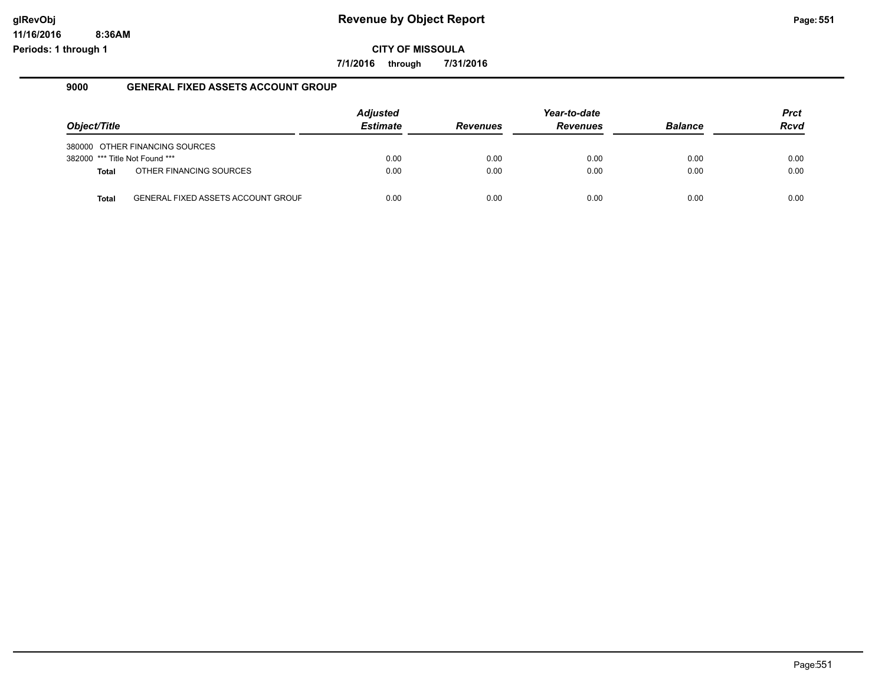# Revenue by Object Report

**CITY OF MISSOULA**

**7/1/2016 through 7/31/2016**

glRevObj
11/16/2016 8:36AM
Periods: 1 through 1

## 9000 GENERAL FIXED ASSETS ACCOUNT GROUP

| Object/Title | Adjusted Estimate | Revenues | Year-to-date Revenues | Balance | Prct Rcvd |
|---|---|---|---|---|---|
| 380000 OTHER FINANCING SOURCES | | | | | |
| 382000 *** Title Not Found *** | 0.00 | 0.00 | 0.00 | 0.00 | 0.00 |
| **Total** OTHER FINANCING SOURCES | 0.00 | 0.00 | 0.00 | 0.00 | 0.00 |
| **Total** GENERAL FIXED ASSETS ACCOUNT GROUF | 0.00 | 0.00 | 0.00 | 0.00 | 0.00 |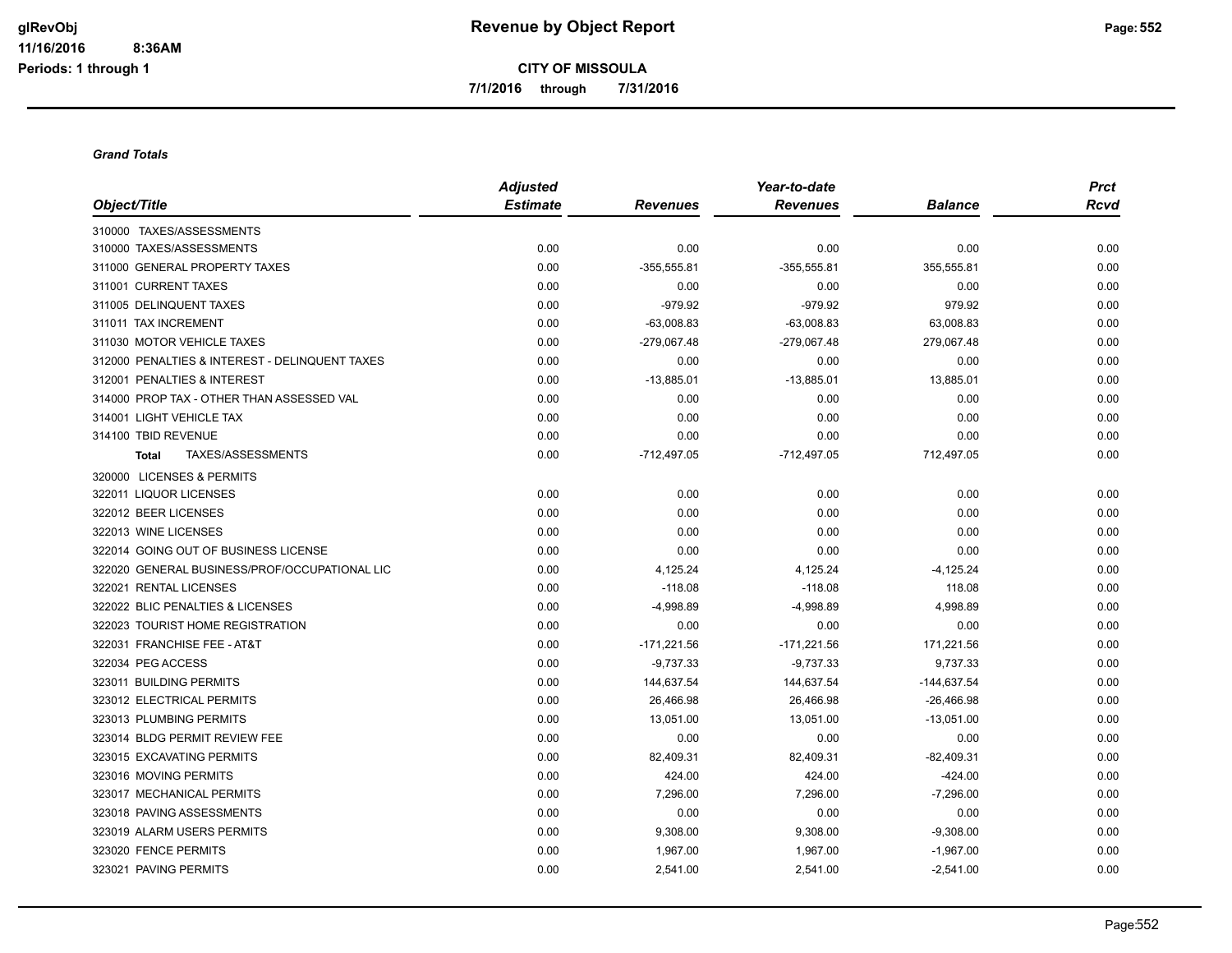# Revenue by Object Report

**CITY OF MISSOULA**

**7/1/2016 through 7/31/2016**

glRevObj
11/16/2016 8:36AM
Periods: 1 through 1

***Grand Totals***

| Object/Title | Adjusted Estimate | Revenues | Year-to-date Revenues | Balance | Prct Rcvd |
|---|---|---|---|---|---|
| 310000 TAXES/ASSESSMENTS | | | | | |
| 310000 TAXES/ASSESSMENTS | 0.00 | 0.00 | 0.00 | 0.00 | 0.00 |
| 311000 GENERAL PROPERTY TAXES | 0.00 | -355,555.81 | -355,555.81 | 355,555.81 | 0.00 |
| 311001 CURRENT TAXES | 0.00 | 0.00 | 0.00 | 0.00 | 0.00 |
| 311005 DELINQUENT TAXES | 0.00 | -979.92 | -979.92 | 979.92 | 0.00 |
| 311011 TAX INCREMENT | 0.00 | -63,008.83 | -63,008.83 | 63,008.83 | 0.00 |
| 311030 MOTOR VEHICLE TAXES | 0.00 | -279,067.48 | -279,067.48 | 279,067.48 | 0.00 |
| 312000 PENALTIES & INTEREST - DELINQUENT TAXES | 0.00 | 0.00 | 0.00 | 0.00 | 0.00 |
| 312001 PENALTIES & INTEREST | 0.00 | -13,885.01 | -13,885.01 | 13,885.01 | 0.00 |
| 314000 PROP TAX - OTHER THAN ASSESSED VAL | 0.00 | 0.00 | 0.00 | 0.00 | 0.00 |
| 314001 LIGHT VEHICLE TAX | 0.00 | 0.00 | 0.00 | 0.00 | 0.00 |
| 314100 TBID REVENUE | 0.00 | 0.00 | 0.00 | 0.00 | 0.00 |
| **Total** TAXES/ASSESSMENTS | 0.00 | -712,497.05 | -712,497.05 | 712,497.05 | 0.00 |
| 320000 LICENSES & PERMITS | | | | | |
| 322011 LIQUOR LICENSES | 0.00 | 0.00 | 0.00 | 0.00 | 0.00 |
| 322012 BEER LICENSES | 0.00 | 0.00 | 0.00 | 0.00 | 0.00 |
| 322013 WINE LICENSES | 0.00 | 0.00 | 0.00 | 0.00 | 0.00 |
| 322014 GOING OUT OF BUSINESS LICENSE | 0.00 | 0.00 | 0.00 | 0.00 | 0.00 |
| 322020 GENERAL BUSINESS/PROF/OCCUPATIONAL LIC | 0.00 | 4,125.24 | 4,125.24 | -4,125.24 | 0.00 |
| 322021 RENTAL LICENSES | 0.00 | -118.08 | -118.08 | 118.08 | 0.00 |
| 322022 BLIC PENALTIES & LICENSES | 0.00 | -4,998.89 | -4,998.89 | 4,998.89 | 0.00 |
| 322023 TOURIST HOME REGISTRATION | 0.00 | 0.00 | 0.00 | 0.00 | 0.00 |
| 322031 FRANCHISE FEE - AT&T | 0.00 | -171,221.56 | -171,221.56 | 171,221.56 | 0.00 |
| 322034 PEG ACCESS | 0.00 | -9,737.33 | -9,737.33 | 9,737.33 | 0.00 |
| 323011 BUILDING PERMITS | 0.00 | 144,637.54 | 144,637.54 | -144,637.54 | 0.00 |
| 323012 ELECTRICAL PERMITS | 0.00 | 26,466.98 | 26,466.98 | -26,466.98 | 0.00 |
| 323013 PLUMBING PERMITS | 0.00 | 13,051.00 | 13,051.00 | -13,051.00 | 0.00 |
| 323014 BLDG PERMIT REVIEW FEE | 0.00 | 0.00 | 0.00 | 0.00 | 0.00 |
| 323015 EXCAVATING PERMITS | 0.00 | 82,409.31 | 82,409.31 | -82,409.31 | 0.00 |
| 323016 MOVING PERMITS | 0.00 | 424.00 | 424.00 | -424.00 | 0.00 |
| 323017 MECHANICAL PERMITS | 0.00 | 7,296.00 | 7,296.00 | -7,296.00 | 0.00 |
| 323018 PAVING ASSESSMENTS | 0.00 | 0.00 | 0.00 | 0.00 | 0.00 |
| 323019 ALARM USERS PERMITS | 0.00 | 9,308.00 | 9,308.00 | -9,308.00 | 0.00 |
| 323020 FENCE PERMITS | 0.00 | 1,967.00 | 1,967.00 | -1,967.00 | 0.00 |
| 323021 PAVING PERMITS | 0.00 | 2,541.00 | 2,541.00 | -2,541.00 | 0.00 |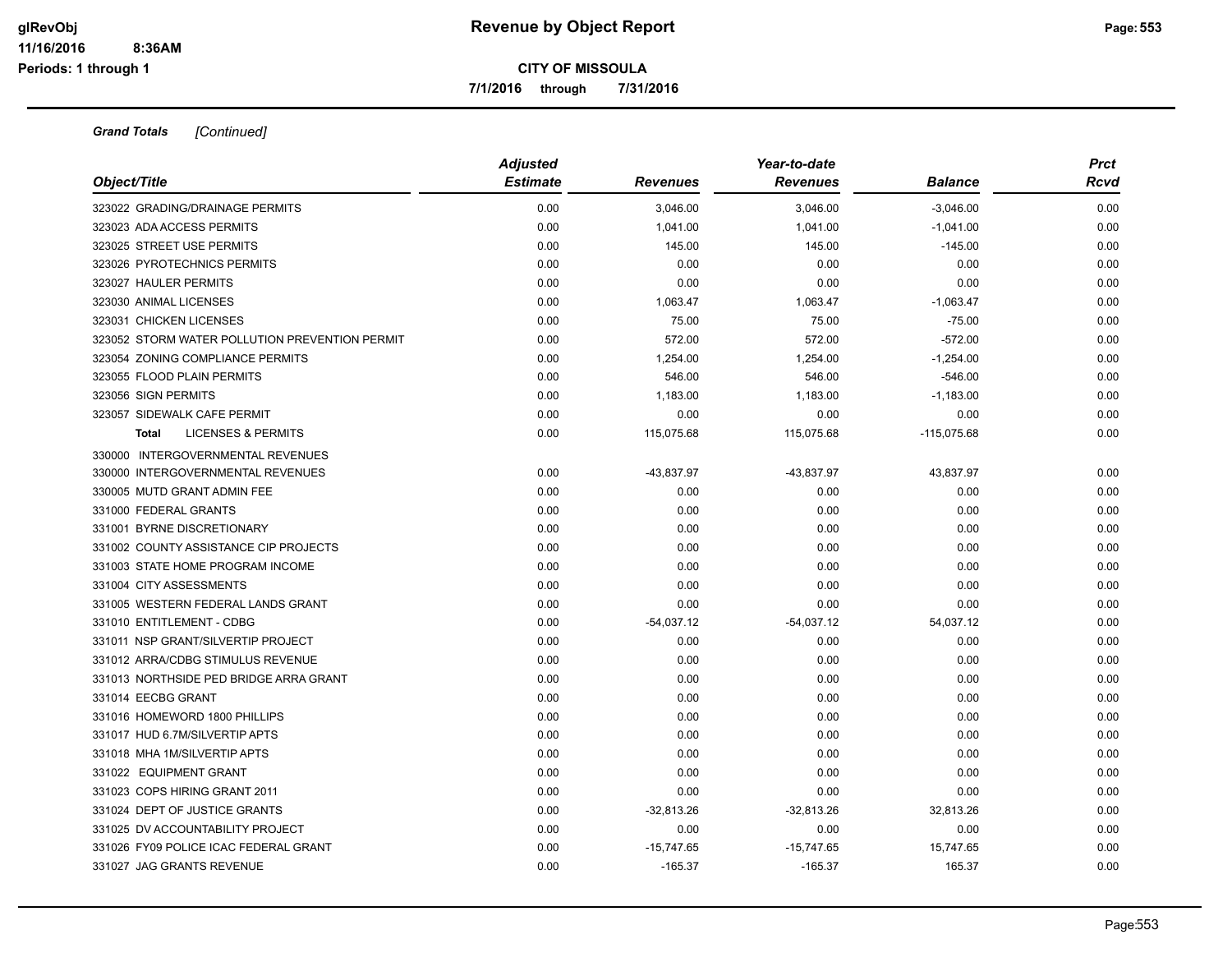**Revenue by Object Report**

**CITY OF MISSOULA**

**7/1/2016 through 7/31/2016**

glRevObj
11/16/2016 8:36AM
Periods: 1 through 1

***Grand Totals*** *[Continued]*

| Object/Title | Adjusted Estimate | Revenues | Year-to-date Revenues | Balance | Prct Rcvd |
|---|---|---|---|---|---|
| 323022 GRADING/DRAINAGE PERMITS | 0.00 | 3,046.00 | 3,046.00 | -3,046.00 | 0.00 |
| 323023 ADA ACCESS PERMITS | 0.00 | 1,041.00 | 1,041.00 | -1,041.00 | 0.00 |
| 323025 STREET USE PERMITS | 0.00 | 145.00 | 145.00 | -145.00 | 0.00 |
| 323026 PYROTECHNICS PERMITS | 0.00 | 0.00 | 0.00 | 0.00 | 0.00 |
| 323027 HAULER PERMITS | 0.00 | 0.00 | 0.00 | 0.00 | 0.00 |
| 323030 ANIMAL LICENSES | 0.00 | 1,063.47 | 1,063.47 | -1,063.47 | 0.00 |
| 323031 CHICKEN LICENSES | 0.00 | 75.00 | 75.00 | -75.00 | 0.00 |
| 323052 STORM WATER POLLUTION PREVENTION PERMIT | 0.00 | 572.00 | 572.00 | -572.00 | 0.00 |
| 323054 ZONING COMPLIANCE PERMITS | 0.00 | 1,254.00 | 1,254.00 | -1,254.00 | 0.00 |
| 323055 FLOOD PLAIN PERMITS | 0.00 | 546.00 | 546.00 | -546.00 | 0.00 |
| 323056 SIGN PERMITS | 0.00 | 1,183.00 | 1,183.00 | -1,183.00 | 0.00 |
| 323057 SIDEWALK CAFE PERMIT | 0.00 | 0.00 | 0.00 | 0.00 | 0.00 |
| **Total** LICENSES & PERMITS | 0.00 | 115,075.68 | 115,075.68 | -115,075.68 | 0.00 |
| 330000 INTERGOVERNMENTAL REVENUES | | | | | |
| 330000 INTERGOVERNMENTAL REVENUES | 0.00 | -43,837.97 | -43,837.97 | 43,837.97 | 0.00 |
| 330005 MUTD GRANT ADMIN FEE | 0.00 | 0.00 | 0.00 | 0.00 | 0.00 |
| 331000 FEDERAL GRANTS | 0.00 | 0.00 | 0.00 | 0.00 | 0.00 |
| 331001 BYRNE DISCRETIONARY | 0.00 | 0.00 | 0.00 | 0.00 | 0.00 |
| 331002 COUNTY ASSISTANCE CIP PROJECTS | 0.00 | 0.00 | 0.00 | 0.00 | 0.00 |
| 331003 STATE HOME PROGRAM INCOME | 0.00 | 0.00 | 0.00 | 0.00 | 0.00 |
| 331004 CITY ASSESSMENTS | 0.00 | 0.00 | 0.00 | 0.00 | 0.00 |
| 331005 WESTERN FEDERAL LANDS GRANT | 0.00 | 0.00 | 0.00 | 0.00 | 0.00 |
| 331010 ENTITLEMENT - CDBG | 0.00 | -54,037.12 | -54,037.12 | 54,037.12 | 0.00 |
| 331011 NSP GRANT/SILVERTIP PROJECT | 0.00 | 0.00 | 0.00 | 0.00 | 0.00 |
| 331012 ARRA/CDBG STIMULUS REVENUE | 0.00 | 0.00 | 0.00 | 0.00 | 0.00 |
| 331013 NORTHSIDE PED BRIDGE ARRA GRANT | 0.00 | 0.00 | 0.00 | 0.00 | 0.00 |
| 331014 EECBG GRANT | 0.00 | 0.00 | 0.00 | 0.00 | 0.00 |
| 331016 HOMEWORD 1800 PHILLIPS | 0.00 | 0.00 | 0.00 | 0.00 | 0.00 |
| 331017 HUD 6.7M/SILVERTIP APTS | 0.00 | 0.00 | 0.00 | 0.00 | 0.00 |
| 331018 MHA 1M/SILVERTIP APTS | 0.00 | 0.00 | 0.00 | 0.00 | 0.00 |
| 331022 EQUIPMENT GRANT | 0.00 | 0.00 | 0.00 | 0.00 | 0.00 |
| 331023 COPS HIRING GRANT 2011 | 0.00 | 0.00 | 0.00 | 0.00 | 0.00 |
| 331024 DEPT OF JUSTICE GRANTS | 0.00 | -32,813.26 | -32,813.26 | 32,813.26 | 0.00 |
| 331025 DV ACCOUNTABILITY PROJECT | 0.00 | 0.00 | 0.00 | 0.00 | 0.00 |
| 331026 FY09 POLICE ICAC FEDERAL GRANT | 0.00 | -15,747.65 | -15,747.65 | 15,747.65 | 0.00 |
| 331027 JAG GRANTS REVENUE | 0.00 | -165.37 | -165.37 | 165.37 | 0.00 |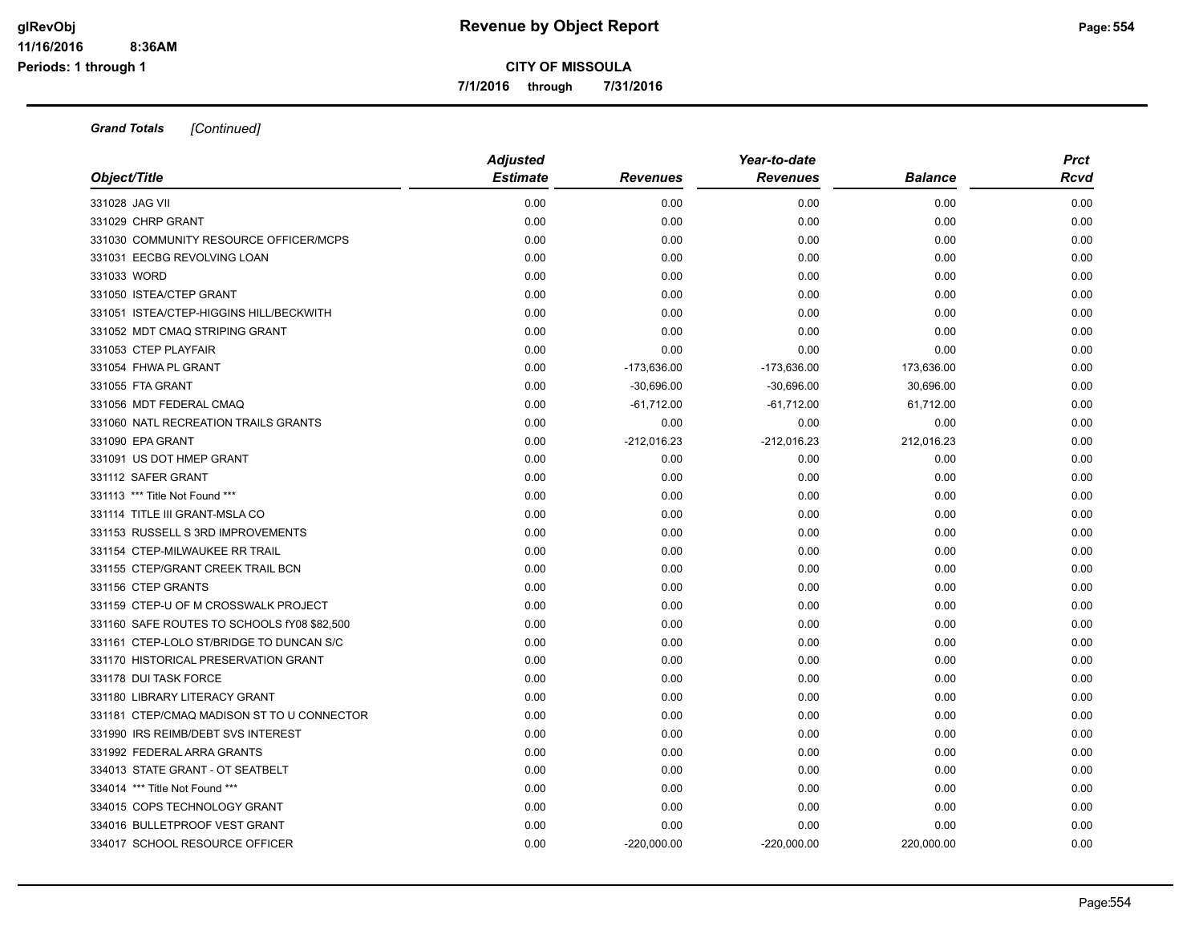# Revenue by Object Report

**CITY OF MISSOULA**

**7/1/2016 through 7/31/2016**

*Grand Totals [Continued]*

| Object/Title | Adjusted Estimate | Revenues | Year-to-date Revenues | Balance | Prct Rcvd |
|---|---|---|---|---|---|
| 331028 JAG VII | 0.00 | 0.00 | 0.00 | 0.00 | 0.00 |
| 331029 CHRP GRANT | 0.00 | 0.00 | 0.00 | 0.00 | 0.00 |
| 331030 COMMUNITY RESOURCE OFFICER/MCPS | 0.00 | 0.00 | 0.00 | 0.00 | 0.00 |
| 331031 EECBG REVOLVING LOAN | 0.00 | 0.00 | 0.00 | 0.00 | 0.00 |
| 331033 WORD | 0.00 | 0.00 | 0.00 | 0.00 | 0.00 |
| 331050 ISTEA/CTEP GRANT | 0.00 | 0.00 | 0.00 | 0.00 | 0.00 |
| 331051 ISTEA/CTEP-HIGGINS HILL/BECKWITH | 0.00 | 0.00 | 0.00 | 0.00 | 0.00 |
| 331052 MDT CMAQ STRIPING GRANT | 0.00 | 0.00 | 0.00 | 0.00 | 0.00 |
| 331053 CTEP PLAYFAIR | 0.00 | 0.00 | 0.00 | 0.00 | 0.00 |
| 331054 FHWA PL GRANT | 0.00 | -173,636.00 | -173,636.00 | 173,636.00 | 0.00 |
| 331055 FTA GRANT | 0.00 | -30,696.00 | -30,696.00 | 30,696.00 | 0.00 |
| 331056 MDT FEDERAL CMAQ | 0.00 | -61,712.00 | -61,712.00 | 61,712.00 | 0.00 |
| 331060 NATL RECREATION TRAILS GRANTS | 0.00 | 0.00 | 0.00 | 0.00 | 0.00 |
| 331090 EPA GRANT | 0.00 | -212,016.23 | -212,016.23 | 212,016.23 | 0.00 |
| 331091 US DOT HMEP GRANT | 0.00 | 0.00 | 0.00 | 0.00 | 0.00 |
| 331112 SAFER GRANT | 0.00 | 0.00 | 0.00 | 0.00 | 0.00 |
| 331113 *** Title Not Found *** | 0.00 | 0.00 | 0.00 | 0.00 | 0.00 |
| 331114 TITLE III GRANT-MSLA CO | 0.00 | 0.00 | 0.00 | 0.00 | 0.00 |
| 331153 RUSSELL S 3RD IMPROVEMENTS | 0.00 | 0.00 | 0.00 | 0.00 | 0.00 |
| 331154 CTEP-MILWAUKEE RR TRAIL | 0.00 | 0.00 | 0.00 | 0.00 | 0.00 |
| 331155 CTEP/GRANT CREEK TRAIL BCN | 0.00 | 0.00 | 0.00 | 0.00 | 0.00 |
| 331156 CTEP GRANTS | 0.00 | 0.00 | 0.00 | 0.00 | 0.00 |
| 331159 CTEP-U OF M CROSSWALK PROJECT | 0.00 | 0.00 | 0.00 | 0.00 | 0.00 |
| 331160 SAFE ROUTES TO SCHOOLS fY08 $82,500 | 0.00 | 0.00 | 0.00 | 0.00 | 0.00 |
| 331161 CTEP-LOLO ST/BRIDGE TO DUNCAN S/C | 0.00 | 0.00 | 0.00 | 0.00 | 0.00 |
| 331170 HISTORICAL PRESERVATION GRANT | 0.00 | 0.00 | 0.00 | 0.00 | 0.00 |
| 331178 DUI TASK FORCE | 0.00 | 0.00 | 0.00 | 0.00 | 0.00 |
| 331180 LIBRARY LITERACY GRANT | 0.00 | 0.00 | 0.00 | 0.00 | 0.00 |
| 331181 CTEP/CMAQ MADISON ST TO U CONNECTOR | 0.00 | 0.00 | 0.00 | 0.00 | 0.00 |
| 331990 IRS REIMB/DEBT SVS INTEREST | 0.00 | 0.00 | 0.00 | 0.00 | 0.00 |
| 331992 FEDERAL ARRA GRANTS | 0.00 | 0.00 | 0.00 | 0.00 | 0.00 |
| 334013 STATE GRANT - OT SEATBELT | 0.00 | 0.00 | 0.00 | 0.00 | 0.00 |
| 334014 *** Title Not Found *** | 0.00 | 0.00 | 0.00 | 0.00 | 0.00 |
| 334015 COPS TECHNOLOGY GRANT | 0.00 | 0.00 | 0.00 | 0.00 | 0.00 |
| 334016 BULLETPROOF VEST GRANT | 0.00 | 0.00 | 0.00 | 0.00 | 0.00 |
| 334017 SCHOOL RESOURCE OFFICER | 0.00 | -220,000.00 | -220,000.00 | 220,000.00 | 0.00 |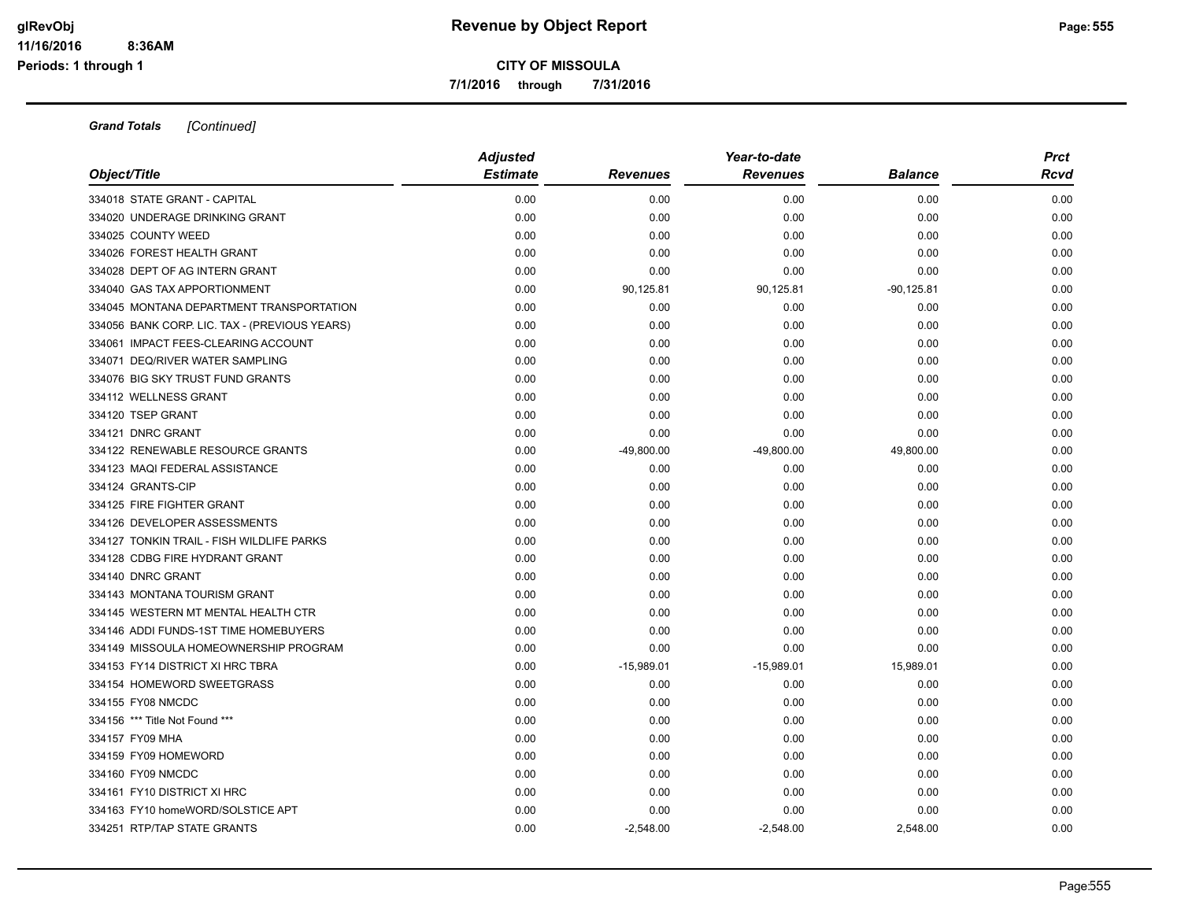**CITY OF MISSOULA**

**7/1/2016 through 7/31/2016**

***Grand Totals*** *[Continued]*

| *Object/Title* | *Adjusted Estimate* | *Revenues* | *Year-to-date Revenues* | *Balance* | *Prct Rcvd* |
|---|---|---|---|---|---|
| 334018 STATE GRANT - CAPITAL | 0.00 | 0.00 | 0.00 | 0.00 | 0.00 |
| 334020 UNDERAGE DRINKING GRANT | 0.00 | 0.00 | 0.00 | 0.00 | 0.00 |
| 334025 COUNTY WEED | 0.00 | 0.00 | 0.00 | 0.00 | 0.00 |
| 334026 FOREST HEALTH GRANT | 0.00 | 0.00 | 0.00 | 0.00 | 0.00 |
| 334028 DEPT OF AG INTERN GRANT | 0.00 | 0.00 | 0.00 | 0.00 | 0.00 |
| 334040 GAS TAX APPORTIONMENT | 0.00 | 90,125.81 | 90,125.81 | -90,125.81 | 0.00 |
| 334045 MONTANA DEPARTMENT TRANSPORTATION | 0.00 | 0.00 | 0.00 | 0.00 | 0.00 |
| 334056 BANK CORP. LIC. TAX - (PREVIOUS YEARS) | 0.00 | 0.00 | 0.00 | 0.00 | 0.00 |
| 334061 IMPACT FEES-CLEARING ACCOUNT | 0.00 | 0.00 | 0.00 | 0.00 | 0.00 |
| 334071 DEQ/RIVER WATER SAMPLING | 0.00 | 0.00 | 0.00 | 0.00 | 0.00 |
| 334076 BIG SKY TRUST FUND GRANTS | 0.00 | 0.00 | 0.00 | 0.00 | 0.00 |
| 334112 WELLNESS GRANT | 0.00 | 0.00 | 0.00 | 0.00 | 0.00 |
| 334120 TSEP GRANT | 0.00 | 0.00 | 0.00 | 0.00 | 0.00 |
| 334121 DNRC GRANT | 0.00 | 0.00 | 0.00 | 0.00 | 0.00 |
| 334122 RENEWABLE RESOURCE GRANTS | 0.00 | -49,800.00 | -49,800.00 | 49,800.00 | 0.00 |
| 334123 MAQI FEDERAL ASSISTANCE | 0.00 | 0.00 | 0.00 | 0.00 | 0.00 |
| 334124 GRANTS-CIP | 0.00 | 0.00 | 0.00 | 0.00 | 0.00 |
| 334125 FIRE FIGHTER GRANT | 0.00 | 0.00 | 0.00 | 0.00 | 0.00 |
| 334126 DEVELOPER ASSESSMENTS | 0.00 | 0.00 | 0.00 | 0.00 | 0.00 |
| 334127 TONKIN TRAIL - FISH WILDLIFE PARKS | 0.00 | 0.00 | 0.00 | 0.00 | 0.00 |
| 334128 CDBG FIRE HYDRANT GRANT | 0.00 | 0.00 | 0.00 | 0.00 | 0.00 |
| 334140 DNRC GRANT | 0.00 | 0.00 | 0.00 | 0.00 | 0.00 |
| 334143 MONTANA TOURISM GRANT | 0.00 | 0.00 | 0.00 | 0.00 | 0.00 |
| 334145 WESTERN MT MENTAL HEALTH CTR | 0.00 | 0.00 | 0.00 | 0.00 | 0.00 |
| 334146 ADDI FUNDS-1ST TIME HOMEBUYERS | 0.00 | 0.00 | 0.00 | 0.00 | 0.00 |
| 334149 MISSOULA HOMEOWNERSHIP PROGRAM | 0.00 | 0.00 | 0.00 | 0.00 | 0.00 |
| 334153 FY14 DISTRICT XI HRC TBRA | 0.00 | -15,989.01 | -15,989.01 | 15,989.01 | 0.00 |
| 334154 HOMEWORD SWEETGRASS | 0.00 | 0.00 | 0.00 | 0.00 | 0.00 |
| 334155 FY08 NMCDC | 0.00 | 0.00 | 0.00 | 0.00 | 0.00 |
| 334156 *** Title Not Found *** | 0.00 | 0.00 | 0.00 | 0.00 | 0.00 |
| 334157 FY09 MHA | 0.00 | 0.00 | 0.00 | 0.00 | 0.00 |
| 334159 FY09 HOMEWORD | 0.00 | 0.00 | 0.00 | 0.00 | 0.00 |
| 334160 FY09 NMCDC | 0.00 | 0.00 | 0.00 | 0.00 | 0.00 |
| 334161 FY10 DISTRICT XI HRC | 0.00 | 0.00 | 0.00 | 0.00 | 0.00 |
| 334163 FY10 homeWORD/SOLSTICE APT | 0.00 | 0.00 | 0.00 | 0.00 | 0.00 |
| 334251 RTP/TAP STATE GRANTS | 0.00 | -2,548.00 | -2,548.00 | 2,548.00 | 0.00 |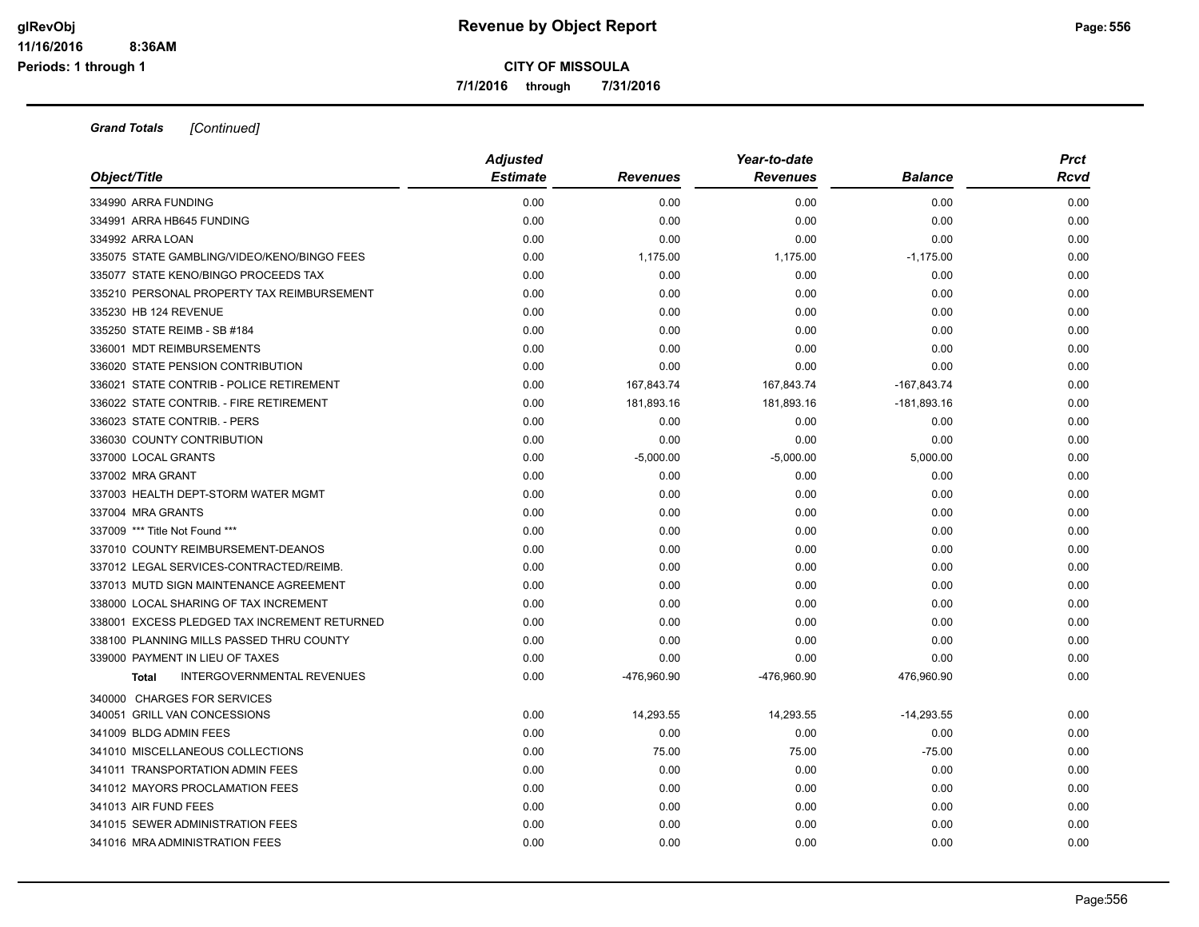**Revenue by Object Report**

**CITY OF MISSOULA**

**7/1/2016 through 7/31/2016**

*Grand Totals [Continued]*

| Object/Title | Adjusted Estimate | Revenues | Year-to-date Revenues | Balance | Prct Rcvd |
|---|---|---|---|---|---|
| 334990 ARRA FUNDING | 0.00 | 0.00 | 0.00 | 0.00 | 0.00 |
| 334991 ARRA HB645 FUNDING | 0.00 | 0.00 | 0.00 | 0.00 | 0.00 |
| 334992 ARRA LOAN | 0.00 | 0.00 | 0.00 | 0.00 | 0.00 |
| 335075 STATE GAMBLING/VIDEO/KENO/BINGO FEES | 0.00 | 1,175.00 | 1,175.00 | -1,175.00 | 0.00 |
| 335077 STATE KENO/BINGO PROCEEDS TAX | 0.00 | 0.00 | 0.00 | 0.00 | 0.00 |
| 335210 PERSONAL PROPERTY TAX REIMBURSEMENT | 0.00 | 0.00 | 0.00 | 0.00 | 0.00 |
| 335230 HB 124 REVENUE | 0.00 | 0.00 | 0.00 | 0.00 | 0.00 |
| 335250 STATE REIMB - SB #184 | 0.00 | 0.00 | 0.00 | 0.00 | 0.00 |
| 336001 MDT REIMBURSEMENTS | 0.00 | 0.00 | 0.00 | 0.00 | 0.00 |
| 336020 STATE PENSION CONTRIBUTION | 0.00 | 0.00 | 0.00 | 0.00 | 0.00 |
| 336021 STATE CONTRIB - POLICE RETIREMENT | 0.00 | 167,843.74 | 167,843.74 | -167,843.74 | 0.00 |
| 336022 STATE CONTRIB. - FIRE RETIREMENT | 0.00 | 181,893.16 | 181,893.16 | -181,893.16 | 0.00 |
| 336023 STATE CONTRIB. - PERS | 0.00 | 0.00 | 0.00 | 0.00 | 0.00 |
| 336030 COUNTY CONTRIBUTION | 0.00 | 0.00 | 0.00 | 0.00 | 0.00 |
| 337000 LOCAL GRANTS | 0.00 | -5,000.00 | -5,000.00 | 5,000.00 | 0.00 |
| 337002 MRA GRANT | 0.00 | 0.00 | 0.00 | 0.00 | 0.00 |
| 337003 HEALTH DEPT-STORM WATER MGMT | 0.00 | 0.00 | 0.00 | 0.00 | 0.00 |
| 337004 MRA GRANTS | 0.00 | 0.00 | 0.00 | 0.00 | 0.00 |
| 337009 *** Title Not Found *** | 0.00 | 0.00 | 0.00 | 0.00 | 0.00 |
| 337010 COUNTY REIMBURSEMENT-DEANOS | 0.00 | 0.00 | 0.00 | 0.00 | 0.00 |
| 337012 LEGAL SERVICES-CONTRACTED/REIMB. | 0.00 | 0.00 | 0.00 | 0.00 | 0.00 |
| 337013 MUTD SIGN MAINTENANCE AGREEMENT | 0.00 | 0.00 | 0.00 | 0.00 | 0.00 |
| 338000 LOCAL SHARING OF TAX INCREMENT | 0.00 | 0.00 | 0.00 | 0.00 | 0.00 |
| 338001 EXCESS PLEDGED TAX INCREMENT RETURNED | 0.00 | 0.00 | 0.00 | 0.00 | 0.00 |
| 338100 PLANNING MILLS PASSED THRU COUNTY | 0.00 | 0.00 | 0.00 | 0.00 | 0.00 |
| 339000 PAYMENT IN LIEU OF TAXES | 0.00 | 0.00 | 0.00 | 0.00 | 0.00 |
| **Total** INTERGOVERNMENTAL REVENUES | 0.00 | -476,960.90 | -476,960.90 | 476,960.90 | 0.00 |
| 340000 CHARGES FOR SERVICES | | | | | |
| 340051 GRILL VAN CONCESSIONS | 0.00 | 14,293.55 | 14,293.55 | -14,293.55 | 0.00 |
| 341009 BLDG ADMIN FEES | 0.00 | 0.00 | 0.00 | 0.00 | 0.00 |
| 341010 MISCELLANEOUS COLLECTIONS | 0.00 | 75.00 | 75.00 | -75.00 | 0.00 |
| 341011 TRANSPORTATION ADMIN FEES | 0.00 | 0.00 | 0.00 | 0.00 | 0.00 |
| 341012 MAYORS PROCLAMATION FEES | 0.00 | 0.00 | 0.00 | 0.00 | 0.00 |
| 341013 AIR FUND FEES | 0.00 | 0.00 | 0.00 | 0.00 | 0.00 |
| 341015 SEWER ADMINISTRATION FEES | 0.00 | 0.00 | 0.00 | 0.00 | 0.00 |
| 341016 MRA ADMINISTRATION FEES | 0.00 | 0.00 | 0.00 | 0.00 | 0.00 |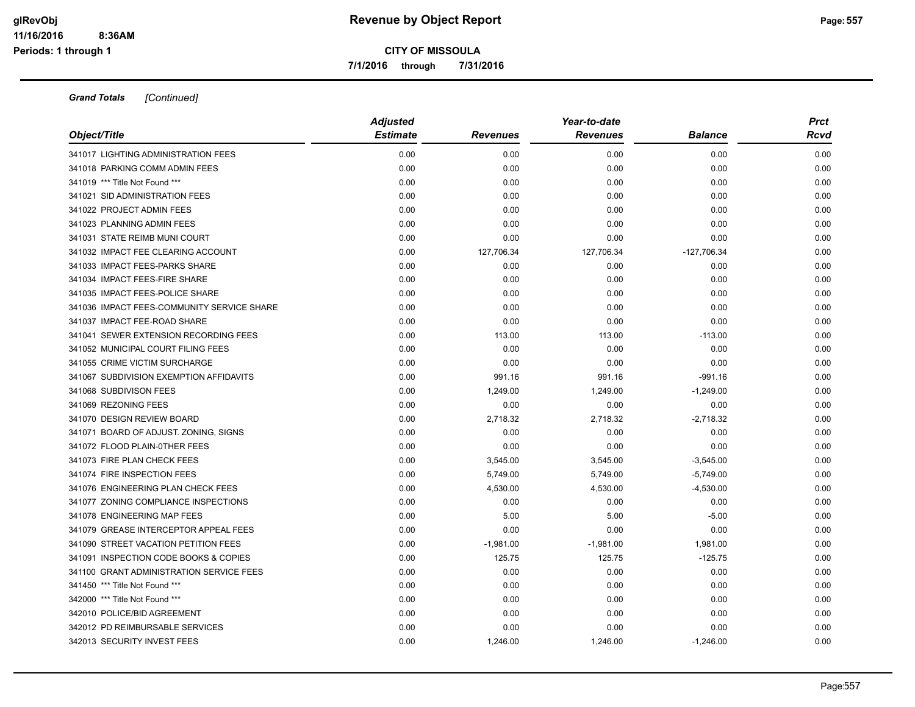**Grand Totals** *[Continued]*

| Object/Title | Adjusted Estimate | Revenues | Year-to-date Revenues | Balance | Prct Rcvd |
|---|---|---|---|---|---|
| 341017 LIGHTING ADMINISTRATION FEES | 0.00 | 0.00 | 0.00 | 0.00 | 0.00 |
| 341018 PARKING COMM ADMIN FEES | 0.00 | 0.00 | 0.00 | 0.00 | 0.00 |
| 341019 *** Title Not Found *** | 0.00 | 0.00 | 0.00 | 0.00 | 0.00 |
| 341021 SID ADMINISTRATION FEES | 0.00 | 0.00 | 0.00 | 0.00 | 0.00 |
| 341022 PROJECT ADMIN FEES | 0.00 | 0.00 | 0.00 | 0.00 | 0.00 |
| 341023 PLANNING ADMIN FEES | 0.00 | 0.00 | 0.00 | 0.00 | 0.00 |
| 341031 STATE REIMB MUNI COURT | 0.00 | 0.00 | 0.00 | 0.00 | 0.00 |
| 341032 IMPACT FEE CLEARING ACCOUNT | 0.00 | 127,706.34 | 127,706.34 | -127,706.34 | 0.00 |
| 341033 IMPACT FEES-PARKS SHARE | 0.00 | 0.00 | 0.00 | 0.00 | 0.00 |
| 341034 IMPACT FEES-FIRE SHARE | 0.00 | 0.00 | 0.00 | 0.00 | 0.00 |
| 341035 IMPACT FEES-POLICE SHARE | 0.00 | 0.00 | 0.00 | 0.00 | 0.00 |
| 341036 IMPACT FEES-COMMUNITY SERVICE SHARE | 0.00 | 0.00 | 0.00 | 0.00 | 0.00 |
| 341037 IMPACT FEE-ROAD SHARE | 0.00 | 0.00 | 0.00 | 0.00 | 0.00 |
| 341041 SEWER EXTENSION RECORDING FEES | 0.00 | 113.00 | 113.00 | -113.00 | 0.00 |
| 341052 MUNICIPAL COURT FILING FEES | 0.00 | 0.00 | 0.00 | 0.00 | 0.00 |
| 341055 CRIME VICTIM SURCHARGE | 0.00 | 0.00 | 0.00 | 0.00 | 0.00 |
| 341067 SUBDIVISION EXEMPTION AFFIDAVITS | 0.00 | 991.16 | 991.16 | -991.16 | 0.00 |
| 341068 SUBDIVISON FEES | 0.00 | 1,249.00 | 1,249.00 | -1,249.00 | 0.00 |
| 341069 REZONING FEES | 0.00 | 0.00 | 0.00 | 0.00 | 0.00 |
| 341070 DESIGN REVIEW BOARD | 0.00 | 2,718.32 | 2,718.32 | -2,718.32 | 0.00 |
| 341071 BOARD OF ADJUST. ZONING, SIGNS | 0.00 | 0.00 | 0.00 | 0.00 | 0.00 |
| 341072 FLOOD PLAIN-0THER FEES | 0.00 | 0.00 | 0.00 | 0.00 | 0.00 |
| 341073 FIRE PLAN CHECK FEES | 0.00 | 3,545.00 | 3,545.00 | -3,545.00 | 0.00 |
| 341074 FIRE INSPECTION FEES | 0.00 | 5,749.00 | 5,749.00 | -5,749.00 | 0.00 |
| 341076 ENGINEERING PLAN CHECK FEES | 0.00 | 4,530.00 | 4,530.00 | -4,530.00 | 0.00 |
| 341077 ZONING COMPLIANCE INSPECTIONS | 0.00 | 0.00 | 0.00 | 0.00 | 0.00 |
| 341078 ENGINEERING MAP FEES | 0.00 | 5.00 | 5.00 | -5.00 | 0.00 |
| 341079 GREASE INTERCEPTOR APPEAL FEES | 0.00 | 0.00 | 0.00 | 0.00 | 0.00 |
| 341090 STREET VACATION PETITION FEES | 0.00 | -1,981.00 | -1,981.00 | 1,981.00 | 0.00 |
| 341091 INSPECTION CODE BOOKS & COPIES | 0.00 | 125.75 | 125.75 | -125.75 | 0.00 |
| 341100 GRANT ADMINISTRATION SERVICE FEES | 0.00 | 0.00 | 0.00 | 0.00 | 0.00 |
| 341450 *** Title Not Found *** | 0.00 | 0.00 | 0.00 | 0.00 | 0.00 |
| 342000 *** Title Not Found *** | 0.00 | 0.00 | 0.00 | 0.00 | 0.00 |
| 342010 POLICE/BID AGREEMENT | 0.00 | 0.00 | 0.00 | 0.00 | 0.00 |
| 342012 PD REIMBURSABLE SERVICES | 0.00 | 0.00 | 0.00 | 0.00 | 0.00 |
| 342013 SECURITY INVEST FEES | 0.00 | 1,246.00 | 1,246.00 | -1,246.00 | 0.00 |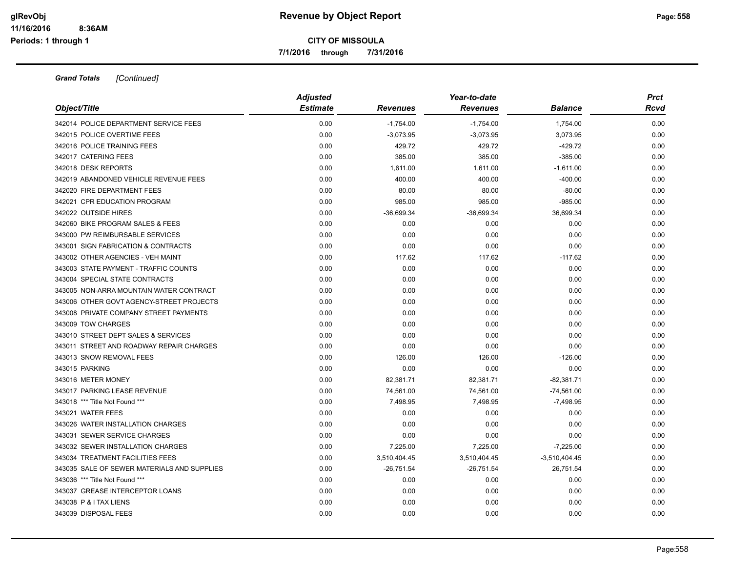**Grand Totals** *[Continued]*

| Object/Title | Adjusted Estimate | Revenues | Year-to-date Revenues | Balance | Prct Rcvd |
|---|---|---|---|---|---|
| 342014 POLICE DEPARTMENT SERVICE FEES | 0.00 | -1,754.00 | -1,754.00 | 1,754.00 | 0.00 |
| 342015 POLICE OVERTIME FEES | 0.00 | -3,073.95 | -3,073.95 | 3,073.95 | 0.00 |
| 342016 POLICE TRAINING FEES | 0.00 | 429.72 | 429.72 | -429.72 | 0.00 |
| 342017 CATERING FEES | 0.00 | 385.00 | 385.00 | -385.00 | 0.00 |
| 342018 DESK REPORTS | 0.00 | 1,611.00 | 1,611.00 | -1,611.00 | 0.00 |
| 342019 ABANDONED VEHICLE REVENUE FEES | 0.00 | 400.00 | 400.00 | -400.00 | 0.00 |
| 342020 FIRE DEPARTMENT FEES | 0.00 | 80.00 | 80.00 | -80.00 | 0.00 |
| 342021 CPR EDUCATION PROGRAM | 0.00 | 985.00 | 985.00 | -985.00 | 0.00 |
| 342022 OUTSIDE HIRES | 0.00 | -36,699.34 | -36,699.34 | 36,699.34 | 0.00 |
| 342060 BIKE PROGRAM SALES & FEES | 0.00 | 0.00 | 0.00 | 0.00 | 0.00 |
| 343000 PW REIMBURSABLE SERVICES | 0.00 | 0.00 | 0.00 | 0.00 | 0.00 |
| 343001 SIGN FABRICATION & CONTRACTS | 0.00 | 0.00 | 0.00 | 0.00 | 0.00 |
| 343002 OTHER AGENCIES - VEH MAINT | 0.00 | 117.62 | 117.62 | -117.62 | 0.00 |
| 343003 STATE PAYMENT - TRAFFIC COUNTS | 0.00 | 0.00 | 0.00 | 0.00 | 0.00 |
| 343004 SPECIAL STATE CONTRACTS | 0.00 | 0.00 | 0.00 | 0.00 | 0.00 |
| 343005 NON-ARRA MOUNTAIN WATER CONTRACT | 0.00 | 0.00 | 0.00 | 0.00 | 0.00 |
| 343006 OTHER GOVT AGENCY-STREET PROJECTS | 0.00 | 0.00 | 0.00 | 0.00 | 0.00 |
| 343008 PRIVATE COMPANY STREET PAYMENTS | 0.00 | 0.00 | 0.00 | 0.00 | 0.00 |
| 343009 TOW CHARGES | 0.00 | 0.00 | 0.00 | 0.00 | 0.00 |
| 343010 STREET DEPT SALES & SERVICES | 0.00 | 0.00 | 0.00 | 0.00 | 0.00 |
| 343011 STREET AND ROADWAY REPAIR CHARGES | 0.00 | 0.00 | 0.00 | 0.00 | 0.00 |
| 343013 SNOW REMOVAL FEES | 0.00 | 126.00 | 126.00 | -126.00 | 0.00 |
| 343015 PARKING | 0.00 | 0.00 | 0.00 | 0.00 | 0.00 |
| 343016 METER MONEY | 0.00 | 82,381.71 | 82,381.71 | -82,381.71 | 0.00 |
| 343017 PARKING LEASE REVENUE | 0.00 | 74,561.00 | 74,561.00 | -74,561.00 | 0.00 |
| 343018 *** Title Not Found *** | 0.00 | 7,498.95 | 7,498.95 | -7,498.95 | 0.00 |
| 343021 WATER FEES | 0.00 | 0.00 | 0.00 | 0.00 | 0.00 |
| 343026 WATER INSTALLATION CHARGES | 0.00 | 0.00 | 0.00 | 0.00 | 0.00 |
| 343031 SEWER SERVICE CHARGES | 0.00 | 0.00 | 0.00 | 0.00 | 0.00 |
| 343032 SEWER INSTALLATION CHARGES | 0.00 | 7,225.00 | 7,225.00 | -7,225.00 | 0.00 |
| 343034 TREATMENT FACILITIES FEES | 0.00 | 3,510,404.45 | 3,510,404.45 | -3,510,404.45 | 0.00 |
| 343035 SALE OF SEWER MATERIALS AND SUPPLIES | 0.00 | -26,751.54 | -26,751.54 | 26,751.54 | 0.00 |
| 343036 *** Title Not Found *** | 0.00 | 0.00 | 0.00 | 0.00 | 0.00 |
| 343037 GREASE INTERCEPTOR LOANS | 0.00 | 0.00 | 0.00 | 0.00 | 0.00 |
| 343038 P & I TAX LIENS | 0.00 | 0.00 | 0.00 | 0.00 | 0.00 |
| 343039 DISPOSAL FEES | 0.00 | 0.00 | 0.00 | 0.00 | 0.00 |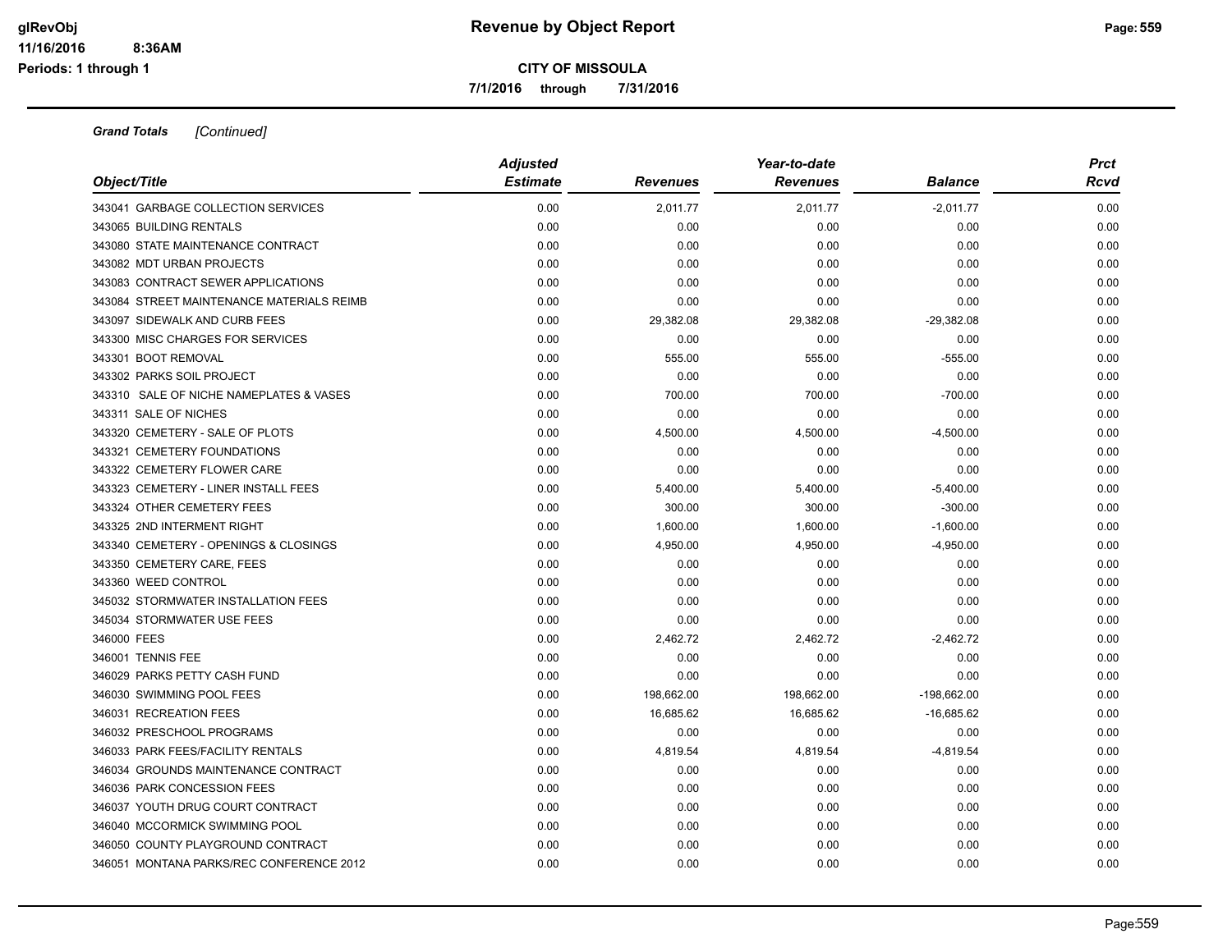**Grand Totals** *[Continued]*

| Object/Title | Adjusted Estimate | Revenues | Year-to-date Revenues | Balance | Prct Rcvd |
|---|---|---|---|---|---|
| 343041 GARBAGE COLLECTION SERVICES | 0.00 | 2,011.77 | 2,011.77 | -2,011.77 | 0.00 |
| 343065 BUILDING RENTALS | 0.00 | 0.00 | 0.00 | 0.00 | 0.00 |
| 343080 STATE MAINTENANCE CONTRACT | 0.00 | 0.00 | 0.00 | 0.00 | 0.00 |
| 343082 MDT URBAN PROJECTS | 0.00 | 0.00 | 0.00 | 0.00 | 0.00 |
| 343083 CONTRACT SEWER APPLICATIONS | 0.00 | 0.00 | 0.00 | 0.00 | 0.00 |
| 343084 STREET MAINTENANCE MATERIALS REIMB | 0.00 | 0.00 | 0.00 | 0.00 | 0.00 |
| 343097 SIDEWALK AND CURB FEES | 0.00 | 29,382.08 | 29,382.08 | -29,382.08 | 0.00 |
| 343300 MISC CHARGES FOR SERVICES | 0.00 | 0.00 | 0.00 | 0.00 | 0.00 |
| 343301 BOOT REMOVAL | 0.00 | 555.00 | 555.00 | -555.00 | 0.00 |
| 343302 PARKS SOIL PROJECT | 0.00 | 0.00 | 0.00 | 0.00 | 0.00 |
| 343310 SALE OF NICHE NAMEPLATES & VASES | 0.00 | 700.00 | 700.00 | -700.00 | 0.00 |
| 343311 SALE OF NICHES | 0.00 | 0.00 | 0.00 | 0.00 | 0.00 |
| 343320 CEMETERY - SALE OF PLOTS | 0.00 | 4,500.00 | 4,500.00 | -4,500.00 | 0.00 |
| 343321 CEMETERY FOUNDATIONS | 0.00 | 0.00 | 0.00 | 0.00 | 0.00 |
| 343322 CEMETERY FLOWER CARE | 0.00 | 0.00 | 0.00 | 0.00 | 0.00 |
| 343323 CEMETERY - LINER INSTALL FEES | 0.00 | 5,400.00 | 5,400.00 | -5,400.00 | 0.00 |
| 343324 OTHER CEMETERY FEES | 0.00 | 300.00 | 300.00 | -300.00 | 0.00 |
| 343325 2ND INTERMENT RIGHT | 0.00 | 1,600.00 | 1,600.00 | -1,600.00 | 0.00 |
| 343340 CEMETERY - OPENINGS & CLOSINGS | 0.00 | 4,950.00 | 4,950.00 | -4,950.00 | 0.00 |
| 343350 CEMETERY CARE, FEES | 0.00 | 0.00 | 0.00 | 0.00 | 0.00 |
| 343360 WEED CONTROL | 0.00 | 0.00 | 0.00 | 0.00 | 0.00 |
| 345032 STORMWATER INSTALLATION FEES | 0.00 | 0.00 | 0.00 | 0.00 | 0.00 |
| 345034 STORMWATER USE FEES | 0.00 | 0.00 | 0.00 | 0.00 | 0.00 |
| 346000 FEES | 0.00 | 2,462.72 | 2,462.72 | -2,462.72 | 0.00 |
| 346001 TENNIS FEE | 0.00 | 0.00 | 0.00 | 0.00 | 0.00 |
| 346029 PARKS PETTY CASH FUND | 0.00 | 0.00 | 0.00 | 0.00 | 0.00 |
| 346030 SWIMMING POOL FEES | 0.00 | 198,662.00 | 198,662.00 | -198,662.00 | 0.00 |
| 346031 RECREATION FEES | 0.00 | 16,685.62 | 16,685.62 | -16,685.62 | 0.00 |
| 346032 PRESCHOOL PROGRAMS | 0.00 | 0.00 | 0.00 | 0.00 | 0.00 |
| 346033 PARK FEES/FACILITY RENTALS | 0.00 | 4,819.54 | 4,819.54 | -4,819.54 | 0.00 |
| 346034 GROUNDS MAINTENANCE CONTRACT | 0.00 | 0.00 | 0.00 | 0.00 | 0.00 |
| 346036 PARK CONCESSION FEES | 0.00 | 0.00 | 0.00 | 0.00 | 0.00 |
| 346037 YOUTH DRUG COURT CONTRACT | 0.00 | 0.00 | 0.00 | 0.00 | 0.00 |
| 346040 MCCORMICK SWIMMING POOL | 0.00 | 0.00 | 0.00 | 0.00 | 0.00 |
| 346050 COUNTY PLAYGROUND CONTRACT | 0.00 | 0.00 | 0.00 | 0.00 | 0.00 |
| 346051 MONTANA PARKS/REC CONFERENCE 2012 | 0.00 | 0.00 | 0.00 | 0.00 | 0.00 |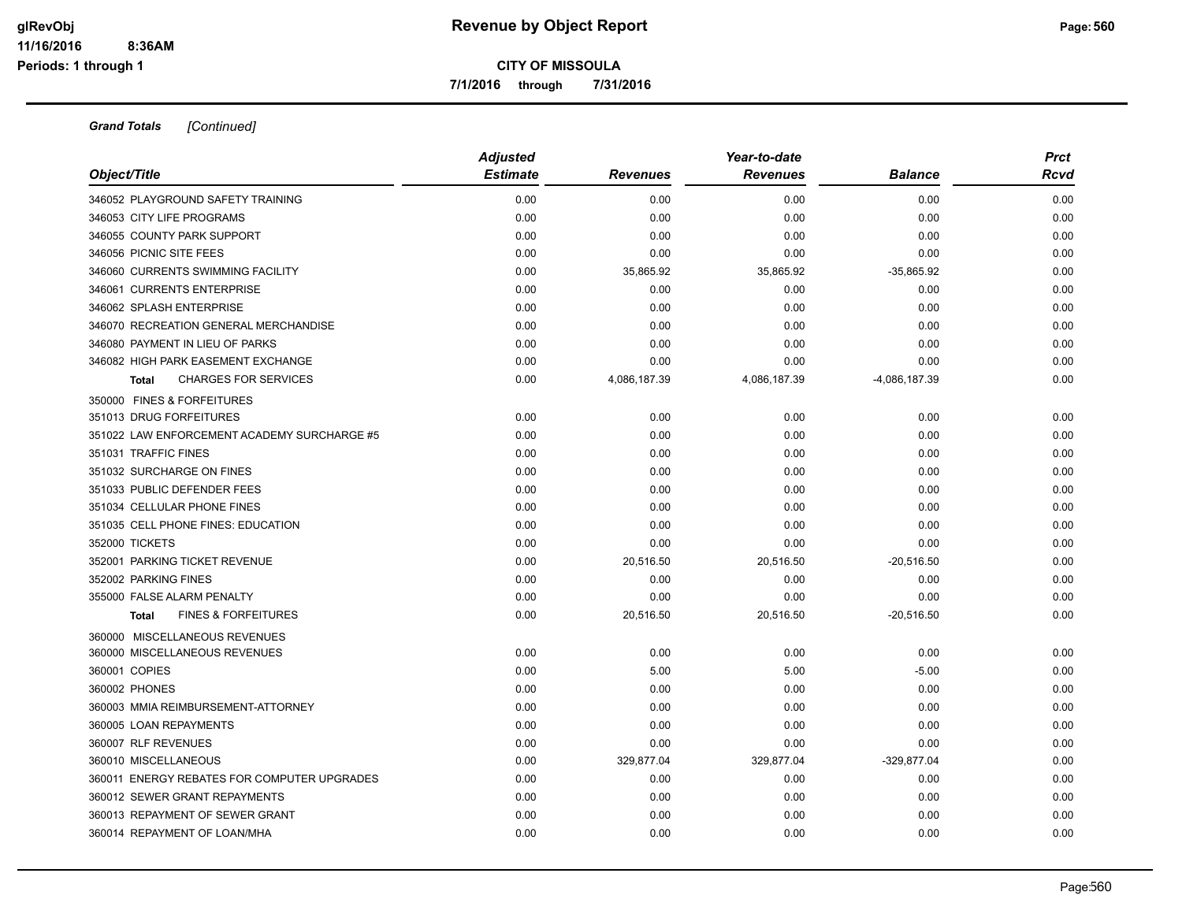# Revenue by Object Report

**CITY OF MISSOULA**

**7/1/2016 through 7/31/2016**

glRevObj
11/16/2016 8:36AM
Periods: 1 through 1

***Grand Totals*** *[Continued]*

| Object/Title | Adjusted Estimate | Revenues | Year-to-date Revenues | Balance | Prct Rcvd |
|---|---|---|---|---|---|
| 346052 PLAYGROUND SAFETY TRAINING | 0.00 | 0.00 | 0.00 | 0.00 | 0.00 |
| 346053 CITY LIFE PROGRAMS | 0.00 | 0.00 | 0.00 | 0.00 | 0.00 |
| 346055 COUNTY PARK SUPPORT | 0.00 | 0.00 | 0.00 | 0.00 | 0.00 |
| 346056 PICNIC SITE FEES | 0.00 | 0.00 | 0.00 | 0.00 | 0.00 |
| 346060 CURRENTS SWIMMING FACILITY | 0.00 | 35,865.92 | 35,865.92 | -35,865.92 | 0.00 |
| 346061 CURRENTS ENTERPRISE | 0.00 | 0.00 | 0.00 | 0.00 | 0.00 |
| 346062 SPLASH ENTERPRISE | 0.00 | 0.00 | 0.00 | 0.00 | 0.00 |
| 346070 RECREATION GENERAL MERCHANDISE | 0.00 | 0.00 | 0.00 | 0.00 | 0.00 |
| 346080 PAYMENT IN LIEU OF PARKS | 0.00 | 0.00 | 0.00 | 0.00 | 0.00 |
| 346082 HIGH PARK EASEMENT EXCHANGE | 0.00 | 0.00 | 0.00 | 0.00 | 0.00 |
| **Total** CHARGES FOR SERVICES | 0.00 | 4,086,187.39 | 4,086,187.39 | -4,086,187.39 | 0.00 |
| 350000 FINES & FORFEITURES | | | | | |
| 351013 DRUG FORFEITURES | 0.00 | 0.00 | 0.00 | 0.00 | 0.00 |
| 351022 LAW ENFORCEMENT ACADEMY SURCHARGE #5 | 0.00 | 0.00 | 0.00 | 0.00 | 0.00 |
| 351031 TRAFFIC FINES | 0.00 | 0.00 | 0.00 | 0.00 | 0.00 |
| 351032 SURCHARGE ON FINES | 0.00 | 0.00 | 0.00 | 0.00 | 0.00 |
| 351033 PUBLIC DEFENDER FEES | 0.00 | 0.00 | 0.00 | 0.00 | 0.00 |
| 351034 CELLULAR PHONE FINES | 0.00 | 0.00 | 0.00 | 0.00 | 0.00 |
| 351035 CELL PHONE FINES: EDUCATION | 0.00 | 0.00 | 0.00 | 0.00 | 0.00 |
| 352000 TICKETS | 0.00 | 0.00 | 0.00 | 0.00 | 0.00 |
| 352001 PARKING TICKET REVENUE | 0.00 | 20,516.50 | 20,516.50 | -20,516.50 | 0.00 |
| 352002 PARKING FINES | 0.00 | 0.00 | 0.00 | 0.00 | 0.00 |
| 355000 FALSE ALARM PENALTY | 0.00 | 0.00 | 0.00 | 0.00 | 0.00 |
| **Total** FINES & FORFEITURES | 0.00 | 20,516.50 | 20,516.50 | -20,516.50 | 0.00 |
| 360000 MISCELLANEOUS REVENUES | | | | | |
| 360000 MISCELLANEOUS REVENUES | 0.00 | 0.00 | 0.00 | 0.00 | 0.00 |
| 360001 COPIES | 0.00 | 5.00 | 5.00 | -5.00 | 0.00 |
| 360002 PHONES | 0.00 | 0.00 | 0.00 | 0.00 | 0.00 |
| 360003 MMIA REIMBURSEMENT-ATTORNEY | 0.00 | 0.00 | 0.00 | 0.00 | 0.00 |
| 360005 LOAN REPAYMENTS | 0.00 | 0.00 | 0.00 | 0.00 | 0.00 |
| 360007 RLF REVENUES | 0.00 | 0.00 | 0.00 | 0.00 | 0.00 |
| 360010 MISCELLANEOUS | 0.00 | 329,877.04 | 329,877.04 | -329,877.04 | 0.00 |
| 360011 ENERGY REBATES FOR COMPUTER UPGRADES | 0.00 | 0.00 | 0.00 | 0.00 | 0.00 |
| 360012 SEWER GRANT REPAYMENTS | 0.00 | 0.00 | 0.00 | 0.00 | 0.00 |
| 360013 REPAYMENT OF SEWER GRANT | 0.00 | 0.00 | 0.00 | 0.00 | 0.00 |
| 360014 REPAYMENT OF LOAN/MHA | 0.00 | 0.00 | 0.00 | 0.00 | 0.00 |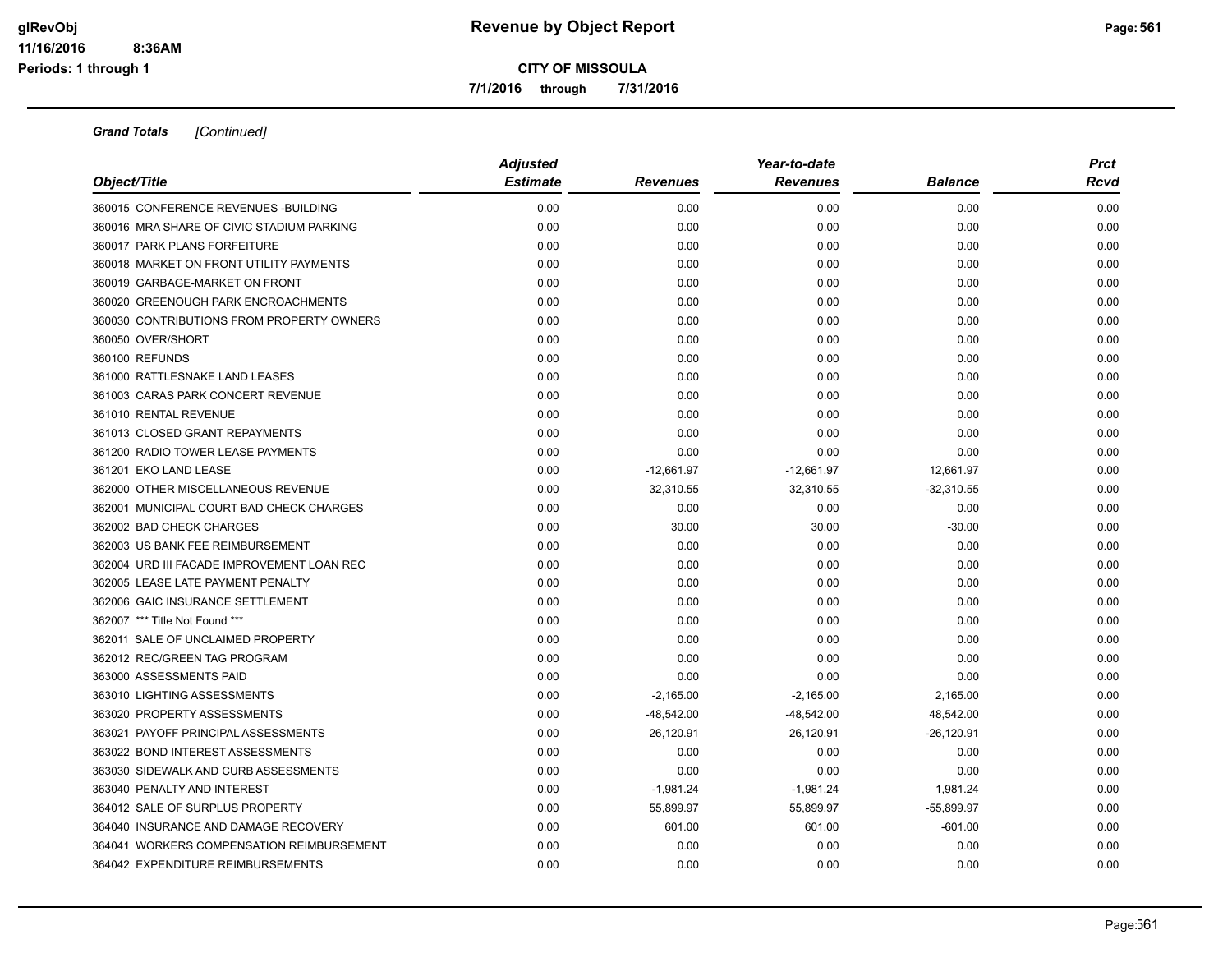**Revenue by Object Report**

**CITY OF MISSOULA**

**7/1/2016 through 7/31/2016**

***Grand Totals*** *[Continued]*

| *Object/Title* | *Adjusted Estimate* | *Revenues* | *Year-to-date Revenues* | *Balance* | *Prct Rcvd* |
|---|---|---|---|---|---|
| 360015 CONFERENCE REVENUES -BUILDING | 0.00 | 0.00 | 0.00 | 0.00 | 0.00 |
| 360016 MRA SHARE OF CIVIC STADIUM PARKING | 0.00 | 0.00 | 0.00 | 0.00 | 0.00 |
| 360017 PARK PLANS FORFEITURE | 0.00 | 0.00 | 0.00 | 0.00 | 0.00 |
| 360018 MARKET ON FRONT UTILITY PAYMENTS | 0.00 | 0.00 | 0.00 | 0.00 | 0.00 |
| 360019 GARBAGE-MARKET ON FRONT | 0.00 | 0.00 | 0.00 | 0.00 | 0.00 |
| 360020 GREENOUGH PARK ENCROACHMENTS | 0.00 | 0.00 | 0.00 | 0.00 | 0.00 |
| 360030 CONTRIBUTIONS FROM PROPERTY OWNERS | 0.00 | 0.00 | 0.00 | 0.00 | 0.00 |
| 360050 OVER/SHORT | 0.00 | 0.00 | 0.00 | 0.00 | 0.00 |
| 360100 REFUNDS | 0.00 | 0.00 | 0.00 | 0.00 | 0.00 |
| 361000 RATTLESNAKE LAND LEASES | 0.00 | 0.00 | 0.00 | 0.00 | 0.00 |
| 361003 CARAS PARK CONCERT REVENUE | 0.00 | 0.00 | 0.00 | 0.00 | 0.00 |
| 361010 RENTAL REVENUE | 0.00 | 0.00 | 0.00 | 0.00 | 0.00 |
| 361013 CLOSED GRANT REPAYMENTS | 0.00 | 0.00 | 0.00 | 0.00 | 0.00 |
| 361200 RADIO TOWER LEASE PAYMENTS | 0.00 | 0.00 | 0.00 | 0.00 | 0.00 |
| 361201 EKO LAND LEASE | 0.00 | -12,661.97 | -12,661.97 | 12,661.97 | 0.00 |
| 362000 OTHER MISCELLANEOUS REVENUE | 0.00 | 32,310.55 | 32,310.55 | -32,310.55 | 0.00 |
| 362001 MUNICIPAL COURT BAD CHECK CHARGES | 0.00 | 0.00 | 0.00 | 0.00 | 0.00 |
| 362002 BAD CHECK CHARGES | 0.00 | 30.00 | 30.00 | -30.00 | 0.00 |
| 362003 US BANK FEE REIMBURSEMENT | 0.00 | 0.00 | 0.00 | 0.00 | 0.00 |
| 362004 URD III FACADE IMPROVEMENT LOAN REC | 0.00 | 0.00 | 0.00 | 0.00 | 0.00 |
| 362005 LEASE LATE PAYMENT PENALTY | 0.00 | 0.00 | 0.00 | 0.00 | 0.00 |
| 362006 GAIC INSURANCE SETTLEMENT | 0.00 | 0.00 | 0.00 | 0.00 | 0.00 |
| 362007 *** Title Not Found *** | 0.00 | 0.00 | 0.00 | 0.00 | 0.00 |
| 362011 SALE OF UNCLAIMED PROPERTY | 0.00 | 0.00 | 0.00 | 0.00 | 0.00 |
| 362012 REC/GREEN TAG PROGRAM | 0.00 | 0.00 | 0.00 | 0.00 | 0.00 |
| 363000 ASSESSMENTS PAID | 0.00 | 0.00 | 0.00 | 0.00 | 0.00 |
| 363010 LIGHTING ASSESSMENTS | 0.00 | -2,165.00 | -2,165.00 | 2,165.00 | 0.00 |
| 363020 PROPERTY ASSESSMENTS | 0.00 | -48,542.00 | -48,542.00 | 48,542.00 | 0.00 |
| 363021 PAYOFF PRINCIPAL ASSESSMENTS | 0.00 | 26,120.91 | 26,120.91 | -26,120.91 | 0.00 |
| 363022 BOND INTEREST ASSESSMENTS | 0.00 | 0.00 | 0.00 | 0.00 | 0.00 |
| 363030 SIDEWALK AND CURB ASSESSMENTS | 0.00 | 0.00 | 0.00 | 0.00 | 0.00 |
| 363040 PENALTY AND INTEREST | 0.00 | -1,981.24 | -1,981.24 | 1,981.24 | 0.00 |
| 364012 SALE OF SURPLUS PROPERTY | 0.00 | 55,899.97 | 55,899.97 | -55,899.97 | 0.00 |
| 364040 INSURANCE AND DAMAGE RECOVERY | 0.00 | 601.00 | 601.00 | -601.00 | 0.00 |
| 364041 WORKERS COMPENSATION REIMBURSEMENT | 0.00 | 0.00 | 0.00 | 0.00 | 0.00 |
| 364042 EXPENDITURE REIMBURSEMENTS | 0.00 | 0.00 | 0.00 | 0.00 | 0.00 |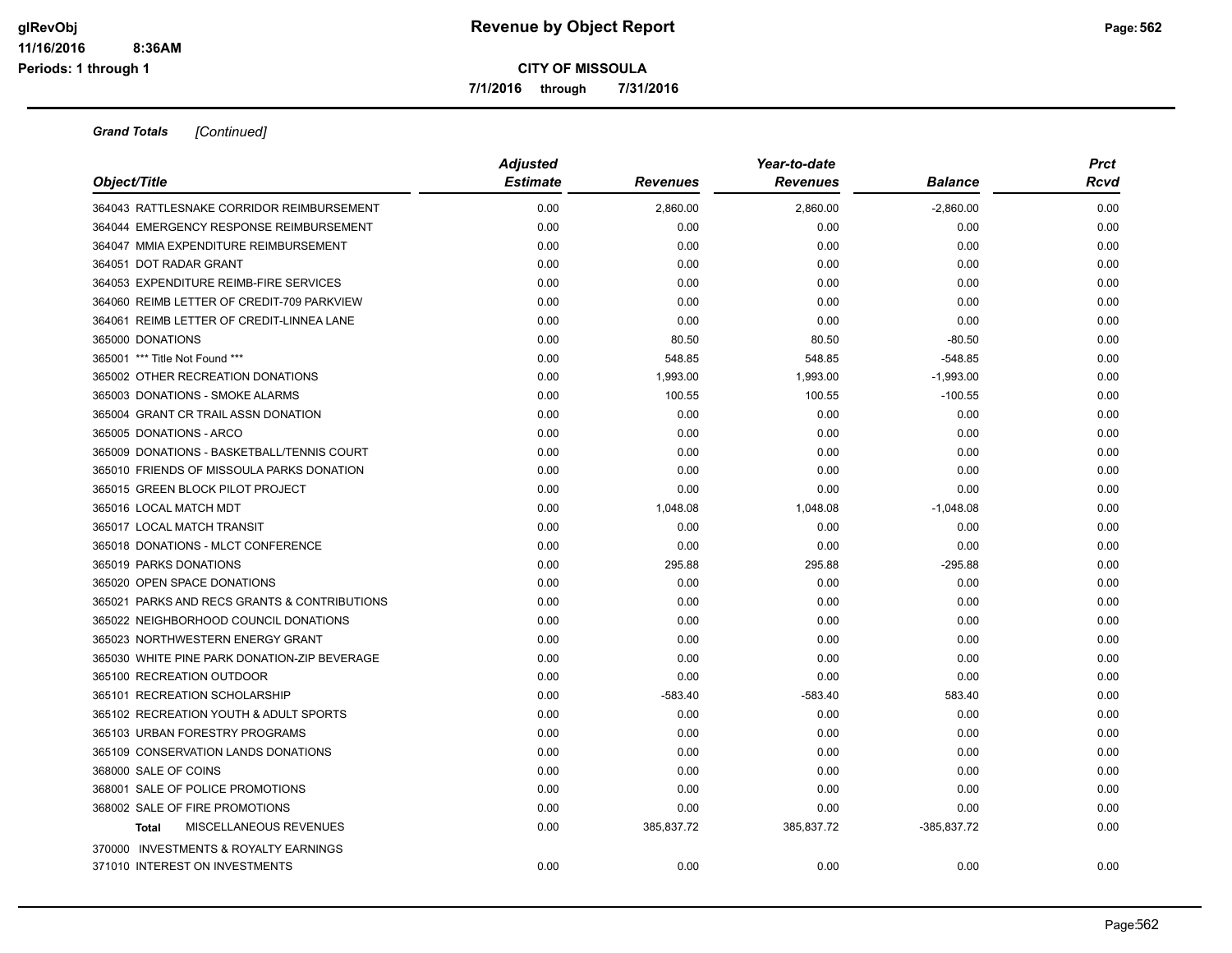**Grand Totals** *[Continued]*

| Object/Title | Adjusted Estimate | Revenues | Year-to-date Revenues | Balance | Prct Rcvd |
|---|---|---|---|---|---|
| 364043 RATTLESNAKE CORRIDOR REIMBURSEMENT | 0.00 | 2,860.00 | 2,860.00 | -2,860.00 | 0.00 |
| 364044 EMERGENCY RESPONSE REIMBURSEMENT | 0.00 | 0.00 | 0.00 | 0.00 | 0.00 |
| 364047 MMIA EXPENDITURE REIMBURSEMENT | 0.00 | 0.00 | 0.00 | 0.00 | 0.00 |
| 364051 DOT RADAR GRANT | 0.00 | 0.00 | 0.00 | 0.00 | 0.00 |
| 364053 EXPENDITURE REIMB-FIRE SERVICES | 0.00 | 0.00 | 0.00 | 0.00 | 0.00 |
| 364060 REIMB LETTER OF CREDIT-709 PARKVIEW | 0.00 | 0.00 | 0.00 | 0.00 | 0.00 |
| 364061 REIMB LETTER OF CREDIT-LINNEA LANE | 0.00 | 0.00 | 0.00 | 0.00 | 0.00 |
| 365000 DONATIONS | 0.00 | 80.50 | 80.50 | -80.50 | 0.00 |
| 365001 *** Title Not Found *** | 0.00 | 548.85 | 548.85 | -548.85 | 0.00 |
| 365002 OTHER RECREATION DONATIONS | 0.00 | 1,993.00 | 1,993.00 | -1,993.00 | 0.00 |
| 365003 DONATIONS - SMOKE ALARMS | 0.00 | 100.55 | 100.55 | -100.55 | 0.00 |
| 365004 GRANT CR TRAIL ASSN DONATION | 0.00 | 0.00 | 0.00 | 0.00 | 0.00 |
| 365005 DONATIONS - ARCO | 0.00 | 0.00 | 0.00 | 0.00 | 0.00 |
| 365009 DONATIONS - BASKETBALL/TENNIS COURT | 0.00 | 0.00 | 0.00 | 0.00 | 0.00 |
| 365010 FRIENDS OF MISSOULA PARKS DONATION | 0.00 | 0.00 | 0.00 | 0.00 | 0.00 |
| 365015 GREEN BLOCK PILOT PROJECT | 0.00 | 0.00 | 0.00 | 0.00 | 0.00 |
| 365016 LOCAL MATCH MDT | 0.00 | 1,048.08 | 1,048.08 | -1,048.08 | 0.00 |
| 365017 LOCAL MATCH TRANSIT | 0.00 | 0.00 | 0.00 | 0.00 | 0.00 |
| 365018 DONATIONS - MLCT CONFERENCE | 0.00 | 0.00 | 0.00 | 0.00 | 0.00 |
| 365019 PARKS DONATIONS | 0.00 | 295.88 | 295.88 | -295.88 | 0.00 |
| 365020 OPEN SPACE DONATIONS | 0.00 | 0.00 | 0.00 | 0.00 | 0.00 |
| 365021 PARKS AND RECS GRANTS & CONTRIBUTIONS | 0.00 | 0.00 | 0.00 | 0.00 | 0.00 |
| 365022 NEIGHBORHOOD COUNCIL DONATIONS | 0.00 | 0.00 | 0.00 | 0.00 | 0.00 |
| 365023 NORTHWESTERN ENERGY GRANT | 0.00 | 0.00 | 0.00 | 0.00 | 0.00 |
| 365030 WHITE PINE PARK DONATION-ZIP BEVERAGE | 0.00 | 0.00 | 0.00 | 0.00 | 0.00 |
| 365100 RECREATION OUTDOOR | 0.00 | 0.00 | 0.00 | 0.00 | 0.00 |
| 365101 RECREATION SCHOLARSHIP | 0.00 | -583.40 | -583.40 | 583.40 | 0.00 |
| 365102 RECREATION YOUTH & ADULT SPORTS | 0.00 | 0.00 | 0.00 | 0.00 | 0.00 |
| 365103 URBAN FORESTRY PROGRAMS | 0.00 | 0.00 | 0.00 | 0.00 | 0.00 |
| 365109 CONSERVATION LANDS DONATIONS | 0.00 | 0.00 | 0.00 | 0.00 | 0.00 |
| 368000 SALE OF COINS | 0.00 | 0.00 | 0.00 | 0.00 | 0.00 |
| 368001 SALE OF POLICE PROMOTIONS | 0.00 | 0.00 | 0.00 | 0.00 | 0.00 |
| 368002 SALE OF FIRE PROMOTIONS | 0.00 | 0.00 | 0.00 | 0.00 | 0.00 |
| **Total** MISCELLANEOUS REVENUES | 0.00 | 385,837.72 | 385,837.72 | -385,837.72 | 0.00 |
| 370000 INVESTMENTS & ROYALTY EARNINGS | | | | | |
| 371010 INTEREST ON INVESTMENTS | 0.00 | 0.00 | 0.00 | 0.00 | 0.00 |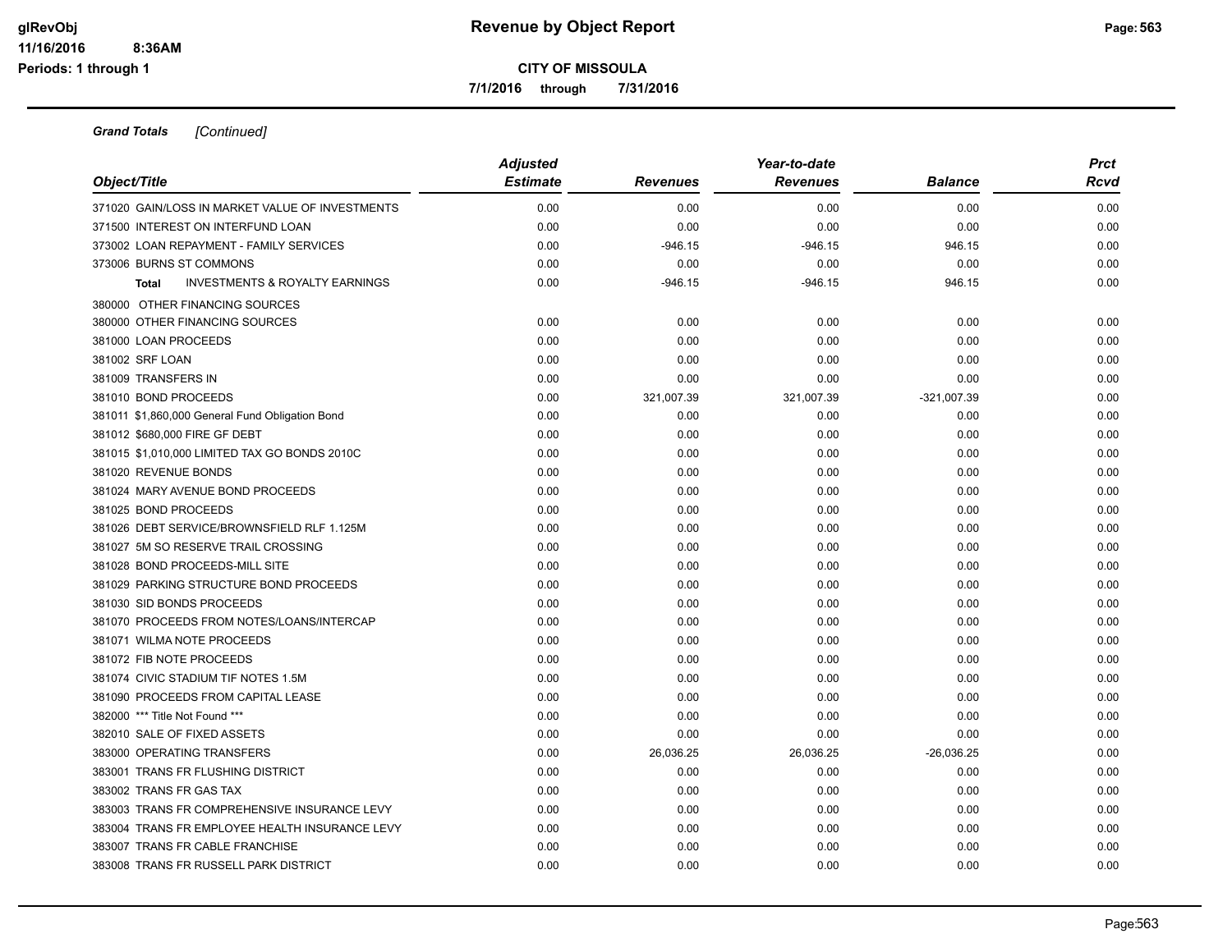**Revenue by Object Report**

**CITY OF MISSOULA**

**7/1/2016 through 7/31/2016**

*Grand Totals* *[Continued]*

| *Object/Title* | *Adjusted Estimate* | *Revenues* | *Year-to-date Revenues* | *Balance* | *Prct Rcvd* |
|---|---|---|---|---|---|
| 371020 GAIN/LOSS IN MARKET VALUE OF INVESTMENTS | 0.00 | 0.00 | 0.00 | 0.00 | 0.00 |
| 371500 INTEREST ON INTERFUND LOAN | 0.00 | 0.00 | 0.00 | 0.00 | 0.00 |
| 373002 LOAN REPAYMENT - FAMILY SERVICES | 0.00 | -946.15 | -946.15 | 946.15 | 0.00 |
| 373006 BURNS ST COMMONS | 0.00 | 0.00 | 0.00 | 0.00 | 0.00 |
| **Total** INVESTMENTS & ROYALTY EARNINGS | 0.00 | -946.15 | -946.15 | 946.15 | 0.00 |
| 380000 OTHER FINANCING SOURCES | | | | | |
| 380000 OTHER FINANCING SOURCES | 0.00 | 0.00 | 0.00 | 0.00 | 0.00 |
| 381000 LOAN PROCEEDS | 0.00 | 0.00 | 0.00 | 0.00 | 0.00 |
| 381002 SRF LOAN | 0.00 | 0.00 | 0.00 | 0.00 | 0.00 |
| 381009 TRANSFERS IN | 0.00 | 0.00 | 0.00 | 0.00 | 0.00 |
| 381010 BOND PROCEEDS | 0.00 | 321,007.39 | 321,007.39 | -321,007.39 | 0.00 |
| 381011 $1,860,000 General Fund Obligation Bond | 0.00 | 0.00 | 0.00 | 0.00 | 0.00 |
| 381012 $680,000 FIRE GF DEBT | 0.00 | 0.00 | 0.00 | 0.00 | 0.00 |
| 381015 $1,010,000 LIMITED TAX GO BONDS 2010C | 0.00 | 0.00 | 0.00 | 0.00 | 0.00 |
| 381020 REVENUE BONDS | 0.00 | 0.00 | 0.00 | 0.00 | 0.00 |
| 381024 MARY AVENUE BOND PROCEEDS | 0.00 | 0.00 | 0.00 | 0.00 | 0.00 |
| 381025 BOND PROCEEDS | 0.00 | 0.00 | 0.00 | 0.00 | 0.00 |
| 381026 DEBT SERVICE/BROWNSFIELD RLF 1.125M | 0.00 | 0.00 | 0.00 | 0.00 | 0.00 |
| 381027 5M SO RESERVE TRAIL CROSSING | 0.00 | 0.00 | 0.00 | 0.00 | 0.00 |
| 381028 BOND PROCEEDS-MILL SITE | 0.00 | 0.00 | 0.00 | 0.00 | 0.00 |
| 381029 PARKING STRUCTURE BOND PROCEEDS | 0.00 | 0.00 | 0.00 | 0.00 | 0.00 |
| 381030 SID BONDS PROCEEDS | 0.00 | 0.00 | 0.00 | 0.00 | 0.00 |
| 381070 PROCEEDS FROM NOTES/LOANS/INTERCAP | 0.00 | 0.00 | 0.00 | 0.00 | 0.00 |
| 381071 WILMA NOTE PROCEEDS | 0.00 | 0.00 | 0.00 | 0.00 | 0.00 |
| 381072 FIB NOTE PROCEEDS | 0.00 | 0.00 | 0.00 | 0.00 | 0.00 |
| 381074 CIVIC STADIUM TIF NOTES 1.5M | 0.00 | 0.00 | 0.00 | 0.00 | 0.00 |
| 381090 PROCEEDS FROM CAPITAL LEASE | 0.00 | 0.00 | 0.00 | 0.00 | 0.00 |
| 382000 *** Title Not Found *** | 0.00 | 0.00 | 0.00 | 0.00 | 0.00 |
| 382010 SALE OF FIXED ASSETS | 0.00 | 0.00 | 0.00 | 0.00 | 0.00 |
| 383000 OPERATING TRANSFERS | 0.00 | 26,036.25 | 26,036.25 | -26,036.25 | 0.00 |
| 383001 TRANS FR FLUSHING DISTRICT | 0.00 | 0.00 | 0.00 | 0.00 | 0.00 |
| 383002 TRANS FR GAS TAX | 0.00 | 0.00 | 0.00 | 0.00 | 0.00 |
| 383003 TRANS FR COMPREHENSIVE INSURANCE LEVY | 0.00 | 0.00 | 0.00 | 0.00 | 0.00 |
| 383004 TRANS FR EMPLOYEE HEALTH INSURANCE LEVY | 0.00 | 0.00 | 0.00 | 0.00 | 0.00 |
| 383007 TRANS FR CABLE FRANCHISE | 0.00 | 0.00 | 0.00 | 0.00 | 0.00 |
| 383008 TRANS FR RUSSELL PARK DISTRICT | 0.00 | 0.00 | 0.00 | 0.00 | 0.00 |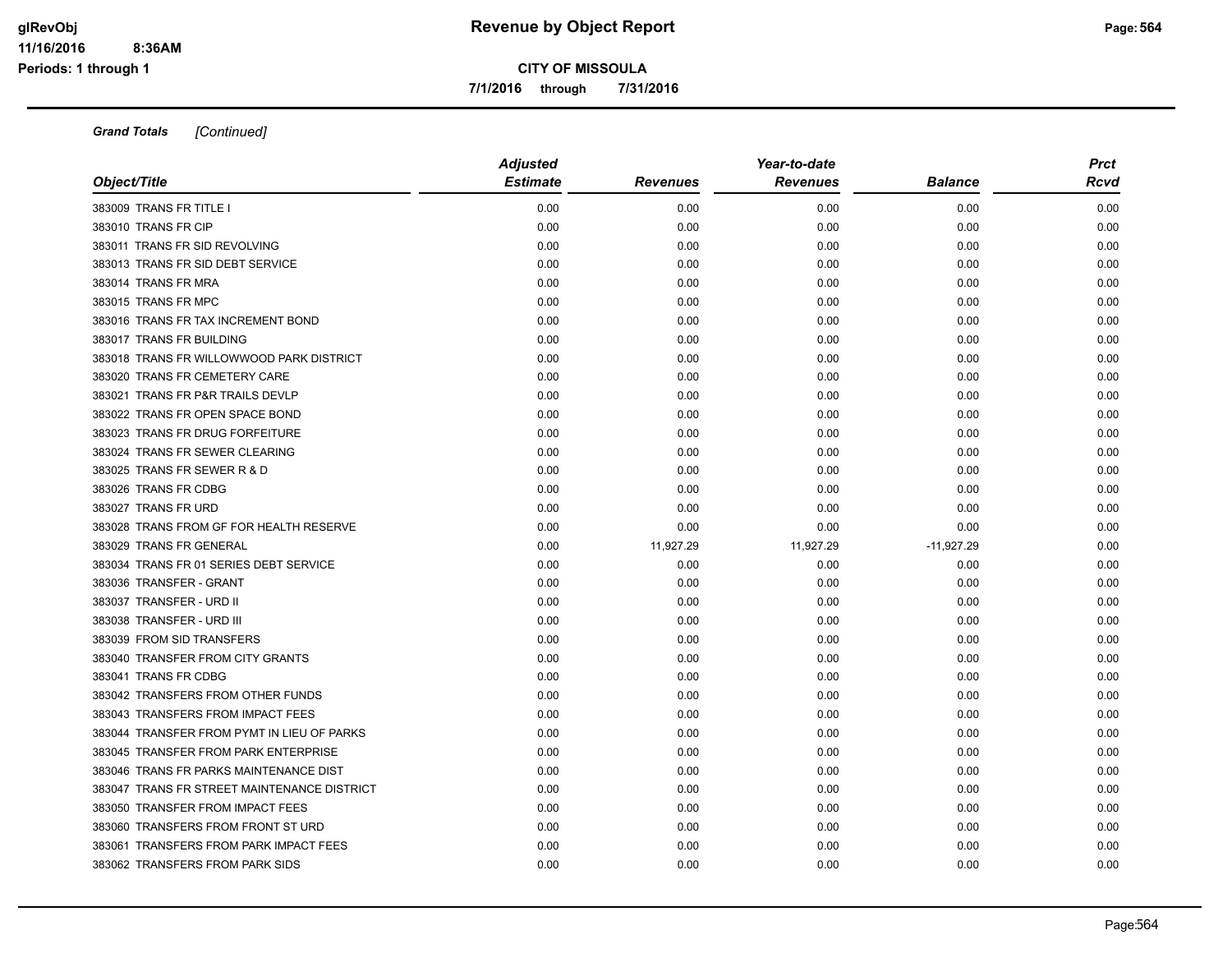**Grand Totals** *[Continued]*

| Object/Title | Adjusted Estimate | Revenues | Year-to-date Revenues | Balance | Prct Rcvd |
|---|---|---|---|---|---|
| 383009 TRANS FR TITLE I | 0.00 | 0.00 | 0.00 | 0.00 | 0.00 |
| 383010 TRANS FR CIP | 0.00 | 0.00 | 0.00 | 0.00 | 0.00 |
| 383011 TRANS FR SID REVOLVING | 0.00 | 0.00 | 0.00 | 0.00 | 0.00 |
| 383013 TRANS FR SID DEBT SERVICE | 0.00 | 0.00 | 0.00 | 0.00 | 0.00 |
| 383014 TRANS FR MRA | 0.00 | 0.00 | 0.00 | 0.00 | 0.00 |
| 383015 TRANS FR MPC | 0.00 | 0.00 | 0.00 | 0.00 | 0.00 |
| 383016 TRANS FR TAX INCREMENT BOND | 0.00 | 0.00 | 0.00 | 0.00 | 0.00 |
| 383017 TRANS FR BUILDING | 0.00 | 0.00 | 0.00 | 0.00 | 0.00 |
| 383018 TRANS FR WILLOWWOOD PARK DISTRICT | 0.00 | 0.00 | 0.00 | 0.00 | 0.00 |
| 383020 TRANS FR CEMETERY CARE | 0.00 | 0.00 | 0.00 | 0.00 | 0.00 |
| 383021 TRANS FR P&R TRAILS DEVLP | 0.00 | 0.00 | 0.00 | 0.00 | 0.00 |
| 383022 TRANS FR OPEN SPACE BOND | 0.00 | 0.00 | 0.00 | 0.00 | 0.00 |
| 383023 TRANS FR DRUG FORFEITURE | 0.00 | 0.00 | 0.00 | 0.00 | 0.00 |
| 383024 TRANS FR SEWER CLEARING | 0.00 | 0.00 | 0.00 | 0.00 | 0.00 |
| 383025 TRANS FR SEWER R & D | 0.00 | 0.00 | 0.00 | 0.00 | 0.00 |
| 383026 TRANS FR CDBG | 0.00 | 0.00 | 0.00 | 0.00 | 0.00 |
| 383027 TRANS FR URD | 0.00 | 0.00 | 0.00 | 0.00 | 0.00 |
| 383028 TRANS FROM GF FOR HEALTH RESERVE | 0.00 | 0.00 | 0.00 | 0.00 | 0.00 |
| 383029 TRANS FR GENERAL | 0.00 | 11,927.29 | 11,927.29 | -11,927.29 | 0.00 |
| 383034 TRANS FR 01 SERIES DEBT SERVICE | 0.00 | 0.00 | 0.00 | 0.00 | 0.00 |
| 383036 TRANSFER - GRANT | 0.00 | 0.00 | 0.00 | 0.00 | 0.00 |
| 383037 TRANSFER - URD II | 0.00 | 0.00 | 0.00 | 0.00 | 0.00 |
| 383038 TRANSFER - URD III | 0.00 | 0.00 | 0.00 | 0.00 | 0.00 |
| 383039 FROM SID TRANSFERS | 0.00 | 0.00 | 0.00 | 0.00 | 0.00 |
| 383040 TRANSFER FROM CITY GRANTS | 0.00 | 0.00 | 0.00 | 0.00 | 0.00 |
| 383041 TRANS FR CDBG | 0.00 | 0.00 | 0.00 | 0.00 | 0.00 |
| 383042 TRANSFERS FROM OTHER FUNDS | 0.00 | 0.00 | 0.00 | 0.00 | 0.00 |
| 383043 TRANSFERS FROM IMPACT FEES | 0.00 | 0.00 | 0.00 | 0.00 | 0.00 |
| 383044 TRANSFER FROM PYMT IN LIEU OF PARKS | 0.00 | 0.00 | 0.00 | 0.00 | 0.00 |
| 383045 TRANSFER FROM PARK ENTERPRISE | 0.00 | 0.00 | 0.00 | 0.00 | 0.00 |
| 383046 TRANS FR PARKS MAINTENANCE DIST | 0.00 | 0.00 | 0.00 | 0.00 | 0.00 |
| 383047 TRANS FR STREET MAINTENANCE DISTRICT | 0.00 | 0.00 | 0.00 | 0.00 | 0.00 |
| 383050 TRANSFER FROM IMPACT FEES | 0.00 | 0.00 | 0.00 | 0.00 | 0.00 |
| 383060 TRANSFERS FROM FRONT ST URD | 0.00 | 0.00 | 0.00 | 0.00 | 0.00 |
| 383061 TRANSFERS FROM PARK IMPACT FEES | 0.00 | 0.00 | 0.00 | 0.00 | 0.00 |
| 383062 TRANSFERS FROM PARK SIDS | 0.00 | 0.00 | 0.00 | 0.00 | 0.00 |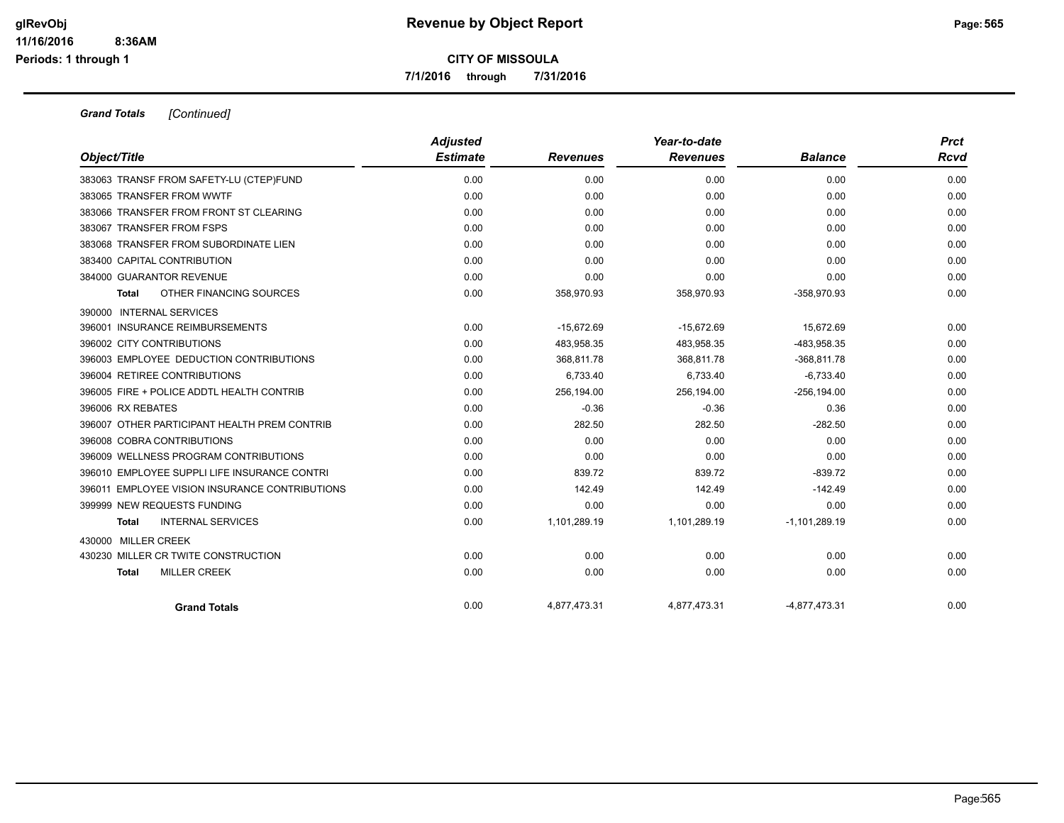**CITY OF MISSOULA**

**7/1/2016 through 7/31/2016**

***Grand Totals*** *[Continued]*

| Object/Title | Adjusted Estimate | Revenues | Year-to-date Revenues | Balance | Prct Rcvd |
|---|---|---|---|---|---|
| 383063 TRANSF FROM SAFETY-LU (CTEP)FUND | 0.00 | 0.00 | 0.00 | 0.00 | 0.00 |
| 383065 TRANSFER FROM WWTF | 0.00 | 0.00 | 0.00 | 0.00 | 0.00 |
| 383066 TRANSFER FROM FRONT ST CLEARING | 0.00 | 0.00 | 0.00 | 0.00 | 0.00 |
| 383067 TRANSFER FROM FSPS | 0.00 | 0.00 | 0.00 | 0.00 | 0.00 |
| 383068 TRANSFER FROM SUBORDINATE LIEN | 0.00 | 0.00 | 0.00 | 0.00 | 0.00 |
| 383400 CAPITAL CONTRIBUTION | 0.00 | 0.00 | 0.00 | 0.00 | 0.00 |
| 384000 GUARANTOR REVENUE | 0.00 | 0.00 | 0.00 | 0.00 | 0.00 |
| **Total** OTHER FINANCING SOURCES | 0.00 | 358,970.93 | 358,970.93 | -358,970.93 | 0.00 |
| 390000 INTERNAL SERVICES | | | | | |
| 396001 INSURANCE REIMBURSEMENTS | 0.00 | -15,672.69 | -15,672.69 | 15,672.69 | 0.00 |
| 396002 CITY CONTRIBUTIONS | 0.00 | 483,958.35 | 483,958.35 | -483,958.35 | 0.00 |
| 396003 EMPLOYEE DEDUCTION CONTRIBUTIONS | 0.00 | 368,811.78 | 368,811.78 | -368,811.78 | 0.00 |
| 396004 RETIREE CONTRIBUTIONS | 0.00 | 6,733.40 | 6,733.40 | -6,733.40 | 0.00 |
| 396005 FIRE + POLICE ADDTL HEALTH CONTRIB | 0.00 | 256,194.00 | 256,194.00 | -256,194.00 | 0.00 |
| 396006 RX REBATES | 0.00 | -0.36 | -0.36 | 0.36 | 0.00 |
| 396007 OTHER PARTICIPANT HEALTH PREM CONTRIB | 0.00 | 282.50 | 282.50 | -282.50 | 0.00 |
| 396008 COBRA CONTRIBUTIONS | 0.00 | 0.00 | 0.00 | 0.00 | 0.00 |
| 396009 WELLNESS PROGRAM CONTRIBUTIONS | 0.00 | 0.00 | 0.00 | 0.00 | 0.00 |
| 396010 EMPLOYEE SUPPLI LIFE INSURANCE CONTRI | 0.00 | 839.72 | 839.72 | -839.72 | 0.00 |
| 396011 EMPLOYEE VISION INSURANCE CONTRIBUTIONS | 0.00 | 142.49 | 142.49 | -142.49 | 0.00 |
| 399999 NEW REQUESTS FUNDING | 0.00 | 0.00 | 0.00 | 0.00 | 0.00 |
| **Total** INTERNAL SERVICES | 0.00 | 1,101,289.19 | 1,101,289.19 | -1,101,289.19 | 0.00 |
| 430000 MILLER CREEK | | | | | |
| 430230 MILLER CR TWITE CONSTRUCTION | 0.00 | 0.00 | 0.00 | 0.00 | 0.00 |
| **Total** MILLER CREEK | 0.00 | 0.00 | 0.00 | 0.00 | 0.00 |
| **Grand Totals** | 0.00 | 4,877,473.31 | 4,877,473.31 | -4,877,473.31 | 0.00 |